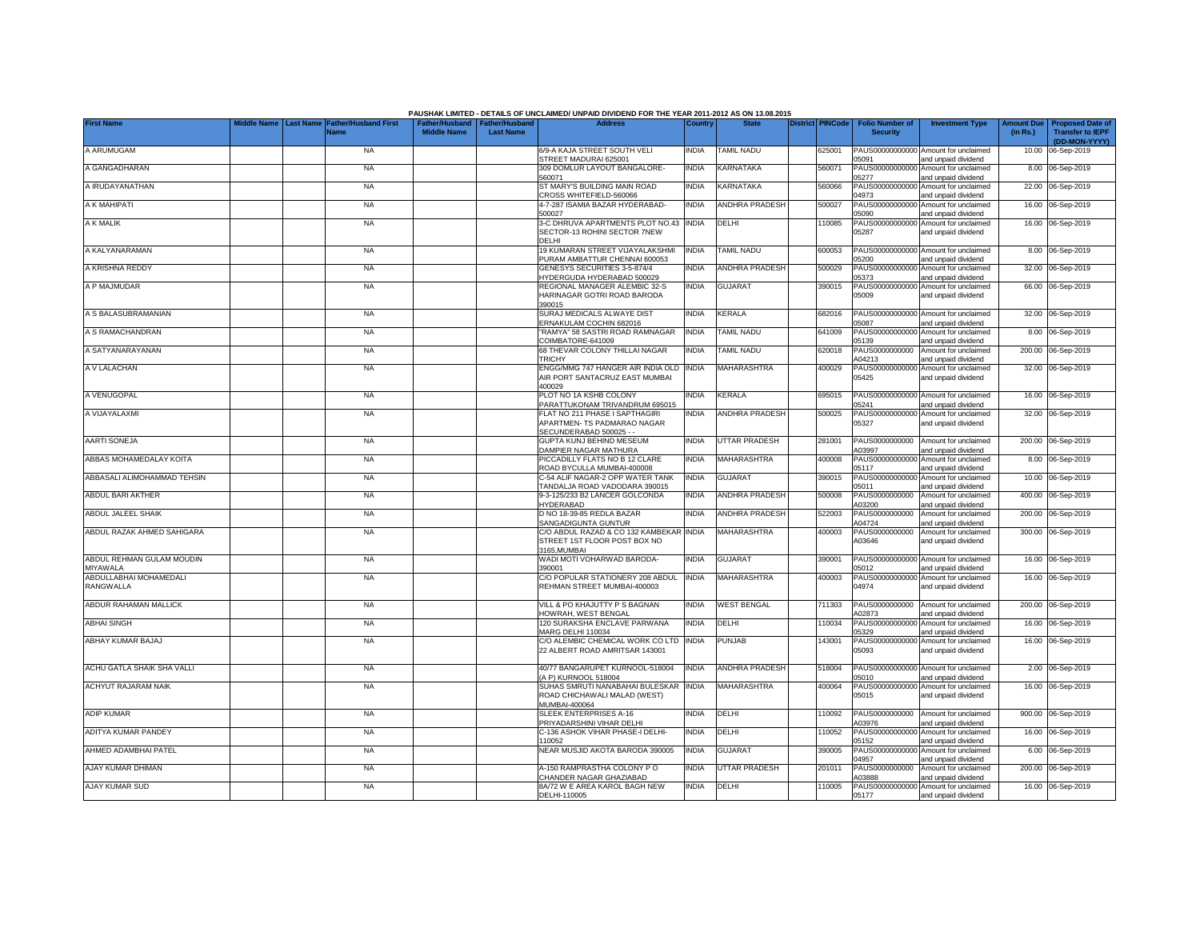PAUSHAK LIMITED - DETAILS OF UNCLAIMED/ UNPAID DIVIDEND FOR THE YEAR 2011-2012 AS ON 13.08.2015

| First Name | Middle Name | Last Name | Father/Husband First Name | Father/Husband Middle Name | Father/Husband Last Name | Address | Country | State | District | PINCode | Folio Number of Security | Investment Type | Amount Due (in Rs.) | Proposed Date of Transfer to IEPF (DD-MON-YYYY) |
|---|---|---|---|---|---|---|---|---|---|---|---|---|---|---|
| A ARUMUGAM | | | NA | | | 6/9-A KAJA STREET SOUTH VELI STREET MADURAI 625001 | INDIA | TAMIL NADU | | 625001 | PAUS00000000000 05091 | Amount for unclaimed and unpaid dividend | 10.00 | 06-Sep-2019 |
| A GANGADHARAN | | | NA | | | 309 DOMLUR LAYOUT BANGALORE-560071 | INDIA | KARNATAKA | | 560071 | PAUS00000000000 05277 | Amount for unclaimed and unpaid dividend | 8.00 | 06-Sep-2019 |
| A IRUDAYANATHAN | | | NA | | | ST MARY'S BUILDING MAIN ROAD CROSS WHITEFIELD-560066 | INDIA | KARNATAKA | | 560066 | PAUS00000000000 04973 | Amount for unclaimed and unpaid dividend | 22.00 | 06-Sep-2019 |
| A K MAHIPATI | | | NA | | | 4-7-287 ISAMIA BAZAR HYDERABAD-500027 | INDIA | ANDHRA PRADESH | | 500027 | PAUS00000000000 05090 | Amount for unclaimed and unpaid dividend | 16.00 | 06-Sep-2019 |
| A K MALIK | | | NA | | | 3-C DHRUVA APARTMENTS PLOT NO.43 SECTOR-13 ROHINI SECTOR 7NEW DELHI | INDIA | DELHI | | 110085 | PAUS00000000000 05287 | Amount for unclaimed and unpaid dividend | 16.00 | 06-Sep-2019 |
| A KALYANARAMAN | | | NA | | | 19 KUMARAN STREET VIJAYALAKSHMI PURAM AMBATTUR CHENNAI 600053 | INDIA | TAMIL NADU | | 600053 | PAUS00000000000 05200 | Amount for unclaimed and unpaid dividend | 8.00 | 06-Sep-2019 |
| A KRISHNA REDDY | | | NA | | | GENESYS SECURITIES 3-5-874/4 HYDERGUDA HYDERABAD 500029 | INDIA | ANDHRA PRADESH | | 500029 | PAUS00000000000 05373 | Amount for unclaimed and unpaid dividend | 32.00 | 06-Sep-2019 |
| A P MAJMUDAR | | | NA | | | REGIONAL MANAGER ALEMBIC 32-S HARINAGAR GOTRI ROAD BARODA 390015 | INDIA | GUJARAT | | 390015 | PAUS00000000000 05009 | Amount for unclaimed and unpaid dividend | 66.00 | 06-Sep-2019 |
| A S BALASUBRAMANIAN | | | NA | | | SURAJ MEDICALS ALWAYE DIST ERNAKULAM COCHIN 682016 | INDIA | KERALA | | 682016 | PAUS00000000000 05087 | Amount for unclaimed and unpaid dividend | 32.00 | 06-Sep-2019 |
| A S RAMACHANDRAN | | | NA | | | "RAMYA" 58 SASTRI ROAD RAMNAGAR COIMBATORE-641009 | INDIA | TAMIL NADU | | 641009 | PAUS00000000000 05139 | Amount for unclaimed and unpaid dividend | 8.00 | 06-Sep-2019 |
| A SATYANARAYANAN | | | NA | | | 68 THEVAR COLONY THILLAI NAGAR TRICHY | INDIA | TAMIL NADU | | 620018 | PAUS0000000000 A04213 | Amount for unclaimed and unpaid dividend | 200.00 | 06-Sep-2019 |
| A V LALACHAN | | | NA | | | ENGG/MMG 747 HANGER AIR INDIA OLD AIR PORT SANTACRUZ EAST MUMBAI 400029 | INDIA | MAHARASHTRA | | 400029 | PAUS00000000000 05425 | Amount for unclaimed and unpaid dividend | 32.00 | 06-Sep-2019 |
| A VENUGOPAL | | | NA | | | PLOT NO 1A KSHB COLONY PARATTUKONAM TRIVANDRUM 695015 | INDIA | KERALA | | 695015 | PAUS00000000000 05241 | Amount for unclaimed and unpaid dividend | 16.00 | 06-Sep-2019 |
| A VIJAYALAXMI | | | NA | | | FLAT NO 211 PHASE I SAPTHAGIRI APARTMEN- TS PADMARAO NAGAR SECUNDERABAD 500025 - - | INDIA | ANDHRA PRADESH | | 500025 | PAUS00000000000 05327 | Amount for unclaimed and unpaid dividend | 32.00 | 06-Sep-2019 |
| AARTI SONEJA | | | NA | | | GUPTA KUNJ BEHIND MESEUM DAMPIER NAGAR MATHURA | INDIA | UTTAR PRADESH | | 281001 | PAUS0000000000 A03997 | Amount for unclaimed and unpaid dividend | 200.00 | 06-Sep-2019 |
| ABBAS MOHAMEDALAY KOITA | | | NA | | | PICCADILLY FLATS NO B 12 CLARE ROAD BYCULLA MUMBAI-400008 | INDIA | MAHARASHTRA | | 400008 | PAUS00000000000 05117 | Amount for unclaimed and unpaid dividend | 8.00 | 06-Sep-2019 |
| ABBASALI ALIMOHAMMAD TEHSIN | | | NA | | | C-54 ALIF NAGAR-2 OPP WATER TANK TANDALJA ROAD VADODARA 390015 | INDIA | GUJARAT | | 390015 | PAUS00000000000 05011 | Amount for unclaimed and unpaid dividend | 10.00 | 06-Sep-2019 |
| ABDUL BARI AKTHER | | | NA | | | 9-3-125/233 B2 LANCER GOLCONDA HYDERABAD | INDIA | ANDHRA PRADESH | | 500008 | PAUS0000000000 A03200 | Amount for unclaimed and unpaid dividend | 400.00 | 06-Sep-2019 |
| ABDUL JALEEL SHAIK | | | NA | | | D NO 18-39-85 REDLA BAZAR SANGADIGUNTA GUNTUR | INDIA | ANDHRA PRADESH | | 522003 | PAUS0000000000 A04724 | Amount for unclaimed and unpaid dividend | 200.00 | 06-Sep-2019 |
| ABDUL RAZAK AHMED SAHIGARA | | | NA | | | C/O ABDUL RAZAD & CO 132 KAMBEKAR STREET 1ST FLOOR POST BOX NO 3165,MUMBAI | INDIA | MAHARASHTRA | | 400003 | PAUS0000000000 A03646 | Amount for unclaimed and unpaid dividend | 300.00 | 06-Sep-2019 |
| ABDUL REHMAN GULAM MOUDIN MIYAWALA | | | NA | | | WADI MOTI VOHARWAD BARODA-390001 | INDIA | GUJARAT | | 390001 | PAUS00000000000 05012 | Amount for unclaimed and unpaid dividend | 16.00 | 06-Sep-2019 |
| ABDULLABHAI MOHAMEDALI RANGWALLA | | | NA | | | C/O POPULAR STATIONERY 208 ABDUL REHMAN STREET MUMBAI-400003 | INDIA | MAHARASHTRA | | 400003 | PAUS00000000000 04974 | Amount for unclaimed and unpaid dividend | 16.00 | 06-Sep-2019 |
| ABDUR RAHAMAN MALLICK | | | NA | | | VILL & PO KHAJUTTY P S BAGNAN HOWRAH, WEST BENGAL | INDIA | WEST BENGAL | | 711303 | PAUS0000000000 A02873 | Amount for unclaimed and unpaid dividend | 200.00 | 06-Sep-2019 |
| ABHAI SINGH | | | NA | | | 120 SURAKSHA ENCLAVE PARWANA MARG DELHI 110034 | INDIA | DELHI | | 110034 | PAUS00000000000 05329 | Amount for unclaimed and unpaid dividend | 16.00 | 06-Sep-2019 |
| ABHAY KUMAR BAJAJ | | | NA | | | C/O ALEMBIC CHEMICAL WORK CO LTD 22 ALBERT ROAD AMRITSAR 143001 | INDIA | PUNJAB | | 143001 | PAUS00000000000 05093 | Amount for unclaimed and unpaid dividend | 16.00 | 06-Sep-2019 |
| ACHU GATLA SHAIK SHA VALLI | | | NA | | | 40/77 BANGARUPET KURNOOL-518004 (A P) KURNOOL 518004 | INDIA | ANDHRA PRADESH | | 518004 | PAUS00000000000 05010 | Amount for unclaimed and unpaid dividend | 2.00 | 06-Sep-2019 |
| ACHYUT RAJARAM NAIK | | | NA | | | SUHAS SMRUTI NANABAHAI BULESKAR ROAD CHICHAWALI MALAD (WEST) MUMBAI-400064 | INDIA | MAHARASHTRA | | 400064 | PAUS00000000000 05015 | Amount for unclaimed and unpaid dividend | 16.00 | 06-Sep-2019 |
| ADIP KUMAR | | | NA | | | SLEEK ENTERPRISES A-16 PRIYADARSHINI VIHAR DELHI | INDIA | DELHI | | 110092 | PAUS0000000000 A03976 | Amount for unclaimed and unpaid dividend | 900.00 | 06-Sep-2019 |
| ADITYA KUMAR PANDEY | | | NA | | | C-136 ASHOK VIHAR PHASE-I DELHI-110052 | INDIA | DELHI | | 110052 | PAUS00000000000 05152 | Amount for unclaimed and unpaid dividend | 16.00 | 06-Sep-2019 |
| AHMED ADAMBHAI PATEL | | | NA | | | NEAR MUSJID AKOTA BARODA 390005 | INDIA | GUJARAT | | 390005 | PAUS00000000000 04957 | Amount for unclaimed and unpaid dividend | 6.00 | 06-Sep-2019 |
| AJAY KUMAR DHIMAN | | | NA | | | A-150 RAMPRASTHA COLONY P O CHANDER NAGAR GHAZIABAD | INDIA | UTTAR PRADESH | | 201011 | PAUS0000000000 A03888 | Amount for unclaimed and unpaid dividend | 200.00 | 06-Sep-2019 |
| AJAY KUMAR SUD | | | NA | | | 8A/72 W E AREA KAROL BAGH NEW DELHI-110005 | INDIA | DELHI | | 110005 | PAUS00000000000 05177 | Amount for unclaimed and unpaid dividend | 16.00 | 06-Sep-2019 |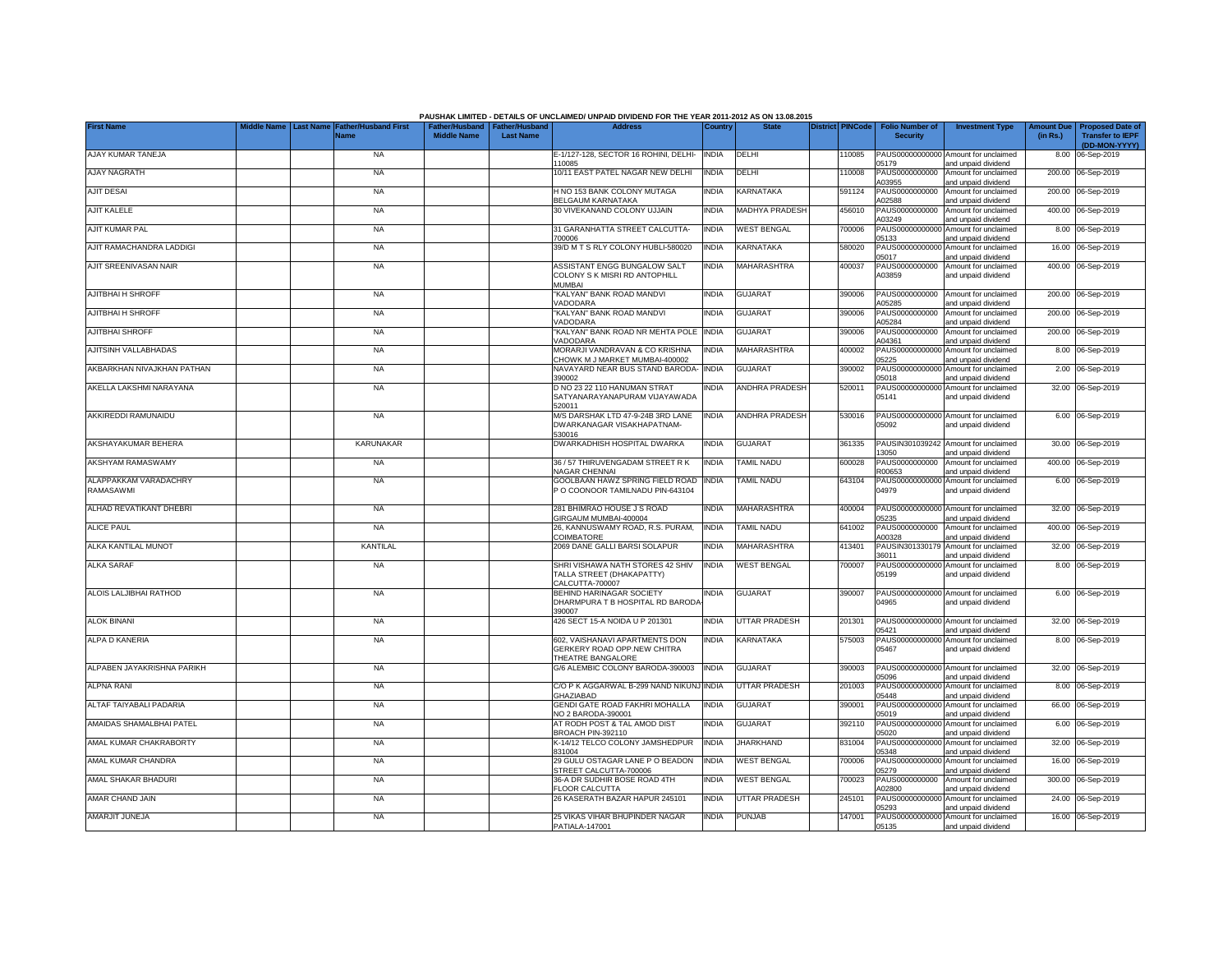PAUSHAK LIMITED - DETAILS OF UNCLAIMED/ UNPAID DIVIDEND FOR THE YEAR 2011-2012 AS ON 13.08.2015

| First Name | Middle Name | Last Name | Father/Husband First Name | Father/Husband Middle Name | Father/Husband Last Name | Address | Country | State | District | PINCode | Folio Number of Security | Investment Type | Amount Due (in Rs.) | Proposed Date of Transfer to IEPF (DD-MON-YYYY) |
|---|---|---|---|---|---|---|---|---|---|---|---|---|---|---|
| AJAY KUMAR TANEJA | | | NA | | | E-1/127-128, SECTOR 16 ROHINI, DELHI-110085 | INDIA | DELHI | | 110085 | PAUS00000000000005179 | Amount for unclaimed and unpaid dividend | 8.00 | 06-Sep-2019 |
| AJAY NAGRATH | | | NA | | | 10/11 EAST PATEL NAGAR NEW DELHI | INDIA | DELHI | | 110008 | PAUS0000000000A03955 | Amount for unclaimed and unpaid dividend | 200.00 | 06-Sep-2019 |
| AJIT DESAI | | | NA | | | H NO 153 BANK COLONY MUTAGA BELGAUM KARNATAKA | INDIA | KARNATAKA | | 591124 | PAUS0000000000A02588 | Amount for unclaimed and unpaid dividend | 200.00 | 06-Sep-2019 |
| AJIT KALELE | | | NA | | | 30 VIVEKANAND COLONY UJJAIN | INDIA | MADHYA PRADESH | | 456010 | PAUS0000000000A03249 | Amount for unclaimed and unpaid dividend | 400.00 | 06-Sep-2019 |
| AJIT KUMAR PAL | | | NA | | | 31 GARANHATTA STREET CALCUTTA-700006 | INDIA | WEST BENGAL | | 700006 | PAUS00000000000005133 | Amount for unclaimed and unpaid dividend | 8.00 | 06-Sep-2019 |
| AJIT RAMACHANDRA LADDIGI | | | NA | | | 39/D M T S RLY COLONY HUBLI-580020 | INDIA | KARNATAKA | | 580020 | PAUS00000000000005017 | Amount for unclaimed and unpaid dividend | 16.00 | 06-Sep-2019 |
| AJIT SREENIVASAN NAIR | | | NA | | | ASSISTANT ENGG BUNGALOW SALT COLONY S K MISRI RD ANTOPHILL MUMBAI | INDIA | MAHARASHTRA | | 400037 | PAUS0000000000A03859 | Amount for unclaimed and unpaid dividend | 400.00 | 06-Sep-2019 |
| AJITBHAI H SHROFF | | | NA | | | "KALYAN" BANK ROAD MANDVI VADODARA | INDIA | GUJARAT | | 390006 | PAUS0000000000A05285 | Amount for unclaimed and unpaid dividend | 200.00 | 06-Sep-2019 |
| AJITBHAI H SHROFF | | | NA | | | "KALYAN" BANK ROAD MANDVI VADODARA | INDIA | GUJARAT | | 390006 | PAUS0000000000A05284 | Amount for unclaimed and unpaid dividend | 200.00 | 06-Sep-2019 |
| AJITBHAI SHROFF | | | NA | | | "KALYAN" BANK ROAD NR MEHTA POLE VADODARA | INDIA | GUJARAT | | 390006 | PAUS0000000000A04361 | Amount for unclaimed and unpaid dividend | 200.00 | 06-Sep-2019 |
| AJITSINH VALLABHADAS | | | NA | | | MORARJI VANDRAVAN & CO KRISHNA CHOWK M J MARKET MUMBAI-400002 | INDIA | MAHARASHTRA | | 400002 | PAUS00000000000005225 | Amount for unclaimed and unpaid dividend | 8.00 | 06-Sep-2019 |
| AKBARKHAN NIVAJKHAN PATHAN | | | NA | | | NAVAYARD NEAR BUS STAND BARODA-390002 | INDIA | GUJARAT | | 390002 | PAUS00000000000005018 | Amount for unclaimed and unpaid dividend | 2.00 | 06-Sep-2019 |
| AKELLA LAKSHMI NARAYANA | | | NA | | | D NO 23 22 110 HANUMAN STRAT SATYANARAYANAPURAM VIJAYAWADA 520011 | INDIA | ANDHRA PRADESH | | 520011 | PAUS00000000000005141 | Amount for unclaimed and unpaid dividend | 32.00 | 06-Sep-2019 |
| AKKIREDDI RAMUNAIDU | | | NA | | | M/S DARSHAK LTD 47-9-24B 3RD LANE DWARKANAGAR VISAKHAPATNAM-530016 | INDIA | ANDHRA PRADESH | | 530016 | PAUS00000000000005092 | Amount for unclaimed and unpaid dividend | 6.00 | 06-Sep-2019 |
| AKSHAYAKUMAR BEHERA | | | KARUNAKAR | | | DWARKADHISH HOSPITAL DWARKA | INDIA | GUJARAT | | 361335 | PAUSIN30103924213050 | Amount for unclaimed and unpaid dividend | 30.00 | 06-Sep-2019 |
| AKSHYAM RAMASWAMY | | | NA | | | 36 / 57 THIRUVENGADAM STREET R K NAGAR CHENNAI | INDIA | TAMIL NADU | | 600028 | PAUS0000000000R00653 | Amount for unclaimed and unpaid dividend | 400.00 | 06-Sep-2019 |
| ALAPPAKKAM VARADACHRY RAMASAWMI | | | NA | | | GOOLBAAN HAWZ SPRING FIELD ROAD P O COONOOR TAMILNADU PIN-643104 | INDIA | TAMIL NADU | | 643104 | PAUS00000000000004979 | Amount for unclaimed and unpaid dividend | 6.00 | 06-Sep-2019 |
| ALHAD REVATIKANT DHEBRI | | | NA | | | 281 BHIMRAO HOUSE J S ROAD GIRGAUM MUMBAI-400004 | INDIA | MAHARASHTRA | | 400004 | PAUS00000000000005235 | Amount for unclaimed and unpaid dividend | 32.00 | 06-Sep-2019 |
| ALICE PAUL | | | NA | | | 26, KANNUSWAMY ROAD, R.S. PURAM, COIMBATORE | INDIA | TAMIL NADU | | 641002 | PAUS0000000000A00328 | Amount for unclaimed and unpaid dividend | 400.00 | 06-Sep-2019 |
| ALKA KANTILAL MUNOT | | | KANTILAL | | | 2069 DANE GALLI BARSI SOLAPUR | INDIA | MAHARASHTRA | | 413401 | PAUSIN30133017936011 | Amount for unclaimed and unpaid dividend | 32.00 | 06-Sep-2019 |
| ALKA SARAF | | | NA | | | SHRI VISHAWA NATH STORES 42 SHIV TALLA STREET (DHAKAPATTY) CALCUTTA-700007 | INDIA | WEST BENGAL | | 700007 | PAUS00000000000005199 | Amount for unclaimed and unpaid dividend | 8.00 | 06-Sep-2019 |
| ALOIS LALJIBHAI RATHOD | | | NA | | | BEHIND HARINAGAR SOCIETY DHARMPURA T B HOSPITAL RD BARODA-390007 | INDIA | GUJARAT | | 390007 | PAUS00000000000004965 | Amount for unclaimed and unpaid dividend | 6.00 | 06-Sep-2019 |
| ALOK BINANI | | | NA | | | 426 SECT 15-A NOIDA U P 201301 | INDIA | UTTAR PRADESH | | 201301 | PAUS00000000000005421 | Amount for unclaimed and unpaid dividend | 32.00 | 06-Sep-2019 |
| ALPA D KANERIA | | | NA | | | 602, VAISHANAVI APARTMENTS DON GERKERY ROAD OPP.NEW CHITRA THEATRE BANGALORE | INDIA | KARNATAKA | | 575003 | PAUS00000000000005467 | Amount for unclaimed and unpaid dividend | 8.00 | 06-Sep-2019 |
| ALPABEN JAYAKRISHNA PARIKH | | | NA | | | G/6 ALEMBIC COLONY BARODA-390003 | INDIA | GUJARAT | | 390003 | PAUS00000000000005096 | Amount for unclaimed and unpaid dividend | 32.00 | 06-Sep-2019 |
| ALPNA RANI | | | NA | | | C/O P K AGGARWAL B-299 NAND NIKUNJ GHAZIABAD | INDIA | UTTAR PRADESH | | 201003 | PAUS00000000000005448 | Amount for unclaimed and unpaid dividend | 8.00 | 06-Sep-2019 |
| ALTAF TAIYABALI PADARIA | | | NA | | | GENDI GATE ROAD FAKHRI MOHALLA NO 2 BARODA-390001 | INDIA | GUJARAT | | 390001 | PAUS00000000000005019 | Amount for unclaimed and unpaid dividend | 66.00 | 06-Sep-2019 |
| AMAIDAS SHAMALBHAI PATEL | | | NA | | | AT RODH POST & TAL AMOD DIST BROACH PIN-392110 | INDIA | GUJARAT | | 392110 | PAUS00000000000005020 | Amount for unclaimed and unpaid dividend | 6.00 | 06-Sep-2019 |
| AMAL KUMAR CHAKRABORTY | | | NA | | | K-14/12 TELCO COLONY JAMSHEDPUR 831004 | INDIA | JHARKHAND | | 831004 | PAUS00000000000005348 | Amount for unclaimed and unpaid dividend | 32.00 | 06-Sep-2019 |
| AMAL KUMAR CHANDRA | | | NA | | | 29 GULU OSTAGAR LANE P O BEADON STREET CALCUTTA-700006 | INDIA | WEST BENGAL | | 700006 | PAUS00000000000005279 | Amount for unclaimed and unpaid dividend | 16.00 | 06-Sep-2019 |
| AMAL SHAKAR BHADURI | | | NA | | | 36-A DR SUDHIR BOSE ROAD 4TH FLOOR CALCUTTA | INDIA | WEST BENGAL | | 700023 | PAUS0000000000A02800 | Amount for unclaimed and unpaid dividend | 300.00 | 06-Sep-2019 |
| AMAR CHAND JAIN | | | NA | | | 26 KASERATH BAZAR HAPUR 245101 | INDIA | UTTAR PRADESH | | 245101 | PAUS00000000000005293 | Amount for unclaimed and unpaid dividend | 24.00 | 06-Sep-2019 |
| AMARJIT JUNEJA | | | NA | | | 25 VIKAS VIHAR BHUPINDER NAGAR PATIALA-147001 | INDIA | PUNJAB | | 147001 | PAUS00000000000005135 | Amount for unclaimed and unpaid dividend | 16.00 | 06-Sep-2019 |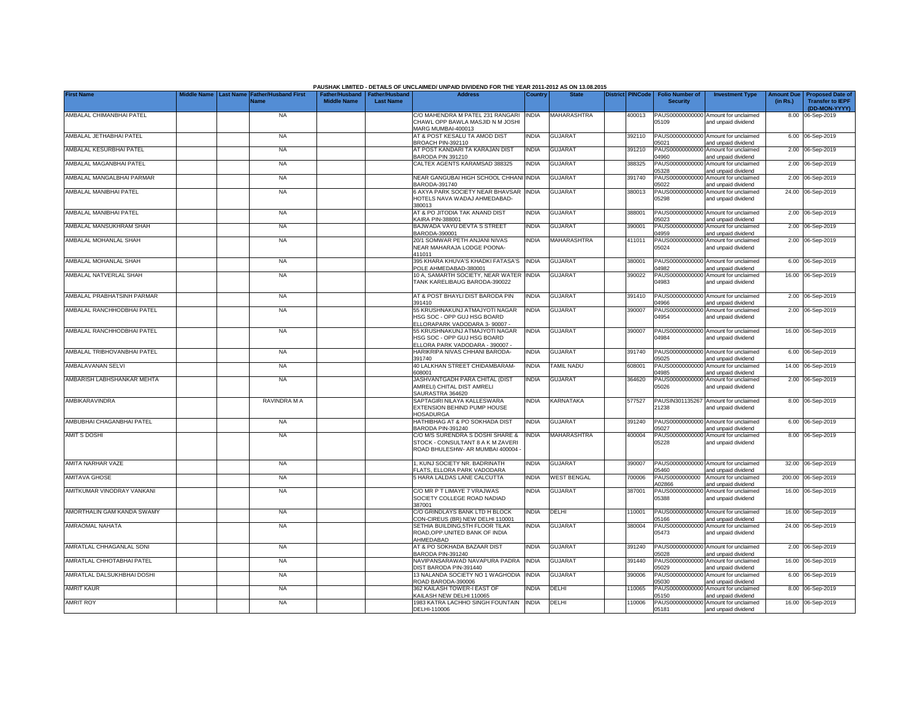PAUSHAK LIMITED - DETAILS OF UNCLAIMED/ UNPAID DIVIDEND FOR THE YEAR 2011-2012 AS ON 13.08.2015

| First Name | Middle Name | Last Name | Father/Husband First Name | Father/Husband Middle Name | Father/Husband Last Name | Address | Country | State | District | PINCode | Folio Number of Security | Investment Type | Amount Due (in Rs.) | Proposed Date of Transfer to IEPF (DD-MON-YYYY) |
|---|---|---|---|---|---|---|---|---|---|---|---|---|---|---|
| AMBALAL CHIMANBHAI PATEL | | | NA | | | C/O MAHENDRA M PATEL 231 RANGARI CHAWL OPP BAWLA MASJID N M JOSHI MARG MUMBAI-400013 | INDIA | MAHARASHTRA | | 400013 | PAUS00000000000005109 | Amount for unclaimed and unpaid dividend | 8.00 | 06-Sep-2019 |
| AMBALAL JETHABHAI PATEL | | | NA | | | AT & POST KESALU TA AMOD DIST BROACH PIN-392110 | INDIA | GUJARAT | | 392110 | PAUS00000000000005021 | Amount for unclaimed and unpaid dividend | 6.00 | 06-Sep-2019 |
| AMBALAL KESURBHAI PATEL | | | NA | | | AT POST KANDARI TA KARAJAN DIST BARODA PIN 391210 | INDIA | GUJARAT | | 391210 | PAUS00000000000004960 | Amount for unclaimed and unpaid dividend | 2.00 | 06-Sep-2019 |
| AMBALAL MAGANBHAI PATEL | | | NA | | | CALTEX AGENTS KARAMSAD 388325 | INDIA | GUJARAT | | 388325 | PAUS00000000000005328 | Amount for unclaimed and unpaid dividend | 2.00 | 06-Sep-2019 |
| AMBALAL MANGALBHAI PARMAR | | | NA | | | NEAR GANGUBAI HIGH SCHOOL CHHANI BARODA-391740 | INDIA | GUJARAT | | 391740 | PAUS00000000000005022 | Amount for unclaimed and unpaid dividend | 2.00 | 06-Sep-2019 |
| AMBALAL MANIBHAI PATEL | | | NA | | | 6 AXYA PARK SOCIETY NEAR BHAVSAR HOTELS NAVA WADAJ AHMEDABAD-380013 | INDIA | GUJARAT | | 380013 | PAUS00000000000005298 | Amount for unclaimed and unpaid dividend | 24.00 | 06-Sep-2019 |
| AMBALAL MANIBHAI PATEL | | | NA | | | AT & PO JITODIA TAK ANAND DIST KAIRA PIN-388001 | INDIA | GUJARAT | | 388001 | PAUS00000000000005023 | Amount for unclaimed and unpaid dividend | 2.00 | 06-Sep-2019 |
| AMBALAL MANSUKHRAM SHAH | | | NA | | | BAJWADA VAYU DEVTA S STREET BARODA-390001 | INDIA | GUJARAT | | 390001 | PAUS00000000000004959 | Amount for unclaimed and unpaid dividend | 2.00 | 06-Sep-2019 |
| AMBALAL MOHANLAL SHAH | | | NA | | | 20/1 SOMWAR PETH ANJANI NIVAS NEAR MAHARAJA LODGE POONA-411011 | INDIA | MAHARASHTRA | | 411011 | PAUS00000000000005024 | Amount for unclaimed and unpaid dividend | 2.00 | 06-Sep-2019 |
| AMBALAL MOHANLAL SHAH | | | NA | | | 395 KHARA KHUVA'S KHADKI FATASA'S POLE AHMEDABAD-380001 | INDIA | GUJARAT | | 380001 | PAUS00000000000004982 | Amount for unclaimed and unpaid dividend | 6.00 | 06-Sep-2019 |
| AMBALAL NATVERLAL SHAH | | | NA | | | 10 A, SAMARTH SOCIETY, NEAR WATER TANK KARELIBAUG BARODA-390022 | INDIA | GUJARAT | | 390022 | PAUS00000000000004983 | Amount for unclaimed and unpaid dividend | 16.00 | 06-Sep-2019 |
| AMBALAL PRABHATSINH PARMAR | | | NA | | | AT & POST BHAYLI DIST BARODA PIN 391410 | INDIA | GUJARAT | | 391410 | PAUS00000000000004966 | Amount for unclaimed and unpaid dividend | 2.00 | 06-Sep-2019 |
| AMBALAL RANCHHODBHAI PATEL | | | NA | | | 55 KRUSHNAKUNJ ATMAJYOTI NAGAR HSG SOC - OPP GUJ HSG BOARD ELLORAPARK VADODARA 3- 90007 - | INDIA | GUJARAT | | 390007 | PAUS00000000000004954 | Amount for unclaimed and unpaid dividend | 2.00 | 06-Sep-2019 |
| AMBALAL RANCHHODBHAI PATEL | | | NA | | | 55 KRUSHNAKUNJ ATMAJYOTI NAGAR HSG SOC - OPP GUJ HSG BOARD ELLORA PARK VADODARA - 390007 - | INDIA | GUJARAT | | 390007 | PAUS00000000000004984 | Amount for unclaimed and unpaid dividend | 16.00 | 06-Sep-2019 |
| AMBALAL TRIBHOVANBHAI PATEL | | | NA | | | HARIKRIPA NIVAS CHHANI BARODA-391740 | INDIA | GUJARAT | | 391740 | PAUS00000000000005025 | Amount for unclaimed and unpaid dividend | 6.00 | 06-Sep-2019 |
| AMBALAVANAN SELVI | | | NA | | | 40 LALKHAN STREET CHIDAMBARAM-608001 | INDIA | TAMIL NADU | | 608001 | PAUS00000000000004985 | Amount for unclaimed and unpaid dividend | 14.00 | 06-Sep-2019 |
| AMBARISH LABHSHANKAR MEHTA | | | NA | | | JASHVANTGADH PARA CHITAL (DIST AMRELI) CHITAL DIST AMRELI SAURASTRA 364620 | INDIA | GUJARAT | | 364620 | PAUS00000000000005026 | Amount for unclaimed and unpaid dividend | 2.00 | 06-Sep-2019 |
| AMBIKARAVINDRA | | | RAVINDRA M A | | | SAPTAGIRI NILAYA KALLESWARA EXTENSION BEHIND PUMP HOUSE HOSADURGA | INDIA | KARNATAKA | | 577527 | PAUSIN30113526721238 | Amount for unclaimed and unpaid dividend | 8.00 | 06-Sep-2019 |
| AMBUBHAI CHAGANBHAI PATEL | | | NA | | | HATHIBHAG AT & PO SOKHADA DIST BARODA PIN-391240 | INDIA | GUJARAT | | 391240 | PAUS00000000000005027 | Amount for unclaimed and unpaid dividend | 6.00 | 06-Sep-2019 |
| AMIT S DOSHI | | | NA | | | C/O M/S SURENDRA S DOSHI SHARE & STOCK - CONSULTANT 8 A K M ZAVERI ROAD BHULESHW- AR MUMBAI 400004 - | INDIA | MAHARASHTRA | | 400004 | PAUS00000000000005228 | Amount for unclaimed and unpaid dividend | 8.00 | 06-Sep-2019 |
| AMITA NARHAR VAZE | | | NA | | | 1, KUNJ SOCIETY NR. BADRINATH FLATS, ELLORA PARK VADODARA | INDIA | GUJARAT | | 390007 | PAUS00000000000005460 | Amount for unclaimed and unpaid dividend | 32.00 | 06-Sep-2019 |
| AMITAVA GHOSE | | | NA | | | 5 HARA LALDAS LANE CALCUTTA | INDIA | WEST BENGAL | | 700006 | PAUS0000000000A02866 | Amount for unclaimed and unpaid dividend | 200.00 | 06-Sep-2019 |
| AMITKUMAR VINODRAY VANKANI | | | NA | | | C/O MR P T LIMAYE 7 VRAJWAS SOCIETY COLLEGE ROAD NADIAD 387001 | INDIA | GUJARAT | | 387001 | PAUS00000000000005388 | Amount for unclaimed and unpaid dividend | 16.00 | 06-Sep-2019 |
| AMORTHALIN GAM KANDA SWAMY | | | NA | | | C/O GRINDLAYS BANK LTD H BLOCK CON-CIREUS (BR) NEW DELHI 110001 | INDIA | DELHI | | 110001 | PAUS00000000000005166 | Amount for unclaimed and unpaid dividend | 16.00 | 06-Sep-2019 |
| AMRAOMAL NAHATA | | | NA | | | SETHIA BUILDING,5TH FLOOR TILAK ROAD,OPP.UNITED BANK OF INDIA AHMEDABAD | INDIA | GUJARAT | | 380004 | PAUS00000000000005473 | Amount for unclaimed and unpaid dividend | 24.00 | 06-Sep-2019 |
| AMRATLAL CHHAGANLAL SONI | | | NA | | | AT & PO SOKHADA BAZAAR DIST BARODA PIN-391240 | INDIA | GUJARAT | | 391240 | PAUS00000000000005028 | Amount for unclaimed and unpaid dividend | 2.00 | 06-Sep-2019 |
| AMRATLAL CHHOTABHAI PATEL | | | NA | | | NAVIPANSARAWAD NAVAPURA PADRA DIST BARODA PIN-391440 | INDIA | GUJARAT | | 391440 | PAUS00000000000005029 | Amount for unclaimed and unpaid dividend | 16.00 | 06-Sep-2019 |
| AMRATLAL DALSUKHBHAI DOSHI | | | NA | | | 13 NALANDA SOCIETY NO 1 WAGHODIA ROAD BARODA-390006 | INDIA | GUJARAT | | 390006 | PAUS00000000000005030 | Amount for unclaimed and unpaid dividend | 6.00 | 06-Sep-2019 |
| AMRIT KAUR | | | NA | | | 362 KAILASH TOWER-I EAST OF KAILASH NEW DELHI 110065 | INDIA | DELHI | | 110065 | PAUS00000000000005150 | Amount for unclaimed and unpaid dividend | 8.00 | 06-Sep-2019 |
| AMRIT ROY | | | NA | | | 1983 KATRA LACHHO SINGH FOUNTAIN DELHI-110006 | INDIA | DELHI | | 110006 | PAUS00000000000005181 | Amount for unclaimed and unpaid dividend | 16.00 | 06-Sep-2019 |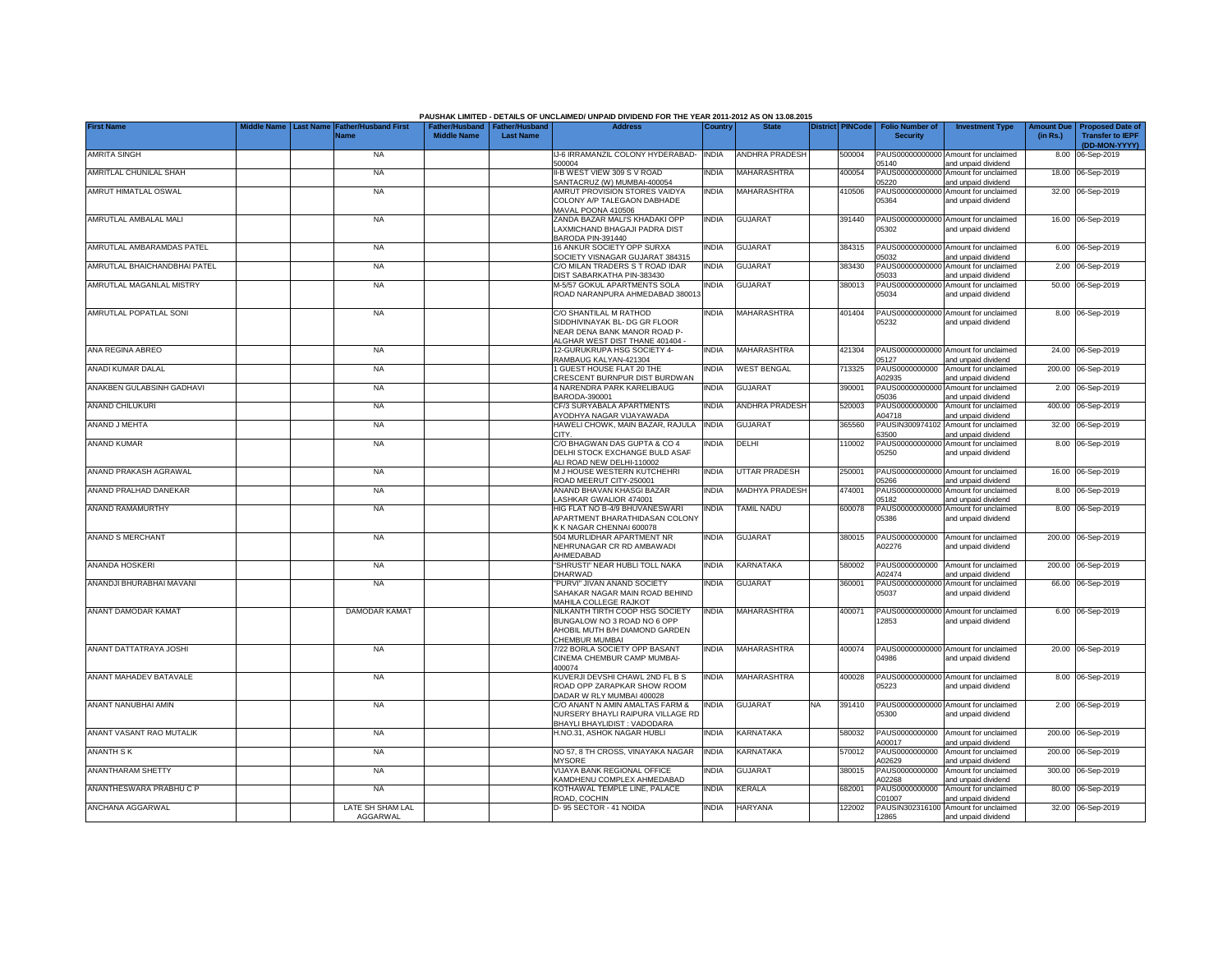PAUSHAK LIMITED - DETAILS OF UNCLAIMED/ UNPAID DIVIDEND FOR THE YEAR 2011-2012 AS ON 13.08.2015

| First Name | Middle Name | Last Name | Father/Husband First Name | Father/Husband Middle Name | Father/Husband Last Name | Address | Country | State | District | PINCode | Folio Number of Security | Investment Type | Amount Due (in Rs.) | Proposed Date of Transfer to IEPF (DD-MON-YYYY) |
|---|---|---|---|---|---|---|---|---|---|---|---|---|---|---|
| AMRITA SINGH | | | NA | | | IJ-6 IRRAMANZIL COLONY HYDERABAD-500004 | INDIA | ANDHRA PRADESH | | 500004 | PAUS00000000000 05140 | Amount for unclaimed and unpaid dividend | 8.00 | 06-Sep-2019 |
| AMRITLAL CHUNILAL SHAH | | | NA | | | II-B WEST VIEW 309 S V ROAD SANTACRUZ (W) MUMBAI-400054 | INDIA | MAHARASHTRA | | 400054 | PAUS00000000000 05220 | Amount for unclaimed and unpaid dividend | 18.00 | 06-Sep-2019 |
| AMRUT HIMATLAL OSWAL | | | NA | | | AMRUT PROVISION STORES VAIDYA COLONY A/P TALEGAON DABHADE MAVAL POONA 410506 | INDIA | MAHARASHTRA | | 410506 | PAUS00000000000 05364 | Amount for unclaimed and unpaid dividend | 32.00 | 06-Sep-2019 |
| AMRUTLAL AMBALAL MALI | | | NA | | | ZANDA BAZAR MALI'S KHADAKI OPP LAXMICHAND BHAGAJI PADRA DIST BARODA PIN-391440 | INDIA | GUJARAT | | 391440 | PAUS00000000000 05302 | Amount for unclaimed and unpaid dividend | 16.00 | 06-Sep-2019 |
| AMRUTLAL AMBARAMDAS PATEL | | | NA | | | 16 ANKUR SOCIETY OPP SURXA SOCIETY VISNAGAR GUJARAT 384315 | INDIA | GUJARAT | | 384315 | PAUS00000000000 05032 | Amount for unclaimed and unpaid dividend | 6.00 | 06-Sep-2019 |
| AMRUTLAL BHAICHANDBHAI PATEL | | | NA | | | C/O MILAN TRADERS S T ROAD IDAR DIST SABARKATHA PIN-383430 | INDIA | GUJARAT | | 383430 | PAUS00000000000 05033 | Amount for unclaimed and unpaid dividend | 2.00 | 06-Sep-2019 |
| AMRUTLAL MAGANLAL MISTRY | | | NA | | | M-5/57 GOKUL APARTMENTS SOLA ROAD NARANPURA AHMEDABAD 380013 | INDIA | GUJARAT | | 380013 | PAUS00000000000 05034 | Amount for unclaimed and unpaid dividend | 50.00 | 06-Sep-2019 |
| AMRUTLAL POPATLAL SONI | | | NA | | | C/O SHANTILAL M RATHOD SIDDHIVINAYAK BL- DG GR FLOOR NEAR DENA BANK MANOR ROAD P-ALGHAR WEST DIST THANE 401404 - | INDIA | MAHARASHTRA | | 401404 | PAUS00000000000 05232 | Amount for unclaimed and unpaid dividend | 8.00 | 06-Sep-2019 |
| ANA REGINA ABREO | | | NA | | | 12-GURUKRUPA HSG SOCIETY 4-RAMBAUG KALYAN-421304 | INDIA | MAHARASHTRA | | 421304 | PAUS00000000000 05127 | Amount for unclaimed and unpaid dividend | 24.00 | 06-Sep-2019 |
| ANADI KUMAR DALAL | | | NA | | | 1 GUEST HOUSE FLAT 20 THE CRESCENT BURNPUR DIST BURDWAN | INDIA | WEST BENGAL | | 713325 | PAUS0000000000 A02935 | Amount for unclaimed and unpaid dividend | 200.00 | 06-Sep-2019 |
| ANAKBEN GULABSINH GADHAVI | | | NA | | | 4 NARENDRA PARK KARELIBAUG BARODA-390001 | INDIA | GUJARAT | | 390001 | PAUS00000000000 05036 | Amount for unclaimed and unpaid dividend | 2.00 | 06-Sep-2019 |
| ANAND CHILUKURI | | | NA | | | CF/3 SURYABALA APARTMENTS AYODHYA NAGAR VIJAYAWADA | INDIA | ANDHRA PRADESH | | 520003 | PAUS0000000000 A04718 | Amount for unclaimed and unpaid dividend | 400.00 | 06-Sep-2019 |
| ANAND J MEHTA | | | NA | | | HAWELI CHOWK, MAIN BAZAR, RAJULA CITY. | INDIA | GUJARAT | | 365560 | PAUSIN300974102 63500 | Amount for unclaimed and unpaid dividend | 32.00 | 06-Sep-2019 |
| ANAND KUMAR | | | NA | | | C/O BHAGWAN DAS GUPTA & CO 4 DELHI STOCK EXCHANGE BULD ASAF ALI ROAD NEW DELHI-110002 | INDIA | DELHI | | 110002 | PAUS00000000000 05250 | Amount for unclaimed and unpaid dividend | 8.00 | 06-Sep-2019 |
| ANAND PRAKASH AGRAWAL | | | NA | | | M J HOUSE WESTERN KUTCHEHRI ROAD MEERUT CITY-250001 | INDIA | UTTAR PRADESH | | 250001 | PAUS00000000000 05266 | Amount for unclaimed and unpaid dividend | 16.00 | 06-Sep-2019 |
| ANAND PRALHAD DANEKAR | | | NA | | | ANAND BHAVAN KHASGI BAZAR LASHKAR GWALIOR 474001 | INDIA | MADHYA PRADESH | | 474001 | PAUS00000000000 05182 | Amount for unclaimed and unpaid dividend | 8.00 | 06-Sep-2019 |
| ANAND RAMAMURTHY | | | NA | | | HIG FLAT NO B-4/9 BHUVANESWARI APARTMENT BHARATHIDASAN COLONY K K NAGAR CHENNAI 600078 | INDIA | TAMIL NADU | | 600078 | PAUS00000000000 05386 | Amount for unclaimed and unpaid dividend | 8.00 | 06-Sep-2019 |
| ANAND S MERCHANT | | | NA | | | 504 MURLIDHAR APARTMENT NR NEHRUNAGAR CR RD AMBAWADI AHMEDABAD | INDIA | GUJARAT | | 380015 | PAUS0000000000 A02276 | Amount for unclaimed and unpaid dividend | 200.00 | 06-Sep-2019 |
| ANANDA HOSKERI | | | NA | | | "SHRUSTI" NEAR HUBLI TOLL NAKA DHARWAD | INDIA | KARNATAKA | | 580002 | PAUS0000000000 A02474 | Amount for unclaimed and unpaid dividend | 200.00 | 06-Sep-2019 |
| ANANDJI BHURABHAI MAVANI | | | NA | | | "PURVI" JIVAN ANAND SOCIETY SAHAKAR NAGAR MAIN ROAD BEHIND MAHILA COLLEGE RAJKOT | INDIA | GUJARAT | | 360001 | PAUS00000000000 05037 | Amount for unclaimed and unpaid dividend | 66.00 | 06-Sep-2019 |
| ANANT DAMODAR KAMAT | | | DAMODAR KAMAT | | | NILKANTH TIRTH COOP HSG SOCIETY BUNGALOW NO 3 ROAD NO 6 OPP AHOBIL MUTH B/H DIAMOND GARDEN CHEMBUR MUMBAI | INDIA | MAHARASHTRA | | 400071 | PAUS00000000000 12853 | Amount for unclaimed and unpaid dividend | 6.00 | 06-Sep-2019 |
| ANANT DATTATRAYA JOSHI | | | NA | | | 7/22 BORLA SOCIETY OPP BASANT CINEMA CHEMBUR CAMP MUMBAI-400074 | INDIA | MAHARASHTRA | | 400074 | PAUS00000000000 04986 | Amount for unclaimed and unpaid dividend | 20.00 | 06-Sep-2019 |
| ANANT MAHADEV BATAVALE | | | NA | | | KUVERJI DEVSHI CHAWL 2ND FL B S ROAD OPP ZARAPKAR SHOW ROOM DADAR W RLY MUMBAI 400028 | INDIA | MAHARASHTRA | | 400028 | PAUS00000000000 05223 | Amount for unclaimed and unpaid dividend | 8.00 | 06-Sep-2019 |
| ANANT NANUBHAI AMIN | | | NA | | | C/O ANANT N AMIN AMALTAS FARM & NURSERY BHAYLI RAIPURA VILLAGE RD BHAYLI BHAYLIDIST : VADODARA | INDIA | GUJARAT | NA | 391410 | PAUS00000000000 05300 | Amount for unclaimed and unpaid dividend | 2.00 | 06-Sep-2019 |
| ANANT VASANT RAO MUTALIK | | | NA | | | H.NO.31, ASHOK NAGAR HUBLI | INDIA | KARNATAKA | | 580032 | PAUS0000000000 A00017 | Amount for unclaimed and unpaid dividend | 200.00 | 06-Sep-2019 |
| ANANTH S K | | | NA | | | NO 57, 8 TH CROSS, VINAYAKA NAGAR MYSORE | INDIA | KARNATAKA | | 570012 | PAUS0000000000 A02629 | Amount for unclaimed and unpaid dividend | 200.00 | 06-Sep-2019 |
| ANANTHARAM SHETTY | | | NA | | | VIJAYA BANK REGIONAL OFFICE KAMDHENU COMPLEX AHMEDABAD | INDIA | GUJARAT | | 380015 | PAUS0000000000 A02268 | Amount for unclaimed and unpaid dividend | 300.00 | 06-Sep-2019 |
| ANANTHESWARA PRABHU C P | | | NA | | | KOTHAWAL TEMPLE LINE, PALACE ROAD, COCHIN | INDIA | KERALA | | 682001 | PAUS0000000000 C01007 | Amount for unclaimed and unpaid dividend | 80.00 | 06-Sep-2019 |
| ANCHANA AGGARWAL | | | LATE SH SHAM LAL AGGARWAL | | | D- 95 SECTOR - 41 NOIDA | INDIA | HARYANA | | 122002 | PAUSIN302316100 12865 | Amount for unclaimed and unpaid dividend | 32.00 | 06-Sep-2019 |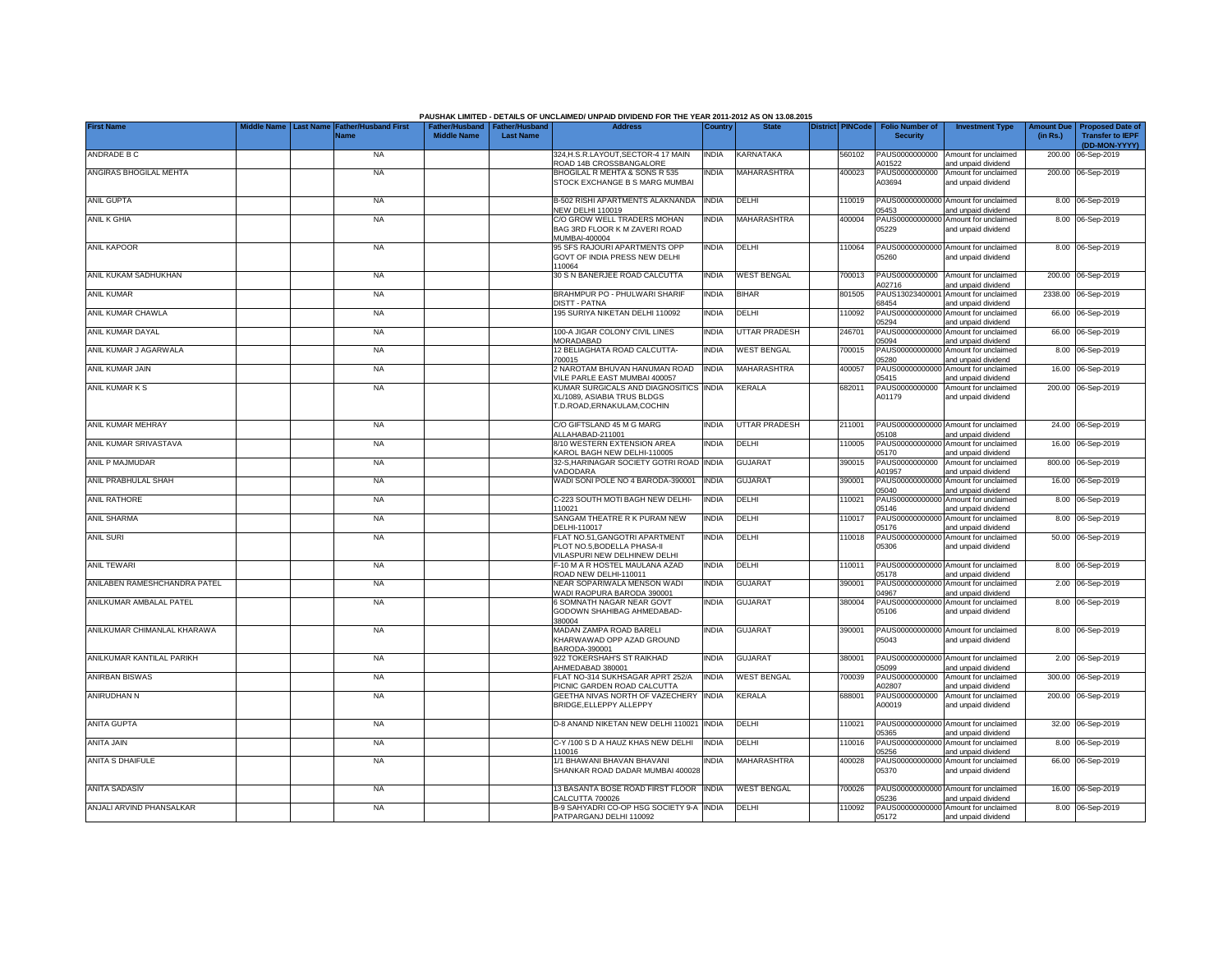PAUSHAK LIMITED - DETAILS OF UNCLAIMED/ UNPAID DIVIDEND FOR THE YEAR 2011-2012 AS ON 13.08.2015

| First Name | Middle Name | Last Name | Father/Husband First Name | Father/Husband Middle Name | Father/Husband Last Name | Address | Country | State | District | PINCode | Folio Number of Security | Investment Type | Amount Due (in Rs.) | Proposed Date of Transfer to IEPF (DD-MON-YYYY) |
|---|---|---|---|---|---|---|---|---|---|---|---|---|---|---|
| ANDRADE B C | | | NA | | | 324,H.S.R.LAYOUT,SECTOR-4 17 MAIN ROAD 14B CROSSBANGALORE | INDIA | KARNATAKA | | 560102 | PAUS0000000000A01522 | Amount for unclaimed and unpaid dividend | 200.00 | 06-Sep-2019 |
| ANGIRAS BHOGILAL MEHTA | | | NA | | | BHOGILAL R MEHTA & SONS R 535 STOCK EXCHANGE B S MARG MUMBAI | INDIA | MAHARASHTRA | | 400023 | PAUS0000000000A03694 | Amount for unclaimed and unpaid dividend | 200.00 | 06-Sep-2019 |
| ANIL GUPTA | | | NA | | | B-502 RISHI APARTMENTS ALAKNANDA NEW DELHI 110019 | INDIA | DELHI | | 110019 | PAUS0000000000005453 | Amount for unclaimed and unpaid dividend | 8.00 | 06-Sep-2019 |
| ANIL K GHIA | | | NA | | | C/O GROW WELL TRADERS MOHAN BAG 3RD FLOOR K M ZAVERI ROAD MUMBAI-400004 | INDIA | MAHARASHTRA | | 400004 | PAUS0000000000005229 | Amount for unclaimed and unpaid dividend | 8.00 | 06-Sep-2019 |
| ANIL KAPOOR | | | NA | | | 95 SFS RAJOURI APARTMENTS OPP GOVT OF INDIA PRESS NEW DELHI 110064 | INDIA | DELHI | | 110064 | PAUS0000000000005260 | Amount for unclaimed and unpaid dividend | 8.00 | 06-Sep-2019 |
| ANIL KUKAM SADHUKHAN | | | NA | | | 30 S N BANERJEE ROAD CALCUTTA | INDIA | WEST BENGAL | | 700013 | PAUS0000000000A02716 | Amount for unclaimed and unpaid dividend | 200.00 | 06-Sep-2019 |
| ANIL KUMAR | | | NA | | | BRAHMPUR PO - PHULWARI SHARIF DISTT - PATNA | INDIA | BIHAR | | 801505 | PAUS1302340000168454 | Amount for unclaimed and unpaid dividend | 2338.00 | 06-Sep-2019 |
| ANIL KUMAR CHAWLA | | | NA | | | 195 SURIYA NIKETAN DELHI 110092 | INDIA | DELHI | | 110092 | PAUS0000000000005294 | Amount for unclaimed and unpaid dividend | 66.00 | 06-Sep-2019 |
| ANIL KUMAR DAYAL | | | NA | | | 100-A JIGAR COLONY CIVIL LINES MORADABAD | INDIA | UTTAR PRADESH | | 246701 | PAUS0000000000005094 | Amount for unclaimed and unpaid dividend | 66.00 | 06-Sep-2019 |
| ANIL KUMAR J AGARWALA | | | NA | | | 12 BELIAGHATA ROAD CALCUTTA-700015 | INDIA | WEST BENGAL | | 700015 | PAUS0000000000005280 | Amount for unclaimed and unpaid dividend | 8.00 | 06-Sep-2019 |
| ANIL KUMAR JAIN | | | NA | | | 2 NAROTAM BHUVAN HANUMAN ROAD VILE PARLE EAST MUMBAI 400057 | INDIA | MAHARASHTRA | | 400057 | PAUS0000000000005415 | Amount for unclaimed and unpaid dividend | 16.00 | 06-Sep-2019 |
| ANIL KUMAR K S | | | NA | | | KUMAR SURGICALS AND DIAGNOSITICS XL/1089, ASIABIA TRUS BLDGS T.D.ROAD,ERNAKULAM,COCHIN | INDIA | KERALA | | 682011 | PAUS0000000000A01179 | Amount for unclaimed and unpaid dividend | 200.00 | 06-Sep-2019 |
| ANIL KUMAR MEHRAY | | | NA | | | C/O GIFTSLAND 45 M G MARG ALLAHABAD-211001 | INDIA | UTTAR PRADESH | | 211001 | PAUS0000000000005108 | Amount for unclaimed and unpaid dividend | 24.00 | 06-Sep-2019 |
| ANIL KUMAR SRIVASTAVA | | | NA | | | 8/10 WESTERN EXTENSION AREA KAROL BAGH NEW DELHI-110005 | INDIA | DELHI | | 110005 | PAUS0000000000005170 | Amount for unclaimed and unpaid dividend | 16.00 | 06-Sep-2019 |
| ANIL P MAJMUDAR | | | NA | | | 32-S,HARINAGAR SOCIETY GOTRI ROAD VADODARA | INDIA | GUJARAT | | 390015 | PAUS0000000000A01957 | Amount for unclaimed and unpaid dividend | 800.00 | 06-Sep-2019 |
| ANIL PRABHULAL SHAH | | | NA | | | WADI SONI POLE NO 4 BARODA-390001 | INDIA | GUJARAT | | 390001 | PAUS0000000000005040 | Amount for unclaimed and unpaid dividend | 16.00 | 06-Sep-2019 |
| ANIL RATHORE | | | NA | | | C-223 SOUTH MOTI BAGH NEW DELHI-110021 | INDIA | DELHI | | 110021 | PAUS0000000000005146 | Amount for unclaimed and unpaid dividend | 8.00 | 06-Sep-2019 |
| ANIL SHARMA | | | NA | | | SANGAM THEATRE R K PURAM NEW DELHI-110017 | INDIA | DELHI | | 110017 | PAUS0000000000005176 | Amount for unclaimed and unpaid dividend | 8.00 | 06-Sep-2019 |
| ANIL SURI | | | NA | | | FLAT NO.51,GANGOTRI APARTMENT PLOT NO.5,BODELLA PHASA-II VILASPURI NEW DELHINEW DELHI | INDIA | DELHI | | 110018 | PAUS0000000000005306 | Amount for unclaimed and unpaid dividend | 50.00 | 06-Sep-2019 |
| ANIL TEWARI | | | NA | | | F-10 M A R HOSTEL MAULANA AZAD ROAD NEW DELHI-110011 | INDIA | DELHI | | 110011 | PAUS0000000000005178 | Amount for unclaimed and unpaid dividend | 8.00 | 06-Sep-2019 |
| ANILABEN RAMESHCHANDRA PATEL | | | NA | | | NEAR SOPARIWALA MENSON WADI WADI RAOPURA BARODA 390001 | INDIA | GUJARAT | | 390001 | PAUS0000000000004967 | Amount for unclaimed and unpaid dividend | 2.00 | 06-Sep-2019 |
| ANILKUMAR AMBALAL PATEL | | | NA | | | 6 SOMNATH NAGAR NEAR GOVT GODOWN SHAHIBAG AHMEDABAD-380004 | INDIA | GUJARAT | | 380004 | PAUS0000000000005106 | Amount for unclaimed and unpaid dividend | 8.00 | 06-Sep-2019 |
| ANILKUMAR CHIMANLAL KHARAWA | | | NA | | | MADAN ZAMPA ROAD BARELI KHARWAWAD OPP AZAD GROUND BARODA-390001 | INDIA | GUJARAT | | 390001 | PAUS0000000000005043 | Amount for unclaimed and unpaid dividend | 8.00 | 06-Sep-2019 |
| ANILKUMAR KANTILAL PARIKH | | | NA | | | 922 TOKERSHAH'S ST RAIKHAD AHMEDABAD 380001 | INDIA | GUJARAT | | 380001 | PAUS0000000000005099 | Amount for unclaimed and unpaid dividend | 2.00 | 06-Sep-2019 |
| ANIRBAN BISWAS | | | NA | | | FLAT NO-314 SUKHSAGAR APRT 252/A PICNIC GARDEN ROAD CALCUTTA | INDIA | WEST BENGAL | | 700039 | PAUS0000000000A02807 | Amount for unclaimed and unpaid dividend | 300.00 | 06-Sep-2019 |
| ANIRUDHAN N | | | NA | | | GEETHA NIVAS NORTH OF VAZECHERY BRIDGE,ELLEPPY ALLEPPY | INDIA | KERALA | | 688001 | PAUS0000000000A00019 | Amount for unclaimed and unpaid dividend | 200.00 | 06-Sep-2019 |
| ANITA GUPTA | | | NA | | | D-8 ANAND NIKETAN NEW DELHI 110021 | INDIA | DELHI | | 110021 | PAUS0000000000005365 | Amount for unclaimed and unpaid dividend | 32.00 | 06-Sep-2019 |
| ANITA JAIN | | | NA | | | C-Y /100 S D A HAUZ KHAS NEW DELHI 110016 | INDIA | DELHI | | 110016 | PAUS0000000000005256 | Amount for unclaimed and unpaid dividend | 8.00 | 06-Sep-2019 |
| ANITA S DHAIFULE | | | NA | | | 1/1 BHAWANI BHAVAN BHAVANI SHANKAR ROAD DADAR MUMBAI 400028 | INDIA | MAHARASHTRA | | 400028 | PAUS0000000000005370 | Amount for unclaimed and unpaid dividend | 66.00 | 06-Sep-2019 |
| ANITA SADASIV | | | NA | | | 13 BASANTA BOSE ROAD FIRST FLOOR CALCUTTA 700026 | INDIA | WEST BENGAL | | 700026 | PAUS0000000000005236 | Amount for unclaimed and unpaid dividend | 16.00 | 06-Sep-2019 |
| ANJALI ARVIND PHANSALKAR | | | NA | | | B-9 SAHYADRI CO-OP HSG SOCIETY 9-A PATPARGANJ DELHI 110092 | INDIA | DELHI | | 110092 | PAUS0000000000005172 | Amount for unclaimed and unpaid dividend | 8.00 | 06-Sep-2019 |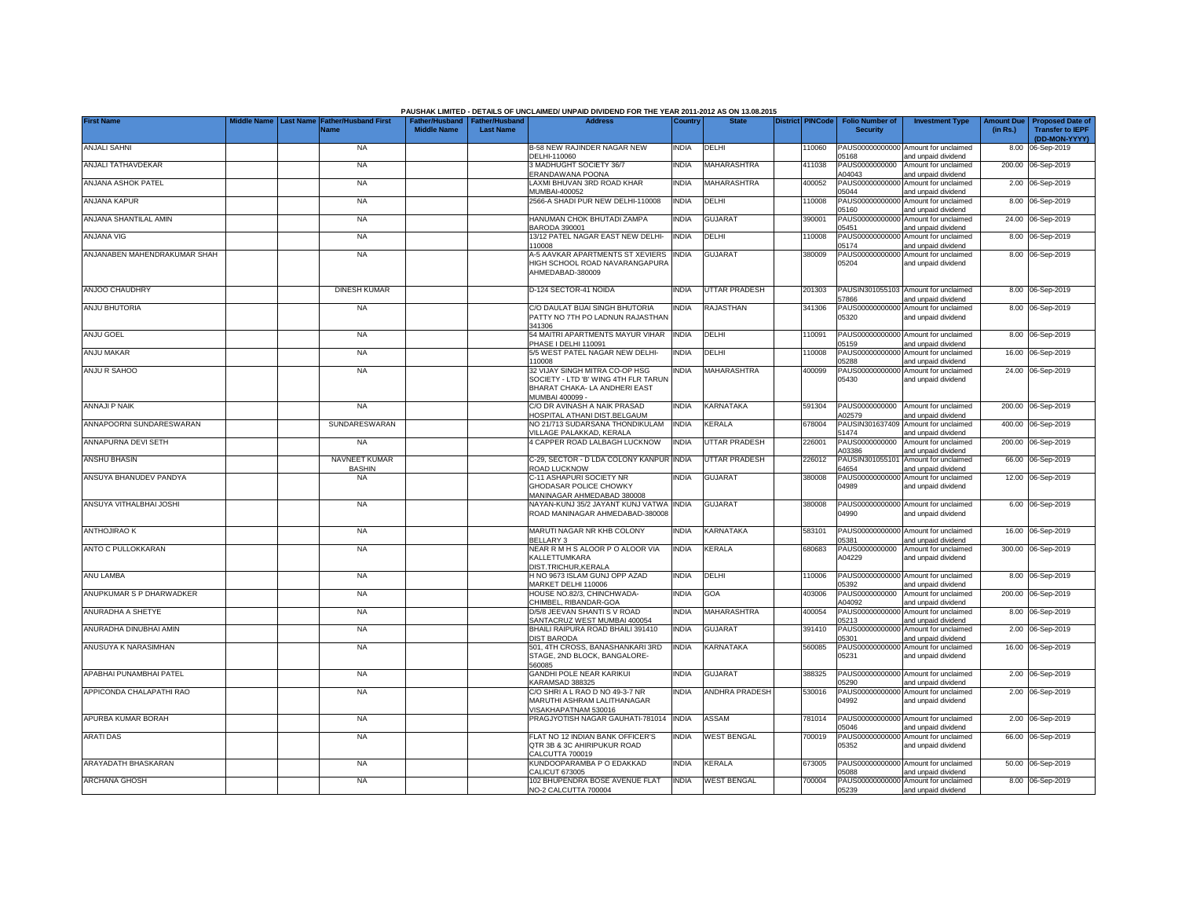PAUSHAK LIMITED - DETAILS OF UNCLAIMED/ UNPAID DIVIDEND FOR THE YEAR 2011-2012 AS ON 13.08.2015

| First Name | Middle Name | Last Name | Father/Husband First Name | Father/Husband Middle Name | Father/Husband Last Name | Address | Country | State | District | PINCode | Folio Number of Security | Investment Type | Amount Due (in Rs.) | Proposed Date of Transfer to IEPF (DD-MON-YYYY) |
|---|---|---|---|---|---|---|---|---|---|---|---|---|---|---|
| ANJALI SAHNI | | | NA | | | B-58 NEW RAJINDER NAGAR NEW DELHI-110060 | INDIA | DELHI | | 110060 | PAUS00000000000 05168 | Amount for unclaimed and unpaid dividend | 8.00 | 06-Sep-2019 |
| ANJALI TATHAVDEKAR | | | NA | | | 3 MADHUGHT SOCIETY 36/7 ERANDAWANA POONA | INDIA | MAHARASHTRA | | 411038 | PAUS0000000000 A04043 | Amount for unclaimed and unpaid dividend | 200.00 | 06-Sep-2019 |
| ANJANA ASHOK PATEL | | | NA | | | LAXMI BHUVAN 3RD ROAD KHAR MUMBAI-400052 | INDIA | MAHARASHTRA | | 400052 | PAUS00000000000 05044 | Amount for unclaimed and unpaid dividend | 2.00 | 06-Sep-2019 |
| ANJANA KAPUR | | | NA | | | 2566-A SHADI PUR NEW DELHI-110008 | INDIA | DELHI | | 110008 | PAUS00000000000 05160 | Amount for unclaimed and unpaid dividend | 8.00 | 06-Sep-2019 |
| ANJANA SHANTILAL AMIN | | | NA | | | HANUMAN CHOK BHUTADI ZAMPA BARODA 390001 | INDIA | GUJARAT | | 390001 | PAUS00000000000 05451 | Amount for unclaimed and unpaid dividend | 24.00 | 06-Sep-2019 |
| ANJANA VIG | | | NA | | | 13/12 PATEL NAGAR EAST NEW DELHI-110008 | INDIA | DELHI | | 110008 | PAUS00000000000 05174 | Amount for unclaimed and unpaid dividend | 8.00 | 06-Sep-2019 |
| ANJANABEN MAHENDRAKUMAR SHAH | | | NA | | | A-5 AAVKAR APARTMENTS ST XEVIERS HIGH SCHOOL ROAD NAVARANGAPURA AHMEDABAD-380009 | INDIA | GUJARAT | | 380009 | PAUS00000000000 05204 | Amount for unclaimed and unpaid dividend | 8.00 | 06-Sep-2019 |
| ANJOO CHAUDHRY | | | DINESH KUMAR | | | D-124 SECTOR-41 NOIDA | INDIA | UTTAR PRADESH | | 201303 | PAUSIN301055103 57866 | Amount for unclaimed and unpaid dividend | 8.00 | 06-Sep-2019 |
| ANJU BHUTORIA | | | NA | | | C/O DAULAT BIJAI SINGH BHUTORIA PATTY NO 7TH PO LADNUN RAJASTHAN 341306 | INDIA | RAJASTHAN | | 341306 | PAUS00000000000 05320 | Amount for unclaimed and unpaid dividend | 8.00 | 06-Sep-2019 |
| ANJU GOEL | | | NA | | | 54 MAITRI APARTMENTS MAYUR VIHAR PHASE I DELHI 110091 | INDIA | DELHI | | 110091 | PAUS00000000000 05159 | Amount for unclaimed and unpaid dividend | 8.00 | 06-Sep-2019 |
| ANJU MAKAR | | | NA | | | 5/5 WEST PATEL NAGAR NEW DELHI-110008 | INDIA | DELHI | | 110008 | PAUS00000000000 05288 | Amount for unclaimed and unpaid dividend | 16.00 | 06-Sep-2019 |
| ANJU R SAHOO | | | NA | | | 32 VIJAY SINGH MITRA CO-OP HSG SOCIETY - LTD 'B' WING 4TH FLR TARUN BHARAT CHAKA- LA ANDHERI EAST MUMBAI 400099 - | INDIA | MAHARASHTRA | | 400099 | PAUS00000000000 05430 | Amount for unclaimed and unpaid dividend | 24.00 | 06-Sep-2019 |
| ANNAJI P NAIK | | | NA | | | C/O DR AVINASH A NAIK PRASAD HOSPITAL ATHANI DIST.BELGAUM | INDIA | KARNATAKA | | 591304 | PAUS0000000000 A02579 | Amount for unclaimed and unpaid dividend | 200.00 | 06-Sep-2019 |
| ANNAPOORNI SUNDARESWARAN | | | SUNDARESWARAN | | | NO 21/713 SUDARSANA THONDIKULAM VILLAGE PALAKKAD, KERALA | INDIA | KERALA | | 678004 | PAUSIN301637409 51474 | Amount for unclaimed and unpaid dividend | 400.00 | 06-Sep-2019 |
| ANNAPURNA DEVI SETH | | | NA | | | 4 CAPPER ROAD LALBAGH LUCKNOW | INDIA | UTTAR PRADESH | | 226001 | PAUS0000000000 A03386 | Amount for unclaimed and unpaid dividend | 200.00 | 06-Sep-2019 |
| ANSHU BHASIN | | | NAVNEET KUMAR BASHIN | | | C-29, SECTOR - D LDA COLONY KANPUR ROAD LUCKNOW | INDIA | UTTAR PRADESH | | 226012 | PAUSIN301055101 64654 | Amount for unclaimed and unpaid dividend | 66.00 | 06-Sep-2019 |
| ANSUYA BHANUDEV PANDYA | | | NA | | | C-11 ASHAPURI SOCIETY NR GHODASAR POLICE CHOWKY MANINAGAR AHMEDABAD 380008 | INDIA | GUJARAT | | 380008 | PAUS00000000000 04989 | Amount for unclaimed and unpaid dividend | 12.00 | 06-Sep-2019 |
| ANSUYA VITHALBHAI JOSHI | | | NA | | | NAYAN-KUNJ 35/2 JAYANT KUNJ VATWA ROAD MANINAGAR AHMEDABAD-380008 | INDIA | GUJARAT | | 380008 | PAUS00000000000 04990 | Amount for unclaimed and unpaid dividend | 6.00 | 06-Sep-2019 |
| ANTHOJIRAO K | | | NA | | | MARUTI NAGAR NR KHB COLONY BELLARY 3 | INDIA | KARNATAKA | | 583101 | PAUS00000000000 05381 | Amount for unclaimed and unpaid dividend | 16.00 | 06-Sep-2019 |
| ANTO C PULLOKKARAN | | | NA | | | NEAR R M H S ALOOR P O ALOOR VIA KALLETTUMKARA DIST.TRICHUR,KERALA | INDIA | KERALA | | 680683 | PAUS0000000000 A04229 | Amount for unclaimed and unpaid dividend | 300.00 | 06-Sep-2019 |
| ANU LAMBA | | | NA | | | H NO 9673 ISLAM GUNJ OPP AZAD MARKET DELHI 110006 | INDIA | DELHI | | 110006 | PAUS00000000000 05392 | Amount for unclaimed and unpaid dividend | 8.00 | 06-Sep-2019 |
| ANUPKUMAR S P DHARWADKER | | | NA | | | HOUSE NO.82/3, CHINCHWADA-CHIMBEL, RIBANDAR-GOA | INDIA | GOA | | 403006 | PAUS0000000000 A04092 | Amount for unclaimed and unpaid dividend | 200.00 | 06-Sep-2019 |
| ANURADHA A SHETYE | | | NA | | | D/5/8 JEEVAN SHANTI S V ROAD SANTACRUZ WEST MUMBAI 400054 | INDIA | MAHARASHTRA | | 400054 | PAUS00000000000 05213 | Amount for unclaimed and unpaid dividend | 8.00 | 06-Sep-2019 |
| ANURADHA DINUBHAI AMIN | | | NA | | | BHAILI RAIPURA ROAD BHAILI 391410 DIST BARODA | INDIA | GUJARAT | | 391410 | PAUS00000000000 05301 | Amount for unclaimed and unpaid dividend | 2.00 | 06-Sep-2019 |
| ANUSUYA K NARASIMHAN | | | NA | | | 501, 4TH CROSS, BANASHANKARI 3RD STAGE, 2ND BLOCK, BANGALORE-560085 | INDIA | KARNATAKA | | 560085 | PAUS00000000000 05231 | Amount for unclaimed and unpaid dividend | 16.00 | 06-Sep-2019 |
| APABHAI PUNAMBHAI PATEL | | | NA | | | GANDHI POLE NEAR KARIKUI KARAMSAD 388325 | INDIA | GUJARAT | | 388325 | PAUS00000000000 05290 | Amount for unclaimed and unpaid dividend | 2.00 | 06-Sep-2019 |
| APPICONDA CHALAPATHI RAO | | | NA | | | C/O SHRI A L RAO D NO 49-3-7 NR MARUTHI ASHRAM LALITHANAGAR VISAKHAPATNAM 530016 | INDIA | ANDHRA PRADESH | | 530016 | PAUS00000000000 04992 | Amount for unclaimed and unpaid dividend | 2.00 | 06-Sep-2019 |
| APURBA KUMAR BORAH | | | NA | | | PRAGJYOTISH NAGAR GAUHATI-781014 | INDIA | ASSAM | | 781014 | PAUS00000000000 05046 | Amount for unclaimed and unpaid dividend | 2.00 | 06-Sep-2019 |
| ARATI DAS | | | NA | | | FLAT NO 12 INDIAN BANK OFFICER'S QTR 3B & 3C AHIRIPUKUR ROAD CALCUTTA 700019 | INDIA | WEST BENGAL | | 700019 | PAUS00000000000 05352 | Amount for unclaimed and unpaid dividend | 66.00 | 06-Sep-2019 |
| ARAYADATH BHASKARAN | | | NA | | | KUNDOOPARAMBA P O EDAKKAD CALICUT 673005 | INDIA | KERALA | | 673005 | PAUS00000000000 05088 | Amount for unclaimed and unpaid dividend | 50.00 | 06-Sep-2019 |
| ARCHANA GHOSH | | | NA | | | 102 BHUPENDRA BOSE AVENUE FLAT NO-2 CALCUTTA 700004 | INDIA | WEST BENGAL | | 700004 | PAUS00000000000 05239 | Amount for unclaimed and unpaid dividend | 8.00 | 06-Sep-2019 |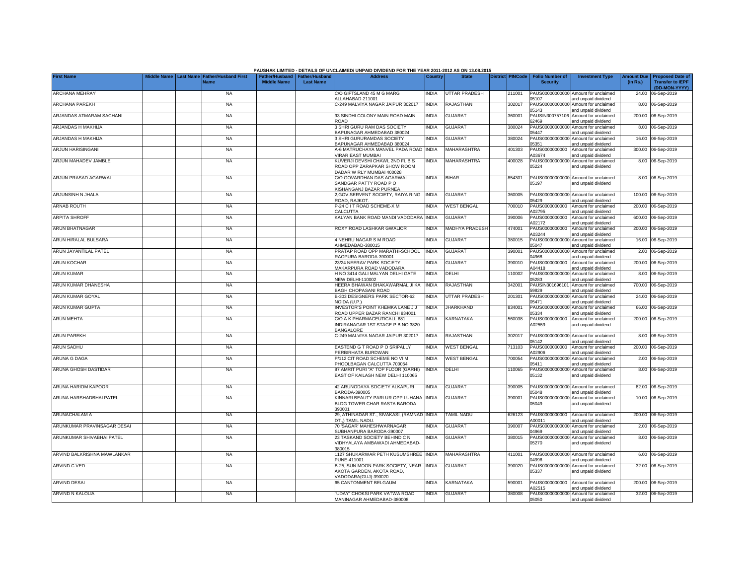PAUSHAK LIMITED - DETAILS OF UNCLAIMED/ UNPAID DIVIDEND FOR THE YEAR 2011-2012 AS ON 13.08.2015

| First Name | Middle Name | Last Name | Father/Husband First Name | Father/Husband Middle Name | Father/Husband Last Name | Address | Country | State | District | PINCode | Folio Number of Security | Investment Type | Amount Due (in Rs.) | Proposed Date of Transfer to IEPF (DD-MON-YYYY) |
|---|---|---|---|---|---|---|---|---|---|---|---|---|---|---|
| ARCHANA MEHRAY | | | NA | | | C/O GIFTSLAND 45 M G MARG ALLAHABAD-211001 | INDIA | UTTAR PRADESH | | 211001 | PAUS00000000000 05107 | Amount for unclaimed and unpaid dividend | 24.00 | 06-Sep-2019 |
| ARCHANA PAREKH | | | NA | | | C-249 MALVIYA NAGAR JAIPUR 302017 | INDIA | RAJASTHAN | | 302017 | PAUS00000000000 05143 | Amount for unclaimed and unpaid dividend | 8.00 | 06-Sep-2019 |
| ARJANDAS ATMARAM SACHANI | | | NA | | | 93 SINDHI COLONY MAIN ROAD MAIN ROAD | INDIA | GUJARAT | | 360001 | PAUSIN300757106 62469 | Amount for unclaimed and unpaid dividend | 200.00 | 06-Sep-2019 |
| ARJANDAS H MAKHIJA | | | NA | | | 3 SHRI GURU RAM DAS SOCIETY BAPUNAGAR AHMEDABAD 380024 | INDIA | GUJARAT | | 380024 | PAUS00000000000 05447 | Amount for unclaimed and unpaid dividend | 8.00 | 06-Sep-2019 |
| ARJANDAS H MAKHIJA | | | NA | | | 3 SHRI GURURAMDAS SOCIETY BAPUNAGAR AHMEDABAD 380024 | INDIA | GUJARAT | | 380024 | PAUS00000000000 05351 | Amount for unclaimed and unpaid dividend | 16.00 | 06-Sep-2019 |
| ARJUN HARISINGANI | | | NA | | | A-6 MATRUCHAYA MANVEL PADA ROAD VIRAR EAST MUMBAI | INDIA | MAHARASHTRA | | 401303 | PAUS0000000000 A03674 | Amount for unclaimed and unpaid dividend | 300.00 | 06-Sep-2019 |
| ARJUN MAHADEV JAMBLE | | | NA | | | KUVERJI DEVSHI CHAWL 2ND FL B S ROAD OPP ZARAPKAR SHOW ROOM DADAR W RLY MUMBAI 400028 | INDIA | MAHARASHTRA | | 400028 | PAUS00000000000 05224 | Amount for unclaimed and unpaid dividend | 8.00 | 06-Sep-2019 |
| ARJUN PRASAD AGARWAL | | | NA | | | C/O GOVARDHAN DAS AGARWAL SANDGAR PATTY ROAD P O KISHANGANJ BAZAR PURNEA | INDIA | BIHAR | | 854301 | PAUS00000000000 05197 | Amount for unclaimed and unpaid dividend | 8.00 | 06-Sep-2019 |
| ARJUNSINH N JHALA | | | NA | | | 2,GOV.SERVENT SOCIETY, RAIYA RING ROAD, RAJKOT. | INDIA | GUJARAT | | 360005 | PAUS00000000000 05429 | Amount for unclaimed and unpaid dividend | 100.00 | 06-Sep-2019 |
| ARNAB ROUTH | | | NA | | | P-24 C I T ROAD SCHEME-X M CALCUTTA | INDIA | WEST BENGAL | | 700010 | PAUS0000000000 A02795 | Amount for unclaimed and unpaid dividend | 200.00 | 06-Sep-2019 |
| ARPITA SHROFF | | | NA | | | KALYAN BANK ROAD MANDI VADODARA | INDIA | GUJARAT | | 390006 | PAUS0000000000 A02172 | Amount for unclaimed and unpaid dividend | 600.00 | 06-Sep-2019 |
| ARUN BHATNAGAR | | | NA | | | ROXY ROAD LASHKAR GWALIOR | INDIA | MADHYA PRADESH | | 474001 | PAUS0000000000 A03244 | Amount for unclaimed and unpaid dividend | 200.00 | 06-Sep-2019 |
| ARUN HIRALAL BULSARA | | | NA | | | 4 NEHRU NAGAR S M ROAD AHMEDABAD-380015 | INDIA | GUJARAT | | 380015 | PAUS00000000000 05047 | Amount for unclaimed and unpaid dividend | 16.00 | 06-Sep-2019 |
| ARUN JAYANTILAL PATEL | | | NA | | | PRATAP ROAD OPP MARATHI-SCHOOL RAOPURA BARODA-390001 | INDIA | GUJARAT | | 390001 | PAUS00000000000 04968 | Amount for unclaimed and unpaid dividend | 2.00 | 06-Sep-2019 |
| ARUN KOCHAR | | | NA | | | 23/24 NEERAV PARK SOCIETY MAKARPURA ROAD VADODARA | INDIA | GUJARAT | | 390010 | PAUS0000000000 A04418 | Amount for unclaimed and unpaid dividend | 200.00 | 06-Sep-2019 |
| ARUN KUMAR | | | NA | | | H NO 3414 GALI MALYAN DELHI GATE NEW DELHI-110002 | INDIA | DELHI | | 110002 | PAUS00000000000 05283 | Amount for unclaimed and unpaid dividend | 8.00 | 06-Sep-2019 |
| ARUN KUMAR DHANESHA | | | NA | | | HEERA BHAWAN BHAKAWARMAL JI KA BAGH CHOPASANI ROAD | INDIA | RAJASTHAN | | 342001 | PAUSIN301696101 59829 | Amount for unclaimed and unpaid dividend | 700.00 | 06-Sep-2019 |
| ARUN KUMAR GOYAL | | | NA | | | B-303 DESIGNERS PARK SECTOR-62 NOIDA (U.P.) | INDIA | UTTAR PRADESH | | 201301 | PAUS00000000000 05471 | Amount for unclaimed and unpaid dividend | 24.00 | 06-Sep-2019 |
| ARUN KUMAR GUPTA | | | NA | | | INVESTOR'S POINT KHEMKA LANE J J ROAD UPPER BAZAR RANCHI 834001 | INDIA | JHARKHAND | | 834001 | PAUS00000000000 05334 | Amount for unclaimed and unpaid dividend | 66.00 | 06-Sep-2019 |
| ARUN MEHTA | | | NA | | | C/O A K PHARMACEUTICALL 681 INDIRANAGAR 1ST STAGE P B NO 3820 BANGALORE | INDIA | KARNATAKA | | 560038 | PAUS0000000000 A02559 | Amount for unclaimed and unpaid dividend | 200.00 | 06-Sep-2019 |
| ARUN PAREKH | | | NA | | | C-249 MALVIYA NAGAR JAIPUR 302017 | INDIA | RAJASTHAN | | 302017 | PAUS00000000000 05142 | Amount for unclaimed and unpaid dividend | 8.00 | 06-Sep-2019 |
| ARUN SADHU | | | NA | | | EASTEND G T ROAD P O SRIPALLY PERBIRHATA BURDWAN | INDIA | WEST BENGAL | | 713103 | PAUS0000000000 A02906 | Amount for unclaimed and unpaid dividend | 200.00 | 06-Sep-2019 |
| ARUNA G DAGA | | | NA | | | P/112 CIT ROAD SCHEME NO VI M PHOOLBAGAN CALCUTTA 700054 | INDIA | WEST BENGAL | | 700054 | PAUS00000000000 05411 | Amount for unclaimed and unpaid dividend | 2.00 | 06-Sep-2019 |
| ARUNA GHOSH DASTIDAR | | | NA | | | 87 AMRIT PURI "A" TOP FLOOR (GARHI) EAST OF KAILASH NEW DELHI 110065 | INDIA | DELHI | | 110065 | PAUS00000000000 05132 | Amount for unclaimed and unpaid dividend | 8.00 | 06-Sep-2019 |
| ARUNA HARIOM KAPOOR | | | NA | | | 42 ARUNODAYA SOCIETY ALKAPURI BARODA-390005 | INDIA | GUJARAT | | 390005 | PAUS00000000000 05048 | Amount for unclaimed and unpaid dividend | 82.00 | 06-Sep-2019 |
| ARUNA HARSHADBHAI PATEL | | | NA | | | KINNARI BEAUTY PARLUR OPP LUHANA BLDG TOWER CHAR RASTA BARODA 390001 | INDIA | GUJARAT | | 390001 | PAUS00000000000 05049 | Amount for unclaimed and unpaid dividend | 10.00 | 06-Sep-2019 |
| ARUNACHALAM A | | | NA | | | 29, ATHINADAR ST., SIVAKASI, (RAMNAD DT.,) TAMIL NADU. | INDIA | TAMIL NADU | | 626123 | PAUS0000000000 A00011 | Amount for unclaimed and unpaid dividend | 200.00 | 06-Sep-2019 |
| ARUNKUMAR PRAVINSAGAR DESAI | | | NA | | | 70 'SAGAR' MAHESHWARNAGAR SUBHANPURA BARODA-390007 | INDIA | GUJARAT | | 390007 | PAUS00000000000 04969 | Amount for unclaimed and unpaid dividend | 2.00 | 06-Sep-2019 |
| ARUNKUMAR SHIVABHAI PATEL | | | NA | | | 23 TASKAND SOCIETY BEHIND C N VIDHYALAYA AMBAWADI AHMEDABAD-380015 | INDIA | GUJARAT | | 380015 | PAUS00000000000 05270 | Amount for unclaimed and unpaid dividend | 8.00 | 06-Sep-2019 |
| ARVIND BALKRISHNA MAWLANKAR | | | NA | | | 1127 SHUKARWAR PETH KUSUMSHREE PUNE-411001 | INDIA | MAHARASHTRA | | 411001 | PAUS00000000000 04996 | Amount for unclaimed and unpaid dividend | 6.00 | 06-Sep-2019 |
| ARVIND C VED | | | NA | | | B-25, SUN MOON PARK SOCIETY, NEAR AKOTA GARDEN, AKOTA ROAD, VADODARA(GUJ)-390020 | INDIA | GUJARAT | | 390020 | PAUS00000000000 05337 | Amount for unclaimed and unpaid dividend | 32.00 | 06-Sep-2019 |
| ARVIND DESAI | | | NA | | | 65 CANTONMENT BELGAUM | INDIA | KARNATAKA | | 590001 | PAUS0000000000 A02515 | Amount for unclaimed and unpaid dividend | 200.00 | 06-Sep-2019 |
| ARVIND N KALOLIA | | | NA | | | "UDAY" CHOKSI PARK VATWA ROAD MANINAGAR AHMEDABAD-380008 | INDIA | GUJARAT | | 380008 | PAUS00000000000 05050 | Amount for unclaimed and unpaid dividend | 32.00 | 06-Sep-2019 |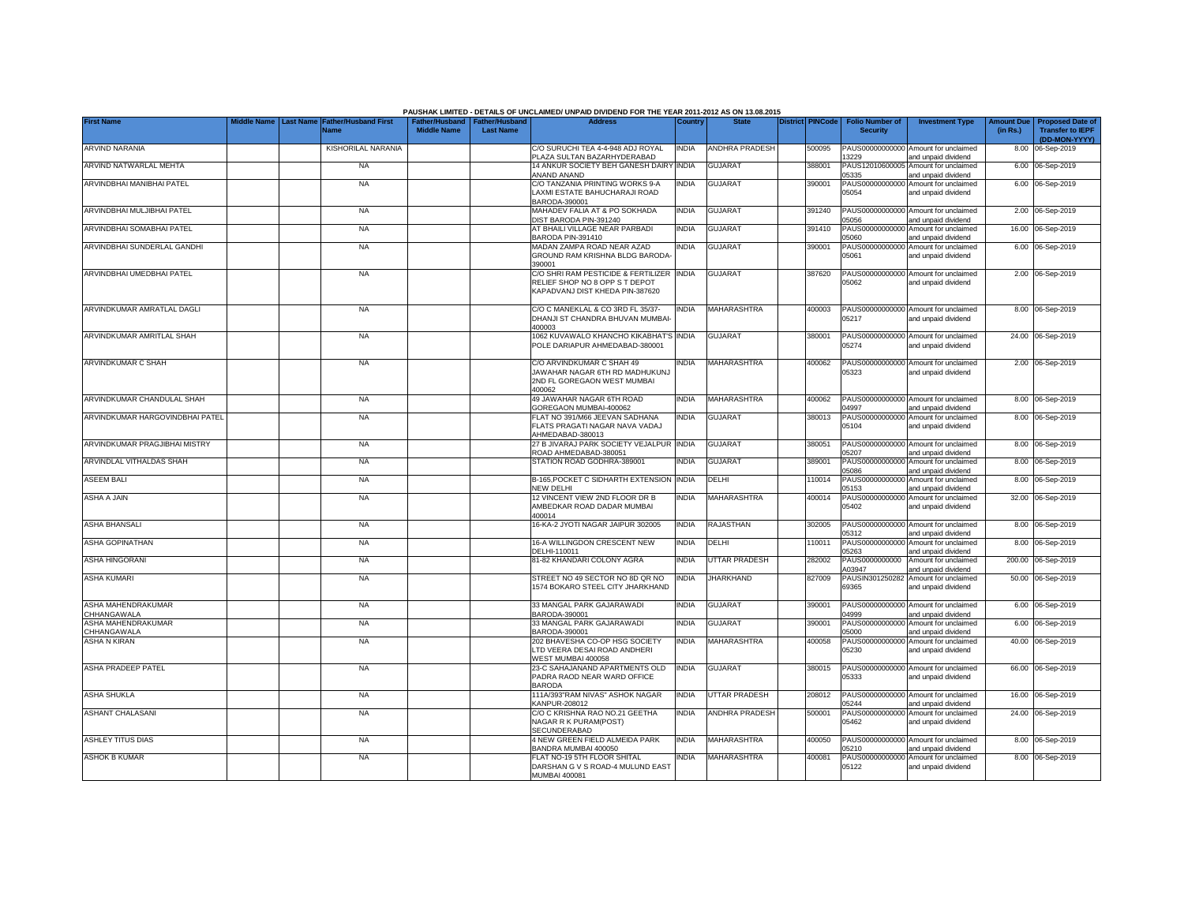**PAUSHAK LIMITED - DETAILS OF UNCLAIMED/ UNPAID DIVIDEND FOR THE YEAR 2011-2012 AS ON 13.08.2015**

| First Name | Middle Name | Last Name | Father/Husband First Name | Father/Husband Middle Name | Father/Husband Last Name | Address | Country | State | District | PINCode | Folio Number of Security | Investment Type | Amount Due (in Rs.) | Proposed Date of Transfer to IEPF (DD-MON-YYYY) |
|---|---|---|---|---|---|---|---|---|---|---|---|---|---|---|
| ARVIND NARANIA | | | KISHORILAL NARANIA | | | C/O SURUCHI TEA 4-4-948 ADJ ROYAL PLAZA SULTAN BAZARHYDERABAD | INDIA | ANDHRA PRADESH | | 500095 | PAUS00000000000 13229 | Amount for unclaimed and unpaid dividend | 8.00 | 06-Sep-2019 |
| ARVIND NATWARLAL MEHTA | | | NA | | | 14 ANKUR SOCIETY BEH GANESH DAIRY ANAND ANAND | INDIA | GUJARAT | | 388001 | PAUS12010600005 05335 | Amount for unclaimed and unpaid dividend | 6.00 | 06-Sep-2019 |
| ARVINDBHAI MANIBHAI PATEL | | | NA | | | C/O TANZANIA PRINTING WORKS 9-A LAXMI ESTATE BAHUCHARAJI ROAD BARODA-390001 | INDIA | GUJARAT | | 390001 | PAUS00000000000 05054 | Amount for unclaimed and unpaid dividend | 6.00 | 06-Sep-2019 |
| ARVINDBHAI MULJIBHAI PATEL | | | NA | | | MAHADEV FALIA AT & PO SOKHADA DIST BARODA PIN-391240 | INDIA | GUJARAT | | 391240 | PAUS00000000000 05056 | Amount for unclaimed and unpaid dividend | 2.00 | 06-Sep-2019 |
| ARVINDBHAI SOMABHAI PATEL | | | NA | | | AT BHAILI VILLAGE NEAR PARBADI BARODA PIN-391410 | INDIA | GUJARAT | | 391410 | PAUS00000000000 05060 | Amount for unclaimed and unpaid dividend | 16.00 | 06-Sep-2019 |
| ARVINDBHAI SUNDERLAL GANDHI | | | NA | | | MADAN ZAMPA ROAD NEAR AZAD GROUND RAM KRISHNA BLDG BARODA-390001 | INDIA | GUJARAT | | 390001 | PAUS00000000000 05061 | Amount for unclaimed and unpaid dividend | 6.00 | 06-Sep-2019 |
| ARVINDBHAI UMEDBHAI PATEL | | | NA | | | C/O SHRI RAM PESTICIDE & FERTILIZER RELIEF SHOP NO 8 OPP S T DEPOT KAPADVANJ DIST KHEDA PIN-387620 | INDIA | GUJARAT | | 387620 | PAUS00000000000 05062 | Amount for unclaimed and unpaid dividend | 2.00 | 06-Sep-2019 |
| ARVINDKUMAR AMRATLAL DAGLI | | | NA | | | C/O C MANEKLAL & CO 3RD FL 35/37-DHANJI ST CHANDRA BHUVAN MUMBAI-400003 | INDIA | MAHARASHTRA | | 400003 | PAUS00000000000 05217 | Amount for unclaimed and unpaid dividend | 8.00 | 06-Sep-2019 |
| ARVINDKUMAR AMRITLAL SHAH | | | NA | | | 1062 KUVAWALO KHANCHO KIKABHAT'S POLE DARIAPUR AHMEDABAD-380001 | INDIA | GUJARAT | | 380001 | PAUS00000000000 05274 | Amount for unclaimed and unpaid dividend | 24.00 | 06-Sep-2019 |
| ARVINDKUMAR C SHAH | | | NA | | | C/O ARVINDKUMAR C SHAH 49 JAWAHAR NAGAR 6TH RD MADHUKUNJ 2ND FL GOREGAON WEST MUMBAI 400062 | INDIA | MAHARASHTRA | | 400062 | PAUS00000000000 05323 | Amount for unclaimed and unpaid dividend | 2.00 | 06-Sep-2019 |
| ARVINDKUMAR CHANDULAL SHAH | | | NA | | | 49 JAWAHAR NAGAR 6TH ROAD GOREGAON MUMBAI-400062 | INDIA | MAHARASHTRA | | 400062 | PAUS00000000000 04997 | Amount for unclaimed and unpaid dividend | 8.00 | 06-Sep-2019 |
| ARVINDKUMAR HARGOVINDBHAI PATEL | | | NA | | | FLAT NO 391/M66 JEEVAN SADHANA FLATS PRAGATI NAGAR NAVA VADAJ AHMEDABAD-380013 | INDIA | GUJARAT | | 380013 | PAUS00000000000 05104 | Amount for unclaimed and unpaid dividend | 8.00 | 06-Sep-2019 |
| ARVINDKUMAR PRAGJIBHAI MISTRY | | | NA | | | 27 B JIVARAJ PARK SOCIETY VEJALPUR ROAD AHMEDABAD-380051 | INDIA | GUJARAT | | 380051 | PAUS00000000000 05207 | Amount for unclaimed and unpaid dividend | 8.00 | 06-Sep-2019 |
| ARVINDLAL VITHALDAS SHAH | | | NA | | | STATION ROAD GODHRA-389001 | INDIA | GUJARAT | | 389001 | PAUS00000000000 05086 | Amount for unclaimed and unpaid dividend | 8.00 | 06-Sep-2019 |
| ASEEM BALI | | | NA | | | B-165,POCKET C SIDHARTH EXTENSION NEW DELHI | INDIA | DELHI | | 110014 | PAUS00000000000 05153 | Amount for unclaimed and unpaid dividend | 8.00 | 06-Sep-2019 |
| ASHA A JAIN | | | NA | | | 12 VINCENT VIEW 2ND FLOOR DR B AMBEDKAR ROAD DADAR MUMBAI 400014 | INDIA | MAHARASHTRA | | 400014 | PAUS00000000000 05402 | Amount for unclaimed and unpaid dividend | 32.00 | 06-Sep-2019 |
| ASHA BHANSALI | | | NA | | | 16-KA-2 JYOTI NAGAR JAIPUR 302005 | INDIA | RAJASTHAN | | 302005 | PAUS00000000000 05312 | Amount for unclaimed and unpaid dividend | 8.00 | 06-Sep-2019 |
| ASHA GOPINATHAN | | | NA | | | 16-A WILLINGDON CRESCENT NEW DELHI-110011 | INDIA | DELHI | | 110011 | PAUS00000000000 05263 | Amount for unclaimed and unpaid dividend | 8.00 | 06-Sep-2019 |
| ASHA HINGORANI | | | NA | | | 81-82 KHANDARI COLONY AGRA | INDIA | UTTAR PRADESH | | 282002 | PAUS0000000000 A03947 | Amount for unclaimed and unpaid dividend | 200.00 | 06-Sep-2019 |
| ASHA KUMARI | | | NA | | | STREET NO 49 SECTOR NO 8D QR NO 1574 BOKARO STEEL CITY JHARKHAND | INDIA | JHARKHAND | | 827009 | PAUSIN301250282 69365 | Amount for unclaimed and unpaid dividend | 50.00 | 06-Sep-2019 |
| ASHA MAHENDRAKUMAR CHHANGAWALA | | | NA | | | 33 MANGAL PARK GAJARAWADI BARODA-390001 | INDIA | GUJARAT | | 390001 | PAUS00000000000 04999 | Amount for unclaimed and unpaid dividend | 6.00 | 06-Sep-2019 |
| ASHA MAHENDRAKUMAR CHHANGAWALA | | | NA | | | 33 MANGAL PARK GAJARAWADI BARODA-390001 | INDIA | GUJARAT | | 390001 | PAUS00000000000 05000 | Amount for unclaimed and unpaid dividend | 6.00 | 06-Sep-2019 |
| ASHA N KIRAN | | | NA | | | 202 BHAVESHA CO-OP HSG SOCIETY LTD VEERA DESAI ROAD ANDHERI WEST MUMBAI 400058 | INDIA | MAHARASHTRA | | 400058 | PAUS00000000000 05230 | Amount for unclaimed and unpaid dividend | 40.00 | 06-Sep-2019 |
| ASHA PRADEEP PATEL | | | NA | | | 23-C SAHAJANAND APARTMENTS OLD PADRA RAOD NEAR WARD OFFICE BARODA | INDIA | GUJARAT | | 380015 | PAUS00000000000 05333 | Amount for unclaimed and unpaid dividend | 66.00 | 06-Sep-2019 |
| ASHA SHUKLA | | | NA | | | 111A/393"RAM NIVAS" ASHOK NAGAR KANPUR-208012 | INDIA | UTTAR PRADESH | | 208012 | PAUS00000000000 05244 | Amount for unclaimed and unpaid dividend | 16.00 | 06-Sep-2019 |
| ASHANT CHALASANI | | | NA | | | C/O C KRISHNA RAO NO.21 GEETHA NAGAR R K PURAM(POST) SECUNDERABAD | INDIA | ANDHRA PRADESH | | 500001 | PAUS00000000000 05462 | Amount for unclaimed and unpaid dividend | 24.00 | 06-Sep-2019 |
| ASHLEY TITUS DIAS | | | NA | | | 4 NEW GREEN FIELD ALMEIDA PARK BANDRA MUMBAI 400050 | INDIA | MAHARASHTRA | | 400050 | PAUS00000000000 05210 | Amount for unclaimed and unpaid dividend | 8.00 | 06-Sep-2019 |
| ASHOK B KUMAR | | | NA | | | FLAT NO-19 5TH FLOOR SHITAL DARSHAN G V S ROAD-4 MULUND EAST MUMBAI 400081 | INDIA | MAHARASHTRA | | 400081 | PAUS00000000000 05122 | Amount for unclaimed and unpaid dividend | 8.00 | 06-Sep-2019 |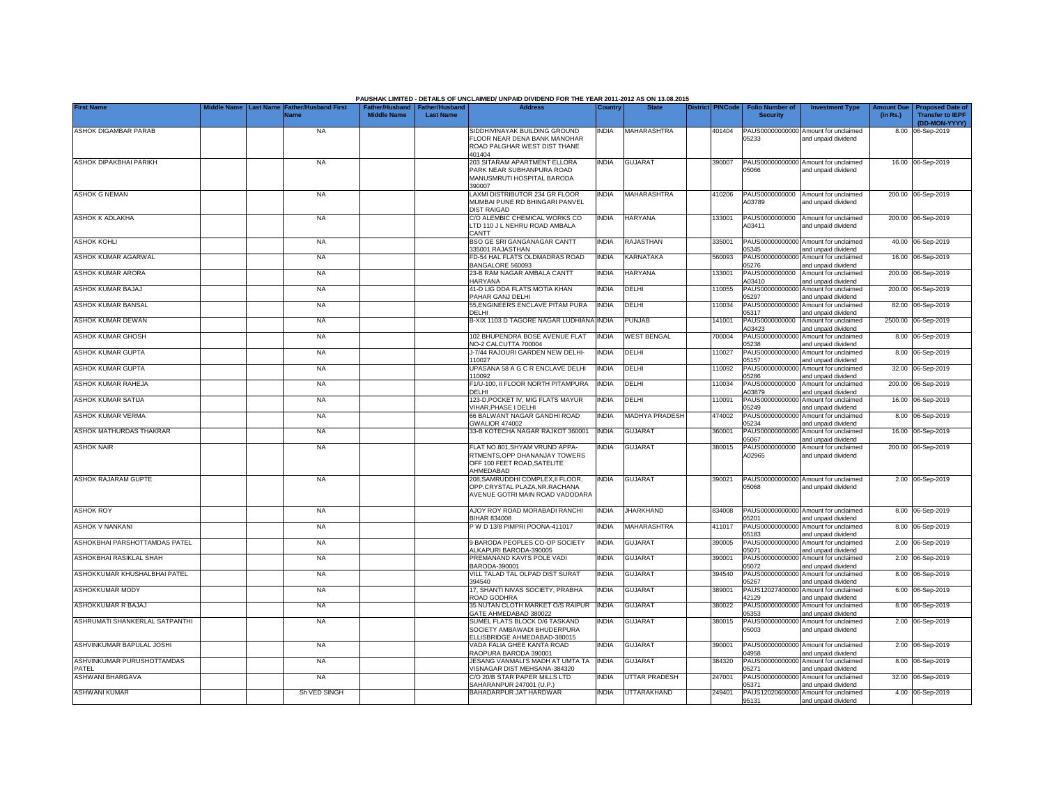PAUSHAK LIMITED - DETAILS OF UNCLAIMED/ UNPAID DIVIDEND FOR THE YEAR 2011-2012 AS ON 13.08.2015

| First Name | Middle Name | Last Name | Father/Husband First Name | Father/Husband Middle Name | Father/Husband Last Name | Address | Country | State | District | PINCode | Folio Number of Security | Investment Type | Amount Due (in Rs.) | Proposed Date of Transfer to IEPF (DD-MON-YYYY) |
|---|---|---|---|---|---|---|---|---|---|---|---|---|---|---|
| ASHOK DIGAMBAR PARAB | | | NA | | | SIDDHIVINAYAK BUILDING GROUND FLOOR NEAR DENA BANK MANOHAR ROAD PALGHAR WEST DIST THANE 401404 | INDIA | MAHARASHTRA | | 401404 | PAUS00000000000 05233 | Amount for unclaimed and unpaid dividend | 8.00 | 06-Sep-2019 |
| ASHOK DIPAKBHAI PARIKH | | | NA | | | 203 SITARAM APARTMENT ELLORA PARK NEAR SUBHANPURA ROAD MANUSMRUTI HOSPITAL BARODA 390007 | INDIA | GUJARAT | | 390007 | PAUS00000000000 05066 | Amount for unclaimed and unpaid dividend | 16.00 | 06-Sep-2019 |
| ASHOK G NEMAN | | | NA | | | LAXMI DISTRIBUTOR 234 GR FLOOR MUMBAI PUNE RD BHINGARI PANVEL DIST RAIGAD | INDIA | MAHARASHTRA | | 410206 | PAUS0000000000 A03789 | Amount for unclaimed and unpaid dividend | 200.00 | 06-Sep-2019 |
| ASHOK K ADLAKHA | | | NA | | | C/O ALEMBIC CHEMICAL WORKS CO LTD 110 J L NEHRU ROAD AMBALA CANTT | INDIA | HARYANA | | 133001 | PAUS0000000000 A03411 | Amount for unclaimed and unpaid dividend | 200.00 | 06-Sep-2019 |
| ASHOK KOHLI | | | NA | | | BSO GE SRI GANGANAGAR CANTT 335001 RAJASTHAN | INDIA | RAJASTHAN | | 335001 | PAUS00000000000 05345 | Amount for unclaimed and unpaid dividend | 40.00 | 06-Sep-2019 |
| ASHOK KUMAR AGARWAL | | | NA | | | FD-54 HAL FLATS OLDMADRAS ROAD BANGALORE 560093 | INDIA | KARNATAKA | | 560093 | PAUS00000000000 05276 | Amount for unclaimed and unpaid dividend | 16.00 | 06-Sep-2019 |
| ASHOK KUMAR ARORA | | | NA | | | 23-B RAM NAGAR AMBALA CANTT HARYANA | INDIA | HARYANA | | 133001 | PAUS0000000000 A03410 | Amount for unclaimed and unpaid dividend | 200.00 | 06-Sep-2019 |
| ASHOK KUMAR BAJAJ | | | NA | | | 41-D LIG DDA FLATS MOTIA KHAN PAHAR GANJ DELHI | INDIA | DELHI | | 110055 | PAUS00000000000 05297 | Amount for unclaimed and unpaid dividend | 200.00 | 06-Sep-2019 |
| ASHOK KUMAR BANSAL | | | NA | | | 55,ENGINEERS ENCLAVE PITAM PURA DELHI | INDIA | DELHI | | 110034 | PAUS00000000000 05317 | Amount for unclaimed and unpaid dividend | 82.00 | 06-Sep-2019 |
| ASHOK KUMAR DEWAN | | | NA | | | B-XIX 1103 D TAGORE NAGAR LUDHIANA | INDIA | PUNJAB | | 141001 | PAUS0000000000 A03423 | Amount for unclaimed and unpaid dividend | 2500.00 | 06-Sep-2019 |
| ASHOK KUMAR GHOSH | | | NA | | | 102 BHUPENDRA BOSE AVENUE FLAT NO-2 CALCUTTA 700004 | INDIA | WEST BENGAL | | 700004 | PAUS00000000000 05238 | Amount for unclaimed and unpaid dividend | 8.00 | 06-Sep-2019 |
| ASHOK KUMAR GUPTA | | | NA | | | J-7/44 RAJOURI GARDEN NEW DELHI-110027 | INDIA | DELHI | | 110027 | PAUS00000000000 05157 | Amount for unclaimed and unpaid dividend | 8.00 | 06-Sep-2019 |
| ASHOK KUMAR GUPTA | | | NA | | | UPASANA 58 A G C R ENCLAVE DELHI 110092 | INDIA | DELHI | | 110092 | PAUS00000000000 05286 | Amount for unclaimed and unpaid dividend | 32.00 | 06-Sep-2019 |
| ASHOK KUMAR RAHEJA | | | NA | | | F1/U-100, II FLOOR NORTH PITAMPURA DELHI | INDIA | DELHI | | 110034 | PAUS0000000000 A03879 | Amount for unclaimed and unpaid dividend | 200.00 | 06-Sep-2019 |
| ASHOK KUMAR SATIJA | | | NA | | | 123-D,POCKET IV, MIG FLATS MAYUR VIHAR,PHASE I DELHI | INDIA | DELHI | | 110091 | PAUS00000000000 05249 | Amount for unclaimed and unpaid dividend | 16.00 | 06-Sep-2019 |
| ASHOK KUMAR VERMA | | | NA | | | 66 BALWANT NAGAR GANDHI ROAD GWALIOR 474002 | INDIA | MADHYA PRADESH | | 474002 | PAUS00000000000 05234 | Amount for unclaimed and unpaid dividend | 8.00 | 06-Sep-2019 |
| ASHOK MATHURDAS THAKRAR | | | NA | | | 33-B KOTECHA NAGAR RAJKOT 360001 | INDIA | GUJARAT | | 360001 | PAUS00000000000 05067 | Amount for unclaimed and unpaid dividend | 16.00 | 06-Sep-2019 |
| ASHOK NAIR | | | NA | | | FLAT NO.801,SHYAM VRUND APPA-RTMENTS,OPP DHANANJAY TOWERS OFF 100 FEET ROAD,SATELITE AHMEDABAD | INDIA | GUJARAT | | 380015 | PAUS0000000000 A02965 | Amount for unclaimed and unpaid dividend | 200.00 | 06-Sep-2019 |
| ASHOK RAJARAM GUPTE | | | NA | | | 208,SAMRUDDHI COMPLEX,II FLOOR, OPP.CRYSTAL PLAZA,NR.RACHANA AVENUE GOTRI MAIN ROAD VADODARA | INDIA | GUJARAT | | 390021 | PAUS00000000000 05068 | Amount for unclaimed and unpaid dividend | 2.00 | 06-Sep-2019 |
| ASHOK ROY | | | NA | | | AJOY ROY ROAD MORABADI RANCHI BIHAR 834008 | INDIA | JHARKHAND | | 834008 | PAUS00000000000 05201 | Amount for unclaimed and unpaid dividend | 8.00 | 06-Sep-2019 |
| ASHOK V NANKANI | | | NA | | | P W D 13/8 PIMPRI POONA-411017 | INDIA | MAHARASHTRA | | 411017 | PAUS00000000000 05183 | Amount for unclaimed and unpaid dividend | 8.00 | 06-Sep-2019 |
| ASHOKBHAI PARSHOTTAMDAS PATEL | | | NA | | | 9 BARODA PEOPLES CO-OP SOCIETY ALKAPURI BARODA-390005 | INDIA | GUJARAT | | 390005 | PAUS00000000000 05071 | Amount for unclaimed and unpaid dividend | 2.00 | 06-Sep-2019 |
| ASHOKBHAI RASIKLAL SHAH | | | NA | | | PREMANAND KAVI'S POLE VADI BARODA-390001 | INDIA | GUJARAT | | 390001 | PAUS00000000000 05072 | Amount for unclaimed and unpaid dividend | 2.00 | 06-Sep-2019 |
| ASHOKKUMAR KHUSHALBHAI PATEL | | | NA | | | VILL TALAD TAL OLPAD DIST SURAT 394540 | INDIA | GUJARAT | | 394540 | PAUS00000000000 05267 | Amount for unclaimed and unpaid dividend | 8.00 | 06-Sep-2019 |
| ASHOKKUMAR MODY | | | NA | | | 17, SHANTI NIVAS SOCIETY, PRABHA ROAD GODHRA | INDIA | GUJARAT | | 389001 | PAUS12027400000 42129 | Amount for unclaimed and unpaid dividend | 6.00 | 06-Sep-2019 |
| ASHOKKUMAR R BAJAJ | | | NA | | | 35 NUTAN CLOTH MARKET O/S RAIPUR GATE AHMEDABAD 380022 | INDIA | GUJARAT | | 380022 | PAUS00000000000 05353 | Amount for unclaimed and unpaid dividend | 8.00 | 06-Sep-2019 |
| ASHRUMATI SHANKERLAL SATPANTHI | | | NA | | | SUMEL FLATS BLOCK D/6 TASKAND SOCIETY AMBAWADI BHUDERPURA ELLISBRIDGE AHMEDABAD-380015 | INDIA | GUJARAT | | 380015 | PAUS00000000000 05003 | Amount for unclaimed and unpaid dividend | 2.00 | 06-Sep-2019 |
| ASHVINKUMAR BAPULAL JOSHI | | | NA | | | VADA FALIA GHEE KANTA ROAD RAOPURA BARODA 390001 | INDIA | GUJARAT | | 390001 | PAUS00000000000 04958 | Amount for unclaimed and unpaid dividend | 2.00 | 06-Sep-2019 |
| ASHVINKUMAR PURUSHOTTAMDAS PATEL | | | NA | | | JESANG VANMALI'S MADH AT UMTA TA VISNAGAR DIST MEHSANA-384320 | INDIA | GUJARAT | | 384320 | PAUS00000000000 05271 | Amount for unclaimed and unpaid dividend | 8.00 | 06-Sep-2019 |
| ASHWANI BHARGAVA | | | NA | | | C/O 20/B STAR PAPER MILLS LTD SAHARANPUR 247001 (U.P.) | INDIA | UTTAR PRADESH | | 247001 | PAUS00000000000 05371 | Amount for unclaimed and unpaid dividend | 32.00 | 06-Sep-2019 |
| ASHWANI KUMAR | | | Sh VED SINGH | | | BAHADARPUR JAT HARDWAR | INDIA | UTTARAKHAND | | 249401 | PAUS12020600000 95131 | Amount for unclaimed and unpaid dividend | 4.00 | 06-Sep-2019 |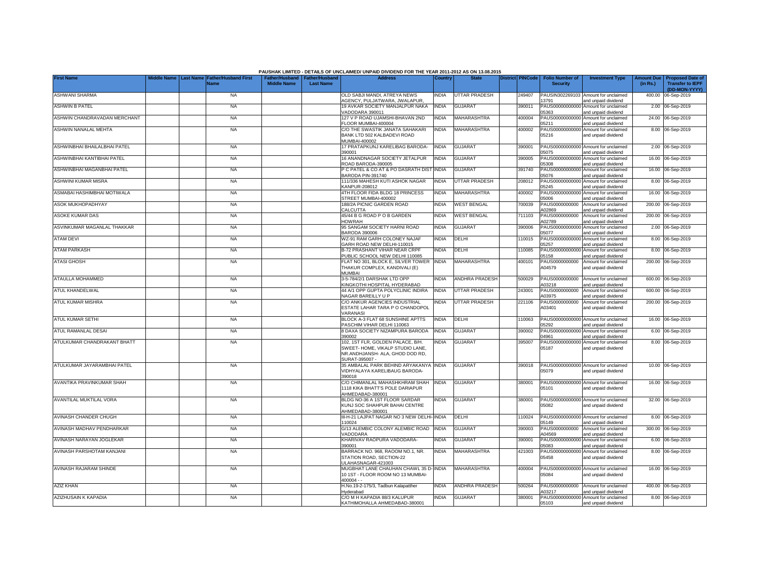PAUSHAK LIMITED - DETAILS OF UNCLAIMED/ UNPAID DIVIDEND FOR THE YEAR 2011-2012 AS ON 13.08.2015

| First Name | Middle Name | Last Name | Father/Husband First Name | Father/Husband Middle Name | Father/Husband Last Name | Address | Country | State | District | PINCode | Folio Number of Security | Investment Type | Amount Due (in Rs.) | Proposed Date of Transfer to IEPF (DD-MON-YYYY) |
|---|---|---|---|---|---|---|---|---|---|---|---|---|---|---|
| ASHWANI SHARMA | | | NA | | | OLD SABJI MANDI, ATREYA NEWS AGENCY, PULJATWARA, JWALAPUR, | INDIA | UTTAR PRADESH | | 249407 | PAUSIN302269103 13791 | Amount for unclaimed and unpaid dividend | 400.00 | 06-Sep-2019 |
| ASHWIN B PATEL | | | NA | | | 19 AVKAR SOCIETY MANJALPUR NAKA VADODARA 390011 | INDIA | GUJARAT | | 390011 | PAUS00000000000 05363 | Amount for unclaimed and unpaid dividend | 2.00 | 06-Sep-2019 |
| ASHWIN CHANDRAVADAN MERCHANT | | | NA | | | 127 V P ROAD UJAMSHI-BHAVAN 2ND FLOOR MUMBAI-400004 | INDIA | MAHARASHTRA | | 400004 | PAUS00000000000 05211 | Amount for unclaimed and unpaid dividend | 24.00 | 06-Sep-2019 |
| ASHWIN NANALAL MEHTA | | | NA | | | C/O THE SWASTIK JANATA SAHAKARI BANK LTD 502 KALBADEVI ROAD MUMBAI-400002 | INDIA | MAHARASHTRA | | 400002 | PAUS00000000000 05216 | Amount for unclaimed and unpaid dividend | 8.00 | 06-Sep-2019 |
| ASHWINBHAI BHAILALBHAI PATEL | | | NA | | | 17 PRATAPKUNJ KARELIBAG BARODA-390001 | INDIA | GUJARAT | | 390001 | PAUS00000000000 05075 | Amount for unclaimed and unpaid dividend | 2.00 | 06-Sep-2019 |
| ASHWINBHAI KANTIBHAI PATEL | | | NA | | | 16 ANANDNAGAR SOCIETY JETALPUR ROAD BARODA-390005 | INDIA | GUJARAT | | 390005 | PAUS00000000000 05308 | Amount for unclaimed and unpaid dividend | 16.00 | 06-Sep-2019 |
| ASHWINBHAI MAGANBHAI PATEL | | | NA | | | P C PATEL & CO AT & PO DASRATH DIST BARODA PIN-391740 | INDIA | GUJARAT | | 391740 | PAUS00000000000 05076 | Amount for unclaimed and unpaid dividend | 16.00 | 06-Sep-2019 |
| ASHWINI KUMAR MISRA | | | NA | | | 111/336 MAHESH KUTI ASHOK NAGAR KANPUR-208012 | INDIA | UTTAR PRADESH | | 208012 | PAUS00000000000 05245 | Amount for unclaimed and unpaid dividend | 8.00 | 06-Sep-2019 |
| ASMABAI HASHIMBHAI MOTIWALA | | | NA | | | 4TH FLOOR FIDA BLDG 18 PRINCESS STREET MUMBAI-400002 | INDIA | MAHARASHTRA | | 400002 | PAUS00000000000 05006 | Amount for unclaimed and unpaid dividend | 16.00 | 06-Sep-2019 |
| ASOK MUKHOPADHYAY | | | NA | | | 188/2A PICNIC GARDEN ROAD CALCUTTA | INDIA | WEST BENGAL | | 700039 | PAUS0000000000 A02869 | Amount for unclaimed and unpaid dividend | 200.00 | 06-Sep-2019 |
| ASOKE KUMAR DAS | | | NA | | | 45/44 B G ROAD P O B GARDEN HOWRAH | INDIA | WEST BENGAL | | 711103 | PAUS0000000000 A02789 | Amount for unclaimed and unpaid dividend | 200.00 | 06-Sep-2019 |
| ASVINKUMAR MAGANLAL THAKKAR | | | NA | | | 95 SANGAM SOCIETY HARNI ROAD BARODA 390006 | INDIA | GUJARAT | | 390006 | PAUS00000000000 05077 | Amount for unclaimed and unpaid dividend | 2.00 | 06-Sep-2019 |
| ATAM DEVI | | | NA | | | WZ-91 RAM GARH COLONEY NAJAF GARH ROAD NEW DELHI-110015 | INDIA | DELHI | | 110015 | PAUS00000000000 05257 | Amount for unclaimed and unpaid dividend | 8.00 | 06-Sep-2019 |
| ATAM PARKASH | | | NA | | | B-72 PRASHANT VIHAR NEAR CRPF PUBLIC SCHOOL NEW DELHI 110085 | INDIA | DELHI | | 110085 | PAUS00000000000 05158 | Amount for unclaimed and unpaid dividend | 8.00 | 06-Sep-2019 |
| ATASI GHOSH | | | NA | | | FLAT NO 301, BLOCK E, SILVER TOWER THAKUR COMPLEX, KANDIVALI (E) MUMBAI | INDIA | MAHARASHTRA | | 400101 | PAUS0000000000 A04579 | Amount for unclaimed and unpaid dividend | 200.00 | 06-Sep-2019 |
| ATAULLA MOHAMMED | | | NA | | | 3-5-784/2/1 DARSHAK LTD OPP KINGKOTHI HOSPITAL HYDERABAD | INDIA | ANDHRA PRADESH | | 500029 | PAUS0000000000 A03218 | Amount for unclaimed and unpaid dividend | 600.00 | 06-Sep-2019 |
| ATUL KHANDELWAL | | | NA | | | 44 A/1 OPP GUPTA POLYCLINIC INDIRA NAGAR BAREILLY U P | INDIA | UTTAR PRADESH | | 243001 | PAUS0000000000 A03975 | Amount for unclaimed and unpaid dividend | 600.00 | 06-Sep-2019 |
| ATUL KUMAR MISHRA | | | NA | | | C/O ANKUR AGENCIES INDUSTRIAL ESTATE LAHAR TARA P O CHANDOPOL VARANASI | INDIA | UTTAR PRADESH | | 221106 | PAUS0000000000 A03401 | Amount for unclaimed and unpaid dividend | 200.00 | 06-Sep-2019 |
| ATUL KUMAR SETHI | | | NA | | | BLOCK A-3 FLAT 68 SUNSHINE APTTS PASCHIM VIHAR DELHI 110063 | INDIA | DELHI | | 110063 | PAUS00000000000 05292 | Amount for unclaimed and unpaid dividend | 16.00 | 06-Sep-2019 |
| ATUL RAMANLAL DESAI | | | NA | | | 8 DAXA SOCIETY NIZAMPURA BARODA 390002 | INDIA | GUJARAT | | 390002 | PAUS00000000000 04961 | Amount for unclaimed and unpaid dividend | 6.00 | 06-Sep-2019 |
| ATULKUMAR CHANDRAKANT BHATT | | | NA | | | 102, 1ST FLR, GOLDEN PALACE, B/H. SWEET- HOME, VIKALP STUDIO LANE, NR.ANDHJANSH- ALA, GHOD DOD RD, SURAT-395007 - | INDIA | GUJARAT | | 395007 | PAUS00000000000 05187 | Amount for unclaimed and unpaid dividend | 8.00 | 06-Sep-2019 |
| ATULKUMAR JAYARAMBHAI PATEL | | | NA | | | 35 AMBALAL PARK BEHIND ARYAKANYA VIDHYALAYA KARELIBAUG BARODA-390018 | INDIA | GUJARAT | | 390018 | PAUS00000000000 05079 | Amount for unclaimed and unpaid dividend | 10.00 | 06-Sep-2019 |
| AVANTIKA PRAVINKUMAR SHAH | | | NA | | | C/O CHIMANLAL MAHASHKHRAM SHAH 1118 KIKA BHATT'S POLE DARIAPUR AHMEDABAD-380001 | INDIA | GUJARAT | | 380001 | PAUS00000000000 05101 | Amount for unclaimed and unpaid dividend | 16.00 | 06-Sep-2019 |
| AVANTILAL MUKTILAL VORA | | | NA | | | BLDG NO-36 A 1ST FLOOR SARDAR KUNJ SOC SHAHPUR BAHAI CENTRE AHMEDABAD-380001 | INDIA | GUJARAT | | 380001 | PAUS00000000000 05082 | Amount for unclaimed and unpaid dividend | 32.00 | 06-Sep-2019 |
| AVINASH CHANDER CHUGH | | | NA | | | III-H-21 LAJPAT NAGAR NO 3 NEW DELHI-110024 | INDIA | DELHI | | 110024 | PAUS00000000000 05149 | Amount for unclaimed and unpaid dividend | 8.00 | 06-Sep-2019 |
| AVINASH MADHAV PENDHARKAR | | | NA | | | G/13 ALEMBIC COLONY ALEMBIC ROAD VADODARA | INDIA | GUJARAT | | 390003 | PAUS0000000000 A04569 | Amount for unclaimed and unpaid dividend | 300.00 | 06-Sep-2019 |
| AVINASH NARAYAN JOGLEKAR | | | NA | | | KHARIVAV RAOPURA VADODARA-390001 | INDIA | GUJARAT | | 390001 | PAUS00000000000 05083 | Amount for unclaimed and unpaid dividend | 6.00 | 06-Sep-2019 |
| AVINASH PARSHOTAM KANJANI | | | NA | | | BARRACK NO. 968, RAOOM NO.1, NR. STATION ROAD, SECTION-22 ULAHASNAGAR-421003 | INDIA | MAHARASHTRA | | 421003 | PAUS00000000000 05458 | Amount for unclaimed and unpaid dividend | 8.00 | 06-Sep-2019 |
| AVINASH RAJARAM SHINDE | | | NA | | | MUGBHAT LANE CHAUHAN CHAWL 35 D-10 1ST - FLOOR ROOM NO 13 MUMBAI-400004 - - | INDIA | MAHARASHTRA | | 400004 | PAUS00000000000 05084 | Amount for unclaimed and unpaid dividend | 16.00 | 06-Sep-2019 |
| AZIZ KHAN | | | NA | | | H.No.19-2-175/3, Tadbun Kalapatther Hyderabad | INDIA | ANDHRA PRADESH | | 500264 | PAUS0000000000 A03217 | Amount for unclaimed and unpaid dividend | 400.00 | 06-Sep-2019 |
| AZIZHUSAIN K KAPADIA | | | NA | | | C/O M H KAPADIA 88/3 KALUPUR KATHIMOHALLA AHMEDABAD-380001 | INDIA | GUJARAT | | 380001 | PAUS00000000000 05103 | Amount for unclaimed and unpaid dividend | 8.00 | 06-Sep-2019 |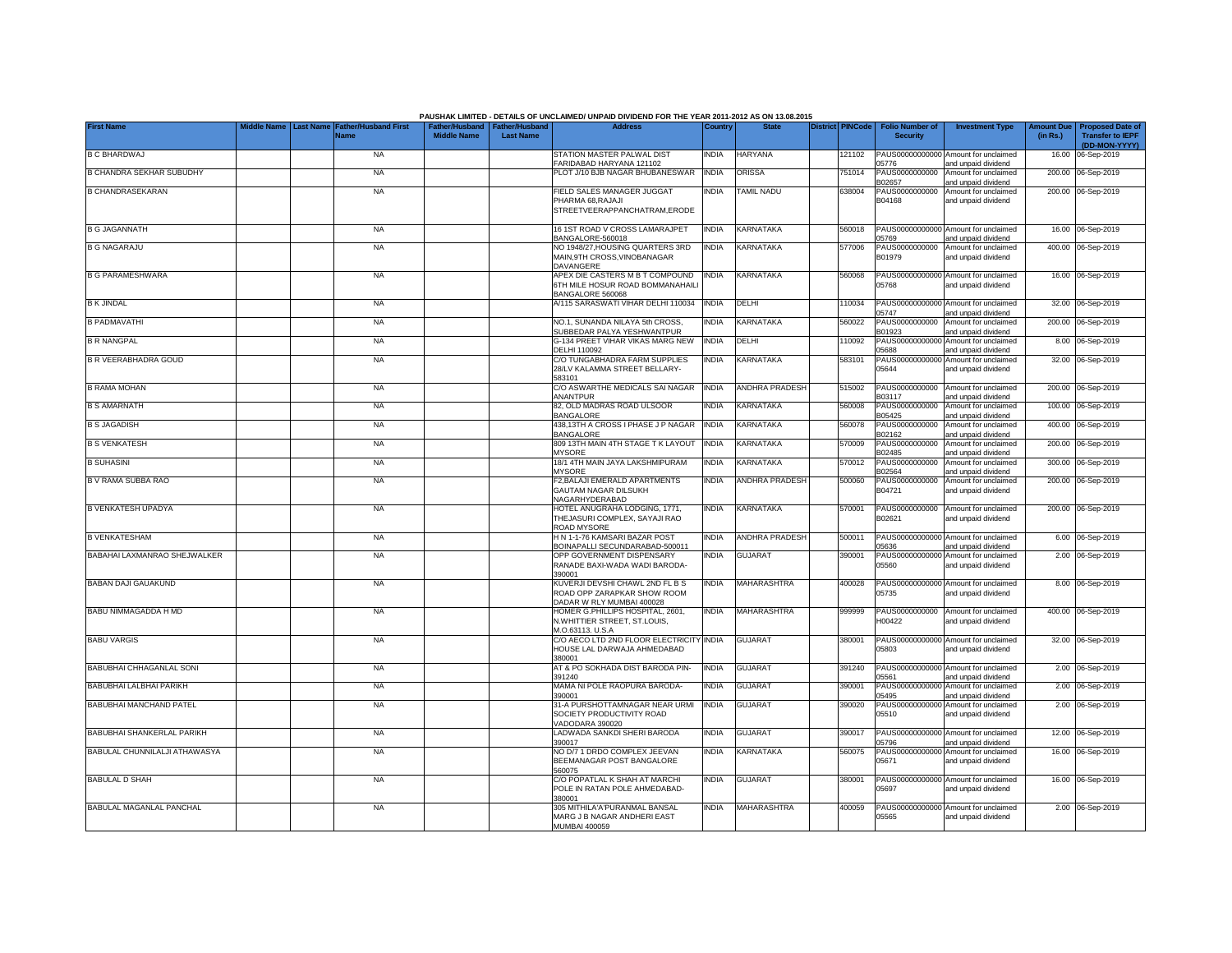PAUSHAK LIMITED - DETAILS OF UNCLAIMED/ UNPAID DIVIDEND FOR THE YEAR 2011-2012 AS ON 13.08.2015

| First Name | Middle Name | Last Name | Father/Husband First Name | Father/Husband Middle Name | Father/Husband Last Name | Address | Country | State | District | PINCode | Folio Number of Security | Investment Type | Amount Due (in Rs.) | Proposed Date of Transfer to IEPF (DD-MON-YYYY) |
|---|---|---|---|---|---|---|---|---|---|---|---|---|---|---|
| B C BHARDWAJ | | | NA | | | STATION MASTER PALWAL DIST FARIDABAD HARYANA 121102 | INDIA | HARYANA | | 121102 | PAUS00000000000 05776 | Amount for unclaimed and unpaid dividend | 16.00 | 06-Sep-2019 |
| B CHANDRA SEKHAR SUBUDHY | | | NA | | | PLOT J/10 BJB NAGAR BHUBANESWAR | INDIA | ORISSA | | 751014 | PAUS0000000000 B02657 | Amount for unclaimed and unpaid dividend | 200.00 | 06-Sep-2019 |
| B CHANDRASEKARAN | | | NA | | | FIELD SALES MANAGER JUGGAT PHARMA 68,RAJAJI STREETVEERAPPANCHATRAM,ERODE | INDIA | TAMIL NADU | | 638004 | PAUS0000000000 B04168 | Amount for unclaimed and unpaid dividend | 200.00 | 06-Sep-2019 |
| B G JAGANNATH | | | NA | | | 16 1ST ROAD V CROSS LAMARAJPET BANGALORE-560018 | INDIA | KARNATAKA | | 560018 | PAUS00000000000 05769 | Amount for unclaimed and unpaid dividend | 16.00 | 06-Sep-2019 |
| B G NAGARAJU | | | NA | | | NO 1948/27,HOUSING QUARTERS 3RD MAIN,9TH CROSS,VINOBANAGAR DAVANGERE | INDIA | KARNATAKA | | 577006 | PAUS0000000000 B01979 | Amount for unclaimed and unpaid dividend | 400.00 | 06-Sep-2019 |
| B G PARAMESHWARA | | | NA | | | APEX DIE CASTERS M B T COMPOUND 6TH MILE HOSUR ROAD BOMMANAHAILI BANGALORE 560068 | INDIA | KARNATAKA | | 560068 | PAUS00000000000 05768 | Amount for unclaimed and unpaid dividend | 16.00 | 06-Sep-2019 |
| B K JINDAL | | | NA | | | A/115 SARASWATI VIHAR DELHI 110034 | INDIA | DELHI | | 110034 | PAUS00000000000 05747 | Amount for unclaimed and unpaid dividend | 32.00 | 06-Sep-2019 |
| B PADMAVATHI | | | NA | | | NO.1, SUNANDA NILAYA 5th CROSS, SUBBEDAR PALYA YESHWANTPUR | INDIA | KARNATAKA | | 560022 | PAUS0000000000 B01923 | Amount for unclaimed and unpaid dividend | 200.00 | 06-Sep-2019 |
| B R NANGPAL | | | NA | | | G-134 PREET VIHAR VIKAS MARG NEW DELHI 110092 | INDIA | DELHI | | 110092 | PAUS00000000000 05688 | Amount for unclaimed and unpaid dividend | 8.00 | 06-Sep-2019 |
| B R VEERABHADRA GOUD | | | NA | | | C/O TUNGABHADRA FARM SUPPLIES 28/LV KALAMMA STREET BELLARY-583101 | INDIA | KARNATAKA | | 583101 | PAUS00000000000 05644 | Amount for unclaimed and unpaid dividend | 32.00 | 06-Sep-2019 |
| B RAMA MOHAN | | | NA | | | C/O ASWARTHE MEDICALS SAI NAGAR ANANTPUR | INDIA | ANDHRA PRADESH | | 515002 | PAUS0000000000 B03117 | Amount for unclaimed and unpaid dividend | 200.00 | 06-Sep-2019 |
| B S AMARNATH | | | NA | | | 82, OLD MADRAS ROAD ULSOOR BANGALORE | INDIA | KARNATAKA | | 560008 | PAUS0000000000 B05425 | Amount for unclaimed and unpaid dividend | 100.00 | 06-Sep-2019 |
| B S JAGADISH | | | NA | | | 438,13TH A CROSS I PHASE J P NAGAR BANGALORE | INDIA | KARNATAKA | | 560078 | PAUS0000000000 B02162 | Amount for unclaimed and unpaid dividend | 400.00 | 06-Sep-2019 |
| B S VENKATESH | | | NA | | | 809 13TH MAIN 4TH STAGE T K LAYOUT MYSORE | INDIA | KARNATAKA | | 570009 | PAUS0000000000 B02485 | Amount for unclaimed and unpaid dividend | 200.00 | 06-Sep-2019 |
| B SUHASINI | | | NA | | | 18/1 4TH MAIN JAYA LAKSHMIPURAM MYSORE | INDIA | KARNATAKA | | 570012 | PAUS0000000000 B02564 | Amount for unclaimed and unpaid dividend | 300.00 | 06-Sep-2019 |
| B V RAMA SUBBA RAO | | | NA | | | F2,BALAJI EMERALD APARTMENTS GAUTAM NAGAR DILSUKH NAGARHYDERABAD | INDIA | ANDHRA PRADESH | | 500060 | PAUS0000000000 B04721 | Amount for unclaimed and unpaid dividend | 200.00 | 06-Sep-2019 |
| B VENKATESH UPADYA | | | NA | | | HOTEL ANUGRAHA LODGING, 1771, THEJASURI COMPLEX, SAYAJI RAO ROAD MYSORE | INDIA | KARNATAKA | | 570001 | PAUS0000000000 B02621 | Amount for unclaimed and unpaid dividend | 200.00 | 06-Sep-2019 |
| B VENKATESHAM | | | NA | | | H N 1-1-76 KAMSARI BAZAR POST BOINAPALLI SECUNDARABAD-500011 | INDIA | ANDHRA PRADESH | | 500011 | PAUS00000000000 05636 | Amount for unclaimed and unpaid dividend | 6.00 | 06-Sep-2019 |
| BABAHAI LAXMANRAO SHEJWALKER | | | NA | | | OPP GOVERNMENT DISPENSARY RANADE BAXI-WADA WADI BARODA-390001 | INDIA | GUJARAT | | 390001 | PAUS00000000000 05560 | Amount for unclaimed and unpaid dividend | 2.00 | 06-Sep-2019 |
| BABAN DAJI GAUAKUND | | | NA | | | KUVERJI DEVSHI CHAWL 2ND FL B S ROAD OPP ZARAPKAR SHOW ROOM DADAR W RLY MUMBAI 400028 | INDIA | MAHARASHTRA | | 400028 | PAUS00000000000 05735 | Amount for unclaimed and unpaid dividend | 8.00 | 06-Sep-2019 |
| BABU NIMMAGADDA H MD | | | NA | | | HOMER G.PHILLIPS HOSPITAL, 2601, N.WHITTIER STREET, ST.LOUIS, M.O.63113. U.S.A | INDIA | MAHARASHTRA | | 999999 | PAUS0000000000 H00422 | Amount for unclaimed and unpaid dividend | 400.00 | 06-Sep-2019 |
| BABU VARGIS | | | NA | | | C/O AECO LTD 2ND FLOOR ELECTRICITY HOUSE LAL DARWAJA AHMEDABAD 380001 | INDIA | GUJARAT | | 380001 | PAUS00000000000 05803 | Amount for unclaimed and unpaid dividend | 32.00 | 06-Sep-2019 |
| BABUBHAI CHHAGANLAL SONI | | | NA | | | AT & PO SOKHADA DIST BARODA PIN-391240 | INDIA | GUJARAT | | 391240 | PAUS00000000000 05561 | Amount for unclaimed and unpaid dividend | 2.00 | 06-Sep-2019 |
| BABUBHAI LALBHAI PARIKH | | | NA | | | MAMA NI POLE RAOPURA BARODA-390001 | INDIA | GUJARAT | | 390001 | PAUS00000000000 05495 | Amount for unclaimed and unpaid dividend | 2.00 | 06-Sep-2019 |
| BABUBHAI MANCHAND PATEL | | | NA | | | 31-A PURSHOTTAMNAGAR NEAR URMI SOCIETY PRODUCTIVITY ROAD VADODARA 390020 | INDIA | GUJARAT | | 390020 | PAUS00000000000 05510 | Amount for unclaimed and unpaid dividend | 2.00 | 06-Sep-2019 |
| BABUBHAI SHANKERLAL PARIKH | | | NA | | | LADWADA SANKDI SHERI BARODA 390017 | INDIA | GUJARAT | | 390017 | PAUS00000000000 05796 | Amount for unclaimed and unpaid dividend | 12.00 | 06-Sep-2019 |
| BABULAL CHUNNILALJI ATHAWASYA | | | NA | | | NO D/7 1 DRDO COMPLEX JEEVAN BEEMANAGAR POST BANGALORE 560075 | INDIA | KARNATAKA | | 560075 | PAUS00000000000 05671 | Amount for unclaimed and unpaid dividend | 16.00 | 06-Sep-2019 |
| BABULAL D SHAH | | | NA | | | C/O POPATLAL K SHAH AT MARCHI POLE IN RATAN POLE AHMEDABAD-380001 | INDIA | GUJARAT | | 380001 | PAUS00000000000 05697 | Amount for unclaimed and unpaid dividend | 16.00 | 06-Sep-2019 |
| BABULAL MAGANLAL PANCHAL | | | NA | | | 305 MITHILA'A'PURANMAL BANSAL MARG J B NAGAR ANDHERI EAST MUMBAI 400059 | INDIA | MAHARASHTRA | | 400059 | PAUS00000000000 05565 | Amount for unclaimed and unpaid dividend | 2.00 | 06-Sep-2019 |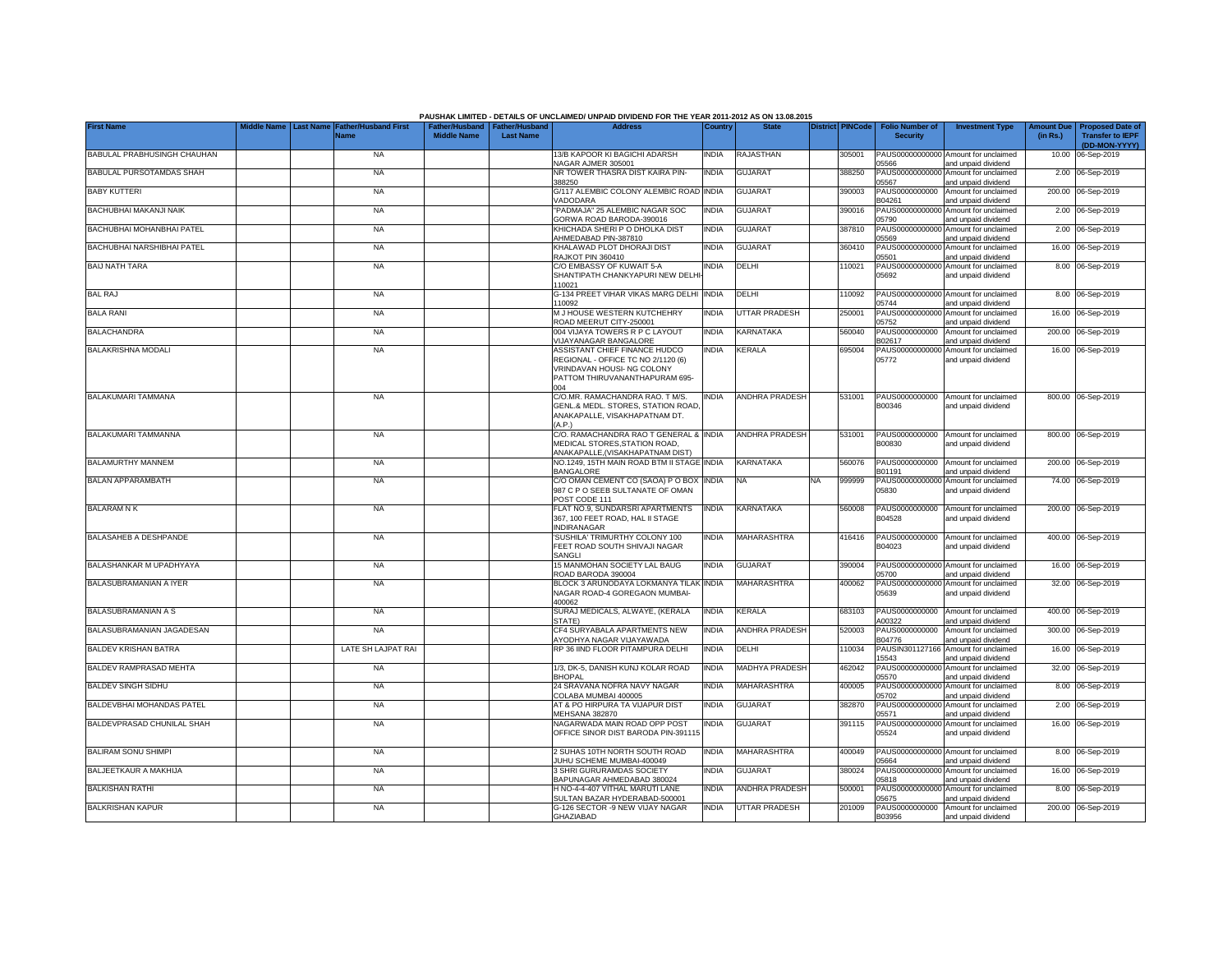PAUSHAK LIMITED - DETAILS OF UNCLAIMED/ UNPAID DIVIDEND FOR THE YEAR 2011-2012 AS ON 13.08.2015

| First Name | Middle Name | Last Name | Father/Husband First Name | Father/Husband Middle Name | Father/Husband Last Name | Address | Country | State | District | PINCode | Folio Number of Security | Investment Type | Amount Due (in Rs.) | Proposed Date of Transfer to IEPF (DD-MON-YYYY) |
|---|---|---|---|---|---|---|---|---|---|---|---|---|---|---|
| BABULAL PRABHUSINGH CHAUHAN | | | NA | | | 13/B KAPOOR KI BAGICHI ADARSH NAGAR AJMER 305001 | INDIA | RAJASTHAN | | 305001 | PAUS00000000000 05566 | Amount for unclaimed and unpaid dividend | 10.00 | 06-Sep-2019 |
| BABULAL PURSOTAMDAS SHAH | | | NA | | | NR TOWER THASRA DIST KAIRA PIN-388250 | INDIA | GUJARAT | | 388250 | PAUS00000000000 05567 | Amount for unclaimed and unpaid dividend | 2.00 | 06-Sep-2019 |
| BABY KUTTERI | | | NA | | | G/117 ALEMBIC COLONY ALEMBIC ROAD VADODARA | INDIA | GUJARAT | | 390003 | PAUS0000000000 B04261 | Amount for unclaimed and unpaid dividend | 200.00 | 06-Sep-2019 |
| BACHUBHAI MAKANJI NAIK | | | NA | | | "PADMAJA" 25 ALEMBIC NAGAR SOC GORWA ROAD BARODA-390016 | INDIA | GUJARAT | | 390016 | PAUS00000000000 05790 | Amount for unclaimed and unpaid dividend | 2.00 | 06-Sep-2019 |
| BACHUBHAI MOHANBHAI PATEL | | | NA | | | KHICHADA SHERI P O DHOLKA DIST AHMEDABAD PIN-387810 | INDIA | GUJARAT | | 387810 | PAUS00000000000 05569 | Amount for unclaimed and unpaid dividend | 2.00 | 06-Sep-2019 |
| BACHUBHAI NARSHIBHAI PATEL | | | NA | | | KHALAWAD PLOT DHORAJI DIST RAJKOT PIN 360410 | INDIA | GUJARAT | | 360410 | PAUS00000000000 05501 | Amount for unclaimed and unpaid dividend | 16.00 | 06-Sep-2019 |
| BAIJ NATH TARA | | | NA | | | C/O EMBASSY OF KUWAIT 5-A SHANTIPATH CHANKYAPURI NEW DELHI-110021 | INDIA | DELHI | | 110021 | PAUS00000000000 05692 | Amount for unclaimed and unpaid dividend | 8.00 | 06-Sep-2019 |
| BAL RAJ | | | NA | | | G-134 PREET VIHAR VIKAS MARG DELHI 110092 | INDIA | DELHI | | 110092 | PAUS00000000000 05744 | Amount for unclaimed and unpaid dividend | 8.00 | 06-Sep-2019 |
| BALA RANI | | | NA | | | M J HOUSE WESTERN KUTCHEHRY ROAD MEERUT CITY-250001 | INDIA | UTTAR PRADESH | | 250001 | PAUS00000000000 05752 | Amount for unclaimed and unpaid dividend | 16.00 | 06-Sep-2019 |
| BALACHANDRA | | | NA | | | 004 VIJAYA TOWERS R P C LAYOUT VIJAYANAGAR BANGALORE | INDIA | KARNATAKA | | 560040 | PAUS0000000000 B02617 | Amount for unclaimed and unpaid dividend | 200.00 | 06-Sep-2019 |
| BALAKRISHNA MODALI | | | NA | | | ASSISTANT CHIEF FINANCE HUDCO REGIONAL - OFFICE TC NO 2/1120 (6) VRINDAVAN HOUSI- NG COLONY PATTOM THIRUVANANTHAPURAM 695-004 | INDIA | KERALA | | 695004 | PAUS00000000000 05772 | Amount for unclaimed and unpaid dividend | 16.00 | 06-Sep-2019 |
| BALAKUMARI TAMMANA | | | NA | | | C/O.MR. RAMACHANDRA RAO. T M/S. GENL.& MEDL. STORES, STATION ROAD, ANAKAPALLE, VISAKHAPATNAM DT. (A.P.) | INDIA | ANDHRA PRADESH | | 531001 | PAUS0000000000 B00346 | Amount for unclaimed and unpaid dividend | 800.00 | 06-Sep-2019 |
| BALAKUMARI TAMMANNA | | | NA | | | C/O. RAMACHANDRA RAO T GENERAL & MEDICAL STORES,STATION ROAD, ANAKAPALLE,(VISAKHAPATNAM DIST) | INDIA | ANDHRA PRADESH | | 531001 | PAUS0000000000 B00830 | Amount for unclaimed and unpaid dividend | 800.00 | 06-Sep-2019 |
| BALAMURTHY MANNEM | | | NA | | | NO.1249, 15TH MAIN ROAD BTM II STAGE BANGALORE | INDIA | KARNATAKA | | 560076 | PAUS0000000000 B01191 | Amount for unclaimed and unpaid dividend | 200.00 | 06-Sep-2019 |
| BALAN APPARAMBATH | | | NA | | | C/O OMAN CEMENT CO (SAOA) P O BOX 987 C P O SEEB SULTANATE OF OMAN POST CODE 111 | INDIA | NA | NA | 999999 | PAUS00000000000 05830 | Amount for unclaimed and unpaid dividend | 74.00 | 06-Sep-2019 |
| BALARAM N K | | | NA | | | FLAT NO.9, SUNDARSRI APARTMENTS 367, 100 FEET ROAD, HAL II STAGE INDIRANAGAR | INDIA | KARNATAKA | | 560008 | PAUS0000000000 B04528 | Amount for unclaimed and unpaid dividend | 200.00 | 06-Sep-2019 |
| BALASAHEB A DESHPANDE | | | NA | | | 'SUSHILA' TRIMURTHY COLONY 100 FEET ROAD SOUTH SHIVAJI NAGAR SANGLI | INDIA | MAHARASHTRA | | 416416 | PAUS0000000000 B04023 | Amount for unclaimed and unpaid dividend | 400.00 | 06-Sep-2019 |
| BALASHANKAR M UPADHYAYA | | | NA | | | 15 MANMOHAN SOCIETY LAL BAUG ROAD BARODA 390004 | INDIA | GUJARAT | | 390004 | PAUS00000000000 05700 | Amount for unclaimed and unpaid dividend | 16.00 | 06-Sep-2019 |
| BALASUBRAMANIAN A IYER | | | NA | | | BLOCK 3 ARUNODAYA LOKMANYA TILAK NAGAR ROAD-4 GOREGAON MUMBAI-400062 | INDIA | MAHARASHTRA | | 400062 | PAUS00000000000 05639 | Amount for unclaimed and unpaid dividend | 32.00 | 06-Sep-2019 |
| BALASUBRAMANIAN A S | | | NA | | | SURAJ MEDICALS, ALWAYE, (KERALA STATE) | INDIA | KERALA | | 683103 | PAUS0000000000 A00322 | Amount for unclaimed and unpaid dividend | 400.00 | 06-Sep-2019 |
| BALASUBRAMANIAN JAGADESAN | | | NA | | | CF4 SURYABALA APARTMENTS NEW AYODHYA NAGAR VIJAYAWADA | INDIA | ANDHRA PRADESH | | 520003 | PAUS0000000000 B04776 | Amount for unclaimed and unpaid dividend | 300.00 | 06-Sep-2019 |
| BALDEV KRISHAN BATRA | | | LATE SH LAJPAT RAI | | | RP 36 IIND FLOOR PITAMPURA DELHI | INDIA | DELHI | | 110034 | PAUSIN301127166 15543 | Amount for unclaimed and unpaid dividend | 16.00 | 06-Sep-2019 |
| BALDEV RAMPRASAD MEHTA | | | NA | | | 1/3, DK-5, DANISH KUNJ KOLAR ROAD BHOPAL | INDIA | MADHYA PRADESH | | 462042 | PAUS00000000000 05570 | Amount for unclaimed and unpaid dividend | 32.00 | 06-Sep-2019 |
| BALDEV SINGH SIDHU | | | NA | | | 24 SRAVANA NOFRA NAVY NAGAR COLABA MUMBAI 400005 | INDIA | MAHARASHTRA | | 400005 | PAUS00000000000 05702 | Amount for unclaimed and unpaid dividend | 8.00 | 06-Sep-2019 |
| BALDEVBHAI MOHANDAS PATEL | | | NA | | | AT & PO HIRPURA TA VIJAPUR DIST MEHSANA 382870 | INDIA | GUJARAT | | 382870 | PAUS00000000000 05571 | Amount for unclaimed and unpaid dividend | 2.00 | 06-Sep-2019 |
| BALDEVPRASAD CHUNILAL SHAH | | | NA | | | NAGARWADA MAIN ROAD OPP POST OFFICE SINOR DIST BARODA PIN-391115 | INDIA | GUJARAT | | 391115 | PAUS00000000000 05524 | Amount for unclaimed and unpaid dividend | 16.00 | 06-Sep-2019 |
| BALIRAM SONU SHIMPI | | | NA | | | 2 SUHAS 10TH NORTH SOUTH ROAD JUHU SCHEME MUMBAI-400049 | INDIA | MAHARASHTRA | | 400049 | PAUS00000000000 05664 | Amount for unclaimed and unpaid dividend | 8.00 | 06-Sep-2019 |
| BALJEETKAUR A MAKHIJA | | | NA | | | 3 SHRI GURURAMDAS SOCIETY BAPUNAGAR AHMEDABAD 380024 | INDIA | GUJARAT | | 380024 | PAUS00000000000 05818 | Amount for unclaimed and unpaid dividend | 16.00 | 06-Sep-2019 |
| BALKISHAN RATHI | | | NA | | | H NO-4-4-407 VITHAL MARUTI LANE SULTAN BAZAR HYDERABAD-500001 | INDIA | ANDHRA PRADESH | | 500001 | PAUS00000000000 05675 | Amount for unclaimed and unpaid dividend | 8.00 | 06-Sep-2019 |
| BALKRISHAN KAPUR | | | NA | | | G-126 SECTOR -9 NEW VIJAY NAGAR GHAZIABAD | INDIA | UTTAR PRADESH | | 201009 | PAUS0000000000 B03956 | Amount for unclaimed and unpaid dividend | 200.00 | 06-Sep-2019 |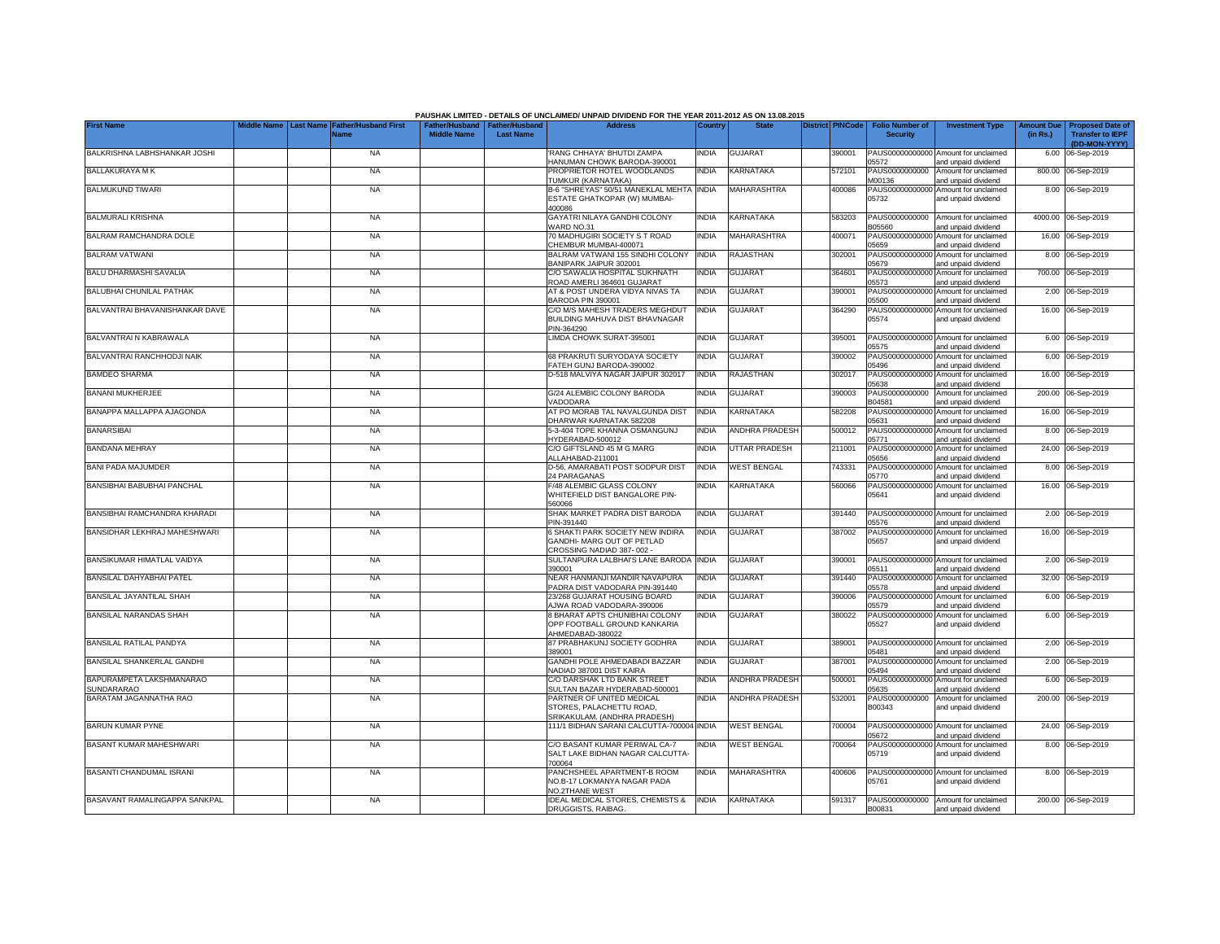**PAUSHAK LIMITED - DETAILS OF UNCLAIMED/ UNPAID DIVIDEND FOR THE YEAR 2011-2012 AS ON 13.08.2015**

| First Name | Middle Name | Last Name | Father/Husband First Name | Father/Husband Middle Name | Father/Husband Last Name | Address | Country | State | District | PINCode | Folio Number of Security | Investment Type | Amount Due (in Rs.) | Proposed Date of Transfer to IEPF (DD-MON-YYYY) |
|---|---|---|---|---|---|---|---|---|---|---|---|---|---|---|
| BALKRISHNA LABHSHANKAR JOSHI | | | NA | | | 'RANG CHHAYA' BHUTDI ZAMPA HANUMAN CHOWK BARODA-390001 | INDIA | GUJARAT | | 390001 | PAUS00000000000 05572 | Amount for unclaimed and unpaid dividend | 6.00 | 06-Sep-2019 |
| BALLAKURAYA M K | | | NA | | | PROPRIETOR HOTEL WOODLANDS TUMKUR (KARNATAKA) | INDIA | KARNATAKA | | 572101 | PAUS0000000000 M00136 | Amount for unclaimed and unpaid dividend | 800.00 | 06-Sep-2019 |
| BALMUKUND TIWARI | | | NA | | | B-6 "SHREYAS" 50/51 MANEKLAL MEHTA ESTATE GHATKOPAR (W) MUMBAI-400086 | INDIA | MAHARASHTRA | | 400086 | PAUS00000000000 05732 | Amount for unclaimed and unpaid dividend | 8.00 | 06-Sep-2019 |
| BALMURALI KRISHNA | | | NA | | | GAYATRI NILAYA GANDHI COLONY WARD NO.31 | INDIA | KARNATAKA | | 583203 | PAUS0000000000 B05560 | Amount for unclaimed and unpaid dividend | 4000.00 | 06-Sep-2019 |
| BALRAM RAMCHANDRA DOLE | | | NA | | | 70 MADHUGIRI SOCIETY S T ROAD CHEMBUR MUMBAI-400071 | INDIA | MAHARASHTRA | | 400071 | PAUS00000000000 05659 | Amount for unclaimed and unpaid dividend | 16.00 | 06-Sep-2019 |
| BALRAM VATWANI | | | NA | | | BALRAM VATWANI 155 SINDHI COLONY BANIPARK JAIPUR 302001 | INDIA | RAJASTHAN | | 302001 | PAUS00000000000 05679 | Amount for unclaimed and unpaid dividend | 8.00 | 06-Sep-2019 |
| BALU DHARMASHI SAVALIA | | | NA | | | C/O SAWALIA HOSPITAL SUKHNATH ROAD AMERLI 364601 GUJARAT | INDIA | GUJARAT | | 364601 | PAUS00000000000 05573 | Amount for unclaimed and unpaid dividend | 700.00 | 06-Sep-2019 |
| BALUBHAI CHUNILAL PATHAK | | | NA | | | AT & POST UNDERA VIDYA NIVAS TA BARODA PIN 390001 | INDIA | GUJARAT | | 390001 | PAUS00000000000 05500 | Amount for unclaimed and unpaid dividend | 2.00 | 06-Sep-2019 |
| BALVANTRAI BHAVANISHANKAR DAVE | | | NA | | | C/O M/S MAHESH TRADERS MEGHDUT BUILDING MAHUVA DIST BHAVNAGAR PIN-364290 | INDIA | GUJARAT | | 364290 | PAUS00000000000 05574 | Amount for unclaimed and unpaid dividend | 16.00 | 06-Sep-2019 |
| BALVANTRAI N KABRAWALA | | | NA | | | LIMDA CHOWK SURAT-395001 | INDIA | GUJARAT | | 395001 | PAUS00000000000 05575 | Amount for unclaimed and unpaid dividend | 6.00 | 06-Sep-2019 |
| BALVANTRAI RANCHHODJI NAIK | | | NA | | | 68 PRAKRUTI SURYODAYA SOCIETY FATEH GUNJ BARODA-390002 | INDIA | GUJARAT | | 390002 | PAUS00000000000 05496 | Amount for unclaimed and unpaid dividend | 6.00 | 06-Sep-2019 |
| BAMDEO SHARMA | | | NA | | | D-518 MALVIYA NAGAR JAIPUR 302017 | INDIA | RAJASTHAN | | 302017 | PAUS00000000000 05638 | Amount for unclaimed and unpaid dividend | 16.00 | 06-Sep-2019 |
| BANANI MUKHERJEE | | | NA | | | G/24 ALEMBIC COLONY BARODA VADODARA | INDIA | GUJARAT | | 390003 | PAUS0000000000 B04581 | Amount for unclaimed and unpaid dividend | 200.00 | 06-Sep-2019 |
| BANAPPA MALLAPPA AJAGONDA | | | NA | | | AT PO MORAB TAL NAVALGUNDA DIST DHARWAR KARNATAK 582208 | INDIA | KARNATAKA | | 582208 | PAUS00000000000 05631 | Amount for unclaimed and unpaid dividend | 16.00 | 06-Sep-2019 |
| BANARSIBAI | | | NA | | | 5-3-404 TOPE KHANNA OSMANGUNJ HYDERABAD-500012 | INDIA | ANDHRA PRADESH | | 500012 | PAUS00000000000 05771 | Amount for unclaimed and unpaid dividend | 8.00 | 06-Sep-2019 |
| BANDANA MEHRAY | | | NA | | | C/O GIFTSLAND 45 M G MARG ALLAHABAD-211001 | INDIA | UTTAR PRADESH | | 211001 | PAUS00000000000 05656 | Amount for unclaimed and unpaid dividend | 24.00 | 06-Sep-2019 |
| BANI PADA MAJUMDER | | | NA | | | D-56, AMARABATI POST SODPUR DIST 24 PARAGANAS | INDIA | WEST BENGAL | | 743331 | PAUS00000000000 05770 | Amount for unclaimed and unpaid dividend | 8.00 | 06-Sep-2019 |
| BANSIBHAI BABUBHAI PANCHAL | | | NA | | | F/48 ALEMBIC GLASS COLONY WHITEFIELD DIST BANGALORE PIN-560066 | INDIA | KARNATAKA | | 560066 | PAUS00000000000 05641 | Amount for unclaimed and unpaid dividend | 16.00 | 06-Sep-2019 |
| BANSIBHAI RAMCHANDRA KHARADI | | | NA | | | SHAK MARKET PADRA DIST BARODA PIN-391440 | INDIA | GUJARAT | | 391440 | PAUS00000000000 05576 | Amount for unclaimed and unpaid dividend | 2.00 | 06-Sep-2019 |
| BANSIDHAR LEKHRAJ MAHESHWARI | | | NA | | | 6 SHAKTI PARK SOCIETY NEW INDIRA GANDHI- MARG OUT OF PETLAD CROSSING NADIAD 387- 002 - | INDIA | GUJARAT | | 387002 | PAUS00000000000 05657 | Amount for unclaimed and unpaid dividend | 16.00 | 06-Sep-2019 |
| BANSIKUMAR HIMATLAL VAIDYA | | | NA | | | SULTANPURA LALBHAI'S LANE BARODA 390001 | INDIA | GUJARAT | | 390001 | PAUS00000000000 05511 | Amount for unclaimed and unpaid dividend | 2.00 | 06-Sep-2019 |
| BANSILAL DAHYABHAI PATEL | | | NA | | | NEAR HANMANJI MANDIR NAVAPURA PADRA DIST VADODARA PIN-391440 | INDIA | GUJARAT | | 391440 | PAUS00000000000 05578 | Amount for unclaimed and unpaid dividend | 32.00 | 06-Sep-2019 |
| BANSILAL JAYANTILAL SHAH | | | NA | | | 23/268 GUJARAT HOUSING BOARD AJWA ROAD VADODARA-390006 | INDIA | GUJARAT | | 390006 | PAUS00000000000 05579 | Amount for unclaimed and unpaid dividend | 6.00 | 06-Sep-2019 |
| BANSILAL NARANDAS SHAH | | | NA | | | 8 BHARAT APTS CHUNIBHAI COLONY OPP FOOTBALL GROUND KANKARIA AHMEDABAD-380022 | INDIA | GUJARAT | | 380022 | PAUS00000000000 05527 | Amount for unclaimed and unpaid dividend | 6.00 | 06-Sep-2019 |
| BANSILAL RATILAL PANDYA | | | NA | | | 87 PRABHAKUNJ SOCIETY GODHRA 389001 | INDIA | GUJARAT | | 389001 | PAUS00000000000 05481 | Amount for unclaimed and unpaid dividend | 2.00 | 06-Sep-2019 |
| BANSILAL SHANKERLAL GANDHI | | | NA | | | GANDHI POLE AHMEDABADI BAZZAR NADIAD 387001 DIST KAIRA | INDIA | GUJARAT | | 387001 | PAUS00000000000 05494 | Amount for unclaimed and unpaid dividend | 2.00 | 06-Sep-2019 |
| BAPURAMPETA LAKSHMANARAO SUNDARARAO | | | NA | | | C/O DARSHAK LTD BANK STREET SULTAN BAZAR HYDERABAD-500001 | INDIA | ANDHRA PRADESH | | 500001 | PAUS00000000000 05635 | Amount for unclaimed and unpaid dividend | 6.00 | 06-Sep-2019 |
| BARATAM JAGANNATHA RAO | | | NA | | | PARTNER OF UNITED MEDICAL STORES, PALACHETTU ROAD, SRIKAKULAM. (ANDHRA PRADESH) | INDIA | ANDHRA PRADESH | | 532001 | PAUS0000000000 B00343 | Amount for unclaimed and unpaid dividend | 200.00 | 06-Sep-2019 |
| BARUN KUMAR PYNE | | | NA | | | 111/1 BIDHAN SARANI CALCUTTA-700004 | INDIA | WEST BENGAL | | 700004 | PAUS00000000000 05672 | Amount for unclaimed and unpaid dividend | 24.00 | 06-Sep-2019 |
| BASANT KUMAR MAHESHWARI | | | NA | | | C/O BASANT KUMAR PERIWAL CA-7 SALT LAKE BIDHAN NAGAR CALCUTTA-700064 | INDIA | WEST BENGAL | | 700064 | PAUS00000000000 05719 | Amount for unclaimed and unpaid dividend | 8.00 | 06-Sep-2019 |
| BASANTI CHANDUMAL ISRANI | | | NA | | | PANCHSHEEL APARTMENT-B ROOM NO.B-17 LOKMANYA NAGAR PADA NO.2THANE WEST | INDIA | MAHARASHTRA | | 400606 | PAUS00000000000 05761 | Amount for unclaimed and unpaid dividend | 8.00 | 06-Sep-2019 |
| BASAVANT RAMALINGAPPA SANKPAL | | | NA | | | IDEAL MEDICAL STORES, CHEMISTS & DRUGGISTS, RAIBAG. | INDIA | KARNATAKA | | 591317 | PAUS0000000000 B00831 | Amount for unclaimed and unpaid dividend | 200.00 | 06-Sep-2019 |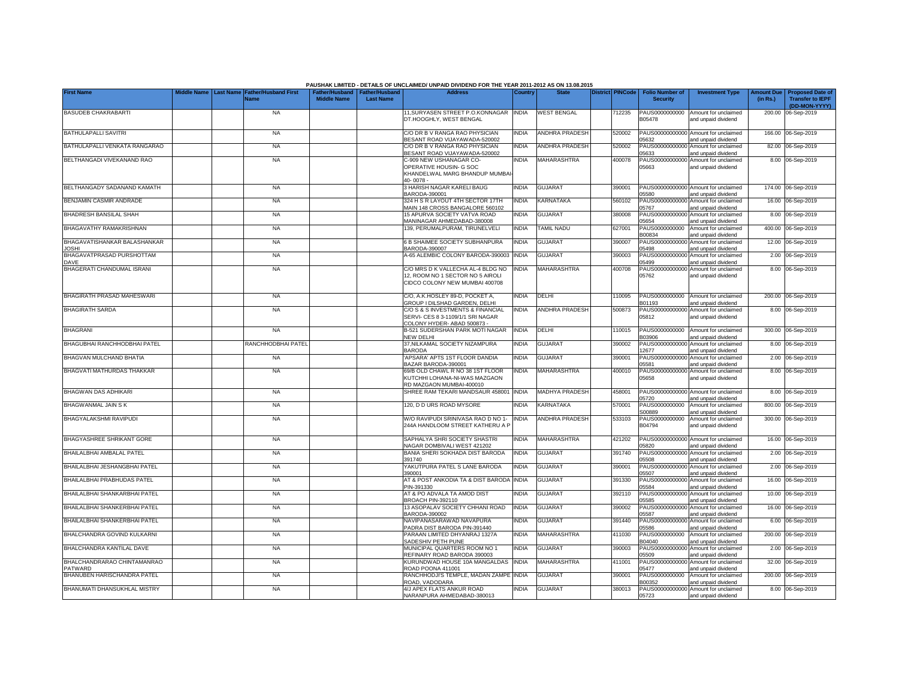PAUSHAK LIMITED - DETAILS OF UNCLAIMED/ UNPAID DIVIDEND FOR THE YEAR 2011-2012 AS ON 13.08.2015

| First Name | Middle Name | Last Name | Father/Husband First Name | Father/Husband Middle Name | Father/Husband Last Name | Address | Country | State | District | PINCode | Folio Number of Security | Investment Type | Amount Due (in Rs.) | Proposed Date of Transfer to IEPF (DD-MON-YYYY) |
|---|---|---|---|---|---|---|---|---|---|---|---|---|---|---|
| BASUDEB CHAKRABARTI | | | NA | | | 11,SURYASEN STREET P.O.KONNAGAR DT.HOOGHLY, WEST BENGAL | INDIA | WEST BENGAL | | 712235 | PAUS0000000000 B05478 | Amount for unclaimed and unpaid dividend | 200.00 | 06-Sep-2019 |
| BATHULAPALLI SAVITRI | | | NA | | | C/O DR B V RANGA RAO PHYSICIAN BESANT ROAD VIJAYAWADA-520002 | INDIA | ANDHRA PRADESH | | 520002 | PAUS00000000000 05632 | Amount for unclaimed and unpaid dividend | 166.00 | 06-Sep-2019 |
| BATHULAPALLI VENKATA RANGARAO | | | NA | | | C/O DR B V RANGA RAO PHYSICIAN BESANT ROAD VIJAYAWADA-520002 | INDIA | ANDHRA PRADESH | | 520002 | PAUS00000000000 05633 | Amount for unclaimed and unpaid dividend | 82.00 | 06-Sep-2019 |
| BELTHANGADI VIVEKANAND RAO | | | NA | | | C-909 NEW USHANAGAR CO-OPERATIVE HOUSIN- G SOC KHANDELWAL MARG BHANDUP MUMBAI-40- 0078 - | INDIA | MAHARASHTRA | | 400078 | PAUS00000000000 05663 | Amount for unclaimed and unpaid dividend | 8.00 | 06-Sep-2019 |
| BELTHANGADY SADANAND KAMATH | | | NA | | | 3 HARISH NAGAR KARELI BAUG BARODA-390001 | INDIA | GUJARAT | | 390001 | PAUS00000000000 05580 | Amount for unclaimed and unpaid dividend | 174.00 | 06-Sep-2019 |
| BENJAMIN CASMIR ANDRADE | | | NA | | | 324 H S R LAYOUT 4TH SECTOR 17TH MAIN 148 CROSS BANGALORE 560102 | INDIA | KARNATAKA | | 560102 | PAUS00000000000 05767 | Amount for unclaimed and unpaid dividend | 16.00 | 06-Sep-2019 |
| BHADRESH BANSILAL SHAH | | | NA | | | 15 APURVA SOCIETY VATVA ROAD MANINAGAR AHMEDABAD-380008 | INDIA | GUJARAT | | 380008 | PAUS00000000000 05654 | Amount for unclaimed and unpaid dividend | 8.00 | 06-Sep-2019 |
| BHAGAVATHY RAMAKRISHNAN | | | NA | | | 139, PERUMALPURAM, TIRUNELVELI | INDIA | TAMIL NADU | | 627001 | PAUS0000000000 B00834 | Amount for unclaimed and unpaid dividend | 400.00 | 06-Sep-2019 |
| BHAGAVATISHANKAR BALASHANKAR JOSHI | | | NA | | | 6 B SHAIMEE SOCIETY SUBHANPURA BARODA-390007 | INDIA | GUJARAT | | 390007 | PAUS00000000000 05498 | Amount for unclaimed and unpaid dividend | 12.00 | 06-Sep-2019 |
| BHAGAVATPRASAD PURSHOTTAM DAVE | | | NA | | | A-65 ALEMBIC COLONY BARODA-390003 | INDIA | GUJARAT | | 390003 | PAUS00000000000 05499 | Amount for unclaimed and unpaid dividend | 2.00 | 06-Sep-2019 |
| BHAGERATI CHANDUMAL ISRANI | | | NA | | | C/O MRS D K VALLECHA AL-4 BLDG NO 12, ROOM NO 1 SECTOR NO 5 AIROLI CIDCO COLONY NEW MUMBAI 400708 | INDIA | MAHARASHTRA | | 400708 | PAUS00000000000 05762 | Amount for unclaimed and unpaid dividend | 8.00 | 06-Sep-2019 |
| BHAGIRATH PRASAD MAHESWARI | | | NA | | | C/O, A.K.HOSLEY 89-D, POCKET A, GROUP I DILSHAD GARDEN, DELHI | INDIA | DELHI | | 110095 | PAUS0000000000 B01193 | Amount for unclaimed and unpaid dividend | 200.00 | 06-Sep-2019 |
| BHAGIRATH SARDA | | | NA | | | C/O S & S INVESTMENTS & FINANCIAL SERVI- CES 8 3-1109/1/1 SRI NAGAR COLONY HYDER- ABAD 500873 - | INDIA | ANDHRA PRADESH | | 500873 | PAUS00000000000 05812 | Amount for unclaimed and unpaid dividend | 8.00 | 06-Sep-2019 |
| BHAGRANI | | | NA | | | B-521 SUDERSHAN PARK MOTI NAGAR NEW DELHI | INDIA | DELHI | | 110015 | PAUS0000000000 B03906 | Amount for unclaimed and unpaid dividend | 300.00 | 06-Sep-2019 |
| BHAGUBHAI RANCHHODBHAI PATEL | | | RANCHHODBHAI PATEL | | | 37,NILKAMAL SOCIETY NIZAMPURA BARODA | INDIA | GUJARAT | | 390002 | PAUS00000000000 12677 | Amount for unclaimed and unpaid dividend | 8.00 | 06-Sep-2019 |
| BHAGVAN MULCHAND BHATIA | | | NA | | | 'APSARA' APTS 1ST FLOOR DANDIA BAZAR BARODA-390001 | INDIA | GUJARAT | | 390001 | PAUS00000000000 05581 | Amount for unclaimed and unpaid dividend | 2.00 | 06-Sep-2019 |
| BHAGVATI MATHURDAS THAKKAR | | | NA | | | 69/B OLD CHAWL R NO 38 1ST FLOOR KUTCHHI LOHANA-NI-WAS MAZGAON RD MAZGAON MUMBAI-400010 | INDIA | MAHARASHTRA | | 400010 | PAUS00000000000 05658 | Amount for unclaimed and unpaid dividend | 8.00 | 06-Sep-2019 |
| BHAGWAN DAS ADHIKARI | | | NA | | | SHREE RAM TEKARI MANDSAUR 458001 | INDIA | MADHYA PRADESH | | 458001 | PAUS00000000000 05720 | Amount for unclaimed and unpaid dividend | 8.00 | 06-Sep-2019 |
| BHAGWANMAL JAIN S K | | | NA | | | 120, D D URS ROAD MYSORE | INDIA | KARNATAKA | | 570001 | PAUS0000000000 S00889 | Amount for unclaimed and unpaid dividend | 800.00 | 06-Sep-2019 |
| BHAGYALAKSHMI RAVIPUDI | | | NA | | | W/O RAVIPUDI SRINIVASA RAO D NO 1-244A HANDLOOM STREET KATHERU A P | INDIA | ANDHRA PRADESH | | 533103 | PAUS0000000000 B04794 | Amount for unclaimed and unpaid dividend | 300.00 | 06-Sep-2019 |
| BHAGYASHREE SHRIKANT GORE | | | NA | | | SAPHALYA SHRI SOCIETY SHASTRI NAGAR DOMBIVALI WEST 421202 | INDIA | MAHARASHTRA | | 421202 | PAUS00000000000 05820 | Amount for unclaimed and unpaid dividend | 16.00 | 06-Sep-2019 |
| BHAILALBHAI AMBALAL PATEL | | | NA | | | BANIA SHERI SOKHADA DIST BARODA 391740 | INDIA | GUJARAT | | 391740 | PAUS00000000000 05508 | Amount for unclaimed and unpaid dividend | 2.00 | 06-Sep-2019 |
| BHAILALBHAI JESHANGBHAI PATEL | | | NA | | | YAKUTPURA PATEL S LANE BARODA 390001 | INDIA | GUJARAT | | 390001 | PAUS00000000000 05507 | Amount for unclaimed and unpaid dividend | 2.00 | 06-Sep-2019 |
| BHAILALBHAI PRABHUDAS PATEL | | | NA | | | AT & POST ANKODIA TA & DIST BARODA PIN-391330 | INDIA | GUJARAT | | 391330 | PAUS00000000000 05584 | Amount for unclaimed and unpaid dividend | 16.00 | 06-Sep-2019 |
| BHAILALBHAI SHANKARBHAI PATEL | | | NA | | | AT & PO ADVALA TA AMOD DIST BROACH PIN-392110 | INDIA | GUJARAT | | 392110 | PAUS00000000000 05585 | Amount for unclaimed and unpaid dividend | 10.00 | 06-Sep-2019 |
| BHAILALBHAI SHANKERBHAI PATEL | | | NA | | | 13 ASOPALAV SOCIETY CHHANI ROAD BARODA-390002 | INDIA | GUJARAT | | 390002 | PAUS00000000000 05587 | Amount for unclaimed and unpaid dividend | 16.00 | 06-Sep-2019 |
| BHAILALBHAI SHANKERBHAI PATEL | | | NA | | | NAVIPANASARAWAD NAVAPURA PADRA DIST BARODA PIN-391440 | INDIA | GUJARAT | | 391440 | PAUS00000000000 05586 | Amount for unclaimed and unpaid dividend | 6.00 | 06-Sep-2019 |
| BHALCHANDRA GOVIND KULKARNI | | | NA | | | PARAAN LIMITED DHYANRAJ 1327A SADESHIV PETH PUNE | INDIA | MAHARASHTRA | | 411030 | PAUS0000000000 B04040 | Amount for unclaimed and unpaid dividend | 200.00 | 06-Sep-2019 |
| BHALCHANDRA KANTILAL DAVE | | | NA | | | MUNICIPAL QUARTERS ROOM NO 1 REFINARY ROAD BARODA 390003 | INDIA | GUJARAT | | 390003 | PAUS00000000000 05509 | Amount for unclaimed and unpaid dividend | 2.00 | 06-Sep-2019 |
| BHALCHANDRARAO CHINTAMANRAO PATWARD | | | NA | | | KURUNDWAD HOUSE 10A MANGALDAS ROAD POONA 411001 | INDIA | MAHARASHTRA | | 411001 | PAUS00000000000 05477 | Amount for unclaimed and unpaid dividend | 32.00 | 06-Sep-2019 |
| BHANUBEN HARISCHANDRA PATEL | | | NA | | | RANCHHODJI'S TEMPLE, MADAN ZAMPE ROAD, VADODARA | INDIA | GUJARAT | | 390001 | PAUS0000000000 B00352 | Amount for unclaimed and unpaid dividend | 200.00 | 06-Sep-2019 |
| BHANUMATI DHANSUKHLAL MISTRY | | | NA | | | 4/J APEX FLATS ANKUR ROAD NARANPURA AHMEDABAD-380013 | INDIA | GUJARAT | | 380013 | PAUS00000000000 05723 | Amount for unclaimed and unpaid dividend | 8.00 | 06-Sep-2019 |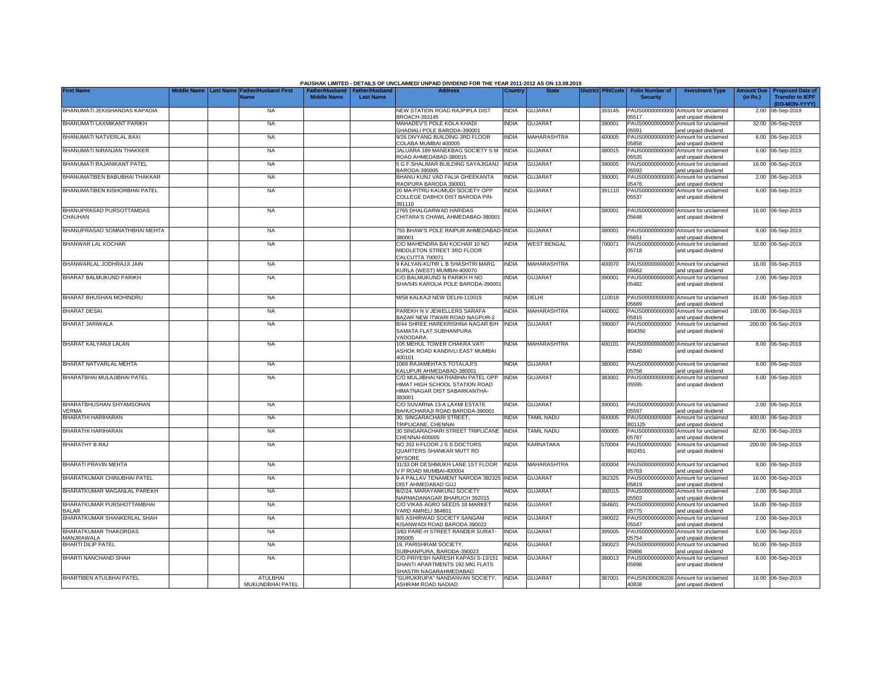PAUSHAK LIMITED - DETAILS OF UNCLAIMED/ UNPAID DIVIDEND FOR THE YEAR 2011-2012 AS ON 13.08.2015

| First Name | Middle Name | Last Name | Father/Husband First Name | Father/Husband Middle Name | Father/Husband Last Name | Address | Country | State | District | PINCode | Folio Number of Security | Investment Type | Amount Due (in Rs.) | Proposed Date of Transfer to IEPF (DD-MON-YYYY) |
|---|---|---|---|---|---|---|---|---|---|---|---|---|---|---|
| BHANUMATI JEKISHANDAS KAPADIA | | | NA | | | NEW STATION ROAD RAJPIPLA DIST BROACH-393145 | INDIA | GUJARAT | | 393145 | PAUS00000000000 05517 | Amount for unclaimed and unpaid dividend | 2.00 | 06-Sep-2019 |
| BHANUMATI LAXMIKANT PARIKH | | | NA | | | MAHADEV'S POLE KOLA KHADI GHADIALI POLE BARODA-390001 | INDIA | GUJARAT | | 390001 | PAUS00000000000 05591 | Amount for unclaimed and unpaid dividend | 32.00 | 06-Sep-2019 |
| BHANUMATI NATVERLAL BAXI | | | NA | | | 9/26 DIVYANG BUILDING 3RD FLOOR COLABA MUMBAI 400005 | INDIA | MAHARASHTRA | | 400005 | PAUS00000000000 05858 | Amount for unclaimed and unpaid dividend | 6.00 | 06-Sep-2019 |
| BHANUMATI NIRANJAN THAKKER | | | NA | | | JALUARA 189 MANEKBAG SOCIETY S M ROAD AHMEDABAD-380015 | INDIA | GUJARAT | | 380015 | PAUS00000000000 05535 | Amount for unclaimed and unpaid dividend | 6.00 | 06-Sep-2019 |
| BHANUMATI RAJANIKANT PATEL | | | NA | | | 5 G F SHALIMAR BUILDING SAYAJIGANJ BARODA-390005 | INDIA | GUJARAT | | 390005 | PAUS00000000000 05592 | Amount for unclaimed and unpaid dividend | 16.00 | 06-Sep-2019 |
| BHANUMATIBEN BABUBHAI THAKKAR | | | NA | | | BHANU KUNJ VAD FALIA GHEEKANTA RAOPURA BARODA 390001 | INDIA | GUJARAT | | 390001 | PAUS00000000000 05476 | Amount for unclaimed and unpaid dividend | 2.00 | 06-Sep-2019 |
| BHANUMATIBEN KISHORBHAI PATEL | | | NA | | | 20 MA-PITRU KAUMUDI SOCIETY OPP COLLEGE DABHOI DIST BARODA PIN-391110 | INDIA | GUJARAT | | 391110 | PAUS00000000000 05537 | Amount for unclaimed and unpaid dividend | 6.00 | 06-Sep-2019 |
| BHANUPRASAD PURSOTTAMDAS CHAUHAN | | | NA | | | 2765 DHALGARWAD HARIDAS CHITARA'S CHAWL AHMEDABAD-380001 | INDIA | GUJARAT | | 380001 | PAUS00000000000 05648 | Amount for unclaimed and unpaid dividend | 16.00 | 06-Sep-2019 |
| BHANUPRASAD SOMNATHBHAI MEHTA | | | NA | | | 755 BHAW'S POLE RAIPUR AHMEDABAD-380001 | INDIA | GUJARAT | | 380001 | PAUS00000000000 05651 | Amount for unclaimed and unpaid dividend | 8.00 | 06-Sep-2019 |
| BHANWAR LAL KOCHAR | | | NA | | | C/O MAHENDRA BAI KOCHAR 10 NO MIDDLETON STREET 3RD FLOOR CALCUTTA 700071 | INDIA | WEST BENGAL | | 700071 | PAUS00000000000 05718 | Amount for unclaimed and unpaid dividend | 32.00 | 06-Sep-2019 |
| BHANWARLAL JODHRAJJI JAIN | | | NA | | | 9 KALYAN-KUTIR L B SHASHTRI MARG KURLA (WEST) MUMBAI-400070 | INDIA | MAHARASHTRA | | 400070 | PAUS00000000000 05662 | Amount for unclaimed and unpaid dividend | 16.00 | 06-Sep-2019 |
| BHARAT BALMUKUND PARIKH | | | NA | | | C/O BALMUKUND N PARIKH H NO SHA/545 KAROLIA POLE BARODA-390001 | INDIA | GUJARAT | | 390001 | PAUS00000000000 05482 | Amount for unclaimed and unpaid dividend | 2.00 | 06-Sep-2019 |
| BHARAT BHUSHAN MOHINDRU | | | NA | | | M/58 KALKAJI NEW DELHI-110019 | INDIA | DELHI | | 110019 | PAUS00000000000 05689 | Amount for unclaimed and unpaid dividend | 16.00 | 06-Sep-2019 |
| BHARAT DESAI | | | NA | | | PAREKH N V JEWELLERS SARAFA BAZAR NEW ITWARI ROAD NAGPUR-2 | INDIA | MAHARASHTRA | | 440002 | PAUS00000000000 05815 | Amount for unclaimed and unpaid dividend | 100.00 | 06-Sep-2019 |
| BHARAT JARIWALA | | | NA | | | B/44 SHREE HAREKRISHNA NAGAR B/H SAMATA FLAT SUBHANPURA VADODARA | INDIA | GUJARAT | | 390007 | PAUS0000000000 B04350 | Amount for unclaimed and unpaid dividend | 200.00 | 06-Sep-2019 |
| BHARAT KALYANJI LALAN | | | NA | | | 105 MEHUL TOWER CHAKRA VATI ASHOK ROAD KANDIVLI EAST MUMBAI 400101 | INDIA | MAHARASHTRA | | 400101 | PAUS00000000000 05840 | Amount for unclaimed and unpaid dividend | 8.00 | 06-Sep-2019 |
| BHARAT NATVARLAL MEHTA | | | NA | | | 1069 RAJAMEHTA'S TOTALAJI'S KALUPUR AHMEDABAD-380001 | INDIA | GUJARAT | | 380001 | PAUS00000000000 05758 | Amount for unclaimed and unpaid dividend | 8.00 | 06-Sep-2019 |
| BHARATBHAI MULAJIBHAI PATEL | | | NA | | | C/O MULJIBHAI NATHABHAI PATEL OPP HIMAT HIGH SCHOOL STATION ROAD HIMATNAGAR DIST SABARKANTHA-383001 | INDIA | GUJARAT | | 383001 | PAUS00000000000 05595 | Amount for unclaimed and unpaid dividend | 6.00 | 06-Sep-2019 |
| BHARATBHUSHAN SHYAMSOHAN VERMA | | | NA | | | C/O SUVARNA 13-A LAXMI ESTATE BAHUCHARAJI ROAD BARODA-390001 | INDIA | GUJARAT | | 390001 | PAUS00000000000 05597 | Amount for unclaimed and unpaid dividend | 2.00 | 06-Sep-2019 |
| BHARATHI HARIHARAN | | | NA | | | 30, SINGARACHARI STREET, TRIPLICANE, CHENNAI | INDIA | TAMIL NADU | | 600005 | PAUS0000000000 B01125 | Amount for unclaimed and unpaid dividend | 400.00 | 06-Sep-2019 |
| BHARATHI HARIHARAN | | | NA | | | 30 SINGARACHARI STREET TRIPLICANE CHENNAI-600005 | INDIA | TAMIL NADU | | 600005 | PAUS00000000000 05787 | Amount for unclaimed and unpaid dividend | 82.00 | 06-Sep-2019 |
| BHARATHY B RAJ | | | NA | | | NO 202 II-FLOOR J S S DOCTORS QUARTERS SHANKAR MUTT RD MYSORE | INDIA | KARNATAKA | | 570004 | PAUS0000000000 B02451 | Amount for unclaimed and unpaid dividend | 200.00 | 06-Sep-2019 |
| BHARATI PRAVIN MEHTA | | | NA | | | 31/33 DR DESHMUKH LANE 1ST FLOOR V P ROAD MUMBAI-400004 | INDIA | MAHARASHTRA | | 400004 | PAUS00000000000 05763 | Amount for unclaimed and unpaid dividend | 8.00 | 06-Sep-2019 |
| BHARATKUMAR CHINUBHAI PATEL | | | NA | | | 9-A PALLAV TENAMENT NARODA 382325 DIST AHMEDABAD GUJ | INDIA | GUJARAT | | 382325 | PAUS00000000000 05819 | Amount for unclaimed and unpaid dividend | 16.00 | 06-Sep-2019 |
| BHARATKUMAR MAGANLAL PAREKH | | | NA | | | B/2/24, MARAYANKUNJ SOCIETY NARMADANAGAR BHARUCH 392015 | INDIA | GUJARAT | | 392015 | PAUS00000000000 05503 | Amount for unclaimed and unpaid dividend | 2.00 | 06-Sep-2019 |
| BHARATKUMAR PURSHOTTAMBHAI BALAR | | | NA | | | C/O VIKAS AGRO SEEDS 18 MARKET YARD AMRELI 364601 | INDIA | GUJARAT | | 364601 | PAUS00000000000 05775 | Amount for unclaimed and unpaid dividend | 16.00 | 06-Sep-2019 |
| BHARATKUMAR SHANKERLAL SHAH | | | NA | | | B/5 ASHIRWAD SOCIETY SANGAM KISANWADI ROAD BARODA 390022 | INDIA | GUJARAT | | 390022 | PAUS00000000000 05547 | Amount for unclaimed and unpaid dividend | 2.00 | 06-Sep-2019 |
| BHARATKUMAR THAKORDAS MANJRAWALA | | | NA | | | 3/83 PARE-H STREET RANDER SURAT-395005 | INDIA | GUJARAT | | 395005 | PAUS00000000000 05754 | Amount for unclaimed and unpaid dividend | 8.00 | 06-Sep-2019 |
| BHARTI DILIP PATEL | | | NA | | | 19, PARISHRAM SOCIETY, SUBHANPURA, BARODA-390023 | INDIA | GUJARAT | | 390023 | PAUS00000000000 05866 | Amount for unclaimed and unpaid dividend | 50.00 | 06-Sep-2019 |
| BHARTI NANCHAND SHAH | | | NA | | | C/O PRIYESH NARESH KAPASI S-13/151 SHANTI APARTMENTS 192 MIG FLATS SHASTRI NAGARAHMEDABAD | INDIA | GUJARAT | | 380013 | PAUS00000000000 05698 | Amount for unclaimed and unpaid dividend | 8.00 | 06-Sep-2019 |
| BHARTIBEN ATULBHAI PATEL | | | ATULBHAI MUKUNDBHAI PATEL | | | "GURUKRUPA" NANDANVAN SOCIETY, ASHRAM ROAD NADIAD | INDIA | GUJARAT | | 387001 | PAUSIN300636200 40838 | Amount for unclaimed and unpaid dividend | 16.00 | 06-Sep-2019 |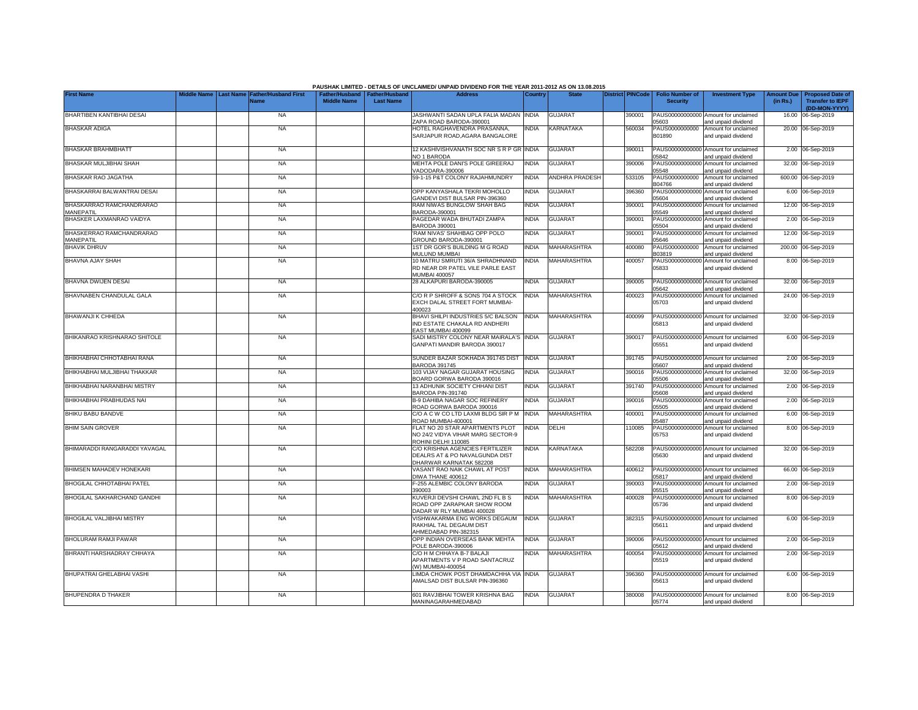PAUSHAK LIMITED - DETAILS OF UNCLAIMED/ UNPAID DIVIDEND FOR THE YEAR 2011-2012 AS ON 13.08.2015

| First Name | Middle Name | Last Name | Father/Husband First Name | Father/Husband Middle Name | Father/Husband Last Name | Address | Country | State | District | PINCode | Folio Number of Security | Investment Type | Amount Due (in Rs.) | Proposed Date of Transfer to IEPF (DD-MON-YYYY) |
|---|---|---|---|---|---|---|---|---|---|---|---|---|---|---|
| BHARTIBEN KANTIBHAI DESAI | | | NA | | | JASHWANTI SADAN UPLA FALIA MADAN ZAPA ROAD BARODA-390001 | INDIA | GUJARAT | | 390001 | PAUS00000000000 05603 | Amount for unclaimed and unpaid dividend | 16.00 | 06-Sep-2019 |
| BHASKAR ADIGA | | | NA | | | HOTEL RAGHAVENDRA PRASANNA, SARJAPUR ROAD,AGARA BANGALORE | INDIA | KARNATAKA | | 560034 | PAUS0000000000 B01890 | Amount for unclaimed and unpaid dividend | 20.00 | 06-Sep-2019 |
| BHASKAR BRAHMBHATT | | | NA | | | 12 KASHIVISHVANATH SOC NR S R P GR NO 1 BARODA | INDIA | GUJARAT | | 390011 | PAUS00000000000 05842 | Amount for unclaimed and unpaid dividend | 2.00 | 06-Sep-2019 |
| BHASKAR MULJIBHAI SHAH | | | NA | | | MEHTA POLE DANI'S POLE GIREERAJ VADODARA-390006 | INDIA | GUJARAT | | 390006 | PAUS00000000000 05548 | Amount for unclaimed and unpaid dividend | 32.00 | 06-Sep-2019 |
| BHASKAR RAO JAGATHA | | | NA | | | 59-1-15 P&T COLONY RAJAHMUNDRY | INDIA | ANDHRA PRADESH | | 533105 | PAUS0000000000 B04766 | Amount for unclaimed and unpaid dividend | 600.00 | 06-Sep-2019 |
| BHASKARRAI BALWANTRAI DESAI | | | NA | | | OPP KANYASHALA TEKRI MOHOLLO GANDEVI DIST BULSAR PIN-396360 | INDIA | GUJARAT | | 396360 | PAUS00000000000 05604 | Amount for unclaimed and unpaid dividend | 6.00 | 06-Sep-2019 |
| BHASKARRAO RAMCHANDRARAO MANEPATIL | | | NA | | | RAM NIWAS BUNGLOW SHAH BAG BARODA-390001 | INDIA | GUJARAT | | 390001 | PAUS00000000000 05549 | Amount for unclaimed and unpaid dividend | 12.00 | 06-Sep-2019 |
| BHASKER LAXMANRAO VAIDYA | | | NA | | | PAGEDAR WADA BHUTADI ZAMPA BARODA 390001 | INDIA | GUJARAT | | 390001 | PAUS00000000000 05504 | Amount for unclaimed and unpaid dividend | 2.00 | 06-Sep-2019 |
| BHASKERRAO RAMCHANDRARAO MANEPATIL | | | NA | | | 'RAM NIVAS' SHAHBAG OPP POLO GROUND BARODA-390001 | INDIA | GUJARAT | | 390001 | PAUS00000000000 05646 | Amount for unclaimed and unpaid dividend | 12.00 | 06-Sep-2019 |
| BHAVIK DHRUV | | | NA | | | 1ST DR GOR'S BUILDING M G ROAD MULUND MUMBAI | INDIA | MAHARASHTRA | | 400080 | PAUS0000000000 B03819 | Amount for unclaimed and unpaid dividend | 200.00 | 06-Sep-2019 |
| BHAVNA AJAY SHAH | | | NA | | | 10 MATRU SMRUTI 36/A SHRADHNAND RD NEAR DR PATEL VILE PARLE EAST MUMBAI 400057 | INDIA | MAHARASHTRA | | 400057 | PAUS00000000000 05833 | Amount for unclaimed and unpaid dividend | 8.00 | 06-Sep-2019 |
| BHAVNA DWIJEN DESAI | | | NA | | | 28 ALKAPURI BARODA-390005 | INDIA | GUJARAT | | 390005 | PAUS00000000000 05642 | Amount for unclaimed and unpaid dividend | 32.00 | 06-Sep-2019 |
| BHAVNABEN CHANDULAL GALA | | | NA | | | C/O R P SHROFF & SONS 704 A STOCK EXCH DALAL STREET FORT MUMBAI-400023 | INDIA | MAHARASHTRA | | 400023 | PAUS00000000000 05703 | Amount for unclaimed and unpaid dividend | 24.00 | 06-Sep-2019 |
| BHAWANJI K CHHEDA | | | NA | | | BHAVI SHILPI INDUSTRIES 5/C BALSON IND ESTATE CHAKALA RD ANDHERI EAST MUMBAI 400099 | INDIA | MAHARASHTRA | | 400099 | PAUS00000000000 05813 | Amount for unclaimed and unpaid dividend | 32.00 | 06-Sep-2019 |
| BHIKANRAO KRISHNARAO SHITOLE | | | NA | | | SADI MISTRY COLONY NEAR MAIRALA'S GANPATI MANDIR BARODA 390017 | INDIA | GUJARAT | | 390017 | PAUS00000000000 05551 | Amount for unclaimed and unpaid dividend | 6.00 | 06-Sep-2019 |
| BHIKHABHAI CHHOTABHAI RANA | | | NA | | | SUNDER BAZAR SOKHADA 391745 DIST BARODA 391745 | INDIA | GUJARAT | | 391745 | PAUS00000000000 05607 | Amount for unclaimed and unpaid dividend | 2.00 | 06-Sep-2019 |
| BHIKHABHAI MULJIBHAI THAKKAR | | | NA | | | 103 VIJAY NAGAR GUJARAT HOUSING BOARD GORWA BARODA 390016 | INDIA | GUJARAT | | 390016 | PAUS00000000000 05506 | Amount for unclaimed and unpaid dividend | 32.00 | 06-Sep-2019 |
| BHIKHABHAI NARANBHAI MISTRY | | | NA | | | 13 ADHUNIK SOCIETY CHHANI DIST BARODA PIN-391740 | INDIA | GUJARAT | | 391740 | PAUS00000000000 05608 | Amount for unclaimed and unpaid dividend | 2.00 | 06-Sep-2019 |
| BHIKHABHAI PRABHUDAS NAI | | | NA | | | B-9 DAHIBA NAGAR SOC REFINERY ROAD GORWA BARODA 390016 | INDIA | GUJARAT | | 390016 | PAUS00000000000 05505 | Amount for unclaimed and unpaid dividend | 2.00 | 06-Sep-2019 |
| BHIKU BABU BANDVE | | | NA | | | C/O A C W CO LTD LAXMI BLDG SIR P M ROAD MUMBAI-400001 | INDIA | MAHARASHTRA | | 400001 | PAUS00000000000 05487 | Amount for unclaimed and unpaid dividend | 6.00 | 06-Sep-2019 |
| BHIM SAIN GROVER | | | NA | | | FLAT NO 20 STAR APARTMENTS PLOT NO 24/2 VIDYA VIHAR MARG SECTOR-9 ROHINI DELHI 110085 | INDIA | DELHI | | 110085 | PAUS00000000000 05753 | Amount for unclaimed and unpaid dividend | 8.00 | 06-Sep-2019 |
| BHIMARADDI RANGARADDI YAVAGAL | | | NA | | | C/O KRISHNA AGENCIES FERTILIZER DEALRS AT & PO NAVALGUNDA DIST DHARWAR KARNATAK 582208 | INDIA | KARNATAKA | | 582208 | PAUS00000000000 05630 | Amount for unclaimed and unpaid dividend | 32.00 | 06-Sep-2019 |
| BHIMSEN MAHADEV HONEKARI | | | NA | | | VASANT RAO NAIK CHAWL AT POST DIWA THANE 400612 | INDIA | MAHARASHTRA | | 400612 | PAUS00000000000 05817 | Amount for unclaimed and unpaid dividend | 66.00 | 06-Sep-2019 |
| BHOGILAL CHHOTABHAI PATEL | | | NA | | | F-255 ALEMBIC COLONY BARODA 390003 | INDIA | GUJARAT | | 390003 | PAUS00000000000 05515 | Amount for unclaimed and unpaid dividend | 2.00 | 06-Sep-2019 |
| BHOGILAL SAKHARCHAND GANDHI | | | NA | | | KUVERJI DEVSHI CHAWL 2ND FL B S ROAD OPP ZARAPKAR SHOW ROOM DADAR W RLY MUMBAI 400028 | INDIA | MAHARASHTRA | | 400028 | PAUS00000000000 05736 | Amount for unclaimed and unpaid dividend | 8.00 | 06-Sep-2019 |
| BHOGILAL VALJIBHAI MISTRY | | | NA | | | VISHWAKARMA ENG WORKS DEGAUM RAKHIAL TAL DEGAUM DIST AHMEDABAD PIN-382315 | INDIA | GUJARAT | | 382315 | PAUS00000000000 05611 | Amount for unclaimed and unpaid dividend | 6.00 | 06-Sep-2019 |
| BHOLURAM RAMJI PAWAR | | | NA | | | OPP INDIAN OVERSEAS BANK MEHTA POLE BARODA-390006 | INDIA | GUJARAT | | 390006 | PAUS00000000000 05612 | Amount for unclaimed and unpaid dividend | 2.00 | 06-Sep-2019 |
| BHRANTI HARSHADRAY CHHAYA | | | NA | | | C/O H M CHHAYA B-7 BALAJI APARTMENTS V P ROAD SANTACRUZ (W) MUMBAI-400054 | INDIA | MAHARASHTRA | | 400054 | PAUS00000000000 05519 | Amount for unclaimed and unpaid dividend | 2.00 | 06-Sep-2019 |
| BHUPATRAI GHELABHAI VASHI | | | NA | | | LIMDA CHOWK POST DHAMDACHHA VIA AMALSAD DIST BULSAR PIN-396360 | INDIA | GUJARAT | | 396360 | PAUS00000000000 05613 | Amount for unclaimed and unpaid dividend | 6.00 | 06-Sep-2019 |
| BHUPENDRA D THAKER | | | NA | | | 601 RAVJIBHAI TOWER KRISHNA BAG MANINAGARAHMEDABAD | INDIA | GUJARAT | | 380008 | PAUS00000000000 05774 | Amount for unclaimed and unpaid dividend | 8.00 | 06-Sep-2019 |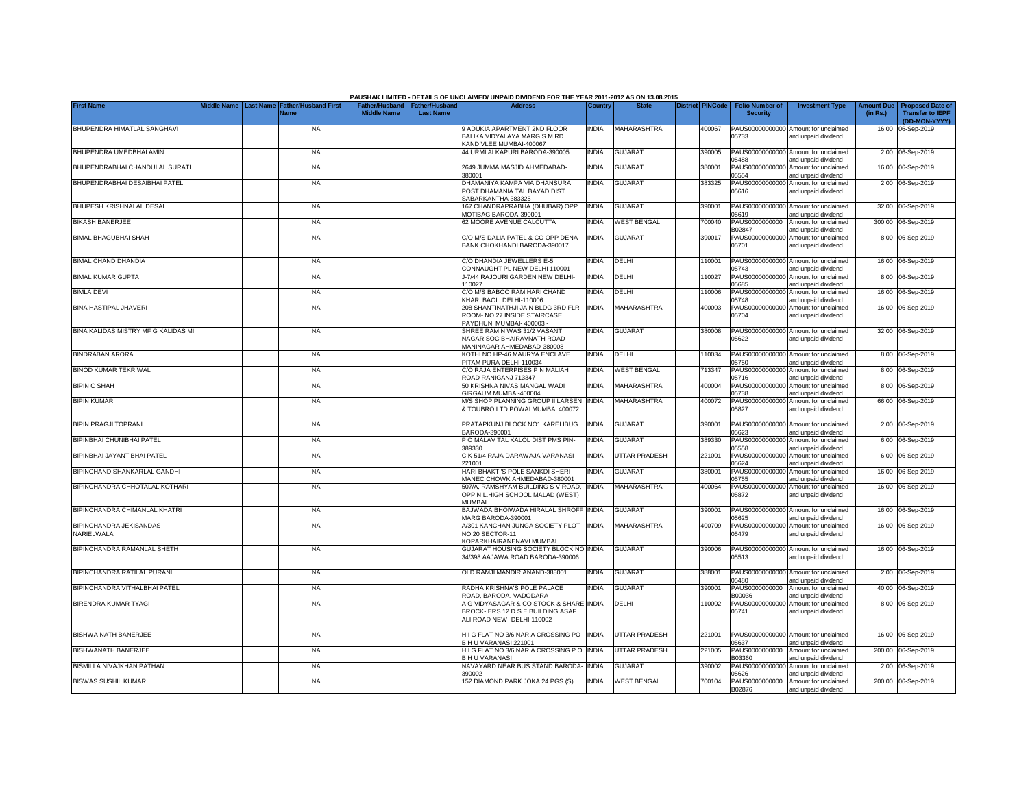PAUSHAK LIMITED - DETAILS OF UNCLAIMED/ UNPAID DIVIDEND FOR THE YEAR 2011-2012 AS ON 13.08.2015

| First Name | Middle Name | Last Name | Father/Husband First Name | Father/Husband Middle Name | Father/Husband Last Name | Address | Country | State | District | PINCode | Folio Number of Security | Investment Type | Amount Due (in Rs.) | Proposed Date of Transfer to IEPF (DD-MON-YYYY) |
|---|---|---|---|---|---|---|---|---|---|---|---|---|---|---|
| BHUPENDRA HIMATLAL SANGHAVI | | | NA | | | 9 ADUKIA APARTMENT 2ND FLOOR BALIKA VIDYALAYA MARG S M RD KANDIVLEE MUMBAI-400067 | INDIA | MAHARASHTRA | | 400067 | PAUS00000000000 05733 | Amount for unclaimed and unpaid dividend | 16.00 | 06-Sep-2019 |
| BHUPENDRA UMEDBHAI AMIN | | | NA | | | 44 URMI ALKAPURI BARODA-390005 | INDIA | GUJARAT | | 390005 | PAUS00000000000 05488 | Amount for unclaimed and unpaid dividend | 2.00 | 06-Sep-2019 |
| BHUPENDRABHAI CHANDULAL SURATI | | | NA | | | 2649 JUMMA MASJID AHMEDABAD-380001 | INDIA | GUJARAT | | 380001 | PAUS00000000000 05554 | Amount for unclaimed and unpaid dividend | 16.00 | 06-Sep-2019 |
| BHUPENDRABHAI DESAIBHAI PATEL | | | NA | | | DHAMANIYA KAMPA VIA DHANSURA POST DHAMANIA TAL BAYAD DIST SABARKANTHA 383325 | INDIA | GUJARAT | | 383325 | PAUS00000000000 05616 | Amount for unclaimed and unpaid dividend | 2.00 | 06-Sep-2019 |
| BHUPESH KRISHNALAL DESAI | | | NA | | | 167 CHANDRAPRABHA (DHUBAR) OPP MOTIBAG BARODA-390001 | INDIA | GUJARAT | | 390001 | PAUS00000000000 05619 | Amount for unclaimed and unpaid dividend | 32.00 | 06-Sep-2019 |
| BIKASH BANERJEE | | | NA | | | 62 MOORE AVENUE CALCUTTA | INDIA | WEST BENGAL | | 700040 | PAUS0000000000 B02847 | Amount for unclaimed and unpaid dividend | 300.00 | 06-Sep-2019 |
| BIMAL BHAGUBHAI SHAH | | | NA | | | C/O M/S DALIA PATEL & CO OPP DENA BANK CHOKHANDI BARODA-390017 | INDIA | GUJARAT | | 390017 | PAUS00000000000 05701 | Amount for unclaimed and unpaid dividend | 8.00 | 06-Sep-2019 |
| BIMAL CHAND DHANDIA | | | NA | | | C/O DHANDIA JEWELLERS E-5 CONNAUGHT PL NEW DELHI 110001 | INDIA | DELHI | | 110001 | PAUS00000000000 05743 | Amount for unclaimed and unpaid dividend | 16.00 | 06-Sep-2019 |
| BIMAL KUMAR GUPTA | | | NA | | | J-7/44 RAJOURI GARDEN NEW DELHI-110027 | INDIA | DELHI | | 110027 | PAUS00000000000 05685 | Amount for unclaimed and unpaid dividend | 8.00 | 06-Sep-2019 |
| BIMLA DEVI | | | NA | | | C/O M/S BABOO RAM HARI CHAND KHARI BAOLI DELHI-110006 | INDIA | DELHI | | 110006 | PAUS00000000000 05748 | Amount for unclaimed and unpaid dividend | 16.00 | 06-Sep-2019 |
| BINA HASTIPAL JHAVERI | | | NA | | | 208 SHANTINATHJI JAIN BLDG 3RD FLR ROOM- NO 27 INSIDE STAIRCASE PAYDHUNI MUMBAI- 400003 - | INDIA | MAHARASHTRA | | 400003 | PAUS00000000000 05704 | Amount for unclaimed and unpaid dividend | 16.00 | 06-Sep-2019 |
| BINA KALIDAS MISTRY MF G KALIDAS MI | | | NA | | | SHREE RAM NIWAS 31/2 VASANT NAGAR SOC BHAIRAVNATH ROAD MANINAGAR AHMEDABAD-380008 | INDIA | GUJARAT | | 380008 | PAUS00000000000 05622 | Amount for unclaimed and unpaid dividend | 32.00 | 06-Sep-2019 |
| BINDRABAN ARORA | | | NA | | | KOTHI NO HP-46 MAURYA ENCLAVE PITAM PURA DELHI 110034 | INDIA | DELHI | | 110034 | PAUS00000000000 05750 | Amount for unclaimed and unpaid dividend | 8.00 | 06-Sep-2019 |
| BINOD KUMAR TEKRIWAL | | | NA | | | C/O RAJA ENTERPISES P N MALIAH ROAD RANIGANJ 713347 | INDIA | WEST BENGAL | | 713347 | PAUS00000000000 05716 | Amount for unclaimed and unpaid dividend | 8.00 | 06-Sep-2019 |
| BIPIN C SHAH | | | NA | | | 50 KRISHNA NIVAS MANGAL WADI GIRGAUM MUMBAI-400004 | INDIA | MAHARASHTRA | | 400004 | PAUS00000000000 05738 | Amount for unclaimed and unpaid dividend | 8.00 | 06-Sep-2019 |
| BIPIN KUMAR | | | NA | | | M/S SHOP PLANNING GROUP II LARSEN & TOUBRO LTD POWAI MUMBAI 400072 | INDIA | MAHARASHTRA | | 400072 | PAUS00000000000 05827 | Amount for unclaimed and unpaid dividend | 66.00 | 06-Sep-2019 |
| BIPIN PRAGJI TOPRANI | | | NA | | | PRATAPKUNJ BLOCK NO1 KARELIBUG BARODA-390001 | INDIA | GUJARAT | | 390001 | PAUS00000000000 05623 | Amount for unclaimed and unpaid dividend | 2.00 | 06-Sep-2019 |
| BIPINBHAI CHUNIBHAI PATEL | | | NA | | | P O MALAV TAL KALOL DIST PMS PIN-389330 | INDIA | GUJARAT | | 389330 | PAUS00000000000 05558 | Amount for unclaimed and unpaid dividend | 6.00 | 06-Sep-2019 |
| BIPINBHAI JAYANTIBHAI PATEL | | | NA | | | C K 51/4 RAJA DARAWAJA VARANASI 221001 | INDIA | UTTAR PRADESH | | 221001 | PAUS00000000000 05624 | Amount for unclaimed and unpaid dividend | 6.00 | 06-Sep-2019 |
| BIPINCHAND SHANKARLAL GANDHI | | | NA | | | HARI BHAKTI'S POLE SANKDI SHERI MANEC CHOWK AHMEDABAD-380001 | INDIA | GUJARAT | | 380001 | PAUS00000000000 05755 | Amount for unclaimed and unpaid dividend | 16.00 | 06-Sep-2019 |
| BIPINCHANDRA CHHOTALAL KOTHARI | | | NA | | | 507/A, RAMSHYAM BUILDING S V ROAD, OPP N.L.HIGH SCHOOL MALAD (WEST) MUMBAI | INDIA | MAHARASHTRA | | 400064 | PAUS00000000000 05872 | Amount for unclaimed and unpaid dividend | 16.00 | 06-Sep-2019 |
| BIPINCHANDRA CHIMANLAL KHATRI | | | NA | | | BAJWADA BHOIWADA HIRALAL SHROFF MARG BARODA-390001 | INDIA | GUJARAT | | 390001 | PAUS00000000000 05625 | Amount for unclaimed and unpaid dividend | 16.00 | 06-Sep-2019 |
| BIPINCHANDRA JEKISANDAS NARIELWALA | | | NA | | | A/301 KANCHAN JUNGA SOCIETY PLOT NO.20 SECTOR-11 KOPARKHAIRANENAVI MUMBAI | INDIA | MAHARASHTRA | | 400709 | PAUS00000000000 05479 | Amount for unclaimed and unpaid dividend | 16.00 | 06-Sep-2019 |
| BIPINCHANDRA RAMANLAL SHETH | | | NA | | | GUJARAT HOUSING SOCIETY BLOCK NO 34/398 AAJAWA ROAD BARODA-390006 | INDIA | GUJARAT | | 390006 | PAUS00000000000 05513 | Amount for unclaimed and unpaid dividend | 16.00 | 06-Sep-2019 |
| BIPINCHANDRA RATILAL PURANI | | | NA | | | OLD RAMJI MANDIR ANAND-388001 | INDIA | GUJARAT | | 388001 | PAUS00000000000 05480 | Amount for unclaimed and unpaid dividend | 2.00 | 06-Sep-2019 |
| BIPINCHANDRA VITHALBHAI PATEL | | | NA | | | RADHA KRISHNA'S POLE PALACE ROAD, BARODA. VADODARA | INDIA | GUJARAT | | 390001 | PAUS0000000000 B00036 | Amount for unclaimed and unpaid dividend | 40.00 | 06-Sep-2019 |
| BIRENDRA KUMAR TYAGI | | | NA | | | A G VIDYASAGAR & CO STOCK & SHARE BROCK- ERS 12 D S E BUILDING ASAF ALI ROAD NEW- DELHI-110002 - | INDIA | DELHI | | 110002 | PAUS00000000000 05741 | Amount for unclaimed and unpaid dividend | 8.00 | 06-Sep-2019 |
| BISHWA NATH BANERJEE | | | NA | | | H I G FLAT NO 3/6 NARIA CROSSING PO B H U VARANASI 221001 | INDIA | UTTAR PRADESH | | 221001 | PAUS00000000000 05637 | Amount for unclaimed and unpaid dividend | 16.00 | 06-Sep-2019 |
| BISHWANATH BANERJEE | | | NA | | | H I G FLAT NO 3/6 NARIA CROSSING P O B H U VARANASI | INDIA | UTTAR PRADESH | | 221005 | PAUS0000000000 B03360 | Amount for unclaimed and unpaid dividend | 200.00 | 06-Sep-2019 |
| BISMILLA NIVAJKHAN PATHAN | | | NA | | | NAVAYARD NEAR BUS STAND BARODA-390002 | INDIA | GUJARAT | | 390002 | PAUS00000000000 05626 | Amount for unclaimed and unpaid dividend | 2.00 | 06-Sep-2019 |
| BISWAS SUSHIL KUMAR | | | NA | | | 152 DIAMOND PARK JOKA 24 PGS (S) | INDIA | WEST BENGAL | | 700104 | PAUS0000000000 B02876 | Amount for unclaimed and unpaid dividend | 200.00 | 06-Sep-2019 |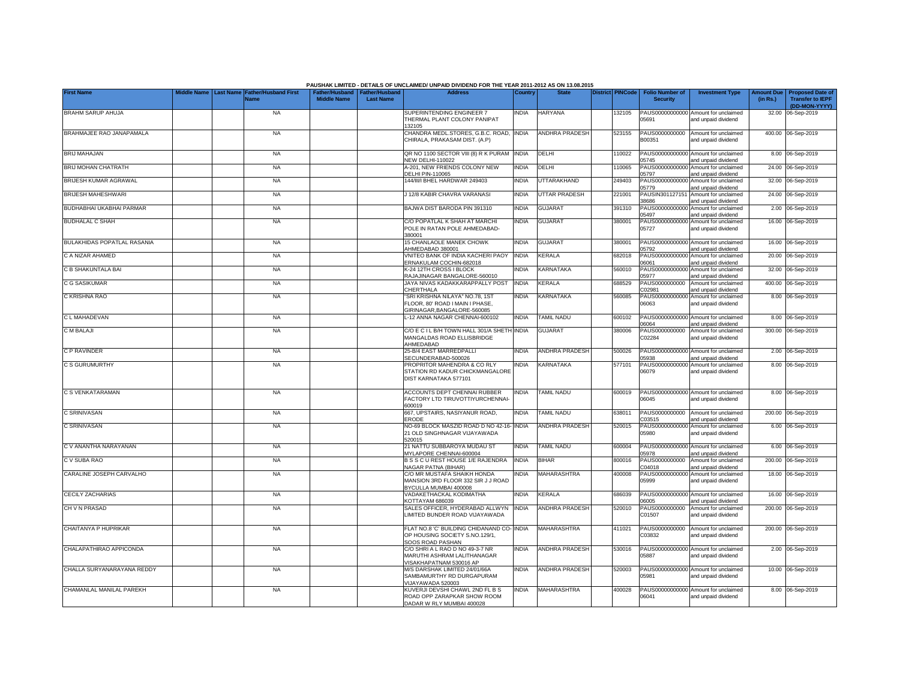PAUSHAK LIMITED - DETAILS OF UNCLAIMED/ UNPAID DIVIDEND FOR THE YEAR 2011-2012 AS ON 13.08.2015

| First Name | Middle Name | Last Name | Father/Husband First Name | Father/Husband Middle Name | Father/Husband Last Name | Address | Country | State | District | PINCode | Folio Number of Security | Investment Type | Amount Due (in Rs.) | Proposed Date of Transfer to IEPF (DD-MON-YYYY) |
|---|---|---|---|---|---|---|---|---|---|---|---|---|---|---|
| BRAHM SARUP AHUJA | | | NA | | | SUPERINTENDING ENGINEER 7 THERMAL PLANT COLONY PANIPAT 132105 | INDIA | HARYANA | | 132105 | PAUS00000000000 05691 | Amount for unclaimed and unpaid dividend | 32.00 | 06-Sep-2019 |
| BRAHMAJEE RAO JANAPAMALA | | | NA | | | CHANDRA MEDL.STORES, G.B.C. ROAD, CHIRALA, PRAKASAM DIST. (A.P) | INDIA | ANDHRA PRADESH | | 523155 | PAUS0000000000 B00351 | Amount for unclaimed and unpaid dividend | 400.00 | 06-Sep-2019 |
| BRIJ MAHAJAN | | | NA | | | QR NO 1100 SECTOR VIII (8) R K PURAM NEW DELHI-110022 | INDIA | DELHI | | 110022 | PAUS00000000000 05745 | Amount for unclaimed and unpaid dividend | 8.00 | 06-Sep-2019 |
| BRIJ MOHAN CHATRATH | | | NA | | | A-201, NEW FRIENDS COLONY NEW DELHI PIN-110065 | INDIA | DELHI | | 110065 | PAUS00000000000 05797 | Amount for unclaimed and unpaid dividend | 24.00 | 06-Sep-2019 |
| BRIJESH KUMAR AGRAWAL | | | NA | | | 144/III/I BHEL HARDWAR 249403 | INDIA | UTTARAKHAND | | 249403 | PAUS00000000000 05779 | Amount for unclaimed and unpaid dividend | 32.00 | 06-Sep-2019 |
| BRIJESH MAHESHWARI | | | NA | | | J 12/8 KABIR CHAVRA VARANASI | INDIA | UTTAR PRADESH | | 221001 | PAUSIN301127151 38686 | Amount for unclaimed and unpaid dividend | 24.00 | 06-Sep-2019 |
| BUDHABHAI UKABHAI PARMAR | | | NA | | | BAJWA DIST BARODA PIN 391310 | INDIA | GUJARAT | | 391310 | PAUS00000000000 05497 | Amount for unclaimed and unpaid dividend | 2.00 | 06-Sep-2019 |
| BUDHALAL C SHAH | | | NA | | | C/O POPATLAL K SHAH AT MARCHI POLE IN RATAN POLE AHMEDABAD-380001 | INDIA | GUJARAT | | 380001 | PAUS00000000000 05727 | Amount for unclaimed and unpaid dividend | 16.00 | 06-Sep-2019 |
| BULAKHIDAS POPATLAL RASANIA | | | NA | | | 15 CHANLAOLE MANEK CHOWK AHMEDABAD 380001 | INDIA | GUJARAT | | 380001 | PAUS00000000000 05792 | Amount for unclaimed and unpaid dividend | 16.00 | 06-Sep-2019 |
| C A NIZAR AHAMED | | | NA | | | VNITEO BANK OF INDIA KACHERI PAOY ERNAKULAM COCHIN-682018 | INDIA | KERALA | | 682018 | PAUS00000000000 06061 | Amount for unclaimed and unpaid dividend | 20.00 | 06-Sep-2019 |
| C B SHAKUNTALA BAI | | | NA | | | K-24 12TH CROSS I BLOCK RAJAJINAGAR BANGALORE-560010 | INDIA | KARNATAKA | | 560010 | PAUS00000000000 05977 | Amount for unclaimed and unpaid dividend | 32.00 | 06-Sep-2019 |
| C G SASIKUMAR | | | NA | | | JAYA NIVAS KADAKKARAPPALLY POST CHERTHALA | INDIA | KERALA | | 688529 | PAUS0000000000 C02981 | Amount for unclaimed and unpaid dividend | 400.00 | 06-Sep-2019 |
| C KRISHNA RAO | | | NA | | | "SRI KRISHNA NILAYA" NO.78, 1ST FLOOR, 80' ROAD I MAIN I PHASE, GIRINAGAR,BANGALORE-560085 | INDIA | KARNATAKA | | 560085 | PAUS00000000000 06063 | Amount for unclaimed and unpaid dividend | 8.00 | 06-Sep-2019 |
| C L MAHADEVAN | | | NA | | | L-12 ANNA NAGAR CHENNAI-600102 | INDIA | TAMIL NADU | | 600102 | PAUS00000000000 06064 | Amount for unclaimed and unpaid dividend | 8.00 | 06-Sep-2019 |
| C M BALAJI | | | NA | | | C/O E C I L B/H TOWN HALL 301/A SHETH MANGALDAS ROAD ELLISBRIDGE AHMEDABAD | INDIA | GUJARAT | | 380006 | PAUS0000000000 C02284 | Amount for unclaimed and unpaid dividend | 300.00 | 06-Sep-2019 |
| C P RAVINDER | | | NA | | | 25-B/4 EAST MARREDPALLI SECUNDERABAD-500026 | INDIA | ANDHRA PRADESH | | 500026 | PAUS00000000000 05938 | Amount for unclaimed and unpaid dividend | 2.00 | 06-Sep-2019 |
| C S GURUMURTHY | | | NA | | | PROPRITOR MAHENDRA & CO RLY STATION RD KADUR CHICKMANGALORE DIST KARNATAKA 577101 | INDIA | KARNATAKA | | 577101 | PAUS00000000000 06079 | Amount for unclaimed and unpaid dividend | 8.00 | 06-Sep-2019 |
| C S VENKATARAMAN | | | NA | | | ACCOUNTS DEPT CHENNAI RUBBER FACTORY LTD TIRUVOTTIYURCHENNAI-600019 | INDIA | TAMIL NADU | | 600019 | PAUS00000000000 06045 | Amount for unclaimed and unpaid dividend | 8.00 | 06-Sep-2019 |
| C SRINIVASAN | | | NA | | | 667, UPSTAIRS, NASIYANUR ROAD, ERODE | INDIA | TAMIL NADU | | 638011 | PAUS0000000000 C03515 | Amount for unclaimed and unpaid dividend | 200.00 | 06-Sep-2019 |
| C SRINIVASAN | | | NA | | | NO-69 BLOCK MASZID ROAD D NO 42-16-21 OLD SINGHNAGAR VIJAYAWADA 520015 | INDIA | ANDHRA PRADESH | | 520015 | PAUS00000000000 05980 | Amount for unclaimed and unpaid dividend | 6.00 | 06-Sep-2019 |
| C V ANANTHA NARAYANAN | | | NA | | | 21 NATTU SUBBAROYA MUDAU ST MYLAPORE CHENNAI-600004 | INDIA | TAMIL NADU | | 600004 | PAUS00000000000 05978 | Amount for unclaimed and unpaid dividend | 6.00 | 06-Sep-2019 |
| C V SUBA RAO | | | NA | | | B S S C U REST HOUSE 1/E RAJENDRA NAGAR PATNA (BIHAR) | INDIA | BIHAR | | 800016 | PAUS0000000000 C04018 | Amount for unclaimed and unpaid dividend | 200.00 | 06-Sep-2019 |
| CARALINE JOSEPH CARVALHO | | | NA | | | C/O MR MUSTAFA SHAIKH HONDA MANSION 3RD FLOOR 332 SIR J J ROAD BYCULLA MUMBAI 400008 | INDIA | MAHARASHTRA | | 400008 | PAUS00000000000 05999 | Amount for unclaimed and unpaid dividend | 18.00 | 06-Sep-2019 |
| CECILY ZACHARIAS | | | NA | | | VADAKETHACKAL KODIMATHA KOTTAYAM 686039 | INDIA | KERALA | | 686039 | PAUS00000000000 06005 | Amount for unclaimed and unpaid dividend | 16.00 | 06-Sep-2019 |
| CH V N PRASAD | | | NA | | | SALES OFFICER, HYDERABAD ALLWYN LIMITED BUNDER ROAD VIJAYAWADA | INDIA | ANDHRA PRADESH | | 520010 | PAUS0000000000 C01507 | Amount for unclaimed and unpaid dividend | 200.00 | 06-Sep-2019 |
| CHAITANYA P HUPRIKAR | | | NA | | | FLAT NO.8 'C' BUILDING CHIDANAND CO-OP HOUSING SOCIETY S.NO.129/1, SOOS ROAD PASHAN | INDIA | MAHARASHTRA | | 411021 | PAUS0000000000 C03832 | Amount for unclaimed and unpaid dividend | 200.00 | 06-Sep-2019 |
| CHALAPATHIRAO APPICONDA | | | NA | | | C/O SHRI A L RAO D NO 49-3-7 NR MARUTHI ASHRAM LALITHANAGAR VISAKHAPATNAM 530016 AP | INDIA | ANDHRA PRADESH | | 530016 | PAUS00000000000 05887 | Amount for unclaimed and unpaid dividend | 2.00 | 06-Sep-2019 |
| CHALLA SURYANARAYANA REDDY | | | NA | | | M/S DARSHAK LIMITED 24/01/66A SAMBAMURTHY RD DURGAPURAM VIJAYAWADA 520003 | INDIA | ANDHRA PRADESH | | 520003 | PAUS00000000000 05981 | Amount for unclaimed and unpaid dividend | 10.00 | 06-Sep-2019 |
| CHAMANLAL MANILAL PAREKH | | | NA | | | KUVERJI DEVSHI CHAWL 2ND FL B S ROAD OPP ZARAPKAR SHOW ROOM DADAR W RLY MUMBAI 400028 | INDIA | MAHARASHTRA | | 400028 | PAUS00000000000 06041 | Amount for unclaimed and unpaid dividend | 8.00 | 06-Sep-2019 |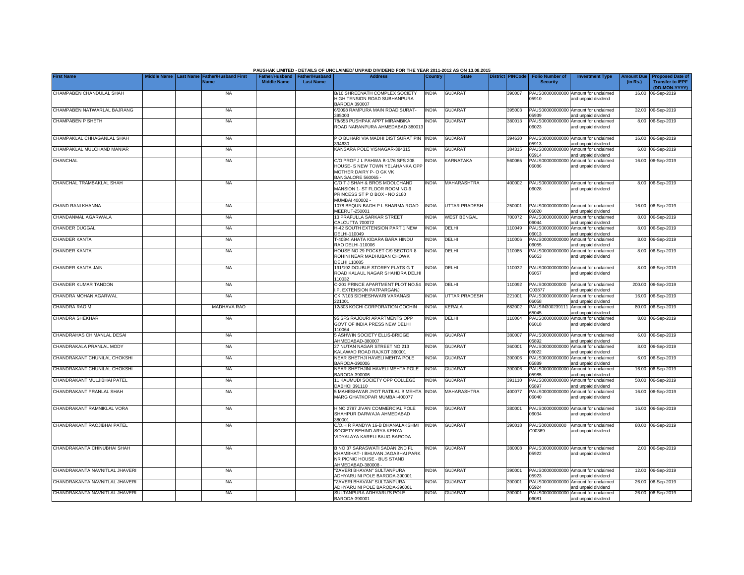PAUSHAK LIMITED - DETAILS OF UNCLAIMED/ UNPAID DIVIDEND FOR THE YEAR 2011-2012 AS ON 13.08.2015

| First Name | Middle Name | Last Name | Father/Husband First Name | Father/Husband Middle Name | Father/Husband Last Name | Address | Country | State | District | PINCode | Folio Number of Security | Investment Type | Amount Due (in Rs.) | Proposed Date of Transfer to IEPF (DD-MON-YYYY) |
|---|---|---|---|---|---|---|---|---|---|---|---|---|---|---|
| CHAMPABEN CHANDULAL SHAH | | | NA | | | B/10 SHREENATH COMPLEX SOCIETY HIGH TENSION ROAD SUBHANPURA BARODA 390007 | INDIA | GUJARAT | | 390007 | PAUS00000000000 05910 | Amount for unclaimed and unpaid dividend | 16.00 | 06-Sep-2019 |
| CHAMPABEN NATWARLAL BAJRANG | | | NA | | | 6/2098 RAMPURA MAIN ROAD SURAT-395003 | INDIA | GUJARAT | | 395003 | PAUS00000000000 05939 | Amount for unclaimed and unpaid dividend | 32.00 | 06-Sep-2019 |
| CHAMPABEN P SHETH | | | NA | | | 78/653 PUSHPAK APPT MIRAMBIKA ROAD NARANPURA AHMEDABAD 380013 | INDIA | GUJARAT | | 380013 | PAUS00000000000 06023 | Amount for unclaimed and unpaid dividend | 8.00 | 06-Sep-2019 |
| CHAMPAKLAL CHHAGANLAL SHAH | | | NA | | | P O BUHARI VIA MADHI DIST SURAT PIN 394630 | INDIA | GUJARAT | | 394630 | PAUS00000000000 05913 | Amount for unclaimed and unpaid dividend | 16.00 | 06-Sep-2019 |
| CHAMPAKLAL MULCHAND MANIAR | | | NA | | | KANSARA POLE VISNAGAR-384315 | INDIA | GUJARAT | | 384315 | PAUS00000000000 05914 | Amount for unclaimed and unpaid dividend | 6.00 | 06-Sep-2019 |
| CHANCHAL | | | NA | | | C/O PROF J L PAHWA B-1/76 SFS 208 HOUSE- S NEW TOWN YELAHANKA OPP MOTHER DAIRY P- O GK VK BANGALORE 560065 - | INDIA | KARNATAKA | | 560065 | PAUS00000000000 06086 | Amount for unclaimed and unpaid dividend | 16.00 | 06-Sep-2019 |
| CHANCHAL TRAMBAKLAL SHAH | | | NA | | | C/O T J SHAH & BROS MOOLCHAND MANSION 1- ST FLOOR ROOM NO-9 PRINCESS ST P O BOX - NO 2180 MUMBAI 400002 - | INDIA | MAHARASHTRA | | 400002 | PAUS00000000000 06028 | Amount for unclaimed and unpaid dividend | 8.00 | 06-Sep-2019 |
| CHAND RANI KHANNA | | | NA | | | 1078 BEQUN BAGH P L SHARMA ROAD MEERUT-250001 | INDIA | UTTAR PRADESH | | 250001 | PAUS00000000000 06020 | Amount for unclaimed and unpaid dividend | 16.00 | 06-Sep-2019 |
| CHANDANMAL AGARWALA | | | NA | | | 13 PRAFULLA SARKAR STREET CALCUTTA 700072 | INDIA | WEST BENGAL | | 700072 | PAUS00000000000 06044 | Amount for unclaimed and unpaid dividend | 8.00 | 06-Sep-2019 |
| CHANDER DUGGAL | | | NA | | | H-42 SOUTH EXTENSION PART 1 NEW DELHI-110049 | INDIA | DELHI | | 110049 | PAUS00000000000 06013 | Amount for unclaimed and unpaid dividend | 8.00 | 06-Sep-2019 |
| CHANDER KANTA | | | NA | | | T-408/4 AHATA KIDARA BARA HINDU RAO DELHI-110006 | INDIA | DELHI | | 110006 | PAUS00000000000 06055 | Amount for unclaimed and unpaid dividend | 8.00 | 06-Sep-2019 |
| CHANDER KANTA | | | NA | | | HOUSE NO 29 POCKET C/9 SECTOR 8 ROHINI NEAR MADHUBAN CHOWK DELHI 110085 | INDIA | DELHI | | 110085 | PAUS00000000000 06053 | Amount for unclaimed and unpaid dividend | 8.00 | 06-Sep-2019 |
| CHANDER KANTA JAIN | | | NA | | | 191/192 DOUBLE STOREY FLATS G T ROAD KALAUL NAGAR SHAHDRA DELHI 110032 | INDIA | DELHI | | 110032 | PAUS00000000000 06057 | Amount for unclaimed and unpaid dividend | 8.00 | 06-Sep-2019 |
| CHANDER KUMAR TANDON | | | NA | | | C-201 PRINCE APARTMENT PLOT NO.54 I.P. EXTENSION PATPARGANJ | INDIA | DELHI | | 110092 | PAUS0000000000 C03877 | Amount for unclaimed and unpaid dividend | 200.00 | 06-Sep-2019 |
| CHANDRA MOHAN AGARWAL | | | NA | | | CK 7/103 SIDHESHWARI VARANASI 221001 | INDIA | UTTAR PRADESH | | 221001 | PAUS00000000000 06058 | Amount for unclaimed and unpaid dividend | 16.00 | 06-Sep-2019 |
| CHANDRA RAO M | | | MADHAVA RAO | | | 12/303 KOCHI CORPORATION COCHIN | INDIA | KERALA | | 682002 | PAUSIN300239111 65045 | Amount for unclaimed and unpaid dividend | 80.00 | 06-Sep-2019 |
| CHANDRA SHEKHAR | | | NA | | | 95 SFS RAJOURI APARTMENTS OPP GOVT OF INDIA PRESS NEW DELHI 110064 | INDIA | DELHI | | 110064 | PAUS00000000000 06018 | Amount for unclaimed and unpaid dividend | 8.00 | 06-Sep-2019 |
| CHANDRAHAS CHIMANLAL DESAI | | | NA | | | 5 ASHWIN SOCIETY ELLIS-BRIDGE AHMEDABAD-380007 | INDIA | GUJARAT | | 380007 | PAUS00000000000 05892 | Amount for unclaimed and unpaid dividend | 6.00 | 06-Sep-2019 |
| CHANDRAKALA PRANLAL MODY | | | NA | | | 27 NUTAN NAGAR STREET NO 213 KALAWAD ROAD RAJKOT 360001 | INDIA | GUJARAT | | 360001 | PAUS00000000000 06022 | Amount for unclaimed and unpaid dividend | 8.00 | 06-Sep-2019 |
| CHANDRAKANT CHUNILAL CHOKSHI | | | NA | | | NEAR SHETHJI HAVELI MEHTA POLE BARODA-390006 | INDIA | GUJARAT | | 390006 | PAUS00000000000 05889 | Amount for unclaimed and unpaid dividend | 6.00 | 06-Sep-2019 |
| CHANDRAKANT CHUNILAL CHOKSHI | | | NA | | | NEAR SHETHJINI HAVELI MEHTA POLE BARODA-390006 | INDIA | GUJARAT | | 390006 | PAUS00000000000 05985 | Amount for unclaimed and unpaid dividend | 16.00 | 06-Sep-2019 |
| CHANDRAKANT MULJIBHAI PATEL | | | NA | | | 11 KAUMUDI SOCIETY OPP COLLEGE DABHOI 391110 | INDIA | GUJARAT | | 391110 | PAUS00000000000 05897 | Amount for unclaimed and unpaid dividend | 50.00 | 06-Sep-2019 |
| CHANDRAKANT PRANLAL SHAH | | | NA | | | 5 MAHESHWAR JYOT RATILAL B MEHTA MARG GHATKOPAR MUMBAI-400077 | INDIA | MAHARASHTRA | | 400077 | PAUS00000000000 06040 | Amount for unclaimed and unpaid dividend | 16.00 | 06-Sep-2019 |
| CHANDRAKANT RAMNIKLAL VORA | | | NA | | | H NO 2787 JIVAN COMMERCIAL POLE SHAHPUR DARWAJA AHMEDABAD 380001 | INDIA | GUJARAT | | 380001 | PAUS00000000000 06034 | Amount for unclaimed and unpaid dividend | 16.00 | 06-Sep-2019 |
| CHANDRAKANT RAOJIBHAI PATEL | | | NA | | | C/O.H R PANDYA 16-B DHANALAKSHMI SOCIETY BEHIND ARYA KENYA VIDYALAYA KARELI BAUG BARODA | INDIA | GUJARAT | | 390018 | PAUS0000000000 C00369 | Amount for unclaimed and unpaid dividend | 80.00 | 06-Sep-2019 |
| CHANDRAKANTA CHINUBHAI SHAH | | | NA | | | B NO 37 SARASWATI SADAN 2ND FL KHAMBHAT- I BHUVAN JAGABHAI PARK NR PICNIC HOUSE - BUS STAND AHMEDABAD-380008 - | INDIA | GUJARAT | | 380008 | PAUS00000000000 05922 | Amount for unclaimed and unpaid dividend | 2.00 | 06-Sep-2019 |
| CHANDRAKANTA NAVNITLAL JHAVERI | | | NA | | | "ZAVERI BHAVAN" SULTANPURA ADHYARU NI POLE BARODA-390001 | INDIA | GUJARAT | | 390001 | PAUS00000000000 05923 | Amount for unclaimed and unpaid dividend | 12.00 | 06-Sep-2019 |
| CHANDRAKANTA NAVNITLAL JHAVERI | | | NA | | | "ZAVERI BHAVAN" SULTANPURA ADHYARU NI POLE BARODA-390001 | INDIA | GUJARAT | | 390001 | PAUS00000000000 05924 | Amount for unclaimed and unpaid dividend | 26.00 | 06-Sep-2019 |
| CHANDRAKANTA NAVNITLAL JHAVERI | | | NA | | | SULTANPURA ADHYARU'S POLE BARODA-390001 | INDIA | GUJARAT | | 390001 | PAUS00000000000 06081 | Amount for unclaimed and unpaid dividend | 26.00 | 06-Sep-2019 |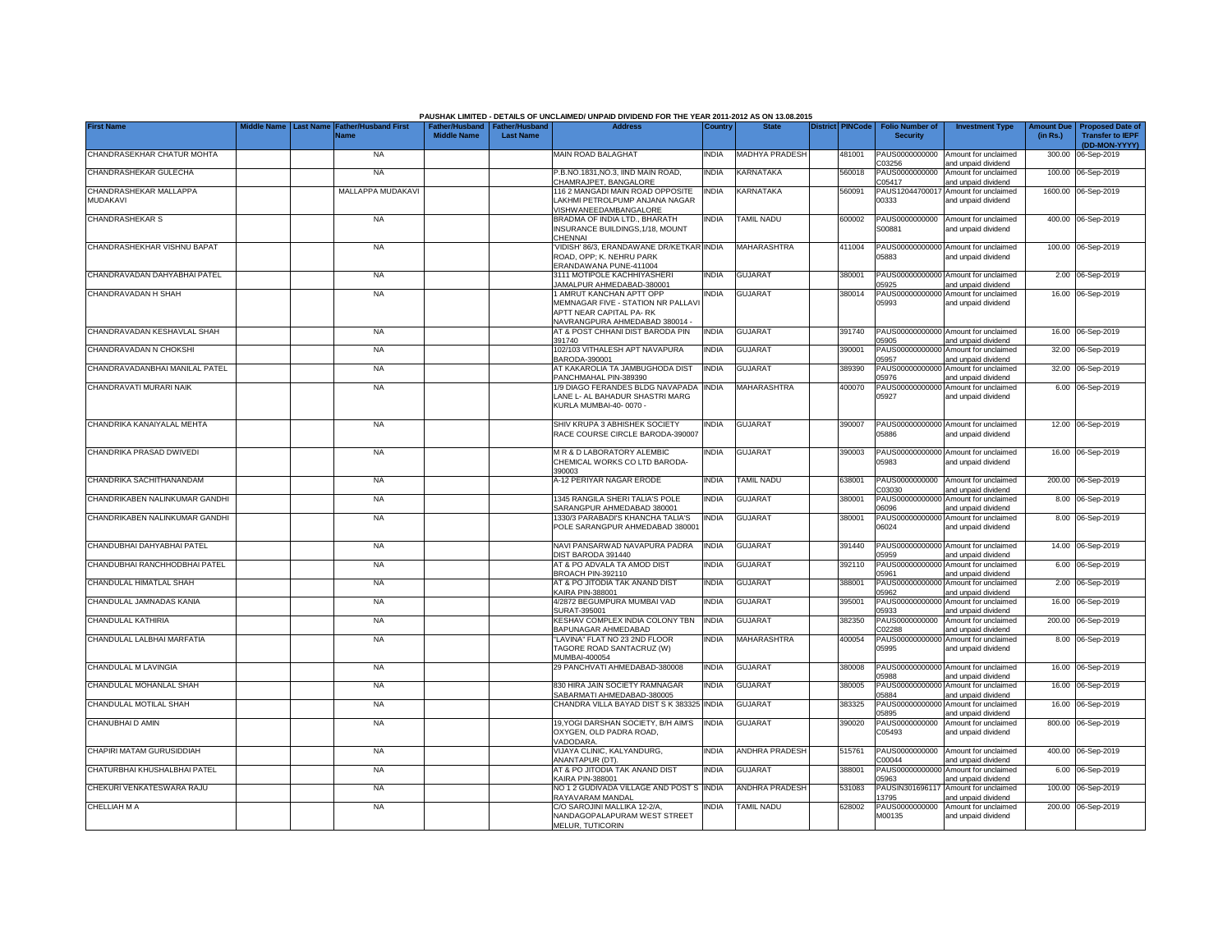PAUSHAK LIMITED - DETAILS OF UNCLAIMED/ UNPAID DIVIDEND FOR THE YEAR 2011-2012 AS ON 13.08.2015

| First Name | Middle Name | Last Name | Father/Husband First Name | Father/Husband Middle Name | Father/Husband Last Name | Address | Country | State | District | PINCode | Folio Number of Security | Investment Type | Amount Due (in Rs.) | Proposed Date of Transfer to IEPF (DD-MON-YYYY) |
|---|---|---|---|---|---|---|---|---|---|---|---|---|---|---|
| CHANDRASEKHAR CHATUR MOHTA | | | NA | | | MAIN ROAD BALAGHAT | INDIA | MADHYA PRADESH | | 481001 | PAUS0000000000C03256 | Amount for unclaimed and unpaid dividend | 300.00 | 06-Sep-2019 |
| CHANDRASHEKAR GULECHA | | | NA | | | P.B.NO.1831,NO.3, IIND MAIN ROAD, CHAMRAJPET, BANGALORE | INDIA | KARNATAKA | | 560018 | PAUS0000000000C05417 | Amount for unclaimed and unpaid dividend | 100.00 | 06-Sep-2019 |
| CHANDRASHEKAR MALLAPPA MUDAKAVI | | | MALLAPPA MUDAKAVI | | | 116 2 MANGADI MAIN ROAD OPPOSITE LAKHMI PETROLPUMP ANJANA NAGAR VISHWANEEDAMBANGALORE | INDIA | KARNATAKA | | 560091 | PAUS1204470001700333 | Amount for unclaimed and unpaid dividend | 1600.00 | 06-Sep-2019 |
| CHANDRASHEKAR S | | | NA | | | BRADMA OF INDIA LTD., BHARATH INSURANCE BUILDINGS,1/18, MOUNT CHENNAI | INDIA | TAMIL NADU | | 600002 | PAUS0000000000S00881 | Amount for unclaimed and unpaid dividend | 400.00 | 06-Sep-2019 |
| CHANDRASHEKHAR VISHNU BAPAT | | | NA | | | 'VIDISH' 86/3, ERANDAWANE DR/KETKAR ROAD, OPP; K. NEHRU PARK ERANDAWANA PUNE-411004 | INDIA | MAHARASHTRA | | 411004 | PAUS0000000000005883 | Amount for unclaimed and unpaid dividend | 100.00 | 06-Sep-2019 |
| CHANDRAVADAN DAHYABHAI PATEL | | | NA | | | 3111 MOTIPOLE KACHHIYASHERI JAMALPUR AHMEDABAD-380001 | INDIA | GUJARAT | | 380001 | PAUS0000000000005925 | Amount for unclaimed and unpaid dividend | 2.00 | 06-Sep-2019 |
| CHANDRAVADAN H SHAH | | | NA | | | 1 AMRUT KANCHAN APTT OPP MEMNAGAR FIVE - STATION NR PALLAVI APTT NEAR CAPITAL PA- RK NAVRANGPURA AHMEDABAD 380014 - | INDIA | GUJARAT | | 380014 | PAUS0000000000005993 | Amount for unclaimed and unpaid dividend | 16.00 | 06-Sep-2019 |
| CHANDRAVADAN KESHAVLAL SHAH | | | NA | | | AT & POST CHHANI DIST BARODA PIN 391740 | INDIA | GUJARAT | | 391740 | PAUS0000000000005905 | Amount for unclaimed and unpaid dividend | 16.00 | 06-Sep-2019 |
| CHANDRAVADAN N CHOKSHI | | | NA | | | 102/103 VITHALESH APT NAVAPURA BARODA-390001 | INDIA | GUJARAT | | 390001 | PAUS0000000000005957 | Amount for unclaimed and unpaid dividend | 32.00 | 06-Sep-2019 |
| CHANDRAVADANBHAI MANILAL PATEL | | | NA | | | AT KAKAROLIA TA JAMBUGHODA DIST PANCHMAHAL PIN-389390 | INDIA | GUJARAT | | 389390 | PAUS0000000000005976 | Amount for unclaimed and unpaid dividend | 32.00 | 06-Sep-2019 |
| CHANDRAVATI MURARI NAIK | | | NA | | | 1/9 DIAGO FERANDES BLDG NAVAPADA LANE L- AL BAHADUR SHASTRI MARG KURLA MUMBAI-40- 0070 - | INDIA | MAHARASHTRA | | 400070 | PAUS0000000000005927 | Amount for unclaimed and unpaid dividend | 6.00 | 06-Sep-2019 |
| CHANDRIKA KANAIYALAL MEHTA | | | NA | | | SHIV KRUPA 3 ABHISHEK SOCIETY RACE COURSE CIRCLE BARODA-390007 | INDIA | GUJARAT | | 390007 | PAUS0000000000005886 | Amount for unclaimed and unpaid dividend | 12.00 | 06-Sep-2019 |
| CHANDRIKA PRASAD DWIVEDI | | | NA | | | M R & D LABORATORY ALEMBIC CHEMICAL WORKS CO LTD BARODA-390003 | INDIA | GUJARAT | | 390003 | PAUS0000000000005983 | Amount for unclaimed and unpaid dividend | 16.00 | 06-Sep-2019 |
| CHANDRIKA SACHITHANANDAM | | | NA | | | A-12 PERIYAR NAGAR ERODE | INDIA | TAMIL NADU | | 638001 | PAUS0000000000C03030 | Amount for unclaimed and unpaid dividend | 200.00 | 06-Sep-2019 |
| CHANDRIKABEN NALINKUMAR GANDHI | | | NA | | | 1345 RANGILA SHERI TALIA'S POLE SARANGPUR AHMEDABAD 380001 | INDIA | GUJARAT | | 380001 | PAUS0000000000006096 | Amount for unclaimed and unpaid dividend | 8.00 | 06-Sep-2019 |
| CHANDRIKABEN NALINKUMAR GANDHI | | | NA | | | 1330/3 PARABADI'S KHANCHA TALIA'S POLE SARANGPUR AHMEDABAD 380001 | INDIA | GUJARAT | | 380001 | PAUS0000000000006024 | Amount for unclaimed and unpaid dividend | 8.00 | 06-Sep-2019 |
| CHANDUBHAI DAHYABHAI PATEL | | | NA | | | NAVI PANSARWAD NAVAPURA PADRA DIST BARODA 391440 | INDIA | GUJARAT | | 391440 | PAUS0000000000005959 | Amount for unclaimed and unpaid dividend | 14.00 | 06-Sep-2019 |
| CHANDUBHAI RANCHHODBHAI PATEL | | | NA | | | AT & PO ADVALA TA AMOD DIST BROACH PIN-392110 | INDIA | GUJARAT | | 392110 | PAUS0000000000005961 | Amount for unclaimed and unpaid dividend | 6.00 | 06-Sep-2019 |
| CHANDULAL HIMATLAL SHAH | | | NA | | | AT & PO JITODIA TAK ANAND DIST KAIRA PIN-388001 | INDIA | GUJARAT | | 388001 | PAUS0000000000005962 | Amount for unclaimed and unpaid dividend | 2.00 | 06-Sep-2019 |
| CHANDULAL JAMNADAS KANIA | | | NA | | | 4/2872 BEGUMPURA MUMBAI VAD SURAT-395001 | INDIA | GUJARAT | | 395001 | PAUS0000000000005933 | Amount for unclaimed and unpaid dividend | 16.00 | 06-Sep-2019 |
| CHANDULAL KATHIRIA | | | NA | | | KESHAV COMPLEX INDIA COLONY TBN BAPUNAGAR AHMEDABAD | INDIA | GUJARAT | | 382350 | PAUS0000000000C02288 | Amount for unclaimed and unpaid dividend | 200.00 | 06-Sep-2019 |
| CHANDULAL LALBHAI MARFATIA | | | NA | | | "LAVINA" FLAT NO 23 2ND FLOOR TAGORE ROAD SANTACRUZ (W) MUMBAI-400054 | INDIA | MAHARASHTRA | | 400054 | PAUS0000000000005995 | Amount for unclaimed and unpaid dividend | 8.00 | 06-Sep-2019 |
| CHANDULAL M LAVINGIA | | | NA | | | 29 PANCHVATI AHMEDABAD-380008 | INDIA | GUJARAT | | 380008 | PAUS0000000000005988 | Amount for unclaimed and unpaid dividend | 16.00 | 06-Sep-2019 |
| CHANDULAL MOHANLAL SHAH | | | NA | | | 830 HIRA JAIN SOCIETY RAMNAGAR SABARMATI AHMEDABAD-380005 | INDIA | GUJARAT | | 380005 | PAUS0000000000005884 | Amount for unclaimed and unpaid dividend | 16.00 | 06-Sep-2019 |
| CHANDULAL MOTILAL SHAH | | | NA | | | CHANDRA VILLA BAYAD DIST S K 383325 | INDIA | GUJARAT | | 383325 | PAUS0000000000005895 | Amount for unclaimed and unpaid dividend | 16.00 | 06-Sep-2019 |
| CHANUBHAI D AMIN | | | NA | | | 19,YOGI DARSHAN SOCIETY, B/H AIM'S OXYGEN, OLD PADRA ROAD, VADODARA. | INDIA | GUJARAT | | 390020 | PAUS0000000000C05493 | Amount for unclaimed and unpaid dividend | 800.00 | 06-Sep-2019 |
| CHAPIRI MATAM GURUSIDDIAH | | | NA | | | VIJAYA CLINIC, KALYANDURG, ANANTAPUR (DT). | INDIA | ANDHRA PRADESH | | 515761 | PAUS0000000000C00044 | Amount for unclaimed and unpaid dividend | 400.00 | 06-Sep-2019 |
| CHATURBHAI KHUSHALBHAI PATEL | | | NA | | | AT & PO JITODIA TAK ANAND DIST KAIRA PIN-388001 | INDIA | GUJARAT | | 388001 | PAUS0000000000005963 | Amount for unclaimed and unpaid dividend | 6.00 | 06-Sep-2019 |
| CHEKURI VENKATESWARA RAJU | | | NA | | | NO 1 2 GUDIVADA VILLAGE AND POST S RAYAVARAM MANDAL | INDIA | ANDHRA PRADESH | | 531083 | PAUSIN30169611713795 | Amount for unclaimed and unpaid dividend | 100.00 | 06-Sep-2019 |
| CHELLIAH M A | | | NA | | | C/O SAROJINI MALLIKA 12-2/A, NANDAGOPALAPURAM WEST STREET MELUR, TUTICORIN | INDIA | TAMIL NADU | | 628002 | PAUS0000000000M00135 | Amount for unclaimed and unpaid dividend | 200.00 | 06-Sep-2019 |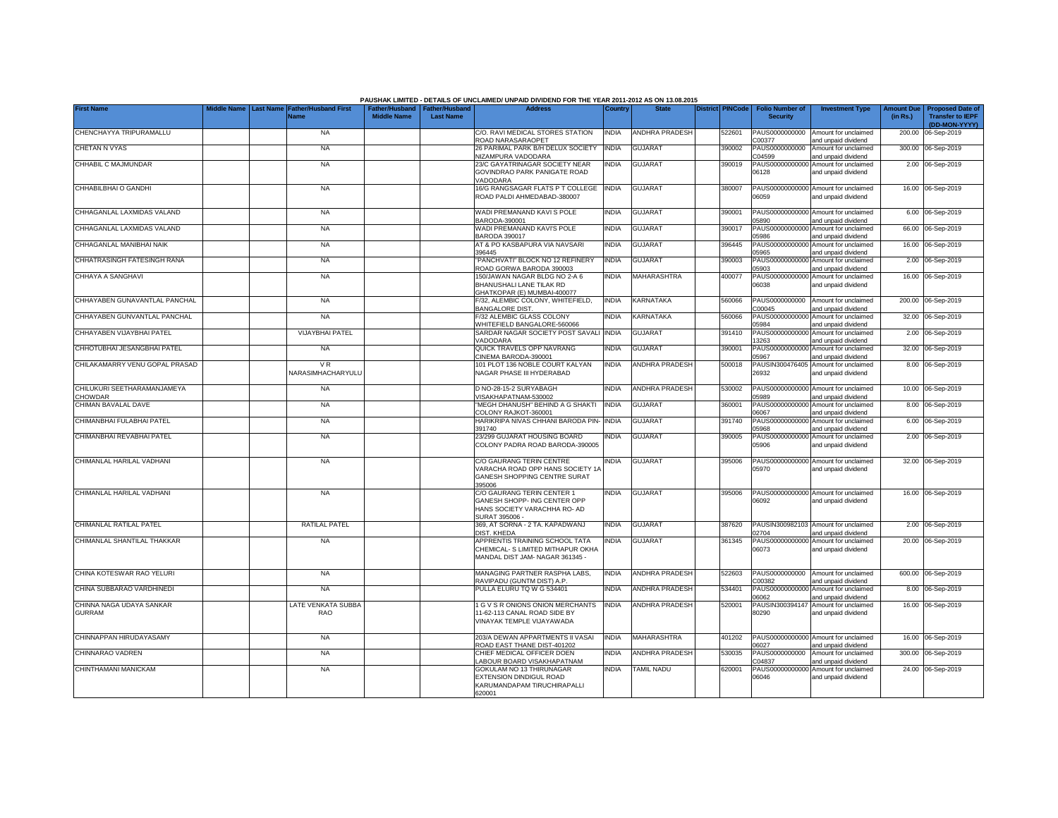PAUSHAK LIMITED - DETAILS OF UNCLAIMED/ UNPAID DIVIDEND FOR THE YEAR 2011-2012 AS ON 13.08.2015

| First Name | Middle Name | Last Name | Father/Husband First Name | Father/Husband Middle Name | Father/Husband Last Name | Address | Country | State | District | PINCode | Folio Number of Security | Investment Type | Amount Due (in Rs.) | Proposed Date of Transfer to IEPF (DD-MON-YYYY) |
|---|---|---|---|---|---|---|---|---|---|---|---|---|---|---|
| CHENCHAYYA TRIPURAMALLU | | | NA | | | C/O. RAVI MEDICAL STORES STATION ROAD NARASARAOPET | INDIA | ANDHRA PRADESH | | 522601 | PAUS0000000000C00377 | Amount for unclaimed and unpaid dividend | 200.00 | 06-Sep-2019 |
| CHETAN N VYAS | | | NA | | | 26 PARIMAL PARK B/H DELUX SOCIETY NIZAMPURA VADODARA | INDIA | GUJARAT | | 390002 | PAUS0000000000C04599 | Amount for unclaimed and unpaid dividend | 300.00 | 06-Sep-2019 |
| CHHABIL C MAJMUNDAR | | | NA | | | 23/C GAYATRINAGAR SOCIETY NEAR GOVINDRAO PARK PANIGATE ROAD VADODARA | INDIA | GUJARAT | | 390019 | PAUS00000000000006128 | Amount for unclaimed and unpaid dividend | 2.00 | 06-Sep-2019 |
| CHHABILBHAI O GANDHI | | | NA | | | 16/G RANGSAGAR FLATS P T COLLEGE ROAD PALDI AHMEDABAD-380007 | INDIA | GUJARAT | | 380007 | PAUS00000000000006059 | Amount for unclaimed and unpaid dividend | 16.00 | 06-Sep-2019 |
| CHHAGANLAL LAXMIDAS VALAND | | | NA | | | WADI PREMANAND KAVI S POLE BARODA-390001 | INDIA | GUJARAT | | 390001 | PAUS00000000000005890 | Amount for unclaimed and unpaid dividend | 6.00 | 06-Sep-2019 |
| CHHAGANLAL LAXMIDAS VALAND | | | NA | | | WADI PREMANAND KAVI'S POLE BARODA 390017 | INDIA | GUJARAT | | 390017 | PAUS00000000000005986 | Amount for unclaimed and unpaid dividend | 66.00 | 06-Sep-2019 |
| CHHAGANLAL MANIBHAI NAIK | | | NA | | | AT & PO KASBAPURA VIA NAVSARI 396445 | INDIA | GUJARAT | | 396445 | PAUS00000000000005965 | Amount for unclaimed and unpaid dividend | 16.00 | 06-Sep-2019 |
| CHHATRASINGH FATESINGH RANA | | | NA | | | "PANCHVATI" BLOCK NO 12 REFINERY ROAD GORWA BARODA 390003 | INDIA | GUJARAT | | 390003 | PAUS00000000000005903 | Amount for unclaimed and unpaid dividend | 2.00 | 06-Sep-2019 |
| CHHAYA A SANGHAVI | | | NA | | | 150/JAWAN NAGAR BLDG NO 2-A 6 BHANUSHALI LANE TILAK RD GHATKOPAR (E) MUMBAI-400077 | INDIA | MAHARASHTRA | | 400077 | PAUS00000000000006038 | Amount for unclaimed and unpaid dividend | 16.00 | 06-Sep-2019 |
| CHHAYABEN GUNAVANTLAL PANCHAL | | | NA | | | F/32, ALEMBIC COLONY, WHITEFIELD, BANGALORE DIST. | INDIA | KARNATAKA | | 560066 | PAUS0000000000C00045 | Amount for unclaimed and unpaid dividend | 200.00 | 06-Sep-2019 |
| CHHAYABEN GUNVANTLAL PANCHAL | | | NA | | | F/32 ALEMBIC GLASS COLONY WHITEFIELD BANGALORE-560066 | INDIA | KARNATAKA | | 560066 | PAUS00000000000005984 | Amount for unclaimed and unpaid dividend | 32.00 | 06-Sep-2019 |
| CHHAYABEN VIJAYBHAI PATEL | | | VIJAYBHAI PATEL | | | SARDAR NAGAR SOCIETY POST SAVALI VADODARA | INDIA | GUJARAT | | 391410 | PAUS00000000000013263 | Amount for unclaimed and unpaid dividend | 2.00 | 06-Sep-2019 |
| CHHOTUBHAI JESANGBHAI PATEL | | | NA | | | QUICK TRAVELS OPP NAVRANG CINEMA BARODA-390001 | INDIA | GUJARAT | | 390001 | PAUS00000000000005967 | Amount for unclaimed and unpaid dividend | 32.00 | 06-Sep-2019 |
| CHILAKAMARRY VENU GOPAL PRASAD | | | V R NARASIMHACHARYULU | | | 101 PLOT 136 NOBLE COURT KALYAN NAGAR PHASE III HYDERABAD | INDIA | ANDHRA PRADESH | | 500018 | PAUSIN30047640526932 | Amount for unclaimed and unpaid dividend | 8.00 | 06-Sep-2019 |
| CHILUKURI SEETHARAMANJAMEYA CHOWDAR | | | NA | | | D NO-28-15-2 SURYABAGH VISAKHAPATNAM-530002 | INDIA | ANDHRA PRADESH | | 530002 | PAUS00000000000005989 | Amount for unclaimed and unpaid dividend | 10.00 | 06-Sep-2019 |
| CHIMAN BAVALAL DAVE | | | NA | | | "MEGH DHANUSH" BEHIND A G SHAKTI COLONY RAJKOT-360001 | INDIA | GUJARAT | | 360001 | PAUS00000000000006067 | Amount for unclaimed and unpaid dividend | 8.00 | 06-Sep-2019 |
| CHIMANBHAI FULABHAI PATEL | | | NA | | | HARIKRIPA NIVAS CHHANI BARODA PIN-391740 | INDIA | GUJARAT | | 391740 | PAUS00000000000005968 | Amount for unclaimed and unpaid dividend | 6.00 | 06-Sep-2019 |
| CHIMANBHAI REVABHAI PATEL | | | NA | | | 23/299 GUJARAT HOUSING BOARD COLONY PADRA ROAD BARODA-390005 | INDIA | GUJARAT | | 390005 | PAUS00000000000005906 | Amount for unclaimed and unpaid dividend | 2.00 | 06-Sep-2019 |
| CHIMANLAL HARILAL VADHANI | | | NA | | | C/O GAURANG TERIN CENTRE VARACHA ROAD OPP HANS SOCIETY 1A GANESH SHOPPING CENTRE SURAT 395006 | INDIA | GUJARAT | | 395006 | PAUS00000000000005970 | Amount for unclaimed and unpaid dividend | 32.00 | 06-Sep-2019 |
| CHIMANLAL HARILAL VADHANI | | | NA | | | C/O GAURANG TERIN CENTER 1 GANESH SHOPP- ING CENTER OPP HANS SOCIETY VARACHHA RO- AD SURAT 395006 - | INDIA | GUJARAT | | 395006 | PAUS00000000000006092 | Amount for unclaimed and unpaid dividend | 16.00 | 06-Sep-2019 |
| CHIMANLAL RATILAL PATEL | | | RATILAL PATEL | | | 369, AT SORNA - 2 TA. KAPADWANJ DIST. KHEDA | INDIA | GUJARAT | | 387620 | PAUSIN30098210302704 | Amount for unclaimed and unpaid dividend | 2.00 | 06-Sep-2019 |
| CHIMANLAL SHANTILAL THAKKAR | | | NA | | | APPRENTIS TRAINING SCHOOL TATA CHEMICAL- S LIMITED MITHAPUR OKHA MANDAL DIST JAM- NAGAR 361345 - | INDIA | GUJARAT | | 361345 | PAUS00000000000006073 | Amount for unclaimed and unpaid dividend | 20.00 | 06-Sep-2019 |
| CHINA KOTESWAR RAO YELURI | | | NA | | | MANAGING PARTNER RASPHA LABS, RAVIPADU (GUNTM DIST) A.P. | INDIA | ANDHRA PRADESH | | 522603 | PAUS0000000000C00382 | Amount for unclaimed and unpaid dividend | 600.00 | 06-Sep-2019 |
| CHINA SUBBARAO VARDHINEDI | | | NA | | | PULLA ELURU TQ W G 534401 | INDIA | ANDHRA PRADESH | | 534401 | PAUS00000000000006062 | Amount for unclaimed and unpaid dividend | 8.00 | 06-Sep-2019 |
| CHINNA NAGA UDAYA SANKAR GURRAM | | | LATE VENKATA SUBBA RAO | | | 1 G V S R ONIONS ONION MERCHANTS 11-62-113 CANAL ROAD SIDE BY VINAYAK TEMPLE VIJAYAWADA | INDIA | ANDHRA PRADESH | | 520001 | PAUSIN30039414780290 | Amount for unclaimed and unpaid dividend | 16.00 | 06-Sep-2019 |
| CHINNAPPAN HIRUDAYASAMY | | | NA | | | 203/A DEWAN APPARTMENTS II VASAI ROAD EAST THANE DIST-401202 | INDIA | MAHARASHTRA | | 401202 | PAUS00000000000006027 | Amount for unclaimed and unpaid dividend | 16.00 | 06-Sep-2019 |
| CHINNARAO VADREN | | | NA | | | CHIEF MEDICAL OFFICER DOEN LABOUR BOARD VISAKHAPATNAM | INDIA | ANDHRA PRADESH | | 530035 | PAUS0000000000C04837 | Amount for unclaimed and unpaid dividend | 300.00 | 06-Sep-2019 |
| CHINTHAMANI MANICKAM | | | NA | | | GOKULAM NO 13 THIRUNAGAR EXTENSION DINDIGUL ROAD KARUMANDAPAM TIRUCHIRAPALLI 620001 | INDIA | TAMIL NADU | | 620001 | PAUS00000000000006046 | Amount for unclaimed and unpaid dividend | 24.00 | 06-Sep-2019 |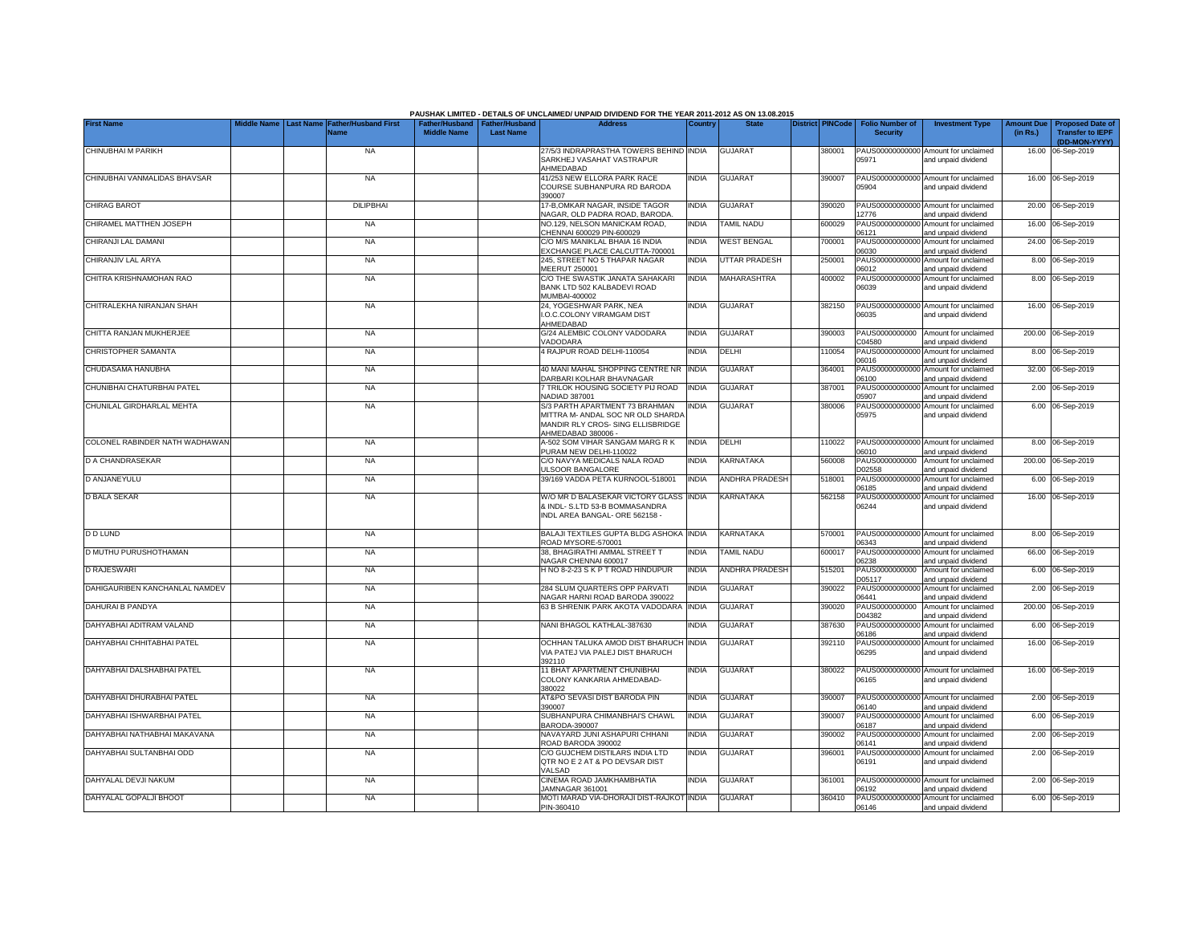PAUSHAK LIMITED - DETAILS OF UNCLAIMED/ UNPAID DIVIDEND FOR THE YEAR 2011-2012 AS ON 13.08.2015

| First Name | Middle Name | Last Name | Father/Husband First Name | Father/Husband Middle Name | Father/Husband Last Name | Address | Country | State | District | PINCode | Folio Number of Security | Investment Type | Amount Due (in Rs.) | Proposed Date of Transfer to IEPF (DD-MON-YYYY) |
|---|---|---|---|---|---|---|---|---|---|---|---|---|---|---|
| CHINUBHAI M PARIKH | | | NA | | | 27/5/3 INDRAPRASTHA TOWERS BEHIND SARKHEJ VASAHAT VASTRAPUR AHMEDABAD | INDIA | GUJARAT | | 380001 | PAUS00000000000005971 | Amount for unclaimed and unpaid dividend | 16.00 | 06-Sep-2019 |
| CHINUBHAI VANMALIDAS BHAVSAR | | | NA | | | 41/253 NEW ELLORA PARK RACE COURSE SUBHANPURA RD BARODA 390007 | INDIA | GUJARAT | | 390007 | PAUS00000000000005904 | Amount for unclaimed and unpaid dividend | 16.00 | 06-Sep-2019 |
| CHIRAG BAROT | | | DILIPBHAI | | | 17-B,OMKAR NAGAR, INSIDE TAGOR NAGAR, OLD PADRA ROAD, BARODA. | INDIA | GUJARAT | | 390020 | PAUS00000000000012776 | Amount for unclaimed and unpaid dividend | 20.00 | 06-Sep-2019 |
| CHIRAMEL MATTHEN JOSEPH | | | NA | | | NO.129, NELSON MANICKAM ROAD, CHENNAI 600029 PIN-600029 | INDIA | TAMIL NADU | | 600029 | PAUS00000000000006121 | Amount for unclaimed and unpaid dividend | 16.00 | 06-Sep-2019 |
| CHIRANJI LAL DAMANI | | | NA | | | C/O M/S MANIKLAL BHAIA 16 INDIA EXCHANGE PLACE CALCUTTA-700001 | INDIA | WEST BENGAL | | 700001 | PAUS00000000000006030 | Amount for unclaimed and unpaid dividend | 24.00 | 06-Sep-2019 |
| CHIRANJIV LAL ARYA | | | NA | | | 245, STREET NO 5 THAPAR NAGAR MEERUT 250001 | INDIA | UTTAR PRADESH | | 250001 | PAUS00000000000006012 | Amount for unclaimed and unpaid dividend | 8.00 | 06-Sep-2019 |
| CHITRA KRISHNAMOHAN RAO | | | NA | | | C/O THE SWASTIK JANATA SAHAKARI BANK LTD 502 KALBADEVI ROAD MUMBAI-400002 | INDIA | MAHARASHTRA | | 400002 | PAUS00000000000006039 | Amount for unclaimed and unpaid dividend | 8.00 | 06-Sep-2019 |
| CHITRALEKHA NIRANJAN SHAH | | | NA | | | 24, YOGESHWAR PARK, NEA I.O.C.COLONY VIRAMGAM DIST AHMEDABAD | INDIA | GUJARAT | | 382150 | PAUS00000000000006035 | Amount for unclaimed and unpaid dividend | 16.00 | 06-Sep-2019 |
| CHITTA RANJAN MUKHERJEE | | | NA | | | G/24 ALEMBIC COLONY VADODARA VADODARA | INDIA | GUJARAT | | 390003 | PAUS0000000000C04580 | Amount for unclaimed and unpaid dividend | 200.00 | 06-Sep-2019 |
| CHRISTOPHER SAMANTA | | | NA | | | 4 RAJPUR ROAD DELHI-110054 | INDIA | DELHI | | 110054 | PAUS00000000000006016 | Amount for unclaimed and unpaid dividend | 8.00 | 06-Sep-2019 |
| CHUDASAMA HANUBHA | | | NA | | | 40 MANI MAHAL SHOPPING CENTRE NR DARBARI KOLHAR BHAVNAGAR | INDIA | GUJARAT | | 364001 | PAUS00000000000006100 | Amount for unclaimed and unpaid dividend | 32.00 | 06-Sep-2019 |
| CHUNIBHAI CHATURBHAI PATEL | | | NA | | | 7 TRILOK HOUSING SOCIETY PIJ ROAD NADIAD 387001 | INDIA | GUJARAT | | 387001 | PAUS00000000000005907 | Amount for unclaimed and unpaid dividend | 2.00 | 06-Sep-2019 |
| CHUNILAL GIRDHARLAL MEHTA | | | NA | | | S/3 PARTH APARTMENT 73 BRAHMAN MITTRA M- ANDAL SOC NR OLD SHARDA MANDIR RLY CROS- SING ELLISBRIDGE AHMEDABAD 380006 - | INDIA | GUJARAT | | 380006 | PAUS00000000000005975 | Amount for unclaimed and unpaid dividend | 6.00 | 06-Sep-2019 |
| COLONEL RABINDER NATH WADHAWAN | | | NA | | | A-502 SOM VIHAR SANGAM MARG R K PURAM NEW DELHI-110022 | INDIA | DELHI | | 110022 | PAUS00000000000006010 | Amount for unclaimed and unpaid dividend | 8.00 | 06-Sep-2019 |
| D A CHANDRASEKAR | | | NA | | | C/O NAVYA MEDICALS NALA ROAD ULSOOR BANGALORE | INDIA | KARNATAKA | | 560008 | PAUS0000000000D02558 | Amount for unclaimed and unpaid dividend | 200.00 | 06-Sep-2019 |
| D ANJANEYULU | | | NA | | | 39/169 VADDA PETA KURNOOL-518001 | INDIA | ANDHRA PRADESH | | 518001 | PAUS00000000000006185 | Amount for unclaimed and unpaid dividend | 6.00 | 06-Sep-2019 |
| D BALA SEKAR | | | NA | | | W/O MR D BALASEKAR VICTORY GLASS & INDL- S.LTD 53-B BOMMASANDRA INDL AREA BANGAL- ORE 562158 - | INDIA | KARNATAKA | | 562158 | PAUS00000000000006244 | Amount for unclaimed and unpaid dividend | 16.00 | 06-Sep-2019 |
| D D LUND | | | NA | | | BALAJI TEXTILES GUPTA BLDG ASHOKA ROAD MYSORE-570001 | INDIA | KARNATAKA | | 570001 | PAUS00000000000006343 | Amount for unclaimed and unpaid dividend | 8.00 | 06-Sep-2019 |
| D MUTHU PURUSHOTHAMAN | | | NA | | | 38, BHAGIRATHI AMMAL STREET T NAGAR CHENNAI 600017 | INDIA | TAMIL NADU | | 600017 | PAUS00000000000006238 | Amount for unclaimed and unpaid dividend | 66.00 | 06-Sep-2019 |
| D RAJESWARI | | | NA | | | H NO 8-2-23 S K P T ROAD HINDUPUR | INDIA | ANDHRA PRADESH | | 515201 | PAUS0000000000D05117 | Amount for unclaimed and unpaid dividend | 6.00 | 06-Sep-2019 |
| DAHIGAURIBEN KANCHANLAL NAMDEV | | | NA | | | 284 SLUM QUARTERS OPP PARVATI NAGAR HARNI ROAD BARODA 390022 | INDIA | GUJARAT | | 390022 | PAUS00000000000006441 | Amount for unclaimed and unpaid dividend | 2.00 | 06-Sep-2019 |
| DAHURAI B PANDYA | | | NA | | | 63 B SHRENIK PARK AKOTA VADODARA | INDIA | GUJARAT | | 390020 | PAUS0000000000D04382 | Amount for unclaimed and unpaid dividend | 200.00 | 06-Sep-2019 |
| DAHYABHAI ADITRAM VALAND | | | NA | | | NANI BHAGOL KATHLAL-387630 | INDIA | GUJARAT | | 387630 | PAUS00000000000006186 | Amount for unclaimed and unpaid dividend | 6.00 | 06-Sep-2019 |
| DAHYABHAI CHHITABHAI PATEL | | | NA | | | OCHHAN TALUKA AMOD DIST BHARUCH VIA PATEJ VIA PALEJ DIST BHARUCH 392110 | INDIA | GUJARAT | | 392110 | PAUS00000000000006295 | Amount for unclaimed and unpaid dividend | 16.00 | 06-Sep-2019 |
| DAHYABHAI DALSHABHAI PATEL | | | NA | | | 11 BHAT APARTMENT CHUNIBHAI COLONY KANKARIA AHMEDABAD-380022 | INDIA | GUJARAT | | 380022 | PAUS00000000000006165 | Amount for unclaimed and unpaid dividend | 16.00 | 06-Sep-2019 |
| DAHYABHAI DHURABHAI PATEL | | | NA | | | AT&PO SEVASI DIST BARODA PIN 390007 | INDIA | GUJARAT | | 390007 | PAUS00000000000006140 | Amount for unclaimed and unpaid dividend | 2.00 | 06-Sep-2019 |
| DAHYABHAI ISHWARBHAI PATEL | | | NA | | | SUBHANPURA CHIMANBHAI'S CHAWL BARODA-390007 | INDIA | GUJARAT | | 390007 | PAUS00000000000006187 | Amount for unclaimed and unpaid dividend | 6.00 | 06-Sep-2019 |
| DAHYABHAI NATHABHAI MAKAVANA | | | NA | | | NAVAYARD JUNI ASHAPURI CHHANI ROAD BARODA 390002 | INDIA | GUJARAT | | 390002 | PAUS00000000000006141 | Amount for unclaimed and unpaid dividend | 2.00 | 06-Sep-2019 |
| DAHYABHAI SULTANBHAI ODD | | | NA | | | C/O GUJCHEM DISTILARS INDIA LTD QTR NO E 2 AT & PO DEVSAR DIST VALSAD | INDIA | GUJARAT | | 396001 | PAUS00000000000006191 | Amount for unclaimed and unpaid dividend | 2.00 | 06-Sep-2019 |
| DAHYALAL DEVJI NAKUM | | | NA | | | CINEMA ROAD JAMKHAMBHATIA JAMNAGAR 361001 | INDIA | GUJARAT | | 361001 | PAUS00000000000006192 | Amount for unclaimed and unpaid dividend | 2.00 | 06-Sep-2019 |
| DAHYALAL GOPALJI BHOOT | | | NA | | | MOTI MARAD VIA-DHORAJI DIST-RAJKOT PIN-360410 | INDIA | GUJARAT | | 360410 | PAUS00000000000006146 | Amount for unclaimed and unpaid dividend | 6.00 | 06-Sep-2019 |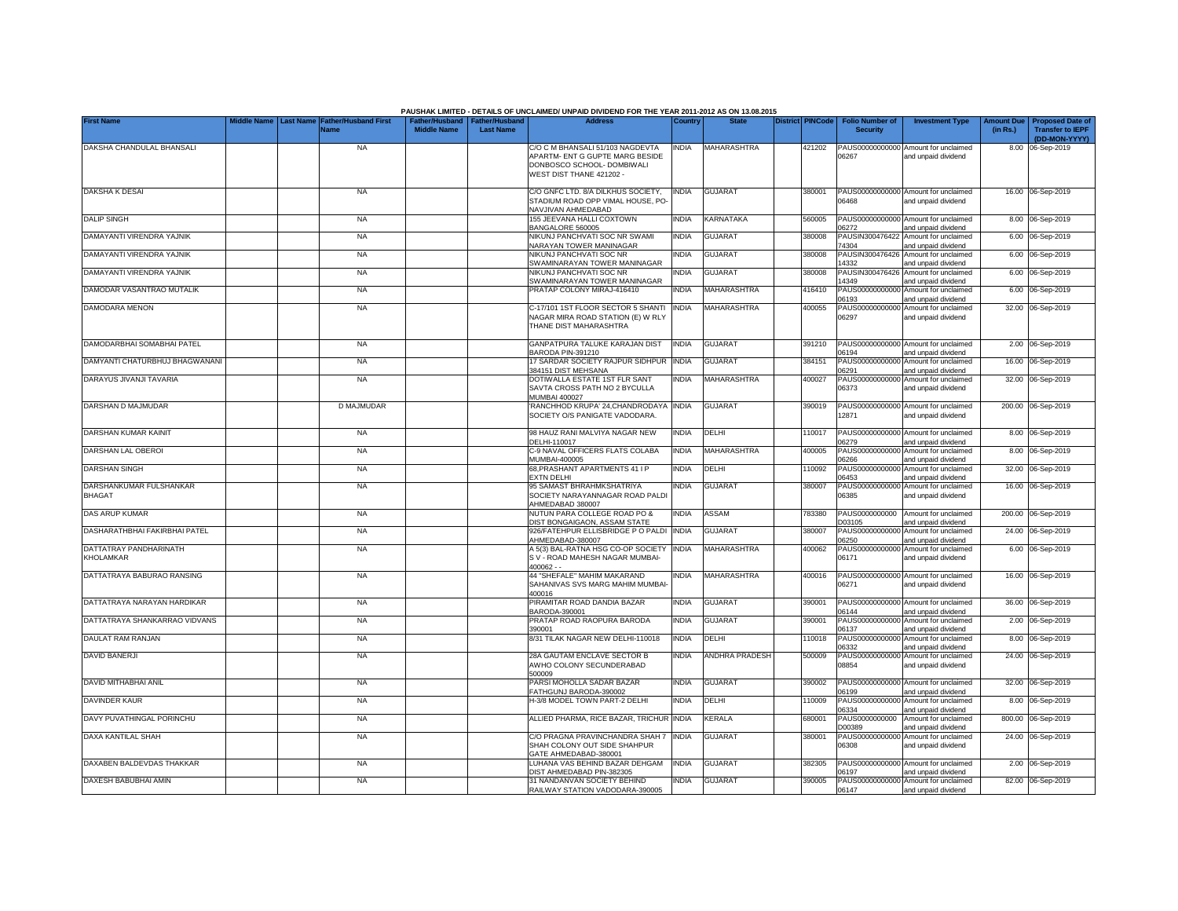PAUSHAK LIMITED - DETAILS OF UNCLAIMED/ UNPAID DIVIDEND FOR THE YEAR 2011-2012 AS ON 13.08.2015

| First Name | Middle Name | Last Name | Father/Husband First Name | Father/Husband Middle Name | Father/Husband Last Name | Address | Country | State | District | PINCode | Folio Number of Security | Investment Type | Amount Due (in Rs.) | Proposed Date of Transfer to IEPF (DD-MON-YYYY) |
|---|---|---|---|---|---|---|---|---|---|---|---|---|---|---|
| DAKSHA CHANDULAL BHANSALI | | | NA | | | C/O C M BHANSALI 51/103 NAGDEVTA APARTM- ENT G GUPTE MARG BESIDE DONBOSCO SCHOOL- DOMBIWALI WEST DIST THANE 421202 - | INDIA | MAHARASHTRA | | 421202 | PAUS00000000000 06267 | Amount for unclaimed and unpaid dividend | 8.00 | 06-Sep-2019 |
| DAKSHA K DESAI | | | NA | | | C/O GNFC LTD. 8/A DILKHUS SOCIETY, STADIUM ROAD OPP VIMAL HOUSE, PO-NAVJIVAN AHMEDABAD | INDIA | GUJARAT | | 380001 | PAUS00000000000 06468 | Amount for unclaimed and unpaid dividend | 16.00 | 06-Sep-2019 |
| DALIP SINGH | | | NA | | | 155 JEEVANA HALLI COXTOWN BANGALORE 560005 | INDIA | KARNATAKA | | 560005 | PAUS00000000000 06272 | Amount for unclaimed and unpaid dividend | 8.00 | 06-Sep-2019 |
| DAMAYANTI VIRENDRA YAJNIK | | | NA | | | NIKUNJ PANCHVATI SOC NR SWAMI NARAYAN TOWER MANINAGAR | INDIA | GUJARAT | | 380008 | PAUSIN300476422 74304 | Amount for unclaimed and unpaid dividend | 6.00 | 06-Sep-2019 |
| DAMAYANTI VIRENDRA YAJNIK | | | NA | | | NIKUNJ PANCHVATI SOC NR SWAMINARAYAN TOWER MANINAGAR | INDIA | GUJARAT | | 380008 | PAUSIN300476426 14332 | Amount for unclaimed and unpaid dividend | 6.00 | 06-Sep-2019 |
| DAMAYANTI VIRENDRA YAJNIK | | | NA | | | NIKUNJ PANCHVATI SOC NR SWAMINARAYAN TOWER MANINAGAR | INDIA | GUJARAT | | 380008 | PAUSIN300476426 14349 | Amount for unclaimed and unpaid dividend | 6.00 | 06-Sep-2019 |
| DAMODAR VASANTRAO MUTALIK | | | NA | | | PRATAP COLONY MIRAJ-416410 | INDIA | MAHARASHTRA | | 416410 | PAUS00000000000 06193 | Amount for unclaimed and unpaid dividend | 6.00 | 06-Sep-2019 |
| DAMODARA MENON | | | NA | | | C-17/101 1ST FLOOR SECTOR 5 SHANTI NAGAR MIRA ROAD STATION (E) W RLY THANE DIST MAHARASHTRA | INDIA | MAHARASHTRA | | 400055 | PAUS00000000000 06297 | Amount for unclaimed and unpaid dividend | 32.00 | 06-Sep-2019 |
| DAMODARBHAI SOMABHAI PATEL | | | NA | | | GANPATPURA TALUKE KARAJAN DIST BARODA PIN-391210 | INDIA | GUJARAT | | 391210 | PAUS00000000000 06194 | Amount for unclaimed and unpaid dividend | 2.00 | 06-Sep-2019 |
| DAMYANTI CHATURBHUJ BHAGWANANI | | | NA | | | 17 SARDAR SOCIETY RAJPUR SIDHPUR 384151 DIST MEHSANA | INDIA | GUJARAT | | 384151 | PAUS00000000000 06291 | Amount for unclaimed and unpaid dividend | 16.00 | 06-Sep-2019 |
| DARAYUS JIVANJI TAVARIA | | | NA | | | DOTIWALLA ESTATE 1ST FLR SANT SAVTA CROSS PATH NO 2 BYCULLA MUMBAI 400027 | INDIA | MAHARASHTRA | | 400027 | PAUS00000000000 06373 | Amount for unclaimed and unpaid dividend | 32.00 | 06-Sep-2019 |
| DARSHAN D MAJMUDAR | | | D MAJMUDAR | | | 'RANCHHOD KRUPA' 24,CHANDRODAYA SOCIETY O/S PANIGATE VODADARA. | INDIA | GUJARAT | | 390019 | PAUS00000000000 12871 | Amount for unclaimed and unpaid dividend | 200.00 | 06-Sep-2019 |
| DARSHAN KUMAR KAINIT | | | NA | | | 98 HAUZ RANI MALVIYA NAGAR NEW DELHI-110017 | INDIA | DELHI | | 110017 | PAUS00000000000 06279 | Amount for unclaimed and unpaid dividend | 8.00 | 06-Sep-2019 |
| DARSHAN LAL OBEROI | | | NA | | | C-9 NAVAL OFFICERS FLATS COLABA MUMBAI-400005 | INDIA | MAHARASHTRA | | 400005 | PAUS00000000000 06266 | Amount for unclaimed and unpaid dividend | 8.00 | 06-Sep-2019 |
| DARSHAN SINGH | | | NA | | | 68,PRASHANT APARTMENTS 41 I P EXTN DELHI | INDIA | DELHI | | 110092 | PAUS00000000000 06453 | Amount for unclaimed and unpaid dividend | 32.00 | 06-Sep-2019 |
| DARSHANKUMAR FULSHANKAR BHAGAT | | | NA | | | 95 SAMAST BHRAHMKSHATRIYA SOCIETY NARAYANNAGAR ROAD PALDI AHMEDABAD 380007 | INDIA | GUJARAT | | 380007 | PAUS00000000000 06385 | Amount for unclaimed and unpaid dividend | 16.00 | 06-Sep-2019 |
| DAS ARUP KUMAR | | | NA | | | NUTUN PARA COLLEGE ROAD PO & DIST BONGAIGAON, ASSAM STATE | INDIA | ASSAM | | 783380 | PAUS0000000000 D03105 | Amount for unclaimed and unpaid dividend | 200.00 | 06-Sep-2019 |
| DASHARATHBHAI FAKIRBHAI PATEL | | | NA | | | 926/FATEHPUR ELLISBRIDGE P O PALDI AHMEDABAD-380007 | INDIA | GUJARAT | | 380007 | PAUS00000000000 06250 | Amount for unclaimed and unpaid dividend | 24.00 | 06-Sep-2019 |
| DATTATRAY PANDHARINATH KHOLAMKAR | | | NA | | | A 5(3) BAL-RATNA HSG CO-OP SOCIETY S V - ROAD MAHESH NAGAR MUMBAI-400062 - - | INDIA | MAHARASHTRA | | 400062 | PAUS00000000000 06171 | Amount for unclaimed and unpaid dividend | 6.00 | 06-Sep-2019 |
| DATTATRAYA BABURAO RANSING | | | NA | | | 44 "SHEFALE" MAHIM MAKARAND SAHANIVAS SVS MARG MAHIM MUMBAI-400016 | INDIA | MAHARASHTRA | | 400016 | PAUS00000000000 06271 | Amount for unclaimed and unpaid dividend | 16.00 | 06-Sep-2019 |
| DATTATRAYA NARAYAN HARDIKAR | | | NA | | | PIRAMITAR ROAD DANDIA BAZAR BARODA-390001 | INDIA | GUJARAT | | 390001 | PAUS00000000000 06144 | Amount for unclaimed and unpaid dividend | 36.00 | 06-Sep-2019 |
| DATTATRAYA SHANKARRAO VIDVANS | | | NA | | | PRATAP ROAD RAOPURA BARODA 390001 | INDIA | GUJARAT | | 390001 | PAUS00000000000 06137 | Amount for unclaimed and unpaid dividend | 2.00 | 06-Sep-2019 |
| DAULAT RAM RANJAN | | | NA | | | 8/31 TILAK NAGAR NEW DELHI-110018 | INDIA | DELHI | | 110018 | PAUS00000000000 06332 | Amount for unclaimed and unpaid dividend | 8.00 | 06-Sep-2019 |
| DAVID BANERJI | | | NA | | | 28A GAUTAM ENCLAVE SECTOR B AWHO COLONY SECUNDERABAD 500009 | INDIA | ANDHRA PRADESH | | 500009 | PAUS00000000000 08854 | Amount for unclaimed and unpaid dividend | 24.00 | 06-Sep-2019 |
| DAVID MITHABHAI ANIL | | | NA | | | PARSI MOHOLLA SADAR BAZAR FATHGUNJ BARODA-390002 | INDIA | GUJARAT | | 390002 | PAUS00000000000 06199 | Amount for unclaimed and unpaid dividend | 32.00 | 06-Sep-2019 |
| DAVINDER KAUR | | | NA | | | H-3/8 MODEL TOWN PART-2 DELHI | INDIA | DELHI | | 110009 | PAUS00000000000 06334 | Amount for unclaimed and unpaid dividend | 8.00 | 06-Sep-2019 |
| DAVY PUVATHINGAL PORINCHU | | | NA | | | ALLIED PHARMA, RICE BAZAR, TRICHUR | INDIA | KERALA | | 680001 | PAUS0000000000 D00389 | Amount for unclaimed and unpaid dividend | 800.00 | 06-Sep-2019 |
| DAXA KANTILAL SHAH | | | NA | | | C/O PRAGNA PRAVINCHANDRA SHAH 7 SHAH COLONY OUT SIDE SHAHPUR GATE AHMEDABAD-380001 | INDIA | GUJARAT | | 380001 | PAUS00000000000 06308 | Amount for unclaimed and unpaid dividend | 24.00 | 06-Sep-2019 |
| DAXABEN BALDEVDAS THAKKAR | | | NA | | | LUHANA VAS BEHIND BAZAR DEHGAM DIST AHMEDABAD PIN-382305 | INDIA | GUJARAT | | 382305 | PAUS00000000000 06197 | Amount for unclaimed and unpaid dividend | 2.00 | 06-Sep-2019 |
| DAXESH BABUBHAI AMIN | | | NA | | | 31 NANDANVAN SOCIETY BEHIND RAILWAY STATION VADODARA-390005 | INDIA | GUJARAT | | 390005 | PAUS00000000000 06147 | Amount for unclaimed and unpaid dividend | 82.00 | 06-Sep-2019 |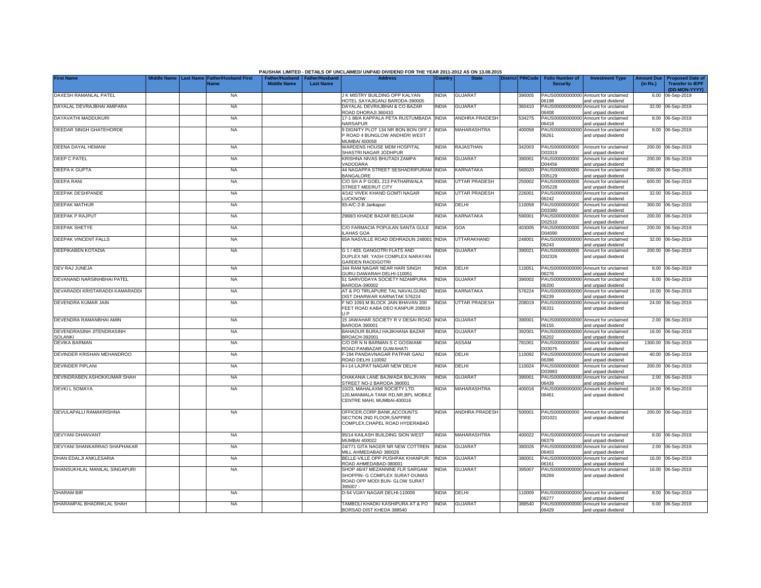PAUSHAK LIMITED - DETAILS OF UNCLAIMED/ UNPAID DIVIDEND FOR THE YEAR 2011-2012 AS ON 13.08.2015

| First Name | Middle Name | Last Name | Father/Husband First Name | Father/Husband Middle Name | Father/Husband Last Name | Address | Country | State | District | PINCode | Folio Number of Security | Investment Type | Amount Due (in Rs.) | Proposed Date of Transfer to IEPF (DD-MON-YYYY) |
|---|---|---|---|---|---|---|---|---|---|---|---|---|---|---|
| DAXESH RAMANLAL PATEL | | | NA | | | J K MISTRY BUILDING OPP KALYAN HOTEL SAYAJIGANJ BARODA-390005 | INDIA | GUJARAT | | 390005 | PAUS00000000000 06198 | Amount for unclaimed and unpaid dividend | 6.00 | 06-Sep-2019 |
| DAYALAL DEVRAJBHAI AMIPARA | | | NA | | | DAYALAL DEVRAJBHAI & CO BAZAR ROAD DHORAJI 360410 | INDIA | GUJARAT | | 360410 | PAUS00000000000 06408 | Amount for unclaimed and unpaid dividend | 32.00 | 06-Sep-2019 |
| DAYAVATHI MADDUKURI | | | NA | | | 17-1 88/A KAPPALA PETA RUSTUMBADA NARSAPUR | INDIA | ANDHRA PRADESH | | 534275 | PAUS00000000000 06418 | Amount for unclaimed and unpaid dividend | 8.00 | 06-Sep-2019 |
| DEEDAR SINGH GHATEHORDE | | | NA | | | 9 DIGNITY PLOT 134 NR BON BON OFF J P ROAD 4 BUNGLOW ANDHERI WEST MUMBAI 400058 | INDIA | MAHARASHTRA | | 400058 | PAUS00000000000 06261 | Amount for unclaimed and unpaid dividend | 8.00 | 06-Sep-2019 |
| DEENA DAYAL HEMANI | | | NA | | | WARDENS HOUSE MDM HOSPITAL SHASTRI NAGAR JODHPUR | INDIA | RAJASTHAN | | 342003 | PAUS0000000000 D03319 | Amount for unclaimed and unpaid dividend | 200.00 | 06-Sep-2019 |
| DEEP C PATEL | | | NA | | | KRISHNA NIVAS BHUTADI ZAMPA VADODARA | INDIA | GUJARAT | | 390001 | PAUS0000000000 D04456 | Amount for unclaimed and unpaid dividend | 200.00 | 06-Sep-2019 |
| DEEPA K GUPTA | | | NA | | | 44 NAGAPPA STREET SESHADRIPURAM BANGALORE | INDIA | KARNATAKA | | 560020 | PAUS0000000000 D05129 | Amount for unclaimed and unpaid dividend | 200.00 | 06-Sep-2019 |
| DEEPA RANI | | | NA | | | C/O SH A P GOEL 213 PATHARWALA STREET MEERUT CITY | INDIA | UTTAR PRADESH | | 250002 | PAUS0000000000 D05228 | Amount for unclaimed and unpaid dividend | 600.00 | 06-Sep-2019 |
| DEEPAK DESHPANDE | | | NA | | | 4/142 VIVEK KHAND GOMTI NAGAR LUCKNOW | INDIA | UTTAR PRADESH | | 226001 | PAUS00000000000 06242 | Amount for unclaimed and unpaid dividend | 32.00 | 06-Sep-2019 |
| DEEPAK MATHUR | | | NA | | | 93-A/C-2-B Jankapuri | INDIA | DELHI | | 110058 | PAUS0000000000 D03380 | Amount for unclaimed and unpaid dividend | 300.00 | 06-Sep-2019 |
| DEEPAK P RAJPUT | | | NA | | | 2968/3 KHADE BAZAR BELGAUM | INDIA | KARNATAKA | | 590001 | PAUS0000000000 D02510 | Amount for unclaimed and unpaid dividend | 200.00 | 06-Sep-2019 |
| DEEPAK SHETYE | | | NA | | | C/O FARMACIA POPULAN SANTA GULE ILAHAS GOA | INDIA | GOA | | 403005 | PAUS0000000000 D04090 | Amount for unclaimed and unpaid dividend | 200.00 | 06-Sep-2019 |
| DEEPAK VINCENT FALLS | | | NA | | | 65A NASVILLE ROAD DEHRADUN 248001 | INDIA | UTTARAKHAND | | 248001 | PAUS00000000000 06243 | Amount for unclaimed and unpaid dividend | 32.00 | 06-Sep-2019 |
| DEEPIKABEN KOTADIA | | | NA | | | G 1 / 403, GANGOTRI FLATS AND DUPLEX NR. YASH COMPLEX NARAYAN GARDEN RAODGOTRI | INDIA | GUJARAT | | 390021 | PAUS0000000000 D02326 | Amount for unclaimed and unpaid dividend | 200.00 | 06-Sep-2019 |
| DEV RAJ JUNEJA | | | NA | | | 344 RAM NAGAR NEAR HARI SINGH GURU DAWARAH DELHI-110051 | INDIA | DELHI | | 110051 | PAUS00000000000 06276 | Amount for unclaimed and unpaid dividend | 8.00 | 06-Sep-2019 |
| DEVANAND NARSINHBHAI PATEL | | | NA | | | 51 SARVODAYA SOCIETY NIZAMPURA BARODA-390002 | INDIA | GUJARAT | | 390002 | PAUS00000000000 06200 | Amount for unclaimed and unpaid dividend | 6.00 | 06-Sep-2019 |
| DEVARADDI KRISTARADDI KAMARADDI | | | NA | | | AT & PO TIRLAPURE TAL NAVALGUND DIST DHARWAR KARNATAK 576224 | INDIA | KARNATAKA | | 576224 | PAUS00000000000 06239 | Amount for unclaimed and unpaid dividend | 16.00 | 06-Sep-2019 |
| DEVENDRA KUMAR JAIN | | | NA | | | F NO 1093 M BLOCK JAIN BHAVAN 200 FEET ROAD KABA DEO KANPUR 208019 U P | INDIA | UTTAR PRADESH | | 208019 | PAUS00000000000 06331 | Amount for unclaimed and unpaid dividend | 24.00 | 06-Sep-2019 |
| DEVENDRA RAMANBHAI AMIN | | | NA | | | 15 JAWAHAR SOCIETY R V DESAI ROAD BARODA 390001 | INDIA | GUJARAT | | 390001 | PAUS00000000000 06155 | Amount for unclaimed and unpaid dividend | 2.00 | 06-Sep-2019 |
| DEVENDRASINH JITENDRASINH SOLANKI | | | NA | | | BAHADUR BURAJ HAJIKHANA BAZAR BROACH-392001 | INDIA | GUJARAT | | 392001 | PAUS00000000000 06202 | Amount for unclaimed and unpaid dividend | 16.00 | 06-Sep-2019 |
| DEVIKA BARMAN | | | NA | | | C/O DR N N BARMAN S C GOSWAMI ROAD PANBAZAR GUWAHATI | INDIA | ASSAM | | 781001 | PAUS0000000000 D03075 | Amount for unclaimed and unpaid dividend | 1300.00 | 06-Sep-2019 |
| DEVINDER KRISHAN MEHANDROO | | | NA | | | F-194 PANDAVNAGAR PATPAR GANJ ROAD DELHI 110092 | INDIA | DELHI | | 110092 | PAUS00000000000 06396 | Amount for unclaimed and unpaid dividend | 40.00 | 06-Sep-2019 |
| DEVINDER PIPLANI | | | NA | | | II-I-14 LAJPAT NAGAR NEW DELHI | INDIA | DELHI | | 110024 | PAUS0000000000 D03983 | Amount for unclaimed and unpaid dividend | 200.00 | 06-Sep-2019 |
| DEVINDRABEN ASHOKKUMAR SHAH | | | NA | | | CHAKANIA LANE BAJWADA BALJIVAN STREET NO-2 BARODA 390001 | INDIA | GUJARAT | | 390001 | PAUS00000000000 06439 | Amount for unclaimed and unpaid dividend | 2.00 | 06-Sep-2019 |
| DEVKI L SOMAYA | | | NA | | | 10/23, MAHALAXMI SOCIETY LTD. 120,MANMALA TANK RD,NR.BPL MOBILE CENTRE MAHI, MUMBAI-400016 | INDIA | MAHARASHTRA | | 400016 | PAUS00000000000 06461 | Amount for unclaimed and unpaid dividend | 16.00 | 06-Sep-2019 |
| DEVULAPALLI RAMAKRISHNA | | | NA | | | OFFICER,CORP.BANK,ACCOUNTS SECTION 2ND FLOOR,SAPPIRE COMPLEX,CHAPEL ROAD HYDERABAD | INDIA | ANDHRA PRADESH | | 500001 | PAUS0000000000 D01021 | Amount for unclaimed and unpaid dividend | 200.00 | 06-Sep-2019 |
| DEVYANI DHANVANT | | | NA | | | 95/14 KAILASH BUILDING SION WEST MUMBAI 400022 | INDIA | MAHARASHTRA | | 400022 | PAUS00000000000 06379 | Amount for unclaimed and unpaid dividend | 8.00 | 06-Sep-2019 |
| DEVYANI SHANKARRAO SHAPHAKAR | | | NA | | | 24/771 GITA NAGER NR NEW COTTREN MILL AHMEDABAD 380026 | INDIA | GUJARAT | | 380026 | PAUS00000000000 06403 | Amount for unclaimed and unpaid dividend | 2.00 | 06-Sep-2019 |
| DHAN EDALJI ANKLESARIA | | | NA | | | BELLE-VILLE OPP PUSHPAK KHANPUR ROAD AHMEDABAD-380001 | INDIA | GUJARAT | | 380001 | PAUS00000000000 06161 | Amount for unclaimed and unpaid dividend | 16.00 | 06-Sep-2019 |
| DHANSUKHLAL MANILAL SINGAPURI | | | NA | | | SHOP 46/47 MEZANNINE FLR SARGAM SHOPPIN- G COMPLEX SURAT-DUMAS ROAD OPP MODI BUN- GLOW SURAT 395007 - | INDIA | GUJARAT | | 395007 | PAUS00000000000 06269 | Amount for unclaimed and unpaid dividend | 16.00 | 06-Sep-2019 |
| DHARAM BIR | | | NA | | | D-54 VIJAY NAGAR DELHI-110009 | INDIA | DELHI | | 110009 | PAUS00000000000 06277 | Amount for unclaimed and unpaid dividend | 8.00 | 06-Sep-2019 |
| DHARAMPAL BHADRIKLAL SHAH | | | NA | | | TAMBOLI KHADKI KASHIPURA AT & PO BORSAD DIST KHEDA 388540 | INDIA | GUJARAT | | 388540 | PAUS00000000000 06429 | Amount for unclaimed and unpaid dividend | 6.00 | 06-Sep-2019 |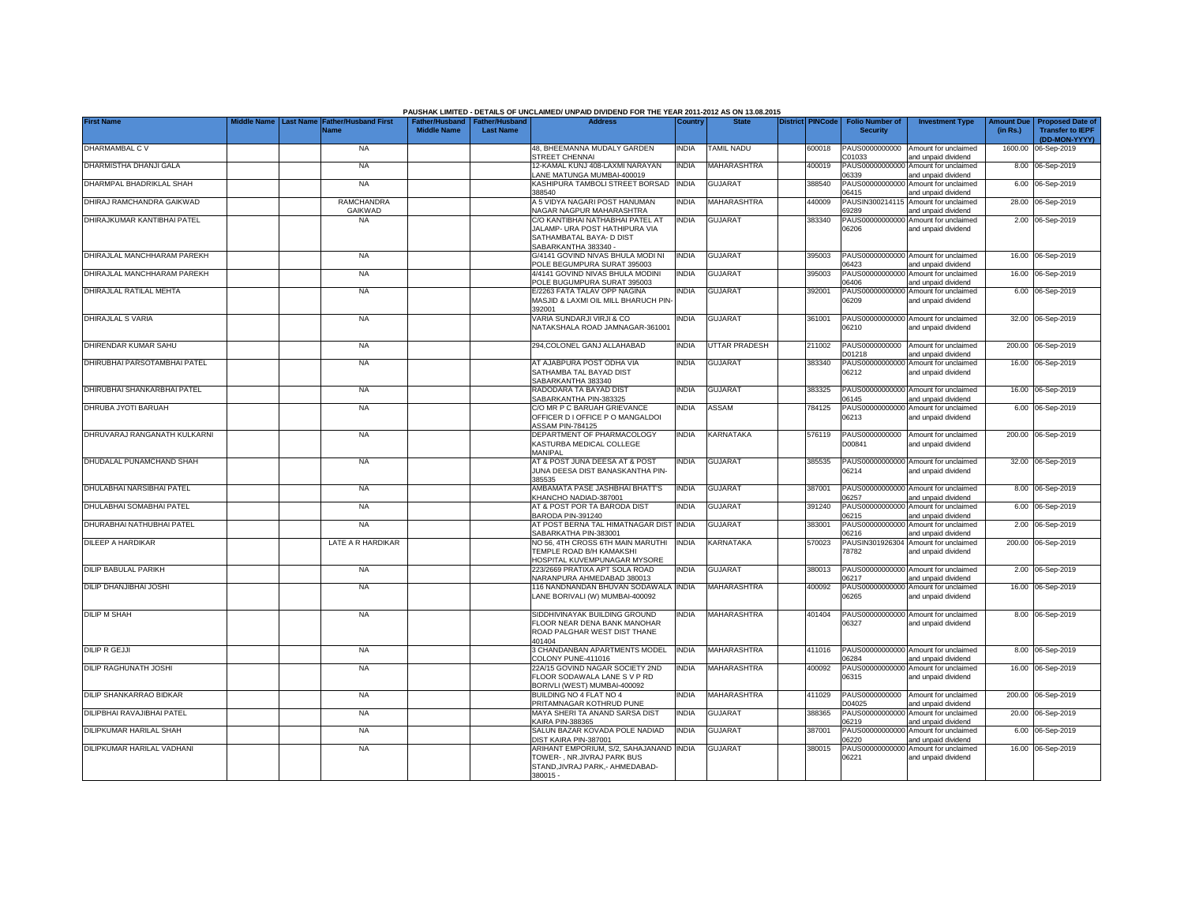PAUSHAK LIMITED - DETAILS OF UNCLAIMED/ UNPAID DIVIDEND FOR THE YEAR 2011-2012 AS ON 13.08.2015

| First Name | Middle Name | Last Name | Father/Husband First Name | Father/Husband Middle Name | Father/Husband Last Name | Address | Country | State | District | PINCode | Folio Number of Security | Investment Type | Amount Due (in Rs.) | Proposed Date of Transfer to IEPF (DD-MON-YYYY) |
|---|---|---|---|---|---|---|---|---|---|---|---|---|---|---|
| DHARMAMBAL C V | | | NA | | | 48, BHEEMANNA MUDALY GARDEN STREET CHENNAI | INDIA | TAMIL NADU | | 600018 | PAUS0000000000C01033 | Amount for unclaimed and unpaid dividend | 1600.00 | 06-Sep-2019 |
| DHARMISTHA DHANJI GALA | | | NA | | | 12-KAMAL KUNJ 408-LAXMI NARAYAN LANE MATUNGA MUMBAI-400019 | INDIA | MAHARASHTRA | | 400019 | PAUS00000000000006339 | Amount for unclaimed and unpaid dividend | 8.00 | 06-Sep-2019 |
| DHARMPAL BHADRIKLAL SHAH | | | NA | | | KASHIPURA TAMBOLI STREET BORSAD 388540 | INDIA | GUJARAT | | 388540 | PAUS00000000000006415 | Amount for unclaimed and unpaid dividend | 6.00 | 06-Sep-2019 |
| DHIRAJ RAMCHANDRA GAIKWAD | | | RAMCHANDRA GAIKWAD | | | A 5 VIDYA NAGARI POST HANUMAN NAGAR NAGPUR MAHARASHTRA | INDIA | MAHARASHTRA | | 440009 | PAUSIN30021411569289 | Amount for unclaimed and unpaid dividend | 28.00 | 06-Sep-2019 |
| DHIRAJKUMAR KANTIBHAI PATEL | | | NA | | | C/O KANTIBHAI NATHABHAI PATEL AT JALAMP- URA POST HATHIPURA VIA SATHAMBATAL BAYA- D DIST SABARKANTHA 383340 - | INDIA | GUJARAT | | 383340 | PAUS00000000000006206 | Amount for unclaimed and unpaid dividend | 2.00 | 06-Sep-2019 |
| DHIRAJLAL MANCHHARAM PAREKH | | | NA | | | G/4141 GOVIND NIVAS BHULA MODI NI POLE BEGUMPURA SURAT 395003 | INDIA | GUJARAT | | 395003 | PAUS00000000000006423 | Amount for unclaimed and unpaid dividend | 16.00 | 06-Sep-2019 |
| DHIRAJLAL MANCHHARAM PAREKH | | | NA | | | 4/4141 GOVIND NIVAS BHULA MODINI POLE BUGUMPURA SURAT 395003 | INDIA | GUJARAT | | 395003 | PAUS00000000000006406 | Amount for unclaimed and unpaid dividend | 16.00 | 06-Sep-2019 |
| DHIRAJLAL RATILAL MEHTA | | | NA | | | E/2263 FATA TALAV OPP NAGINA MASJID & LAXMI OIL MILL BHARUCH PIN-392001 | INDIA | GUJARAT | | 392001 | PAUS00000000000006209 | Amount for unclaimed and unpaid dividend | 6.00 | 06-Sep-2019 |
| DHIRAJLAL S VARIA | | | NA | | | VARIA SUNDARJI VIRJI & CO NATAKSHALA ROAD JAMNAGAR-361001 | INDIA | GUJARAT | | 361001 | PAUS00000000000006210 | Amount for unclaimed and unpaid dividend | 32.00 | 06-Sep-2019 |
| DHIRENDAR KUMAR SAHU | | | NA | | | 294,COLONEL GANJ ALLAHABAD | INDIA | UTTAR PRADESH | | 211002 | PAUS0000000000D01218 | Amount for unclaimed and unpaid dividend | 200.00 | 06-Sep-2019 |
| DHIRUBHAI PARSOTAMBHAI PATEL | | | NA | | | AT AJABPURA POST ODHA VIA SATHAMBA TAL BAYAD DIST SABARKANTHA 383340 | INDIA | GUJARAT | | 383340 | PAUS00000000000006212 | Amount for unclaimed and unpaid dividend | 16.00 | 06-Sep-2019 |
| DHIRUBHAI SHANKARBHAI PATEL | | | NA | | | RADODARA TA BAYAD DIST SABARKANTHA PIN-383325 | INDIA | GUJARAT | | 383325 | PAUS00000000000006145 | Amount for unclaimed and unpaid dividend | 16.00 | 06-Sep-2019 |
| DHRUBA JYOTI BARUAH | | | NA | | | C/O MR P C BARUAH GRIEVANCE OFFICER D I OFFICE P O MANGALDOI ASSAM PIN-784125 | INDIA | ASSAM | | 784125 | PAUS00000000000006213 | Amount for unclaimed and unpaid dividend | 6.00 | 06-Sep-2019 |
| DHRUVARAJ RANGANATH KULKARNI | | | NA | | | DEPARTMENT OF PHARMACOLOGY KASTURBA MEDICAL COLLEGE MANIPAL | INDIA | KARNATAKA | | 576119 | PAUS0000000000D00841 | Amount for unclaimed and unpaid dividend | 200.00 | 06-Sep-2019 |
| DHUDALAL PUNAMCHAND SHAH | | | NA | | | AT & POST JUNA DEESA AT & POST JUNA DEESA DIST BANASKANTHA PIN-385535 | INDIA | GUJARAT | | 385535 | PAUS00000000000006214 | Amount for unclaimed and unpaid dividend | 32.00 | 06-Sep-2019 |
| DHULABHAI NARSIBHAI PATEL | | | NA | | | AMBAMATA PASE JASHBHAI BHATT'S KHANCHO NADIAD-387001 | INDIA | GUJARAT | | 387001 | PAUS00000000000006257 | Amount for unclaimed and unpaid dividend | 8.00 | 06-Sep-2019 |
| DHULABHAI SOMABHAI PATEL | | | NA | | | AT & POST POR TA BARODA DIST BARODA PIN-391240 | INDIA | GUJARAT | | 391240 | PAUS00000000000006215 | Amount for unclaimed and unpaid dividend | 6.00 | 06-Sep-2019 |
| DHURABHAI NATHUBHAI PATEL | | | NA | | | AT POST BERNA TAL HIMATNAGAR DIST SABARKATHA PIN-383001 | INDIA | GUJARAT | | 383001 | PAUS00000000000006216 | Amount for unclaimed and unpaid dividend | 2.00 | 06-Sep-2019 |
| DILEEP A HARDIKAR | | | LATE A R HARDIKAR | | | NO 56, 4TH CROSS 6TH MAIN MARUTHI TEMPLE ROAD B/H KAMAKSHI HOSPITAL KUVEMPUNAGAR MYSORE | INDIA | KARNATAKA | | 570023 | PAUSIN30192630478782 | Amount for unclaimed and unpaid dividend | 200.00 | 06-Sep-2019 |
| DILIP BABULAL PARIKH | | | NA | | | 223/2669 PRATIXA APT SOLA ROAD NARANPURA AHMEDABAD 380013 | INDIA | GUJARAT | | 380013 | PAUS00000000000006217 | Amount for unclaimed and unpaid dividend | 2.00 | 06-Sep-2019 |
| DILIP DHANJIBHAI JOSHI | | | NA | | | 116 NANDNANDAN BHUVAN SODAWALA LANE BORIVALI (W) MUMBAI-400092 | INDIA | MAHARASHTRA | | 400092 | PAUS00000000000006265 | Amount for unclaimed and unpaid dividend | 16.00 | 06-Sep-2019 |
| DILIP M SHAH | | | NA | | | SIDDHIVINAYAK BUILDING GROUND FLOOR NEAR DENA BANK MANOHAR ROAD PALGHAR WEST DIST THANE 401404 | INDIA | MAHARASHTRA | | 401404 | PAUS00000000000006327 | Amount for unclaimed and unpaid dividend | 8.00 | 06-Sep-2019 |
| DILIP R GEJJI | | | NA | | | 3 CHANDANBAN APARTMENTS MODEL COLONY PUNE-411016 | INDIA | MAHARASHTRA | | 411016 | PAUS00000000000006284 | Amount for unclaimed and unpaid dividend | 8.00 | 06-Sep-2019 |
| DILIP RAGHUNATH JOSHI | | | NA | | | 22A/15 GOVIND NAGAR SOCIETY 2ND FLOOR SODAWALA LANE S V P RD BORIVLI (WEST) MUMBAI-400092 | INDIA | MAHARASHTRA | | 400092 | PAUS00000000000006315 | Amount for unclaimed and unpaid dividend | 16.00 | 06-Sep-2019 |
| DILIP SHANKARRAO BIDKAR | | | NA | | | BUILDING NO 4 FLAT NO 4 PRITAMNAGAR KOTHRUD PUNE | INDIA | MAHARASHTRA | | 411029 | PAUS0000000000D04025 | Amount for unclaimed and unpaid dividend | 200.00 | 06-Sep-2019 |
| DILIPBHAI RAVAJIBHAI PATEL | | | NA | | | MAYA SHERI TA ANAND SARSA DIST KAIRA PIN-388365 | INDIA | GUJARAT | | 388365 | PAUS00000000000006219 | Amount for unclaimed and unpaid dividend | 20.00 | 06-Sep-2019 |
| DILIPKUMAR HARILAL SHAH | | | NA | | | SALUN BAZAR KOVADA POLE NADIAD DIST KAIRA PIN-387001 | INDIA | GUJARAT | | 387001 | PAUS00000000000006220 | Amount for unclaimed and unpaid dividend | 6.00 | 06-Sep-2019 |
| DILIPKUMAR HARILAL VADHANI | | | NA | | | ARIHANT EMPORIUM, S/2, SAHAJANAND TOWER- , NR.JIVRAJ PARK BUS STAND,JIVRAJ PARK,- AHMEDABAD-380015 - | INDIA | GUJARAT | | 380015 | PAUS00000000000006221 | Amount for unclaimed and unpaid dividend | 16.00 | 06-Sep-2019 |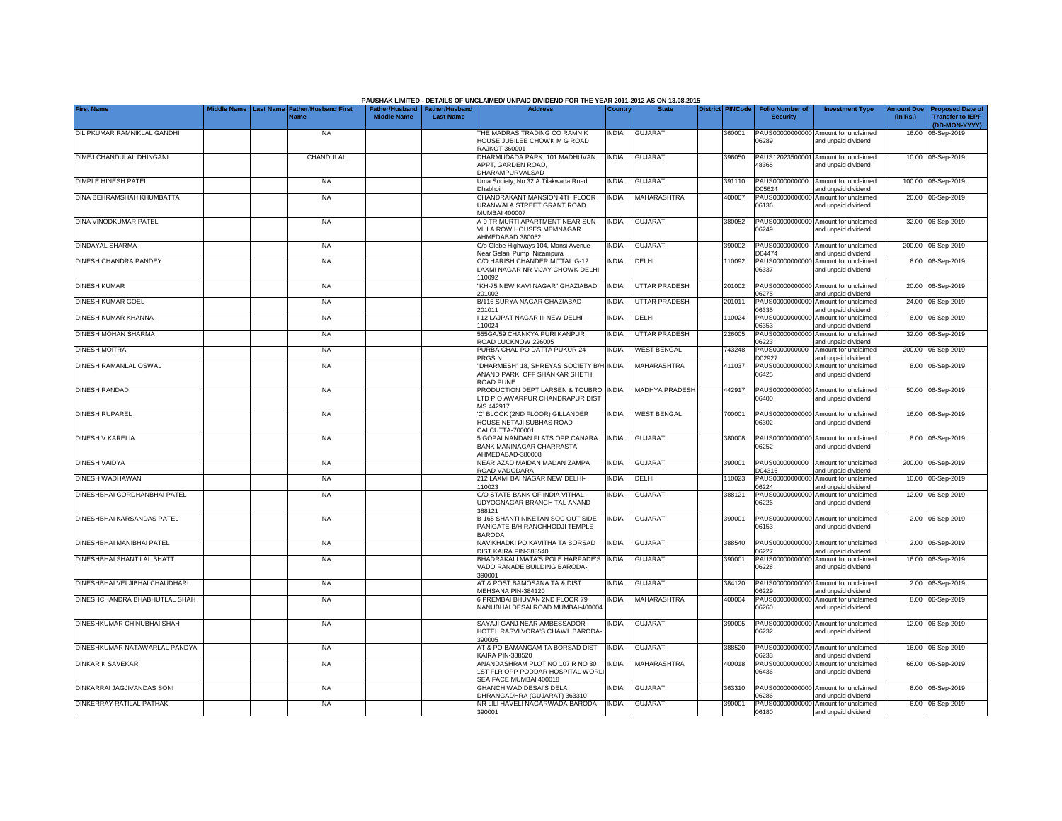PAUSHAK LIMITED - DETAILS OF UNCLAIMED/ UNPAID DIVIDEND FOR THE YEAR 2011-2012 AS ON 13.08.2015

| First Name | Middle Name | Last Name | Father/Husband First Name | Father/Husband Middle Name | Father/Husband Last Name | Address | Country | State | District | PINCode | Folio Number of Security | Investment Type | Amount Due (in Rs.) | Proposed Date of Transfer to IEPF (DD-MON-YYYY) |
|---|---|---|---|---|---|---|---|---|---|---|---|---|---|---|
| DILIPKUMAR RAMNIKLAL GANDHI | | | NA | | | THE MADRAS TRADING CO RAMNIK HOUSE JUBILEE CHOWK M G ROAD RAJKOT 360001 | INDIA | GUJARAT | | 360001 | PAUS00000000000 06289 | Amount for unclaimed and unpaid dividend | 16.00 | 06-Sep-2019 |
| DIMEJ CHANDULAL DHINGANI | | | CHANDULAL | | | DHARMUDADA PARK, 101 MADHUVAN APPT, GARDEN ROAD, DHARAMPURVALSAD | INDIA | GUJARAT | | 396050 | PAUS12023500001 48365 | Amount for unclaimed and unpaid dividend | 10.00 | 06-Sep-2019 |
| DIMPLE HINESH PATEL | | | NA | | | Uma Society, No.32 A Tilakwada Road Dhabhoi | INDIA | GUJARAT | | 391110 | PAUS0000000000 D05624 | Amount for unclaimed and unpaid dividend | 100.00 | 06-Sep-2019 |
| DINA BEHRAMSHAH KHUMBATTA | | | NA | | | CHANDRAKANT MANSION 4TH FLOOR URANWALA STREET GRANT ROAD MUMBAI 400007 | INDIA | MAHARASHTRA | | 400007 | PAUS00000000000 06136 | Amount for unclaimed and unpaid dividend | 20.00 | 06-Sep-2019 |
| DINA VINODKUMAR PATEL | | | NA | | | A-9 TRIMURTI APARTMENT NEAR SUN VILLA ROW HOUSES MEMNAGAR AHMEDABAD 380052 | INDIA | GUJARAT | | 380052 | PAUS00000000000 06249 | Amount for unclaimed and unpaid dividend | 32.00 | 06-Sep-2019 |
| DINDAYAL SHARMA | | | NA | | | C/o Globe Highways 104, Mansi Avenue Near Gelani Pump, Nizampura | INDIA | GUJARAT | | 390002 | PAUS0000000000 D04474 | Amount for unclaimed and unpaid dividend | 200.00 | 06-Sep-2019 |
| DINESH CHANDRA PANDEY | | | NA | | | C/O HARISH CHANDER MITTAL G-12 LAXMI NAGAR NR VIJAY CHOWK DELHI 110092 | INDIA | DELHI | | 110092 | PAUS00000000000 06337 | Amount for unclaimed and unpaid dividend | 8.00 | 06-Sep-2019 |
| DINESH KUMAR | | | NA | | | "KH-75 NEW KAVI NAGAR" GHAZIABAD 201002 | INDIA | UTTAR PRADESH | | 201002 | PAUS00000000000 06275 | Amount for unclaimed and unpaid dividend | 20.00 | 06-Sep-2019 |
| DINESH KUMAR GOEL | | | NA | | | B/116 SURYA NAGAR GHAZIABAD 201011 | INDIA | UTTAR PRADESH | | 201011 | PAUS00000000000 06335 | Amount for unclaimed and unpaid dividend | 24.00 | 06-Sep-2019 |
| DINESH KUMAR KHANNA | | | NA | | | I-12 LAJPAT NAGAR III NEW DELHI-110024 | INDIA | DELHI | | 110024 | PAUS00000000000 06353 | Amount for unclaimed and unpaid dividend | 8.00 | 06-Sep-2019 |
| DINESH MOHAN SHARMA | | | NA | | | 555GA/59 CHANKYA PURI KANPUR ROAD LUCKNOW 226005 | INDIA | UTTAR PRADESH | | 226005 | PAUS00000000000 06223 | Amount for unclaimed and unpaid dividend | 32.00 | 06-Sep-2019 |
| DINESH MOITRA | | | NA | | | PURBA CHAL PO DATTA PUKUR 24 PRGS N | INDIA | WEST BENGAL | | 743248 | PAUS0000000000 D02927 | Amount for unclaimed and unpaid dividend | 200.00 | 06-Sep-2019 |
| DINESH RAMANLAL OSWAL | | | NA | | | "DHARMESH" 18, SHREYAS SOCIETY B/H ANAND PARK, OFF SHANKAR SHETH ROAD PUNE | INDIA | MAHARASHTRA | | 411037 | PAUS00000000000 06425 | Amount for unclaimed and unpaid dividend | 8.00 | 06-Sep-2019 |
| DINESH RANDAD | | | NA | | | PRODUCTION DEPT LARSEN & TOUBRO LTD P O AWARPUR CHANDRAPUR DIST MS 442917 | INDIA | MADHYA PRADESH | | 442917 | PAUS00000000000 06400 | Amount for unclaimed and unpaid dividend | 50.00 | 06-Sep-2019 |
| DINESH RUPAREL | | | NA | | | "C" BLOCK (2ND FLOOR) GILLANDER HOUSE NETAJI SUBHAS ROAD CALCUTTA-700001 | INDIA | WEST BENGAL | | 700001 | PAUS00000000000 06302 | Amount for unclaimed and unpaid dividend | 16.00 | 06-Sep-2019 |
| DINESH V KARELIA | | | NA | | | 5 GOPALNANDAN FLATS OPP CANARA BANK MANINAGAR CHARRASTA AHMEDABAD-380008 | INDIA | GUJARAT | | 380008 | PAUS00000000000 06252 | Amount for unclaimed and unpaid dividend | 8.00 | 06-Sep-2019 |
| DINESH VAIDYA | | | NA | | | NEAR AZAD MAIDAN MADAN ZAMPA ROAD VADODARA | INDIA | GUJARAT | | 390001 | PAUS0000000000 D04316 | Amount for unclaimed and unpaid dividend | 200.00 | 06-Sep-2019 |
| DINESH WADHAWAN | | | NA | | | 212 LAXMI BAI NAGAR NEW DELHI-110023 | INDIA | DELHI | | 110023 | PAUS00000000000 06224 | Amount for unclaimed and unpaid dividend | 10.00 | 06-Sep-2019 |
| DINESHBHAI GORDHANBHAI PATEL | | | NA | | | C/O STATE BANK OF INDIA VITHAL UDYOGNAGAR BRANCH TAL ANAND 388121 | INDIA | GUJARAT | | 388121 | PAUS00000000000 06226 | Amount for unclaimed and unpaid dividend | 12.00 | 06-Sep-2019 |
| DINESHBHAI KARSANDAS PATEL | | | NA | | | B-165 SHANTI NIKETAN SOC OUT SIDE PANIGATE B/H RANCHHODJI TEMPLE BARODA | INDIA | GUJARAT | | 390001 | PAUS00000000000 06153 | Amount for unclaimed and unpaid dividend | 2.00 | 06-Sep-2019 |
| DINESHBHAI MANIBHAI PATEL | | | NA | | | NAVIKHADKI PO KAVITHA TA BORSAD DIST KAIRA PIN-388540 | INDIA | GUJARAT | | 388540 | PAUS00000000000 06227 | Amount for unclaimed and unpaid dividend | 2.00 | 06-Sep-2019 |
| DINESHBHAI SHANTILAL BHATT | | | NA | | | BHADRAKALI MATA'S POLE HARPADE'S VADO RANADE BUILDING BARODA-390001 | INDIA | GUJARAT | | 390001 | PAUS00000000000 06228 | Amount for unclaimed and unpaid dividend | 16.00 | 06-Sep-2019 |
| DINESHBHAI VELJIBHAI CHAUDHARI | | | NA | | | AT & POST BAMOSANA TA & DIST MEHSANA PIN-384120 | INDIA | GUJARAT | | 384120 | PAUS00000000000 06229 | Amount for unclaimed and unpaid dividend | 2.00 | 06-Sep-2019 |
| DINESHCHANDRA BHABHUTLAL SHAH | | | NA | | | 6 PREMBAI BHUVAN 2ND FLOOR 79 NANUBHAI DESAI ROAD MUMBAI-400004 | INDIA | MAHARASHTRA | | 400004 | PAUS00000000000 06260 | Amount for unclaimed and unpaid dividend | 8.00 | 06-Sep-2019 |
| DINESHKUMAR CHINUBHAI SHAH | | | NA | | | SAYAJI GANJ NEAR AMBESSADOR HOTEL RASVI VORA'S CHAWL BARODA-390005 | INDIA | GUJARAT | | 390005 | PAUS00000000000 06232 | Amount for unclaimed and unpaid dividend | 12.00 | 06-Sep-2019 |
| DINESHKUMAR NATAWARLAL PANDYA | | | NA | | | AT & PO BAMANGAM TA BORSAD DIST KAIRA PIN-388520 | INDIA | GUJARAT | | 388520 | PAUS00000000000 06233 | Amount for unclaimed and unpaid dividend | 16.00 | 06-Sep-2019 |
| DINKAR K SAVEKAR | | | NA | | | ANANDASHRAM PLOT NO 107 R NO 30 1ST FLR OPP PODDAR HOSPITAL WORLI SEA FACE MUMBAI 400018 | INDIA | MAHARASHTRA | | 400018 | PAUS00000000000 06436 | Amount for unclaimed and unpaid dividend | 66.00 | 06-Sep-2019 |
| DINKARRAI JAGJIVANDAS SONI | | | NA | | | GHANCHIWAD DESAI'S DELA DHRANGADHRA (GUJARAT) 363310 | INDIA | GUJARAT | | 363310 | PAUS00000000000 06286 | Amount for unclaimed and unpaid dividend | 8.00 | 06-Sep-2019 |
| DINKERRAY RATILAL PATHAK | | | NA | | | NR LILI HAVELI NAGARWADA BARODA-390001 | INDIA | GUJARAT | | 390001 | PAUS00000000000 06180 | Amount for unclaimed and unpaid dividend | 6.00 | 06-Sep-2019 |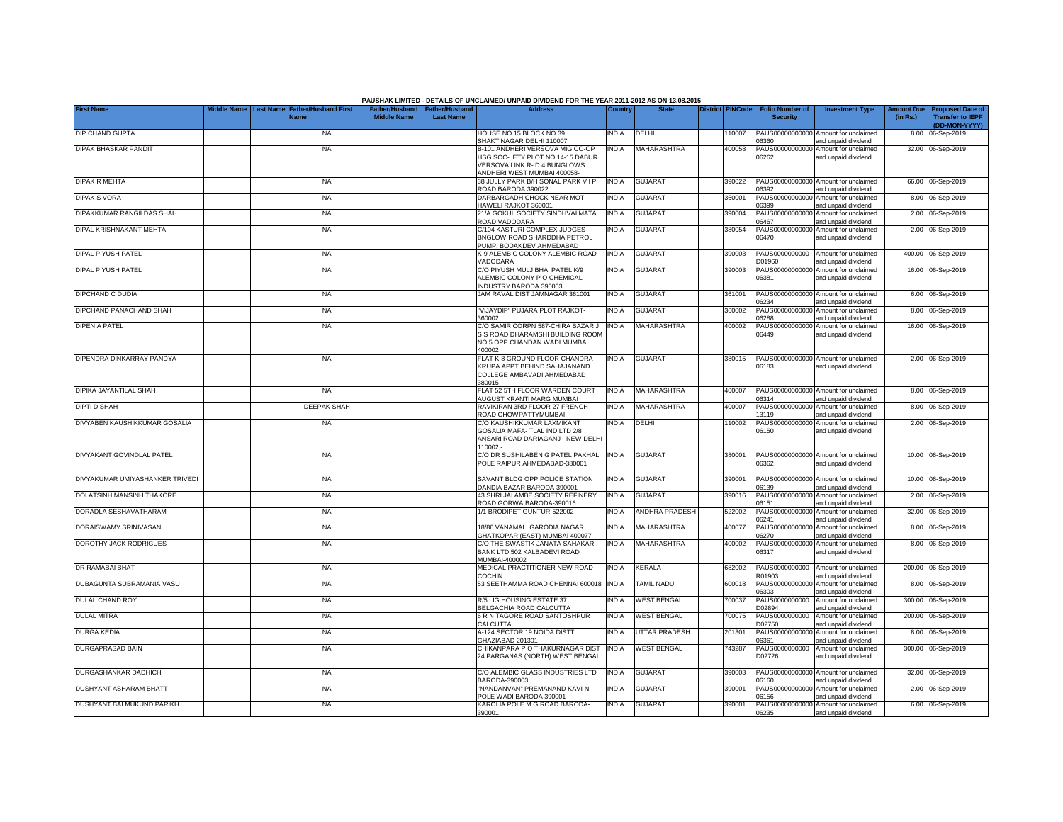PAUSHAK LIMITED - DETAILS OF UNCLAIMED/ UNPAID DIVIDEND FOR THE YEAR 2011-2012 AS ON 13.08.2015

| First Name | Middle Name | Last Name | Father/Husband First Name | Father/Husband Middle Name | Father/Husband Last Name | Address | Country | State | District | PINCode | Folio Number of Security | Investment Type | Amount Due (in Rs.) | Proposed Date of Transfer to IEPF (DD-MON-YYYY) |
|---|---|---|---|---|---|---|---|---|---|---|---|---|---|---|
| DIP CHAND GUPTA | | | NA | | | HOUSE NO 15 BLOCK NO 39 SHAKTINAGAR DELHI 110007 | INDIA | DELHI | | 110007 | PAUS00000000000 06360 | Amount for unclaimed and unpaid dividend | 8.00 | 06-Sep-2019 |
| DIPAK BHASKAR PANDIT | | | NA | | | B-101 ANDHERI VERSOVA MIG CO-OP HSG SOC- IETY PLOT NO 14-15 DABUR VERSOVA LINK R- D 4 BUNGLOWS ANDHERI WEST MUMBAI 400058- | INDIA | MAHARASHTRA | | 400058 | PAUS00000000000 06262 | Amount for unclaimed and unpaid dividend | 32.00 | 06-Sep-2019 |
| DIPAK R MEHTA | | | NA | | | 38 JULLY PARK B/H SONAL PARK V I P ROAD BARODA 390022 | INDIA | GUJARAT | | 390022 | PAUS00000000000 06392 | Amount for unclaimed and unpaid dividend | 66.00 | 06-Sep-2019 |
| DIPAK S VORA | | | NA | | | DARBARGADH CHOCK NEAR MOTI HAWELI RAJKOT 360001 | INDIA | GUJARAT | | 360001 | PAUS00000000000 06399 | Amount for unclaimed and unpaid dividend | 8.00 | 06-Sep-2019 |
| DIPAKKUMAR RANGILDAS SHAH | | | NA | | | 21/A GOKUL SOCIETY SINDHVAI MATA ROAD VADODARA | INDIA | GUJARAT | | 390004 | PAUS00000000000 06467 | Amount for unclaimed and unpaid dividend | 2.00 | 06-Sep-2019 |
| DIPAL KRISHNAKANT MEHTA | | | NA | | | C/104 KASTURI COMPLEX JUDGES BNGLOW ROAD SHARDDHA PETROL PUMP, BODAKDEV AHMEDABAD | INDIA | GUJARAT | | 380054 | PAUS00000000000 06470 | Amount for unclaimed and unpaid dividend | 2.00 | 06-Sep-2019 |
| DIPAL PIYUSH PATEL | | | NA | | | K-9 ALEMBIC COLONY ALEMBIC ROAD VADODARA | INDIA | GUJARAT | | 390003 | PAUS0000000000 D01960 | Amount for unclaimed and unpaid dividend | 400.00 | 06-Sep-2019 |
| DIPAL PIYUSH PATEL | | | NA | | | C/O PIYUSH MULJIBHAI PATEL K/9 ALEMBIC COLONY P O CHEMICAL INDUSTRY BARODA 390003 | INDIA | GUJARAT | | 390003 | PAUS00000000000 06381 | Amount for unclaimed and unpaid dividend | 16.00 | 06-Sep-2019 |
| DIPCHAND C DUDIA | | | NA | | | JAM RAVAL DIST JAMNAGAR 361001 | INDIA | GUJARAT | | 361001 | PAUS00000000000 06234 | Amount for unclaimed and unpaid dividend | 6.00 | 06-Sep-2019 |
| DIPCHAND PANACHAND SHAH | | | NA | | | "VIJAYDIP" PUJARA PLOT RAJKOT-360002 | INDIA | GUJARAT | | 360002 | PAUS00000000000 06288 | Amount for unclaimed and unpaid dividend | 8.00 | 06-Sep-2019 |
| DIPEN A PATEL | | | NA | | | C/O SAMIR CORPN 587-CHIRA BAZAR J S S ROAD DHARAMSHI BUILDING ROOM NO 5 OPP CHANDAN WADI MUMBAI 400002 | INDIA | MAHARASHTRA | | 400002 | PAUS00000000000 06449 | Amount for unclaimed and unpaid dividend | 16.00 | 06-Sep-2019 |
| DIPENDRA DINKARRAY PANDYA | | | NA | | | FLAT K-8 GROUND FLOOR CHANDRA KRUPA APPT BEHIND SAHAJANAND COLLEGE AMBAVADI AHMEDABAD 380015 | INDIA | GUJARAT | | 380015 | PAUS00000000000 06183 | Amount for unclaimed and unpaid dividend | 2.00 | 06-Sep-2019 |
| DIPIKA JAYANTILAL SHAH | | | NA | | | FLAT 52 5TH FLOOR WARDEN COURT AUGUST KRANTI MARG MUMBAI | INDIA | MAHARASHTRA | | 400007 | PAUS00000000000 06314 | Amount for unclaimed and unpaid dividend | 8.00 | 06-Sep-2019 |
| DIPTI D SHAH | | | DEEPAK SHAH | | | RAVIKIRAN 3RD FLOOR 27 FRENCH ROAD CHOWPATTYMUMBAI | INDIA | MAHARASHTRA | | 400007 | PAUS00000000000 13119 | Amount for unclaimed and unpaid dividend | 8.00 | 06-Sep-2019 |
| DIVYABEN KAUSHIKKUMAR GOSALIA | | | NA | | | C/O KAUSHIKKUMAR LAXMIKANT GOSALIA MAFA- TLAL IND LTD 2/8 ANSARI ROAD DARIAGANJ - NEW DELHI-110002 - | INDIA | DELHI | | 110002 | PAUS00000000000 06150 | Amount for unclaimed and unpaid dividend | 2.00 | 06-Sep-2019 |
| DIVYAKANT GOVINDLAL PATEL | | | NA | | | C/O DR SUSHILABEN G PATEL PAKHALI POLE RAIPUR AHMEDABAD-380001 | INDIA | GUJARAT | | 380001 | PAUS00000000000 06362 | Amount for unclaimed and unpaid dividend | 10.00 | 06-Sep-2019 |
| DIVYAKUMAR UMIYASHANKER TRIVEDI | | | NA | | | SAVANT BLDG OPP POLICE STATION DANDIA BAZAR BARODA-390001 | INDIA | GUJARAT | | 390001 | PAUS00000000000 06139 | Amount for unclaimed and unpaid dividend | 10.00 | 06-Sep-2019 |
| DOLATSINH MANSINH THAKORE | | | NA | | | 43 SHRI JAI AMBE SOCIETY REFINERY ROAD GORWA BARODA-390016 | INDIA | GUJARAT | | 390016 | PAUS00000000000 06151 | Amount for unclaimed and unpaid dividend | 2.00 | 06-Sep-2019 |
| DORADLA SESHAVATHARAM | | | NA | | | 1/1 BRODIPET GUNTUR-522002 | INDIA | ANDHRA PRADESH | | 522002 | PAUS00000000000 06241 | Amount for unclaimed and unpaid dividend | 32.00 | 06-Sep-2019 |
| DORAISWAMY SRINIVASAN | | | NA | | | 18/86 VANAMALI GARODIA NAGAR GHATKOPAR (EAST) MUMBAI-400077 | INDIA | MAHARASHTRA | | 400077 | PAUS00000000000 06270 | Amount for unclaimed and unpaid dividend | 8.00 | 06-Sep-2019 |
| DOROTHY JACK RODRIGUES | | | NA | | | C/O THE SWASTIK JANATA SAHAKARI BANK LTD 502 KALBADEVI ROAD MUMBAI-400002 | INDIA | MAHARASHTRA | | 400002 | PAUS00000000000 06317 | Amount for unclaimed and unpaid dividend | 8.00 | 06-Sep-2019 |
| DR RAMABAI BHAT | | | NA | | | MEDICAL PRACTITIONER NEW ROAD COCHIN | INDIA | KERALA | | 682002 | PAUS0000000000 R01903 | Amount for unclaimed and unpaid dividend | 200.00 | 06-Sep-2019 |
| DUBAGUNTA SUBRAMANIA VASU | | | NA | | | 53 SEETHAMMA ROAD CHENNAI 600018 | INDIA | TAMIL NADU | | 600018 | PAUS00000000000 06303 | Amount for unclaimed and unpaid dividend | 8.00 | 06-Sep-2019 |
| DULAL CHAND ROY | | | NA | | | R/5 LIG HOUSING ESTATE 37 BELGACHIA ROAD CALCUTTA | INDIA | WEST BENGAL | | 700037 | PAUS0000000000 D02894 | Amount for unclaimed and unpaid dividend | 300.00 | 06-Sep-2019 |
| DULAL MITRA | | | NA | | | 6 R N TAGORE ROAD SANTOSHPUR CALCUTTA | INDIA | WEST BENGAL | | 700075 | PAUS0000000000 D02750 | Amount for unclaimed and unpaid dividend | 200.00 | 06-Sep-2019 |
| DURGA KEDIA | | | NA | | | A-124 SECTOR 19 NOIDA DISTT GHAZIABAD 201301 | INDIA | UTTAR PRADESH | | 201301 | PAUS00000000000 06361 | Amount for unclaimed and unpaid dividend | 8.00 | 06-Sep-2019 |
| DURGAPRASAD BAIN | | | NA | | | CHIKANPARA P O THAKURNAGAR DIST 24 PARGANAS (NORTH) WEST BENGAL | INDIA | WEST BENGAL | | 743287 | PAUS0000000000 D02726 | Amount for unclaimed and unpaid dividend | 300.00 | 06-Sep-2019 |
| DURGASHANKAR DADHICH | | | NA | | | C/O ALEMBIC GLASS INDUSTRIES LTD BARODA-390003 | INDIA | GUJARAT | | 390003 | PAUS00000000000 06160 | Amount for unclaimed and unpaid dividend | 32.00 | 06-Sep-2019 |
| DUSHYANT ASHARAM BHATT | | | NA | | | "NANDANVAN" PREMANAND KAVI-NI-POLE WADI BARODA 390001 | INDIA | GUJARAT | | 390001 | PAUS00000000000 06156 | Amount for unclaimed and unpaid dividend | 2.00 | 06-Sep-2019 |
| DUSHYANT BALMUKUND PARIKH | | | NA | | | KAROLIA POLE M G ROAD BARODA-390001 | INDIA | GUJARAT | | 390001 | PAUS00000000000 06235 | Amount for unclaimed and unpaid dividend | 6.00 | 06-Sep-2019 |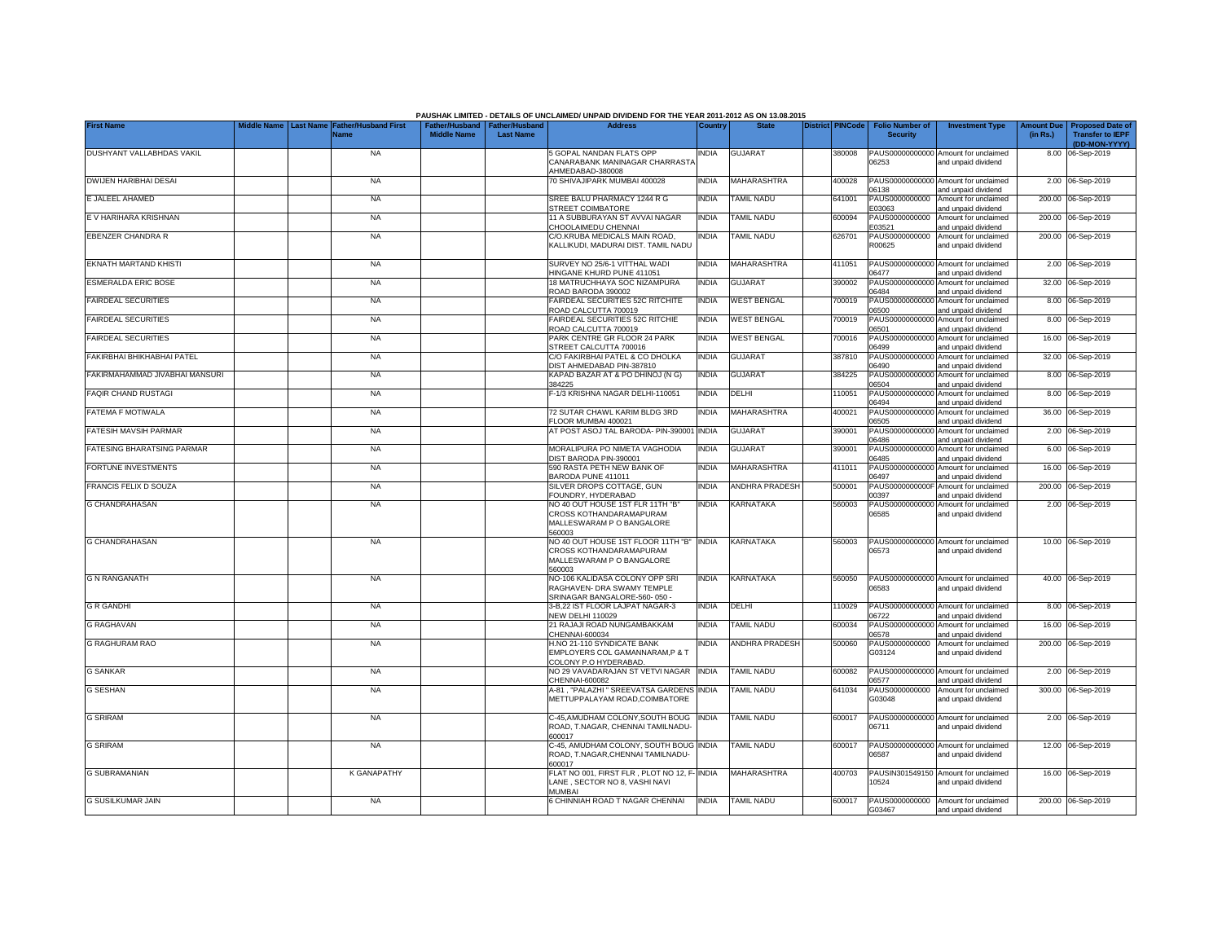PAUSHAK LIMITED - DETAILS OF UNCLAIMED/ UNPAID DIVIDEND FOR THE YEAR 2011-2012 AS ON 13.08.2015

| First Name | Middle Name | Last Name | Father/Husband First Name | Father/Husband Middle Name | Father/Husband Last Name | Address | Country | State | District | PINCode | Folio Number of Security | Investment Type | Amount Due (in Rs.) | Proposed Date of Transfer to IEPF (DD-MON-YYYY) |
|---|---|---|---|---|---|---|---|---|---|---|---|---|---|---|
| DUSHYANT VALLABHDAS VAKIL | | | NA | | | 5 GOPAL NANDAN FLATS OPP CANARABANK MANINAGAR CHARRASTA AHMEDABAD-380008 | INDIA | GUJARAT | | 380008 | PAUS00000000000 06253 | Amount for unclaimed and unpaid dividend | 8.00 | 06-Sep-2019 |
| DWIJEN HARIBHAI DESAI | | | NA | | | 70 SHIVAJIPARK MUMBAI 400028 | INDIA | MAHARASHTRA | | 400028 | PAUS00000000000 06138 | Amount for unclaimed and unpaid dividend | 2.00 | 06-Sep-2019 |
| E JALEEL AHAMED | | | NA | | | SREE BALU PHARMACY 1244 R G STREET COIMBATORE | INDIA | TAMIL NADU | | 641001 | PAUS0000000000 E03063 | Amount for unclaimed and unpaid dividend | 200.00 | 06-Sep-2019 |
| E V HARIHARA KRISHNAN | | | NA | | | 11 A SUBBURAYAN ST AVVAI NAGAR CHOOLAIMEDU CHENNAI | INDIA | TAMIL NADU | | 600094 | PAUS0000000000 E03521 | Amount for unclaimed and unpaid dividend | 200.00 | 06-Sep-2019 |
| EBENZER CHANDRA R | | | NA | | | C/O.KRUBA MEDICALS MAIN ROAD, KALLIKUDI, MADURAI DIST. TAMIL NADU | INDIA | TAMIL NADU | | 626701 | PAUS0000000000 R00625 | Amount for unclaimed and unpaid dividend | 200.00 | 06-Sep-2019 |
| EKNATH MARTAND KHISTI | | | NA | | | SURVEY NO 25/6-1 VITTHAL WADI HINGANE KHURD PUNE 411051 | INDIA | MAHARASHTRA | | 411051 | PAUS00000000000 06477 | Amount for unclaimed and unpaid dividend | 2.00 | 06-Sep-2019 |
| ESMERALDA ERIC BOSE | | | NA | | | 18 MATRUCHHAYA SOC NIZAMPURA ROAD BARODA 390002 | INDIA | GUJARAT | | 390002 | PAUS00000000000 06484 | Amount for unclaimed and unpaid dividend | 32.00 | 06-Sep-2019 |
| FAIRDEAL SECURITIES | | | NA | | | FAIRDEAL SECURITIES 52C RITCHITE ROAD CALCUTTA 700019 | INDIA | WEST BENGAL | | 700019 | PAUS00000000000 06500 | Amount for unclaimed and unpaid dividend | 8.00 | 06-Sep-2019 |
| FAIRDEAL SECURITIES | | | NA | | | FAIRDEAL SECURITIES 52C RITCHIE ROAD CALCUTTA 700019 | INDIA | WEST BENGAL | | 700019 | PAUS00000000000 06501 | Amount for unclaimed and unpaid dividend | 8.00 | 06-Sep-2019 |
| FAIRDEAL SECURITIES | | | NA | | | PARK CENTRE GR FLOOR 24 PARK STREET CALCUTTA 700016 | INDIA | WEST BENGAL | | 700016 | PAUS00000000000 06499 | Amount for unclaimed and unpaid dividend | 16.00 | 06-Sep-2019 |
| FAKIRBHAI BHIKHABHAI PATEL | | | NA | | | C/O FAKIRBHAI PATEL & CO DHOLKA DIST AHMEDABAD PIN-387810 | INDIA | GUJARAT | | 387810 | PAUS00000000000 06490 | Amount for unclaimed and unpaid dividend | 32.00 | 06-Sep-2019 |
| FAKIRMAHAMMAD JIVABHAI MANSURI | | | NA | | | KAPAD BAZAR AT & PO DHINOJ (N G) 384225 | INDIA | GUJARAT | | 384225 | PAUS00000000000 06504 | Amount for unclaimed and unpaid dividend | 8.00 | 06-Sep-2019 |
| FAQIR CHAND RUSTAGI | | | NA | | | F-1/3 KRISHNA NAGAR DELHI-110051 | INDIA | DELHI | | 110051 | PAUS00000000000 06494 | Amount for unclaimed and unpaid dividend | 8.00 | 06-Sep-2019 |
| FATEMA F MOTIWALA | | | NA | | | 72 SUTAR CHAWL KARIM BLDG 3RD FLOOR MUMBAI 400021 | INDIA | MAHARASHTRA | | 400021 | PAUS00000000000 06505 | Amount for unclaimed and unpaid dividend | 36.00 | 06-Sep-2019 |
| FATESIH MAVSIH PARMAR | | | NA | | | AT POST ASOJ TAL BARODA- PIN-390001 | INDIA | GUJARAT | | 390001 | PAUS00000000000 06486 | Amount for unclaimed and unpaid dividend | 2.00 | 06-Sep-2019 |
| FATESING BHARATSING PARMAR | | | NA | | | MORALIPURA PO NIMETA VAGHODIA DIST BARODA PIN-390001 | INDIA | GUJARAT | | 390001 | PAUS00000000000 06485 | Amount for unclaimed and unpaid dividend | 6.00 | 06-Sep-2019 |
| FORTUNE INVESTMENTS | | | NA | | | 590 RASTA PETH NEW BANK OF BARODA PUNE 411011 | INDIA | MAHARASHTRA | | 411011 | PAUS00000000000 06497 | Amount for unclaimed and unpaid dividend | 16.00 | 06-Sep-2019 |
| FRANCIS FELIX D SOUZA | | | NA | | | SILVER DROPS COTTAGE, GUN FOUNDRY, HYDERABAD | INDIA | ANDHRA PRADESH | | 500001 | PAUS0000000000F 00397 | Amount for unclaimed and unpaid dividend | 200.00 | 06-Sep-2019 |
| G CHANDRAHASAN | | | NA | | | NO 40 OUT HOUSE 1ST FLR 11TH "B" CROSS KOTHANDARAMAPURAM MALLESWARAM P O BANGALORE 560003 | INDIA | KARNATAKA | | 560003 | PAUS00000000000 06585 | Amount for unclaimed and unpaid dividend | 2.00 | 06-Sep-2019 |
| G CHANDRAHASAN | | | NA | | | NO 40 OUT HOUSE 1ST FLOOR 11TH "B" CROSS KOTHANDARAMAPURAM MALLESWARAM P O BANGALORE 560003 | INDIA | KARNATAKA | | 560003 | PAUS00000000000 06573 | Amount for unclaimed and unpaid dividend | 10.00 | 06-Sep-2019 |
| G N RANGANATH | | | NA | | | NO-106 KALIDASA COLONY OPP SRI RAGHAVEN- DRA SWAMY TEMPLE SRINAGAR BANGALORE-560- 050 - | INDIA | KARNATAKA | | 560050 | PAUS00000000000 06583 | Amount for unclaimed and unpaid dividend | 40.00 | 06-Sep-2019 |
| G R GANDHI | | | NA | | | 3-B,22 IST FLOOR LAJPAT NAGAR-3 NEW DELHI 110029 | INDIA | DELHI | | 110029 | PAUS00000000000 06722 | Amount for unclaimed and unpaid dividend | 8.00 | 06-Sep-2019 |
| G RAGHAVAN | | | NA | | | 21 RAJAJI ROAD NUNGAMBAKKAM CHENNAI-600034 | INDIA | TAMIL NADU | | 600034 | PAUS00000000000 06578 | Amount for unclaimed and unpaid dividend | 16.00 | 06-Sep-2019 |
| G RAGHURAM RAO | | | NA | | | H.NO 21-110 SYNDICATE BANK EMPLOYERS COL GAMANNARAM,P & T COLONY P.O HYDERABAD. | INDIA | ANDHRA PRADESH | | 500060 | PAUS0000000000 G03124 | Amount for unclaimed and unpaid dividend | 200.00 | 06-Sep-2019 |
| G SANKAR | | | NA | | | NO 29 VAVADARAJAN ST VETVI NAGAR CHENNAI-600082 | INDIA | TAMIL NADU | | 600082 | PAUS00000000000 06577 | Amount for unclaimed and unpaid dividend | 2.00 | 06-Sep-2019 |
| G SESHAN | | | NA | | | A-81 , "PALAZHI " SREEVATSA GARDENS METTUPPALAYAM ROAD,COIMBATORE | INDIA | TAMIL NADU | | 641034 | PAUS0000000000 G03048 | Amount for unclaimed and unpaid dividend | 300.00 | 06-Sep-2019 |
| G SRIRAM | | | NA | | | C-45,AMUDHAM COLONY,SOUTH BOUG ROAD, T.NAGAR, CHENNAI TAMILNADU-600017 | INDIA | TAMIL NADU | | 600017 | PAUS00000000000 06711 | Amount for unclaimed and unpaid dividend | 2.00 | 06-Sep-2019 |
| G SRIRAM | | | NA | | | C-45, AMUDHAM COLONY, SOUTH BOUG ROAD, T.NAGAR,CHENNAI TAMILNADU-600017 | INDIA | TAMIL NADU | | 600017 | PAUS00000000000 06587 | Amount for unclaimed and unpaid dividend | 12.00 | 06-Sep-2019 |
| G SUBRAMANIAN | | | K GANAPATHY | | | FLAT NO 001, FIRST FLR , PLOT NO 12, F-LANE , SECTOR NO 8, VASHI NAVI MUMBAI | INDIA | MAHARASHTRA | | 400703 | PAUSIN301549150 10524 | Amount for unclaimed and unpaid dividend | 16.00 | 06-Sep-2019 |
| G SUSILKUMAR JAIN | | | NA | | | 6 CHINNIAH ROAD T NAGAR CHENNAI | INDIA | TAMIL NADU | | 600017 | PAUS0000000000 G03467 | Amount for unclaimed and unpaid dividend | 200.00 | 06-Sep-2019 |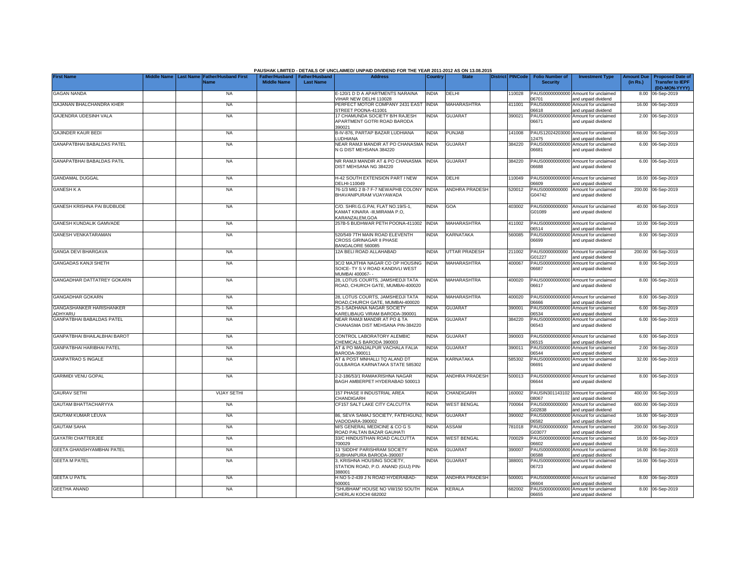PAUSHAK LIMITED - DETAILS OF UNCLAIMED/ UNPAID DIVIDEND FOR THE YEAR 2011-2012 AS ON 13.08.2015

| First Name | Middle Name | Last Name | Father/Husband First Name | Father/Husband Middle Name | Father/Husband Last Name | Address | Country | State | District | PINCode | Folio Number of Security | Investment Type | Amount Due (in Rs.) | Proposed Date of Transfer to IEPF (DD-MON-YYYY) |
|---|---|---|---|---|---|---|---|---|---|---|---|---|---|---|
| GAGAN NANDA | | | NA | | | E-120/1 D D A APARTMENTS NARAINA VIHAR NEW DELHI 110028 | INDIA | DELHI | | 110028 | PAUS00000000000 06701 | Amount for unclaimed and unpaid dividend | 8.00 | 06-Sep-2019 |
| GAJANAN BHALCHANDRA KHER | | | NA | | | PERFECT MOTOR COMPANY 2431 EAST STREET POONA-411001 | INDIA | MAHARASHTRA | | 411001 | PAUS00000000000 06618 | Amount for unclaimed and unpaid dividend | 16.00 | 06-Sep-2019 |
| GAJENDRA UDESINH VALA | | | NA | | | 17 CHAMUNDA SOCIETY B/H RAJESH APARTMENT GOTRI ROAD BARODA 390021 | INDIA | GUJARAT | | 390021 | PAUS00000000000 06671 | Amount for unclaimed and unpaid dividend | 2.00 | 06-Sep-2019 |
| GAJINDER KAUR BEDI | | | NA | | | B-IV-876, PARTAP BAZAR LUDHIANA LUDHIANA | INDIA | PUNJAB | | 141008 | PAUS12024203000 12475 | Amount for unclaimed and unpaid dividend | 68.00 | 06-Sep-2019 |
| GANAPATBHAI BABALDAS PATEL | | | NA | | | NEAR RAMJI MANDIR AT PO CHANASMA N G DIST MEHSANA 384220 | INDIA | GUJARAT | | 384220 | PAUS00000000000 06681 | Amount for unclaimed and unpaid dividend | 6.00 | 06-Sep-2019 |
| GANAPATBHAI BABALDAS PATIL | | | NA | | | NR RAMJI MANDIR AT & PO CHANASMA DIST MEHSANA NG 384220 | INDIA | GUJARAT | | 384220 | PAUS00000000000 06688 | Amount for unclaimed and unpaid dividend | 6.00 | 06-Sep-2019 |
| GANDAMAL DUGGAL | | | NA | | | H-42 SOUTH EXTENSION PART I NEW DELHI-110049 | INDIA | DELHI | | 110049 | PAUS00000000000 06609 | Amount for unclaimed and unpaid dividend | 16.00 | 06-Sep-2019 |
| GANESH K A | | | NA | | | 76-1/3 MIG 2 B-7 F-7 NEWAPHB COLONY BHAVANIPURAM VIJAYAWADA | INDIA | ANDHRA PRADESH | | 520012 | PAUS0000000000 G04742 | Amount for unclaimed and unpaid dividend | 200.00 | 06-Sep-2019 |
| GANESH KRISHNA PAI BUDBUDE | | | NA | | | C/O. SHRI.G.G.PAI, FLAT NO.19/S-1, KAMAT KINARA -III,MIRAMA P.O, KARANZALEM,GOA | INDIA | GOA | | 403002 | PAUS0000000000 G01089 | Amount for unclaimed and unpaid dividend | 40.00 | 06-Sep-2019 |
| GANESH KUNDALIK GAMVADE | | | NA | | | 257B-5 BUDHWAR PETH POONA-411002 | INDIA | MAHARASHTRA | | 411002 | PAUS00000000000 06514 | Amount for unclaimed and unpaid dividend | 10.00 | 06-Sep-2019 |
| GANESH VENKATARAMAN | | | NA | | | 520/549 7TH MAIN ROAD ELEVENTH CROSS GIRINAGAR II PHASE BANGALORE 560085 | INDIA | KARNATAKA | | 560085 | PAUS00000000000 06699 | Amount for unclaimed and unpaid dividend | 8.00 | 06-Sep-2019 |
| GANGA DEVI BHARGAVA | | | NA | | | 12A BELI ROAD ALLAHABAD | INDIA | UTTAR PRADESH | | 211002 | PAUS0000000000 G01227 | Amount for unclaimed and unpaid dividend | 200.00 | 06-Sep-2019 |
| GANGADAS KANJI SHETH | | | NA | | | 3C/2 MAJITHIA NAGAR CO OP HOUSING SOICE- TY S V ROAD KANDIVLI WEST MUMBAI 400067- - | INDIA | MAHARASHTRA | | 400067 | PAUS00000000000 06687 | Amount for unclaimed and unpaid dividend | 8.00 | 06-Sep-2019 |
| GANGADHAR DATTATREY GOKARN | | | NA | | | 28, LOTUS COURTS, JAMSHEDJI TATA ROAD, CHURCH GATE, MUMBAI-400020 | INDIA | MAHARASHTRA | | 400020 | PAUS00000000000 06617 | Amount for unclaimed and unpaid dividend | 8.00 | 06-Sep-2019 |
| GANGADHAR GOKARN | | | NA | | | 28, LOTUS COURTS, JAMSHEDJI TATA ROAD,CHURCH GATE, MUMBAI-400020 | INDIA | MAHARASHTRA | | 400020 | PAUS00000000000 06666 | Amount for unclaimed and unpaid dividend | 8.00 | 06-Sep-2019 |
| GANGASHANKER HARISHANKER ADHYARU | | | NA | | | 25-1-SADHANA NAGAR SOCIETY KARELIBAUG VIRAM BARODA-390001 | INDIA | GUJARAT | | 390001 | PAUS00000000000 06534 | Amount for unclaimed and unpaid dividend | 6.00 | 06-Sep-2019 |
| GANPATBHAI BABALDAS PATEL | | | NA | | | NEAR RAMJI MANDIR AT PO & TA CHANASMA DIST MEHSANA PIN-384220 | INDIA | GUJARAT | | 384220 | PAUS00000000000 06543 | Amount for unclaimed and unpaid dividend | 6.00 | 06-Sep-2019 |
| GANPATBHAI BHAILALBHAI BAROT | | | NA | | | CONTROL LABORATORY ALEMBIC CHEMICALS BARODA 390003 | INDIA | GUJARAT | | 390003 | PAUS00000000000 06515 | Amount for unclaimed and unpaid dividend | 6.00 | 06-Sep-2019 |
| GANPATBHAI HARIBHAI PATEL | | | NA | | | AT & PO MANJALPUR VACHALA FALIA BARODA-390011 | INDIA | GUJARAT | | 390011 | PAUS00000000000 06544 | Amount for unclaimed and unpaid dividend | 2.00 | 06-Sep-2019 |
| GANPATRAO S INGALE | | | NA | | | AT & POST MNHALLI TQ ALAND DT GULBARGA KARNATAKA STATE 585302 | INDIA | KARNATAKA | | 585302 | PAUS00000000000 06691 | Amount for unclaimed and unpaid dividend | 32.00 | 06-Sep-2019 |
| GARIMIDI VENU GOPAL | | | NA | | | 2-2-186/53/1 RAMAKRISHNA NAGAR BAGH AMBERPET HYDERABAD 500013 | INDIA | ANDHRA PRADESH | | 500013 | PAUS00000000000 06644 | Amount for unclaimed and unpaid dividend | 8.00 | 06-Sep-2019 |
| GAURAV SETHI | | | VIJAY SETHI | | | 157 PHASE II INDUSTRIAL AREA CHANDIGARH | INDIA | CHANDIGARH | | 160002 | PAUSIN301143102 08067 | Amount for unclaimed and unpaid dividend | 400.00 | 06-Sep-2019 |
| GAUTAM BHATTACHARYYA | | | NA | | | CF157 SALT LAKE CITY CALCUTTA | INDIA | WEST BENGAL | | 700064 | PAUS0000000000 G02838 | Amount for unclaimed and unpaid dividend | 600.00 | 06-Sep-2019 |
| GAUTAM KUMAR LEUVA | | | NA | | | 86, SEVA SAMAJ SOCIETY, FATEHGUNJ, VADODARA-390002 | INDIA | GUJARAT | | 390002 | PAUS00000000000 06582 | Amount for unclaimed and unpaid dividend | 16.00 | 06-Sep-2019 |
| GAUTAM SAHA | | | NA | | | M/S GENERAL MEDICINE & CO G S ROAD PALTAN BAZAR GAUHATI | INDIA | ASSAM | | 781018 | PAUS0000000000 G03077 | Amount for unclaimed and unpaid dividend | 200.00 | 06-Sep-2019 |
| GAYATRI CHATTERJEE | | | NA | | | 33/C HINDUSTHAN ROAD CALCUTTA 700029 | INDIA | WEST BENGAL | | 700029 | PAUS00000000000 06602 | Amount for unclaimed and unpaid dividend | 16.00 | 06-Sep-2019 |
| GEETA GHANSHYAMBHAI PATEL | | | NA | | | 13 'SIDDHI' PARISHRAM SOCIETY SUBHANPURA BARODA-390007 | INDIA | GUJARAT | | 390007 | PAUS00000000000 06588 | Amount for unclaimed and unpaid dividend | 16.00 | 06-Sep-2019 |
| GEETA M PATEL | | | NA | | | 3, KRISHNA HOUSING SOCIETY, STATION ROAD, P.O. ANAND (GUJ) PIN-388001 | INDIA | GUJARAT | | 388001 | PAUS00000000000 06723 | Amount for unclaimed and unpaid dividend | 16.00 | 06-Sep-2019 |
| GEETA U PATIL | | | NA | | | H NO 5-2-439 J N ROAD HYDERABAD-500001 | INDIA | ANDHRA PRADESH | | 500001 | PAUS00000000000 06604 | Amount for unclaimed and unpaid dividend | 8.00 | 06-Sep-2019 |
| GEETHA ANAND | | | NA | | | "SHUBHAM" HOUSE NO VIII/150 SOUTH CHERLAI KOCHI 682002 | INDIA | KERALA | | 682002 | PAUS00000000000 06655 | Amount for unclaimed and unpaid dividend | 8.00 | 06-Sep-2019 |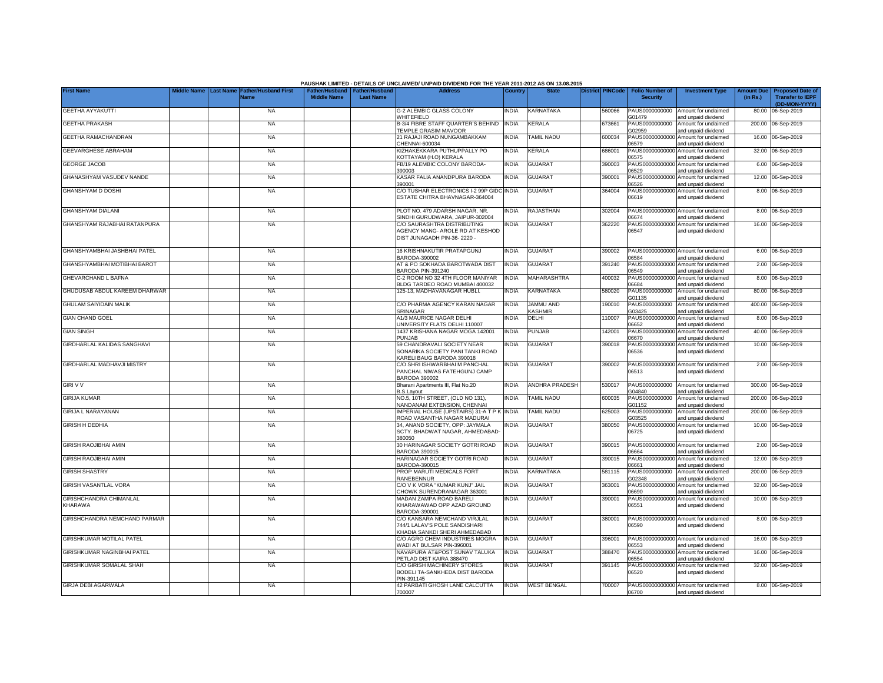PAUSHAK LIMITED - DETAILS OF UNCLAIMED/ UNPAID DIVIDEND FOR THE YEAR 2011-2012 AS ON 13.08.2015

| First Name | Middle Name | Last Name | Father/Husband First Name | Father/Husband Middle Name | Father/Husband Last Name | Address | Country | State | District | PINCode | Folio Number of Security | Investment Type | Amount Due (in Rs.) | Proposed Date of Transfer to IEPF (DD-MON-YYYY) |
|---|---|---|---|---|---|---|---|---|---|---|---|---|---|---|
| GEETHA AYYAKUTTI | | | NA | | | G-2 ALEMBIC GLASS COLONY WHITEFIELD | INDIA | KARNATAKA | | 560066 | PAUS0000000000G01479 | Amount for unclaimed and unpaid dividend | 80.00 | 06-Sep-2019 |
| GEETHA PRAKASH | | | NA | | | B-3/4 FIBRE STAFF QUARTER'S BEHIND TEMPLE GRASIM MAVOOR | INDIA | KERALA | | 673661 | PAUS0000000000G02959 | Amount for unclaimed and unpaid dividend | 200.00 | 06-Sep-2019 |
| GEETHA RAMACHANDRAN | | | NA | | | 21 RAJAJI ROAD NUNGAMBAKKAM CHENNAI-600034 | INDIA | TAMIL NADU | | 600034 | PAUS0000000000006579 | Amount for unclaimed and unpaid dividend | 16.00 | 06-Sep-2019 |
| GEEVARGHESE ABRAHAM | | | NA | | | KIZHAKEKKARA PUTHUPPALLY PO KOTTAYAM (H.O) KERALA | INDIA | KERALA | | 686001 | PAUS0000000000006575 | Amount for unclaimed and unpaid dividend | 32.00 | 06-Sep-2019 |
| GEORGE JACOB | | | NA | | | FB/19 ALEMBIC COLONY BARODA-390003 | INDIA | GUJARAT | | 390003 | PAUS0000000000006529 | Amount for unclaimed and unpaid dividend | 6.00 | 06-Sep-2019 |
| GHANASHYAM VASUDEV NANDE | | | NA | | | KASAR FALIA ANANDPURA BARODA 390001 | INDIA | GUJARAT | | 390001 | PAUS0000000000006526 | Amount for unclaimed and unpaid dividend | 12.00 | 06-Sep-2019 |
| GHANSHYAM D DOSHI | | | NA | | | C/O TUSHAR ELECTRONICS I-2 99P GIDC ESTATE CHITRA BHAVNAGAR-364004 | INDIA | GUJARAT | | 364004 | PAUS0000000000006619 | Amount for unclaimed and unpaid dividend | 8.00 | 06-Sep-2019 |
| GHANSHYAM DIALANI | | | NA | | | PLOT NO. 479 ADARSH NAGAR, NR. SINDHI GURUDWARA, JAIPUR-302004 | INDIA | RAJASTHAN | | 302004 | PAUS0000000000006674 | Amount for unclaimed and unpaid dividend | 8.00 | 06-Sep-2019 |
| GHANSHYAM RAJABHAI RATANPURA | | | NA | | | C/O SAURASHTRA DISTRIBUTING AGENCY MANG- AROLE RD AT KESHOD DIST JUNAGADH PIN-36- 2220 - | INDIA | GUJARAT | | 362220 | PAUS0000000000006547 | Amount for unclaimed and unpaid dividend | 16.00 | 06-Sep-2019 |
| GHANSHYAMBHAI JASHBHAI PATEL | | | NA | | | 16 KRISHNAKUTIR PRATAPGUNJ BARODA-390002 | INDIA | GUJARAT | | 390002 | PAUS0000000000006584 | Amount for unclaimed and unpaid dividend | 6.00 | 06-Sep-2019 |
| GHANSHYAMBHAI MOTIBHAI BAROT | | | NA | | | AT & PO SOKHADA BAROTWADA DIST BARODA PIN-391240 | INDIA | GUJARAT | | 391240 | PAUS0000000000006549 | Amount for unclaimed and unpaid dividend | 2.00 | 06-Sep-2019 |
| GHEVARCHAND L BAFNA | | | NA | | | C-2 ROOM NO 32 4TH FLOOR MANIYAR BLDG TARDEO ROAD MUMBAI 400032 | INDIA | MAHARASHTRA | | 400032 | PAUS0000000000006684 | Amount for unclaimed and unpaid dividend | 8.00 | 06-Sep-2019 |
| GHUDUSAB ABDUL KAREEM DHARWAR | | | NA | | | 125-13, MADHAVANAGAR HUBLI. | INDIA | KARNATAKA | | 580020 | PAUS0000000000G01135 | Amount for unclaimed and unpaid dividend | 80.00 | 06-Sep-2019 |
| GHULAM SAIYIDAIN MALIK | | | NA | | | C/O PHARMA AGENCY KARAN NAGAR SRINAGAR | INDIA | JAMMU AND KASHMIR | | 190010 | PAUS0000000000G03425 | Amount for unclaimed and unpaid dividend | 400.00 | 06-Sep-2019 |
| GIAN CHAND GOEL | | | NA | | | A1/3 MAURICE NAGAR DELHI UNIVERSITY FLATS DELHI 110007 | INDIA | DELHI | | 110007 | PAUS0000000000006652 | Amount for unclaimed and unpaid dividend | 8.00 | 06-Sep-2019 |
| GIAN SINGH | | | NA | | | 1437 KRISHANA NAGAR MOGA 142001 PUNJAB | INDIA | PUNJAB | | 142001 | PAUS0000000000006670 | Amount for unclaimed and unpaid dividend | 40.00 | 06-Sep-2019 |
| GIRDHARLAL KALIDAS SANGHAVI | | | NA | | | 59 CHANDRAVALI SOCIETY NEAR SONARIKA SOCIETY PANI TANKI ROAD KARELI BAUG BARODA 390018 | INDIA | GUJARAT | | 390018 | PAUS0000000000006536 | Amount for unclaimed and unpaid dividend | 10.00 | 06-Sep-2019 |
| GIRDHARLAL MADHAVJI MISTRY | | | NA | | | C/O SHRI ISHWARBHAI M PANCHAL PANCHAL NIWAS FATEHGUNJ CAMP BARODA 390002 | INDIA | GUJARAT | | 390002 | PAUS0000000000006513 | Amount for unclaimed and unpaid dividend | 2.00 | 06-Sep-2019 |
| GIRI V V | | | NA | | | Bharani Apartments III, Flat No.20 B.S.Layout | INDIA | ANDHRA PRADESH | | 530017 | PAUS0000000000G04840 | Amount for unclaimed and unpaid dividend | 300.00 | 06-Sep-2019 |
| GIRIJA KUMAR | | | NA | | | NO.5, 10TH STREET, (OLD NO 131), NANDANAM EXTENSION, CHENNAI | INDIA | TAMIL NADU | | 600035 | PAUS0000000000G01152 | Amount for unclaimed and unpaid dividend | 200.00 | 06-Sep-2019 |
| GIRIJA L NARAYANAN | | | NA | | | IMPERIAL HOUSE (UPSTAIRS) 31-A T P K ROAD VASANTHA NAGAR MADURAI | INDIA | TAMIL NADU | | 625003 | PAUS0000000000G03525 | Amount for unclaimed and unpaid dividend | 200.00 | 06-Sep-2019 |
| GIRISH H DEDHIA | | | NA | | | 34, ANAND SOCIETY, OPP: JAYMALA SCTY. BHADWAT NAGAR, AHMEDABAD-380050 | INDIA | GUJARAT | | 380050 | PAUS0000000000006725 | Amount for unclaimed and unpaid dividend | 10.00 | 06-Sep-2019 |
| GIRISH RAOJIBHAI AMIN | | | NA | | | 30 HARINAGAR SOCIETY GOTRI ROAD BARODA 390015 | INDIA | GUJARAT | | 390015 | PAUS0000000000006664 | Amount for unclaimed and unpaid dividend | 2.00 | 06-Sep-2019 |
| GIRISH RAOJIBHAI AMIN | | | NA | | | HARINAGAR SOCIETY GOTRI ROAD BARODA-390015 | INDIA | GUJARAT | | 390015 | PAUS0000000000006661 | Amount for unclaimed and unpaid dividend | 12.00 | 06-Sep-2019 |
| GIRISH SHASTRY | | | NA | | | PROP MARUTI MEDICALS FORT RANEBENNUR | INDIA | KARNATAKA | | 581115 | PAUS0000000000G02348 | Amount for unclaimed and unpaid dividend | 200.00 | 06-Sep-2019 |
| GIRISH VASANTLAL VORA | | | NA | | | C/O V K VORA "KUMAR KUNJ" JAIL CHOWK SURENDRANAGAR 363001 | INDIA | GUJARAT | | 363001 | PAUS0000000000006690 | Amount for unclaimed and unpaid dividend | 32.00 | 06-Sep-2019 |
| GIRISHCHANDRA CHIMANLAL KHARAWA | | | NA | | | MADAN ZAMPA ROAD BARELI KHARAWAWAD OPP AZAD GROUND BARODA-390001 | INDIA | GUJARAT | | 390001 | PAUS0000000000006551 | Amount for unclaimed and unpaid dividend | 10.00 | 06-Sep-2019 |
| GIRISHCHANDRA NEMCHAND PARMAR | | | NA | | | C/O KANSARA NEMCHAND VIRJLAL 744/1 LALAV'S POLE SANDISHARI KHADIA SANKDI SHERI AHMEDABAD | INDIA | GUJARAT | | 380001 | PAUS0000000000006590 | Amount for unclaimed and unpaid dividend | 8.00 | 06-Sep-2019 |
| GIRISHKUMAR MOTILAL PATEL | | | NA | | | C/O AGRO CHEM INDUSTRIES MOGRA WADI AT BULSAR PIN-396001 | INDIA | GUJARAT | | 396001 | PAUS0000000000006553 | Amount for unclaimed and unpaid dividend | 16.00 | 06-Sep-2019 |
| GIRISHKUMAR NAGINBHAI PATEL | | | NA | | | NAVAPURA AT&POST SUNAV TALUKA PETLAD DIST KAIRA 388470 | INDIA | GUJARAT | | 388470 | PAUS0000000000006554 | Amount for unclaimed and unpaid dividend | 16.00 | 06-Sep-2019 |
| GIRISHKUMAR SOMALAL SHAH | | | NA | | | C/O GIRISH MACHINERY STORES BODELI TA-SANKHEDA DIST BARODA PIN-391145 | INDIA | GUJARAT | | 391145 | PAUS0000000000006520 | Amount for unclaimed and unpaid dividend | 32.00 | 06-Sep-2019 |
| GIRJA DEBI AGARWALA | | | NA | | | 42 PARBATI GHOSH LANE CALCUTTA 700007 | INDIA | WEST BENGAL | | 700007 | PAUS0000000000006700 | Amount for unclaimed and unpaid dividend | 8.00 | 06-Sep-2019 |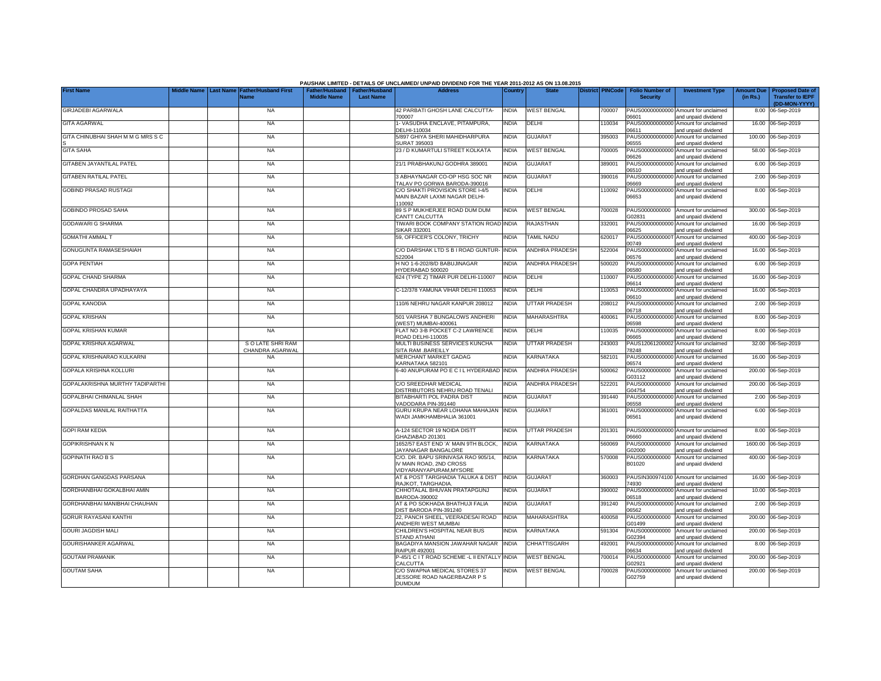PAUSHAK LIMITED - DETAILS OF UNCLAIMED/ UNPAID DIVIDEND FOR THE YEAR 2011-2012 AS ON 13.08.2015

| First Name | Middle Name | Last Name | Father/Husband First Name | Father/Husband Middle Name | Father/Husband Last Name | Address | Country | State | District | PINCode | Folio Number of Security | Investment Type | Amount Due (in Rs.) | Proposed Date of Transfer to IEPF (DD-MON-YYYY) |
|---|---|---|---|---|---|---|---|---|---|---|---|---|---|---|
| GIRJADEBI AGARWALA | | | NA | | | 42 PARBATI GHOSH LANE CALCUTTA-700007 | INDIA | WEST BENGAL | | 700007 | PAUS00000000000 06601 | Amount for unclaimed and unpaid dividend | 8.00 | 06-Sep-2019 |
| GITA AGARWAL | | | NA | | | 1- VASUDHA ENCLAVE, PITAMPURA, DELHI-110034 | INDIA | DELHI | | 110034 | PAUS00000000000 06611 | Amount for unclaimed and unpaid dividend | 16.00 | 06-Sep-2019 |
| GITA CHINUBHAI SHAH M M G MRS S C S | | | NA | | | 5/897 GHIYA SHERI MAHIDHARPURA SURAT 395003 | INDIA | GUJARAT | | 395003 | PAUS00000000000 06555 | Amount for unclaimed and unpaid dividend | 100.00 | 06-Sep-2019 |
| GITA SAHA | | | NA | | | 23 / D KUMARTULI STREET KOLKATA | INDIA | WEST BENGAL | | 700005 | PAUS00000000000 06626 | Amount for unclaimed and unpaid dividend | 58.00 | 06-Sep-2019 |
| GITABEN JAYANTILAL PATEL | | | NA | | | 21/1 PRABHAKUNJ GODHRA 389001 | INDIA | GUJARAT | | 389001 | PAUS00000000000 06510 | Amount for unclaimed and unpaid dividend | 6.00 | 06-Sep-2019 |
| GITABEN RATILAL PATEL | | | NA | | | 3 ABHAYNAGAR CO-OP HSG SOC NR TALAV PO GORWA BARODA-390016 | INDIA | GUJARAT | | 390016 | PAUS00000000000 06669 | Amount for unclaimed and unpaid dividend | 2.00 | 06-Sep-2019 |
| GOBIND PRASAD RUSTAGI | | | NA | | | C/O SHAKTI PROVISION STORE I-4/5 MAIN BAZAR LAXMI NAGAR DELHI-110092 | INDIA | DELHI | | 110092 | PAUS00000000000 06653 | Amount for unclaimed and unpaid dividend | 8.00 | 06-Sep-2019 |
| GOBINDO PROSAD SAHA | | | NA | | | 89 S P MUKHERJEE ROAD DUM DUM CANTT CALCUTTA | INDIA | WEST BENGAL | | 700028 | PAUS0000000000 G02831 | Amount for unclaimed and unpaid dividend | 300.00 | 06-Sep-2019 |
| GODAWARI G SHARMA | | | NA | | | TIWARI BOOK COMPANY STATION ROAD SIKAR 332001 | INDIA | RAJASTHAN | | 332001 | PAUS00000000000 06625 | Amount for unclaimed and unpaid dividend | 16.00 | 06-Sep-2019 |
| GOMATHI AMMAL T | | | NA | | | 59, OFFICER'S COLONY, TRICHY | INDIA | TAMIL NADU | | 620017 | PAUS0000000000T 00749 | Amount for unclaimed and unpaid dividend | 400.00 | 06-Sep-2019 |
| GONUGUNTA RAMASESHAIAH | | | NA | | | C/O DARSHAK LTD S B I ROAD GUNTUR-522004 | INDIA | ANDHRA PRADESH | | 522004 | PAUS00000000000 06576 | Amount for unclaimed and unpaid dividend | 16.00 | 06-Sep-2019 |
| GOPA PENTIAH | | | NA | | | H NO 1-6-202/8/D BABUJINAGAR HYDERABAD 500020 | INDIA | ANDHRA PRADESH | | 500020 | PAUS00000000000 06580 | Amount for unclaimed and unpaid dividend | 6.00 | 06-Sep-2019 |
| GOPAL CHAND SHARMA | | | NA | | | 624 (TYPE Z) TIMAR PUR DELHI-110007 | INDIA | DELHI | | 110007 | PAUS00000000000 06614 | Amount for unclaimed and unpaid dividend | 16.00 | 06-Sep-2019 |
| GOPAL CHANDRA UPADHAYAYA | | | NA | | | C-12/378 YAMUNA VIHAR DELHI 110053 | INDIA | DELHI | | 110053 | PAUS00000000000 06610 | Amount for unclaimed and unpaid dividend | 16.00 | 06-Sep-2019 |
| GOPAL KANODIA | | | NA | | | 110/6 NEHRU NAGAR KANPUR 208012 | INDIA | UTTAR PRADESH | | 208012 | PAUS00000000000 06718 | Amount for unclaimed and unpaid dividend | 2.00 | 06-Sep-2019 |
| GOPAL KRISHAN | | | NA | | | 501 VARSHA 7 BUNGALOWS ANDHERI (WEST) MUMBAI-400061 | INDIA | MAHARASHTRA | | 400061 | PAUS00000000000 06598 | Amount for unclaimed and unpaid dividend | 8.00 | 06-Sep-2019 |
| GOPAL KRISHAN KUMAR | | | NA | | | FLAT NO 3-B POCKET C-2 LAWRENCE ROAD DELHI-110035 | INDIA | DELHI | | 110035 | PAUS00000000000 06665 | Amount for unclaimed and unpaid dividend | 8.00 | 06-Sep-2019 |
| GOPAL KRISHNA AGARWAL | | | S O LATE SHRI RAM CHANDRA AGARWAL | | | MULTI BUSINESS SERVICES KUNCHA SITA RAM .BAREILLY | INDIA | UTTAR PRADESH | | 243003 | PAUS12061200002 78248 | Amount for unclaimed and unpaid dividend | 32.00 | 06-Sep-2019 |
| GOPAL KRISHNARAO KULKARNI | | | NA | | | MERCHANT MARKET GADAG KARNATAKA 582101 | INDIA | KARNATAKA | | 582101 | PAUS00000000000 06574 | Amount for unclaimed and unpaid dividend | 16.00 | 06-Sep-2019 |
| GOPALA KRISHNA KOLLURI | | | NA | | | 6-40 ANUPURAM PO E C I L HYDERABAD | INDIA | ANDHRA PRADESH | | 500062 | PAUS0000000000 G03112 | Amount for unclaimed and unpaid dividend | 200.00 | 06-Sep-2019 |
| GOPALAKRISHNA MURTHY TADIPARTHI | | | NA | | | C/O SREEDHAR MEDICAL DISTRIBUTORS NEHRU ROAD TENALI | INDIA | ANDHRA PRADESH | | 522201 | PAUS0000000000 G04754 | Amount for unclaimed and unpaid dividend | 200.00 | 06-Sep-2019 |
| GOPALBHAI CHIMANLAL SHAH | | | NA | | | BITABHARTI POL PADRA DIST VADODARA PIN-391440 | INDIA | GUJARAT | | 391440 | PAUS00000000000 06558 | Amount for unclaimed and unpaid dividend | 2.00 | 06-Sep-2019 |
| GOPALDAS MANILAL RAITHATTA | | | NA | | | GURU KRUPA NEAR LOHANA MAHAJAN WADI JAMKHAMBHALIA 361001 | INDIA | GUJARAT | | 361001 | PAUS00000000000 06561 | Amount for unclaimed and unpaid dividend | 6.00 | 06-Sep-2019 |
| GOPI RAM KEDIA | | | NA | | | A-124 SECTOR 19 NOIDA DISTT GHAZIABAD 201301 | INDIA | UTTAR PRADESH | | 201301 | PAUS00000000000 06660 | Amount for unclaimed and unpaid dividend | 8.00 | 06-Sep-2019 |
| GOPIKRISHNAN K N | | | NA | | | 1652/57 EAST END 'A' MAIN 9TH BLOCK, JAYANAGAR BANGALORE | INDIA | KARNATAKA | | 560069 | PAUS0000000000 G02000 | Amount for unclaimed and unpaid dividend | 1600.00 | 06-Sep-2019 |
| GOPINATH RAO B S | | | NA | | | C/O. DR. BAPU SRINIVASA RAO 905/14, IV MAIN ROAD, 2ND CROSS VIDYARANYAPURAM,MYSORE | INDIA | KARNATAKA | | 570008 | PAUS0000000000 B01020 | Amount for unclaimed and unpaid dividend | 400.00 | 06-Sep-2019 |
| GORDHAN GANGDAS PARSANA | | | NA | | | AT & POST TARGHADIA TALUKA & DIST RAJKOT, TARGHADIA. | INDIA | GUJARAT | | 360003 | PAUSIN300974100 74930 | Amount for unclaimed and unpaid dividend | 16.00 | 06-Sep-2019 |
| GORDHANBHAI GOKALBHAI AMIN | | | NA | | | CHHOTALAL BHUVAN PRATAPGUNJ BARODA-390002 | INDIA | GUJARAT | | 390002 | PAUS00000000000 06518 | Amount for unclaimed and unpaid dividend | 10.00 | 06-Sep-2019 |
| GORDHANBHAI MANIBHAI CHAUHAN | | | NA | | | AT & PO SOKHADA BHATHUJI FALIA DIST BARODA PIN-391240 | INDIA | GUJARAT | | 391240 | PAUS00000000000 06562 | Amount for unclaimed and unpaid dividend | 2.00 | 06-Sep-2019 |
| GORUR RAYASANI KANTHI | | | NA | | | 22, PANCH SHEEL, VEERADESAI ROAD ANDHERI WEST MUMBAI | INDIA | MAHARASHTRA | | 400058 | PAUS0000000000 G01499 | Amount for unclaimed and unpaid dividend | 200.00 | 06-Sep-2019 |
| GOURI JAGDISH MALI | | | NA | | | CHILDREN'S HOSPITAL NEAR BUS STAND ATHANI | INDIA | KARNATAKA | | 591304 | PAUS0000000000 G02394 | Amount for unclaimed and unpaid dividend | 200.00 | 06-Sep-2019 |
| GOURISHANKER AGARWAL | | | NA | | | BAGADIYA MANSION JAWAHAR NAGAR RAIPUR 492001 | INDIA | CHHATTISGARH | | 492001 | PAUS00000000000 06634 | Amount for unclaimed and unpaid dividend | 8.00 | 06-Sep-2019 |
| GOUTAM PRAMANIK | | | NA | | | P-45/1 C I T ROAD SCHEME -L II ENTALLY CALCUTTA | INDIA | WEST BENGAL | | 700014 | PAUS0000000000 G02921 | Amount for unclaimed and unpaid dividend | 200.00 | 06-Sep-2019 |
| GOUTAM SAHA | | | NA | | | C/O SWAPNA MEDICAL STORES 37 JESSORE ROAD NAGERBAZAR P S DUMDUM | INDIA | WEST BENGAL | | 700028 | PAUS0000000000 G02759 | Amount for unclaimed and unpaid dividend | 200.00 | 06-Sep-2019 |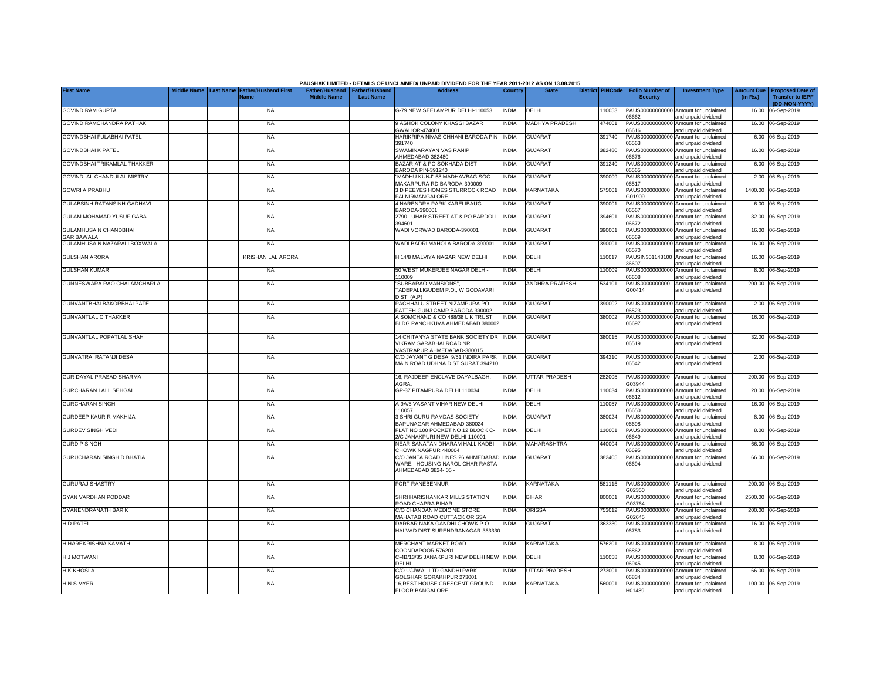PAUSHAK LIMITED - DETAILS OF UNCLAIMED/ UNPAID DIVIDEND FOR THE YEAR 2011-2012 AS ON 13.08.2015

| First Name | Middle Name | Last Name | Father/Husband First Name | Father/Husband Middle Name | Father/Husband Last Name | Address | Country | State | District | PINCode | Folio Number of Security | Investment Type | Amount Due (in Rs.) | Proposed Date of Transfer to IEPF (DD-MON-YYYY) |
|---|---|---|---|---|---|---|---|---|---|---|---|---|---|---|
| GOVIND RAM GUPTA | | | NA | | | G-79 NEW SEELAMPUR DELHI-110053 | INDIA | DELHI | | 110053 | PAUS00000000000 06662 | Amount for unclaimed and unpaid dividend | 16.00 | 06-Sep-2019 |
| GOVIND RAMCHANDRA PATHAK | | | NA | | | 9 ASHOK COLONY KHASGI BAZAR GWALIOR-474001 | INDIA | MADHYA PRADESH | | 474001 | PAUS00000000000 06616 | Amount for unclaimed and unpaid dividend | 16.00 | 06-Sep-2019 |
| GOVINDBHAI FULABHAI PATEL | | | NA | | | HARIKRIPA NIVAS CHHANI BARODA PIN-391740 | INDIA | GUJARAT | | 391740 | PAUS00000000000 06563 | Amount for unclaimed and unpaid dividend | 6.00 | 06-Sep-2019 |
| GOVINDBHAI K PATEL | | | NA | | | SWAMINARAYAN VAS RANIP AHMEDABAD 382480 | INDIA | GUJARAT | | 382480 | PAUS00000000000 06676 | Amount for unclaimed and unpaid dividend | 16.00 | 06-Sep-2019 |
| GOVINDBHAI TRIKAMLAL THAKKER | | | NA | | | BAZAR AT & PO SOKHADA DIST BARODA PIN-391240 | INDIA | GUJARAT | | 391240 | PAUS00000000000 06565 | Amount for unclaimed and unpaid dividend | 6.00 | 06-Sep-2019 |
| GOVINDLAL CHANDULAL MISTRY | | | NA | | | "MADHU KUNJ" 58 MADHAVBAG SOC MAKARPURA RD BARODA-390009 | INDIA | GUJARAT | | 390009 | PAUS00000000000 06517 | Amount for unclaimed and unpaid dividend | 2.00 | 06-Sep-2019 |
| GOWRI A PRABHU | | | NA | | | 3 D PEEYES HOMES STURROCK ROAD FALNIRMANGALORE | INDIA | KARNATAKA | | 575001 | PAUS0000000000 G01909 | Amount for unclaimed and unpaid dividend | 1400.00 | 06-Sep-2019 |
| GULABSINH RATANSINH GADHAVI | | | NA | | | 4 NARENDRA PARK KARELIBAUG BARODA-390001 | INDIA | GUJARAT | | 390001 | PAUS00000000000 06567 | Amount for unclaimed and unpaid dividend | 6.00 | 06-Sep-2019 |
| GULAM MOHAMAD YUSUF GABA | | | NA | | | 2790 LUHAR STREET AT & PO BARDOLI 394601 | INDIA | GUJARAT | | 394601 | PAUS00000000000 06672 | Amount for unclaimed and unpaid dividend | 32.00 | 06-Sep-2019 |
| GULAMHUSAIN CHANDBHAI GARIBAWALA | | | NA | | | WADI VORWAD BARODA-390001 | INDIA | GUJARAT | | 390001 | PAUS00000000000 06569 | Amount for unclaimed and unpaid dividend | 16.00 | 06-Sep-2019 |
| GULAMHUSAIN NAZARALI BOXWALA | | | NA | | | WADI BADRI MAHOLA BARODA-390001 | INDIA | GUJARAT | | 390001 | PAUS00000000000 06570 | Amount for unclaimed and unpaid dividend | 16.00 | 06-Sep-2019 |
| GULSHAN ARORA | | | KRISHAN LAL ARORA | | | H 14/8 MALVIYA NAGAR NEW DELHI | INDIA | DELHI | | 110017 | PAUSIN301143100 36607 | Amount for unclaimed and unpaid dividend | 16.00 | 06-Sep-2019 |
| GULSHAN KUMAR | | | NA | | | 50 WEST MUKERJEE NAGAR DELHI-110009 | INDIA | DELHI | | 110009 | PAUS00000000000 06608 | Amount for unclaimed and unpaid dividend | 8.00 | 06-Sep-2019 |
| GUNNESWARA RAO CHALAMCHARLA | | | NA | | | "SUBBARAO MANSIONS", TADEPALLIGUDEM P.O., W.GODAVARI DIST, (A.P) | INDIA | ANDHRA PRADESH | | 534101 | PAUS0000000000 G00414 | Amount for unclaimed and unpaid dividend | 200.00 | 06-Sep-2019 |
| GUNVANTBHAI BAKORBHAI PATEL | | | NA | | | PACHHALU STREET NIZAMPURA PO FATTEH GUNJ CAMP BARODA 390002 | INDIA | GUJARAT | | 390002 | PAUS00000000000 06523 | Amount for unclaimed and unpaid dividend | 2.00 | 06-Sep-2019 |
| GUNVANTLAL C THAKKER | | | NA | | | A SOMCHAND & CO 488/38 L K TRUST BLDG PANCHKUVA AHMEDABAD 380002 | INDIA | GUJARAT | | 380002 | PAUS00000000000 06697 | Amount for unclaimed and unpaid dividend | 16.00 | 06-Sep-2019 |
| GUNVANTLAL POPATLAL SHAH | | | NA | | | 14 CHITANYA STATE BANK SOCIETY DR VIKRAM SARABHAI ROAD NR VASTRAPUR AHMEDABAD-380015 | INDIA | GUJARAT | | 380015 | PAUS00000000000 06519 | Amount for unclaimed and unpaid dividend | 32.00 | 06-Sep-2019 |
| GUNVATRAI RATANJI DESAI | | | NA | | | C/O JAYANT G DESAI 9/51 INDIRA PARK MAIN ROAD UDHNA DIST SURAT 394210 | INDIA | GUJARAT | | 394210 | PAUS00000000000 06542 | Amount for unclaimed and unpaid dividend | 2.00 | 06-Sep-2019 |
| GUR DAYAL PRASAD SHARMA | | | NA | | | 16, RAJDEEP ENCLAVE DAYALBAGH, AGRA. | INDIA | UTTAR PRADESH | | 282005 | PAUS0000000000 G03944 | Amount for unclaimed and unpaid dividend | 200.00 | 06-Sep-2019 |
| GURCHARAN LALL SEHGAL | | | NA | | | GP-37 PITAMPURA DELHI 110034 | INDIA | DELHI | | 110034 | PAUS00000000000 06612 | Amount for unclaimed and unpaid dividend | 20.00 | 06-Sep-2019 |
| GURCHARAN SINGH | | | NA | | | A-9A/5 VASANT VIHAR NEW DELHI-110057 | INDIA | DELHI | | 110057 | PAUS00000000000 06650 | Amount for unclaimed and unpaid dividend | 16.00 | 06-Sep-2019 |
| GURDEEP KAUR R MAKHIJA | | | NA | | | 3 SHRI GURU RAMDAS SOCIETY BAPUNAGAR AHMEDABAD 380024 | INDIA | GUJARAT | | 380024 | PAUS00000000000 06698 | Amount for unclaimed and unpaid dividend | 8.00 | 06-Sep-2019 |
| GURDEV SINGH VEDI | | | NA | | | FLAT NO 100 POCKET NO 12 BLOCK C-2/C JANAKPURI NEW DELHI-110001 | INDIA | DELHI | | 110001 | PAUS00000000000 06649 | Amount for unclaimed and unpaid dividend | 8.00 | 06-Sep-2019 |
| GURDIP SINGH | | | NA | | | NEAR SANATAN DHARAM HALL KADBI CHOWK NAGPUR 440004 | INDIA | MAHARASHTRA | | 440004 | PAUS00000000000 06695 | Amount for unclaimed and unpaid dividend | 66.00 | 06-Sep-2019 |
| GURUCHARAN SINGH D BHATIA | | | NA | | | C/O JANTA ROAD LINES 26,AHMEDABAD WARE - HOUSING NAROL CHAR RASTA AHMEDABAD 3824- 05 - | INDIA | GUJARAT | | 382405 | PAUS00000000000 06694 | Amount for unclaimed and unpaid dividend | 66.00 | 06-Sep-2019 |
| GURURAJ SHASTRY | | | NA | | | FORT RANEBENNUR | INDIA | KARNATAKA | | 581115 | PAUS0000000000 G02350 | Amount for unclaimed and unpaid dividend | 200.00 | 06-Sep-2019 |
| GYAN VARDHAN PODDAR | | | NA | | | SHRI HARISHANKAR MILLS STATION ROAD CHAPRA BIHAR | INDIA | BIHAR | | 800001 | PAUS0000000000 G03764 | Amount for unclaimed and unpaid dividend | 2500.00 | 06-Sep-2019 |
| GYANENDRANATH BARIK | | | NA | | | C/O CHANDAN MEDICINE STORE MAHATAB ROAD CUTTACK ORISSA | INDIA | ORISSA | | 753012 | PAUS0000000000 G02645 | Amount for unclaimed and unpaid dividend | 200.00 | 06-Sep-2019 |
| H D PATEL | | | NA | | | DARBAR NAKA GANDHI CHOWK P O HALVAD DIST SURENDRANAGAR-363330 | INDIA | GUJARAT | | 363330 | PAUS00000000000 06783 | Amount for unclaimed and unpaid dividend | 16.00 | 06-Sep-2019 |
| H HAREKRISHNA KAMATH | | | NA | | | MERCHANT MARKET ROAD COONDAPOOR-576201 | INDIA | KARNATAKA | | 576201 | PAUS00000000000 06862 | Amount for unclaimed and unpaid dividend | 8.00 | 06-Sep-2019 |
| H J MOTWANI | | | NA | | | C-4B/13/85 JANAKPURI NEW DELHI NEW DELHI | INDIA | DELHI | | 110058 | PAUS00000000000 06945 | Amount for unclaimed and unpaid dividend | 8.00 | 06-Sep-2019 |
| H K KHOSLA | | | NA | | | C/O UJJWAL LTD GANDHI PARK GOLGHAR GORAKHPUR 273001 | INDIA | UTTAR PRADESH | | 273001 | PAUS00000000000 06834 | Amount for unclaimed and unpaid dividend | 66.00 | 06-Sep-2019 |
| H N S MYER | | | NA | | | 16,REST HOUSE CRESCENT,GROUND FLOOR BANGALORE | INDIA | KARNATAKA | | 560001 | PAUS0000000000 H01489 | Amount for unclaimed and unpaid dividend | 100.00 | 06-Sep-2019 |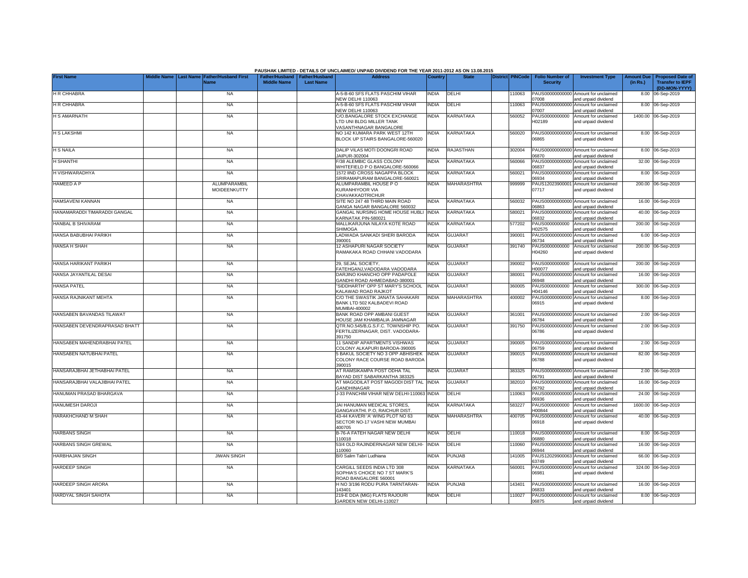PAUSHAK LIMITED - DETAILS OF UNCLAIMED/ UNPAID DIVIDEND FOR THE YEAR 2011-2012 AS ON 13.08.2015

| First Name | Middle Name | Last Name | Father/Husband First Name | Father/Husband Middle Name | Father/Husband Last Name | Address | Country | State | District | PINCode | Folio Number of Security | Investment Type | Amount Due (in Rs.) | Proposed Date of Transfer to IEPF (DD-MON-YYYY) |
|---|---|---|---|---|---|---|---|---|---|---|---|---|---|---|
| H R CHHABRA | | | NA | | | A-5-B-60 SFS FLATS PASCHIM VIHAR NEW DELHI 110063 | INDIA | DELHI | | 110063 | PAUS00000000000 07008 | Amount for unclaimed and unpaid dividend | 8.00 | 06-Sep-2019 |
| H R CHHABRA | | | NA | | | A-5-B-60 SFS FLATS PASCHIM VIHAR NEW DELHI 110063 | INDIA | DELHI | | 110063 | PAUS00000000000 07007 | Amount for unclaimed and unpaid dividend | 8.00 | 06-Sep-2019 |
| H S AMARNATH | | | NA | | | C/O.BANGALORE STOCK EXCHANGE LTD UNI BLDG MILLER TANK VASANTHNAGAR BANGALORE | INDIA | KARNATAKA | | 560052 | PAUS0000000000 H02189 | Amount for unclaimed and unpaid dividend | 1400.00 | 06-Sep-2019 |
| H S LAKSHMI | | | NA | | | NO 142 KUMARA PARK WEST 12TH BLOCK UP STAIRS BANGALORE-560020 | INDIA | KARNATAKA | | 560020 | PAUS00000000000 06865 | Amount for unclaimed and unpaid dividend | 8.00 | 06-Sep-2019 |
| H S NAILA | | | NA | | | DALIP VILAS MOTI DOONGRI ROAD JAIPUR-302004 | INDIA | RAJASTHAN | | 302004 | PAUS00000000000 06870 | Amount for unclaimed and unpaid dividend | 8.00 | 06-Sep-2019 |
| H SHANTHI | | | NA | | | F/38 ALEMBIC GLASS COLONY WHITEFIELD P O BANGALORE-560066 | INDIA | KARNATAKA | | 560066 | PAUS00000000000 06837 | Amount for unclaimed and unpaid dividend | 32.00 | 06-Sep-2019 |
| H VISHWARADHYA | | | NA | | | 1572 IIND CROSS NAGAPPA BLOCK SRIRAMAPURAM BANGALORE-560021 | INDIA | KARNATAKA | | 560021 | PAUS00000000000 06934 | Amount for unclaimed and unpaid dividend | 8.00 | 06-Sep-2019 |
| HAMEED A P | | | ALUMPARAMBIL MOIDEENKUTTY | | | ALUMPARAMBIL HOUSE P O KURANHIYOOR VIA CHAVAKKADTRICHUR | INDIA | MAHARASHTRA | | 999999 | PAUS12023900001 07717 | Amount for unclaimed and unpaid dividend | 200.00 | 06-Sep-2019 |
| HAMSAVENI KANNAN | | | NA | | | SITE NO 247 48 THIRD MAIN ROAD GANGA NAGAR BANGALORE 560032 | INDIA | KARNATAKA | | 560032 | PAUS00000000000 06863 | Amount for unclaimed and unpaid dividend | 16.00 | 06-Sep-2019 |
| HANAMARADDI TIMARADDI GANGAL | | | NA | | | GANGAL NURSING HOME HOUSE HUBLI KARNATAK PIN-580021 | INDIA | KARNATAKA | | 580021 | PAUS00000000000 06832 | Amount for unclaimed and unpaid dividend | 40.00 | 06-Sep-2019 |
| HANBAL B SHIVARAM | | | NA | | | MALLIKARJUNA NILAYA KOTE ROAD SHIMOGA | INDIA | KARNATAKA | | 577202 | PAUS0000000000 H02575 | Amount for unclaimed and unpaid dividend | 200.00 | 06-Sep-2019 |
| HANSA BABUBHAI PARIKH | | | NA | | | LADWADA SANKADI SHERI BARODA 390001 | INDIA | GUJARAT | | 390001 | PAUS00000000000 06734 | Amount for unclaimed and unpaid dividend | 6.00 | 06-Sep-2019 |
| HANSA H SHAH | | | NA | | | 12 ASHAPURI NAGAR SOCIETY RAMAKAKA ROAD CHHANI VADODARA | INDIA | GUJARAT | | 391740 | PAUS0000000000 H04260 | Amount for unclaimed and unpaid dividend | 200.00 | 06-Sep-2019 |
| HANSA HARIKANT PARIKH | | | NA | | | 29, SEJAL SOCIETY, FATEHGANJ,VADODARA VADODARA | INDIA | GUJARAT | | 390002 | PAUS0000000000 H00077 | Amount for unclaimed and unpaid dividend | 200.00 | 06-Sep-2019 |
| HANSA JAYANTILAL DESAI | | | NA | | | DARJINO KHANCHO OPP PADAPOLE GANDHI ROAD AHMEDABAD-380001 | INDIA | GUJARAT | | 380001 | PAUS00000000000 06948 | Amount for unclaimed and unpaid dividend | 16.00 | 06-Sep-2019 |
| HANSA PATEL | | | NA | | | "SIDDHARTH" OPP ST MARY'S SCHOOL KALAWAD ROAD RAJKOT | INDIA | GUJARAT | | 360005 | PAUS0000000000 H04146 | Amount for unclaimed and unpaid dividend | 300.00 | 06-Sep-2019 |
| HANSA RAJNIKANT MEHTA | | | NA | | | C/O THE SWASTIK JANATA SAHAKARI BANK LTD 502 KALBADEVI ROAD MUMBAI-400002 | INDIA | MAHARASHTRA | | 400002 | PAUS00000000000 06915 | Amount for unclaimed and unpaid dividend | 8.00 | 06-Sep-2019 |
| HANSABEN BAVANDAS TILAWAT | | | NA | | | BANK ROAD OPP AMBANI GUEST HOUSE JAM KHAMBALIA JAMNAGAR | INDIA | GUJARAT | | 361001 | PAUS00000000000 06784 | Amount for unclaimed and unpaid dividend | 2.00 | 06-Sep-2019 |
| HANSABEN DEVENDRAPRASAD BHATT | | | NA | | | QTR.NO.545/B,G.S.F.C. TOWNSHIP PO. FERTILIZERNAGAR, DIST. VADODARA-391750 | INDIA | GUJARAT | | 391750 | PAUS00000000000 06786 | Amount for unclaimed and unpaid dividend | 2.00 | 06-Sep-2019 |
| HANSABEN MAHENDRABHAI PATEL | | | NA | | | 11 SANDIP APARTMENTS VISHWAS COLONY ALKAPURI BARODA-390005 | INDIA | GUJARAT | | 390005 | PAUS00000000000 06759 | Amount for unclaimed and unpaid dividend | 2.00 | 06-Sep-2019 |
| HANSABEN NATUBHAI PATEL | | | NA | | | 5 BAKUL SOCIETY NO 3 OPP ABHISHEK COLONY RACE COURSE ROAD BARODA 390015 | INDIA | GUJARAT | | 390015 | PAUS00000000000 06788 | Amount for unclaimed and unpaid dividend | 82.00 | 06-Sep-2019 |
| HANSARAJBHAI JETHABHAI PATEL | | | NA | | | AT RAMSIKAMPA POST ODHA TAL BAYAD DIST SABARKANTHA 383325 | INDIA | GUJARAT | | 383325 | PAUS00000000000 06791 | Amount for unclaimed and unpaid dividend | 2.00 | 06-Sep-2019 |
| HANSARAJBHAI VALAJIBHAI PATEL | | | NA | | | AT MAGODILAT POST MAGODI DIST TAL GANDHINAGAR | INDIA | GUJARAT | | 382010 | PAUS00000000000 06792 | Amount for unclaimed and unpaid dividend | 16.00 | 06-Sep-2019 |
| HANUMAN PRASAD BHARGAVA | | | NA | | | J-33 PANCHIM VIHAR NEW DELHI-110063 | INDIA | DELHI | | 110063 | PAUS00000000000 06936 | Amount for unclaimed and unpaid dividend | 24.00 | 06-Sep-2019 |
| HANUMESH DAROJI | | | NA | | | JAI HANUMAN MEDICAL STORES, GANGAVATHI. P.O, RAICHUR DIST. | INDIA | KARNATAKA | | 583227 | PAUS0000000000 H00844 | Amount for unclaimed and unpaid dividend | 1600.00 | 06-Sep-2019 |
| HARAKHCHAND M SHAH | | | NA | | | 43-44 KAVERI 'A' WING PLOT NO 63 SECTOR NO-17 VASHI NEW MUMBAI 400705 | INDIA | MAHARASHTRA | | 400705 | PAUS00000000000 06918 | Amount for unclaimed and unpaid dividend | 40.00 | 06-Sep-2019 |
| HARBANS SINGH | | | NA | | | B-76-A FATEH NAGAR NEW DELHI 110018 | INDIA | DELHI | | 110018 | PAUS00000000000 06880 | Amount for unclaimed and unpaid dividend | 8.00 | 06-Sep-2019 |
| HARBANS SINGH GREWAL | | | NA | | | 53/4 OLD RAJINDERNAGAR NEW DELHI-110060 | INDIA | DELHI | | 110060 | PAUS00000000000 06944 | Amount for unclaimed and unpaid dividend | 16.00 | 06-Sep-2019 |
| HARBHAJAN SINGH | | | JIWAN SINGH | | | B/0 Salim Tabri Ludhiana | INDIA | PUNJAB | | 141005 | PAUS12029900063 63749 | Amount for unclaimed and unpaid dividend | 66.00 | 06-Sep-2019 |
| HARDEEP SINGH | | | NA | | | CARGILL SEEDS INDIA LTD 308 SOPHIA'S CHOICE NO 7 ST MARK'S ROAD BANGALORE 560001 | INDIA | KARNATAKA | | 560001 | PAUS00000000000 06981 | Amount for unclaimed and unpaid dividend | 324.00 | 06-Sep-2019 |
| HARDEEP SINGH ARORA | | | NA | | | H NO 3/196 RODU PURA TARNTARAN-143401 | INDIA | PUNJAB | | 143401 | PAUS00000000000 06833 | Amount for unclaimed and unpaid dividend | 16.00 | 06-Sep-2019 |
| HARDYAL SINGH SAHOTA | | | NA | | | 219-E DDA (MIG) FLATS RAJOURI GARDEN NEW DELHI-110027 | INDIA | DELHI | | 110027 | PAUS00000000000 06875 | Amount for unclaimed and unpaid dividend | 8.00 | 06-Sep-2019 |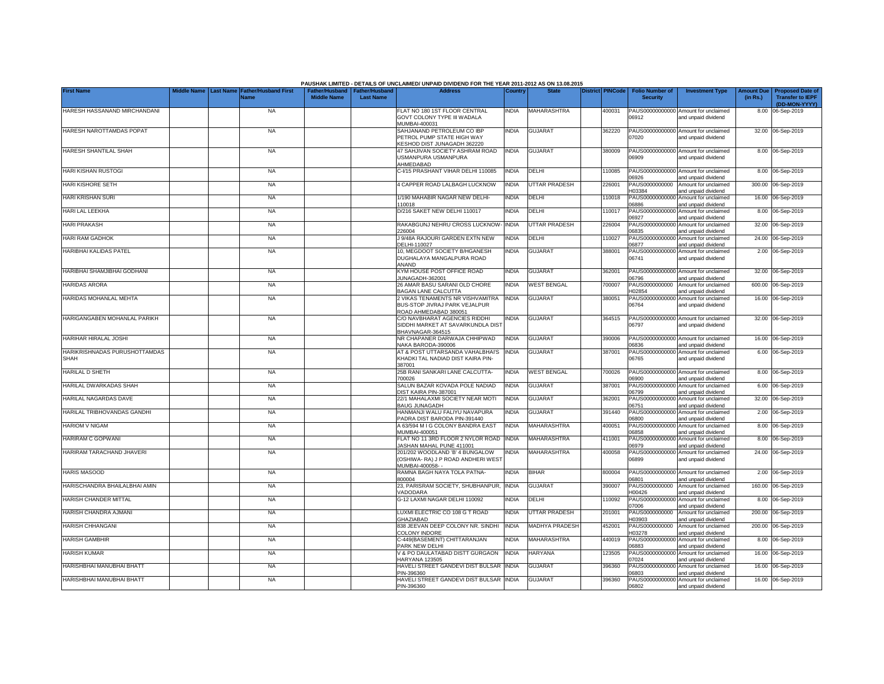PAUSHAK LIMITED - DETAILS OF UNCLAIMED/ UNPAID DIVIDEND FOR THE YEAR 2011-2012 AS ON 13.08.2015

| First Name | Middle Name | Last Name | Father/Husband First Name | Father/Husband Middle Name | Father/Husband Last Name | Address | Country | State | District | PINCode | Folio Number of Security | Investment Type | Amount Due (in Rs.) | Proposed Date of Transfer to IEPF (DD-MON-YYYY) |
|---|---|---|---|---|---|---|---|---|---|---|---|---|---|---|
| HARESH HASSANAND MIRCHANDANI | | | NA | | | FLAT NO 180 1ST FLOOR CENTRAL GOVT COLONY TYPE III WADALA MUMBAI-400031 | INDIA | MAHARASHTRA | | 400031 | PAUS00000000000 06912 | Amount for unclaimed and unpaid dividend | 8.00 | 06-Sep-2019 |
| HARESH NAROTTAMDAS POPAT | | | NA | | | SAHJANAND PETROLEUM CO IBP PETROL PUMP STATE HIGH WAY KESHOD DIST JUNAGADH 362220 | INDIA | GUJARAT | | 362220 | PAUS00000000000 07020 | Amount for unclaimed and unpaid dividend | 32.00 | 06-Sep-2019 |
| HARESH SHANTILAL SHAH | | | NA | | | 47 SAHJIVAN SOCIETY ASHRAM ROAD USMANPURA USMANPURA AHMEDABAD | INDIA | GUJARAT | | 380009 | PAUS00000000000 06909 | Amount for unclaimed and unpaid dividend | 8.00 | 06-Sep-2019 |
| HARI KISHAN RUSTOGI | | | NA | | | C-I/15 PRASHANT VIHAR DELHI 110085 | INDIA | DELHI | | 110085 | PAUS00000000000 06926 | Amount for unclaimed and unpaid dividend | 8.00 | 06-Sep-2019 |
| HARI KISHORE SETH | | | NA | | | 4 CAPPER ROAD LALBAGH LUCKNOW | INDIA | UTTAR PRADESH | | 226001 | PAUS0000000000 H03384 | Amount for unclaimed and unpaid dividend | 300.00 | 06-Sep-2019 |
| HARI KRISHAN SURI | | | NA | | | 1/190 MAHABIR NAGAR NEW DELHI-110018 | INDIA | DELHI | | 110018 | PAUS00000000000 06886 | Amount for unclaimed and unpaid dividend | 16.00 | 06-Sep-2019 |
| HARI LAL LEEKHA | | | NA | | | D/216 SAKET NEW DELHI 110017 | INDIA | DELHI | | 110017 | PAUS00000000000 06927 | Amount for unclaimed and unpaid dividend | 8.00 | 06-Sep-2019 |
| HARI PRAKASH | | | NA | | | RAKABGUNJ NEHRU CROSS LUCKNOW-226004 | INDIA | UTTAR PRADESH | | 226004 | PAUS00000000000 06835 | Amount for unclaimed and unpaid dividend | 32.00 | 06-Sep-2019 |
| HARI RAM GADHOK | | | NA | | | J 9/48A RAJOURI GARDEN EXTN NEW DELHI-110027 | INDIA | DELHI | | 110027 | PAUS00000000000 06877 | Amount for unclaimed and unpaid dividend | 24.00 | 06-Sep-2019 |
| HARIBHAI KALIDAS PATEL | | | NA | | | 10, MEGDOOT SOCIETY B/HGANESH DUGHALAYA MANGALPURA ROAD ANAND | INDIA | GUJARAT | | 388001 | PAUS00000000000 06741 | Amount for unclaimed and unpaid dividend | 2.00 | 06-Sep-2019 |
| HARIBHAI SHAMJIBHAI GODHANI | | | NA | | | KYM HOUSE POST OFFICE ROAD JUNAGADH-362001 | INDIA | GUJARAT | | 362001 | PAUS00000000000 06796 | Amount for unclaimed and unpaid dividend | 32.00 | 06-Sep-2019 |
| HARIDAS ARORA | | | NA | | | 26 AMAR BASU SARANI OLD CHORE BAGAN LANE CALCUTTA | INDIA | WEST BENGAL | | 700007 | PAUS0000000000 H02854 | Amount for unclaimed and unpaid dividend | 600.00 | 06-Sep-2019 |
| HARIDAS MOHANLAL MEHTA | | | NA | | | 2 VIKAS TENAMENTS NR VISHVAMITRA BUS-STOP JIVRAJ PARK VEJALPUR ROAD AHMEDABAD 380051 | INDIA | GUJARAT | | 380051 | PAUS00000000000 06764 | Amount for unclaimed and unpaid dividend | 16.00 | 06-Sep-2019 |
| HARIGANGABEN MOHANLAL PARIKH | | | NA | | | C/O NAVBHARAT AGENCIES RIDDHI SIDDHI MARKET AT SAVARKUNDLA DIST BHAVNAGAR-364515 | INDIA | GUJARAT | | 364515 | PAUS00000000000 06797 | Amount for unclaimed and unpaid dividend | 32.00 | 06-Sep-2019 |
| HARIHAR HIRALAL JOSHI | | | NA | | | NR CHAPANER DARWAJA CHHIPWAD NAKA BARODA-390006 | INDIA | GUJARAT | | 390006 | PAUS00000000000 06836 | Amount for unclaimed and unpaid dividend | 16.00 | 06-Sep-2019 |
| HARIKRISHNADAS PURUSHOTTAMDAS SHAH | | | NA | | | AT & POST UTTARSANDA VAHALBHAI'S KHADKI TAL NADIAD DIST KAIRA PIN-387001 | INDIA | GUJARAT | | 387001 | PAUS00000000000 06765 | Amount for unclaimed and unpaid dividend | 6.00 | 06-Sep-2019 |
| HARILAL D SHETH | | | NA | | | 25B RANI SANKARI LANE CALCUTTA-700026 | INDIA | WEST BENGAL | | 700026 | PAUS00000000000 06900 | Amount for unclaimed and unpaid dividend | 8.00 | 06-Sep-2019 |
| HARILAL DWARKADAS SHAH | | | NA | | | SALUN BAZAR KOVADA POLE NADIAD DIST KAIRA PIN-387001 | INDIA | GUJARAT | | 387001 | PAUS00000000000 06799 | Amount for unclaimed and unpaid dividend | 6.00 | 06-Sep-2019 |
| HARILAL NAGARDAS DAVE | | | NA | | | 22/1 MAHALAXMI SOCIETY NEAR MOTI BAUG JUNAGADH | INDIA | GUJARAT | | 362001 | PAUS00000000000 06751 | Amount for unclaimed and unpaid dividend | 32.00 | 06-Sep-2019 |
| HARILAL TRIBHOVANDAS GANDHI | | | NA | | | HANMANJI WALU FALIYU NAVAPURA PADRA DIST BARODA PIN-391440 | INDIA | GUJARAT | | 391440 | PAUS00000000000 06800 | Amount for unclaimed and unpaid dividend | 2.00 | 06-Sep-2019 |
| HARIOM V NIGAM | | | NA | | | A 63/594 M I G COLONY BANDRA EAST MUMBAI-400051 | INDIA | MAHARASHTRA | | 400051 | PAUS00000000000 06858 | Amount for unclaimed and unpaid dividend | 8.00 | 06-Sep-2019 |
| HARIRAM C GOPWANI | | | NA | | | FLAT NO 11 3RD FLOOR 2 NYLOR ROAD JASHAN MAHAL PUNE 411001 | INDIA | MAHARASHTRA | | 411001 | PAUS00000000000 06979 | Amount for unclaimed and unpaid dividend | 8.00 | 06-Sep-2019 |
| HARIRAM TARACHAND JHAVERI | | | NA | | | 201/202 WOODLAND 'B' 4 BUNGALOW (OSHIWA- RA) J P ROAD ANDHERI WEST MUMBAI-400058- - | INDIA | MAHARASHTRA | | 400058 | PAUS00000000000 06899 | Amount for unclaimed and unpaid dividend | 24.00 | 06-Sep-2019 |
| HARIS MASOOD | | | NA | | | RAMNA BAGH NAYA TOLA PATNA-800004 | INDIA | BIHAR | | 800004 | PAUS00000000000 06801 | Amount for unclaimed and unpaid dividend | 2.00 | 06-Sep-2019 |
| HARISCHANDRA BHAILALBHAI AMIN | | | NA | | | 23, PARISRAM SOCIETY, SHUBHANPUR, VADODARA | INDIA | GUJARAT | | 390007 | PAUS0000000000 H00426 | Amount for unclaimed and unpaid dividend | 160.00 | 06-Sep-2019 |
| HARISH CHANDER MITTAL | | | NA | | | G-12 LAXMI NAGAR DELHI 110092 | INDIA | DELHI | | 110092 | PAUS00000000000 07006 | Amount for unclaimed and unpaid dividend | 8.00 | 06-Sep-2019 |
| HARISH CHANDRA AJMANI | | | NA | | | LUXMI ELECTRIC CO 108 G T ROAD GHAZIABAD | INDIA | UTTAR PRADESH | | 201001 | PAUS0000000000 H03903 | Amount for unclaimed and unpaid dividend | 200.00 | 06-Sep-2019 |
| HARISH CHHANGANI | | | NA | | | 838 JEEVAN DEEP COLONY NR. SINDHI COLONY INDORE | INDIA | MADHYA PRADESH | | 452001 | PAUS0000000000 H03278 | Amount for unclaimed and unpaid dividend | 200.00 | 06-Sep-2019 |
| HARISH GAMBHIR | | | NA | | | C-449(BASEMENT) CHITTARANJAN PARK NEW DELHI | INDIA | MAHARASHTRA | | 440019 | PAUS00000000000 06883 | Amount for unclaimed and unpaid dividend | 8.00 | 06-Sep-2019 |
| HARISH KUMAR | | | NA | | | V & PO DAULATABAD DISTT GURGAON HARYANA 123505 | INDIA | HARYANA | | 123505 | PAUS00000000000 07024 | Amount for unclaimed and unpaid dividend | 16.00 | 06-Sep-2019 |
| HARISHBHAI MANUBHAI BHATT | | | NA | | | HAVELI STREET GANDEVI DIST BULSAR PIN-396360 | INDIA | GUJARAT | | 396360 | PAUS00000000000 06803 | Amount for unclaimed and unpaid dividend | 16.00 | 06-Sep-2019 |
| HARISHBHAI MANUBHAI BHATT | | | NA | | | HAVELI STREET GANDEVI DIST BULSAR PIN-396360 | INDIA | GUJARAT | | 396360 | PAUS00000000000 06802 | Amount for unclaimed and unpaid dividend | 16.00 | 06-Sep-2019 |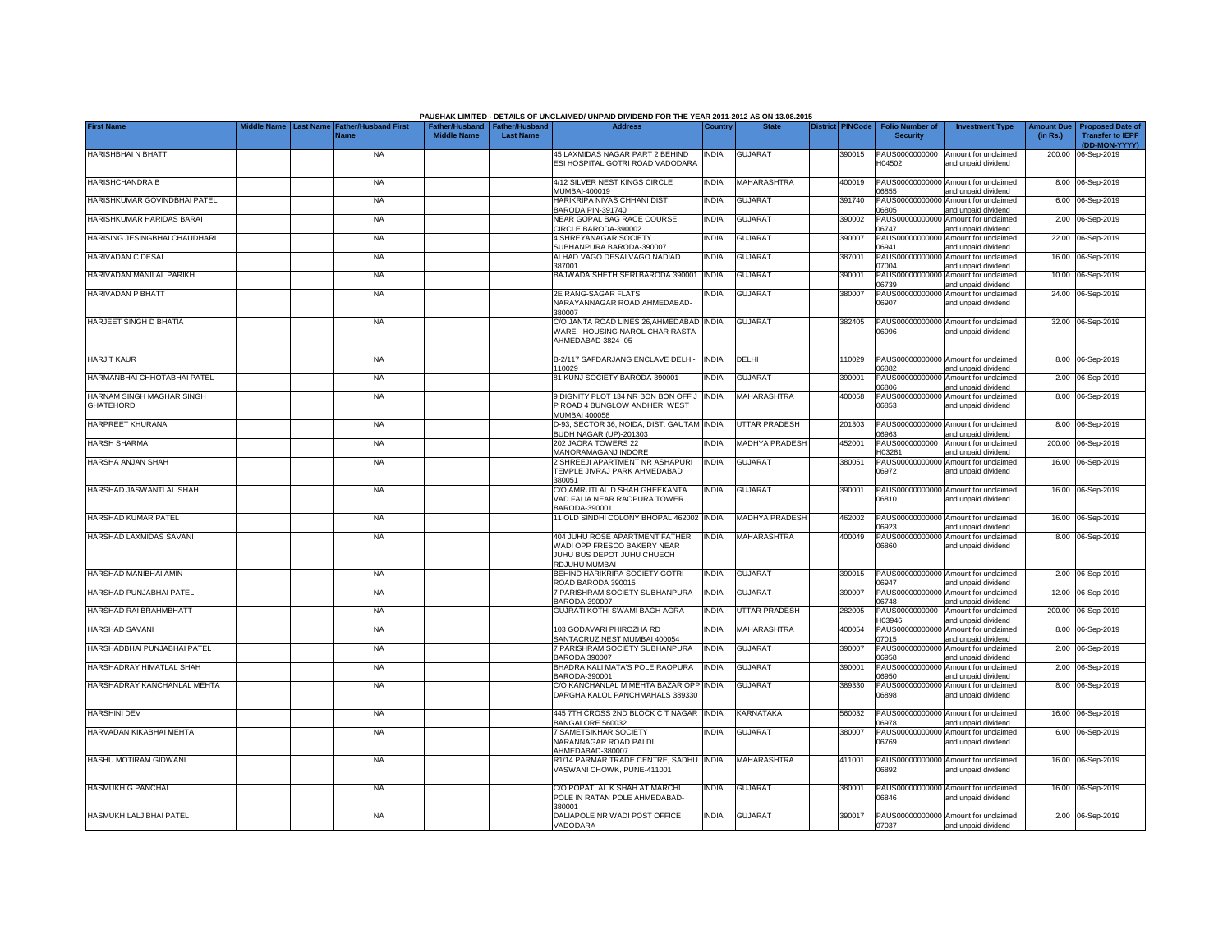PAUSHAK LIMITED - DETAILS OF UNCLAIMED/ UNPAID DIVIDEND FOR THE YEAR 2011-2012 AS ON 13.08.2015

| First Name | Middle Name | Last Name | Father/Husband First Name | Father/Husband Middle Name | Father/Husband Last Name | Address | Country | State | District | PINCode | Folio Number of Security | Investment Type | Amount Due (in Rs.) | Proposed Date of Transfer to IEPF (DD-MON-YYYY) |
|---|---|---|---|---|---|---|---|---|---|---|---|---|---|---|
| HARISHBHAI N BHATT | | | NA | | | 45 LAXMIDAS NAGAR PART 2 BEHIND ESI HOSPITAL GOTRI ROAD VADODARA | INDIA | GUJARAT | | 390015 | PAUS0000000000H04502 | Amount for unclaimed and unpaid dividend | 200.00 | 06-Sep-2019 |
| HARISHCHANDRA B | | | NA | | | 4/12 SILVER NEST KINGS CIRCLE MUMBAI-400019 | INDIA | MAHARASHTRA | | 400019 | PAUS00000000000006855 | Amount for unclaimed and unpaid dividend | 8.00 | 06-Sep-2019 |
| HARISHKUMAR GOVINDBHAI PATEL | | | NA | | | HARIKRIPA NIVAS CHHANI DIST BARODA PIN-391740 | INDIA | GUJARAT | | 391740 | PAUS00000000000006805 | Amount for unclaimed and unpaid dividend | 6.00 | 06-Sep-2019 |
| HARISHKUMAR HARIDAS BARAI | | | NA | | | NEAR GOPAL BAG RACE COURSE CIRCLE BARODA-390002 | INDIA | GUJARAT | | 390002 | PAUS00000000000006747 | Amount for unclaimed and unpaid dividend | 2.00 | 06-Sep-2019 |
| HARISING JESINGBHAI CHAUDHARI | | | NA | | | 4 SHREYANAGAR SOCIETY SUBHANPURA BARODA-390007 | INDIA | GUJARAT | | 390007 | PAUS00000000000006941 | Amount for unclaimed and unpaid dividend | 22.00 | 06-Sep-2019 |
| HARIVADAN C DESAI | | | NA | | | ALHAD VAGO DESAI VAGO NADIAD 387001 | INDIA | GUJARAT | | 387001 | PAUS00000000000007004 | Amount for unclaimed and unpaid dividend | 16.00 | 06-Sep-2019 |
| HARIVADAN MANILAL PARIKH | | | NA | | | BAJWADA SHETH SERI BARODA 390001 | INDIA | GUJARAT | | 390001 | PAUS00000000000006739 | Amount for unclaimed and unpaid dividend | 10.00 | 06-Sep-2019 |
| HARIVADAN P BHATT | | | NA | | | 2E RANG-SAGAR FLATS NARAYANNAGAR ROAD AHMEDABAD-380007 | INDIA | GUJARAT | | 380007 | PAUS00000000000006907 | Amount for unclaimed and unpaid dividend | 24.00 | 06-Sep-2019 |
| HARJEET SINGH D BHATIA | | | NA | | | C/O JANTA ROAD LINES 26,AHMEDABAD WARE - HOUSING NAROL CHAR RASTA AHMEDABAD 3824- 05 - | INDIA | GUJARAT | | 382405 | PAUS00000000000006996 | Amount for unclaimed and unpaid dividend | 32.00 | 06-Sep-2019 |
| HARJIT KAUR | | | NA | | | B-2/117 SAFDARJANG ENCLAVE DELHI-110029 | INDIA | DELHI | | 110029 | PAUS00000000000006882 | Amount for unclaimed and unpaid dividend | 8.00 | 06-Sep-2019 |
| HARMANBHAI CHHOTABHAI PATEL | | | NA | | | 81 KUNJ SOCIETY BARODA-390001 | INDIA | GUJARAT | | 390001 | PAUS00000000000006806 | Amount for unclaimed and unpaid dividend | 2.00 | 06-Sep-2019 |
| HARNAM SINGH MAGHAR SINGH GHATEHORD | | | NA | | | 9 DIGNITY PLOT 134 NR BON BON OFF J P ROAD 4 BUNGLOW ANDHERI WEST MUMBAI 400058 | INDIA | MAHARASHTRA | | 400058 | PAUS00000000000006853 | Amount for unclaimed and unpaid dividend | 8.00 | 06-Sep-2019 |
| HARPREET KHURANA | | | NA | | | D-93, SECTOR 36, NOIDA, DIST. GAUTAM BUDH NAGAR (UP)-201303 | INDIA | UTTAR PRADESH | | 201303 | PAUS00000000000006963 | Amount for unclaimed and unpaid dividend | 8.00 | 06-Sep-2019 |
| HARSH SHARMA | | | NA | | | 202 JAORA TOWERS 22 MANORAMAGANJ INDORE | INDIA | MADHYA PRADESH | | 452001 | PAUS0000000000H03281 | Amount for unclaimed and unpaid dividend | 200.00 | 06-Sep-2019 |
| HARSHA ANJAN SHAH | | | NA | | | 2 SHREEJI APARTMENT NR ASHAPURI TEMPLE JIVRAJ PARK AHMEDABAD 380051 | INDIA | GUJARAT | | 380051 | PAUS00000000000006972 | Amount for unclaimed and unpaid dividend | 16.00 | 06-Sep-2019 |
| HARSHAD JASWANTLAL SHAH | | | NA | | | C/O AMRUTLAL D SHAH GHEEKANTA VAD FALIA NEAR RAOPURA TOWER BARODA-390001 | INDIA | GUJARAT | | 390001 | PAUS00000000000006810 | Amount for unclaimed and unpaid dividend | 16.00 | 06-Sep-2019 |
| HARSHAD KUMAR PATEL | | | NA | | | 11 OLD SINDHI COLONY BHOPAL 462002 | INDIA | MADHYA PRADESH | | 462002 | PAUS00000000000006923 | Amount for unclaimed and unpaid dividend | 16.00 | 06-Sep-2019 |
| HARSHAD LAXMIDAS SAVANI | | | NA | | | 404 JUHU ROSE APARTMENT FATHER WADI OPP FRESCO BAKERY NEAR JUHU BUS DEPOT JUHU CHUECH RDJUHU MUMBAI | INDIA | MAHARASHTRA | | 400049 | PAUS00000000000006860 | Amount for unclaimed and unpaid dividend | 8.00 | 06-Sep-2019 |
| HARSHAD MANIBHAI AMIN | | | NA | | | BEHIND HARIKRIPA SOCIETY GOTRI ROAD BARODA 390015 | INDIA | GUJARAT | | 390015 | PAUS00000000000006947 | Amount for unclaimed and unpaid dividend | 2.00 | 06-Sep-2019 |
| HARSHAD PUNJABHAI PATEL | | | NA | | | 7 PARISHRAM SOCIETY SUBHANPURA BARODA-390007 | INDIA | GUJARAT | | 390007 | PAUS00000000000006748 | Amount for unclaimed and unpaid dividend | 12.00 | 06-Sep-2019 |
| HARSHAD RAI BRAHMBHATT | | | NA | | | GUJRATI KOTHI SWAMI BAGH AGRA | INDIA | UTTAR PRADESH | | 282005 | PAUS0000000000H03946 | Amount for unclaimed and unpaid dividend | 200.00 | 06-Sep-2019 |
| HARSHAD SAVANI | | | NA | | | 103 GODAVARI PHIROZHA RD SANTACRUZ NEST MUMBAI 400054 | INDIA | MAHARASHTRA | | 400054 | PAUS00000000000007015 | Amount for unclaimed and unpaid dividend | 8.00 | 06-Sep-2019 |
| HARSHADBHAI PUNJABHAI PATEL | | | NA | | | 7 PARISHRAM SOCIETY SUBHANPURA BARODA 390007 | INDIA | GUJARAT | | 390007 | PAUS00000000000006958 | Amount for unclaimed and unpaid dividend | 2.00 | 06-Sep-2019 |
| HARSHADRAY HIMATLAL SHAH | | | NA | | | BHADRA KALI MATA'S POLE RAOPURA BARODA-390001 | INDIA | GUJARAT | | 390001 | PAUS00000000000006950 | Amount for unclaimed and unpaid dividend | 2.00 | 06-Sep-2019 |
| HARSHADRAY KANCHANLAL MEHTA | | | NA | | | C/O KANCHANLAL M MEHTA BAZAR OPP DARGHA KALOL PANCHMAHALS 389330 | INDIA | GUJARAT | | 389330 | PAUS00000000000006898 | Amount for unclaimed and unpaid dividend | 8.00 | 06-Sep-2019 |
| HARSHINI DEV | | | NA | | | 445 7TH CROSS 2ND BLOCK C T NAGAR BANGALORE 560032 | INDIA | KARNATAKA | | 560032 | PAUS00000000000006978 | Amount for unclaimed and unpaid dividend | 16.00 | 06-Sep-2019 |
| HARVADAN KIKABHAI MEHTA | | | NA | | | 7 SAMETSIKHAR SOCIETY NARANNAGAR ROAD PALDI AHMEDABAD-380007 | INDIA | GUJARAT | | 380007 | PAUS00000000000006769 | Amount for unclaimed and unpaid dividend | 6.00 | 06-Sep-2019 |
| HASHU MOTIRAM GIDWANI | | | NA | | | R1/14 PARMAR TRADE CENTRE, SADHU VASWANI CHOWK, PUNE-411001 | INDIA | MAHARASHTRA | | 411001 | PAUS00000000000006892 | Amount for unclaimed and unpaid dividend | 16.00 | 06-Sep-2019 |
| HASMUKH G PANCHAL | | | NA | | | C/O POPATLAL K SHAH AT MARCHI POLE IN RATAN POLE AHMEDABAD-380001 | INDIA | GUJARAT | | 380001 | PAUS00000000000006846 | Amount for unclaimed and unpaid dividend | 16.00 | 06-Sep-2019 |
| HASMUKH LALJIBHAI PATEL | | | NA | | | DALIAPOLE NR WADI POST OFFICE VADODARA | INDIA | GUJARAT | | 390017 | PAUS00000000000007037 | Amount for unclaimed and unpaid dividend | 2.00 | 06-Sep-2019 |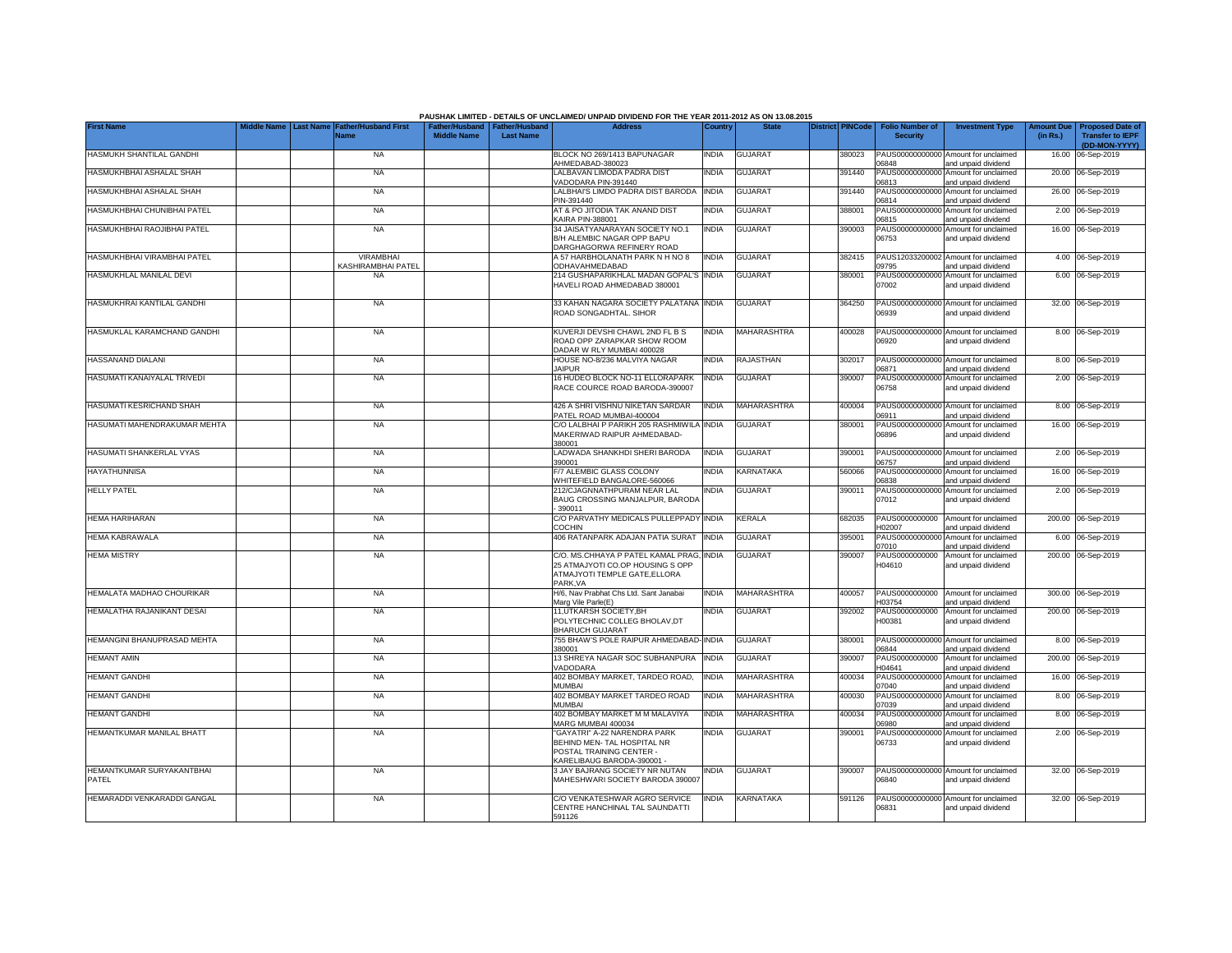PAUSHAK LIMITED - DETAILS OF UNCLAIMED/ UNPAID DIVIDEND FOR THE YEAR 2011-2012 AS ON 13.08.2015

| First Name | Middle Name | Last Name | Father/Husband First Name | Father/Husband Middle Name | Father/Husband Last Name | Address | Country | State | District | PINCode | Folio Number of Security | Investment Type | Amount Due (in Rs.) | Proposed Date of Transfer to IEPF (DD-MON-YYYY) |
|---|---|---|---|---|---|---|---|---|---|---|---|---|---|---|
| HASMUKH SHANTILAL GANDHI | | | NA | | | BLOCK NO 269/1413 BAPUNAGAR AHMEDABAD-380023 | INDIA | GUJARAT | | 380023 | PAUS00000000000 06848 | Amount for unclaimed and unpaid dividend | 16.00 | 06-Sep-2019 |
| HASMUKHBHAI ASHALAL SHAH | | | NA | | | LALBAVAN LIMODA PADRA DIST VADODARA PIN-391440 | INDIA | GUJARAT | | 391440 | PAUS00000000000 06813 | Amount for unclaimed and unpaid dividend | 20.00 | 06-Sep-2019 |
| HASMUKHBHAI ASHALAL SHAH | | | NA | | | LALBHAI'S LIMDO PADRA DIST BARODA PIN-391440 | INDIA | GUJARAT | | 391440 | PAUS00000000000 06814 | Amount for unclaimed and unpaid dividend | 26.00 | 06-Sep-2019 |
| HASMUKHBHAI CHUNIBHAI PATEL | | | NA | | | AT & PO JITODIA TAK ANAND DIST KAIRA PIN-388001 | INDIA | GUJARAT | | 388001 | PAUS00000000000 06815 | Amount for unclaimed and unpaid dividend | 2.00 | 06-Sep-2019 |
| HASMUKHBHAI RAOJIBHAI PATEL | | | NA | | | 34 JAISATYANARAYAN SOCIETY NO.1 B/H ALEMBIC NAGAR OPP BAPU DARGHAGORWA REFINERY ROAD | INDIA | GUJARAT | | 390003 | PAUS00000000000 06753 | Amount for unclaimed and unpaid dividend | 16.00 | 06-Sep-2019 |
| HASMUKHBHAI VIRAMBHAI PATEL | | | VIRAMBHAI KASHIRAMBHAI PATEL | | | A 57 HARBHOLANATH PARK N H NO 8 ODHAVAHMEDABAD | INDIA | GUJARAT | | 382415 | PAUS12033200002 09795 | Amount for unclaimed and unpaid dividend | 4.00 | 06-Sep-2019 |
| HASMUKHLAL MANILAL DEVI | | | NA | | | 214 GUSHAPARIKHLAL MADAN GOPAL'S HAVELI ROAD AHMEDABAD 380001 | INDIA | GUJARAT | | 380001 | PAUS00000000000 07002 | Amount for unclaimed and unpaid dividend | 6.00 | 06-Sep-2019 |
| HASMUKHRAI KANTILAL GANDHI | | | NA | | | 33 KAHAN NAGARA SOCIETY PALATANA ROAD SONGADHTAL. SIHOR | INDIA | GUJARAT | | 364250 | PAUS00000000000 06939 | Amount for unclaimed and unpaid dividend | 32.00 | 06-Sep-2019 |
| HASMUKLAL KARAMCHAND GANDHI | | | NA | | | KUVERJI DEVSHI CHAWL 2ND FL B S ROAD OPP ZARAPKAR SHOW ROOM DADAR W RLY MUMBAI 400028 | INDIA | MAHARASHTRA | | 400028 | PAUS00000000000 06920 | Amount for unclaimed and unpaid dividend | 8.00 | 06-Sep-2019 |
| HASSANAND DIALANI | | | NA | | | HOUSE NO-8/236 MALVIYA NAGAR JAIPUR | INDIA | RAJASTHAN | | 302017 | PAUS00000000000 06871 | Amount for unclaimed and unpaid dividend | 8.00 | 06-Sep-2019 |
| HASUMATI KANAIYALAL TRIVEDI | | | NA | | | 16 HUDEO BLOCK NO-11 ELLORAPARK RACE COURCE ROAD BARODA-390007 | INDIA | GUJARAT | | 390007 | PAUS00000000000 06758 | Amount for unclaimed and unpaid dividend | 2.00 | 06-Sep-2019 |
| HASUMATI KESRICHAND SHAH | | | NA | | | 426 A SHRI VISHNU NIKETAN SARDAR PATEL ROAD MUMBAI-400004 | INDIA | MAHARASHTRA | | 400004 | PAUS00000000000 06911 | Amount for unclaimed and unpaid dividend | 8.00 | 06-Sep-2019 |
| HASUMATI MAHENDRAKUMAR MEHTA | | | NA | | | C/O LALBHAI P PARIKH 205 RASHMIWILA MAKERIWAD RAIPUR AHMEDABAD-380001 | INDIA | GUJARAT | | 380001 | PAUS00000000000 06896 | Amount for unclaimed and unpaid dividend | 16.00 | 06-Sep-2019 |
| HASUMATI SHANKERLAL VYAS | | | NA | | | LADWADA SHANKHDI SHERI BARODA 390001 | INDIA | GUJARAT | | 390001 | PAUS00000000000 06757 | Amount for unclaimed and unpaid dividend | 2.00 | 06-Sep-2019 |
| HAYATHUNNISA | | | NA | | | F/7 ALEMBIC GLASS COLONY WHITEFIELD BANGALORE-560066 | INDIA | KARNATAKA | | 560066 | PAUS00000000000 06838 | Amount for unclaimed and unpaid dividend | 16.00 | 06-Sep-2019 |
| HELLY PATEL | | | NA | | | 212/CJAGNNATHPURAM NEAR LAL BAUG CROSSING MANJALPUR, BARODA - 390011 | INDIA | GUJARAT | | 390011 | PAUS00000000000 07012 | Amount for unclaimed and unpaid dividend | 2.00 | 06-Sep-2019 |
| HEMA HARIHARAN | | | NA | | | C/O PARVATHY MEDICALS PULLEPPADY COCHIN | INDIA | KERALA | | 682035 | PAUS0000000000 H02007 | Amount for unclaimed and unpaid dividend | 200.00 | 06-Sep-2019 |
| HEMA KABRAWALA | | | NA | | | 406 RATANPARK ADAJAN PATIA SURAT | INDIA | GUJARAT | | 395001 | PAUS00000000000 07010 | Amount for unclaimed and unpaid dividend | 6.00 | 06-Sep-2019 |
| HEMA MISTRY | | | NA | | | C/O. MS.CHHAYA P PATEL KAMAL PRAG, 25 ATMAJYOTI CO.OP HOUSING S OPP ATMAJYOTI TEMPLE GATE,ELLORA PARK,VA | INDIA | GUJARAT | | 390007 | PAUS0000000000 H04610 | Amount for unclaimed and unpaid dividend | 200.00 | 06-Sep-2019 |
| HEMALATA MADHAO CHOURIKAR | | | NA | | | H/6, Nav Prabhat Chs Ltd. Sant Janabai Marg Vile Parle(E) | INDIA | MAHARASHTRA | | 400057 | PAUS0000000000 H03754 | Amount for unclaimed and unpaid dividend | 300.00 | 06-Sep-2019 |
| HEMALATHA RAJANIKANT DESAI | | | NA | | | 11,UTKARSH SOCIETY,BH POLYTECHNIC COLLEG BHOLAV,DT BHARUCH GUJARAT | INDIA | GUJARAT | | 392002 | PAUS0000000000 H00381 | Amount for unclaimed and unpaid dividend | 200.00 | 06-Sep-2019 |
| HEMANGINI BHANUPRASAD MEHTA | | | NA | | | 755 BHAW'S POLE RAIPUR AHMEDABAD-380001 | INDIA | GUJARAT | | 380001 | PAUS00000000000 06844 | Amount for unclaimed and unpaid dividend | 8.00 | 06-Sep-2019 |
| HEMANT AMIN | | | NA | | | 13 SHREYA NAGAR SOC SUBHANPURA VADODARA | INDIA | GUJARAT | | 390007 | PAUS0000000000 H04641 | Amount for unclaimed and unpaid dividend | 200.00 | 06-Sep-2019 |
| HEMANT GANDHI | | | NA | | | 402 BOMBAY MARKET, TARDEO ROAD, MUMBAI | INDIA | MAHARASHTRA | | 400034 | PAUS00000000000 07040 | Amount for unclaimed and unpaid dividend | 16.00 | 06-Sep-2019 |
| HEMANT GANDHI | | | NA | | | 402 BOMBAY MARKET TARDEO ROAD MUMBAI | INDIA | MAHARASHTRA | | 400030 | PAUS00000000000 07039 | Amount for unclaimed and unpaid dividend | 8.00 | 06-Sep-2019 |
| HEMANT GANDHI | | | NA | | | 402 BOMBAY MARKET M M MALAVIYA MARG MUMBAI 400034 | INDIA | MAHARASHTRA | | 400034 | PAUS00000000000 06980 | Amount for unclaimed and unpaid dividend | 8.00 | 06-Sep-2019 |
| HEMANTKUMAR MANILAL BHATT | | | NA | | | "GAYATRI" A-22 NARENDRA PARK BEHIND MEN- TAL HOSPITAL NR POSTAL TRAINING CENTER - KARELIBAUG BARODA-390001 - | INDIA | GUJARAT | | 390001 | PAUS00000000000 06733 | Amount for unclaimed and unpaid dividend | 2.00 | 06-Sep-2019 |
| HEMANTKUMAR SURYAKANTBHAI PATEL | | | NA | | | 3 JAY BAJRANG SOCIETY NR NUTAN MAHESHWARI SOCIETY BARODA 390007 | INDIA | GUJARAT | | 390007 | PAUS00000000000 06840 | Amount for unclaimed and unpaid dividend | 32.00 | 06-Sep-2019 |
| HEMARADDI VENKARADDI GANGAL | | | NA | | | C/O VENKATESHWAR AGRO SERVICE CENTRE HANCHINAL TAL SAUNDATTI 591126 | INDIA | KARNATAKA | | 591126 | PAUS00000000000 06831 | Amount for unclaimed and unpaid dividend | 32.00 | 06-Sep-2019 |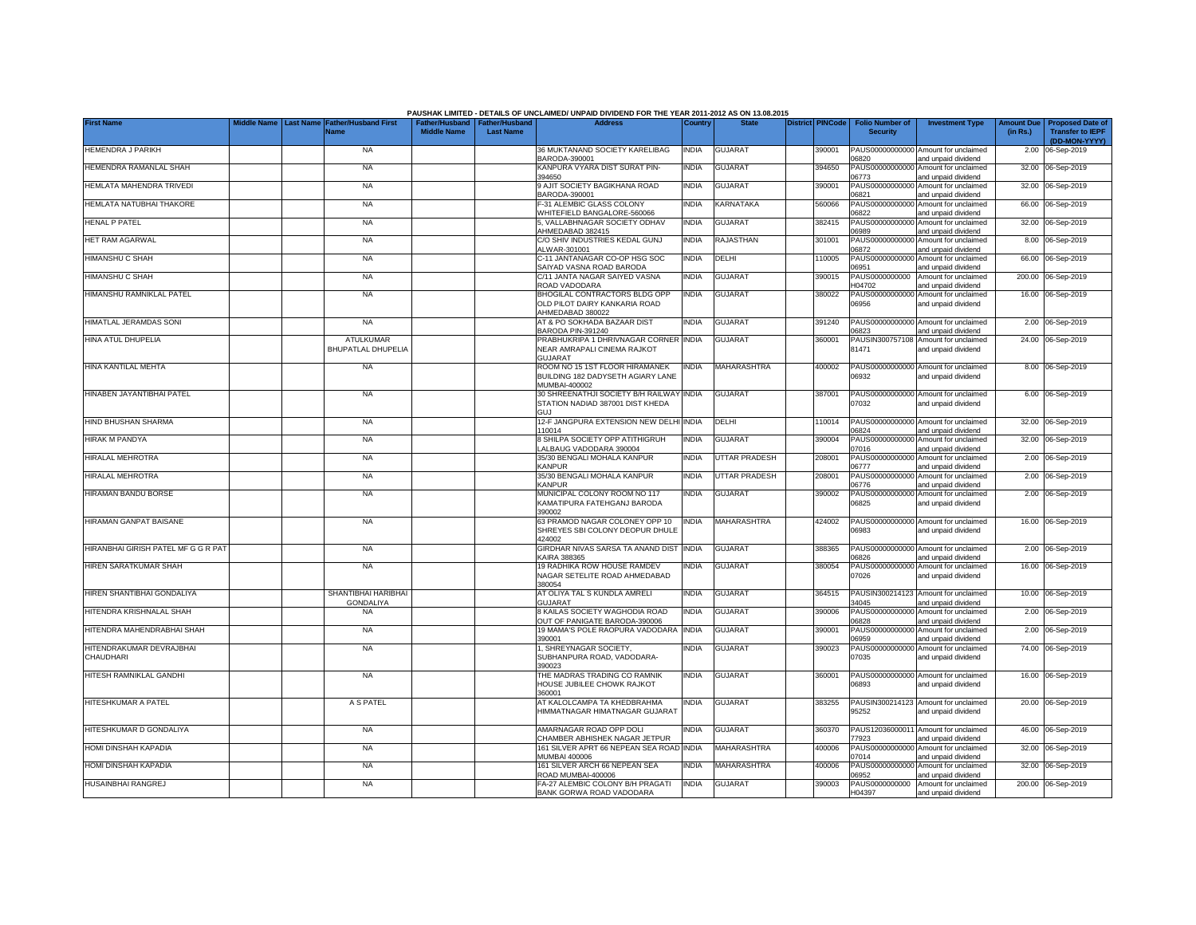PAUSHAK LIMITED - DETAILS OF UNCLAIMED/ UNPAID DIVIDEND FOR THE YEAR 2011-2012 AS ON 13.08.2015

| First Name | Middle Name | Last Name | Father/Husband First Name | Father/Husband Middle Name | Father/Husband Last Name | Address | Country | State | District | PINCode | Folio Number of Security | Investment Type | Amount Due (in Rs.) | Proposed Date of Transfer to IEPF (DD-MON-YYYY) |
|---|---|---|---|---|---|---|---|---|---|---|---|---|---|---|
| HEMENDRA J PARIKH | | | NA | | | 36 MUKTANAND SOCIETY KARELIBAG BARODA-390001 | INDIA | GUJARAT | | 390001 | PAUS00000000000 06820 | Amount for unclaimed and unpaid dividend | 2.00 | 06-Sep-2019 |
| HEMENDRA RAMANLAL SHAH | | | NA | | | KANPURA VYARA DIST SURAT PIN-394650 | INDIA | GUJARAT | | 394650 | PAUS00000000000 06773 | Amount for unclaimed and unpaid dividend | 32.00 | 06-Sep-2019 |
| HEMLATA MAHENDRA TRIVEDI | | | NA | | | 9 AJIT SOCIETY BAGIKHANA ROAD BARODA-390001 | INDIA | GUJARAT | | 390001 | PAUS00000000000 06821 | Amount for unclaimed and unpaid dividend | 32.00 | 06-Sep-2019 |
| HEMLATA NATUBHAI THAKORE | | | NA | | | F-31 ALEMBIC GLASS COLONY WHITEFIELD BANGALORE-560066 | INDIA | KARNATAKA | | 560066 | PAUS00000000000 06822 | Amount for unclaimed and unpaid dividend | 66.00 | 06-Sep-2019 |
| HENAL P PATEL | | | NA | | | 5, VALLABHNAGAR SOCIETY ODHAV AHMEDABAD 382415 | INDIA | GUJARAT | | 382415 | PAUS00000000000 06989 | Amount for unclaimed and unpaid dividend | 32.00 | 06-Sep-2019 |
| HET RAM AGARWAL | | | NA | | | C/O SHIV INDUSTRIES KEDAL GUNJ ALWAR-301001 | INDIA | RAJASTHAN | | 301001 | PAUS00000000000 06872 | Amount for unclaimed and unpaid dividend | 8.00 | 06-Sep-2019 |
| HIMANSHU C SHAH | | | NA | | | C-11 JANTANAGAR CO-OP HSG SOC SAIYAD VASNA ROAD BARODA | INDIA | DELHI | | 110005 | PAUS00000000000 06951 | Amount for unclaimed and unpaid dividend | 66.00 | 06-Sep-2019 |
| HIMANSHU C SHAH | | | NA | | | C/11 JANTA NAGAR SAIYED VASNA ROAD VADODARA | INDIA | GUJARAT | | 390015 | PAUS0000000000 H04702 | Amount for unclaimed and unpaid dividend | 200.00 | 06-Sep-2019 |
| HIMANSHU RAMNIKLAL PATEL | | | NA | | | BHOGILAL CONTRACTORS BLDG OPP OLD PILOT DAIRY KANKARIA ROAD AHMEDABAD 380022 | INDIA | GUJARAT | | 380022 | PAUS00000000000 06956 | Amount for unclaimed and unpaid dividend | 16.00 | 06-Sep-2019 |
| HIMATLAL JERAMDAS SONI | | | NA | | | AT & PO SOKHADA BAZAAR DIST BARODA PIN-391240 | INDIA | GUJARAT | | 391240 | PAUS00000000000 06823 | Amount for unclaimed and unpaid dividend | 2.00 | 06-Sep-2019 |
| HINA ATUL DHUPELIA | | | ATULKUMAR BHUPATLAL DHUPELIA | | | PRABHUKRIPA 1 DHRIVNAGAR CORNER NEAR AMRAPALI CINEMA RAJKOT GUJARAT | INDIA | GUJARAT | | 360001 | PAUSIN300757108 81471 | Amount for unclaimed and unpaid dividend | 24.00 | 06-Sep-2019 |
| HINA KANTILAL MEHTA | | | NA | | | ROOM NO 15 1ST FLOOR HIRAMANEK BUILDING 182 DADYSETH AGIARY LANE MUMBAI-400002 | INDIA | MAHARASHTRA | | 400002 | PAUS00000000000 06932 | Amount for unclaimed and unpaid dividend | 8.00 | 06-Sep-2019 |
| HINABEN JAYANTIBHAI PATEL | | | NA | | | 30 SHREENATHJI SOCIETY B/H RAILWAY STATION NADIAD 387001 DIST KHEDA GUJ | INDIA | GUJARAT | | 387001 | PAUS00000000000 07032 | Amount for unclaimed and unpaid dividend | 6.00 | 06-Sep-2019 |
| HIND BHUSHAN SHARMA | | | NA | | | 12-F JANGPURA EXTENSION NEW DELHI 110014 | INDIA | DELHI | | 110014 | PAUS00000000000 06824 | Amount for unclaimed and unpaid dividend | 32.00 | 06-Sep-2019 |
| HIRAK M PANDYA | | | NA | | | 8 SHILPA SOCIETY OPP ATITHIGRUH LALBAUG VADODARA 390004 | INDIA | GUJARAT | | 390004 | PAUS00000000000 07016 | Amount for unclaimed and unpaid dividend | 32.00 | 06-Sep-2019 |
| HIRALAL MEHROTRA | | | NA | | | 35/30 BENGALI MOHALA KANPUR KANPUR | INDIA | UTTAR PRADESH | | 208001 | PAUS00000000000 06777 | Amount for unclaimed and unpaid dividend | 2.00 | 06-Sep-2019 |
| HIRALAL MEHROTRA | | | NA | | | 35/30 BENGALI MOHALA KANPUR KANPUR | INDIA | UTTAR PRADESH | | 208001 | PAUS00000000000 06776 | Amount for unclaimed and unpaid dividend | 2.00 | 06-Sep-2019 |
| HIRAMAN BANDU BORSE | | | NA | | | MUNICIPAL COLONY ROOM NO 117 KAMATIPURA FATEHGANJ BARODA 390002 | INDIA | GUJARAT | | 390002 | PAUS00000000000 06825 | Amount for unclaimed and unpaid dividend | 2.00 | 06-Sep-2019 |
| HIRAMAN GANPAT BAISANE | | | NA | | | 63 PRAMOD NAGAR COLONEY OPP 10 SHREYES SBI COLONY DEOPUR DHULE 424002 | INDIA | MAHARASHTRA | | 424002 | PAUS00000000000 06983 | Amount for unclaimed and unpaid dividend | 16.00 | 06-Sep-2019 |
| HIRANBHAI GIRISH PATEL MF G G R PAT | | | NA | | | GIRDHAR NIVAS SARSA TA ANAND DIST KAIRA 388365 | INDIA | GUJARAT | | 388365 | PAUS00000000000 06826 | Amount for unclaimed and unpaid dividend | 2.00 | 06-Sep-2019 |
| HIREN SARATKUMAR SHAH | | | NA | | | 19 RADHIKA ROW HOUSE RAMDEV NAGAR SETELITE ROAD AHMEDABAD 380054 | INDIA | GUJARAT | | 380054 | PAUS00000000000 07026 | Amount for unclaimed and unpaid dividend | 16.00 | 06-Sep-2019 |
| HIREN SHANTIBHAI GONDALIYA | | | SHANTIBHAI HARIBHAI GONDALIYA | | | AT OLIYA TAL S KUNDLA AMRELI GUJARAT | INDIA | GUJARAT | | 364515 | PAUSIN300214123 34045 | Amount for unclaimed and unpaid dividend | 10.00 | 06-Sep-2019 |
| HITENDRA KRISHNALAL SHAH | | | NA | | | 8 KAILAS SOCIETY WAGHODIA ROAD OUT OF PANIGATE BARODA-390006 | INDIA | GUJARAT | | 390006 | PAUS00000000000 06828 | Amount for unclaimed and unpaid dividend | 2.00 | 06-Sep-2019 |
| HITENDRA MAHENDRABHAI SHAH | | | NA | | | 19 MAMA'S POLE RAOPURA VADODARA 390001 | INDIA | GUJARAT | | 390001 | PAUS00000000000 06959 | Amount for unclaimed and unpaid dividend | 2.00 | 06-Sep-2019 |
| HITENDRAKUMAR DEVRAJBHAI CHAUDHARI | | | NA | | | 1, SHREYNAGAR SOCIETY, SUBHANPURA ROAD, VADODARA-390023 | INDIA | GUJARAT | | 390023 | PAUS00000000000 07035 | Amount for unclaimed and unpaid dividend | 74.00 | 06-Sep-2019 |
| HITESH RAMNIKLAL GANDHI | | | NA | | | THE MADRAS TRADING CO RAMNIK HOUSE JUBILEE CHOWK RAJKOT 360001 | INDIA | GUJARAT | | 360001 | PAUS00000000000 06893 | Amount for unclaimed and unpaid dividend | 16.00 | 06-Sep-2019 |
| HITESHKUMAR A PATEL | | | A S PATEL | | | AT KALOLCAMPA TA KHEDBRAHMA HIMMATNAGAR HIMATNAGAR GUJARAT | INDIA | GUJARAT | | 383255 | PAUSIN300214123 95252 | Amount for unclaimed and unpaid dividend | 20.00 | 06-Sep-2019 |
| HITESHKUMAR D GONDALIYA | | | NA | | | AMARNAGAR ROAD OPP DOLI CHAMBER ABHISHEK NAGAR JETPUR | INDIA | GUJARAT | | 360370 | PAUS12036000011 77923 | Amount for unclaimed and unpaid dividend | 46.00 | 06-Sep-2019 |
| HOMI DINSHAH KAPADIA | | | NA | | | 161 SILVER APRT 66 NEPEAN SEA ROAD MUMBAI 400006 | INDIA | MAHARASHTRA | | 400006 | PAUS00000000000 07014 | Amount for unclaimed and unpaid dividend | 32.00 | 06-Sep-2019 |
| HOMI DINSHAH KAPADIA | | | NA | | | 161 SILVER ARCH 66 NEPEAN SEA ROAD MUMBAI-400006 | INDIA | MAHARASHTRA | | 400006 | PAUS00000000000 06952 | Amount for unclaimed and unpaid dividend | 32.00 | 06-Sep-2019 |
| HUSAINBHAI RANGREJ | | | NA | | | FA-27 ALEMBIC COLONY B/H PRAGATI BANK GORWA ROAD VADODARA | INDIA | GUJARAT | | 390003 | PAUS0000000000 H04397 | Amount for unclaimed and unpaid dividend | 200.00 | 06-Sep-2019 |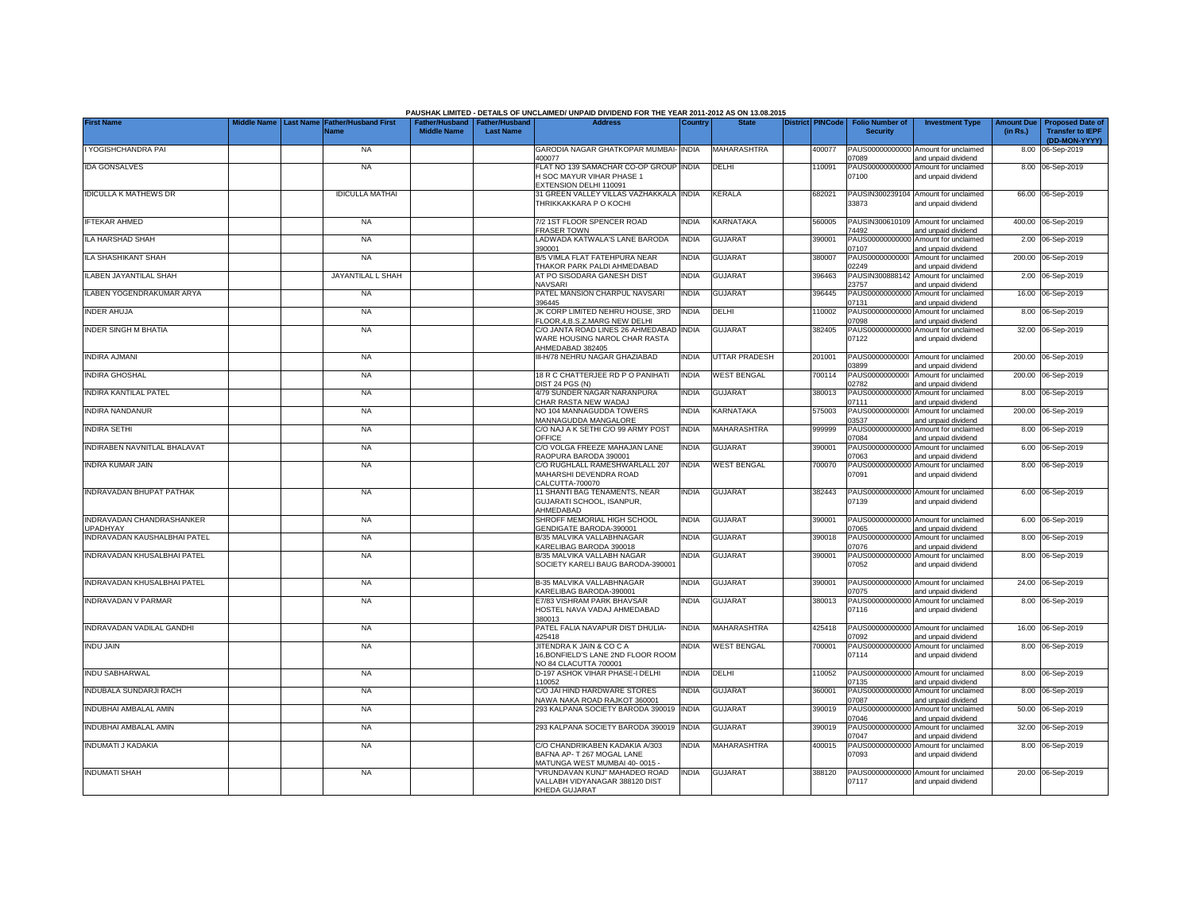PAUSHAK LIMITED - DETAILS OF UNCLAIMED/ UNPAID DIVIDEND FOR THE YEAR 2011-2012 AS ON 13.08.2015

| First Name | Middle Name | Last Name | Father/Husband First Name | Father/Husband Middle Name | Father/Husband Last Name | Address | Country | State | District | PINCode | Folio Number of Security | Investment Type | Amount Due (in Rs.) | Proposed Date of Transfer to IEPF (DD-MON-YYYY) |
|---|---|---|---|---|---|---|---|---|---|---|---|---|---|---|
| I YOGISHCHANDRA PAI | | | NA | | | GARODIA NAGAR GHATKOPAR MUMBAI-400077 | INDIA | MAHARASHTRA | | 400077 | PAUS0000000000007089 | Amount for unclaimed and unpaid dividend | 8.00 | 06-Sep-2019 |
| IDA GONSALVES | | | NA | | | FLAT NO 139 SAMACHAR CO-OP GROUP H SOC MAYUR VIHAR PHASE 1 EXTENSION DELHI 110091 | INDIA | DELHI | | 110091 | PAUS0000000000007100 | Amount for unclaimed and unpaid dividend | 8.00 | 06-Sep-2019 |
| IDICULLA K MATHEWS DR | | | IDICULLA MATHAI | | | 31 GREEN VALLEY VILLAS VAZHAKKALA THRIKKAKKARA P O KOCHI | INDIA | KERALA | | 682021 | PAUSIN30023910433873 | Amount for unclaimed and unpaid dividend | 66.00 | 06-Sep-2019 |
| IFTEKAR AHMED | | | NA | | | 7/2 1ST FLOOR SPENCER ROAD FRASER TOWN | INDIA | KARNATAKA | | 560005 | PAUSIN30061010974492 | Amount for unclaimed and unpaid dividend | 400.00 | 06-Sep-2019 |
| ILA HARSHAD SHAH | | | NA | | | LADWADA KATWALA'S LANE BARODA 390001 | INDIA | GUJARAT | | 390001 | PAUS0000000000007107 | Amount for unclaimed and unpaid dividend | 2.00 | 06-Sep-2019 |
| ILA SHASHIKANT SHAH | | | NA | | | B/5 VIMLA FLAT FATEHPURA NEAR THAKOR PARK PALDI AHMEDABAD | INDIA | GUJARAT | | 380007 | PAUS00000000000I02249 | Amount for unclaimed and unpaid dividend | 200.00 | 06-Sep-2019 |
| ILABEN JAYANTILAL SHAH | | | JAYANTILAL L SHAH | | | AT PO SISODARA GANESH DIST NAVSARI | INDIA | GUJARAT | | 396463 | PAUSIN30088814223757 | Amount for unclaimed and unpaid dividend | 2.00 | 06-Sep-2019 |
| ILABEN YOGENDRAKUMAR ARYA | | | NA | | | PATEL MANSION CHARPUL NAVSARI 396445 | INDIA | GUJARAT | | 396445 | PAUS0000000000007131 | Amount for unclaimed and unpaid dividend | 16.00 | 06-Sep-2019 |
| INDER AHUJA | | | NA | | | JK CORP LIMITED NEHRU HOUSE, 3RD FLOOR,4,B.S.Z.MARG NEW DELHI | INDIA | DELHI | | 110002 | PAUS0000000000007098 | Amount for unclaimed and unpaid dividend | 8.00 | 06-Sep-2019 |
| INDER SINGH M BHATIA | | | NA | | | C/O JANTA ROAD LINES 26 AHMEDABAD WARE HOUSING NAROL CHAR RASTA AHMEDABAD 382405 | INDIA | GUJARAT | | 382405 | PAUS0000000000007122 | Amount for unclaimed and unpaid dividend | 32.00 | 06-Sep-2019 |
| INDIRA AJMANI | | | NA | | | III-H/78 NEHRU NAGAR GHAZIABAD | INDIA | UTTAR PRADESH | | 201001 | PAUS00000000000I03899 | Amount for unclaimed and unpaid dividend | 200.00 | 06-Sep-2019 |
| INDIRA GHOSHAL | | | NA | | | 18 R C CHATTERJEE RD P O PANIHATI DIST 24 PGS (N) | INDIA | WEST BENGAL | | 700114 | PAUS00000000000I02782 | Amount for unclaimed and unpaid dividend | 200.00 | 06-Sep-2019 |
| INDIRA KANTILAL PATEL | | | NA | | | 4/79 SUNDER NAGAR NARANPURA CHAR RASTA NEW WADAJ | INDIA | GUJARAT | | 380013 | PAUS0000000000007111 | Amount for unclaimed and unpaid dividend | 8.00 | 06-Sep-2019 |
| INDIRA NANDANUR | | | NA | | | NO 104 MANNAGUDDA TOWERS MANNAGUDDA MANGALORE | INDIA | KARNATAKA | | 575003 | PAUS00000000000I03537 | Amount for unclaimed and unpaid dividend | 200.00 | 06-Sep-2019 |
| INDIRA SETHI | | | NA | | | C/O NAJ A K SETHI C/O 99 ARMY POST OFFICE | INDIA | MAHARASHTRA | | 999999 | PAUS0000000000007084 | Amount for unclaimed and unpaid dividend | 8.00 | 06-Sep-2019 |
| INDIRABEN NAVNITLAL BHALAVAT | | | NA | | | C/O VOLGA FREEZE MAHAJAN LANE RAOPURA BARODA 390001 | INDIA | GUJARAT | | 390001 | PAUS0000000000007063 | Amount for unclaimed and unpaid dividend | 6.00 | 06-Sep-2019 |
| INDRA KUMAR JAIN | | | NA | | | C/O RUGHLALL RAMESHWARLALL 207 MAHARSHI DEVENDRA ROAD CALCUTTA-700070 | INDIA | WEST BENGAL | | 700070 | PAUS0000000000007091 | Amount for unclaimed and unpaid dividend | 8.00 | 06-Sep-2019 |
| INDRAVADAN BHUPAT PATHAK | | | NA | | | 11 SHANTI BAG TENAMENTS, NEAR GUJARATI SCHOOL, ISANPUR, AHMEDABAD | INDIA | GUJARAT | | 382443 | PAUS0000000000007139 | Amount for unclaimed and unpaid dividend | 6.00 | 06-Sep-2019 |
| INDRAVADAN CHANDRASHANKER UPADHYAY | | | NA | | | SHROFF MEMORIAL HIGH SCHOOL GENDIGATE BARODA-390001 | INDIA | GUJARAT | | 390001 | PAUS0000000000007065 | Amount for unclaimed and unpaid dividend | 6.00 | 06-Sep-2019 |
| INDRAVADAN KAUSHALBHAI PATEL | | | NA | | | B/35 MALVIKA VALLABHNAGAR KARELIBAG BARODA 390018 | INDIA | GUJARAT | | 390018 | PAUS0000000000007076 | Amount for unclaimed and unpaid dividend | 8.00 | 06-Sep-2019 |
| INDRAVADAN KHUSALBHAI PATEL | | | NA | | | B/35 MALVIKA VALLABH NAGAR SOCIETY KARELI BAUG BARODA-390001 | INDIA | GUJARAT | | 390001 | PAUS0000000000007052 | Amount for unclaimed and unpaid dividend | 8.00 | 06-Sep-2019 |
| INDRAVADAN KHUSALBHAI PATEL | | | NA | | | B-35 MALVIKA VALLABHNAGAR KARELIBAG BARODA-390001 | INDIA | GUJARAT | | 390001 | PAUS0000000000007075 | Amount for unclaimed and unpaid dividend | 24.00 | 06-Sep-2019 |
| INDRAVADAN V PARMAR | | | NA | | | E7/83 VISHRAM PARK BHAVSAR HOSTEL NAVA VADAJ AHMEDABAD 380013 | INDIA | GUJARAT | | 380013 | PAUS0000000000007116 | Amount for unclaimed and unpaid dividend | 8.00 | 06-Sep-2019 |
| INDRAVADAN VADILAL GANDHI | | | NA | | | PATEL FALIA NAVAPUR DIST DHULIA-425418 | INDIA | MAHARASHTRA | | 425418 | PAUS0000000000007092 | Amount for unclaimed and unpaid dividend | 16.00 | 06-Sep-2019 |
| INDU JAIN | | | NA | | | JITENDRA K JAIN & CO C A 16,BONFIELD'S LANE 2ND FLOOR ROOM NO 84 CLACUTTA 700001 | INDIA | WEST BENGAL | | 700001 | PAUS0000000000007114 | Amount for unclaimed and unpaid dividend | 8.00 | 06-Sep-2019 |
| INDU SABHARWAL | | | NA | | | D-197 ASHOK VIHAR PHASE-I DELHI 110052 | INDIA | DELHI | | 110052 | PAUS0000000000007135 | Amount for unclaimed and unpaid dividend | 8.00 | 06-Sep-2019 |
| INDUBALA SUNDARJI RACH | | | NA | | | C/O JAI HIND HARDWARE STORES NAWA NAKA ROAD RAJKOT 360001 | INDIA | GUJARAT | | 360001 | PAUS0000000000007087 | Amount for unclaimed and unpaid dividend | 8.00 | 06-Sep-2019 |
| INDUBHAI AMBALAL AMIN | | | NA | | | 293 KALPANA SOCIETY BARODA 390019 | INDIA | GUJARAT | | 390019 | PAUS0000000000007046 | Amount for unclaimed and unpaid dividend | 50.00 | 06-Sep-2019 |
| INDUBHAI AMBALAL AMIN | | | NA | | | 293 KALPANA SOCIETY BARODA 390019 | INDIA | GUJARAT | | 390019 | PAUS0000000000007047 | Amount for unclaimed and unpaid dividend | 32.00 | 06-Sep-2019 |
| INDUMATI J KADAKIA | | | NA | | | C/O CHANDRIKABEN KADAKIA A/303 BAFNA AP- T 267 MOGAL LANE MATUNGA WEST MUMBAI 40- 0015 - | INDIA | MAHARASHTRA | | 400015 | PAUS0000000000007093 | Amount for unclaimed and unpaid dividend | 8.00 | 06-Sep-2019 |
| INDUMATI SHAH | | | NA | | | "VRUNDAVAN KUNJ" MAHADEO ROAD VALLABH VIDYANAGAR 388120 DIST KHEDA GUJARAT | INDIA | GUJARAT | | 388120 | PAUS0000000000007117 | Amount for unclaimed and unpaid dividend | 20.00 | 06-Sep-2019 |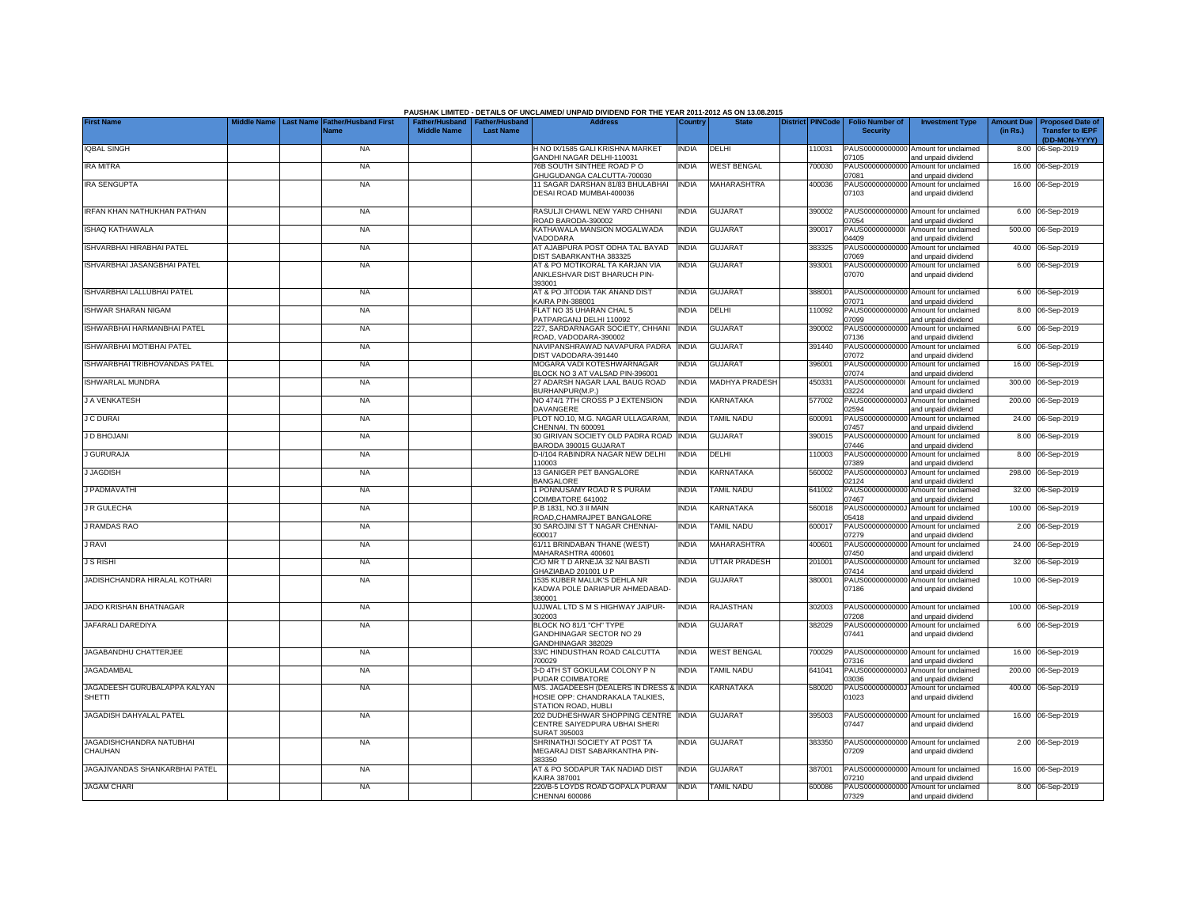**PAUSHAK LIMITED - DETAILS OF UNCLAIMED/ UNPAID DIVIDEND FOR THE YEAR 2011-2012 AS ON 13.08.2015**

| First Name | Middle Name | Last Name | Father/Husband First Name | Father/Husband Middle Name | Father/Husband Last Name | Address | Country | State | District | PINCode | Folio Number of Security | Investment Type | Amount Due (in Rs.) | Proposed Date of Transfer to IEPF (DD-MON-YYYY) |
|---|---|---|---|---|---|---|---|---|---|---|---|---|---|---|
| IQBAL SINGH | | | NA | | | H NO IX/1585 GALI KRISHNA MARKET GANDHI NAGAR DELHI-110031 | INDIA | DELHI | | 110031 | PAUS00000000000 07105 | Amount for unclaimed and unpaid dividend | 8.00 | 06-Sep-2019 |
| IRA MITRA | | | NA | | | 76B SOUTH SINTHEE ROAD P O GHUGUDANGA CALCUTTA-700030 | INDIA | WEST BENGAL | | 700030 | PAUS00000000000 07081 | Amount for unclaimed and unpaid dividend | 16.00 | 06-Sep-2019 |
| IRA SENGUPTA | | | NA | | | 11 SAGAR DARSHAN 81/83 BHULABHAI DESAI ROAD MUMBAI-400036 | INDIA | MAHARASHTRA | | 400036 | PAUS00000000000 07103 | Amount for unclaimed and unpaid dividend | 16.00 | 06-Sep-2019 |
| IRFAN KHAN NATHUKHAN PATHAN | | | NA | | | RASULJI CHAWL NEW YARD CHHANI ROAD BARODA-390002 | INDIA | GUJARAT | | 390002 | PAUS00000000000 07054 | Amount for unclaimed and unpaid dividend | 6.00 | 06-Sep-2019 |
| ISHAQ KATHAWALA | | | NA | | | KATHAWALA MANSION MOGALWADA VADODARA | INDIA | GUJARAT | | 390017 | PAUS0000000000I 04409 | Amount for unclaimed and unpaid dividend | 500.00 | 06-Sep-2019 |
| ISHVARBHAI HIRABHAI PATEL | | | NA | | | AT AJABPURA POST ODHA TAL BAYAD DIST SABARKANTHA 383325 | INDIA | GUJARAT | | 383325 | PAUS00000000000 07069 | Amount for unclaimed and unpaid dividend | 40.00 | 06-Sep-2019 |
| ISHVARBHAI JASANGBHAI PATEL | | | NA | | | AT & PO MOTIKORAL TA KARJAN VIA ANKLESHVAR DIST BHARUCH PIN-393001 | INDIA | GUJARAT | | 393001 | PAUS00000000000 07070 | Amount for unclaimed and unpaid dividend | 6.00 | 06-Sep-2019 |
| ISHVARBHAI LALLUBHAI PATEL | | | NA | | | AT & PO JITODIA TAK ANAND DIST KAIRA PIN-388001 | INDIA | GUJARAT | | 388001 | PAUS00000000000 07071 | Amount for unclaimed and unpaid dividend | 6.00 | 06-Sep-2019 |
| ISHWAR SHARAN NIGAM | | | NA | | | FLAT NO 35 UHARAN CHAL 5 PATPARGANJ DELHI 110092 | INDIA | DELHI | | 110092 | PAUS00000000000 07099 | Amount for unclaimed and unpaid dividend | 8.00 | 06-Sep-2019 |
| ISHWARBHAI HARMANBHAI PATEL | | | NA | | | 227, SARDARNAGAR SOCIETY, CHHANI ROAD, VADODARA-390002 | INDIA | GUJARAT | | 390002 | PAUS00000000000 07136 | Amount for unclaimed and unpaid dividend | 6.00 | 06-Sep-2019 |
| ISHWARBHAI MOTIBHAI PATEL | | | NA | | | NAVIPANSHRAWAD NAVAPURA PADRA DIST VADODARA-391440 | INDIA | GUJARAT | | 391440 | PAUS00000000000 07072 | Amount for unclaimed and unpaid dividend | 6.00 | 06-Sep-2019 |
| ISHWARBHAI TRIBHOVANDAS PATEL | | | NA | | | MOGARA VADI KOTESHWARNAGAR BLOCK NO 3 AT VALSAD PIN-396001 | INDIA | GUJARAT | | 396001 | PAUS00000000000 07074 | Amount for unclaimed and unpaid dividend | 16.00 | 06-Sep-2019 |
| ISHWARLAL MUNDRA | | | NA | | | 27 ADARSH NAGAR LAAL BAUG ROAD BURHANPUR(M.P.) | INDIA | MADHYA PRADESH | | 450331 | PAUS0000000000I 03224 | Amount for unclaimed and unpaid dividend | 300.00 | 06-Sep-2019 |
| J A VENKATESH | | | NA | | | NO 474/1 7TH CROSS P J EXTENSION DAVANGERE | INDIA | KARNATAKA | | 577002 | PAUS0000000000J 02594 | Amount for unclaimed and unpaid dividend | 200.00 | 06-Sep-2019 |
| J C DURAI | | | NA | | | PLOT NO.10, M.G. NAGAR ULLAGARAM, CHENNAI, TN 600091 | INDIA | TAMIL NADU | | 600091 | PAUS00000000000 07457 | Amount for unclaimed and unpaid dividend | 24.00 | 06-Sep-2019 |
| J D BHOJANI | | | NA | | | 30 GIRIVAN SOCIETY OLD PADRA ROAD BARODA 390015 GUJARAT | INDIA | GUJARAT | | 390015 | PAUS00000000000 07446 | Amount for unclaimed and unpaid dividend | 8.00 | 06-Sep-2019 |
| J GURURAJA | | | NA | | | D-I/104 RABINDRA NAGAR NEW DELHI 110003 | INDIA | DELHI | | 110003 | PAUS00000000000 07389 | Amount for unclaimed and unpaid dividend | 8.00 | 06-Sep-2019 |
| J JAGDISH | | | NA | | | 13 GANIGER PET BANGALORE BANGALORE | INDIA | KARNATAKA | | 560002 | PAUS0000000000J 02124 | Amount for unclaimed and unpaid dividend | 298.00 | 06-Sep-2019 |
| J PADMAVATHI | | | NA | | | 1 PONNUSAMY ROAD R S PURAM COIMBATORE 641002 | INDIA | TAMIL NADU | | 641002 | PAUS00000000000 07467 | Amount for unclaimed and unpaid dividend | 32.00 | 06-Sep-2019 |
| J R GULECHA | | | NA | | | P.B 1831, NO.3 II MAIN ROAD,CHAMRAJPET BANGALORE | INDIA | KARNATAKA | | 560018 | PAUS0000000000J 05418 | Amount for unclaimed and unpaid dividend | 100.00 | 06-Sep-2019 |
| J RAMDAS RAO | | | NA | | | 30 SAROJINI ST T NAGAR CHENNAI-600017 | INDIA | TAMIL NADU | | 600017 | PAUS00000000000 07279 | Amount for unclaimed and unpaid dividend | 2.00 | 06-Sep-2019 |
| J RAVI | | | NA | | | 61/11 BRINDABAN THANE (WEST) MAHARASHTRA 400601 | INDIA | MAHARASHTRA | | 400601 | PAUS00000000000 07450 | Amount for unclaimed and unpaid dividend | 24.00 | 06-Sep-2019 |
| J S RISHI | | | NA | | | C/O MR T D ARNEJA 32 NAI BASTI GHAZIABAD 201001 U P | INDIA | UTTAR PRADESH | | 201001 | PAUS00000000000 07414 | Amount for unclaimed and unpaid dividend | 32.00 | 06-Sep-2019 |
| JADISHCHANDRA HIRALAL KOTHARI | | | NA | | | 1535 KUBER MALUK'S DEHLA NR KADWA POLE DARIAPUR AHMEDABAD-380001 | INDIA | GUJARAT | | 380001 | PAUS00000000000 07186 | Amount for unclaimed and unpaid dividend | 10.00 | 06-Sep-2019 |
| JADO KRISHAN BHATNAGAR | | | NA | | | UJJWAL LTD S M S HIGHWAY JAIPUR-302003 | INDIA | RAJASTHAN | | 302003 | PAUS00000000000 07208 | Amount for unclaimed and unpaid dividend | 100.00 | 06-Sep-2019 |
| JAFARALI DAREDIYA | | | NA | | | BLOCK NO 81/1 "CH" TYPE GANDHINAGAR SECTOR NO 29 GANDHINAGAR 382029 | INDIA | GUJARAT | | 382029 | PAUS00000000000 07441 | Amount for unclaimed and unpaid dividend | 6.00 | 06-Sep-2019 |
| JAGABANDHU CHATTERJEE | | | NA | | | 33/C HINDUSTHAN ROAD CALCUTTA 700029 | INDIA | WEST BENGAL | | 700029 | PAUS00000000000 07316 | Amount for unclaimed and unpaid dividend | 16.00 | 06-Sep-2019 |
| JAGADAMBAL | | | NA | | | 3-D 4TH ST GOKULAM COLONY P N PUDAR COIMBATORE | INDIA | TAMIL NADU | | 641041 | PAUS0000000000J 03036 | Amount for unclaimed and unpaid dividend | 200.00 | 06-Sep-2019 |
| JAGADEESH GURUBALAPPA KALYAN SHETTI | | | NA | | | M/S. JAGADEESH (DEALERS IN DRESS & HOSIE OPP: CHANDRAKALA TALKIES, STATION ROAD, HUBLI | INDIA | KARNATAKA | | 580020 | PAUS0000000000J 01023 | Amount for unclaimed and unpaid dividend | 400.00 | 06-Sep-2019 |
| JAGADISH DAHYALAL PATEL | | | NA | | | 202 DUDHESHWAR SHOPPING CENTRE CENTRE SAIYEDPURA UBHAI SHERI SURAT 395003 | INDIA | GUJARAT | | 395003 | PAUS00000000000 07447 | Amount for unclaimed and unpaid dividend | 16.00 | 06-Sep-2019 |
| JAGADISHCHANDRA NATUBHAI CHAUHAN | | | NA | | | SHRINATHJI SOCIETY AT POST TA MEGARAJ DIST SABARKANTHA PIN-383350 | INDIA | GUJARAT | | 383350 | PAUS00000000000 07209 | Amount for unclaimed and unpaid dividend | 2.00 | 06-Sep-2019 |
| JAGAJIVANDAS SHANKARBHAI PATEL | | | NA | | | AT & PO SODAPUR TAK NADIAD DIST KAIRA 387001 | INDIA | GUJARAT | | 387001 | PAUS00000000000 07210 | Amount for unclaimed and unpaid dividend | 16.00 | 06-Sep-2019 |
| JAGAM CHARI | | | NA | | | 220/B-5 LOYDS ROAD GOPALA PURAM CHENNAI 600086 | INDIA | TAMIL NADU | | 600086 | PAUS00000000000 07329 | Amount for unclaimed and unpaid dividend | 8.00 | 06-Sep-2019 |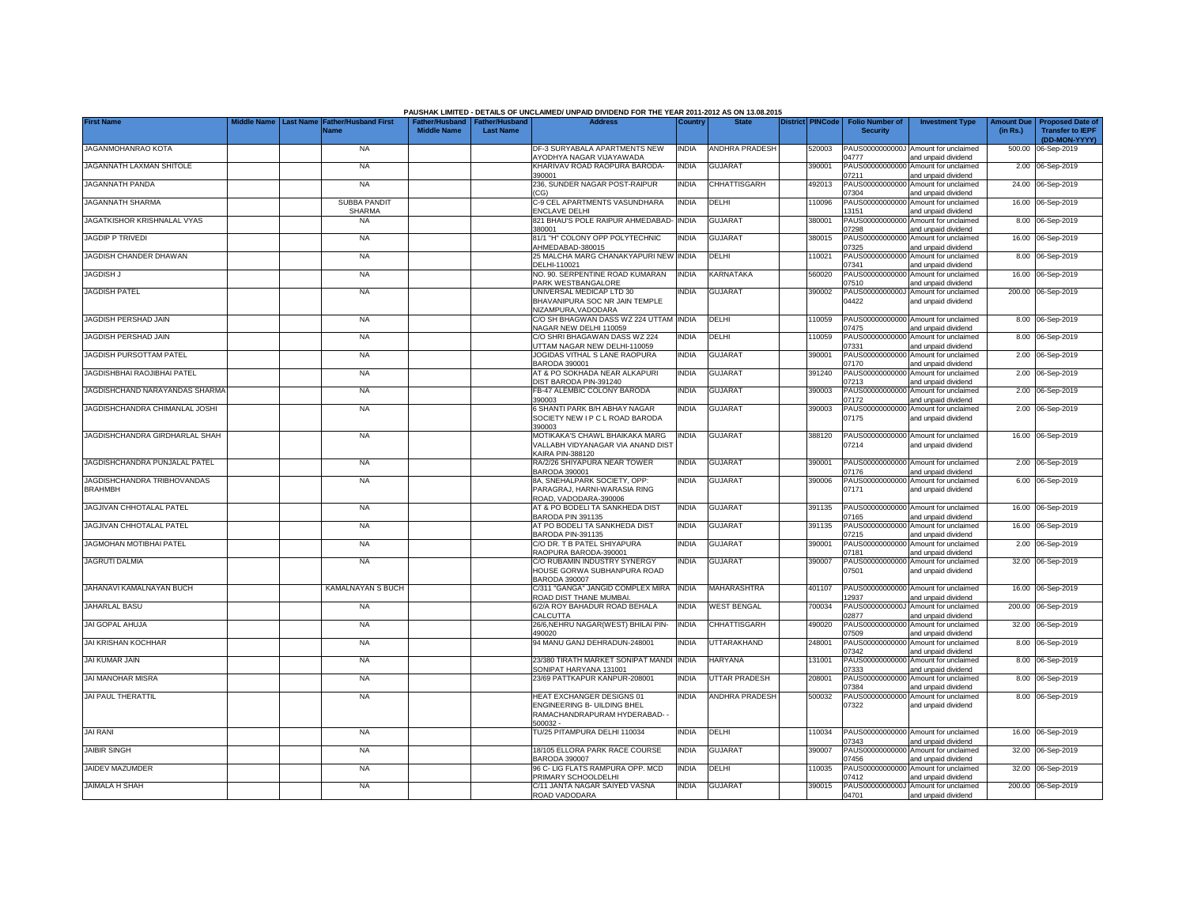PAUSHAK LIMITED - DETAILS OF UNCLAIMED/ UNPAID DIVIDEND FOR THE YEAR 2011-2012 AS ON 13.08.2015

| First Name | Middle Name | Last Name | Father/Husband First Name | Father/Husband Middle Name | Father/Husband Last Name | Address | Country | State | District | PINCode | Folio Number of Security | Investment Type | Amount Due (in Rs.) | Proposed Date of Transfer to IEPF (DD-MON-YYYY) |
|---|---|---|---|---|---|---|---|---|---|---|---|---|---|---|
| JAGANMOHANRAO KOTA | | | NA | | | DF-3 SURYABALA APARTMENTS NEW AYODHYA NAGAR VIJAYAWADA | INDIA | ANDHRA PRADESH | | 520003 | PAUS0000000000J04777 | Amount for unclaimed and unpaid dividend | 500.00 | 06-Sep-2019 |
| JAGANNATH LAXMAN SHITOLE | | | NA | | | KHARIVAV ROAD RAOPURA BARODA-390001 | INDIA | GUJARAT | | 390001 | PAUS00000000000007211 | Amount for unclaimed and unpaid dividend | 2.00 | 06-Sep-2019 |
| JAGANNATH PANDA | | | NA | | | 236, SUNDER NAGAR POST-RAIPUR (CG) | INDIA | CHHATTISGARH | | 492013 | PAUS00000000000007304 | Amount for unclaimed and unpaid dividend | 24.00 | 06-Sep-2019 |
| JAGANNATH SHARMA | | | SUBBA PANDIT SHARMA | | | C-9 CEL APARTMENTS VASUNDHARA ENCLAVE DELHI | INDIA | DELHI | | 110096 | PAUS00000000000013151 | Amount for unclaimed and unpaid dividend | 16.00 | 06-Sep-2019 |
| JAGATKISHOR KRISHNALAL VYAS | | | NA | | | 821 BHAU'S POLE RAIPUR AHMEDABAD-380001 | INDIA | GUJARAT | | 380001 | PAUS00000000000007298 | Amount for unclaimed and unpaid dividend | 8.00 | 06-Sep-2019 |
| JAGDIP P TRIVEDI | | | NA | | | 81/1 "H" COLONY OPP POLYTECHNIC AHMEDABAD-380015 | INDIA | GUJARAT | | 380015 | PAUS00000000000007325 | Amount for unclaimed and unpaid dividend | 16.00 | 06-Sep-2019 |
| JAGDISH CHANDER DHAWAN | | | NA | | | 25 MALCHA MARG CHANAKYAPURI NEW DELHI-110021 | INDIA | DELHI | | 110021 | PAUS00000000000007341 | Amount for unclaimed and unpaid dividend | 8.00 | 06-Sep-2019 |
| JAGDISH J | | | NA | | | NO. 90, SERPENTINE ROAD KUMARAN PARK WESTBANGALORE | INDIA | KARNATAKA | | 560020 | PAUS00000000000007510 | Amount for unclaimed and unpaid dividend | 16.00 | 06-Sep-2019 |
| JAGDISH PATEL | | | NA | | | UNIVERSAL MEDICAP LTD 30 BHAVANIPURA SOC NR JAIN TEMPLE NIZAMPURA,VADODARA | INDIA | GUJARAT | | 390002 | PAUS0000000000J04422 | Amount for unclaimed and unpaid dividend | 200.00 | 06-Sep-2019 |
| JAGDISH PERSHAD JAIN | | | NA | | | C/O SH BHAGWAN DASS WZ 224 UTTAM NAGAR NEW DELHI 110059 | INDIA | DELHI | | 110059 | PAUS00000000000007475 | Amount for unclaimed and unpaid dividend | 8.00 | 06-Sep-2019 |
| JAGDISH PERSHAD JAIN | | | NA | | | C/O SHRI BHAGAWAN DASS WZ 224 UTTAM NAGAR NEW DELHI-110059 | INDIA | DELHI | | 110059 | PAUS00000000000007331 | Amount for unclaimed and unpaid dividend | 8.00 | 06-Sep-2019 |
| JAGDISH PURSOTTAM PATEL | | | NA | | | JOGIDAS VITHAL S LANE RAOPURA BARODA 390001 | INDIA | GUJARAT | | 390001 | PAUS00000000000007170 | Amount for unclaimed and unpaid dividend | 2.00 | 06-Sep-2019 |
| JAGDISHBHAI RAOJIBHAI PATEL | | | NA | | | AT & PO SOKHADA NEAR ALKAPURI DIST BARODA PIN-391240 | INDIA | GUJARAT | | 391240 | PAUS00000000000007213 | Amount for unclaimed and unpaid dividend | 2.00 | 06-Sep-2019 |
| JAGDISHCHAND NARAYANDAS SHARMA | | | NA | | | FB-47 ALEMBIC COLONY BARODA 390003 | INDIA | GUJARAT | | 390003 | PAUS00000000000007172 | Amount for unclaimed and unpaid dividend | 2.00 | 06-Sep-2019 |
| JAGDISHCHANDRA CHIMANLAL JOSHI | | | NA | | | 6 SHANTI PARK B/H ABHAY NAGAR SOCIETY NEW I P C L ROAD BARODA 390003 | INDIA | GUJARAT | | 390003 | PAUS00000000000007175 | Amount for unclaimed and unpaid dividend | 2.00 | 06-Sep-2019 |
| JAGDISHCHANDRA GIRDHARLAL SHAH | | | NA | | | MOTIKAKA'S CHAWL BHAIKAKA MARG VALLABH VIDYANAGAR VIA ANAND DIST KAIRA PIN-388120 | INDIA | GUJARAT | | 388120 | PAUS00000000000007214 | Amount for unclaimed and unpaid dividend | 16.00 | 06-Sep-2019 |
| JAGDISHCHANDRA PUNJALAL PATEL | | | NA | | | RA/2/26 SHIYAPURA NEAR TOWER BARODA 390001 | INDIA | GUJARAT | | 390001 | PAUS00000000000007176 | Amount for unclaimed and unpaid dividend | 2.00 | 06-Sep-2019 |
| JAGDISHCHANDRA TRIBHOVANDAS BRAHMBH | | | NA | | | 8A, SNEHALPARK SOCIETY, OPP: PARAGRAJ, HARNI-WARASIA RING ROAD, VADODARA-390006 | INDIA | GUJARAT | | 390006 | PAUS00000000000007171 | Amount for unclaimed and unpaid dividend | 6.00 | 06-Sep-2019 |
| JAGJIVAN CHHOTALAL PATEL | | | NA | | | AT & PO BODELI TA SANKHEDA DIST BARODA PIN 391135 | INDIA | GUJARAT | | 391135 | PAUS00000000000007165 | Amount for unclaimed and unpaid dividend | 16.00 | 06-Sep-2019 |
| JAGJIVAN CHHOTALAL PATEL | | | NA | | | AT PO BODELI TA SANKHEDA DIST BARODA PIN-391135 | INDIA | GUJARAT | | 391135 | PAUS00000000000007215 | Amount for unclaimed and unpaid dividend | 16.00 | 06-Sep-2019 |
| JAGMOHAN MOTIBHAI PATEL | | | NA | | | C/O DR. T B PATEL SHIYAPURA RAOPURA BARODA-390001 | INDIA | GUJARAT | | 390001 | PAUS00000000000007181 | Amount for unclaimed and unpaid dividend | 2.00 | 06-Sep-2019 |
| JAGRUTI DALMIA | | | NA | | | C/O RUBAMIN INDUSTRY SYNERGY HOUSE GORWA SUBHANPURA ROAD BARODA 390007 | INDIA | GUJARAT | | 390007 | PAUS00000000000007501 | Amount for unclaimed and unpaid dividend | 32.00 | 06-Sep-2019 |
| JAHANAVI KAMALNAYAN BUCH | | | KAMALNAYAN S BUCH | | | C/311 "GANGA" JANGID COMPLEX MIRA ROAD DIST THANE MUMBAI. | INDIA | MAHARASHTRA | | 401107 | PAUS00000000000012937 | Amount for unclaimed and unpaid dividend | 16.00 | 06-Sep-2019 |
| JAHARLAL BASU | | | NA | | | 6/2/A ROY BAHADUR ROAD BEHALA CALCUTTA | INDIA | WEST BENGAL | | 700034 | PAUS0000000000J02877 | Amount for unclaimed and unpaid dividend | 200.00 | 06-Sep-2019 |
| JAI GOPAL AHUJA | | | NA | | | 26/6,NEHRU NAGAR(WEST) BHILAI PIN-490020 | INDIA | CHHATTISGARH | | 490020 | PAUS00000000000007509 | Amount for unclaimed and unpaid dividend | 32.00 | 06-Sep-2019 |
| JAI KRISHAN KOCHHAR | | | NA | | | 94 MANU GANJ DEHRADUN-248001 | INDIA | UTTARAKHAND | | 248001 | PAUS00000000000007342 | Amount for unclaimed and unpaid dividend | 8.00 | 06-Sep-2019 |
| JAI KUMAR JAIN | | | NA | | | 23/380 TIRATH MARKET SONIPAT MANDI SONIPAT HARYANA 131001 | INDIA | HARYANA | | 131001 | PAUS00000000000007333 | Amount for unclaimed and unpaid dividend | 8.00 | 06-Sep-2019 |
| JAI MANOHAR MISRA | | | NA | | | 23/69 PATTKAPUR KANPUR-208001 | INDIA | UTTAR PRADESH | | 208001 | PAUS00000000000007384 | Amount for unclaimed and unpaid dividend | 8.00 | 06-Sep-2019 |
| JAI PAUL THERATTIL | | | NA | | | HEAT EXCHANGER DESIGNS 01 ENGINEERING B- UILDING BHEL RAMACHANDRAPURAM HYDERABAD- - 500032 - | INDIA | ANDHRA PRADESH | | 500032 | PAUS00000000000007322 | Amount for unclaimed and unpaid dividend | 8.00 | 06-Sep-2019 |
| JAI RANI | | | NA | | | TU/25 PITAMPURA DELHI 110034 | INDIA | DELHI | | 110034 | PAUS00000000000007343 | Amount for unclaimed and unpaid dividend | 16.00 | 06-Sep-2019 |
| JAIBIR SINGH | | | NA | | | 18/105 ELLORA PARK RACE COURSE BARODA 390007 | INDIA | GUJARAT | | 390007 | PAUS00000000000007456 | Amount for unclaimed and unpaid dividend | 32.00 | 06-Sep-2019 |
| JAIDEV MAZUMDER | | | NA | | | 96 C- LIG FLATS RAMPURA OPP. MCD PRIMARY SCHOOLDELHI | INDIA | DELHI | | 110035 | PAUS00000000000007412 | Amount for unclaimed and unpaid dividend | 32.00 | 06-Sep-2019 |
| JAIMALA H SHAH | | | NA | | | C/11 JANTA NAGAR SAIYED VASNA ROAD VADODARA | INDIA | GUJARAT | | 390015 | PAUS0000000000J04701 | Amount for unclaimed and unpaid dividend | 200.00 | 06-Sep-2019 |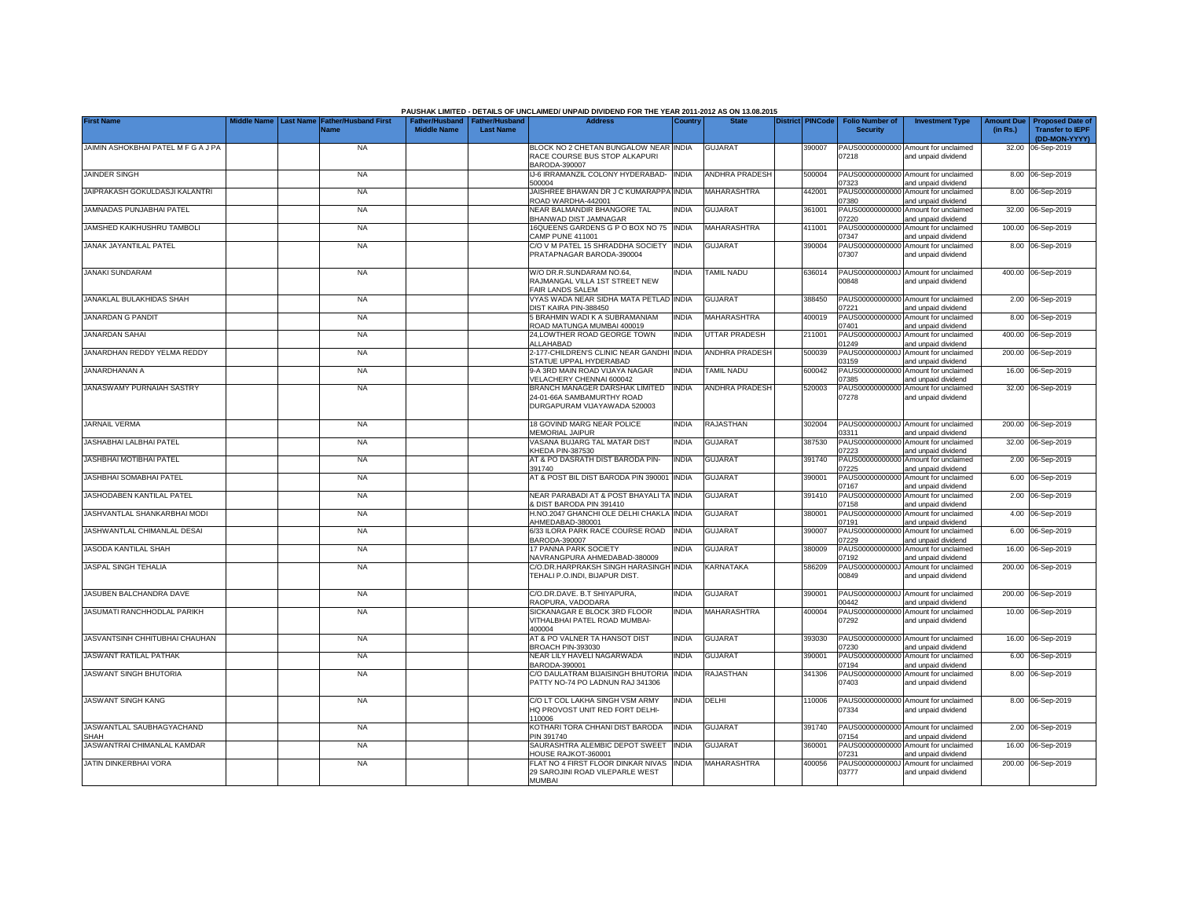PAUSHAK LIMITED - DETAILS OF UNCLAIMED/ UNPAID DIVIDEND FOR THE YEAR 2011-2012 AS ON 13.08.2015

| First Name | Middle Name | Last Name | Father/Husband First Name | Father/Husband Middle Name | Father/Husband Last Name | Address | Country | State | District | PINCode | Folio Number of Security | Investment Type | Amount Due (in Rs.) | Proposed Date of Transfer to IEPF (DD-MON-YYYY) |
|---|---|---|---|---|---|---|---|---|---|---|---|---|---|---|
| JAIMIN ASHOKBHAI PATEL M F G A J PA | | | NA | | | BLOCK NO 2 CHETAN BUNGALOW NEAR RACE COURSE BUS STOP ALKAPURI BARODA-390007 | INDIA | GUJARAT | | 390007 | PAUS00000000000007218 | Amount for unclaimed and unpaid dividend | 32.00 | 06-Sep-2019 |
| JAINDER SINGH | | | NA | | | IJ-6 IRRAMANZIL COLONY HYDERABAD-500004 | INDIA | ANDHRA PRADESH | | 500004 | PAUS00000000000007323 | Amount for unclaimed and unpaid dividend | 8.00 | 06-Sep-2019 |
| JAIPRAKASH GOKULDASJI KALANTRI | | | NA | | | JAISHREE BHAWAN DR J C KUMARAPPA ROAD WARDHA-442001 | INDIA | MAHARASHTRA | | 442001 | PAUS00000000000007380 | Amount for unclaimed and unpaid dividend | 8.00 | 06-Sep-2019 |
| JAMNADAS PUNJABHAI PATEL | | | NA | | | NEAR BALMANDIR BHANGORE TAL BHANWAD DIST JAMNAGAR | INDIA | GUJARAT | | 361001 | PAUS00000000000007220 | Amount for unclaimed and unpaid dividend | 32.00 | 06-Sep-2019 |
| JAMSHED KAIKHUSHRU TAMBOLI | | | NA | | | 16QUEENS GARDENS G P O BOX NO 75 CAMP PUNE 411001 | INDIA | MAHARASHTRA | | 411001 | PAUS00000000000007347 | Amount for unclaimed and unpaid dividend | 100.00 | 06-Sep-2019 |
| JANAK JAYANTILAL PATEL | | | NA | | | C/O V M PATEL 15 SHRADDHA SOCIETY PRATAPNAGAR BARODA-390004 | INDIA | GUJARAT | | 390004 | PAUS00000000000007307 | Amount for unclaimed and unpaid dividend | 8.00 | 06-Sep-2019 |
| JANAKI SUNDARAM | | | NA | | | W/O DR.R.SUNDARAM NO.64, RAJMANGAL VILLA 1ST STREET NEW FAIR LANDS SALEM | INDIA | TAMIL NADU | | 636014 | PAUS0000000000J00848 | Amount for unclaimed and unpaid dividend | 400.00 | 06-Sep-2019 |
| JANAKLAL BULAKHIDAS SHAH | | | NA | | | VYAS WADA NEAR SIDHA MATA PETLAD DIST KAIRA PIN-388450 | INDIA | GUJARAT | | 388450 | PAUS00000000000007221 | Amount for unclaimed and unpaid dividend | 2.00 | 06-Sep-2019 |
| JANARDAN G PANDIT | | | NA | | | 5 BRAHMIN WADI K A SUBRAMANIAM ROAD MATUNGA MUMBAI 400019 | INDIA | MAHARASHTRA | | 400019 | PAUS00000000000007401 | Amount for unclaimed and unpaid dividend | 8.00 | 06-Sep-2019 |
| JANARDAN SAHAI | | | NA | | | 24,LOWTHER ROAD GEORGE TOWN ALLAHABAD | INDIA | UTTAR PRADESH | | 211001 | PAUS0000000000J01249 | Amount for unclaimed and unpaid dividend | 400.00 | 06-Sep-2019 |
| JANARDHAN REDDY YELMA REDDY | | | NA | | | 2-177-CHILDREN'S CLINIC NEAR GANDHI STATUE UPPAL HYDERABAD | INDIA | ANDHRA PRADESH | | 500039 | PAUS0000000000J03159 | Amount for unclaimed and unpaid dividend | 200.00 | 06-Sep-2019 |
| JANARDHANAN A | | | NA | | | 9-A 3RD MAIN ROAD VIJAYA NAGAR VELACHERY CHENNAI 600042 | INDIA | TAMIL NADU | | 600042 | PAUS00000000000007385 | Amount for unclaimed and unpaid dividend | 16.00 | 06-Sep-2019 |
| JANASWAMY PURNAIAH SASTRY | | | NA | | | BRANCH MANAGER DARSHAK LIMITED 24-01-66A SAMBAMURTHY ROAD DURGAPURAM VIJAYAWADA 520003 | INDIA | ANDHRA PRADESH | | 520003 | PAUS00000000000007278 | Amount for unclaimed and unpaid dividend | 32.00 | 06-Sep-2019 |
| JARNAIL VERMA | | | NA | | | 18 GOVIND MARG NEAR POLICE MEMORIAL JAIPUR | INDIA | RAJASTHAN | | 302004 | PAUS0000000000J03311 | Amount for unclaimed and unpaid dividend | 200.00 | 06-Sep-2019 |
| JASHABHAI LALBHAI PATEL | | | NA | | | VASANA BUJARG TAL MATAR DIST KHEDA PIN-387530 | INDIA | GUJARAT | | 387530 | PAUS00000000000007223 | Amount for unclaimed and unpaid dividend | 32.00 | 06-Sep-2019 |
| JASHBHAI MOTIBHAI PATEL | | | NA | | | AT & PO DASRATH DIST BARODA PIN-391740 | INDIA | GUJARAT | | 391740 | PAUS00000000000007225 | Amount for unclaimed and unpaid dividend | 2.00 | 06-Sep-2019 |
| JASHBHAI SOMABHAI PATEL | | | NA | | | AT & POST BIL DIST BARODA PIN 390001 | INDIA | GUJARAT | | 390001 | PAUS00000000000007167 | Amount for unclaimed and unpaid dividend | 6.00 | 06-Sep-2019 |
| JASHODABEN KANTILAL PATEL | | | NA | | | NEAR PARABADI AT & POST BHAYALI TA & DIST BARODA PIN 391410 | INDIA | GUJARAT | | 391410 | PAUS00000000000007158 | Amount for unclaimed and unpaid dividend | 2.00 | 06-Sep-2019 |
| JASHVANTLAL SHANKARBHAI MODI | | | NA | | | H.NO.2047 GHANCHI OLE DELHI CHAKLA AHMEDABAD-380001 | INDIA | GUJARAT | | 380001 | PAUS00000000000007191 | Amount for unclaimed and unpaid dividend | 4.00 | 06-Sep-2019 |
| JASHWANTLAL CHIMANLAL DESAI | | | NA | | | 6/33 ILORA PARK RACE COURSE ROAD BARODA-390007 | INDIA | GUJARAT | | 390007 | PAUS00000000000007229 | Amount for unclaimed and unpaid dividend | 6.00 | 06-Sep-2019 |
| JASODA KANTILAL SHAH | | | NA | | | 17 PANNA PARK SOCIETY NAVRANGPURA AHMEDABAD-380009 | INDIA | GUJARAT | | 380009 | PAUS00000000000007192 | Amount for unclaimed and unpaid dividend | 16.00 | 06-Sep-2019 |
| JASPAL SINGH TEHALIA | | | NA | | | C/O.DR.HARPRAKSH SINGH HARASINGH TEHALI P.O.INDI, BIJAPUR DIST. | INDIA | KARNATAKA | | 586209 | PAUS0000000000J00849 | Amount for unclaimed and unpaid dividend | 200.00 | 06-Sep-2019 |
| JASUBEN BALCHANDRA DAVE | | | NA | | | C/O.DR.DAVE. B.T SHIYAPURA, RAOPURA, VADODARA | INDIA | GUJARAT | | 390001 | PAUS0000000000J00442 | Amount for unclaimed and unpaid dividend | 200.00 | 06-Sep-2019 |
| JASUMATI RANCHHODLAL PARIKH | | | NA | | | SICKANAGAR E BLOCK 3RD FLOOR VITHALBHAI PATEL ROAD MUMBAI-400004 | INDIA | MAHARASHTRA | | 400004 | PAUS00000000000007292 | Amount for unclaimed and unpaid dividend | 10.00 | 06-Sep-2019 |
| JASVANTSINH CHHITUBHAI CHAUHAN | | | NA | | | AT & PO VALNER TA HANSOT DIST BROACH PIN-393030 | INDIA | GUJARAT | | 393030 | PAUS00000000000007230 | Amount for unclaimed and unpaid dividend | 16.00 | 06-Sep-2019 |
| JASWANT RATILAL PATHAK | | | NA | | | NEAR LILY HAVELI NAGARWADA BARODA-390001 | INDIA | GUJARAT | | 390001 | PAUS00000000000007194 | Amount for unclaimed and unpaid dividend | 6.00 | 06-Sep-2019 |
| JASWANT SINGH BHUTORIA | | | NA | | | C/O DAULATRAM BIJAISINGH BHUTORIA PATTY NO-74 PO LADNUN RAJ 341306 | INDIA | RAJASTHAN | | 341306 | PAUS00000000000007403 | Amount for unclaimed and unpaid dividend | 8.00 | 06-Sep-2019 |
| JASWANT SINGH KANG | | | NA | | | C/O LT COL LAKHA SINGH VSM ARMY HQ PROVOST UNIT RED FORT DELHI-110006 | INDIA | DELHI | | 110006 | PAUS00000000000007334 | Amount for unclaimed and unpaid dividend | 8.00 | 06-Sep-2019 |
| JASWANTLAL SAUBHAGYACHAND SHAH | | | NA | | | KOTHARI TORA CHHANI DIST BARODA PIN 391740 | INDIA | GUJARAT | | 391740 | PAUS00000000000007154 | Amount for unclaimed and unpaid dividend | 2.00 | 06-Sep-2019 |
| JASWANTRAI CHIMANLAL KAMDAR | | | NA | | | SAURASHTRA ALEMBIC DEPOT SWEET HOUSE RAJKOT-360001 | INDIA | GUJARAT | | 360001 | PAUS00000000000007231 | Amount for unclaimed and unpaid dividend | 16.00 | 06-Sep-2019 |
| JATIN DINKERBHAI VORA | | | NA | | | FLAT NO 4 FIRST FLOOR DINKAR NIVAS 29 SAROJINI ROAD VILEPARLE WEST MUMBAI | INDIA | MAHARASHTRA | | 400056 | PAUS0000000000J03777 | Amount for unclaimed and unpaid dividend | 200.00 | 06-Sep-2019 |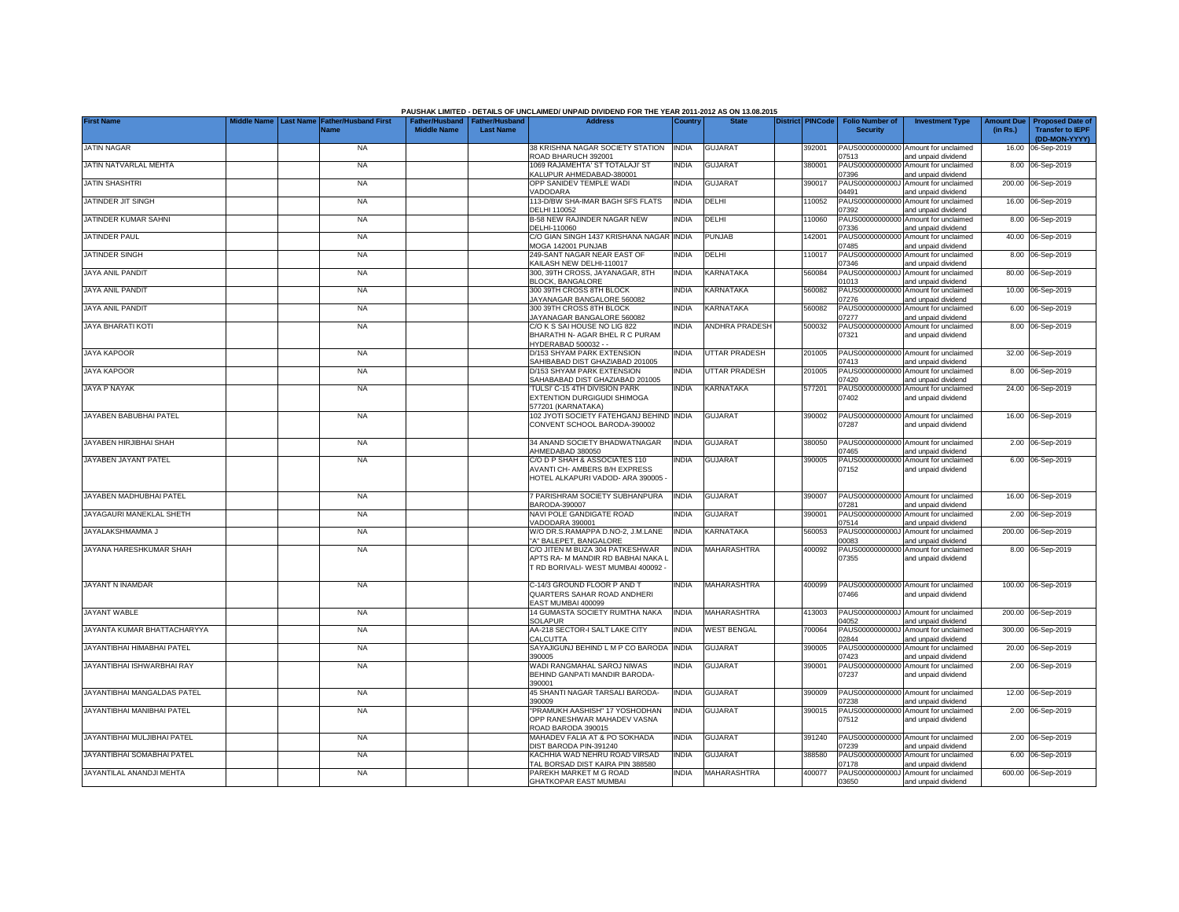PAUSHAK LIMITED - DETAILS OF UNCLAIMED/ UNPAID DIVIDEND FOR THE YEAR 2011-2012 AS ON 13.08.2015

| First Name | Middle Name | Last Name | Father/Husband First Name | Father/Husband Middle Name | Father/Husband Last Name | Address | Country | State | District | PINCode | Folio Number of Security | Investment Type | Amount Due (in Rs.) | Proposed Date of Transfer to IEPF (DD-MON-YYYY) |
|---|---|---|---|---|---|---|---|---|---|---|---|---|---|---|
| JATIN NAGAR | | | NA | | | 38 KRISHNA NAGAR SOCIETY STATION ROAD BHARUCH 392001 | INDIA | GUJARAT | | 392001 | PAUS00000000000 07513 | Amount for unclaimed and unpaid dividend | 16.00 | 06-Sep-2019 |
| JATIN NATVARLAL MEHTA | | | NA | | | 1069 RAJAMEHTA' ST TOTALAJI ST KALUPUR AHMEDABAD-380001 | INDIA | GUJARAT | | 380001 | PAUS00000000000 07396 | Amount for unclaimed and unpaid dividend | 8.00 | 06-Sep-2019 |
| JATIN SHASHTRI | | | NA | | | OPP SANIDEV TEMPLE WADI VADODARA | INDIA | GUJARAT | | 390017 | PAUS0000000000J 04491 | Amount for unclaimed and unpaid dividend | 200.00 | 06-Sep-2019 |
| JATINDER JIT SINGH | | | NA | | | 113-D/BW SHA-IMAR BAGH SFS FLATS DELHI 110052 | INDIA | DELHI | | 110052 | PAUS00000000000 07392 | Amount for unclaimed and unpaid dividend | 16.00 | 06-Sep-2019 |
| JATINDER KUMAR SAHNI | | | NA | | | B-58 NEW RAJINDER NAGAR NEW DELHI-110060 | INDIA | DELHI | | 110060 | PAUS00000000000 07336 | Amount for unclaimed and unpaid dividend | 8.00 | 06-Sep-2019 |
| JATINDER PAUL | | | NA | | | C/O GIAN SINGH 1437 KRISHANA NAGAR MOGA 142001 PUNJAB | INDIA | PUNJAB | | 142001 | PAUS00000000000 07485 | Amount for unclaimed and unpaid dividend | 40.00 | 06-Sep-2019 |
| JATINDER SINGH | | | NA | | | 249-SANT NAGAR NEAR EAST OF KAILASH NEW DELHI-110017 | INDIA | DELHI | | 110017 | PAUS00000000000 07346 | Amount for unclaimed and unpaid dividend | 8.00 | 06-Sep-2019 |
| JAYA ANIL PANDIT | | | NA | | | 300, 39TH CROSS, JAYANAGAR, 8TH BLOCK, BANGALORE | INDIA | KARNATAKA | | 560084 | PAUS0000000000J 01013 | Amount for unclaimed and unpaid dividend | 80.00 | 06-Sep-2019 |
| JAYA ANIL PANDIT | | | NA | | | 300 39TH CROSS 8TH BLOCK JAYANAGAR BANGALORE 560082 | INDIA | KARNATAKA | | 560082 | PAUS00000000000 07276 | Amount for unclaimed and unpaid dividend | 10.00 | 06-Sep-2019 |
| JAYA ANIL PANDIT | | | NA | | | 300 39TH CROSS 8TH BLOCK JAYANAGAR BANGALORE 560082 | INDIA | KARNATAKA | | 560082 | PAUS00000000000 07277 | Amount for unclaimed and unpaid dividend | 6.00 | 06-Sep-2019 |
| JAYA BHARATI KOTI | | | NA | | | C/O K S SAI HOUSE NO LIG 822 BHARATHI N- AGAR BHEL R C PURAM HYDERABAD 500032 - - | INDIA | ANDHRA PRADESH | | 500032 | PAUS00000000000 07321 | Amount for unclaimed and unpaid dividend | 8.00 | 06-Sep-2019 |
| JAYA KAPOOR | | | NA | | | D/153 SHYAM PARK EXTENSION SAHIBABAD DIST GHAZIABAD 201005 | INDIA | UTTAR PRADESH | | 201005 | PAUS00000000000 07413 | Amount for unclaimed and unpaid dividend | 32.00 | 06-Sep-2019 |
| JAYA KAPOOR | | | NA | | | D/153 SHYAM PARK EXTENSION SAHABABAD DIST GHAZIABAD 201005 | INDIA | UTTAR PRADESH | | 201005 | PAUS00000000000 07420 | Amount for unclaimed and unpaid dividend | 8.00 | 06-Sep-2019 |
| JAYA P NAYAK | | | NA | | | 'TULSI' C-15 4TH DIVISION PARK EXTENTION DURGIGUDI SHIMOGA 577201 (KARNATAKA) | INDIA | KARNATAKA | | 577201 | PAUS00000000000 07402 | Amount for unclaimed and unpaid dividend | 24.00 | 06-Sep-2019 |
| JAYABEN BABUBHAI PATEL | | | NA | | | 102 JYOTI SOCIETY FATEHGANJ BEHIND CONVENT SCHOOL BARODA-390002 | INDIA | GUJARAT | | 390002 | PAUS00000000000 07287 | Amount for unclaimed and unpaid dividend | 16.00 | 06-Sep-2019 |
| JAYABEN HIRJIBHAI SHAH | | | NA | | | 34 ANAND SOCIETY BHADWATNAGAR AHMEDABAD 380050 | INDIA | GUJARAT | | 380050 | PAUS00000000000 07465 | Amount for unclaimed and unpaid dividend | 2.00 | 06-Sep-2019 |
| JAYABEN JAYANT PATEL | | | NA | | | C/O D P SHAH & ASSOCIATES 110 AVANTI CH- AMBERS B/H EXPRESS HOTEL ALKAPURI VADOD- ARA 390005 - | INDIA | GUJARAT | | 390005 | PAUS00000000000 07152 | Amount for unclaimed and unpaid dividend | 6.00 | 06-Sep-2019 |
| JAYABEN MADHUBHAI PATEL | | | NA | | | 7 PARISHRAM SOCIETY SUBHANPURA BARODA-390007 | INDIA | GUJARAT | | 390007 | PAUS00000000000 07281 | Amount for unclaimed and unpaid dividend | 16.00 | 06-Sep-2019 |
| JAYAGAURI MANEKLAL SHETH | | | NA | | | NAVI POLE GANDIGATE ROAD VADODARA 390001 | INDIA | GUJARAT | | 390001 | PAUS00000000000 07514 | Amount for unclaimed and unpaid dividend | 2.00 | 06-Sep-2019 |
| JAYALAKSHMAMMA J | | | NA | | | W/O DR.S.RAMAPPA D.NO-2, J.M.LANE "A" BALEPET, BANGALORE | INDIA | KARNATAKA | | 560053 | PAUS0000000000J 00083 | Amount for unclaimed and unpaid dividend | 200.00 | 06-Sep-2019 |
| JAYANA HARESHKUMAR SHAH | | | NA | | | C/O JITEN M BUZA 304 PATKESHWAR APTS RA- M MANDIR RD BABHAI NAKA L T RD BORIVALI- WEST MUMBAI 400092 - | INDIA | MAHARASHTRA | | 400092 | PAUS00000000000 07355 | Amount for unclaimed and unpaid dividend | 8.00 | 06-Sep-2019 |
| JAYANT N INAMDAR | | | NA | | | C-14/3 GROUND FLOOR P AND T QUARTERS SAHAR ROAD ANDHERI EAST MUMBAI 400099 | INDIA | MAHARASHTRA | | 400099 | PAUS00000000000 07466 | Amount for unclaimed and unpaid dividend | 100.00 | 06-Sep-2019 |
| JAYANT WABLE | | | NA | | | 14 GUMASTA SOCIETY RUMTHA NAKA SOLAPUR | INDIA | MAHARASHTRA | | 413003 | PAUS0000000000J 04052 | Amount for unclaimed and unpaid dividend | 200.00 | 06-Sep-2019 |
| JAYANTA KUMAR BHATTACHARYYA | | | NA | | | AA-218 SECTOR-I SALT LAKE CITY CALCUTTA | INDIA | WEST BENGAL | | 700064 | PAUS0000000000J 02844 | Amount for unclaimed and unpaid dividend | 300.00 | 06-Sep-2019 |
| JAYANTIBHAI HIMABHAI PATEL | | | NA | | | SAYAJIGUNJ BEHIND L M P CO BARODA 390005 | INDIA | GUJARAT | | 390005 | PAUS00000000000 07423 | Amount for unclaimed and unpaid dividend | 20.00 | 06-Sep-2019 |
| JAYANTIBHAI ISHWARBHAI RAY | | | NA | | | WADI RANGMAHAL SAROJ NIWAS BEHIND GANPATI MANDIR BARODA-390001 | INDIA | GUJARAT | | 390001 | PAUS00000000000 07237 | Amount for unclaimed and unpaid dividend | 2.00 | 06-Sep-2019 |
| JAYANTIBHAI MANGALDAS PATEL | | | NA | | | 45 SHANTI NAGAR TARSALI BARODA-390009 | INDIA | GUJARAT | | 390009 | PAUS00000000000 07238 | Amount for unclaimed and unpaid dividend | 12.00 | 06-Sep-2019 |
| JAYANTIBHAI MANIBHAI PATEL | | | NA | | | "PRAMUKH AASHISH" 17 YOSHODHAN OPP RANESHWAR MAHADEV VASNA ROAD BARODA 390015 | INDIA | GUJARAT | | 390015 | PAUS00000000000 07512 | Amount for unclaimed and unpaid dividend | 2.00 | 06-Sep-2019 |
| JAYANTIBHAI MULJIBHAI PATEL | | | NA | | | MAHADEV FALIA AT & PO SOKHADA DIST BARODA PIN-391240 | INDIA | GUJARAT | | 391240 | PAUS00000000000 07239 | Amount for unclaimed and unpaid dividend | 2.00 | 06-Sep-2019 |
| JAYANTIBHAI SOMABHAI PATEL | | | NA | | | KACHHIA WAD NEHRU ROAD VIRSAD TAL BORSAD DIST KAIRA PIN 388580 | INDIA | GUJARAT | | 388580 | PAUS00000000000 07178 | Amount for unclaimed and unpaid dividend | 6.00 | 06-Sep-2019 |
| JAYANTILAL ANANDJI MEHTA | | | NA | | | PAREKH MARKET M G ROAD GHATKOPAR EAST MUMBAI | INDIA | MAHARASHTRA | | 400077 | PAUS0000000000J 03650 | Amount for unclaimed and unpaid dividend | 600.00 | 06-Sep-2019 |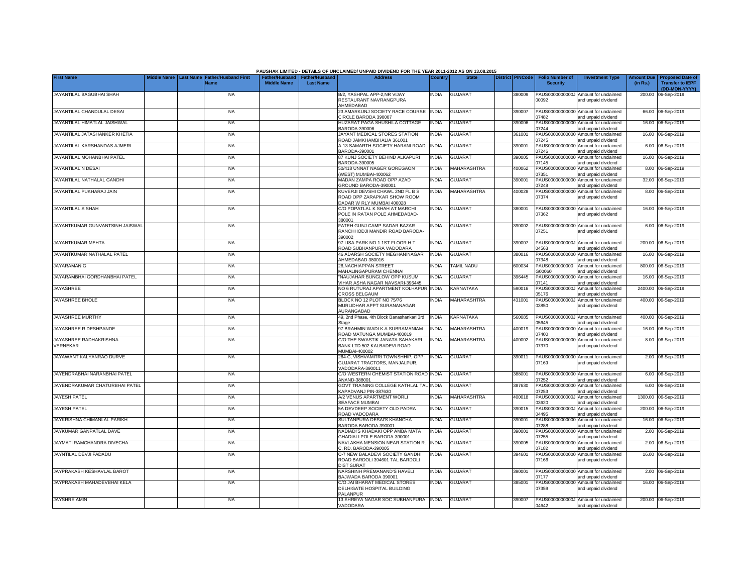PAUSHAK LIMITED - DETAILS OF UNCLAIMED/ UNPAID DIVIDEND FOR THE YEAR 2011-2012 AS ON 13.08.2015

| First Name | Middle Name | Last Name | Father/Husband First Name | Father/Husband Middle Name | Father/Husband Last Name | Address | Country | State | District | PINCode | Folio Number of Security | Investment Type | Amount Due (in Rs.) | Proposed Date of Transfer to IEPF (DD-MON-YYYY) |
|---|---|---|---|---|---|---|---|---|---|---|---|---|---|---|
| JAYANTILAL BAGUBHAI SHAH | | | NA | | | B/2, YASHPAL APP-2,NR VIJAY RESTAURANT NAVRANGPURA AHMEDABAD | INDIA | GUJARAT | | 380009 | PAUS0000000000J00092 | Amount for unclaimed and unpaid dividend | 200.00 | 06-Sep-2019 |
| JAYANTILAL CHANDULAL DESAI | | | NA | | | 23 AMARKUNJ SOCIETY RACE COURSE CIRCLE BARODA 390007 | INDIA | GUJARAT | | 390007 | PAUS00000000000007482 | Amount for unclaimed and unpaid dividend | 66.00 | 06-Sep-2019 |
| JAYANTILAL HIMATLAL JAISHWAL | | | NA | | | HUZARAT PAGA SHUSHILA COTTAGE BARODA-390006 | INDIA | GUJARAT | | 390006 | PAUS00000000000007244 | Amount for unclaimed and unpaid dividend | 16.00 | 06-Sep-2019 |
| JAYANTILAL JATASHANKER KHETIA | | | NA | | | JAYANT MEDICAL STORES STATION ROAD JAMKHAMBHALIA 361001 | INDIA | GUJARAT | | 361001 | PAUS00000000000007245 | Amount for unclaimed and unpaid dividend | 16.00 | 06-Sep-2019 |
| JAYANTILAL KARSHANDAS AJMERI | | | NA | | | A-13 SAMARTH SOCIETY HARANI ROAD BARODA-390001 | INDIA | GUJARAT | | 390001 | PAUS00000000000007246 | Amount for unclaimed and unpaid dividend | 6.00 | 06-Sep-2019 |
| JAYANTILAL MOHANBHAI PATEL | | | NA | | | 87 KUNJ SOCIETY BEHIND ALKAPURI BARODA-390005 | INDIA | GUJARAT | | 390005 | PAUS00000000000007145 | Amount for unclaimed and unpaid dividend | 16.00 | 06-Sep-2019 |
| JAYANTILAL N DESAI | | | NA | | | 50/418 UNNAT NAGER GOREGAON (WEST) MUMBAI-400062 | INDIA | MAHARASHTRA | | 400062 | PAUS00000000000007351 | Amount for unclaimed and unpaid dividend | 8.00 | 06-Sep-2019 |
| JAYANTILAL NATHALAL GANDHI | | | NA | | | MADAN ZAMPA ROAD OPP AZAD GROUND BARODA-390001 | INDIA | GUJARAT | | 390001 | PAUS00000000000007248 | Amount for unclaimed and unpaid dividend | 32.00 | 06-Sep-2019 |
| JAYANTILAL PUKHARAJ JAIN | | | NA | | | KUVERJI DEVSHI CHAWL 2ND FL B S ROAD OPP ZARAPKAR SHOW ROOM DADAR W RLY MUMBAI 400028 | INDIA | MAHARASHTRA | | 400028 | PAUS00000000000007374 | Amount for unclaimed and unpaid dividend | 8.00 | 06-Sep-2019 |
| JAYANTILAL S SHAH | | | NA | | | C/O POPATLAL K SHAH AT MARCHI POLE IN RATAN POLE AHMEDABAD-380001 | INDIA | GUJARAT | | 380001 | PAUS00000000000007362 | Amount for unclaimed and unpaid dividend | 16.00 | 06-Sep-2019 |
| JAYANTKUMAR GUNVANTSINH JAISWAL | | | NA | | | FATEH GUNJ CAMP SADAR BAZAR RANCHHODJI MANDIR ROAD BARODA-390002 | INDIA | GUJARAT | | 390002 | PAUS00000000000007251 | Amount for unclaimed and unpaid dividend | 6.00 | 06-Sep-2019 |
| JAYANTKUMAR MEHTA | | | NA | | | 97 LISA PARK NO-1 1ST FLOOR H T ROAD SUBHANPURA VADODARA | INDIA | GUJARAT | | 390007 | PAUS0000000000J04563 | Amount for unclaimed and unpaid dividend | 200.00 | 06-Sep-2019 |
| JAYANTKUMAR NATHALAL PATEL | | | NA | | | 46 ADARSH SOCIETY MEGHANINAGAR AHMEDABAD 380016 | INDIA | GUJARAT | | 380016 | PAUS00000000000007348 | Amount for unclaimed and unpaid dividend | 16.00 | 06-Sep-2019 |
| JAYARAMAN G | | | NA | | | 26,NACHIAPPAN STREET MAHALINGAPURAM CHENNAI | INDIA | TAMIL NADU | | 600034 | PAUS0000000000G00060 | Amount for unclaimed and unpaid dividend | 800.00 | 06-Sep-2019 |
| JAYARAMBHAI GORDHANBHAI PATEL | | | NA | | | "NAUJAHAR BUNGLOW OPP KUSUM VIHAR ASHA NAGAR NAVSARI-396445 | INDIA | GUJARAT | | 396445 | PAUS00000000000007141 | Amount for unclaimed and unpaid dividend | 16.00 | 06-Sep-2019 |
| JAYASHREE | | | NA | | | NO 6 RUTURAJ APARTMENT KOLHAPUR CROSS BELGAUM | INDIA | KARNATAKA | | 590016 | PAUS0000000000J05176 | Amount for unclaimed and unpaid dividend | 2400.00 | 06-Sep-2019 |
| JAYASHREE BHOLE | | | NA | | | BLOCK NO 12 PLOT NO 75/76 MURLIDHAR APPT SURANANAGAR AURANGABAD | INDIA | MAHARASHTRA | | 431001 | PAUS0000000000J03850 | Amount for unclaimed and unpaid dividend | 400.00 | 06-Sep-2019 |
| JAYASHREE MURTHY | | | NA | | | 49, 2nd Phase, 4th Block Banashankari 3rd Stage | INDIA | KARNATAKA | | 560085 | PAUS0000000000J05645 | Amount for unclaimed and unpaid dividend | 400.00 | 06-Sep-2019 |
| JAYASHREE R DESHPANDE | | | NA | | | 97 BRAHMIN WADI K A SUBRAMANIAM ROAD MATUNGA MUMBAI-400019 | INDIA | MAHARASHTRA | | 400019 | PAUS00000000000007400 | Amount for unclaimed and unpaid dividend | 16.00 | 06-Sep-2019 |
| JAYASHREE RADHAKRISHNA VERNEKAR | | | NA | | | C/O THE SWASTIK JANATA SAHAKARI BANK LTD 502 KALBADEVI ROAD MUMBAI-400002 | INDIA | MAHARASHTRA | | 400002 | PAUS00000000000007370 | Amount for unclaimed and unpaid dividend | 8.00 | 06-Sep-2019 |
| JAYAWANT KALYANRAO DURVE | | | NA | | | 264-C, VISHVAMITRI TOWNSHHIP, OPP: GUJARAT TRACTORS, MANJALPUR, VADODARA-390011 | INDIA | GUJARAT | | 390011 | PAUS00000000000007169 | Amount for unclaimed and unpaid dividend | 2.00 | 06-Sep-2019 |
| JAYENDRABHAI NARANBHAI PATEL | | | NA | | | C/O WESTERN CHEMIST STATION ROAD ANAND-388001 | INDIA | GUJARAT | | 388001 | PAUS00000000000007252 | Amount for unclaimed and unpaid dividend | 6.00 | 06-Sep-2019 |
| JAYENDRAKUMAR CHATURBHAI PATEL | | | NA | | | GOVT TRAINING COLLEGE KATHLAL TAL KAPADVANJ PIN-387630 | INDIA | GUJARAT | | 387630 | PAUS00000000000007253 | Amount for unclaimed and unpaid dividend | 6.00 | 06-Sep-2019 |
| JAYESH PATEL | | | NA | | | A/2 VENUS APARTMENT WORLI SEAFACE MUMBAI | INDIA | MAHARASHTRA | | 400018 | PAUS0000000000J03620 | Amount for unclaimed and unpaid dividend | 1300.00 | 06-Sep-2019 |
| JAYESH PATEL | | | NA | | | 5A DEVDEEP SOCIETY OLD PADRA ROAD VADODARA | INDIA | GUJARAT | | 390015 | PAUS0000000000J04495 | Amount for unclaimed and unpaid dividend | 200.00 | 06-Sep-2019 |
| JAYKRISHNA CHIMANLAL PARIKH | | | NA | | | SULTANPURA DESAI'S KHANCHA BARODA BARODA 390001 | INDIA | GUJARAT | | 390001 | PAUS00000000000007288 | Amount for unclaimed and unpaid dividend | 16.00 | 06-Sep-2019 |
| JAYKUMAR GANPATLAL DAVE | | | NA | | | NADIADI'S KHADAKI OPP AMBA MATA GHADIALI POLE BARODA-390001 | INDIA | GUJARAT | | 390001 | PAUS00000000000007255 | Amount for unclaimed and unpaid dividend | 2.00 | 06-Sep-2019 |
| JAYMATI RAMCHANDRA DIVECHA | | | NA | | | NAVLAKHA MENSION NEAR STATION R. C. RD. BARODA-390005 | INDIA | GUJARAT | | 390005 | PAUS00000000000007182 | Amount for unclaimed and unpaid dividend | 2.00 | 06-Sep-2019 |
| JAYNTILAL DEVJI FADADU | | | NA | | | C-7 NEW BALADEVI SOCIETY GANDHI ROAD BARDOLI 394601 TAL BARDOLI DIST SURAT | INDIA | GUJARAT | | 394601 | PAUS00000000000007166 | Amount for unclaimed and unpaid dividend | 16.00 | 06-Sep-2019 |
| JAYPRAKASH KESHAVLAL BAROT | | | NA | | | NARSHINH PREMANAND'S HAVELI BAJWADA BARODA 390001 | INDIA | GUJARAT | | 390001 | PAUS00000000000007177 | Amount for unclaimed and unpaid dividend | 2.00 | 06-Sep-2019 |
| JAYPRAKASH MAHADEVBHAI KELA | | | NA | | | C/O JAI BHARAT MEDICAL STORES DELHIGATE HOSPITAL BUILDING PALANPUR | INDIA | GUJARAT | | 385001 | PAUS00000000000007359 | Amount for unclaimed and unpaid dividend | 16.00 | 06-Sep-2019 |
| JAYSHRE AMIN | | | NA | | | 13 SHREYA NAGAR SOC SUBHANPURA VADODARA | INDIA | GUJARAT | | 390007 | PAUS0000000000J04642 | Amount for unclaimed and unpaid dividend | 200.00 | 06-Sep-2019 |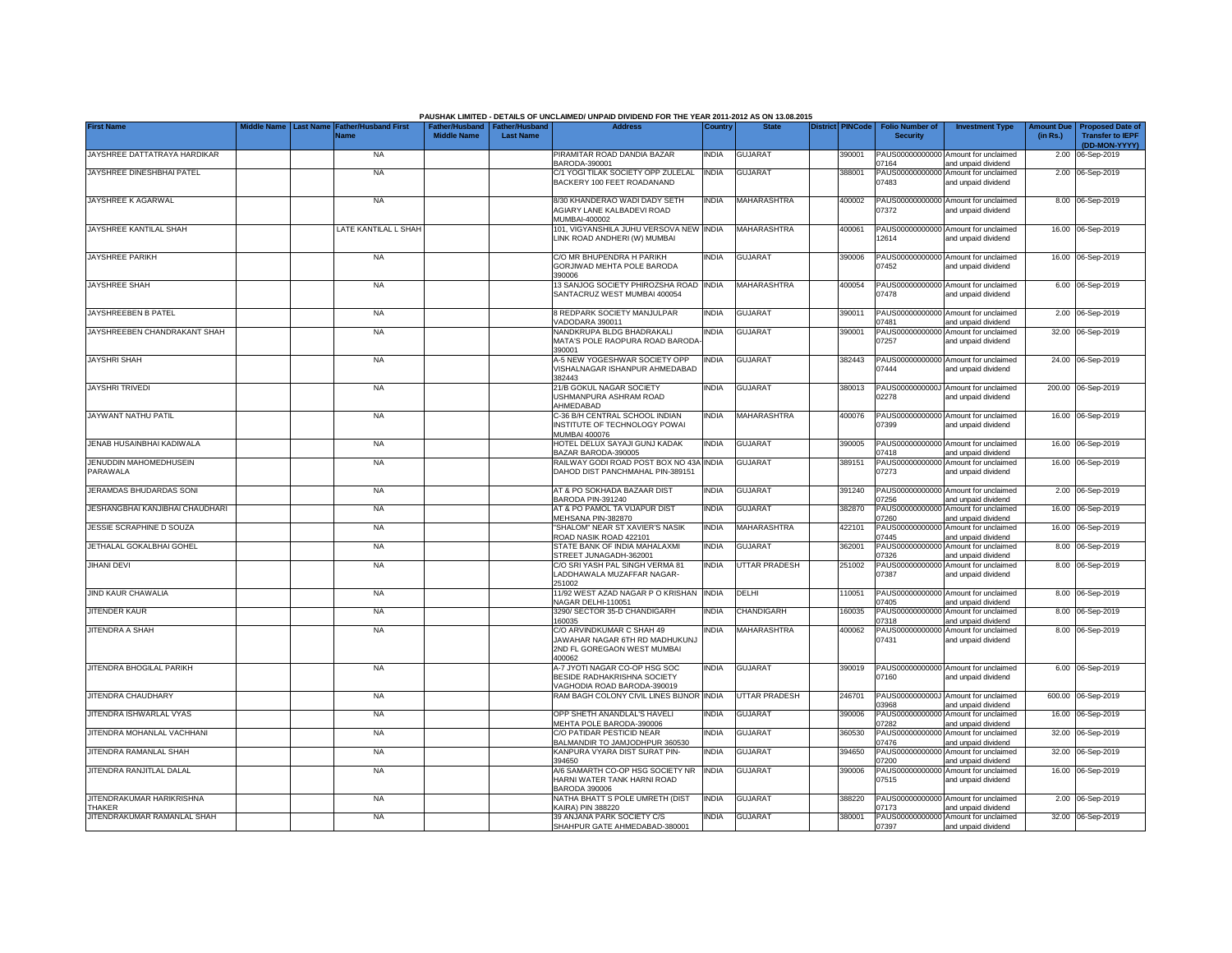**PAUSHAK LIMITED - DETAILS OF UNCLAIMED/ UNPAID DIVIDEND FOR THE YEAR 2011-2012 AS ON 13.08.2015**

| First Name | Middle Name | Last Name | Father/Husband First Name | Father/Husband Middle Name | Father/Husband Last Name | Address | Country | State | District | PINCode | Folio Number of Security | Investment Type | Amount Due (in Rs.) | Proposed Date of Transfer to IEPF (DD-MON-YYYY) |
|---|---|---|---|---|---|---|---|---|---|---|---|---|---|---|
| JAYSHREE DATTATRAYA HARDIKAR | | | NA | | | PIRAMITAR ROAD DANDIA BAZAR BARODA-390001 | INDIA | GUJARAT | | 390001 | PAUS00000000000 07164 | Amount for unclaimed and unpaid dividend | 2.00 | 06-Sep-2019 |
| JAYSHREE DINESHBHAI PATEL | | | NA | | | C/1 YOGI TILAK SOCIETY OPP ZULELAL BACKERY 100 FEET ROADANAND | INDIA | GUJARAT | | 388001 | PAUS00000000000 07483 | Amount for unclaimed and unpaid dividend | 2.00 | 06-Sep-2019 |
| JAYSHREE K AGARWAL | | | NA | | | 8/30 KHANDERAO WADI DADY SETH AGIARY LANE KALBADEVI ROAD MUMBAI-400002 | INDIA | MAHARASHTRA | | 400002 | PAUS00000000000 07372 | Amount for unclaimed and unpaid dividend | 8.00 | 06-Sep-2019 |
| JAYSHREE KANTILAL SHAH | | | LATE KANTILAL L SHAH | | | 101, VIGYANSHILA JUHU VERSOVA NEW LINK ROAD ANDHERI (W) MUMBAI | INDIA | MAHARASHTRA | | 400061 | PAUS00000000000 12614 | Amount for unclaimed and unpaid dividend | 16.00 | 06-Sep-2019 |
| JAYSHREE PARIKH | | | NA | | | C/O MR BHUPENDRA H PARIKH GORJIWAD MEHTA POLE BARODA 390006 | INDIA | GUJARAT | | 390006 | PAUS00000000000 07452 | Amount for unclaimed and unpaid dividend | 16.00 | 06-Sep-2019 |
| JAYSHREE SHAH | | | NA | | | 13 SANJOG SOCIETY PHIROZSHA ROAD SANTACRUZ WEST MUMBAI 400054 | INDIA | MAHARASHTRA | | 400054 | PAUS00000000000 07478 | Amount for unclaimed and unpaid dividend | 6.00 | 06-Sep-2019 |
| JAYSHREEBEN B PATEL | | | NA | | | 8 REDPARK SOCIETY MANJULPAR VADODARA 390011 | INDIA | GUJARAT | | 390011 | PAUS00000000000 07481 | Amount for unclaimed and unpaid dividend | 2.00 | 06-Sep-2019 |
| JAYSHREEBEN CHANDRAKANT SHAH | | | NA | | | NANDKRUPA BLDG BHADRAKALI MATA'S POLE RAOPURA ROAD BARODA-390001 | INDIA | GUJARAT | | 390001 | PAUS00000000000 07257 | Amount for unclaimed and unpaid dividend | 32.00 | 06-Sep-2019 |
| JAYSHRI SHAH | | | NA | | | A-5 NEW YOGESHWAR SOCIETY OPP VISHALNAGAR ISHANPUR AHMEDABAD 382443 | INDIA | GUJARAT | | 382443 | PAUS00000000000 07444 | Amount for unclaimed and unpaid dividend | 24.00 | 06-Sep-2019 |
| JAYSHRI TRIVEDI | | | NA | | | 21/B GOKUL NAGAR SOCIETY USHMANPURA ASHRAM ROAD AHMEDABAD | INDIA | GUJARAT | | 380013 | PAUS0000000000J 02278 | Amount for unclaimed and unpaid dividend | 200.00 | 06-Sep-2019 |
| JAYWANT NATHU PATIL | | | NA | | | C-36 B/H CENTRAL SCHOOL INDIAN INSTITUTE OF TECHNOLOGY POWAI MUMBAI 400076 | INDIA | MAHARASHTRA | | 400076 | PAUS00000000000 07399 | Amount for unclaimed and unpaid dividend | 16.00 | 06-Sep-2019 |
| JENAB HUSAINBHAI KADIWALA | | | NA | | | HOTEL DELUX SAYAJI GUNJ KADAK BAZAR BARODA-390005 | INDIA | GUJARAT | | 390005 | PAUS00000000000 07418 | Amount for unclaimed and unpaid dividend | 16.00 | 06-Sep-2019 |
| JENUDDIN MAHOMEDHUSEIN PARAWALA | | | NA | | | RAILWAY GODI ROAD POST BOX NO 43A DAHOD DIST PANCHMAHAL PIN-389151 | INDIA | GUJARAT | | 389151 | PAUS00000000000 07273 | Amount for unclaimed and unpaid dividend | 16.00 | 06-Sep-2019 |
| JERAMDAS BHUDARDAS SONI | | | NA | | | AT & PO SOKHADA BAZAAR DIST BARODA PIN-391240 | INDIA | GUJARAT | | 391240 | PAUS00000000000 07256 | Amount for unclaimed and unpaid dividend | 2.00 | 06-Sep-2019 |
| JESHANGBHAI KANJIBHAI CHAUDHARI | | | NA | | | AT & PO PAMOL TA VIJAPUR DIST MEHSANA PIN-382870 | INDIA | GUJARAT | | 382870 | PAUS00000000000 07260 | Amount for unclaimed and unpaid dividend | 16.00 | 06-Sep-2019 |
| JESSIE SCRAPHINE D SOUZA | | | NA | | | "SHALOM" NEAR ST XAVIER'S NASIK ROAD NASIK ROAD 422101 | INDIA | MAHARASHTRA | | 422101 | PAUS00000000000 07445 | Amount for unclaimed and unpaid dividend | 16.00 | 06-Sep-2019 |
| JETHALAL GOKALBHAI GOHEL | | | NA | | | STATE BANK OF INDIA MAHALAXMI STREET JUNAGADH-362001 | INDIA | GUJARAT | | 362001 | PAUS00000000000 07326 | Amount for unclaimed and unpaid dividend | 8.00 | 06-Sep-2019 |
| JIHANI DEVI | | | NA | | | C/O SRI YASH PAL SINGH VERMA 81 LADDHAWALA MUZAFFAR NAGAR-251002 | INDIA | UTTAR PRADESH | | 251002 | PAUS00000000000 07387 | Amount for unclaimed and unpaid dividend | 8.00 | 06-Sep-2019 |
| JIND KAUR CHAWALIA | | | NA | | | 11/92 WEST AZAD NAGAR P O KRISHAN NAGAR DELHI-110051 | INDIA | DELHI | | 110051 | PAUS00000000000 07405 | Amount for unclaimed and unpaid dividend | 8.00 | 06-Sep-2019 |
| JITENDER KAUR | | | NA | | | 3290/ SECTOR 35-D CHANDIGARH 160035 | INDIA | CHANDIGARH | | 160035 | PAUS00000000000 07318 | Amount for unclaimed and unpaid dividend | 8.00 | 06-Sep-2019 |
| JITENDRA A SHAH | | | NA | | | C/O ARVINDKUMAR C SHAH 49 JAWAHAR NAGAR 6TH RD MADHUKUNJ 2ND FL GOREGAON WEST MUMBAI 400062 | INDIA | MAHARASHTRA | | 400062 | PAUS00000000000 07431 | Amount for unclaimed and unpaid dividend | 8.00 | 06-Sep-2019 |
| JITENDRA BHOGILAL PARIKH | | | NA | | | A-7 JYOTI NAGAR CO-OP HSG SOC BESIDE RADHAKRISHNA SOCIETY VAGHODIA ROAD BARODA-390019 | INDIA | GUJARAT | | 390019 | PAUS00000000000 07160 | Amount for unclaimed and unpaid dividend | 6.00 | 06-Sep-2019 |
| JITENDRA CHAUDHARY | | | NA | | | RAM BAGH COLONY CIVIL LINES BIJNOR | INDIA | UTTAR PRADESH | | 246701 | PAUS0000000000J 03968 | Amount for unclaimed and unpaid dividend | 600.00 | 06-Sep-2019 |
| JITENDRA ISHWARLAL VYAS | | | NA | | | OPP SHETH ANANDLAL'S HAVELI MEHTA POLE BARODA-390006 | INDIA | GUJARAT | | 390006 | PAUS00000000000 07282 | Amount for unclaimed and unpaid dividend | 16.00 | 06-Sep-2019 |
| JITENDRA MOHANLAL VACHHANI | | | NA | | | C/O PATIDAR PESTICID NEAR BALMANDIR TO JAMJODHPUR 360530 | INDIA | GUJARAT | | 360530 | PAUS00000000000 07476 | Amount for unclaimed and unpaid dividend | 32.00 | 06-Sep-2019 |
| JITENDRA RAMANLAL SHAH | | | NA | | | KANPURA VYARA DIST SURAT PIN-394650 | INDIA | GUJARAT | | 394650 | PAUS00000000000 07200 | Amount for unclaimed and unpaid dividend | 32.00 | 06-Sep-2019 |
| JITENDRA RANJITLAL DALAL | | | NA | | | A/6 SAMARTH CO-OP HSG SOCIETY NR HARNI WATER TANK HARNI ROAD BARODA 390006 | INDIA | GUJARAT | | 390006 | PAUS00000000000 07515 | Amount for unclaimed and unpaid dividend | 16.00 | 06-Sep-2019 |
| JITENDRAKUMAR HARIKRISHNA THAKER | | | NA | | | NATHA BHATT S POLE UMRETH (DIST KAIRA) PIN 388220 | INDIA | GUJARAT | | 388220 | PAUS00000000000 07173 | Amount for unclaimed and unpaid dividend | 2.00 | 06-Sep-2019 |
| JITENDRAKUMAR RAMANLAL SHAH | | | NA | | | 39 ANJANA PARK SOCIETY C/S SHAHPUR GATE AHMEDABAD-380001 | INDIA | GUJARAT | | 380001 | PAUS00000000000 07397 | Amount for unclaimed and unpaid dividend | 32.00 | 06-Sep-2019 |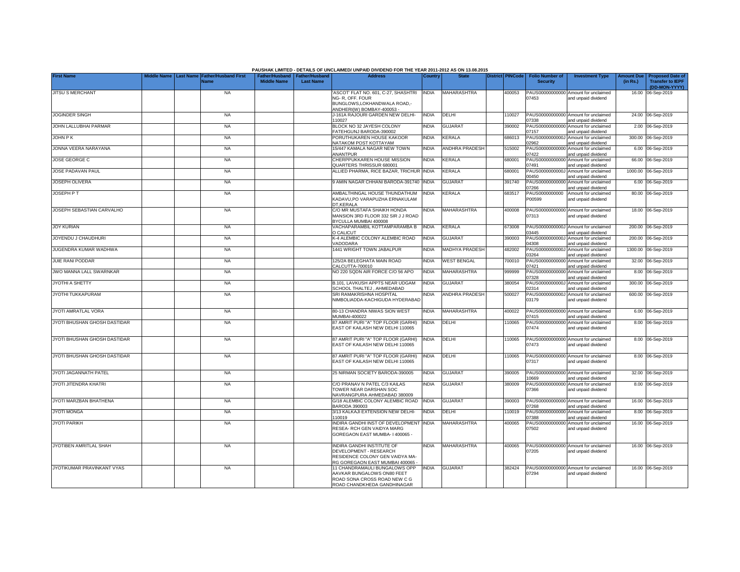PAUSHAK LIMITED - DETAILS OF UNCLAIMED/ UNPAID DIVIDEND FOR THE YEAR 2011-2012 AS ON 13.08.2015

| First Name | Middle Name | Last Name | Father/Husband First Name | Father/Husband Middle Name | Father/Husband Last Name | Address | Country | State | District | PINCode | Folio Number of Security | Investment Type | Amount Due (in Rs.) | Proposed Date of Transfer to IEPF (DD-MON-YYYY) |
|---|---|---|---|---|---|---|---|---|---|---|---|---|---|---|
| JITSU S MERCHANT | | | NA | | | 'ASCOT' FLAT NO. 601, C-27, SHASHTRI NG- R, OFF. FOUR BUNGLOWS,LOKHANDWALA ROAD,- ANDHERI(W) BOMBAY-400053 - | INDIA | MAHARASHTRA | | 400053 | PAUS00000000000 07453 | Amount for unclaimed and unpaid dividend | 16.00 | 06-Sep-2019 |
| JOGINDER SINGH | | | NA | | | J-161A RAJOURI GARDEN NEW DELHI-110027 | INDIA | DELHI | | 110027 | PAUS00000000000 07338 | Amount for unclaimed and unpaid dividend | 24.00 | 06-Sep-2019 |
| JOHN LALLUBHAI PARMAR | | | NA | | | BLOCK NO 32 JAYESH COLONY FATEHGUNJ BARODA-390002 | INDIA | GUJARAT | | 390002 | PAUS00000000000 07157 | Amount for unclaimed and unpaid dividend | 2.00 | 06-Sep-2019 |
| JOHN P K | | | NA | | | PORUTHUKAREN HOUSE KAKOOR NATAKOM POST KOTTAYAM | INDIA | KERALA | | 686013 | PAUS0000000000J 02962 | Amount for unclaimed and unpaid dividend | 300.00 | 06-Sep-2019 |
| JONNA VEERA NARAYANA | | | NA | | | 15/447 KAMALA NAGAR NEW TOWN ANANTPUR | INDIA | ANDHRA PRADESH | | 515002 | PAUS00000000000 07422 | Amount for unclaimed and unpaid dividend | 6.00 | 06-Sep-2019 |
| JOSE GEORGE C | | | NA | | | CHERPPUKKAREN HOUSE MISSION QUARTERS THRISSUR 680001 | INDIA | KERALA | | 680001 | PAUS00000000000 07491 | Amount for unclaimed and unpaid dividend | 66.00 | 06-Sep-2019 |
| JOSE PADAVAN PAUL | | | NA | | | ALLIED PHARMA, RICE BAZAR, TRICHUR | INDIA | KERALA | | 680001 | PAUS0000000000J 00450 | Amount for unclaimed and unpaid dividend | 1000.00 | 06-Sep-2019 |
| JOSEPH OLIVERA | | | NA | | | 9 AMIN NAGAR CHHANI BARODA-391740 | INDIA | GUJARAT | | 391740 | PAUS00000000000 07266 | Amount for unclaimed and unpaid dividend | 6.00 | 06-Sep-2019 |
| JOSEPH P T | | | NA | | | AMBALTHINGAL HOUSE THUNDATHUM KADAVU,PO VARAPUZHA ERNAKULAM DT,KERALA | INDIA | KERALA | | 683517 | PAUS0000000000 P00599 | Amount for unclaimed and unpaid dividend | 80.00 | 06-Sep-2019 |
| JOSEPH SEBASTIAN CARVALHO | | | NA | | | C/O MR MUSTAFA SHAIKH HONDA MANSION 3RD FLOOR 332 SIR J J ROAD BYCULLA MUMBAI 400008 | INDIA | MAHARASHTRA | | 400008 | PAUS00000000000 07313 | Amount for unclaimed and unpaid dividend | 18.00 | 06-Sep-2019 |
| JOY KURIAN | | | NA | | | VACHAPARAMBIL KOTTAMPARAMBA B O CALICUT | INDIA | KERALA | | 673008 | PAUS0000000000J 03445 | Amount for unclaimed and unpaid dividend | 200.00 | 06-Sep-2019 |
| JOYENDU J CHAUDHURI | | | NA | | | K-4 ALEMBIC COLONY ALEMBIC ROAD VADODARA | INDIA | GUJARAT | | 390003 | PAUS0000000000J 04308 | Amount for unclaimed and unpaid dividend | 200.00 | 06-Sep-2019 |
| JUGENDRA KUMAR WADHWA | | | NA | | | 1441 WRIGHT TOWN JABALPUR | INDIA | MADHYA PRADESH | | 482002 | PAUS0000000000J 03264 | Amount for unclaimed and unpaid dividend | 1300.00 | 06-Sep-2019 |
| JUIE RANI PODDAR | | | NA | | | 125/2A BELEGHATA MAIN ROAD CALCUTTA-700010 | INDIA | WEST BENGAL | | 700010 | PAUS00000000000 07421 | Amount for unclaimed and unpaid dividend | 32.00 | 06-Sep-2019 |
| JWO MANNA LALL SWARNKAR | | | NA | | | NO 220 SQDN AIR FORCE C/O 56 APO | INDIA | MAHARASHTRA | | 999999 | PAUS00000000000 07328 | Amount for unclaimed and unpaid dividend | 8.00 | 06-Sep-2019 |
| JYOTHI A SHETTY | | | NA | | | B.101, LAVKUSH APPTS NEAR UDGAM SCHOOL THALTEJ , AHMEDABAD | INDIA | GUJARAT | | 380054 | PAUS0000000000J 02314 | Amount for unclaimed and unpaid dividend | 300.00 | 06-Sep-2019 |
| JYOTHI TUKKAPURAM | | | NA | | | SRI RAMAKRISHNA HOSPITAL NIMBOLIADDA-KACHIGUDA HYDERABAD | INDIA | ANDHRA PRADESH | | 500027 | PAUS0000000000J 03179 | Amount for unclaimed and unpaid dividend | 600.00 | 06-Sep-2019 |
| JYOTI AMRATLAL VORA | | | NA | | | 80-13 CHANDRA NIWAS SION WEST MUMBAI-400022 | INDIA | MAHARASHTRA | | 400022 | PAUS00000000000 07415 | Amount for unclaimed and unpaid dividend | 6.00 | 06-Sep-2019 |
| JYOTI BHUSHAN GHOSH DASTIDAR | | | NA | | | 87 AMRIT PURI "A" TOP FLOOR (GARHI) EAST OF KAILASH NEW DELHI 110065 | INDIA | DELHI | | 110065 | PAUS00000000000 07474 | Amount for unclaimed and unpaid dividend | 8.00 | 06-Sep-2019 |
| JYOTI BHUSHAN GHOSH DASTIDAR | | | NA | | | 87 AMRIT PURI "A" TOP FLOOR (GARHI) EAST OF KAILASH NEW DELHI 110065 | INDIA | DELHI | | 110065 | PAUS00000000000 07473 | Amount for unclaimed and unpaid dividend | 8.00 | 06-Sep-2019 |
| JYOTI BHUSHAN GHOSH DASTIDAR | | | NA | | | 87 AMRIT PURI "A" TOP FLOOR (GARHI) EAST OF KAILASH NEW DELHI 110065 | INDIA | DELHI | | 110065 | PAUS00000000000 07317 | Amount for unclaimed and unpaid dividend | 8.00 | 06-Sep-2019 |
| JYOTI JAGANNATH PATEL | | | NA | | | 25 NIRMAN SOCIETY BARODA-390005 | INDIA | GUJARAT | | 390005 | PAUS00000000000 10669 | Amount for unclaimed and unpaid dividend | 32.00 | 06-Sep-2019 |
| JYOTI JITENDRA KHATRI | | | NA | | | C/O PRANAV N PATEL C/3 KAILAS TOWER NEAR DARSHAN SOC NAVRANGPURA AHMEDABAD 380009 | INDIA | GUJARAT | | 380009 | PAUS00000000000 07366 | Amount for unclaimed and unpaid dividend | 8.00 | 06-Sep-2019 |
| JYOTI MARZBAN BHATHENA | | | NA | | | G/18 ALEMBIC COLONY ALEMBIC ROAD BARODA 390003 | INDIA | GUJARAT | | 390003 | PAUS00000000000 07268 | Amount for unclaimed and unpaid dividend | 16.00 | 06-Sep-2019 |
| JYOTI MONGA | | | NA | | | 3/13 KALKAJI EXTENSION NEW DELHI-110019 | INDIA | DELHI | | 110019 | PAUS00000000000 07388 | Amount for unclaimed and unpaid dividend | 8.00 | 06-Sep-2019 |
| JYOTI PARIKH | | | NA | | | INDIRA GANDHI INST OF DEVELOPMENT RESEA- RCH GEN VAIDYA MARG GOREGAON EAST MUMBA- I 400065 - | INDIA | MAHARASHTRA | | 400065 | PAUS00000000000 07502 | Amount for unclaimed and unpaid dividend | 16.00 | 06-Sep-2019 |
| JYOTIBEN AMRITLAL SHAH | | | NA | | | INDIRA GANDHI INSTITUTE OF DEVELOPMENT - RESEARCH RESIDENCE COLONY GEN VAIDYA MA- RG GOREGAON EAST MUMBAI 400065 - | INDIA | MAHARASHTRA | | 400065 | PAUS00000000000 07205 | Amount for unclaimed and unpaid dividend | 16.00 | 06-Sep-2019 |
| JYOTIKUMAR PRAVINKANT VYAS | | | NA | | | 11 CHANDRAMAULI BUNGALOWS OPP AAVKAR BUNGALOWS ON80 FEET ROAD SONA CROSS ROAD NEW C G ROAD CHANDKHEDA GANDHINAGAR | INDIA | GUJARAT | | 382424 | PAUS00000000000 07294 | Amount for unclaimed and unpaid dividend | 16.00 | 06-Sep-2019 |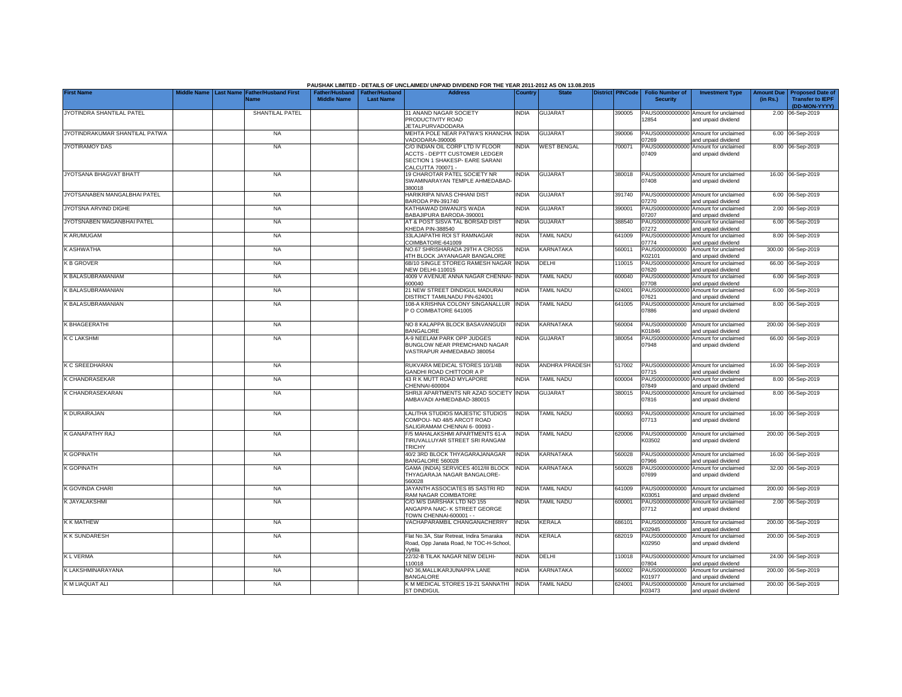PAUSHAK LIMITED - DETAILS OF UNCLAIMED/ UNPAID DIVIDEND FOR THE YEAR 2011-2012 AS ON 13.08.2015

| First Name | Middle Name | Last Name | Father/Husband First Name | Father/Husband Middle Name | Father/Husband Last Name | Address | Country | State | District | PINCode | Folio Number of Security | Investment Type | Amount Due (in Rs.) | Proposed Date of Transfer to IEPF (DD-MON-YYYY) |
|---|---|---|---|---|---|---|---|---|---|---|---|---|---|---|
| JYOTINDRA SHANTILAL PATEL | | | SHANTILAL PATEL | | | 31 ANAND NAGAR SOCIETY PRODUCTIVITY ROAD JETALPURVADODARA | INDIA | GUJARAT | | 390005 | PAUS00000000000 12854 | Amount for unclaimed and unpaid dividend | 2.00 | 06-Sep-2019 |
| JYOTINDRAKUMAR SHANTILAL PATWA | | | NA | | | MEHTA POLE NEAR PATWA'S KHANCHA VADODARA-390006 | INDIA | GUJARAT | | 390006 | PAUS00000000000 07269 | Amount for unclaimed and unpaid dividend | 6.00 | 06-Sep-2019 |
| JYOTIRAMOY DAS | | | NA | | | C/O INDIAN OIL CORP LTD IV FLOOR ACCTS - DEPTT CUSTOMER LEDGER SECTION 1 SHAKESP- EARE SARANI CALCUTTA 700071 - | INDIA | WEST BENGAL | | 700071 | PAUS00000000000 07409 | Amount for unclaimed and unpaid dividend | 8.00 | 06-Sep-2019 |
| JYOTSANA BHAGVAT BHATT | | | NA | | | 19 CHAROTAR PATEL SOCIETY NR SWAMINARAYAN TEMPLE AHMEDABAD-380018 | INDIA | GUJARAT | | 380018 | PAUS00000000000 07408 | Amount for unclaimed and unpaid dividend | 16.00 | 06-Sep-2019 |
| JYOTSANABEN MANGALBHAI PATEL | | | NA | | | HARIKRIPA NIVAS CHHANI DIST BARODA PIN-391740 | INDIA | GUJARAT | | 391740 | PAUS00000000000 07270 | Amount for unclaimed and unpaid dividend | 6.00 | 06-Sep-2019 |
| JYOTSNA ARVIND DIGHE | | | NA | | | KATHIAWAD DIWANJI'S WADA BABAJIPURA BARODA-390001 | INDIA | GUJARAT | | 390001 | PAUS00000000000 07207 | Amount for unclaimed and unpaid dividend | 2.00 | 06-Sep-2019 |
| JYOTSNABEN MAGANBHAI PATEL | | | NA | | | AT & POST SISVA TAL BORSAD DIST KHEDA PIN-388540 | INDIA | GUJARAT | | 388540 | PAUS00000000000 07272 | Amount for unclaimed and unpaid dividend | 6.00 | 06-Sep-2019 |
| K ARUMUGAM | | | NA | | | 33LAJAPATHI ROI ST RAMNAGAR COIMBATORE-641009 | INDIA | TAMIL NADU | | 641009 | PAUS00000000000 07774 | Amount for unclaimed and unpaid dividend | 8.00 | 06-Sep-2019 |
| K ASHWATHA | | | NA | | | NO.67 SHRISHARADA 29TH A CROSS 4TH BLOCK JAYANAGAR BANGALORE | INDIA | KARNATAKA | | 560011 | PAUS0000000000 K02101 | Amount for unclaimed and unpaid dividend | 300.00 | 06-Sep-2019 |
| K B GROVER | | | NA | | | 6B/10 SINGLE STOREG RAMESH NAGAR NEW DELHI-110015 | INDIA | DELHI | | 110015 | PAUS00000000000 07620 | Amount for unclaimed and unpaid dividend | 66.00 | 06-Sep-2019 |
| K BALASUBRAMANIAM | | | NA | | | 4009 V AVENUE ANNA NAGAR CHENNAI-600040 | INDIA | TAMIL NADU | | 600040 | PAUS00000000000 07708 | Amount for unclaimed and unpaid dividend | 6.00 | 06-Sep-2019 |
| K BALASUBRAMANIAN | | | NA | | | 21 NEW STREET DINDIGUL MADURAI DISTRICT TAMILNADU PIN-624001 | INDIA | TAMIL NADU | | 624001 | PAUS00000000000 07621 | Amount for unclaimed and unpaid dividend | 6.00 | 06-Sep-2019 |
| K BALASUBRAMANIAN | | | NA | | | 108-A KRISHNA COLONY SINGANALLUR P O COIMBATORE 641005 | INDIA | TAMIL NADU | | 641005 | PAUS00000000000 07886 | Amount for unclaimed and unpaid dividend | 8.00 | 06-Sep-2019 |
| K BHAGEERATHI | | | NA | | | NO 8 KALAPPA BLOCK BASAVANGUDI BANGALORE | INDIA | KARNATAKA | | 560004 | PAUS0000000000 K01846 | Amount for unclaimed and unpaid dividend | 200.00 | 06-Sep-2019 |
| K C LAKSHMI | | | NA | | | A-9 NEELAM PARK OPP JUDGES BUNGLOW NEAR PREMCHAND NAGAR VASTRAPUR AHMEDABAD 380054 | INDIA | GUJARAT | | 380054 | PAUS00000000000 07948 | Amount for unclaimed and unpaid dividend | 66.00 | 06-Sep-2019 |
| K C SREEDHARAN | | | NA | | | RUKVARA MEDICAL STORES 10/1/4B GANDHI ROAD CHITTOOR A P | INDIA | ANDHRA PRADESH | | 517002 | PAUS00000000000 07715 | Amount for unclaimed and unpaid dividend | 16.00 | 06-Sep-2019 |
| K CHANDRASEKAR | | | NA | | | 43 R K MUTT ROAD MYLAPORE CHENNAI-600004 | INDIA | TAMIL NADU | | 600004 | PAUS00000000000 07849 | Amount for unclaimed and unpaid dividend | 8.00 | 06-Sep-2019 |
| K CHANDRASEKARAN | | | NA | | | SHRIJI APARTMENTS NR AZAD SOCIETY AMBAVADI AHMEDABAD-380015 | INDIA | GUJARAT | | 380015 | PAUS00000000000 07816 | Amount for unclaimed and unpaid dividend | 8.00 | 06-Sep-2019 |
| K DURAIRAJAN | | | NA | | | LALITHA STUDIOS MAJESTIC STUDIOS COMPOU- ND 48/5 ARCOT ROAD SALIGRAMAM CHENNAI 6- 00093 - | INDIA | TAMIL NADU | | 600093 | PAUS00000000000 07713 | Amount for unclaimed and unpaid dividend | 16.00 | 06-Sep-2019 |
| K GANAPATHY RAJ | | | NA | | | F/5 MAHALAKSHMI APARTMENTS 61-A TIRUVALLUYAR STREET SRI RANGAM TRICHY | INDIA | TAMIL NADU | | 620006 | PAUS0000000000 K03502 | Amount for unclaimed and unpaid dividend | 200.00 | 06-Sep-2019 |
| K GOPINATH | | | NA | | | 40/2 3RD BLOCK THYAGARAJANAGAR BANGALORE 560028 | INDIA | KARNATAKA | | 560028 | PAUS00000000000 07966 | Amount for unclaimed and unpaid dividend | 16.00 | 06-Sep-2019 |
| K GOPINATH | | | NA | | | GAMA (INDIA) SERVICES 4012/III BLOCK THYAGARAJA NAGAR BANGALORE-560028 | INDIA | KARNATAKA | | 560028 | PAUS00000000000 07699 | Amount for unclaimed and unpaid dividend | 32.00 | 06-Sep-2019 |
| K GOVINDA CHARI | | | NA | | | JAYANTH ASSOCIATES 85 SASTRI RD RAM NAGAR COIMBATORE | INDIA | TAMIL NADU | | 641009 | PAUS0000000000 K03051 | Amount for unclaimed and unpaid dividend | 200.00 | 06-Sep-2019 |
| K JAYALAKSHMI | | | NA | | | C/O M/S DARSHAK LTD NO 155 ANGAPPA NAIC- K STREET GEORGE TOWN CHENNAI-600001 - - | INDIA | TAMIL NADU | | 600001 | PAUS00000000000 07712 | Amount for unclaimed and unpaid dividend | 2.00 | 06-Sep-2019 |
| K K MATHEW | | | NA | | | VACHAPARAMBIL CHANGANACHERRY | INDIA | KERALA | | 686101 | PAUS0000000000 K02945 | Amount for unclaimed and unpaid dividend | 200.00 | 06-Sep-2019 |
| K K SUNDARESH | | | NA | | | Flat No.3A, Star Retreat, Indira Smaraka Road, Opp Janata Road, Nr TOC-H-School, Vyttila | INDIA | KERALA | | 682019 | PAUS0000000000 K02950 | Amount for unclaimed and unpaid dividend | 200.00 | 06-Sep-2019 |
| K L VERMA | | | NA | | | 22/32-B TILAK NAGAR NEW DELHI-110018 | INDIA | DELHI | | 110018 | PAUS00000000000 07804 | Amount for unclaimed and unpaid dividend | 24.00 | 06-Sep-2019 |
| K LAKSHMINARAYANA | | | NA | | | NO 36,MALLIKARJUNAPPA LANE BANGALORE | INDIA | KARNATAKA | | 560002 | PAUS0000000000 K01977 | Amount for unclaimed and unpaid dividend | 200.00 | 06-Sep-2019 |
| K M LIAQUAT ALI | | | NA | | | K M MEDICAL STORES 19-21 SANNATHI ST DINDIGUL | INDIA | TAMIL NADU | | 624001 | PAUS0000000000 K03473 | Amount for unclaimed and unpaid dividend | 200.00 | 06-Sep-2019 |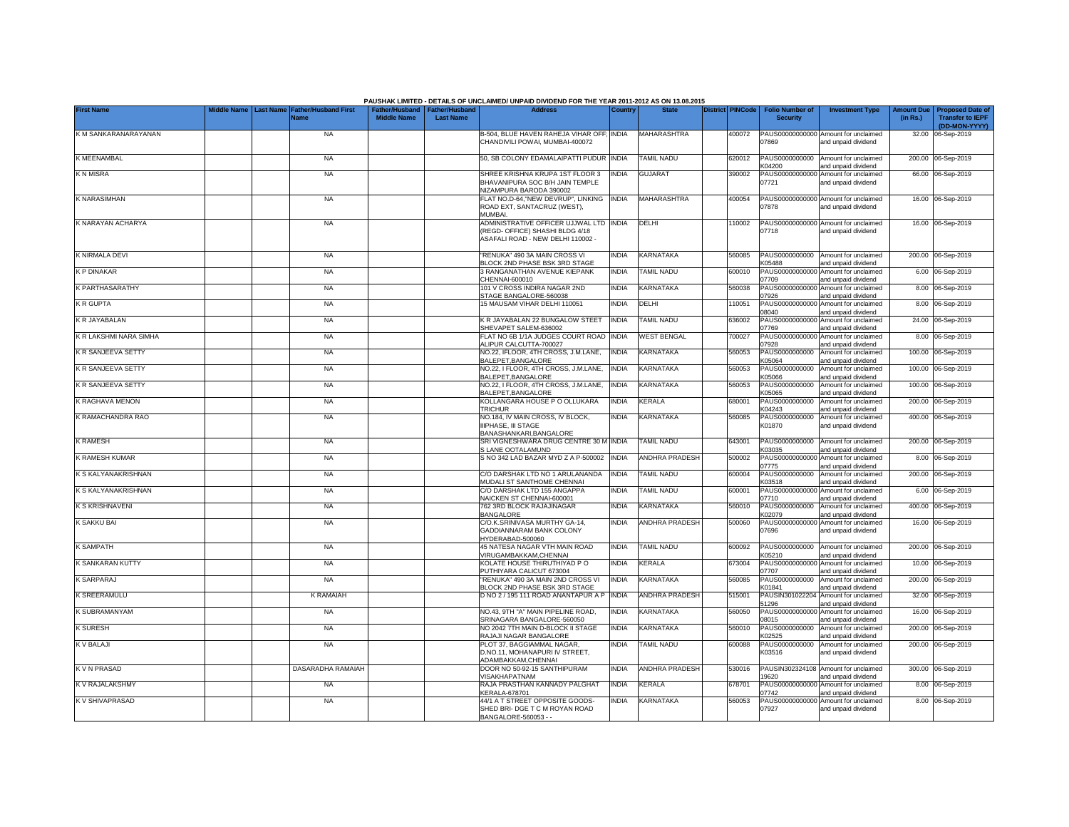PAUSHAK LIMITED - DETAILS OF UNCLAIMED/ UNPAID DIVIDEND FOR THE YEAR 2011-2012 AS ON 13.08.2015

| First Name | Middle Name | Last Name | Father/Husband First Name | Father/Husband Middle Name | Father/Husband Last Name | Address | Country | State | District | PINCode | Folio Number of Security | Investment Type | Amount Due (in Rs.) | Proposed Date of Transfer to IEPF (DD-MON-YYYY) |
|---|---|---|---|---|---|---|---|---|---|---|---|---|---|---|
| K M SANKARANARAYANAN | | | NA | | | B-504, BLUE HAVEN RAHEJA VIHAR OFF; CHANDIVILI POWAI, MUMBAI-400072 | INDIA | MAHARASHTRA | | 400072 | PAUS00000000000 07869 | Amount for unclaimed and unpaid dividend | 32.00 | 06-Sep-2019 |
| K MEENAMBAL | | | NA | | | 50, SB COLONY EDAMALAIPATTI PUDUR | INDIA | TAMIL NADU | | 620012 | PAUS0000000000 K04200 | Amount for unclaimed and unpaid dividend | 200.00 | 06-Sep-2019 |
| K N MISRA | | | NA | | | SHREE KRISHNA KRUPA 1ST FLOOR 3 BHAVANIPURA SOC B/H JAIN TEMPLE NIZAMPURA BARODA 390002 | INDIA | GUJARAT | | 390002 | PAUS00000000000 07721 | Amount for unclaimed and unpaid dividend | 66.00 | 06-Sep-2019 |
| K NARASIMHAN | | | NA | | | FLAT NO.D-64,"NEW DEVRUP", LINKING ROAD EXT, SANTACRUZ (WEST), MUMBAI. | INDIA | MAHARASHTRA | | 400054 | PAUS00000000000 07878 | Amount for unclaimed and unpaid dividend | 16.00 | 06-Sep-2019 |
| K NARAYAN ACHARYA | | | NA | | | ADMINISTRATIVE OFFICER UJJWAL LTD (REGD- OFFICE) SHASHI BLDG 4/18 ASAFALI ROAD - NEW DELHI 110002 - | INDIA | DELHI | | 110002 | PAUS00000000000 07718 | Amount for unclaimed and unpaid dividend | 16.00 | 06-Sep-2019 |
| K NIRMALA DEVI | | | NA | | | "RENUKA" 490 3A MAIN CROSS VI BLOCK 2ND PHASE BSK 3RD STAGE | INDIA | KARNATAKA | | 560085 | PAUS0000000000 K05488 | Amount for unclaimed and unpaid dividend | 200.00 | 06-Sep-2019 |
| K P DINAKAR | | | NA | | | 3 RANGANATHAN AVENUE KIEPANK CHENNAI-600010 | INDIA | TAMIL NADU | | 600010 | PAUS00000000000 07709 | Amount for unclaimed and unpaid dividend | 6.00 | 06-Sep-2019 |
| K PARTHASARATHY | | | NA | | | 101 V CROSS INDIRA NAGAR 2ND STAGE BANGALORE-560038 | INDIA | KARNATAKA | | 560038 | PAUS00000000000 07926 | Amount for unclaimed and unpaid dividend | 8.00 | 06-Sep-2019 |
| K R GUPTA | | | NA | | | 15 MAUSAM VIHAR DELHI 110051 | INDIA | DELHI | | 110051 | PAUS00000000000 08040 | Amount for unclaimed and unpaid dividend | 8.00 | 06-Sep-2019 |
| K R JAYABALAN | | | NA | | | K R JAYABALAN 22 BUNGALOW STEET SHEVAPET SALEM-636002 | INDIA | TAMIL NADU | | 636002 | PAUS00000000000 07769 | Amount for unclaimed and unpaid dividend | 24.00 | 06-Sep-2019 |
| K R LAKSHMI NARA SIMHA | | | NA | | | FLAT NO 6B 1/1A JUDGES COURT ROAD ALIPUR CALCUTTA-700027 | INDIA | WEST BENGAL | | 700027 | PAUS00000000000 07928 | Amount for unclaimed and unpaid dividend | 8.00 | 06-Sep-2019 |
| K R SANJEEVA SETTY | | | NA | | | NO.22, IFLOOR, 4TH CROSS, J.M.LANE, BALEPET,BANGALORE | INDIA | KARNATAKA | | 560053 | PAUS0000000000 K05064 | Amount for unclaimed and unpaid dividend | 100.00 | 06-Sep-2019 |
| K R SANJEEVA SETTY | | | NA | | | NO.22, I FLOOR, 4TH CROSS, J.M.LANE, BALEPET,BANGALORE | INDIA | KARNATAKA | | 560053 | PAUS0000000000 K05066 | Amount for unclaimed and unpaid dividend | 100.00 | 06-Sep-2019 |
| K R SANJEEVA SETTY | | | NA | | | NO.22, I FLOOR, 4TH CROSS, J.M.LANE, BALEPET,BANGALORE | INDIA | KARNATAKA | | 560053 | PAUS0000000000 K05065 | Amount for unclaimed and unpaid dividend | 100.00 | 06-Sep-2019 |
| K RAGHAVA MENON | | | NA | | | KOLLANGARA HOUSE P O OLLUKARA TRICHUR | INDIA | KERALA | | 680001 | PAUS0000000000 K04243 | Amount for unclaimed and unpaid dividend | 200.00 | 06-Sep-2019 |
| K RAMACHANDRA RAO | | | NA | | | NO.184, IV MAIN CROSS, IV BLOCK, IIIPHASE, III STAGE BANASHANKARI,BANGALORE | INDIA | KARNATAKA | | 560085 | PAUS0000000000 K01870 | Amount for unclaimed and unpaid dividend | 400.00 | 06-Sep-2019 |
| K RAMESH | | | NA | | | SRI VIGNESHWARA DRUG CENTRE 30 M S LANE OOTALAMUND | INDIA | TAMIL NADU | | 643001 | PAUS0000000000 K03035 | Amount for unclaimed and unpaid dividend | 200.00 | 06-Sep-2019 |
| K RAMESH KUMAR | | | NA | | | S NO 342 LAD BAZAR MYD Z A P-500002 | INDIA | ANDHRA PRADESH | | 500002 | PAUS00000000000 07775 | Amount for unclaimed and unpaid dividend | 8.00 | 06-Sep-2019 |
| K S KALYANAKRISHNAN | | | NA | | | C/O DARSHAK LTD NO 1 ARULANANDA MUDALI ST SANTHOME CHENNAI | INDIA | TAMIL NADU | | 600004 | PAUS0000000000 K03518 | Amount for unclaimed and unpaid dividend | 200.00 | 06-Sep-2019 |
| K S KALYANAKRISHNAN | | | NA | | | C/O DARSHAK LTD 155 ANGAPPA NAICKEN ST CHENNAI-600001 | INDIA | TAMIL NADU | | 600001 | PAUS00000000000 07710 | Amount for unclaimed and unpaid dividend | 6.00 | 06-Sep-2019 |
| K S KRISHNAVENI | | | NA | | | 762 3RD BLOCK RAJAJINAGAR BANGALORE | INDIA | KARNATAKA | | 560010 | PAUS0000000000 K02079 | Amount for unclaimed and unpaid dividend | 400.00 | 06-Sep-2019 |
| K SAKKU BAI | | | NA | | | C/O.K.SRINIVASA MURTHY GA-14, GADDIANNARAM BANK COLONY HYDERABAD-500060 | INDIA | ANDHRA PRADESH | | 500060 | PAUS00000000000 07696 | Amount for unclaimed and unpaid dividend | 16.00 | 06-Sep-2019 |
| K SAMPATH | | | NA | | | 45 NATESA NAGAR V TH MAIN ROAD VIRUGAMBAKKAM,CHENNAI | INDIA | TAMIL NADU | | 600092 | PAUS0000000000 K05210 | Amount for unclaimed and unpaid dividend | 200.00 | 06-Sep-2019 |
| K SANKARAN KUTTY | | | NA | | | KOLATE HOUSE THIRUTHIYAD P O PUTHIYARA CALICUT 673004 | INDIA | KERALA | | 673004 | PAUS00000000000 07707 | Amount for unclaimed and unpaid dividend | 10.00 | 06-Sep-2019 |
| K SARPARAJ | | | NA | | | "RENUKA" 490 3A MAIN 2ND CROSS VI BLOCK 2ND PHASE BSK 3RD STAGE | INDIA | KARNATAKA | | 560085 | PAUS0000000000 K01841 | Amount for unclaimed and unpaid dividend | 200.00 | 06-Sep-2019 |
| K SREERAMULU | | | K RAMAIAH | | | D NO 2 / 195 111 ROAD ANANTAPUR A P | INDIA | ANDHRA PRADESH | | 515001 | PAUSIN301022204 51296 | Amount for unclaimed and unpaid dividend | 32.00 | 06-Sep-2019 |
| K SUBRAMANYAM | | | NA | | | NO.43, 9TH "A" MAIN PIPELINE ROAD, SRINAGARA BANGALORE-560050 | INDIA | KARNATAKA | | 560050 | PAUS00000000000 08015 | Amount for unclaimed and unpaid dividend | 16.00 | 06-Sep-2019 |
| K SURESH | | | NA | | | NO 2042 7TH MAIN D-BLOCK II STAGE RAJAJI NAGAR BANGALORE | INDIA | KARNATAKA | | 560010 | PAUS0000000000 K02525 | Amount for unclaimed and unpaid dividend | 200.00 | 06-Sep-2019 |
| K V BALAJI | | | NA | | | PLOT 37, BAGGIAMMAL NAGAR, D.NO.11, MOHANAPURI IV STREET, ADAMBAKKAM,CHENNAI | INDIA | TAMIL NADU | | 600088 | PAUS0000000000 K03516 | Amount for unclaimed and unpaid dividend | 200.00 | 06-Sep-2019 |
| K V N PRASAD | | | DASARADHA RAMAIAH | | | DOOR NO 50-92-15 SANTHIPURAM VISAKHAPATNAM | INDIA | ANDHRA PRADESH | | 530016 | PAUSIN302324108 19620 | Amount for unclaimed and unpaid dividend | 300.00 | 06-Sep-2019 |
| K V RAJALAKSHMY | | | NA | | | RAJA PRASTHAN KANNADY PALGHAT KERALA-678701 | INDIA | KERALA | | 678701 | PAUS00000000000 07742 | Amount for unclaimed and unpaid dividend | 8.00 | 06-Sep-2019 |
| K V SHIVAPRASAD | | | NA | | | 44/1 A T STREET OPPOSITE GOODS-SHED BRI- DGE T C M ROYAN ROAD BANGALORE-560053 - - | INDIA | KARNATAKA | | 560053 | PAUS00000000000 07927 | Amount for unclaimed and unpaid dividend | 8.00 | 06-Sep-2019 |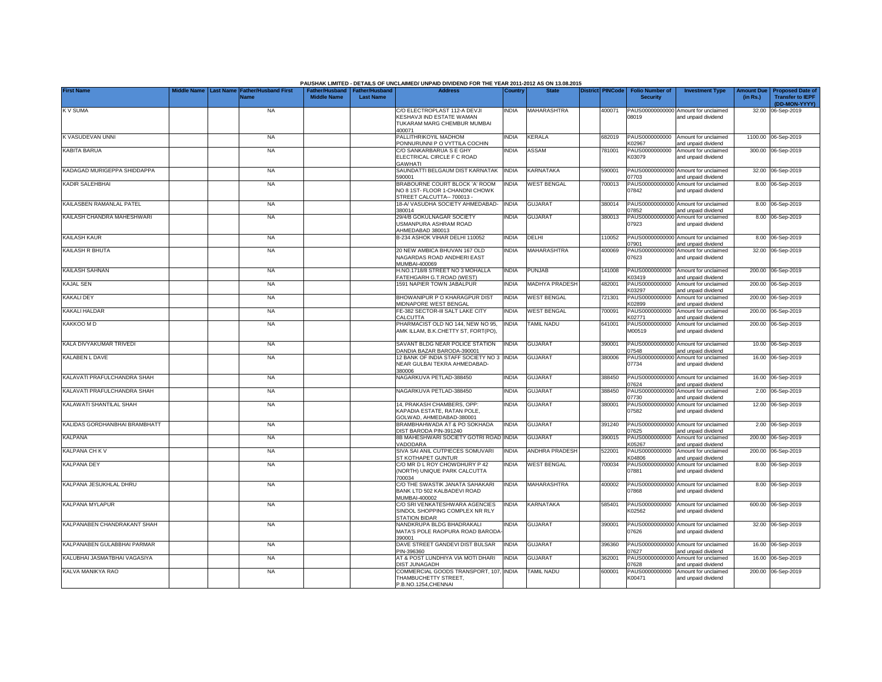PAUSHAK LIMITED - DETAILS OF UNCLAIMED/ UNPAID DIVIDEND FOR THE YEAR 2011-2012 AS ON 13.08.2015

| First Name | Middle Name | Last Name | Father/Husband First Name | Father/Husband Middle Name | Father/Husband Last Name | Address | Country | State | District | PINCode | Folio Number of Security | Investment Type | Amount Due (in Rs.) | Proposed Date of Transfer to IEPF (DD-MON-YYYY) |
|---|---|---|---|---|---|---|---|---|---|---|---|---|---|---|
| K V SUMA | | | NA | | | C/O ELECTROPLAST 112-A DEVJI KESHAVJI IND ESTATE WAMAN TUKARAM MARG CHEMBUR MUMBAI 400071 | INDIA | MAHARASHTRA | | 400071 | PAUS00000000000 08019 | Amount for unclaimed and unpaid dividend | 32.00 | 06-Sep-2019 |
| K VASUDEVAN UNNI | | | NA | | | PALLITHRIKOYIL MADHOM PONNURUNNI P O VYTTILA COCHIN | INDIA | KERALA | | 682019 | PAUS0000000000 K02967 | Amount for unclaimed and unpaid dividend | 1100.00 | 06-Sep-2019 |
| KABITA BARUA | | | NA | | | C/O SANKARBARUA S E GHY ELECTRICAL CIRCLE F C ROAD GAWHATI | INDIA | ASSAM | | 781001 | PAUS0000000000 K03079 | Amount for unclaimed and unpaid dividend | 300.00 | 06-Sep-2019 |
| KADAGAD MURIGEPPA SHIDDAPPA | | | NA | | | SAUNDATTI BELGAUM DIST KARNATAK 590001 | INDIA | KARNATAKA | | 590001 | PAUS00000000000 07703 | Amount for unclaimed and unpaid dividend | 32.00 | 06-Sep-2019 |
| KADIR SALEHBHAI | | | NA | | | BRABOURNE COURT BLOCK 'A' ROOM NO 8 1ST- FLOOR 1-CHANDNI CHOWK STREET CALCUTTA-- 700013 - | INDIA | WEST BENGAL | | 700013 | PAUS00000000000 07842 | Amount for unclaimed and unpaid dividend | 8.00 | 06-Sep-2019 |
| KAILASBEN RAMANLAL PATEL | | | NA | | | 18-A/ VASUDHA SOCIETY AHMEDABAD-380014 | INDIA | GUJARAT | | 380014 | PAUS00000000000 07852 | Amount for unclaimed and unpaid dividend | 8.00 | 06-Sep-2019 |
| KAILASH CHANDRA MAHESHWARI | | | NA | | | 29/4/B GOKULNAGAR SOCIETY USMANPURA ASHRAM ROAD AHMEDABAD 380013 | INDIA | GUJARAT | | 380013 | PAUS00000000000 07923 | Amount for unclaimed and unpaid dividend | 8.00 | 06-Sep-2019 |
| KAILASH KAUR | | | NA | | | B-234 ASHOK VIHAR DELHI 110052 | INDIA | DELHI | | 110052 | PAUS00000000000 07901 | Amount for unclaimed and unpaid dividend | 8.00 | 06-Sep-2019 |
| KAILASH R BHUTA | | | NA | | | 20 NEW AMBICA BHUVAN 167 OLD NAGARDAS ROAD ANDHERI EAST MUMBAI-400069 | INDIA | MAHARASHTRA | | 400069 | PAUS00000000000 07623 | Amount for unclaimed and unpaid dividend | 32.00 | 06-Sep-2019 |
| KAILASH SAHNAN | | | NA | | | H.NO.1718/8 STREET NO 3 MOHALLA FATEHGARH G.T.ROAD (WEST) | INDIA | PUNJAB | | 141008 | PAUS0000000000 K03419 | Amount for unclaimed and unpaid dividend | 200.00 | 06-Sep-2019 |
| KAJAL SEN | | | NA | | | 1591 NAPIER TOWN JABALPUR | INDIA | MADHYA PRADESH | | 482001 | PAUS0000000000 K03297 | Amount for unclaimed and unpaid dividend | 200.00 | 06-Sep-2019 |
| KAKALI DEY | | | NA | | | BHOWANIPUR P O KHARAGPUR DIST MIDNAPORE WEST BENGAL | INDIA | WEST BENGAL | | 721301 | PAUS0000000000 K02899 | Amount for unclaimed and unpaid dividend | 200.00 | 06-Sep-2019 |
| KAKALI HALDAR | | | NA | | | FE-382 SECTOR-III SALT LAKE CITY CALCUTTA | INDIA | WEST BENGAL | | 700091 | PAUS0000000000 K02771 | Amount for unclaimed and unpaid dividend | 200.00 | 06-Sep-2019 |
| KAKKOO M D | | | NA | | | PHARMACIST OLD NO 144, NEW NO 95, AMK ILLAM, B.K.CHETTY ST, FORT(PO), | INDIA | TAMIL NADU | | 641001 | PAUS0000000000 M00519 | Amount for unclaimed and unpaid dividend | 200.00 | 06-Sep-2019 |
| KALA DIVYAKUMAR TRIVEDI | | | NA | | | SAVANT BLDG NEAR POLICE STATION DANDIA BAZAR BARODA-390001 | INDIA | GUJARAT | | 390001 | PAUS00000000000 07548 | Amount for unclaimed and unpaid dividend | 10.00 | 06-Sep-2019 |
| KALABEN L DAVE | | | NA | | | 12 BANK OF INDIA STAFF SOCIETY NO 3 NEAR GULBAI TEKRA AHMEDABAD-380006 | INDIA | GUJARAT | | 380006 | PAUS00000000000 07734 | Amount for unclaimed and unpaid dividend | 16.00 | 06-Sep-2019 |
| KALAVATI PRAFULCHANDRA SHAH | | | NA | | | NAGARKUVA PETLAD-388450 | INDIA | GUJARAT | | 388450 | PAUS00000000000 07624 | Amount for unclaimed and unpaid dividend | 16.00 | 06-Sep-2019 |
| KALAVATI PRAFULCHANDRA SHAH | | | NA | | | NAGARKUVA PETLAD-388450 | INDIA | GUJARAT | | 388450 | PAUS00000000000 07730 | Amount for unclaimed and unpaid dividend | 2.00 | 06-Sep-2019 |
| KALAWATI SHANTILAL SHAH | | | NA | | | 14, PRAKASH CHAMBERS, OPP: KAPADIA ESTATE, RATAN POLE, GOLWAD, AHMEDABAD-380001 | INDIA | GUJARAT | | 380001 | PAUS00000000000 07582 | Amount for unclaimed and unpaid dividend | 12.00 | 06-Sep-2019 |
| KALIDAS GORDHANBHAI BRAMBHATT | | | NA | | | BRAMBHAHWADA AT & PO SOKHADA DIST BARODA PIN-391240 | INDIA | GUJARAT | | 391240 | PAUS00000000000 07625 | Amount for unclaimed and unpaid dividend | 2.00 | 06-Sep-2019 |
| KALPANA | | | NA | | | 8B MAHESHWARI SOCIETY GOTRI ROAD VADODARA | INDIA | GUJARAT | | 390015 | PAUS0000000000 K05267 | Amount for unclaimed and unpaid dividend | 200.00 | 06-Sep-2019 |
| KALPANA CH K V | | | NA | | | SIVA SAI ANIL CUTPIECES SOMUVARI ST KOTHAPET GUNTUR | INDIA | ANDHRA PRADESH | | 522001 | PAUS0000000000 K04806 | Amount for unclaimed and unpaid dividend | 200.00 | 06-Sep-2019 |
| KALPANA DEY | | | NA | | | C/O MR D L ROY CHOWDHURY P 42 (NORTH) UNIQUE PARK CALCUTTA 700034 | INDIA | WEST BENGAL | | 700034 | PAUS00000000000 07881 | Amount for unclaimed and unpaid dividend | 8.00 | 06-Sep-2019 |
| KALPANA JESUKHLAL DHRU | | | NA | | | C/O THE SWASTIK JANATA SAHAKARI BANK LTD 502 KALBADEVI ROAD MUMBAI-400002 | INDIA | MAHARASHTRA | | 400002 | PAUS00000000000 07868 | Amount for unclaimed and unpaid dividend | 8.00 | 06-Sep-2019 |
| KALPANA MYLAPUR | | | NA | | | C/O SRI VENKATESHWARA AGENCIES SINDOL SHOPPING COMPLEX NR RLY STATION BIDAR | INDIA | KARNATAKA | | 585401 | PAUS0000000000 K02562 | Amount for unclaimed and unpaid dividend | 600.00 | 06-Sep-2019 |
| KALPANABEN CHANDRAKANT SHAH | | | NA | | | NANDKRUPA BLDG BHADRAKALI MATA'S POLE RAOPURA ROAD BARODA-390001 | INDIA | GUJARAT | | 390001 | PAUS00000000000 07626 | Amount for unclaimed and unpaid dividend | 32.00 | 06-Sep-2019 |
| KALPANABEN GULABBHAI PARMAR | | | NA | | | DAVE STREET GANDEVI DIST BULSAR PIN-396360 | INDIA | GUJARAT | | 396360 | PAUS00000000000 07627 | Amount for unclaimed and unpaid dividend | 16.00 | 06-Sep-2019 |
| KALUBHAI JASMATBHAI VAGASIYA | | | NA | | | AT & POST LUNDHIYA VIA MOTI DHARI DIST JUNAGADH | INDIA | GUJARAT | | 362001 | PAUS00000000000 07628 | Amount for unclaimed and unpaid dividend | 16.00 | 06-Sep-2019 |
| KALVA MANIKYA RAO | | | NA | | | COMMERCIAL GOODS TRANSPORT, 107, THAMBUCHETTY STREET, P.B.NO.1254,CHENNAI | INDIA | TAMIL NADU | | 600001 | PAUS0000000000 K00471 | Amount for unclaimed and unpaid dividend | 200.00 | 06-Sep-2019 |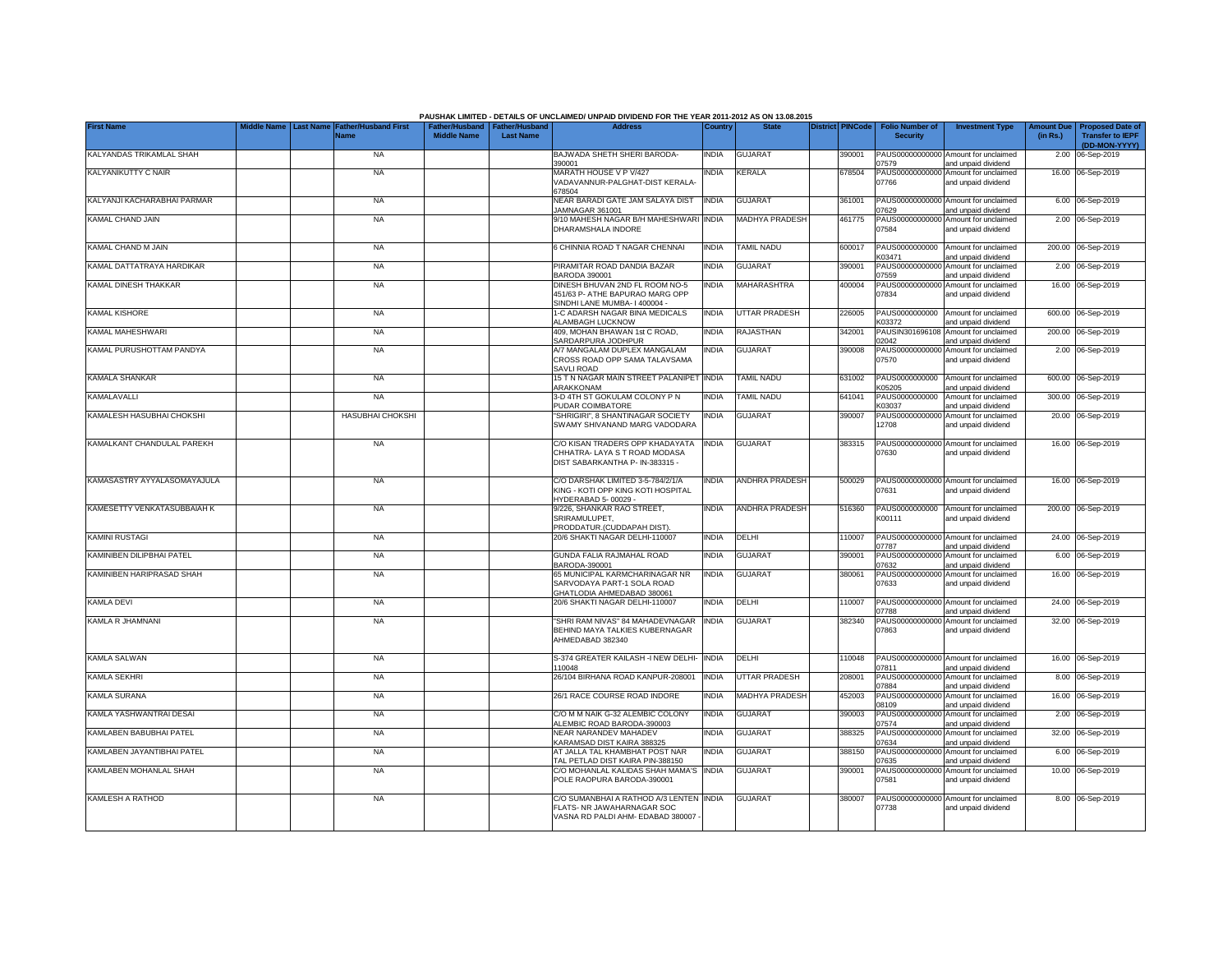PAUSHAK LIMITED - DETAILS OF UNCLAIMED/ UNPAID DIVIDEND FOR THE YEAR 2011-2012 AS ON 13.08.2015

| First Name | Middle Name | Last Name | Father/Husband First Name | Father/Husband Middle Name | Father/Husband Last Name | Address | Country | State | District | PINCode | Folio Number of Security | Investment Type | Amount Due (in Rs.) | Proposed Date of Transfer to IEPF (DD-MON-YYYY) |
|---|---|---|---|---|---|---|---|---|---|---|---|---|---|---|
| KALYANDAS TRIKAMLAL SHAH | | | NA | | | BAJWADA SHETH SHERI BARODA-390001 | INDIA | GUJARAT | | 390001 | PAUS00000000000 07579 | Amount for unclaimed and unpaid dividend | 2.00 | 06-Sep-2019 |
| KALYANIKUTTY C NAIR | | | NA | | | MARATH HOUSE V P V/427 VADAVANNUR-PALGHAT-DIST KERALA-678504 | INDIA | KERALA | | 678504 | PAUS00000000000 07766 | Amount for unclaimed and unpaid dividend | 16.00 | 06-Sep-2019 |
| KALYANJI KACHARABHAI PARMAR | | | NA | | | NEAR BARADI GATE JAM SALAYA DIST JAMNAGAR 361001 | INDIA | GUJARAT | | 361001 | PAUS00000000000 07629 | Amount for unclaimed and unpaid dividend | 6.00 | 06-Sep-2019 |
| KAMAL CHAND JAIN | | | NA | | | 9/10 MAHESH NAGAR B/H MAHESHWARI DHARAMSHALA INDORE | INDIA | MADHYA PRADESH | | 461775 | PAUS00000000000 07584 | Amount for unclaimed and unpaid dividend | 2.00 | 06-Sep-2019 |
| KAMAL CHAND M JAIN | | | NA | | | 6 CHINNIA ROAD T NAGAR CHENNAI | INDIA | TAMIL NADU | | 600017 | PAUS0000000000 K03471 | Amount for unclaimed and unpaid dividend | 200.00 | 06-Sep-2019 |
| KAMAL DATTATRAYA HARDIKAR | | | NA | | | PIRAMITAR ROAD DANDIA BAZAR BARODA 390001 | INDIA | GUJARAT | | 390001 | PAUS00000000000 07559 | Amount for unclaimed and unpaid dividend | 2.00 | 06-Sep-2019 |
| KAMAL DINESH THAKKAR | | | NA | | | DINESH BHUVAN 2ND FL ROOM NO-5 451/63 P- ATHE BAPURAO MARG OPP SINDHI LANE MUMBA- I 400004 - | INDIA | MAHARASHTRA | | 400004 | PAUS00000000000 07834 | Amount for unclaimed and unpaid dividend | 16.00 | 06-Sep-2019 |
| KAMAL KISHORE | | | NA | | | 1-C ADARSH NAGAR BINA MEDICALS ALAMBAGH LUCKNOW | INDIA | UTTAR PRADESH | | 226005 | PAUS0000000000 K03372 | Amount for unclaimed and unpaid dividend | 600.00 | 06-Sep-2019 |
| KAMAL MAHESHWARI | | | NA | | | 409, MOHAN BHAWAN 1st C ROAD, SARDARPURA JODHPUR | INDIA | RAJASTHAN | | 342001 | PAUSIN301696108 02042 | Amount for unclaimed and unpaid dividend | 200.00 | 06-Sep-2019 |
| KAMAL PURUSHOTTAM PANDYA | | | NA | | | A/7 MANGALAM DUPLEX MANGALAM CROSS ROAD OPP SAMA TALAVSAMA SAVLI ROAD | INDIA | GUJARAT | | 390008 | PAUS00000000000 07570 | Amount for unclaimed and unpaid dividend | 2.00 | 06-Sep-2019 |
| KAMALA SHANKAR | | | NA | | | 15 T N NAGAR MAIN STREET PALANIPET ARAKKONAM | INDIA | TAMIL NADU | | 631002 | PAUS0000000000 K05205 | Amount for unclaimed and unpaid dividend | 600.00 | 06-Sep-2019 |
| KAMALAVALLI | | | NA | | | 3-D 4TH ST GOKULAM COLONY P N PUDAR COIMBATORE | INDIA | TAMIL NADU | | 641041 | PAUS0000000000 K03037 | Amount for unclaimed and unpaid dividend | 300.00 | 06-Sep-2019 |
| KAMALESH HASUBHAI CHOKSHI | | | HASUBHAI CHOKSHI | | | "SHRIGIRI", 8 SHANTINAGAR SOCIETY SWAMY SHIVANAND MARG VADODARA | INDIA | GUJARAT | | 390007 | PAUS00000000000 12708 | Amount for unclaimed and unpaid dividend | 20.00 | 06-Sep-2019 |
| KAMALKANT CHANDULAL PAREKH | | | NA | | | C/O KISAN TRADERS OPP KHADAYATA CHHATRA- LAYA S T ROAD MODASA DIST SABARKANTHA P- IN-383315 - | INDIA | GUJARAT | | 383315 | PAUS00000000000 07630 | Amount for unclaimed and unpaid dividend | 16.00 | 06-Sep-2019 |
| KAMASASTRY AYYALASOMAYAJULA | | | NA | | | C/O DARSHAK LIMITED 3-5-784/2/1/A KING - KOTI OPP KING KOTI HOSPITAL HYDERABAD 5- 00029 - | INDIA | ANDHRA PRADESH | | 500029 | PAUS00000000000 07631 | Amount for unclaimed and unpaid dividend | 16.00 | 06-Sep-2019 |
| KAMESETTY VENKATASUBBAIAH K | | | NA | | | 9/226, SHANKAR RAO STREET, SRIRAMULUPET, PRODDATUR.(CUDDAPAH DIST). | INDIA | ANDHRA PRADESH | | 516360 | PAUS0000000000 K00111 | Amount for unclaimed and unpaid dividend | 200.00 | 06-Sep-2019 |
| KAMINI RUSTAGI | | | NA | | | 20/6 SHAKTI NAGAR DELHI-110007 | INDIA | DELHI | | 110007 | PAUS00000000000 07787 | Amount for unclaimed and unpaid dividend | 24.00 | 06-Sep-2019 |
| KAMINIBEN DILIPBHAI PATEL | | | NA | | | GUNDA FALIA RAJMAHAL ROAD BARODA-390001 | INDIA | GUJARAT | | 390001 | PAUS00000000000 07632 | Amount for unclaimed and unpaid dividend | 6.00 | 06-Sep-2019 |
| KAMINIBEN HARIPRASAD SHAH | | | NA | | | 65 MUNICIPAL KARMCHARINAGAR NR SARVODAYA PART-1 SOLA ROAD GHATLODIA AHMEDABAD 380061 | INDIA | GUJARAT | | 380061 | PAUS00000000000 07633 | Amount for unclaimed and unpaid dividend | 16.00 | 06-Sep-2019 |
| KAMLA DEVI | | | NA | | | 20/6 SHAKTI NAGAR DELHI-110007 | INDIA | DELHI | | 110007 | PAUS00000000000 07788 | Amount for unclaimed and unpaid dividend | 24.00 | 06-Sep-2019 |
| KAMLA R JHAMNANI | | | NA | | | "SHRI RAM NIVAS" 84 MAHADEVNAGAR BEHIND MAYA TALKIES KUBERNAGAR AHMEDABAD 382340 | INDIA | GUJARAT | | 382340 | PAUS00000000000 07863 | Amount for unclaimed and unpaid dividend | 32.00 | 06-Sep-2019 |
| KAMLA SALWAN | | | NA | | | S-374 GREATER KAILASH -I NEW DELHI-110048 | INDIA | DELHI | | 110048 | PAUS00000000000 07811 | Amount for unclaimed and unpaid dividend | 16.00 | 06-Sep-2019 |
| KAMLA SEKHRI | | | NA | | | 26/104 BIRHANA ROAD KANPUR-208001 | INDIA | UTTAR PRADESH | | 208001 | PAUS00000000000 07884 | Amount for unclaimed and unpaid dividend | 8.00 | 06-Sep-2019 |
| KAMLA SURANA | | | NA | | | 26/1 RACE COURSE ROAD INDORE | INDIA | MADHYA PRADESH | | 452003 | PAUS00000000000 08109 | Amount for unclaimed and unpaid dividend | 16.00 | 06-Sep-2019 |
| KAMLA YASHWANTRAI DESAI | | | NA | | | C/O M M NAIK G-32 ALEMBIC COLONY ALEMBIC ROAD BARODA-390003 | INDIA | GUJARAT | | 390003 | PAUS00000000000 07574 | Amount for unclaimed and unpaid dividend | 2.00 | 06-Sep-2019 |
| KAMLABEN BABUBHAI PATEL | | | NA | | | NEAR NARANDEV MAHADEV KARAMSAD DIST KAIRA 388325 | INDIA | GUJARAT | | 388325 | PAUS00000000000 07634 | Amount for unclaimed and unpaid dividend | 32.00 | 06-Sep-2019 |
| KAMLABEN JAYANTIBHAI PATEL | | | NA | | | AT JALLA TAL KHAMBHAT POST NAR TAL PETLAD DIST KAIRA PIN-388150 | INDIA | GUJARAT | | 388150 | PAUS00000000000 07635 | Amount for unclaimed and unpaid dividend | 6.00 | 06-Sep-2019 |
| KAMLABEN MOHANLAL SHAH | | | NA | | | C/O MOHANLAL KALIDAS SHAH MAMA'S POLE RAOPURA BARODA-390001 | INDIA | GUJARAT | | 390001 | PAUS00000000000 07581 | Amount for unclaimed and unpaid dividend | 10.00 | 06-Sep-2019 |
| KAMLESH A RATHOD | | | NA | | | C/O SUMANBHAI A RATHOD A/3 LENTEN FLATS- NR JAWAHARNAGAR SOC VASNA RD PALDI AHM- EDABAD 380007 - | INDIA | GUJARAT | | 380007 | PAUS00000000000 07738 | Amount for unclaimed and unpaid dividend | 8.00 | 06-Sep-2019 |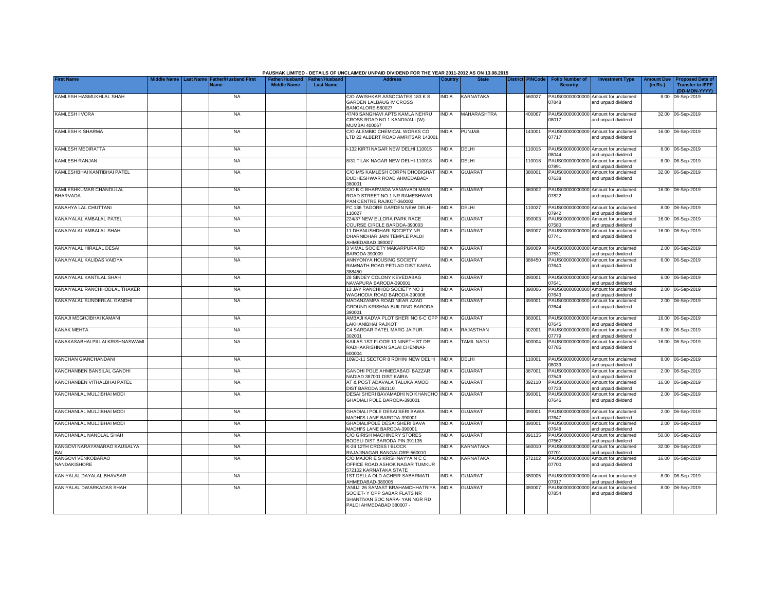PAUSHAK LIMITED - DETAILS OF UNCLAIMED/ UNPAID DIVIDEND FOR THE YEAR 2011-2012 AS ON 13.08.2015

| First Name | Middle Name | Last Name | Father/Husband First Name | Father/Husband Middle Name | Father/Husband Last Name | Address | Country | State | District | PINCode | Folio Number of Security | Investment Type | Amount Due (in Rs.) | Proposed Date of Transfer to IEPF (DD-MON-YYYY) |
|---|---|---|---|---|---|---|---|---|---|---|---|---|---|---|
| KAMLESH HASMUKHLAL SHAH | | | NA | | | C/O AWISHKAR ASSOCIATES 183 K S GARDEN LALBAUG IV CROSS BANGALORE-560027 | INDIA | KARNATAKA | | 560027 | PAUS00000000000 07848 | Amount for unclaimed and unpaid dividend | 8.00 | 06-Sep-2019 |
| KAMLESH I VORA | | | NA | | | 47/48 SANGHAVI APTS KAMLA NEHRU CROSS ROAD NO 1 KANDIVALI (W) MUMBAI 400067 | INDIA | MAHARASHTRA | | 400067 | PAUS00000000000 08017 | Amount for unclaimed and unpaid dividend | 32.00 | 06-Sep-2019 |
| KAMLESH K SHARMA | | | NA | | | C/O ALEMBIC CHEMICAL WORKS CO LTD 22 ALBERT ROAD AMRITSAR 143001 | INDIA | PUNJAB | | 143001 | PAUS00000000000 07717 | Amount for unclaimed and unpaid dividend | 16.00 | 06-Sep-2019 |
| KAMLESH MEDIRATTA | | | NA | | | I-132 KIRTI NAGAR NEW DELHI 110015 | INDIA | DELHI | | 110015 | PAUS00000000000 08044 | Amount for unclaimed and unpaid dividend | 8.00 | 06-Sep-2019 |
| KAMLESH RANJAN | | | NA | | | 8/31 TILAK NAGAR NEW DELHI-110018 | INDIA | DELHI | | 110018 | PAUS00000000000 07891 | Amount for unclaimed and unpaid dividend | 8.00 | 06-Sep-2019 |
| KAMLESHBHAI KANTIBHAI PATEL | | | NA | | | C/O M/S KAMLESH CORPN DHOBIGHAT DUDHESHWAR ROAD AHMEDABAD-380001 | INDIA | GUJARAT | | 380001 | PAUS00000000000 07638 | Amount for unclaimed and unpaid dividend | 32.00 | 06-Sep-2019 |
| KAMLESHKUMAR CHANDULAL BHARVADA | | | NA | | | C/O B C BHARVADA VANIAVADI MAIN ROAD STREET NO-1 NR RAMESHWAR PAN CENTRE RAJKOT-360002 | INDIA | GUJARAT | | 360002 | PAUS00000000000 07822 | Amount for unclaimed and unpaid dividend | 16.00 | 06-Sep-2019 |
| KANAHYA LAL CHUTTANI | | | NA | | | FC 136 TAGORE GARDEN NEW DELHI-110027 | INDIA | DELHI | | 110027 | PAUS00000000000 07942 | Amount for unclaimed and unpaid dividend | 8.00 | 06-Sep-2019 |
| KANAIYALAL AMBALAL PATEL | | | NA | | | 224/37 NEW ELLORA PARK RACE COURSE CIRCLE BARODA-390003 | INDIA | GUJARAT | | 390003 | PAUS00000000000 07580 | Amount for unclaimed and unpaid dividend | 16.00 | 06-Sep-2019 |
| KANAIYALAL AMBALAL SHAH | | | NA | | | 11 DHANUSHDHARI SOCIETY NR DHARNIDHAR JAIN TEMPLE PALDI AHMEDABAD 380007 | INDIA | GUJARAT | | 380007 | PAUS00000000000 07741 | Amount for unclaimed and unpaid dividend | 16.00 | 06-Sep-2019 |
| KANAIYALAL HIRALAL DESAI | | | NA | | | 3 VIMAL SOCIETY MAKARPURA RD BARODA 390009 | INDIA | GUJARAT | | 390009 | PAUS00000000000 07531 | Amount for unclaimed and unpaid dividend | 2.00 | 06-Sep-2019 |
| KANAIYALAL KALIDAS VAIDYA | | | NA | | | ANNYONYA HOUSING SOCIETY RAMNATH ROAD PETLAD DIST KAIRA 388450 | INDIA | GUJARAT | | 388450 | PAUS00000000000 07640 | Amount for unclaimed and unpaid dividend | 6.00 | 06-Sep-2019 |
| KANAIYALAL KANTILAL SHAH | | | NA | | | 28 SINDEY COLONY KEVEDABAG NAVAPURA BARODA-390001 | INDIA | GUJARAT | | 390001 | PAUS00000000000 07641 | Amount for unclaimed and unpaid dividend | 6.00 | 06-Sep-2019 |
| KANAIYALAL RANCHHODLAL THAKER | | | NA | | | 13 JAY RANCHHOD SOCIETY NO 3 WAGHODIA ROAD BARODA-390006 | INDIA | GUJARAT | | 390006 | PAUS00000000000 07643 | Amount for unclaimed and unpaid dividend | 2.00 | 06-Sep-2019 |
| KANAIYALAL SUNDERLAL GANDHI | | | NA | | | MADANZAMPA ROAD NEAR AZAD GROUND KRISHNA BUILDING BARODA-390001 | INDIA | GUJARAT | | 390001 | PAUS00000000000 07644 | Amount for unclaimed and unpaid dividend | 2.00 | 06-Sep-2019 |
| KANAJI MEGHJIBHAI KAMANI | | | NA | | | AMBAJI KADVA PLOT SHERI NO 6-C OPP LAKHANIBHAI RAJKOT | INDIA | GUJARAT | | 360001 | PAUS00000000000 07645 | Amount for unclaimed and unpaid dividend | 16.00 | 06-Sep-2019 |
| KANAK MEHTA | | | NA | | | C4 SARDAR PATEL MARG JAIPUR-302001 | INDIA | RAJASTHAN | | 302001 | PAUS00000000000 07779 | Amount for unclaimed and unpaid dividend | 8.00 | 06-Sep-2019 |
| KANAKASABHAI PILLAI KRISHNASWAMI | | | NA | | | KAILAS 1ST FLOOR 10 NINETH ST DR RADHAKRISHNAN SALAI CHENNAI-600004 | INDIA | TAMIL NADU | | 600004 | PAUS00000000000 07785 | Amount for unclaimed and unpaid dividend | 16.00 | 06-Sep-2019 |
| KANCHAN GIANCHANDANI | | | NA | | | 109/D-11 SECTOR 8 ROHINI NEW DELHI | INDIA | DELHI | | 110001 | PAUS00000000000 08039 | Amount for unclaimed and unpaid dividend | 8.00 | 06-Sep-2019 |
| KANCHANBEN BANSILAL GANDHI | | | NA | | | GANDHI POLE AHMEDABADI BAZZAR NADIAD 387001 DIST KAIRA | INDIA | GUJARAT | | 387001 | PAUS00000000000 07549 | Amount for unclaimed and unpaid dividend | 2.00 | 06-Sep-2019 |
| KANCHANBEN VITHALBHAI PATEL | | | NA | | | AT & POST ADAVALA TALUKA AMOD DIST BARODA 392110 | INDIA | GUJARAT | | 392110 | PAUS00000000000 07733 | Amount for unclaimed and unpaid dividend | 16.00 | 06-Sep-2019 |
| KANCHANLAL MULJIBHAI MODI | | | NA | | | DESAI SHERI BAVAMADHI NO KHANCHO GHADIALI POLE BARODA-390001 | INDIA | GUJARAT | | 390001 | PAUS00000000000 07646 | Amount for unclaimed and unpaid dividend | 2.00 | 06-Sep-2019 |
| KANCHANLAL MULJIBHAI MODI | | | NA | | | GHADIALI POLE DESAI SERI BAWA MADHI'S LANE BARODA-390001 | INDIA | GUJARAT | | 390001 | PAUS00000000000 07647 | Amount for unclaimed and unpaid dividend | 2.00 | 06-Sep-2019 |
| KANCHANLAL MULJIBHAI MODI | | | NA | | | GHADIALIPOLE DESAI SHERI BAVA MADHI'S LANE BARODA-390001 | INDIA | GUJARAT | | 390001 | PAUS00000000000 07648 | Amount for unclaimed and unpaid dividend | 2.00 | 06-Sep-2019 |
| KANCHANLAL NANDLAL SHAH | | | NA | | | C/O GIRISH MACHINERY STORES BODELI DIST BARODA PIN 391135 | INDIA | GUJARAT | | 391135 | PAUS00000000000 07562 | Amount for unclaimed and unpaid dividend | 50.00 | 06-Sep-2019 |
| KANGOVI NARAYANARAO KAUSALYA BAI | | | NA | | | K-24 12TH CROSS I BLOCK RAJAJINAGAR BANGALORE-560010 | INDIA | KARNATAKA | | 560010 | PAUS00000000000 07701 | Amount for unclaimed and unpaid dividend | 32.00 | 06-Sep-2019 |
| KANGOVI VENKOBARAO NANDAKISHORE | | | NA | | | C/O MAJOR E S KRISHNAYYA N C C OFFICE ROAD ASHOK NAGAR TUMKUR 572102 KARNATAKA STATE | INDIA | KARNATAKA | | 572102 | PAUS00000000000 07700 | Amount for unclaimed and unpaid dividend | 16.00 | 06-Sep-2019 |
| KANIYALAL DAYALAL BHAVSAR | | | NA | | | 1ST DELLA OLD ACHEIR SABARMATI AHMEDABAD-380005 | INDIA | GUJARAT | | 380005 | PAUS00000000000 07917 | Amount for unclaimed and unpaid dividend | 8.00 | 06-Sep-2019 |
| KANIYALAL DWARKADAS SHAH | | | NA | | | 'ANUJ' 26 SAMAST BRAHAMCHHATRIYA SOCIET- Y OPP SABAR FLATS NR SHANTIVAN SOC NARA- YAN NGR RD PALDI AHMEDABAD 380007 - | INDIA | GUJARAT | | 380007 | PAUS00000000000 07854 | Amount for unclaimed and unpaid dividend | 8.00 | 06-Sep-2019 |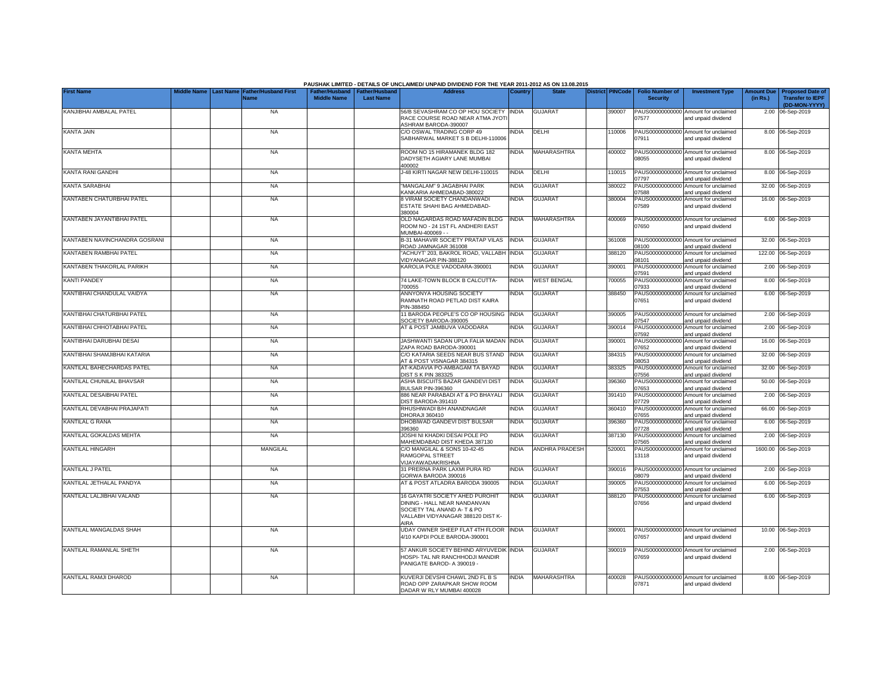**PAUSHAK LIMITED - DETAILS OF UNCLAIMED/ UNPAID DIVIDEND FOR THE YEAR 2011-2012 AS ON 13.08.2015**

| First Name | Middle Name | Last Name | Father/Husband First Name | Father/Husband Middle Name | Father/Husband Last Name | Address | Country | State | District | PINCode | Folio Number of Security | Investment Type | Amount Due (in Rs.) | Proposed Date of Transfer to IEPF (DD-MON-YYYY) |
|---|---|---|---|---|---|---|---|---|---|---|---|---|---|---|
| KANJIBHAI AMBALAL PATEL | | | NA | | | 56/B SEVASHRAM CO OP HOU SOCIETY RACE COURSE ROAD NEAR ATMA JYOTI ASHRAM BARODA-390007 | INDIA | GUJARAT | | 390007 | PAUS00000000000 07577 | Amount for unclaimed and unpaid dividend | 2.00 | 06-Sep-2019 |
| KANTA JAIN | | | NA | | | C/O OSWAL TRADING CORP 49 SABHARWAL MARKET S B DELHI-110006 | INDIA | DELHI | | 110006 | PAUS00000000000 07911 | Amount for unclaimed and unpaid dividend | 8.00 | 06-Sep-2019 |
| KANTA MEHTA | | | NA | | | ROOM NO 15 HIRAMANEK BLDG 182 DADYSETH AGIARY LANE MUMBAI 400002 | INDIA | MAHARASHTRA | | 400002 | PAUS00000000000 08055 | Amount for unclaimed and unpaid dividend | 8.00 | 06-Sep-2019 |
| KANTA RANI GANDHI | | | NA | | | J-48 KIRTI NAGAR NEW DELHI-110015 | INDIA | DELHI | | 110015 | PAUS00000000000 07797 | Amount for unclaimed and unpaid dividend | 8.00 | 06-Sep-2019 |
| KANTA SARABHAI | | | NA | | | "MANGALAM" 9 JAGABHAI PARK KANKARIA AHMEDABAD-380022 | INDIA | GUJARAT | | 380022 | PAUS00000000000 07588 | Amount for unclaimed and unpaid dividend | 32.00 | 06-Sep-2019 |
| KANTABEN CHATURBHAI PATEL | | | NA | | | 8 VIRAM SOCIETY CHANDANWADI ESTATE SHAHI BAG AHMEDABAD-380004 | INDIA | GUJARAT | | 380004 | PAUS00000000000 07589 | Amount for unclaimed and unpaid dividend | 16.00 | 06-Sep-2019 |
| KANTABEN JAYANTIBHAI PATEL | | | NA | | | OLD NAGARDAS ROAD MAFADIN BLDG ROOM NO - 24 1ST FL ANDHERI EAST MUMBAI-400069 - - | INDIA | MAHARASHTRA | | 400069 | PAUS00000000000 07650 | Amount for unclaimed and unpaid dividend | 6.00 | 06-Sep-2019 |
| KANTABEN NAVINCHANDRA GOSRANI | | | NA | | | B-31 MAHAVIR SOCIETY PRATAP VILAS ROAD JAMNAGAR 361008 | INDIA | GUJARAT | | 361008 | PAUS00000000000 08100 | Amount for unclaimed and unpaid dividend | 32.00 | 06-Sep-2019 |
| KANTABEN RAMBHAI PATEL | | | NA | | | "ACHUYT' 203, BAKROL ROAD, VALLABH VIDYANAGAR PIN-388120 | INDIA | GUJARAT | | 388120 | PAUS00000000000 08101 | Amount for unclaimed and unpaid dividend | 122.00 | 06-Sep-2019 |
| KANTABEN THAKORLAL PARIKH | | | NA | | | KAROLIA POLE VADODARA-390001 | INDIA | GUJARAT | | 390001 | PAUS00000000000 07591 | Amount for unclaimed and unpaid dividend | 2.00 | 06-Sep-2019 |
| KANTI PANDEY | | | NA | | | 74 LAKE-TOWN BLOCK B CALCUTTA-700055 | INDIA | WEST BENGAL | | 700055 | PAUS00000000000 07933 | Amount for unclaimed and unpaid dividend | 8.00 | 06-Sep-2019 |
| KANTIBHAI CHANDULAL VAIDYA | | | NA | | | ANNYONYA HOUSING SOCIETY RAMNATH ROAD PETLAD DIST KAIRA PIN-388450 | INDIA | GUJARAT | | 388450 | PAUS00000000000 07651 | Amount for unclaimed and unpaid dividend | 6.00 | 06-Sep-2019 |
| KANTIBHAI CHATURBHAI PATEL | | | NA | | | 11 BARODA PEOPLE'S CO OP HOUSING SOCIETY BARODA-390005 | INDIA | GUJARAT | | 390005 | PAUS00000000000 07547 | Amount for unclaimed and unpaid dividend | 2.00 | 06-Sep-2019 |
| KANTIBHAI CHHOTABHAI PATEL | | | NA | | | AT & POST JAMBUVA VADODARA | INDIA | GUJARAT | | 390014 | PAUS00000000000 07592 | Amount for unclaimed and unpaid dividend | 2.00 | 06-Sep-2019 |
| KANTIBHAI DARUBHAI DESAI | | | NA | | | JASHWANTI SADAN UPLA FALIA MADAN ZAPA ROAD BARODA-390001 | INDIA | GUJARAT | | 390001 | PAUS00000000000 07652 | Amount for unclaimed and unpaid dividend | 16.00 | 06-Sep-2019 |
| KANTIBHAI SHAMJIBHAI KATARIA | | | NA | | | C/O KATARIA SEEDS NEAR BUS STAND AT & POST VISNAGAR 384315 | INDIA | GUJARAT | | 384315 | PAUS00000000000 08053 | Amount for unclaimed and unpaid dividend | 32.00 | 06-Sep-2019 |
| KANTILAL BAHECHARDAS PATEL | | | NA | | | AT-KADAVIA PO-AMBAGAM TA BAYAD DIST S K PIN 383325 | INDIA | GUJARAT | | 383325 | PAUS00000000000 07556 | Amount for unclaimed and unpaid dividend | 32.00 | 06-Sep-2019 |
| KANTILAL CHUNILAL BHAVSAR | | | NA | | | ASHA BISCUITS BAZAR GANDEVI DIST BULSAR PIN-396360 | INDIA | GUJARAT | | 396360 | PAUS00000000000 07653 | Amount for unclaimed and unpaid dividend | 50.00 | 06-Sep-2019 |
| KANTILAL DESAIBHAI PATEL | | | NA | | | 886 NEAR PARABADI AT & PO BHAYALI DIST BARODA-391410 | INDIA | GUJARAT | | 391410 | PAUS00000000000 07729 | Amount for unclaimed and unpaid dividend | 2.00 | 06-Sep-2019 |
| KANTILAL DEVABHAI PRAJAPATI | | | NA | | | RHUSHIWADI B/H ANANDNAGAR DHORAJI 360410 | INDIA | GUJARAT | | 360410 | PAUS00000000000 07655 | Amount for unclaimed and unpaid dividend | 66.00 | 06-Sep-2019 |
| KANTILAL G RANA | | | NA | | | DHOBIWAD GANDEVI DIST BULSAR 396360 | INDIA | GUJARAT | | 396360 | PAUS00000000000 07728 | Amount for unclaimed and unpaid dividend | 6.00 | 06-Sep-2019 |
| KANTILAL GOKALDAS MEHTA | | | NA | | | JOSHI NI KHADKI DESAI POLE PO MAHEMDABAD DIST KHEDA 387130 | INDIA | GUJARAT | | 387130 | PAUS00000000000 07565 | Amount for unclaimed and unpaid dividend | 2.00 | 06-Sep-2019 |
| KANTILAL HINGARH | | | MANGILAL | | | C/O MANGILAL & SONS 10-42-45 RAMGOPAL STREET VIJAYAWADAKRISHNA | INDIA | ANDHRA PRADESH | | 520001 | PAUS00000000000 13118 | Amount for unclaimed and unpaid dividend | 1600.00 | 06-Sep-2019 |
| KANTILAL J PATEL | | | NA | | | 31 PRERNA PARK LAXMI PURA RD GORWA BARODA 390016 | INDIA | GUJARAT | | 390016 | PAUS00000000000 08079 | Amount for unclaimed and unpaid dividend | 2.00 | 06-Sep-2019 |
| KANTILAL JETHALAL PANDYA | | | NA | | | AT & POST ATLADRA BARODA 390005 | INDIA | GUJARAT | | 390005 | PAUS00000000000 07553 | Amount for unclaimed and unpaid dividend | 6.00 | 06-Sep-2019 |
| KANTILAL LALJIBHAI VALAND | | | NA | | | 16 GAYATRI SOCIETY AHED PUROHIT DINING - HALL NEAR NANDANVAN SOCIETY TAL ANAND A- T & PO VALLABH VIDYANAGAR 388120 DIST K-AIRA | INDIA | GUJARAT | | 388120 | PAUS00000000000 07656 | Amount for unclaimed and unpaid dividend | 6.00 | 06-Sep-2019 |
| KANTILAL MANGALDAS SHAH | | | NA | | | UDAY OWNER SHEEP FLAT 4TH FLOOR 4/10 KAPDI POLE BARODA-390001 | INDIA | GUJARAT | | 390001 | PAUS00000000000 07657 | Amount for unclaimed and unpaid dividend | 10.00 | 06-Sep-2019 |
| KANTILAL RAMANLAL SHETH | | | NA | | | 57 ANKUR SOCIETY BEHIND ARYUVEDIK HOSPI- TAL NR RANCHHODJI MANDIR PANIGATE BAROD- A 390019 - | INDIA | GUJARAT | | 390019 | PAUS00000000000 07659 | Amount for unclaimed and unpaid dividend | 2.00 | 06-Sep-2019 |
| KANTILAL RAMJI DHAROD | | | NA | | | KUVERJI DEVSHI CHAWL 2ND FL B S ROAD OPP ZARAPKAR SHOW ROOM DADAR W RLY MUMBAI 400028 | INDIA | MAHARASHTRA | | 400028 | PAUS00000000000 07871 | Amount for unclaimed and unpaid dividend | 8.00 | 06-Sep-2019 |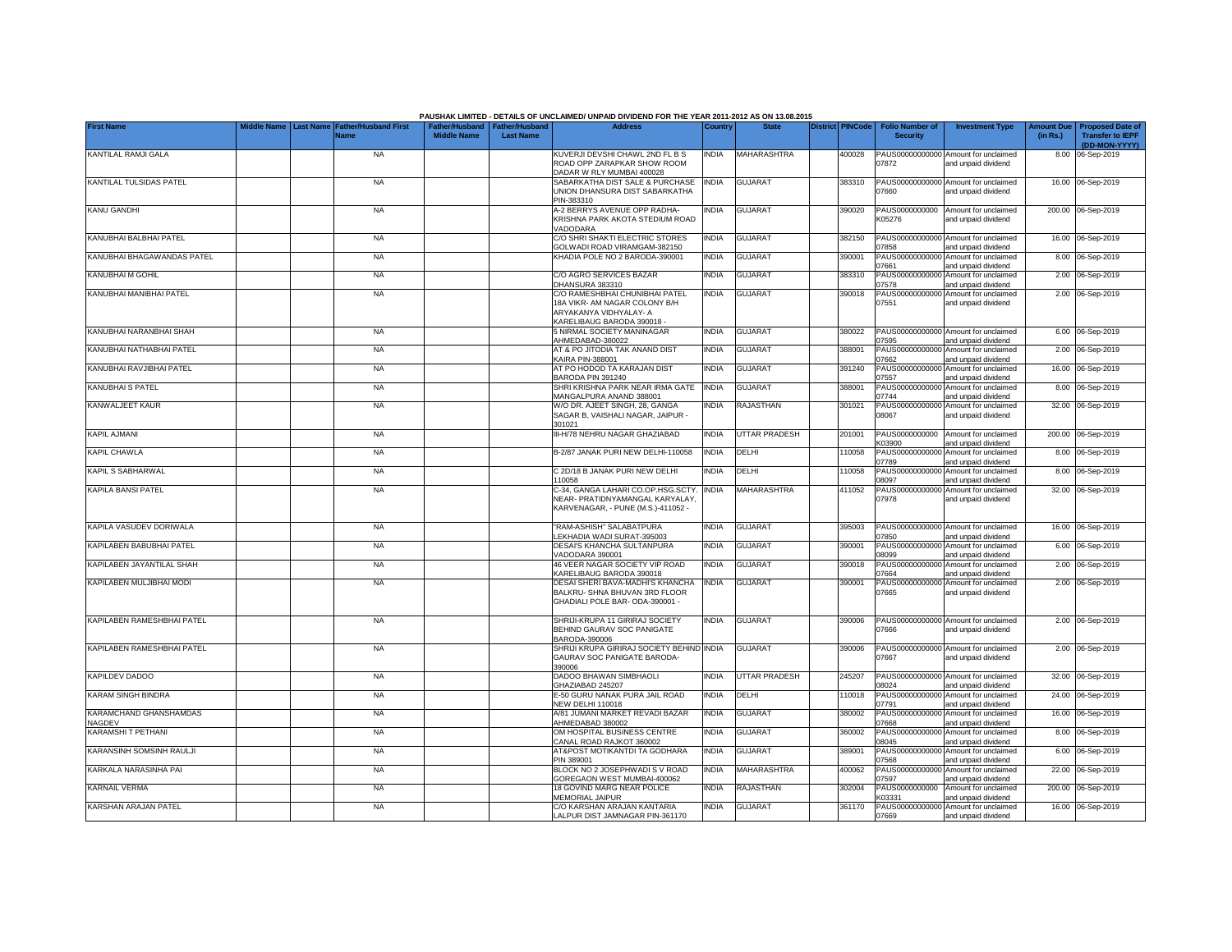PAUSHAK LIMITED - DETAILS OF UNCLAIMED/ UNPAID DIVIDEND FOR THE YEAR 2011-2012 AS ON 13.08.2015

| First Name | Middle Name | Last Name | Father/Husband First Name | Father/Husband Middle Name | Father/Husband Last Name | Address | Country | State | District | PINCode | Folio Number of Security | Investment Type | Amount Due (in Rs.) | Proposed Date of Transfer to IEPF (DD-MON-YYYY) |
|---|---|---|---|---|---|---|---|---|---|---|---|---|---|---|
| KANTILAL RAMJI GALA | | | NA | | | KUVERJI DEVSHI CHAWL 2ND FL B S ROAD OPP ZARAPKAR SHOW ROOM DADAR W RLY MUMBAI 400028 | INDIA | MAHARASHTRA | | 400028 | PAUS00000000000 07872 | Amount for unclaimed and unpaid dividend | 8.00 | 06-Sep-2019 |
| KANTILAL TULSIDAS PATEL | | | NA | | | SABARKATHA DIST SALE & PURCHASE UNION DHANSURA DIST SABARKATHA PIN-383310 | INDIA | GUJARAT | | 383310 | PAUS00000000000 07660 | Amount for unclaimed and unpaid dividend | 16.00 | 06-Sep-2019 |
| KANU GANDHI | | | NA | | | A-2 BERRYS AVENUE OPP RADHA-KRISHNA PARK AKOTA STEDIUM ROAD VADODARA | INDIA | GUJARAT | | 390020 | PAUS0000000000 K05276 | Amount for unclaimed and unpaid dividend | 200.00 | 06-Sep-2019 |
| KANUBHAI BALBHAI PATEL | | | NA | | | C/O SHRI SHAKTI ELECTRIC STORES GOLWADI ROAD VIRAMGAM-382150 | INDIA | GUJARAT | | 382150 | PAUS00000000000 07858 | Amount for unclaimed and unpaid dividend | 16.00 | 06-Sep-2019 |
| KANUBHAI BHAGAWANDAS PATEL | | | NA | | | KHADIA POLE NO 2 BARODA-390001 | INDIA | GUJARAT | | 390001 | PAUS00000000000 07661 | Amount for unclaimed and unpaid dividend | 8.00 | 06-Sep-2019 |
| KANUBHAI M GOHIL | | | NA | | | C/O AGRO SERVICES BAZAR DHANSURA 383310 | INDIA | GUJARAT | | 383310 | PAUS00000000000 07578 | Amount for unclaimed and unpaid dividend | 2.00 | 06-Sep-2019 |
| KANUBHAI MANIBHAI PATEL | | | NA | | | C/O RAMESHBHAI CHUNIBHAI PATEL 18A VIKR- AM NAGAR COLONY B/H ARYAKANYA VIDHYALAY- A KARELIBAUG BARODA 390018 - | INDIA | GUJARAT | | 390018 | PAUS00000000000 07551 | Amount for unclaimed and unpaid dividend | 2.00 | 06-Sep-2019 |
| KANUBHAI NARANBHAI SHAH | | | NA | | | 5 NIRMAL SOCIETY MANINAGAR AHMEDABAD-380022 | INDIA | GUJARAT | | 380022 | PAUS00000000000 07595 | Amount for unclaimed and unpaid dividend | 6.00 | 06-Sep-2019 |
| KANUBHAI NATHABHAI PATEL | | | NA | | | AT & PO JITODIA TAK ANAND DIST KAIRA PIN-388001 | INDIA | GUJARAT | | 388001 | PAUS00000000000 07662 | Amount for unclaimed and unpaid dividend | 2.00 | 06-Sep-2019 |
| KANUBHAI RAVJIBHAI PATEL | | | NA | | | AT PO HODOD TA KARAJAN DIST BARODA PIN 391240 | INDIA | GUJARAT | | 391240 | PAUS00000000000 07557 | Amount for unclaimed and unpaid dividend | 16.00 | 06-Sep-2019 |
| KANUBHAI S PATEL | | | NA | | | SHRI KRISHNA PARK NEAR IRMA GATE MANGALPURA ANAND 388001 | INDIA | GUJARAT | | 388001 | PAUS00000000000 07744 | Amount for unclaimed and unpaid dividend | 8.00 | 06-Sep-2019 |
| KANWALJEET KAUR | | | NA | | | W/O DR. AJEET SINGH, 28, GANGA SAGAR B, VAISHALI NAGAR, JAIPUR - 301021 | INDIA | RAJASTHAN | | 301021 | PAUS00000000000 08067 | Amount for unclaimed and unpaid dividend | 32.00 | 06-Sep-2019 |
| KAPIL AJMANI | | | NA | | | III-H/78 NEHRU NAGAR GHAZIABAD | INDIA | UTTAR PRADESH | | 201001 | PAUS0000000000 K03900 | Amount for unclaimed and unpaid dividend | 200.00 | 06-Sep-2019 |
| KAPIL CHAWLA | | | NA | | | B-2/87 JANAK PURI NEW DELHI-110058 | INDIA | DELHI | | 110058 | PAUS00000000000 07789 | Amount for unclaimed and unpaid dividend | 8.00 | 06-Sep-2019 |
| KAPIL S SABHARWAL | | | NA | | | C 2D/18 B JANAK PURI NEW DELHI 110058 | INDIA | DELHI | | 110058 | PAUS00000000000 08097 | Amount for unclaimed and unpaid dividend | 8.00 | 06-Sep-2019 |
| KAPILA BANSI PATEL | | | NA | | | C-34, GANGA LAHARI CO.OP.HSG.SCTY. NEAR- PRATIDNYAMANGAL KARYALAY, KARVENAGAR, - PUNE (M.S.)-411052 - | INDIA | MAHARASHTRA | | 411052 | PAUS00000000000 07978 | Amount for unclaimed and unpaid dividend | 32.00 | 06-Sep-2019 |
| KAPILA VASUDEV DORIWALA | | | NA | | | "RAM-ASHISH" SALABATPURA LEKHADIA WADI SURAT-395003 | INDIA | GUJARAT | | 395003 | PAUS00000000000 07850 | Amount for unclaimed and unpaid dividend | 16.00 | 06-Sep-2019 |
| KAPILABEN BABUBHAI PATEL | | | NA | | | DESAI'S KHANCHA SULTANPURA VADODARA 390001 | INDIA | GUJARAT | | 390001 | PAUS00000000000 08099 | Amount for unclaimed and unpaid dividend | 6.00 | 06-Sep-2019 |
| KAPILABEN JAYANTILAL SHAH | | | NA | | | 46 VEER NAGAR SOCIETY VIP ROAD KARELIBAUG BARODA 390018 | INDIA | GUJARAT | | 390018 | PAUS00000000000 07664 | Amount for unclaimed and unpaid dividend | 2.00 | 06-Sep-2019 |
| KAPILABEN MULJIBHAI MODI | | | NA | | | DESAI SHERI BAVA-MADHI'S KHANCHA BALKRU- SHNA BHUVAN 3RD FLOOR GHADIALI POLE BAR- ODA-390001 - | INDIA | GUJARAT | | 390001 | PAUS00000000000 07665 | Amount for unclaimed and unpaid dividend | 2.00 | 06-Sep-2019 |
| KAPILABEN RAMESHBHAI PATEL | | | NA | | | SHRIJI-KRUPA 11 GIRIRAJ SOCIETY BEHIND GAURAV SOC PANIGATE BARODA-390006 | INDIA | GUJARAT | | 390006 | PAUS00000000000 07666 | Amount for unclaimed and unpaid dividend | 2.00 | 06-Sep-2019 |
| KAPILABEN RAMESHBHAI PATEL | | | NA | | | SHRIJI KRUPA GIRIRAJ SOCIETY BEHIND GAURAV SOC PANIGATE BARODA-390006 | INDIA | GUJARAT | | 390006 | PAUS00000000000 07667 | Amount for unclaimed and unpaid dividend | 2.00 | 06-Sep-2019 |
| KAPILDEV DADOO | | | NA | | | DADOO BHAWAN SIMBHAOLI GHAZIABAD 245207 | INDIA | UTTAR PRADESH | | 245207 | PAUS00000000000 08024 | Amount for unclaimed and unpaid dividend | 32.00 | 06-Sep-2019 |
| KARAM SINGH BINDRA | | | NA | | | E-50 GURU NANAK PURA JAIL ROAD NEW DELHI 110018 | INDIA | DELHI | | 110018 | PAUS00000000000 07791 | Amount for unclaimed and unpaid dividend | 24.00 | 06-Sep-2019 |
| KARAMCHAND GHANSHAMDAS NAGDEV | | | NA | | | A/81 JUMANI MARKET REVADI BAZAR AHMEDABAD 380002 | INDIA | GUJARAT | | 380002 | PAUS00000000000 07668 | Amount for unclaimed and unpaid dividend | 16.00 | 06-Sep-2019 |
| KARAMSHI T PETHANI | | | NA | | | OM HOSPITAL BUSINESS CENTRE CANAL ROAD RAJKOT 360002 | INDIA | GUJARAT | | 360002 | PAUS00000000000 08045 | Amount for unclaimed and unpaid dividend | 8.00 | 06-Sep-2019 |
| KARANSINH SOMSINH RAULJI | | | NA | | | AT&POST MOTIKANTDI TA GODHARA PIN 389001 | INDIA | GUJARAT | | 389001 | PAUS00000000000 07568 | Amount for unclaimed and unpaid dividend | 6.00 | 06-Sep-2019 |
| KARKALA NARASINHA PAI | | | NA | | | BLOCK NO 2 JOSEPHWADI S V ROAD GOREGAON WEST MUMBAI-400062 | INDIA | MAHARASHTRA | | 400062 | PAUS00000000000 07597 | Amount for unclaimed and unpaid dividend | 22.00 | 06-Sep-2019 |
| KARNAIL VERMA | | | NA | | | 18 GOVIND MARG NEAR POLICE MEMORIAL JAIPUR | INDIA | RAJASTHAN | | 302004 | PAUS0000000000 K03331 | Amount for unclaimed and unpaid dividend | 200.00 | 06-Sep-2019 |
| KARSHAN ARAJAN PATEL | | | NA | | | C/O KARSHAN ARAJAN KANTARIA LALPUR DIST JAMNAGAR PIN-361170 | INDIA | GUJARAT | | 361170 | PAUS00000000000 07669 | Amount for unclaimed and unpaid dividend | 16.00 | 06-Sep-2019 |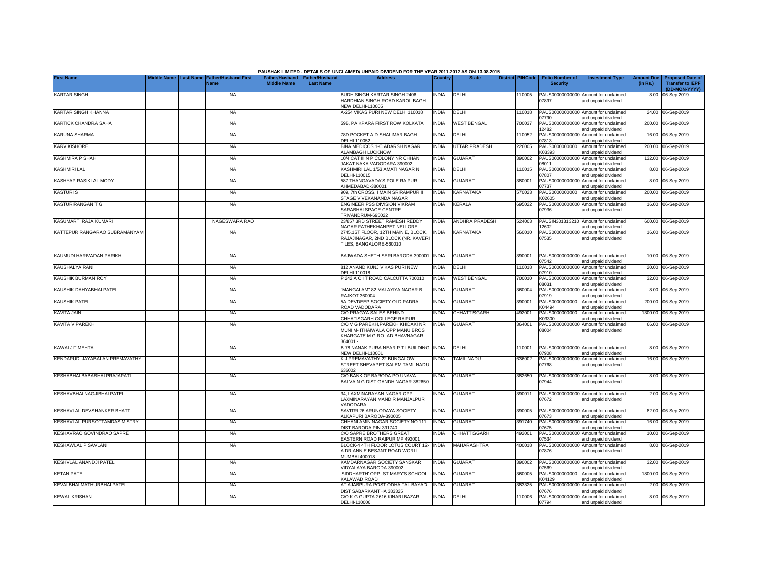PAUSHAK LIMITED - DETAILS OF UNCLAIMED/ UNPAID DIVIDEND FOR THE YEAR 2011-2012 AS ON 13.08.2015

| First Name | Middle Name | Last Name | Father/Husband First Name | Father/Husband Middle Name | Father/Husband Last Name | Address | Country | State | District | PINCode | Folio Number of Security | Investment Type | Amount Due (in Rs.) | Proposed Date of Transfer to IEPF (DD-MON-YYYY) |
|---|---|---|---|---|---|---|---|---|---|---|---|---|---|---|
| KARTAR SINGH | | | NA | | | BUDH SINGH KARTAR SINGH 2406 HARDHIAN SINGH ROAD KAROL BAGH NEW DELHI-110005 | INDIA | DELHI | | 110005 | PAUS00000000000 07897 | Amount for unclaimed and unpaid dividend | 8.00 | 06-Sep-2019 |
| KARTAR SINGH KHANNA | | | NA | | | A-254 VIKAS PURI NEW DELHI 110018 | INDIA | DELHI | | 110018 | PAUS00000000000 07790 | Amount for unclaimed and unpaid dividend | 24.00 | 06-Sep-2019 |
| KARTICK CHANDRA SAHA | | | NA | | | 59B, PAIKPARA FIRST ROW KOLKATA | INDIA | WEST BENGAL | | 700037 | PAUS00000000000 12482 | Amount for unclaimed and unpaid dividend | 200.00 | 06-Sep-2019 |
| KARUNA SHARMA | | | NA | | | 78D POCKET A D SHALIMAR BAGH DELHI 110052 | INDIA | DELHI | | 110052 | PAUS00000000000 07813 | Amount for unclaimed and unpaid dividend | 16.00 | 06-Sep-2019 |
| KARV KISHORE | | | NA | | | BINA MEDICOS 1-C ADARSH NAGAR ALAMBAGH LUCKNOW | INDIA | UTTAR PRADESH | | 226005 | PAUS0000000000 K03393 | Amount for unclaimed and unpaid dividend | 200.00 | 06-Sep-2019 |
| KASHMIRA P SHAH | | | NA | | | 10/4 CAT III N P COLONY NR CHHANI JAKAT NAKA VADODARA 390002 | INDIA | GUJARAT | | 390002 | PAUS00000000000 08011 | Amount for unclaimed and unpaid dividend | 132.00 | 06-Sep-2019 |
| KASHMIRI LAL | | | NA | | | KASHMIRI LAL 1/53 AMATI NAGAR N DELHI-110015 | INDIA | DELHI | | 110015 | PAUS00000000000 07807 | Amount for unclaimed and unpaid dividend | 8.00 | 06-Sep-2019 |
| KASHYAP RASIKLAL MODY | | | NA | | | 587 THANGAVADA'S POLE RAIPUR AHMEDABAD-380001 | INDIA | GUJARAT | | 380001 | PAUS00000000000 07737 | Amount for unclaimed and unpaid dividend | 8.00 | 06-Sep-2019 |
| KASTURI S | | | NA | | | 909, 7th CROSS, I MAIN SRIRAMPUR II STAGE VIVEKANANDA NAGAR | INDIA | KARNATAKA | | 570023 | PAUS0000000000 K02605 | Amount for unclaimed and unpaid dividend | 200.00 | 06-Sep-2019 |
| KASTURIRANGAN T G | | | NA | | | ENGINEER PSS DIVISION VIKRAM SARABHAI SPACE CENTRE TRIVANDRUM-695022 | INDIA | KERALA | | 695022 | PAUS00000000000 07936 | Amount for unclaimed and unpaid dividend | 16.00 | 06-Sep-2019 |
| KASUMARTI RAJA KUMARI | | | NAGESWARA RAO | | | 23/857 3RD STREET RAMESH REDDY NAGAR FATHEKHANPET NELLORE | INDIA | ANDHRA PRADESH | | 524003 | PAUSIN301313210 12602 | Amount for unclaimed and unpaid dividend | 600.00 | 06-Sep-2019 |
| KATTEPUR RANGARAO SUBRAMANYAM | | | NA | | | 2745,1ST FLOOR, 12TH MAIN E, BLOCK, RAJAJINAGAR, 2ND BLOCK (NR. KAVERI TILES, BANGALORE-560010 | INDIA | KARNATAKA | | 560010 | PAUS00000000000 07535 | Amount for unclaimed and unpaid dividend | 16.00 | 06-Sep-2019 |
| KAUMUDI HARIVADAN PARIKH | | | NA | | | BAJWADA SHETH SERI BARODA 390001 | INDIA | GUJARAT | | 390001 | PAUS00000000000 07542 | Amount for unclaimed and unpaid dividend | 10.00 | 06-Sep-2019 |
| KAUSHALYA RANI | | | NA | | | 812 ANAND KUNJ VIKAS PURI NEW DELHI 110018 | INDIA | DELHI | | 110018 | PAUS00000000000 07910 | Amount for unclaimed and unpaid dividend | 20.00 | 06-Sep-2019 |
| KAUSHIK BURMAN ROY | | | NA | | | P 242 A C I T ROAD CALCUTTA 700010 | INDIA | WEST BENGAL | | 700010 | PAUS00000000000 08031 | Amount for unclaimed and unpaid dividend | 32.00 | 06-Sep-2019 |
| KAUSHIK DAHYABHAI PATEL | | | NA | | | "MANGALAM" 82 MALAYIYA NAGAR B RAJKOT 360004 | INDIA | GUJARAT | | 360004 | PAUS00000000000 07919 | Amount for unclaimed and unpaid dividend | 8.00 | 06-Sep-2019 |
| KAUSHIK PATEL | | | NA | | | 5A DEVDEEP SOCIETY OLD PADRA ROAD VADODARA | INDIA | GUJARAT | | 390001 | PAUS0000000000 K04494 | Amount for unclaimed and unpaid dividend | 200.00 | 06-Sep-2019 |
| KAVITA JAIN | | | NA | | | C/O PRAGYA SALES BEHIND CHHATISGARH COLLEGE RAIPUR | INDIA | CHHATTISGARH | | 492001 | PAUS0000000000 K03300 | Amount for unclaimed and unpaid dividend | 1300.00 | 06-Sep-2019 |
| KAVITA V PAREKH | | | NA | | | C/O V G PAREKH,PAREKH KHIDAKI NR MUNI M- ITHAIWALA OPP MANU BROS KHARGATE M G RO- AD BHAVNAGAR 364001 - | INDIA | GUJARAT | | 364001 | PAUS00000000000 08004 | Amount for unclaimed and unpaid dividend | 66.00 | 06-Sep-2019 |
| KAWALJIT MEHTA | | | NA | | | B-78 NANAK PURA NEAR P T I BUILDING NEW DELHI-110001 | INDIA | DELHI | | 110001 | PAUS00000000000 07908 | Amount for unclaimed and unpaid dividend | 8.00 | 06-Sep-2019 |
| KENDAPUDI JAYABALAN PREMAVATHY | | | NA | | | K J PREMAVATHY 22 BUNGALOW STREET SHEVAPET SALEM TAMILNADU 636002 | INDIA | TAMIL NADU | | 636002 | PAUS00000000000 07768 | Amount for unclaimed and unpaid dividend | 16.00 | 06-Sep-2019 |
| KESHABHAI BABABHAI PRAJAPATI | | | NA | | | C/O BANK OF BARODA PO UNAVA BALVA N G DIST GANDHINAGAR-382650 | INDIA | GUJARAT | | 382650 | PAUS00000000000 07944 | Amount for unclaimed and unpaid dividend | 8.00 | 06-Sep-2019 |
| KESHAVBHAI NAGJIBHAI PATEL | | | NA | | | 34, LAXMINARAYAN NAGAR OPP. LAXMINARAYAN MANDIR MANJALPUR VADODARA | INDIA | GUJARAT | | 390011 | PAUS00000000000 07672 | Amount for unclaimed and unpaid dividend | 2.00 | 06-Sep-2019 |
| KESHAVLAL DEVSHANKER BHATT | | | NA | | | SAVITRI 26 ARUNODAYA SOCIETY ALKAPURI BARODA-390005 | INDIA | GUJARAT | | 390005 | PAUS00000000000 07673 | Amount for unclaimed and unpaid dividend | 82.00 | 06-Sep-2019 |
| KESHAVLAL PURSOTTAMDAS MISTRY | | | NA | | | CHHANI AMIN NAGAR SOCIETY NO 111 DIST BARODA PIN-391740 | INDIA | GUJARAT | | 391740 | PAUS00000000000 07675 | Amount for unclaimed and unpaid dividend | 16.00 | 06-Sep-2019 |
| KESHAVRAO GOVINDRAO SAPRE | | | NA | | | C/O SAPRE BROTHERS GREAT EASTERN ROAD RAIPUR MP 492001 | INDIA | CHHATTISGARH | | 492001 | PAUS00000000000 07534 | Amount for unclaimed and unpaid dividend | 10.00 | 06-Sep-2019 |
| KESHAWLAL P SAVLANI | | | NA | | | BLOCK-4 4TH FLOOR LOTUS COURT 12-A DR ANNIE BESANT ROAD WORLI MUMBAI 400018 | INDIA | MAHARASHTRA | | 400018 | PAUS00000000000 07876 | Amount for unclaimed and unpaid dividend | 8.00 | 06-Sep-2019 |
| KESHVLAL ANANDJI PATEL | | | NA | | | KAMDARNAGAR SOCIETY SANSKAR VIDYALAYA BARODA-390002 | INDIA | GUJARAT | | 390002 | PAUS00000000000 07569 | Amount for unclaimed and unpaid dividend | 32.00 | 06-Sep-2019 |
| KETAN PATEL | | | NA | | | 'SIDDHARTH' OPP. ST.MARY'S SCHOOL KALAWAD ROAD | INDIA | GUJARAT | | 360005 | PAUS0000000000 K04129 | Amount for unclaimed and unpaid dividend | 1800.00 | 06-Sep-2019 |
| KEVALBHAI MATHURBHAI PATEL | | | NA | | | AT AJABPURA POST ODHA TAL BAYAD DIST SABARKANTHA 383325 | INDIA | GUJARAT | | 383325 | PAUS00000000000 07676 | Amount for unclaimed and unpaid dividend | 2.00 | 06-Sep-2019 |
| KEWAL KRISHAN | | | NA | | | C/O K G GUPTA 2616 KINARI BAZAR DELHI-110006 | INDIA | DELHI | | 110006 | PAUS00000000000 07794 | Amount for unclaimed and unpaid dividend | 8.00 | 06-Sep-2019 |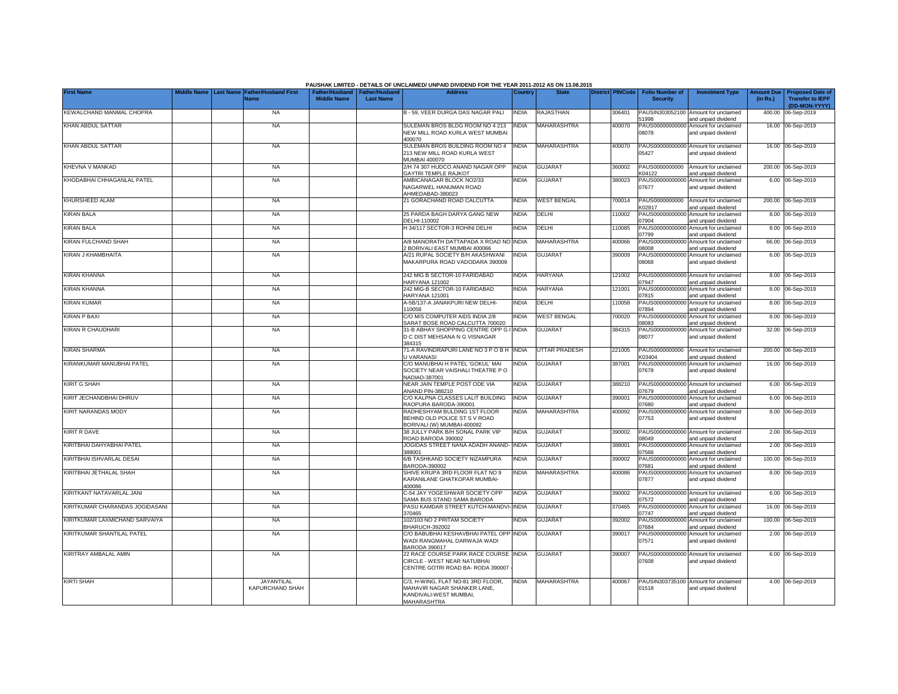PAUSHAK LIMITED - DETAILS OF UNCLAIMED/ UNPAID DIVIDEND FOR THE YEAR 2011-2012 AS ON 13.08.2015

| First Name | Middle Name | Last Name | Father/Husband First Name | Father/Husband Middle Name | Father/Husband Last Name | Address | Country | State | District | PINCode | Folio Number of Security | Investment Type | Amount Due (in Rs.) | Proposed Date of Transfer to IEPF (DD-MON-YYYY) |
|---|---|---|---|---|---|---|---|---|---|---|---|---|---|---|
| KEWALCHAND MANMAL CHOPRA | | | NA | | | B - 59, VEER DURGA DAS NAGAR PALI | INDIA | RAJASTHAN | | 306401 | PAUSIN303052100 51998 | Amount for unclaimed and unpaid dividend | 400.00 | 06-Sep-2019 |
| KHAN ABDUL SATTAR | | | NA | | | SULEMAN BROS BLDG ROOM NO 4 213 NEW MILL ROAD KURLA WEST MUMBAI 400070 | INDIA | MAHARASHTRA | | 400070 | PAUS00000000000 08078 | Amount for unclaimed and unpaid dividend | 16.00 | 06-Sep-2019 |
| KHAN ABDUL SATTAR | | | NA | | | SULEMAN BROS BUILDING ROOM NO 4 213 NEW MILL ROAD KURLA WEST MUMBAI 400070 | INDIA | MAHARASHTRA | | 400070 | PAUS00000000000 05427 | Amount for unclaimed and unpaid dividend | 16.00 | 06-Sep-2019 |
| KHEVNA V MANKAD | | | NA | | | 2/H 74 307 HUDCO ANAND NAGAR OPP GAYTRI TEMPLE RAJKOT | INDIA | GUJARAT | | 360002 | PAUS0000000000 K04122 | Amount for unclaimed and unpaid dividend | 200.00 | 06-Sep-2019 |
| KHODABHAI CHHAGANLAL PATEL | | | NA | | | AMBICANAGAR BLOCK NO2/33 NAGARWEL HANUMAN ROAD AHMEDABAD-380023 | INDIA | GUJARAT | | 380023 | PAUS00000000000 07677 | Amount for unclaimed and unpaid dividend | 6.00 | 06-Sep-2019 |
| KHURSHEED ALAM | | | NA | | | 21 GORACHAND ROAD CALCUTTA | INDIA | WEST BENGAL | | 700014 | PAUS0000000000 K02817 | Amount for unclaimed and unpaid dividend | 200.00 | 06-Sep-2019 |
| KIRAN BALA | | | NA | | | 25 PARDA BAGH DARYA GANG NEW DELHI-110002 | INDIA | DELHI | | 110002 | PAUS00000000000 07904 | Amount for unclaimed and unpaid dividend | 8.00 | 06-Sep-2019 |
| KIRAN BALA | | | NA | | | H 34/117 SECTOR-3 ROHINI DELHI | INDIA | DELHI | | 110085 | PAUS00000000000 07799 | Amount for unclaimed and unpaid dividend | 8.00 | 06-Sep-2019 |
| KIRAN FULCHAND SHAH | | | NA | | | A/8 MANORATH DATTAPADA X ROAD NO 2 BORIVALI EAST MUMBAI 400066 | INDIA | MAHARASHTRA | | 400066 | PAUS00000000000 08008 | Amount for unclaimed and unpaid dividend | 66.00 | 06-Sep-2019 |
| KIRAN J KHAMBHAITA | | | NA | | | A/21 RUPAL SOCIETY B/H AKASHWANI MAKARPURA ROAD VADODARA 390009 | INDIA | GUJARAT | | 390009 | PAUS00000000000 08068 | Amount for unclaimed and unpaid dividend | 6.00 | 06-Sep-2019 |
| KIRAN KHANNA | | | NA | | | 242 MIG B SECTOR-10 FARIDABAD HARYANA 121002 | INDIA | HARYANA | | 121002 | PAUS00000000000 07947 | Amount for unclaimed and unpaid dividend | 8.00 | 06-Sep-2019 |
| KIRAN KHANNA | | | NA | | | 242 MIG-B SECTOR-10 FARIDABAD HARYANA 121001 | INDIA | HARYANA | | 121001 | PAUS00000000000 07815 | Amount for unclaimed and unpaid dividend | 8.00 | 06-Sep-2019 |
| KIRAN KUMAR | | | NA | | | A-5B/137-A JANAKPURI NEW DELHI-110058 | INDIA | DELHI | | 110058 | PAUS00000000000 07894 | Amount for unclaimed and unpaid dividend | 8.00 | 06-Sep-2019 |
| KIRAN P BAXI | | | NA | | | C/O M/S COMPUTER AIDS INDIA 2/8 SARAT BOSE ROAD CALCUTTA 700020 | INDIA | WEST BENGAL | | 700020 | PAUS00000000000 08083 | Amount for unclaimed and unpaid dividend | 8.00 | 06-Sep-2019 |
| KIRAN R CHAUDHARI | | | NA | | | 31-B ABHAY SHOPPING CENTRE OPP G I D C DIST MEHSANA N G VISNAGAR 384315 | INDIA | GUJARAT | | 384315 | PAUS00000000000 08077 | Amount for unclaimed and unpaid dividend | 32.00 | 06-Sep-2019 |
| KIRAN SHARMA | | | NA | | | 71-A RAVINDRAPURI LANE NO 3 P O B H U VARANASI | INDIA | UTTAR PRADESH | | 221005 | PAUS0000000000 K03404 | Amount for unclaimed and unpaid dividend | 200.00 | 06-Sep-2019 |
| KIRANKUMAR MANUBHAI PATEL | | | NA | | | C/O MANUBHAI H PATEL 'GOKUL' MAI SOCIETY NEAR VAISHALI THEATRE P O NADIAD-387001 | INDIA | GUJARAT | | 387001 | PAUS00000000000 07678 | Amount for unclaimed and unpaid dividend | 16.00 | 06-Sep-2019 |
| KIRIT G SHAH | | | NA | | | NEAR JAIN TEMPLE POST ODE VIA ANAND PIN-388210 | INDIA | GUJARAT | | 388210 | PAUS00000000000 07679 | Amount for unclaimed and unpaid dividend | 6.00 | 06-Sep-2019 |
| KIRIT JECHANDBHAI DHRUV | | | NA | | | C/O KALPNA CLASSES LALIT BUILDING RAOPURA BARODA-390001 | INDIA | GUJARAT | | 390001 | PAUS00000000000 07680 | Amount for unclaimed and unpaid dividend | 6.00 | 06-Sep-2019 |
| KIRIT NARANDAS MODY | | | NA | | | RADHESHYAM BULDING 1ST FLOOR BEHIND OLD POLICE ST S V ROAD BORIVALI (W) MUMBAI-400092 | INDIA | MAHARASHTRA | | 400092 | PAUS00000000000 07753 | Amount for unclaimed and unpaid dividend | 8.00 | 06-Sep-2019 |
| KIRIT R DAVE | | | NA | | | 38 JULLY PARK B/H SONAL PARK VIP ROAD BARODA 390002 | INDIA | GUJARAT | | 390002 | PAUS00000000000 08049 | Amount for unclaimed and unpaid dividend | 2.00 | 06-Sep-2019 |
| KIRITBHAI DAHYABHAI PATEL | | | NA | | | JOGIDAS STREET NANA ADADH ANAND-388001 | INDIA | GUJARAT | | 388001 | PAUS00000000000 07566 | Amount for unclaimed and unpaid dividend | 2.00 | 06-Sep-2019 |
| KIRITBHAI ISHVARLAL DESAI | | | NA | | | 6/B TASHKAND SOCIETY NIZAMPURA BARODA-390002 | INDIA | GUJARAT | | 390002 | PAUS00000000000 07681 | Amount for unclaimed and unpaid dividend | 100.00 | 06-Sep-2019 |
| KIRITBHAI JETHALAL SHAH | | | NA | | | SHIVE KRUPA 3RD FLOOR FLAT NO 9 KARANILANE GHATKOPAR MUMBAI-400086 | INDIA | MAHARASHTRA | | 400086 | PAUS00000000000 07877 | Amount for unclaimed and unpaid dividend | 8.00 | 06-Sep-2019 |
| KIRITKANT NATAVARLAL JANI | | | NA | | | C-54 JAY YOGESHWAR SOCIETY OPP SAMA BUS STAND SAMA BARODA | INDIA | GUJARAT | | 390002 | PAUS00000000000 07572 | Amount for unclaimed and unpaid dividend | 6.00 | 06-Sep-2019 |
| KIRITKUMAR CHARANDAS JOGIDASANI | | | NA | | | PASU KAMDAR STREET KUTCH-MANDVI-370465 | INDIA | GUJARAT | | 370465 | PAUS00000000000 07747 | Amount for unclaimed and unpaid dividend | 16.00 | 06-Sep-2019 |
| KIRITKUMAR LAXMICHAND SARVAIYA | | | NA | | | 102/103 NO 2 PRITAM SOCIETY BHARUCH-392002 | INDIA | GUJARAT | | 392002 | PAUS00000000000 07684 | Amount for unclaimed and unpaid dividend | 100.00 | 06-Sep-2019 |
| KIRITKUMAR SHANTILAL PATEL | | | NA | | | C/O BABUBHAI KESHAVBHAI PATEL OPP WADI RANGMAHAL DARWAJA WADI BARODA 390017 | INDIA | GUJARAT | | 390017 | PAUS00000000000 07571 | Amount for unclaimed and unpaid dividend | 2.00 | 06-Sep-2019 |
| KIRITRAY AMBALAL AMIN | | | NA | | | 22 RACE COURSE PARK RACE COURSE CIRCLE - WEST NEAR NATUBHAI CENTRE GOTRI ROAD BA- RODA 390007 - | INDIA | GUJARAT | | 390007 | PAUS00000000000 07608 | Amount for unclaimed and unpaid dividend | 6.00 | 06-Sep-2019 |
| KIRTI SHAH | | | JAYANTILAL KAPURCHAND SHAH | | | C/3, H-WING, FLAT NO-81 3RD FLOOR, MAHAVIR NAGAR SHANKER LANE, KANDIVALI-WEST MUMBAI, MAHARASHTRA | INDIA | MAHARASHTRA | | 400067 | PAUSIN303735100 01518 | Amount for unclaimed and unpaid dividend | 4.00 | 06-Sep-2019 |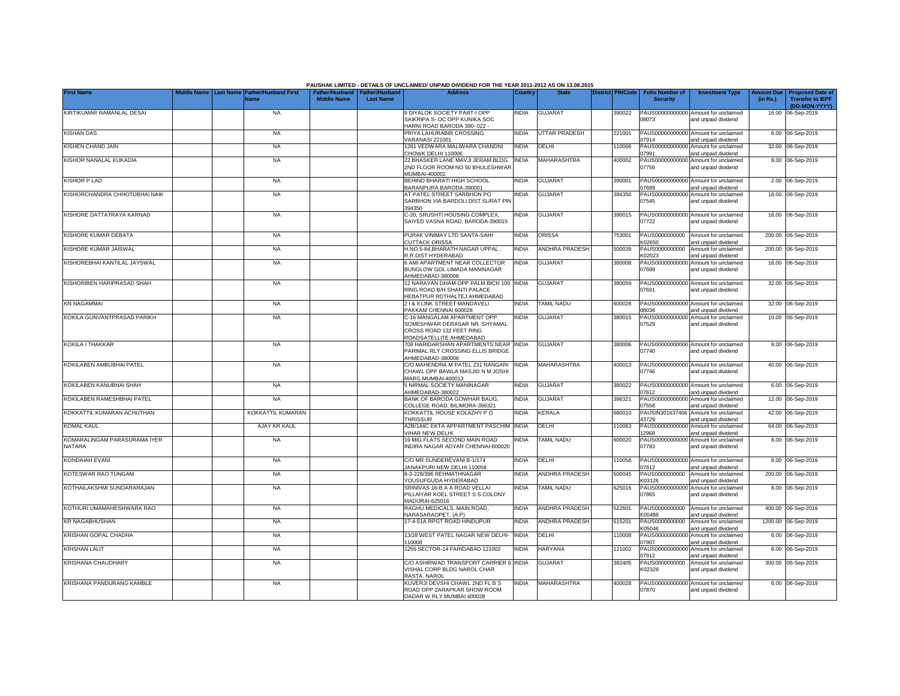PAUSHAK LIMITED - DETAILS OF UNCLAIMED/ UNPAID DIVIDEND FOR THE YEAR 2011-2012 AS ON 13.08.2015

| First Name | Middle Name | Last Name | Father/Husband First Name | Father/Husband Middle Name | Father/Husband Last Name | Address | Country | State | District | PINCode | Folio Number of Security | Investment Type | Amount Due (in Rs.) | Proposed Date of Transfer to IEPF (DD-MON-YYYY) |
|---|---|---|---|---|---|---|---|---|---|---|---|---|---|---|
| KIRTIKUMAR RAMANLAL DESAI | | | NA | | | 9 DIYALOK SOCIETY PART-I OPP SAIKRIPA S- OC OPP KUNIKA SOC HARNI ROAD BARODA 390- 022 - | INDIA | GUJARAT | | 390022 | PAUS00000000000 08073 | Amount for unclaimed and unpaid dividend | 16.00 | 06-Sep-2019 |
| KISHAN DAS | | | NA | | | PRIYA LAHURABIR CROSSING VARANASI 221001 | INDIA | UTTAR PRADESH | | 221001 | PAUS00000000000 07914 | Amount for unclaimed and unpaid dividend | 8.00 | 06-Sep-2019 |
| KISHEN CHAND JAIN | | | NA | | | 1261 VEDWARA MALIWARA CHANDNI CHOWK DELHI 110006 | INDIA | DELHI | | 110006 | PAUS00000000000 07991 | Amount for unclaimed and unpaid dividend | 32.00 | 06-Sep-2019 |
| KISHOR NANALAL KUKADIA | | | NA | | | 22 BHASKER LANE MAVJI JERAM BLDG 2ND FLOOR ROOM NO 50 BHULESHWAR MUMBAI-400002 | INDIA | MAHARASHTRA | | 400002 | PAUS00000000000 07756 | Amount for unclaimed and unpaid dividend | 8.00 | 06-Sep-2019 |
| KISHOR P LAD | | | NA | | | BEHIND BHARATI HIGH SCHOOL BARANPURA BARODA-390001 | INDIA | GUJARAT | | 390001 | PAUS00000000000 07689 | Amount for unclaimed and unpaid dividend | 2.00 | 06-Sep-2019 |
| KISHORCHANDRA CHHOTUBHAI NAIK | | | NA | | | AT PATEL STREET SARBHON PO SARBHON VIA BARDOLI DIST SURAT PIN 394350 | INDIA | GUJARAT | | 394350 | PAUS00000000000 07545 | Amount for unclaimed and unpaid dividend | 16.00 | 06-Sep-2019 |
| KISHORE DATTATRAYA KARNAD | | | NA | | | C-20, SRUSHTI HOUSING COMPLEX, SAIYED VASNA ROAD, BARODA-390015 | INDIA | GUJARAT | | 390015 | PAUS00000000000 07722 | Amount for unclaimed and unpaid dividend | 16.00 | 06-Sep-2019 |
| KISHORE KUMAR DEBATA | | | NA | | | PURAK VINIMAY LTD SANTA-SAHI CUTTACK ORISSA | INDIA | ORISSA | | 753001 | PAUS0000000000 K02650 | Amount for unclaimed and unpaid dividend | 200.00 | 06-Sep-2019 |
| KISHORE KUMAR JAISWAL | | | NA | | | H.NO.5-84,BHARATH NAGAR UPPAL , R.R.DIST HYDERABAD | INDIA | ANDHRA PRADESH | | 500039 | PAUS0000000000 K02023 | Amount for unclaimed and unpaid dividend | 200.00 | 06-Sep-2019 |
| KISHOREBHAI KANTILAL JAYSWAL | | | NA | | | 6 AMI APARTMENT NEAR COLLECTOR BUNGLOW GOL LIMADA MANINAGAR AHMEDABAD-380008 | INDIA | GUJARAT | | 380008 | PAUS00000000000 07688 | Amount for unclaimed and unpaid dividend | 16.00 | 06-Sep-2019 |
| KISHORIBEN HARIPRASAD SHAH | | | NA | | | 12 NARAYAN DHAM OPP PALM BICH 100 RING ROAD B/H SHANTI PALACE HEBATPUR RDTHALTEJ AHMEDABAD | INDIA | GUJARAT | | 380059 | PAUS00000000000 07691 | Amount for unclaimed and unpaid dividend | 32.00 | 06-Sep-2019 |
| KN NAGAMMAI | | | NA | | | 2 I & II LINK STREET MANDAVELI PAKKAM CHENNAI 600028 | INDIA | TAMIL NADU | | 600028 | PAUS00000000000 08036 | Amount for unclaimed and unpaid dividend | 32.00 | 06-Sep-2019 |
| KOKILA GUNVANTPRASAD PARIKH | | | NA | | | C-16 MANGALAM APARTMENT OPP. SOMESHWAR DERASAR NR. SHYAMAL CROSS ROAD 132 FEET RING ROADSATELLITE AHMEDABAD | INDIA | GUJARAT | | 380015 | PAUS00000000000 07529 | Amount for unclaimed and unpaid dividend | 10.00 | 06-Sep-2019 |
| KOKILA I THAKKAR | | | NA | | | 708 HARIDARSHAN APARTMENTS NEAR PARIMAL RLY CROSSING ELLIS BRIDGE AHMEDABAD-380006 | INDIA | GUJARAT | | 380006 | PAUS00000000000 07740 | Amount for unclaimed and unpaid dividend | 8.00 | 06-Sep-2019 |
| KOKILABEN AMBUBHAI PATEL | | | NA | | | C/O MAHENDRA M PATEL 231 RANGARI CHAWL OPP BAWLA MASJID N M JOSHI MARG MUMBAI-400013 | INDIA | MAHARASHTRA | | 400013 | PAUS00000000000 07746 | Amount for unclaimed and unpaid dividend | 40.00 | 06-Sep-2019 |
| KOKILABEN KANUBHAI SHAH | | | NA | | | 5 NIRMAL SOCIETY MANINAGAR AHMEDABAD-380022 | INDIA | GUJARAT | | 380022 | PAUS00000000000 07612 | Amount for unclaimed and unpaid dividend | 6.00 | 06-Sep-2019 |
| KOKILABEN RAMESHBHAI PATEL | | | NA | | | BANK OF BARODA GOWHAR BAUG, COLLEGE ROAD, BILIMORA-396321 | INDIA | GUJARAT | | 396321 | PAUS00000000000 07558 | Amount for unclaimed and unpaid dividend | 12.00 | 06-Sep-2019 |
| KOKKATTIL KUMARAN ACHUTHAN | | | KOKKATTIL KUMARAN | | | KOKKATTIL HOUSE KOLAZHY P O THRISSUR | INDIA | KERALA | | 680010 | PAUSIN301637406 43729 | Amount for unclaimed and unpaid dividend | 42.00 | 06-Sep-2019 |
| KOMAL KAUL | | | AJAY KR KAUL | | | A2B/144C EKTA APPARTMENT PASCHIM VIHAR NEW DELHI. | INDIA | DELHI | | 110063 | PAUS00000000000 12968 | Amount for unclaimed and unpaid dividend | 64.00 | 06-Sep-2019 |
| KOMARALINGAM PARASURAMA IYER NATARA | | | NA | | | 19 MIG FLATS SECOND MAIN ROAD INDIRA NAGAR ADYAR CHENNAI-600020 | INDIA | TAMIL NADU | | 600020 | PAUS00000000000 07783 | Amount for unclaimed and unpaid dividend | 8.00 | 06-Sep-2019 |
| KONDAIAH EVANI | | | NA | | | C/O MR SUNDEREVANI B-1/174 JANAKPURI NEW DELHI 110058 | INDIA | DELHI | | 110058 | PAUS00000000000 07812 | Amount for unclaimed and unpaid dividend | 8.00 | 06-Sep-2019 |
| KOTESWAR RAO TUNGAM | | | NA | | | 8-3-228/396 REHMATHNAGAR YOUSUFGUDA HYDERABAD | INDIA | ANDHRA PRADESH | | 500045 | PAUS0000000000 K03126 | Amount for unclaimed and unpaid dividend | 200.00 | 06-Sep-2019 |
| KOTHAILAKSHMI SUNDARARAJAN | | | NA | | | SRINIVAS 16-B A A ROAD VELLAI PILLAIYAR KOEL STREET S S COLONY MADURAI-625016 | INDIA | TAMIL NADU | | 625016 | PAUS00000000000 07865 | Amount for unclaimed and unpaid dividend | 8.00 | 06-Sep-2019 |
| KOTHURI UMAMAHESHWARA RAO | | | NA | | | RAGHU MEDICALS, MAIN ROAD, NARASARAOPET, (A.P) | INDIA | ANDHRA PRADESH | | 522601 | PAUS0000000000 K00488 | Amount for unclaimed and unpaid dividend | 400.00 | 06-Sep-2019 |
| KR NAGABHUSHAN | | | NA | | | 17-4-51A RPGT ROAD HINDUPUR | INDIA | ANDHRA PRADESH | | 515201 | PAUS0000000000 K05046 | Amount for unclaimed and unpaid dividend | 1200.00 | 06-Sep-2019 |
| KRISHAN GOPAL CHADHA | | | NA | | | 13/28 WEST PATEL NAGAR NEW DELHI-110008 | INDIA | DELHI | | 110008 | PAUS00000000000 07907 | Amount for unclaimed and unpaid dividend | 8.00 | 06-Sep-2019 |
| KRISHAN LALIT | | | NA | | | 1255 SECTOR-14 FARIDABAD 121002 | INDIA | HARYANA | | 121002 | PAUS00000000000 07912 | Amount for unclaimed and unpaid dividend | 8.00 | 06-Sep-2019 |
| KRISHANA CHAUDHARY | | | NA | | | C/O ASHIRWAD TRANSPORT CARRIER 6 VISHAL CORP BLDG NAROL CHAR RASTA. NAROL | INDIA | GUJARAT | | 382405 | PAUS0000000000 K02328 | Amount for unclaimed and unpaid dividend | 300.00 | 06-Sep-2019 |
| KRISHANA PANDURANG KAMBLE | | | NA | | | KUVERJI DEVSHI CHAWL 2ND FL B S ROAD OPP ZARAPKAR SHOW ROOM DADAR W RLY MUMBAI 400028 | INDIA | MAHARASHTRA | | 400028 | PAUS00000000000 07870 | Amount for unclaimed and unpaid dividend | 8.00 | 06-Sep-2019 |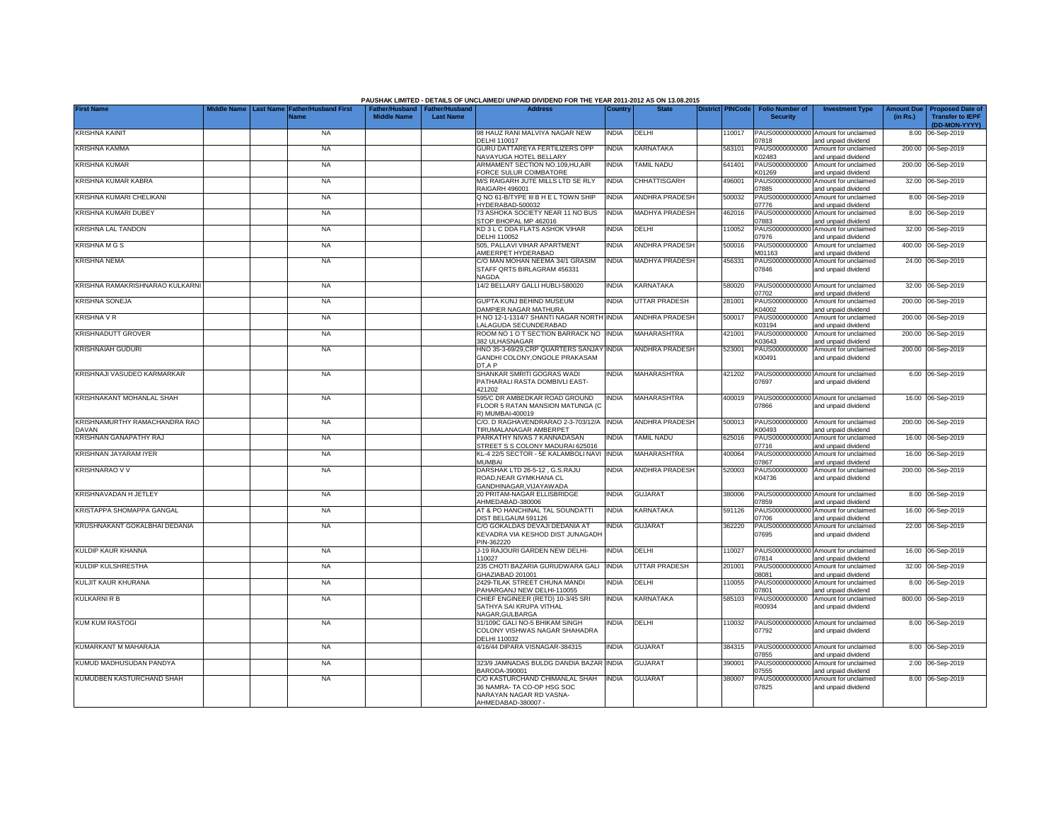PAUSHAK LIMITED - DETAILS OF UNCLAIMED/ UNPAID DIVIDEND FOR THE YEAR 2011-2012 AS ON 13.08.2015

| First Name | Middle Name | Last Name | Father/Husband First Name | Father/Husband Middle Name | Father/Husband Last Name | Address | Country | State | District | PINCode | Folio Number of Security | Investment Type | Amount Due (in Rs.) | Proposed Date of Transfer to IEPF (DD-MON-YYYY) |
|---|---|---|---|---|---|---|---|---|---|---|---|---|---|---|
| KRISHNA KAINIT | | | NA | | | 98 HAUZ RANI MALVIYA NAGAR NEW DELHI 110017 | INDIA | DELHI | | 110017 | PAUS00000000000 07818 | Amount for unclaimed and unpaid dividend | 8.00 | 06-Sep-2019 |
| KRISHNA KAMMA | | | NA | | | GURU DATTAREYA FERTILIZERS OPP NAVAYUGA HOTEL BELLARY | INDIA | KARNATAKA | | 583101 | PAUS0000000000 K02483 | Amount for unclaimed and unpaid dividend | 200.00 | 06-Sep-2019 |
| KRISHNA KUMAR | | | NA | | | ARMAMENT SECTION NO.109,HU,AIR FORCE SULUR COIMBATORE | INDIA | TAMIL NADU | | 641401 | PAUS0000000000 K01269 | Amount for unclaimed and unpaid dividend | 200.00 | 06-Sep-2019 |
| KRISHNA KUMAR KABRA | | | NA | | | M/S RAIGARH JUTE MILLS LTD SE RLY RAIGARH 496001 | INDIA | CHHATTISGARH | | 496001 | PAUS00000000000 07885 | Amount for unclaimed and unpaid dividend | 32.00 | 06-Sep-2019 |
| KRISHNA KUMARI CHELIKANI | | | NA | | | Q NO 61-B/TYPE III B H E L TOWN SHIP HYDERABAD-500032 | INDIA | ANDHRA PRADESH | | 500032 | PAUS00000000000 07776 | Amount for unclaimed and unpaid dividend | 8.00 | 06-Sep-2019 |
| KRISHNA KUMARI DUBEY | | | NA | | | 73 ASHOKA SOCIETY NEAR 11 NO BUS STOP BHOPAL MP 462016 | INDIA | MADHYA PRADESH | | 462016 | PAUS00000000000 07883 | Amount for unclaimed and unpaid dividend | 8.00 | 06-Sep-2019 |
| KRISHNA LAL TANDON | | | NA | | | KD 3 L C DDA FLATS ASHOK VIHAR DELHI 110052 | INDIA | DELHI | | 110052 | PAUS00000000000 07976 | Amount for unclaimed and unpaid dividend | 32.00 | 06-Sep-2019 |
| KRISHNA M G S | | | NA | | | 505, PALLAVI VIHAR APARTMENT AMEERPET HYDERABAD | INDIA | ANDHRA PRADESH | | 500016 | PAUS0000000000 M01163 | Amount for unclaimed and unpaid dividend | 400.00 | 06-Sep-2019 |
| KRISHNA NEMA | | | NA | | | C/O MAN MOHAN NEEMA 34/1 GRASIM STAFF QRTS BIRLAGRAM 456331 NAGDA | INDIA | MADHYA PRADESH | | 456331 | PAUS00000000000 07846 | Amount for unclaimed and unpaid dividend | 24.00 | 06-Sep-2019 |
| KRISHNA RAMAKRISHNARAO KULKARNI | | | NA | | | 14/2 BELLARY GALLI HUBLI-580020 | INDIA | KARNATAKA | | 580020 | PAUS00000000000 07702 | Amount for unclaimed and unpaid dividend | 32.00 | 06-Sep-2019 |
| KRISHNA SONEJA | | | NA | | | GUPTA KUNJ BEHIND MUSEUM DAMPIER NAGAR MATHURA | INDIA | UTTAR PRADESH | | 281001 | PAUS0000000000 K04002 | Amount for unclaimed and unpaid dividend | 200.00 | 06-Sep-2019 |
| KRISHNA V R | | | NA | | | H NO 12-1-1314/7 SHANTI NAGAR NORTH LALAGUDA SECUNDERABAD | INDIA | ANDHRA PRADESH | | 500017 | PAUS0000000000 K03194 | Amount for unclaimed and unpaid dividend | 200.00 | 06-Sep-2019 |
| KRISHNADUTT GROVER | | | NA | | | ROOM NO 1 O T SECTION BARRACK NO 382 ULHASNAGAR | INDIA | MAHARASHTRA | | 421001 | PAUS0000000000 K03643 | Amount for unclaimed and unpaid dividend | 200.00 | 06-Sep-2019 |
| KRISHNAIAH GUDURI | | | NA | | | HNO 35-3-69/29,CRP QUARTERS SANJAY GANDHI COLONY,ONGOLE PRAKASAM DT,A P | INDIA | ANDHRA PRADESH | | 523001 | PAUS0000000000 K00491 | Amount for unclaimed and unpaid dividend | 200.00 | 06-Sep-2019 |
| KRISHNAJI VASUDEO KARMARKAR | | | NA | | | SHANKAR SMRITI GOGRAS WADI PATHARALI RASTA DOMBIVLI EAST-421202 | INDIA | MAHARASHTRA | | 421202 | PAUS00000000000 07697 | Amount for unclaimed and unpaid dividend | 6.00 | 06-Sep-2019 |
| KRISHNAKANT MOHANLAL SHAH | | | NA | | | 595/C DR AMBEDKAR ROAD GROUND FLOOR 5 RATAN MANSION MATUNGA (C R) MUMBAI-400019 | INDIA | MAHARASHTRA | | 400019 | PAUS00000000000 07866 | Amount for unclaimed and unpaid dividend | 16.00 | 06-Sep-2019 |
| KRISHNAMURTHY RAMACHANDRA RAO DAVAN | | | NA | | | C/O. D RAGHAVENDRARAO 2-3-703/12/A TIRUMALANAGAR AMBERPET | INDIA | ANDHRA PRADESH | | 500013 | PAUS0000000000 K00493 | Amount for unclaimed and unpaid dividend | 200.00 | 06-Sep-2019 |
| KRISHNAN GANAPATHY RAJ | | | NA | | | PARKATHY NIVAS 7 KANNADASAN STREET S S COLONY MADURAI 625016 | INDIA | TAMIL NADU | | 625016 | PAUS00000000000 07716 | Amount for unclaimed and unpaid dividend | 16.00 | 06-Sep-2019 |
| KRISHNAN JAYARAM IYER | | | NA | | | KL-4 22/5 SECTOR - 5E KALAMBOLI NAVI MUMBAI | INDIA | MAHARASHTRA | | 400064 | PAUS00000000000 07867 | Amount for unclaimed and unpaid dividend | 16.00 | 06-Sep-2019 |
| KRISHNARAO V V | | | NA | | | DARSHAK LTD 26-5-12 , G.S.RAJU ROAD,NEAR GYMKHANA CL GANDHINAGAR,VIJAYAWADA | INDIA | ANDHRA PRADESH | | 520003 | PAUS0000000000 K04736 | Amount for unclaimed and unpaid dividend | 200.00 | 06-Sep-2019 |
| KRISHNAVADAN H JETLEY | | | NA | | | 20 PRITAM-NAGAR ELLISBRIDGE AHMEDABAD-380006 | INDIA | GUJARAT | | 380006 | PAUS00000000000 07859 | Amount for unclaimed and unpaid dividend | 8.00 | 06-Sep-2019 |
| KRISTAPPA SHOMAPPA GANGAL | | | NA | | | AT & PO HANCHINAL TAL SOUNDATTI DIST BELGAUM 591126 | INDIA | KARNATAKA | | 591126 | PAUS00000000000 07706 | Amount for unclaimed and unpaid dividend | 16.00 | 06-Sep-2019 |
| KRUSHNAKANT GOKALBHAI DEDANIA | | | NA | | | C/O GOKALDAS DEVAJI DEDANIA AT KEVADRA VIA KESHOD DIST JUNAGADH PIN-362220 | INDIA | GUJARAT | | 362220 | PAUS00000000000 07695 | Amount for unclaimed and unpaid dividend | 22.00 | 06-Sep-2019 |
| KULDIP KAUR KHANNA | | | NA | | | J-19 RAJOURI GARDEN NEW DELHI-110027 | INDIA | DELHI | | 110027 | PAUS00000000000 07814 | Amount for unclaimed and unpaid dividend | 16.00 | 06-Sep-2019 |
| KULDIP KULSHRESTHA | | | NA | | | 235 CHOTI BAZARIA GURUDWARA GALI GHAZIABAD 201001 | INDIA | UTTAR PRADESH | | 201001 | PAUS00000000000 08081 | Amount for unclaimed and unpaid dividend | 32.00 | 06-Sep-2019 |
| KULJIT KAUR KHURANA | | | NA | | | 2429-TILAK STREET CHUNA MANDI PAHARGANJ NEW DELHI-110055 | INDIA | DELHI | | 110055 | PAUS00000000000 07801 | Amount for unclaimed and unpaid dividend | 8.00 | 06-Sep-2019 |
| KULKARNI R B | | | NA | | | CHIEF ENGINEER (RETD) 10-3/45 SRI SATHYA SAI KRUPA VITHAL NAGAR,GULBARGA | INDIA | KARNATAKA | | 585103 | PAUS0000000000 R00934 | Amount for unclaimed and unpaid dividend | 800.00 | 06-Sep-2019 |
| KUM KUM RASTOGI | | | NA | | | 31/109C GALI NO-5 BHIKAM SINGH COLONY VISHWAS NAGAR SHAHADRA DELHI 110032 | INDIA | DELHI | | 110032 | PAUS00000000000 07792 | Amount for unclaimed and unpaid dividend | 8.00 | 06-Sep-2019 |
| KUMARKANT M MAHARAJA | | | NA | | | 4/16/44 DIPARA VISNAGAR-384315 | INDIA | GUJARAT | | 384315 | PAUS00000000000 07855 | Amount for unclaimed and unpaid dividend | 8.00 | 06-Sep-2019 |
| KUMUD MADHUSUDAN PANDYA | | | NA | | | 323/9 JAMNADAS BULDG DANDIA BAZAR BARODA-390001 | INDIA | GUJARAT | | 390001 | PAUS00000000000 07555 | Amount for unclaimed and unpaid dividend | 2.00 | 06-Sep-2019 |
| KUMUDBEN KASTURCHAND SHAH | | | NA | | | C/O KASTURCHAND CHIMANLAL SHAH 36 NAMRA- TA CO-OP HSG SOC NARAYAN NAGAR RD VASNA- AHMEDABAD-380007 - | INDIA | GUJARAT | | 380007 | PAUS00000000000 07825 | Amount for unclaimed and unpaid dividend | 8.00 | 06-Sep-2019 |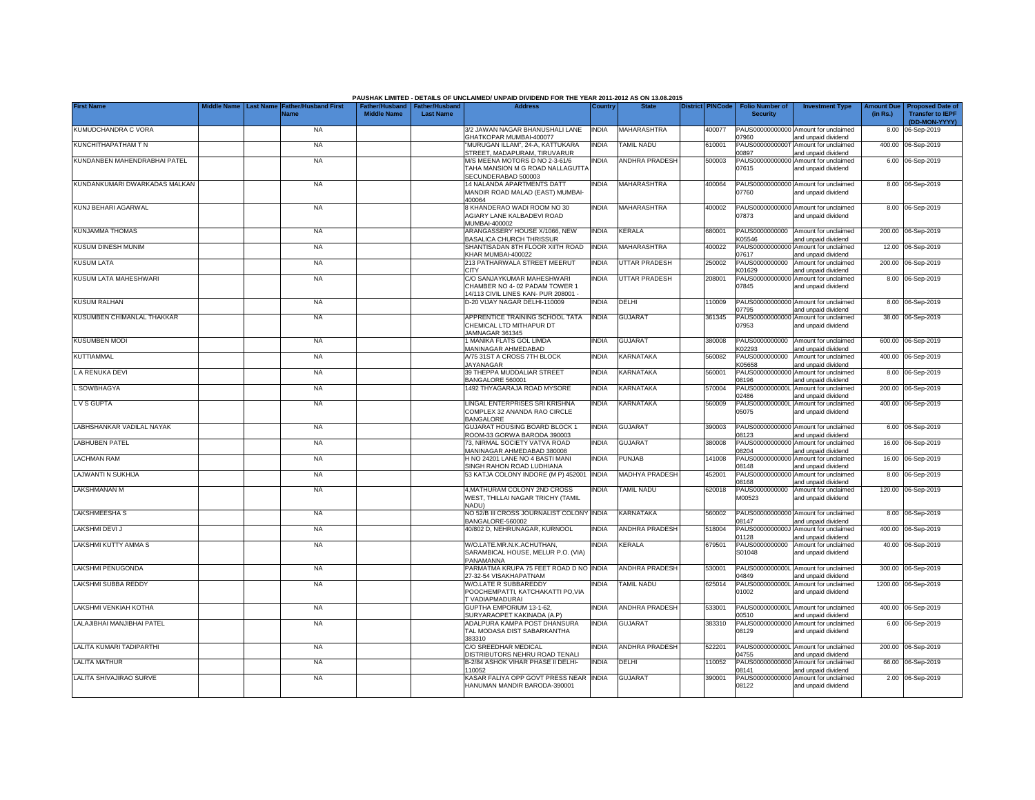PAUSHAK LIMITED - DETAILS OF UNCLAIMED/ UNPAID DIVIDEND FOR THE YEAR 2011-2012 AS ON 13.08.2015

| First Name | Middle Name | Last Name | Father/Husband First Name | Father/Husband Middle Name | Father/Husband Last Name | Address | Country | State | District | PINCode | Folio Number of Security | Investment Type | Amount Due (in Rs.) | Proposed Date of Transfer to IEPF (DD-MON-YYYY) |
|---|---|---|---|---|---|---|---|---|---|---|---|---|---|---|
| KUMUDCHANDRA C VORA | | | NA | | | 3/2 JAWAN NAGAR BHANUSHALI LANE GHATKOPAR MUMBAI-400077 | INDIA | MAHARASHTRA | | 400077 | PAUS00000000000 07960 | Amount for unclaimed and unpaid dividend | 8.00 | 06-Sep-2019 |
| KUNCHITHAPATHAM T N | | | NA | | | "MURUGAN ILLAM", 24-A, KATTUKARA STREET, MADAPURAM, TIRUVARUR | INDIA | TAMIL NADU | | 610001 | PAUS0000000000T 00897 | Amount for unclaimed and unpaid dividend | 400.00 | 06-Sep-2019 |
| KUNDANBEN MAHENDRABHAI PATEL | | | NA | | | M/S MEENA MOTORS D NO 2-3-61/6 TAHA MANSION M G ROAD NALLAGUTTA SECUNDERABAD 500003 | INDIA | ANDHRA PRADESH | | 500003 | PAUS00000000000 07615 | Amount for unclaimed and unpaid dividend | 6.00 | 06-Sep-2019 |
| KUNDANKUMARI DWARKADAS MALKAN | | | NA | | | 14 NALANDA APARTMENTS DATT MANDIR ROAD MALAD (EAST) MUMBAI-400064 | INDIA | MAHARASHTRA | | 400064 | PAUS00000000000 07760 | Amount for unclaimed and unpaid dividend | 8.00 | 06-Sep-2019 |
| KUNJ BEHARI AGARWAL | | | NA | | | 8 KHANDERAO WADI ROOM NO 30 AGIARY LANE KALBADEVI ROAD MUMBAI-400002 | INDIA | MAHARASHTRA | | 400002 | PAUS00000000000 07873 | Amount for unclaimed and unpaid dividend | 8.00 | 06-Sep-2019 |
| KUNJAMMA THOMAS | | | NA | | | ARANGASSERY HOUSE X/1066, NEW BASALICA CHURCH THRISSUR | INDIA | KERALA | | 680001 | PAUS0000000000 K05546 | Amount for unclaimed and unpaid dividend | 200.00 | 06-Sep-2019 |
| KUSUM DINESH MUNIM | | | NA | | | SHANTISADAN 8TH FLOOR XIITH ROAD KHAR MUMBAI-400022 | INDIA | MAHARASHTRA | | 400022 | PAUS00000000000 07617 | Amount for unclaimed and unpaid dividend | 12.00 | 06-Sep-2019 |
| KUSUM LATA | | | NA | | | 213 PATHARWALA STREET MEERUT CITY | INDIA | UTTAR PRADESH | | 250002 | PAUS0000000000 K01629 | Amount for unclaimed and unpaid dividend | 200.00 | 06-Sep-2019 |
| KUSUM LATA MAHESHWARI | | | NA | | | C/O SANJAYKUMAR MAHESHWARI CHAMBER NO 4- 02 PADAM TOWER 1 14/113 CIVIL LINES KAN- PUR 208001 - | INDIA | UTTAR PRADESH | | 208001 | PAUS00000000000 07845 | Amount for unclaimed and unpaid dividend | 8.00 | 06-Sep-2019 |
| KUSUM RALHAN | | | NA | | | D-20 VIJAY NAGAR DELHI-110009 | INDIA | DELHI | | 110009 | PAUS00000000000 07795 | Amount for unclaimed and unpaid dividend | 8.00 | 06-Sep-2019 |
| KUSUMBEN CHIMANLAL THAKKAR | | | NA | | | APPRENTICE TRAINING SCHOOL TATA CHEMICAL LTD MITHAPUR DT JAMNAGAR 361345 | INDIA | GUJARAT | | 361345 | PAUS00000000000 07953 | Amount for unclaimed and unpaid dividend | 38.00 | 06-Sep-2019 |
| KUSUMBEN MODI | | | NA | | | 1 MANIKA FLATS GOL LIMDA MANINAGAR AHMEDABAD | INDIA | GUJARAT | | 380008 | PAUS0000000000 K02293 | Amount for unclaimed and unpaid dividend | 600.00 | 06-Sep-2019 |
| KUTTIAMMAL | | | NA | | | A/75 31ST A CROSS 7TH BLOCK JAYANAGAR | INDIA | KARNATAKA | | 560082 | PAUS0000000000 K05658 | Amount for unclaimed and unpaid dividend | 400.00 | 06-Sep-2019 |
| L A RENUKA DEVI | | | NA | | | 39 THEPPA MUDDALIAR STREET BANGALORE 560001 | INDIA | KARNATAKA | | 560001 | PAUS00000000000 08196 | Amount for unclaimed and unpaid dividend | 8.00 | 06-Sep-2019 |
| L SOWBHAGYA | | | NA | | | 1492 THYAGARAJA ROAD MYSORE | INDIA | KARNATAKA | | 570004 | PAUS0000000000L 02486 | Amount for unclaimed and unpaid dividend | 200.00 | 06-Sep-2019 |
| L V S GUPTA | | | NA | | | LINGAL ENTERPRISES SRI KRISHNA COMPLEX 32 ANANDA RAO CIRCLE BANGALORE | INDIA | KARNATAKA | | 560009 | PAUS0000000000L 05075 | Amount for unclaimed and unpaid dividend | 400.00 | 06-Sep-2019 |
| LABHSHANKAR VADILAL NAYAK | | | NA | | | GUJARAT HOUSING BOARD BLOCK 1 ROOM-33 GORWA BARODA 390003 | INDIA | GUJARAT | | 390003 | PAUS00000000000 08123 | Amount for unclaimed and unpaid dividend | 6.00 | 06-Sep-2019 |
| LABHUBEN PATEL | | | NA | | | 73, NIRMAL SOCIETY VATVA ROAD MANINAGAR AHMEDABAD 380008 | INDIA | GUJARAT | | 380008 | PAUS00000000000 08204 | Amount for unclaimed and unpaid dividend | 16.00 | 06-Sep-2019 |
| LACHMAN RAM | | | NA | | | H NO 24201 LANE NO 4 BASTI MANI SINGH RAHON ROAD LUDHIANA | INDIA | PUNJAB | | 141008 | PAUS00000000000 08148 | Amount for unclaimed and unpaid dividend | 16.00 | 06-Sep-2019 |
| LAJWANTI N SUKHIJA | | | NA | | | 53 KATJA COLONY INDORE (M P) 452001 | INDIA | MADHYA PRADESH | | 452001 | PAUS00000000000 08168 | Amount for unclaimed and unpaid dividend | 8.00 | 06-Sep-2019 |
| LAKSHMANAN M | | | NA | | | 4,MATHURAM COLONY 2ND CROSS WEST, THILLAI NAGAR TRICHY (TAMIL NADU) | INDIA | TAMIL NADU | | 620018 | PAUS0000000000 M00523 | Amount for unclaimed and unpaid dividend | 120.00 | 06-Sep-2019 |
| LAKSHMEESHA S | | | NA | | | NO 52/B III CROSS JOURNALIST COLONY BANGALORE-560002 | INDIA | KARNATAKA | | 560002 | PAUS00000000000 08147 | Amount for unclaimed and unpaid dividend | 8.00 | 06-Sep-2019 |
| LAKSHMI DEVI J | | | NA | | | 40/802 D, NEHRUNAGAR, KURNOOL | INDIA | ANDHRA PRADESH | | 518004 | PAUS0000000000J 01128 | Amount for unclaimed and unpaid dividend | 400.00 | 06-Sep-2019 |
| LAKSHMI KUTTY AMMA S | | | NA | | | W/O.LATE.MR.N.K.ACHUTHAN, SARAMBICAL HOUSE, MELUR P.O. (VIA) PANAMANNA | INDIA | KERALA | | 679501 | PAUS0000000000 S01048 | Amount for unclaimed and unpaid dividend | 40.00 | 06-Sep-2019 |
| LAKSHMI PENUGONDA | | | NA | | | PARMATMA KRUPA 75 FEET ROAD D NO 27-32-54 VISAKHAPATNAM | INDIA | ANDHRA PRADESH | | 530001 | PAUS0000000000L 04849 | Amount for unclaimed and unpaid dividend | 300.00 | 06-Sep-2019 |
| LAKSHMI SUBBA REDDY | | | NA | | | W/O.LATE R SUBBAREDDY POOCHEMPATTI, KATCHAKATTI PO,VIA T VADIAPMADURAI | INDIA | TAMIL NADU | | 625014 | PAUS0000000000L 01002 | Amount for unclaimed and unpaid dividend | 1200.00 | 06-Sep-2019 |
| LAKSHMI VENKIAH KOTHA | | | NA | | | GUPTHA EMPORIUM 13-1-62, SURYARAOPET KAKINADA (A.P) | INDIA | ANDHRA PRADESH | | 533001 | PAUS0000000000L 00510 | Amount for unclaimed and unpaid dividend | 400.00 | 06-Sep-2019 |
| LALAJIBHAI MANJIBHAI PATEL | | | NA | | | ADALPURA KAMPA POST DHANSURA TAL MODASA DIST SABARKANTHA 383310 | INDIA | GUJARAT | | 383310 | PAUS00000000000 08129 | Amount for unclaimed and unpaid dividend | 6.00 | 06-Sep-2019 |
| LALITA KUMARI TADIPARTHI | | | NA | | | C/O SREEDHAR MEDICAL DISTRIBUTORS NEHRU ROAD TENALI | INDIA | ANDHRA PRADESH | | 522201 | PAUS0000000000L 04755 | Amount for unclaimed and unpaid dividend | 200.00 | 06-Sep-2019 |
| LALITA MATHUR | | | NA | | | B-2/84 ASHOK VIHAR PHASE II DELHI-110052 | INDIA | DELHI | | 110052 | PAUS00000000000 08141 | Amount for unclaimed and unpaid dividend | 66.00 | 06-Sep-2019 |
| LALITA SHIVAJIRAO SURVE | | | NA | | | KASAR FALIYA OPP GOVT PRESS NEAR HANUMAN MANDIR BARODA-390001 | INDIA | GUJARAT | | 390001 | PAUS00000000000 08122 | Amount for unclaimed and unpaid dividend | 2.00 | 06-Sep-2019 |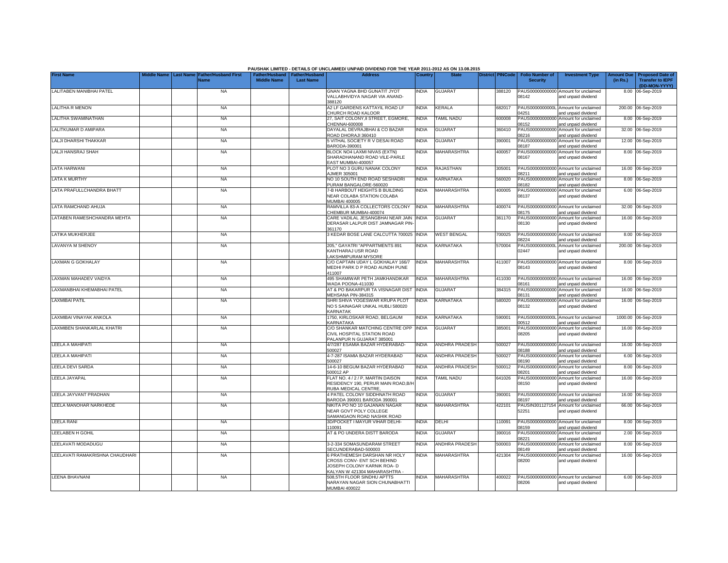PAUSHAK LIMITED - DETAILS OF UNCLAIMED/ UNPAID DIVIDEND FOR THE YEAR 2011-2012 AS ON 13.08.2015

| First Name | Middle Name | Last Name | Father/Husband First Name | Father/Husband Middle Name | Father/Husband Last Name | Address | Country | State | District | PINCode | Folio Number of Security | Investment Type | Amount Due (in Rs.) | Proposed Date of Transfer to IEPF (DD-MON-YYYY) |
|---|---|---|---|---|---|---|---|---|---|---|---|---|---|---|
| LALITABEN MANIBHAI PATEL | | | NA | | | GNAN YAGNA BHD GUNATIT JYOT VALLABHVIDYA NAGAR VIA ANAND-388120 | INDIA | GUJARAT | | 388120 | PAUS00000000000 08142 | Amount for unclaimed and unpaid dividend | 8.00 | 06-Sep-2019 |
| LALITHA R MENON | | | NA | | | A2 LF GARDENS KATTAYIL ROAD LF CHURCH ROAD KALOOR | INDIA | KERALA | | 682017 | PAUS0000000000L 04251 | Amount for unclaimed and unpaid dividend | 200.00 | 06-Sep-2019 |
| LALITHA SWAMINATHAN | | | NA | | | 27, SAIT COLONY,II STREET, EGMORE, CHENNAI-600008 | INDIA | TAMIL NADU | | 600008 | PAUS00000000000 08152 | Amount for unclaimed and unpaid dividend | 8.00 | 06-Sep-2019 |
| LALITKUMAR D AMIPARA | | | NA | | | DAYALAL DEVRAJBHAI & CO BAZAR ROAD DHORAJI 360410 | INDIA | GUJARAT | | 360410 | PAUS00000000000 08216 | Amount for unclaimed and unpaid dividend | 32.00 | 06-Sep-2019 |
| LALJI DHARSHI THAKKAR | | | NA | | | 5 VITHAL SOCIETY R V DESAI ROAD BARODA-390001 | INDIA | GUJARAT | | 390001 | PAUS00000000000 08187 | Amount for unclaimed and unpaid dividend | 12.00 | 06-Sep-2019 |
| LALJI HANSRAJ SHAH | | | NA | | | BLOCK NO4 LAXMI NIVAS (EXTN) SHARADHANAND ROAD VILE-PARLE EAST MUMBAI-400057 | INDIA | MAHARASHTRA | | 400057 | PAUS00000000000 08167 | Amount for unclaimed and unpaid dividend | 8.00 | 06-Sep-2019 |
| LATA HARWANI | | | NA | | | PLOT NO 3 GURU NANAK COLONY AJMER 305001 | INDIA | RAJASTHAN | | 305001 | PAUS00000000000 08211 | Amount for unclaimed and unpaid dividend | 16.00 | 06-Sep-2019 |
| LATA K MURTHY | | | NA | | | NO 10 SOUTH END ROAD SESHADRI PURAM BANGALORE-560020 | INDIA | KARNATAKA | | 560020 | PAUS00000000000 08182 | Amount for unclaimed and unpaid dividend | 8.00 | 06-Sep-2019 |
| LATA PRAFULLCHANDRA BHATT | | | NA | | | 7-B HARBOUT HEIGHTS B BUILDING NEAR COLABA STATION COLABA MUMBAI 400005 | INDIA | MAHARASHTRA | | 400005 | PAUS00000000000 08137 | Amount for unclaimed and unpaid dividend | 6.00 | 06-Sep-2019 |
| LATA RAMCHAND AHUJA | | | NA | | | RAMVILLA 83-A COLLECTORS COLONY CHEMBUR MUMBAI-400074 | INDIA | MAHARASHTRA | | 400074 | PAUS00000000000 08175 | Amount for unclaimed and unpaid dividend | 32.00 | 06-Sep-2019 |
| LATABEN RAMESHCHANDRA MEHTA | | | NA | | | CARE VADILAL JESANGBHAI NEAR JAIN DERASAR LALPUR DIST JAMNAGAR PIN-361170 | INDIA | GUJARAT | | 361170 | PAUS00000000000 08130 | Amount for unclaimed and unpaid dividend | 16.00 | 06-Sep-2019 |
| LATIKA MUKHERJEE | | | NA | | | 3 KEDAR BOSE LANE CALCUTTA 700025 | INDIA | WEST BENGAL | | 700025 | PAUS00000000000 08224 | Amount for unclaimed and unpaid dividend | 8.00 | 06-Sep-2019 |
| LAVANYA M SHENOY | | | NA | | | 205," GAYATRI "APPARTMENTS 891 KANTHARAJ USR ROAD LAKSHMIPURAM MYSORE | INDIA | KARNATAKA | | 570004 | PAUS0000000000L 02447 | Amount for unclaimed and unpaid dividend | 200.00 | 06-Sep-2019 |
| LAXMAN G GOKHALAY | | | NA | | | C/O CAPTAIN UDAY L GOKHALAY 166/7 MEDHI PARK D P ROAD AUNDH PUNE 411007 | INDIA | MAHARASHTRA | | 411007 | PAUS00000000000 08143 | Amount for unclaimed and unpaid dividend | 8.00 | 06-Sep-2019 |
| LAXMAN MAHADEV VAIDYA | | | NA | | | 495 SHAMIWAR PETH JAMKHANDIKAR WADA POONA-411030 | INDIA | MAHARASHTRA | | 411030 | PAUS00000000000 08161 | Amount for unclaimed and unpaid dividend | 16.00 | 06-Sep-2019 |
| LAXMANBHAI KHEMABHAI PATEL | | | NA | | | AT & PO BAKARPUR TA VISNAGAR DIST MEHSANA PIN-384315 | INDIA | GUJARAT | | 384315 | PAUS00000000000 08131 | Amount for unclaimed and unpaid dividend | 16.00 | 06-Sep-2019 |
| LAXMIBAI PATIL | | | NA | | | SHRI SHIVA YOGESWAR KRUPA PLOT NO 5 SAINAGAR UNKAL HUBLI 580020 KARNATAK | INDIA | KARNATAKA | | 580020 | PAUS00000000000 08132 | Amount for unclaimed and unpaid dividend | 16.00 | 06-Sep-2019 |
| LAXMIBAI VINAYAK ANKOLA | | | NA | | | 1750, KIRLOSKAR ROAD, BELGAUM KARNATAKA | INDIA | KARNATAKA | | 590001 | PAUS0000000000L 00512 | Amount for unclaimed and unpaid dividend | 1000.00 | 06-Sep-2019 |
| LAXMIBEN SHANKARLAL KHATRI | | | NA | | | C/O SHANKAR MATCHING CENTRE OPP CIVIL HOSPITAL STATION ROAD PALANPUR N GUJARAT 385001 | INDIA | GUJARAT | | 385001 | PAUS00000000000 08205 | Amount for unclaimed and unpaid dividend | 16.00 | 06-Sep-2019 |
| LEELA A MAHIPATI | | | NA | | | 4/7/287 ESAMIA BAZAR HYDERABAD-500027 | INDIA | ANDHRA PRADESH | | 500027 | PAUS00000000000 08188 | Amount for unclaimed and unpaid dividend | 16.00 | 06-Sep-2019 |
| LEELA A MAHIPATI | | | NA | | | 4-7-287 ISAMIA BAZAR HYDERABAD 500027 | INDIA | ANDHRA PRADESH | | 500027 | PAUS00000000000 08190 | Amount for unclaimed and unpaid dividend | 6.00 | 06-Sep-2019 |
| LEELA DEVI SARDA | | | NA | | | 14-6-10 BEGUM BAZAR HYDERABAD 500012 AP | INDIA | ANDHRA PRADESH | | 500012 | PAUS00000000000 08201 | Amount for unclaimed and unpaid dividend | 8.00 | 06-Sep-2019 |
| LEELA JAYAPAL | | | NA | | | FLAT NO. 4 / 2 / P, MARTIN DAISON RESIDENCY 190, PERUR MAIN ROAD,B/H RUBA MEDICAL CENTRE, | INDIA | TAMIL NADU | | 641026 | PAUS00000000000 08150 | Amount for unclaimed and unpaid dividend | 16.00 | 06-Sep-2019 |
| LEELA JAYVANT PRADHAN | | | NA | | | 4 PATEL COLONY SIDDHNATH ROAD BARODA 390001 BARODA 390001 | INDIA | GUJARAT | | 390001 | PAUS00000000000 08197 | Amount for unclaimed and unpaid dividend | 16.00 | 06-Sep-2019 |
| LEELA MANOHAR NARKHEDE | | | NA | | | NIKITA PO NO 10 GAJANAN NAGAR NEAR GOVT POLY COLLEGE SAMANGAON ROAD NASHIK ROAD | INDIA | MAHARASHTRA | | 422101 | PAUSIN301127154 52251 | Amount for unclaimed and unpaid dividend | 66.00 | 06-Sep-2019 |
| LEELA RANI | | | NA | | | 3D/POCKET I MAYUR VIHAR DELHI-110091 | INDIA | DELHI | | 110091 | PAUS00000000000 08159 | Amount for unclaimed and unpaid dividend | 8.00 | 06-Sep-2019 |
| LEELABEN H GOHIL | | | NA | | | AT & PO UNDERA DISTT BARODA | INDIA | GUJARAT | | 390016 | PAUS00000000000 08221 | Amount for unclaimed and unpaid dividend | 2.00 | 06-Sep-2019 |
| LEELAVATI MODADUGU | | | NA | | | 3-2-334 SOMASUNDARAM STREET SECUNDERABAD-500003 | INDIA | ANDHRA PRADESH | | 500003 | PAUS00000000000 08149 | Amount for unclaimed and unpaid dividend | 8.00 | 06-Sep-2019 |
| LEELAVATI RAMAKRISHNA CHAUDHARI | | | NA | | | 6 PRATHEMESH DARSHAN NR HOLY CROSS CONV- ENT SCH BEHIND JOSEPH COLONY KARNIK ROA- D KALYAN W 421304 MAHARASHTRA - | INDIA | MAHARASHTRA | | 421304 | PAUS00000000000 08200 | Amount for unclaimed and unpaid dividend | 16.00 | 06-Sep-2019 |
| LEENA BHAVNANI | | | NA | | | 508,5TH FLOOR SINDHU APTTS NARAYAN NAGAR SION CHUNABHATTI MUMBAI 400022 | INDIA | MAHARASHTRA | | 400022 | PAUS00000000000 08206 | Amount for unclaimed and unpaid dividend | 6.00 | 06-Sep-2019 |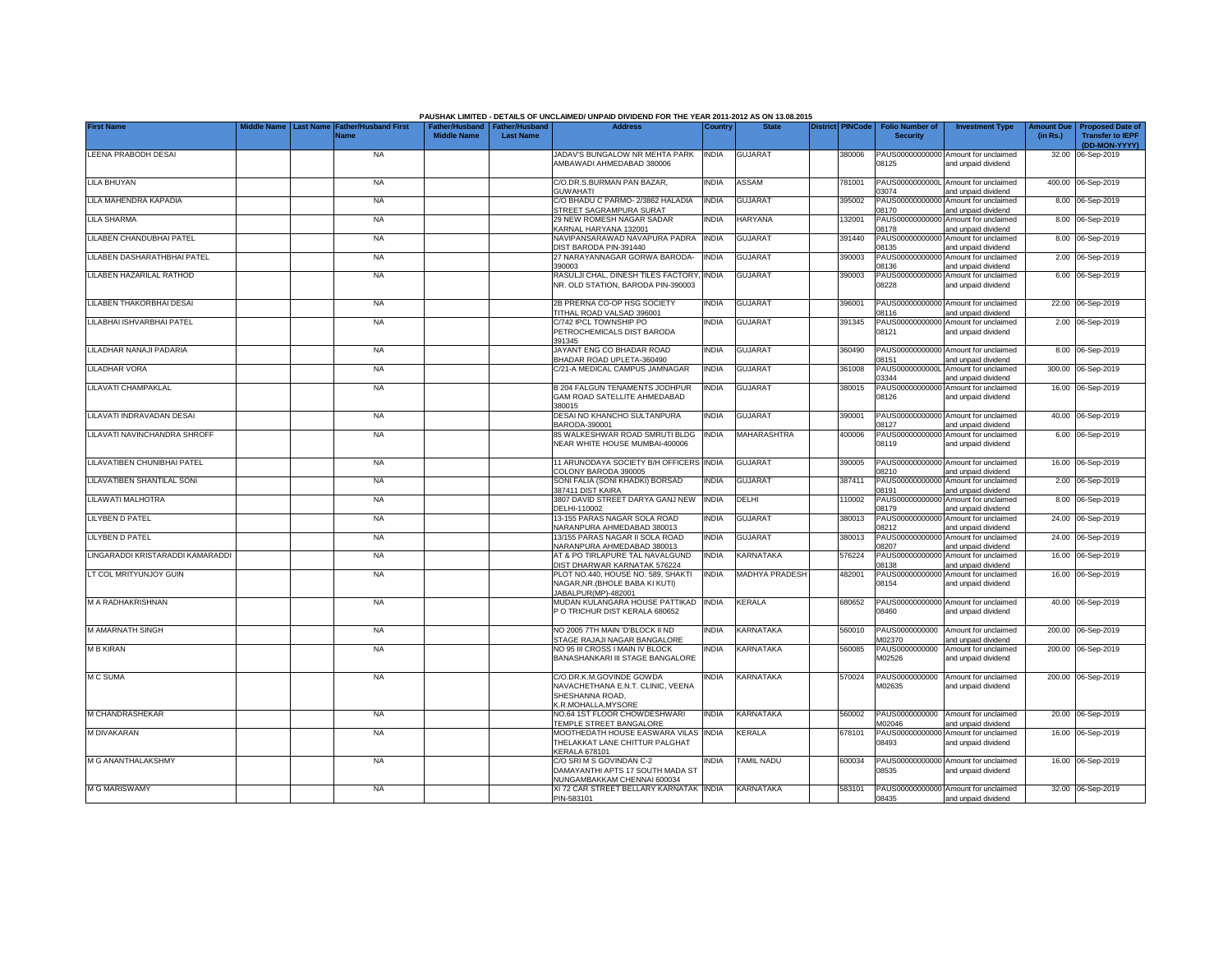PAUSHAK LIMITED - DETAILS OF UNCLAIMED/ UNPAID DIVIDEND FOR THE YEAR 2011-2012 AS ON 13.08.2015

| First Name | Middle Name | Last Name | Father/Husband First Name | Father/Husband Middle Name | Father/Husband Last Name | Address | Country | State | District | PINCode | Folio Number of Security | Investment Type | Amount Due (in Rs.) | Proposed Date of Transfer to IEPF (DD-MON-YYYY) |
|---|---|---|---|---|---|---|---|---|---|---|---|---|---|---|
| LEENA PRABODH DESAI | | | NA | | | JADAV'S BUNGALOW NR MEHTA PARK AMBAWADI AHMEDABAD 380006 | INDIA | GUJARAT | | 380006 | PAUS00000000000 08125 | Amount for unclaimed and unpaid dividend | 32.00 | 06-Sep-2019 |
| LILA BHUYAN | | | NA | | | C/O.DR.S.BURMAN PAN BAZAR, GUWAHATI | INDIA | ASSAM | | 781001 | PAUS0000000000L 03074 | Amount for unclaimed and unpaid dividend | 400.00 | 06-Sep-2019 |
| LILA MAHENDRA KAPADIA | | | NA | | | C/O BHADU C PARMO- 2/3862 HALADIA STREET SAGRAMPURA SURAT | INDIA | GUJARAT | | 395002 | PAUS00000000000 08170 | Amount for unclaimed and unpaid dividend | 8.00 | 06-Sep-2019 |
| LILA SHARMA | | | NA | | | 29 NEW ROMESH NAGAR SADAR KARNAL HARYANA 132001 | INDIA | HARYANA | | 132001 | PAUS00000000000 08178 | Amount for unclaimed and unpaid dividend | 8.00 | 06-Sep-2019 |
| LILABEN CHANDUBHAI PATEL | | | NA | | | NAVIPANSARAWAD NAVAPURA PADRA DIST BARODA PIN-391440 | INDIA | GUJARAT | | 391440 | PAUS00000000000 08135 | Amount for unclaimed and unpaid dividend | 8.00 | 06-Sep-2019 |
| LILABEN DASHARATHBHAI PATEL | | | NA | | | 27 NARAYANNAGAR GORWA BARODA-390003 | INDIA | GUJARAT | | 390003 | PAUS00000000000 08136 | Amount for unclaimed and unpaid dividend | 2.00 | 06-Sep-2019 |
| LILABEN HAZARILAL RATHOD | | | NA | | | RASULJI CHAL, DINESH TILES FACTORY, NR. OLD STATION, BARODA PIN-390003 | INDIA | GUJARAT | | 390003 | PAUS00000000000 08228 | Amount for unclaimed and unpaid dividend | 6.00 | 06-Sep-2019 |
| LILABEN THAKORBHAI DESAI | | | NA | | | 2B PRERNA CO-OP HSG SOCIETY TITHAL ROAD VALSAD 396001 | INDIA | GUJARAT | | 396001 | PAUS00000000000 08116 | Amount for unclaimed and unpaid dividend | 22.00 | 06-Sep-2019 |
| LILABHAI ISHVARBHAI PATEL | | | NA | | | C/742 IPCL TOWNSHIP PO PETROCHEMICALS DIST BARODA 391345 | INDIA | GUJARAT | | 391345 | PAUS00000000000 08121 | Amount for unclaimed and unpaid dividend | 2.00 | 06-Sep-2019 |
| LILADHAR NANAJI PADARIA | | | NA | | | JAYANT ENG CO BHADAR ROAD BHADAR ROAD UPLETA-360490 | INDIA | GUJARAT | | 360490 | PAUS00000000000 08151 | Amount for unclaimed and unpaid dividend | 8.00 | 06-Sep-2019 |
| LILADHAR VORA | | | NA | | | C/21-A MEDICAL CAMPUS JAMNAGAR | INDIA | GUJARAT | | 361008 | PAUS0000000000L 03344 | Amount for unclaimed and unpaid dividend | 300.00 | 06-Sep-2019 |
| LILAVATI CHAMPAKLAL | | | NA | | | B 204 FALGUN TENAMENTS JODHPUR GAM ROAD SATELLITE AHMEDABAD 380015 | INDIA | GUJARAT | | 380015 | PAUS00000000000 08126 | Amount for unclaimed and unpaid dividend | 16.00 | 06-Sep-2019 |
| LILAVATI INDRAVADAN DESAI | | | NA | | | DESAI NO KHANCHO SULTANPURA BARODA-390001 | INDIA | GUJARAT | | 390001 | PAUS00000000000 08127 | Amount for unclaimed and unpaid dividend | 40.00 | 06-Sep-2019 |
| LILAVATI NAVINCHANDRA SHROFF | | | NA | | | 85 WALKESHWAR ROAD SMRUTI BLDG NEAR WHITE HOUSE MUMBAI-400006 | INDIA | MAHARASHTRA | | 400006 | PAUS00000000000 08119 | Amount for unclaimed and unpaid dividend | 6.00 | 06-Sep-2019 |
| LILAVATIBEN CHUNIBHAI PATEL | | | NA | | | 11 ARUNODAYA SOCIETY B/H OFFICERS COLONY BARODA 390005 | INDIA | GUJARAT | | 390005 | PAUS00000000000 08210 | Amount for unclaimed and unpaid dividend | 16.00 | 06-Sep-2019 |
| LILAVATIBEN SHANTILAL SONI | | | NA | | | SONI FALIA (SONI KHADKI) BORSAD 387411 DIST KAIRA | INDIA | GUJARAT | | 387411 | PAUS00000000000 08191 | Amount for unclaimed and unpaid dividend | 2.00 | 06-Sep-2019 |
| LILAWATI MALHOTRA | | | NA | | | 3807 DAVID STREET DARYA GANJ NEW DELHI-110002 | INDIA | DELHI | | 110002 | PAUS00000000000 08179 | Amount for unclaimed and unpaid dividend | 8.00 | 06-Sep-2019 |
| LILYBEN D PATEL | | | NA | | | 13-155 PARAS NAGAR SOLA ROAD NARANPURA AHMEDABAD 380013 | INDIA | GUJARAT | | 380013 | PAUS00000000000 08212 | Amount for unclaimed and unpaid dividend | 24.00 | 06-Sep-2019 |
| LILYBEN D PATEL | | | NA | | | 13/155 PARAS NAGAR II SOLA ROAD NARANPURA AHMEDABAD 380013 | INDIA | GUJARAT | | 380013 | PAUS00000000000 08207 | Amount for unclaimed and unpaid dividend | 24.00 | 06-Sep-2019 |
| LINGARADDI KRISTARADDI KAMARADDI | | | NA | | | AT & PO TIRLAPURE TAL NAVALGUND DIST DHARWAR KARNATAK 576224 | INDIA | KARNATAKA | | 576224 | PAUS00000000000 08138 | Amount for unclaimed and unpaid dividend | 16.00 | 06-Sep-2019 |
| LT COL MRITYUNJOY GUIN | | | NA | | | PLOT NO.440, HOUSE NO. 589, SHAKTI NAGAR,NR.(BHOLE BABA KI KUTI) JABALPUR(MP)-482001 | INDIA | MADHYA PRADESH | | 482001 | PAUS00000000000 08154 | Amount for unclaimed and unpaid dividend | 16.00 | 06-Sep-2019 |
| M A RADHAKRISHNAN | | | NA | | | MUDAN KULANGARA HOUSE PATTIKAD P O TRICHUR DIST KERALA 680652 | INDIA | KERALA | | 680652 | PAUS00000000000 08460 | Amount for unclaimed and unpaid dividend | 40.00 | 06-Sep-2019 |
| M AMARNATH SINGH | | | NA | | | NO 2005 7TH MAIN 'D'BLOCK II ND STAGE RAJAJI NAGAR BANGALORE | INDIA | KARNATAKA | | 560010 | PAUS0000000000 M02370 | Amount for unclaimed and unpaid dividend | 200.00 | 06-Sep-2019 |
| M B KIRAN | | | NA | | | NO 95 III CROSS I MAIN IV BLOCK BANASHANKARI III STAGE BANGALORE | INDIA | KARNATAKA | | 560085 | PAUS0000000000 M02526 | Amount for unclaimed and unpaid dividend | 200.00 | 06-Sep-2019 |
| M C SUMA | | | NA | | | C/O.DR.K.M.GOVINDE GOWDA NAVACHETHANA E.N.T. CLINIC, VEENA SHESHANNA ROAD, K.R.MOHALLA,MYSORE | INDIA | KARNATAKA | | 570024 | PAUS0000000000 M02635 | Amount for unclaimed and unpaid dividend | 200.00 | 06-Sep-2019 |
| M CHANDRASHEKAR | | | NA | | | NO.64 1ST FLOOR CHOWDESHWARI TEMPLE STREET BANGALORE | INDIA | KARNATAKA | | 560002 | PAUS0000000000 M02046 | Amount for unclaimed and unpaid dividend | 20.00 | 06-Sep-2019 |
| M DIVAKARAN | | | NA | | | MOOTHEDATH HOUSE EASWARA VILAS THELAKKAT LANE CHITTUR PALGHAT KERALA 678101 | INDIA | KERALA | | 678101 | PAUS00000000000 08493 | Amount for unclaimed and unpaid dividend | 16.00 | 06-Sep-2019 |
| M G ANANTHALAKSHMY | | | NA | | | C/O SRI M S GOVINDAN C-2 DAMAYANTHI APTS 17 SOUTH MADA ST NUNGAMBAKKAM CHENNAI 600034 | INDIA | TAMIL NADU | | 600034 | PAUS00000000000 08535 | Amount for unclaimed and unpaid dividend | 16.00 | 06-Sep-2019 |
| M G MARISWAMY | | | NA | | | XI 72 CAR STREET BELLARY KARNATAK PIN-583101 | INDIA | KARNATAKA | | 583101 | PAUS00000000000 08435 | Amount for unclaimed and unpaid dividend | 32.00 | 06-Sep-2019 |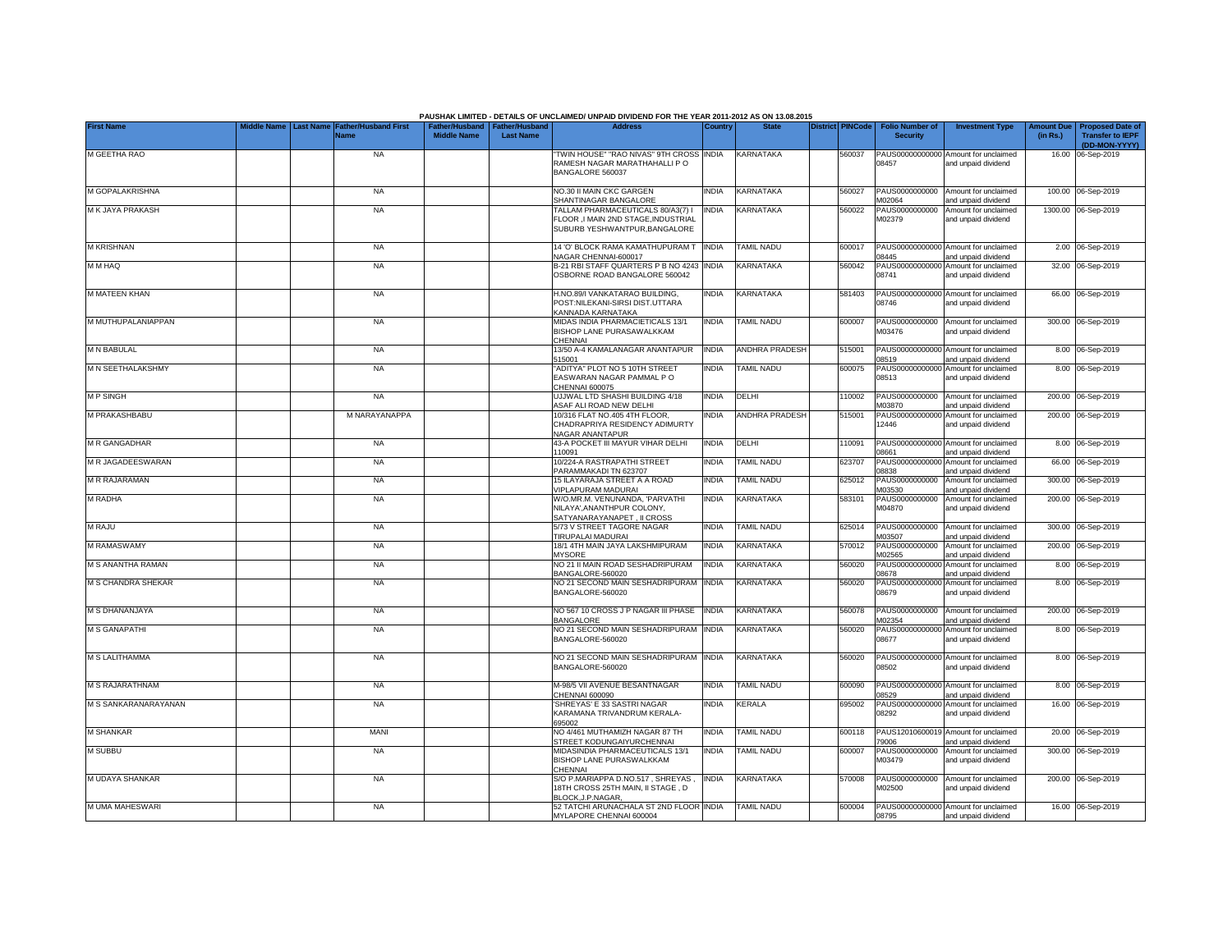PAUSHAK LIMITED - DETAILS OF UNCLAIMED/ UNPAID DIVIDEND FOR THE YEAR 2011-2012 AS ON 13.08.2015

| First Name | Middle Name | Last Name | Father/Husband First Name | Father/Husband Middle Name | Father/Husband Last Name | Address | Country | State | District | PINCode | Folio Number of Security | Investment Type | Amount Due (in Rs.) | Proposed Date of Transfer to IEPF (DD-MON-YYYY) |
|---|---|---|---|---|---|---|---|---|---|---|---|---|---|---|
| M GEETHA RAO | | | NA | | | "TWIN HOUSE" "RAO NIVAS" 9TH CROSS RAMESH NAGAR MARATHAHALLI P O BANGALORE 560037 | INDIA | KARNATAKA | | 560037 | PAUS00000000000 08457 | Amount for unclaimed and unpaid dividend | 16.00 | 06-Sep-2019 |
| M GOPALAKRISHNA | | | NA | | | NO.30 II MAIN CKC GARGEN SHANTINAGAR BANGALORE | INDIA | KARNATAKA | | 560027 | PAUS0000000000 M02064 | Amount for unclaimed and unpaid dividend | 100.00 | 06-Sep-2019 |
| M K JAYA PRAKASH | | | NA | | | TALLAM PHARMACEUTICALS 80/A3(7) I FLOOR ,I MAIN 2ND STAGE,INDUSTRIAL SUBURB YESHWANTPUR,BANGALORE | INDIA | KARNATAKA | | 560022 | PAUS0000000000 M02379 | Amount for unclaimed and unpaid dividend | 1300.00 | 06-Sep-2019 |
| M KRISHNAN | | | NA | | | 14 'O' BLOCK RAMA KAMATHUPURAM T NAGAR CHENNAI-600017 | INDIA | TAMIL NADU | | 600017 | PAUS00000000000 08445 | Amount for unclaimed and unpaid dividend | 2.00 | 06-Sep-2019 |
| M M HAQ | | | NA | | | B-21 RBI STAFF QUARTERS P B NO 4243 OSBORNE ROAD BANGALORE 560042 | INDIA | KARNATAKA | | 560042 | PAUS00000000000 08741 | Amount for unclaimed and unpaid dividend | 32.00 | 06-Sep-2019 |
| M MATEEN KHAN | | | NA | | | H.NO.89/I VANKATARAO BUILDING, POST:NILEKANI-SIRSI DIST.UTTARA KANNADA KARNATAKA | INDIA | KARNATAKA | | 581403 | PAUS00000000000 08746 | Amount for unclaimed and unpaid dividend | 66.00 | 06-Sep-2019 |
| M MUTHUPALANIAPPAN | | | NA | | | MIDAS INDIA PHARMACIETICALS 13/1 BISHOP LANE PURASAWALKKAM CHENNAI | INDIA | TAMIL NADU | | 600007 | PAUS0000000000 M03476 | Amount for unclaimed and unpaid dividend | 300.00 | 06-Sep-2019 |
| M N BABULAL | | | NA | | | 13/50 A-4 KAMALANAGAR ANANTAPUR 515001 | INDIA | ANDHRA PRADESH | | 515001 | PAUS00000000000 08519 | Amount for unclaimed and unpaid dividend | 8.00 | 06-Sep-2019 |
| M N SEETHALAKSHMY | | | NA | | | "ADITYA" PLOT NO 5 10TH STREET EASWARAN NAGAR PAMMAL P O CHENNAI 600075 | INDIA | TAMIL NADU | | 600075 | PAUS00000000000 08513 | Amount for unclaimed and unpaid dividend | 8.00 | 06-Sep-2019 |
| M P SINGH | | | NA | | | UJJWAL LTD SHASHI BUILDING 4/18 ASAF ALI ROAD NEW DELHI | INDIA | DELHI | | 110002 | PAUS0000000000 M03870 | Amount for unclaimed and unpaid dividend | 200.00 | 06-Sep-2019 |
| M PRAKASHBABU | | | M NARAYANAPPA | | | 10/316 FLAT NO.405 4TH FLOOR, CHADRAPRIYA RESIDENCY ADIMURTY NAGAR ANANTAPUR | INDIA | ANDHRA PRADESH | | 515001 | PAUS00000000000 12446 | Amount for unclaimed and unpaid dividend | 200.00 | 06-Sep-2019 |
| M R GANGADHAR | | | NA | | | 43-A POCKET III MAYUR VIHAR DELHI 110091 | INDIA | DELHI | | 110091 | PAUS00000000000 08661 | Amount for unclaimed and unpaid dividend | 8.00 | 06-Sep-2019 |
| M R JAGADEESWARAN | | | NA | | | 10/224-A RASTRAPATHI STREET PARAMMAKADI TN 623707 | INDIA | TAMIL NADU | | 623707 | PAUS00000000000 08838 | Amount for unclaimed and unpaid dividend | 66.00 | 06-Sep-2019 |
| M R RAJARAMAN | | | NA | | | 15 ILAYARAJA STREET A A ROAD VIPLAPURAM MADURAI | INDIA | TAMIL NADU | | 625012 | PAUS0000000000 M03530 | Amount for unclaimed and unpaid dividend | 300.00 | 06-Sep-2019 |
| M RADHA | | | NA | | | W/O.MR.M. VENUNANDA, 'PARVATHI NILAYA',ANANTHPUR COLONY, SATYANARAYANAPET , II CROSS | INDIA | KARNATAKA | | 583101 | PAUS0000000000 M04870 | Amount for unclaimed and unpaid dividend | 200.00 | 06-Sep-2019 |
| M RAJU | | | NA | | | 5/73 V STREET TAGORE NAGAR TIRUPALAI MADURAI | INDIA | TAMIL NADU | | 625014 | PAUS0000000000 M03507 | Amount for unclaimed and unpaid dividend | 300.00 | 06-Sep-2019 |
| M RAMASWAMY | | | NA | | | 18/1 4TH MAIN JAYA LAKSHMIPURAM MYSORE | INDIA | KARNATAKA | | 570012 | PAUS0000000000 M02565 | Amount for unclaimed and unpaid dividend | 200.00 | 06-Sep-2019 |
| M S ANANTHA RAMAN | | | NA | | | NO 21 II MAIN ROAD SESHADRIPURAM BANGALORE-560020 | INDIA | KARNATAKA | | 560020 | PAUS00000000000 08678 | Amount for unclaimed and unpaid dividend | 8.00 | 06-Sep-2019 |
| M S CHANDRA SHEKAR | | | NA | | | NO 21 SECOND MAIN SESHADRIPURAM BANGALORE-560020 | INDIA | KARNATAKA | | 560020 | PAUS00000000000 08679 | Amount for unclaimed and unpaid dividend | 8.00 | 06-Sep-2019 |
| M S DHANANJAYA | | | NA | | | NO 567 10 CROSS J P NAGAR III PHASE BANGALORE | INDIA | KARNATAKA | | 560078 | PAUS0000000000 M02354 | Amount for unclaimed and unpaid dividend | 200.00 | 06-Sep-2019 |
| M S GANAPATHI | | | NA | | | NO 21 SECOND MAIN SESHADRIPURAM BANGALORE-560020 | INDIA | KARNATAKA | | 560020 | PAUS00000000000 08677 | Amount for unclaimed and unpaid dividend | 8.00 | 06-Sep-2019 |
| M S LALITHAMMA | | | NA | | | NO 21 SECOND MAIN SESHADRIPURAM BANGALORE-560020 | INDIA | KARNATAKA | | 560020 | PAUS00000000000 08502 | Amount for unclaimed and unpaid dividend | 8.00 | 06-Sep-2019 |
| M S RAJARATHNAM | | | NA | | | M-98/5 VII AVENUE BESANTNAGAR CHENNAI 600090 | INDIA | TAMIL NADU | | 600090 | PAUS00000000000 08529 | Amount for unclaimed and unpaid dividend | 8.00 | 06-Sep-2019 |
| M S SANKARANARAYANAN | | | NA | | | 'SHREYAS' E 33 SASTRI NAGAR KARAMANA TRIVANDRUM KERALA-695002 | INDIA | KERALA | | 695002 | PAUS00000000000 08292 | Amount for unclaimed and unpaid dividend | 16.00 | 06-Sep-2019 |
| M SHANKAR | | | MANI | | | NO 4/461 MUTHAMIZH NAGAR 87 TH STREET KODUNGAIYURCHENNAI | INDIA | TAMIL NADU | | 600118 | PAUS12010600019 79006 | Amount for unclaimed and unpaid dividend | 20.00 | 06-Sep-2019 |
| M SUBBU | | | NA | | | MIDASINDIA PHARMACEUTICALS 13/1 BISHOP LANE PURASWALKKAM CHENNAI | INDIA | TAMIL NADU | | 600007 | PAUS0000000000 M03479 | Amount for unclaimed and unpaid dividend | 300.00 | 06-Sep-2019 |
| M UDAYA SHANKAR | | | NA | | | S/O P.MARIAPPA D.NO.517 , SHREYAS , 18TH CROSS 25TH MAIN, II STAGE , D BLOCK,J.P.NAGAR, | INDIA | KARNATAKA | | 570008 | PAUS0000000000 M02500 | Amount for unclaimed and unpaid dividend | 200.00 | 06-Sep-2019 |
| M UMA MAHESWARI | | | NA | | | 52 TATCHI ARUNACHALA ST 2ND FLOOR MYLAPORE CHENNAI 600004 | INDIA | TAMIL NADU | | 600004 | PAUS00000000000 08795 | Amount for unclaimed and unpaid dividend | 16.00 | 06-Sep-2019 |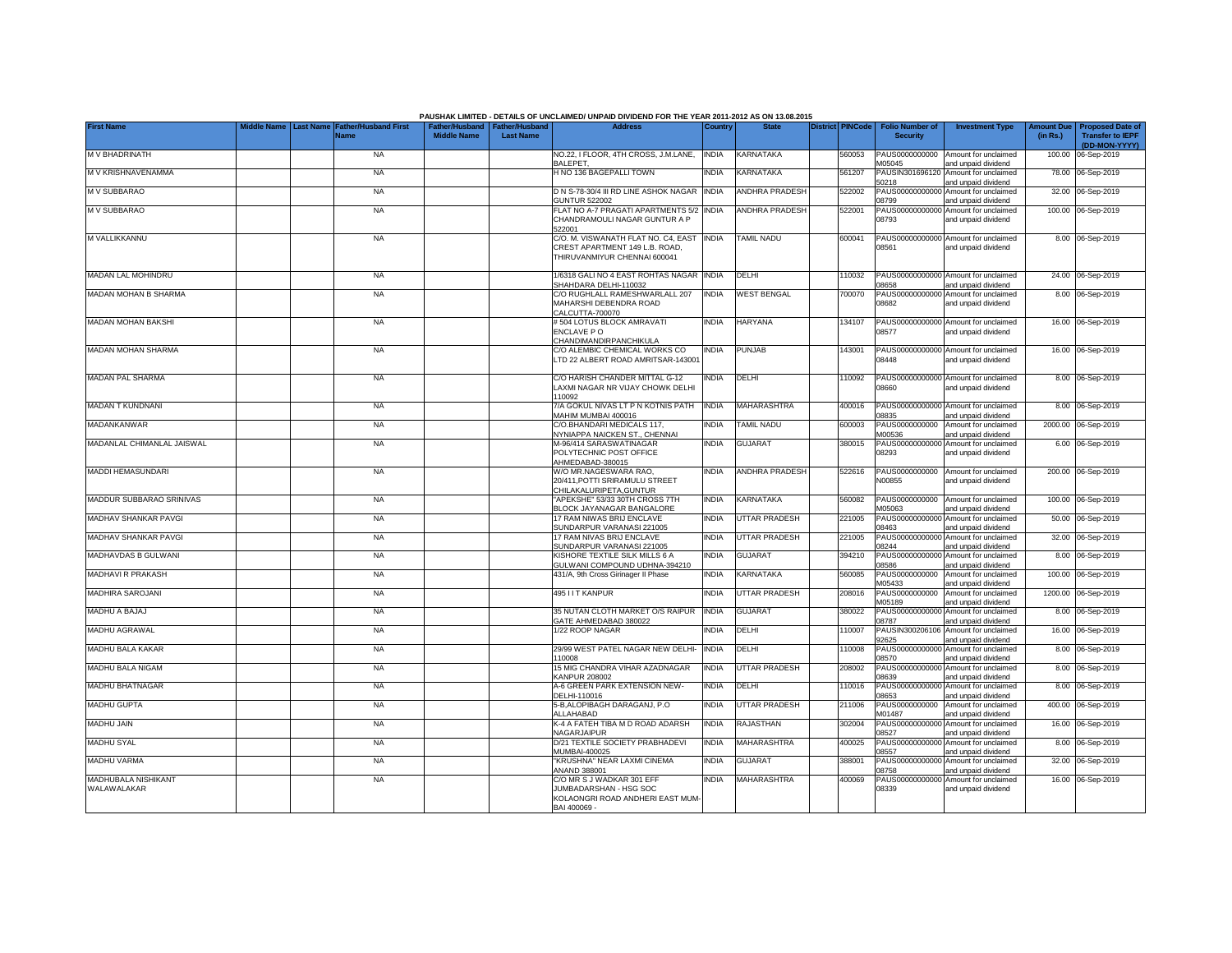PAUSHAK LIMITED - DETAILS OF UNCLAIMED/ UNPAID DIVIDEND FOR THE YEAR 2011-2012 AS ON 13.08.2015

| First Name | Middle Name | Last Name | Father/Husband First Name | Father/Husband Middle Name | Father/Husband Last Name | Address | Country | State | District | PINCode | Folio Number of Security | Investment Type | Amount Due (in Rs.) | Proposed Date of Transfer to IEPF (DD-MON-YYYY) |
|---|---|---|---|---|---|---|---|---|---|---|---|---|---|---|
| M V BHADRINATH | | | NA | | | NO.22, I FLOOR, 4TH CROSS, J.M.LANE, BALEPET, | INDIA | KARNATAKA | | 560053 | PAUS0000000000M05045 | Amount for unclaimed and unpaid dividend | 100.00 | 06-Sep-2019 |
| M V KRISHNAVENAMMA | | | NA | | | H NO 136 BAGEPALLI TOWN | INDIA | KARNATAKA | | 561207 | PAUSIN30169612050218 | Amount for unclaimed and unpaid dividend | 78.00 | 06-Sep-2019 |
| M V SUBBARAO | | | NA | | | D N S-78-30/4 III RD LINE ASHOK NAGAR GUNTUR 522002 | INDIA | ANDHRA PRADESH | | 522002 | PAUS0000000000008799 | Amount for unclaimed and unpaid dividend | 32.00 | 06-Sep-2019 |
| M V SUBBARAO | | | NA | | | FLAT NO A-7 PRAGATI APARTMENTS 5/2 CHANDRAMOULI NAGAR GUNTUR A P 522001 | INDIA | ANDHRA PRADESH | | 522001 | PAUS0000000000008793 | Amount for unclaimed and unpaid dividend | 100.00 | 06-Sep-2019 |
| M VALLIKKANNU | | | NA | | | C/O. M. VISWANATH FLAT NO. C4, EAST CREST APARTMENT 149 L.B. ROAD, THIRUVANMIYUR CHENNAI 600041 | INDIA | TAMIL NADU | | 600041 | PAUS0000000000008561 | Amount for unclaimed and unpaid dividend | 8.00 | 06-Sep-2019 |
| MADAN LAL MOHINDRU | | | NA | | | 1/6318 GALI NO 4 EAST ROHTAS NAGAR SHAHDARA DELHI-110032 | INDIA | DELHI | | 110032 | PAUS0000000000008658 | Amount for unclaimed and unpaid dividend | 24.00 | 06-Sep-2019 |
| MADAN MOHAN B SHARMA | | | NA | | | C/O RUGHLALL RAMESHWARLALL 207 MAHARSHI DEBENDRA ROAD CALCUTTA-700070 | INDIA | WEST BENGAL | | 700070 | PAUS0000000000008682 | Amount for unclaimed and unpaid dividend | 8.00 | 06-Sep-2019 |
| MADAN MOHAN BAKSHI | | | NA | | | # 504 LOTUS BLOCK AMRAVATI ENCLAVE P O CHANDIMANDIRPANCHIKULA | INDIA | HARYANA | | 134107 | PAUS0000000000008577 | Amount for unclaimed and unpaid dividend | 16.00 | 06-Sep-2019 |
| MADAN MOHAN SHARMA | | | NA | | | C/O ALEMBIC CHEMICAL WORKS CO LTD 22 ALBERT ROAD AMRITSAR-143001 | INDIA | PUNJAB | | 143001 | PAUS0000000000008448 | Amount for unclaimed and unpaid dividend | 16.00 | 06-Sep-2019 |
| MADAN PAL SHARMA | | | NA | | | C/O HARISH CHANDER MITTAL G-12 LAXMI NAGAR NR VIJAY CHOWK DELHI 110092 | INDIA | DELHI | | 110092 | PAUS0000000000008660 | Amount for unclaimed and unpaid dividend | 8.00 | 06-Sep-2019 |
| MADAN T KUNDNANI | | | NA | | | 7/A GOKUL NIVAS LT P N KOTNIS PATH MAHIM MUMBAI 400016 | INDIA | MAHARASHTRA | | 400016 | PAUS0000000000008835 | Amount for unclaimed and unpaid dividend | 8.00 | 06-Sep-2019 |
| MADANKANWAR | | | NA | | | C/O.BHANDARI MEDICALS 117, NYNIAPPA NAICKEN ST., CHENNAI | INDIA | TAMIL NADU | | 600003 | PAUS0000000000M00536 | Amount for unclaimed and unpaid dividend | 2000.00 | 06-Sep-2019 |
| MADANLAL CHIMANLAL JAISWAL | | | NA | | | M-96/414 SARASWATINAGAR POLYTECHNIC POST OFFICE AHMEDABAD-380015 | INDIA | GUJARAT | | 380015 | PAUS0000000000008293 | Amount for unclaimed and unpaid dividend | 6.00 | 06-Sep-2019 |
| MADDI HEMASUNDARI | | | NA | | | W/O MR.NAGESWARA RAO, 20/411,POTTI SRIRAMULU STREET CHILAKALURIPETA,GUNTUR | INDIA | ANDHRA PRADESH | | 522616 | PAUS0000000000N00855 | Amount for unclaimed and unpaid dividend | 200.00 | 06-Sep-2019 |
| MADDUR SUBBARAO SRINIVAS | | | NA | | | "APEKSHE" 53/33 30TH CROSS 7TH BLOCK JAYANAGAR BANGALORE | INDIA | KARNATAKA | | 560082 | PAUS0000000000M05063 | Amount for unclaimed and unpaid dividend | 100.00 | 06-Sep-2019 |
| MADHAV SHANKAR PAVGI | | | NA | | | 17 RAM NIWAS BRIJ ENCLAVE SUNDARPUR VARANASI 221005 | INDIA | UTTAR PRADESH | | 221005 | PAUS0000000000008463 | Amount for unclaimed and unpaid dividend | 50.00 | 06-Sep-2019 |
| MADHAV SHANKAR PAVGI | | | NA | | | 17 RAM NIVAS BRIJ ENCLAVE SUNDARPUR VARANASI 221005 | INDIA | UTTAR PRADESH | | 221005 | PAUS0000000000008244 | Amount for unclaimed and unpaid dividend | 32.00 | 06-Sep-2019 |
| MADHAVDAS B GULWANI | | | NA | | | KISHORE TEXTILE SILK MILLS 6 A GULWANI COMPOUND UDHNA-394210 | INDIA | GUJARAT | | 394210 | PAUS0000000000008586 | Amount for unclaimed and unpaid dividend | 8.00 | 06-Sep-2019 |
| MADHAVI R PRAKASH | | | NA | | | 431/A, 9th Cross Girinager II Phase | INDIA | KARNATAKA | | 560085 | PAUS0000000000M05433 | Amount for unclaimed and unpaid dividend | 100.00 | 06-Sep-2019 |
| MADHIRA SAROJANI | | | NA | | | 495 I I T KANPUR | INDIA | UTTAR PRADESH | | 208016 | PAUS0000000000M05189 | Amount for unclaimed and unpaid dividend | 1200.00 | 06-Sep-2019 |
| MADHU A BAJAJ | | | NA | | | 35 NUTAN CLOTH MARKET O/S RAIPUR GATE AHMEDABAD 380022 | INDIA | GUJARAT | | 380022 | PAUS0000000000008787 | Amount for unclaimed and unpaid dividend | 8.00 | 06-Sep-2019 |
| MADHU AGRAWAL | | | NA | | | 1/22 ROOP NAGAR | INDIA | DELHI | | 110007 | PAUSIN30020610692625 | Amount for unclaimed and unpaid dividend | 16.00 | 06-Sep-2019 |
| MADHU BALA KAKAR | | | NA | | | 29/99 WEST PATEL NAGAR NEW DELHI-110008 | INDIA | DELHI | | 110008 | PAUS0000000000008570 | Amount for unclaimed and unpaid dividend | 8.00 | 06-Sep-2019 |
| MADHU BALA NIGAM | | | NA | | | 15 MIG CHANDRA VIHAR AZADNAGAR KANPUR 208002 | INDIA | UTTAR PRADESH | | 208002 | PAUS0000000000008639 | Amount for unclaimed and unpaid dividend | 8.00 | 06-Sep-2019 |
| MADHU BHATNAGAR | | | NA | | | A-6 GREEN PARK EXTENSION NEW-DELHI-110016 | INDIA | DELHI | | 110016 | PAUS0000000000008653 | Amount for unclaimed and unpaid dividend | 8.00 | 06-Sep-2019 |
| MADHU GUPTA | | | NA | | | 5-B,ALOPIBAGH DARAGANJ, P.O ALLAHABAD | INDIA | UTTAR PRADESH | | 211006 | PAUS0000000000M01487 | Amount for unclaimed and unpaid dividend | 400.00 | 06-Sep-2019 |
| MADHU JAIN | | | NA | | | K-4 A FATEH TIBA M D ROAD ADARSH NAGARJAIPUR | INDIA | RAJASTHAN | | 302004 | PAUS0000000000008527 | Amount for unclaimed and unpaid dividend | 16.00 | 06-Sep-2019 |
| MADHU SYAL | | | NA | | | D/21 TEXTILE SOCIETY PRABHADEVI MUMBAI-400025 | INDIA | MAHARASHTRA | | 400025 | PAUS0000000000008557 | Amount for unclaimed and unpaid dividend | 8.00 | 06-Sep-2019 |
| MADHU VARMA | | | NA | | | "KRUSHNA" NEAR LAXMI CINEMA ANAND 388001 | INDIA | GUJARAT | | 388001 | PAUS0000000000008758 | Amount for unclaimed and unpaid dividend | 32.00 | 06-Sep-2019 |
| MADHUBALA NISHIKANT WALAWALKAR | | | NA | | | C/O MR S J WADKAR 301 EFF JUMBADARSHAN - HSG SOC KOLAONGRI ROAD ANDHERI EAST MUM-BAI 400069 - | INDIA | MAHARASHTRA | | 400069 | PAUS0000000000008339 | Amount for unclaimed and unpaid dividend | 16.00 | 06-Sep-2019 |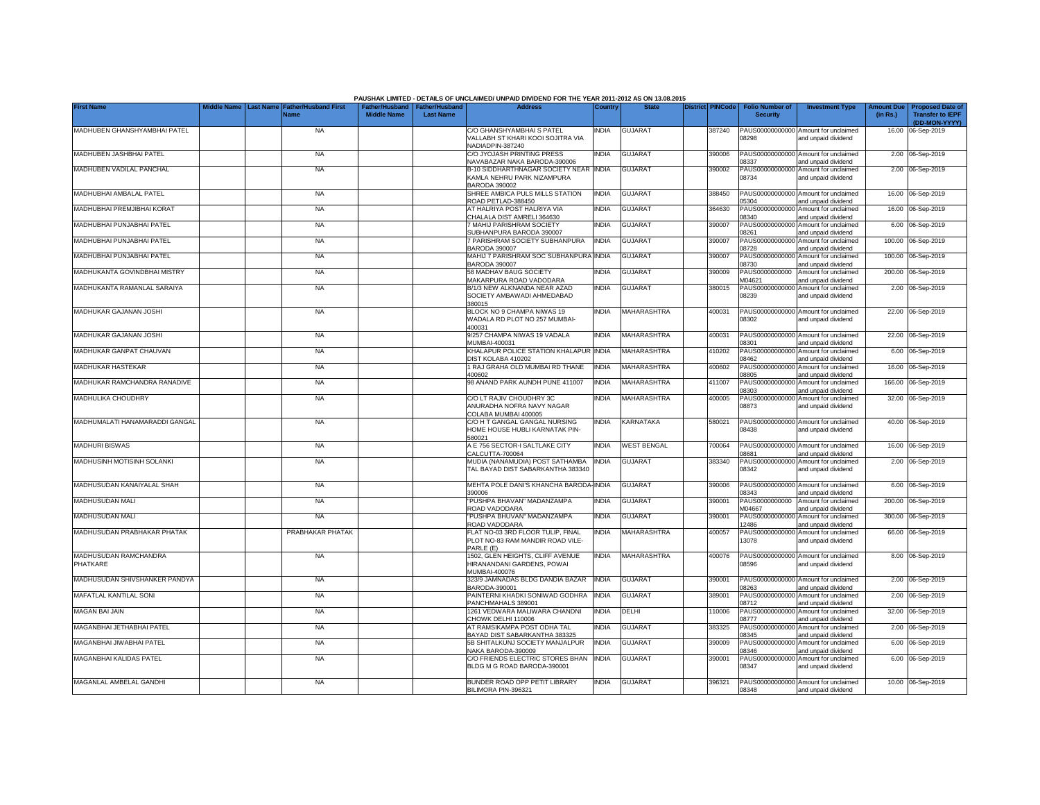PAUSHAK LIMITED - DETAILS OF UNCLAIMED/ UNPAID DIVIDEND FOR THE YEAR 2011-2012 AS ON 13.08.2015

| First Name | Middle Name | Last Name | Father/Husband First Name | Father/Husband Middle Name | Father/Husband Last Name | Address | Country | State | District | PINCode | Folio Number of Security | Investment Type | Amount Due (in Rs.) | Proposed Date of Transfer to IEPF (DD-MON-YYYY) |
|---|---|---|---|---|---|---|---|---|---|---|---|---|---|---|
| MADHUBEN GHANSHYAMBHAI PATEL | | | NA | | | C/O GHANSHYAMBHAI S PATEL VALLABH ST KHARI KOOI SOJITRA VIA NADIADPIN-387240 | INDIA | GUJARAT | | 387240 | PAUS00000000000 08298 | Amount for unclaimed and unpaid dividend | 16.00 | 06-Sep-2019 |
| MADHUBEN JASHBHAI PATEL | | | NA | | | C/O JYOJASH PRINTING PRESS NAVABAZAR NAKA BARODA-390006 | INDIA | GUJARAT | | 390006 | PAUS00000000000 08337 | Amount for unclaimed and unpaid dividend | 2.00 | 06-Sep-2019 |
| MADHUBEN VADILAL PANCHAL | | | NA | | | B-10 SIDDHARTHNAGAR SOCIETY NEAR KAMLA NEHRU PARK NIZAMPURA BARODA 390002 | INDIA | GUJARAT | | 390002 | PAUS00000000000 08734 | Amount for unclaimed and unpaid dividend | 2.00 | 06-Sep-2019 |
| MADHUBHAI AMBALAL PATEL | | | NA | | | SHREE AMBICA PULS MILLS STATION ROAD PETLAD-388450 | INDIA | GUJARAT | | 388450 | PAUS00000000000 05304 | Amount for unclaimed and unpaid dividend | 16.00 | 06-Sep-2019 |
| MADHUBHAI PREMJIBHAI KORAT | | | NA | | | AT HALRIYA POST HALRIYA VIA CHALALA DIST AMRELI 364630 | INDIA | GUJARAT | | 364630 | PAUS00000000000 08340 | Amount for unclaimed and unpaid dividend | 16.00 | 06-Sep-2019 |
| MADHUBHAI PUNJABHAI PATEL | | | NA | | | 7 MAHIJ PARISHRAM SOCIETY SUBHANPURA BARODA 390007 | INDIA | GUJARAT | | 390007 | PAUS00000000000 08261 | Amount for unclaimed and unpaid dividend | 6.00 | 06-Sep-2019 |
| MADHUBHAI PUNJABHAI PATEL | | | NA | | | 7 PARISHRAM SOCIETY SUBHANPURA BARODA 390007 | INDIA | GUJARAT | | 390007 | PAUS00000000000 08728 | Amount for unclaimed and unpaid dividend | 100.00 | 06-Sep-2019 |
| MADHUBHAI PUNJABHAI PATEL | | | NA | | | MAHIJ 7 PARISHRAM SOC SUBHANPURA BARODA 390007 | INDIA | GUJARAT | | 390007 | PAUS00000000000 08730 | Amount for unclaimed and unpaid dividend | 100.00 | 06-Sep-2019 |
| MADHUKANTA GOVINDBHAI MISTRY | | | NA | | | 58 MADHAV BAUG SOCIETY MAKARPURA ROAD VADODARA | INDIA | GUJARAT | | 390009 | PAUS0000000000 M04621 | Amount for unclaimed and unpaid dividend | 200.00 | 06-Sep-2019 |
| MADHUKANTA RAMANLAL SARAIYA | | | NA | | | B/1/3 NEW ALKNANDA NEAR AZAD SOCIETY AMBAWADI AHMEDABAD 380015 | INDIA | GUJARAT | | 380015 | PAUS00000000000 08239 | Amount for unclaimed and unpaid dividend | 2.00 | 06-Sep-2019 |
| MADHUKAR GAJANAN JOSHI | | | NA | | | BLOCK NO 9 CHAMPA NIWAS 19 WADALA RD PLOT NO 257 MUMBAI-400031 | INDIA | MAHARASHTRA | | 400031 | PAUS00000000000 08302 | Amount for unclaimed and unpaid dividend | 22.00 | 06-Sep-2019 |
| MADHUKAR GAJANAN JOSHI | | | NA | | | 9/257 CHAMPA NIWAS 19 VADALA MUMBAI-400031 | INDIA | MAHARASHTRA | | 400031 | PAUS00000000000 08301 | Amount for unclaimed and unpaid dividend | 22.00 | 06-Sep-2019 |
| MADHUKAR GANPAT CHAUVAN | | | NA | | | KHALAPUR POLICE STATION KHALAPUR DIST KOLABA 410202 | INDIA | MAHARASHTRA | | 410202 | PAUS00000000000 08462 | Amount for unclaimed and unpaid dividend | 6.00 | 06-Sep-2019 |
| MADHUKAR HASTEKAR | | | NA | | | 1 RAJ GRAHA OLD MUMBAI RD THANE 400602 | INDIA | MAHARASHTRA | | 400602 | PAUS00000000000 08805 | Amount for unclaimed and unpaid dividend | 16.00 | 06-Sep-2019 |
| MADHUKAR RAMCHANDRA RANADIVE | | | NA | | | 98 ANAND PARK AUNDH PUNE 411007 | INDIA | MAHARASHTRA | | 411007 | PAUS00000000000 08303 | Amount for unclaimed and unpaid dividend | 166.00 | 06-Sep-2019 |
| MADHULIKA CHOUDHRY | | | NA | | | C/O LT RAJIV CHOUDHRY 3C ANURADHA NOFRA NAVY NAGAR COLABA MUMBAI 400005 | INDIA | MAHARASHTRA | | 400005 | PAUS00000000000 08873 | Amount for unclaimed and unpaid dividend | 32.00 | 06-Sep-2019 |
| MADHUMALATI HANAMARADDI GANGAL | | | NA | | | C/O H T GANGAL GANGAL NURSING HOME HOUSE HUBLI KARNATAK PIN-580021 | INDIA | KARNATAKA | | 580021 | PAUS00000000000 08438 | Amount for unclaimed and unpaid dividend | 40.00 | 06-Sep-2019 |
| MADHURI BISWAS | | | NA | | | A E 756 SECTOR-I SALTLAKE CITY CALCUTTA-700064 | INDIA | WEST BENGAL | | 700064 | PAUS00000000000 08681 | Amount for unclaimed and unpaid dividend | 16.00 | 06-Sep-2019 |
| MADHUSINH MOTISINH SOLANKI | | | NA | | | MUDIA (NANAMUDIA) POST SATHAMBA TAL BAYAD DIST SABARKANTHA 383340 | INDIA | GUJARAT | | 383340 | PAUS00000000000 08342 | Amount for unclaimed and unpaid dividend | 2.00 | 06-Sep-2019 |
| MADHUSUDAN KANAIYALAL SHAH | | | NA | | | MEHTA POLE DANI'S KHANCHA BARODA-390006 | INDIA | GUJARAT | | 390006 | PAUS00000000000 08343 | Amount for unclaimed and unpaid dividend | 6.00 | 06-Sep-2019 |
| MADHUSUDAN MALI | | | NA | | | "PUSHPA BHAVAN" MADANZAMPA ROAD VADODARA | INDIA | GUJARAT | | 390001 | PAUS0000000000 M04667 | Amount for unclaimed and unpaid dividend | 200.00 | 06-Sep-2019 |
| MADHUSUDAN MALI | | | NA | | | "PUSHPA BHUVAN" MADANZAMPA ROAD VADODARA | INDIA | GUJARAT | | 390001 | PAUS00000000000 12486 | Amount for unclaimed and unpaid dividend | 300.00 | 06-Sep-2019 |
| MADHUSUDAN PRABHAKAR PHATAK | | | PRABHAKAR PHATAK | | | FLAT NO-03 3RD FLOOR TULIP, FINAL PLOT NO-83 RAM MANDIR ROAD VILE-PARLE (E) | INDIA | MAHARASHTRA | | 400057 | PAUS00000000000 13078 | Amount for unclaimed and unpaid dividend | 66.00 | 06-Sep-2019 |
| MADHUSUDAN RAMCHANDRA PHATKARE | | | NA | | | 1502, GLEN HEIGHTS, CLIFF AVENUE HIRANANDANI GARDENS, POWAI MUMBAI-400076 | INDIA | MAHARASHTRA | | 400076 | PAUS00000000000 08596 | Amount for unclaimed and unpaid dividend | 8.00 | 06-Sep-2019 |
| MADHUSUDAN SHIVSHANKER PANDYA | | | NA | | | 323/9 JAMNADAS BLDG DANDIA BAZAR BARODA-390001 | INDIA | GUJARAT | | 390001 | PAUS00000000000 08263 | Amount for unclaimed and unpaid dividend | 2.00 | 06-Sep-2019 |
| MAFATLAL KANTILAL SONI | | | NA | | | PAINTERNI KHADKI SONIWAD GODHRA PANCHMAHALS 389001 | INDIA | GUJARAT | | 389001 | PAUS00000000000 08712 | Amount for unclaimed and unpaid dividend | 2.00 | 06-Sep-2019 |
| MAGAN BAI JAIN | | | NA | | | 1261 VEDWARA MALIWARA CHANDNI CHOWK DELHI 110006 | INDIA | DELHI | | 110006 | PAUS00000000000 08777 | Amount for unclaimed and unpaid dividend | 32.00 | 06-Sep-2019 |
| MAGANBHAI JETHABHAI PATEL | | | NA | | | AT RAMSIKAMPA POST ODHA TAL BAYAD DIST SABARKANTHA 383325 | INDIA | GUJARAT | | 383325 | PAUS00000000000 08345 | Amount for unclaimed and unpaid dividend | 2.00 | 06-Sep-2019 |
| MAGANBHAI JIWABHAI PATEL | | | NA | | | 5B SHITALKUNJ SOCIETY MANJALPUR NAKA BARODA-390009 | INDIA | GUJARAT | | 390009 | PAUS00000000000 08346 | Amount for unclaimed and unpaid dividend | 6.00 | 06-Sep-2019 |
| MAGANBHAI KALIDAS PATEL | | | NA | | | C/O FRIENDS ELECTRIC STORES BHAN BLDG M G ROAD BARODA-390001 | INDIA | GUJARAT | | 390001 | PAUS00000000000 08347 | Amount for unclaimed and unpaid dividend | 6.00 | 06-Sep-2019 |
| MAGANLAL AMBELAL GANDHI | | | NA | | | BUNDER ROAD OPP PETIT LIBRARY BILIMORA PIN-396321 | INDIA | GUJARAT | | 396321 | PAUS00000000000 08348 | Amount for unclaimed and unpaid dividend | 10.00 | 06-Sep-2019 |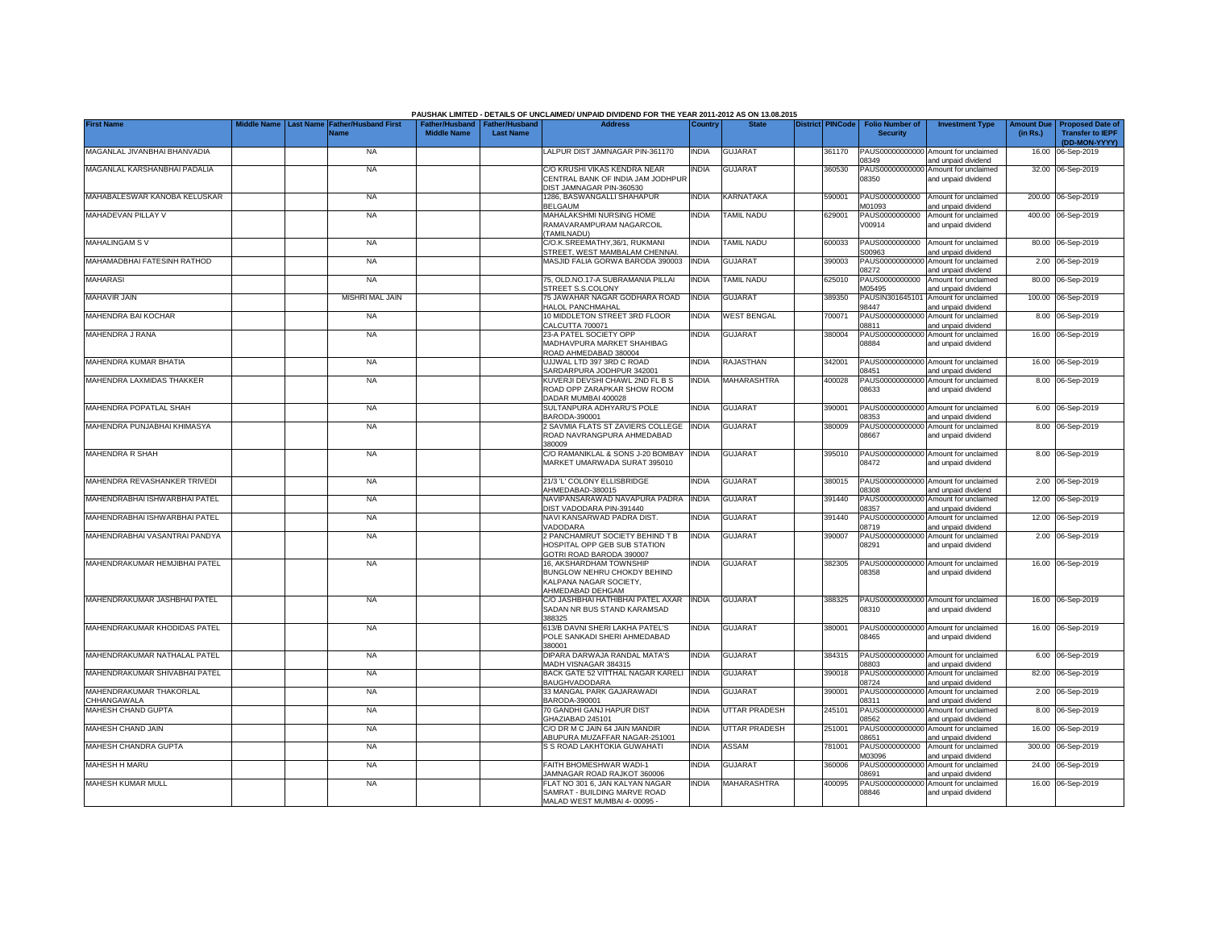PAUSHAK LIMITED - DETAILS OF UNCLAIMED/ UNPAID DIVIDEND FOR THE YEAR 2011-2012 AS ON 13.08.2015

| First Name | Middle Name | Last Name | Father/Husband First Name | Father/Husband Middle Name | Father/Husband Last Name | Address | Country | State | District | PINCode | Folio Number of Security | Investment Type | Amount Due (in Rs.) | Proposed Date of Transfer to IEPF (DD-MON-YYYY) |
|---|---|---|---|---|---|---|---|---|---|---|---|---|---|---|
| MAGANLAL JIVANBHAI BHANVADIA | | | NA | | | LALPUR DIST JAMNAGAR PIN-361170 | INDIA | GUJARAT | | 361170 | PAUS00000000000 08349 | Amount for unclaimed and unpaid dividend | 16.00 | 06-Sep-2019 |
| MAGANLAL KARSHANBHAI PADALIA | | | NA | | | C/O KRUSHI VIKAS KENDRA NEAR CENTRAL BANK OF INDIA JAM JODHPUR DIST JAMNAGAR PIN-360530 | INDIA | GUJARAT | | 360530 | PAUS00000000000 08350 | Amount for unclaimed and unpaid dividend | 32.00 | 06-Sep-2019 |
| MAHABALESWAR KANOBA KELUSKAR | | | NA | | | 1286, BASWANGALLI SHAHAPUR BELGAUM | INDIA | KARNATAKA | | 590001 | PAUS0000000000 M01093 | Amount for unclaimed and unpaid dividend | 200.00 | 06-Sep-2019 |
| MAHADEVAN PILLAY V | | | NA | | | MAHALAKSHMI NURSING HOME RAMAVARAMPURAM NAGARCOIL (TAMILNADU) | INDIA | TAMIL NADU | | 629001 | PAUS0000000000 V00914 | Amount for unclaimed and unpaid dividend | 400.00 | 06-Sep-2019 |
| MAHALINGAM S V | | | NA | | | C/O.K.SREEMATHY,36/1, RUKMANI STREET, WEST MAMBALAM CHENNAI. | INDIA | TAMIL NADU | | 600033 | PAUS0000000000 S00963 | Amount for unclaimed and unpaid dividend | 80.00 | 06-Sep-2019 |
| MAHAMADBHAI FATESINH RATHOD | | | NA | | | MASJID FALIA GORWA BARODA 390003 | INDIA | GUJARAT | | 390003 | PAUS00000000000 08272 | Amount for unclaimed and unpaid dividend | 2.00 | 06-Sep-2019 |
| MAHARASI | | | NA | | | 75, OLD.NO.17-A SUBRAMANIA PILLAI STREET S.S.COLONY | INDIA | TAMIL NADU | | 625010 | PAUS0000000000 M05495 | Amount for unclaimed and unpaid dividend | 80.00 | 06-Sep-2019 |
| MAHAVIR JAIN | | | MISHRI MAL JAIN | | | 75 JAWAHAR NAGAR GODHARA ROAD HALOL PANCHMAHAL | INDIA | GUJARAT | | 389350 | PAUSIN301645101 98447 | Amount for unclaimed and unpaid dividend | 100.00 | 06-Sep-2019 |
| MAHENDRA BAI KOCHAR | | | NA | | | 10 MIDDLETON STREET 3RD FLOOR CALCUTTA 700071 | INDIA | WEST BENGAL | | 700071 | PAUS00000000000 08811 | Amount for unclaimed and unpaid dividend | 8.00 | 06-Sep-2019 |
| MAHENDRA J RANA | | | NA | | | 23-A PATEL SOCIETY OPP MADHAVPURA MARKET SHAHIBAG ROAD AHMEDABAD 380004 | INDIA | GUJARAT | | 380004 | PAUS00000000000 08884 | Amount for unclaimed and unpaid dividend | 16.00 | 06-Sep-2019 |
| MAHENDRA KUMAR BHATIA | | | NA | | | UJJWAL LTD 397 3RD C ROAD SARDARPURA JODHPUR 342001 | INDIA | RAJASTHAN | | 342001 | PAUS00000000000 08451 | Amount for unclaimed and unpaid dividend | 16.00 | 06-Sep-2019 |
| MAHENDRA LAXMIDAS THAKKER | | | NA | | | KUVERJI DEVSHI CHAWL 2ND FL B S ROAD OPP ZARAPKAR SHOW ROOM DADAR MUMBAI 400028 | INDIA | MAHARASHTRA | | 400028 | PAUS00000000000 08633 | Amount for unclaimed and unpaid dividend | 8.00 | 06-Sep-2019 |
| MAHENDRA POPATLAL SHAH | | | NA | | | SULTANPURA ADHYARU'S POLE BARODA-390001 | INDIA | GUJARAT | | 390001 | PAUS00000000000 08353 | Amount for unclaimed and unpaid dividend | 6.00 | 06-Sep-2019 |
| MAHENDRA PUNJABHAI KHIMASYA | | | NA | | | 2 SAVMIA FLATS ST ZAVIERS COLLEGE ROAD NAVRANGPURA AHMEDABAD 380009 | INDIA | GUJARAT | | 380009 | PAUS00000000000 08667 | Amount for unclaimed and unpaid dividend | 8.00 | 06-Sep-2019 |
| MAHENDRA R SHAH | | | NA | | | C/O RAMANIKLAL & SONS J-20 BOMBAY MARKET UMARWADA SURAT 395010 | INDIA | GUJARAT | | 395010 | PAUS00000000000 08472 | Amount for unclaimed and unpaid dividend | 8.00 | 06-Sep-2019 |
| MAHENDRA REVASHANKER TRIVEDI | | | NA | | | 21/3 'L' COLONY ELLISBRIDGE AHMEDABAD-380015 | INDIA | GUJARAT | | 380015 | PAUS00000000000 08308 | Amount for unclaimed and unpaid dividend | 2.00 | 06-Sep-2019 |
| MAHENDRABHAI ISHWARBHAI PATEL | | | NA | | | NAVIPANSARAWAD NAVAPURA PADRA DIST VADODARA PIN-391440 | INDIA | GUJARAT | | 391440 | PAUS00000000000 08357 | Amount for unclaimed and unpaid dividend | 12.00 | 06-Sep-2019 |
| MAHENDRABHAI ISHWARBHAI PATEL | | | NA | | | NAVI KANSARWAD PADRA DIST. VADODARA | INDIA | GUJARAT | | 391440 | PAUS00000000000 08719 | Amount for unclaimed and unpaid dividend | 12.00 | 06-Sep-2019 |
| MAHENDRABHAI VASANTRAI PANDYA | | | NA | | | 2 PANCHAMRUT SOCIETY BEHIND T B HOSPITAL OPP GEB SUB STATION GOTRI ROAD BARODA 390007 | INDIA | GUJARAT | | 390007 | PAUS00000000000 08291 | Amount for unclaimed and unpaid dividend | 2.00 | 06-Sep-2019 |
| MAHENDRAKUMAR HEMJIBHAI PATEL | | | NA | | | 16, AKSHARDHAM TOWNSHIP BUNGLOW NEHRU CHOKDY BEHIND KALPANA NAGAR SOCIETY, AHMEDABAD DEHGAM | INDIA | GUJARAT | | 382305 | PAUS00000000000 08358 | Amount for unclaimed and unpaid dividend | 16.00 | 06-Sep-2019 |
| MAHENDRAKUMAR JASHBHAI PATEL | | | NA | | | C/O JASHBHAI HATHIBHAI PATEL AXAR SADAN NR BUS STAND KARAMSAD 388325 | INDIA | GUJARAT | | 388325 | PAUS00000000000 08310 | Amount for unclaimed and unpaid dividend | 16.00 | 06-Sep-2019 |
| MAHENDRAKUMAR KHODIDAS PATEL | | | NA | | | 613/B DAVNI SHERI LAKHA PATEL'S POLE SANKADI SHERI AHMEDABAD 380001 | INDIA | GUJARAT | | 380001 | PAUS00000000000 08465 | Amount for unclaimed and unpaid dividend | 16.00 | 06-Sep-2019 |
| MAHENDRAKUMAR NATHALAL PATEL | | | NA | | | DIPARA DARWAJA RANDAL MATA'S MADH VISNAGAR 384315 | INDIA | GUJARAT | | 384315 | PAUS00000000000 08803 | Amount for unclaimed and unpaid dividend | 6.00 | 06-Sep-2019 |
| MAHENDRAKUMAR SHIVABHAI PATEL | | | NA | | | BACK GATE 52 VITTHAL NAGAR KARELI BAUGHVADODARA | INDIA | GUJARAT | | 390018 | PAUS00000000000 08724 | Amount for unclaimed and unpaid dividend | 82.00 | 06-Sep-2019 |
| MAHENDRAKUMAR THAKORLAL CHHANGAWALA | | | NA | | | 33 MANGAL PARK GAJARAWADI BARODA-390001 | INDIA | GUJARAT | | 390001 | PAUS00000000000 08311 | Amount for unclaimed and unpaid dividend | 2.00 | 06-Sep-2019 |
| MAHESH CHAND GUPTA | | | NA | | | 70 GANDHI GANJ HAPUR DIST GHAZIABAD 245101 | INDIA | UTTAR PRADESH | | 245101 | PAUS00000000000 08562 | Amount for unclaimed and unpaid dividend | 8.00 | 06-Sep-2019 |
| MAHESH CHAND JAIN | | | NA | | | C/O DR M C JAIN 64 JAIN MANDIR ABUPURA MUZAFFAR NAGAR-251001 | INDIA | UTTAR PRADESH | | 251001 | PAUS00000000000 08651 | Amount for unclaimed and unpaid dividend | 16.00 | 06-Sep-2019 |
| MAHESH CHANDRA GUPTA | | | NA | | | S S ROAD LAKHTOKIA GUWAHATI | INDIA | ASSAM | | 781001 | PAUS0000000000 M03096 | Amount for unclaimed and unpaid dividend | 300.00 | 06-Sep-2019 |
| MAHESH H MARU | | | NA | | | FAITH BHOMESHWAR WADI-1 JAMNAGAR ROAD RAJKOT 360006 | INDIA | GUJARAT | | 360006 | PAUS00000000000 08691 | Amount for unclaimed and unpaid dividend | 24.00 | 06-Sep-2019 |
| MAHESH KUMAR MULL | | | NA | | | FLAT NO 301 6, JAN KALYAN NAGAR SAMRAT - BUILDING MARVE ROAD MALAD WEST MUMBAI 4- 00095 - | INDIA | MAHARASHTRA | | 400095 | PAUS00000000000 08846 | Amount for unclaimed and unpaid dividend | 16.00 | 06-Sep-2019 |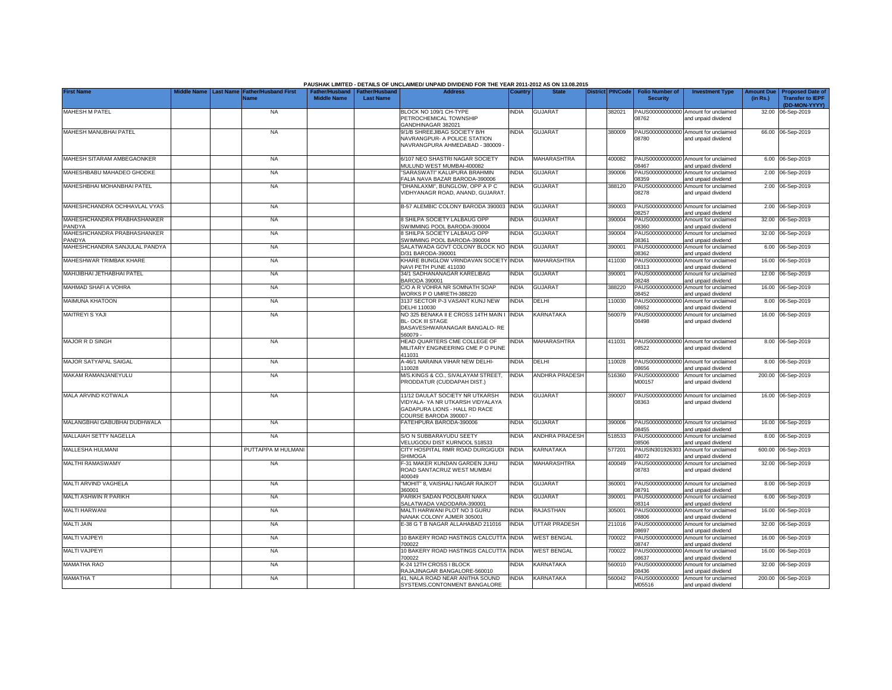PAUSHAK LIMITED - DETAILS OF UNCLAIMED/ UNPAID DIVIDEND FOR THE YEAR 2011-2012 AS ON 13.08.2015

| First Name | Middle Name | Last Name | Father/Husband First Name | Father/Husband Middle Name | Father/Husband Last Name | Address | Country | State | District | PINCode | Folio Number of Security | Investment Type | Amount Due (in Rs.) | Proposed Date of Transfer to IEPF (DD-MON-YYYY) |
|---|---|---|---|---|---|---|---|---|---|---|---|---|---|---|
| MAHESH M PATEL | | | NA | | | BLOCK NO 109/1 CH-TYPE PETROCHEMICAL TOWNSHIP GANDHINAGAR 382021 | INDIA | GUJARAT | | 382021 | PAUS00000000000 08762 | Amount for unclaimed and unpaid dividend | 32.00 | 06-Sep-2019 |
| MAHESH MANUBHAI PATEL | | | NA | | | 9/1/B SHREEJIBAG SOCIETY B/H NAVRANGPUR- A POLICE STATION NAVRANGPURA AHMEDABAD - 380009 - | INDIA | GUJARAT | | 380009 | PAUS00000000000 08780 | Amount for unclaimed and unpaid dividend | 66.00 | 06-Sep-2019 |
| MAHESH SITARAM AMBEGAONKER | | | NA | | | 6/107 NEO SHASTRI NAGAR SOCIETY MULUND WEST MUMBAI-400082 | INDIA | MAHARASHTRA | | 400082 | PAUS00000000000 08467 | Amount for unclaimed and unpaid dividend | 6.00 | 06-Sep-2019 |
| MAHESHBABU MAHADEO GHODKE | | | NA | | | "SARASWATI" KALUPURA BRAHMIN FALIA NAVA BAZAR BARODA-390006 | INDIA | GUJARAT | | 390006 | PAUS00000000000 08359 | Amount for unclaimed and unpaid dividend | 2.00 | 06-Sep-2019 |
| MAHESHBHAI MOHANBHAI PATEL | | | NA | | | "DHANLAXMI", BUNGLOW, OPP A P C VIDHYANAGR ROAD, ANAND, GUJARAT. | INDIA | GUJARAT | | 388120 | PAUS00000000000 08278 | Amount for unclaimed and unpaid dividend | 2.00 | 06-Sep-2019 |
| MAHESHCHANDRA OCHHAVLAL VYAS | | | NA | | | B-57 ALEMBIC COLONY BARODA 390003 | INDIA | GUJARAT | | 390003 | PAUS00000000000 08257 | Amount for unclaimed and unpaid dividend | 2.00 | 06-Sep-2019 |
| MAHESHCHANDRA PRABHASHANKER PANDYA | | | NA | | | 8 SHILPA SOCIETY LALBAUG OPP SWIMMING POOL BARODA-390004 | INDIA | GUJARAT | | 390004 | PAUS00000000000 08360 | Amount for unclaimed and unpaid dividend | 32.00 | 06-Sep-2019 |
| MAHESHCHANDRA PRABHASHANKER PANDYA | | | NA | | | 8 SHILPA SOCIETY LALBAUG OPP SWIMMING POOL BARODA-390004 | INDIA | GUJARAT | | 390004 | PAUS00000000000 08361 | Amount for unclaimed and unpaid dividend | 32.00 | 06-Sep-2019 |
| MAHESHCHANDRA SANJULAL PANDYA | | | NA | | | SALATWADA GOVT COLONY BLOCK NO D/31 BARODA-390001 | INDIA | GUJARAT | | 390001 | PAUS00000000000 08362 | Amount for unclaimed and unpaid dividend | 6.00 | 06-Sep-2019 |
| MAHESHWAR TRIMBAK KHARE | | | NA | | | KHARE BUNGLOW VRINDAVAN SOCIETY NAVI PETH PUNE 411030 | INDIA | MAHARASHTRA | | 411030 | PAUS00000000000 08313 | Amount for unclaimed and unpaid dividend | 16.00 | 06-Sep-2019 |
| MAHIJIBHAI JETHABHAI PATEL | | | NA | | | 34/1 SADHANANAGAR KARELIBAG BARODA 390001 | INDIA | GUJARAT | | 390001 | PAUS00000000000 08248 | Amount for unclaimed and unpaid dividend | 12.00 | 06-Sep-2019 |
| MAHMAD SHAFI A VOHRA | | | NA | | | C/O A R VOHRA NR SOMNATH SOAP WORKS P O UMRETH-388220 | INDIA | GUJARAT | | 388220 | PAUS00000000000 08452 | Amount for unclaimed and unpaid dividend | 16.00 | 06-Sep-2019 |
| MAIMUNA KHATOON | | | NA | | | 3137 SECTOR P-3 VASANT KUNJ NEW DELHI 110030 | INDIA | DELHI | | 110030 | PAUS00000000000 08652 | Amount for unclaimed and unpaid dividend | 8.00 | 06-Sep-2019 |
| MAITREYI S YAJI | | | NA | | | NO 325 BENAKA II E CROSS 14TH MAIN I BL- OCK III STAGE BASAVESHWARANAGAR BANGALO- RE 560079 - | INDIA | KARNATAKA | | 560079 | PAUS00000000000 08498 | Amount for unclaimed and unpaid dividend | 16.00 | 06-Sep-2019 |
| MAJOR R D SINGH | | | NA | | | HEAD QUARTERS CME COLLEGE OF MILITARY ENGINEERING CME P O PUNE 411031 | INDIA | MAHARASHTRA | | 411031 | PAUS00000000000 08522 | Amount for unclaimed and unpaid dividend | 8.00 | 06-Sep-2019 |
| MAJOR SATYAPAL SAIGAL | | | NA | | | A-46/1 NARAINA VIHAR NEW DELHI-110028 | INDIA | DELHI | | 110028 | PAUS00000000000 08656 | Amount for unclaimed and unpaid dividend | 8.00 | 06-Sep-2019 |
| MAKAM RAMANJANEYULU | | | NA | | | M/S.KINGS & CO., SIVALAYAM STREET, PRODDATUR (CUDDAPAH DIST.) | INDIA | ANDHRA PRADESH | | 516360 | PAUS0000000000 M00157 | Amount for unclaimed and unpaid dividend | 200.00 | 06-Sep-2019 |
| MALA ARVIND KOTWALA | | | NA | | | 11/12 DAULAT SOCIETY NR UTKARSH VIDYALA- YA NR UTKARSH VIDYALAYA GADAPURA LIONS - HALL RD RACE COURSE BARODA 390007 - | INDIA | GUJARAT | | 390007 | PAUS00000000000 08363 | Amount for unclaimed and unpaid dividend | 16.00 | 06-Sep-2019 |
| MALANGBHAI GABUBHAI DUDHWALA | | | NA | | | FATEHPURA BARODA-390006 | INDIA | GUJARAT | | 390006 | PAUS00000000000 08455 | Amount for unclaimed and unpaid dividend | 16.00 | 06-Sep-2019 |
| MALLAIAH SETTY NAGELLA | | | NA | | | S/O N SUBBARAYUDU SEETY VELUGODU DIST KURNOOL 518533 | INDIA | ANDHRA PRADESH | | 518533 | PAUS00000000000 08506 | Amount for unclaimed and unpaid dividend | 8.00 | 06-Sep-2019 |
| MALLESHA HULMANI | | | PUTTAPPA M HULMANI | | | CITY HOSPITAL RMR ROAD DURGIGUDI SHIMOGA | INDIA | KARNATAKA | | 577201 | PAUSIN301926303 48072 | Amount for unclaimed and unpaid dividend | 600.00 | 06-Sep-2019 |
| MALTHI RAMASWAMY | | | NA | | | F-31 MAKER KUNDAN GARDEN JUHU ROAD SANTACRUZ WEST MUMBAI 400049 | INDIA | MAHARASHTRA | | 400049 | PAUS00000000000 08783 | Amount for unclaimed and unpaid dividend | 32.00 | 06-Sep-2019 |
| MALTI ARVIND VAGHELA | | | NA | | | "MOHIT" 8, VAISHALI NAGAR RAJKOT 360001 | INDIA | GUJARAT | | 360001 | PAUS00000000000 08791 | Amount for unclaimed and unpaid dividend | 8.00 | 06-Sep-2019 |
| MALTI ASHWIN R PARIKH | | | NA | | | PARIKH SADAN POOLBARI NAKA SALATWADA VADODARA-390001 | INDIA | GUJARAT | | 390001 | PAUS00000000000 08314 | Amount for unclaimed and unpaid dividend | 6.00 | 06-Sep-2019 |
| MALTI HARWANI | | | NA | | | MALTI HARWANI PLOT NO 3 GURU NANAK COLONY AJMER 305001 | INDIA | RAJASTHAN | | 305001 | PAUS00000000000 08806 | Amount for unclaimed and unpaid dividend | 16.00 | 06-Sep-2019 |
| MALTI JAIN | | | NA | | | E-38 G T B NAGAR ALLAHABAD 211016 | INDIA | UTTAR PRADESH | | 211016 | PAUS00000000000 08697 | Amount for unclaimed and unpaid dividend | 32.00 | 06-Sep-2019 |
| MALTI VAJPEYI | | | NA | | | 10 BAKERY ROAD HASTINGS CALCUTTA 700022 | INDIA | WEST BENGAL | | 700022 | PAUS00000000000 08747 | Amount for unclaimed and unpaid dividend | 16.00 | 06-Sep-2019 |
| MALTI VAJPEYI | | | NA | | | 10 BAKERY ROAD HASTINGS CALCUTTA 700022 | INDIA | WEST BENGAL | | 700022 | PAUS00000000000 08637 | Amount for unclaimed and unpaid dividend | 16.00 | 06-Sep-2019 |
| MAMATHA RAO | | | NA | | | K-24 12TH CROSS I BLOCK RAJAJINAGAR BANGALORE-560010 | INDIA | KARNATAKA | | 560010 | PAUS00000000000 08436 | Amount for unclaimed and unpaid dividend | 32.00 | 06-Sep-2019 |
| MAMATHA T | | | NA | | | 41, NALA ROAD NEAR ANITHA SOUND SYSTEMS,CONTONMENT BANGALORE | INDIA | KARNATAKA | | 560042 | PAUS0000000000 M05516 | Amount for unclaimed and unpaid dividend | 200.00 | 06-Sep-2019 |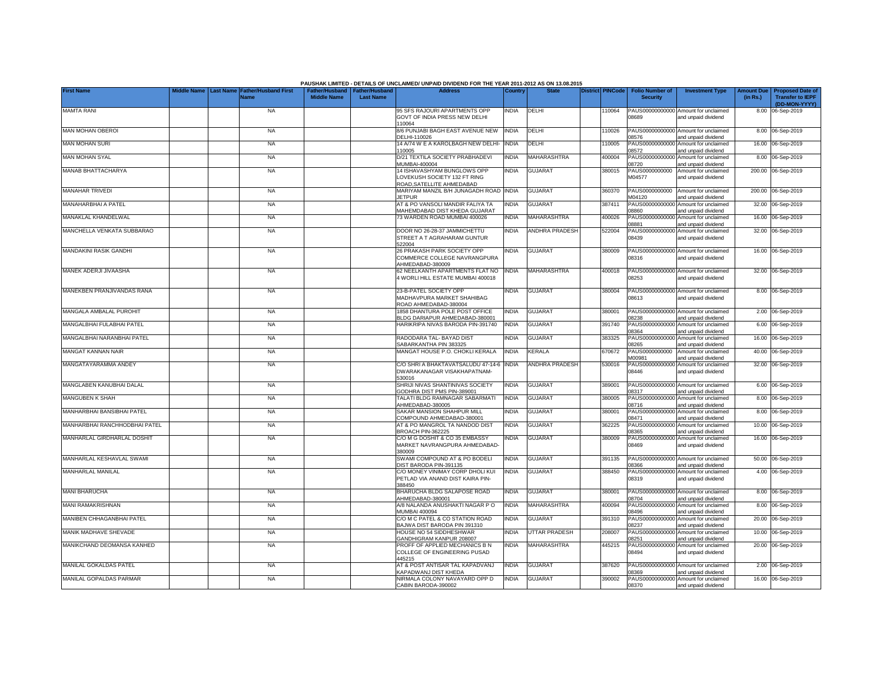PAUSHAK LIMITED - DETAILS OF UNCLAIMED/ UNPAID DIVIDEND FOR THE YEAR 2011-2012 AS ON 13.08.2015

| First Name | Middle Name | Last Name | Father/Husband First Name | Father/Husband Middle Name | Father/Husband Last Name | Address | Country | State | District | PINCode | Folio Number of Security | Investment Type | Amount Due (in Rs.) | Proposed Date of Transfer to IEPF (DD-MON-YYYY) |
|---|---|---|---|---|---|---|---|---|---|---|---|---|---|---|
| MAMTA RANI | | | NA | | | 95 SFS RAJOURI APARTMENTS OPP GOVT OF INDIA PRESS NEW DELHI 110064 | INDIA | DELHI | | 110064 | PAUS00000000000 08689 | Amount for unclaimed and unpaid dividend | 8.00 | 06-Sep-2019 |
| MAN MOHAN OBEROI | | | NA | | | 8/6 PUNJABI BAGH EAST AVENUE NEW DELHI-110026 | INDIA | DELHI | | 110026 | PAUS00000000000 08576 | Amount for unclaimed and unpaid dividend | 8.00 | 06-Sep-2019 |
| MAN MOHAN SURI | | | NA | | | 14 A/74 W E A KAROLBAGH NEW DELHI-110005 | INDIA | DELHI | | 110005 | PAUS00000000000 08572 | Amount for unclaimed and unpaid dividend | 16.00 | 06-Sep-2019 |
| MAN MOHAN SYAL | | | NA | | | D/21 TEXTILA SOCIETY PRABHADEVI MUMBAI-400004 | INDIA | MAHARASHTRA | | 400004 | PAUS00000000000 08720 | Amount for unclaimed and unpaid dividend | 8.00 | 06-Sep-2019 |
| MANAB BHATTACHARYA | | | NA | | | 14 ISHAVASHYAM BUNGLOWS OPP LOVEKUSH SOCIETY 132 FT RING ROAD,SATELLITE AHMEDABAD | INDIA | GUJARAT | | 380015 | PAUS0000000000 M04577 | Amount for unclaimed and unpaid dividend | 200.00 | 06-Sep-2019 |
| MANAHAR TRIVEDI | | | NA | | | MARIYAM MANZIL B/H JUNAGADH ROAD JETPUR | INDIA | GUJARAT | | 360370 | PAUS0000000000 M04120 | Amount for unclaimed and unpaid dividend | 200.00 | 06-Sep-2019 |
| MANAHARBHAI A PATEL | | | NA | | | AT & PO VANSOLI MANDIR FALIYA TA MAHEMDABAD DIST KHEDA GUJARAT | INDIA | GUJARAT | | 387411 | PAUS00000000000 08860 | Amount for unclaimed and unpaid dividend | 32.00 | 06-Sep-2019 |
| MANAKLAL KHANDELWAL | | | NA | | | 73 WARDEN ROAD MUMBAI 400026 | INDIA | MAHARASHTRA | | 400026 | PAUS00000000000 08881 | Amount for unclaimed and unpaid dividend | 16.00 | 06-Sep-2019 |
| MANCHELLA VENKATA SUBBARAO | | | NA | | | DOOR NO 26-28-37 JAMMICHETTU STREET A T AGRAHARAM GUNTUR 522004 | INDIA | ANDHRA PRADESH | | 522004 | PAUS00000000000 08439 | Amount for unclaimed and unpaid dividend | 32.00 | 06-Sep-2019 |
| MANDAKINI RASIK GANDHI | | | NA | | | 26 PRAKASH PARK SOCIETY OPP COMMERCE COLLEGE NAVRANGPURA AHMEDABAD-380009 | INDIA | GUJARAT | | 380009 | PAUS00000000000 08316 | Amount for unclaimed and unpaid dividend | 16.00 | 06-Sep-2019 |
| MANEK ADERJI JIVAASHA | | | NA | | | 62 NEELKANTH APARTMENTS FLAT NO 4 WORLI HILL ESTATE MUMBAI 400018 | INDIA | MAHARASHTRA | | 400018 | PAUS00000000000 08253 | Amount for unclaimed and unpaid dividend | 32.00 | 06-Sep-2019 |
| MANEKBEN PRANJIVANDAS RANA | | | NA | | | 23-B-PATEL SOCIETY OPP MADHAVPURA MARKET SHAHIBAG ROAD AHMEDABAD-380004 | INDIA | GUJARAT | | 380004 | PAUS00000000000 08613 | Amount for unclaimed and unpaid dividend | 8.00 | 06-Sep-2019 |
| MANGALA AMBALAL PUROHIT | | | NA | | | 1858 DHANTURA POLE POST OFFICE BLDG DARIAPUR AHMEDABAD-380001 | INDIA | GUJARAT | | 380001 | PAUS00000000000 08238 | Amount for unclaimed and unpaid dividend | 2.00 | 06-Sep-2019 |
| MANGALBHAI FULABHAI PATEL | | | NA | | | HARIKRIPA NIVAS BARODA PIN-391740 | INDIA | GUJARAT | | 391740 | PAUS00000000000 08364 | Amount for unclaimed and unpaid dividend | 6.00 | 06-Sep-2019 |
| MANGALBHAI NARANBHAI PATEL | | | NA | | | RADODARA TAL- BAYAD DIST SABARKANTHA PIN 383325 | INDIA | GUJARAT | | 383325 | PAUS00000000000 08265 | Amount for unclaimed and unpaid dividend | 16.00 | 06-Sep-2019 |
| MANGAT KANNAN NAIR | | | NA | | | MANGAT HOUSE P.O. CHOKLI KERALA | INDIA | KERALA | | 670672 | PAUS0000000000 M00981 | Amount for unclaimed and unpaid dividend | 40.00 | 06-Sep-2019 |
| MANGATAYARAMMA ANDEY | | | NA | | | C/O SHRI A BHAKTAVATSALUDU 47-14-6 DWARAKANAGAR VISAKHAPATNAM-530016 | INDIA | ANDHRA PRADESH | | 530016 | PAUS00000000000 08446 | Amount for unclaimed and unpaid dividend | 32.00 | 06-Sep-2019 |
| MANGLABEN KANUBHAI DALAL | | | NA | | | SHRIJI NIVAS SHANTINIVAS SOCIETY GODHRA DIST PMS PIN-389001 | INDIA | GUJARAT | | 389001 | PAUS00000000000 08317 | Amount for unclaimed and unpaid dividend | 6.00 | 06-Sep-2019 |
| MANGUBEN K SHAH | | | NA | | | TALATI BLDG RAMNAGAR SABARMATI AHMEDABAD-380005 | INDIA | GUJARAT | | 380005 | PAUS00000000000 08716 | Amount for unclaimed and unpaid dividend | 8.00 | 06-Sep-2019 |
| MANHARBHAI BANSIBHAI PATEL | | | NA | | | SAKAR MANSION SHAHPUR MILL COMPOUND AHMEDABAD-380001 | INDIA | GUJARAT | | 380001 | PAUS00000000000 08471 | Amount for unclaimed and unpaid dividend | 8.00 | 06-Sep-2019 |
| MANHARBHAI RANCHHODBHAI PATEL | | | NA | | | AT & PO MANGROL TA NANDOD DIST BROACH PIN-362225 | INDIA | GUJARAT | | 362225 | PAUS00000000000 08365 | Amount for unclaimed and unpaid dividend | 10.00 | 06-Sep-2019 |
| MANHARLAL GIRDHARLAL DOSHIT | | | NA | | | C/O M G DOSHIT & CO 35 EMBASSY MARKET NAVRANGPURA AHMEDABAD-380009 | INDIA | GUJARAT | | 380009 | PAUS00000000000 08469 | Amount for unclaimed and unpaid dividend | 16.00 | 06-Sep-2019 |
| MANHARLAL KESHAVLAL SWAMI | | | NA | | | SWAMI COMPOUND AT & PO BODELI DIST BARODA PIN-391135 | INDIA | GUJARAT | | 391135 | PAUS00000000000 08366 | Amount for unclaimed and unpaid dividend | 50.00 | 06-Sep-2019 |
| MANHARLAL MANILAL | | | NA | | | C/O MONEY VINIMAY CORP DHOLI KUI PETLAD VIA ANAND DIST KAIRA PIN-388450 | INDIA | GUJARAT | | 388450 | PAUS00000000000 08319 | Amount for unclaimed and unpaid dividend | 4.00 | 06-Sep-2019 |
| MANI BHARUCHA | | | NA | | | BHARUCHA BLDG SALAPOSE ROAD AHMEDABAD-380001 | INDIA | GUJARAT | | 380001 | PAUS00000000000 08704 | Amount for unclaimed and unpaid dividend | 8.00 | 06-Sep-2019 |
| MANI RAMAKRISHNAN | | | NA | | | A/8 NALANDA ANUSHAKTI NAGAR P O MUMBAI 400094 | INDIA | MAHARASHTRA | | 400094 | PAUS00000000000 08496 | Amount for unclaimed and unpaid dividend | 8.00 | 06-Sep-2019 |
| MANIBEN CHHAGANBHAI PATEL | | | NA | | | C/O M C PATEL & CO STATION ROAD BAJWA DIST BARODA PIN 391310 | INDIA | GUJARAT | | 391310 | PAUS00000000000 08237 | Amount for unclaimed and unpaid dividend | 20.00 | 06-Sep-2019 |
| MANIK MADHAVE SHEVADE | | | NA | | | HOUSE NO 54 SIDDHESHWAR GANDHIGRAM KANPUR 208007 | INDIA | UTTAR PRADESH | | 208007 | PAUS00000000000 08251 | Amount for unclaimed and unpaid dividend | 10.00 | 06-Sep-2019 |
| MANIKCHAND DEOMANSA KANHED | | | NA | | | PROFF OF APPLIED MECHANICS B N COLLEGE OF ENGINEERING PUSAD 445215 | INDIA | MAHARASHTRA | | 445215 | PAUS00000000000 08494 | Amount for unclaimed and unpaid dividend | 20.00 | 06-Sep-2019 |
| MANILAL GOKALDAS PATEL | | | NA | | | AT & POST ANTISAR TAL KAPADVANJ KAPADWANJ DIST KHEDA | INDIA | GUJARAT | | 387620 | PAUS00000000000 08369 | Amount for unclaimed and unpaid dividend | 2.00 | 06-Sep-2019 |
| MANILAL GOPALDAS PARMAR | | | NA | | | NIRMALA COLONY NAVAYARD OPP D CABIN BARODA-390002 | INDIA | GUJARAT | | 390002 | PAUS00000000000 08370 | Amount for unclaimed and unpaid dividend | 16.00 | 06-Sep-2019 |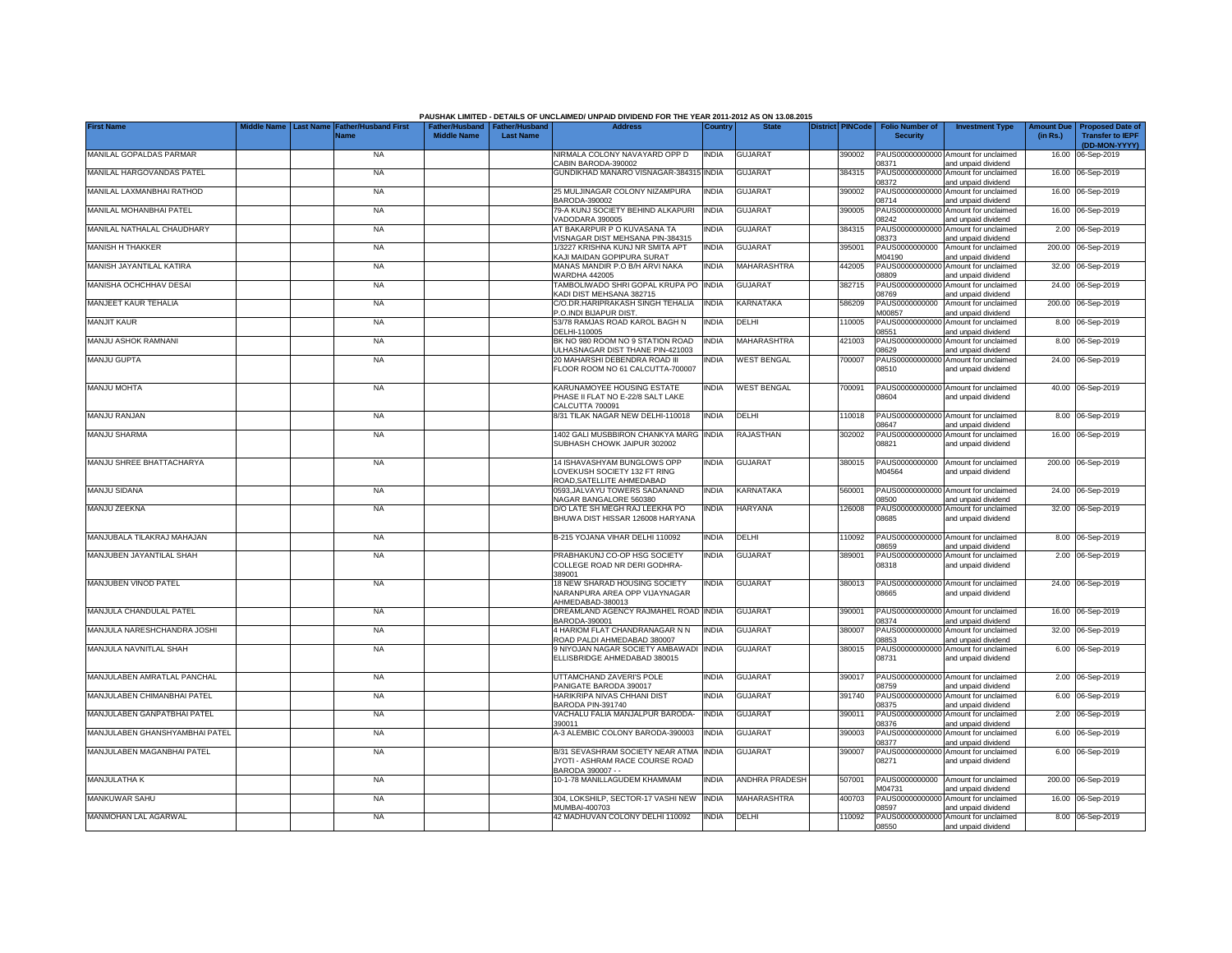PAUSHAK LIMITED - DETAILS OF UNCLAIMED/ UNPAID DIVIDEND FOR THE YEAR 2011-2012 AS ON 13.08.2015

| First Name | Middle Name | Last Name | Father/Husband First Name | Father/Husband Middle Name | Father/Husband Last Name | Address | Country | State | District | PINCode | Folio Number of Security | Investment Type | Amount Due (in Rs.) | Proposed Date of Transfer to IEPF (DD-MON-YYYY) |
|---|---|---|---|---|---|---|---|---|---|---|---|---|---|---|
| MANILAL GOPALDAS PARMAR | | | NA | | | NIRMALA COLONY NAVAYARD OPP D CABIN BARODA-390002 | INDIA | GUJARAT | | 390002 | PAUS00000000000 08371 | Amount for unclaimed and unpaid dividend | 16.00 | 06-Sep-2019 |
| MANILAL HARGOVANDAS PATEL | | | NA | | | GUNDIKHAD MANARO VISNAGAR-384315 | INDIA | GUJARAT | | 384315 | PAUS00000000000 08372 | Amount for unclaimed and unpaid dividend | 16.00 | 06-Sep-2019 |
| MANILAL LAXMANBHAI RATHOD | | | NA | | | 25 MULJINAGAR COLONY NIZAMPURA BARODA-390002 | INDIA | GUJARAT | | 390002 | PAUS00000000000 08714 | Amount for unclaimed and unpaid dividend | 16.00 | 06-Sep-2019 |
| MANILAL MOHANBHAI PATEL | | | NA | | | 79-A KUNJ SOCIETY BEHIND ALKAPURI VADODARA 390005 | INDIA | GUJARAT | | 390005 | PAUS00000000000 08242 | Amount for unclaimed and unpaid dividend | 16.00 | 06-Sep-2019 |
| MANILAL NATHALAL CHAUDHARY | | | NA | | | AT BAKARPUR P O KUVASANA TA VISNAGAR DIST MEHSANA PIN-384315 | INDIA | GUJARAT | | 384315 | PAUS00000000000 08373 | Amount for unclaimed and unpaid dividend | 2.00 | 06-Sep-2019 |
| MANISH H THAKKER | | | NA | | | 1/3227 KRISHNA KUNJ NR SMITA APT KAJI MAIDAN GOPIPURA SURAT | INDIA | GUJARAT | | 395001 | PAUS0000000000 M04190 | Amount for unclaimed and unpaid dividend | 200.00 | 06-Sep-2019 |
| MANISH JAYANTILAL KATIRA | | | NA | | | MANAS MANDIR P.O B/H ARVI NAKA WARDHA 442005 | INDIA | MAHARASHTRA | | 442005 | PAUS00000000000 08809 | Amount for unclaimed and unpaid dividend | 32.00 | 06-Sep-2019 |
| MANISHA OCHCHHAV DESAI | | | NA | | | TAMBOLIWADO SHRI GOPAL KRUPA PO KADI DIST MEHSANA 382715 | INDIA | GUJARAT | | 382715 | PAUS00000000000 08769 | Amount for unclaimed and unpaid dividend | 24.00 | 06-Sep-2019 |
| MANJEET KAUR TEHALIA | | | NA | | | C/O.DR.HARIPRAKASH SINGH TEHALIA P.O.INDI BIJAPUR DIST. | INDIA | KARNATAKA | | 586209 | PAUS0000000000 M00857 | Amount for unclaimed and unpaid dividend | 200.00 | 06-Sep-2019 |
| MANJIT KAUR | | | NA | | | 53/78 RAMJAS ROAD KAROL BAGH N DELHI-110005 | INDIA | DELHI | | 110005 | PAUS00000000000 08551 | Amount for unclaimed and unpaid dividend | 8.00 | 06-Sep-2019 |
| MANJU ASHOK RAMNANI | | | NA | | | BK NO 980 ROOM NO 9 STATION ROAD ULHASNAGAR DIST THANE PIN-421003 | INDIA | MAHARASHTRA | | 421003 | PAUS00000000000 08629 | Amount for unclaimed and unpaid dividend | 8.00 | 06-Sep-2019 |
| MANJU GUPTA | | | NA | | | 20 MAHARSHI DEBENDRA ROAD III FLOOR ROOM NO 61 CALCUTTA-700007 | INDIA | WEST BENGAL | | 700007 | PAUS00000000000 08510 | Amount for unclaimed and unpaid dividend | 24.00 | 06-Sep-2019 |
| MANJU MOHTA | | | NA | | | KARUNAMOYEE HOUSING ESTATE PHASE II FLAT NO E-22/8 SALT LAKE CALCUTTA 700091 | INDIA | WEST BENGAL | | 700091 | PAUS00000000000 08604 | Amount for unclaimed and unpaid dividend | 40.00 | 06-Sep-2019 |
| MANJU RANJAN | | | NA | | | 8/31 TILAK NAGAR NEW DELHI-110018 | INDIA | DELHI | | 110018 | PAUS00000000000 08647 | Amount for unclaimed and unpaid dividend | 8.00 | 06-Sep-2019 |
| MANJU SHARMA | | | NA | | | 1402 GALI MUSBBIRON CHANKYA MARG SUBHASH CHOWK JAIPUR 302002 | INDIA | RAJASTHAN | | 302002 | PAUS00000000000 08821 | Amount for unclaimed and unpaid dividend | 16.00 | 06-Sep-2019 |
| MANJU SHREE BHATTACHARYA | | | NA | | | 14 ISHAVASHYAM BUNGLOWS OPP LOVEKUSH SOCIETY 132 FT RING ROAD,SATELLITE AHMEDABAD | INDIA | GUJARAT | | 380015 | PAUS0000000000 M04564 | Amount for unclaimed and unpaid dividend | 200.00 | 06-Sep-2019 |
| MANJU SIDANA | | | NA | | | 0593,JALVAYU TOWERS SADANAND NAGAR BANGALORE 560380 | INDIA | KARNATAKA | | 560001 | PAUS00000000000 08500 | Amount for unclaimed and unpaid dividend | 24.00 | 06-Sep-2019 |
| MANJU ZEEKNA | | | NA | | | D/O LATE SH MEGH RAJ LEEKHA PO BHUWA DIST HISSAR 126008 HARYANA | INDIA | HARYANA | | 126008 | PAUS00000000000 08685 | Amount for unclaimed and unpaid dividend | 32.00 | 06-Sep-2019 |
| MANJUBALA TILAKRAJ MAHAJAN | | | NA | | | B-215 YOJANA VIHAR DELHI 110092 | INDIA | DELHI | | 110092 | PAUS00000000000 08659 | Amount for unclaimed and unpaid dividend | 8.00 | 06-Sep-2019 |
| MANJUBEN JAYANTILAL SHAH | | | NA | | | PRABHAKUNJ CO-OP HSG SOCIETY COLLEGE ROAD NR DERI GODHRA-389001 | INDIA | GUJARAT | | 389001 | PAUS00000000000 08318 | Amount for unclaimed and unpaid dividend | 2.00 | 06-Sep-2019 |
| MANJUBEN VINOD PATEL | | | NA | | | 18 NEW SHARAD HOUSING SOCIETY NARANPURA AREA OPP VIJAYNAGAR AHMEDABAD-380013 | INDIA | GUJARAT | | 380013 | PAUS00000000000 08665 | Amount for unclaimed and unpaid dividend | 24.00 | 06-Sep-2019 |
| MANJULA CHANDULAL PATEL | | | NA | | | DREAMLAND AGENCY RAJMAHEL ROAD BARODA-390001 | INDIA | GUJARAT | | 390001 | PAUS00000000000 08374 | Amount for unclaimed and unpaid dividend | 16.00 | 06-Sep-2019 |
| MANJULA NARESHCHANDRA JOSHI | | | NA | | | 4 HARIOM FLAT CHANDRANAGAR N N ROAD PALDI AHMEDABAD 380007 | INDIA | GUJARAT | | 380007 | PAUS00000000000 08853 | Amount for unclaimed and unpaid dividend | 32.00 | 06-Sep-2019 |
| MANJULA NAVNITLAL SHAH | | | NA | | | 9 NIYOJAN NAGAR SOCIETY AMBAWADI ELLISBRIDGE AHMEDABAD 380015 | INDIA | GUJARAT | | 380015 | PAUS00000000000 08731 | Amount for unclaimed and unpaid dividend | 6.00 | 06-Sep-2019 |
| MANJULABEN AMRATLAL PANCHAL | | | NA | | | UTTAMCHAND ZAVERI'S POLE PANIGATE BARODA 390017 | INDIA | GUJARAT | | 390017 | PAUS00000000000 08759 | Amount for unclaimed and unpaid dividend | 2.00 | 06-Sep-2019 |
| MANJULABEN CHIMANBHAI PATEL | | | NA | | | HARIKRIPA NIVAS CHHANI DIST BARODA PIN-391740 | INDIA | GUJARAT | | 391740 | PAUS00000000000 08375 | Amount for unclaimed and unpaid dividend | 6.00 | 06-Sep-2019 |
| MANJULABEN GANPATBHAI PATEL | | | NA | | | VACHALU FALIA MANJALPUR BARODA-390011 | INDIA | GUJARAT | | 390011 | PAUS00000000000 08376 | Amount for unclaimed and unpaid dividend | 2.00 | 06-Sep-2019 |
| MANJULABEN GHANSHYAMBHAI PATEL | | | NA | | | A-3 ALEMBIC COLONY BARODA-390003 | INDIA | GUJARAT | | 390003 | PAUS00000000000 08377 | Amount for unclaimed and unpaid dividend | 6.00 | 06-Sep-2019 |
| MANJULABEN MAGANBHAI PATEL | | | NA | | | B/31 SEVASHRAM SOCIETY NEAR ATMA JYOTI - ASHRAM RACE COURSE ROAD BARODA 390007 - - | INDIA | GUJARAT | | 390007 | PAUS00000000000 08271 | Amount for unclaimed and unpaid dividend | 6.00 | 06-Sep-2019 |
| MANJULATHA K | | | NA | | | 10-1-78 MANILLAGUDEM KHAMMAM | INDIA | ANDHRA PRADESH | | 507001 | PAUS0000000000 M04731 | Amount for unclaimed and unpaid dividend | 200.00 | 06-Sep-2019 |
| MANKUWAR SAHU | | | NA | | | 304, LOKSHILP, SECTOR-17 VASHI NEW MUMBAI-400703 | INDIA | MAHARASHTRA | | 400703 | PAUS00000000000 08597 | Amount for unclaimed and unpaid dividend | 16.00 | 06-Sep-2019 |
| MANMOHAN LAL AGARWAL | | | NA | | | 42 MADHUVAN COLONY DELHI 110092 | INDIA | DELHI | | 110092 | PAUS00000000000 08550 | Amount for unclaimed and unpaid dividend | 8.00 | 06-Sep-2019 |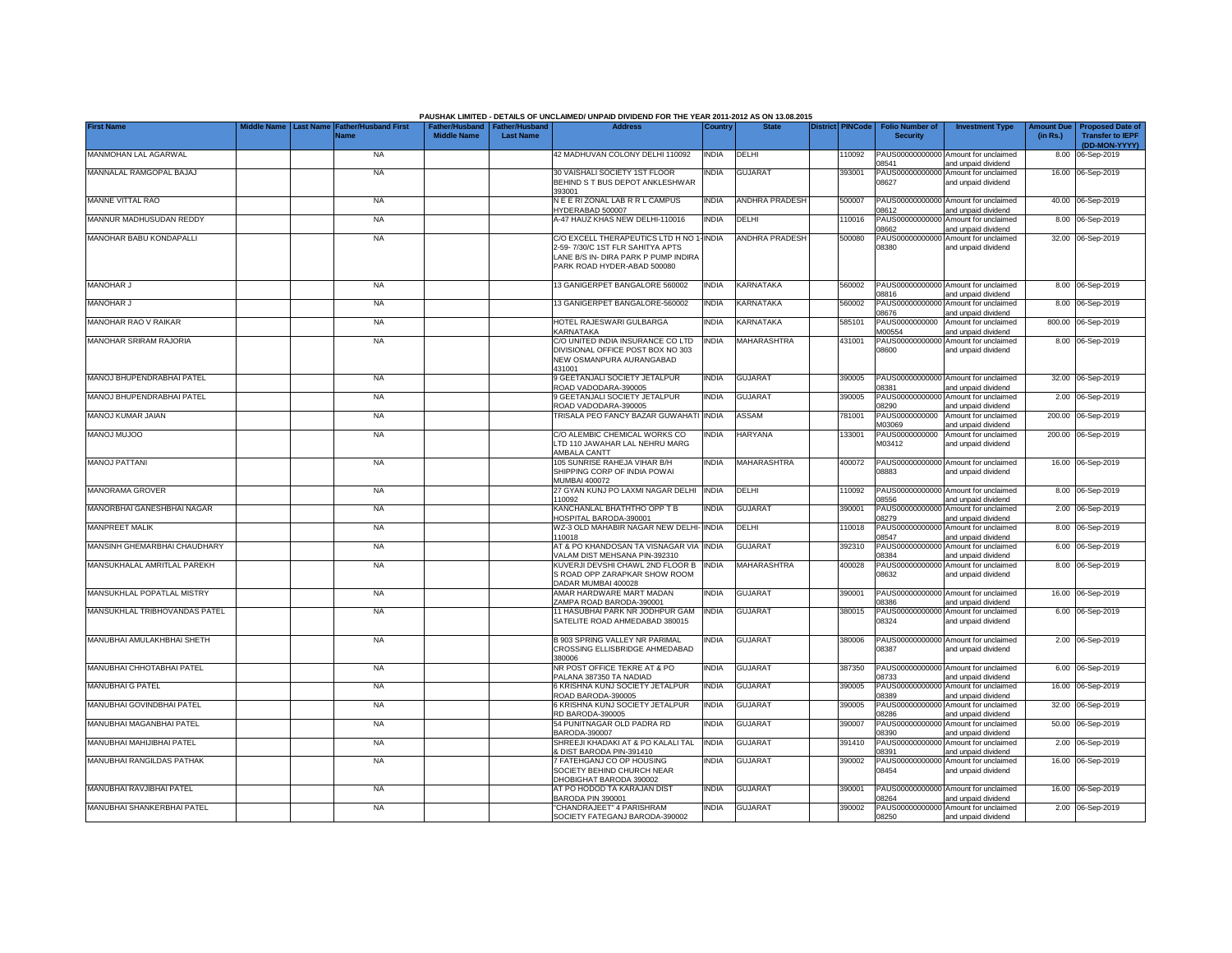PAUSHAK LIMITED - DETAILS OF UNCLAIMED/ UNPAID DIVIDEND FOR THE YEAR 2011-2012 AS ON 13.08.2015

| First Name | Middle Name | Last Name | Father/Husband First Name | Father/Husband Middle Name | Father/Husband Last Name | Address | Country | State | District | PINCode | Folio Number of Security | Investment Type | Amount Due (in Rs.) | Proposed Date of Transfer to IEPF (DD-MON-YYYY) |
|---|---|---|---|---|---|---|---|---|---|---|---|---|---|---|
| MANMOHAN LAL AGARWAL | | | NA | | | 42 MADHUVAN COLONY DELHI 110092 | INDIA | DELHI | | 110092 | PAUS00000000000 08541 | Amount for unclaimed and unpaid dividend | 8.00 | 06-Sep-2019 |
| MANNALAL RAMGOPAL BAJAJ | | | NA | | | 30 VAISHALI SOCIETY 1ST FLOOR BEHIND S T BUS DEPOT ANKLESHWAR 393001 | INDIA | GUJARAT | | 393001 | PAUS00000000000 08627 | Amount for unclaimed and unpaid dividend | 16.00 | 06-Sep-2019 |
| MANNE VITTAL RAO | | | NA | | | N E E RI ZONAL LAB R R L CAMPUS HYDERABAD 500007 | INDIA | ANDHRA PRADESH | | 500007 | PAUS00000000000 08612 | Amount for unclaimed and unpaid dividend | 40.00 | 06-Sep-2019 |
| MANNUR MADHUSUDAN REDDY | | | NA | | | A-47 HAUZ KHAS NEW DELHI-110016 | INDIA | DELHI | | 110016 | PAUS00000000000 08662 | Amount for unclaimed and unpaid dividend | 8.00 | 06-Sep-2019 |
| MANOHAR BABU KONDAPALLI | | | NA | | | C/O EXCELL THERAPEUTICS LTD H NO 1-2-59- 7/30/C 1ST FLR SAHITYA APTS LANE B/S IN- DIRA PARK P PUMP INDIRA PARK ROAD HYDER-ABAD 500080 | INDIA | ANDHRA PRADESH | | 500080 | PAUS00000000000 08380 | Amount for unclaimed and unpaid dividend | 32.00 | 06-Sep-2019 |
| MANOHAR J | | | NA | | | 13 GANIGERPET BANGALORE 560002 | INDIA | KARNATAKA | | 560002 | PAUS00000000000 08816 | Amount for unclaimed and unpaid dividend | 8.00 | 06-Sep-2019 |
| MANOHAR J | | | NA | | | 13 GANIGERPET BANGALORE-560002 | INDIA | KARNATAKA | | 560002 | PAUS00000000000 08676 | Amount for unclaimed and unpaid dividend | 8.00 | 06-Sep-2019 |
| MANOHAR RAO V RAIKAR | | | NA | | | HOTEL RAJESWARI GULBARGA KARNATAKA | INDIA | KARNATAKA | | 585101 | PAUS0000000000 M00554 | Amount for unclaimed and unpaid dividend | 800.00 | 06-Sep-2019 |
| MANOHAR SRIRAM RAJORIA | | | NA | | | C/O UNITED INDIA INSURANCE CO LTD DIVISIONAL OFFICE POST BOX NO 303 NEW OSMANPURA AURANGABAD 431001 | INDIA | MAHARASHTRA | | 431001 | PAUS00000000000 08600 | Amount for unclaimed and unpaid dividend | 8.00 | 06-Sep-2019 |
| MANOJ BHUPENDRABHAI PATEL | | | NA | | | 9 GEETANJALI SOCIETY JETALPUR ROAD VADODARA-390005 | INDIA | GUJARAT | | 390005 | PAUS00000000000 08381 | Amount for unclaimed and unpaid dividend | 32.00 | 06-Sep-2019 |
| MANOJ BHUPENDRABHAI PATEL | | | NA | | | 9 GEETANJALI SOCIETY JETALPUR ROAD VADODARA-390005 | INDIA | GUJARAT | | 390005 | PAUS00000000000 08290 | Amount for unclaimed and unpaid dividend | 2.00 | 06-Sep-2019 |
| MANOJ KUMAR JAIAN | | | NA | | | TRISALA PEO FANCY BAZAR GUWAHATI | INDIA | ASSAM | | 781001 | PAUS0000000000 M03069 | Amount for unclaimed and unpaid dividend | 200.00 | 06-Sep-2019 |
| MANOJ MUJOO | | | NA | | | C/O ALEMBIC CHEMICAL WORKS CO LTD 110 JAWAHAR LAL NEHRU MARG AMBALA CANTT | INDIA | HARYANA | | 133001 | PAUS0000000000 M03412 | Amount for unclaimed and unpaid dividend | 200.00 | 06-Sep-2019 |
| MANOJ PATTANI | | | NA | | | 105 SUNRISE RAHEJA VIHAR B/H SHIPPING CORP OF INDIA POWAI MUMBAI 400072 | INDIA | MAHARASHTRA | | 400072 | PAUS00000000000 08883 | Amount for unclaimed and unpaid dividend | 16.00 | 06-Sep-2019 |
| MANORAMA GROVER | | | NA | | | 27 GYAN KUNJ PO LAXMI NAGAR DELHI 110092 | INDIA | DELHI | | 110092 | PAUS00000000000 08556 | Amount for unclaimed and unpaid dividend | 8.00 | 06-Sep-2019 |
| MANORBHAI GANESHBHAI NAGAR | | | NA | | | KANCHANLAL BHATHTHO OPP T B HOSPITAL BARODA-390001 | INDIA | GUJARAT | | 390001 | PAUS00000000000 08279 | Amount for unclaimed and unpaid dividend | 2.00 | 06-Sep-2019 |
| MANPREET MALIK | | | NA | | | WZ-3 OLD MAHABIR NAGAR NEW DELHI-110018 | INDIA | DELHI | | 110018 | PAUS00000000000 08547 | Amount for unclaimed and unpaid dividend | 8.00 | 06-Sep-2019 |
| MANSINH GHEMARBHAI CHAUDHARY | | | NA | | | AT & PO KHANDOSAN TA VISNAGAR VIA VALAM DIST MEHSANA PIN-392310 | INDIA | GUJARAT | | 392310 | PAUS00000000000 08384 | Amount for unclaimed and unpaid dividend | 6.00 | 06-Sep-2019 |
| MANSUKHALAL AMRITLAL PAREKH | | | NA | | | KUVERJI DEVSHI CHAWL 2ND FLOOR B S ROAD OPP ZARAPKAR SHOW ROOM DADAR MUMBAI 400028 | INDIA | MAHARASHTRA | | 400028 | PAUS00000000000 08632 | Amount for unclaimed and unpaid dividend | 8.00 | 06-Sep-2019 |
| MANSUKHLAL POPATLAL MISTRY | | | NA | | | AMAR HARDWARE MART MADAN ZAMPA ROAD BARODA-390001 | INDIA | GUJARAT | | 390001 | PAUS00000000000 08386 | Amount for unclaimed and unpaid dividend | 16.00 | 06-Sep-2019 |
| MANSUKHLAL TRIBHOVANDAS PATEL | | | NA | | | 11 HASUBHAI PARK NR JODHPUR GAM SATELITE ROAD AHMEDABAD 380015 | INDIA | GUJARAT | | 380015 | PAUS00000000000 08324 | Amount for unclaimed and unpaid dividend | 6.00 | 06-Sep-2019 |
| MANUBHAI AMULAKHBHAI SHETH | | | NA | | | B 903 SPRING VALLEY NR PARIMAL CROSSING ELLISBRIDGE AHMEDABAD 380006 | INDIA | GUJARAT | | 380006 | PAUS00000000000 08387 | Amount for unclaimed and unpaid dividend | 2.00 | 06-Sep-2019 |
| MANUBHAI CHHOTABHAI PATEL | | | NA | | | NR POST OFFICE TEKRE AT & PO PALANA 387350 TA NADIAD | INDIA | GUJARAT | | 387350 | PAUS00000000000 08733 | Amount for unclaimed and unpaid dividend | 6.00 | 06-Sep-2019 |
| MANUBHAI G PATEL | | | NA | | | 6 KRISHNA KUNJ SOCIETY JETALPUR ROAD BARODA-390005 | INDIA | GUJARAT | | 390005 | PAUS00000000000 08389 | Amount for unclaimed and unpaid dividend | 16.00 | 06-Sep-2019 |
| MANUBHAI GOVINDBHAI PATEL | | | NA | | | 6 KRISHNA KUNJ SOCIETY JETALPUR RD BARODA-390005 | INDIA | GUJARAT | | 390005 | PAUS00000000000 08286 | Amount for unclaimed and unpaid dividend | 32.00 | 06-Sep-2019 |
| MANUBHAI MAGANBHAI PATEL | | | NA | | | 54 PUNITNAGAR OLD PADRA RD BARODA-390007 | INDIA | GUJARAT | | 390007 | PAUS00000000000 08390 | Amount for unclaimed and unpaid dividend | 50.00 | 06-Sep-2019 |
| MANUBHAI MAHIJIBHAI PATEL | | | NA | | | SHREEJI KHADAKI AT & PO KALALI TAL & DIST BARODA PIN-391410 | INDIA | GUJARAT | | 391410 | PAUS00000000000 08391 | Amount for unclaimed and unpaid dividend | 2.00 | 06-Sep-2019 |
| MANUBHAI RANGILDAS PATHAK | | | NA | | | 7 FATEHGANJ CO OP HOUSING SOCIETY BEHIND CHURCH NEAR DHOBIGHAT BARODA 390002 | INDIA | GUJARAT | | 390002 | PAUS00000000000 08454 | Amount for unclaimed and unpaid dividend | 16.00 | 06-Sep-2019 |
| MANUBHAI RAVJIBHAI PATEL | | | NA | | | AT PO HODOD TA KARAJAN DIST BARODA PIN 390001 | INDIA | GUJARAT | | 390001 | PAUS00000000000 08264 | Amount for unclaimed and unpaid dividend | 16.00 | 06-Sep-2019 |
| MANUBHAI SHANKERBHAI PATEL | | | NA | | | "CHANDRAJEET" 4 PARISHRAM SOCIETY FATEGANJ BARODA-390002 | INDIA | GUJARAT | | 390002 | PAUS00000000000 08250 | Amount for unclaimed and unpaid dividend | 2.00 | 06-Sep-2019 |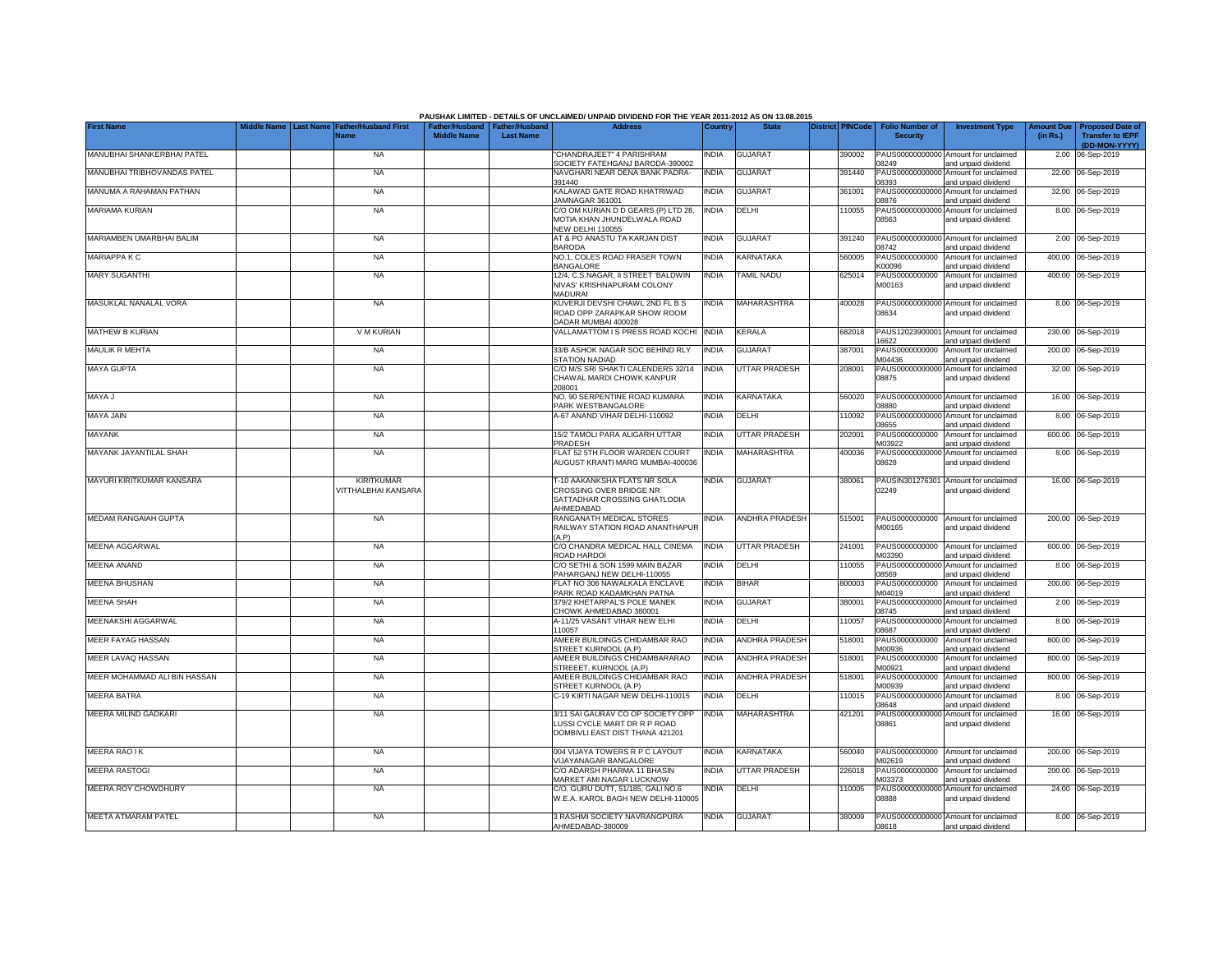PAUSHAK LIMITED - DETAILS OF UNCLAIMED/ UNPAID DIVIDEND FOR THE YEAR 2011-2012 AS ON 13.08.2015

| First Name | Middle Name | Last Name | Father/Husband First Name | Father/Husband Middle Name | Father/Husband Last Name | Address | Country | State | District | PINCode | Folio Number of Security | Investment Type | Amount Due (in Rs.) | Proposed Date of Transfer to IEPF (DD-MON-YYYY) |
|---|---|---|---|---|---|---|---|---|---|---|---|---|---|---|
| MANUBHAI SHANKERBHAI PATEL | | | NA | | | "CHANDRAJEET" 4 PARISHRAM SOCIETY FATEHGANJ BARODA-390002 | INDIA | GUJARAT | | 390002 | PAUS00000000000 08249 | Amount for unclaimed and unpaid dividend | 2.00 | 06-Sep-2019 |
| MANUBHAI TRIBHOVANDAS PATEL | | | NA | | | NAVGHARI NEAR DENA BANK PADRA-391440 | INDIA | GUJARAT | | 391440 | PAUS00000000000 08393 | Amount for unclaimed and unpaid dividend | 22.00 | 06-Sep-2019 |
| MANUMA A RAHAMAN PATHAN | | | NA | | | KALAWAD GATE ROAD KHATRIWAD JAMNAGAR 361001 | INDIA | GUJARAT | | 361001 | PAUS00000000000 08876 | Amount for unclaimed and unpaid dividend | 32.00 | 06-Sep-2019 |
| MARIAMA KURIAN | | | NA | | | C/O OM KURIAN D D GEARS (P) LTD 28, MOTIA KHAN JHUNDELWALA ROAD NEW DELHI 110055 | INDIA | DELHI | | 110055 | PAUS00000000000 08563 | Amount for unclaimed and unpaid dividend | 8.00 | 06-Sep-2019 |
| MARIAMBEN UMARBHAI BALIM | | | NA | | | AT & PO ANASTU TA KARJAN DIST BARODA | INDIA | GUJARAT | | 391240 | PAUS00000000000 08742 | Amount for unclaimed and unpaid dividend | 2.00 | 06-Sep-2019 |
| MARIAPPA K C | | | NA | | | NO.1, COLES ROAD FRASER TOWN BANGALORE | INDIA | KARNATAKA | | 560005 | PAUS0000000000 K00096 | Amount for unclaimed and unpaid dividend | 400.00 | 06-Sep-2019 |
| MARY SUGANTHI | | | NA | | | 12/4, C.S.NAGAR, II STREET 'BALDWIN NIVAS' KRISHNAPURAM COLONY MADURAI | INDIA | TAMIL NADU | | 625014 | PAUS0000000000 M00163 | Amount for unclaimed and unpaid dividend | 400.00 | 06-Sep-2019 |
| MASUKLAL NANALAL VORA | | | NA | | | KUVERJI DEVSHI CHAWL 2ND FL B S ROAD OPP ZARAPKAR SHOW ROOM DADAR MUMBAI 400028 | INDIA | MAHARASHTRA | | 400028 | PAUS00000000000 08634 | Amount for unclaimed and unpaid dividend | 8.00 | 06-Sep-2019 |
| MATHEW B KURIAN | | | V M KURIAN | | | VALLAMATTOM I S PRESS ROAD KOCHI | INDIA | KERALA | | 682018 | PAUS12023900001 16622 | Amount for unclaimed and unpaid dividend | 230.00 | 06-Sep-2019 |
| MAULIK R MEHTA | | | NA | | | 33/B ASHOK NAGAR SOC BEHIND RLY STATION NADIAD | INDIA | GUJARAT | | 387001 | PAUS0000000000 M04436 | Amount for unclaimed and unpaid dividend | 200.00 | 06-Sep-2019 |
| MAYA GUPTA | | | NA | | | C/O M/S SRI SHAKTI CALENDERS 32/14 CHAWAL MARDI CHOWK KANPUR 208001 | INDIA | UTTAR PRADESH | | 208001 | PAUS00000000000 08875 | Amount for unclaimed and unpaid dividend | 32.00 | 06-Sep-2019 |
| MAYA J | | | NA | | | NO. 90 SERPENTINE ROAD KUMARA PARK WESTBANGALORE | INDIA | KARNATAKA | | 560020 | PAUS00000000000 08880 | Amount for unclaimed and unpaid dividend | 16.00 | 06-Sep-2019 |
| MAYA JAIN | | | NA | | | A-67 ANAND VIHAR DELHI-110092 | INDIA | DELHI | | 110092 | PAUS00000000000 08655 | Amount for unclaimed and unpaid dividend | 8.00 | 06-Sep-2019 |
| MAYANK | | | NA | | | 15/2 TAMOLI PARA ALIGARH UTTAR PRADESH | INDIA | UTTAR PRADESH | | 202001 | PAUS0000000000 M03922 | Amount for unclaimed and unpaid dividend | 600.00 | 06-Sep-2019 |
| MAYANK JAYANTILAL SHAH | | | NA | | | FLAT 52 5TH FLOOR WARDEN COURT AUGUST KRANTI MARG MUMBAI-400036 | INDIA | MAHARASHTRA | | 400036 | PAUS00000000000 08628 | Amount for unclaimed and unpaid dividend | 8.00 | 06-Sep-2019 |
| MAYURI KIRITKUMAR KANSARA | | | KIRITKUMAR VITTHALBHAI KANSARA | | | T-10 AAKANKSHA FLATS NR SOLA CROSSING OVER BRIDGE NR SATTADHAR CROSSING GHATLODIA AHMEDABAD | INDIA | GUJARAT | | 380061 | PAUSIN301276301 02249 | Amount for unclaimed and unpaid dividend | 16.00 | 06-Sep-2019 |
| MEDAM RANGAIAH GUPTA | | | NA | | | RANGANATH MEDICAL STORES RAILWAY STATION ROAD ANANTHAPUR (A.P) | INDIA | ANDHRA PRADESH | | 515001 | PAUS0000000000 M00165 | Amount for unclaimed and unpaid dividend | 200.00 | 06-Sep-2019 |
| MEENA AGGARWAL | | | NA | | | C/O CHANDRA MEDICAL HALL CINEMA ROAD HARDOI | INDIA | UTTAR PRADESH | | 241001 | PAUS0000000000 M03390 | Amount for unclaimed and unpaid dividend | 600.00 | 06-Sep-2019 |
| MEENA ANAND | | | NA | | | C/O SETHI & SON 1599 MAIN BAZAR PAHARGANJ NEW DELHI-110055 | INDIA | DELHI | | 110055 | PAUS00000000000 08569 | Amount for unclaimed and unpaid dividend | 8.00 | 06-Sep-2019 |
| MEENA BHUSHAN | | | NA | | | FLAT NO 306 NAWALKALA ENCLAVE PARK ROAD KADAMKHAN PATNA | INDIA | BIHAR | | 800003 | PAUS0000000000 M04019 | Amount for unclaimed and unpaid dividend | 200.00 | 06-Sep-2019 |
| MEENA SHAH | | | NA | | | 379/2 KHETARPAL'S POLE MANEK CHOWK AHMEDABAD 380001 | INDIA | GUJARAT | | 380001 | PAUS00000000000 08745 | Amount for unclaimed and unpaid dividend | 2.00 | 06-Sep-2019 |
| MEENAKSHI AGGARWAL | | | NA | | | A-11/25 VASANT VIHAR NEW ELHI 110057 | INDIA | DELHI | | 110057 | PAUS00000000000 08687 | Amount for unclaimed and unpaid dividend | 8.00 | 06-Sep-2019 |
| MEER FAYAG HASSAN | | | NA | | | AMEER BUILDINGS CHIDAMBAR RAO STREET KURNOOL (A.P) | INDIA | ANDHRA PRADESH | | 518001 | PAUS0000000000 M00936 | Amount for unclaimed and unpaid dividend | 800.00 | 06-Sep-2019 |
| MEER LAVAQ HASSAN | | | NA | | | AMEER BUILDINGS CHIDAMBARARAO STREEET, KURNOOL (A.P) | INDIA | ANDHRA PRADESH | | 518001 | PAUS0000000000 M00921 | Amount for unclaimed and unpaid dividend | 800.00 | 06-Sep-2019 |
| MEER MOHAMMAD ALI BIN HASSAN | | | NA | | | AMEER BUILDINGS CHIDAMBAR RAO STREET KURNOOL (A.P) | INDIA | ANDHRA PRADESH | | 518001 | PAUS0000000000 M00939 | Amount for unclaimed and unpaid dividend | 800.00 | 06-Sep-2019 |
| MEERA BATRA | | | NA | | | C-19 KIRTI NAGAR NEW DELHI-110015 | INDIA | DELHI | | 110015 | PAUS00000000000 08648 | Amount for unclaimed and unpaid dividend | 8.00 | 06-Sep-2019 |
| MEERA MILIND GADKARI | | | NA | | | 3/11 SAI GAURAV CO OP SOCIETY OPP LUSSI CYCLE MART DR R P ROAD DOMBIVLI EAST DIST THANA 421201 | INDIA | MAHARASHTRA | | 421201 | PAUS00000000000 08861 | Amount for unclaimed and unpaid dividend | 16.00 | 06-Sep-2019 |
| MEERA RAO I K | | | NA | | | 004 VIJAYA TOWERS R P C LAYOUT VIJAYANAGAR BANGALORE | INDIA | KARNATAKA | | 560040 | PAUS0000000000 M02619 | Amount for unclaimed and unpaid dividend | 200.00 | 06-Sep-2019 |
| MEERA RASTOGI | | | NA | | | C/O ADARSH PHARMA 11 BHASIN MARKET AMI NAGAR LUCKNOW | INDIA | UTTAR PRADESH | | 226018 | PAUS0000000000 M03373 | Amount for unclaimed and unpaid dividend | 200.00 | 06-Sep-2019 |
| MEERA ROY CHOWDHURY | | | NA | | | C/O. GURU DUTT, 51/185, GALI NO.6 W.E.A. KAROL BAGH NEW DELHI-110005 | INDIA | DELHI | | 110005 | PAUS00000000000 08888 | Amount for unclaimed and unpaid dividend | 24.00 | 06-Sep-2019 |
| MEETA ATMARAM PATEL | | | NA | | | 3 RASHMI SOCIETY NAVRANGPURA AHMEDABAD-380009 | INDIA | GUJARAT | | 380009 | PAUS00000000000 08618 | Amount for unclaimed and unpaid dividend | 8.00 | 06-Sep-2019 |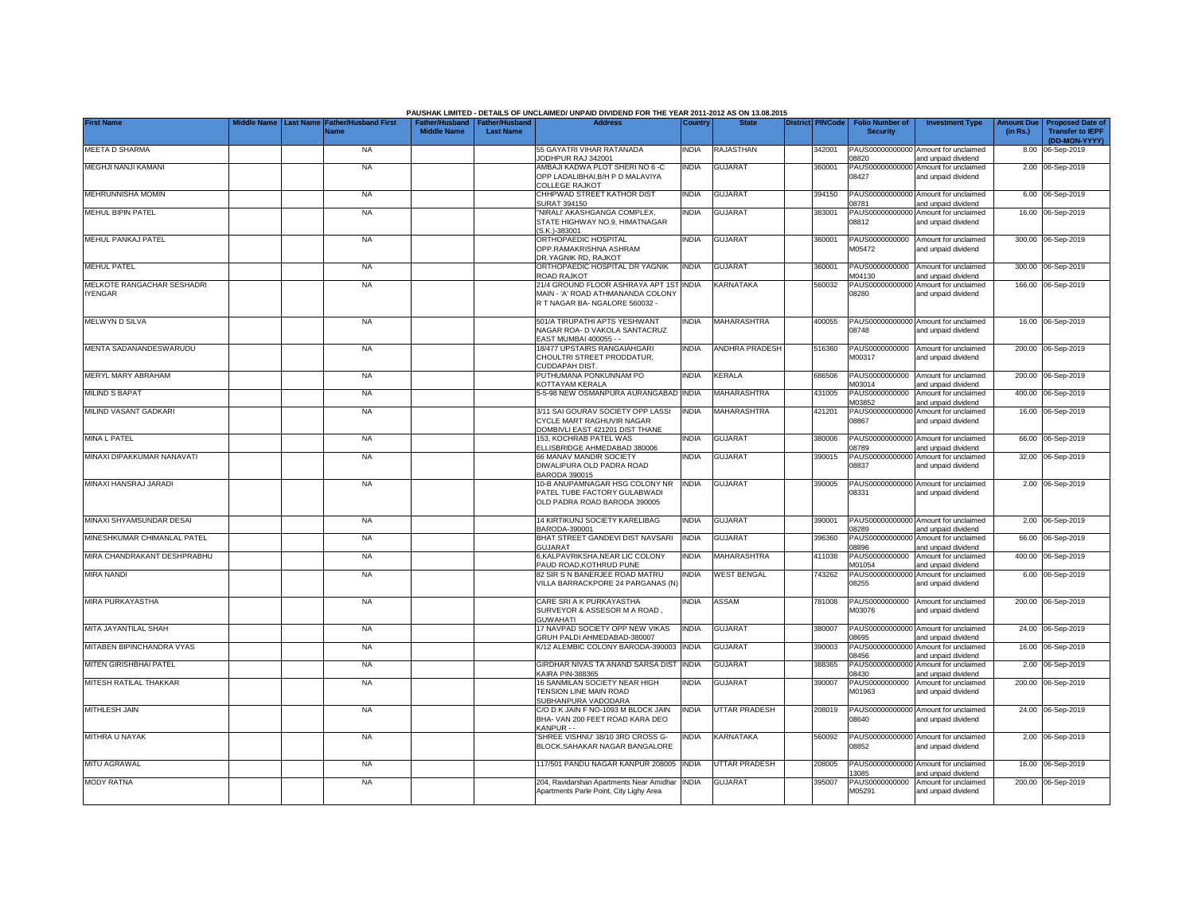PAUSHAK LIMITED - DETAILS OF UNCLAIMED/ UNPAID DIVIDEND FOR THE YEAR 2011-2012 AS ON 13.08.2015

| First Name | Middle Name | Last Name | Father/Husband First Name | Father/Husband Middle Name | Father/Husband Last Name | Address | Country | State | District | PINCode | Folio Number of Security | Investment Type | Amount Due (in Rs.) | Proposed Date of Transfer to IEPF (DD-MON-YYYY) |
|---|---|---|---|---|---|---|---|---|---|---|---|---|---|---|
| MEETA D SHARMA | | | NA | | | 55 GAYATRI VIHAR RATANADA JODHPUR RAJ 342001 | INDIA | RAJASTHAN | | 342001 | PAUS00000000000 08820 | Amount for unclaimed and unpaid dividend | 8.00 | 06-Sep-2019 |
| MEGHJI NANJI KAMANI | | | NA | | | AMBAJI KADWA PLOT SHERI NO 6 -C OPP LADALIBHAI,B/H P D MALAVIYA COLLEGE RAJKOT | INDIA | GUJARAT | | 360001 | PAUS00000000000 08427 | Amount for unclaimed and unpaid dividend | 2.00 | 06-Sep-2019 |
| MEHRUNNISHA MOMIN | | | NA | | | CHHPWAD STREET KATHOR DIST SURAT 394150 | INDIA | GUJARAT | | 394150 | PAUS00000000000 08781 | Amount for unclaimed and unpaid dividend | 6.00 | 06-Sep-2019 |
| MEHUL BIPIN PATEL | | | NA | | | "NIRALI' AKASHGANGA COMPLEX, STATE HIGHWAY NO.9, HIMATNAGAR (S.K.)-383001 | INDIA | GUJARAT | | 383001 | PAUS00000000000 08812 | Amount for unclaimed and unpaid dividend | 16.00 | 06-Sep-2019 |
| MEHUL PANKAJ PATEL | | | NA | | | ORTHOPAEDIC HOSPITAL OPP.RAMAKRISHNA ASHRAM DR.YAGNIK RD, RAJKOT | INDIA | GUJARAT | | 360001 | PAUS0000000000 M05472 | Amount for unclaimed and unpaid dividend | 300.00 | 06-Sep-2019 |
| MEHUL PATEL | | | NA | | | ORTHOPAEDIC HOSPITAL DR YAGNIK ROAD RAJKOT | INDIA | GUJARAT | | 360001 | PAUS0000000000 M04130 | Amount for unclaimed and unpaid dividend | 300.00 | 06-Sep-2019 |
| MELKOTE RANGACHAR SESHADRI IYENGAR | | | NA | | | 21/4 GROUND FLOOR ASHRAYA APT 1ST MAIN - 'A' ROAD ATHMANANDA COLONY R T NAGAR BA- NGALORE 560032 - | INDIA | KARNATAKA | | 560032 | PAUS00000000000 08280 | Amount for unclaimed and unpaid dividend | 166.00 | 06-Sep-2019 |
| MELWYN D SILVA | | | NA | | | 501/A TIRUPATHI APTS YESHWANT NAGAR ROA- D VAKOLA SANTACRUZ EAST MUMBAI 400055 - - | INDIA | MAHARASHTRA | | 400055 | PAUS00000000000 08748 | Amount for unclaimed and unpaid dividend | 16.00 | 06-Sep-2019 |
| MENTA SADANANDESWARUDU | | | NA | | | 18/477 UPSTAIRS RANGAIAHGARI CHOULTRI STREET PRODDATUR, CUDDAPAH DIST. | INDIA | ANDHRA PRADESH | | 516360 | PAUS0000000000 M00317 | Amount for unclaimed and unpaid dividend | 200.00 | 06-Sep-2019 |
| MERYL MARY ABRAHAM | | | NA | | | PUTHUMANA PONKUNNAM PO KOTTAYAM KERALA | INDIA | KERALA | | 686506 | PAUS0000000000 M03014 | Amount for unclaimed and unpaid dividend | 200.00 | 06-Sep-2019 |
| MILIND S BAPAT | | | NA | | | 5-5-98 NEW OSMANPURA AURANGABAD | INDIA | MAHARASHTRA | | 431005 | PAUS0000000000 M03852 | Amount for unclaimed and unpaid dividend | 400.00 | 06-Sep-2019 |
| MILIND VASANT GADKARI | | | NA | | | 3/11 SAI GOURAV SOCIETY OPP LASSI CYCLE MART RAGHUVIR NAGAR DOMBIVLI EAST 421201 DIST THANE | INDIA | MAHARASHTRA | | 421201 | PAUS00000000000 08867 | Amount for unclaimed and unpaid dividend | 16.00 | 06-Sep-2019 |
| MINA L PATEL | | | NA | | | 153, KOCHRAB PATEL WAS ELLISBRIDGE AHMEDABAD 380006 | INDIA | GUJARAT | | 380006 | PAUS00000000000 08789 | Amount for unclaimed and unpaid dividend | 66.00 | 06-Sep-2019 |
| MINAXI DIPAKKUMAR NANAVATI | | | NA | | | 66 MANAV MANDIR SOCIETY DIWALIPURA OLD PADRA ROAD BARODA 390015 | INDIA | GUJARAT | | 390015 | PAUS00000000000 08837 | Amount for unclaimed and unpaid dividend | 32.00 | 06-Sep-2019 |
| MINAXI HANSRAJ JARADI | | | NA | | | 10-B ANUPAMNAGAR HSG COLONY NR PATEL TUBE FACTORY GULABWADI OLD PADRA ROAD BARODA 390005 | INDIA | GUJARAT | | 390005 | PAUS00000000000 08331 | Amount for unclaimed and unpaid dividend | 2.00 | 06-Sep-2019 |
| MINAXI SHYAMSUNDAR DESAI | | | NA | | | 14 KIRTIKUNJ SOCIETY KARELIBAG BARODA-390001 | INDIA | GUJARAT | | 390001 | PAUS00000000000 08289 | Amount for unclaimed and unpaid dividend | 2.00 | 06-Sep-2019 |
| MINESHKUMAR CHIMANLAL PATEL | | | NA | | | BHAT STREET GANDEVI DIST NAVSARI GUJARAT | INDIA | GUJARAT | | 396360 | PAUS00000000000 08896 | Amount for unclaimed and unpaid dividend | 66.00 | 06-Sep-2019 |
| MIRA CHANDRAKANT DESHPRABHU | | | NA | | | 6,KALPAVRIKSHA,NEAR LIC COLONY PAUD ROAD,KOTHRUD PUNE | INDIA | MAHARASHTRA | | 411038 | PAUS0000000000 M01054 | Amount for unclaimed and unpaid dividend | 400.00 | 06-Sep-2019 |
| MIRA NANDI | | | NA | | | 82 SIR S N BANERJEE ROAD MATRU VILLA BARRACKPORE 24 PARGANAS (N) | INDIA | WEST BENGAL | | 743262 | PAUS00000000000 08255 | Amount for unclaimed and unpaid dividend | 6.00 | 06-Sep-2019 |
| MIRA PURKAYASTHA | | | NA | | | CARE SRI A K PURKAYASTHA SURVEYOR & ASSESOR M A ROAD , GUWAHATI | INDIA | ASSAM | | 781008 | PAUS0000000000 M03076 | Amount for unclaimed and unpaid dividend | 200.00 | 06-Sep-2019 |
| MITA JAYANTILAL SHAH | | | NA | | | 17 NAVPAD SOCIETY OPP NEW VIKAS GRUH PALDI AHMEDABAD-380007 | INDIA | GUJARAT | | 380007 | PAUS00000000000 08695 | Amount for unclaimed and unpaid dividend | 24.00 | 06-Sep-2019 |
| MITABEN BIPINCHANDRA VYAS | | | NA | | | K/12 ALEMBIC COLONY BARODA-390003 | INDIA | GUJARAT | | 390003 | PAUS00000000000 08456 | Amount for unclaimed and unpaid dividend | 16.00 | 06-Sep-2019 |
| MITEN GIRISHBHAI PATEL | | | NA | | | GIRDHAR NIVAS TA ANAND SARSA DIST KAIRA PIN-388365 | INDIA | GUJARAT | | 388365 | PAUS00000000000 08430 | Amount for unclaimed and unpaid dividend | 2.00 | 06-Sep-2019 |
| MITESH RATILAL THAKKAR | | | NA | | | 16 SANMILAN SOCIETY NEAR HIGH TENSION LINE MAIN ROAD SUBHANPURA VADODARA | INDIA | GUJARAT | | 390007 | PAUS0000000000 M01963 | Amount for unclaimed and unpaid dividend | 200.00 | 06-Sep-2019 |
| MITHLESH JAIN | | | NA | | | C/O D K JAIN F NO-1093 M BLOCK JAIN BHA- VAN 200 FEET ROAD KARA DEO KANPUR - - | INDIA | UTTAR PRADESH | | 208019 | PAUS00000000000 08640 | Amount for unclaimed and unpaid dividend | 24.00 | 06-Sep-2019 |
| MITHRA U NAYAK | | | NA | | | 'SHREE VISHNU' 38/10 3RD CROSS G-BLOCK,SAHAKAR NAGAR BANGALORE | INDIA | KARNATAKA | | 560092 | PAUS00000000000 08852 | Amount for unclaimed and unpaid dividend | 2.00 | 06-Sep-2019 |
| MITU AGRAWAL | | | NA | | | 117/501 PANDU NAGAR KANPUR 208005 | INDIA | UTTAR PRADESH | | 208005 | PAUS00000000000 13085 | Amount for unclaimed and unpaid dividend | 16.00 | 06-Sep-2019 |
| MODY RATNA | | | NA | | | 204, Ravidarshan Apartments Near Amidhar Apartments Parle Point, City Lighy Area | INDIA | GUJARAT | | 395007 | PAUS0000000000 M05291 | Amount for unclaimed and unpaid dividend | 200.00 | 06-Sep-2019 |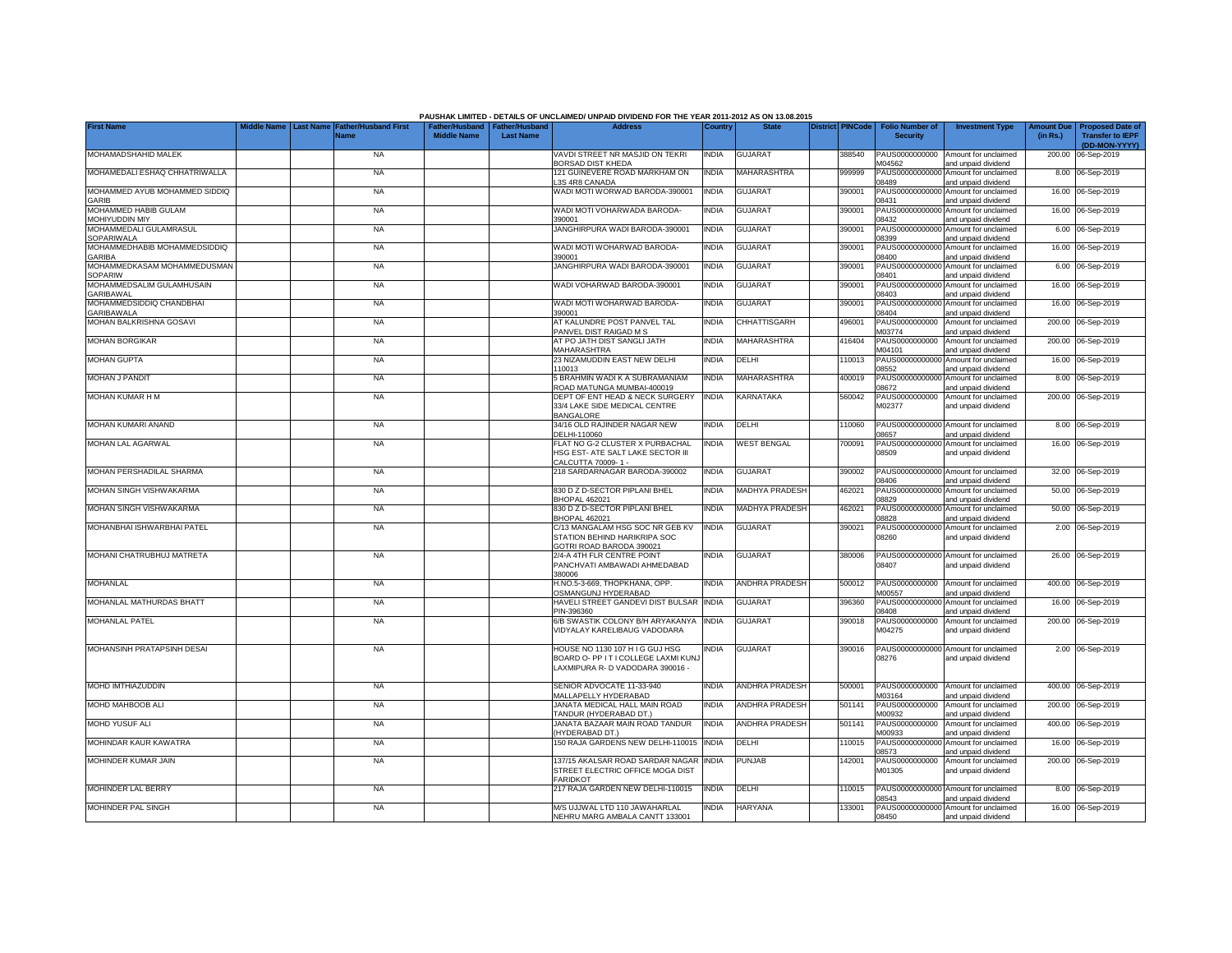PAUSHAK LIMITED - DETAILS OF UNCLAIMED/ UNPAID DIVIDEND FOR THE YEAR 2011-2012 AS ON 13.08.2015

| First Name | Middle Name | Last Name | Father/Husband First Name | Father/Husband Middle Name | Father/Husband Last Name | Address | Country | State | District | PINCode | Folio Number of Security | Investment Type | Amount Due (in Rs.) | Proposed Date of Transfer to IEPF (DD-MON-YYYY) |
|---|---|---|---|---|---|---|---|---|---|---|---|---|---|---|
| MOHAMADSHAHID MALEK | | | NA | | | VAVDI STREET NR MASJID ON TEKRI BORSAD DIST KHEDA | INDIA | GUJARAT | | 388540 | PAUS0000000000M04562 | Amount for unclaimed and unpaid dividend | 200.00 | 06-Sep-2019 |
| MOHAMEDALI ESHAQ CHHATRIWALLA | | | NA | | | 121 GUINEVERE ROAD MARKHAM ON L3S 4R8 CANADA | INDIA | MAHARASHTRA | | 999999 | PAUS00000000000008489 | Amount for unclaimed and unpaid dividend | 8.00 | 06-Sep-2019 |
| MOHAMMED AYUB MOHAMMED SIDDIQ GARIB | | | NA | | | WADI MOTI WORWAD BARODA-390001 | INDIA | GUJARAT | | 390001 | PAUS00000000000008431 | Amount for unclaimed and unpaid dividend | 16.00 | 06-Sep-2019 |
| MOHAMMED HABIB GULAM MOHIYUDDIN MIY | | | NA | | | WADI MOTI VOHARWADA BARODA-390001 | INDIA | GUJARAT | | 390001 | PAUS00000000000008432 | Amount for unclaimed and unpaid dividend | 16.00 | 06-Sep-2019 |
| MOHAMMEDALI GULAMRASUL SOPARIWALA | | | NA | | | JANGHIRPURA WADI BARODA-390001 | INDIA | GUJARAT | | 390001 | PAUS00000000000008399 | Amount for unclaimed and unpaid dividend | 6.00 | 06-Sep-2019 |
| MOHAMMEDHABIB MOHAMMEDSIDDIQ GARIBA | | | NA | | | WADI MOTI WOHARWAD BARODA-390001 | INDIA | GUJARAT | | 390001 | PAUS00000000000008400 | Amount for unclaimed and unpaid dividend | 16.00 | 06-Sep-2019 |
| MOHAMMEDKASAM MOHAMMEDUSMAN SOPARIW | | | NA | | | JANGHIRPURA WADI BARODA-390001 | INDIA | GUJARAT | | 390001 | PAUS00000000000008401 | Amount for unclaimed and unpaid dividend | 6.00 | 06-Sep-2019 |
| MOHAMMEDSALIM GULAMHUSAIN GARIBAWAL | | | NA | | | WADI VOHARWAD BARODA-390001 | INDIA | GUJARAT | | 390001 | PAUS00000000000008403 | Amount for unclaimed and unpaid dividend | 16.00 | 06-Sep-2019 |
| MOHAMMEDSIDDIQ CHANDBHAI GARIBAWALA | | | NA | | | WADI MOTI WOHARWAD BARODA-390001 | INDIA | GUJARAT | | 390001 | PAUS00000000000008404 | Amount for unclaimed and unpaid dividend | 16.00 | 06-Sep-2019 |
| MOHAN BALKRISHNA GOSAVI | | | NA | | | AT KALUNDRE POST PANVEL TAL PANVEL DIST RAIGAD M S | INDIA | CHHATTISGARH | | 496001 | PAUS0000000000M03774 | Amount for unclaimed and unpaid dividend | 200.00 | 06-Sep-2019 |
| MOHAN BORGIKAR | | | NA | | | AT PO JATH DIST SANGLI JATH MAHARASHTRA | INDIA | MAHARASHTRA | | 416404 | PAUS0000000000M04101 | Amount for unclaimed and unpaid dividend | 200.00 | 06-Sep-2019 |
| MOHAN GUPTA | | | NA | | | 23 NIZAMUDDIN EAST NEW DELHI 110013 | INDIA | DELHI | | 110013 | PAUS00000000000008552 | Amount for unclaimed and unpaid dividend | 16.00 | 06-Sep-2019 |
| MOHAN J PANDIT | | | NA | | | 5 BRAHMIN WADI K A SUBRAMANIAM ROAD MATUNGA MUMBAI-400019 | INDIA | MAHARASHTRA | | 400019 | PAUS00000000000008672 | Amount for unclaimed and unpaid dividend | 8.00 | 06-Sep-2019 |
| MOHAN KUMAR H M | | | NA | | | DEPT OF ENT HEAD & NECK SURGERY 33/4 LAKE SIDE MEDICAL CENTRE BANGALORE | INDIA | KARNATAKA | | 560042 | PAUS0000000000M02377 | Amount for unclaimed and unpaid dividend | 200.00 | 06-Sep-2019 |
| MOHAN KUMARI ANAND | | | NA | | | 34/16 OLD RAJINDER NAGAR NEW DELHI-110060 | INDIA | DELHI | | 110060 | PAUS00000000000008657 | Amount for unclaimed and unpaid dividend | 8.00 | 06-Sep-2019 |
| MOHAN LAL AGARWAL | | | NA | | | FLAT NO G-2 CLUSTER X PURBACHAL HSG EST- ATE SALT LAKE SECTOR III CALCUTTA 70009- 1 - | INDIA | WEST BENGAL | | 700091 | PAUS00000000000008509 | Amount for unclaimed and unpaid dividend | 16.00 | 06-Sep-2019 |
| MOHAN PERSHADILAL SHARMA | | | NA | | | 218 SARDARNAGAR BARODA-390002 | INDIA | GUJARAT | | 390002 | PAUS00000000000008406 | Amount for unclaimed and unpaid dividend | 32.00 | 06-Sep-2019 |
| MOHAN SINGH VISHWAKARMA | | | NA | | | 830 D Z D-SECTOR PIPLANI BHEL BHOPAL 462021 | INDIA | MADHYA PRADESH | | 462021 | PAUS00000000000008829 | Amount for unclaimed and unpaid dividend | 50.00 | 06-Sep-2019 |
| MOHAN SINGH VISHWAKARMA | | | NA | | | 830 D Z D-SECTOR PIPLANI BHEL BHOPAL 462021 | INDIA | MADHYA PRADESH | | 462021 | PAUS00000000000008828 | Amount for unclaimed and unpaid dividend | 50.00 | 06-Sep-2019 |
| MOHANBHAI ISHWARBHAI PATEL | | | NA | | | C/13 MANGALAM HSG SOC NR GEB KV STATION BEHIND HARIKRIPA SOC GOTRI ROAD BARODA 390021 | INDIA | GUJARAT | | 390021 | PAUS00000000000008260 | Amount for unclaimed and unpaid dividend | 2.00 | 06-Sep-2019 |
| MOHANI CHATRUBHUJ MATRETA | | | NA | | | 2/4-A 4TH FLR CENTRE POINT PANCHVATI AMBAWADI AHMEDABAD 380006 | INDIA | GUJARAT | | 380006 | PAUS00000000000008407 | Amount for unclaimed and unpaid dividend | 26.00 | 06-Sep-2019 |
| MOHANLAL | | | NA | | | H.NO.5-3-669, THOPKHANA, OPP. OSMANGUNJ HYDERABAD | INDIA | ANDHRA PRADESH | | 500012 | PAUS0000000000M00557 | Amount for unclaimed and unpaid dividend | 400.00 | 06-Sep-2019 |
| MOHANLAL MATHURDAS BHATT | | | NA | | | HAVELI STREET GANDEVI DIST BULSAR PIN-396360 | INDIA | GUJARAT | | 396360 | PAUS00000000000008408 | Amount for unclaimed and unpaid dividend | 16.00 | 06-Sep-2019 |
| MOHANLAL PATEL | | | NA | | | 6/B SWASTIK COLONY B/H ARYAKANYA VIDYALAY KARELIBAUG VADODARA | INDIA | GUJARAT | | 390018 | PAUS0000000000M04275 | Amount for unclaimed and unpaid dividend | 200.00 | 06-Sep-2019 |
| MOHANSINH PRATAPSINH DESAI | | | NA | | | HOUSE NO 1130 107 H I G GUJ HSG BOARD O- PP I T I COLLEGE LAXMI KUNJ LAXMIPURA R- D VADODARA 390016 - | INDIA | GUJARAT | | 390016 | PAUS00000000000008276 | Amount for unclaimed and unpaid dividend | 2.00 | 06-Sep-2019 |
| MOHD IMTHIAZUDDIN | | | NA | | | SENIOR ADVOCATE 11-33-940 MALLAPELLY HYDERABAD | INDIA | ANDHRA PRADESH | | 500001 | PAUS0000000000M03164 | Amount for unclaimed and unpaid dividend | 400.00 | 06-Sep-2019 |
| MOHD MAHBOOB ALI | | | NA | | | JANATA MEDICAL HALL MAIN ROAD TANDUR (HYDERABAD DT.) | INDIA | ANDHRA PRADESH | | 501141 | PAUS0000000000M00932 | Amount for unclaimed and unpaid dividend | 200.00 | 06-Sep-2019 |
| MOHD YUSUF ALI | | | NA | | | JANATA BAZAAR MAIN ROAD TANDUR (HYDERABAD DT.) | INDIA | ANDHRA PRADESH | | 501141 | PAUS0000000000M00933 | Amount for unclaimed and unpaid dividend | 400.00 | 06-Sep-2019 |
| MOHINDAR KAUR KAWATRA | | | NA | | | 150 RAJA GARDENS NEW DELHI-110015 | INDIA | DELHI | | 110015 | PAUS00000000000008573 | Amount for unclaimed and unpaid dividend | 16.00 | 06-Sep-2019 |
| MOHINDER KUMAR JAIN | | | NA | | | 137/15 AKALSAR ROAD SARDAR NAGAR STREET ELECTRIC OFFICE MOGA DIST FARIDKOT | INDIA | PUNJAB | | 142001 | PAUS0000000000M01305 | Amount for unclaimed and unpaid dividend | 200.00 | 06-Sep-2019 |
| MOHINDER LAL BERRY | | | NA | | | 217 RAJA GARDEN NEW DELHI-110015 | INDIA | DELHI | | 110015 | PAUS00000000000008543 | Amount for unclaimed and unpaid dividend | 8.00 | 06-Sep-2019 |
| MOHINDER PAL SINGH | | | NA | | | M/S UJJWAL LTD 110 JAWAHARLAL NEHRU MARG AMBALA CANTT 133001 | INDIA | HARYANA | | 133001 | PAUS00000000000008450 | Amount for unclaimed and unpaid dividend | 16.00 | 06-Sep-2019 |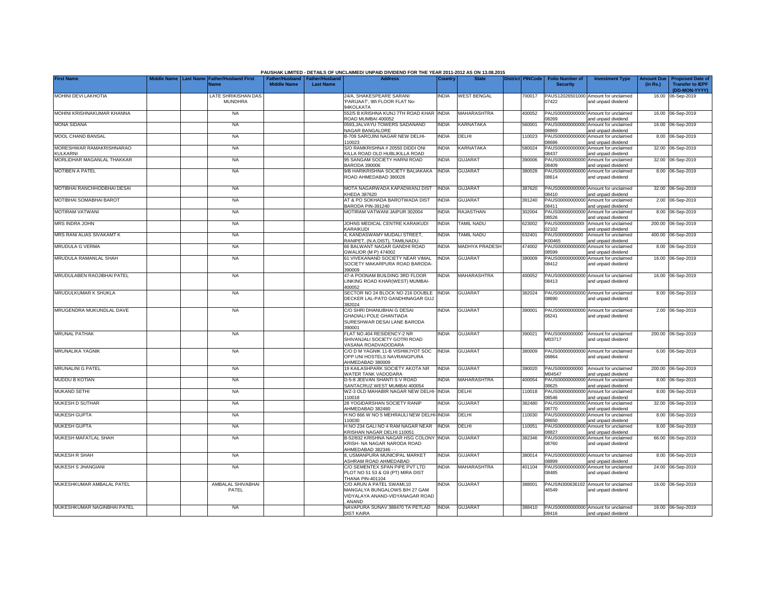PAUSHAK LIMITED - DETAILS OF UNCLAIMED/ UNPAID DIVIDEND FOR THE YEAR 2011-2012 AS ON 13.08.2015

| First Name | Middle Name | Last Name | Father/Husband First Name | Father/Husband Middle Name | Father/Husband Last Name | Address | Country | State | District | PINCode | Folio Number of Security | Investment Type | Amount Due (in Rs.) | Proposed Date of Transfer to IEPF (DD-MON-YYYY) |
|---|---|---|---|---|---|---|---|---|---|---|---|---|---|---|
| MOHINI DEVI LAKHOTIA | | | LATE SHRIKISHAN DAS MUNDHRA | | | 24/A, SHAKESPEARE SARANI 'PARIJAAT', 9th FLOOR FLAT No-94KOLKATA | INDIA | WEST BENGAL | | 700017 | PAUS12026501000 07422 | Amount for unclaimed and unpaid dividend | 16.00 | 06-Sep-2019 |
| MOHINI KRISHNAKUMAR KHANNA | | | NA | | | 552/5 B KRISHNA KUNJ 7TH ROAD KHAR ROAD MUMBAI 400052 | INDIA | MAHARASHTRA | | 400052 | PAUS00000000000 08269 | Amount for unclaimed and unpaid dividend | 16.00 | 06-Sep-2019 |
| MONA SIDANA | | | NA | | | 0593,JALVAYU TOWERS SADANAND NAGAR BANGALORE | INDIA | KARNATAKA | | 560001 | PAUS00000000000 08869 | Amount for unclaimed and unpaid dividend | 16.00 | 06-Sep-2019 |
| MOOL CHAND BANSAL | | | NA | | | B-709 SAROJINI NAGAR NEW DELHI-110023 | INDIA | DELHI | | 110023 | PAUS00000000000 08686 | Amount for unclaimed and unpaid dividend | 8.00 | 06-Sep-2019 |
| MORESHWAR RAMAKRISHNARAO KULKARNI | | | NA | | | S/O RAMKRISHNA # 20550 DIDDI ONI KILLA ROAD OLD HUBLIKILLA ROAD | INDIA | KARNATAKA | | 580024 | PAUS00000000000 08437 | Amount for unclaimed and unpaid dividend | 32.00 | 06-Sep-2019 |
| MORLIDHAR MAGANLAL THAKKAR | | | NA | | | 95 SANGAM SOCIETY HARNI ROAD BARODA 390006 | INDIA | GUJARAT | | 390006 | PAUS00000000000 08409 | Amount for unclaimed and unpaid dividend | 32.00 | 06-Sep-2019 |
| MOTIBEN A PATEL | | | NA | | | 9/B HARIKRISHNA SOCIETY BALIAKAKA ROAD AHMEDABAD 380028 | INDIA | GUJARAT | | 380028 | PAUS00000000000 08614 | Amount for unclaimed and unpaid dividend | 8.00 | 06-Sep-2019 |
| MOTIBHAI RANCHHODBHAI DESAI | | | NA | | | MOTA NAGARWADA KAPADWANJ DIST KHEDA 387620 | INDIA | GUJARAT | | 387620 | PAUS00000000000 08410 | Amount for unclaimed and unpaid dividend | 32.00 | 06-Sep-2019 |
| MOTIBHAI SOMABHAI BAROT | | | NA | | | AT & PO SOKHADA BAROTWADA DIST BARODA PIN-391240 | INDIA | GUJARAT | | 391240 | PAUS00000000000 08411 | Amount for unclaimed and unpaid dividend | 2.00 | 06-Sep-2019 |
| MOTIRAM VATWANI | | | NA | | | MOTIRAM VATWANI JAIPUR 302004 | INDIA | RAJASTHAN | | 302004 | PAUS00000000000 08526 | Amount for unclaimed and unpaid dividend | 8.00 | 06-Sep-2019 |
| MRS INDRA JOHN | | | NA | | | JOHNS MEDICAL CENTRE KARAIKUDI KARAIKUDI | INDIA | TAMIL NADU | | 623002 | PAUS0000000000I 02102 | Amount for unclaimed and unpaid dividend | 200.00 | 06-Sep-2019 |
| MRS RANI ALIAS SIVAKAMT K | | | NA | | | 4, KANDASWAMY MUDALI STREET, RANIPET, (N.A.DIST), TAMILNADU. | INDIA | TAMIL NADU | | 632401 | PAUS0000000000 K00465 | Amount for unclaimed and unpaid dividend | 400.00 | 06-Sep-2019 |
| MRUDULA G VERMA | | | NA | | | 66 BALWANT NAGAR GANDHI ROAD GWALIOR (M P) 474002 | INDIA | MADHYA PRADESH | | 474002 | PAUS00000000000 08599 | Amount for unclaimed and unpaid dividend | 8.00 | 06-Sep-2019 |
| MRUDULA RAMANLAL SHAH | | | NA | | | 61 VIVEKANAND SOCIETY NEAR VIMAL SOCIETY MAKARPURA ROAD BARODA-390009 | INDIA | GUJARAT | | 390009 | PAUS00000000000 08412 | Amount for unclaimed and unpaid dividend | 16.00 | 06-Sep-2019 |
| MRUDULABEN RAOJIBHAI PATEL | | | NA | | | 47-A POONAM BUILDING 3RD FLOOR LINKING ROAD KHAR(WEST) MUMBAI-400052 | INDIA | MAHARASHTRA | | 400052 | PAUS00000000000 08413 | Amount for unclaimed and unpaid dividend | 16.00 | 06-Sep-2019 |
| MRUDULKUMAR K SHUKLA | | | NA | | | SECTOR NO 24 BLOCK NO 216 DOUBLE DECKER LAL-PATO GANDHINAGAR GUJ 382024 | INDIA | GUJARAT | | 382024 | PAUS00000000000 08690 | Amount for unclaimed and unpaid dividend | 8.00 | 06-Sep-2019 |
| MRUGENDRA MUKUNDLAL DAVE | | | NA | | | C/O SHRI DHANUBHAI G DESAI GHADIALI POLE GHANTIADA SURESHWAR DESAI LANE BARODA 390001 | INDIA | GUJARAT | | 390001 | PAUS00000000000 08241 | Amount for unclaimed and unpaid dividend | 2.00 | 06-Sep-2019 |
| MRUNAL PATHAK | | | NA | | | FLAT NO.404 RESIDENCY-2 NR SHIVANJALI SOCIETY GOTRI ROAD VASANA ROADVADODARA | INDIA | GUJARAT | | 390021 | PAUS0000000000 M03717 | Amount for unclaimed and unpaid dividend | 200.00 | 06-Sep-2019 |
| MRUNALIKA YAGNIK | | | NA | | | C/O D M YAGNIK 11-B VISHWJYOT SOC OPP UNI HOSTELS NAVRANGPURA AHMEDABAD 380009 | INDIA | GUJARAT | | 380009 | PAUS00000000000 08864 | Amount for unclaimed and unpaid dividend | 6.00 | 06-Sep-2019 |
| MRUNALINI G PATEL | | | NA | | | 19 KAILASHPARK SOCIETY AKOTA NR WATER TANK VADODARA | INDIA | GUJARAT | | 390020 | PAUS0000000000 M04547 | Amount for unclaimed and unpaid dividend | 200.00 | 06-Sep-2019 |
| MUDDU B KOTIAN | | | NA | | | D-5-8 JEEVAN SHANTI S V ROAD SANTACRUZ WEST MUMBAI 400054 | INDIA | MAHARASHTRA | | 400054 | PAUS00000000000 08625 | Amount for unclaimed and unpaid dividend | 8.00 | 06-Sep-2019 |
| MUKAND SETHI | | | NA | | | WZ-3 OLD MAHABIR NAGAR NEW DELHI-110018 | INDIA | DELHI | | 110018 | PAUS00000000000 08546 | Amount for unclaimed and unpaid dividend | 8.00 | 06-Sep-2019 |
| MUKESH D SUTHAR | | | NA | | | 28 YOGIDARSHAN SOCIETY RANIP AHMEDABAD 382480 | INDIA | GUJARAT | | 382480 | PAUS00000000000 08770 | Amount for unclaimed and unpaid dividend | 32.00 | 06-Sep-2019 |
| MUKESH GUPTA | | | NA | | | H NO 666 W NO 5 MEHRAULI NEW DELHI-110030 | INDIA | DELHI | | 110030 | PAUS00000000000 08650 | Amount for unclaimed and unpaid dividend | 8.00 | 06-Sep-2019 |
| MUKESH GUPTA | | | NA | | | H NO 234 GALI NO 4 RAM NAGAR NEAR KRISHAN NAGAR DELHI 110051 | INDIA | DELHI | | 110051 | PAUS00000000000 08827 | Amount for unclaimed and unpaid dividend | 8.00 | 06-Sep-2019 |
| MUKESH MAFATLAL SHAH | | | NA | | | B-52/832 KRISHNA NAGAR HSG COLONY KRISH- NA NAGAR NARODA ROAD AHMEDABAD 382346 - - | INDIA | GUJARAT | | 382346 | PAUS00000000000 08760 | Amount for unclaimed and unpaid dividend | 66.00 | 06-Sep-2019 |
| MUKESH R SHAH | | | NA | | | 8, USMANPURA MUNICIPAL MARKET ASHRAM ROAD AHMEDABAD | INDIA | GUJARAT | | 380014 | PAUS00000000000 08899 | Amount for unclaimed and unpaid dividend | 8.00 | 06-Sep-2019 |
| MUKESH S JHANGIANI | | | NA | | | C/O SEMENTEX SPAN PIPE PVT LTD PLOT NO 51 53 & G9 (PT) MIRA DIST THANA PIN-401104 | INDIA | MAHARASHTRA | | 401104 | PAUS00000000000 08485 | Amount for unclaimed and unpaid dividend | 24.00 | 06-Sep-2019 |
| MUKESHKUMAR AMBALAL PATEL | | | AMBALAL SHIVABHAI PATEL | | | C/O ARUN A PATEL SWAMI,10 MANGALYA BUNGALOWS B/H 27 GAM VIDYALAYA ANAND-VIDYANAGAR ROAD , ANAND | INDIA | GUJARAT | | 388001 | PAUSIN300636102 46549 | Amount for unclaimed and unpaid dividend | 16.00 | 06-Sep-2019 |
| MUKESHKUMAR NAGINBHAI PATEL | | | NA | | | NAVAPURA SUNAV 388470 TA PETLAD DIST KAIRA | INDIA | GUJARAT | | 388410 | PAUS00000000000 08416 | Amount for unclaimed and unpaid dividend | 16.00 | 06-Sep-2019 |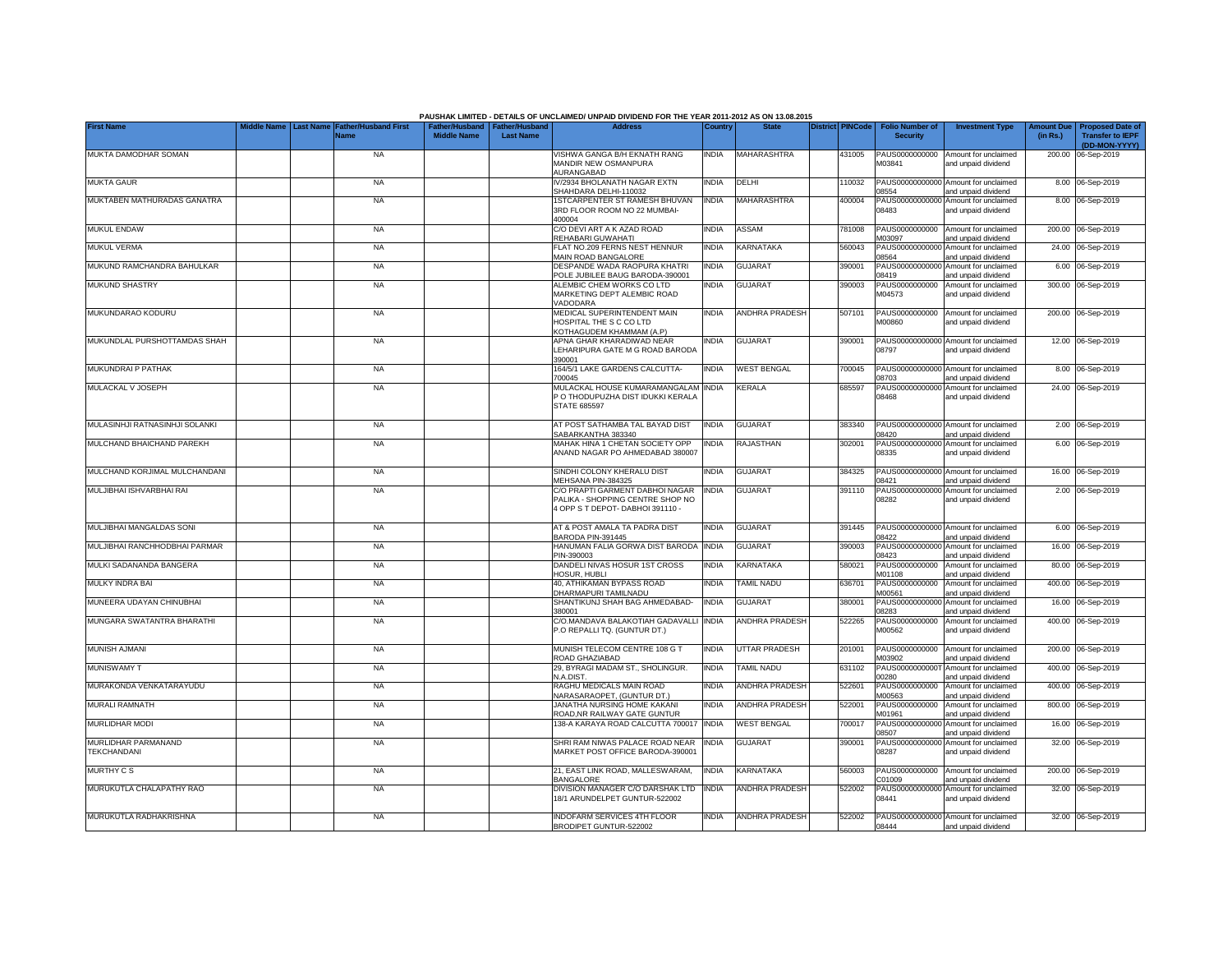PAUSHAK LIMITED - DETAILS OF UNCLAIMED/ UNPAID DIVIDEND FOR THE YEAR 2011-2012 AS ON 13.08.2015

| First Name | Middle Name | Last Name | Father/Husband First Name | Father/Husband Middle Name | Father/Husband Last Name | Address | Country | State | District | PINCode | Folio Number of Security | Investment Type | Amount Due (in Rs.) | Proposed Date of Transfer to IEPF (DD-MON-YYYY) |
|---|---|---|---|---|---|---|---|---|---|---|---|---|---|---|
| MUKTA DAMODHAR SOMAN | | | NA | | | VISHWA GANGA B/H EKNATH RANG MANDIR NEW OSMANPURA AURANGABAD | INDIA | MAHARASHTRA | | 431005 | PAUS0000000000M03841 | Amount for unclaimed and unpaid dividend | 200.00 | 06-Sep-2019 |
| MUKTA GAUR | | | NA | | | IV/2934 BHOLANATH NAGAR EXTN SHAHDARA DELHI-110032 | INDIA | DELHI | | 110032 | PAUS0000000000008554 | Amount for unclaimed and unpaid dividend | 8.00 | 06-Sep-2019 |
| MUKTABEN MATHURADAS GANATRA | | | NA | | | 1STCARPENTER ST RAMESH BHUVAN 3RD FLOOR ROOM NO 22 MUMBAI-400004 | INDIA | MAHARASHTRA | | 400004 | PAUS0000000000008483 | Amount for unclaimed and unpaid dividend | 8.00 | 06-Sep-2019 |
| MUKUL ENDAW | | | NA | | | C/O DEVI ART A K AZAD ROAD REHABARI GUWAHATI | INDIA | ASSAM | | 781008 | PAUS0000000000M03097 | Amount for unclaimed and unpaid dividend | 200.00 | 06-Sep-2019 |
| MUKUL VERMA | | | NA | | | FLAT NO.209 FERNS NEST HENNUR MAIN ROAD BANGALORE | INDIA | KARNATAKA | | 560043 | PAUS0000000000008564 | Amount for unclaimed and unpaid dividend | 24.00 | 06-Sep-2019 |
| MUKUND RAMCHANDRA BAHULKAR | | | NA | | | DESPANDE WADA RAOPURA KHATRI POLE JUBILEE BAUG BARODA-390001 | INDIA | GUJARAT | | 390001 | PAUS0000000000008419 | Amount for unclaimed and unpaid dividend | 6.00 | 06-Sep-2019 |
| MUKUND SHASTRY | | | NA | | | ALEMBIC CHEM WORKS CO LTD MARKETING DEPT ALEMBIC ROAD VADODARA | INDIA | GUJARAT | | 390003 | PAUS0000000000M04573 | Amount for unclaimed and unpaid dividend | 300.00 | 06-Sep-2019 |
| MUKUNDARAO KODURU | | | NA | | | MEDICAL SUPERINTENDENT MAIN HOSPITAL THE S C CO LTD KOTHAGUDEM KHAMMAM (A.P) | INDIA | ANDHRA PRADESH | | 507101 | PAUS0000000000M00860 | Amount for unclaimed and unpaid dividend | 200.00 | 06-Sep-2019 |
| MUKUNDLAL PURSHOTTAMDAS SHAH | | | NA | | | APNA GHAR KHARADIWAD NEAR LEHARIPURA GATE M G ROAD BARODA 390001 | INDIA | GUJARAT | | 390001 | PAUS0000000000008797 | Amount for unclaimed and unpaid dividend | 12.00 | 06-Sep-2019 |
| MUKUNDRAI P PATHAK | | | NA | | | 164/5/1 LAKE GARDENS CALCUTTA-700045 | INDIA | WEST BENGAL | | 700045 | PAUS0000000000008703 | Amount for unclaimed and unpaid dividend | 8.00 | 06-Sep-2019 |
| MULACKAL V JOSEPH | | | NA | | | MULACKAL HOUSE KUMARAMANGALAM P O THODUPUZHA DIST IDUKKI KERALA STATE 685597 | INDIA | KERALA | | 685597 | PAUS0000000000008468 | Amount for unclaimed and unpaid dividend | 24.00 | 06-Sep-2019 |
| MULASINHJI RATNASINHJI SOLANKI | | | NA | | | AT POST SATHAMBA TAL BAYAD DIST SABARKANTHA 383340 | INDIA | GUJARAT | | 383340 | PAUS0000000000008420 | Amount for unclaimed and unpaid dividend | 2.00 | 06-Sep-2019 |
| MULCHAND BHAICHAND PAREKH | | | NA | | | MAHAK HINA 1 CHETAN SOCIETY OPP ANAND NAGAR PO AHMEDABAD 380007 | INDIA | RAJASTHAN | | 302001 | PAUS0000000000008335 | Amount for unclaimed and unpaid dividend | 6.00 | 06-Sep-2019 |
| MULCHAND KORJIMAL MULCHANDANI | | | NA | | | SINDHI COLONY KHERALU DIST MEHSANA PIN-384325 | INDIA | GUJARAT | | 384325 | PAUS0000000000008421 | Amount for unclaimed and unpaid dividend | 16.00 | 06-Sep-2019 |
| MULJIBHAI ISHVARBHAI RAI | | | NA | | | C/O PRAPTI GARMENT DABHOI NAGAR PALIKA - SHOPPING CENTRE SHOP NO 4 OPP S T DEPOT- DABHOI 391110 - | INDIA | GUJARAT | | 391110 | PAUS0000000000008282 | Amount for unclaimed and unpaid dividend | 2.00 | 06-Sep-2019 |
| MULJIBHAI MANGALDAS SONI | | | NA | | | AT & POST AMALA TA PADRA DIST BARODA PIN-391445 | INDIA | GUJARAT | | 391445 | PAUS0000000000008422 | Amount for unclaimed and unpaid dividend | 6.00 | 06-Sep-2019 |
| MULJIBHAI RANCHHODBHAI PARMAR | | | NA | | | HANUMAN FALIA GORWA DIST BARODA PIN-390003 | INDIA | GUJARAT | | 390003 | PAUS0000000000008423 | Amount for unclaimed and unpaid dividend | 16.00 | 06-Sep-2019 |
| MULKI SADANANDA BANGERA | | | NA | | | DANDELI NIVAS HOSUR 1ST CROSS HOSUR, HUBLI | INDIA | KARNATAKA | | 580021 | PAUS0000000000M01108 | Amount for unclaimed and unpaid dividend | 80.00 | 06-Sep-2019 |
| MULKY INDRA BAI | | | NA | | | 40, ATHIKAMAN BYPASS ROAD DHARMAPURI TAMILNADU | INDIA | TAMIL NADU | | 636701 | PAUS0000000000M00561 | Amount for unclaimed and unpaid dividend | 400.00 | 06-Sep-2019 |
| MUNEERA UDAYAN CHINUBHAI | | | NA | | | SHANTIKUNJ SHAH BAG AHMEDABAD-380001 | INDIA | GUJARAT | | 380001 | PAUS0000000000008283 | Amount for unclaimed and unpaid dividend | 16.00 | 06-Sep-2019 |
| MUNGARA SWATANTRA BHARATHI | | | NA | | | C/O.MANDAVA BALAKOTIAH GADAVALLI P.O REPALLI TQ. (GUNTUR DT.) | INDIA | ANDHRA PRADESH | | 522265 | PAUS0000000000M00562 | Amount for unclaimed and unpaid dividend | 400.00 | 06-Sep-2019 |
| MUNISH AJMANI | | | NA | | | MUNISH TELECOM CENTRE 108 G T ROAD GHAZIABAD | INDIA | UTTAR PRADESH | | 201001 | PAUS0000000000M03902 | Amount for unclaimed and unpaid dividend | 200.00 | 06-Sep-2019 |
| MUNISWAMY T | | | NA | | | 29, BYRAGI MADAM ST., SHOLINGUR. N.A.DIST. | INDIA | TAMIL NADU | | 631102 | PAUS0000000000T00280 | Amount for unclaimed and unpaid dividend | 400.00 | 06-Sep-2019 |
| MURAKONDA VENKATARAYUDU | | | NA | | | RAGHU MEDICALS MAIN ROAD NARASARAOPET, (GUNTUR DT.) | INDIA | ANDHRA PRADESH | | 522601 | PAUS0000000000M00563 | Amount for unclaimed and unpaid dividend | 400.00 | 06-Sep-2019 |
| MURALI RAMNATH | | | NA | | | JANATHA NURSING HOME KAKANI ROAD,NR RAILWAY GATE GUNTUR | INDIA | ANDHRA PRADESH | | 522001 | PAUS0000000000M01961 | Amount for unclaimed and unpaid dividend | 800.00 | 06-Sep-2019 |
| MURLIDHAR MODI | | | NA | | | 138-A KARAYA ROAD CALCUTTA 700017 | INDIA | WEST BENGAL | | 700017 | PAUS0000000000008507 | Amount for unclaimed and unpaid dividend | 16.00 | 06-Sep-2019 |
| MURLIDHAR PARMANAND TEKCHANDANI | | | NA | | | SHRI RAM NIWAS PALACE ROAD NEAR MARKET POST OFFICE BARODA-390001 | INDIA | GUJARAT | | 390001 | PAUS0000000000008287 | Amount for unclaimed and unpaid dividend | 32.00 | 06-Sep-2019 |
| MURTHY C S | | | NA | | | 21, EAST LINK ROAD, MALLESWARAM, BANGALORE | INDIA | KARNATAKA | | 560003 | PAUS0000000000C01009 | Amount for unclaimed and unpaid dividend | 200.00 | 06-Sep-2019 |
| MURUKUTLA CHALAPATHY RAO | | | NA | | | DIVISION MANAGER C/O DARSHAK LTD 18/1 ARUNDELPET GUNTUR-522002 | INDIA | ANDHRA PRADESH | | 522002 | PAUS0000000000008441 | Amount for unclaimed and unpaid dividend | 32.00 | 06-Sep-2019 |
| MURUKUTLA RADHAKRISHNA | | | NA | | | INDOFARM SERVICES 4TH FLOOR BRODIPET GUNTUR-522002 | INDIA | ANDHRA PRADESH | | 522002 | PAUS0000000000008444 | Amount for unclaimed and unpaid dividend | 32.00 | 06-Sep-2019 |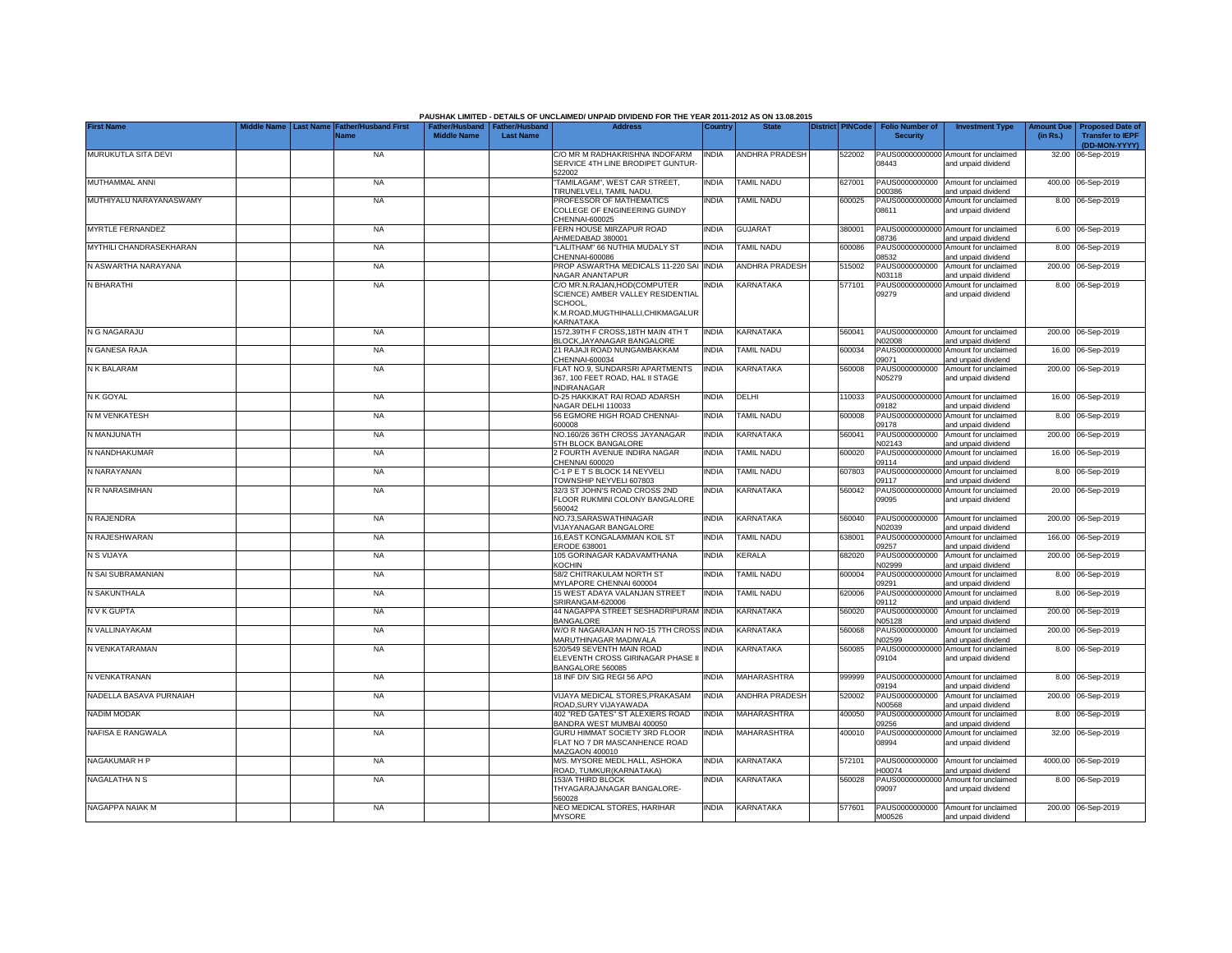PAUSHAK LIMITED - DETAILS OF UNCLAIMED/ UNPAID DIVIDEND FOR THE YEAR 2011-2012 AS ON 13.08.2015

| First Name | Middle Name | Last Name | Father/Husband First Name | Father/Husband Middle Name | Father/Husband Last Name | Address | Country | State | District | PINCode | Folio Number of Security | Investment Type | Amount Due (in Rs.) | Proposed Date of Transfer to IEPF (DD-MON-YYYY) |
|---|---|---|---|---|---|---|---|---|---|---|---|---|---|---|
| MURUKUTLA SITA DEVI | | | NA | | | C/O MR M RADHAKRISHNA INDOFARM SERVICE 4TH LINE BRODIPET GUNTUR-522002 | INDIA | ANDHRA PRADESH | | 522002 | PAUS00000000000 08443 | Amount for unclaimed and unpaid dividend | 32.00 | 06-Sep-2019 |
| MUTHAMMAL ANNI | | | NA | | | "TAMILAGAM", WEST CAR STREET, TIRUNELVELI, TAMIL NADU. | INDIA | TAMIL NADU | | 627001 | PAUS0000000000 D00386 | Amount for unclaimed and unpaid dividend | 400.00 | 06-Sep-2019 |
| MUTHIYALU NARAYANASWAMY | | | NA | | | PROFESSOR OF MATHEMATICS COLLEGE OF ENGINEERING GUINDY CHENNAI-600025 | INDIA | TAMIL NADU | | 600025 | PAUS00000000000 08611 | Amount for unclaimed and unpaid dividend | 8.00 | 06-Sep-2019 |
| MYRTLE FERNANDEZ | | | NA | | | FERN HOUSE MIRZAPUR ROAD AHMEDABAD 380001 | INDIA | GUJARAT | | 380001 | PAUS00000000000 08736 | Amount for unclaimed and unpaid dividend | 6.00 | 06-Sep-2019 |
| MYTHILI CHANDRASEKHARAN | | | NA | | | "LALITHAM" 66 NUTHIA MUDALY ST CHENNAI-600086 | INDIA | TAMIL NADU | | 600086 | PAUS00000000000 08532 | Amount for unclaimed and unpaid dividend | 8.00 | 06-Sep-2019 |
| N ASWARTHA NARAYANA | | | NA | | | PROP ASWARTHA MEDICALS 11-220 SAI NAGAR ANANTAPUR | INDIA | ANDHRA PRADESH | | 515002 | PAUS0000000000 N03118 | Amount for unclaimed and unpaid dividend | 200.00 | 06-Sep-2019 |
| N BHARATHI | | | NA | | | C/O MR.N.RAJAN,HOD(COMPUTER SCIENCE) AMBER VALLEY RESIDENTIAL SCHOOL, K.M.ROAD,MUGTHIHALLI,CHIKMAGALUR KARNATAKA | INDIA | KARNATAKA | | 577101 | PAUS00000000000 09279 | Amount for unclaimed and unpaid dividend | 8.00 | 06-Sep-2019 |
| N G NAGARAJU | | | NA | | | 1572,39TH F CROSS,18TH MAIN 4TH T BLOCK,JAYANAGAR BANGALORE | INDIA | KARNATAKA | | 560041 | PAUS0000000000 N02008 | Amount for unclaimed and unpaid dividend | 200.00 | 06-Sep-2019 |
| N GANESA RAJA | | | NA | | | 21 RAJAJI ROAD NUNGAMBAKKAM CHENNAI-600034 | INDIA | TAMIL NADU | | 600034 | PAUS00000000000 09071 | Amount for unclaimed and unpaid dividend | 16.00 | 06-Sep-2019 |
| N K BALARAM | | | NA | | | FLAT NO.9, SUNDARSRI APARTMENTS 367, 100 FEET ROAD, HAL II STAGE INDIRANAGAR | INDIA | KARNATAKA | | 560008 | PAUS0000000000 N05279 | Amount for unclaimed and unpaid dividend | 200.00 | 06-Sep-2019 |
| N K GOYAL | | | NA | | | D-25 HAKKIKAT RAI ROAD ADARSH NAGAR DELHI 110033 | INDIA | DELHI | | 110033 | PAUS00000000000 09182 | Amount for unclaimed and unpaid dividend | 16.00 | 06-Sep-2019 |
| N M VENKATESH | | | NA | | | 56 EGMORE HIGH ROAD CHENNAI-600008 | INDIA | TAMIL NADU | | 600008 | PAUS00000000000 09178 | Amount for unclaimed and unpaid dividend | 8.00 | 06-Sep-2019 |
| N MANJUNATH | | | NA | | | NO.160/26 36TH CROSS JAYANAGAR 5TH BLOCK BANGALORE | INDIA | KARNATAKA | | 560041 | PAUS0000000000 N02143 | Amount for unclaimed and unpaid dividend | 200.00 | 06-Sep-2019 |
| N NANDHAKUMAR | | | NA | | | 2 FOURTH AVENUE INDIRA NAGAR CHENNAI 600020 | INDIA | TAMIL NADU | | 600020 | PAUS00000000000 09114 | Amount for unclaimed and unpaid dividend | 16.00 | 06-Sep-2019 |
| N NARAYANAN | | | NA | | | C-1 P E T S BLOCK 14 NEYVELI TOWNSHIP NEYVELI 607803 | INDIA | TAMIL NADU | | 607803 | PAUS00000000000 09117 | Amount for unclaimed and unpaid dividend | 8.00 | 06-Sep-2019 |
| N R NARASIMHAN | | | NA | | | 32/3 ST JOHN'S ROAD CROSS 2ND FLOOR RUKMINI COLONY BANGALORE 560042 | INDIA | KARNATAKA | | 560042 | PAUS00000000000 09095 | Amount for unclaimed and unpaid dividend | 20.00 | 06-Sep-2019 |
| N RAJENDRA | | | NA | | | NO.73,SARASWATHINAGAR VIJAYANAGAR BANGALORE | INDIA | KARNATAKA | | 560040 | PAUS0000000000 N02039 | Amount for unclaimed and unpaid dividend | 200.00 | 06-Sep-2019 |
| N RAJESHWARAN | | | NA | | | 16,EAST KONGALAMMAN KOIL ST ERODE 638001 | INDIA | TAMIL NADU | | 638001 | PAUS00000000000 09257 | Amount for unclaimed and unpaid dividend | 166.00 | 06-Sep-2019 |
| N S VIJAYA | | | NA | | | 105 GORINAGAR KADAVAMTHANA KOCHIN | INDIA | KERALA | | 682020 | PAUS0000000000 N02999 | Amount for unclaimed and unpaid dividend | 200.00 | 06-Sep-2019 |
| N SAI SUBRAMANIAN | | | NA | | | 58/2 CHITRAKULAM NORTH ST MYLAPORE CHENNAI 600004 | INDIA | TAMIL NADU | | 600004 | PAUS00000000000 09291 | Amount for unclaimed and unpaid dividend | 8.00 | 06-Sep-2019 |
| N SAKUNTHALA | | | NA | | | 15 WEST ADAYA VALANJAN STREET SRIRANGAM-620006 | INDIA | TAMIL NADU | | 620006 | PAUS00000000000 09112 | Amount for unclaimed and unpaid dividend | 8.00 | 06-Sep-2019 |
| N V K GUPTA | | | NA | | | 44 NAGAPPA STREET SESHADRIPURAM BANGALORE | INDIA | KARNATAKA | | 560020 | PAUS0000000000 N05128 | Amount for unclaimed and unpaid dividend | 200.00 | 06-Sep-2019 |
| N VALLINAYAKAM | | | NA | | | W/O R NAGARAJAN H NO-15 7TH CROSS MARUTHINAGAR MADIWALA | INDIA | KARNATAKA | | 560068 | PAUS0000000000 N02599 | Amount for unclaimed and unpaid dividend | 200.00 | 06-Sep-2019 |
| N VENKATARAMAN | | | NA | | | 520/549 SEVENTH MAIN ROAD ELEVENTH CROSS GIRINAGAR PHASE II BANGALORE 560085 | INDIA | KARNATAKA | | 560085 | PAUS00000000000 09104 | Amount for unclaimed and unpaid dividend | 8.00 | 06-Sep-2019 |
| N VENKATRANAN | | | NA | | | 18 INF DIV SIG REGI 56 APO | INDIA | MAHARASHTRA | | 999999 | PAUS00000000000 09194 | Amount for unclaimed and unpaid dividend | 8.00 | 06-Sep-2019 |
| NADELLA BASAVA PURNAIAH | | | NA | | | VIJAYA MEDICAL STORES,PRAKASAM ROAD,SURY VIJAYAWADA | INDIA | ANDHRA PRADESH | | 520002 | PAUS0000000000 N00568 | Amount for unclaimed and unpaid dividend | 200.00 | 06-Sep-2019 |
| NADIM MODAK | | | NA | | | 402 "RED GATES" ST ALEXIERS ROAD BANDRA WEST MUMBAI 400050 | INDIA | MAHARASHTRA | | 400050 | PAUS00000000000 09256 | Amount for unclaimed and unpaid dividend | 8.00 | 06-Sep-2019 |
| NAFISA E RANGWALA | | | NA | | | GURU HIMMAT SOCIETY 3RD FLOOR FLAT NO 7 DR MASCANHENCE ROAD MAZGAON 400010 | INDIA | MAHARASHTRA | | 400010 | PAUS00000000000 08994 | Amount for unclaimed and unpaid dividend | 32.00 | 06-Sep-2019 |
| NAGAKUMAR H P | | | NA | | | M/S. MYSORE MEDL.HALL, ASHOKA ROAD, TUMKUR(KARNATAKA) | INDIA | KARNATAKA | | 572101 | PAUS0000000000 H00074 | Amount for unclaimed and unpaid dividend | 4000.00 | 06-Sep-2019 |
| NAGALATHA N S | | | NA | | | 153/A THIRD BLOCK THYAGARAJANAGAR BANGALORE-560028 | INDIA | KARNATAKA | | 560028 | PAUS00000000000 09097 | Amount for unclaimed and unpaid dividend | 8.00 | 06-Sep-2019 |
| NAGAPPA NAIAK M | | | NA | | | NEO MEDICAL STORES, HARIHAR MYSORE | INDIA | KARNATAKA | | 577601 | PAUS0000000000 M00526 | Amount for unclaimed and unpaid dividend | 200.00 | 06-Sep-2019 |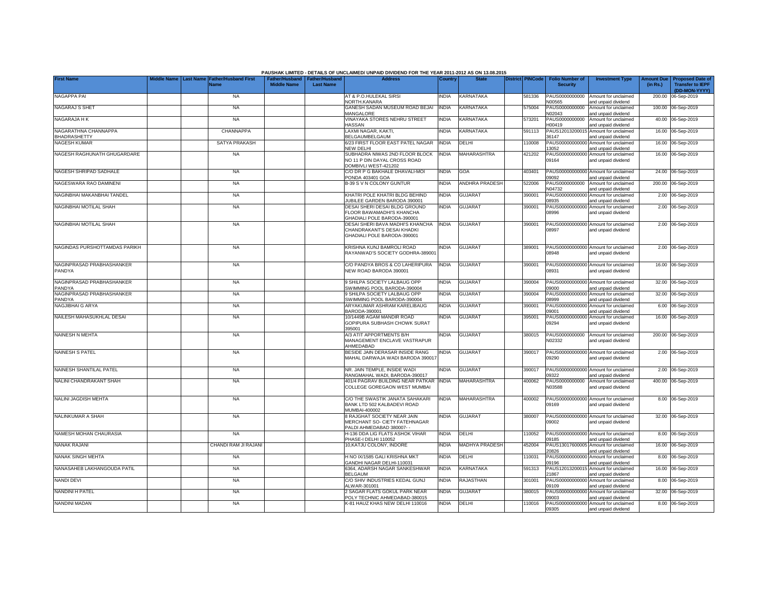PAUSHAK LIMITED - DETAILS OF UNCLAIMED/ UNPAID DIVIDEND FOR THE YEAR 2011-2012 AS ON 13.08.2015

| First Name | Middle Name | Last Name | Father/Husband First Name | Father/Husband Middle Name | Father/Husband Last Name | Address | Country | State | District | PINCode | Folio Number of Security | Investment Type | Amount Due (in Rs.) | Proposed Date of Transfer to IEPF (DD-MON-YYYY) |
|---|---|---|---|---|---|---|---|---|---|---|---|---|---|---|
| NAGAPPA PAI | | | NA | | | AT & P.O.HULEKAL SIRSI NORTH.KANARA | INDIA | KARNATAKA | | 581336 | PAUS0000000000N00565 | Amount for unclaimed and unpaid dividend | 200.00 | 06-Sep-2019 |
| NAGARAJ S SHET | | | NA | | | GANESH SADAN MUSEUM ROAD BEJAI MANGALORE | INDIA | KARNATAKA | | 575004 | PAUS0000000000N02043 | Amount for unclaimed and unpaid dividend | 100.00 | 06-Sep-2019 |
| NAGARAJA H K | | | NA | | | VINAYAKA STORES NEHRU STREET HASSAN | INDIA | KARNATAKA | | 573201 | PAUS0000000000H00419 | Amount for unclaimed and unpaid dividend | 40.00 | 06-Sep-2019 |
| NAGARATHNA CHANNAPPA BHADRASHETTY | | | CHANNAPPA | | | LAXMI NAGAR, KAKTI, BELGAUMBELGAUM | INDIA | KARNATAKA | | 591113 | PAUS12013200015 36147 | Amount for unclaimed and unpaid dividend | 16.00 | 06-Sep-2019 |
| NAGESH KUMAR | | | SATYA PRAKASH | | | 6/23 FIRST FLOOR EAST PATEL NAGAR NEW DELHI | INDIA | DELHI | | 110008 | PAUS00000000000 13052 | Amount for unclaimed and unpaid dividend | 16.00 | 06-Sep-2019 |
| NAGESH RAGHUNATH GHUGARDARE | | | NA | | | SUBHADRA NIWAS 2ND FLOOR BLOCK NO 11 P DIN DAYAL CROSS ROAD DOMBIVLI WEST-421202 | INDIA | MAHARASHTRA | | 421202 | PAUS00000000000 09164 | Amount for unclaimed and unpaid dividend | 16.00 | 06-Sep-2019 |
| NAGESH SHRIPAD SADHALE | | | NA | | | C/O DR P G BAKHALE DHAVALI-MOI PONDA 403401 GOA | INDIA | GOA | | 403401 | PAUS00000000000 09092 | Amount for unclaimed and unpaid dividend | 24.00 | 06-Sep-2019 |
| NAGESWARA RAO DAMINENI | | | NA | | | B-39 S V N COLONY GUNTUR | INDIA | ANDHRA PRADESH | | 522006 | PAUS0000000000N04732 | Amount for unclaimed and unpaid dividend | 200.00 | 06-Sep-2019 |
| NAGINBHAI MAKANBHAI TANDEL | | | NA | | | KHATRI POLE KHATRI BLDG BEHIND JUBILEE GARDEN BARODA 390001 | INDIA | GUJARAT | | 390001 | PAUS00000000000 08935 | Amount for unclaimed and unpaid dividend | 2.00 | 06-Sep-2019 |
| NAGINBHAI MOTILAL SHAH | | | NA | | | DESAI SHERI DESAI BLDG GROUND FLOOR BAWAMADHI'S KHANCHA GHADIALI POLE BARODA-390001 | INDIA | GUJARAT | | 390001 | PAUS00000000000 08996 | Amount for unclaimed and unpaid dividend | 2.00 | 06-Sep-2019 |
| NAGINBHAI MOTILAL SHAH | | | NA | | | DESAI SHERI BAVA MADHI'S KHANCHA CHANDRAKANT'S DESAI KHADKI GHADIALI POLE BARODA-390001 | INDIA | GUJARAT | | 390001 | PAUS00000000000 08997 | Amount for unclaimed and unpaid dividend | 2.00 | 06-Sep-2019 |
| NAGINDAS PURSHOTTAMDAS PARIKH | | | NA | | | KRISHNA KUNJ BAMROLI ROAD RAYANWAD'S SOCIETY GODHRA-389001 | INDIA | GUJARAT | | 389001 | PAUS00000000000 08948 | Amount for unclaimed and unpaid dividend | 2.00 | 06-Sep-2019 |
| NAGINPRASAD PRABHASHANKER PANDYA | | | NA | | | C/O PANDYA BROS & CO LAHERIPURA NEW ROAD BARODA 390001 | INDIA | GUJARAT | | 390001 | PAUS00000000000 08931 | Amount for unclaimed and unpaid dividend | 16.00 | 06-Sep-2019 |
| NAGINPRASAD PRABHASHANKER PANDYA | | | NA | | | 9 SHILPA SOCIETY LALBAUG OPP SWIMMING POOL BARODA-390004 | INDIA | GUJARAT | | 390004 | PAUS00000000000 09000 | Amount for unclaimed and unpaid dividend | 32.00 | 06-Sep-2019 |
| NAGINPRASAD PRABHASHANKER PANDYA | | | NA | | | 9 SHILPA SOCIETY LALBAUG OPP SWIMMING POOL BARODA-390004 | INDIA | GUJARAT | | 390004 | PAUS00000000000 08999 | Amount for unclaimed and unpaid dividend | 32.00 | 06-Sep-2019 |
| NAGJIBHAI G ARYA | | | NA | | | ARYAKUMAR ASHRAM KARELIBAUG BARODA-390001 | INDIA | GUJARAT | | 390001 | PAUS00000000000 09001 | Amount for unclaimed and unpaid dividend | 6.00 | 06-Sep-2019 |
| NAILESH MAHASUKHLAL DESAI | | | NA | | | 10/1449B AGAM MANDIR ROAD GOPIPURA SUBHASH CHOWK SURAT 395001 | INDIA | GUJARAT | | 395001 | PAUS00000000000 09294 | Amount for unclaimed and unpaid dividend | 16.00 | 06-Sep-2019 |
| NAINESH N MEHTA | | | NA | | | A/3 ATIT APPORTMENTS B/H MANAGEMENT ENCLAVE VASTRAPUR AHMEDABAD | INDIA | GUJARAT | | 380015 | PAUS0000000000N02332 | Amount for unclaimed and unpaid dividend | 200.00 | 06-Sep-2019 |
| NAINESH S PATEL | | | NA | | | BESIDE JAIN DERASAR INSIDE RANG MAHAL DARWAJA WADI BARODA 390017 | INDIA | GUJARAT | | 390017 | PAUS00000000000 09290 | Amount for unclaimed and unpaid dividend | 2.00 | 06-Sep-2019 |
| NAINESH SHANTILAL PATEL | | | NA | | | NR. JAIN TEMPLE, INSIDE WADI RANGMAHAL WADI, BARODA-390017 | INDIA | GUJARAT | | 390017 | PAUS00000000000 09322 | Amount for unclaimed and unpaid dividend | 2.00 | 06-Sep-2019 |
| NALINI CHANDRAKANT SHAH | | | NA | | | 401/4 PAGRAV BUILDING NEAR PATKAR COLLEGE GOREGAON WEST MUMBAI | INDIA | MAHARASHTRA | | 400062 | PAUS0000000000N03588 | Amount for unclaimed and unpaid dividend | 400.00 | 06-Sep-2019 |
| NALINI JAGDISH MEHTA | | | NA | | | C/O THE SWASTIK JANATA SAHAKARI BANK LTD 502 KALBADEVI ROAD MUMBAI-400002 | INDIA | MAHARASHTRA | | 400002 | PAUS00000000000 09169 | Amount for unclaimed and unpaid dividend | 8.00 | 06-Sep-2019 |
| NALINKUMAR A SHAH | | | NA | | | 8 RAJGHAT SOCIETY NEAR JAIN MERCHANT SO- CIETY FATEHNAGAR PALDI AHMEDABAD 380007- - | INDIA | GUJARAT | | 380007 | PAUS00000000000 09002 | Amount for unclaimed and unpaid dividend | 32.00 | 06-Sep-2019 |
| NAMESH MOHAN CHAURASIA | | | NA | | | H-136 DDA LIG FLATS ASHOK VIHAR PHASE-I DELHI 110052 | INDIA | DELHI | | 110052 | PAUS00000000000 09185 | Amount for unclaimed and unpaid dividend | 8.00 | 06-Sep-2019 |
| NANAK RAJANI | | | CHANDI RAM JI RAJANI | | | 10,KATJU COLONY, INDORE | INDIA | MADHYA PRADESH | | 452004 | PAUS13017600005 20826 | Amount for unclaimed and unpaid dividend | 16.00 | 06-Sep-2019 |
| NANAK SINGH MEHTA | | | NA | | | H NO IX/1585 GALI KRISHNA MKT GANDHI NAGAR DELHI-110031 | INDIA | DELHI | | 110031 | PAUS00000000000 09196 | Amount for unclaimed and unpaid dividend | 8.00 | 06-Sep-2019 |
| NANASAHEB LAKHANGOUDA PATIL | | | NA | | | 6364, ADARSH NAGAR SANKESHWAR BELGAUM | INDIA | KARNATAKA | | 591313 | PAUS12013200015 21867 | Amount for unclaimed and unpaid dividend | 16.00 | 06-Sep-2019 |
| NANDI DEVI | | | NA | | | C/O SHIV INDUSTRIES KEDAL GUNJ ALWAR-301001 | INDIA | RAJASTHAN | | 301001 | PAUS00000000000 09109 | Amount for unclaimed and unpaid dividend | 8.00 | 06-Sep-2019 |
| NANDINI H PATEL | | | NA | | | 2 SAGAR FLATS GOKUL PARK NEAR POLY TECHNIC AHMEDABAD-380015 | INDIA | GUJARAT | | 380015 | PAUS00000000000 09003 | Amount for unclaimed and unpaid dividend | 32.00 | 06-Sep-2019 |
| NANDINI MADAN | | | NA | | | K-81 HAUZ KHAS NEW DELHI 110016 | INDIA | DELHI | | 110016 | PAUS00000000000 09305 | Amount for unclaimed and unpaid dividend | 8.00 | 06-Sep-2019 |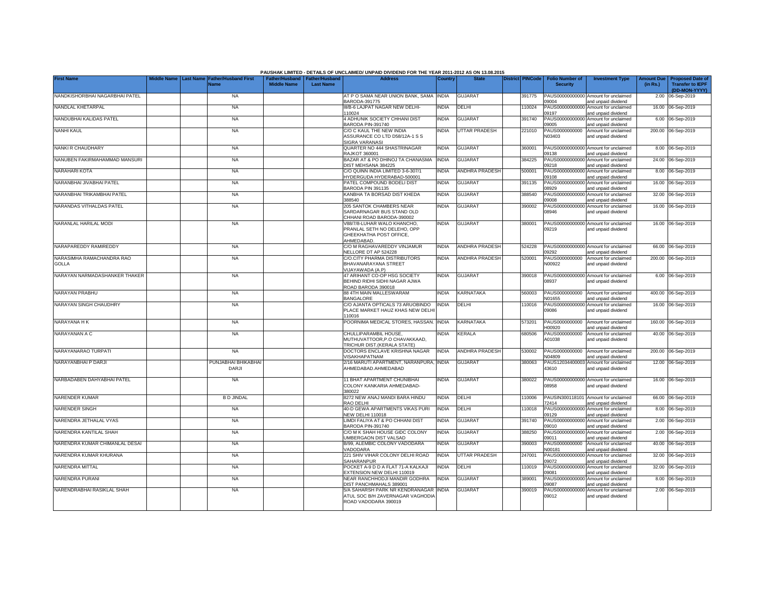PAUSHAK LIMITED - DETAILS OF UNCLAIMED/ UNPAID DIVIDEND FOR THE YEAR 2011-2012 AS ON 13.08.2015

| First Name | Middle Name | Last Name | Father/Husband First Name | Father/Husband Middle Name | Father/Husband Last Name | Address | Country | State | District | PINCode | Folio Number of Security | Investment Type | Amount Due (in Rs.) | Proposed Date of Transfer to IEPF (DD-MON-YYYY) |
|---|---|---|---|---|---|---|---|---|---|---|---|---|---|---|
| NANDKISHORBHAI NAGARBHAI PATEL | | | NA | | | AT P O SAMA NEAR UNION BANK, SAMA BARODA-391775 | INDIA | GUJARAT | | 391775 | PAUS00000000000 09004 | Amount for unclaimed and unpaid dividend | 2.00 | 06-Sep-2019 |
| NANDLAL KHETARPAL | | | NA | | | III/B-6 LAJPAT NAGAR NEW DELHI-110024 | INDIA | DELHI | | 110024 | PAUS00000000000 09197 | Amount for unclaimed and unpaid dividend | 16.00 | 06-Sep-2019 |
| NANDUBHAI KALIDAS PATEL | | | NA | | | 4 ADHUNIK SOCIETY CHHANI DIST BARODA PIN-391740 | INDIA | GUJARAT | | 391740 | PAUS00000000000 09005 | Amount for unclaimed and unpaid dividend | 6.00 | 06-Sep-2019 |
| NANHI KAUL | | | NA | | | C/O C KAUL THE NEW INDIA ASSURANCE CO LTD D58/12A-1 S S SIGRA VARANASI | INDIA | UTTAR PRADESH | | 221010 | PAUS0000000000 N03403 | Amount for unclaimed and unpaid dividend | 200.00 | 06-Sep-2019 |
| NANKI R CHAUDHARY | | | NA | | | QUARTER NO 444 SHASTRINAGAR RAJKOT 360001 | INDIA | GUJARAT | | 360001 | PAUS00000000000 09138 | Amount for unclaimed and unpaid dividend | 8.00 | 06-Sep-2019 |
| NANUBEN FAKIRMAHAMMAD MANSURI | | | NA | | | BAZAR AT & PO DHINOJ TA CHANASMA DIST MEHSANA 384225 | INDIA | GUJARAT | | 384225 | PAUS00000000000 09218 | Amount for unclaimed and unpaid dividend | 24.00 | 06-Sep-2019 |
| NARAHARI KOTA | | | NA | | | C/O QUINN INDIA LIMITED 3-6-307/1 HYDERGUDA HYDERABAD-500001 | INDIA | ANDHRA PRADESH | | 500001 | PAUS00000000000 09108 | Amount for unclaimed and unpaid dividend | 8.00 | 06-Sep-2019 |
| NARANBHAI JIVABHAI PATEL | | | NA | | | PATEL COMPOUND BODELI DIST BARODA PIN 391135 | INDIA | GUJARAT | | 391135 | PAUS00000000000 08929 | Amount for unclaimed and unpaid dividend | 16.00 | 06-Sep-2019 |
| NARANBHAI TRIKAMBHAI PATEL | | | NA | | | KANBHA TA BORSAD DIST KHEDA 388540 | INDIA | GUJARAT | | 388540 | PAUS00000000000 09008 | Amount for unclaimed and unpaid dividend | 32.00 | 06-Sep-2019 |
| NARANDAS VITHALDAS PATEL | | | NA | | | 205 SANTOK CHAMBERS NEAR SARDARNAGAR BUS STAND OLD CHHANI ROAD BARODA-390002 | INDIA | GUJARAT | | 390002 | PAUS00000000000 08946 | Amount for unclaimed and unpaid dividend | 16.00 | 06-Sep-2019 |
| NARANLAL HARILAL MODI | | | NA | | | V88/7/8-LUHAR WALO KHANCHO, PRANLAL SETH NO DELEHO, OPP GHEEKHATHA POST OFFICE, AHMEDABAD. | INDIA | GUJARAT | | 380001 | PAUS00000000000 09219 | Amount for unclaimed and unpaid dividend | 16.00 | 06-Sep-2019 |
| NARAPAREDDY RAMIREDDY | | | NA | | | C/O M RAGHAVAREDDY VINJAMUR NELLORE DT AP 524228 | INDIA | ANDHRA PRADESH | | 524228 | PAUS00000000000 09292 | Amount for unclaimed and unpaid dividend | 66.00 | 06-Sep-2019 |
| NARASIMHA RAMACHANDRA RAO GOLLA | | | NA | | | C/O.CITY PHARMA DISTRIBUTORS BHAVANARAYANA STREET VIJAYAWADA (A.P) | INDIA | ANDHRA PRADESH | | 520001 | PAUS0000000000 N00922 | Amount for unclaimed and unpaid dividend | 200.00 | 06-Sep-2019 |
| NARAYAN NARMADASHANKER THAKER | | | NA | | | 47 ARIHANT CO-OP HSG SOCIETY BEHIND RIDHI SIDHI NAGAR AJWA ROAD BARODA 390018 | INDIA | GUJARAT | | 390018 | PAUS00000000000 08937 | Amount for unclaimed and unpaid dividend | 6.00 | 06-Sep-2019 |
| NARAYAN PRABHU | | | NA | | | 88 4TH MAIN MALLESWARAM BANGALORE | INDIA | KARNATAKA | | 560003 | PAUS0000000000 N01655 | Amount for unclaimed and unpaid dividend | 400.00 | 06-Sep-2019 |
| NARAYAN SINGH CHAUDHRY | | | NA | | | C/O AJANTA OPTICALS 73 ARUOBINDO PLACE MARKET HAUZ KHAS NEW DELHI 110016 | INDIA | DELHI | | 110016 | PAUS00000000000 09086 | Amount for unclaimed and unpaid dividend | 16.00 | 06-Sep-2019 |
| NARAYANA H K | | | NA | | | POORNIMA MEDICAL STORES, HASSAN. | INDIA | KARNATAKA | | 573201 | PAUS0000000000 H00920 | Amount for unclaimed and unpaid dividend | 160.00 | 06-Sep-2019 |
| NARAYANAN A C | | | NA | | | CHULLIPARAMBIL HOUSE, MUTHUVATTOOR,P.O CHAVAKKAAD, TRICHUR DIST.(KERALA STATE) | INDIA | KERALA | | 680506 | PAUS0000000000 A01038 | Amount for unclaimed and unpaid dividend | 40.00 | 06-Sep-2019 |
| NARAYANARAO TURPATI | | | NA | | | DOCTORS ENCLAVE KRISHNA NAGAR VISAKHAPATNAM | INDIA | ANDHRA PRADESH | | 530002 | PAUS0000000000 N04809 | Amount for unclaimed and unpaid dividend | 200.00 | 06-Sep-2019 |
| NARAYANBHAI P DARJI | | | PUNJABHAI BHIKABHAI DARJI | | | 2/16 MARUTI APARTMENT, NARANPURA, AHMEDABAD.AHMEDABAD | INDIA | GUJARAT | | 380063 | PAUS12034400003 43610 | Amount for unclaimed and unpaid dividend | 12.00 | 06-Sep-2019 |
| NARBADABEN DAHYABHAI PATEL | | | NA | | | 11 BHAT APARTMENT CHUNIBHAI COLONY KANKARIA AHMEDABAD-380022 | INDIA | GUJARAT | | 380022 | PAUS00000000000 08958 | Amount for unclaimed and unpaid dividend | 16.00 | 06-Sep-2019 |
| NARENDER KUMAR | | | B D JINDAL | | | 8272 NEW ANAJ MANDI BARA HINDU RAO DELHI | INDIA | DELHI | | 110006 | PAUSIN300118101 72414 | Amount for unclaimed and unpaid dividend | 66.00 | 06-Sep-2019 |
| NARENDER SINGH | | | NA | | | 40-D GEWA APARTMENTS VIKAS PURI NEW DELHI 110018 | INDIA | DELHI | | 110018 | PAUS00000000000 09129 | Amount for unclaimed and unpaid dividend | 8.00 | 06-Sep-2019 |
| NARENDRA JETHALAL VYAS | | | NA | | | LIMDI FALIYA AT & PO CHHANI DIST BARODA PIN-391740 | INDIA | GUJARAT | | 391740 | PAUS00000000000 09010 | Amount for unclaimed and unpaid dividend | 2.00 | 06-Sep-2019 |
| NARENDRA KANTILAL SHAH | | | NA | | | C/O M K SHAH HOUSE GIDC COLONY UMBERGAON DIST VALSAD | INDIA | GUJARAT | | 388250 | PAUS00000000000 09011 | Amount for unclaimed and unpaid dividend | 2.00 | 06-Sep-2019 |
| NARENDRA KUMAR CHIMANLAL DESAI | | | NA | | | B/99, ALEMBIC COLONY VADODARA VADODARA | INDIA | GUJARAT | | 390003 | PAUS0000000000 N00181 | Amount for unclaimed and unpaid dividend | 40.00 | 06-Sep-2019 |
| NARENDRA KUMAR KHURANA | | | NA | | | 221 SHIV VIHAR COLONY DELHI ROAD SAHARANPUR | INDIA | UTTAR PRADESH | | 247001 | PAUS00000000000 09072 | Amount for unclaimed and unpaid dividend | 32.00 | 06-Sep-2019 |
| NARENDRA MITTAL | | | NA | | | POCKET A-9 D D A FLAT 71-A KALKAJI EXTENSION NEW DELHI 110019 | INDIA | DELHI | | 110019 | PAUS00000000000 09081 | Amount for unclaimed and unpaid dividend | 32.00 | 06-Sep-2019 |
| NARENDRA PURANI | | | NA | | | NEAR RANCHHODJI MANDIR GODHRA DIST PANCHMAHALS 389001 | INDIA | GUJARAT | | 389001 | PAUS00000000000 09087 | Amount for unclaimed and unpaid dividend | 8.00 | 06-Sep-2019 |
| NARENDRABHAI RASIKLAL SHAH | | | NA | | | 5/A SAHARSH PARK NR KENDRANAGAR ATUL SOC B/H ZAVERNAGAR VAGHODIA ROAD VADODARA 390019 | INDIA | GUJARAT | | 390019 | PAUS00000000000 09012 | Amount for unclaimed and unpaid dividend | 2.00 | 06-Sep-2019 |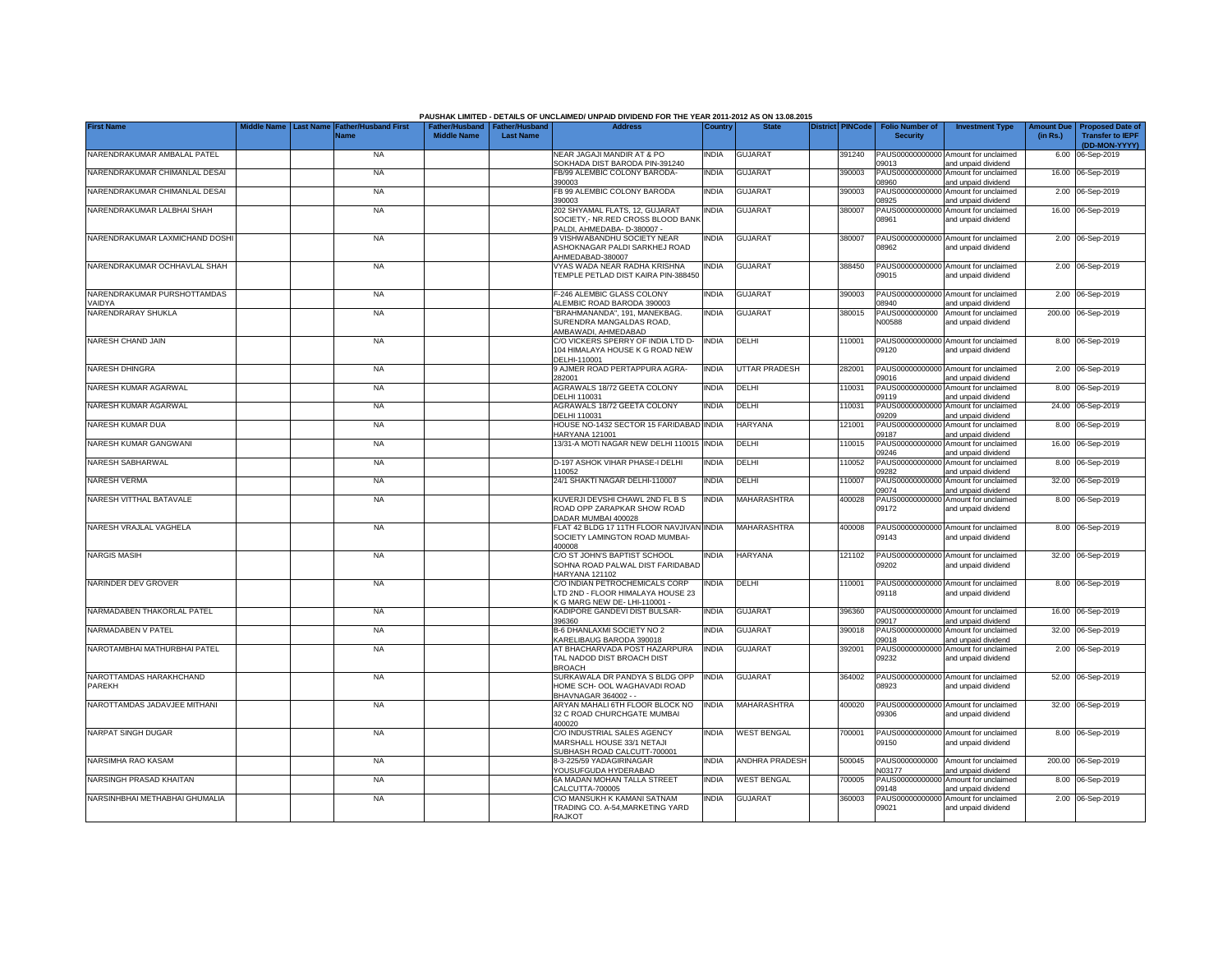PAUSHAK LIMITED - DETAILS OF UNCLAIMED/ UNPAID DIVIDEND FOR THE YEAR 2011-2012 AS ON 13.08.2015

| First Name | Middle Name | Last Name | Father/Husband First Name | Father/Husband Middle Name | Father/Husband Last Name | Address | Country | State | District | PINCode | Folio Number of Security | Investment Type | Amount Due (in Rs.) | Proposed Date of Transfer to IEPF (DD-MON-YYYY) |
|---|---|---|---|---|---|---|---|---|---|---|---|---|---|---|
| NARENDRAKUMAR AMBALAL PATEL | | | NA | | | NEAR JAGAJI MANDIR AT & PO SOKHADA DIST BARODA PIN-391240 | INDIA | GUJARAT | | 391240 | PAUS00000000000 09013 | Amount for unclaimed and unpaid dividend | 6.00 | 06-Sep-2019 |
| NARENDRAKUMAR CHIMANLAL DESAI | | | NA | | | FB/99 ALEMBIC COLONY BARODA-390003 | INDIA | GUJARAT | | 390003 | PAUS00000000000 08960 | Amount for unclaimed and unpaid dividend | 16.00 | 06-Sep-2019 |
| NARENDRAKUMAR CHIMANLAL DESAI | | | NA | | | FB 99 ALEMBIC COLONY BARODA 390003 | INDIA | GUJARAT | | 390003 | PAUS00000000000 08925 | Amount for unclaimed and unpaid dividend | 2.00 | 06-Sep-2019 |
| NARENDRAKUMAR LALBHAI SHAH | | | NA | | | 202 SHYAMAL FLATS, 12, GUJARAT SOCIETY,- NR.RED CROSS BLOOD BANK PALDI, AHMEDABA- D-380007 - | INDIA | GUJARAT | | 380007 | PAUS00000000000 08961 | Amount for unclaimed and unpaid dividend | 16.00 | 06-Sep-2019 |
| NARENDRAKUMAR LAXMICHAND DOSHI | | | NA | | | 9 VISHWABANDHU SOCIETY NEAR ASHOKNAGAR PALDI SARKHEJ ROAD AHMEDABAD-380007 | INDIA | GUJARAT | | 380007 | PAUS00000000000 08962 | Amount for unclaimed and unpaid dividend | 2.00 | 06-Sep-2019 |
| NARENDRAKUMAR OCHHAVLAL SHAH | | | NA | | | VYAS WADA NEAR RADHA KRISHNA TEMPLE PETLAD DIST KAIRA PIN-388450 | INDIA | GUJARAT | | 388450 | PAUS00000000000 09015 | Amount for unclaimed and unpaid dividend | 2.00 | 06-Sep-2019 |
| NARENDRAKUMAR PURSHOTTAMDAS VAIDYA | | | NA | | | F-246 ALEMBIC GLASS COLONY ALEMBIC ROAD BARODA 390003 | INDIA | GUJARAT | | 390003 | PAUS00000000000 08940 | Amount for unclaimed and unpaid dividend | 2.00 | 06-Sep-2019 |
| NARENDRARAY SHUKLA | | | NA | | | "BRAHMANANDA", 191, MANEKBAG. SURENDRA MANGALDAS ROAD, AMBAWADI, AHMEDABAD | INDIA | GUJARAT | | 380015 | PAUS0000000000 N00588 | Amount for unclaimed and unpaid dividend | 200.00 | 06-Sep-2019 |
| NARESH CHAND JAIN | | | NA | | | C/O VICKERS SPERRY OF INDIA LTD D-104 HIMALAYA HOUSE K G ROAD NEW DELHI-110001 | INDIA | DELHI | | 110001 | PAUS00000000000 09120 | Amount for unclaimed and unpaid dividend | 8.00 | 06-Sep-2019 |
| NARESH DHINGRA | | | NA | | | 9 AJMER ROAD PERTAPPURA AGRA-282001 | INDIA | UTTAR PRADESH | | 282001 | PAUS00000000000 09016 | Amount for unclaimed and unpaid dividend | 2.00 | 06-Sep-2019 |
| NARESH KUMAR AGARWAL | | | NA | | | AGRAWALS 18/72 GEETA COLONY DELHI 110031 | INDIA | DELHI | | 110031 | PAUS00000000000 09119 | Amount for unclaimed and unpaid dividend | 8.00 | 06-Sep-2019 |
| NARESH KUMAR AGARWAL | | | NA | | | AGRAWALS 18/72 GEETA COLONY DELHI 110031 | INDIA | DELHI | | 110031 | PAUS00000000000 09209 | Amount for unclaimed and unpaid dividend | 24.00 | 06-Sep-2019 |
| NARESH KUMAR DUA | | | NA | | | HOUSE NO-1432 SECTOR 15 FARIDABAD HARYANA 121001 | INDIA | HARYANA | | 121001 | PAUS00000000000 09187 | Amount for unclaimed and unpaid dividend | 8.00 | 06-Sep-2019 |
| NARESH KUMAR GANGWANI | | | NA | | | 13/31-A MOTI NAGAR NEW DELHI 110015 | INDIA | DELHI | | 110015 | PAUS00000000000 09246 | Amount for unclaimed and unpaid dividend | 16.00 | 06-Sep-2019 |
| NARESH SABHARWAL | | | NA | | | D-197 ASHOK VIHAR PHASE-I DELHI 110052 | INDIA | DELHI | | 110052 | PAUS00000000000 09282 | Amount for unclaimed and unpaid dividend | 8.00 | 06-Sep-2019 |
| NARESH VERMA | | | NA | | | 24/1 SHAKTI NAGAR DELHI-110007 | INDIA | DELHI | | 110007 | PAUS00000000000 09074 | Amount for unclaimed and unpaid dividend | 32.00 | 06-Sep-2019 |
| NARESH VITTHAL BATAVALE | | | NA | | | KUVERJI DEVSHI CHAWL 2ND FL B S ROAD OPP ZARAPKAR SHOW ROAD DADAR MUMBAI 400028 | INDIA | MAHARASHTRA | | 400028 | PAUS00000000000 09172 | Amount for unclaimed and unpaid dividend | 8.00 | 06-Sep-2019 |
| NARESH VRAJLAL VAGHELA | | | NA | | | FLAT 42 BLDG 17 11TH FLOOR NAVJIVAN SOCIETY LAMINGTON ROAD MUMBAI-400008 | INDIA | MAHARASHTRA | | 400008 | PAUS00000000000 09143 | Amount for unclaimed and unpaid dividend | 8.00 | 06-Sep-2019 |
| NARGIS MASIH | | | NA | | | C/O ST JOHN'S BAPTIST SCHOOL SOHNA ROAD PALWAL DIST FARIDABAD HARYANA 121102 | INDIA | HARYANA | | 121102 | PAUS00000000000 09202 | Amount for unclaimed and unpaid dividend | 32.00 | 06-Sep-2019 |
| NARINDER DEV GROVER | | | NA | | | C/O INDIAN PETROCHEMICALS CORP LTD 2ND - FLOOR HIMALAYA HOUSE 23 K G MARG NEW DE- LHI-110001 - | INDIA | DELHI | | 110001 | PAUS00000000000 09118 | Amount for unclaimed and unpaid dividend | 8.00 | 06-Sep-2019 |
| NARMADABEN THAKORLAL PATEL | | | NA | | | KADIPORE GANDEVI DIST BULSAR-396360 | INDIA | GUJARAT | | 396360 | PAUS00000000000 09017 | Amount for unclaimed and unpaid dividend | 16.00 | 06-Sep-2019 |
| NARMADABEN V PATEL | | | NA | | | B-6 DHANLAXMI SOCIETY NO 2 KARELIBAUG BARODA 390018 | INDIA | GUJARAT | | 390018 | PAUS00000000000 09018 | Amount for unclaimed and unpaid dividend | 32.00 | 06-Sep-2019 |
| NAROTAMBHAI MATHURBHAI PATEL | | | NA | | | AT BHACHARVADA POST HAZARPURA TAL NADOD DIST BROACH DIST BROACH | INDIA | GUJARAT | | 392001 | PAUS00000000000 09232 | Amount for unclaimed and unpaid dividend | 2.00 | 06-Sep-2019 |
| NAROTTAMDAS HARAKHCHAND PAREKH | | | NA | | | SURKAWALA DR PANDYA S BLDG OPP HOME SCH- OOL WAGHAVADI ROAD BHAVNAGAR 364002 - - | INDIA | GUJARAT | | 364002 | PAUS00000000000 08923 | Amount for unclaimed and unpaid dividend | 52.00 | 06-Sep-2019 |
| NAROTTAMDAS JADAVJEE MITHANI | | | NA | | | ARYAN MAHALI 6TH FLOOR BLOCK NO 32 C ROAD CHURCHGATE MUMBAI 400020 | INDIA | MAHARASHTRA | | 400020 | PAUS00000000000 09306 | Amount for unclaimed and unpaid dividend | 32.00 | 06-Sep-2019 |
| NARPAT SINGH DUGAR | | | NA | | | C/O INDUSTRIAL SALES AGENCY MARSHALL HOUSE 33/1 NETAJI SUBHASH ROAD CALCUTT-700001 | INDIA | WEST BENGAL | | 700001 | PAUS00000000000 09150 | Amount for unclaimed and unpaid dividend | 8.00 | 06-Sep-2019 |
| NARSIMHA RAO KASAM | | | NA | | | 8-3-225/59 YADAGIRINAGAR YOUSUFGUDA HYDERABAD | INDIA | ANDHRA PRADESH | | 500045 | PAUS0000000000 N03177 | Amount for unclaimed and unpaid dividend | 200.00 | 06-Sep-2019 |
| NARSINGH PRASAD KHAITAN | | | NA | | | 6A MADAN MOHAN TALLA STREET CALCUTTA-700005 | INDIA | WEST BENGAL | | 700005 | PAUS00000000000 09148 | Amount for unclaimed and unpaid dividend | 8.00 | 06-Sep-2019 |
| NARSINHBHAI METHABHAI GHUMALIA | | | NA | | | C\O MANSUKH K KAMANI SATNAM TRADING CO. A-54,MARKETING YARD RAJKOT | INDIA | GUJARAT | | 360003 | PAUS00000000000 09021 | Amount for unclaimed and unpaid dividend | 2.00 | 06-Sep-2019 |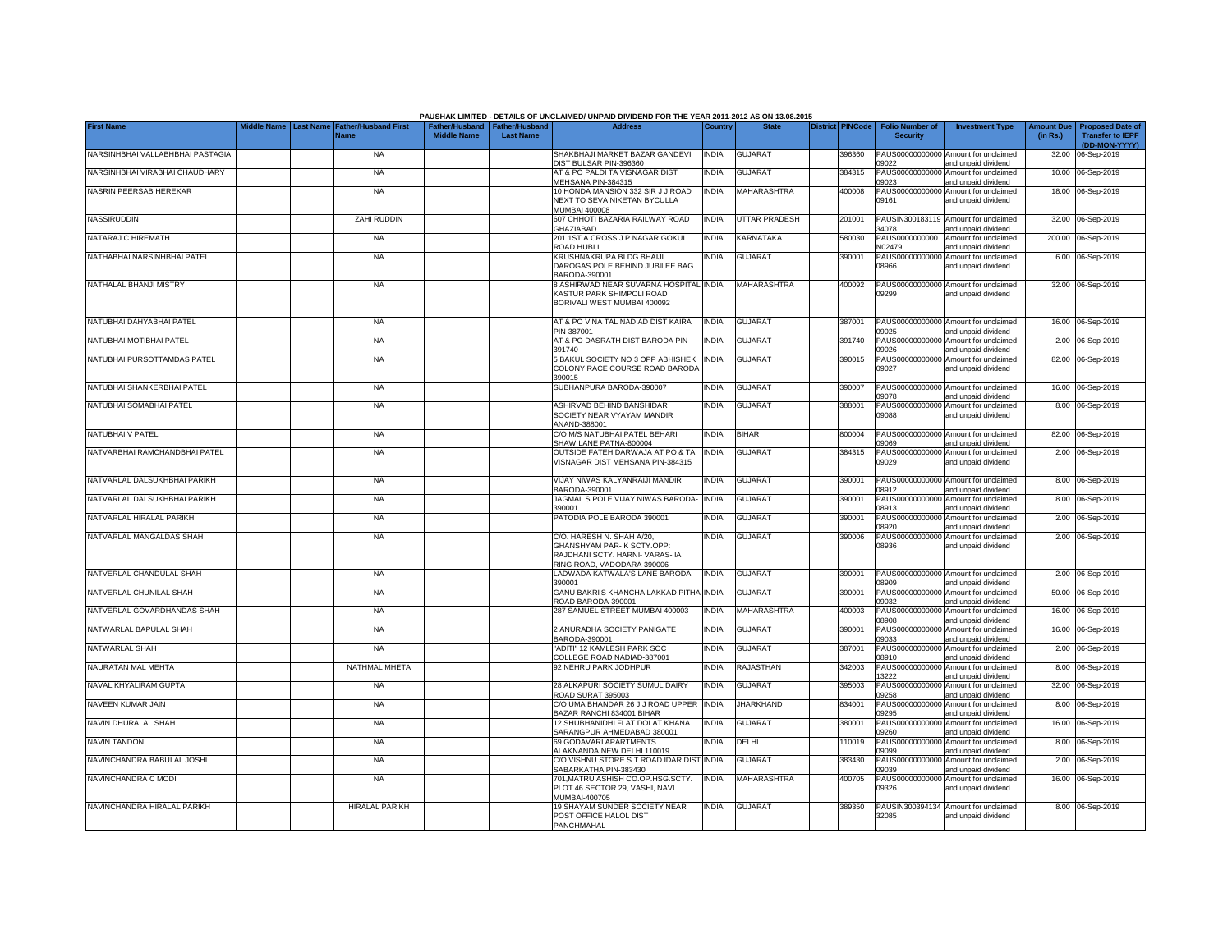PAUSHAK LIMITED - DETAILS OF UNCLAIMED/ UNPAID DIVIDEND FOR THE YEAR 2011-2012 AS ON 13.08.2015

| First Name | Middle Name | Last Name | Father/Husband First Name | Father/Husband Middle Name | Father/Husband Last Name | Address | Country | State | District | PINCode | Folio Number of Security | Investment Type | Amount Due (in Rs.) | Proposed Date of Transfer to IEPF (DD-MON-YYYY) |
|---|---|---|---|---|---|---|---|---|---|---|---|---|---|---|
| NARSINHBHAI VALLABHBHAI PASTAGIA | | | NA | | | SHAKBHAJI MARKET BAZAR GANDEVI DIST BULSAR PIN-396360 | INDIA | GUJARAT | | 396360 | PAUS00000000000 09022 | Amount for unclaimed and unpaid dividend | 32.00 | 06-Sep-2019 |
| NARSINHBHAI VIRABHAI CHAUDHARY | | | NA | | | AT & PO PALDI TA VISNAGAR DIST MEHSANA PIN-384315 | INDIA | GUJARAT | | 384315 | PAUS00000000000 09023 | Amount for unclaimed and unpaid dividend | 10.00 | 06-Sep-2019 |
| NASRIN PEERSAB HEREKAR | | | NA | | | 10 HONDA MANSION 332 SIR J J ROAD NEXT TO SEVA NIKETAN BYCULLA MUMBAI 400008 | INDIA | MAHARASHTRA | | 400008 | PAUS00000000000 09161 | Amount for unclaimed and unpaid dividend | 18.00 | 06-Sep-2019 |
| NASSIRUDDIN | | | ZAHI RUDDIN | | | 607 CHHOTI BAZARIA RAILWAY ROAD GHAZIABAD | INDIA | UTTAR PRADESH | | 201001 | PAUSIN300183119 34078 | Amount for unclaimed and unpaid dividend | 32.00 | 06-Sep-2019 |
| NATARAJ C HIREMATH | | | NA | | | 201 1ST A CROSS J P NAGAR GOKUL ROAD HUBLI | INDIA | KARNATAKA | | 580030 | PAUS0000000000 N02479 | Amount for unclaimed and unpaid dividend | 200.00 | 06-Sep-2019 |
| NATHABHAI NARSINHBHAI PATEL | | | NA | | | KRUSHNAKRUPA BLDG BHAIJI DAROGAS POLE BEHIND JUBILEE BAG BARODA-390001 | INDIA | GUJARAT | | 390001 | PAUS00000000000 08966 | Amount for unclaimed and unpaid dividend | 6.00 | 06-Sep-2019 |
| NATHALAL BHANJI MISTRY | | | NA | | | 8 ASHIRWAD NEAR SUVARNA HOSPITAL KASTUR PARK SHIMPOLI ROAD BORIVALI WEST MUMBAI 400092 | INDIA | MAHARASHTRA | | 400092 | PAUS00000000000 09299 | Amount for unclaimed and unpaid dividend | 32.00 | 06-Sep-2019 |
| NATUBHAI DAHYABHAI PATEL | | | NA | | | AT & PO VINA TAL NADIAD DIST KAIRA PIN-387001 | INDIA | GUJARAT | | 387001 | PAUS00000000000 09025 | Amount for unclaimed and unpaid dividend | 16.00 | 06-Sep-2019 |
| NATUBHAI MOTIBHAI PATEL | | | NA | | | AT & PO DASRATH DIST BARODA PIN-391740 | INDIA | GUJARAT | | 391740 | PAUS00000000000 09026 | Amount for unclaimed and unpaid dividend | 2.00 | 06-Sep-2019 |
| NATUBHAI PURSOTTAMDAS PATEL | | | NA | | | 5 BAKUL SOCIETY NO 3 OPP ABHISHEK COLONY RACE COURSE ROAD BARODA 390015 | INDIA | GUJARAT | | 390015 | PAUS00000000000 09027 | Amount for unclaimed and unpaid dividend | 82.00 | 06-Sep-2019 |
| NATUBHAI SHANKERBHAI PATEL | | | NA | | | SUBHANPURA BARODA-390007 | INDIA | GUJARAT | | 390007 | PAUS00000000000 09078 | Amount for unclaimed and unpaid dividend | 16.00 | 06-Sep-2019 |
| NATUBHAI SOMABHAI PATEL | | | NA | | | ASHIRVAD BEHIND BANSHIDAR SOCIETY NEAR VYAYAM MANDIR ANAND-388001 | INDIA | GUJARAT | | 388001 | PAUS00000000000 09088 | Amount for unclaimed and unpaid dividend | 8.00 | 06-Sep-2019 |
| NATUBHAI V PATEL | | | NA | | | C/O M/S NATUBHAI PATEL BEHARI SHAW LANE PATNA-800004 | INDIA | BIHAR | | 800004 | PAUS00000000000 09069 | Amount for unclaimed and unpaid dividend | 82.00 | 06-Sep-2019 |
| NATVARBHAI RAMCHANDBHAI PATEL | | | NA | | | OUTSIDE FATEH DARWAJA AT PO & TA VISNAGAR DIST MEHSANA PIN-384315 | INDIA | GUJARAT | | 384315 | PAUS00000000000 09029 | Amount for unclaimed and unpaid dividend | 2.00 | 06-Sep-2019 |
| NATVARLAL DALSUKHBHAI PARIKH | | | NA | | | VIJAY NIWAS KALYANRAIJI MANDIR BARODA-390001 | INDIA | GUJARAT | | 390001 | PAUS00000000000 08912 | Amount for unclaimed and unpaid dividend | 8.00 | 06-Sep-2019 |
| NATVARLAL DALSUKHBHAI PARIKH | | | NA | | | JAGMAL S POLE VIJAY NIWAS BARODA-390001 | INDIA | GUJARAT | | 390001 | PAUS00000000000 08913 | Amount for unclaimed and unpaid dividend | 8.00 | 06-Sep-2019 |
| NATVARLAL HIRALAL PARIKH | | | NA | | | PATODIA POLE BARODA 390001 | INDIA | GUJARAT | | 390001 | PAUS00000000000 08920 | Amount for unclaimed and unpaid dividend | 2.00 | 06-Sep-2019 |
| NATVARLAL MANGALDAS SHAH | | | NA | | | C/O. HARESH N. SHAH A/20, GHANSHYAM PAR- K SCTY.OPP: RAJDHANI SCTY. HARNI- VARAS- IA RING ROAD, VADODARA 390006 - | INDIA | GUJARAT | | 390006 | PAUS00000000000 08936 | Amount for unclaimed and unpaid dividend | 2.00 | 06-Sep-2019 |
| NATVERLAL CHANDULAL SHAH | | | NA | | | LADWADA KATWALA'S LANE BARODA 390001 | INDIA | GUJARAT | | 390001 | PAUS00000000000 08909 | Amount for unclaimed and unpaid dividend | 2.00 | 06-Sep-2019 |
| NATVERLAL CHUNILAL SHAH | | | NA | | | GANU BAKRI'S KHANCHA LAKKAD PITHA ROAD BARODA-390001 | INDIA | GUJARAT | | 390001 | PAUS00000000000 09032 | Amount for unclaimed and unpaid dividend | 50.00 | 06-Sep-2019 |
| NATVERLAL GOVARDHANDAS SHAH | | | NA | | | 287 SAMUEL STREET MUMBAI 400003 | INDIA | MAHARASHTRA | | 400003 | PAUS00000000000 08908 | Amount for unclaimed and unpaid dividend | 16.00 | 06-Sep-2019 |
| NATWARLAL BAPULAL SHAH | | | NA | | | 2 ANURADHA SOCIETY PANIGATE BARODA-390001 | INDIA | GUJARAT | | 390001 | PAUS00000000000 09033 | Amount for unclaimed and unpaid dividend | 16.00 | 06-Sep-2019 |
| NATWARLAL SHAH | | | NA | | | "ADITI" 12 KAMLESH PARK SOC COLLEGE ROAD NADIAD-387001 | INDIA | GUJARAT | | 387001 | PAUS00000000000 08910 | Amount for unclaimed and unpaid dividend | 2.00 | 06-Sep-2019 |
| NAURATAN MAL MEHTA | | | NATHMAL MHETA | | | 92 NEHRU PARK JODHPUR | INDIA | RAJASTHAN | | 342003 | PAUS00000000000 13222 | Amount for unclaimed and unpaid dividend | 8.00 | 06-Sep-2019 |
| NAVAL KHYALIRAM GUPTA | | | NA | | | 28 ALKAPURI SOCIETY SUMUL DAIRY ROAD SURAT 395003 | INDIA | GUJARAT | | 395003 | PAUS00000000000 09258 | Amount for unclaimed and unpaid dividend | 32.00 | 06-Sep-2019 |
| NAVEEN KUMAR JAIN | | | NA | | | C/O UMA BHANDAR 26 J J ROAD UPPER BAZAR RANCHI 834001 BIHAR | INDIA | JHARKHAND | | 834001 | PAUS00000000000 09295 | Amount for unclaimed and unpaid dividend | 8.00 | 06-Sep-2019 |
| NAVIN DHURALAL SHAH | | | NA | | | 12 SHUBHANIDHI FLAT DOLAT KHANA SARANGPUR AHMEDABAD 380001 | INDIA | GUJARAT | | 380001 | PAUS00000000000 09260 | Amount for unclaimed and unpaid dividend | 16.00 | 06-Sep-2019 |
| NAVIN TANDON | | | NA | | | 69 GODAVARI APARTMENTS ALAKNANDA NEW DELHI 110019 | INDIA | DELHI | | 110019 | PAUS00000000000 09099 | Amount for unclaimed and unpaid dividend | 8.00 | 06-Sep-2019 |
| NAVINCHANDRA BABULAL JOSHI | | | NA | | | C/O VISHNU STORE S T ROAD IDAR DIST SABARKATHA PIN-383430 | INDIA | GUJARAT | | 383430 | PAUS00000000000 09039 | Amount for unclaimed and unpaid dividend | 2.00 | 06-Sep-2019 |
| NAVINCHANDRA C MODI | | | NA | | | 701,MATRU ASHISH CO.OP.HSG.SCTY. PLOT 46 SECTOR 29, VASHI, NAVI MUMBAI-400705 | INDIA | MAHARASHTRA | | 400705 | PAUS00000000000 09326 | Amount for unclaimed and unpaid dividend | 16.00 | 06-Sep-2019 |
| NAVINCHANDRA HIRALAL PARIKH | | | HIRALAL PARIKH | | | 19 SHAYAM SUNDER SOCIETY NEAR POST OFFICE HALOL DIST PANCHMAHAL | INDIA | GUJARAT | | 389350 | PAUSIN300394134 32085 | Amount for unclaimed and unpaid dividend | 8.00 | 06-Sep-2019 |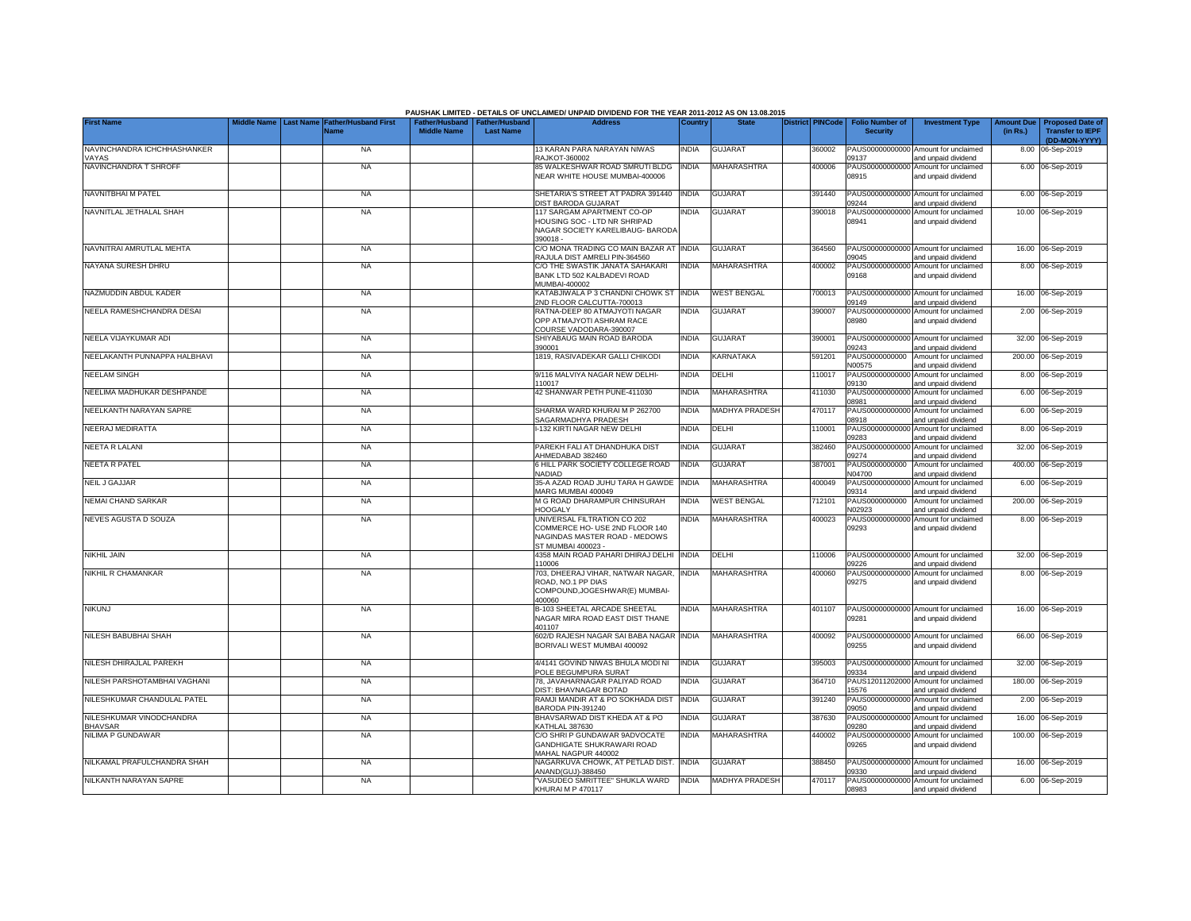**PAUSHAK LIMITED - DETAILS OF UNCLAIMED/ UNPAID DIVIDEND FOR THE YEAR 2011-2012 AS ON 13.08.2015**

| First Name | Middle Name | Last Name | Father/Husband First Name | Father/Husband Middle Name | Father/Husband Last Name | Address | Country | State | District | PINCode | Folio Number of Security | Investment Type | Amount Due (in Rs.) | Proposed Date of Transfer to IEPF (DD-MON-YYYY) |
|---|---|---|---|---|---|---|---|---|---|---|---|---|---|---|
| NAVINCHANDRA ICHCHHASHANKER VAYAS | | | NA | | | 13 KARAN PARA NARAYAN NIWAS RAJKOT-360002 | INDIA | GUJARAT | | 360002 | PAUS00000000000 09137 | Amount for unclaimed and unpaid dividend | 8.00 | 06-Sep-2019 |
| NAVINCHANDRA T SHROFF | | | NA | | | 85 WALKESHWAR ROAD SMRUTI BLDG NEAR WHITE HOUSE MUMBAI-400006 | INDIA | MAHARASHTRA | | 400006 | PAUS00000000000 08915 | Amount for unclaimed and unpaid dividend | 6.00 | 06-Sep-2019 |
| NAVNITBHAI M PATEL | | | NA | | | SHETARIA'S STREET AT PADRA 391440 DIST BARODA GUJARAT | INDIA | GUJARAT | | 391440 | PAUS00000000000 09244 | Amount for unclaimed and unpaid dividend | 6.00 | 06-Sep-2019 |
| NAVNITLAL JETHALAL SHAH | | | NA | | | 117 SARGAM APARTMENT CO-OP HOUSING SOC - LTD NR SHRIPAD NAGAR SOCIETY KARELIBAUG- BARODA 390018 - | INDIA | GUJARAT | | 390018 | PAUS00000000000 08941 | Amount for unclaimed and unpaid dividend | 10.00 | 06-Sep-2019 |
| NAVNITRAI AMRUTLAL MEHTA | | | NA | | | C/O MONA TRADING CO MAIN BAZAR AT RAJULA DIST AMRELI PIN-364560 | INDIA | GUJARAT | | 364560 | PAUS00000000000 09045 | Amount for unclaimed and unpaid dividend | 16.00 | 06-Sep-2019 |
| NAYANA SURESH DHRU | | | NA | | | C/O THE SWASTIK JANATA SAHAKARI BANK LTD 502 KALBADEVI ROAD MUMBAI-400002 | INDIA | MAHARASHTRA | | 400002 | PAUS00000000000 09168 | Amount for unclaimed and unpaid dividend | 8.00 | 06-Sep-2019 |
| NAZMUDDIN ABDUL KADER | | | NA | | | KATABJIWALA P 3 CHANDNI CHOWK ST 2ND FLOOR CALCUTTA-700013 | INDIA | WEST BENGAL | | 700013 | PAUS00000000000 09149 | Amount for unclaimed and unpaid dividend | 16.00 | 06-Sep-2019 |
| NEELA RAMESHCHANDRA DESAI | | | NA | | | RATNA-DEEP 80 ATMAJYOTI NAGAR OPP ATMAJYOTI ASHRAM RACE COURSE VADODARA-390007 | INDIA | GUJARAT | | 390007 | PAUS00000000000 08980 | Amount for unclaimed and unpaid dividend | 2.00 | 06-Sep-2019 |
| NEELA VIJAYKUMAR ADI | | | NA | | | SHIYABAUG MAIN ROAD BARODA 390001 | INDIA | GUJARAT | | 390001 | PAUS00000000000 09243 | Amount for unclaimed and unpaid dividend | 32.00 | 06-Sep-2019 |
| NEELAKANTH PUNNAPPA HALBHAVI | | | NA | | | 1819, RASIVADEKAR GALLI CHIKODI | INDIA | KARNATAKA | | 591201 | PAUS0000000000 N00575 | Amount for unclaimed and unpaid dividend | 200.00 | 06-Sep-2019 |
| NEELAM SINGH | | | NA | | | 9/116 MALVIYA NAGAR NEW DELHI-110017 | INDIA | DELHI | | 110017 | PAUS00000000000 09130 | Amount for unclaimed and unpaid dividend | 8.00 | 06-Sep-2019 |
| NEELIMA MADHUKAR DESHPANDE | | | NA | | | 42 SHANWAR PETH PUNE-411030 | INDIA | MAHARASHTRA | | 411030 | PAUS00000000000 08981 | Amount for unclaimed and unpaid dividend | 6.00 | 06-Sep-2019 |
| NEELKANTH NARAYAN SAPRE | | | NA | | | SHARMA WARD KHURAI M P 262700 SAGARMADHYA PRADESH | INDIA | MADHYA PRADESH | | 470117 | PAUS00000000000 08918 | Amount for unclaimed and unpaid dividend | 6.00 | 06-Sep-2019 |
| NEERAJ MEDIRATTA | | | NA | | | I-132 KIRTI NAGAR NEW DELHI | INDIA | DELHI | | 110001 | PAUS00000000000 09283 | Amount for unclaimed and unpaid dividend | 8.00 | 06-Sep-2019 |
| NEETA R LALANI | | | NA | | | PAREKH FALI AT DHANDHUKA DIST AHMEDABAD 382460 | INDIA | GUJARAT | | 382460 | PAUS00000000000 09274 | Amount for unclaimed and unpaid dividend | 32.00 | 06-Sep-2019 |
| NEETA R PATEL | | | NA | | | 6 HILL PARK SOCIETY COLLEGE ROAD NADIAD | INDIA | GUJARAT | | 387001 | PAUS0000000000 N04700 | Amount for unclaimed and unpaid dividend | 400.00 | 06-Sep-2019 |
| NEIL J GAJJAR | | | NA | | | 35-A AZAD ROAD JUHU TARA H GAWDE MARG MUMBAI 400049 | INDIA | MAHARASHTRA | | 400049 | PAUS00000000000 09314 | Amount for unclaimed and unpaid dividend | 6.00 | 06-Sep-2019 |
| NEMAI CHAND SARKAR | | | NA | | | M G ROAD DHARAMPUR CHINSURAH HOOGALY | INDIA | WEST BENGAL | | 712101 | PAUS0000000000 N02923 | Amount for unclaimed and unpaid dividend | 200.00 | 06-Sep-2019 |
| NEVES AGUSTA D SOUZA | | | NA | | | UNIVERSAL FILTRATION CO 202 COMMERCE HO- USE 2ND FLOOR 140 NAGINDAS MASTER ROAD - MEDOWS ST MUMBAI 400023 - | INDIA | MAHARASHTRA | | 400023 | PAUS00000000000 09293 | Amount for unclaimed and unpaid dividend | 8.00 | 06-Sep-2019 |
| NIKHIL JAIN | | | NA | | | 4358 MAIN ROAD PAHARI DHIRAJ DELHI 110006 | INDIA | DELHI | | 110006 | PAUS00000000000 09226 | Amount for unclaimed and unpaid dividend | 32.00 | 06-Sep-2019 |
| NIKHIL R CHAMANKAR | | | NA | | | 703, DHEERAJ VIHAR, NATWAR NAGAR, ROAD, NO.1 PP DIAS COMPOUND,JOGESHWAR(E) MUMBAI-400060 | INDIA | MAHARASHTRA | | 400060 | PAUS00000000000 09275 | Amount for unclaimed and unpaid dividend | 8.00 | 06-Sep-2019 |
| NIKUNJ | | | NA | | | B-103 SHEETAL ARCADE SHEETAL NAGAR MIRA ROAD EAST DIST THANE 401107 | INDIA | MAHARASHTRA | | 401107 | PAUS00000000000 09281 | Amount for unclaimed and unpaid dividend | 16.00 | 06-Sep-2019 |
| NILESH BABUBHAI SHAH | | | NA | | | 602/D RAJESH NAGAR SAI BABA NAGAR BORIVALI WEST MUMBAI 400092 | INDIA | MAHARASHTRA | | 400092 | PAUS00000000000 09255 | Amount for unclaimed and unpaid dividend | 66.00 | 06-Sep-2019 |
| NILESH DHIRAJLAL PAREKH | | | NA | | | 4/4141 GOVIND NIWAS BHULA MODI NI POLE BEGUMPURA SURAT | INDIA | GUJARAT | | 395003 | PAUS00000000000 09334 | Amount for unclaimed and unpaid dividend | 32.00 | 06-Sep-2019 |
| NILESH PARSHOTAMBHAI VAGHANI | | | NA | | | 78, JAVAHARNAGAR PALIYAD ROAD DIST: BHAVNAGAR BOTAD | INDIA | GUJARAT | | 364710 | PAUS12011202000 15576 | Amount for unclaimed and unpaid dividend | 180.00 | 06-Sep-2019 |
| NILESHKUMAR CHANDULAL PATEL | | | NA | | | RAMJI MANDIR AT & PO SOKHADA DIST BARODA PIN-391240 | INDIA | GUJARAT | | 391240 | PAUS00000000000 09050 | Amount for unclaimed and unpaid dividend | 2.00 | 06-Sep-2019 |
| NILESHKUMAR VINODCHANDRA BHAVSAR | | | NA | | | BHAVSARWAD DIST KHEDA AT & PO KATHLAL 387630 | INDIA | GUJARAT | | 387630 | PAUS00000000000 09280 | Amount for unclaimed and unpaid dividend | 16.00 | 06-Sep-2019 |
| NILIMA P GUNDAWAR | | | NA | | | C/O SHRI P GUNDAWAR 9ADVOCATE GANDHIGATE SHUKRAWARI ROAD MAHAL NAGPUR 440002 | INDIA | MAHARASHTRA | | 440002 | PAUS00000000000 09265 | Amount for unclaimed and unpaid dividend | 100.00 | 06-Sep-2019 |
| NILKAMAL PRAFULCHANDRA SHAH | | | NA | | | NAGARKUVA CHOWK, AT PETLAD DIST. ANAND(GUJ)-388450 | INDIA | GUJARAT | | 388450 | PAUS00000000000 09330 | Amount for unclaimed and unpaid dividend | 16.00 | 06-Sep-2019 |
| NILKANTH NARAYAN SAPRE | | | NA | | | "VASUDEO SMRITTEE" SHUKLA WARD KHURAI M P 470117 | INDIA | MADHYA PRADESH | | 470117 | PAUS00000000000 08983 | Amount for unclaimed and unpaid dividend | 6.00 | 06-Sep-2019 |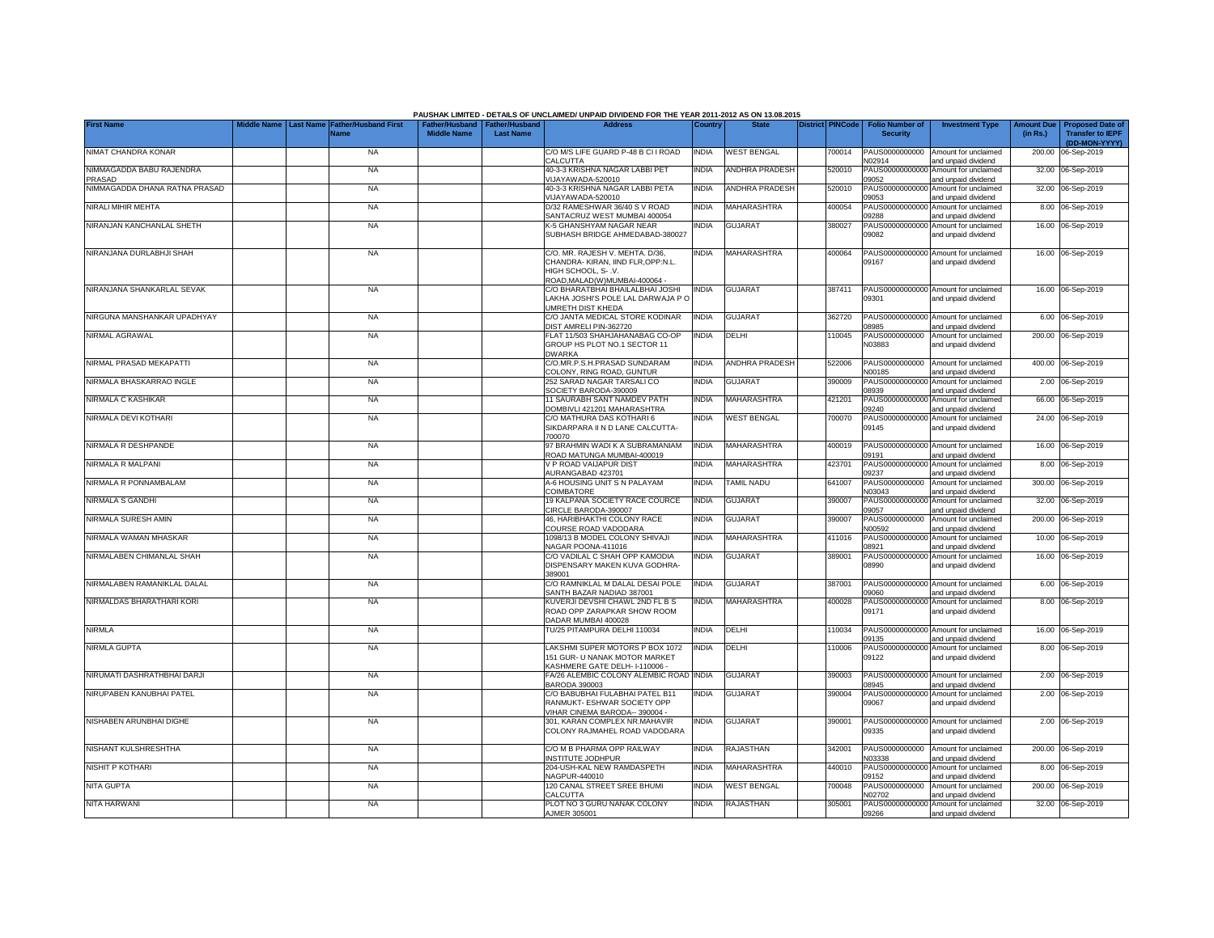PAUSHAK LIMITED - DETAILS OF UNCLAIMED/ UNPAID DIVIDEND FOR THE YEAR 2011-2012 AS ON 13.08.2015

| First Name | Middle Name | Last Name | Father/Husband First Name | Father/Husband Middle Name | Father/Husband Last Name | Address | Country | State | District | PINCode | Folio Number of Security | Investment Type | Amount Due (in Rs.) | Proposed Date of Transfer to IEPF (DD-MON-YYYY) |
|---|---|---|---|---|---|---|---|---|---|---|---|---|---|---|
| NIMAT CHANDRA KONAR | | | NA | | | C/O M/S LIFE GUARD P-48 B C I I ROAD CALCUTTA | INDIA | WEST BENGAL | | 700014 | PAUS0000000000N02914 | Amount for unclaimed and unpaid dividend | 200.00 | 06-Sep-2019 |
| NIMMAGADDA BABU RAJENDRA PRASAD | | | NA | | | 40-3-3 KRISHNA NAGAR LABBI PET VIJAYAWADA-520010 | INDIA | ANDHRA PRADESH | | 520010 | PAUS00000000000009052 | Amount for unclaimed and unpaid dividend | 32.00 | 06-Sep-2019 |
| NIMMAGADDA DHANA RATNA PRASAD | | | NA | | | 40-3-3 KRISHNA NAGAR LABBI PETA VIJAYAWADA-520010 | INDIA | ANDHRA PRADESH | | 520010 | PAUS00000000000009053 | Amount for unclaimed and unpaid dividend | 32.00 | 06-Sep-2019 |
| NIRALI MIHIR MEHTA | | | NA | | | D/32 RAMESHWAR 36/40 S V ROAD SANTACRUZ WEST MUMBAI 400054 | INDIA | MAHARASHTRA | | 400054 | PAUS00000000000009288 | Amount for unclaimed and unpaid dividend | 8.00 | 06-Sep-2019 |
| NIRANJAN KANCHANLAL SHETH | | | NA | | | K-5 GHANSHYAM NAGAR NEAR SUBHASH BRIDGE AHMEDABAD-380027 | INDIA | GUJARAT | | 380027 | PAUS00000000000009082 | Amount for unclaimed and unpaid dividend | 16.00 | 06-Sep-2019 |
| NIRANJANA DURLABHJI SHAH | | | NA | | | C/O. MR. RAJESH V. MEHTA. D/36, CHANDRA- KIRAN, IIND FLR,OPP:N.L. HIGH SCHOOL, S- .V. ROAD,MALAD(W)MUMBAI-400064 - | INDIA | MAHARASHTRA | | 400064 | PAUS00000000000009167 | Amount for unclaimed and unpaid dividend | 16.00 | 06-Sep-2019 |
| NIRANJANA SHANKARLAL SEVAK | | | NA | | | C/O BHARATBHAI BHAILALBHAI JOSHI LAKHA JOSHI'S POLE LAL DARWAJA P O UMRETH DIST KHEDA | INDIA | GUJARAT | | 387411 | PAUS00000000000009301 | Amount for unclaimed and unpaid dividend | 16.00 | 06-Sep-2019 |
| NIRGUNA MANSHANKAR UPADHYAY | | | NA | | | C/O JANTA MEDICAL STORE KODINAR DIST AMRELI PIN-362720 | INDIA | GUJARAT | | 362720 | PAUS00000000000008985 | Amount for unclaimed and unpaid dividend | 6.00 | 06-Sep-2019 |
| NIRMAL AGRAWAL | | | NA | | | FLAT 11/503 SHAHJAHANABAG CO-OP GROUP HS PLOT NO.1 SECTOR 11 DWARKA | INDIA | DELHI | | 110045 | PAUS0000000000N03883 | Amount for unclaimed and unpaid dividend | 200.00 | 06-Sep-2019 |
| NIRMAL PRASAD MEKAPATTI | | | NA | | | C/O.MR.P.S.H.PRASAD SUNDARAM COLONY, RING ROAD, GUNTUR | INDIA | ANDHRA PRADESH | | 522006 | PAUS0000000000N00185 | Amount for unclaimed and unpaid dividend | 400.00 | 06-Sep-2019 |
| NIRMALA BHASKARRAO INGLE | | | NA | | | 252 SARAD NAGAR TARSALI CO SOCIETY BARODA-390009 | INDIA | GUJARAT | | 390009 | PAUS00000000000008939 | Amount for unclaimed and unpaid dividend | 2.00 | 06-Sep-2019 |
| NIRMALA C KASHIKAR | | | NA | | | 11 SAURABH SANT NAMDEV PATH DOMBIVLI 421201 MAHARASHTRA | INDIA | MAHARASHTRA | | 421201 | PAUS00000000000009240 | Amount for unclaimed and unpaid dividend | 66.00 | 06-Sep-2019 |
| NIRMALA DEVI KOTHARI | | | NA | | | C/O MATHURA DAS KOTHARI 6 SIKDARPARA II N D LANE CALCUTTA-700070 | INDIA | WEST BENGAL | | 700070 | PAUS00000000000009145 | Amount for unclaimed and unpaid dividend | 24.00 | 06-Sep-2019 |
| NIRMALA R DESHPANDE | | | NA | | | 97 BRAHMIN WADI K A SUBRAMANIAM ROAD MATUNGA MUMBAI-400019 | INDIA | MAHARASHTRA | | 400019 | PAUS00000000000009191 | Amount for unclaimed and unpaid dividend | 16.00 | 06-Sep-2019 |
| NIRMALA R MALPANI | | | NA | | | V P ROAD VAIJAPUR DIST AURANGABAD 423701 | INDIA | MAHARASHTRA | | 423701 | PAUS00000000000009237 | Amount for unclaimed and unpaid dividend | 8.00 | 06-Sep-2019 |
| NIRMALA R PONNAMBALAM | | | NA | | | A-6 HOUSING UNIT S N PALAYAM COIMBATORE | INDIA | TAMIL NADU | | 641007 | PAUS0000000000N03043 | Amount for unclaimed and unpaid dividend | 300.00 | 06-Sep-2019 |
| NIRMALA S GANDHI | | | NA | | | 19 KALPANA SOCIETY RACE COURCE CIRCLE BARODA-390007 | INDIA | GUJARAT | | 390007 | PAUS00000000000009057 | Amount for unclaimed and unpaid dividend | 32.00 | 06-Sep-2019 |
| NIRMALA SURESH AMIN | | | NA | | | 46, HARIBHAKTHI COLONY RACE COURSE ROAD VADODARA | INDIA | GUJARAT | | 390007 | PAUS0000000000N00592 | Amount for unclaimed and unpaid dividend | 200.00 | 06-Sep-2019 |
| NIRMALA WAMAN MHASKAR | | | NA | | | 1098/13 B MODEL COLONY SHIVAJI NAGAR POONA-411016 | INDIA | MAHARASHTRA | | 411016 | PAUS00000000000008921 | Amount for unclaimed and unpaid dividend | 10.00 | 06-Sep-2019 |
| NIRMALABEN CHIMANLAL SHAH | | | NA | | | C/O VADILAL C SHAH OPP KAMODIA DISPENSARY MAKEN KUVA GODHRA-389001 | INDIA | GUJARAT | | 389001 | PAUS00000000000008990 | Amount for unclaimed and unpaid dividend | 16.00 | 06-Sep-2019 |
| NIRMALABEN RAMANIKLAL DALAL | | | NA | | | C/O RAMNIKLAL M DALAL DESAI POLE SANTH BAZAR NADIAD 387001 | INDIA | GUJARAT | | 387001 | PAUS00000000000009060 | Amount for unclaimed and unpaid dividend | 6.00 | 06-Sep-2019 |
| NIRMALDAS BHARATHARI KORI | | | NA | | | KUVERJI DEVSHI CHAWL 2ND FL B S ROAD OPP ZARAPKAR SHOW ROOM DADAR MUMBAI 400028 | INDIA | MAHARASHTRA | | 400028 | PAUS00000000000009171 | Amount for unclaimed and unpaid dividend | 8.00 | 06-Sep-2019 |
| NIRMLA | | | NA | | | TU/25 PITAMPURA DELHI 110034 | INDIA | DELHI | | 110034 | PAUS00000000000009135 | Amount for unclaimed and unpaid dividend | 16.00 | 06-Sep-2019 |
| NIRMLA GUPTA | | | NA | | | LAKSHMI SUPER MOTORS P BOX 1072 151 GUR- U NANAK MOTOR MARKET KASHMERE GATE DELH- I-110006 - | INDIA | DELHI | | 110006 | PAUS00000000000009122 | Amount for unclaimed and unpaid dividend | 8.00 | 06-Sep-2019 |
| NIRUMATI DASHRATHBHAI DARJI | | | NA | | | FA/26 ALEMBIC COLONY ALEMBIC ROAD BARODA 390003 | INDIA | GUJARAT | | 390003 | PAUS00000000000008945 | Amount for unclaimed and unpaid dividend | 2.00 | 06-Sep-2019 |
| NIRUPABEN KANUBHAI PATEL | | | NA | | | C/O BABUBHAI FULABHAI PATEL B11 RANMUKT- ESHWAR SOCIETY OPP VIHAR CINEMA BARODA-- 390004 - | INDIA | GUJARAT | | 390004 | PAUS00000000000009067 | Amount for unclaimed and unpaid dividend | 2.00 | 06-Sep-2019 |
| NISHABEN ARUNBHAI DIGHE | | | NA | | | 301, KARAN COMPLEX NR.MAHAVIR COLONY RAJMAHEL ROAD VADODARA | INDIA | GUJARAT | | 390001 | PAUS00000000000009335 | Amount for unclaimed and unpaid dividend | 2.00 | 06-Sep-2019 |
| NISHANT KULSHRESHTHA | | | NA | | | C/O M B PHARMA OPP RAILWAY INSTITUTE JODHPUR | INDIA | RAJASTHAN | | 342001 | PAUS0000000000N03338 | Amount for unclaimed and unpaid dividend | 200.00 | 06-Sep-2019 |
| NISHIT P KOTHARI | | | NA | | | 204-USH-KAL NEW RAMDASPETH NAGPUR-440010 | INDIA | MAHARASHTRA | | 440010 | PAUS00000000000009152 | Amount for unclaimed and unpaid dividend | 8.00 | 06-Sep-2019 |
| NITA GUPTA | | | NA | | | 120 CANAL STREET SREE BHUMI CALCUTTA | INDIA | WEST BENGAL | | 700048 | PAUS0000000000N02702 | Amount for unclaimed and unpaid dividend | 200.00 | 06-Sep-2019 |
| NITA HARWANI | | | NA | | | PLOT NO 3 GURU NANAK COLONY AJMER 305001 | INDIA | RAJASTHAN | | 305001 | PAUS00000000000009266 | Amount for unclaimed and unpaid dividend | 32.00 | 06-Sep-2019 |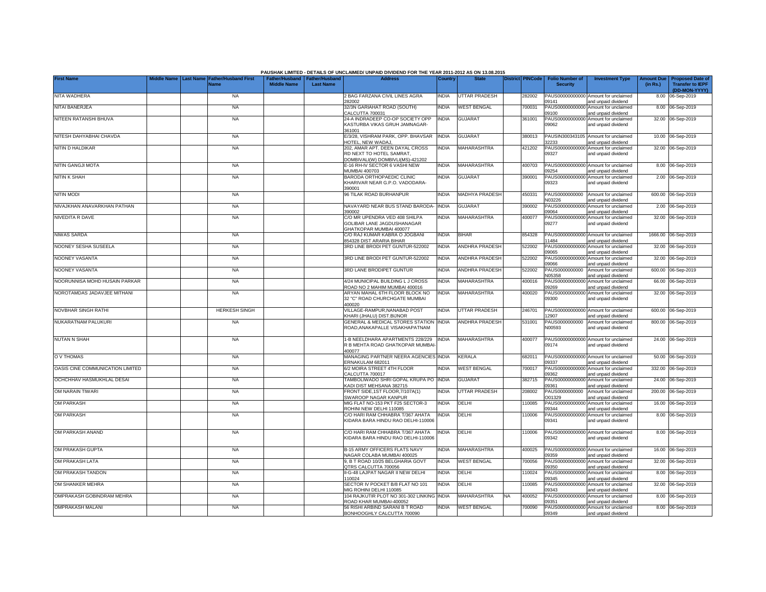PAUSHAK LIMITED - DETAILS OF UNCLAIMED/ UNPAID DIVIDEND FOR THE YEAR 2011-2012 AS ON 13.08.2015

| First Name | Middle Name | Last Name | Father/Husband First Name | Father/Husband Middle Name | Father/Husband Last Name | Address | Country | State | District | PINCode | Folio Number of Security | Investment Type | Amount Due (in Rs.) | Proposed Date of Transfer to IEPF (DD-MON-YYYY) |
|---|---|---|---|---|---|---|---|---|---|---|---|---|---|---|
| NITA WADHERA | | | NA | | | 2 BAG FARZANA CIVIL LINES AGRA 282002 | INDIA | UTTAR PRADESH | | 282002 | PAUS00000000000 09141 | Amount for unclaimed and unpaid dividend | 8.00 | 06-Sep-2019 |
| NITAI BANERJEA | | | NA | | | 32/3N GARIAHAT ROAD (SOUTH) CALCUTTA 700031 | INDIA | WEST BENGAL | | 700031 | PAUS00000000000 09100 | Amount for unclaimed and unpaid dividend | 8.00 | 06-Sep-2019 |
| NITEEN RATANSHI BHUVA | | | NA | | | 24-A INDRADEEP CO-OP SOCIETY OPP KASTURBA VIKAS GRUH JAMNAGAR-361001 | INDIA | GUJARAT | | 361001 | PAUS00000000000 09062 | Amount for unclaimed and unpaid dividend | 32.00 | 06-Sep-2019 |
| NITESH DAHYABHAI CHAVDA | | | NA | | | E/3/28, VISHRAM PARK, OPP. BHAVSAR HOTEL, NEW WADAJ, | INDIA | GUJARAT | | 380013 | PAUSIN300343105 32233 | Amount for unclaimed and unpaid dividend | 10.00 | 06-Sep-2019 |
| NITIN D HALDIKAR | | | NA | | | 202, AMAR APT. DEEN DAYAL CROSS RD NEXT TO HOTEL SAMRAT, DOMBIVALI(W) DOMBIVLI(MS)-421202 | INDIA | MAHARASHTRA | | 421202 | PAUS00000000000 09327 | Amount for unclaimed and unpaid dividend | 32.00 | 06-Sep-2019 |
| NITIN GANGJI MOTA | | | NA | | | E-16 RH-IV SECTOR 6 VASHI NEW MUMBAI 400703 | INDIA | MAHARASHTRA | | 400703 | PAUS00000000000 09254 | Amount for unclaimed and unpaid dividend | 8.00 | 06-Sep-2019 |
| NITIN K SHAH | | | NA | | | BARODA ORTHOPAEDIC CLINIC KHARIVAR NEAR G.P.O. VADODARA-390001 | INDIA | GUJARAT | | 390001 | PAUS00000000000 09323 | Amount for unclaimed and unpaid dividend | 2.00 | 06-Sep-2019 |
| NITIN MODI | | | NA | | | 96 TILAK ROAD BURHANPUR | INDIA | MADHYA PRADESH | | 450331 | PAUS0000000000 N03226 | Amount for unclaimed and unpaid dividend | 600.00 | 06-Sep-2019 |
| NIVAJKHAN ANAVARKHAN PATHAN | | | NA | | | NAVAYARD NEAR BUS STAND BARODA-390002 | INDIA | GUJARAT | | 390002 | PAUS00000000000 09064 | Amount for unclaimed and unpaid dividend | 2.00 | 06-Sep-2019 |
| NIVEDITA R DAVE | | | NA | | | C/O MR UPENDRA VED 408 SHILPA GOLIBAR LANE JAGDUSHANAGAR GHATKOPAR MUMBAI 400077 | INDIA | MAHARASHTRA | | 400077 | PAUS00000000000 09277 | Amount for unclaimed and unpaid dividend | 32.00 | 06-Sep-2019 |
| NIWAS SARDA | | | NA | | | C/O RAJ KUMAR KABRA O JOGBANI 854328 DIST ARARIA BIHAR | INDIA | BIHAR | | 854328 | PAUS00000000000 11484 | Amount for unclaimed and unpaid dividend | 1666.00 | 06-Sep-2019 |
| NOONEY SESHA SUSEELA | | | NA | | | 3RD LINE BRODI PET GUNTUR-522002 | INDIA | ANDHRA PRADESH | | 522002 | PAUS00000000000 09065 | Amount for unclaimed and unpaid dividend | 32.00 | 06-Sep-2019 |
| NOONEY VASANTA | | | NA | | | 3RD LINE BRODI PET GUNTUR-522002 | INDIA | ANDHRA PRADESH | | 522002 | PAUS00000000000 09066 | Amount for unclaimed and unpaid dividend | 32.00 | 06-Sep-2019 |
| NOONEY VASANTA | | | NA | | | 3RD LANE BRODIPET GUNTUR | INDIA | ANDHRA PRADESH | | 522002 | PAUS0000000000 N05358 | Amount for unclaimed and unpaid dividend | 600.00 | 06-Sep-2019 |
| NOORUNNISA MOHD HUSAIN PARKAR | | | NA | | | 4/24 MUNICIPAL BUILDING L J CROSS ROAD NO 2 MAHIM MUMBAI 400016 | INDIA | MAHARASHTRA | | 400016 | PAUS00000000000 09269 | Amount for unclaimed and unpaid dividend | 66.00 | 06-Sep-2019 |
| NOROTAMDAS JADAVJEE MITHANI | | | NA | | | ARYAN MAHAL 6TH FLOOR BLOCK NO 32 "C" ROAD CHURCHGATE MUMBAI 400020 | INDIA | MAHARASHTRA | | 400020 | PAUS00000000000 09300 | Amount for unclaimed and unpaid dividend | 32.00 | 06-Sep-2019 |
| NOVBHAR SINGH RATHI | | | HERKESH SINGH | | | VILLAGE-RAMPUR,NANABAD POST KHARI (JHALU) DIST.BIJNOR | INDIA | UTTAR PRADESH | | 246701 | PAUS00000000000 12907 | Amount for unclaimed and unpaid dividend | 600.00 | 06-Sep-2019 |
| NUKARATNAM PALUKURI | | | NA | | | GENERAL & MEDICAL STORES STATION ROAD,ANAKAPALLE VISAKHAPATNAM | INDIA | ANDHRA PRADESH | | 531001 | PAUS0000000000 N00593 | Amount for unclaimed and unpaid dividend | 800.00 | 06-Sep-2019 |
| NUTAN N SHAH | | | NA | | | 1-B NEELDHARA APARTMENTS 228/229 R B MEHTA ROAD GHATKOPAR MUMBAI-400077 | INDIA | MAHARASHTRA | | 400077 | PAUS00000000000 09174 | Amount for unclaimed and unpaid dividend | 24.00 | 06-Sep-2019 |
| O V THOMAS | | | NA | | | MANAGING PARTNER NEERA AGENCIES ERNAKULAM 682011 | INDIA | KERALA | | 682011 | PAUS00000000000 09337 | Amount for unclaimed and unpaid dividend | 50.00 | 06-Sep-2019 |
| OASIS CINE COMMUNICATION LIMITED | | | NA | | | 6/2 MOIRA STREET 4TH FLOOR CALCUTTA 700017 | INDIA | WEST BENGAL | | 700017 | PAUS00000000000 09362 | Amount for unclaimed and unpaid dividend | 332.00 | 06-Sep-2019 |
| OCHCHHAV HASMUKHLAL DESAI | | | NA | | | TAMBOLIWADO SHRI GOPAL KRUPA PO KADI DIST MEHSANA 382715 | INDIA | GUJARAT | | 382715 | PAUS00000000000 09361 | Amount for unclaimed and unpaid dividend | 24.00 | 06-Sep-2019 |
| OM NARAIN TIWARI | | | NA | | | FRONT SIDE,1ST FLOOR,7/107A(1) SWAROOP NAGAR KANPUR | INDIA | UTTAR PRADESH | | 208002 | PAUS0000000000 O01329 | Amount for unclaimed and unpaid dividend | 200.00 | 06-Sep-2019 |
| OM PARKASH | | | NA | | | MIG FLAT NO-153 PKT F25 SECTOR-3 ROHINI NEW DELHI 110085 | INDIA | DELHI | | 110085 | PAUS00000000000 09344 | Amount for unclaimed and unpaid dividend | 16.00 | 06-Sep-2019 |
| OM PARKASH | | | NA | | | C/O HARI RAM CHHABRA T/367 AHATA KIDARA BARA HINDU RAO DELHI-110006 | INDIA | DELHI | | 110006 | PAUS00000000000 09341 | Amount for unclaimed and unpaid dividend | 8.00 | 06-Sep-2019 |
| OM PARKASH ANAND | | | NA | | | C/O HARI RAM CHHABRA T/367 AHATA KIDARA BARA HINDU RAO DELHI-110006 | INDIA | DELHI | | 110006 | PAUS00000000000 09342 | Amount for unclaimed and unpaid dividend | 8.00 | 06-Sep-2019 |
| OM PRAKASH GUPTA | | | NA | | | B-15 ARMY OFFICERS FLATS NAVY NAGAR COLABA MUMBAI 400025 | INDIA | MAHARASHTRA | | 400025 | PAUS00000000000 09359 | Amount for unclaimed and unpaid dividend | 16.00 | 06-Sep-2019 |
| OM PRAKASH LATA | | | NA | | | 9, B T ROAD 10/25 BELGHARIA GOVT QTRS CALCUTTA 700056 | INDIA | WEST BENGAL | | 700056 | PAUS00000000000 09350 | Amount for unclaimed and unpaid dividend | 32.00 | 06-Sep-2019 |
| OM PRAKASH TANDON | | | NA | | | II-G-48 LAJPAT NAGAR II NEW DELHI 110024 | INDIA | DELHI | | 110024 | PAUS00000000000 09345 | Amount for unclaimed and unpaid dividend | 8.00 | 06-Sep-2019 |
| OM SHANKER MEHRA | | | NA | | | SECTOR IV POCKET B/8 FLAT NO 101 MIG ROHINI DELHI 110085 | INDIA | DELHI | | 110085 | PAUS00000000000 09343 | Amount for unclaimed and unpaid dividend | 32.00 | 06-Sep-2019 |
| OMPRAKASH GOBINDRAM MEHRA | | | NA | | | 104 RAJKUTIR PLOT NO 301-302 LINKING ROAD KHAR MUMBAI-400052 | INDIA | MAHARASHTRA | NA | 400052 | PAUS00000000000 09351 | Amount for unclaimed and unpaid dividend | 8.00 | 06-Sep-2019 |
| OMPRAKASH MALANI | | | NA | | | 56 RISHI ARBIND SARANI B T ROAD BONHOOGHLY CALCUTTA 700090 | INDIA | WEST BENGAL | | 700090 | PAUS00000000000 09349 | Amount for unclaimed and unpaid dividend | 8.00 | 06-Sep-2019 |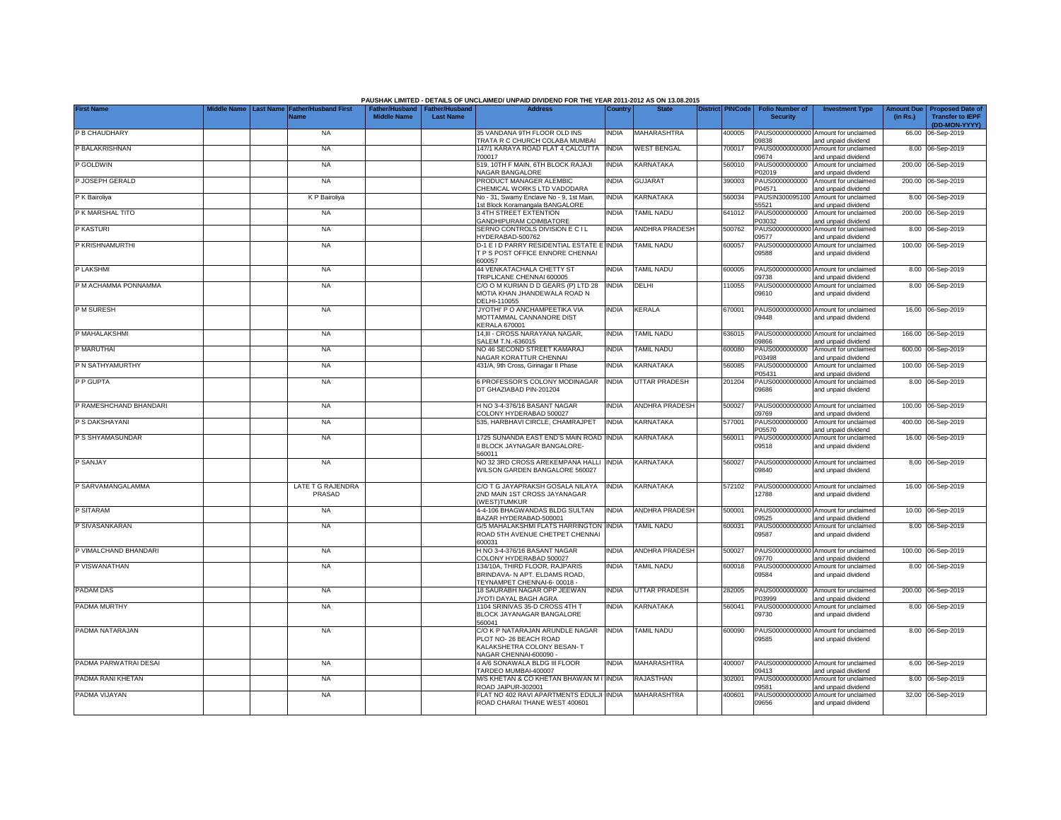PAUSHAK LIMITED - DETAILS OF UNCLAIMED/ UNPAID DIVIDEND FOR THE YEAR 2011-2012 AS ON 13.08.2015

| First Name | Middle Name | Last Name | Father/Husband First Name | Father/Husband Middle Name | Father/Husband Last Name | Address | Country | State | District | PINCode | Folio Number of Security | Investment Type | Amount Due (in Rs.) | Proposed Date of Transfer to IEPF (DD-MON-YYYY) |
|---|---|---|---|---|---|---|---|---|---|---|---|---|---|---|
| P B CHAUDHARY | | | NA | | | 35 VANDANA 9TH FLOOR OLD INS TRATA R C CHURCH COLABA MUMBAI | INDIA | MAHARASHTRA | | 400005 | PAUS00000000000 09838 | Amount for unclaimed and unpaid dividend | 66.00 | 06-Sep-2019 |
| P BALAKRISHNAN | | | NA | | | 147/1 KARAYA ROAD FLAT 4 CALCUTTA 700017 | INDIA | WEST BENGAL | | 700017 | PAUS00000000000 09674 | Amount for unclaimed and unpaid dividend | 8.00 | 06-Sep-2019 |
| P GOLDWIN | | | NA | | | 519, 10TH F MAIN, 6TH BLOCK RAJAJI NAGAR BANGALORE | INDIA | KARNATAKA | | 560010 | PAUS0000000000 P02019 | Amount for unclaimed and unpaid dividend | 200.00 | 06-Sep-2019 |
| P JOSEPH GERALD | | | NA | | | PRODUCT MANAGER ALEMBIC CHEMICAL WORKS LTD VADODARA | INDIA | GUJARAT | | 390003 | PAUS0000000000 P04571 | Amount for unclaimed and unpaid dividend | 200.00 | 06-Sep-2019 |
| P K Bairoliya | | | K P Bairoliya | | | No - 31, Swamy Enclave No - 9, 1st Main, 1st Block Koramangala BANGALORE | INDIA | KARNATAKA | | 560034 | PAUSIN300095100 55521 | Amount for unclaimed and unpaid dividend | 8.00 | 06-Sep-2019 |
| P K MARSHAL TITO | | | NA | | | 3 4TH STREET EXTENTION GANDHIPURAM COIMBATORE | INDIA | TAMIL NADU | | 641012 | PAUS0000000000 P03032 | Amount for unclaimed and unpaid dividend | 200.00 | 06-Sep-2019 |
| P KASTURI | | | NA | | | SERNO CONTROLS DIVISION E C I L HYDERABAD-500762 | INDIA | ANDHRA PRADESH | | 500762 | PAUS00000000000 09577 | Amount for unclaimed and unpaid dividend | 8.00 | 06-Sep-2019 |
| P KRISHNAMURTHI | | | NA | | | D-1 E I D PARRY RESIDENTIAL ESTATE E T P S POST OFFICE ENNORE CHENNAI 600057 | INDIA | TAMIL NADU | | 600057 | PAUS00000000000 09588 | Amount for unclaimed and unpaid dividend | 100.00 | 06-Sep-2019 |
| P LAKSHMI | | | NA | | | 44 VENKATACHALA CHETTY ST TRIPLICANE CHENNAI 600005 | INDIA | TAMIL NADU | | 600005 | PAUS00000000000 09738 | Amount for unclaimed and unpaid dividend | 8.00 | 06-Sep-2019 |
| P M ACHAMMA PONNAMMA | | | NA | | | C/O O M KURIAN D D GEARS (P) LTD 28 MOTIA KHAN JHANDEWALA ROAD N DELHI-110055 | INDIA | DELHI | | 110055 | PAUS00000000000 09610 | Amount for unclaimed and unpaid dividend | 8.00 | 06-Sep-2019 |
| P M SURESH | | | NA | | | 'JYOTHI' P O ANCHAMPEETIKA VIA MOTTAMMAL CANNANORE DIST KERALA 670001 | INDIA | KERALA | | 670001 | PAUS00000000000 09448 | Amount for unclaimed and unpaid dividend | 16.00 | 06-Sep-2019 |
| P MAHALAKSHMI | | | NA | | | 14,III - CROSS NARAYANA NAGAR, SALEM T.N.-636015 | INDIA | TAMIL NADU | | 636015 | PAUS00000000000 09866 | Amount for unclaimed and unpaid dividend | 166.00 | 06-Sep-2019 |
| P MARUTHAI | | | NA | | | NO 46 SECOND STREET KAMARAJ NAGAR KORATTUR CHENNAI | INDIA | TAMIL NADU | | 600080 | PAUS0000000000 P03498 | Amount for unclaimed and unpaid dividend | 600.00 | 06-Sep-2019 |
| P N SATHYAMURTHY | | | NA | | | 431/A, 9th Cross, Girinagar II Phase | INDIA | KARNATAKA | | 560085 | PAUS0000000000 P05431 | Amount for unclaimed and unpaid dividend | 100.00 | 06-Sep-2019 |
| P P GUPTA | | | NA | | | 6 PROFESSOR'S COLONY MODINAGAR DT GHAZIABAD PIN-201204 | INDIA | UTTAR PRADESH | | 201204 | PAUS00000000000 09686 | Amount for unclaimed and unpaid dividend | 8.00 | 06-Sep-2019 |
| P RAMESHCHAND BHANDARI | | | NA | | | H NO 3-4-376/16 BASANT NAGAR COLONY HYDERABAD 500027 | INDIA | ANDHRA PRADESH | | 500027 | PAUS00000000000 09769 | Amount for unclaimed and unpaid dividend | 100.00 | 06-Sep-2019 |
| P S DAKSHAYANI | | | NA | | | 535, HARBHAVI CIRCLE, CHAMRAJPET | INDIA | KARNATAKA | | 577001 | PAUS0000000000 P05570 | Amount for unclaimed and unpaid dividend | 400.00 | 06-Sep-2019 |
| P S SHYAMASUNDAR | | | NA | | | 1725 SUNANDA EAST END'S MAIN ROAD II BLOCK JAYNAGAR BANGALORE-560011 | INDIA | KARNATAKA | | 560011 | PAUS00000000000 09518 | Amount for unclaimed and unpaid dividend | 16.00 | 06-Sep-2019 |
| P SANJAY | | | NA | | | NO 32 3RD CROSS AREKEMPANA HALLI WILSON GARDEN BANGALORE 560027 | INDIA | KARNATAKA | | 560027 | PAUS00000000000 09840 | Amount for unclaimed and unpaid dividend | 8.00 | 06-Sep-2019 |
| P SARVAMANGALAMMA | | | LATE T G RAJENDRA PRASAD | | | C/O T G JAYAPRAKSH GOSALA NILAYA 2ND MAIN 1ST CROSS JAYANAGAR (WEST)TUMKUR | INDIA | KARNATAKA | | 572102 | PAUS00000000000 12788 | Amount for unclaimed and unpaid dividend | 16.00 | 06-Sep-2019 |
| P SITARAM | | | NA | | | 4-4-106 BHAGWANDAS BLDG SULTAN BAZAR HYDERABAD-500001 | INDIA | ANDHRA PRADESH | | 500001 | PAUS00000000000 09525 | Amount for unclaimed and unpaid dividend | 10.00 | 06-Sep-2019 |
| P SIVASANKARAN | | | NA | | | G/5 MAHALAKSHMI FLATS HARRINGTON ROAD 5TH AVENUE CHETPET CHENNAI 600031 | INDIA | TAMIL NADU | | 600031 | PAUS00000000000 09587 | Amount for unclaimed and unpaid dividend | 8.00 | 06-Sep-2019 |
| P VIMALCHAND BHANDARI | | | NA | | | H NO 3-4-376/16 BASANT NAGAR COLONY HYDERABAD 500027 | INDIA | ANDHRA PRADESH | | 500027 | PAUS00000000000 09770 | Amount for unclaimed and unpaid dividend | 100.00 | 06-Sep-2019 |
| P VISWANATHAN | | | NA | | | 134/10A, THIRD FLOOR, RAJPARIS BRINDAVA- N APT. ELDAMS ROAD, TEYNAMPET CHENNAI-6- 00018 - | INDIA | TAMIL NADU | | 600018 | PAUS00000000000 09584 | Amount for unclaimed and unpaid dividend | 8.00 | 06-Sep-2019 |
| PADAM DAS | | | NA | | | 18 SAURABH NAGAR OPP JEEWAN JYOTI DAYAL BAGH AGRA | INDIA | UTTAR PRADESH | | 282005 | PAUS0000000000 P03999 | Amount for unclaimed and unpaid dividend | 200.00 | 06-Sep-2019 |
| PADMA MURTHY | | | NA | | | 1104 SRINIVAS 35-D CROSS 4TH T BLOCK JAYANAGAR BANGALORE 560041 | INDIA | KARNATAKA | | 560041 | PAUS00000000000 09730 | Amount for unclaimed and unpaid dividend | 8.00 | 06-Sep-2019 |
| PADMA NATARAJAN | | | NA | | | C/O K P NATARAJAN ARUNDLE NAGAR PLOT NO- 26 BEACH ROAD KALAKSHETRA COLONY BESAN- T NAGAR CHENNAI-600090 - | INDIA | TAMIL NADU | | 600090 | PAUS00000000000 09585 | Amount for unclaimed and unpaid dividend | 8.00 | 06-Sep-2019 |
| PADMA PARWATRAI DESAI | | | NA | | | 4 A/6 SONAWALA BLDG III FLOOR TARDEO MUMBAI-400007 | INDIA | MAHARASHTRA | | 400007 | PAUS00000000000 09413 | Amount for unclaimed and unpaid dividend | 6.00 | 06-Sep-2019 |
| PADMA RANI KHETAN | | | NA | | | M/S KHETAN & CO KHETAN BHAWAN M I ROAD JAIPUR-302001 | INDIA | RAJASTHAN | | 302001 | PAUS00000000000 09581 | Amount for unclaimed and unpaid dividend | 8.00 | 06-Sep-2019 |
| PADMA VIJAYAN | | | NA | | | FLAT NO 402 RAVI APARTMENTS EDULJI ROAD CHARAI THANE WEST 400601 | INDIA | MAHARASHTRA | | 400601 | PAUS00000000000 09656 | Amount for unclaimed and unpaid dividend | 32.00 | 06-Sep-2019 |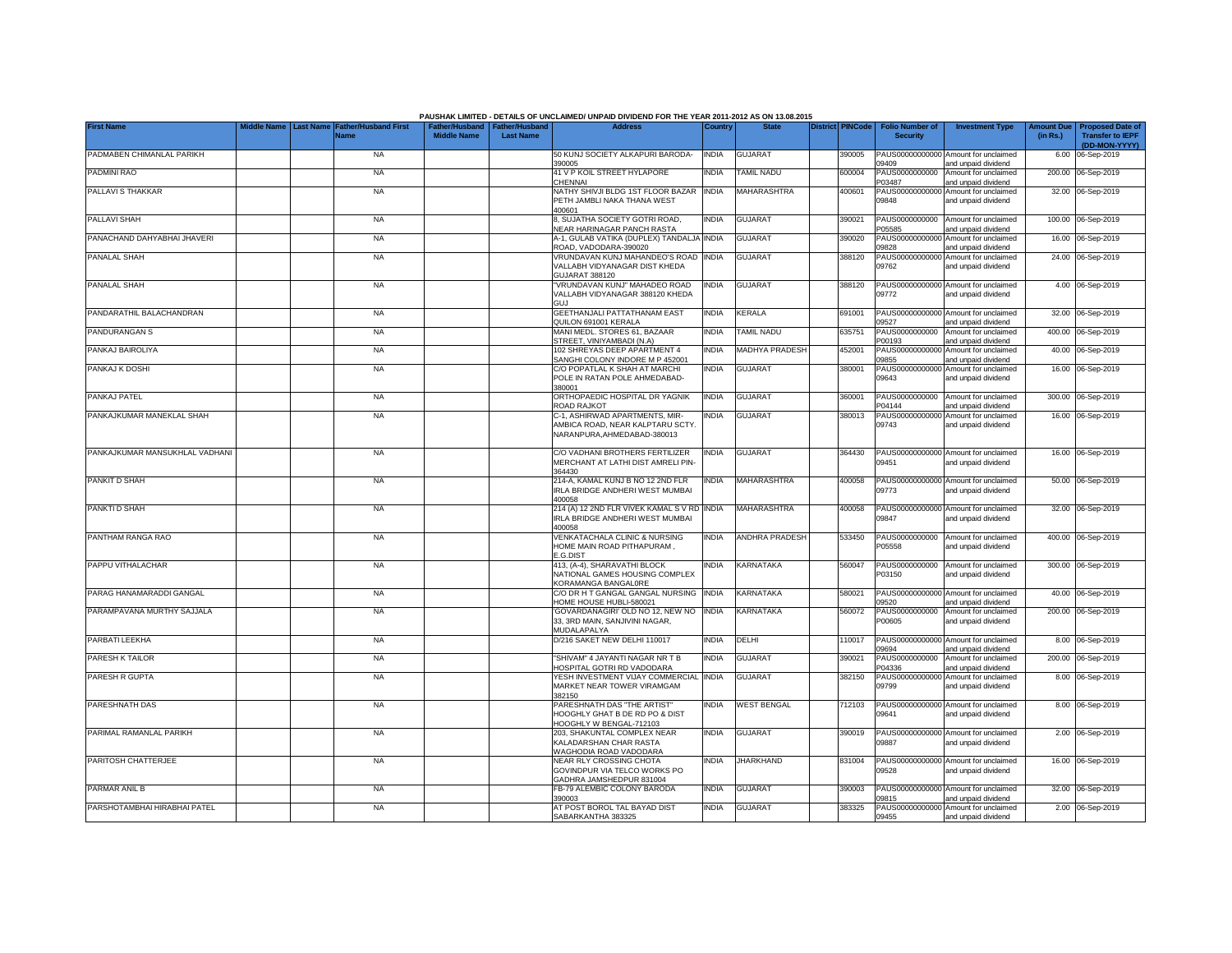**PAUSHAK LIMITED - DETAILS OF UNCLAIMED/ UNPAID DIVIDEND FOR THE YEAR 2011-2012 AS ON 13.08.2015**

| First Name | Middle Name | Last Name | Father/Husband First Name | Father/Husband Middle Name | Father/Husband Last Name | Address | Country | State | District | PINCode | Folio Number of Security | Investment Type | Amount Due (in Rs.) | Proposed Date of Transfer to IEPF (DD-MON-YYYY) |
|---|---|---|---|---|---|---|---|---|---|---|---|---|---|---|
| PADMABEN CHIMANLAL PARIKH | | | NA | | | 50 KUNJ SOCIETY ALKAPURI BARODA-390005 | INDIA | GUJARAT | | 390005 | PAUS00000000000 09409 | Amount for unclaimed and unpaid dividend | 6.00 | 06-Sep-2019 |
| PADMINI RAO | | | NA | | | 41 V P KOIL STREET HYLAPORE CHENNAI | INDIA | TAMIL NADU | | 600004 | PAUS0000000000 P03487 | Amount for unclaimed and unpaid dividend | 200.00 | 06-Sep-2019 |
| PALLAVI S THAKKAR | | | NA | | | NATHY SHIVJI BLDG 1ST FLOOR BAZAR PETH JAMBLI NAKA THANA WEST 400601 | INDIA | MAHARASHTRA | | 400601 | PAUS00000000000 09848 | Amount for unclaimed and unpaid dividend | 32.00 | 06-Sep-2019 |
| PALLAVI SHAH | | | NA | | | 8, SUJATHA SOCIETY GOTRI ROAD, NEAR HARINAGAR PANCH RASTA | INDIA | GUJARAT | | 390021 | PAUS0000000000 P05585 | Amount for unclaimed and unpaid dividend | 100.00 | 06-Sep-2019 |
| PANACHAND DAHYABHAI JHAVERI | | | NA | | | A-1, GULAB VATIKA (DUPLEX) TANDALJA ROAD, VADODARA-390020 | INDIA | GUJARAT | | 390020 | PAUS00000000000 09828 | Amount for unclaimed and unpaid dividend | 16.00 | 06-Sep-2019 |
| PANALAL SHAH | | | NA | | | VRUNDAVAN KUNJ MAHANDEO'S ROAD VALLABH VIDYANAGAR DIST KHEDA GUJARAT 388120 | INDIA | GUJARAT | | 388120 | PAUS00000000000 09762 | Amount for unclaimed and unpaid dividend | 24.00 | 06-Sep-2019 |
| PANALAL SHAH | | | NA | | | "VRUNDAVAN KUNJ" MAHADEO ROAD VALLABH VIDYANAGAR 388120 KHEDA GUJ | INDIA | GUJARAT | | 388120 | PAUS00000000000 09772 | Amount for unclaimed and unpaid dividend | 4.00 | 06-Sep-2019 |
| PANDARATHIL BALACHANDRAN | | | NA | | | GEETHANJALI PATTATHANAM EAST QUILON 691001 KERALA | INDIA | KERALA | | 691001 | PAUS00000000000 09527 | Amount for unclaimed and unpaid dividend | 32.00 | 06-Sep-2019 |
| PANDURANGAN S | | | NA | | | MANI MEDL. STORES 61, BAZAAR STREET, VINIYAMBADI (N.A) | INDIA | TAMIL NADU | | 635751 | PAUS0000000000 P00193 | Amount for unclaimed and unpaid dividend | 400.00 | 06-Sep-2019 |
| PANKAJ BAIROLIYA | | | NA | | | 102 SHREYAS DEEP APARTMENT 4 SANGHI COLONY INDORE M P 452001 | INDIA | MADHYA PRADESH | | 452001 | PAUS00000000000 09855 | Amount for unclaimed and unpaid dividend | 40.00 | 06-Sep-2019 |
| PANKAJ K DOSHI | | | NA | | | C/O POPATLAL K SHAH AT MARCHI POLE IN RATAN POLE AHMEDABAD-380001 | INDIA | GUJARAT | | 380001 | PAUS00000000000 09643 | Amount for unclaimed and unpaid dividend | 16.00 | 06-Sep-2019 |
| PANKAJ PATEL | | | NA | | | ORTHOPAEDIC HOSPITAL DR YAGNIK ROAD RAJKOT | INDIA | GUJARAT | | 360001 | PAUS0000000000 P04144 | Amount for unclaimed and unpaid dividend | 300.00 | 06-Sep-2019 |
| PANKAJKUMAR MANEKLAL SHAH | | | NA | | | C-1, ASHIRWAD APARTMENTS, MIR-AMBICA ROAD, NEAR KALPTARU SCTY. NARANPURA,AHMEDABAD-380013 | INDIA | GUJARAT | | 380013 | PAUS00000000000 09743 | Amount for unclaimed and unpaid dividend | 16.00 | 06-Sep-2019 |
| PANKAJKUMAR MANSUKHLAL VADHANI | | | NA | | | C/O VADHANI BROTHERS FERTILIZER MERCHANT AT LATHI DIST AMRELI PIN-364430 | INDIA | GUJARAT | | 364430 | PAUS00000000000 09451 | Amount for unclaimed and unpaid dividend | 16.00 | 06-Sep-2019 |
| PANKIT D SHAH | | | NA | | | 214-A, KAMAL KUNJ B NO 12 2ND FLR IRLA BRIDGE ANDHERI WEST MUMBAI 400058 | INDIA | MAHARASHTRA | | 400058 | PAUS00000000000 09773 | Amount for unclaimed and unpaid dividend | 50.00 | 06-Sep-2019 |
| PANKTI D SHAH | | | NA | | | 214 (A) 12 2ND FLR VIVEK KAMAL S V RD IRLA BRIDGE ANDHERI WEST MUMBAI 400058 | INDIA | MAHARASHTRA | | 400058 | PAUS00000000000 09847 | Amount for unclaimed and unpaid dividend | 32.00 | 06-Sep-2019 |
| PANTHAM RANGA RAO | | | NA | | | VENKATACHALA CLINIC & NURSING HOME MAIN ROAD PITHAPURAM , E.G.DIST | INDIA | ANDHRA PRADESH | | 533450 | PAUS0000000000 P05558 | Amount for unclaimed and unpaid dividend | 400.00 | 06-Sep-2019 |
| PAPPU VITHALACHAR | | | NA | | | 413, (A-4), SHARAVATHI BLOCK NATIONAL GAMES HOUSING COMPLEX KORAMANGA BANGAL0RE | INDIA | KARNATAKA | | 560047 | PAUS0000000000 P03150 | Amount for unclaimed and unpaid dividend | 300.00 | 06-Sep-2019 |
| PARAG HANAMARADDI GANGAL | | | NA | | | C/O DR H T GANGAL GANGAL NURSING HOME HOUSE HUBLI-580021 | INDIA | KARNATAKA | | 580021 | PAUS00000000000 09520 | Amount for unclaimed and unpaid dividend | 40.00 | 06-Sep-2019 |
| PARAMPAVANA MURTHY SAJJALA | | | NA | | | 'GOVARDANAGIRI' OLD NO 12, NEW NO 33, 3RD MAIN, SANJIVINI NAGAR, MUDALAPALYA | INDIA | KARNATAKA | | 560072 | PAUS0000000000 P00605 | Amount for unclaimed and unpaid dividend | 200.00 | 06-Sep-2019 |
| PARBATI LEEKHA | | | NA | | | D/216 SAKET NEW DELHI 110017 | INDIA | DELHI | | 110017 | PAUS00000000000 09694 | Amount for unclaimed and unpaid dividend | 8.00 | 06-Sep-2019 |
| PARESH K TAILOR | | | NA | | | "SHIVAM" 4 JAYANTI NAGAR NR T B HOSPITAL GOTRI RD VADODARA | INDIA | GUJARAT | | 390021 | PAUS0000000000 P04336 | Amount for unclaimed and unpaid dividend | 200.00 | 06-Sep-2019 |
| PARESH R GUPTA | | | NA | | | YESH INVESTMENT VIJAY COMMERCIAL MARKET NEAR TOWER VIRAMGAM 382150 | INDIA | GUJARAT | | 382150 | PAUS00000000000 09799 | Amount for unclaimed and unpaid dividend | 8.00 | 06-Sep-2019 |
| PARESHNATH DAS | | | NA | | | PARESHNATH DAS "THE ARTIST" HOOGHLY GHAT B DE RD PO & DIST HOOGHLY W BENGAL-712103 | INDIA | WEST BENGAL | | 712103 | PAUS00000000000 09641 | Amount for unclaimed and unpaid dividend | 8.00 | 06-Sep-2019 |
| PARIMAL RAMANLAL PARIKH | | | NA | | | 203, SHAKUNTAL COMPLEX NEAR KALADARSHAN CHAR RASTA WAGHODIA ROAD VADODARA | INDIA | GUJARAT | | 390019 | PAUS00000000000 09887 | Amount for unclaimed and unpaid dividend | 2.00 | 06-Sep-2019 |
| PARITOSH CHATTERJEE | | | NA | | | NEAR RLY CROSSING CHOTA GOVINDPUR VIA TELCO WORKS PO GADHRA JAMSHEDPUR 831004 | INDIA | JHARKHAND | | 831004 | PAUS00000000000 09528 | Amount for unclaimed and unpaid dividend | 16.00 | 06-Sep-2019 |
| PARMAR ANIL B | | | NA | | | FB-79 ALEMBIC COLONY BARODA 390003 | INDIA | GUJARAT | | 390003 | PAUS00000000000 09815 | Amount for unclaimed and unpaid dividend | 32.00 | 06-Sep-2019 |
| PARSHOTAMBHAI HIRABHAI PATEL | | | NA | | | AT POST BOROL TAL BAYAD DIST SABARKANTHA 383325 | INDIA | GUJARAT | | 383325 | PAUS00000000000 09455 | Amount for unclaimed and unpaid dividend | 2.00 | 06-Sep-2019 |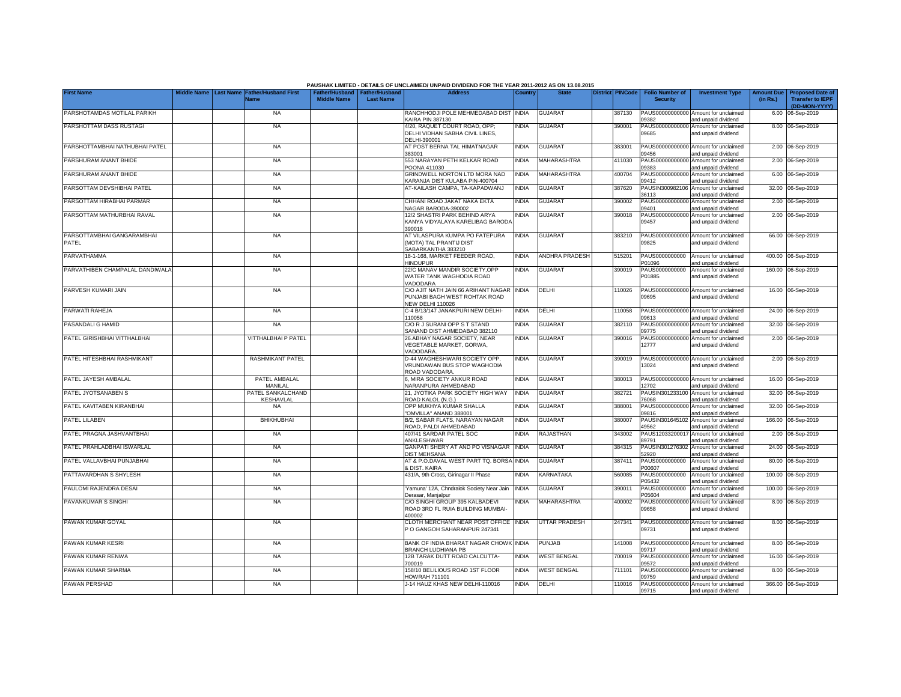PAUSHAK LIMITED - DETAILS OF UNCLAIMED/ UNPAID DIVIDEND FOR THE YEAR 2011-2012 AS ON 13.08.2015

| First Name | Middle Name | Last Name | Father/Husband First Name | Father/Husband Middle Name | Father/Husband Last Name | Address | Country | State | District | PINCode | Folio Number of Security | Investment Type | Amount Due (in Rs.) | Proposed Date of Transfer to IEPF (DD-MON-YYYY) |
|---|---|---|---|---|---|---|---|---|---|---|---|---|---|---|
| PARSHOTAMDAS MOTILAL PARIKH | | | NA | | | RANCHHODJI POLE MEHMEDABAD DIST KAIRA PIN 387130 | INDIA | GUJARAT | | 387130 | PAUS00000000000 09382 | Amount for unclaimed and unpaid dividend | 6.00 | 06-Sep-2019 |
| PARSHOTTAM DASS RUSTAGI | | | NA | | | 4/20, RAQUET COURT ROAD, OPP; DELHI VIDHAN SABHA CIVIL LINES, DELHI-390001 | INDIA | GUJARAT | | 390001 | PAUS00000000000 09685 | Amount for unclaimed and unpaid dividend | 8.00 | 06-Sep-2019 |
| PARSHOTTAMBHAI NATHUBHAI PATEL | | | NA | | | AT POST BERNA TAL HIMATNAGAR 383001 | INDIA | GUJARAT | | 383001 | PAUS00000000000 09456 | Amount for unclaimed and unpaid dividend | 2.00 | 06-Sep-2019 |
| PARSHURAM ANANT BHIDE | | | NA | | | 553 NARAYAN PETH KELKAR ROAD POONA 411030 | INDIA | MAHARASHTRA | | 411030 | PAUS00000000000 09383 | Amount for unclaimed and unpaid dividend | 2.00 | 06-Sep-2019 |
| PARSHURAM ANANT BHIDE | | | NA | | | GRINDWELL NORTON LTD MORA NAD KARANJA DIST KULABA PIN-400704 | INDIA | MAHARASHTRA | | 400704 | PAUS00000000000 09412 | Amount for unclaimed and unpaid dividend | 6.00 | 06-Sep-2019 |
| PARSOTTAM DEVSHIBHAI PATEL | | | NA | | | AT-KAILASH CAMPA, TA-KAPADWANJ | INDIA | GUJARAT | | 387620 | PAUSIN300982106 36113 | Amount for unclaimed and unpaid dividend | 32.00 | 06-Sep-2019 |
| PARSOTTAM HIRABHAI PARMAR | | | NA | | | CHHANI ROAD JAKAT NAKA EKTA NAGAR BARODA-390002 | INDIA | GUJARAT | | 390002 | PAUS00000000000 09401 | Amount for unclaimed and unpaid dividend | 2.00 | 06-Sep-2019 |
| PARSOTTAM MATHURBHAI RAVAL | | | NA | | | 12/2 SHASTRI PARK BEHIND ARYA KANYA VIDYALAYA KARELIBAG BARODA 390018 | INDIA | GUJARAT | | 390018 | PAUS00000000000 09457 | Amount for unclaimed and unpaid dividend | 2.00 | 06-Sep-2019 |
| PARSOTTAMBHAI GANGARAMBHAI PATEL | | | NA | | | AT VILASPURA KUMPA PO FATEPURA (MOTA) TAL PRANTIJ DIST SABARKANTHA 383210 | INDIA | GUJARAT | | 383210 | PAUS00000000000 09825 | Amount for unclaimed and unpaid dividend | 66.00 | 06-Sep-2019 |
| PARVATHAMMA | | | NA | | | 18-1-168, MARKET FEEDER ROAD, HINDUPUR | INDIA | ANDHRA PRADESH | | 515201 | PAUS0000000000 P01096 | Amount for unclaimed and unpaid dividend | 400.00 | 06-Sep-2019 |
| PARVATHIBEN CHAMPALAL DANDIWALA | | | NA | | | 22/C MANAV MANDIR SOCIETY,OPP WATER TANK WAGHODIA ROAD VADODARA | INDIA | GUJARAT | | 390019 | PAUS0000000000 P01885 | Amount for unclaimed and unpaid dividend | 160.00 | 06-Sep-2019 |
| PARVESH KUMARI JAIN | | | NA | | | C/O AJIT NATH JAIN 66 ARIHANT NAGAR PUNJABI BAGH WEST ROHTAK ROAD NEW DELHI 110026 | INDIA | DELHI | | 110026 | PAUS00000000000 09695 | Amount for unclaimed and unpaid dividend | 16.00 | 06-Sep-2019 |
| PARWATI RAHEJA | | | NA | | | C-4 B/13/147 JANAKPURI NEW DELHI-110058 | INDIA | DELHI | | 110058 | PAUS00000000000 09613 | Amount for unclaimed and unpaid dividend | 24.00 | 06-Sep-2019 |
| PASANDALI G HAMID | | | NA | | | C/O R J SURANI OPP S T STAND SANAND DIST AHMEDABAD 382110 | INDIA | GUJARAT | | 382110 | PAUS00000000000 09775 | Amount for unclaimed and unpaid dividend | 32.00 | 06-Sep-2019 |
| PATEL GIRISHBHAI VITTHALBHAI | | | VITTHALBHAI P PATEL | | | 26,ABHAY NAGAR SOCIETY, NEAR VEGETABLE MARKET, GORWA, VADODARA. | INDIA | GUJARAT | | 390016 | PAUS00000000000 12777 | Amount for unclaimed and unpaid dividend | 2.00 | 06-Sep-2019 |
| PATEL HITESHBHAI RASHMIKANT | | | RASHMIKANT PATEL | | | D-44 WAGHESHWARI SOCIETY OPP. VRUNDAWAN BUS STOP WAGHODIA ROAD VADODARA. | INDIA | GUJARAT | | 390019 | PAUS00000000000 13024 | Amount for unclaimed and unpaid dividend | 2.00 | 06-Sep-2019 |
| PATEL JAYESH AMBALAL | | | PATEL AMBALAL MANILAL | | | 6, MIRA SOCIETY ANKUR ROAD NARANPURA AHMEDABAD | INDIA | GUJARAT | | 380013 | PAUS00000000000 12702 | Amount for unclaimed and unpaid dividend | 16.00 | 06-Sep-2019 |
| PATEL JYOTSANABEN S | | | PATEL SANKALCHAND KESHAVLAL | | | 21, JYOTIKA PARK SOCIETY HIGH WAY ROAD KALOL (N.G.) | INDIA | GUJARAT | | 382721 | PAUSIN301233100 76068 | Amount for unclaimed and unpaid dividend | 32.00 | 06-Sep-2019 |
| PATEL KAVITABEN KIRANBHAI | | | NA | | | OPP MUKHYA KUMAR SHALLA "OMVILLA" ANAND 388001 | INDIA | GUJARAT | | 388001 | PAUS00000000000 09816 | Amount for unclaimed and unpaid dividend | 32.00 | 06-Sep-2019 |
| PATEL LILABEN | | | BHIKHUBHAI | | | B/2, SABAR FLATS, NARAYAN NAGAR ROAD, PALDI AHMEDABAD | INDIA | GUJARAT | | 380007 | PAUSIN301645102 49562 | Amount for unclaimed and unpaid dividend | 166.00 | 06-Sep-2019 |
| PATEL PRAGNA JASHVANTBHAI | | | NA | | | 407/41 SARDAR PATEL SOC ANKLESHWAR | INDIA | RAJASTHAN | | 343002 | PAUS12033200017 89791 | Amount for unclaimed and unpaid dividend | 2.00 | 06-Sep-2019 |
| PATEL PRAHLADBHAI ISWARLAL | | | NA | | | GANPATI SHERY AT AND PO VISNAGAR DIST MEHSANA | INDIA | GUJARAT | | 384315 | PAUSIN301276302 52920 | Amount for unclaimed and unpaid dividend | 24.00 | 06-Sep-2019 |
| PATEL VALLAVBHAI PUNJABHAI | | | NA | | | AT & P.O.DAVAL WEST PART TQ. BORSA & DIST. KAIRA | INDIA | GUJARAT | | 387411 | PAUS0000000000 P00607 | Amount for unclaimed and unpaid dividend | 80.00 | 06-Sep-2019 |
| PATTAVARDHAN S SHYLESH | | | NA | | | 431/A, 9th Cross, Girinagar II Phase | INDIA | KARNATAKA | | 560085 | PAUS0000000000 P05432 | Amount for unclaimed and unpaid dividend | 100.00 | 06-Sep-2019 |
| PAULOMI RAJENDRA DESAI | | | NA | | | 'Yamuna' 12A, Chndralok Society Near Jain Derasar, Manjalpur | INDIA | GUJARAT | | 390011 | PAUS0000000000 P05604 | Amount for unclaimed and unpaid dividend | 100.00 | 06-Sep-2019 |
| PAVANKUMAR S SINGHI | | | NA | | | C/O SINGHI GROUP 395 KALBADEVI ROAD 3RD FL RUIA BUILDING MUMBAI-400002 | INDIA | MAHARASHTRA | | 400002 | PAUS00000000000 09658 | Amount for unclaimed and unpaid dividend | 8.00 | 06-Sep-2019 |
| PAWAN KUMAR GOYAL | | | NA | | | CLOTH MERCHANT NEAR POST OFFICE P O GANGOH SAHARANPUR 247341 | INDIA | UTTAR PRADESH | | 247341 | PAUS00000000000 09731 | Amount for unclaimed and unpaid dividend | 8.00 | 06-Sep-2019 |
| PAWAN KUMAR KESRI | | | NA | | | BANK OF INDIA BHARAT NAGAR CHOWK BRANCH LUDHIANA PB | INDIA | PUNJAB | | 141008 | PAUS00000000000 09717 | Amount for unclaimed and unpaid dividend | 8.00 | 06-Sep-2019 |
| PAWAN KUMAR RENWA | | | NA | | | 12B TARAK DUTT ROAD CALCUTTA-700019 | INDIA | WEST BENGAL | | 700019 | PAUS00000000000 09572 | Amount for unclaimed and unpaid dividend | 16.00 | 06-Sep-2019 |
| PAWAN KUMAR SHARMA | | | NA | | | 158/10 BELILIOUS ROAD 1ST FLOOR HOWRAH 711101 | INDIA | WEST BENGAL | | 711101 | PAUS00000000000 09759 | Amount for unclaimed and unpaid dividend | 8.00 | 06-Sep-2019 |
| PAWAN PERSHAD | | | NA | | | J-14 HAUZ KHAS NEW DELHI-110016 | INDIA | DELHI | | 110016 | PAUS00000000000 09715 | Amount for unclaimed and unpaid dividend | 366.00 | 06-Sep-2019 |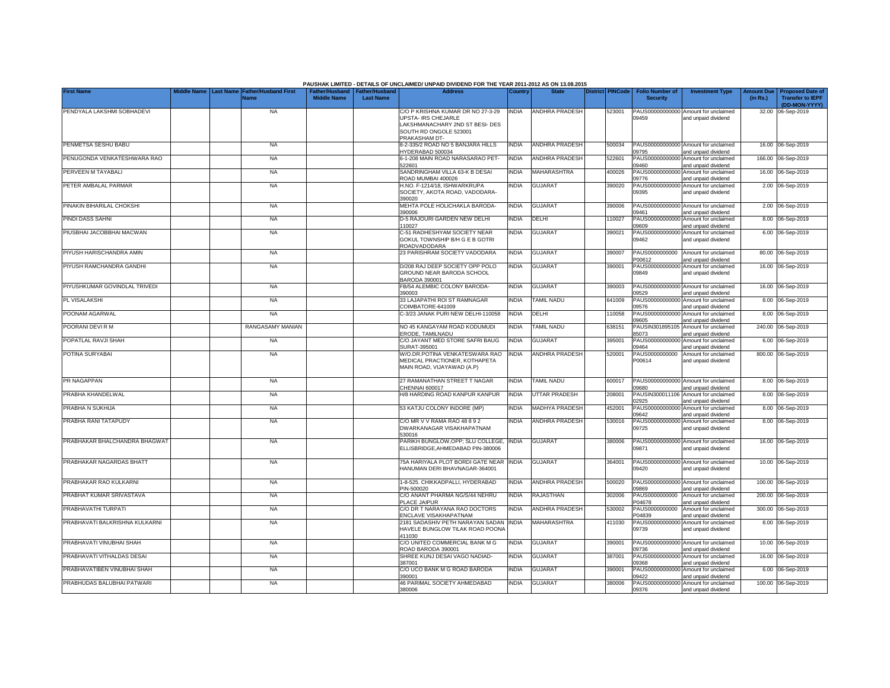PAUSHAK LIMITED - DETAILS OF UNCLAIMED/ UNPAID DIVIDEND FOR THE YEAR 2011-2012 AS ON 13.08.2015

| First Name | Middle Name | Last Name | Father/Husband First Name | Father/Husband Middle Name | Father/Husband Last Name | Address | Country | State | District | PINCode | Folio Number of Security | Investment Type | Amount Due (in Rs.) | Proposed Date of Transfer to IEPF (DD-MON-YYYY) |
|---|---|---|---|---|---|---|---|---|---|---|---|---|---|---|
| PENDYALA LAKSHMI SOBHADEVI | | | NA | | | C/O P KRISHNA KUMAR DR NO 27-3-29 UPSTA- IRS CHEJARLE LAKSHMANACHARY 2ND ST BESI- DES SOUTH RD ONGOLE 523001 PRAKASHAM DT- | INDIA | ANDHRA PRADESH | | 523001 | PAUS00000000000 09459 | Amount for unclaimed and unpaid dividend | 32.00 | 06-Sep-2019 |
| PENMETSA SESHU BABU | | | NA | | | 8-2-335/2 ROAD NO 5 BANJARA HILLS HYDERABAD 500034 | INDIA | ANDHRA PRADESH | | 500034 | PAUS00000000000 09795 | Amount for unclaimed and unpaid dividend | 16.00 | 06-Sep-2019 |
| PENUGONDA VENKATESHWARA RAO | | | NA | | | 6-1-208 MAIN ROAD NARASARAO PET-522601 | INDIA | ANDHRA PRADESH | | 522601 | PAUS00000000000 09460 | Amount for unclaimed and unpaid dividend | 166.00 | 06-Sep-2019 |
| PERVEEN M TAYABALI | | | NA | | | SANDRINGHAM VILLA 63-K B DESAI ROAD MUMBAI 400026 | INDIA | MAHARASHTRA | | 400026 | PAUS00000000000 09776 | Amount for unclaimed and unpaid dividend | 16.00 | 06-Sep-2019 |
| PETER AMBALAL PARMAR | | | NA | | | H.NO. F-1214/18, ISHWARKRUPA SOCIETY, AKOTA ROAD, VADODARA-390020 | INDIA | GUJARAT | | 390020 | PAUS00000000000 09395 | Amount for unclaimed and unpaid dividend | 2.00 | 06-Sep-2019 |
| PINAKIN BIHARILAL CHOKSHI | | | NA | | | MEHTA POLE HOLICHAKLA BARODA-390006 | INDIA | GUJARAT | | 390006 | PAUS00000000000 09461 | Amount for unclaimed and unpaid dividend | 2.00 | 06-Sep-2019 |
| PINDI DASS SAHNI | | | NA | | | D-5 RAJOURI GARDEN NEW DELHI 110027 | INDIA | DELHI | | 110027 | PAUS00000000000 09609 | Amount for unclaimed and unpaid dividend | 8.00 | 06-Sep-2019 |
| PIUSBHAI JACOBBHAI MACWAN | | | NA | | | C-51 RADHESHYAM SOCIETY NEAR GOKUL TOWNSHIP B/H G E B GOTRI ROADVADODARA | INDIA | GUJARAT | | 390021 | PAUS00000000000 09462 | Amount for unclaimed and unpaid dividend | 6.00 | 06-Sep-2019 |
| PIYUSH HARISCHANDRA AMIN | | | NA | | | 23 PARISHRAM SOCIETY VADODARA | INDIA | GUJARAT | | 390007 | PAUS0000000000 P00612 | Amount for unclaimed and unpaid dividend | 80.00 | 06-Sep-2019 |
| PIYUSH RAMCHANDRA GANDHI | | | NA | | | D/208 RAJ DEEP SOCIETY OPP POLO GROUND NEAR BARODA SCHOOL BARODA 390001 | INDIA | GUJARAT | | 390001 | PAUS00000000000 09849 | Amount for unclaimed and unpaid dividend | 16.00 | 06-Sep-2019 |
| PIYUSHKUMAR GOVINDLAL TRIVEDI | | | NA | | | FB/54 ALEMBIC COLONY BARODA-390003 | INDIA | GUJARAT | | 390003 | PAUS00000000000 09529 | Amount for unclaimed and unpaid dividend | 16.00 | 06-Sep-2019 |
| PL VISALAKSHI | | | NA | | | 33 LAJAPATHI ROI ST RAMNAGAR COIMBATORE-641009 | INDIA | TAMIL NADU | | 641009 | PAUS00000000000 09576 | Amount for unclaimed and unpaid dividend | 8.00 | 06-Sep-2019 |
| POONAM AGARWAL | | | NA | | | C-3/23 JANAK PURI NEW DELHI-110058 | INDIA | DELHI | | 110058 | PAUS00000000000 09605 | Amount for unclaimed and unpaid dividend | 8.00 | 06-Sep-2019 |
| POORANI DEVI R M | | | RANGASAMY MANIAN | | | NO 45 KANGAYAM ROAD KODUMUDI ERODE, TAMILNADU | INDIA | TAMIL NADU | | 638151 | PAUSIN301895105 85073 | Amount for unclaimed and unpaid dividend | 240.00 | 06-Sep-2019 |
| POPATLAL RAVJI SHAH | | | NA | | | C/O JAYANT MED STORE SAFRI BAUG SURAT-395001 | INDIA | GUJARAT | | 395001 | PAUS00000000000 09464 | Amount for unclaimed and unpaid dividend | 6.00 | 06-Sep-2019 |
| POTINA SURYABAI | | | NA | | | W/O.DR.POTINA VENKATESWARA RAO MEDICAL PRACTIONER, KOTHAPETA MAIN ROAD, VIJAYAWAD (A.P) | INDIA | ANDHRA PRADESH | | 520001 | PAUS0000000000 P00614 | Amount for unclaimed and unpaid dividend | 800.00 | 06-Sep-2019 |
| PR NAGAPPAN | | | NA | | | 27 RAMANATHAN STREET T NAGAR CHENNAI 600017 | INDIA | TAMIL NADU | | 600017 | PAUS00000000000 09680 | Amount for unclaimed and unpaid dividend | 8.00 | 06-Sep-2019 |
| PRABHA KHANDELWAL | | | NA | | | H/8 HARDING ROAD KANPUR KANPUR | INDIA | UTTAR PRADESH | | 208001 | PAUSIN300011106 02925 | Amount for unclaimed and unpaid dividend | 8.00 | 06-Sep-2019 |
| PRABHA N SUKHIJA | | | NA | | | 53 KATJU COLONY INDORE (MP) | INDIA | MADHYA PRADESH | | 452001 | PAUS00000000000 09642 | Amount for unclaimed and unpaid dividend | 8.00 | 06-Sep-2019 |
| PRABHA RANI TATAPUDY | | | NA | | | C/O MR V V RAMA RAO 48 8 9 2 DWARKANAGAR VISAKHAPATNAM 530016 | INDIA | ANDHRA PRADESH | | 530016 | PAUS00000000000 09725 | Amount for unclaimed and unpaid dividend | 8.00 | 06-Sep-2019 |
| PRABHAKAR BHALCHANDRA BHAGWAT | | | NA | | | PARIKH BUNGLOW,OPP; SLU COLLEGE, ELLISBRIDGE,AHMEDABAD PIN-380006 | INDIA | GUJARAT | | 380006 | PAUS00000000000 09871 | Amount for unclaimed and unpaid dividend | 16.00 | 06-Sep-2019 |
| PRABHAKAR NAGARDAS BHATT | | | NA | | | 75A HARIYALA PLOT BORDI GATE NEAR HANUMAN DERI BHAVNAGAR-364001 | INDIA | GUJARAT | | 364001 | PAUS00000000000 09420 | Amount for unclaimed and unpaid dividend | 10.00 | 06-Sep-2019 |
| PRABHAKAR RAO KULKARNI | | | NA | | | 1-8-525. CHIKKADPALLI, HYDERABAD PIN-500020 | INDIA | ANDHRA PRADESH | | 500020 | PAUS00000000000 09869 | Amount for unclaimed and unpaid dividend | 100.00 | 06-Sep-2019 |
| PRABHAT KUMAR SRIVASTAVA | | | NA | | | C/O ANANT PHARMA NG/S/44 NEHRU PLACE JAIPUR | INDIA | RAJASTHAN | | 302006 | PAUS0000000000 P04678 | Amount for unclaimed and unpaid dividend | 200.00 | 06-Sep-2019 |
| PRABHAVATHI TURPATI | | | NA | | | C/O DR T NARAYANA RAO DOCTORS ENCLAVE VISAKHAPATNAM | INDIA | ANDHRA PRADESH | | 530002 | PAUS0000000000 P04839 | Amount for unclaimed and unpaid dividend | 300.00 | 06-Sep-2019 |
| PRABHAVATI BALKRISHNA KULKARNI | | | NA | | | 2181 SADASHIV PETH NARAYAN SADAN HAVELE BUNGLOW TILAK ROAD POONA 411030 | INDIA | MAHARASHTRA | | 411030 | PAUS00000000000 09739 | Amount for unclaimed and unpaid dividend | 8.00 | 06-Sep-2019 |
| PRABHAVATI VINUBHAI SHAH | | | NA | | | C/O UNITED COMMERCIAL BANK M G ROAD BARODA 390001 | INDIA | GUJARAT | | 390001 | PAUS00000000000 09736 | Amount for unclaimed and unpaid dividend | 10.00 | 06-Sep-2019 |
| PRABHAVATI VITHALDAS DESAI | | | NA | | | SHREE KUNJ DESAI VAGO NADIAD-387001 | INDIA | GUJARAT | | 387001 | PAUS00000000000 09368 | Amount for unclaimed and unpaid dividend | 16.00 | 06-Sep-2019 |
| PRABHAVATIBEN VINUBHAI SHAH | | | NA | | | C/O UCO BANK M G ROAD BARODA 390001 | INDIA | GUJARAT | | 390001 | PAUS00000000000 09422 | Amount for unclaimed and unpaid dividend | 6.00 | 06-Sep-2019 |
| PRABHUDAS BALUBHAI PATWARI | | | NA | | | 46 PARIMAL SOCIETY AHMEDABAD 380006 | INDIA | GUJARAT | | 380006 | PAUS00000000000 09376 | Amount for unclaimed and unpaid dividend | 100.00 | 06-Sep-2019 |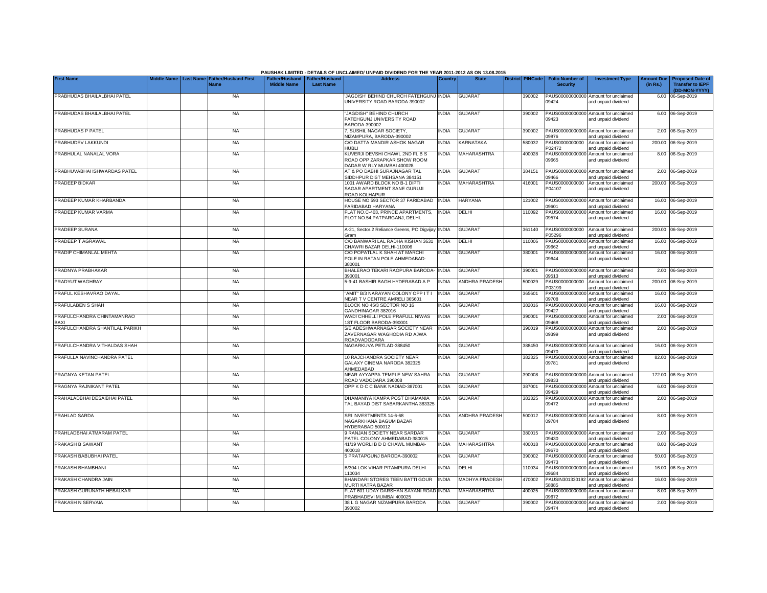PAUSHAK LIMITED - DETAILS OF UNCLAIMED/ UNPAID DIVIDEND FOR THE YEAR 2011-2012 AS ON 13.08.2015

| First Name | Middle Name | Last Name | Father/Husband First Name | Father/Husband Middle Name | Father/Husband Last Name | Address | Country | State | District | PINCode | Folio Number of Security | Investment Type | Amount Due (in Rs.) | Proposed Date of Transfer to IEPF (DD-MON-YYYY) |
|---|---|---|---|---|---|---|---|---|---|---|---|---|---|---|
| PRABHUDAS BHAILALBHAI PATEL | | | NA | | | 'JAGDISH' BEHIND CHURCH FATEHGUNJ UNIVERSITY ROAD BARODA-390002 | INDIA | GUJARAT | | 390002 | PAUS00000000000 09424 | Amount for unclaimed and unpaid dividend | 6.00 | 06-Sep-2019 |
| PRABHUDAS BHAILALBHAI PATEL | | | NA | | | "JAGDISH" BEHIND CHURCH FATEHGUNJ UNIVERSITY ROAD BARODA-390002 | INDIA | GUJARAT | | 390002 | PAUS00000000000 09423 | Amount for unclaimed and unpaid dividend | 6.00 | 06-Sep-2019 |
| PRABHUDAS P PATEL | | | NA | | | 7, SUSHIL NAGAR SOCIETY, NIZAMPURA, BARODA-390002 | INDIA | GUJARAT | | 390002 | PAUS00000000000 09876 | Amount for unclaimed and unpaid dividend | 2.00 | 06-Sep-2019 |
| PRABHUDEV LAKKUNDI | | | NA | | | C/O DATTA MANDIR ASHOK NAGAR HUBLI | INDIA | KARNATAKA | | 580032 | PAUS0000000000 P02472 | Amount for unclaimed and unpaid dividend | 200.00 | 06-Sep-2019 |
| PRABHULAL NANALAL VORA | | | NA | | | KUVERJI DEVSHI CHAWL 2ND FL B S ROAD OPP ZARAPKAR SHOW ROOM DADAR W RLY MUMBAI 400028 | INDIA | MAHARASHTRA | | 400028 | PAUS00000000000 09665 | Amount for unclaimed and unpaid dividend | 8.00 | 06-Sep-2019 |
| PRABHUVABHAI ISHWARDAS PATEL | | | NA | | | AT & PO DABHI SURAJNAGAR TAL SIDDHPUR DIST MEHSANA 384151 | INDIA | GUJARAT | | 384151 | PAUS00000000000 09466 | Amount for unclaimed and unpaid dividend | 2.00 | 06-Sep-2019 |
| PRADEEP BIDKAR | | | NA | | | 1001 AWARD BLOCK NO B-1 DIPTI SAGAR APARTMENT SANE GURUJI ROAD KOLHAPUR | INDIA | MAHARASHTRA | | 416001 | PAUS0000000000 P04107 | Amount for unclaimed and unpaid dividend | 200.00 | 06-Sep-2019 |
| PRADEEP KUMAR KHARBANDA | | | NA | | | HOUSE NO 593 SECTOR 37 FARIDABAD FARIDABAD HARYANA | INDIA | HARYANA | | 121002 | PAUS00000000000 09601 | Amount for unclaimed and unpaid dividend | 16.00 | 06-Sep-2019 |
| PRADEEP KUMAR VARMA | | | NA | | | FLAT NO.C-403, PRINCE APARTMENTS, PLOT NO.54,PATPARGANJ, DELHI. | INDIA | DELHI | | 110092 | PAUS00000000000 09574 | Amount for unclaimed and unpaid dividend | 16.00 | 06-Sep-2019 |
| PRADEEP SURANA | | | NA | | | A-21, Sector.2 Reliance Greens, PO Digvijay Gram | INDIA | GUJARAT | | 361140 | PAUS0000000000 P05296 | Amount for unclaimed and unpaid dividend | 200.00 | 06-Sep-2019 |
| PRADEEP T AGRAWAL | | | NA | | | C/O BANWARI LAL RADHA KISHAN 3631 CHAWRI BAZAR DELHI-110006 | INDIA | DELHI | | 110006 | PAUS00000000000 09662 | Amount for unclaimed and unpaid dividend | 16.00 | 06-Sep-2019 |
| PRADIP CHIMANLAL MEHTA | | | NA | | | C/O POPATLAL K SHAH AT MARCHI POLE IN RATAN POLE AHMEDABAD-380001 | INDIA | GUJARAT | | 380001 | PAUS00000000000 09644 | Amount for unclaimed and unpaid dividend | 16.00 | 06-Sep-2019 |
| PRADNYA PRABHAKAR | | | NA | | | BHALERAO TEKARI RAOPURA BARODA-390001 | INDIA | GUJARAT | | 390001 | PAUS00000000000 09513 | Amount for unclaimed and unpaid dividend | 2.00 | 06-Sep-2019 |
| PRADYUT WAGHRAY | | | NA | | | 5-9-41 BASHIR BAGH HYDERABAD A P | INDIA | ANDHRA PRADESH | | 500029 | PAUS0000000000 P03199 | Amount for unclaimed and unpaid dividend | 200.00 | 06-Sep-2019 |
| PRAFUL KESHAVRAO DAYAL | | | NA | | | "AMIT" B/3 NARAYAN COLONY OPP I T I NEAR T V CENTRE AMRELI 365601 | INDIA | GUJARAT | | 365601 | PAUS00000000000 09708 | Amount for unclaimed and unpaid dividend | 16.00 | 06-Sep-2019 |
| PRAFULABEN S SHAH | | | NA | | | BLOCK NO 45/3 SECTOR NO 16 GANDHINAGAR 382016 | INDIA | GUJARAT | | 382016 | PAUS00000000000 09427 | Amount for unclaimed and unpaid dividend | 16.00 | 06-Sep-2019 |
| PRAFULCHANDRA CHINTAMANRAO BAXI | | | NA | | | WADI CHHELLI POLE PRAFULL NIWAS 1ST FLOOR BARODA-390001 | INDIA | GUJARAT | | 390001 | PAUS00000000000 09468 | Amount for unclaimed and unpaid dividend | 2.00 | 06-Sep-2019 |
| PRAFULCHANDRA SHANTILAL PARIKH | | | NA | | | 5/E ADESHWARNAGAR SOCIETY NEAR ZAVERNAGAR WAGHODIA RD AJWA ROADVADODARA | INDIA | GUJARAT | | 390019 | PAUS00000000000 09399 | Amount for unclaimed and unpaid dividend | 2.00 | 06-Sep-2019 |
| PRAFULCHANDRA VITHALDAS SHAH | | | NA | | | NAGARKUVA PETLAD-388450 | INDIA | GUJARAT | | 388450 | PAUS00000000000 09470 | Amount for unclaimed and unpaid dividend | 16.00 | 06-Sep-2019 |
| PRAFULLA NAVINCHANDRA PATEL | | | NA | | | 10 RAJCHANDRA SOCIETY NEAR GALAXY CINEMA NARODA 382325 AHMEDABAD | INDIA | GUJARAT | | 382325 | PAUS00000000000 09781 | Amount for unclaimed and unpaid dividend | 82.00 | 06-Sep-2019 |
| PRAGNYA KETAN PATEL | | | NA | | | NEAR AYYAPPA TEMPLE NEW SAHRA ROAD VADODARA 390008 | INDIA | GUJARAT | | 390008 | PAUS00000000000 09833 | Amount for unclaimed and unpaid dividend | 172.00 | 06-Sep-2019 |
| PRAGNYA RAJNIKANT PATEL | | | NA | | | OPP K D C C BANK NADIAD-387001 | INDIA | GUJARAT | | 387001 | PAUS00000000000 09429 | Amount for unclaimed and unpaid dividend | 6.00 | 06-Sep-2019 |
| PRAHALADBHAI DESAIBHAI PATEL | | | NA | | | DHAMANIYA KAMPA POST DHAMANIA TAL BAYAD DIST SABARKANTHA 383325 | INDIA | GUJARAT | | 383325 | PAUS00000000000 09472 | Amount for unclaimed and unpaid dividend | 2.00 | 06-Sep-2019 |
| PRAHLAD SARDA | | | NA | | | SRI INVESTMENTS 14-6-68 NAGARKHANA BAGUM BAZAR HYDERABAD 500012 | INDIA | ANDHRA PRADESH | | 500012 | PAUS00000000000 09784 | Amount for unclaimed and unpaid dividend | 8.00 | 06-Sep-2019 |
| PRAHLADBHAI ATMARAM PATEL | | | NA | | | 9 RANJAN SOCIETY NEAR SARDAR PATEL COLONY AHMEDABAD-380015 | INDIA | GUJARAT | | 380015 | PAUS00000000000 09430 | Amount for unclaimed and unpaid dividend | 2.00 | 06-Sep-2019 |
| PRAKASH B SAWANT | | | NA | | | 41/19 WORLI B D D CHAWL MUMBAI-400018 | INDIA | MAHARASHTRA | | 400018 | PAUS00000000000 09670 | Amount for unclaimed and unpaid dividend | 8.00 | 06-Sep-2019 |
| PRAKASH BABUBHAI PATEL | | | NA | | | 5 PRATAPGUNJ BARODA-390002 | INDIA | GUJARAT | | 390002 | PAUS00000000000 09473 | Amount for unclaimed and unpaid dividend | 50.00 | 06-Sep-2019 |
| PRAKASH BHAMBHANI | | | NA | | | B/304 LOK VIHAR PITAMPURA DELHI 110034 | INDIA | DELHI | | 110034 | PAUS00000000000 09684 | Amount for unclaimed and unpaid dividend | 16.00 | 06-Sep-2019 |
| PRAKASH CHANDRA JAIN | | | NA | | | BHANDARI STORES TEEN BATTI GOUR MURTI KATRA BAZAR | INDIA | MADHYA PRADESH | | 470002 | PAUSIN301330192 58885 | Amount for unclaimed and unpaid dividend | 16.00 | 06-Sep-2019 |
| PRAKASH GURUNATH HEBALKAR | | | NA | | | FLAT 601 UDAY DARSHAN SAYANI ROAD PRABHADEVI MUMBAI 400025 | INDIA | MAHARASHTRA | | 400025 | PAUS00000000000 09672 | Amount for unclaimed and unpaid dividend | 8.00 | 06-Sep-2019 |
| PRAKASH N SERVAIA | | | NA | | | 38 L G NAGAR NIZAMPURA BARODA 390002 | INDIA | GUJARAT | | 390002 | PAUS00000000000 09474 | Amount for unclaimed and unpaid dividend | 2.00 | 06-Sep-2019 |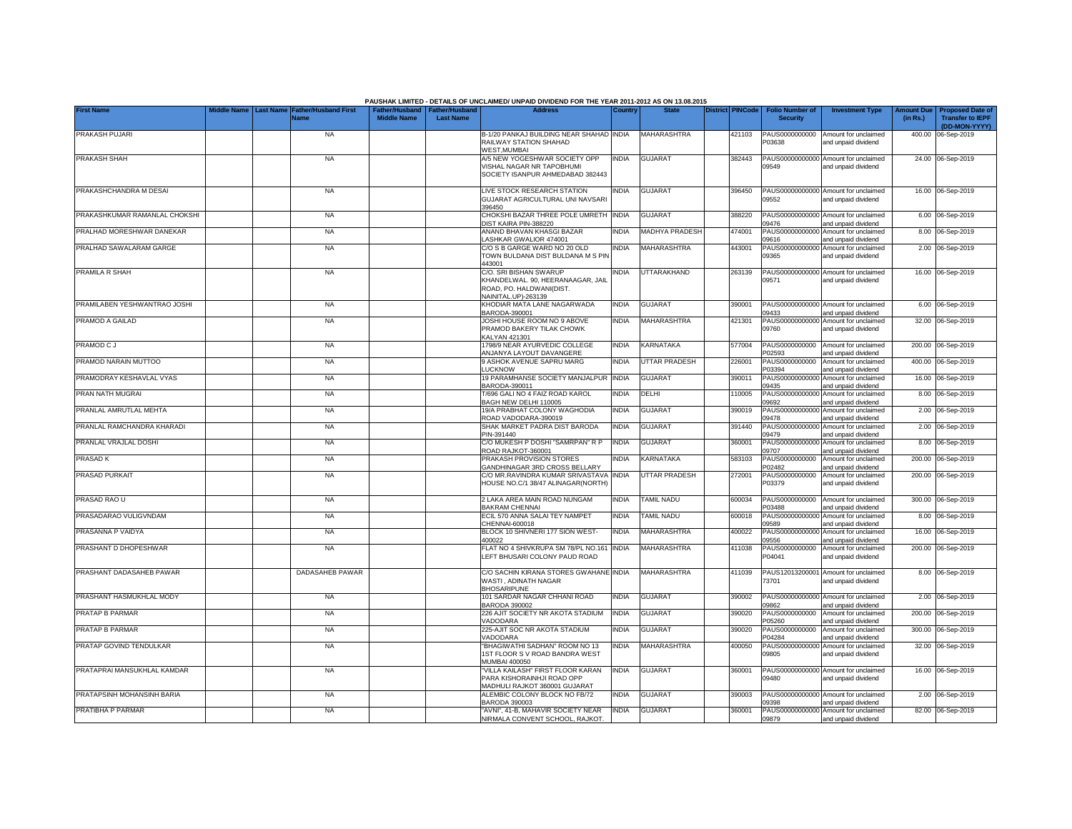PAUSHAK LIMITED - DETAILS OF UNCLAIMED/ UNPAID DIVIDEND FOR THE YEAR 2011-2012 AS ON 13.08.2015

| First Name | Middle Name | Last Name | Father/Husband First Name | Father/Husband Middle Name | Father/Husband Last Name | Address | Country | State | District | PINCode | Folio Number of Security | Investment Type | Amount Due (in Rs.) | Proposed Date of Transfer to IEPF (DD-MON-YYYY) |
|---|---|---|---|---|---|---|---|---|---|---|---|---|---|---|
| PRAKASH PUJARI | | | NA | | | B-1/20 PANKAJ BUILDING NEAR SHAHAD RAILWAY STATION SHAHAD WEST,MUMBAI | INDIA | MAHARASHTRA | | 421103 | PAUS0000000000 P03638 | Amount for unclaimed and unpaid dividend | 400.00 | 06-Sep-2019 |
| PRAKASH SHAH | | | NA | | | A/5 NEW YOGESHWAR SOCIETY OPP VISHAL NAGAR NR TAPOBHUMI SOCIETY ISANPUR AHMEDABAD 382443 | INDIA | GUJARAT | | 382443 | PAUS00000000000 09549 | Amount for unclaimed and unpaid dividend | 24.00 | 06-Sep-2019 |
| PRAKASHCHANDRA M DESAI | | | NA | | | LIVE STOCK RESEARCH STATION GUJARAT AGRICULTURAL UNI NAVSARI 396450 | INDIA | GUJARAT | | 396450 | PAUS00000000000 09552 | Amount for unclaimed and unpaid dividend | 16.00 | 06-Sep-2019 |
| PRAKASHKUMAR RAMANLAL CHOKSHI | | | NA | | | CHOKSHI BAZAR THREE POLE UMRETH DIST KAIRA PIN-388220 | INDIA | GUJARAT | | 388220 | PAUS00000000000 09476 | Amount for unclaimed and unpaid dividend | 6.00 | 06-Sep-2019 |
| PRALHAD MORESHWAR DANEKAR | | | NA | | | ANAND BHAVAN KHASGI BAZAR LASHKAR GWALIOR 474001 | INDIA | MADHYA PRADESH | | 474001 | PAUS00000000000 09616 | Amount for unclaimed and unpaid dividend | 8.00 | 06-Sep-2019 |
| PRALHAD SAWALARAM GARGE | | | NA | | | C/O S B GARGE WARD NO 20 OLD TOWN BULDANA DIST BULDANA M S PIN 443001 | INDIA | MAHARASHTRA | | 443001 | PAUS00000000000 09365 | Amount for unclaimed and unpaid dividend | 2.00 | 06-Sep-2019 |
| PRAMILA R SHAH | | | NA | | | C/O. SRI BISHAN SWARUP KHANDELWAL. 90, HEERANAAGAR, JAIL ROAD, PO. HALDWANI(DIST. NAINITAL.UP)-263139 | INDIA | UTTARAKHAND | | 263139 | PAUS00000000000 09571 | Amount for unclaimed and unpaid dividend | 16.00 | 06-Sep-2019 |
| PRAMILABEN YESHWANTRAO JOSHI | | | NA | | | KHODIAR MATA LANE NAGARWADA BARODA-390001 | INDIA | GUJARAT | | 390001 | PAUS00000000000 09433 | Amount for unclaimed and unpaid dividend | 6.00 | 06-Sep-2019 |
| PRAMOD A GAILAD | | | NA | | | JOSHI HOUSE ROOM NO 9 ABOVE PRAMOD BAKERY TILAK CHOWK KALYAN 421301 | INDIA | MAHARASHTRA | | 421301 | PAUS00000000000 09760 | Amount for unclaimed and unpaid dividend | 32.00 | 06-Sep-2019 |
| PRAMOD C J | | | NA | | | 1798/9 NEAR AYURVEDIC COLLEGE ANJANYA LAYOUT DAVANGERE | INDIA | KARNATAKA | | 577004 | PAUS0000000000 P02593 | Amount for unclaimed and unpaid dividend | 200.00 | 06-Sep-2019 |
| PRAMOD NARAIN MUTTOO | | | NA | | | 9 ASHOK AVENUE SAPRU MARG LUCKNOW | INDIA | UTTAR PRADESH | | 226001 | PAUS0000000000 P03394 | Amount for unclaimed and unpaid dividend | 400.00 | 06-Sep-2019 |
| PRAMODRAY KESHAVLAL VYAS | | | NA | | | 19 PARAMHANSE SOCIETY MANJALPUR BARODA-390011 | INDIA | GUJARAT | | 390011 | PAUS00000000000 09435 | Amount for unclaimed and unpaid dividend | 16.00 | 06-Sep-2019 |
| PRAN NATH MUGRAI | | | NA | | | T/696 GALI NO 4 FAIZ ROAD KAROL BAGH NEW DELHI 110005 | INDIA | DELHI | | 110005 | PAUS00000000000 09692 | Amount for unclaimed and unpaid dividend | 8.00 | 06-Sep-2019 |
| PRANLAL AMRUTLAL MEHTA | | | NA | | | 19/A PRABHAT COLONY WAGHODIA ROAD VADODARA-390019 | INDIA | GUJARAT | | 390019 | PAUS00000000000 09478 | Amount for unclaimed and unpaid dividend | 2.00 | 06-Sep-2019 |
| PRANLAL RAMCHANDRA KHARADI | | | NA | | | SHAK MARKET PADRA DIST BARODA PIN-391440 | INDIA | GUJARAT | | 391440 | PAUS00000000000 09479 | Amount for unclaimed and unpaid dividend | 2.00 | 06-Sep-2019 |
| PRANLAL VRAJLAL DOSHI | | | NA | | | C/O MUKESH P DOSHI "SAMRPAN" R P ROAD RAJKOT-360001 | INDIA | GUJARAT | | 360001 | PAUS00000000000 09707 | Amount for unclaimed and unpaid dividend | 8.00 | 06-Sep-2019 |
| PRASAD K | | | NA | | | PRAKASH PROVISION STORES GANDHINAGAR 3RD CROSS BELLARY | INDIA | KARNATAKA | | 583103 | PAUS0000000000 P02482 | Amount for unclaimed and unpaid dividend | 200.00 | 06-Sep-2019 |
| PRASAD PURKAIT | | | NA | | | C/O MR.RAVINDRA KUMAR SRIVASTAVA HOUSE NO.C/1 38/47 ALINAGAR(NORTH) | INDIA | UTTAR PRADESH | | 272001 | PAUS0000000000 P03379 | Amount for unclaimed and unpaid dividend | 200.00 | 06-Sep-2019 |
| PRASAD RAO U | | | NA | | | 2 LAKA AREA MAIN ROAD NUNGAM BAKRAM CHENNAI | INDIA | TAMIL NADU | | 600034 | PAUS0000000000 P03488 | Amount for unclaimed and unpaid dividend | 300.00 | 06-Sep-2019 |
| PRASADARAO VULIGVNDAM | | | NA | | | ECIL 570 ANNA SALAI TEY NAMPET CHENNAI-600018 | INDIA | TAMIL NADU | | 600018 | PAUS00000000000 09589 | Amount for unclaimed and unpaid dividend | 8.00 | 06-Sep-2019 |
| PRASANNA P VAIDYA | | | NA | | | BLOCK 10 SHIVNERI 177 SION WEST-400022 | INDIA | MAHARASHTRA | | 400022 | PAUS00000000000 09556 | Amount for unclaimed and unpaid dividend | 16.00 | 06-Sep-2019 |
| PRASHANT D DHOPESHWAR | | | NA | | | FLAT NO 4 SHIVKRUPA SM 78/PL NO.161 LEFT BHUSARI COLONY PAUD ROAD | INDIA | MAHARASHTRA | | 411038 | PAUS0000000000 P04041 | Amount for unclaimed and unpaid dividend | 200.00 | 06-Sep-2019 |
| PRASHANT DADASAHEB PAWAR | | | DADASAHEB PAWAR | | | C/O SACHIN KIRANA STORES GWAHANE WASTI , ADINATH NAGAR BHOSARIPUNE | INDIA | MAHARASHTRA | | 411039 | PAUS12013200001 73701 | Amount for unclaimed and unpaid dividend | 8.00 | 06-Sep-2019 |
| PRASHANT HASMUKHLAL MODY | | | NA | | | 101 SARDAR NAGAR CHHANI ROAD BARODA 390002 | INDIA | GUJARAT | | 390002 | PAUS00000000000 09862 | Amount for unclaimed and unpaid dividend | 2.00 | 06-Sep-2019 |
| PRATAP B PARMAR | | | NA | | | 226 AJIT SOCIETY NR AKOTA STADIUM VADODARA | INDIA | GUJARAT | | 390020 | PAUS0000000000 P05260 | Amount for unclaimed and unpaid dividend | 200.00 | 06-Sep-2019 |
| PRATAP B PARMAR | | | NA | | | 225-AJIT SOC NR AKOTA STADIUM VADODARA | INDIA | GUJARAT | | 390020 | PAUS0000000000 P04284 | Amount for unclaimed and unpaid dividend | 300.00 | 06-Sep-2019 |
| PRATAP GOVIND TENDULKAR | | | NA | | | "BHAGIWATHI SADHAN" ROOM NO 13 1ST FLOOR S V ROAD BANDRA WEST MUMBAI 400050 | INDIA | MAHARASHTRA | | 400050 | PAUS00000000000 09805 | Amount for unclaimed and unpaid dividend | 32.00 | 06-Sep-2019 |
| PRATAPRAI MANSUKHLAL KAMDAR | | | NA | | | "VILLA KAILASH" FIRST FLOOR KARAN PARA KISHORAINHJI ROAD OPP MADHULI RAJKOT 360001 GUJARAT | INDIA | GUJARAT | | 360001 | PAUS00000000000 09480 | Amount for unclaimed and unpaid dividend | 16.00 | 06-Sep-2019 |
| PRATAPSINH MOHANSINH BARIA | | | NA | | | ALEMBIC COLONY BLOCK NO FB/72 BARODA 390003 | INDIA | GUJARAT | | 390003 | PAUS00000000000 09398 | Amount for unclaimed and unpaid dividend | 2.00 | 06-Sep-2019 |
| PRATIBHA P PARMAR | | | NA | | | "AVNI", 41-B, MAHAVIR SOCIETY NEAR NIRMALA CONVENT SCHOOL, RAJKOT. | INDIA | GUJARAT | | 360001 | PAUS00000000000 09879 | Amount for unclaimed and unpaid dividend | 82.00 | 06-Sep-2019 |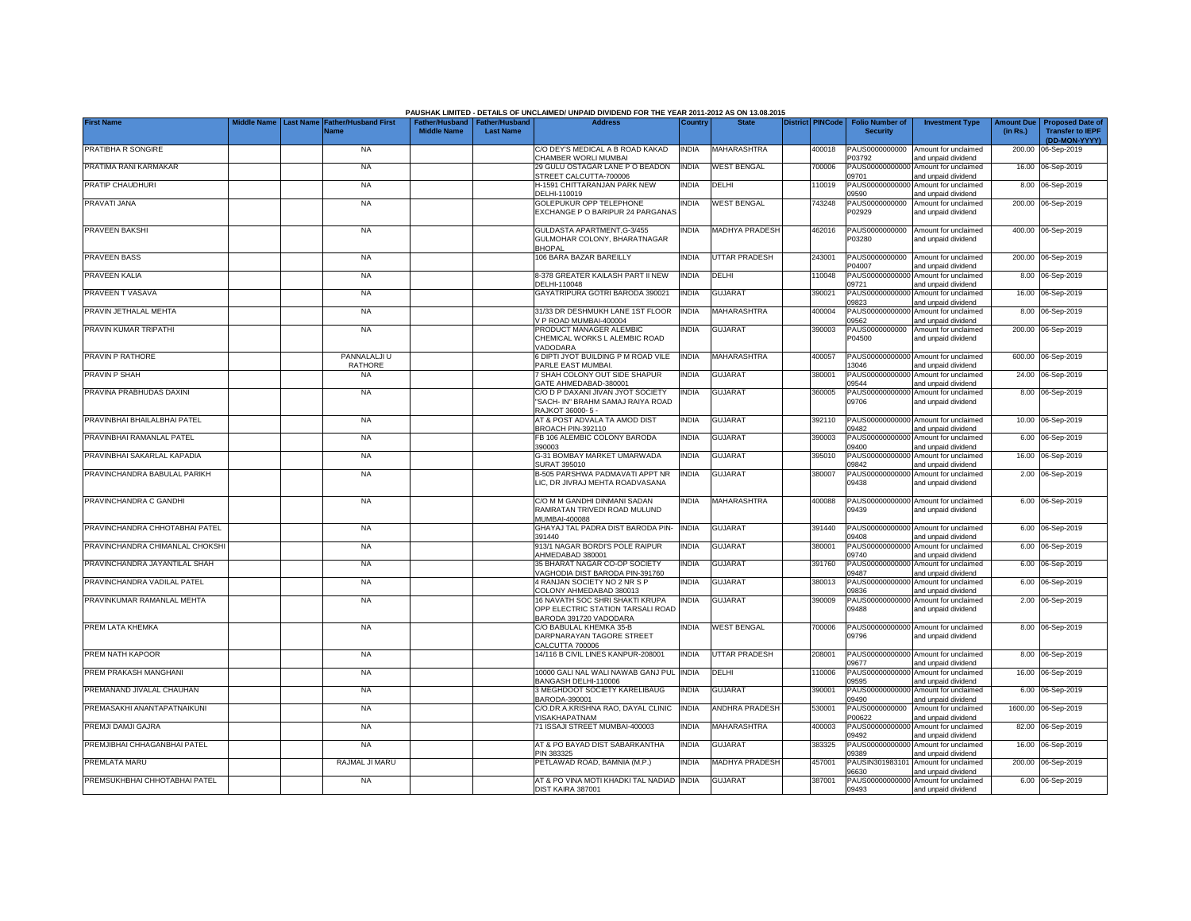**PAUSHAK LIMITED - DETAILS OF UNCLAIMED/ UNPAID DIVIDEND FOR THE YEAR 2011-2012 AS ON 13.08.2015**

| First Name | Middle Name | Last Name | Father/Husband First Name | Father/Husband Middle Name | Father/Husband Last Name | Address | Country | State | District | PINCode | Folio Number of Security | Investment Type | Amount Due (in Rs.) | Proposed Date of Transfer to IEPF (DD-MON-YYYY) |
|---|---|---|---|---|---|---|---|---|---|---|---|---|---|---|
| PRATIBHA R SONGIRE | | | NA | | | C/O DEY'S MEDICAL A B ROAD KAKAD CHAMBER WORLI MUMBAI | INDIA | MAHARASHTRA | | 400018 | PAUS0000000000P03792 | Amount for unclaimed and unpaid dividend | 200.00 | 06-Sep-2019 |
| PRATIMA RANI KARMAKAR | | | NA | | | 29 GULU OSTAGAR LANE P O BEADON STREET CALCUTTA-700006 | INDIA | WEST BENGAL | | 700006 | PAUS00000000000 09701 | Amount for unclaimed and unpaid dividend | 16.00 | 06-Sep-2019 |
| PRATIP CHAUDHURI | | | NA | | | H-1591 CHITTARANJAN PARK NEW DELHI-110019 | INDIA | DELHI | | 110019 | PAUS00000000000 09590 | Amount for unclaimed and unpaid dividend | 8.00 | 06-Sep-2019 |
| PRAVATI JANA | | | NA | | | GOLEPUKUR OPP TELEPHONE EXCHANGE P O BARIPUR 24 PARGANAS | INDIA | WEST BENGAL | | 743248 | PAUS0000000000P02929 | Amount for unclaimed and unpaid dividend | 200.00 | 06-Sep-2019 |
| PRAVEEN BAKSHI | | | NA | | | GULDASTA APARTMENT,G-3/455 GULMOHAR COLONY, BHARATNAGAR BHOPAL | INDIA | MADHYA PRADESH | | 462016 | PAUS0000000000P03280 | Amount for unclaimed and unpaid dividend | 400.00 | 06-Sep-2019 |
| PRAVEEN BASS | | | NA | | | 106 BARA BAZAR BAREILLY | INDIA | UTTAR PRADESH | | 243001 | PAUS0000000000P04007 | Amount for unclaimed and unpaid dividend | 200.00 | 06-Sep-2019 |
| PRAVEEN KALIA | | | NA | | | 8-378 GREATER KAILASH PART II NEW DELHI-110048 | INDIA | DELHI | | 110048 | PAUS00000000000 09721 | Amount for unclaimed and unpaid dividend | 8.00 | 06-Sep-2019 |
| PRAVEEN T VASAVA | | | NA | | | GAYATRIPURA GOTRI BARODA 390021 | INDIA | GUJARAT | | 390021 | PAUS00000000000 09823 | Amount for unclaimed and unpaid dividend | 16.00 | 06-Sep-2019 |
| PRAVIN JETHALAL MEHTA | | | NA | | | 31/33 DR DESHMUKH LANE 1ST FLOOR V P ROAD MUMBAI-400004 | INDIA | MAHARASHTRA | | 400004 | PAUS00000000000 09562 | Amount for unclaimed and unpaid dividend | 8.00 | 06-Sep-2019 |
| PRAVIN KUMAR TRIPATHI | | | NA | | | PRODUCT MANAGER ALEMBIC CHEMICAL WORKS L ALEMBIC ROAD VADODARA | INDIA | GUJARAT | | 390003 | PAUS0000000000P04500 | Amount for unclaimed and unpaid dividend | 200.00 | 06-Sep-2019 |
| PRAVIN P RATHORE | | | PANNALALJI U RATHORE | | | 6 DIPTI JYOT BUILDING P M ROAD VILE PARLE EAST MUMBAI. | INDIA | MAHARASHTRA | | 400057 | PAUS00000000000 13046 | Amount for unclaimed and unpaid dividend | 600.00 | 06-Sep-2019 |
| PRAVIN P SHAH | | | NA | | | 7 SHAH COLONY OUT SIDE SHAPUR GATE AHMEDABAD-380001 | INDIA | GUJARAT | | 380001 | PAUS00000000000 09544 | Amount for unclaimed and unpaid dividend | 24.00 | 06-Sep-2019 |
| PRAVINA PRABHUDAS DAXINI | | | NA | | | C/O D P DAXANI JIVAN JYOT SOCIETY "SACH- IN" BRAHM SAMAJ RAIYA ROAD RAJKOT 36000- 5 - | INDIA | GUJARAT | | 360005 | PAUS00000000000 09706 | Amount for unclaimed and unpaid dividend | 8.00 | 06-Sep-2019 |
| PRAVINBHAI BHAILALBHAI PATEL | | | NA | | | AT & POST ADVALA TA AMOD DIST BROACH PIN-392110 | INDIA | GUJARAT | | 392110 | PAUS00000000000 09482 | Amount for unclaimed and unpaid dividend | 10.00 | 06-Sep-2019 |
| PRAVINBHAI RAMANLAL PATEL | | | NA | | | FB 106 ALEMBIC COLONY BARODA 390003 | INDIA | GUJARAT | | 390003 | PAUS00000000000 09400 | Amount for unclaimed and unpaid dividend | 6.00 | 06-Sep-2019 |
| PRAVINBHAI SAKARLAL KAPADIA | | | NA | | | G-31 BOMBAY MARKET UMARWADA SURAT 395010 | INDIA | GUJARAT | | 395010 | PAUS00000000000 09842 | Amount for unclaimed and unpaid dividend | 16.00 | 06-Sep-2019 |
| PRAVINCHANDRA BABULAL PARIKH | | | NA | | | B-505 PARSHWA PADMAVATI APPT NR LIC, DR JIVRAJ MEHTA ROADVASANA | INDIA | GUJARAT | | 380007 | PAUS00000000000 09438 | Amount for unclaimed and unpaid dividend | 2.00 | 06-Sep-2019 |
| PRAVINCHANDRA C GANDHI | | | NA | | | C/O M M GANDHI DINMANI SADAN RAMRATAN TRIVEDI ROAD MULUND MUMBAI-400088 | INDIA | MAHARASHTRA | | 400088 | PAUS00000000000 09439 | Amount for unclaimed and unpaid dividend | 6.00 | 06-Sep-2019 |
| PRAVINCHANDRA CHHOTABHAI PATEL | | | NA | | | GHAYAJ TAL PADRA DIST BARODA PIN-391440 | INDIA | GUJARAT | | 391440 | PAUS00000000000 09408 | Amount for unclaimed and unpaid dividend | 6.00 | 06-Sep-2019 |
| PRAVINCHANDRA CHIMANLAL CHOKSHI | | | NA | | | 913/1 NAGAR BORDI'S POLE RAIPUR AHMEDABAD 380001 | INDIA | GUJARAT | | 380001 | PAUS00000000000 09740 | Amount for unclaimed and unpaid dividend | 6.00 | 06-Sep-2019 |
| PRAVINCHANDRA JAYANTILAL SHAH | | | NA | | | 35 BHARAT NAGAR CO-OP SOCIETY VAGHODIA DIST BARODA PIN-391760 | INDIA | GUJARAT | | 391760 | PAUS00000000000 09487 | Amount for unclaimed and unpaid dividend | 6.00 | 06-Sep-2019 |
| PRAVINCHANDRA VADILAL PATEL | | | NA | | | 4 RANJAN SOCIETY NO 2 NR S P COLONY AHMEDABAD 380013 | INDIA | GUJARAT | | 380013 | PAUS00000000000 09836 | Amount for unclaimed and unpaid dividend | 6.00 | 06-Sep-2019 |
| PRAVINKUMAR RAMANLAL MEHTA | | | NA | | | 16 NAVATH SOC SHRI SHAKTI KRUPA OPP ELECTRIC STATION TARSALI ROAD BARODA 391720 VADODARA | INDIA | GUJARAT | | 390009 | PAUS00000000000 09488 | Amount for unclaimed and unpaid dividend | 2.00 | 06-Sep-2019 |
| PREM LATA KHEMKA | | | NA | | | C/O BABULAL KHEMKA 35-B DARPNARAYAN TAGORE STREET CALCUTTA 700006 | INDIA | WEST BENGAL | | 700006 | PAUS00000000000 09796 | Amount for unclaimed and unpaid dividend | 8.00 | 06-Sep-2019 |
| PREM NATH KAPOOR | | | NA | | | 14/116 B CIVIL LINES KANPUR-208001 | INDIA | UTTAR PRADESH | | 208001 | PAUS00000000000 09677 | Amount for unclaimed and unpaid dividend | 8.00 | 06-Sep-2019 |
| PREM PRAKASH MANGHANI | | | NA | | | 10000 GALI NAL WALI NAWAB GANJ PUL BANGASH DELHI-110006 | INDIA | DELHI | | 110006 | PAUS00000000000 09595 | Amount for unclaimed and unpaid dividend | 16.00 | 06-Sep-2019 |
| PREMANAND JIVALAL CHAUHAN | | | NA | | | 3 MEGHDOOT SOCIETY KARELIBAUG BARODA-390001 | INDIA | GUJARAT | | 390001 | PAUS00000000000 09490 | Amount for unclaimed and unpaid dividend | 6.00 | 06-Sep-2019 |
| PREMASAKHI ANANTAPATNAIKUNI | | | NA | | | C/O.DR.A.KRISHNA RAO, DAYAL CLINIC VISAKHAPATNAM | INDIA | ANDHRA PRADESH | | 530001 | PAUS0000000000P00622 | Amount for unclaimed and unpaid dividend | 1600.00 | 06-Sep-2019 |
| PREMJI DAMJI GAJRA | | | NA | | | 71 ISSAJI STREET MUMBAI-400003 | INDIA | MAHARASHTRA | | 400003 | PAUS00000000000 09492 | Amount for unclaimed and unpaid dividend | 82.00 | 06-Sep-2019 |
| PREMJIBHAI CHHAGANBHAI PATEL | | | NA | | | AT & PO BAYAD DIST SABARKANTHA PIN 383325 | INDIA | GUJARAT | | 383325 | PAUS00000000000 09389 | Amount for unclaimed and unpaid dividend | 16.00 | 06-Sep-2019 |
| PREMLATA MARU | | | RAJMAL JI MARU | | | PETLAWAD ROAD, BAMNIA (M.P.) | INDIA | MADHYA PRADESH | | 457001 | PAUSIN301983101 96630 | Amount for unclaimed and unpaid dividend | 200.00 | 06-Sep-2019 |
| PREMSUKHBHAI CHHOTABHAI PATEL | | | NA | | | AT & PO VINA MOTI KHADKI TAL NADIAD DIST KAIRA 387001 | INDIA | GUJARAT | | 387001 | PAUS00000000000 09493 | Amount for unclaimed and unpaid dividend | 6.00 | 06-Sep-2019 |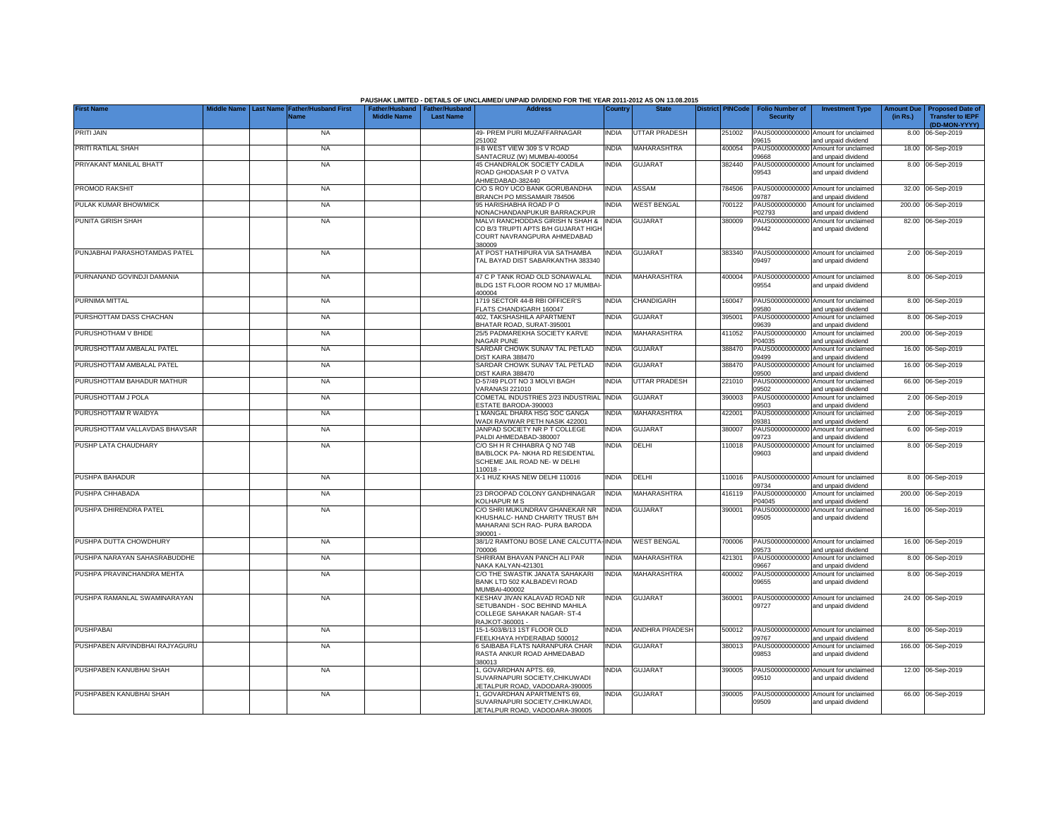PAUSHAK LIMITED - DETAILS OF UNCLAIMED/ UNPAID DIVIDEND FOR THE YEAR 2011-2012 AS ON 13.08.2015

| First Name | Middle Name | Last Name | Father/Husband First Name | Father/Husband Middle Name | Father/Husband Last Name | Address | Country | State | District | PINCode | Folio Number of Security | Investment Type | Amount Due (in Rs.) | Proposed Date of Transfer to IEPF (DD-MON-YYYY) |
|---|---|---|---|---|---|---|---|---|---|---|---|---|---|---|
| PRITI JAIN | | | NA | | | 49- PREM PURI MUZAFFARNAGAR 251002 | INDIA | UTTAR PRADESH | | 251002 | PAUS00000000000 09615 | Amount for unclaimed and unpaid dividend | 8.00 | 06-Sep-2019 |
| PRITI RATILAL SHAH | | | NA | | | II-B WEST VIEW 309 S V ROAD SANTACRUZ (W) MUMBAI-400054 | INDIA | MAHARASHTRA | | 400054 | PAUS00000000000 09668 | Amount for unclaimed and unpaid dividend | 18.00 | 06-Sep-2019 |
| PRIYAKANT MANILAL BHATT | | | NA | | | 45 CHANDRALOK SOCIETY CADILA ROAD GHODASAR P O VATVA AHMEDABAD-382440 | INDIA | GUJARAT | | 382440 | PAUS00000000000 09543 | Amount for unclaimed and unpaid dividend | 8.00 | 06-Sep-2019 |
| PROMOD RAKSHIT | | | NA | | | C/O S ROY UCO BANK GORUBANDHA BRANCH PO MISSAMAIR 784506 | INDIA | ASSAM | | 784506 | PAUS00000000000 09787 | Amount for unclaimed and unpaid dividend | 32.00 | 06-Sep-2019 |
| PULAK KUMAR BHOWMICK | | | NA | | | 95 HARISHABHA ROAD P O NONACHANDANPUKUR BARRACKPUR | INDIA | WEST BENGAL | | 700122 | PAUS0000000000 P02793 | Amount for unclaimed and unpaid dividend | 200.00 | 06-Sep-2019 |
| PUNITA GIRISH SHAH | | | NA | | | MALVI RANCHODDAS GIRISH N SHAH & CO B/3 TRUPTI APTS B/H GUJARAT HIGH COURT NAVRANGPURA AHMEDABAD 380009 | INDIA | GUJARAT | | 380009 | PAUS00000000000 09442 | Amount for unclaimed and unpaid dividend | 82.00 | 06-Sep-2019 |
| PUNJABHAI PARASHOTAMDAS PATEL | | | NA | | | AT POST HATHIPURA VIA SATHAMBA TAL BAYAD DIST SABARKANTHA 383340 | INDIA | GUJARAT | | 383340 | PAUS00000000000 09497 | Amount for unclaimed and unpaid dividend | 2.00 | 06-Sep-2019 |
| PURNANAND GOVINDJI DAMANIA | | | NA | | | 47 C P TANK ROAD OLD SONAWALAL BLDG 1ST FLOOR ROOM NO 17 MUMBAI-400004 | INDIA | MAHARASHTRA | | 400004 | PAUS00000000000 09554 | Amount for unclaimed and unpaid dividend | 8.00 | 06-Sep-2019 |
| PURNIMA MITTAL | | | NA | | | 1719 SECTOR 44-B RBI OFFICER'S FLATS CHANDIGARH 160047 | INDIA | CHANDIGARH | | 160047 | PAUS00000000000 09580 | Amount for unclaimed and unpaid dividend | 8.00 | 06-Sep-2019 |
| PURSHOTTAM DASS CHACHAN | | | NA | | | 402, TAKSHASHILA APARTMENT BHATAR ROAD, SURAT-395001 | INDIA | GUJARAT | | 395001 | PAUS00000000000 09639 | Amount for unclaimed and unpaid dividend | 8.00 | 06-Sep-2019 |
| PURUSHOTHAM V BHIDE | | | NA | | | 25/5 PADMAREKHA SOCIETY KARVE NAGAR PUNE | INDIA | MAHARASHTRA | | 411052 | PAUS0000000000 P04035 | Amount for unclaimed and unpaid dividend | 200.00 | 06-Sep-2019 |
| PURUSHOTTAM AMBALAL PATEL | | | NA | | | SARDAR CHOWK SUNAV TAL PETLAD DIST KAIRA 388470 | INDIA | GUJARAT | | 388470 | PAUS00000000000 09499 | Amount for unclaimed and unpaid dividend | 16.00 | 06-Sep-2019 |
| PURUSHOTTAM AMBALAL PATEL | | | NA | | | SARDAR CHOWK SUNAV TAL PETLAD DIST KAIRA 388470 | INDIA | GUJARAT | | 388470 | PAUS00000000000 09500 | Amount for unclaimed and unpaid dividend | 16.00 | 06-Sep-2019 |
| PURUSHOTTAM BAHADUR MATHUR | | | NA | | | D-57/49 PLOT NO 3 MOLVI BAGH VARANASI 221010 | INDIA | UTTAR PRADESH | | 221010 | PAUS00000000000 09502 | Amount for unclaimed and unpaid dividend | 66.00 | 06-Sep-2019 |
| PURUSHOTTAM J POLA | | | NA | | | COMETAL INDUSTRIES 2/23 INDUSTRIAL ESTATE BARODA-390003 | INDIA | GUJARAT | | 390003 | PAUS00000000000 09503 | Amount for unclaimed and unpaid dividend | 2.00 | 06-Sep-2019 |
| PURUSHOTTAM R WAIDYA | | | NA | | | 1 MANGAL DHARA HSG SOC GANGA WADI RAVIWAR PETH NASIK 422001 | INDIA | MAHARASHTRA | | 422001 | PAUS00000000000 09381 | Amount for unclaimed and unpaid dividend | 2.00 | 06-Sep-2019 |
| PURUSHOTTAM VALLAVDAS BHAVSAR | | | NA | | | JANPAD SOCIETY NR P T COLLEGE PALDI AHMEDABAD-380007 | INDIA | GUJARAT | | 380007 | PAUS00000000000 09723 | Amount for unclaimed and unpaid dividend | 6.00 | 06-Sep-2019 |
| PUSHP LATA CHAUDHARY | | | NA | | | C/O SH H R CHHABRA Q NO 74B BA/BLOCK PA- NKHA RD RESIDENTIAL SCHEME JAIL ROAD NE- W DELHI 110018 - | INDIA | DELHI | | 110018 | PAUS00000000000 09603 | Amount for unclaimed and unpaid dividend | 8.00 | 06-Sep-2019 |
| PUSHPA BAHADUR | | | NA | | | X-1 HUZ KHAS NEW DELHI 110016 | INDIA | DELHI | | 110016 | PAUS00000000000 09734 | Amount for unclaimed and unpaid dividend | 8.00 | 06-Sep-2019 |
| PUSHPA CHHABADA | | | NA | | | 23 DROOPAD COLONY GANDHINAGAR KOLHAPUR M S | INDIA | MAHARASHTRA | | 416119 | PAUS0000000000 P04045 | Amount for unclaimed and unpaid dividend | 200.00 | 06-Sep-2019 |
| PUSHPA DHIRENDRA PATEL | | | NA | | | C/O SHRI MUKUNDRAV GHANEKAR NR KHUSHALC- HAND CHARITY TRUST B/H MAHARANI SCH RAO- PURA BARODA 390001 - | INDIA | GUJARAT | | 390001 | PAUS00000000000 09505 | Amount for unclaimed and unpaid dividend | 16.00 | 06-Sep-2019 |
| PUSHPA DUTTA CHOWDHURY | | | NA | | | 38/1/2 RAMTONU BOSE LANE CALCUTTA-700006 | INDIA | WEST BENGAL | | 700006 | PAUS00000000000 09573 | Amount for unclaimed and unpaid dividend | 16.00 | 06-Sep-2019 |
| PUSHPA NARAYAN SAHASRABUDDHE | | | NA | | | SHRIRAM BHAVAN PANCH ALI PAR NAKA KALYAN-421301 | INDIA | MAHARASHTRA | | 421301 | PAUS00000000000 09667 | Amount for unclaimed and unpaid dividend | 8.00 | 06-Sep-2019 |
| PUSHPA PRAVINCHANDRA MEHTA | | | NA | | | C/O THE SWASTIK JANATA SAHAKARI BANK LTD 502 KALBADEVI ROAD MUMBAI-400002 | INDIA | MAHARASHTRA | | 400002 | PAUS00000000000 09655 | Amount for unclaimed and unpaid dividend | 8.00 | 06-Sep-2019 |
| PUSHPA RAMANLAL SWAMINARAYAN | | | NA | | | KESHAV JIVAN KALAVAD ROAD NR SETUBANDH - SOC BEHIND MAHILA COLLEGE SAHAKAR NAGAR- ST-4 RAJKOT-360001 - | INDIA | GUJARAT | | 360001 | PAUS00000000000 09727 | Amount for unclaimed and unpaid dividend | 24.00 | 06-Sep-2019 |
| PUSHPABAI | | | NA | | | 15-1-503/B/13 1ST FLOOR OLD FEELKHAYA HYDERABAD 500012 | INDIA | ANDHRA PRADESH | | 500012 | PAUS00000000000 09767 | Amount for unclaimed and unpaid dividend | 8.00 | 06-Sep-2019 |
| PUSHPABEN ARVINDBHAI RAJYAGURU | | | NA | | | 6 SAIBABA FLATS NARANPURA CHAR RASTA ANKUR ROAD AHMEDABAD 380013 | INDIA | GUJARAT | | 380013 | PAUS00000000000 09853 | Amount for unclaimed and unpaid dividend | 166.00 | 06-Sep-2019 |
| PUSHPABEN KANUBHAI SHAH | | | NA | | | 1, GOVARDHAN APTS. 69, SUVARNAPURI SOCIETY,CHIKUWADI JETALPUR ROAD, VADODARA-390005 | INDIA | GUJARAT | | 390005 | PAUS00000000000 09510 | Amount for unclaimed and unpaid dividend | 12.00 | 06-Sep-2019 |
| PUSHPABEN KANUBHAI SHAH | | | NA | | | 1, GOVARDHAN APARTMENTS 69, SUVARNAPURI SOCIETY,CHIKUWADI, JETALPUR ROAD, VADODARA-390005 | INDIA | GUJARAT | | 390005 | PAUS00000000000 09509 | Amount for unclaimed and unpaid dividend | 66.00 | 06-Sep-2019 |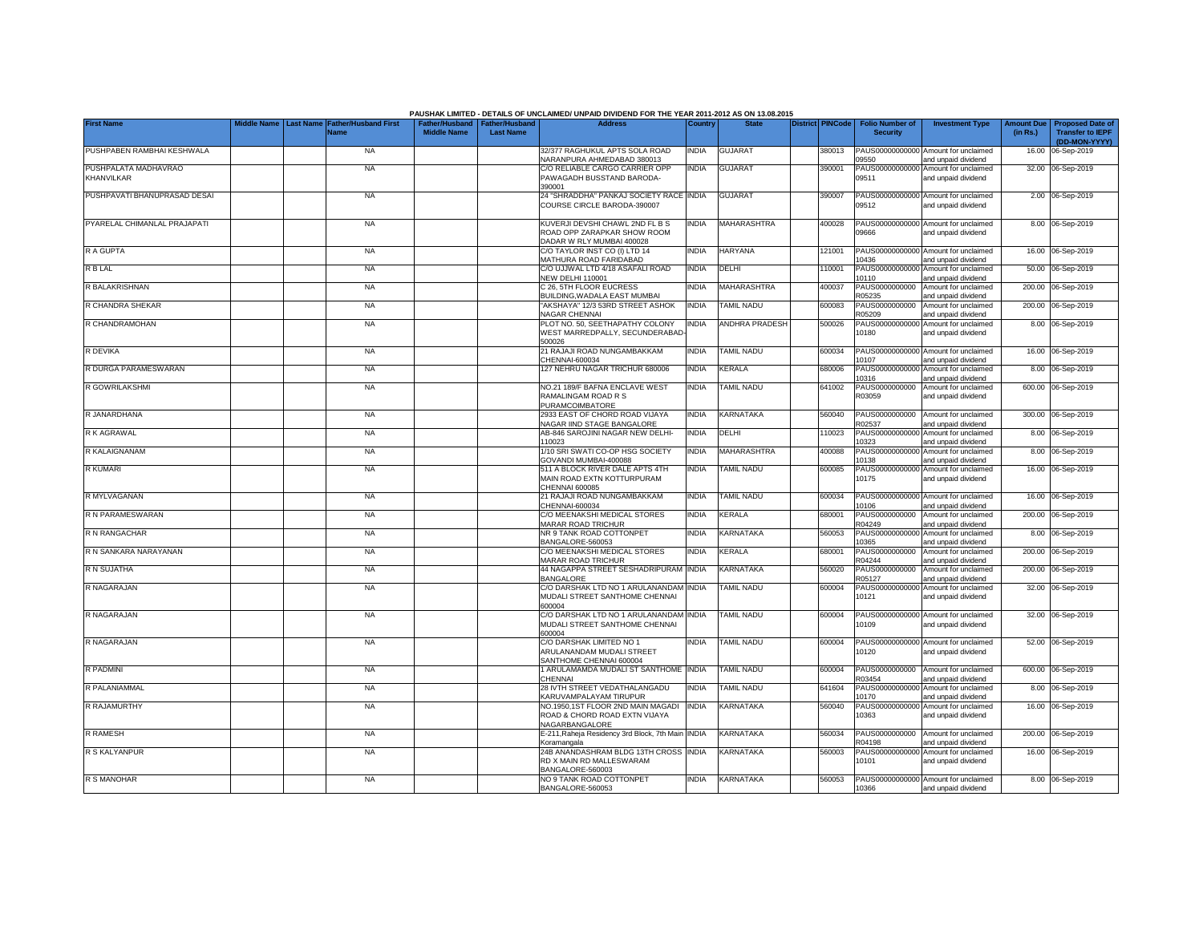PAUSHAK LIMITED - DETAILS OF UNCLAIMED/ UNPAID DIVIDEND FOR THE YEAR 2011-2012 AS ON 13.08.2015

| First Name | Middle Name | Last Name | Father/Husband First Name | Father/Husband Middle Name | Father/Husband Last Name | Address | Country | State | District | PINCode | Folio Number of Security | Investment Type | Amount Due (in Rs.) | Proposed Date of Transfer to IEPF (DD-MON-YYYY) |
|---|---|---|---|---|---|---|---|---|---|---|---|---|---|---|
| PUSHPABEN RAMBHAI KESHWALA | | | NA | | | 32/377 RAGHUKUL APTS SOLA ROAD NARANPURA AHMEDABAD 380013 | INDIA | GUJARAT | | 380013 | PAUS00000000000 09550 | Amount for unclaimed and unpaid dividend | 16.00 | 06-Sep-2019 |
| PUSHPALATA MADHAVRAO KHANVILKAR | | | NA | | | C/O RELIABLE CARGO CARRIER OPP PAWAGADH BUSSTAND BARODA-390001 | INDIA | GUJARAT | | 390001 | PAUS00000000000 09511 | Amount for unclaimed and unpaid dividend | 32.00 | 06-Sep-2019 |
| PUSHPAVATI BHANUPRASAD DESAI | | | NA | | | 24 "SHRADDHA" PANKAJ SOCIETY RACE COURSE CIRCLE BARODA-390007 | INDIA | GUJARAT | | 390007 | PAUS00000000000 09512 | Amount for unclaimed and unpaid dividend | 2.00 | 06-Sep-2019 |
| PYARELAL CHIMANLAL PRAJAPATI | | | NA | | | KUVERJI DEVSHI CHAWL 2ND FL B S ROAD OPP ZARAPKAR SHOW ROOM DADAR W RLY MUMBAI 400028 | INDIA | MAHARASHTRA | | 400028 | PAUS00000000000 09666 | Amount for unclaimed and unpaid dividend | 8.00 | 06-Sep-2019 |
| R A GUPTA | | | NA | | | C/O TAYLOR INST CO (I) LTD 14 MATHURA ROAD FARIDABAD | INDIA | HARYANA | | 121001 | PAUS00000000000 10436 | Amount for unclaimed and unpaid dividend | 16.00 | 06-Sep-2019 |
| R B LAL | | | NA | | | C/O UJJWAL LTD 4/18 ASAFALI ROAD NEW DELHI 110001 | INDIA | DELHI | | 110001 | PAUS00000000000 10110 | Amount for unclaimed and unpaid dividend | 50.00 | 06-Sep-2019 |
| R BALAKRISHNAN | | | NA | | | C 26, 5TH FLOOR EUCRESS BUILDING,WADALA EAST MUMBAI | INDIA | MAHARASHTRA | | 400037 | PAUS0000000000 R05235 | Amount for unclaimed and unpaid dividend | 200.00 | 06-Sep-2019 |
| R CHANDRA SHEKAR | | | NA | | | "AKSHAYA" 12/3 53RD STREET ASHOK NAGAR CHENNAI | INDIA | TAMIL NADU | | 600083 | PAUS0000000000 R05209 | Amount for unclaimed and unpaid dividend | 200.00 | 06-Sep-2019 |
| R CHANDRAMOHAN | | | NA | | | PLOT NO. 50, SEETHAPATHY COLONY WEST MARREDPALLY, SECUNDERABAD-500026 | INDIA | ANDHRA PRADESH | | 500026 | PAUS00000000000 10180 | Amount for unclaimed and unpaid dividend | 8.00 | 06-Sep-2019 |
| R DEVIKA | | | NA | | | 21 RAJAJI ROAD NUNGAMBAKKAM CHENNAI-600034 | INDIA | TAMIL NADU | | 600034 | PAUS00000000000 10107 | Amount for unclaimed and unpaid dividend | 16.00 | 06-Sep-2019 |
| R DURGA PARAMESWARAN | | | NA | | | 127 NEHRU NAGAR TRICHUR 680006 | INDIA | KERALA | | 680006 | PAUS00000000000 10316 | Amount for unclaimed and unpaid dividend | 8.00 | 06-Sep-2019 |
| R GOWRILAKSHMI | | | NA | | | NO.21 189/F BAFNA ENCLAVE WEST RAMALINGAM ROAD R S PURAMCOIMBATORE | INDIA | TAMIL NADU | | 641002 | PAUS0000000000 R03059 | Amount for unclaimed and unpaid dividend | 600.00 | 06-Sep-2019 |
| R JANARDHANA | | | NA | | | 2933 EAST OF CHORD ROAD VIJAYA NAGAR IIND STAGE BANGALORE | INDIA | KARNATAKA | | 560040 | PAUS0000000000 R02537 | Amount for unclaimed and unpaid dividend | 300.00 | 06-Sep-2019 |
| R K AGRAWAL | | | NA | | | AB-846 SAROJINI NAGAR NEW DELHI-110023 | INDIA | DELHI | | 110023 | PAUS00000000000 10323 | Amount for unclaimed and unpaid dividend | 8.00 | 06-Sep-2019 |
| R KALAIGNANAM | | | NA | | | 1/10 SRI SWATI CO-OP HSG SOCIETY GOVANDI MUMBAI-400088 | INDIA | MAHARASHTRA | | 400088 | PAUS00000000000 10138 | Amount for unclaimed and unpaid dividend | 8.00 | 06-Sep-2019 |
| R KUMARI | | | NA | | | 511 A BLOCK RIVER DALE APTS 4TH MAIN ROAD EXTN KOTTURPURAM CHENNAI 600085 | INDIA | TAMIL NADU | | 600085 | PAUS00000000000 10175 | Amount for unclaimed and unpaid dividend | 16.00 | 06-Sep-2019 |
| R MYLVAGANAN | | | NA | | | 21 RAJAJI ROAD NUNGAMBAKKAM CHENNAI-600034 | INDIA | TAMIL NADU | | 600034 | PAUS00000000000 10106 | Amount for unclaimed and unpaid dividend | 16.00 | 06-Sep-2019 |
| R N PARAMESWARAN | | | NA | | | C/O MEENAKSHI MEDICAL STORES MARAR ROAD TRICHUR | INDIA | KERALA | | 680001 | PAUS0000000000 R04249 | Amount for unclaimed and unpaid dividend | 200.00 | 06-Sep-2019 |
| R N RANGACHAR | | | NA | | | NR 9 TANK ROAD COTTONPET BANGALORE-560053 | INDIA | KARNATAKA | | 560053 | PAUS00000000000 10365 | Amount for unclaimed and unpaid dividend | 8.00 | 06-Sep-2019 |
| R N SANKARA NARAYANAN | | | NA | | | C/O MEENAKSHI MEDICAL STORES MARAR ROAD TRICHUR | INDIA | KERALA | | 680001 | PAUS0000000000 R04244 | Amount for unclaimed and unpaid dividend | 200.00 | 06-Sep-2019 |
| R N SUJATHA | | | NA | | | 44 NAGAPPA STREET SESHADRIPURAM BANGALORE | INDIA | KARNATAKA | | 560020 | PAUS0000000000 R05127 | Amount for unclaimed and unpaid dividend | 200.00 | 06-Sep-2019 |
| R NAGARAJAN | | | NA | | | C/O DARSHAK LTD NO 1 ARULANANDAM MUDALI STREET SANTHOME CHENNAI 600004 | INDIA | TAMIL NADU | | 600004 | PAUS00000000000 10121 | Amount for unclaimed and unpaid dividend | 32.00 | 06-Sep-2019 |
| R NAGARAJAN | | | NA | | | C/O DARSHAK LTD NO 1 ARULANANDAM MUDALI STREET SANTHOME CHENNAI 600004 | INDIA | TAMIL NADU | | 600004 | PAUS00000000000 10109 | Amount for unclaimed and unpaid dividend | 32.00 | 06-Sep-2019 |
| R NAGARAJAN | | | NA | | | C/O DARSHAK LIMITED NO 1 ARULANANDAM MUDALI STREET SANTHOME CHENNAI 600004 | INDIA | TAMIL NADU | | 600004 | PAUS00000000000 10120 | Amount for unclaimed and unpaid dividend | 52.00 | 06-Sep-2019 |
| R PADMINI | | | NA | | | 1 ARULAMAMDA MUDALI ST SANTHOME CHENNAI | INDIA | TAMIL NADU | | 600004 | PAUS0000000000 R03454 | Amount for unclaimed and unpaid dividend | 600.00 | 06-Sep-2019 |
| R PALANIAMMAL | | | NA | | | 28 IVTH STREET VEDATHALANGADU KARUVAMPALAYAM TIRUPUR | INDIA | TAMIL NADU | | 641604 | PAUS00000000000 10170 | Amount for unclaimed and unpaid dividend | 8.00 | 06-Sep-2019 |
| R RAJAMURTHY | | | NA | | | NO.1950,1ST FLOOR 2ND MAIN MAGADI ROAD & CHORD ROAD EXTN VIJAYA NAGARBANGALORE | INDIA | KARNATAKA | | 560040 | PAUS00000000000 10363 | Amount for unclaimed and unpaid dividend | 16.00 | 06-Sep-2019 |
| R RAMESH | | | NA | | | E-211,Raheja Residency 3rd Block, 7th Main Koramangala | INDIA | KARNATAKA | | 560034 | PAUS0000000000 R04198 | Amount for unclaimed and unpaid dividend | 200.00 | 06-Sep-2019 |
| R S KALYANPUR | | | NA | | | 24B ANANDASHRAM BLDG 13TH CROSS RD X MAIN RD MALLESWARAM BANGALORE-560003 | INDIA | KARNATAKA | | 560003 | PAUS00000000000 10101 | Amount for unclaimed and unpaid dividend | 16.00 | 06-Sep-2019 |
| R S MANOHAR | | | NA | | | NO 9 TANK ROAD COTTONPET BANGALORE-560053 | INDIA | KARNATAKA | | 560053 | PAUS00000000000 10366 | Amount for unclaimed and unpaid dividend | 8.00 | 06-Sep-2019 |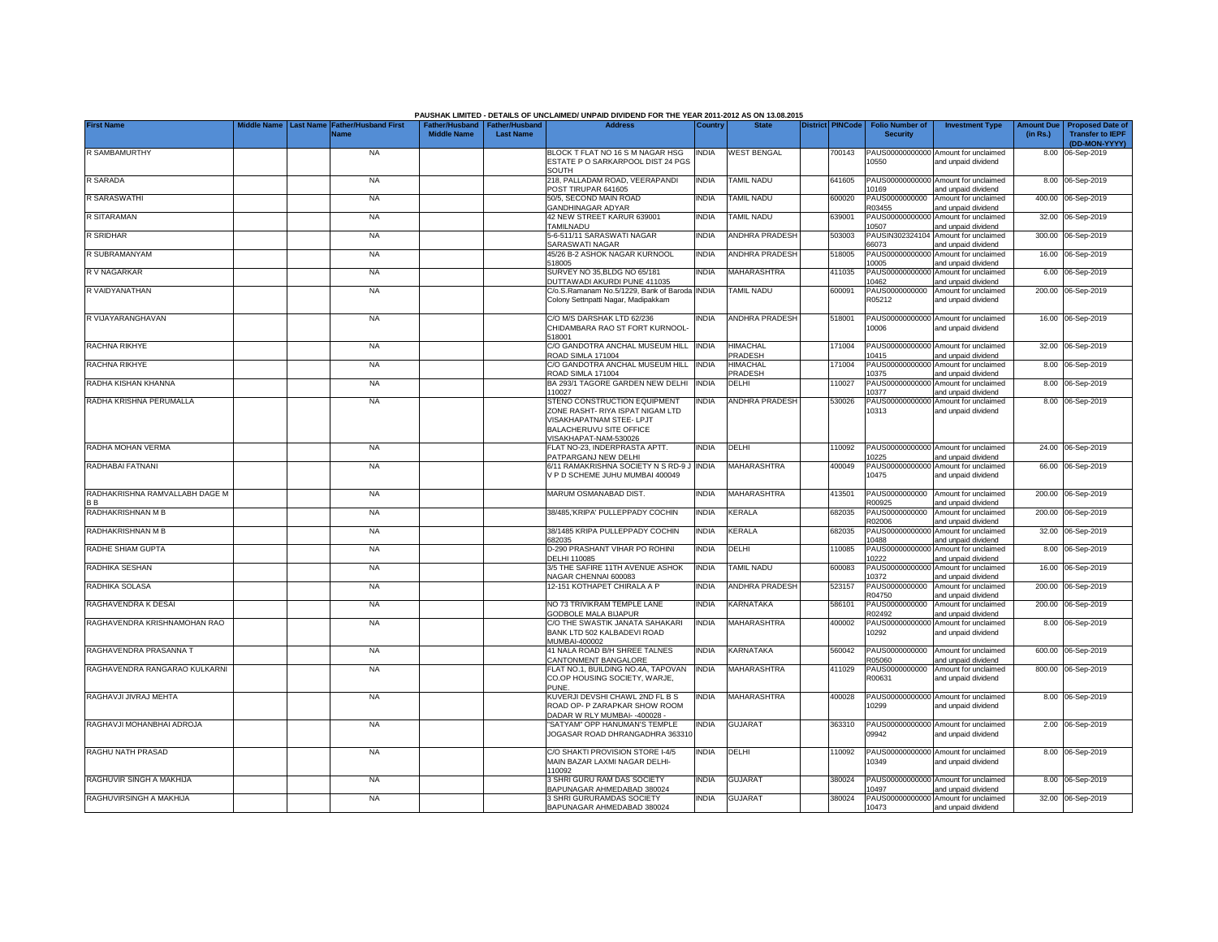PAUSHAK LIMITED - DETAILS OF UNCLAIMED/ UNPAID DIVIDEND FOR THE YEAR 2011-2012 AS ON 13.08.2015

| First Name | Middle Name | Last Name | Father/Husband First Name | Father/Husband Middle Name | Father/Husband Last Name | Address | Country | State | District | PINCode | Folio Number of Security | Investment Type | Amount Due (in Rs.) | Proposed Date of Transfer to IEPF (DD-MON-YYYY) |
|---|---|---|---|---|---|---|---|---|---|---|---|---|---|---|
| R SAMBAMURTHY | | | NA | | | BLOCK T FLAT NO 16 S M NAGAR HSG ESTATE P O SARKARPOOL DIST 24 PGS SOUTH | INDIA | WEST BENGAL | | 700143 | PAUS00000000000 10550 | Amount for unclaimed and unpaid dividend | 8.00 | 06-Sep-2019 |
| R SARADA | | | NA | | | 218, PALLADAM ROAD, VEERAPANDI POST TIRUPAR 641605 | INDIA | TAMIL NADU | | 641605 | PAUS00000000000 10169 | Amount for unclaimed and unpaid dividend | 8.00 | 06-Sep-2019 |
| R SARASWATHI | | | NA | | | 50/5, SECOND MAIN ROAD GANDHINAGAR ADYAR | INDIA | TAMIL NADU | | 600020 | PAUS0000000000 R03455 | Amount for unclaimed and unpaid dividend | 400.00 | 06-Sep-2019 |
| R SITARAMAN | | | NA | | | 42 NEW STREET KARUR 639001 TAMILNADU | INDIA | TAMIL NADU | | 639001 | PAUS00000000000 10507 | Amount for unclaimed and unpaid dividend | 32.00 | 06-Sep-2019 |
| R SRIDHAR | | | NA | | | 5-6-511/11 SARASWATI NAGAR SARASWATI NAGAR | INDIA | ANDHRA PRADESH | | 503003 | PAUSIN302324104 66073 | Amount for unclaimed and unpaid dividend | 300.00 | 06-Sep-2019 |
| R SUBRAMANYAM | | | NA | | | 45/26 B-2 ASHOK NAGAR KURNOOL 518005 | INDIA | ANDHRA PRADESH | | 518005 | PAUS00000000000 10005 | Amount for unclaimed and unpaid dividend | 16.00 | 06-Sep-2019 |
| R V NAGARKAR | | | NA | | | SURVEY NO 35,BLDG NO 65/181 DUTTAWADI AKURDI PUNE 411035 | INDIA | MAHARASHTRA | | 411035 | PAUS00000000000 10462 | Amount for unclaimed and unpaid dividend | 6.00 | 06-Sep-2019 |
| R VAIDYANATHAN | | | NA | | | C/o.S.Ramanam No.5/1229, Bank of Baroda Colony Settnpatti Nagar, Madipakkam | INDIA | TAMIL NADU | | 600091 | PAUS0000000000 R05212 | Amount for unclaimed and unpaid dividend | 200.00 | 06-Sep-2019 |
| R VIJAYARANGHAVAN | | | NA | | | C/O M/S DARSHAK LTD 62/236 CHIDAMBARA RAO ST FORT KURNOOL-518001 | INDIA | ANDHRA PRADESH | | 518001 | PAUS00000000000 10006 | Amount for unclaimed and unpaid dividend | 16.00 | 06-Sep-2019 |
| RACHNA RIKHYE | | | NA | | | C/O GANDOTRA ANCHAL MUSEUM HILL ROAD SIMLA 171004 | INDIA | HIMACHAL PRADESH | | 171004 | PAUS00000000000 10415 | Amount for unclaimed and unpaid dividend | 32.00 | 06-Sep-2019 |
| RACHNA RIKHYE | | | NA | | | C/O GANDOTRA ANCHAL MUSEUM HILL ROAD SIMLA 171004 | INDIA | HIMACHAL PRADESH | | 171004 | PAUS00000000000 10375 | Amount for unclaimed and unpaid dividend | 8.00 | 06-Sep-2019 |
| RADHA KISHAN KHANNA | | | NA | | | BA 293/1 TAGORE GARDEN NEW DELHI 110027 | INDIA | DELHI | | 110027 | PAUS00000000000 10377 | Amount for unclaimed and unpaid dividend | 8.00 | 06-Sep-2019 |
| RADHA KRISHNA PERUMALLA | | | NA | | | STENO CONSTRUCTION EQUIPMENT ZONE RASHT- RIYA ISPAT NIGAM LTD VISAKHAPATNAM STEE- LPJT BALACHERUVU SITE OFFICE VISAKHAPAT-NAM-530026 | INDIA | ANDHRA PRADESH | | 530026 | PAUS00000000000 10313 | Amount for unclaimed and unpaid dividend | 8.00 | 06-Sep-2019 |
| RADHA MOHAN VERMA | | | NA | | | FLAT NO-23, INDERPRASTA APTT. PATPARGANJ NEW DELHI | INDIA | DELHI | | 110092 | PAUS00000000000 10225 | Amount for unclaimed and unpaid dividend | 24.00 | 06-Sep-2019 |
| RADHABAI FATNANI | | | NA | | | 6/11 RAMAKRISHNA SOCIETY N S RD-9 J V P D SCHEME JUHU MUMBAI 400049 | INDIA | MAHARASHTRA | | 400049 | PAUS00000000000 10475 | Amount for unclaimed and unpaid dividend | 66.00 | 06-Sep-2019 |
| RADHAKRISHNA RAMVALLABH DAGE M B B | | | NA | | | MARUM OSMANABAD DIST. | INDIA | MAHARASHTRA | | 413501 | PAUS0000000000 R00925 | Amount for unclaimed and unpaid dividend | 200.00 | 06-Sep-2019 |
| RADHAKRISHNAN M B | | | NA | | | 38/485,'KRIPA' PULLEPPADY COCHIN | INDIA | KERALA | | 682035 | PAUS0000000000 R02006 | Amount for unclaimed and unpaid dividend | 200.00 | 06-Sep-2019 |
| RADHAKRISHNAN M B | | | NA | | | 38/1485 KRIPA PULLEPPADY COCHIN 682035 | INDIA | KERALA | | 682035 | PAUS00000000000 10488 | Amount for unclaimed and unpaid dividend | 32.00 | 06-Sep-2019 |
| RADHE SHIAM GUPTA | | | NA | | | D-290 PRASHANT VIHAR PO ROHINI DELHI 110085 | INDIA | DELHI | | 110085 | PAUS00000000000 10222 | Amount for unclaimed and unpaid dividend | 8.00 | 06-Sep-2019 |
| RADHIKA SESHAN | | | NA | | | 3/5 THE SAFIRE 11TH AVENUE ASHOK NAGAR CHENNAI 600083 | INDIA | TAMIL NADU | | 600083 | PAUS00000000000 10372 | Amount for unclaimed and unpaid dividend | 16.00 | 06-Sep-2019 |
| RADHIKA SOLASA | | | NA | | | 12-151 KOTHAPET CHIRALA A P | INDIA | ANDHRA PRADESH | | 523157 | PAUS0000000000 R04750 | Amount for unclaimed and unpaid dividend | 200.00 | 06-Sep-2019 |
| RAGHAVENDRA K DESAI | | | NA | | | NO 73 TRIVIKRAM TEMPLE LANE GODBOLE MALA BIJAPUR | INDIA | KARNATAKA | | 586101 | PAUS0000000000 R02492 | Amount for unclaimed and unpaid dividend | 200.00 | 06-Sep-2019 |
| RAGHAVENDRA KRISHNAMOHAN RAO | | | NA | | | C/O THE SWASTIK JANATA SAHAKARI BANK LTD 502 KALBADEVI ROAD MUMBAI-400002 | INDIA | MAHARASHTRA | | 400002 | PAUS00000000000 10292 | Amount for unclaimed and unpaid dividend | 8.00 | 06-Sep-2019 |
| RAGHAVENDRA PRASANNA T | | | NA | | | 41 NALA ROAD B/H SHREE TALNES CANTONMENT BANGALORE | INDIA | KARNATAKA | | 560042 | PAUS0000000000 R05060 | Amount for unclaimed and unpaid dividend | 600.00 | 06-Sep-2019 |
| RAGHAVENDRA RANGARAO KULKARNI | | | NA | | | FLAT NO.1, BUILDING NO.4A, TAPOVAN CO.OP HOUSING SOCIETY, WARJE, PUNE. | INDIA | MAHARASHTRA | | 411029 | PAUS0000000000 R00631 | Amount for unclaimed and unpaid dividend | 800.00 | 06-Sep-2019 |
| RAGHAVJI JIVRAJ MEHTA | | | NA | | | KUVERJI DEVSHI CHAWL 2ND FL B S ROAD OP- P ZARAPKAR SHOW ROOM DADAR W RLY MUMBAI- -400028 - | INDIA | MAHARASHTRA | | 400028 | PAUS00000000000 10299 | Amount for unclaimed and unpaid dividend | 8.00 | 06-Sep-2019 |
| RAGHAVJI MOHANBHAI ADROJA | | | NA | | | "SATYAM" OPP HANUMAN'S TEMPLE JOGASAR ROAD DHRANGADHRA 363310 | INDIA | GUJARAT | | 363310 | PAUS00000000000 09942 | Amount for unclaimed and unpaid dividend | 2.00 | 06-Sep-2019 |
| RAGHU NATH PRASAD | | | NA | | | C/O SHAKTI PROVISION STORE I-4/5 MAIN BAZAR LAXMI NAGAR DELHI-110092 | INDIA | DELHI | | 110092 | PAUS00000000000 10349 | Amount for unclaimed and unpaid dividend | 8.00 | 06-Sep-2019 |
| RAGHUVIR SINGH A MAKHIJA | | | NA | | | 3 SHRI GURU RAM DAS SOCIETY BAPUNAGAR AHMEDABAD 380024 | INDIA | GUJARAT | | 380024 | PAUS00000000000 10497 | Amount for unclaimed and unpaid dividend | 8.00 | 06-Sep-2019 |
| RAGHUVIRSINGH A MAKHIJA | | | NA | | | 3 SHRI GURURAMDAS SOCIETY BAPUNAGAR AHMEDABAD 380024 | INDIA | GUJARAT | | 380024 | PAUS00000000000 10473 | Amount for unclaimed and unpaid dividend | 32.00 | 06-Sep-2019 |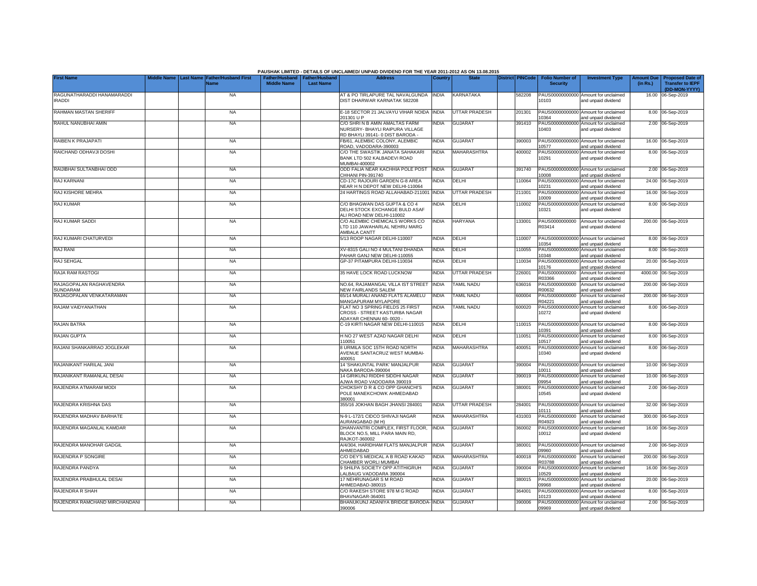PAUSHAK LIMITED - DETAILS OF UNCLAIMED/ UNPAID DIVIDEND FOR THE YEAR 2011-2012 AS ON 13.08.2015

| First Name | Middle Name | Last Name | Father/Husband First Name | Father/Husband Middle Name | Father/Husband Last Name | Address | Country | State | District | PINCode | Folio Number of Security | Investment Type | Amount Due (in Rs.) | Proposed Date of Transfer to IEPF (DD-MON-YYYY) |
|---|---|---|---|---|---|---|---|---|---|---|---|---|---|---|
| RAGUNATHARADDI HANAMARADDI IRADDI | | | NA | | | AT & PO TIRLAPURE TAL NAVALGUNDA DIST DHARWAR KARNATAK 582208 | INDIA | KARNATAKA | | 582208 | PAUS00000000000 10103 | Amount for unclaimed and unpaid dividend | 16.00 | 06-Sep-2019 |
| RAHMAN MASTAN SHERIFF | | | NA | | | E-18 SECTOR 21 JALVAYU VIHAR NOIDA 201301 U P | INDIA | UTTAR PRADESH | | 201301 | PAUS00000000000 10364 | Amount for unclaimed and unpaid dividend | 8.00 | 06-Sep-2019 |
| RAHUL NANUBHAI AMIN | | | NA | | | C/O SHRI N B AMIN AMALTAS FARM NURSERY- BHAYLI RAIPURA VILLAGE RD BHAYLI 39141- 0 DIST BARODA - | INDIA | GUJARAT | | 391410 | PAUS00000000000 10403 | Amount for unclaimed and unpaid dividend | 2.00 | 06-Sep-2019 |
| RAIBEN K PRAJAPATI | | | NA | | | FB/61, ALEMBIC COLONY, ALEMBIC ROAD, VADODARA-390003 | INDIA | GUJARAT | | 390003 | PAUS00000000000 10577 | Amount for unclaimed and unpaid dividend | 16.00 | 06-Sep-2019 |
| RAICHAND ODHAVJI DOSHI | | | NA | | | C/O THE SWASTIK JANATA SAHAKARI BANK LTD 502 KALBADEVI ROAD MUMBAI-400002 | INDIA | MAHARASHTRA | | 400002 | PAUS00000000000 10291 | Amount for unclaimed and unpaid dividend | 8.00 | 06-Sep-2019 |
| RAIJIBHAI SULTANBHAI ODD | | | NA | | | ODD FALIA NEAR KACHHIA POLE POST CHHANI PIN-391740 | INDIA | GUJARAT | | 391740 | PAUS00000000000 10008 | Amount for unclaimed and unpaid dividend | 2.00 | 06-Sep-2019 |
| RAJ KARNANI | | | NA | | | CD-17C RAJOURI GARDEN G-8 AREA NEAR H N DEPOT NEW DELHI-110064 | INDIA | DELHI | | 110064 | PAUS00000000000 10231 | Amount for unclaimed and unpaid dividend | 24.00 | 06-Sep-2019 |
| RAJ KISHORE MEHRA | | | NA | | | 24 HARTINGS ROAD ALLAHABAD-211001 | INDIA | UTTAR PRADESH | | 211001 | PAUS00000000000 10009 | Amount for unclaimed and unpaid dividend | 16.00 | 06-Sep-2019 |
| RAJ KUMAR | | | NA | | | C/O BHAGWAN DAS GUPTA & CO 4 DELHI STOCK EXCHANGE BULD ASAF ALI ROAD NEW DELHI-110002 | INDIA | DELHI | | 110002 | PAUS00000000000 10321 | Amount for unclaimed and unpaid dividend | 8.00 | 06-Sep-2019 |
| RAJ KUMAR SADDI | | | NA | | | C/O ALEMBIC CHEMICALS WORKS CO LTD 110 JAWAHARLAL NEHRU MARG AMBALA CANTT | INDIA | HARYANA | | 133001 | PAUS0000000000 R03414 | Amount for unclaimed and unpaid dividend | 200.00 | 06-Sep-2019 |
| RAJ KUMARI CHATURVEDI | | | NA | | | 5/13 ROOP NAGAR DELHI-110007 | INDIA | DELHI | | 110007 | PAUS00000000000 10354 | Amount for unclaimed and unpaid dividend | 8.00 | 06-Sep-2019 |
| RAJ RANI | | | NA | | | XV-8315 GALI NO 4 MULTANI DHANDA PAHAR GANJ NEW DELHI-110055 | INDIA | DELHI | | 110055 | PAUS00000000000 10348 | Amount for unclaimed and unpaid dividend | 8.00 | 06-Sep-2019 |
| RAJ SEHGAL | | | NA | | | GP-37 PITAMPURA DELHI-110034 | INDIA | DELHI | | 110034 | PAUS00000000000 10176 | Amount for unclaimed and unpaid dividend | 20.00 | 06-Sep-2019 |
| RAJA RAM RASTOGI | | | NA | | | 35 HAVE LOCK ROAD LUCKNOW | INDIA | UTTAR PRADESH | | 226001 | PAUS0000000000 R03366 | Amount for unclaimed and unpaid dividend | 4000.00 | 06-Sep-2019 |
| RAJAGOPALAN RAGHAVENDRA SUNDARAM | | | NA | | | NO.64, RAJAMANGAL VILLA IST STREET NEW FAIRLANDS SALEM | INDIA | TAMIL NADU | | 636016 | PAUS0000000000 R00632 | Amount for unclaimed and unpaid dividend | 200.00 | 06-Sep-2019 |
| RAJAGOPALAN VENKATARAMAN | | | NA | | | 65/14 MURALI ANAND FLATS ALAMELU MANGAPURAM MYLAPORE | INDIA | TAMIL NADU | | 600004 | PAUS0000000000 R04221 | Amount for unclaimed and unpaid dividend | 200.00 | 06-Sep-2019 |
| RAJAM VAIDYANATHAN | | | NA | | | FLAT NO 3 SPRING FIELDS 25 FIRST CROSS - STREET KASTURBA NAGAR ADAYAR CHENNAI 60- 0020 - | INDIA | TAMIL NADU | | 600020 | PAUS00000000000 10272 | Amount for unclaimed and unpaid dividend | 8.00 | 06-Sep-2019 |
| RAJAN BATRA | | | NA | | | C-19 KIRTI NAGAR NEW DELHI-110015 | INDIA | DELHI | | 110015 | PAUS00000000000 10391 | Amount for unclaimed and unpaid dividend | 8.00 | 06-Sep-2019 |
| RAJAN GUPTA | | | NA | | | H NO 27 WEST AZAD NAGAR DELHI 110051 | INDIA | DELHI | | 110051 | PAUS00000000000 10517 | Amount for unclaimed and unpaid dividend | 8.00 | 06-Sep-2019 |
| RAJANI SHANKARRAO JOGLEKAR | | | NA | | | 8 URMILA SOC 15TH ROAD NORTH AVENUE SANTACRUZ WEST MUMBAI-400051 | INDIA | MAHARASHTRA | | 400051 | PAUS00000000000 10340 | Amount for unclaimed and unpaid dividend | 8.00 | 06-Sep-2019 |
| RAJANIKANT HARILAL JANI | | | NA | | | 14 'SHAKUNTAL PARK' MANJALPUR NAKA BARODA-390004 | INDIA | GUJARAT | | 390004 | PAUS00000000000 10011 | Amount for unclaimed and unpaid dividend | 10.00 | 06-Sep-2019 |
| RAJANIKANT RAMANLAL DESAI | | | NA | | | 14 GIRIKUNJ RIDDHI SIDDHI NAGAR AJWA ROAD VADODARA 390019 | INDIA | GUJARAT | | 390019 | PAUS00000000000 09954 | Amount for unclaimed and unpaid dividend | 10.00 | 06-Sep-2019 |
| RAJENDRA ATMARAM MODI | | | NA | | | CHOKSHY D R & CO OPP GHANCHI'S POLE MANEKCHOWK AHMEDABAD 380001 | INDIA | GUJARAT | | 380001 | PAUS00000000000 10545 | Amount for unclaimed and unpaid dividend | 2.00 | 06-Sep-2019 |
| RAJENDRA KRISHNA DAS | | | NA | | | 355/16 JOKHAN BAGH JHANSI 284001 | INDIA | UTTAR PRADESH | | 284001 | PAUS00000000000 10111 | Amount for unclaimed and unpaid dividend | 32.00 | 06-Sep-2019 |
| RAJENDRA MADHAV BARHATE | | | NA | | | N-9 L-172/1 CIDCO SHIVAJI NAGAR AURANGABAD (M H) | INDIA | MAHARASHTRA | | 431003 | PAUS0000000000 R04923 | Amount for unclaimed and unpaid dividend | 300.00 | 06-Sep-2019 |
| RAJENDRA MAGANLAL KAMDAR | | | NA | | | DHANVANTRI COMPLEX, FIRST FLOOR, BLOCK NO.5, MILL PARA MAIN RD, RAJKOT-360002 | INDIA | GUJARAT | | 360002 | PAUS00000000000 10012 | Amount for unclaimed and unpaid dividend | 16.00 | 06-Sep-2019 |
| RAJENDRA MANOHAR GADGIL | | | NA | | | A/4/304, HARIDHAM FLATS MANJALPUR AHMEDABAD | INDIA | GUJARAT | | 380001 | PAUS00000000000 09960 | Amount for unclaimed and unpaid dividend | 2.00 | 06-Sep-2019 |
| RAJENDRA P SONGIRE | | | NA | | | C/O DEY'S MEDICAL A B ROAD KAKAD CHAMBER WORLI MUMBAI | INDIA | MAHARASHTRA | | 400018 | PAUS0000000000 R03788 | Amount for unclaimed and unpaid dividend | 200.00 | 06-Sep-2019 |
| RAJENDRA PANDYA | | | NA | | | 9 SHILPA SOCIETY OPP ATITHIGRUH LALBAUG VADODARA 390004 | INDIA | GUJARAT | | 390004 | PAUS00000000000 10529 | Amount for unclaimed and unpaid dividend | 16.00 | 06-Sep-2019 |
| RAJENDRA PRABHULAL DESAI | | | NA | | | 17 NEHRUNAGAR S M ROAD AHMEDABAD-380015 | INDIA | GUJARAT | | 380015 | PAUS00000000000 09968 | Amount for unclaimed and unpaid dividend | 20.00 | 06-Sep-2019 |
| RAJENDRA R SHAH | | | NA | | | C/O RAKESH STORE 978 M G ROAD BHAVNAGAR-364001 | INDIA | GUJARAT | | 364001 | PAUS00000000000 10123 | Amount for unclaimed and unpaid dividend | 8.00 | 06-Sep-2019 |
| RAJENDRA RAMCHAND MIRCHANDANI | | | NA | | | BHANUKUNJ ADANIYA BRIDGE BARODA-390006 | INDIA | GUJARAT | | 390006 | PAUS00000000000 09969 | Amount for unclaimed and unpaid dividend | 2.00 | 06-Sep-2019 |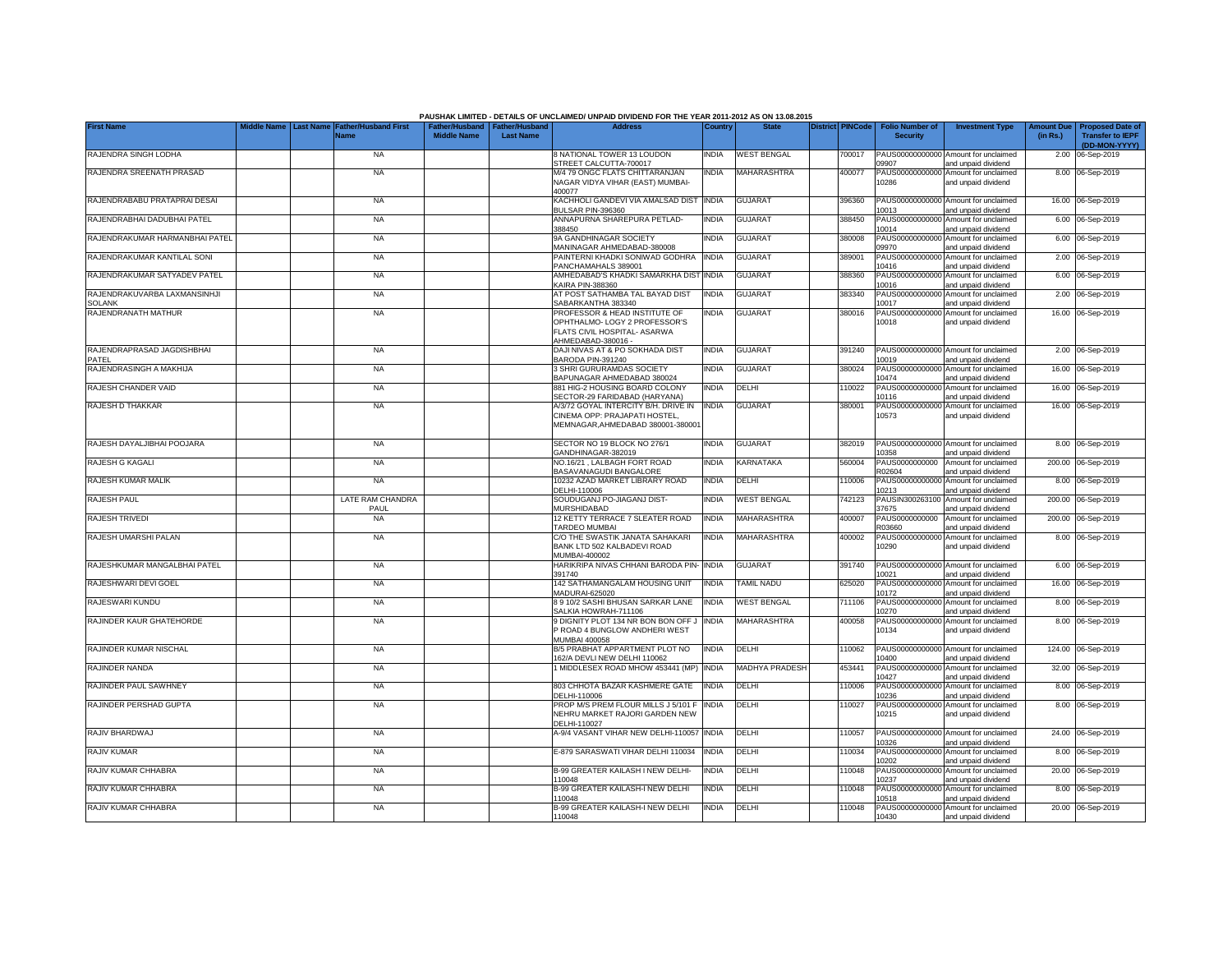PAUSHAK LIMITED - DETAILS OF UNCLAIMED/ UNPAID DIVIDEND FOR THE YEAR 2011-2012 AS ON 13.08.2015

| First Name | Middle Name | Last Name | Father/Husband First Name | Father/Husband Middle Name | Father/Husband Last Name | Address | Country | State | District | PINCode | Folio Number of Security | Investment Type | Amount Due (in Rs.) | Proposed Date of Transfer to IEPF (DD-MON-YYYY) |
|---|---|---|---|---|---|---|---|---|---|---|---|---|---|---|
| RAJENDRA SINGH LODHA | | | NA | | | 8 NATIONAL TOWER 13 LOUDON STREET CALCUTTA-700017 | INDIA | WEST BENGAL | | 700017 | PAUS00000000000 09907 | Amount for unclaimed and unpaid dividend | 2.00 | 06-Sep-2019 |
| RAJENDRA SREENATH PRASAD | | | NA | | | M/4 79 ONGC FLATS CHITTARANJAN NAGAR VIDYA VIHAR (EAST) MUMBAI-400077 | INDIA | MAHARASHTRA | | 400077 | PAUS00000000000 10286 | Amount for unclaimed and unpaid dividend | 8.00 | 06-Sep-2019 |
| RAJENDRABABU PRATAPRAI DESAI | | | NA | | | KACHHOLI GANDEVI VIA AMALSAD DIST BULSAR PIN-396360 | INDIA | GUJARAT | | 396360 | PAUS00000000000 10013 | Amount for unclaimed and unpaid dividend | 16.00 | 06-Sep-2019 |
| RAJENDRABHAI DADUBHAI PATEL | | | NA | | | ANNAPURNA SHAREPURA PETLAD-388450 | INDIA | GUJARAT | | 388450 | PAUS00000000000 10014 | Amount for unclaimed and unpaid dividend | 6.00 | 06-Sep-2019 |
| RAJENDRAKUMAR HARMANBHAI PATEL | | | NA | | | 9A GANDHINAGAR SOCIETY MANINAGAR AHMEDABAD-380008 | INDIA | GUJARAT | | 380008 | PAUS00000000000 09970 | Amount for unclaimed and unpaid dividend | 6.00 | 06-Sep-2019 |
| RAJENDRAKUMAR KANTILAL SONI | | | NA | | | PAINTERNI KHADKI SONIWAD GODHRA PANCHAMAHALS 389001 | INDIA | GUJARAT | | 389001 | PAUS00000000000 10416 | Amount for unclaimed and unpaid dividend | 2.00 | 06-Sep-2019 |
| RAJENDRAKUMAR SATYADEV PATEL | | | NA | | | AMHEDABAD'S KHADKI SAMARKHA DIST KAIRA PIN-388360 | INDIA | GUJARAT | | 388360 | PAUS00000000000 10016 | Amount for unclaimed and unpaid dividend | 6.00 | 06-Sep-2019 |
| RAJENDRAKUVARBA LAXMANSINHJI SOLANK | | | NA | | | AT POST SATHAMBA TAL BAYAD DIST SABARKANTHA 383340 | INDIA | GUJARAT | | 383340 | PAUS00000000000 10017 | Amount for unclaimed and unpaid dividend | 2.00 | 06-Sep-2019 |
| RAJENDRANATH MATHUR | | | NA | | | PROFESSOR & HEAD INSTITUTE OF OPHTHALMO- LOGY 2 PROFESSOR'S FLATS CIVIL HOSPITAL- ASARWA AHMEDABAD-380016 - | INDIA | GUJARAT | | 380016 | PAUS00000000000 10018 | Amount for unclaimed and unpaid dividend | 16.00 | 06-Sep-2019 |
| RAJENDRAPRASAD JAGDISHBHAI PATEL | | | NA | | | DAJI NIVAS AT & PO SOKHADA DIST BARODA PIN-391240 | INDIA | GUJARAT | | 391240 | PAUS00000000000 10019 | Amount for unclaimed and unpaid dividend | 2.00 | 06-Sep-2019 |
| RAJENDRASINGH A MAKHIJA | | | NA | | | 3 SHRI GURURAMDAS SOCIETY BAPUNAGAR AHMEDABAD 380024 | INDIA | GUJARAT | | 380024 | PAUS00000000000 10474 | Amount for unclaimed and unpaid dividend | 16.00 | 06-Sep-2019 |
| RAJESH CHANDER VAID | | | NA | | | 881 HIG-2 HOUSING BOARD COLONY SECTOR-29 FARIDABAD (HARYANA) | INDIA | DELHI | | 110022 | PAUS00000000000 10116 | Amount for unclaimed and unpaid dividend | 16.00 | 06-Sep-2019 |
| RAJESH D THAKKAR | | | NA | | | A/3/72 GOYAL INTERCITY B/H. DRIVE IN CINEMA OPP: PRAJAPATI HOSTEL, MEMNAGAR,AHMEDABAD 380001-380001 | INDIA | GUJARAT | | 380001 | PAUS00000000000 10573 | Amount for unclaimed and unpaid dividend | 16.00 | 06-Sep-2019 |
| RAJESH DAYALJIBHAI POOJARA | | | NA | | | SECTOR NO 19 BLOCK NO 276/1 GANDHINAGAR-382019 | INDIA | GUJARAT | | 382019 | PAUS00000000000 10358 | Amount for unclaimed and unpaid dividend | 8.00 | 06-Sep-2019 |
| RAJESH G KAGALI | | | NA | | | NO.16/21 , LALBAGH FORT ROAD BASAVANAGUDI BANGALORE | INDIA | KARNATAKA | | 560004 | PAUS0000000000 R02604 | Amount for unclaimed and unpaid dividend | 200.00 | 06-Sep-2019 |
| RAJESH KUMAR MALIK | | | NA | | | 10232 AZAD MARKET LIBRARY ROAD DELHI-110006 | INDIA | DELHI | | 110006 | PAUS00000000000 10213 | Amount for unclaimed and unpaid dividend | 8.00 | 06-Sep-2019 |
| RAJESH PAUL | | | LATE RAM CHANDRA PAUL | | | SOUDUGANJ PO-JIAGANJ DIST-MURSHIDABAD | INDIA | WEST BENGAL | | 742123 | PAUSIN300263100 37675 | Amount for unclaimed and unpaid dividend | 200.00 | 06-Sep-2019 |
| RAJESH TRIVEDI | | | NA | | | 12 KETTY TERRACE 7 SLEATER ROAD TARDEO MUMBAI | INDIA | MAHARASHTRA | | 400007 | PAUS0000000000 R03660 | Amount for unclaimed and unpaid dividend | 200.00 | 06-Sep-2019 |
| RAJESH UMARSHI PALAN | | | NA | | | C/O THE SWASTIK JANATA SAHAKARI BANK LTD 502 KALBADEVI ROAD MUMBAI-400002 | INDIA | MAHARASHTRA | | 400002 | PAUS00000000000 10290 | Amount for unclaimed and unpaid dividend | 8.00 | 06-Sep-2019 |
| RAJESHKUMAR MANGALBHAI PATEL | | | NA | | | HARIKRIPA NIVAS CHHANI BARODA PIN-391740 | INDIA | GUJARAT | | 391740 | PAUS00000000000 10021 | Amount for unclaimed and unpaid dividend | 6.00 | 06-Sep-2019 |
| RAJESHWARI DEVI GOEL | | | NA | | | 142 SATHAMANGALAM HOUSING UNIT MADURAI-625020 | INDIA | TAMIL NADU | | 625020 | PAUS00000000000 10172 | Amount for unclaimed and unpaid dividend | 16.00 | 06-Sep-2019 |
| RAJESWARI KUNDU | | | NA | | | 8 9 10/2 SASHI BHUSAN SARKAR LANE SALKIA HOWRAH-711106 | INDIA | WEST BENGAL | | 711106 | PAUS00000000000 10270 | Amount for unclaimed and unpaid dividend | 8.00 | 06-Sep-2019 |
| RAJINDER KAUR GHATEHORDE | | | NA | | | 9 DIGNITY PLOT 134 NR BON BON OFF J P ROAD 4 BUNGLOW ANDHERI WEST MUMBAI 400058 | INDIA | MAHARASHTRA | | 400058 | PAUS00000000000 10134 | Amount for unclaimed and unpaid dividend | 8.00 | 06-Sep-2019 |
| RAJINDER KUMAR NISCHAL | | | NA | | | B/5 PRABHAT APPARTMENT PLOT NO 162/A DEVLI NEW DELHI 110062 | INDIA | DELHI | | 110062 | PAUS00000000000 10400 | Amount for unclaimed and unpaid dividend | 124.00 | 06-Sep-2019 |
| RAJINDER NANDA | | | NA | | | 1 MIDDLESEX ROAD MHOW 453441 (MP) | INDIA | MADHYA PRADESH | | 453441 | PAUS00000000000 10427 | Amount for unclaimed and unpaid dividend | 32.00 | 06-Sep-2019 |
| RAJINDER PAUL SAWHNEY | | | NA | | | 803 CHHOTA BAZAR KASHMERE GATE DELHI-110006 | INDIA | DELHI | | 110006 | PAUS00000000000 10236 | Amount for unclaimed and unpaid dividend | 8.00 | 06-Sep-2019 |
| RAJINDER PERSHAD GUPTA | | | NA | | | PROP M/S PREM FLOUR MILLS J 5/101 F NEHRU MARKET RAJORI GARDEN NEW DELHI-110027 | INDIA | DELHI | | 110027 | PAUS00000000000 10215 | Amount for unclaimed and unpaid dividend | 8.00 | 06-Sep-2019 |
| RAJIV BHARDWAJ | | | NA | | | A-9/4 VASANT VIHAR NEW DELHI-110057 | INDIA | DELHI | | 110057 | PAUS00000000000 10326 | Amount for unclaimed and unpaid dividend | 24.00 | 06-Sep-2019 |
| RAJIV KUMAR | | | NA | | | E-879 SARASWATI VIHAR DELHI 110034 | INDIA | DELHI | | 110034 | PAUS00000000000 10202 | Amount for unclaimed and unpaid dividend | 8.00 | 06-Sep-2019 |
| RAJIV KUMAR CHHABRA | | | NA | | | B-99 GREATER KAILASH I NEW DELHI-110048 | INDIA | DELHI | | 110048 | PAUS00000000000 10237 | Amount for unclaimed and unpaid dividend | 20.00 | 06-Sep-2019 |
| RAJIV KUMAR CHHABRA | | | NA | | | B-99 GREATER KAILASH-I NEW DELHI 110048 | INDIA | DELHI | | 110048 | PAUS00000000000 10518 | Amount for unclaimed and unpaid dividend | 8.00 | 06-Sep-2019 |
| RAJIV KUMAR CHHABRA | | | NA | | | B-99 GREATER KAILASH-I NEW DELHI 110048 | INDIA | DELHI | | 110048 | PAUS00000000000 10430 | Amount for unclaimed and unpaid dividend | 20.00 | 06-Sep-2019 |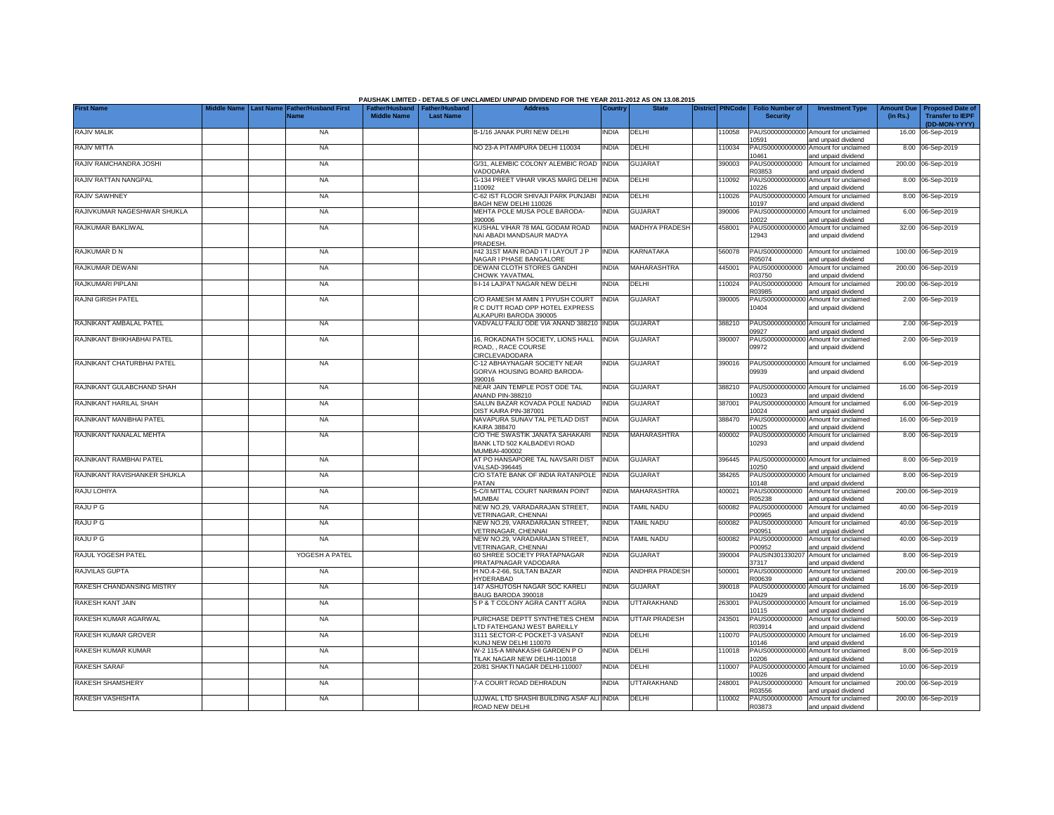PAUSHAK LIMITED - DETAILS OF UNCLAIMED/ UNPAID DIVIDEND FOR THE YEAR 2011-2012 AS ON 13.08.2015

| First Name | Middle Name | Last Name | Father/Husband First Name | Father/Husband Middle Name | Father/Husband Last Name | Address | Country | State | District | PINCode | Folio Number of Security | Investment Type | Amount Due (in Rs.) | Proposed Date of Transfer to IEPF (DD-MON-YYYY) |
|---|---|---|---|---|---|---|---|---|---|---|---|---|---|---|
| RAJIV MALIK | | | NA | | | B-1/16 JANAK PURI NEW DELHI | INDIA | DELHI | | 110058 | PAUS00000000000 10591 | Amount for unclaimed and unpaid dividend | 16.00 | 06-Sep-2019 |
| RAJIV MITTA | | | NA | | | NO 23-A PITAMPURA DELHI 110034 | INDIA | DELHI | | 110034 | PAUS00000000000 10461 | Amount for unclaimed and unpaid dividend | 8.00 | 06-Sep-2019 |
| RAJIV RAMCHANDRA JOSHI | | | NA | | | G/31, ALEMBIC COLONY ALEMBIC ROAD VADODARA | INDIA | GUJARAT | | 390003 | PAUS0000000000 R03853 | Amount for unclaimed and unpaid dividend | 200.00 | 06-Sep-2019 |
| RAJIV RATTAN NANGPAL | | | NA | | | G-134 PREET VIHAR VIKAS MARG DELHI 110092 | INDIA | DELHI | | 110092 | PAUS00000000000 10226 | Amount for unclaimed and unpaid dividend | 8.00 | 06-Sep-2019 |
| RAJIV SAWHNEY | | | NA | | | C-62 IST FLOOR SHIVAJI PARK PUNJABI BAGH NEW DELHI 110026 | INDIA | DELHI | | 110026 | PAUS00000000000 10197 | Amount for unclaimed and unpaid dividend | 8.00 | 06-Sep-2019 |
| RAJIVKUMAR NAGESHWAR SHUKLA | | | NA | | | MEHTA POLE MUSA POLE BARODA-390006 | INDIA | GUJARAT | | 390006 | PAUS00000000000 10022 | Amount for unclaimed and unpaid dividend | 6.00 | 06-Sep-2019 |
| RAJKUMAR BAKLIWAL | | | NA | | | KUSHAL VIHAR 78 MAL GODAM ROAD NAI ABADI MANDSAUR MADYA PRADESH. | INDIA | MADHYA PRADESH | | 458001 | PAUS00000000000 12943 | Amount for unclaimed and unpaid dividend | 32.00 | 06-Sep-2019 |
| RAJKUMAR D N | | | NA | | | #42 31ST MAIN ROAD I T I LAYOUT J P NAGAR I PHASE BANGALORE | INDIA | KARNATAKA | | 560078 | PAUS0000000000 R05074 | Amount for unclaimed and unpaid dividend | 100.00 | 06-Sep-2019 |
| RAJKUMAR DEWANI | | | NA | | | DEWANI CLOTH STORES GANDHI CHOWK YAVATMAL | INDIA | MAHARASHTRA | | 445001 | PAUS0000000000 R03750 | Amount for unclaimed and unpaid dividend | 200.00 | 06-Sep-2019 |
| RAJKUMARI PIPLANI | | | NA | | | II-I-14 LAJPAT NAGAR NEW DELHI | INDIA | DELHI | | 110024 | PAUS0000000000 R03985 | Amount for unclaimed and unpaid dividend | 200.00 | 06-Sep-2019 |
| RAJNI GIRISH PATEL | | | NA | | | C/O RAMESH M AMIN 1 PIYUSH COURT R C DUTT ROAD OPP HOTEL EXPRESS ALKAPURI BARODA 390005 | INDIA | GUJARAT | | 390005 | PAUS00000000000 10404 | Amount for unclaimed and unpaid dividend | 2.00 | 06-Sep-2019 |
| RAJNIKANT AMBALAL PATEL | | | NA | | | VADVALU FALIU ODE VIA ANAND 388210 | INDIA | GUJARAT | | 388210 | PAUS00000000000 09927 | Amount for unclaimed and unpaid dividend | 2.00 | 06-Sep-2019 |
| RAJNIKANT BHIKHABHAI PATEL | | | NA | | | 16, ROKADNATH SOCIETY, LIONS HALL ROAD, , RACE COURSE CIRCLEVADODARA | INDIA | GUJARAT | | 390007 | PAUS00000000000 09972 | Amount for unclaimed and unpaid dividend | 2.00 | 06-Sep-2019 |
| RAJNIKANT CHATURBHAI PATEL | | | NA | | | C-12 ABHAYNAGAR SOCIETY NEAR GORVA HOUSING BOARD BARODA-390016 | INDIA | GUJARAT | | 390016 | PAUS00000000000 09939 | Amount for unclaimed and unpaid dividend | 6.00 | 06-Sep-2019 |
| RAJNIKANT GULABCHAND SHAH | | | NA | | | NEAR JAIN TEMPLE POST ODE TAL ANAND PIN-388210 | INDIA | GUJARAT | | 388210 | PAUS00000000000 10023 | Amount for unclaimed and unpaid dividend | 16.00 | 06-Sep-2019 |
| RAJNIKANT HARILAL SHAH | | | NA | | | SALUN BAZAR KOVADA POLE NADIAD DIST KAIRA PIN-387001 | INDIA | GUJARAT | | 387001 | PAUS00000000000 10024 | Amount for unclaimed and unpaid dividend | 6.00 | 06-Sep-2019 |
| RAJNIKANT MANIBHAI PATEL | | | NA | | | NAVAPURA SUNAV TAL PETLAD DIST KAIRA 388470 | INDIA | GUJARAT | | 388470 | PAUS00000000000 10025 | Amount for unclaimed and unpaid dividend | 16.00 | 06-Sep-2019 |
| RAJNIKANT NANALAL MEHTA | | | NA | | | C/O THE SWASTIK JANATA SAHAKARI BANK LTD 502 KALBADEVI ROAD MUMBAI-400002 | INDIA | MAHARASHTRA | | 400002 | PAUS00000000000 10293 | Amount for unclaimed and unpaid dividend | 8.00 | 06-Sep-2019 |
| RAJNIKANT RAMBHAI PATEL | | | NA | | | AT PO HANSAPORE TAL NAVSARI DIST VALSAD-396445 | INDIA | GUJARAT | | 396445 | PAUS00000000000 10250 | Amount for unclaimed and unpaid dividend | 8.00 | 06-Sep-2019 |
| RAJNIKANT RAVISHANKER SHUKLA | | | NA | | | C/O STATE BANK OF INDIA RATANPOLE PATAN | INDIA | GUJARAT | | 384265 | PAUS00000000000 10148 | Amount for unclaimed and unpaid dividend | 8.00 | 06-Sep-2019 |
| RAJU LOHIYA | | | NA | | | 5-C/II MITTAL COURT NARIMAN POINT MUMBAI | INDIA | MAHARASHTRA | | 400021 | PAUS0000000000 R05238 | Amount for unclaimed and unpaid dividend | 200.00 | 06-Sep-2019 |
| RAJU P G | | | NA | | | NEW NO.29, VARADARAJAN STREET, VETRINAGAR, CHENNAI | INDIA | TAMIL NADU | | 600082 | PAUS0000000000 P00965 | Amount for unclaimed and unpaid dividend | 40.00 | 06-Sep-2019 |
| RAJU P G | | | NA | | | NEW NO.29, VARADARAJAN STREET, VETRINAGAR, CHENNAI | INDIA | TAMIL NADU | | 600082 | PAUS0000000000 P00951 | Amount for unclaimed and unpaid dividend | 40.00 | 06-Sep-2019 |
| RAJU P G | | | NA | | | NEW NO.29, VARADARAJAN STREET, VETRINAGAR, CHENNAI | INDIA | TAMIL NADU | | 600082 | PAUS0000000000 P00952 | Amount for unclaimed and unpaid dividend | 40.00 | 06-Sep-2019 |
| RAJUL YOGESH PATEL | | | YOGESH A PATEL | | | 60 SHREE SOCIETY PRATAPNAGAR PRATAPNAGAR VADODARA | INDIA | GUJARAT | | 390004 | PAUSIN301330207 37317 | Amount for unclaimed and unpaid dividend | 8.00 | 06-Sep-2019 |
| RAJVILAS GUPTA | | | NA | | | H NO.4-2-66, SULTAN BAZAR HYDERABAD | INDIA | ANDHRA PRADESH | | 500001 | PAUS0000000000 R00639 | Amount for unclaimed and unpaid dividend | 200.00 | 06-Sep-2019 |
| RAKESH CHANDANSING MISTRY | | | NA | | | 147 ASHUTOSH NAGAR SOC KARELI BAUG BARODA 390018 | INDIA | GUJARAT | | 390018 | PAUS00000000000 10429 | Amount for unclaimed and unpaid dividend | 16.00 | 06-Sep-2019 |
| RAKESH KANT JAIN | | | NA | | | 5 P & T COLONY AGRA CANTT AGRA | INDIA | UTTARAKHAND | | 263001 | PAUS00000000000 10115 | Amount for unclaimed and unpaid dividend | 16.00 | 06-Sep-2019 |
| RAKESH KUMAR AGARWAL | | | NA | | | PURCHASE DEPTT SYNTHETIES CHEM LTD FATEHGANJ WEST BAREILLY | INDIA | UTTAR PRADESH | | 243501 | PAUS0000000000 R03914 | Amount for unclaimed and unpaid dividend | 500.00 | 06-Sep-2019 |
| RAKESH KUMAR GROVER | | | NA | | | 3111 SECTOR-C POCKET-3 VASANT KUNJ NEW DELHI 110070 | INDIA | DELHI | | 110070 | PAUS00000000000 10146 | Amount for unclaimed and unpaid dividend | 16.00 | 06-Sep-2019 |
| RAKESH KUMAR KUMAR | | | NA | | | W-2 115-A MINAKASHI GARDEN P O TILAK NAGAR NEW DELHI-110018 | INDIA | DELHI | | 110018 | PAUS00000000000 10206 | Amount for unclaimed and unpaid dividend | 8.00 | 06-Sep-2019 |
| RAKESH SARAF | | | NA | | | 20/81 SHAKTI NAGAR DELHI-110007 | INDIA | DELHI | | 110007 | PAUS00000000000 10026 | Amount for unclaimed and unpaid dividend | 10.00 | 06-Sep-2019 |
| RAKESH SHAMSHERY | | | NA | | | 7-A COURT ROAD DEHRADUN | INDIA | UTTARAKHAND | | 248001 | PAUS0000000000 R03556 | Amount for unclaimed and unpaid dividend | 200.00 | 06-Sep-2019 |
| RAKESH VASHISHTA | | | NA | | | UJJWAL LTD SHASHI BUILDING ASAF ALI ROAD NEW DELHI | INDIA | DELHI | | 110002 | PAUS0000000000 R03873 | Amount for unclaimed and unpaid dividend | 200.00 | 06-Sep-2019 |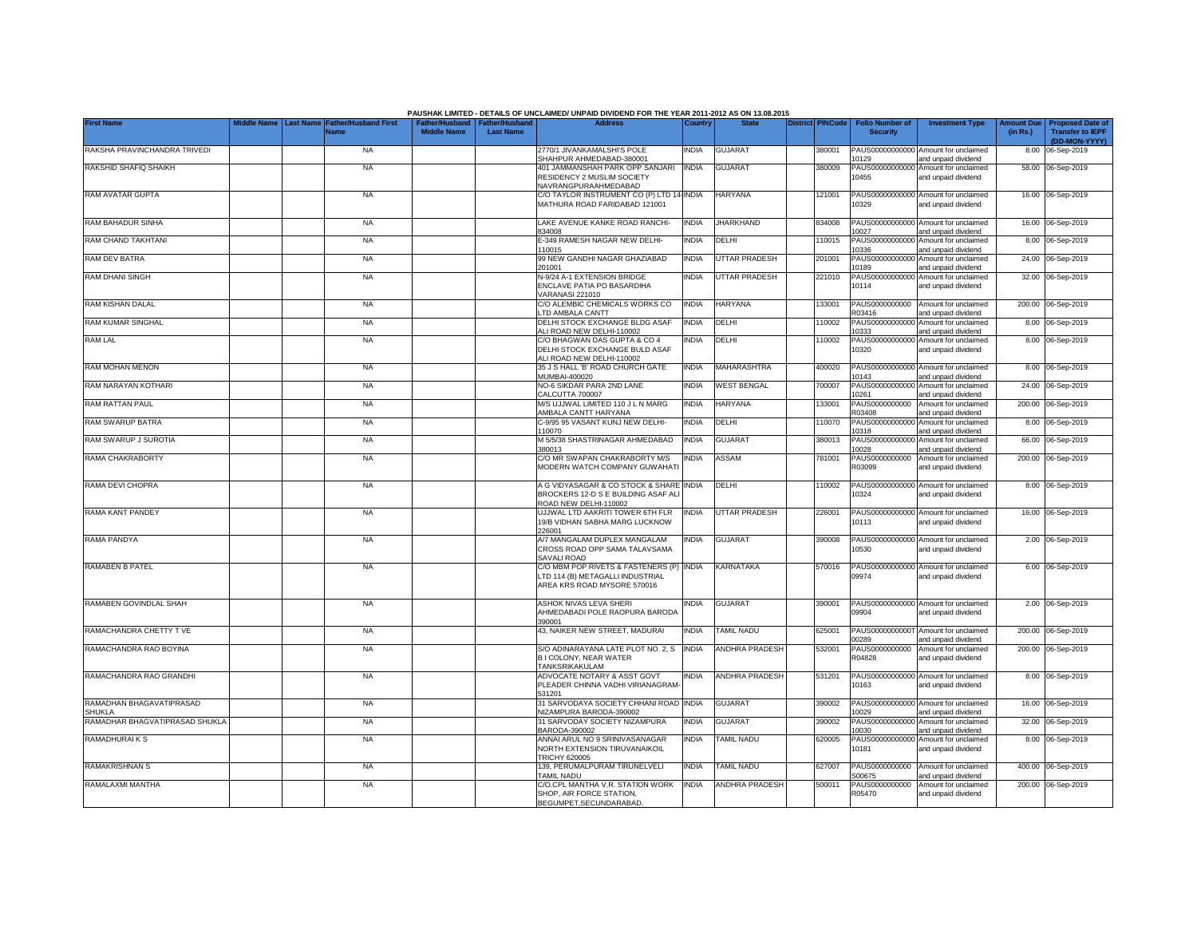**PAUSHAK LIMITED - DETAILS OF UNCLAIMED/ UNPAID DIVIDEND FOR THE YEAR 2011-2012 AS ON 13.08.2015**

| First Name | Middle Name | Last Name | Father/Husband First Name | Father/Husband Middle Name | Father/Husband Last Name | Address | Country | State | District | PINCode | Folio Number of Security | Investment Type | Amount Due (in Rs.) | Proposed Date of Transfer to IEPF (DD-MON-YYYY) |
|---|---|---|---|---|---|---|---|---|---|---|---|---|---|---|
| RAKSHA PRAVINCHANDRA TRIVEDI | | | NA | | | 2770/1 JIVANKAMALSHI'S POLE SHAHPUR AHMEDABAD-380001 | INDIA | GUJARAT | | 380001 | PAUS00000000000 10129 | Amount for unclaimed and unpaid dividend | 8.00 | 06-Sep-2019 |
| RAKSHID SHAFIQ SHAIKH | | | NA | | | 401 JAMMANSHAH PARK OPP SANJARI RESIDENCY 2 MUSLIM SOCIETY NAVRANGPURAAHMEDABAD | INDIA | GUJARAT | | 380009 | PAUS00000000000 10455 | Amount for unclaimed and unpaid dividend | 58.00 | 06-Sep-2019 |
| RAM AVATAR GUPTA | | | NA | | | C/O TAYLOR INSTRUMENT CO (P) LTD 14 MATHURA ROAD FARIDABAD 121001 | INDIA | HARYANA | | 121001 | PAUS00000000000 10329 | Amount for unclaimed and unpaid dividend | 16.00 | 06-Sep-2019 |
| RAM BAHADUR SINHA | | | NA | | | LAKE AVENUE KANKE ROAD RANCHI-834008 | INDIA | JHARKHAND | | 834008 | PAUS00000000000 10027 | Amount for unclaimed and unpaid dividend | 16.00 | 06-Sep-2019 |
| RAM CHAND TAKHTANI | | | NA | | | E-349 RAMESH NAGAR NEW DELHI-110015 | INDIA | DELHI | | 110015 | PAUS00000000000 10336 | Amount for unclaimed and unpaid dividend | 8.00 | 06-Sep-2019 |
| RAM DEV BATRA | | | NA | | | 99 NEW GANDHI NAGAR GHAZIABAD 201001 | INDIA | UTTAR PRADESH | | 201001 | PAUS00000000000 10189 | Amount for unclaimed and unpaid dividend | 24.00 | 06-Sep-2019 |
| RAM DHANI SINGH | | | NA | | | N-9/24 A-1 EXTENSION BRIDGE ENCLAVE PATIA PO BASARDIHA VARANASI 221010 | INDIA | UTTAR PRADESH | | 221010 | PAUS00000000000 10114 | Amount for unclaimed and unpaid dividend | 32.00 | 06-Sep-2019 |
| RAM KISHAN DALAL | | | NA | | | C/O ALEMBIC CHEMICALS WORKS CO LTD AMBALA CANTT | INDIA | HARYANA | | 133001 | PAUS0000000000 R03416 | Amount for unclaimed and unpaid dividend | 200.00 | 06-Sep-2019 |
| RAM KUMAR SINGHAL | | | NA | | | DELHI STOCK EXCHANGE BLDG ASAF ALI ROAD NEW DELHI-110002 | INDIA | DELHI | | 110002 | PAUS00000000000 10333 | Amount for unclaimed and unpaid dividend | 8.00 | 06-Sep-2019 |
| RAM LAL | | | NA | | | C/O BHAGWAN DAS GUPTA & CO 4 DELHI STOCK EXCHANGE BULD ASAF ALI ROAD NEW DELHI-110002 | INDIA | DELHI | | 110002 | PAUS00000000000 10320 | Amount for unclaimed and unpaid dividend | 8.00 | 06-Sep-2019 |
| RAM MOHAN MENON | | | NA | | | 35 J S HALL 'B' ROAD CHURCH GATE MUMBAI-400020 | INDIA | MAHARASHTRA | | 400020 | PAUS00000000000 10143 | Amount for unclaimed and unpaid dividend | 8.00 | 06-Sep-2019 |
| RAM NARAYAN KOTHARI | | | NA | | | NO-6 SIKDAR PARA 2ND LANE CALCUTTA 700007 | INDIA | WEST BENGAL | | 700007 | PAUS00000000000 10261 | Amount for unclaimed and unpaid dividend | 24.00 | 06-Sep-2019 |
| RAM RATTAN PAUL | | | NA | | | M/S UJJWAL LIMITED 110 J L N MARG AMBALA CANTT HARYANA | INDIA | HARYANA | | 133001 | PAUS0000000000 R03408 | Amount for unclaimed and unpaid dividend | 200.00 | 06-Sep-2019 |
| RAM SWARUP BATRA | | | NA | | | C-9/95 95 VASANT KUNJ NEW DELHI-110070 | INDIA | DELHI | | 110070 | PAUS00000000000 10318 | Amount for unclaimed and unpaid dividend | 8.00 | 06-Sep-2019 |
| RAM SWARUP J SUROTIA | | | NA | | | M 5/5/38 SHASTRINAGAR AHMEDABAD 380013 | INDIA | GUJARAT | | 380013 | PAUS00000000000 10028 | Amount for unclaimed and unpaid dividend | 66.00 | 06-Sep-2019 |
| RAMA CHAKRABORTY | | | NA | | | C/O MR SWAPAN CHAKRABORTY M/S MODERN WATCH COMPANY GUWAHATI | INDIA | ASSAM | | 781001 | PAUS0000000000 R03099 | Amount for unclaimed and unpaid dividend | 200.00 | 06-Sep-2019 |
| RAMA DEVI CHOPRA | | | NA | | | A G VIDYASAGAR & CO STOCK & SHARE BROCKERS 12-D S E BUILDING ASAF ALI ROAD NEW DELHI-110002 | INDIA | DELHI | | 110002 | PAUS00000000000 10324 | Amount for unclaimed and unpaid dividend | 8.00 | 06-Sep-2019 |
| RAMA KANT PANDEY | | | NA | | | UJJWAL LTD AAKRITI TOWER 6TH FLR 19/B VIDHAN SABHA MARG LUCKNOW 226001 | INDIA | UTTAR PRADESH | | 226001 | PAUS00000000000 10113 | Amount for unclaimed and unpaid dividend | 16.00 | 06-Sep-2019 |
| RAMA PANDYA | | | NA | | | A/7 MANGALAM DUPLEX MANGALAM CROSS ROAD OPP SAMA TALAVSAMA SAVALI ROAD | INDIA | GUJARAT | | 390008 | PAUS00000000000 10530 | Amount for unclaimed and unpaid dividend | 2.00 | 06-Sep-2019 |
| RAMABEN B PATEL | | | NA | | | C/O MBM POP RIVETS & FASTENERS (P) LTD 114 (B) METAGALLI INDUSTRIAL AREA KRS ROAD MYSORE 570016 | INDIA | KARNATAKA | | 570016 | PAUS00000000000 09974 | Amount for unclaimed and unpaid dividend | 6.00 | 06-Sep-2019 |
| RAMABEN GOVINDLAL SHAH | | | NA | | | ASHOK NIVAS LEVA SHERI AHMEDABADI POLE RAOPURA BARODA 390001 | INDIA | GUJARAT | | 390001 | PAUS00000000000 09904 | Amount for unclaimed and unpaid dividend | 2.00 | 06-Sep-2019 |
| RAMACHANDRA CHETTY T VE | | | NA | | | 43, NAIKER NEW STREET, MADURAI | INDIA | TAMIL NADU | | 625001 | PAUS0000000000T 00289 | Amount for unclaimed and unpaid dividend | 200.00 | 06-Sep-2019 |
| RAMACHANDRA RAO BOYINA | | | NA | | | S/O ADINARAYANA LATE PLOT NO. 2, S B I COLONY, NEAR WATER TANKSRIKAKULAM | INDIA | ANDHRA PRADESH | | 532001 | PAUS0000000000 R04828 | Amount for unclaimed and unpaid dividend | 200.00 | 06-Sep-2019 |
| RAMACHANDRA RAO GRANDHI | | | NA | | | ADVOCATE NOTARY & ASST GOVT PLEADER CHINNA VADHI VIRIANAGRAM-531201 | INDIA | ANDHRA PRADESH | | 531201 | PAUS00000000000 10163 | Amount for unclaimed and unpaid dividend | 8.00 | 06-Sep-2019 |
| RAMADHAN BHAGAVATIPRASAD SHUKLA | | | NA | | | 31 SARVODAYA SOCIETY CHHANI ROAD NIZAMPURA BARODA-390002 | INDIA | GUJARAT | | 390002 | PAUS00000000000 10029 | Amount for unclaimed and unpaid dividend | 16.00 | 06-Sep-2019 |
| RAMADHAR BHAGVATIPRASAD SHUKLA | | | NA | | | 31 SARVODAY SOCIETY NIZAMPURA BARODA-390002 | INDIA | GUJARAT | | 390002 | PAUS00000000000 10030 | Amount for unclaimed and unpaid dividend | 32.00 | 06-Sep-2019 |
| RAMADHURAI K S | | | NA | | | ANNAI ARUL NO 9 SRINIVASANAGAR NORTH EXTENSION TIRUVANAIKOIL TRICHY 620005 | INDIA | TAMIL NADU | | 620005 | PAUS00000000000 10181 | Amount for unclaimed and unpaid dividend | 8.00 | 06-Sep-2019 |
| RAMAKRISHNAN S | | | NA | | | 139, PERUMALPURAM TIRUNELVELI TAMIL NADU | INDIA | TAMIL NADU | | 627007 | PAUS0000000000 S00675 | Amount for unclaimed and unpaid dividend | 400.00 | 06-Sep-2019 |
| RAMALAXMI MANTHA | | | NA | | | C/O.CPL MANTHA V.R. STATION WORK SHOP, AIR FORCE STATION, BEGUMPET,SECUNDARABAD. | INDIA | ANDHRA PRADESH | | 500011 | PAUS0000000000 R05470 | Amount for unclaimed and unpaid dividend | 200.00 | 06-Sep-2019 |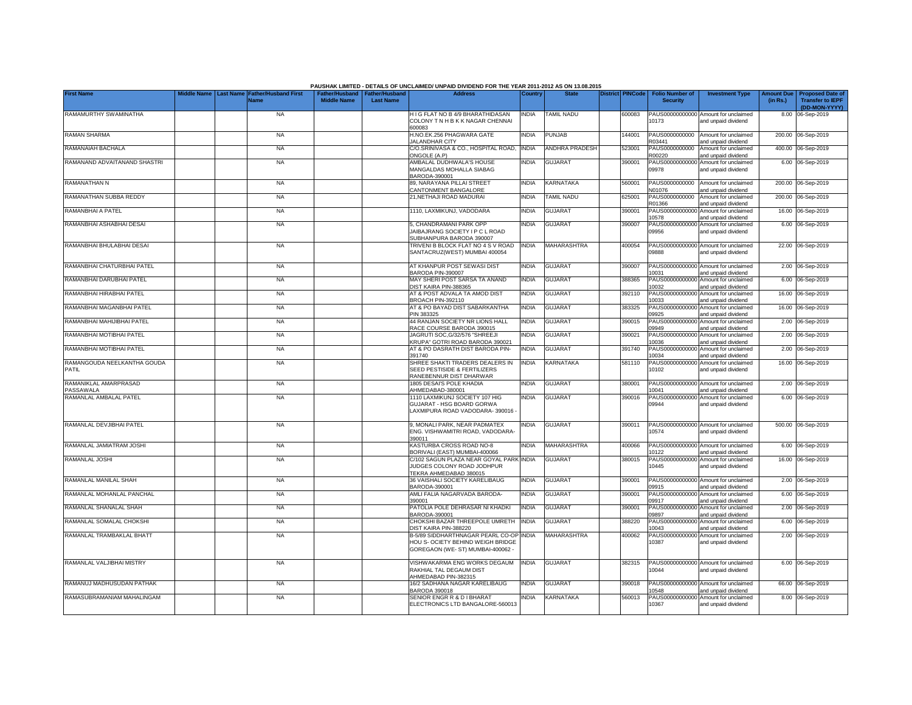PAUSHAK LIMITED - DETAILS OF UNCLAIMED/ UNPAID DIVIDEND FOR THE YEAR 2011-2012 AS ON 13.08.2015

| First Name | Middle Name | Last Name | Father/Husband First Name | Father/Husband Middle Name | Father/Husband Last Name | Address | Country | State | District | PINCode | Folio Number of Security | Investment Type | Amount Due (in Rs.) | Proposed Date of Transfer to IEPF (DD-MON-YYYY) |
|---|---|---|---|---|---|---|---|---|---|---|---|---|---|---|
| RAMAMURTHY SWAMINATHA | | | NA | | | H I G FLAT NO B 4/9 BHARATHIDASAN COLONY T N H B K K NAGAR CHENNAI 600083 | INDIA | TAMIL NADU | | 600083 | PAUS00000000000 10173 | Amount for unclaimed and unpaid dividend | 8.00 | 06-Sep-2019 |
| RAMAN SHARMA | | | NA | | | H.NO.EK.256 PHAGWARA GATE JALANDHAR CITY | INDIA | PUNJAB | | 144001 | PAUS0000000000 R03441 | Amount for unclaimed and unpaid dividend | 200.00 | 06-Sep-2019 |
| RAMANAIAH BACHALA | | | NA | | | C/O.SRINIVASA & CO., HOSPITAL ROAD, ONGOLE (A.P) | INDIA | ANDHRA PRADESH | | 523001 | PAUS0000000000 R00220 | Amount for unclaimed and unpaid dividend | 400.00 | 06-Sep-2019 |
| RAMANAND ADVAITANAND SHASTRI | | | NA | | | AMBALAL DUDHWALA'S HOUSE MANGALDAS MOHALLA SIABAG BARODA-390001 | INDIA | GUJARAT | | 390001 | PAUS00000000000 09978 | Amount for unclaimed and unpaid dividend | 6.00 | 06-Sep-2019 |
| RAMANATHAN N | | | NA | | | 89, NARAYANA PILLAI STREET CANTONMENT BANGALORE | INDIA | KARNATAKA | | 560001 | PAUS0000000000 N01076 | Amount for unclaimed and unpaid dividend | 200.00 | 06-Sep-2019 |
| RAMANATHAN SUBBA REDDY | | | NA | | | 21,NETHAJI ROAD MADURAI | INDIA | TAMIL NADU | | 625001 | PAUS0000000000 R01366 | Amount for unclaimed and unpaid dividend | 200.00 | 06-Sep-2019 |
| RAMANBHAI A PATEL | | | NA | | | 1110, LAXMIKUNJ, VADODARA | INDIA | GUJARAT | | 390001 | PAUS00000000000 10578 | Amount for unclaimed and unpaid dividend | 16.00 | 06-Sep-2019 |
| RAMANBHAI ASHABHAI DESAI | | | NA | | | 5, CHANDRAMANI PARK OPP JAIBAJRANG SOCIETY I P C L ROAD SUBHANPURA BARODA 390007 | INDIA | GUJARAT | | 390007 | PAUS00000000000 09956 | Amount for unclaimed and unpaid dividend | 6.00 | 06-Sep-2019 |
| RAMANBHAI BHULABHAI DESAI | | | NA | | | TRIVENI B BLOCK FLAT NO 4 S V ROAD SANTACRUZ(WEST) MUMBAI 400054 | INDIA | MAHARASHTRA | | 400054 | PAUS00000000000 09888 | Amount for unclaimed and unpaid dividend | 22.00 | 06-Sep-2019 |
| RAMANBHAI CHATURBHAI PATEL | | | NA | | | AT KHANPUR POST SEWASI DIST BARODA PIN-390007 | INDIA | GUJARAT | | 390007 | PAUS00000000000 10031 | Amount for unclaimed and unpaid dividend | 2.00 | 06-Sep-2019 |
| RAMANBHAI DARUBHAI PATEL | | | NA | | | MAY SHERI POST SARSA TA ANAND DIST KAIRA PIN-388365 | INDIA | GUJARAT | | 388365 | PAUS00000000000 10032 | Amount for unclaimed and unpaid dividend | 6.00 | 06-Sep-2019 |
| RAMANBHAI HIRABHAI PATEL | | | NA | | | AT & POST ADVALA TA AMOD DIST BROACH PIN-392110 | INDIA | GUJARAT | | 392110 | PAUS00000000000 10033 | Amount for unclaimed and unpaid dividend | 16.00 | 06-Sep-2019 |
| RAMANBHAI MAGANBHAI PATEL | | | NA | | | AT & PO BAYAD DIST SABARKANTHA PIN 383325 | INDIA | GUJARAT | | 383325 | PAUS00000000000 09925 | Amount for unclaimed and unpaid dividend | 16.00 | 06-Sep-2019 |
| RAMANBHAI MAHIJIBHAI PATEL | | | NA | | | 44 RANJAN SOCIETY NR LIONS HALL RACE COURSE BARODA 390015 | INDIA | GUJARAT | | 390015 | PAUS00000000000 09949 | Amount for unclaimed and unpaid dividend | 2.00 | 06-Sep-2019 |
| RAMANBHAI MOTIBHAI PATEL | | | NA | | | JAGRUTI SOC,G/32/576 "SHREEJI KRUPA" GOTRI ROAD BARODA 390021 | INDIA | GUJARAT | | 390021 | PAUS00000000000 10036 | Amount for unclaimed and unpaid dividend | 2.00 | 06-Sep-2019 |
| RAMANBHAI MOTIBHAI PATEL | | | NA | | | AT & PO DASRATH DIST BARODA PIN-391740 | INDIA | GUJARAT | | 391740 | PAUS00000000000 10034 | Amount for unclaimed and unpaid dividend | 2.00 | 06-Sep-2019 |
| RAMANGOUDA NEELKANTHA GOUDA PATIL | | | NA | | | SHREE SHAKTI TRADERS DEALERS IN SEED PESTISIDE & FERTILIZERS RANEBENNUR DIST DHARWAR | INDIA | KARNATAKA | | 581110 | PAUS00000000000 10102 | Amount for unclaimed and unpaid dividend | 16.00 | 06-Sep-2019 |
| RAMANIKLAL AMARPRASAD PASSAWALA | | | NA | | | 1805 DESAI'S POLE KHADIA AHMEDABAD-380001 | INDIA | GUJARAT | | 380001 | PAUS00000000000 10041 | Amount for unclaimed and unpaid dividend | 2.00 | 06-Sep-2019 |
| RAMANLAL AMBALAL PATEL | | | NA | | | 1110 LAXMIKUNJ SOCIETY 107 HIG GUJARAT - HSG BOARD GORWA LAXMIPURA ROAD VADODARA- 390016 - | INDIA | GUJARAT | | 390016 | PAUS00000000000 09944 | Amount for unclaimed and unpaid dividend | 6.00 | 06-Sep-2019 |
| RAMANLAL DEVJIBHAI PATEL | | | NA | | | 9, MONALI PARK, NEAR PADMATEX ENG. VISHWAMITRI ROAD, VADODARA-390011 | INDIA | GUJARAT | | 390011 | PAUS00000000000 10574 | Amount for unclaimed and unpaid dividend | 500.00 | 06-Sep-2019 |
| RAMANLAL JAMIATRAM JOSHI | | | NA | | | KASTURBA CROSS ROAD NO-8 BORIVALI (EAST) MUMBAI-400066 | INDIA | MAHARASHTRA | | 400066 | PAUS00000000000 10122 | Amount for unclaimed and unpaid dividend | 6.00 | 06-Sep-2019 |
| RAMANLAL JOSHI | | | NA | | | C/102 SAGUN PLAZA NEAR GOYAL PARK JUDGES COLONY ROAD JODHPUR TEKRA AHMEDABAD 380015 | INDIA | GUJARAT | | 380015 | PAUS00000000000 10445 | Amount for unclaimed and unpaid dividend | 16.00 | 06-Sep-2019 |
| RAMANLAL MANILAL SHAH | | | NA | | | 36 VAISHALI SOCIETY KARELIBAUG BARODA-390001 | INDIA | GUJARAT | | 390001 | PAUS00000000000 09915 | Amount for unclaimed and unpaid dividend | 2.00 | 06-Sep-2019 |
| RAMANLAL MOHANLAL PANCHAL | | | NA | | | AMLI FALIA NAGARVADA BARODA-390001 | INDIA | GUJARAT | | 390001 | PAUS00000000000 09917 | Amount for unclaimed and unpaid dividend | 6.00 | 06-Sep-2019 |
| RAMANLAL SHANALAL SHAH | | | NA | | | PATOLIA POLE DEHRASAR NI KHADKI BARODA-390001 | INDIA | GUJARAT | | 390001 | PAUS00000000000 09897 | Amount for unclaimed and unpaid dividend | 2.00 | 06-Sep-2019 |
| RAMANLAL SOMALAL CHOKSHI | | | NA | | | CHOKSHI BAZAR THREEPOLE UMRETH DIST KAIRA PIN-388220 | INDIA | GUJARAT | | 388220 | PAUS00000000000 10043 | Amount for unclaimed and unpaid dividend | 6.00 | 06-Sep-2019 |
| RAMANLAL TRAMBAKLAL BHATT | | | NA | | | B-5/89 SIDDHARTHNAGAR PEARL CO-OP HOU S- OCIETY BEHIND WEIGH BRIDGE GOREGAON (WE- ST) MUMBAI-400062 - | INDIA | MAHARASHTRA | | 400062 | PAUS00000000000 10387 | Amount for unclaimed and unpaid dividend | 2.00 | 06-Sep-2019 |
| RAMANLAL VALJIBHAI MISTRY | | | NA | | | VISHWAKARMA ENG WORKS DEGAUM RAKHIAL TAL DEGAUM DIST AHMEDABAD PIN-382315 | INDIA | GUJARAT | | 382315 | PAUS00000000000 10044 | Amount for unclaimed and unpaid dividend | 6.00 | 06-Sep-2019 |
| RAMANUJ MADHUSUDAN PATHAK | | | NA | | | 16/2 SADHANA NAGAR KARELIBAUG BARODA 390018 | INDIA | GUJARAT | | 390018 | PAUS00000000000 10548 | Amount for unclaimed and unpaid dividend | 66.00 | 06-Sep-2019 |
| RAMASUBRAMANIAM MAHALINGAM | | | NA | | | SENIOR ENGR R & D I BHARAT ELECTRONICS LTD BANGALORE-560013 | INDIA | KARNATAKA | | 560013 | PAUS00000000000 10367 | Amount for unclaimed and unpaid dividend | 8.00 | 06-Sep-2019 |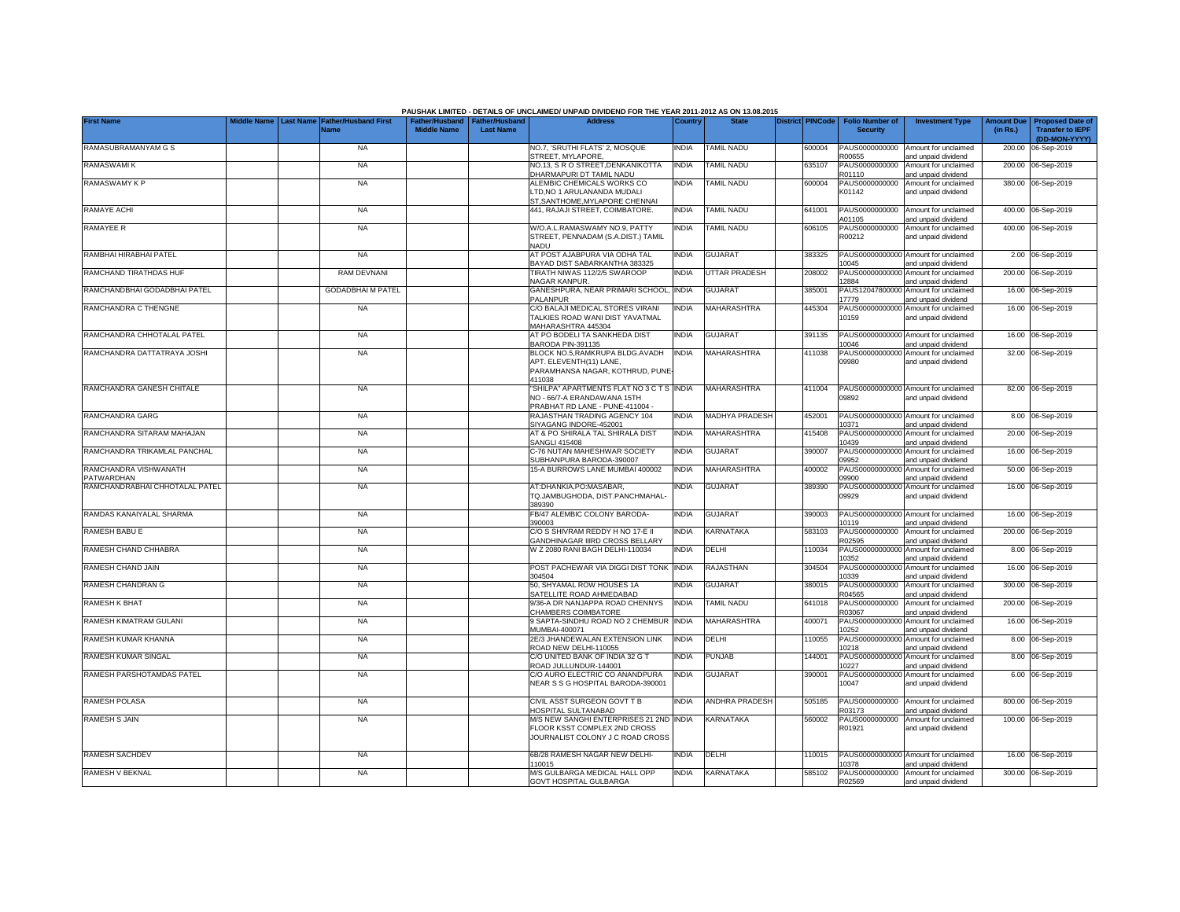PAUSHAK LIMITED - DETAILS OF UNCLAIMED/ UNPAID DIVIDEND FOR THE YEAR 2011-2012 AS ON 13.08.2015

| First Name | Middle Name | Last Name | Father/Husband First Name | Father/Husband Middle Name | Father/Husband Last Name | Address | Country | State | District | PINCode | Folio Number of Security | Investment Type | Amount Due (in Rs.) | Proposed Date of Transfer to IEPF (DD-MON-YYYY) |
|---|---|---|---|---|---|---|---|---|---|---|---|---|---|---|
| RAMASUBRAMANYAM G S | | | NA | | | NO.7, 'SRUTHI FLATS' 2, MOSQUE STREET, MYLAPORE, | INDIA | TAMIL NADU | | 600004 | PAUS0000000000R00655 | Amount for unclaimed and unpaid dividend | 200.00 | 06-Sep-2019 |
| RAMASWAMI K | | | NA | | | NO.13, S R O STREET,DENKANIKOTTA DHARMAPURI DT TAMIL NADU | INDIA | TAMIL NADU | | 635107 | PAUS0000000000R01110 | Amount for unclaimed and unpaid dividend | 200.00 | 06-Sep-2019 |
| RAMASWAMY K P | | | NA | | | ALEMBIC CHEMICALS WORKS CO LTD,NO 1 ARULANANDA MUDALI ST,SANTHOME,MYLAPORE CHENNAI | INDIA | TAMIL NADU | | 600004 | PAUS0000000000K01142 | Amount for unclaimed and unpaid dividend | 380.00 | 06-Sep-2019 |
| RAMAYE ACHI | | | NA | | | 441, RAJAJI STREET, COIMBATORE. | INDIA | TAMIL NADU | | 641001 | PAUS0000000000A01105 | Amount for unclaimed and unpaid dividend | 400.00 | 06-Sep-2019 |
| RAMAYEE R | | | NA | | | W/O.A.L.RAMASWAMY NO.9, PATTY STREET, PENNADAM (S.A.DIST.) TAMIL NADU | INDIA | TAMIL NADU | | 606105 | PAUS0000000000R00212 | Amount for unclaimed and unpaid dividend | 400.00 | 06-Sep-2019 |
| RAMBHAI HIRABHAI PATEL | | | NA | | | AT POST AJABPURA VIA ODHA TAL BAYAD DIST SABARKANTHA 383325 | INDIA | GUJARAT | | 383325 | PAUS00000000000010045 | Amount for unclaimed and unpaid dividend | 2.00 | 06-Sep-2019 |
| RAMCHAND TIRATHDAS HUF | | | RAM DEVNANI | | | TIRATH NIWAS 112/2/5 SWAROOP NAGAR KANPUR. | INDIA | UTTAR PRADESH | | 208002 | PAUS00000000000012884 | Amount for unclaimed and unpaid dividend | 200.00 | 06-Sep-2019 |
| RAMCHANDBHAI GODADBHAI PATEL | | | GODADBHAI M PATEL | | | GANESHPURA, NEAR PRIMARI SCHOOL, PALANPUR | INDIA | GUJARAT | | 385001 | PAUS12047800000017779 | Amount for unclaimed and unpaid dividend | 16.00 | 06-Sep-2019 |
| RAMCHANDRA C THENGNE | | | NA | | | C/O BALAJI MEDICAL STORES VIRANI TALKIES ROAD WANI DIST YAVATMAL MAHARASHTRA 445304 | INDIA | MAHARASHTRA | | 445304 | PAUS00000000000010159 | Amount for unclaimed and unpaid dividend | 16.00 | 06-Sep-2019 |
| RAMCHANDRA CHHOTALAL PATEL | | | NA | | | AT PO BODELI TA SANKHEDA DIST BARODA PIN-391135 | INDIA | GUJARAT | | 391135 | PAUS00000000000010046 | Amount for unclaimed and unpaid dividend | 16.00 | 06-Sep-2019 |
| RAMCHANDRA DATTATRAYA JOSHI | | | NA | | | BLOCK NO.5,RAMKRUPA BLDG.AVADH APT. ELEVENTH(11) LANE, PARAMHANSA NAGAR, KOTHRUD, PUNE-411038 | INDIA | MAHARASHTRA | | 411038 | PAUS00000000000009980 | Amount for unclaimed and unpaid dividend | 32.00 | 06-Sep-2019 |
| RAMCHANDRA GANESH CHITALE | | | NA | | | "SHILPA" APARTMENTS FLAT NO 3 C T S NO - 66/7-A ERANDAWANA 15TH PRABHAT RD LANE - PUNE-411004 - | INDIA | MAHARASHTRA | | 411004 | PAUS00000000000009892 | Amount for unclaimed and unpaid dividend | 82.00 | 06-Sep-2019 |
| RAMCHANDRA GARG | | | NA | | | RAJASTHAN TRADING AGENCY 104 SIYAGANG INDORE-452001 | INDIA | MADHYA PRADESH | | 452001 | PAUS00000000000010371 | Amount for unclaimed and unpaid dividend | 8.00 | 06-Sep-2019 |
| RAMCHANDRA SITARAM MAHAJAN | | | NA | | | AT & PO SHIRALA TAL SHIRALA DIST SANGLI 415408 | INDIA | MAHARASHTRA | | 415408 | PAUS00000000000010439 | Amount for unclaimed and unpaid dividend | 20.00 | 06-Sep-2019 |
| RAMCHANDRA TRIKAMLAL PANCHAL | | | NA | | | C-76 NUTAN MAHESHWAR SOCIETY SUBHANPURA BARODA-390007 | INDIA | GUJARAT | | 390007 | PAUS00000000000009952 | Amount for unclaimed and unpaid dividend | 16.00 | 06-Sep-2019 |
| RAMCHANDRA VISHWANATH PATWARDHAN | | | NA | | | 15-A BURROWS LANE MUMBAI 400002 | INDIA | MAHARASHTRA | | 400002 | PAUS00000000000009900 | Amount for unclaimed and unpaid dividend | 50.00 | 06-Sep-2019 |
| RAMCHANDRABHAI CHHOTALAL PATEL | | | NA | | | AT:DHANKIA,PO:MASABAR, TQ.JAMBUGHODA, DIST.PANCHMAHAL-389390 | INDIA | GUJARAT | | 389390 | PAUS00000000000009929 | Amount for unclaimed and unpaid dividend | 16.00 | 06-Sep-2019 |
| RAMDAS KANAIYALAL SHARMA | | | NA | | | FB/47 ALEMBIC COLONY BARODA-390003 | INDIA | GUJARAT | | 390003 | PAUS00000000000010119 | Amount for unclaimed and unpaid dividend | 16.00 | 06-Sep-2019 |
| RAMESH BABU E | | | NA | | | C/O S SHIVRAM REDDY H NO 17-E II GANDHINAGAR IIIRD CROSS BELLARY | INDIA | KARNATAKA | | 583103 | PAUS0000000000R02595 | Amount for unclaimed and unpaid dividend | 200.00 | 06-Sep-2019 |
| RAMESH CHAND CHHABRA | | | NA | | | W Z 2080 RANI BAGH DELHI-110034 | INDIA | DELHI | | 110034 | PAUS00000000000010352 | Amount for unclaimed and unpaid dividend | 8.00 | 06-Sep-2019 |
| RAMESH CHAND JAIN | | | NA | | | POST PACHEWAR VIA DIGGI DIST TONK 304504 | INDIA | RAJASTHAN | | 304504 | PAUS00000000000010339 | Amount for unclaimed and unpaid dividend | 16.00 | 06-Sep-2019 |
| RAMESH CHANDRAN G | | | NA | | | 50, SHYAMAL ROW HOUSES 1A SATELLITE ROAD AHMEDABAD | INDIA | GUJARAT | | 380015 | PAUS0000000000R04565 | Amount for unclaimed and unpaid dividend | 300.00 | 06-Sep-2019 |
| RAMESH K BHAT | | | NA | | | 9/36-A DR NANJAPPA ROAD CHENNYS CHAMBERS COIMBATORE | INDIA | TAMIL NADU | | 641018 | PAUS0000000000R03067 | Amount for unclaimed and unpaid dividend | 200.00 | 06-Sep-2019 |
| RAMESH KIMATRAM GULANI | | | NA | | | 9 SAPTA-SINDHU ROAD NO 2 CHEMBUR MUMBAI-400071 | INDIA | MAHARASHTRA | | 400071 | PAUS00000000000010252 | Amount for unclaimed and unpaid dividend | 16.00 | 06-Sep-2019 |
| RAMESH KUMAR KHANNA | | | NA | | | 2E/3 JHANDEWALAN EXTENSION LINK ROAD NEW DELHI-110055 | INDIA | DELHI | | 110055 | PAUS00000000000010218 | Amount for unclaimed and unpaid dividend | 8.00 | 06-Sep-2019 |
| RAMESH KUMAR SINGAL | | | NA | | | C/O UNITED BANK OF INDIA 32 G T ROAD JULLUNDUR-144001 | INDIA | PUNJAB | | 144001 | PAUS00000000000010227 | Amount for unclaimed and unpaid dividend | 8.00 | 06-Sep-2019 |
| RAMESH PARSHOTAMDAS PATEL | | | NA | | | C/O AURO ELECTRIC CO ANANDPURA NEAR S S G HOSPITAL BARODA-390001 | INDIA | GUJARAT | | 390001 | PAUS00000000000010047 | Amount for unclaimed and unpaid dividend | 6.00 | 06-Sep-2019 |
| RAMESH POLASA | | | NA | | | CIVIL ASST SURGEON GOVT T B HOSPITAL SULTANABAD | INDIA | ANDHRA PRADESH | | 505185 | PAUS0000000000R03173 | Amount for unclaimed and unpaid dividend | 800.00 | 06-Sep-2019 |
| RAMESH S JAIN | | | NA | | | M/S NEW SANGHI ENTERPRISES 21 2ND FLOOR KSST COMPLEX 2ND CROSS JOURNALIST COLONY J C ROAD CROSS | INDIA | KARNATAKA | | 560002 | PAUS0000000000R01921 | Amount for unclaimed and unpaid dividend | 100.00 | 06-Sep-2019 |
| RAMESH SACHDEV | | | NA | | | 6B/28 RAMESH NAGAR NEW DELHI-110015 | INDIA | DELHI | | 110015 | PAUS00000000000010378 | Amount for unclaimed and unpaid dividend | 16.00 | 06-Sep-2019 |
| RAMESH V BEKNAL | | | NA | | | M/S GULBARGA MEDICAL HALL OPP GOVT HOSPITAL GULBARGA | INDIA | KARNATAKA | | 585102 | PAUS0000000000R02569 | Amount for unclaimed and unpaid dividend | 300.00 | 06-Sep-2019 |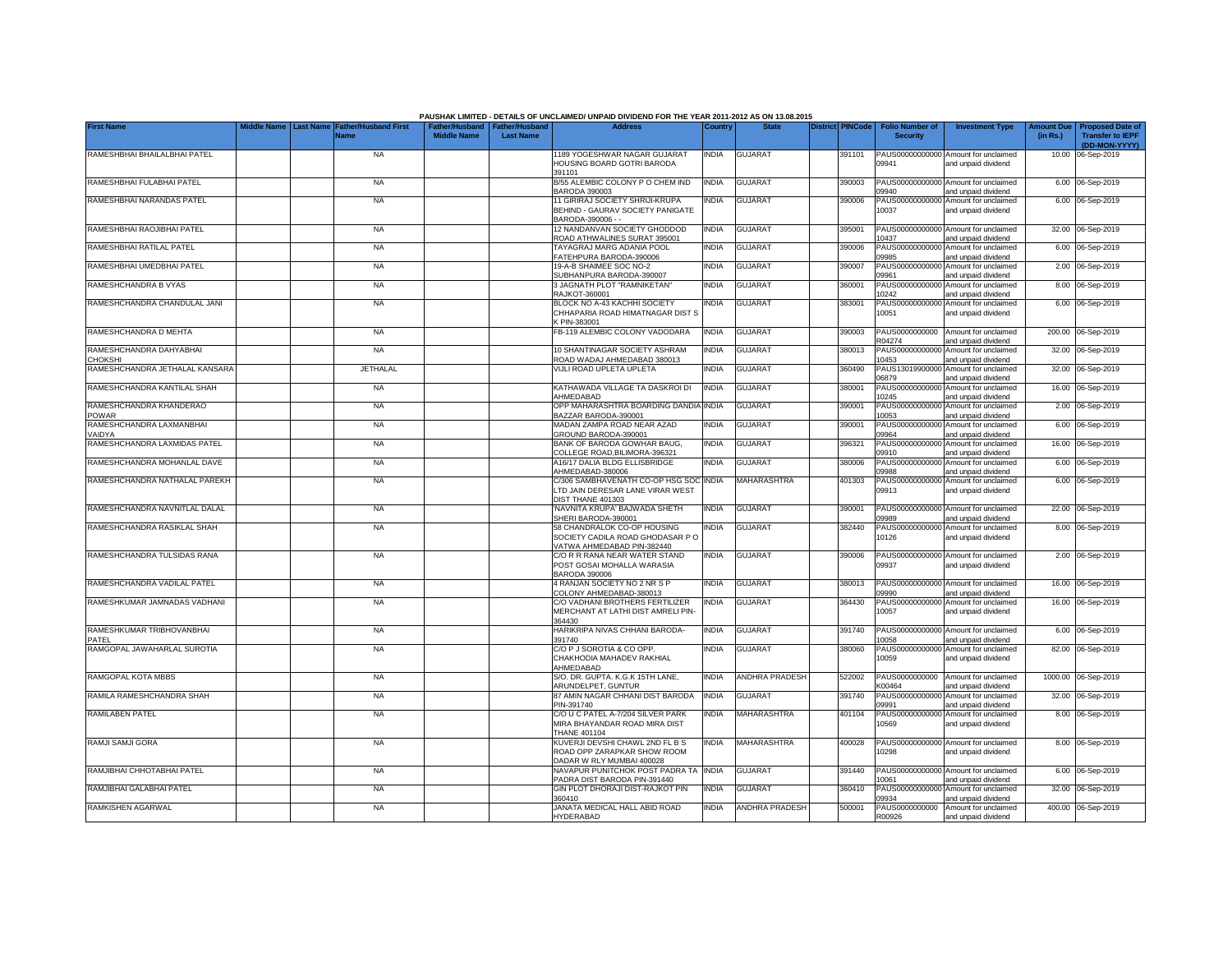PAUSHAK LIMITED - DETAILS OF UNCLAIMED/ UNPAID DIVIDEND FOR THE YEAR 2011-2012 AS ON 13.08.2015

| First Name | Middle Name | Last Name | Father/Husband First Name | Father/Husband Middle Name | Father/Husband Last Name | Address | Country | State | District | PINCode | Folio Number of Security | Investment Type | Amount Due (in Rs.) | Proposed Date of Transfer to IEPF (DD-MON-YYYY) |
|---|---|---|---|---|---|---|---|---|---|---|---|---|---|---|
| RAMESHBHAI BHAILALBHAI PATEL | | | NA | | | 1189 YOGESHWAR NAGAR GUJARAT HOUSING BOARD GOTRI BARODA 391101 | INDIA | GUJARAT | | 391101 | PAUS00000000000 09941 | Amount for unclaimed and unpaid dividend | 10.00 | 06-Sep-2019 |
| RAMESHBHAI FULABHAI PATEL | | | NA | | | B/55 ALEMBIC COLONY P O CHEM IND BARODA 390003 | INDIA | GUJARAT | | 390003 | PAUS00000000000 09940 | Amount for unclaimed and unpaid dividend | 6.00 | 06-Sep-2019 |
| RAMESHBHAI NARANDAS PATEL | | | NA | | | 11 GIRIRAJ SOCIETY SHRIJI-KRUPA BEHIND - GAURAV SOCIETY PANIGATE BARODA-390006 - - | INDIA | GUJARAT | | 390006 | PAUS00000000000 10037 | Amount for unclaimed and unpaid dividend | 6.00 | 06-Sep-2019 |
| RAMESHBHAI RAOJIBHAI PATEL | | | NA | | | 12 NANDANVAN SOCIETY GHODDOD ROAD ATHWALINES SURAT 395001 | INDIA | GUJARAT | | 395001 | PAUS00000000000 10437 | Amount for unclaimed and unpaid dividend | 32.00 | 06-Sep-2019 |
| RAMESHBHAI RATILAL PATEL | | | NA | | | TAYAGRAJ MARG ADANIA POOL FATEHPURA BARODA-390006 | INDIA | GUJARAT | | 390006 | PAUS00000000000 09985 | Amount for unclaimed and unpaid dividend | 6.00 | 06-Sep-2019 |
| RAMESHBHAI UMEDBHAI PATEL | | | NA | | | 19-A-B SHAIMEE SOC NO-2 SUBHANPURA BARODA-390007 | INDIA | GUJARAT | | 390007 | PAUS00000000000 09961 | Amount for unclaimed and unpaid dividend | 2.00 | 06-Sep-2019 |
| RAMESHCHANDRA B VYAS | | | NA | | | 3 JAGNATH PLOT "RAMNIKETAN" RAJKOT-360001 | INDIA | GUJARAT | | 360001 | PAUS00000000000 10242 | Amount for unclaimed and unpaid dividend | 8.00 | 06-Sep-2019 |
| RAMESHCHANDRA CHANDULAL JANI | | | NA | | | BLOCK NO A-43 KACHHI SOCIETY CHHAPARIA ROAD HIMATNAGAR DIST S K PIN-383001 | INDIA | GUJARAT | | 383001 | PAUS00000000000 10051 | Amount for unclaimed and unpaid dividend | 6.00 | 06-Sep-2019 |
| RAMESHCHANDRA D MEHTA | | | NA | | | FB-119 ALEMBIC COLONY VADODARA | INDIA | GUJARAT | | 390003 | PAUS0000000000 R04274 | Amount for unclaimed and unpaid dividend | 200.00 | 06-Sep-2019 |
| RAMESHCHANDRA DAHYABHAI CHOKSHI | | | NA | | | 10 SHANTINAGAR SOCIETY ASHRAM ROAD WADAJ AHMEDABAD 380013 | INDIA | GUJARAT | | 380013 | PAUS00000000000 10453 | Amount for unclaimed and unpaid dividend | 32.00 | 06-Sep-2019 |
| RAMESHCHANDRA JETHALAL KANSARA | | | JETHALAL | | | VIJLI ROAD UPLETA UPLETA | INDIA | GUJARAT | | 360490 | PAUS13019900000 06879 | Amount for unclaimed and unpaid dividend | 32.00 | 06-Sep-2019 |
| RAMESHCHANDRA KANTILAL SHAH | | | NA | | | KATHAWADA VILLAGE TA DASKROI DI AHMEDABAD | INDIA | GUJARAT | | 380001 | PAUS00000000000 10245 | Amount for unclaimed and unpaid dividend | 16.00 | 06-Sep-2019 |
| RAMESHCHANDRA KHANDERAO POWAR | | | NA | | | OPP MAHARASHTRA BOARDING DANDIA BAZZAR BARODA-390001 | INDIA | GUJARAT | | 390001 | PAUS00000000000 10053 | Amount for unclaimed and unpaid dividend | 2.00 | 06-Sep-2019 |
| RAMESHCHANDRA LAXMANBHAI VAIDYA | | | NA | | | MADAN ZAMPA ROAD NEAR AZAD GROUND BARODA-390001 | INDIA | GUJARAT | | 390001 | PAUS00000000000 09964 | Amount for unclaimed and unpaid dividend | 6.00 | 06-Sep-2019 |
| RAMESHCHANDRA LAXMIDAS PATEL | | | NA | | | BANK OF BARODA GOWHAR BAUG, COLLEGE ROAD,BILIMORA-396321 | INDIA | GUJARAT | | 396321 | PAUS00000000000 09910 | Amount for unclaimed and unpaid dividend | 16.00 | 06-Sep-2019 |
| RAMESHCHANDRA MOHANLAL DAVE | | | NA | | | A16/17 DALIA BLDG ELLISBRIDGE AHMEDABAD-380006 | INDIA | GUJARAT | | 380006 | PAUS00000000000 09988 | Amount for unclaimed and unpaid dividend | 6.00 | 06-Sep-2019 |
| RAMESHCHANDRA NATHALAL PAREKH | | | NA | | | C/306 SAMBHAVENATH CO-OP HSG SOC LTD JAIN DERESAR LANE VIRAR WEST DIST THANE 401303 | INDIA | MAHARASHTRA | | 401303 | PAUS00000000000 09913 | Amount for unclaimed and unpaid dividend | 6.00 | 06-Sep-2019 |
| RAMESHCHANDRA NAVNITLAL DALAL | | | NA | | | 'NAVNITA KRUPA' BAJWADA SHETH SHERI BARODA-390001 | INDIA | GUJARAT | | 390001 | PAUS00000000000 09989 | Amount for unclaimed and unpaid dividend | 22.00 | 06-Sep-2019 |
| RAMESHCHANDRA RASIKLAL SHAH | | | NA | | | 58 CHANDRALOK CO-OP HOUSING SOCIETY CADILA ROAD GHODASAR P O VATWA AHMEDABAD PIN-382440 | INDIA | GUJARAT | | 382440 | PAUS00000000000 10126 | Amount for unclaimed and unpaid dividend | 8.00 | 06-Sep-2019 |
| RAMESHCHANDRA TULSIDAS RANA | | | NA | | | C/O R R RANA NEAR WATER STAND POST GOSAI MOHALLA WARASIA BARODA 390006 | INDIA | GUJARAT | | 390006 | PAUS00000000000 09937 | Amount for unclaimed and unpaid dividend | 2.00 | 06-Sep-2019 |
| RAMESHCHANDRA VADILAL PATEL | | | NA | | | 4 RANJAN SOCIETY NO 2 NR S P COLONY AHMEDABAD-380013 | INDIA | GUJARAT | | 380013 | PAUS00000000000 09990 | Amount for unclaimed and unpaid dividend | 16.00 | 06-Sep-2019 |
| RAMESHKUMAR JAMNADAS VADHANI | | | NA | | | C/O VADHANI BROTHERS FERTILIZER MERCHANT AT LATHI DIST AMRELI PIN-364430 | INDIA | GUJARAT | | 364430 | PAUS00000000000 10057 | Amount for unclaimed and unpaid dividend | 16.00 | 06-Sep-2019 |
| RAMESHKUMAR TRIBHOVANBHAI PATEL | | | NA | | | HARIKRIPA NIVAS CHHANI BARODA-391740 | INDIA | GUJARAT | | 391740 | PAUS00000000000 10058 | Amount for unclaimed and unpaid dividend | 6.00 | 06-Sep-2019 |
| RAMGOPAL JAWAHARLAL SUROTIA | | | NA | | | C/O P J SOROTIA & CO OPP. CHAKHODIA MAHADEV RAKHIAL AHMEDABAD | INDIA | GUJARAT | | 380060 | PAUS00000000000 10059 | Amount for unclaimed and unpaid dividend | 82.00 | 06-Sep-2019 |
| RAMGOPAL KOTA MBBS | | | NA | | | S/O. DR. GUPTA. K.G.K 15TH LANE, ARUNDELPET, GUNTUR | INDIA | ANDHRA PRADESH | | 522002 | PAUS0000000000 K00464 | Amount for unclaimed and unpaid dividend | 1000.00 | 06-Sep-2019 |
| RAMILA RAMESHCHANDRA SHAH | | | NA | | | 87 AMIN NAGAR CHHANI DIST BARODA PIN-391740 | INDIA | GUJARAT | | 391740 | PAUS00000000000 09991 | Amount for unclaimed and unpaid dividend | 32.00 | 06-Sep-2019 |
| RAMILABEN PATEL | | | NA | | | C/O U C PATEL A-7/204 SILVER PARK MIRA BHAYANDAR ROAD MIRA DIST THANE 401104 | INDIA | MAHARASHTRA | | 401104 | PAUS00000000000 10569 | Amount for unclaimed and unpaid dividend | 8.00 | 06-Sep-2019 |
| RAMJI SAMJI GORA | | | NA | | | KUVERJI DEVSHI CHAWL 2ND FL B S ROAD OPP ZARAPKAR SHOW ROOM DADAR W RLY MUMBAI 400028 | INDIA | MAHARASHTRA | | 400028 | PAUS00000000000 10298 | Amount for unclaimed and unpaid dividend | 8.00 | 06-Sep-2019 |
| RAMJIBHAI CHHOTABHAI PATEL | | | NA | | | NAVAPUR PUNITCHOK POST PADRA TA PADRA DIST BARODA PIN-391440 | INDIA | GUJARAT | | 391440 | PAUS00000000000 10061 | Amount for unclaimed and unpaid dividend | 6.00 | 06-Sep-2019 |
| RAMJIBHAI GALABHAI PATEL | | | NA | | | GIN PLOT DHORAJI DIST-RAJKOT PIN 360410 | INDIA | GUJARAT | | 360410 | PAUS00000000000 09934 | Amount for unclaimed and unpaid dividend | 32.00 | 06-Sep-2019 |
| RAMKISHEN AGARWAL | | | NA | | | JANATA MEDICAL HALL ABID ROAD HYDERABAD | INDIA | ANDHRA PRADESH | | 500001 | PAUS0000000000 R00926 | Amount for unclaimed and unpaid dividend | 400.00 | 06-Sep-2019 |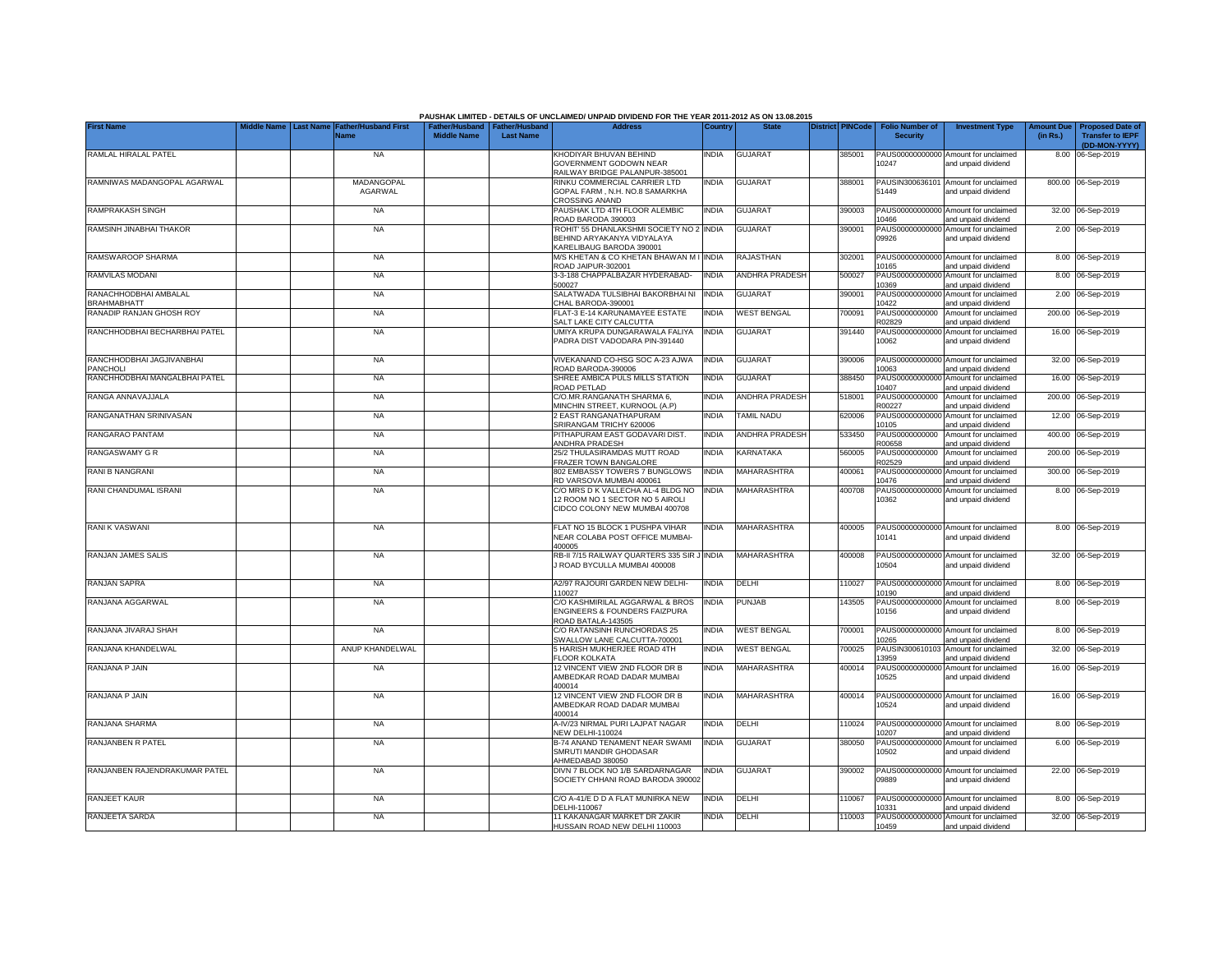PAUSHAK LIMITED - DETAILS OF UNCLAIMED/ UNPAID DIVIDEND FOR THE YEAR 2011-2012 AS ON 13.08.2015

| First Name | Middle Name | Last Name | Father/Husband First Name | Father/Husband Middle Name | Father/Husband Last Name | Address | Country | State | District | PINCode | Folio Number of Security | Investment Type | Amount Due (in Rs.) | Proposed Date of Transfer to IEPF (DD-MON-YYYY) |
|---|---|---|---|---|---|---|---|---|---|---|---|---|---|---|
| RAMLAL HIRALAL PATEL | | | NA | | | KHODIYAR BHUVAN BEHIND GOVERNMENT GODOWN NEAR RAILWAY BRIDGE PALANPUR-385001 | INDIA | GUJARAT | | 385001 | PAUS00000000000 10247 | Amount for unclaimed and unpaid dividend | 8.00 | 06-Sep-2019 |
| RAMNIWAS MADANGOPAL AGARWAL | | | MADANGOPAL AGARWAL | | | RINKU COMMERCIAL CARRIER LTD GOPAL FARM , N.H. NO.8 SAMARKHA CROSSING ANAND | INDIA | GUJARAT | | 388001 | PAUSIN300636101 51449 | Amount for unclaimed and unpaid dividend | 800.00 | 06-Sep-2019 |
| RAMPRAKASH SINGH | | | NA | | | PAUSHAK LTD 4TH FLOOR ALEMBIC ROAD BARODA 390003 | INDIA | GUJARAT | | 390003 | PAUS00000000000 10466 | Amount for unclaimed and unpaid dividend | 32.00 | 06-Sep-2019 |
| RAMSINH JINABHAI THAKOR | | | NA | | | 'ROHIT' 55 DHANLAKSHMI SOCIETY NO 2 BEHIND ARYAKANYA VIDYALAYA KARELIBAUG BARODA 390001 | INDIA | GUJARAT | | 390001 | PAUS00000000000 09926 | Amount for unclaimed and unpaid dividend | 2.00 | 06-Sep-2019 |
| RAMSWAROOP SHARMA | | | NA | | | M/S KHETAN & CO KHETAN BHAWAN M I ROAD JAIPUR-302001 | INDIA | RAJASTHAN | | 302001 | PAUS00000000000 10165 | Amount for unclaimed and unpaid dividend | 8.00 | 06-Sep-2019 |
| RAMVILAS MODANI | | | NA | | | 3-3-188 CHAPPALBAZAR HYDERABAD-500027 | INDIA | ANDHRA PRADESH | | 500027 | PAUS00000000000 10369 | Amount for unclaimed and unpaid dividend | 8.00 | 06-Sep-2019 |
| RANACHHODBHAI AMBALAL BRAHMABHATT | | | NA | | | SALATWADA TULSIBHAI BAKORBHAI NI CHAL BARODA-390001 | INDIA | GUJARAT | | 390001 | PAUS00000000000 10422 | Amount for unclaimed and unpaid dividend | 2.00 | 06-Sep-2019 |
| RANADIP RANJAN GHOSH ROY | | | NA | | | FLAT-3 E-14 KARUNAMAYEE ESTATE SALT LAKE CITY CALCUTTA | INDIA | WEST BENGAL | | 700091 | PAUS0000000000 R02829 | Amount for unclaimed and unpaid dividend | 200.00 | 06-Sep-2019 |
| RANCHHODBHAI BECHARBHAI PATEL | | | NA | | | UMIYA KRUPA DUNGARAWALA FALIYA PADRA DIST VADODARA PIN-391440 | INDIA | GUJARAT | | 391440 | PAUS00000000000 10062 | Amount for unclaimed and unpaid dividend | 16.00 | 06-Sep-2019 |
| RANCHHODBHAI JAGJIVANBHAI PANCHOLI | | | NA | | | VIVEKANAND CO-HSG SOC A-23 AJWA ROAD BARODA-390006 | INDIA | GUJARAT | | 390006 | PAUS00000000000 10063 | Amount for unclaimed and unpaid dividend | 32.00 | 06-Sep-2019 |
| RANCHHODBHAI MANGALBHAI PATEL | | | NA | | | SHREE AMBICA PULS MILLS STATION ROAD PETLAD | INDIA | GUJARAT | | 388450 | PAUS00000000000 10407 | Amount for unclaimed and unpaid dividend | 16.00 | 06-Sep-2019 |
| RANGA ANNAVAJJALA | | | NA | | | C/O.MR.RANGANATH SHARMA 6, MINCHIN STREET, KURNOOL (A.P) | INDIA | ANDHRA PRADESH | | 518001 | PAUS0000000000 R00227 | Amount for unclaimed and unpaid dividend | 200.00 | 06-Sep-2019 |
| RANGANATHAN SRINIVASAN | | | NA | | | 2 EAST RANGANATHAPURAM SRIRANGAM TRICHY 620006 | INDIA | TAMIL NADU | | 620006 | PAUS00000000000 10105 | Amount for unclaimed and unpaid dividend | 12.00 | 06-Sep-2019 |
| RANGARAO PANTAM | | | NA | | | PITHAPURAM EAST GODAVARI DIST. ANDHRA PRADESH | INDIA | ANDHRA PRADESH | | 533450 | PAUS0000000000 R00658 | Amount for unclaimed and unpaid dividend | 400.00 | 06-Sep-2019 |
| RANGASWAMY G R | | | NA | | | 25/2 THULASIRAMDAS MUTT ROAD FRAZER TOWN BANGALORE | INDIA | KARNATAKA | | 560005 | PAUS0000000000 R02529 | Amount for unclaimed and unpaid dividend | 200.00 | 06-Sep-2019 |
| RANI B NANGRANI | | | NA | | | 802 EMBASSY TOWERS 7 BUNGLOWS RD VARSOVA MUMBAI 400061 | INDIA | MAHARASHTRA | | 400061 | PAUS00000000000 10476 | Amount for unclaimed and unpaid dividend | 300.00 | 06-Sep-2019 |
| RANI CHANDUMAL ISRANI | | | NA | | | C/O MRS D K VALLECHA AL-4 BLDG NO 12 ROOM NO 1 SECTOR NO 5 AIROLI CIDCO COLONY NEW MUMBAI 400708 | INDIA | MAHARASHTRA | | 400708 | PAUS00000000000 10362 | Amount for unclaimed and unpaid dividend | 8.00 | 06-Sep-2019 |
| RANI K VASWANI | | | NA | | | FLAT NO 15 BLOCK 1 PUSHPA VIHAR NEAR COLABA POST OFFICE MUMBAI-400005 | INDIA | MAHARASHTRA | | 400005 | PAUS00000000000 10141 | Amount for unclaimed and unpaid dividend | 8.00 | 06-Sep-2019 |
| RANJAN JAMES SALIS | | | NA | | | RB-II 7/15 RAILWAY QUARTERS 335 SIR J J ROAD BYCULLA MUMBAI 400008 | INDIA | MAHARASHTRA | | 400008 | PAUS00000000000 10504 | Amount for unclaimed and unpaid dividend | 32.00 | 06-Sep-2019 |
| RANJAN SAPRA | | | NA | | | A2/97 RAJOURI GARDEN NEW DELHI-110027 | INDIA | DELHI | | 110027 | PAUS00000000000 10190 | Amount for unclaimed and unpaid dividend | 8.00 | 06-Sep-2019 |
| RANJANA AGGARWAL | | | NA | | | C/O KASHMIRILAL AGGARWAL & BROS ENGINEERS & FOUNDERS FAIZPURA ROAD BATALA-143505 | INDIA | PUNJAB | | 143505 | PAUS00000000000 10156 | Amount for unclaimed and unpaid dividend | 8.00 | 06-Sep-2019 |
| RANJANA JIVARAJ SHAH | | | NA | | | C/O RATANSINH RUNCHORDAS 25 SWALLOW LANE CALCUTTA-700001 | INDIA | WEST BENGAL | | 700001 | PAUS00000000000 10265 | Amount for unclaimed and unpaid dividend | 8.00 | 06-Sep-2019 |
| RANJANA KHANDELWAL | | | ANUP KHANDELWAL | | | 5 HARISH MUKHERJEE ROAD 4TH FLOOR KOLKATA | INDIA | WEST BENGAL | | 700025 | PAUSIN300610103 13959 | Amount for unclaimed and unpaid dividend | 32.00 | 06-Sep-2019 |
| RANJANA P JAIN | | | NA | | | 12 VINCENT VIEW 2ND FLOOR DR B AMBEDKAR ROAD DADAR MUMBAI 400014 | INDIA | MAHARASHTRA | | 400014 | PAUS00000000000 10525 | Amount for unclaimed and unpaid dividend | 16.00 | 06-Sep-2019 |
| RANJANA P JAIN | | | NA | | | 12 VINCENT VIEW 2ND FLOOR DR B AMBEDKAR ROAD DADAR MUMBAI 400014 | INDIA | MAHARASHTRA | | 400014 | PAUS00000000000 10524 | Amount for unclaimed and unpaid dividend | 16.00 | 06-Sep-2019 |
| RANJANA SHARMA | | | NA | | | A-IV/23 NIRMAL PURI LAJPAT NAGAR NEW DELHI-110024 | INDIA | DELHI | | 110024 | PAUS00000000000 10207 | Amount for unclaimed and unpaid dividend | 8.00 | 06-Sep-2019 |
| RANJANBEN R PATEL | | | NA | | | B-74 ANAND TENAMENT NEAR SWAMI SMRUTI MANDIR GHODASAR AHMEDABAD 380050 | INDIA | GUJARAT | | 380050 | PAUS00000000000 10502 | Amount for unclaimed and unpaid dividend | 6.00 | 06-Sep-2019 |
| RANJANBEN RAJENDRAKUMAR PATEL | | | NA | | | DIVN 7 BLOCK NO 1/B SARDARNAGAR SOCIETY CHHANI ROAD BARODA 390002 | INDIA | GUJARAT | | 390002 | PAUS00000000000 09889 | Amount for unclaimed and unpaid dividend | 22.00 | 06-Sep-2019 |
| RANJEET KAUR | | | NA | | | C/O A-41/E D D A FLAT MUNIRKA NEW DELHI-110067 | INDIA | DELHI | | 110067 | PAUS00000000000 10331 | Amount for unclaimed and unpaid dividend | 8.00 | 06-Sep-2019 |
| RANJEETA SARDA | | | NA | | | 11 KAKANAGAR MARKET DR ZAKIR HUSSAIN ROAD NEW DELHI 110003 | INDIA | DELHI | | 110003 | PAUS00000000000 10459 | Amount for unclaimed and unpaid dividend | 32.00 | 06-Sep-2019 |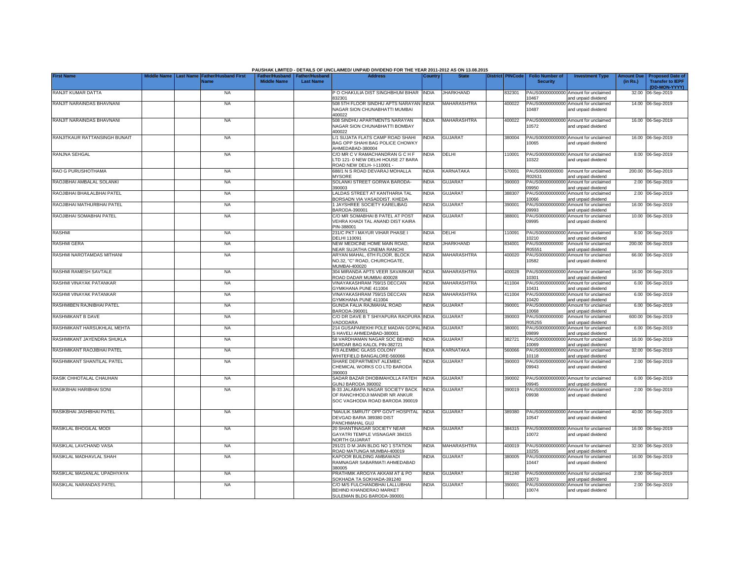PAUSHAK LIMITED - DETAILS OF UNCLAIMED/ UNPAID DIVIDEND FOR THE YEAR 2011-2012 AS ON 13.08.2015

| First Name | Middle Name | Last Name | Father/Husband First Name | Father/Husband Middle Name | Father/Husband Last Name | Address | Country | State | District | PINCode | Folio Number of Security | Investment Type | Amount Due (in Rs.) | Proposed Date of Transfer to IEPF (DD-MON-YYYY) |
|---|---|---|---|---|---|---|---|---|---|---|---|---|---|---|
| RANJIT KUMAR DATTA | | | NA | | | P O CHAKULIA DIST SINGHBHUM BIHAR 832301 | INDIA | JHARKHAND | | 832301 | PAUS00000000000010467 | Amount for unclaimed and unpaid dividend | 32.00 | 06-Sep-2019 |
| RANJIT NARAINDAS BHAVNANI | | | NA | | | 508 5TH FLOOR SINDHU APTS NARAYAN NAGAR SION CHUNABHATTI MUMBAI 400022 | INDIA | MAHARASHTRA | | 400022 | PAUS00000000000010487 | Amount for unclaimed and unpaid dividend | 14.00 | 06-Sep-2019 |
| RANJIT NARAINDAS BHAVNANI | | | NA | | | 508 SINDHU APARTMENTS NARAYAN NAGAR SION CHUNABHATTI BOMBAY 400022 | INDIA | MAHARASHTRA | | 400022 | PAUS00000000000010572 | Amount for unclaimed and unpaid dividend | 16.00 | 06-Sep-2019 |
| RANJITKAUR RATTANSINGH BUNAIT | | | NA | | | L/1 SUJATA FLATS CAMP ROAD SHAHI BAG OPP SHAHI BAG POLICE CHOWKY AHMEDABAD-380004 | INDIA | GUJARAT | | 380004 | PAUS00000000000010065 | Amount for unclaimed and unpaid dividend | 16.00 | 06-Sep-2019 |
| RANJNA SEHGAL | | | NA | | | C/O MR C V RAMACHANDRAN G C H F LTD 121- 0 NEW DELHI HOUSE 27 BARA ROAD NEW DELH- I-110001 - | INDIA | DELHI | | 110001 | PAUS00000000000010322 | Amount for unclaimed and unpaid dividend | 8.00 | 06-Sep-2019 |
| RAO G PURUSHOTHAMA | | | NA | | | 688/1 N S ROAD DEVARAJ MOHALLA MYSORE | INDIA | KARNATAKA | | 570001 | PAUS0000000000R02631 | Amount for unclaimed and unpaid dividend | 200.00 | 06-Sep-2019 |
| RAOJIBHAI AMBALAL SOLANKI | | | NA | | | SOLANKI STREET GORWA BARODA-390003 | INDIA | GUJARAT | | 390003 | PAUS00000000000009950 | Amount for unclaimed and unpaid dividend | 2.00 | 06-Sep-2019 |
| RAOJIBHAI BHAILALBHAI PATEL | | | NA | | | LALDAS STREET AT KANTHARIA TAL BORSADN VIA VASADDIST. KHEDA | INDIA | GUJARAT | | 388307 | PAUS00000000000010066 | Amount for unclaimed and unpaid dividend | 2.00 | 06-Sep-2019 |
| RAOJIBHAI MATHURBHAI PATEL | | | NA | | | 1 JAYSHREE SOCIETY KARELIBAG BARODA-390001 | INDIA | GUJARAT | | 390001 | PAUS00000000000009993 | Amount for unclaimed and unpaid dividend | 16.00 | 06-Sep-2019 |
| RAOJIBHAI SOMABHAI PATEL | | | NA | | | C/O MR SOMABHAI B PATEL AT POST VEHRA KHADI TAL ANAND DIST KAIRA PIN-388001 | INDIA | GUJARAT | | 388001 | PAUS00000000000009995 | Amount for unclaimed and unpaid dividend | 10.00 | 06-Sep-2019 |
| RASHMI | | | NA | | | 231/C PKT I MAYUR VIHAR PHASE I DELHI 110091 | INDIA | DELHI | | 110091 | PAUS00000000000010210 | Amount for unclaimed and unpaid dividend | 8.00 | 06-Sep-2019 |
| RASHMI GERA | | | NA | | | NEW MEDICINE HOME MAIN ROAD, NEAR SUJATHA CINEMA RANCHI | INDIA | JHARKHAND | | 834001 | PAUS0000000000R05551 | Amount for unclaimed and unpaid dividend | 200.00 | 06-Sep-2019 |
| RASHMI NAROTAMDAS MITHANI | | | NA | | | ARYAN MAHAL, 6TH FLOOR, BLOCK NO.32, "C" ROAD, CHURCHGATE, MUMBAI-400020 | INDIA | MAHARASHTRA | | 400020 | PAUS00000000000010582 | Amount for unclaimed and unpaid dividend | 66.00 | 06-Sep-2019 |
| RASHMI RAMESH SAVTALE | | | NA | | | 304 MIRANDA APTS VEER SAVARKAR ROAD DADAR MUMBAI 400028 | INDIA | MAHARASHTRA | | 400028 | PAUS00000000000010301 | Amount for unclaimed and unpaid dividend | 16.00 | 06-Sep-2019 |
| RASHMI VINAYAK PATANKAR | | | NA | | | VINAYAKASHRAM 759/15 DECCAN GYMKHANA PUNE 411004 | INDIA | MAHARASHTRA | | 411004 | PAUS00000000000010431 | Amount for unclaimed and unpaid dividend | 6.00 | 06-Sep-2019 |
| RASHMI VINAYAK PATANKAR | | | NA | | | VINAYAKASHRAM 759/15 DECCAN GYMKHANA PUNE 411004 | INDIA | MAHARASHTRA | | 411004 | PAUS00000000000010420 | Amount for unclaimed and unpaid dividend | 6.00 | 06-Sep-2019 |
| RASHMIBEN RAJNIBHAI PATEL | | | NA | | | GUNDA FALIA RAJMAHAL ROAD BARODA-390001 | INDIA | GUJARAT | | 390001 | PAUS00000000000010068 | Amount for unclaimed and unpaid dividend | 6.00 | 06-Sep-2019 |
| RASHMIKANT B DAVE | | | NA | | | C/O DR DAVE B T SHIYAPURA RAOPURA VADODARA | INDIA | GUJARAT | | 390003 | PAUS0000000000R05255 | Amount for unclaimed and unpaid dividend | 600.00 | 06-Sep-2019 |
| RASHMIKANT HARSUKHLAL MEHTA | | | NA | | | 214 GUSAPAREKHI POLE MADAN GOPAL S HAVELI AHMEDABAD-380001 | INDIA | GUJARAT | | 380001 | PAUS00000000000009899 | Amount for unclaimed and unpaid dividend | 6.00 | 06-Sep-2019 |
| RASHMIKANT JAYENDRA SHUKLA | | | NA | | | 58 VARDHAMAN NAGAR SOC BEHIND SARDAR BAG KALOL PIN-382721 | INDIA | GUJARAT | | 382721 | PAUS00000000000010069 | Amount for unclaimed and unpaid dividend | 16.00 | 06-Sep-2019 |
| RASHMIKANT RAOJIBHAI PATEL | | | NA | | | F/3 ALEMBIC GLASS COLONY WHITEFIELD BANGALORE-560066 | INDIA | KARNATAKA | | 560066 | PAUS00000000000010118 | Amount for unclaimed and unpaid dividend | 32.00 | 06-Sep-2019 |
| RASHMIKANT SHANTILAL PATEL | | | NA | | | SHARE DEPARTMENT ALEMBIC CHEMICAL WORKS CO LTD BARODA 390003 | INDIA | GUJARAT | | 390003 | PAUS00000000000009943 | Amount for unclaimed and unpaid dividend | 2.00 | 06-Sep-2019 |
| RASIK CHHOTALAL CHAUHAN | | | NA | | | SADAR BAZAR DHOBIMAHOLLA FATEH GUNJ BARODA 390002 | INDIA | GUJARAT | | 390002 | PAUS00000000000009945 | Amount for unclaimed and unpaid dividend | 6.00 | 06-Sep-2019 |
| RASIKBHAI HARIBHAI SONI | | | NA | | | B-33 JALABAPA NAGAR SOCIETY BACK OF RANCHHODJI MANDIR NR ANKUR SOC VAGHODIA ROAD BARODA 390019 | INDIA | GUJARAT | | 390019 | PAUS00000000000009938 | Amount for unclaimed and unpaid dividend | 2.00 | 06-Sep-2019 |
| RASIKBHAI JASHBHAI PATEL | | | NA | | | "MAULIK SMRUTI" OPP GOVT HOSPITAL DEVGAD BARIA 389380 DIST PANCHMAHAL GUJ | INDIA | GUJARAT | | 389380 | PAUS00000000000010547 | Amount for unclaimed and unpaid dividend | 40.00 | 06-Sep-2019 |
| RASIKLAL BHOGILAL MODI | | | NA | | | 20 SHANTINAGAR SOCIETY NEAR GAYATRI TEMPLE VISNAGAR 384315 NORTH GUJARAT | INDIA | GUJARAT | | 384315 | PAUS00000000000010072 | Amount for unclaimed and unpaid dividend | 16.00 | 06-Sep-2019 |
| RASIKLAL LAVCHAND VASA | | | NA | | | 291/21 D M JAIN BLDG NO 1 STATION ROAD MATUNGA MUMBAI-400019 | INDIA | MAHARASHTRA | | 400019 | PAUS00000000000010255 | Amount for unclaimed and unpaid dividend | 32.00 | 06-Sep-2019 |
| RASIKLAL MADHAVLAL SHAH | | | NA | | | KAPOOR BUILDING AMBAWADI RAMNAGAR SABARMATI AHMEDABAD 380005 | INDIA | GUJARAT | | 380005 | PAUS00000000000010447 | Amount for unclaimed and unpaid dividend | 16.00 | 06-Sep-2019 |
| RASIKLAL MAGANLAL UPADHYAYA | | | NA | | | PRATHMIK AROGYA AKKAM AT & PO SOKHADA TA SOKHADA-391240 | INDIA | GUJARAT | | 391240 | PAUS00000000000010073 | Amount for unclaimed and unpaid dividend | 2.00 | 06-Sep-2019 |
| RASIKLAL NARANDAS PATEL | | | NA | | | C/O M/S FULCHANDBHAI LALLUBHAI BEHIND KHANDERAO MARKET SULEMAN BLDG BARODA-390001 | INDIA | GUJARAT | | 390001 | PAUS00000000000010074 | Amount for unclaimed and unpaid dividend | 2.00 | 06-Sep-2019 |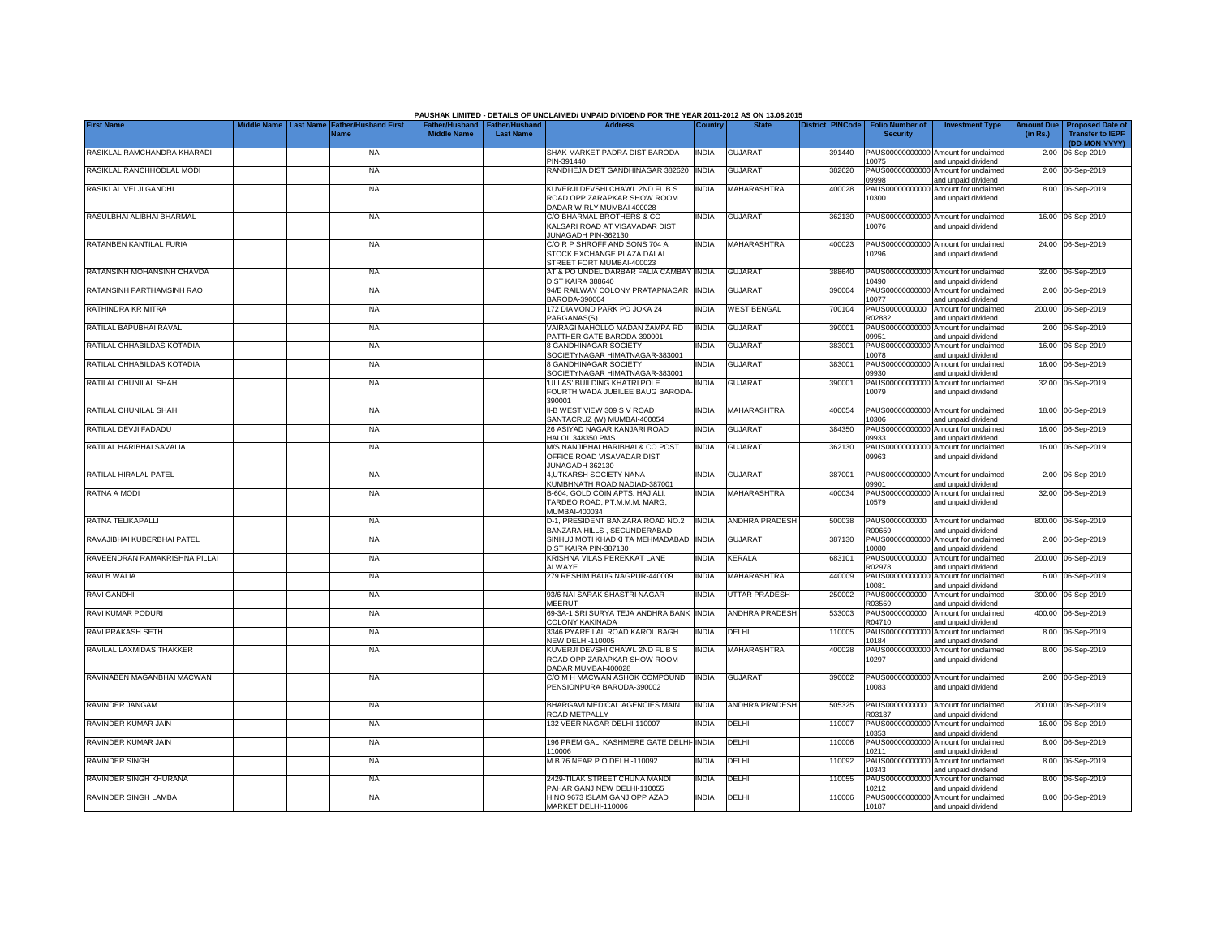PAUSHAK LIMITED - DETAILS OF UNCLAIMED/ UNPAID DIVIDEND FOR THE YEAR 2011-2012 AS ON 13.08.2015

| First Name | Middle Name | Last Name | Father/Husband First Name | Father/Husband Middle Name | Father/Husband Last Name | Address | Country | State | District | PINCode | Folio Number of Security | Investment Type | Amount Due (in Rs.) | Proposed Date of Transfer to IEPF (DD-MON-YYYY) |
|---|---|---|---|---|---|---|---|---|---|---|---|---|---|---|
| RASIKLAL RAMCHANDRA KHARADI | | | NA | | | SHAK MARKET PADRA DIST BARODA PIN-391440 | INDIA | GUJARAT | | 391440 | PAUS00000000000 10075 | Amount for unclaimed and unpaid dividend | 2.00 | 06-Sep-2019 |
| RASIKLAL RANCHHODLAL MODI | | | NA | | | RANDHEJA DIST GANDHINAGAR 382620 | INDIA | GUJARAT | | 382620 | PAUS00000000000 09998 | Amount for unclaimed and unpaid dividend | 2.00 | 06-Sep-2019 |
| RASIKLAL VELJI GANDHI | | | NA | | | KUVERJI DEVSHI CHAWL 2ND FL B S ROAD OPP ZARAPKAR SHOW ROOM DADAR W RLY MUMBAI 400028 | INDIA | MAHARASHTRA | | 400028 | PAUS00000000000 10300 | Amount for unclaimed and unpaid dividend | 8.00 | 06-Sep-2019 |
| RASULBHAI ALIBHAI BHARMAL | | | NA | | | C/O BHARMAL BROTHERS & CO KALSARI ROAD AT VISAVADAR DIST JUNAGADH PIN-362130 | INDIA | GUJARAT | | 362130 | PAUS00000000000 10076 | Amount for unclaimed and unpaid dividend | 16.00 | 06-Sep-2019 |
| RATANBEN KANTILAL FURIA | | | NA | | | C/O R P SHROFF AND SONS 704 A STOCK EXCHANGE PLAZA DALAL STREET FORT MUMBAI-400023 | INDIA | MAHARASHTRA | | 400023 | PAUS00000000000 10296 | Amount for unclaimed and unpaid dividend | 24.00 | 06-Sep-2019 |
| RATANSINH MOHANSINH CHAVDA | | | NA | | | AT & PO UNDEL DARBAR FALIA CAMBAY DIST KAIRA 388640 | INDIA | GUJARAT | | 388640 | PAUS00000000000 10490 | Amount for unclaimed and unpaid dividend | 32.00 | 06-Sep-2019 |
| RATANSINH PARTHAMSINH RAO | | | NA | | | 94/E RAILWAY COLONY PRATAPNAGAR BARODA-390004 | INDIA | GUJARAT | | 390004 | PAUS00000000000 10077 | Amount for unclaimed and unpaid dividend | 2.00 | 06-Sep-2019 |
| RATHINDRA KR MITRA | | | NA | | | 172 DIAMOND PARK PO JOKA 24 PARGANAS(S) | INDIA | WEST BENGAL | | 700104 | PAUS0000000000 R02882 | Amount for unclaimed and unpaid dividend | 200.00 | 06-Sep-2019 |
| RATILAL BAPUBHAI RAVAL | | | NA | | | VAIRAGI MAHOLLO MADAN ZAMPA RD PATTHER GATE BARODA 390001 | INDIA | GUJARAT | | 390001 | PAUS00000000000 09951 | Amount for unclaimed and unpaid dividend | 2.00 | 06-Sep-2019 |
| RATILAL CHHABILDAS KOTADIA | | | NA | | | 8 GANDHINAGAR SOCIETY SOCIETYNAGAR HIMATNAGAR-383001 | INDIA | GUJARAT | | 383001 | PAUS00000000000 10078 | Amount for unclaimed and unpaid dividend | 16.00 | 06-Sep-2019 |
| RATILAL CHHABILDAS KOTADIA | | | NA | | | 8 GANDHINAGAR SOCIETY SOCIETYNAGAR HIMATNAGAR-383001 | INDIA | GUJARAT | | 383001 | PAUS00000000000 09930 | Amount for unclaimed and unpaid dividend | 16.00 | 06-Sep-2019 |
| RATILAL CHUNILAL SHAH | | | NA | | | 'ULLAS' BUILDING KHATRI POLE FOURTH WADA JUBILEE BAUG BARODA-390001 | INDIA | GUJARAT | | 390001 | PAUS00000000000 10079 | Amount for unclaimed and unpaid dividend | 32.00 | 06-Sep-2019 |
| RATILAL CHUNILAL SHAH | | | NA | | | II-B WEST VIEW 309 S V ROAD SANTACRUZ (W) MUMBAI-400054 | INDIA | MAHARASHTRA | | 400054 | PAUS00000000000 10306 | Amount for unclaimed and unpaid dividend | 18.00 | 06-Sep-2019 |
| RATILAL DEVJI FADADU | | | NA | | | 26 ASIYAD NAGAR KANJARI ROAD HALOL 348350 PMS | INDIA | GUJARAT | | 384350 | PAUS00000000000 09933 | Amount for unclaimed and unpaid dividend | 16.00 | 06-Sep-2019 |
| RATILAL HARIBHAI SAVALIA | | | NA | | | M/S NANJIBHAI HARIBHAI & CO POST OFFICE ROAD VISAVADAR DIST JUNAGADH 362130 | INDIA | GUJARAT | | 362130 | PAUS00000000000 09963 | Amount for unclaimed and unpaid dividend | 16.00 | 06-Sep-2019 |
| RATILAL HIRALAL PATEL | | | NA | | | 4,UTKARSH SOCIETY NANA KUMBHNATH ROAD NADIAD-387001 | INDIA | GUJARAT | | 387001 | PAUS00000000000 09901 | Amount for unclaimed and unpaid dividend | 2.00 | 06-Sep-2019 |
| RATNA A MODI | | | NA | | | B-604, GOLD COIN APTS. HAJIALI, TARDEO ROAD, PT.M.M.M. MARG, MUMBAI-400034 | INDIA | MAHARASHTRA | | 400034 | PAUS00000000000 10579 | Amount for unclaimed and unpaid dividend | 32.00 | 06-Sep-2019 |
| RATNA TELIKAPALLI | | | NA | | | D-1, PRESIDENT BANZARA ROAD NO.2 BANZARA HILLS , SECUNDERABAD | INDIA | ANDHRA PRADESH | | 500038 | PAUS0000000000 R00659 | Amount for unclaimed and unpaid dividend | 800.00 | 06-Sep-2019 |
| RAVAJIBHAI KUBERBHAI PATEL | | | NA | | | SINHUJ MOTI KHADKI TA MEHMADABAD DIST KAIRA PIN-387130 | INDIA | GUJARAT | | 387130 | PAUS00000000000 10080 | Amount for unclaimed and unpaid dividend | 2.00 | 06-Sep-2019 |
| RAVEENDRAN RAMAKRISHNA PILLAI | | | NA | | | KRISHNA VILAS PEREKKAT LANE ALWAYE | INDIA | KERALA | | 683101 | PAUS0000000000 R02978 | Amount for unclaimed and unpaid dividend | 200.00 | 06-Sep-2019 |
| RAVI B WALIA | | | NA | | | 279 RESHIM BAUG NAGPUR-440009 | INDIA | MAHARASHTRA | | 440009 | PAUS00000000000 10081 | Amount for unclaimed and unpaid dividend | 6.00 | 06-Sep-2019 |
| RAVI GANDHI | | | NA | | | 93/6 NAI SARAK SHASTRI NAGAR MEERUT | INDIA | UTTAR PRADESH | | 250002 | PAUS0000000000 R03559 | Amount for unclaimed and unpaid dividend | 300.00 | 06-Sep-2019 |
| RAVI KUMAR PODURI | | | NA | | | 69-3A-1 SRI SURYA TEJA ANDHRA BANK COLONY KAKINADA | INDIA | ANDHRA PRADESH | | 533003 | PAUS0000000000 R04710 | Amount for unclaimed and unpaid dividend | 400.00 | 06-Sep-2019 |
| RAVI PRAKASH SETH | | | NA | | | 3346 PYARE LAL ROAD KAROL BAGH NEW DELHI-110005 | INDIA | DELHI | | 110005 | PAUS00000000000 10184 | Amount for unclaimed and unpaid dividend | 8.00 | 06-Sep-2019 |
| RAVILAL LAXMIDAS THAKKER | | | NA | | | KUVERJI DEVSHI CHAWL 2ND FL B S ROAD OPP ZARAPKAR SHOW ROOM DADAR MUMBAI-400028 | INDIA | MAHARASHTRA | | 400028 | PAUS00000000000 10297 | Amount for unclaimed and unpaid dividend | 8.00 | 06-Sep-2019 |
| RAVINABEN MAGANBHAI MACWAN | | | NA | | | C/O M H MACWAN ASHOK COMPOUND PENSIONPURA BARODA-390002 | INDIA | GUJARAT | | 390002 | PAUS00000000000 10083 | Amount for unclaimed and unpaid dividend | 2.00 | 06-Sep-2019 |
| RAVINDER JANGAM | | | NA | | | BHARGAVI MEDICAL AGENCIES MAIN ROAD METPALLY | INDIA | ANDHRA PRADESH | | 505325 | PAUS0000000000 R03137 | Amount for unclaimed and unpaid dividend | 200.00 | 06-Sep-2019 |
| RAVINDER KUMAR JAIN | | | NA | | | 132 VEER NAGAR DELHI-110007 | INDIA | DELHI | | 110007 | PAUS00000000000 10353 | Amount for unclaimed and unpaid dividend | 16.00 | 06-Sep-2019 |
| RAVINDER KUMAR JAIN | | | NA | | | 196 PREM GALI KASHMERE GATE DELHI-110006 | INDIA | DELHI | | 110006 | PAUS00000000000 10211 | Amount for unclaimed and unpaid dividend | 8.00 | 06-Sep-2019 |
| RAVINDER SINGH | | | NA | | | M B 76 NEAR P O DELHI-110092 | INDIA | DELHI | | 110092 | PAUS00000000000 10343 | Amount for unclaimed and unpaid dividend | 8.00 | 06-Sep-2019 |
| RAVINDER SINGH KHURANA | | | NA | | | 2429-TILAK STREET CHUNA MANDI PAHAR GANJ NEW DELHI-110055 | INDIA | DELHI | | 110055 | PAUS00000000000 10212 | Amount for unclaimed and unpaid dividend | 8.00 | 06-Sep-2019 |
| RAVINDER SINGH LAMBA | | | NA | | | H NO 9673 ISLAM GANJ OPP AZAD MARKET DELHI-110006 | INDIA | DELHI | | 110006 | PAUS00000000000 10187 | Amount for unclaimed and unpaid dividend | 8.00 | 06-Sep-2019 |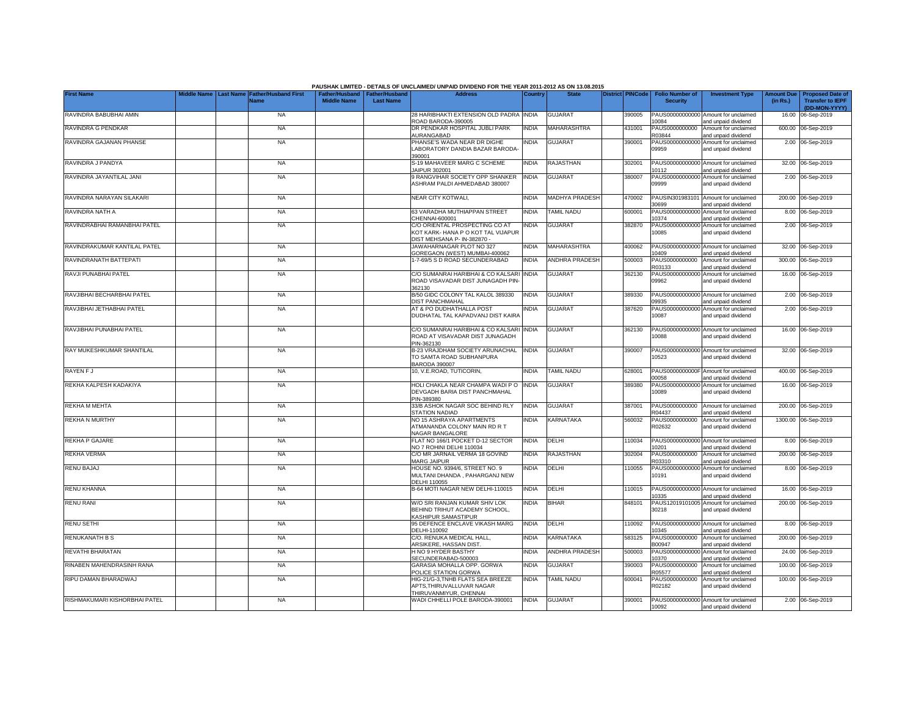PAUSHAK LIMITED - DETAILS OF UNCLAIMED/ UNPAID DIVIDEND FOR THE YEAR 2011-2012 AS ON 13.08.2015

| First Name | Middle Name | Last Name | Father/Husband First Name | Father/Husband Middle Name | Father/Husband Last Name | Address | Country | State | District | PINCode | Folio Number of Security | Investment Type | Amount Due (in Rs.) | Proposed Date of Transfer to IEPF (DD-MON-YYYY) |
|---|---|---|---|---|---|---|---|---|---|---|---|---|---|---|
| RAVINDRA BABUBHAI AMIN | | | NA | | | 28 HARIBHAKTI EXTENSION OLD PADRA ROAD BARODA-390005 | INDIA | GUJARAT | | 390005 | PAUS00000000000 10084 | Amount for unclaimed and unpaid dividend | 16.00 | 06-Sep-2019 |
| RAVINDRA G PENDKAR | | | NA | | | DR PENDKAR HOSPITAL JUBLI PARK AURANGABAD | INDIA | MAHARASHTRA | | 431001 | PAUS0000000000 R03844 | Amount for unclaimed and unpaid dividend | 600.00 | 06-Sep-2019 |
| RAVINDRA GAJANAN PHANSE | | | NA | | | PHANSE'S WADA NEAR DR DIGHE LABORATORY DANDIA BAZAR BARODA-390001 | INDIA | GUJARAT | | 390001 | PAUS00000000000 09959 | Amount for unclaimed and unpaid dividend | 2.00 | 06-Sep-2019 |
| RAVINDRA J PANDYA | | | NA | | | S-19 MAHAVEER MARG C SCHEME JAIPUR 302001 | INDIA | RAJASTHAN | | 302001 | PAUS00000000000 10112 | Amount for unclaimed and unpaid dividend | 32.00 | 06-Sep-2019 |
| RAVINDRA JAYANTILAL JANI | | | NA | | | 9 RANGVIHAR SOCIETY OPP SHANKER ASHRAM PALDI AHMEDABAD 380007 | INDIA | GUJARAT | | 380007 | PAUS00000000000 09999 | Amount for unclaimed and unpaid dividend | 2.00 | 06-Sep-2019 |
| RAVINDRA NARAYAN SILAKARI | | | NA | | | NEAR CITY KOTWALI, | INDIA | MADHYA PRADESH | | 470002 | PAUSIN301983101 30699 | Amount for unclaimed and unpaid dividend | 200.00 | 06-Sep-2019 |
| RAVINDRA NATH A | | | NA | | | 63 VARADHA MUTHIAPPAN STREET CHENNAI-600001 | INDIA | TAMIL NADU | | 600001 | PAUS00000000000 10374 | Amount for unclaimed and unpaid dividend | 8.00 | 06-Sep-2019 |
| RAVINDRABHAI RAMANBHAI PATEL | | | NA | | | C/O ORIENTAL PROSPECTING CO AT KOT KARK- HANA P O KOT TAL VIJAPUR DIST MEHSANA P- IN-382870 - | INDIA | GUJARAT | | 382870 | PAUS00000000000 10085 | Amount for unclaimed and unpaid dividend | 2.00 | 06-Sep-2019 |
| RAVINDRAKUMAR KANTILAL PATEL | | | NA | | | JAWAHARNAGAR PLOT NO 327 GOREGAON (WEST) MUMBAI-400062 | INDIA | MAHARASHTRA | | 400062 | PAUS00000000000 10409 | Amount for unclaimed and unpaid dividend | 32.00 | 06-Sep-2019 |
| RAVINDRANATH BATTEPATI | | | NA | | | 1-7-69/5 S D ROAD SECUNDERABAD | INDIA | ANDHRA PRADESH | | 500003 | PAUS0000000000 R03133 | Amount for unclaimed and unpaid dividend | 300.00 | 06-Sep-2019 |
| RAVJI PUNABHAI PATEL | | | NA | | | C/O SUMANRAI HARIBHAI & CO KALSARI ROAD VISAVADAR DIST JUNAGADH PIN-362130 | INDIA | GUJARAT | | 362130 | PAUS00000000000 09962 | Amount for unclaimed and unpaid dividend | 16.00 | 06-Sep-2019 |
| RAVJIBHAI BECHARBHAI PATEL | | | NA | | | B/50 GIDC COLONY TAL KALOL 389330 DIST PANCHMAHAL | INDIA | GUJARAT | | 389330 | PAUS00000000000 09935 | Amount for unclaimed and unpaid dividend | 2.00 | 06-Sep-2019 |
| RAVJIBHAI JETHABHAI PATEL | | | NA | | | AT & PO DUDHATHALLA POST DUDHATAL TAL KAPADVANJ DIST KAIRA | INDIA | GUJARAT | | 387620 | PAUS00000000000 10087 | Amount for unclaimed and unpaid dividend | 2.00 | 06-Sep-2019 |
| RAVJIBHAI PUNABHAI PATEL | | | NA | | | C/O SUMANRAI HARIBHAI & CO KALSARI ROAD AT VISAVADAR DIST JUNAGADH PIN-362130 | INDIA | GUJARAT | | 362130 | PAUS00000000000 10088 | Amount for unclaimed and unpaid dividend | 16.00 | 06-Sep-2019 |
| RAY MUKESHKUMAR SHANTILAL | | | NA | | | B-23 VRAJDHAM SOCIETY ARUNACHAL TO SAMTA ROAD SUBHANPURA BARODA 390007 | INDIA | GUJARAT | | 390007 | PAUS00000000000 10523 | Amount for unclaimed and unpaid dividend | 32.00 | 06-Sep-2019 |
| RAYEN F J | | | NA | | | 10, V.E.ROAD, TUTICORIN, | INDIA | TAMIL NADU | | 628001 | PAUS0000000000F 00058 | Amount for unclaimed and unpaid dividend | 400.00 | 06-Sep-2019 |
| REKHA KALPESH KADAKIYA | | | NA | | | HOLI CHAKLA NEAR CHAMPA WADI P O DEVGADH BARIA DIST PANCHMAHAL PIN-389380 | INDIA | GUJARAT | | 389380 | PAUS00000000000 10089 | Amount for unclaimed and unpaid dividend | 16.00 | 06-Sep-2019 |
| REKHA M MEHTA | | | NA | | | 33/B ASHOK NAGAR SOC BEHIND RLY STATION NADIAD | INDIA | GUJARAT | | 387001 | PAUS0000000000 R04437 | Amount for unclaimed and unpaid dividend | 200.00 | 06-Sep-2019 |
| REKHA N MURTHY | | | NA | | | NO 15 ASHRAYA APARTMENTS ATMANANDA COLONY MAIN RD R T NAGAR BANGALORE | INDIA | KARNATAKA | | 560032 | PAUS0000000000 R02632 | Amount for unclaimed and unpaid dividend | 1300.00 | 06-Sep-2019 |
| REKHA P GAJARE | | | NA | | | FLAT NO 166/1 POCKET D-12 SECTOR NO 7 ROHINI DELHI 110034 | INDIA | DELHI | | 110034 | PAUS00000000000 10201 | Amount for unclaimed and unpaid dividend | 8.00 | 06-Sep-2019 |
| REKHA VERMA | | | NA | | | C/O MR JARNAIL VERMA 18 GOVIND MARG JAIPUR | INDIA | RAJASTHAN | | 302004 | PAUS0000000000 R03310 | Amount for unclaimed and unpaid dividend | 200.00 | 06-Sep-2019 |
| RENU BAJAJ | | | NA | | | HOUSE NO. 9394/6, STREET NO. 9 MULTANI DHANDA , PAHARGANJ NEW DELHI 110055 | INDIA | DELHI | | 110055 | PAUS00000000000 10191 | Amount for unclaimed and unpaid dividend | 8.00 | 06-Sep-2019 |
| RENU KHANNA | | | NA | | | B-64 MOTI NAGAR NEW DELHI-110015 | INDIA | DELHI | | 110015 | PAUS00000000000 10335 | Amount for unclaimed and unpaid dividend | 16.00 | 06-Sep-2019 |
| RENU RANI | | | NA | | | W/O SRI RANJAN KUMAR SHIV LOK BEHIND TRIHUT ACADEMY SCHOOL, KASHIPUR SAMASTIPUR | INDIA | BIHAR | | 848101 | PAUS12019101005 30218 | Amount for unclaimed and unpaid dividend | 200.00 | 06-Sep-2019 |
| RENU SETHI | | | NA | | | 95 DEFENCE ENCLAVE VIKASH MARG DELHI-110092 | INDIA | DELHI | | 110092 | PAUS00000000000 10345 | Amount for unclaimed and unpaid dividend | 8.00 | 06-Sep-2019 |
| RENUKANATH B S | | | NA | | | C/O. RENUKA MEDICAL HALL, ARSIKERE, HASSAN DIST. | INDIA | KARNATAKA | | 583125 | PAUS0000000000 B00947 | Amount for unclaimed and unpaid dividend | 200.00 | 06-Sep-2019 |
| REVATHI BHARATAN | | | NA | | | H NO 9 HYDER BASTHY SECUNDERABAD-500003 | INDIA | ANDHRA PRADESH | | 500003 | PAUS00000000000 10370 | Amount for unclaimed and unpaid dividend | 24.00 | 06-Sep-2019 |
| RINABEN MAHENDRASINH RANA | | | NA | | | GARASIA MOHALLA OPP. GORWA POLICE STATION GORWA | INDIA | GUJARAT | | 390003 | PAUS0000000000 R05577 | Amount for unclaimed and unpaid dividend | 100.00 | 06-Sep-2019 |
| RIPU DAMAN BHARADWAJ | | | NA | | | HIG-21/G-3,TNHB FLATS SEA BREEZE APTS,THIRUVALLUVAR NAGAR THIRUVANMIYUR, CHENNAI | INDIA | TAMIL NADU | | 600041 | PAUS0000000000 R02182 | Amount for unclaimed and unpaid dividend | 100.00 | 06-Sep-2019 |
| RISHMAKUMARI KISHORBHAI PATEL | | | NA | | | WADI CHHELLI POLE BARODA-390001 | INDIA | GUJARAT | | 390001 | PAUS00000000000 10092 | Amount for unclaimed and unpaid dividend | 2.00 | 06-Sep-2019 |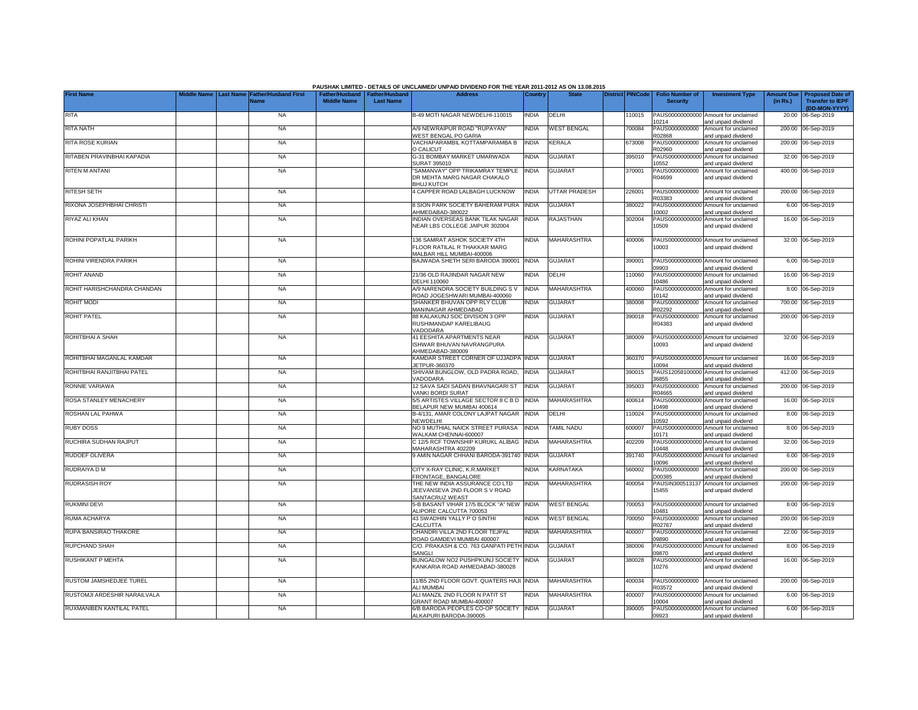PAUSHAK LIMITED - DETAILS OF UNCLAIMED/ UNPAID DIVIDEND FOR THE YEAR 2011-2012 AS ON 13.08.2015

| First Name | Middle Name | Last Name | Father/Husband First Name | Father/Husband Middle Name | Father/Husband Last Name | Address | Country | State | District | PINCode | Folio Number of Security | Investment Type | Amount Due (in Rs.) | Proposed Date of Transfer to IEPF (DD-MON-YYYY) |
|---|---|---|---|---|---|---|---|---|---|---|---|---|---|---|
| RITA | | | NA | | | B-49 MOTI NAGAR NEWDELHI-110015 | INDIA | DELHI | | 110015 | PAUS00000000000 10214 | Amount for unclaimed and unpaid dividend | 20.00 | 06-Sep-2019 |
| RITA NATH | | | NA | | | A/9 NEWRAIPUR ROAD "RUPAYAN" WEST BENGAL PO GARIA | INDIA | WEST BENGAL | | 700084 | PAUS0000000000 R02868 | Amount for unclaimed and unpaid dividend | 200.00 | 06-Sep-2019 |
| RITA ROSE KURIAN | | | NA | | | VACHAPARAMBIL KOTTAMPARAMBA B O CALICUT | INDIA | KERALA | | 673008 | PAUS0000000000 R02960 | Amount for unclaimed and unpaid dividend | 200.00 | 06-Sep-2019 |
| RITABEN PRAVINBHAI KAPADIA | | | NA | | | G-31 BOMBAY MARKET UMARWADA SURAT 395010 | INDIA | GUJARAT | | 395010 | PAUS00000000000 10552 | Amount for unclaimed and unpaid dividend | 32.00 | 06-Sep-2019 |
| RITEN M ANTANI | | | NA | | | "SAMANVAY" OPP TRIKAMRAY TEMPLE DR MEHTA MARG NAGAR CHAKALO BHUJ KUTCH | INDIA | GUJARAT | | 370001 | PAUS0000000000 R04699 | Amount for unclaimed and unpaid dividend | 400.00 | 06-Sep-2019 |
| RITESH SETH | | | NA | | | 4 CAPPER ROAD LALBAGH LUCKNOW | INDIA | UTTAR PRADESH | | 226001 | PAUS0000000000 R03383 | Amount for unclaimed and unpaid dividend | 200.00 | 06-Sep-2019 |
| RIXONA JOSEPHBHAI CHRISTI | | | NA | | | 8 SION PARK SOCIETY BAHERAM PURA AHMEDABAD-380022 | INDIA | GUJARAT | | 380022 | PAUS00000000000 10002 | Amount for unclaimed and unpaid dividend | 6.00 | 06-Sep-2019 |
| RIYAZ ALI KHAN | | | NA | | | INDIAN OVERSEAS BANK TILAK NAGAR NEAR LBS COLLEGE JAIPUR 302004 | INDIA | RAJASTHAN | | 302004 | PAUS00000000000 10509 | Amount for unclaimed and unpaid dividend | 16.00 | 06-Sep-2019 |
| ROHINI POPATLAL PARIKH | | | NA | | | 136 SAMRAT ASHOK SOCIETY 4TH FLOOR RATILAL R THAKKAR MARG MALBAR HILL MUMBAI-400006 | INDIA | MAHARASHTRA | | 400006 | PAUS00000000000 10003 | Amount for unclaimed and unpaid dividend | 32.00 | 06-Sep-2019 |
| ROHINI VIRENDRA PARIKH | | | NA | | | BAJWADA SHETH SERI BARODA 390001 | INDIA | GUJARAT | | 390001 | PAUS00000000000 09903 | Amount for unclaimed and unpaid dividend | 6.00 | 06-Sep-2019 |
| ROHIT ANAND | | | NA | | | 21/36 OLD RAJINDAR NAGAR NEW DELHI 110060 | INDIA | DELHI | | 110060 | PAUS00000000000 10486 | Amount for unclaimed and unpaid dividend | 16.00 | 06-Sep-2019 |
| ROHIT HARISHCHANDRA CHANDAN | | | NA | | | A/9 NARENDRA SOCIETY BUILDING S V ROAD JOGESHWARI MUMBAI-400060 | INDIA | MAHARASHTRA | | 400060 | PAUS00000000000 10142 | Amount for unclaimed and unpaid dividend | 8.00 | 06-Sep-2019 |
| ROHIT MODI | | | NA | | | SHANKER BHUVAN OPP RLY CLUB MANINAGAR AHMEDABAD | INDIA | GUJARAT | | 380008 | PAUS0000000000 R02292 | Amount for unclaimed and unpaid dividend | 700.00 | 06-Sep-2019 |
| ROHIT PATEL | | | NA | | | 88 KALAKUNJ SOC DIVISION 3 OPP RUSHIMANDAP KARELIBAUG VADODARA | INDIA | GUJARAT | | 390018 | PAUS0000000000 R04383 | Amount for unclaimed and unpaid dividend | 200.00 | 06-Sep-2019 |
| ROHITBHAI A SHAH | | | NA | | | 41 EESHITA APARTMENTS NEAR ISHWAR BHUVAN NAVRANGPURA AHMEDABAD-380009 | INDIA | GUJARAT | | 380009 | PAUS00000000000 10093 | Amount for unclaimed and unpaid dividend | 32.00 | 06-Sep-2019 |
| ROHITBHAI MAGANLAL KAMDAR | | | NA | | | KAMDAR STREET CORNER OF UJJADPA JETPUR-360370 | INDIA | GUJARAT | | 360370 | PAUS00000000000 10094 | Amount for unclaimed and unpaid dividend | 16.00 | 06-Sep-2019 |
| ROHITBHAI RANJITBHAI PATEL | | | NA | | | SHIVAM BUNGLOW, OLD PADRA ROAD, VADODARA | INDIA | GUJARAT | | 390015 | PAUS12058100000 36855 | Amount for unclaimed and unpaid dividend | 412.00 | 06-Sep-2019 |
| RONNIE VARIAWA | | | NA | | | 12 SAVA SADI SADAN BHAVNAGARI ST VANKI BORDI SURAT | INDIA | GUJARAT | | 395003 | PAUS0000000000 R04665 | Amount for unclaimed and unpaid dividend | 200.00 | 06-Sep-2019 |
| ROSA STANLEY MENACHERY | | | NA | | | 5/5 ARTISTES VILLAGE SECTOR 8 C B D BELAPUR NEW MUMBAI 400614 | INDIA | MAHARASHTRA | | 400614 | PAUS00000000000 10498 | Amount for unclaimed and unpaid dividend | 16.00 | 06-Sep-2019 |
| ROSHAN LAL PAHWA | | | NA | | | B-4/131, AMAR COLONY LAJPAT NAGAR NEWDELHI | INDIA | DELHI | | 110024 | PAUS00000000000 10592 | Amount for unclaimed and unpaid dividend | 8.00 | 06-Sep-2019 |
| RUBY DOSS | | | NA | | | NO 9 MUTHIAL NAICK STREET PURASA WALKAM CHENNAI-600007 | INDIA | TAMIL NADU | | 600007 | PAUS00000000000 10171 | Amount for unclaimed and unpaid dividend | 8.00 | 06-Sep-2019 |
| RUCHIRA SUDHAN RAJPUT | | | NA | | | C 12/5 RCF TOWNSHIP KURUKL ALIBAG MAHARASHTRA 402209 | INDIA | MAHARASHTRA | | 402209 | PAUS00000000000 10448 | Amount for unclaimed and unpaid dividend | 32.00 | 06-Sep-2019 |
| RUDOEF OLIVERA | | | NA | | | 9 AMIN NAGAR CHHANI BARODA-391740 | INDIA | GUJARAT | | 391740 | PAUS00000000000 10096 | Amount for unclaimed and unpaid dividend | 6.00 | 06-Sep-2019 |
| RUDRAIYA D M | | | NA | | | CITY X-RAY CLINIC, K.R.MARKET FRONTAGE, BANGALORE | INDIA | KARNATAKA | | 560002 | PAUS0000000000 D00385 | Amount for unclaimed and unpaid dividend | 200.00 | 06-Sep-2019 |
| RUDRASISH ROY | | | NA | | | THE NEW INDIA ASSURANCE CO LTD JEEVANSEVA 2ND FLOOR S V ROAD SANTACRUZ WEAST | INDIA | MAHARASHTRA | | 400054 | PAUSIN300513137 15455 | Amount for unclaimed and unpaid dividend | 200.00 | 06-Sep-2019 |
| RUKMINI DEVI | | | NA | | | 5-B BASANT VIHAR 17/5 BLOCK "A" NEW ALIPORE CALCUTTA 700053 | INDIA | WEST BENGAL | | 700053 | PAUS00000000000 10481 | Amount for unclaimed and unpaid dividend | 8.00 | 06-Sep-2019 |
| RUMA ACHARYA | | | NA | | | 43 SWADHIN YALLY P O SINTHI CALCUTTA | INDIA | WEST BENGAL | | 700050 | PAUS0000000000 R02767 | Amount for unclaimed and unpaid dividend | 200.00 | 06-Sep-2019 |
| RUPA BANSIRAO THAKORE | | | NA | | | CHANDRI VILLA 2ND FLOOR TEJPAL ROAD GAMDEVI MUMBAI 400007 | INDIA | MAHARASHTRA | | 400007 | PAUS00000000000 09890 | Amount for unclaimed and unpaid dividend | 22.00 | 06-Sep-2019 |
| RUPCHAND SHAH | | | NA | | | C/O. PRAKASH & CO. 763 GANPATI PETH SANGLI | INDIA | GUJARAT | | 380006 | PAUS00000000000 09870 | Amount for unclaimed and unpaid dividend | 8.00 | 06-Sep-2019 |
| RUSHIKANT P MEHTA | | | NA | | | BUNGALOW NO2 PUSHPKUNJ SOCIETY KANKARIA ROAD AHMEDABAD-380028 | INDIA | GUJARAT | | 380028 | PAUS00000000000 10276 | Amount for unclaimed and unpaid dividend | 16.00 | 06-Sep-2019 |
| RUSTOM JAMSHEDJEE TUREL | | | NA | | | 11/B5 2ND FLOOR GOVT. QUATERS HAJI ALI MUMBAI | INDIA | MAHARASHTRA | | 400034 | PAUS0000000000 R03572 | Amount for unclaimed and unpaid dividend | 200.00 | 06-Sep-2019 |
| RUSTOMJI ARDESHIR NARAILVALA | | | NA | | | ALI MANZIL 2ND FLOOR N PATIT ST GRANT ROAD MUMBAI-400007 | INDIA | MAHARASHTRA | | 400007 | PAUS00000000000 10004 | Amount for unclaimed and unpaid dividend | 6.00 | 06-Sep-2019 |
| RUXMANIBEN KANTILAL PATEL | | | NA | | | 6/B BARODA PEOPLES CO-OP SOCIETY ALKAPURI BARODA-390005 | INDIA | GUJARAT | | 390005 | PAUS00000000000 09923 | Amount for unclaimed and unpaid dividend | 6.00 | 06-Sep-2019 |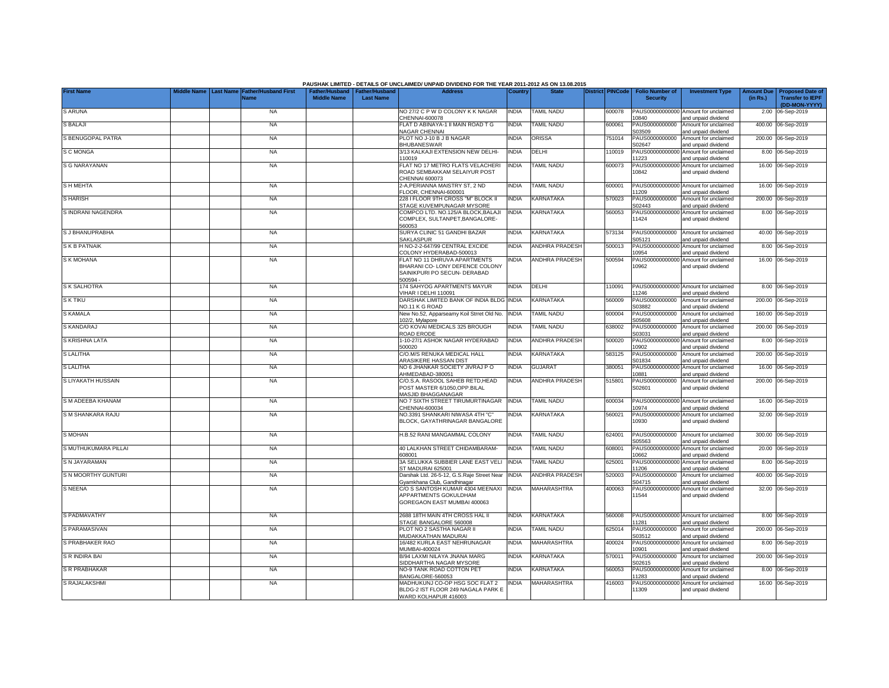PAUSHAK LIMITED - DETAILS OF UNCLAIMED/ UNPAID DIVIDEND FOR THE YEAR 2011-2012 AS ON 13.08.2015

| First Name | Middle Name | Last Name | Father/Husband First Name | Father/Husband Middle Name | Father/Husband Last Name | Address | Country | State | District | PINCode | Folio Number of Security | Investment Type | Amount Due (in Rs.) | Proposed Date of Transfer to IEPF (DD-MON-YYYY) |
|---|---|---|---|---|---|---|---|---|---|---|---|---|---|---|
| S ARUNA | | | NA | | | NO 27/2 C P W D COLONY K K NAGAR CHENNAI-600078 | INDIA | TAMIL NADU | | 600078 | PAUS00000000000 10840 | Amount for unclaimed and unpaid dividend | 2.00 | 06-Sep-2019 |
| S BALAJI | | | NA | | | FLAT D ABINAYA-1 II MAIN ROAD T G NAGAR CHENNAI | INDIA | TAMIL NADU | | 600061 | PAUS0000000000 S03509 | Amount for unclaimed and unpaid dividend | 400.00 | 06-Sep-2019 |
| S BENUGOPAL PATRA | | | NA | | | PLOT NO J-10 B J B NAGAR BHUBANESWAR | INDIA | ORISSA | | 751014 | PAUS0000000000 S02647 | Amount for unclaimed and unpaid dividend | 200.00 | 06-Sep-2019 |
| S C MONGA | | | NA | | | 3/13 KALKAJI EXTENSION NEW DELHI-110019 | INDIA | DELHI | | 110019 | PAUS00000000000 11223 | Amount for unclaimed and unpaid dividend | 8.00 | 06-Sep-2019 |
| S G NARAYANAN | | | NA | | | FLAT NO 17 METRO FLATS VELACHERI ROAD SEMBAKKAM SELAIYUR POST CHENNAI 600073 | INDIA | TAMIL NADU | | 600073 | PAUS00000000000 10842 | Amount for unclaimed and unpaid dividend | 16.00 | 06-Sep-2019 |
| S H MEHTA | | | NA | | | 2-A,PERIANNA MAISTRY ST, 2 ND FLOOR, CHENNAI-600001 | INDIA | TAMIL NADU | | 600001 | PAUS00000000000 11209 | Amount for unclaimed and unpaid dividend | 16.00 | 06-Sep-2019 |
| S HARISH | | | NA | | | 228 I FLOOR 9TH CROSS "M" BLOCK II STAGE KUVEMPUNAGAR MYSORE | INDIA | KARNATAKA | | 570023 | PAUS0000000000 S02443 | Amount for unclaimed and unpaid dividend | 200.00 | 06-Sep-2019 |
| S INDRANI NAGENDRA | | | NA | | | COMPCO LTD. NO.125/A BLOCK,BALAJI COMPLEX, SULTANPET,BANGALORE-560053 | INDIA | KARNATAKA | | 560053 | PAUS00000000000 11424 | Amount for unclaimed and unpaid dividend | 8.00 | 06-Sep-2019 |
| S J BHANUPRABHA | | | NA | | | SURYA CLINIC 51 GANDHI BAZAR SAKLASPUR | INDIA | KARNATAKA | | 573134 | PAUS0000000000 S05121 | Amount for unclaimed and unpaid dividend | 40.00 | 06-Sep-2019 |
| S K B PATNAIK | | | NA | | | H NO-2-2-647/99 CENTRAL EXCIDE COLONY HYDERABAD-500013 | INDIA | ANDHRA PRADESH | | 500013 | PAUS00000000000 10954 | Amount for unclaimed and unpaid dividend | 8.00 | 06-Sep-2019 |
| S K MOHANA | | | NA | | | FLAT NO 11 DHRUVA APARTMENTS BHARANI CO- LONY DEFENCE COLONY SAINIKPURI PO SECUN- DERABAD 500594 - | INDIA | ANDHRA PRADESH | | 500594 | PAUS00000000000 10962 | Amount for unclaimed and unpaid dividend | 16.00 | 06-Sep-2019 |
| S K SALHOTRA | | | NA | | | 174 SAHYOG APARTMENTS MAYUR VIHAR I DELHI 110091 | INDIA | DELHI | | 110091 | PAUS00000000000 11246 | Amount for unclaimed and unpaid dividend | 8.00 | 06-Sep-2019 |
| S K TIKU | | | NA | | | DARSHAK LIMITED BANK OF INDIA BLDG NO.11 K G ROAD | INDIA | KARNATAKA | | 560009 | PAUS0000000000 S03882 | Amount for unclaimed and unpaid dividend | 200.00 | 06-Sep-2019 |
| S KAMALA | | | NA | | | New No.52, Apparseamy Koil Strret Old No. 102/2, Mylapore | INDIA | TAMIL NADU | | 600004 | PAUS0000000000 S05608 | Amount for unclaimed and unpaid dividend | 160.00 | 06-Sep-2019 |
| S KANDARAJ | | | NA | | | C/O KOVAI MEDICALS 325 BROUGH ROAD ERODE | INDIA | TAMIL NADU | | 638002 | PAUS0000000000 S03031 | Amount for unclaimed and unpaid dividend | 200.00 | 06-Sep-2019 |
| S KRISHNA LATA | | | NA | | | 1-10-27/1 ASHOK NAGAR HYDERABAD 500020 | INDIA | ANDHRA PRADESH | | 500020 | PAUS00000000000 10902 | Amount for unclaimed and unpaid dividend | 8.00 | 06-Sep-2019 |
| S LALITHA | | | NA | | | C/O.M/S RENUKA MEDICAL HALL ARASIKERE HASSAN DIST | INDIA | KARNATAKA | | 583125 | PAUS0000000000 S01834 | Amount for unclaimed and unpaid dividend | 200.00 | 06-Sep-2019 |
| S LALITHA | | | NA | | | NO 6 JHANKAR SOCIETY JIVRAJ P O AHMEDABAD-380051 | INDIA | GUJARAT | | 380051 | PAUS00000000000 10881 | Amount for unclaimed and unpaid dividend | 16.00 | 06-Sep-2019 |
| S LIYAKATH HUSSAIN | | | NA | | | C/O.S.A. RASOOL SAHEB RETD,HEAD POST MASTER 6/1050,OPP.BILAL MASJID BHAGGANAGAR | INDIA | ANDHRA PRADESH | | 515801 | PAUS0000000000 S02601 | Amount for unclaimed and unpaid dividend | 200.00 | 06-Sep-2019 |
| S M ADEEBA KHANAM | | | NA | | | NO 7 SIXTH STREET TIRUMURTINAGAR CHENNAI-600034 | INDIA | TAMIL NADU | | 600034 | PAUS00000000000 10974 | Amount for unclaimed and unpaid dividend | 16.00 | 06-Sep-2019 |
| S M SHANKARA RAJU | | | NA | | | NO.3391 SHANKARI NIWASA 4TH "C" BLOCK, GAYATHRINAGAR BANGALORE | INDIA | KARNATAKA | | 560021 | PAUS00000000000 10930 | Amount for unclaimed and unpaid dividend | 32.00 | 06-Sep-2019 |
| S MOHAN | | | NA | | | H.B.52 RANI MANGAMMAL COLONY | INDIA | TAMIL NADU | | 624001 | PAUS0000000000 S05563 | Amount for unclaimed and unpaid dividend | 300.00 | 06-Sep-2019 |
| S MUTHUKUMARA PILLAI | | | NA | | | 40 LALKHAN STREET CHIDAMBARAM-608001 | INDIA | TAMIL NADU | | 608001 | PAUS00000000000 10662 | Amount for unclaimed and unpaid dividend | 20.00 | 06-Sep-2019 |
| S N JAYARAMAN | | | NA | | | 3A SELUKKA SUBBIER LANE EAST VELI ST MADURAI 625001 | INDIA | TAMIL NADU | | 625001 | PAUS00000000000 11206 | Amount for unclaimed and unpaid dividend | 8.00 | 06-Sep-2019 |
| S N MOORTHY GUNTURI | | | NA | | | Darshak Ltd. 26-5-12, G.S.Raje Street Near Gyamkhana Club, Gandhinagar | INDIA | ANDHRA PRADESH | | 520003 | PAUS0000000000 S04715 | Amount for unclaimed and unpaid dividend | 400.00 | 06-Sep-2019 |
| S NEENA | | | NA | | | C/O S SANTOSH KUMAR 4304 MEENAXI APPARTMENTS GOKULDHAM GOREGAON EAST MUMBAI 400063 | INDIA | MAHARASHTRA | | 400063 | PAUS00000000000 11544 | Amount for unclaimed and unpaid dividend | 32.00 | 06-Sep-2019 |
| S PADMAVATHY | | | NA | | | 2688 18TH MAIN 4TH CROSS HAL II STAGE BANGALORE 560008 | INDIA | KARNATAKA | | 560008 | PAUS00000000000 11281 | Amount for unclaimed and unpaid dividend | 8.00 | 06-Sep-2019 |
| S PARAMASIVAN | | | NA | | | PLOT NO 2 SASTHA NAGAR II MUDAKKATHAN MADURAI | INDIA | TAMIL NADU | | 625014 | PAUS0000000000 S03512 | Amount for unclaimed and unpaid dividend | 200.00 | 06-Sep-2019 |
| S PRABHAKER RAO | | | NA | | | 16/482 KURLA EAST NEHRUNAGAR MUMBAI-400024 | INDIA | MAHARASHTRA | | 400024 | PAUS00000000000 10901 | Amount for unclaimed and unpaid dividend | 8.00 | 06-Sep-2019 |
| S R INDIRA BAI | | | NA | | | B/94 LAXMI NILAYA JNANA MARG SIDDHARTHA NAGAR MYSORE | INDIA | KARNATAKA | | 570011 | PAUS0000000000 S02615 | Amount for unclaimed and unpaid dividend | 200.00 | 06-Sep-2019 |
| S R PRABHAKAR | | | NA | | | NO-9 TANK ROAD COTTON PET BANGALORE-560053 | INDIA | KARNATAKA | | 560053 | PAUS00000000000 11283 | Amount for unclaimed and unpaid dividend | 8.00 | 06-Sep-2019 |
| S RAJALAKSHMI | | | NA | | | MADHUKUNJ CO-OP HSG SOC FLAT 2 BLDG-2 IST FLOOR 249 NAGALA PARK E WARD KOLHAPUR 416003 | INDIA | MAHARASHTRA | | 416003 | PAUS00000000000 11309 | Amount for unclaimed and unpaid dividend | 16.00 | 06-Sep-2019 |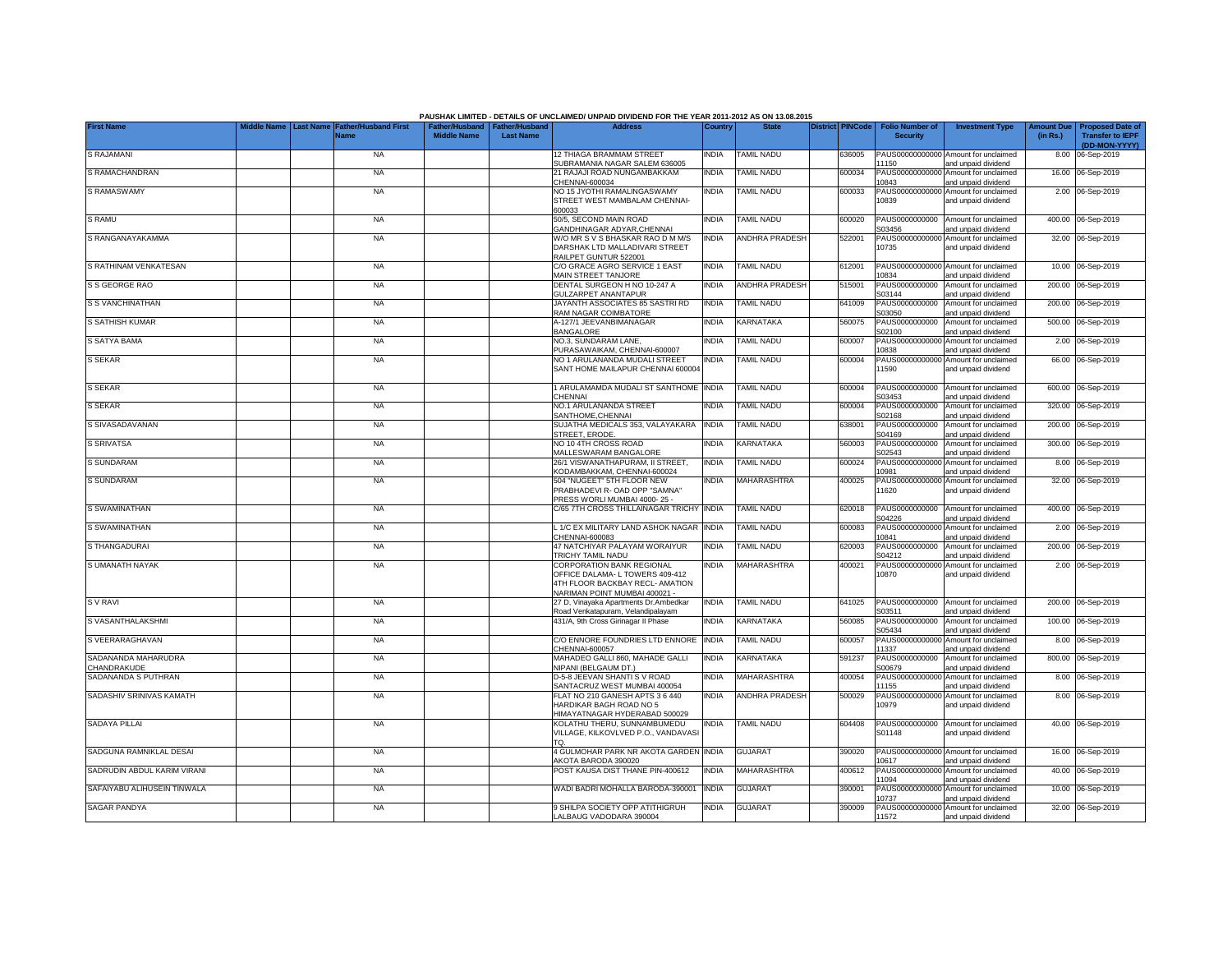PAUSHAK LIMITED - DETAILS OF UNCLAIMED/ UNPAID DIVIDEND FOR THE YEAR 2011-2012 AS ON 13.08.2015

| First Name | Middle Name | Last Name | Father/Husband First Name | Father/Husband Middle Name | Father/Husband Last Name | Address | Country | State | District | PINCode | Folio Number of Security | Investment Type | Amount Due (in Rs.) | Proposed Date of Transfer to IEPF (DD-MON-YYYY) |
|---|---|---|---|---|---|---|---|---|---|---|---|---|---|---|
| S RAJAMANI | | | NA | | | 12 THIAGA BRAMMAM STREET SUBRAMANIA NAGAR SALEM 636005 | INDIA | TAMIL NADU | | 636005 | PAUS00000000000 11150 | Amount for unclaimed and unpaid dividend | 8.00 | 06-Sep-2019 |
| S RAMACHANDRAN | | | NA | | | 21 RAJAJI ROAD NUNGAMBAKKAM CHENNAI-600034 | INDIA | TAMIL NADU | | 600034 | PAUS00000000000 10843 | Amount for unclaimed and unpaid dividend | 16.00 | 06-Sep-2019 |
| S RAMASWAMY | | | NA | | | NO 15 JYOTHI RAMALINGASWAMY STREET WEST MAMBALAM CHENNAI-600033 | INDIA | TAMIL NADU | | 600033 | PAUS00000000000 10839 | Amount for unclaimed and unpaid dividend | 2.00 | 06-Sep-2019 |
| S RAMU | | | NA | | | 50/5, SECOND MAIN ROAD GANDHINAGAR ADYAR,CHENNAI | INDIA | TAMIL NADU | | 600020 | PAUS0000000000 S03456 | Amount for unclaimed and unpaid dividend | 400.00 | 06-Sep-2019 |
| S RANGANAYAKAMMA | | | NA | | | W/O MR S V S BHASKAR RAO D M M/S DARSHAK LTD MALLADIVARI STREET RAILPET GUNTUR 522001 | INDIA | ANDHRA PRADESH | | 522001 | PAUS00000000000 10735 | Amount for unclaimed and unpaid dividend | 32.00 | 06-Sep-2019 |
| S RATHINAM VENKATESAN | | | NA | | | C/O GRACE AGRO SERVICE 1 EAST MAIN STREET TANJORE | INDIA | TAMIL NADU | | 612001 | PAUS00000000000 10834 | Amount for unclaimed and unpaid dividend | 10.00 | 06-Sep-2019 |
| S S GEORGE RAO | | | NA | | | DENTAL SURGEON H NO 10-247 A GULZARPET ANANTAPUR | INDIA | ANDHRA PRADESH | | 515001 | PAUS0000000000 S03144 | Amount for unclaimed and unpaid dividend | 200.00 | 06-Sep-2019 |
| S S VANCHINATHAN | | | NA | | | JAYANTH ASSOCIATES 85 SASTRI RD RAM NAGAR COIMBATORE | INDIA | TAMIL NADU | | 641009 | PAUS0000000000 S03050 | Amount for unclaimed and unpaid dividend | 200.00 | 06-Sep-2019 |
| S SATHISH KUMAR | | | NA | | | A-127/1 JEEVANBIMANAGAR BANGALORE | INDIA | KARNATAKA | | 560075 | PAUS0000000000 S02100 | Amount for unclaimed and unpaid dividend | 500.00 | 06-Sep-2019 |
| S SATYA BAMA | | | NA | | | NO.3, SUNDARAM LANE, PURASAWAIKAM, CHENNAI-600007 | INDIA | TAMIL NADU | | 600007 | PAUS00000000000 10838 | Amount for unclaimed and unpaid dividend | 2.00 | 06-Sep-2019 |
| S SEKAR | | | NA | | | NO 1 ARULANANDA MUDALI STREET SANT HOME MAILAPUR CHENNAI 600004 | INDIA | TAMIL NADU | | 600004 | PAUS00000000000 11590 | Amount for unclaimed and unpaid dividend | 66.00 | 06-Sep-2019 |
| S SEKAR | | | NA | | | 1 ARULAMAMDA MUDALI ST SANTHOME CHENNAI | INDIA | TAMIL NADU | | 600004 | PAUS0000000000 S03453 | Amount for unclaimed and unpaid dividend | 600.00 | 06-Sep-2019 |
| S SEKAR | | | NA | | | NO.1 ARULANANDA STREET SANTHOME,CHENNAI | INDIA | TAMIL NADU | | 600004 | PAUS0000000000 S02168 | Amount for unclaimed and unpaid dividend | 320.00 | 06-Sep-2019 |
| S SIVASADAVANAN | | | NA | | | SUJATHA MEDICALS 353, VALAYAKARA STREET, ERODE. | INDIA | TAMIL NADU | | 638001 | PAUS0000000000 S04169 | Amount for unclaimed and unpaid dividend | 200.00 | 06-Sep-2019 |
| S SRIVATSA | | | NA | | | NO 10 4TH CROSS ROAD MALLESWARAM BANGALORE | INDIA | KARNATAKA | | 560003 | PAUS0000000000 S02543 | Amount for unclaimed and unpaid dividend | 300.00 | 06-Sep-2019 |
| S SUNDARAM | | | NA | | | 26/1 VISWANATHAPURAM, II STREET, KODAMBAKKAM, CHENNAI-600024 | INDIA | TAMIL NADU | | 600024 | PAUS00000000000 10981 | Amount for unclaimed and unpaid dividend | 8.00 | 06-Sep-2019 |
| S SUNDARAM | | | NA | | | 504 "NUGEET" 5TH FLOOR NEW PRABHADEVI R- OAD OPP "SAMNA" PRESS WORLI MUMBAI 4000- 25 - | INDIA | MAHARASHTRA | | 400025 | PAUS00000000000 11620 | Amount for unclaimed and unpaid dividend | 32.00 | 06-Sep-2019 |
| S SWAMINATHAN | | | NA | | | C/65 7TH CROSS THILLAINAGAR TRICHY | INDIA | TAMIL NADU | | 620018 | PAUS0000000000 S04226 | Amount for unclaimed and unpaid dividend | 400.00 | 06-Sep-2019 |
| S SWAMINATHAN | | | NA | | | L 1/C EX MILITARY LAND ASHOK NAGAR CHENNAI-600083 | INDIA | TAMIL NADU | | 600083 | PAUS00000000000 10841 | Amount for unclaimed and unpaid dividend | 2.00 | 06-Sep-2019 |
| S THANGADURAI | | | NA | | | 47 NATCHIYAR PALAYAM WORAIYUR TRICHY TAMIL NADU | INDIA | TAMIL NADU | | 620003 | PAUS0000000000 S04212 | Amount for unclaimed and unpaid dividend | 200.00 | 06-Sep-2019 |
| S UMANATH NAYAK | | | NA | | | CORPORATION BANK REGIONAL OFFICE DALAMA- L TOWERS 409-412 4TH FLOOR BACKBAY RECL- AMATION NARIMAN POINT MUMBAI 400021 - | INDIA | MAHARASHTRA | | 400021 | PAUS00000000000 10870 | Amount for unclaimed and unpaid dividend | 2.00 | 06-Sep-2019 |
| S V RAVI | | | NA | | | 27 D, Vinayaka Apartments Dr.Ambedkar Road Venkatapuram, Velandipalayam | INDIA | TAMIL NADU | | 641025 | PAUS0000000000 S03511 | Amount for unclaimed and unpaid dividend | 200.00 | 06-Sep-2019 |
| S VASANTHALAKSHMI | | | NA | | | 431/A, 9th Cross Girinagar II Phase | INDIA | KARNATAKA | | 560085 | PAUS0000000000 S05434 | Amount for unclaimed and unpaid dividend | 100.00 | 06-Sep-2019 |
| S VEERARAGHAVAN | | | NA | | | C/O ENNORE FOUNDRIES LTD ENNORE CHENNAI-600057 | INDIA | TAMIL NADU | | 600057 | PAUS00000000000 11337 | Amount for unclaimed and unpaid dividend | 8.00 | 06-Sep-2019 |
| SADANANDA MAHARUDRA CHANDRAKUDE | | | NA | | | MAHADEO GALLI 860, MAHADE GALLI NIPANI (BELGAUM DT.) | INDIA | KARNATAKA | | 591237 | PAUS0000000000 S00679 | Amount for unclaimed and unpaid dividend | 800.00 | 06-Sep-2019 |
| SADANANDA S PUTHRAN | | | NA | | | D-5-8 JEEVAN SHANTI S V ROAD SANTACRUZ WEST MUMBAI 400054 | INDIA | MAHARASHTRA | | 400054 | PAUS00000000000 11155 | Amount for unclaimed and unpaid dividend | 8.00 | 06-Sep-2019 |
| SADASHIV SRINIVAS KAMATH | | | NA | | | FLAT NO 210 GANESH APTS 3 6 440 HARDIKAR BAGH ROAD NO 5 HIMAYATNAGAR HYDERABAD 500029 | INDIA | ANDHRA PRADESH | | 500029 | PAUS00000000000 10979 | Amount for unclaimed and unpaid dividend | 8.00 | 06-Sep-2019 |
| SADAYA PILLAI | | | NA | | | KOLATHU THERU, SUNNAMBUMEDU VILLAGE, KILKOVLVED P.O., VANDAVASI TQ. | INDIA | TAMIL NADU | | 604408 | PAUS0000000000 S01148 | Amount for unclaimed and unpaid dividend | 40.00 | 06-Sep-2019 |
| SADGUNA RAMNIKLAL DESAI | | | NA | | | 4 GULMOHAR PARK NR AKOTA GARDEN AKOTA BARODA 390020 | INDIA | GUJARAT | | 390020 | PAUS00000000000 10617 | Amount for unclaimed and unpaid dividend | 16.00 | 06-Sep-2019 |
| SADRUDIN ABDUL KARIM VIRANI | | | NA | | | POST KAUSA DIST THANE PIN-400612 | INDIA | MAHARASHTRA | | 400612 | PAUS00000000000 11094 | Amount for unclaimed and unpaid dividend | 40.00 | 06-Sep-2019 |
| SAFAIYABU ALIHUSEIN TINWALA | | | NA | | | WADI BADRI MOHALLA BARODA-390001 | INDIA | GUJARAT | | 390001 | PAUS00000000000 10737 | Amount for unclaimed and unpaid dividend | 10.00 | 06-Sep-2019 |
| SAGAR PANDYA | | | NA | | | 9 SHILPA SOCIETY OPP ATITHIGRUH LALBAUG VADODARA 390004 | INDIA | GUJARAT | | 390009 | PAUS00000000000 11572 | Amount for unclaimed and unpaid dividend | 32.00 | 06-Sep-2019 |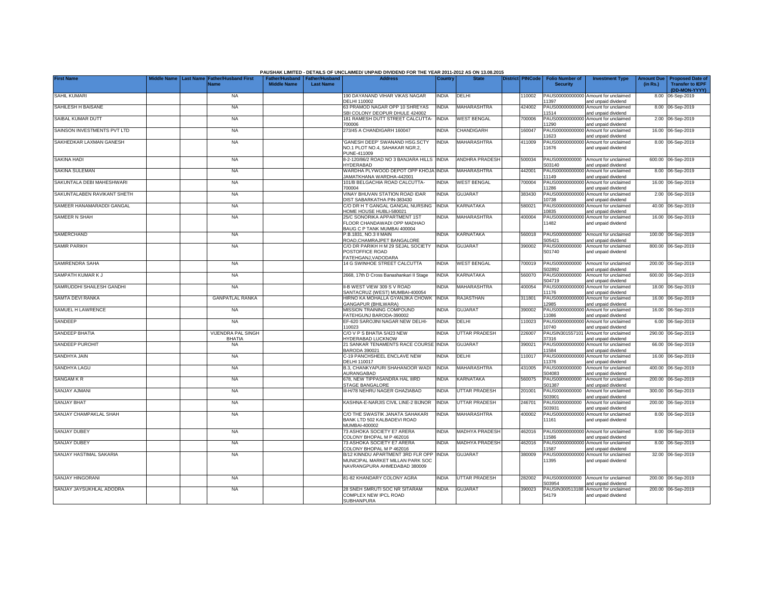PAUSHAK LIMITED - DETAILS OF UNCLAIMED/ UNPAID DIVIDEND FOR THE YEAR 2011-2012 AS ON 13.08.2015

| First Name | Middle Name | Last Name | Father/Husband First Name | Father/Husband Middle Name | Father/Husband Last Name | Address | Country | State | District | PINCode | Folio Number of Security | Investment Type | Amount Due (in Rs.) | Proposed Date of Transfer to IEPF (DD-MON-YYYY) |
|---|---|---|---|---|---|---|---|---|---|---|---|---|---|---|
| SAHIL KUMARI | | | NA | | | 190 DAYANAND VIHAR VIKAS NAGAR DELHI 110002 | INDIA | DELHI | | 110002 | PAUS00000000000011397 | Amount for unclaimed and unpaid dividend | 8.00 | 06-Sep-2019 |
| SAHILESH H BAISANE | | | NA | | | 63 PRAMOD NAGAR OPP 10 SHREYAS SBI COLONY DEOPUR DHULE 424002 | INDIA | MAHARASHTRA | | 424002 | PAUS00000000000011514 | Amount for unclaimed and unpaid dividend | 8.00 | 06-Sep-2019 |
| SAIBAL KUMAR DUTT | | | NA | | | 181 RAMESH DUTT STREET CALCUTTA-700006 | INDIA | WEST BENGAL | | 700006 | PAUS00000000000011290 | Amount for unclaimed and unpaid dividend | 2.00 | 06-Sep-2019 |
| SAINSON INVESTMENTS PVT LTD | | | NA | | | 273/45 A CHANDIGARH 160047 | INDIA | CHANDIGARH | | 160047 | PAUS00000000000011623 | Amount for unclaimed and unpaid dividend | 16.00 | 06-Sep-2019 |
| SAKHEDKAR LAXMAN GANESH | | | NA | | | 'GANESH DEEP' SWANAND HSG.SCTY NO.1 PLOT NO.4, SAHAKAR NGR.2, PUNE-411009 | INDIA | MAHARASHTRA | | 411009 | PAUS00000000000011676 | Amount for unclaimed and unpaid dividend | 8.00 | 06-Sep-2019 |
| SAKINA HADI | | | NA | | | 8-2-120/86/2 ROAD NO 3 BANJARA HILLS HYDERABAD | INDIA | ANDHRA PRADESH | | 500034 | PAUS0000000000S03140 | Amount for unclaimed and unpaid dividend | 600.00 | 06-Sep-2019 |
| SAKINA SULEMAN | | | NA | | | WARDHA PLYWOOD DEPOT OPP KHOJA JAMATKHANA WARDHA-442001 | INDIA | MAHARASHTRA | | 442001 | PAUS00000000000011149 | Amount for unclaimed and unpaid dividend | 8.00 | 06-Sep-2019 |
| SAKUNTALA DEBI MAHESHWARI | | | NA | | | 101/B BELGACHIA ROAD CALCUTTA-700004 | INDIA | WEST BENGAL | | 700004 | PAUS00000000000011286 | Amount for unclaimed and unpaid dividend | 16.00 | 06-Sep-2019 |
| SAKUNTALABEN RAVIKANT SHETH | | | NA | | | VINAY BHUVAN STATION ROAD IDAR DIST SABARKATHA PIN-383430 | INDIA | GUJARAT | | 383430 | PAUS00000000000010738 | Amount for unclaimed and unpaid dividend | 2.00 | 06-Sep-2019 |
| SAMEER HANAMARADDI GANGAL | | | NA | | | C/O DR H T GANGAL GANGAL NURSING HOME HOUSE HUBLI-580021 | INDIA | KARNATAKA | | 580021 | PAUS00000000000010835 | Amount for unclaimed and unpaid dividend | 40.00 | 06-Sep-2019 |
| SAMEER N SHAH | | | NA | | | 25/C SONORIKA APPARTMENT 1ST FLOOR CHANDAWADI OPP MADHAO BAUG C P TANK MUMBAI 400004 | INDIA | MAHARASHTRA | | 400004 | PAUS00000000000011482 | Amount for unclaimed and unpaid dividend | 16.00 | 06-Sep-2019 |
| SAMERCHAND | | | NA | | | P.B.1831, NO.3 II MAIN ROAD,CHAMRAJPET BANGALORE | INDIA | KARNATAKA | | 560018 | PAUS0000000000S05421 | Amount for unclaimed and unpaid dividend | 100.00 | 06-Sep-2019 |
| SAMIR PARIKH | | | NA | | | C/O DR PARIKH H M 29 SEJAL SOCIETY POSTOFFICE ROAD FATEHGANJ,VADODARA | INDIA | GUJARAT | | 390002 | PAUS0000000000S01740 | Amount for unclaimed and unpaid dividend | 800.00 | 06-Sep-2019 |
| SAMIRENDRA SAHA | | | NA | | | 14 G SWINHOE STREET CALCUTTA | INDIA | WEST BENGAL | | 700019 | PAUS0000000000S02892 | Amount for unclaimed and unpaid dividend | 200.00 | 06-Sep-2019 |
| SAMPATH KUMAR K J | | | NA | | | 2668, 17th D Cross Banashankari II Stage | INDIA | KARNATAKA | | 560070 | PAUS0000000000S04719 | Amount for unclaimed and unpaid dividend | 600.00 | 06-Sep-2019 |
| SAMRUDDHI SHAILESH GANDHI | | | NA | | | II-B WEST VIEW 309 S V ROAD SANTACRUZ (WEST) MUMBAI-400054 | INDIA | MAHARASHTRA | | 400054 | PAUS00000000000011176 | Amount for unclaimed and unpaid dividend | 18.00 | 06-Sep-2019 |
| SAMTA DEVI RANKA | | | GANPATLAL RANKA | | | HIRNO KA MOHALLA GYANJIKA CHOWK GANGAPUR (BHILWARA) | INDIA | RAJASTHAN | | 311801 | PAUS00000000000012985 | Amount for unclaimed and unpaid dividend | 16.00 | 06-Sep-2019 |
| SAMUEL H LAWRENCE | | | NA | | | MISSION TRAINING COMPOUND FATEHGUNJ BARODA-390002 | INDIA | GUJARAT | | 390002 | PAUS00000000000011086 | Amount for unclaimed and unpaid dividend | 16.00 | 06-Sep-2019 |
| SANDEEP | | | NA | | | EF-620 SAROJINI NAGAR NEW DELHI-110023 | INDIA | DELHI | | 110023 | PAUS00000000000010740 | Amount for unclaimed and unpaid dividend | 6.00 | 06-Sep-2019 |
| SANDEEP BHATIA | | | VIJENDRA PAL SINGH BHATIA | | | C/O V P S BHATIA 5/423 NEW HYDERABAD LUCKNOW | INDIA | UTTAR PRADESH | | 226007 | PAUSIN30155710137316 | Amount for unclaimed and unpaid dividend | 290.00 | 06-Sep-2019 |
| SANDEEP PUROHIT | | | NA | | | 21 SANKAR TENAMENTS RACE COURSE BARODA 390021 | INDIA | GUJARAT | | 390021 | PAUS00000000000011584 | Amount for unclaimed and unpaid dividend | 66.00 | 06-Sep-2019 |
| SANDHYA JAIN | | | NA | | | C-19 PANCHSHEEL ENCLAVE NEW DELHI 110017 | INDIA | DELHI | | 110017 | PAUS00000000000011376 | Amount for unclaimed and unpaid dividend | 16.00 | 06-Sep-2019 |
| SANDHYA LAGU | | | NA | | | B.3, CHANKYAPURI SHAHANOOR WADI AURANGABAD | INDIA | MAHARASHTRA | | 431005 | PAUS0000000000S04083 | Amount for unclaimed and unpaid dividend | 400.00 | 06-Sep-2019 |
| SANGAM K R | | | NA | | | 678, NEW TIPPASANDRA HAL IIIRD STAGE BANGALORE | INDIA | KARNATAKA | | 560075 | PAUS0000000000S01387 | Amount for unclaimed and unpaid dividend | 200.00 | 06-Sep-2019 |
| SANJAY AJMANI | | | NA | | | III-H/78 NEHRU NAGER GHAZIABAD | INDIA | UTTAR PRADESH | | 201001 | PAUS0000000000S03901 | Amount for unclaimed and unpaid dividend | 300.00 | 06-Sep-2019 |
| SANJAY BHAT | | | NA | | | KASHNA-E-NARJIS CIVIL LINE-2 BIJNOR | INDIA | UTTAR PRADESH | | 246701 | PAUS0000000000S03931 | Amount for unclaimed and unpaid dividend | 200.00 | 06-Sep-2019 |
| SANJAY CHAMPAKLAL SHAH | | | NA | | | C/O THE SWASTIK JANATA SAHAKARI BANK LTD 502 KALBADEVI ROAD MUMBAI-400002 | INDIA | MAHARASHTRA | | 400002 | PAUS00000000000011161 | Amount for unclaimed and unpaid dividend | 8.00 | 06-Sep-2019 |
| SANJAY DUBEY | | | NA | | | 73 ASHOKA SOCIETY E7 ARERA COLONY BHOPAL M P 462016 | INDIA | MADHYA PRADESH | | 462016 | PAUS00000000000011586 | Amount for unclaimed and unpaid dividend | 8.00 | 06-Sep-2019 |
| SANJAY DUBEY | | | NA | | | 73 ASHOKA SOCIETY E7 ARERA COLONY BHOPAL M P 462016 | INDIA | MADHYA PRADESH | | 462016 | PAUS00000000000011587 | Amount for unclaimed and unpaid dividend | 8.00 | 06-Sep-2019 |
| SANJAY HASTIMAL SAKARIA | | | NA | | | B/12 KINNDU APARTMENT 3RD FLR OPP MUNICIPAL MARKET MILLAN PARK SOC NAVRANGPURA AHMEDABAD 380009 | INDIA | GUJARAT | | 380009 | PAUS00000000000011395 | Amount for unclaimed and unpaid dividend | 32.00 | 06-Sep-2019 |
| SANJAY HINGORANI | | | NA | | | 81-82 KHANDARY COLONY AGRA | INDIA | UTTAR PRADESH | | 282002 | PAUS0000000000S03954 | Amount for unclaimed and unpaid dividend | 200.00 | 06-Sep-2019 |
| SANJAY JAYSUKHLAL ADODRA | | | NA | | | 28 SNEH SMRUTI SOC NR SITARAM COMPLEX NEW IPCL ROAD SUBHANPURA | INDIA | GUJARAT | | 390023 | PAUSIN30051318854179 | Amount for unclaimed and unpaid dividend | 200.00 | 06-Sep-2019 |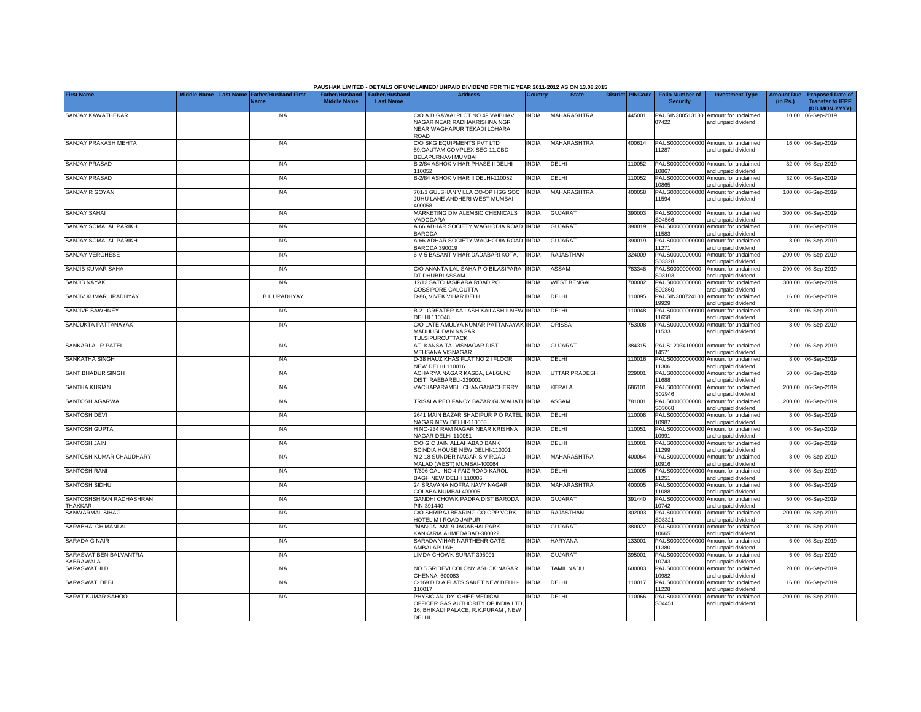PAUSHAK LIMITED - DETAILS OF UNCLAIMED/ UNPAID DIVIDEND FOR THE YEAR 2011-2012 AS ON 13.08.2015

| First Name | Middle Name | Last Name | Father/Husband First Name | Father/Husband Middle Name | Father/Husband Last Name | Address | Country | State | District | PINCode | Folio Number of Security | Investment Type | Amount Due (in Rs.) | Proposed Date of Transfer to IEPF (DD-MON-YYYY) |
|---|---|---|---|---|---|---|---|---|---|---|---|---|---|---|
| SANJAY KAWATHEKAR | | | NA | | | C/O A D GAWAI PLOT NO 49 VAIBHAV NAGAR NEAR RADHAKRISHNA NGR NEAR WAGHAPUR TEKADI LOHARA ROAD | INDIA | MAHARASHTRA | | 445001 | PAUSIN300513130 07422 | Amount for unclaimed and unpaid dividend | 10.00 | 06-Sep-2019 |
| SANJAY PRAKASH MEHTA | | | NA | | | C/O SKG EQUIPMENTS PVT LTD 59,GAUTAM COMPLEX SEC-11,CBD BELAPURNAVI MUMBAI | INDIA | MAHARASHTRA | | 400614 | PAUS00000000000 11287 | Amount for unclaimed and unpaid dividend | 16.00 | 06-Sep-2019 |
| SANJAY PRASAD | | | NA | | | B-2/84 ASHOK VIHAR PHASE II DELHI-110052 | INDIA | DELHI | | 110052 | PAUS00000000000 10865 | Amount for unclaimed and unpaid dividend | 32.00 | 06-Sep-2019 |
| SANJAY PRASAD | | | NA | | | B-2/84 ASHOK VIHAR II DELHI-110052 | INDIA | DELHI | | 110052 | PAUS00000000000 10865 | Amount for unclaimed and unpaid dividend | 32.00 | 06-Sep-2019 |
| SANJAY R GOYANI | | | NA | | | 701/1 GULSHAN VILLA CO-OP HSG SOC JUHU LANE ANDHERI WEST MUMBAI 400058 | INDIA | MAHARASHTRA | | 400058 | PAUS00000000000 11594 | Amount for unclaimed and unpaid dividend | 100.00 | 06-Sep-2019 |
| SANJAY SAHAI | | | NA | | | MARKETING DIV ALEMBIC CHEMICALS VADODARA | INDIA | GUJARAT | | 390003 | PAUS0000000000 S04566 | Amount for unclaimed and unpaid dividend | 300.00 | 06-Sep-2019 |
| SANJAY SOMALAL PARIKH | | | NA | | | A 66 ADHAR SOCIETY WAGHODIA ROAD BARODA | INDIA | GUJARAT | | 390019 | PAUS00000000000 11583 | Amount for unclaimed and unpaid dividend | 8.00 | 06-Sep-2019 |
| SANJAY SOMALAL PARIKH | | | NA | | | A-66 ADHAR SOCIETY WAGHODIA ROAD BARODA 390019 | INDIA | GUJARAT | | 390019 | PAUS00000000000 11271 | Amount for unclaimed and unpaid dividend | 8.00 | 06-Sep-2019 |
| SANJAY VERGHESE | | | NA | | | 6-V-5 BASANT VIHAR DADABARI KOTA, | INDIA | RAJASTHAN | | 324009 | PAUS0000000000 S03328 | Amount for unclaimed and unpaid dividend | 200.00 | 06-Sep-2019 |
| SANJIB KUMAR SAHA | | | NA | | | C/O ANANTA LAL SAHA P O BILASIPARA DT DHUBRI ASSAM | INDIA | ASSAM | | 783348 | PAUS0000000000 S03103 | Amount for unclaimed and unpaid dividend | 200.00 | 06-Sep-2019 |
| SANJIB NAYAK | | | NA | | | 12/12 SATCHASIPARA ROAD PO COSSIPORE CALCUTTA | INDIA | WEST BENGAL | | 700002 | PAUS0000000000 S02860 | Amount for unclaimed and unpaid dividend | 300.00 | 06-Sep-2019 |
| SANJIV KUMAR UPADHYAY | | | B L UPADHYAY | | | D-86, VIVEK VIHAR DELHI | INDIA | DELHI | | 110095 | PAUSIN300724100 19929 | Amount for unclaimed and unpaid dividend | 16.00 | 06-Sep-2019 |
| SANJIVE SAWHNEY | | | NA | | | B-21 GREATER KAILASH KAILASH II NEW DELHI 110048 | INDIA | DELHI | | 110048 | PAUS00000000000 11658 | Amount for unclaimed and unpaid dividend | 8.00 | 06-Sep-2019 |
| SANJUKTA PATTANAYAK | | | NA | | | C/O LATE AMULYA KUMAR PATTANAYAK MADHUSUDAN NAGAR TULSIPURCUTTACK | INDIA | ORISSA | | 753008 | PAUS00000000000 11533 | Amount for unclaimed and unpaid dividend | 8.00 | 06-Sep-2019 |
| SANKARLAL R PATEL | | | NA | | | AT- KANSA TA- VISNAGAR DIST- MEHSANA VISNAGAR | INDIA | GUJARAT | | 384315 | PAUS12034100001 14571 | Amount for unclaimed and unpaid dividend | 2.00 | 06-Sep-2019 |
| SANKATHA SINGH | | | NA | | | D-38 HAUZ KHAS FLAT NO 2 I FLOOR NEW DELHI 110016 | INDIA | DELHI | | 110016 | PAUS00000000000 11306 | Amount for unclaimed and unpaid dividend | 8.00 | 06-Sep-2019 |
| SANT BHADUR SINGH | | | NA | | | ACHARYA NAGAR KASBA, LALGUNJ DIST. RAEBARELI-229001 | INDIA | UTTAR PRADESH | | 229001 | PAUS00000000000 11688 | Amount for unclaimed and unpaid dividend | 50.00 | 06-Sep-2019 |
| SANTHA KURIAN | | | NA | | | VACHAPARAMBIL CHANGANACHERRY | INDIA | KERALA | | 686101 | PAUS0000000000 S02946 | Amount for unclaimed and unpaid dividend | 200.00 | 06-Sep-2019 |
| SANTOSH AGARWAL | | | NA | | | TRISALA PEO FANCY BAZAR GUWAHATI | INDIA | ASSAM | | 781001 | PAUS0000000000 S03068 | Amount for unclaimed and unpaid dividend | 200.00 | 06-Sep-2019 |
| SANTOSH DEVI | | | NA | | | 2641 MAIN BAZAR SHADIPUR P O PATEL NAGAR NEW DELHI-110008 | INDIA | DELHI | | 110008 | PAUS00000000000 10987 | Amount for unclaimed and unpaid dividend | 8.00 | 06-Sep-2019 |
| SANTOSH GUPTA | | | NA | | | H NO-234 RAM NAGAR NEAR KRISHNA NAGAR DELHI-110051 | INDIA | DELHI | | 110051 | PAUS00000000000 10991 | Amount for unclaimed and unpaid dividend | 8.00 | 06-Sep-2019 |
| SANTOSH JAIN | | | NA | | | C/O G C JAIN ALLAHABAD BANK SCINDIA HOUSE NEW DELHI-110001 | INDIA | DELHI | | 110001 | PAUS00000000000 11299 | Amount for unclaimed and unpaid dividend | 8.00 | 06-Sep-2019 |
| SANTOSH KUMAR CHAUDHARY | | | NA | | | N 2-18 SUNDER NAGAR S V ROAD MALAD (WEST) MUMBAI-400064 | INDIA | MAHARASHTRA | | 400064 | PAUS00000000000 10916 | Amount for unclaimed and unpaid dividend | 8.00 | 06-Sep-2019 |
| SANTOSH RANI | | | NA | | | T/696 GALI NO 4 FAIZ ROAD KAROL BAGH NEW DELHI 110005 | INDIA | DELHI | | 110005 | PAUS00000000000 11251 | Amount for unclaimed and unpaid dividend | 8.00 | 06-Sep-2019 |
| SANTOSH SIDHU | | | NA | | | 24 SRAVANA NOFRA NAVY NAGAR COLABA MUMBAI 400005 | INDIA | MAHARASHTRA | | 400005 | PAUS00000000000 11088 | Amount for unclaimed and unpaid dividend | 8.00 | 06-Sep-2019 |
| SANTOSHSHRAN RADHASHRAN THAKKAR | | | NA | | | GANDHI CHOWK PADRA DIST BARODA PIN-391440 | INDIA | GUJARAT | | 391440 | PAUS00000000000 10742 | Amount for unclaimed and unpaid dividend | 50.00 | 06-Sep-2019 |
| SANWARMAL SIHAG | | | NA | | | C/O SHRIRAJ BEARING CO OPP VORK HOTEL M I ROAD JAIPUR | INDIA | RAJASTHAN | | 302003 | PAUS0000000000 S03321 | Amount for unclaimed and unpaid dividend | 200.00 | 06-Sep-2019 |
| SARABHAI CHIMANLAL | | | NA | | | "MANGALAM" 9 JAGABHAI PARK KANKARIA AHMEDABAD-380022 | INDIA | GUJARAT | | 380022 | PAUS00000000000 10665 | Amount for unclaimed and unpaid dividend | 32.00 | 06-Sep-2019 |
| SARADA G NAIR | | | NA | | | SARADA VIHAR NARTHENR GATE AMBALAPUIAH | INDIA | HARYANA | | 133001 | PAUS00000000000 11380 | Amount for unclaimed and unpaid dividend | 6.00 | 06-Sep-2019 |
| SARASVATIBEN BALVANTRAI KABRAWALA | | | NA | | | LIMDA CHOWK SURAT-395001 | INDIA | GUJARAT | | 395001 | PAUS00000000000 10743 | Amount for unclaimed and unpaid dividend | 6.00 | 06-Sep-2019 |
| SARASWATHI D | | | NA | | | NO 5 SRIDEVI COLONY ASHOK NAGAR CHENNAI 600083 | INDIA | TAMIL NADU | | 600083 | PAUS00000000000 10982 | Amount for unclaimed and unpaid dividend | 20.00 | 06-Sep-2019 |
| SARASWATI DEBI | | | NA | | | C-169 D D A FLATS SAKET NEW DELHI-110017 | INDIA | DELHI | | 110017 | PAUS00000000000 11228 | Amount for unclaimed and unpaid dividend | 16.00 | 06-Sep-2019 |
| SARAT KUMAR SAHOO | | | NA | | | PHYSICIAN ,DY. CHIEF MEDICAL OFFICER GAS AUTHORITY OF INDIA LTD, 16, BHIKAIJI PALACE, R.K.PURAM , NEW DELHI | INDIA | DELHI | | 110066 | PAUS0000000000 S04451 | Amount for unclaimed and unpaid dividend | 200.00 | 06-Sep-2019 |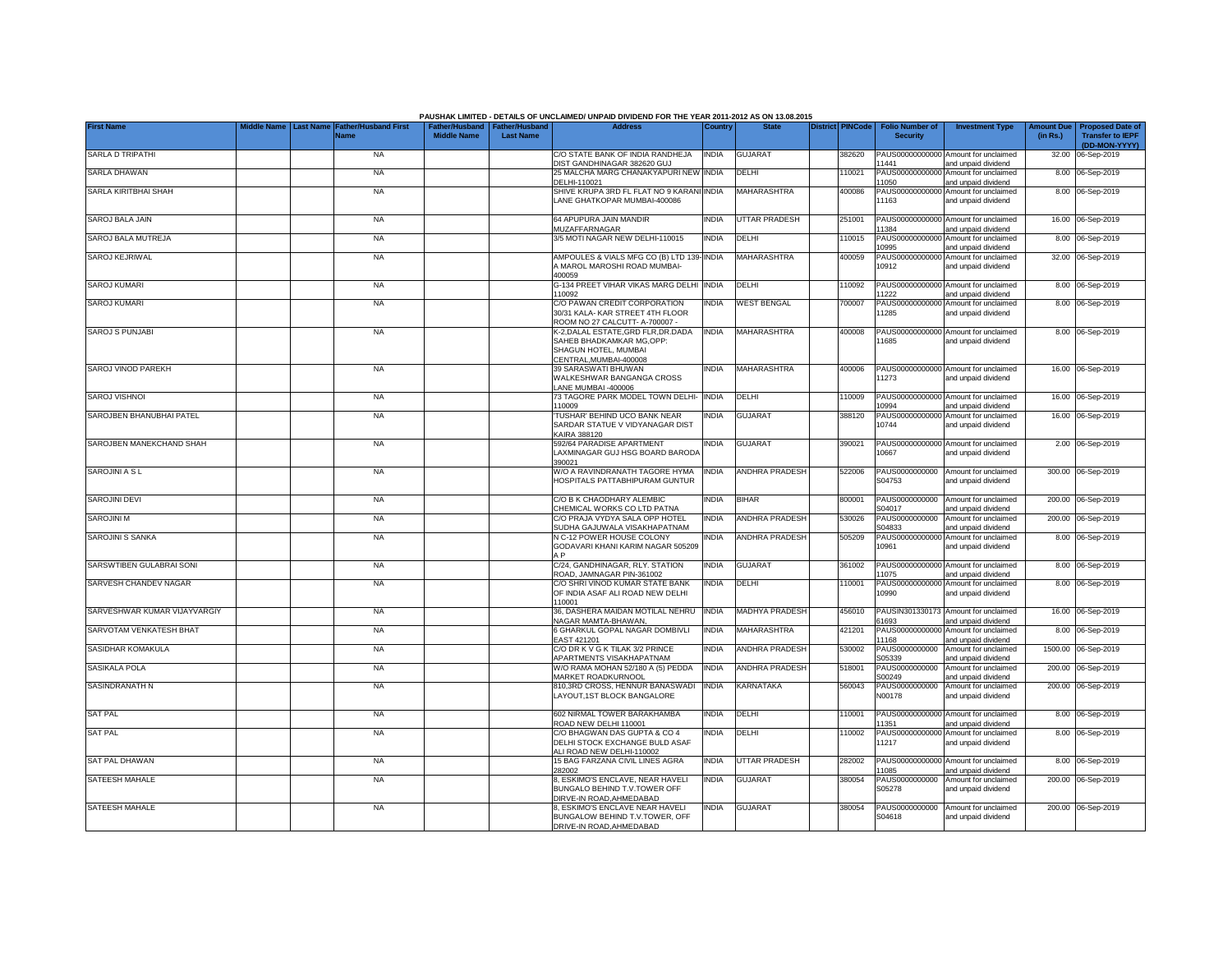PAUSHAK LIMITED - DETAILS OF UNCLAIMED/ UNPAID DIVIDEND FOR THE YEAR 2011-2012 AS ON 13.08.2015

| First Name | Middle Name | Last Name | Father/Husband First Name | Father/Husband Middle Name | Father/Husband Last Name | Address | Country | State | District | PINCode | Folio Number of Security | Investment Type | Amount Due (in Rs.) | Proposed Date of Transfer to IEPF (DD-MON-YYYY) |
|---|---|---|---|---|---|---|---|---|---|---|---|---|---|---|
| SARLA D TRIPATHI | | | NA | | | C/O STATE BANK OF INDIA RANDHEJA DIST GANDHINAGAR 382620 GUJ | INDIA | GUJARAT | | 382620 | PAUS00000000000 11441 | Amount for unclaimed and unpaid dividend | 32.00 | 06-Sep-2019 |
| SARLA DHAWAN | | | NA | | | 25 MALCHA MARG CHANAKYAPURI NEW DELHI-110021 | INDIA | DELHI | | 110021 | PAUS00000000000 11050 | Amount for unclaimed and unpaid dividend | 8.00 | 06-Sep-2019 |
| SARLA KIRITBHAI SHAH | | | NA | | | SHIVE KRUPA 3RD FL FLAT NO 9 KARANI LANE GHATKOPAR MUMBAI-400086 | INDIA | MAHARASHTRA | | 400086 | PAUS00000000000 11163 | Amount for unclaimed and unpaid dividend | 8.00 | 06-Sep-2019 |
| SAROJ BALA JAIN | | | NA | | | 64 APUPURA JAIN MANDIR MUZAFFARNAGAR | INDIA | UTTAR PRADESH | | 251001 | PAUS00000000000 11384 | Amount for unclaimed and unpaid dividend | 16.00 | 06-Sep-2019 |
| SAROJ BALA MUTREJA | | | NA | | | 3/5 MOTI NAGAR NEW DELHI-110015 | INDIA | DELHI | | 110015 | PAUS00000000000 10995 | Amount for unclaimed and unpaid dividend | 8.00 | 06-Sep-2019 |
| SAROJ KEJRIWAL | | | NA | | | AMPOULES & VIALS MFG CO (B) LTD 139-A MAROL MAROSHI ROAD MUMBAI-400059 | INDIA | MAHARASHTRA | | 400059 | PAUS00000000000 10912 | Amount for unclaimed and unpaid dividend | 32.00 | 06-Sep-2019 |
| SAROJ KUMARI | | | NA | | | G-134 PREET VIHAR VIKAS MARG DELHI 110092 | INDIA | DELHI | | 110092 | PAUS00000000000 11222 | Amount for unclaimed and unpaid dividend | 8.00 | 06-Sep-2019 |
| SAROJ KUMARI | | | NA | | | C/O PAWAN CREDIT CORPORATION 30/31 KALA- KAR STREET 4TH FLOOR ROOM NO 27 CALCUTT- A-700007 - | INDIA | WEST BENGAL | | 700007 | PAUS00000000000 11285 | Amount for unclaimed and unpaid dividend | 8.00 | 06-Sep-2019 |
| SAROJ S PUNJABI | | | NA | | | K-2,DALAL ESTATE,GRD FLR,DR.DADA SAHEB BHADKAMKAR MG,OPP: SHAGUN HOTEL, MUMBAI CENTRAL,MUMBAI-400008 | INDIA | MAHARASHTRA | | 400008 | PAUS00000000000 11685 | Amount for unclaimed and unpaid dividend | 8.00 | 06-Sep-2019 |
| SAROJ VINOD PAREKH | | | NA | | | 39 SARASWATI BHUWAN WALKESHWAR BANGANGA CROSS LANE MUMBAI -400006 | INDIA | MAHARASHTRA | | 400006 | PAUS00000000000 11273 | Amount for unclaimed and unpaid dividend | 16.00 | 06-Sep-2019 |
| SAROJ VISHNOI | | | NA | | | 73 TAGORE PARK MODEL TOWN DELHI-110009 | INDIA | DELHI | | 110009 | PAUS00000000000 10994 | Amount for unclaimed and unpaid dividend | 16.00 | 06-Sep-2019 |
| SAROJBEN BHANUBHAI PATEL | | | NA | | | 'TUSHAR' BEHIND UCO BANK NEAR SARDAR STATUE V VIDYANAGAR DIST KAIRA 388120 | INDIA | GUJARAT | | 388120 | PAUS00000000000 10744 | Amount for unclaimed and unpaid dividend | 16.00 | 06-Sep-2019 |
| SAROJBEN MANEKCHAND SHAH | | | NA | | | 592/64 PARADISE APARTMENT LAXMINAGAR GUJ HSG BOARD BARODA 390021 | INDIA | GUJARAT | | 390021 | PAUS00000000000 10667 | Amount for unclaimed and unpaid dividend | 2.00 | 06-Sep-2019 |
| SAROJINI A S L | | | NA | | | W/O A RAVINDRANATH TAGORE HYMA HOSPITALS PATTABHIPURAM GUNTUR | INDIA | ANDHRA PRADESH | | 522006 | PAUS0000000000 S04753 | Amount for unclaimed and unpaid dividend | 300.00 | 06-Sep-2019 |
| SAROJINI DEVI | | | NA | | | C/O B K CHAODHARY ALEMBIC CHEMICAL WORKS CO LTD PATNA | INDIA | BIHAR | | 800001 | PAUS0000000000 S04017 | Amount for unclaimed and unpaid dividend | 200.00 | 06-Sep-2019 |
| SAROJINI M | | | NA | | | C/O PRAJA VYDYA SALA OPP HOTEL SUDHA GAJUWALA VISAKHAPATNAM | INDIA | ANDHRA PRADESH | | 530026 | PAUS0000000000 S04833 | Amount for unclaimed and unpaid dividend | 200.00 | 06-Sep-2019 |
| SAROJINI S SANKA | | | NA | | | N C-12 POWER HOUSE COLONY GODAVARI KHANI KARIM NAGAR 505209 A P | INDIA | ANDHRA PRADESH | | 505209 | PAUS00000000000 10961 | Amount for unclaimed and unpaid dividend | 8.00 | 06-Sep-2019 |
| SARSWTIBEN GULABRAI SONI | | | NA | | | C/24, GANDHINAGAR, RLY. STATION ROAD, JAMNAGAR PIN-361002 | INDIA | GUJARAT | | 361002 | PAUS00000000000 11075 | Amount for unclaimed and unpaid dividend | 8.00 | 06-Sep-2019 |
| SARVESH CHANDEV NAGAR | | | NA | | | C/O SHRI VINOD KUMAR STATE BANK OF INDIA ASAF ALI ROAD NEW DELHI 110001 | INDIA | DELHI | | 110001 | PAUS00000000000 10990 | Amount for unclaimed and unpaid dividend | 8.00 | 06-Sep-2019 |
| SARVESHWAR KUMAR VIJAYVARGIY | | | NA | | | 36, DASHERA MAIDAN MOTILAL NEHRU NAGAR MAMTA-BHAWAN, | INDIA | MADHYA PRADESH | | 456010 | PAUSIN301330173 61693 | Amount for unclaimed and unpaid dividend | 16.00 | 06-Sep-2019 |
| SARVOTAM VENKATESH BHAT | | | NA | | | 6 GHARKUL GOPAL NAGAR DOMBIVLI EAST 421201 | INDIA | MAHARASHTRA | | 421201 | PAUS00000000000 11168 | Amount for unclaimed and unpaid dividend | 8.00 | 06-Sep-2019 |
| SASIDHAR KOMAKULA | | | NA | | | C/O DR K V G K TILAK 3/2 PRINCE APARTMENTS VISAKHAPATNAM | INDIA | ANDHRA PRADESH | | 530002 | PAUS0000000000 S05339 | Amount for unclaimed and unpaid dividend | 1500.00 | 06-Sep-2019 |
| SASIKALA POLA | | | NA | | | W/O RAMA MOHAN 52/180 A (5) PEDDA MARKET ROADKURNOOL | INDIA | ANDHRA PRADESH | | 518001 | PAUS0000000000 S00249 | Amount for unclaimed and unpaid dividend | 200.00 | 06-Sep-2019 |
| SASINDRANATH N | | | NA | | | 810,3RD CROSS, HENNUR BANASWADI LAYOUT,1ST BLOCK BANGALORE | INDIA | KARNATAKA | | 560043 | PAUS0000000000 N00178 | Amount for unclaimed and unpaid dividend | 200.00 | 06-Sep-2019 |
| SAT PAL | | | NA | | | 602 NIRMAL TOWER BARAKHAMBA ROAD NEW DELHI 110001 | INDIA | DELHI | | 110001 | PAUS00000000000 11351 | Amount for unclaimed and unpaid dividend | 8.00 | 06-Sep-2019 |
| SAT PAL | | | NA | | | C/O BHAGWAN DAS GUPTA & CO 4 DELHI STOCK EXCHANGE BULD ASAF ALI ROAD NEW DELHI-110002 | INDIA | DELHI | | 110002 | PAUS00000000000 11217 | Amount for unclaimed and unpaid dividend | 8.00 | 06-Sep-2019 |
| SAT PAL DHAWAN | | | NA | | | 15 BAG FARZANA CIVIL LINES AGRA 282002 | INDIA | UTTAR PRADESH | | 282002 | PAUS00000000000 11085 | Amount for unclaimed and unpaid dividend | 8.00 | 06-Sep-2019 |
| SATEESH MAHALE | | | NA | | | 8, ESKIMO'S ENCLAVE, NEAR HAVELI BUNGALO BEHIND T.V.TOWER OFF DIRVE-IN ROAD,AHMEDABAD | INDIA | GUJARAT | | 380054 | PAUS0000000000 S05278 | Amount for unclaimed and unpaid dividend | 200.00 | 06-Sep-2019 |
| SATEESH MAHALE | | | NA | | | 8, ESKIMO'S ENCLAVE NEAR HAVELI BUNGALOW BEHIND T.V.TOWER, OFF DRIVE-IN ROAD,AHMEDABAD | INDIA | GUJARAT | | 380054 | PAUS0000000000 S04618 | Amount for unclaimed and unpaid dividend | 200.00 | 06-Sep-2019 |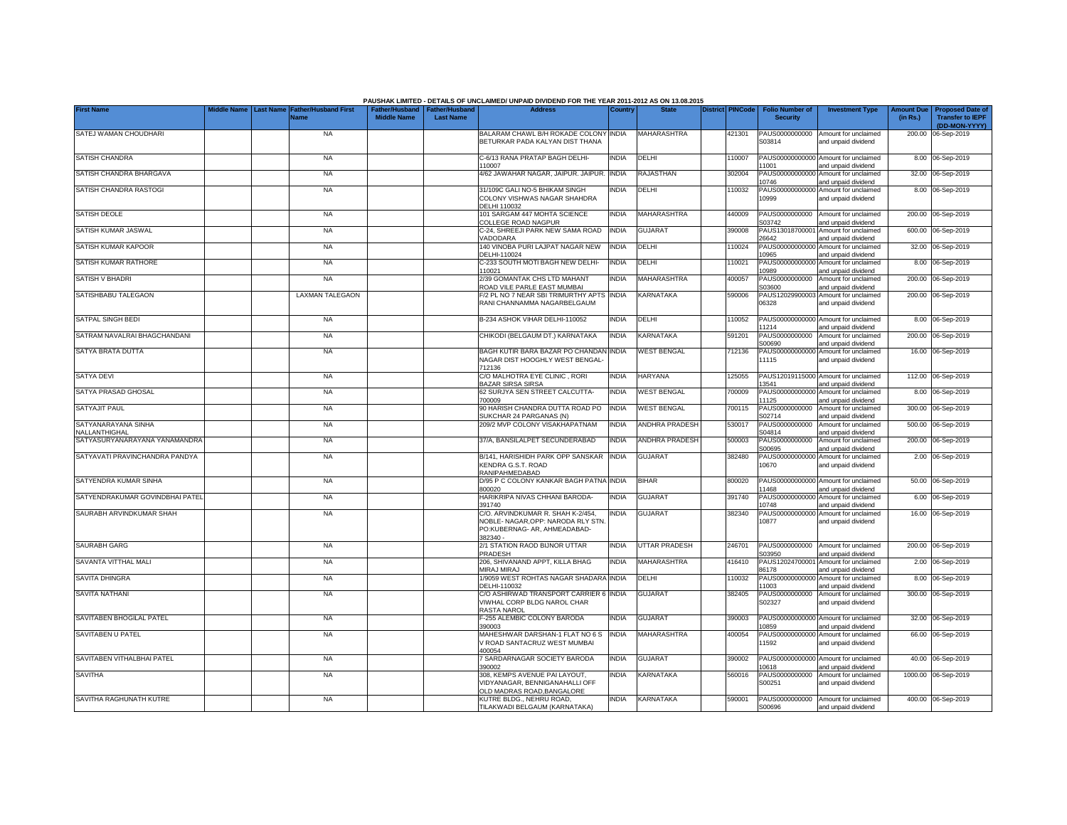**PAUSHAK LIMITED - DETAILS OF UNCLAIMED/ UNPAID DIVIDEND FOR THE YEAR 2011-2012 AS ON 13.08.2015**

| First Name | Middle Name | Last Name | Father/Husband First Name | Father/Husband Middle Name | Father/Husband Last Name | Address | Country | State | District | PINCode | Folio Number of Security | Investment Type | Amount Due (in Rs.) | Proposed Date of Transfer to IEPF (DD-MON-YYYY) |
|---|---|---|---|---|---|---|---|---|---|---|---|---|---|---|
| SATEJ WAMAN CHOUDHARI | | | NA | | | BALARAM CHAWL B/H ROKADE COLONY BETURKAR PADA KALYAN DIST THANA | INDIA | MAHARASHTRA | | 421301 | PAUS0000000000S03814 | Amount for unclaimed and unpaid dividend | 200.00 | 06-Sep-2019 |
| SATISH CHANDRA | | | NA | | | C-6/13 RANA PRATAP BAGH DELHI-110007 | INDIA | DELHI | | 110007 | PAUS00000000000011001 | Amount for unclaimed and unpaid dividend | 8.00 | 06-Sep-2019 |
| SATISH CHANDRA BHARGAVA | | | NA | | | 4/62 JAWAHAR NAGAR, JAIPUR. JAIPUR. | INDIA | RAJASTHAN | | 302004 | PAUS00000000000010746 | Amount for unclaimed and unpaid dividend | 32.00 | 06-Sep-2019 |
| SATISH CHANDRA RASTOGI | | | NA | | | 31/109C GALI NO-5 BHIKAM SINGH COLONY VISHWAS NAGAR SHAHDRA DELHI 110032 | INDIA | DELHI | | 110032 | PAUS00000000000010999 | Amount for unclaimed and unpaid dividend | 8.00 | 06-Sep-2019 |
| SATISH DEOLE | | | NA | | | 101 SARGAM 447 MOHTA SCIENCE COLLEGE ROAD NAGPUR | INDIA | MAHARASHTRA | | 440009 | PAUS0000000000S03742 | Amount for unclaimed and unpaid dividend | 200.00 | 06-Sep-2019 |
| SATISH KUMAR JASWAL | | | NA | | | C-24, SHREEJI PARK NEW SAMA ROAD VADODARA | INDIA | GUJARAT | | 390008 | PAUS1301870000126642 | Amount for unclaimed and unpaid dividend | 600.00 | 06-Sep-2019 |
| SATISH KUMAR KAPOOR | | | NA | | | 140 VINOBA PURI LAJPAT NAGAR NEW DELHI-110024 | INDIA | DELHI | | 110024 | PAUS00000000000010965 | Amount for unclaimed and unpaid dividend | 32.00 | 06-Sep-2019 |
| SATISH KUMAR RATHORE | | | NA | | | C-233 SOUTH MOTI BAGH NEW DELHI-110021 | INDIA | DELHI | | 110021 | PAUS00000000000010989 | Amount for unclaimed and unpaid dividend | 8.00 | 06-Sep-2019 |
| SATISH V BHADRI | | | NA | | | 2/39 GOMANTAK CHS LTD MAHANT ROAD VILE PARLE EAST MUMBAI | INDIA | MAHARASHTRA | | 400057 | PAUS0000000000S03600 | Amount for unclaimed and unpaid dividend | 200.00 | 06-Sep-2019 |
| SATISHBABU TALEGAON | | | LAXMAN TALEGAON | | | F/2 PL NO 7 NEAR SBI TRIMURTHY APTS RANI CHANNAMMA NAGARBELGAUM | INDIA | KARNATAKA | | 590006 | PAUS1202990000306328 | Amount for unclaimed and unpaid dividend | 200.00 | 06-Sep-2019 |
| SATPAL SINGH BEDI | | | NA | | | B-234 ASHOK VIHAR DELHI-110052 | INDIA | DELHI | | 110052 | PAUS00000000000011214 | Amount for unclaimed and unpaid dividend | 8.00 | 06-Sep-2019 |
| SATRAM NAVALRAI BHAGCHANDANI | | | NA | | | CHIKODI (BELGAUM DT.) KARNATAKA | INDIA | KARNATAKA | | 591201 | PAUS0000000000S00690 | Amount for unclaimed and unpaid dividend | 200.00 | 06-Sep-2019 |
| SATYA BRATA DUTTA | | | NA | | | BAGH KUTIR BARA BAZAR PO CHANDAN NAGAR DIST HOOGHLY WEST BENGAL-712136 | INDIA | WEST BENGAL | | 712136 | PAUS00000000000011115 | Amount for unclaimed and unpaid dividend | 16.00 | 06-Sep-2019 |
| SATYA DEVI | | | NA | | | C/O MALHOTRA EYE CLINIC , RORI BAZAR SIRSA SIRSA | INDIA | HARYANA | | 125055 | PAUS1201911500013541 | Amount for unclaimed and unpaid dividend | 112.00 | 06-Sep-2019 |
| SATYA PRASAD GHOSAL | | | NA | | | 62 SURJYA SEN STREET CALCUTTA-700009 | INDIA | WEST BENGAL | | 700009 | PAUS00000000000011125 | Amount for unclaimed and unpaid dividend | 8.00 | 06-Sep-2019 |
| SATYAJIT PAUL | | | NA | | | 90 HARISH CHANDRA DUTTA ROAD PO SUKCHAR 24 PARGANAS (N) | INDIA | WEST BENGAL | | 700115 | PAUS0000000000S02714 | Amount for unclaimed and unpaid dividend | 300.00 | 06-Sep-2019 |
| SATYANARAYANA SINHA NALLANTHIGHAL | | | NA | | | 209/2 MVP COLONY VISAKHAPATNAM | INDIA | ANDHRA PRADESH | | 530017 | PAUS0000000000S04814 | Amount for unclaimed and unpaid dividend | 500.00 | 06-Sep-2019 |
| SATYASURYANARAYANA YANAMANDRA | | | NA | | | 37/A, BANSILALPET SECUNDERABAD | INDIA | ANDHRA PRADESH | | 500003 | PAUS0000000000S00695 | Amount for unclaimed and unpaid dividend | 200.00 | 06-Sep-2019 |
| SATYAVATI PRAVINCHANDRA PANDYA | | | NA | | | B/141, HARISHIDH PARK OPP SANSKAR KENDRA G.S.T. ROAD RANIPAHMEDABAD | INDIA | GUJARAT | | 382480 | PAUS00000000000010670 | Amount for unclaimed and unpaid dividend | 2.00 | 06-Sep-2019 |
| SATYENDRA KUMAR SINHA | | | NA | | | D/95 P C COLONY KANKAR BAGH PATNA 800020 | INDIA | BIHAR | | 800020 | PAUS00000000000011468 | Amount for unclaimed and unpaid dividend | 50.00 | 06-Sep-2019 |
| SATYENDRAKUMAR GOVINDBHAI PATEL | | | NA | | | HARIKRIPA NIVAS CHHANI BARODA-391740 | INDIA | GUJARAT | | 391740 | PAUS00000000000010748 | Amount for unclaimed and unpaid dividend | 6.00 | 06-Sep-2019 |
| SAURABH ARVINDKUMAR SHAH | | | NA | | | C/O. ARVINDKUMAR R. SHAH K-2/454, NOBLE- NAGAR,OPP: NARODA RLY STN. PO:KUBERNAG- AR, AHMEADABAD-382340 - | INDIA | GUJARAT | | 382340 | PAUS00000000000010877 | Amount for unclaimed and unpaid dividend | 16.00 | 06-Sep-2019 |
| SAURABH GARG | | | NA | | | 2/1 STATION RAOD BIJNOR UTTAR PRADESH | INDIA | UTTAR PRADESH | | 246701 | PAUS0000000000S03950 | Amount for unclaimed and unpaid dividend | 200.00 | 06-Sep-2019 |
| SAVANTA VITTHAL MALI | | | NA | | | 206, SHIVANAND APPT, KILLA BHAG MIRAJ MIRAJ | INDIA | MAHARASHTRA | | 416410 | PAUS1202470000186178 | Amount for unclaimed and unpaid dividend | 2.00 | 06-Sep-2019 |
| SAVITA DHINGRA | | | NA | | | 1/9059 WEST ROHTAS NAGAR SHADARA DELHI-110032 | INDIA | DELHI | | 110032 | PAUS00000000000011003 | Amount for unclaimed and unpaid dividend | 8.00 | 06-Sep-2019 |
| SAVITA NATHANI | | | NA | | | C/O ASHIRWAD TRANSPORT CARRIER 6 VIWHAL CORP BLDG NAROL CHAR RASTA NAROL | INDIA | GUJARAT | | 382405 | PAUS0000000000S02327 | Amount for unclaimed and unpaid dividend | 300.00 | 06-Sep-2019 |
| SAVITABEN BHOGILAL PATEL | | | NA | | | F-255 ALEMBIC COLONY BARODA 390003 | INDIA | GUJARAT | | 390003 | PAUS00000000000010859 | Amount for unclaimed and unpaid dividend | 32.00 | 06-Sep-2019 |
| SAVITABEN U PATEL | | | NA | | | MAHESHWAR DARSHAN-1 FLAT NO 6 S V ROAD SANTACRUZ WEST MUMBAI 400054 | INDIA | MAHARASHTRA | | 400054 | PAUS00000000000011592 | Amount for unclaimed and unpaid dividend | 66.00 | 06-Sep-2019 |
| SAVITABEN VITHALBHAI PATEL | | | NA | | | 7 SARDARNAGAR SOCIETY BARODA 390002 | INDIA | GUJARAT | | 390002 | PAUS00000000000010618 | Amount for unclaimed and unpaid dividend | 40.00 | 06-Sep-2019 |
| SAVITHA | | | NA | | | 308, KEMPS AVENUE PAI LAYOUT, VIDYANAGAR, BENNIGANAHALLI OFF OLD MADRAS ROAD,BANGALORE | INDIA | KARNATAKA | | 560016 | PAUS0000000000S00251 | Amount for unclaimed and unpaid dividend | 1000.00 | 06-Sep-2019 |
| SAVITHA RAGHUNATH KUTRE | | | NA | | | KUTRE BLDG., NEHRU ROAD, TILAKWADI BELGAUM (KARNATAKA) | INDIA | KARNATAKA | | 590001 | PAUS0000000000S00696 | Amount for unclaimed and unpaid dividend | 400.00 | 06-Sep-2019 |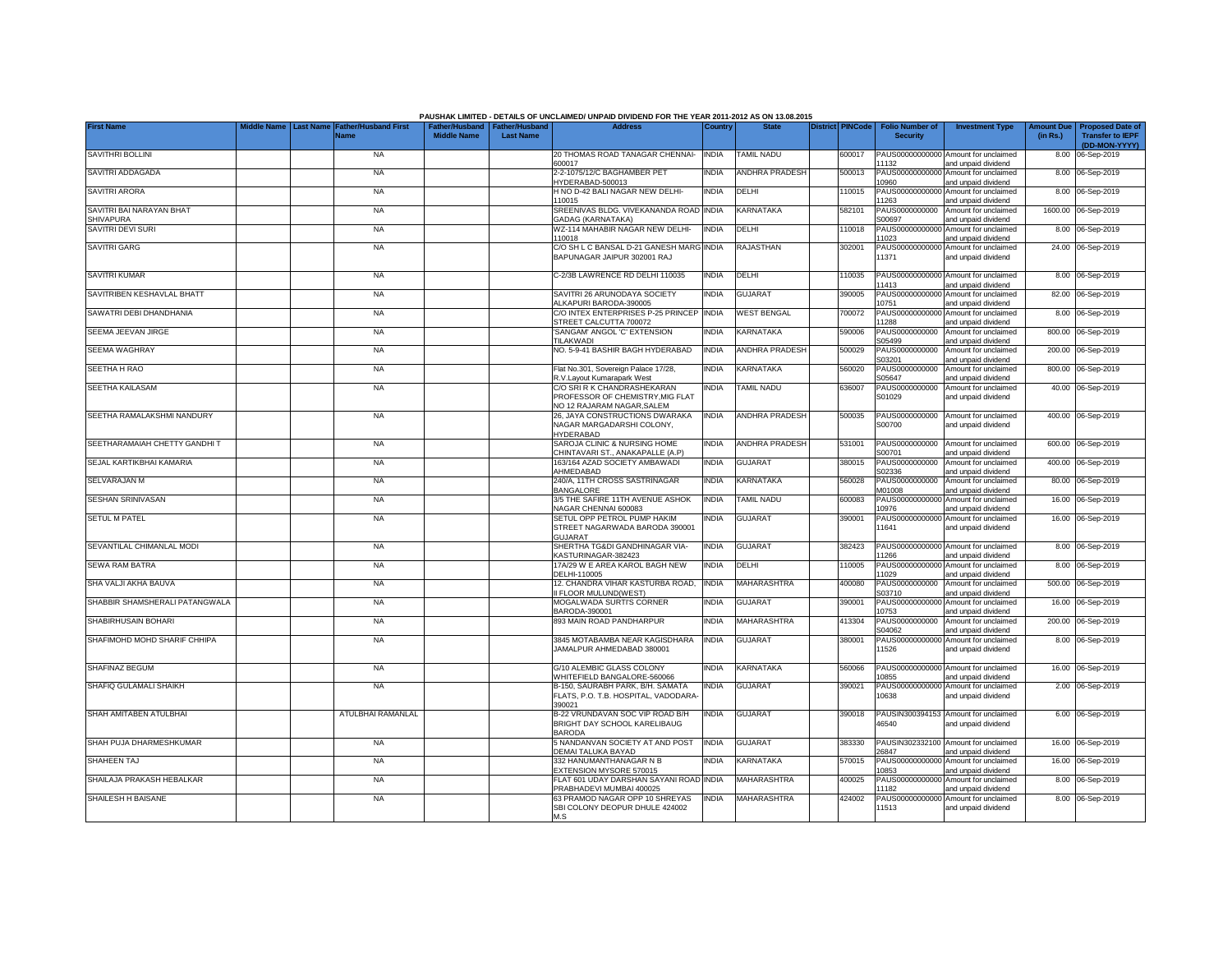PAUSHAK LIMITED - DETAILS OF UNCLAIMED/ UNPAID DIVIDEND FOR THE YEAR 2011-2012 AS ON 13.08.2015

| First Name | Middle Name | Last Name | Father/Husband First Name | Father/Husband Middle Name | Father/Husband Last Name | Address | Country | State | District | PINCode | Folio Number of Security | Investment Type | Amount Due (in Rs.) | Proposed Date of Transfer to IEPF (DD-MON-YYYY) |
|---|---|---|---|---|---|---|---|---|---|---|---|---|---|---|
| SAVITHRI BOLLINI | | | NA | | | 20 THOMAS ROAD TANAGAR CHENNAI-600017 | INDIA | TAMIL NADU | | 600017 | PAUS00000000000 11132 | Amount for unclaimed and unpaid dividend | 8.00 | 06-Sep-2019 |
| SAVITRI ADDAGADA | | | NA | | | 2-2-1075/12/C BAGHAMBER PET HYDERABAD-500013 | INDIA | ANDHRA PRADESH | | 500013 | PAUS00000000000 10960 | Amount for unclaimed and unpaid dividend | 8.00 | 06-Sep-2019 |
| SAVITRI ARORA | | | NA | | | H NO D-42 BALI NAGAR NEW DELHI-110015 | INDIA | DELHI | | 110015 | PAUS00000000000 11263 | Amount for unclaimed and unpaid dividend | 8.00 | 06-Sep-2019 |
| SAVITRI BAI NARAYAN BHAT SHIVAPURA | | | NA | | | SREENIVAS BLDG. VIVEKANANDA ROAD GADAG (KARNATAKA) | INDIA | KARNATAKA | | 582101 | PAUS0000000000 S00697 | Amount for unclaimed and unpaid dividend | 1600.00 | 06-Sep-2019 |
| SAVITRI DEVI SURI | | | NA | | | WZ-114 MAHABIR NAGAR NEW DELHI-110018 | INDIA | DELHI | | 110018 | PAUS00000000000 11023 | Amount for unclaimed and unpaid dividend | 8.00 | 06-Sep-2019 |
| SAVITRI GARG | | | NA | | | C/O SH L C BANSAL D-21 GANESH MARG BAPUNAGAR JAIPUR 302001 RAJ | INDIA | RAJASTHAN | | 302001 | PAUS00000000000 11371 | Amount for unclaimed and unpaid dividend | 24.00 | 06-Sep-2019 |
| SAVITRI KUMAR | | | NA | | | C-2/3B LAWRENCE RD DELHI 110035 | INDIA | DELHI | | 110035 | PAUS00000000000 11413 | Amount for unclaimed and unpaid dividend | 8.00 | 06-Sep-2019 |
| SAVITRIBEN KESHAVLAL BHATT | | | NA | | | SAVITRI 26 ARUNODAYA SOCIETY ALKAPURI BARODA-390005 | INDIA | GUJARAT | | 390005 | PAUS00000000000 10751 | Amount for unclaimed and unpaid dividend | 82.00 | 06-Sep-2019 |
| SAWATRI DEBI DHANDHANIA | | | NA | | | C/O INTEX ENTERPRISES P-25 PRINCEP STREET CALCUTTA 700072 | INDIA | WEST BENGAL | | 700072 | PAUS00000000000 11288 | Amount for unclaimed and unpaid dividend | 8.00 | 06-Sep-2019 |
| SEEMA JEEVAN JIRGE | | | NA | | | 'SANGAM' ANGOL 'C' EXTENSION TILAKWADI | INDIA | KARNATAKA | | 590006 | PAUS0000000000 S05499 | Amount for unclaimed and unpaid dividend | 800.00 | 06-Sep-2019 |
| SEEMA WAGHRAY | | | NA | | | NO. 5-9-41 BASHIR BAGH HYDERABAD | INDIA | ANDHRA PRADESH | | 500029 | PAUS0000000000 S03201 | Amount for unclaimed and unpaid dividend | 200.00 | 06-Sep-2019 |
| SEETHA H RAO | | | NA | | | Flat No.301, Sovereign Palace 17/28, R.V.Layout Kumarapark West | INDIA | KARNATAKA | | 560020 | PAUS0000000000 S05647 | Amount for unclaimed and unpaid dividend | 800.00 | 06-Sep-2019 |
| SEETHA KAILASAM | | | NA | | | C/O SRI R K CHANDRASHEKARAN PROFESSOR OF CHEMISTRY,MIG FLAT NO 12 RAJARAM NAGAR,SALEM | INDIA | TAMIL NADU | | 636007 | PAUS0000000000 S01029 | Amount for unclaimed and unpaid dividend | 40.00 | 06-Sep-2019 |
| SEETHA RAMALAKSHMI NANDURY | | | NA | | | 26, JAYA CONSTRUCTIONS DWARAKA NAGAR MARGADARSHI COLONY, HYDERABAD | INDIA | ANDHRA PRADESH | | 500035 | PAUS0000000000 S00700 | Amount for unclaimed and unpaid dividend | 400.00 | 06-Sep-2019 |
| SEETHARAMAIAH CHETTY GANDHI T | | | NA | | | SAROJA CLINIC & NURSING HOME CHINTAVARI ST., ANAKAPALLE (A.P) | INDIA | ANDHRA PRADESH | | 531001 | PAUS0000000000 S00701 | Amount for unclaimed and unpaid dividend | 600.00 | 06-Sep-2019 |
| SEJAL KARTIKBHAI KAMARIA | | | NA | | | 163/164 AZAD SOCIETY AMBAWADI AHMEDABAD | INDIA | GUJARAT | | 380015 | PAUS0000000000 S02336 | Amount for unclaimed and unpaid dividend | 400.00 | 06-Sep-2019 |
| SELVARAJAN M | | | NA | | | 240/A, 11TH CROSS SASTRINAGAR BANGALORE | INDIA | KARNATAKA | | 560028 | PAUS0000000000 M01008 | Amount for unclaimed and unpaid dividend | 80.00 | 06-Sep-2019 |
| SESHAN SRINIVASAN | | | NA | | | 3/5 THE SAFIRE 11TH AVENUE ASHOK NAGAR CHENNAI 600083 | INDIA | TAMIL NADU | | 600083 | PAUS00000000000 10976 | Amount for unclaimed and unpaid dividend | 16.00 | 06-Sep-2019 |
| SETUL M PATEL | | | NA | | | SETUL OPP PETROL PUMP HAKIM STREET NAGARWADA BARODA 390001 GUJARAT | INDIA | GUJARAT | | 390001 | PAUS00000000000 11641 | Amount for unclaimed and unpaid dividend | 16.00 | 06-Sep-2019 |
| SEVANTILAL CHIMANLAL MODI | | | NA | | | SHERTHA TG&DI GANDHINAGAR VIA-KASTURINAGAR-382423 | INDIA | GUJARAT | | 382423 | PAUS00000000000 11266 | Amount for unclaimed and unpaid dividend | 8.00 | 06-Sep-2019 |
| SEWA RAM BATRA | | | NA | | | 17A/29 W E AREA KAROL BAGH NEW DELHI-110005 | INDIA | DELHI | | 110005 | PAUS00000000000 11029 | Amount for unclaimed and unpaid dividend | 8.00 | 06-Sep-2019 |
| SHA VALJI AKHA BAUVA | | | NA | | | 12. CHANDRA VIHAR KASTURBA ROAD, II FLOOR MULUND(WEST) | INDIA | MAHARASHTRA | | 400080 | PAUS0000000000 S03710 | Amount for unclaimed and unpaid dividend | 500.00 | 06-Sep-2019 |
| SHABBIR SHAMSHERALI PATANGWALA | | | NA | | | MOGALWADA SURTI'S CORNER BARODA-390001 | INDIA | GUJARAT | | 390001 | PAUS00000000000 10753 | Amount for unclaimed and unpaid dividend | 16.00 | 06-Sep-2019 |
| SHABIRHUSAIN BOHARI | | | NA | | | 893 MAIN ROAD PANDHARPUR | INDIA | MAHARASHTRA | | 413304 | PAUS0000000000 S04062 | Amount for unclaimed and unpaid dividend | 200.00 | 06-Sep-2019 |
| SHAFIMOHD MOHD SHARIF CHHIPA | | | NA | | | 3845 MOTABAMBA NEAR KAGISDHARA JAMALPUR AHMEDABAD 380001 | INDIA | GUJARAT | | 380001 | PAUS00000000000 11526 | Amount for unclaimed and unpaid dividend | 8.00 | 06-Sep-2019 |
| SHAFINAZ BEGUM | | | NA | | | G/10 ALEMBIC GLASS COLONY WHITEFIELD BANGALORE-560066 | INDIA | KARNATAKA | | 560066 | PAUS00000000000 10855 | Amount for unclaimed and unpaid dividend | 16.00 | 06-Sep-2019 |
| SHAFIQ GULAMALI SHAIKH | | | NA | | | B-150, SAURABH PARK, B/H. SAMATA FLATS, P.O. T.B. HOSPITAL, VADODARA-390021 | INDIA | GUJARAT | | 390021 | PAUS00000000000 10638 | Amount for unclaimed and unpaid dividend | 2.00 | 06-Sep-2019 |
| SHAH AMITABEN ATULBHAI | | | ATULBHAI RAMANLAL | | | B-22 VRUNDAVAN SOC VIP ROAD B/H BRIGHT DAY SCHOOL KARELIBAUG BARODA | INDIA | GUJARAT | | 390018 | PAUSIN300394153 46540 | Amount for unclaimed and unpaid dividend | 6.00 | 06-Sep-2019 |
| SHAH PUJA DHARMESHKUMAR | | | NA | | | 5 NANDANVAN SOCIETY AT AND POST DEMAI TALUKA BAYAD | INDIA | GUJARAT | | 383330 | PAUSIN302332100 26847 | Amount for unclaimed and unpaid dividend | 16.00 | 06-Sep-2019 |
| SHAHEEN TAJ | | | NA | | | 332 HANUMANTHANAGAR N B EXTENSION MYSORE 570015 | INDIA | KARNATAKA | | 570015 | PAUS00000000000 10853 | Amount for unclaimed and unpaid dividend | 16.00 | 06-Sep-2019 |
| SHAILAJA PRAKASH HEBALKAR | | | NA | | | FLAT 601 UDAY DARSHAN SAYANI ROAD PRABHADEVI MUMBAI 400025 | INDIA | MAHARASHTRA | | 400025 | PAUS00000000000 11182 | Amount for unclaimed and unpaid dividend | 8.00 | 06-Sep-2019 |
| SHAILESH H BAISANE | | | NA | | | 63 PRAMOD NAGAR OPP 10 SHREYAS SBI COLONY DEOPUR DHULE 424002 M.S | INDIA | MAHARASHTRA | | 424002 | PAUS00000000000 11513 | Amount for unclaimed and unpaid dividend | 8.00 | 06-Sep-2019 |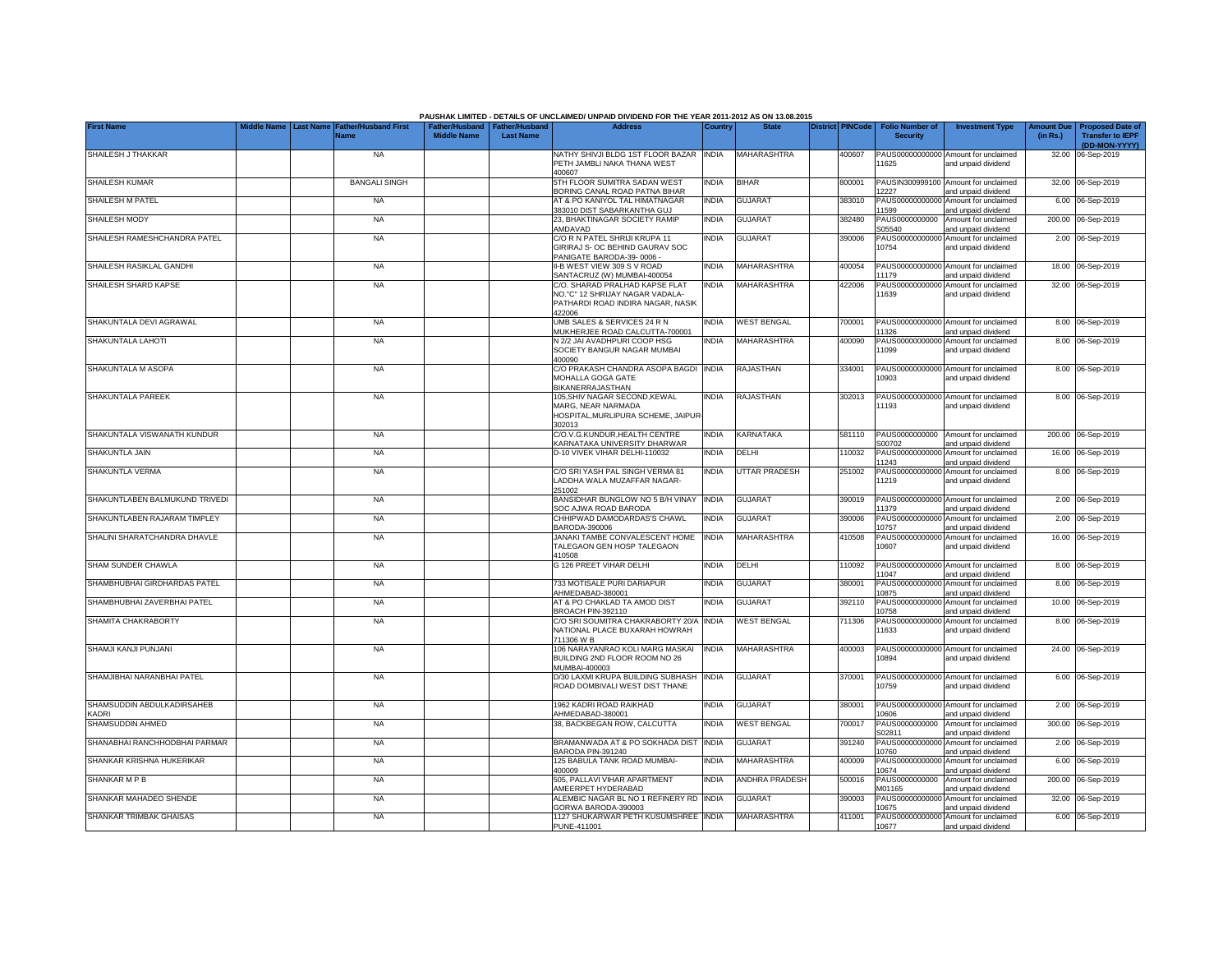PAUSHAK LIMITED - DETAILS OF UNCLAIMED/ UNPAID DIVIDEND FOR THE YEAR 2011-2012 AS ON 13.08.2015

| First Name | Middle Name | Last Name | Father/Husband First Name | Father/Husband Middle Name | Father/Husband Last Name | Address | Country | State | District | PINCode | Folio Number of Security | Investment Type | Amount Due (in Rs.) | Proposed Date of Transfer to IEPF (DD-MON-YYYY) |
|---|---|---|---|---|---|---|---|---|---|---|---|---|---|---|
| SHAILESH J THAKKAR | | | NA | | | NATHY SHIVJI BLDG 1ST FLOOR BAZAR PETH JAMBLI NAKA THANA WEST 400607 | INDIA | MAHARASHTRA | | 400607 | PAUS00000000000 11625 | Amount for unclaimed and unpaid dividend | 32.00 | 06-Sep-2019 |
| SHAILESH KUMAR | | | BANGALI SINGH | | | 5TH FLOOR SUMITRA SADAN WEST BORING CANAL ROAD PATNA BIHAR | INDIA | BIHAR | | 800001 | PAUSIN300999100 12227 | Amount for unclaimed and unpaid dividend | 32.00 | 06-Sep-2019 |
| SHAILESH M PATEL | | | NA | | | AT & PO KANIYOL TAL HIMATNAGAR 383010 DIST SABARKANTHA GUJ | INDIA | GUJARAT | | 383010 | PAUS00000000000 11599 | Amount for unclaimed and unpaid dividend | 6.00 | 06-Sep-2019 |
| SHAILESH MODY | | | NA | | | 23, BHAKTINAGAR SOCIETY RAMIP AMDAVAD | INDIA | GUJARAT | | 382480 | PAUS0000000000 S05540 | Amount for unclaimed and unpaid dividend | 200.00 | 06-Sep-2019 |
| SHAILESH RAMESHCHANDRA PATEL | | | NA | | | C/O R N PATEL SHRIJI KRUPA 11 GIRIRAJ S- OC BEHIND GAURAV SOC PANIGATE BARODA-39- 0006 - | INDIA | GUJARAT | | 390006 | PAUS00000000000 10754 | Amount for unclaimed and unpaid dividend | 2.00 | 06-Sep-2019 |
| SHAILESH RASIKLAL GANDHI | | | NA | | | II-B WEST VIEW 309 S V ROAD SANTACRUZ (W) MUMBAI-400054 | INDIA | MAHARASHTRA | | 400054 | PAUS00000000000 11179 | Amount for unclaimed and unpaid dividend | 18.00 | 06-Sep-2019 |
| SHAILESH SHARD KAPSE | | | NA | | | C/O. SHARAD PRALHAD KAPSE FLAT NO."C" 12 SHRIJAY NAGAR VADALA-PATHARDI ROAD INDIRA NAGAR, NASIK 422006 | INDIA | MAHARASHTRA | | 422006 | PAUS00000000000 11639 | Amount for unclaimed and unpaid dividend | 32.00 | 06-Sep-2019 |
| SHAKUNTALA DEVI AGRAWAL | | | NA | | | UMB SALES & SERVICES 24 R N MUKHERJEE ROAD CALCUTTA-700001 | INDIA | WEST BENGAL | | 700001 | PAUS00000000000 11326 | Amount for unclaimed and unpaid dividend | 8.00 | 06-Sep-2019 |
| SHAKUNTALA LAHOTI | | | NA | | | N 2/2 JAI AVADHPURI COOP HSG SOCIETY BANGUR NAGAR MUMBAI 400090 | INDIA | MAHARASHTRA | | 400090 | PAUS00000000000 11099 | Amount for unclaimed and unpaid dividend | 8.00 | 06-Sep-2019 |
| SHAKUNTALA M ASOPA | | | NA | | | C/O PRAKASH CHANDRA ASOPA BAGDI MOHALLA GOGA GATE BIKANERRAJASTHAN | INDIA | RAJASTHAN | | 334001 | PAUS00000000000 10903 | Amount for unclaimed and unpaid dividend | 8.00 | 06-Sep-2019 |
| SHAKUNTALA PAREEK | | | NA | | | 105,SHIV NAGAR SECOND,KEWAL MARG, NEAR NARMADA HOSPITAL,MURLIPURA SCHEME, JAIPUR-302013 | INDIA | RAJASTHAN | | 302013 | PAUS00000000000 11193 | Amount for unclaimed and unpaid dividend | 8.00 | 06-Sep-2019 |
| SHAKUNTALA VISWANATH KUNDUR | | | NA | | | C/O.V.G.KUNDUR,HEALTH CENTRE KARNATAKA UNIVERSITY DHARWAR | INDIA | KARNATAKA | | 581110 | PAUS0000000000 S00702 | Amount for unclaimed and unpaid dividend | 200.00 | 06-Sep-2019 |
| SHAKUNTLA JAIN | | | NA | | | D-10 VIVEK VIHAR DELHI-110032 | INDIA | DELHI | | 110032 | PAUS00000000000 11243 | Amount for unclaimed and unpaid dividend | 16.00 | 06-Sep-2019 |
| SHAKUNTLA VERMA | | | NA | | | C/O SRI YASH PAL SINGH VERMA 81 LADDHA WALA MUZAFFAR NAGAR-251002 | INDIA | UTTAR PRADESH | | 251002 | PAUS00000000000 11219 | Amount for unclaimed and unpaid dividend | 8.00 | 06-Sep-2019 |
| SHAKUNTLABEN BALMUKUND TRIVEDI | | | NA | | | BANSIDHAR BUNGLOW NO 5 B/H VINAY SOC AJWA ROAD BARODA | INDIA | GUJARAT | | 390019 | PAUS00000000000 11379 | Amount for unclaimed and unpaid dividend | 2.00 | 06-Sep-2019 |
| SHAKUNTLABEN RAJARAM TIMPLEY | | | NA | | | CHHIPWAD DAMODARDAS'S CHAWL BARODA-390006 | INDIA | GUJARAT | | 390006 | PAUS00000000000 10757 | Amount for unclaimed and unpaid dividend | 2.00 | 06-Sep-2019 |
| SHALINI SHARATCHANDRA DHAVLE | | | NA | | | JANAKI TAMBE CONVALESCENT HOME TALEGAON GEN HOSP TALEGAON 410508 | INDIA | MAHARASHTRA | | 410508 | PAUS00000000000 10607 | Amount for unclaimed and unpaid dividend | 16.00 | 06-Sep-2019 |
| SHAM SUNDER CHAWLA | | | NA | | | G 126 PREET VIHAR DELHI | INDIA | DELHI | | 110092 | PAUS00000000000 11047 | Amount for unclaimed and unpaid dividend | 8.00 | 06-Sep-2019 |
| SHAMBHUBHAI GIRDHARDAS PATEL | | | NA | | | 733 MOTISALE PURI DARIAPUR AHMEDABAD-380001 | INDIA | GUJARAT | | 380001 | PAUS00000000000 10875 | Amount for unclaimed and unpaid dividend | 8.00 | 06-Sep-2019 |
| SHAMBHUBHAI ZAVERBHAI PATEL | | | NA | | | AT & PO CHAKLAD TA AMOD DIST BROACH PIN-392110 | INDIA | GUJARAT | | 392110 | PAUS00000000000 10758 | Amount for unclaimed and unpaid dividend | 10.00 | 06-Sep-2019 |
| SHAMITA CHAKRABORTY | | | NA | | | C/O SRI SOUMITRA CHAKRABORTY 20/A NATIONAL PLACE BUXARAH HOWRAH 711306 W B | INDIA | WEST BENGAL | | 711306 | PAUS00000000000 11633 | Amount for unclaimed and unpaid dividend | 8.00 | 06-Sep-2019 |
| SHAMJI KANJI PUNJANI | | | NA | | | 106 NARAYANRAO KOLI MARG MASKAI BUILDING 2ND FLOOR ROOM NO 26 MUMBAI-400003 | INDIA | MAHARASHTRA | | 400003 | PAUS00000000000 10894 | Amount for unclaimed and unpaid dividend | 24.00 | 06-Sep-2019 |
| SHAMJIBHAI NARANBHAI PATEL | | | NA | | | D/30 LAXMI KRUPA BUILDING SUBHASH ROAD DOMBIVALI WEST DIST THANE | INDIA | GUJARAT | | 370001 | PAUS00000000000 10759 | Amount for unclaimed and unpaid dividend | 6.00 | 06-Sep-2019 |
| SHAMSUDDIN ABDULKADIRSAHEB KADRI | | | NA | | | 1962 KADRI ROAD RAIKHAD AHMEDABAD-380001 | INDIA | GUJARAT | | 380001 | PAUS00000000000 10606 | Amount for unclaimed and unpaid dividend | 2.00 | 06-Sep-2019 |
| SHAMSUDDIN AHMED | | | NA | | | 38, BACKBEGAN ROW, CALCUTTA | INDIA | WEST BENGAL | | 700017 | PAUS0000000000 S02811 | Amount for unclaimed and unpaid dividend | 300.00 | 06-Sep-2019 |
| SHANABHAI RANCHHODBHAI PARMAR | | | NA | | | BRAMANWADA AT & PO SOKHADA DIST BARODA PIN-391240 | INDIA | GUJARAT | | 391240 | PAUS00000000000 10760 | Amount for unclaimed and unpaid dividend | 2.00 | 06-Sep-2019 |
| SHANKAR KRISHNA HUKERIKAR | | | NA | | | 125 BABULA TANK ROAD MUMBAI-400009 | INDIA | MAHARASHTRA | | 400009 | PAUS00000000000 10674 | Amount for unclaimed and unpaid dividend | 6.00 | 06-Sep-2019 |
| SHANKAR M P B | | | NA | | | 505, PALLAVI VIHAR APARTMENT AMEERPET HYDERABAD | INDIA | ANDHRA PRADESH | | 500016 | PAUS0000000000 M01165 | Amount for unclaimed and unpaid dividend | 200.00 | 06-Sep-2019 |
| SHANKAR MAHADEO SHENDE | | | NA | | | ALEMBIC NAGAR BL NO 1 REFINERY RD GORWA BARODA-390003 | INDIA | GUJARAT | | 390003 | PAUS00000000000 10675 | Amount for unclaimed and unpaid dividend | 32.00 | 06-Sep-2019 |
| SHANKAR TRIMBAK GHAISAS | | | NA | | | 1127 SHUKARWAR PETH KUSUMSHREE PUNE-411001 | INDIA | MAHARASHTRA | | 411001 | PAUS00000000000 10677 | Amount for unclaimed and unpaid dividend | 6.00 | 06-Sep-2019 |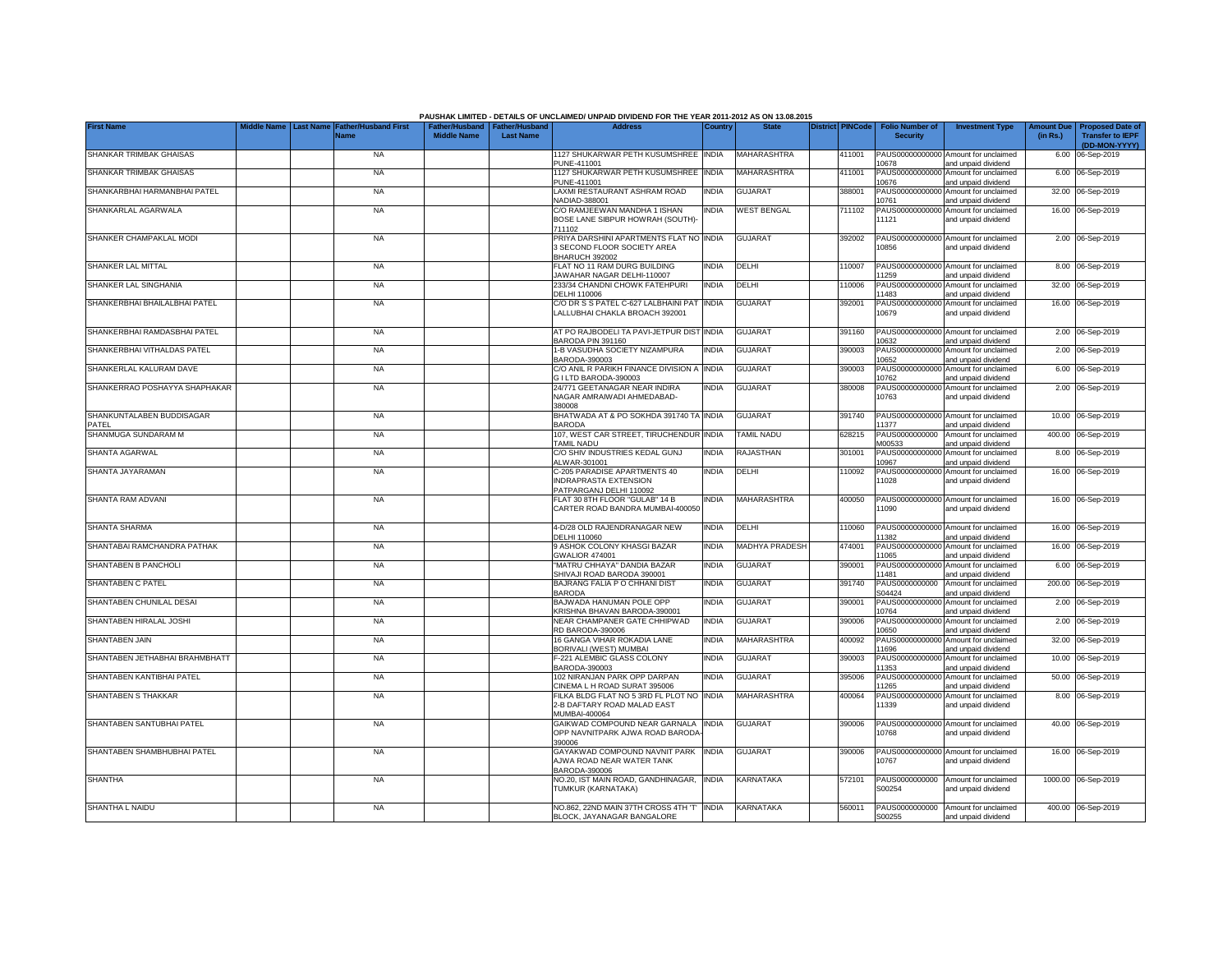PAUSHAK LIMITED - DETAILS OF UNCLAIMED/ UNPAID DIVIDEND FOR THE YEAR 2011-2012 AS ON 13.08.2015

| First Name | Middle Name | Last Name | Father/Husband First Name | Father/Husband Middle Name | Father/Husband Last Name | Address | Country | State | District | PINCode | Folio Number of Security | Investment Type | Amount Due (in Rs.) | Proposed Date of Transfer to IEPF (DD-MON-YYYY) |
|---|---|---|---|---|---|---|---|---|---|---|---|---|---|---|
| SHANKAR TRIMBAK GHAISAS | | | NA | | | 1127 SHUKARWAR PETH KUSUMSHREE PUNE-411001 | INDIA | MAHARASHTRA | | 411001 | PAUS00000000000 10678 | Amount for unclaimed and unpaid dividend | 6.00 | 06-Sep-2019 |
| SHANKAR TRIMBAK GHAISAS | | | NA | | | 1127 SHUKARWAR PETH KUSUMSHREE PUNE-411001 | INDIA | MAHARASHTRA | | 411001 | PAUS00000000000 10676 | Amount for unclaimed and unpaid dividend | 6.00 | 06-Sep-2019 |
| SHANKARBHAI HARMANBHAI PATEL | | | NA | | | LAXMI RESTAURANT ASHRAM ROAD NADIAD-388001 | INDIA | GUJARAT | | 388001 | PAUS00000000000 10761 | Amount for unclaimed and unpaid dividend | 32.00 | 06-Sep-2019 |
| SHANKARLAL AGARWALA | | | NA | | | C/O RAMJEEWAN MANDHA 1 ISHAN BOSE LANE SIBPUR HOWRAH (SOUTH)-711102 | INDIA | WEST BENGAL | | 711102 | PAUS00000000000 11121 | Amount for unclaimed and unpaid dividend | 16.00 | 06-Sep-2019 |
| SHANKER CHAMPAKLAL MODI | | | NA | | | PRIYA DARSHINI APARTMENTS FLAT NO 3 SECOND FLOOR SOCIETY AREA BHARUCH 392002 | INDIA | GUJARAT | | 392002 | PAUS00000000000 10856 | Amount for unclaimed and unpaid dividend | 2.00 | 06-Sep-2019 |
| SHANKER LAL MITTAL | | | NA | | | FLAT NO 11 RAM DURG BUILDING JAWAHAR NAGAR DELHI-110007 | INDIA | DELHI | | 110007 | PAUS00000000000 11259 | Amount for unclaimed and unpaid dividend | 8.00 | 06-Sep-2019 |
| SHANKER LAL SINGHANIA | | | NA | | | 233/34 CHANDNI CHOWK FATEHPURI DELHI 110006 | INDIA | DELHI | | 110006 | PAUS00000000000 11483 | Amount for unclaimed and unpaid dividend | 32.00 | 06-Sep-2019 |
| SHANKERBHAI BHAILALBHAI PATEL | | | NA | | | C/O DR S S PATEL C-627 LALBHAINI PAT LALLUBHAI CHAKLA BROACH 392001 | INDIA | GUJARAT | | 392001 | PAUS00000000000 10679 | Amount for unclaimed and unpaid dividend | 16.00 | 06-Sep-2019 |
| SHANKERBHAI RAMDASBHAI PATEL | | | NA | | | AT PO RAJBODELI TA PAVI-JETPUR DIST BARODA PIN 391160 | INDIA | GUJARAT | | 391160 | PAUS00000000000 10632 | Amount for unclaimed and unpaid dividend | 2.00 | 06-Sep-2019 |
| SHANKERBHAI VITHALDAS PATEL | | | NA | | | 1-B VASUDHA SOCIETY NIZAMPURA BARODA-390003 | INDIA | GUJARAT | | 390003 | PAUS00000000000 10652 | Amount for unclaimed and unpaid dividend | 2.00 | 06-Sep-2019 |
| SHANKERLAL KALURAM DAVE | | | NA | | | C/O ANIL R PARIKH FINANCE DIVISION A G I LTD BARODA-390003 | INDIA | GUJARAT | | 390003 | PAUS00000000000 10762 | Amount for unclaimed and unpaid dividend | 6.00 | 06-Sep-2019 |
| SHANKERRAO POSHAYYA SHAPHAKAR | | | NA | | | 24/771 GEETANAGAR NEAR INDIRA NAGAR AMRAIWADI AHMEDABAD-380008 | INDIA | GUJARAT | | 380008 | PAUS00000000000 10763 | Amount for unclaimed and unpaid dividend | 2.00 | 06-Sep-2019 |
| SHANKUNTALABEN BUDDISAGAR PATEL | | | NA | | | BHATWADA AT & PO SOKHDA 391740 TA BARODA | INDIA | GUJARAT | | 391740 | PAUS00000000000 11377 | Amount for unclaimed and unpaid dividend | 10.00 | 06-Sep-2019 |
| SHANMUGA SUNDARAM M | | | NA | | | 107, WEST CAR STREET, TIRUCHENDUR TAMIL NADU | INDIA | TAMIL NADU | | 628215 | PAUS0000000000 M00533 | Amount for unclaimed and unpaid dividend | 400.00 | 06-Sep-2019 |
| SHANTA AGARWAL | | | NA | | | C/O SHIV INDUSTRIES KEDAL GUNJ ALWAR-301001 | INDIA | RAJASTHAN | | 301001 | PAUS00000000000 10967 | Amount for unclaimed and unpaid dividend | 8.00 | 06-Sep-2019 |
| SHANTA JAYARAMAN | | | NA | | | C-205 PARADISE APARTMENTS 40 INDRAPRASTA EXTENSION PATPARGANJ DELHI 110092 | INDIA | DELHI | | 110092 | PAUS00000000000 11028 | Amount for unclaimed and unpaid dividend | 16.00 | 06-Sep-2019 |
| SHANTA RAM ADVANI | | | NA | | | FLAT 30 8TH FLOOR "GULAB" 14 B CARTER ROAD BANDRA MUMBAI-400050 | INDIA | MAHARASHTRA | | 400050 | PAUS00000000000 11090 | Amount for unclaimed and unpaid dividend | 16.00 | 06-Sep-2019 |
| SHANTA SHARMA | | | NA | | | 4-D/28 OLD RAJENDRANAGAR NEW DELHI 110060 | INDIA | DELHI | | 110060 | PAUS00000000000 11382 | Amount for unclaimed and unpaid dividend | 16.00 | 06-Sep-2019 |
| SHANTABAI RAMCHANDRA PATHAK | | | NA | | | 9 ASHOK COLONY KHASGI BAZAR GWALIOR 474001 | INDIA | MADHYA PRADESH | | 474001 | PAUS00000000000 11065 | Amount for unclaimed and unpaid dividend | 16.00 | 06-Sep-2019 |
| SHANTABEN B PANCHOLI | | | NA | | | "MATRU CHHAYA" DANDIA BAZAR SHIVAJI ROAD BARODA 390001 | INDIA | GUJARAT | | 390001 | PAUS00000000000 11481 | Amount for unclaimed and unpaid dividend | 6.00 | 06-Sep-2019 |
| SHANTABEN C PATEL | | | NA | | | BAJRANG FALIA P O CHHANI DIST BARODA | INDIA | GUJARAT | | 391740 | PAUS0000000000 S04424 | Amount for unclaimed and unpaid dividend | 200.00 | 06-Sep-2019 |
| SHANTABEN CHUNILAL DESAI | | | NA | | | BAJWADA HANUMAN POLE OPP KRISHNA BHAVAN BARODA-390001 | INDIA | GUJARAT | | 390001 | PAUS00000000000 10764 | Amount for unclaimed and unpaid dividend | 2.00 | 06-Sep-2019 |
| SHANTABEN HIRALAL JOSHI | | | NA | | | NEAR CHAMPANER GATE CHHIPWAD RD BARODA-390006 | INDIA | GUJARAT | | 390006 | PAUS00000000000 10650 | Amount for unclaimed and unpaid dividend | 2.00 | 06-Sep-2019 |
| SHANTABEN JAIN | | | NA | | | 16 GANGA VIHAR ROKADIA LANE BORIVALI (WEST) MUMBAI | INDIA | MAHARASHTRA | | 400092 | PAUS00000000000 11696 | Amount for unclaimed and unpaid dividend | 32.00 | 06-Sep-2019 |
| SHANTABEN JETHABHAI BRAHMBHATT | | | NA | | | F-221 ALEMBIC GLASS COLONY BARODA-390003 | INDIA | GUJARAT | | 390003 | PAUS00000000000 11353 | Amount for unclaimed and unpaid dividend | 10.00 | 06-Sep-2019 |
| SHANTABEN KANTIBHAI PATEL | | | NA | | | 102 NIRANJAN PARK OPP DARPAN CINEMA L H ROAD SURAT 395006 | INDIA | GUJARAT | | 395006 | PAUS00000000000 11265 | Amount for unclaimed and unpaid dividend | 50.00 | 06-Sep-2019 |
| SHANTABEN S THAKKAR | | | NA | | | FILKA BLDG FLAT NO 5 3RD FL PLOT NO 2-B DAFTARY ROAD MALAD EAST MUMBAI-400064 | INDIA | MAHARASHTRA | | 400064 | PAUS00000000000 11339 | Amount for unclaimed and unpaid dividend | 8.00 | 06-Sep-2019 |
| SHANTABEN SANTUBHAI PATEL | | | NA | | | GAIKWAD COMPOUND NEAR GARNALA OPP NAVNITPARK AJWA ROAD BARODA-390006 | INDIA | GUJARAT | | 390006 | PAUS00000000000 10768 | Amount for unclaimed and unpaid dividend | 40.00 | 06-Sep-2019 |
| SHANTABEN SHAMBHUBHAI PATEL | | | NA | | | GAYAKWAD COMPOUND NAVNIT PARK AJWA ROAD NEAR WATER TANK BARODA-390006 | INDIA | GUJARAT | | 390006 | PAUS00000000000 10767 | Amount for unclaimed and unpaid dividend | 16.00 | 06-Sep-2019 |
| SHANTHA | | | NA | | | NO.20, IST MAIN ROAD, GANDHINAGAR, TUMKUR (KARNATAKA) | INDIA | KARNATAKA | | 572101 | PAUS0000000000 S00254 | Amount for unclaimed and unpaid dividend | 1000.00 | 06-Sep-2019 |
| SHANTHA L NAIDU | | | NA | | | NO.862, 22ND MAIN 37TH CROSS 4TH 'T' BLOCK, JAYANAGAR BANGALORE | INDIA | KARNATAKA | | 560011 | PAUS0000000000 S00255 | Amount for unclaimed and unpaid dividend | 400.00 | 06-Sep-2019 |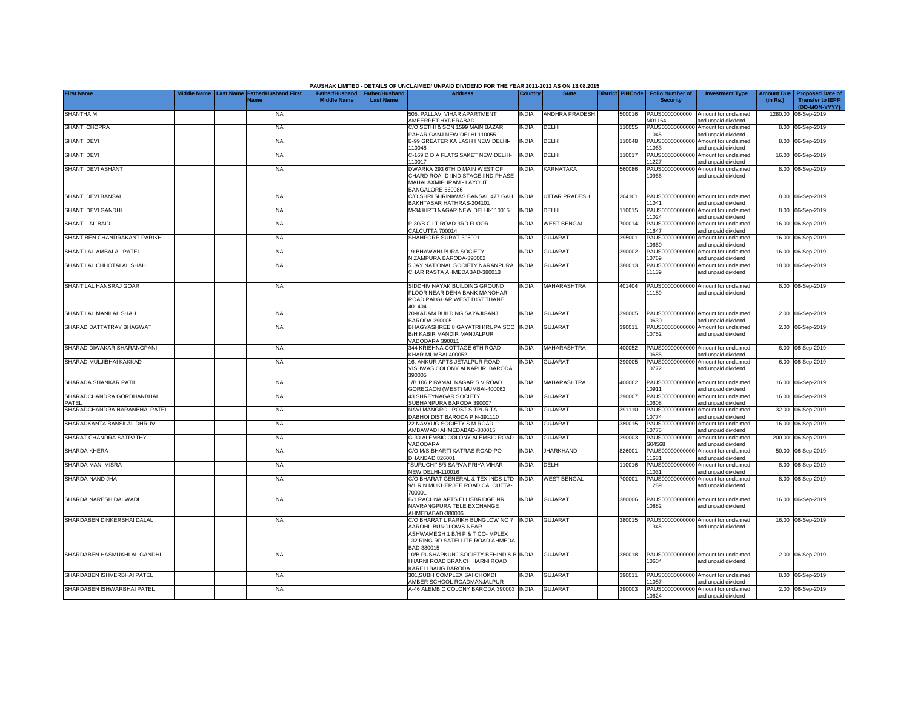PAUSHAK LIMITED - DETAILS OF UNCLAIMED/ UNPAID DIVIDEND FOR THE YEAR 2011-2012 AS ON 13.08.2015

| First Name | Middle Name | Last Name | Father/Husband First Name | Father/Husband Middle Name | Father/Husband Last Name | Address | Country | State | District | PINCode | Folio Number of Security | Investment Type | Amount Due (in Rs.) | Proposed Date of Transfer to IEPF (DD-MON-YYYY) |
|---|---|---|---|---|---|---|---|---|---|---|---|---|---|---|
| SHANTHA M | | | NA | | | 505, PALLAVI VIHAR APARTMENT AMEERPET HYDERABAD | INDIA | ANDHRA PRADESH | | 500016 | PAUS0000000000M01164 | Amount for unclaimed and unpaid dividend | 1280.00 | 06-Sep-2019 |
| SHANTI CHOPRA | | | NA | | | C/O SETHI & SON 1599 MAIN BAZAR PAHAR GANJ NEW DELHI-110055 | INDIA | DELHI | | 110055 | PAUS00000000000011045 | Amount for unclaimed and unpaid dividend | 8.00 | 06-Sep-2019 |
| SHANTI DEVI | | | NA | | | B-99 GREATER KAILASH I NEW DELHI-110048 | INDIA | DELHI | | 110048 | PAUS00000000000011063 | Amount for unclaimed and unpaid dividend | 8.00 | 06-Sep-2019 |
| SHANTI DEVI | | | NA | | | C-169 D D A FLATS SAKET NEW DELHI-110017 | INDIA | DELHI | | 110017 | PAUS00000000000011227 | Amount for unclaimed and unpaid dividend | 16.00 | 06-Sep-2019 |
| SHANTI DEVI ASHANT | | | NA | | | DWARKA 293 6TH D MAIN WEST OF CHARD ROA- D IIND STAGE IIND PHASE MAHALAXMIPURAM - LAYOUT BANGALORE-560086 - | INDIA | KARNATAKA | | 560086 | PAUS00000000000010966 | Amount for unclaimed and unpaid dividend | 8.00 | 06-Sep-2019 |
| SHANTI DEVI BANSAL | | | NA | | | C/O SHRI SHRINIWAS BANSAL 477 GAH BAKHTABAR HATHRAS-204101 | INDIA | UTTAR PRADESH | | 204101 | PAUS00000000000011041 | Amount for unclaimed and unpaid dividend | 8.00 | 06-Sep-2019 |
| SHANTI DEVI GANDHI | | | NA | | | M-34 KIRTI NAGAR NEW DELHI-110015 | INDIA | DELHI | | 110015 | PAUS00000000000011024 | Amount for unclaimed and unpaid dividend | 8.00 | 06-Sep-2019 |
| SHANTI LAL BAID | | | NA | | | P-30/B C I T ROAD 3RD FLOOR CALCUTTA 700014 | INDIA | WEST BENGAL | | 700014 | PAUS00000000000011647 | Amount for unclaimed and unpaid dividend | 16.00 | 06-Sep-2019 |
| SHANTIBEN CHANDRAKANT PARIKH | | | NA | | | SHAHPORE SURAT-395001 | INDIA | GUJARAT | | 395001 | PAUS00000000000010660 | Amount for unclaimed and unpaid dividend | 16.00 | 06-Sep-2019 |
| SHANTILAL AMBALAL PATEL | | | NA | | | 19 BHAWANI PURA SOCIETY NIZAMPURA BARODA-390002 | INDIA | GUJARAT | | 390002 | PAUS00000000000010769 | Amount for unclaimed and unpaid dividend | 16.00 | 06-Sep-2019 |
| SHANTILAL CHHOTALAL SHAH | | | NA | | | 5 JAY NATIONAL SOCIETY NARANPURA CHAR RASTA AHMEDABAD-380013 | INDIA | GUJARAT | | 380013 | PAUS00000000000011139 | Amount for unclaimed and unpaid dividend | 18.00 | 06-Sep-2019 |
| SHANTILAL HANSRAJ GOAR | | | NA | | | SIDDHIVINAYAK BUILDING GROUND FLOOR NEAR DENA BANK MANOHAR ROAD PALGHAR WEST DIST THANE 401404 | INDIA | MAHARASHTRA | | 401404 | PAUS00000000000011189 | Amount for unclaimed and unpaid dividend | 8.00 | 06-Sep-2019 |
| SHANTILAL MANILAL SHAH | | | NA | | | 20-KADAM BUILDING SAYAJIGANJ BARODA-390005 | INDIA | GUJARAT | | 390005 | PAUS00000000000010630 | Amount for unclaimed and unpaid dividend | 2.00 | 06-Sep-2019 |
| SHARAD DATTATRAY BHAGWAT | | | NA | | | BHAGYASHREE 8 GAYATRI KRUPA SOC B/H KABIR MANDIR MANJALPUR VADODARA 390011 | INDIA | GUJARAT | | 390011 | PAUS00000000000010752 | Amount for unclaimed and unpaid dividend | 2.00 | 06-Sep-2019 |
| SHARAD DIWAKAR SHARANGPANI | | | NA | | | 344 KRISHNA COTTAGE 6TH ROAD KHAR MUMBAI-400052 | INDIA | MAHARASHTRA | | 400052 | PAUS00000000000010685 | Amount for unclaimed and unpaid dividend | 6.00 | 06-Sep-2019 |
| SHARAD MULJIBHAI KAKKAD | | | NA | | | 16, ANKUR APTS JETALPUR ROAD VISHWAS COLONY ALKAPURI BARODA 390005 | INDIA | GUJARAT | | 390005 | PAUS00000000000010772 | Amount for unclaimed and unpaid dividend | 6.00 | 06-Sep-2019 |
| SHARADA SHANKAR PATIL | | | NA | | | 1/B 106 PIRAMAL NAGAR S V ROAD GOREGAON (WEST) MUMBAI-400062 | INDIA | MAHARASHTRA | | 400062 | PAUS00000000000010911 | Amount for unclaimed and unpaid dividend | 16.00 | 06-Sep-2019 |
| SHARADCHANDRA GORDHANBHAI PATEL | | | NA | | | 43 SHREYNAGAR SOCIETY SUBHANPURA BARODA 390007 | INDIA | GUJARAT | | 390007 | PAUS00000000000010608 | Amount for unclaimed and unpaid dividend | 16.00 | 06-Sep-2019 |
| SHARADCHANDRA NARANBHAI PATEL | | | NA | | | NAVI MANGROL POST SITPUR TAL DABHOI DIST BARODA PIN-391110 | INDIA | GUJARAT | | 391110 | PAUS00000000000010774 | Amount for unclaimed and unpaid dividend | 32.00 | 06-Sep-2019 |
| SHARADKANTA BANSILAL DHRUV | | | NA | | | 22 NAVYUG SOCIETY S M ROAD AMBAWADI AHMEDABAD-380015 | INDIA | GUJARAT | | 380015 | PAUS00000000000010775 | Amount for unclaimed and unpaid dividend | 16.00 | 06-Sep-2019 |
| SHARAT CHANDRA SATPATHY | | | NA | | | G-30 ALEMBIC COLONY ALEMBIC ROAD VADODARA | INDIA | GUJARAT | | 390003 | PAUS0000000000S04568 | Amount for unclaimed and unpaid dividend | 200.00 | 06-Sep-2019 |
| SHARDA KHERA | | | NA | | | C/O M/S BHARTI KATRAS ROAD PO DHANBAD 826001 | INDIA | JHARKHAND | | 826001 | PAUS00000000000011631 | Amount for unclaimed and unpaid dividend | 50.00 | 06-Sep-2019 |
| SHARDA MANI MISRA | | | NA | | | "SURUCHI" 5/5 SARVA PRIYA VIHAR NEW DELHI-110016 | INDIA | DELHI | | 110016 | PAUS00000000000011031 | Amount for unclaimed and unpaid dividend | 8.00 | 06-Sep-2019 |
| SHARDA NAND JHA | | | NA | | | C/O BHARAT GENERAL & TEX INDS LTD 9/1 R N MUKHERJEE ROAD CALCUTTA-700001 | INDIA | WEST BENGAL | | 700001 | PAUS00000000000011289 | Amount for unclaimed and unpaid dividend | 8.00 | 06-Sep-2019 |
| SHARDA NARESH DALWADI | | | NA | | | B/1 RACHNA APTS ELLISBRIDGE NR NAVRANGPURA TELE EXCHANGE AHMEDABAD-380006 | INDIA | GUJARAT | | 380006 | PAUS00000000000010882 | Amount for unclaimed and unpaid dividend | 16.00 | 06-Sep-2019 |
| SHARDABEN DINKERBHAI DALAL | | | NA | | | C/O BHARAT L PARIKH BUNGLOW NO 7 AAROHI- BUNGLOWS NEAR ASHWAMEGH 1 B/H P & T CO- MPLEX 132 RING RD SATELLITE ROAD AHMEDA-BAD 380015 | INDIA | GUJARAT | | 380015 | PAUS00000000000011345 | Amount for unclaimed and unpaid dividend | 16.00 | 06-Sep-2019 |
| SHARDABEN HASMUKHLAL GANDHI | | | NA | | | 10/B PUSHAPKUNJ SOCIETY BEHIND S B I HARNI ROAD BRANCH HARNI ROAD KARELI BAUG BARODA | INDIA | GUJARAT | | 380018 | PAUS00000000000010604 | Amount for unclaimed and unpaid dividend | 2.00 | 06-Sep-2019 |
| SHARDABEN ISHVERBHAI PATEL | | | NA | | | 301,SUBH COMPLEX SAI CHOKDI AMBER SCHOOL ROADMANJALPUR | INDIA | GUJARAT | | 390011 | PAUS00000000000011087 | Amount for unclaimed and unpaid dividend | 8.00 | 06-Sep-2019 |
| SHARDABEN ISHWARBHAI PATEL | | | NA | | | A-46 ALEMBIC COLONY BARODA 390003 | INDIA | GUJARAT | | 390003 | PAUS00000000000010624 | Amount for unclaimed and unpaid dividend | 2.00 | 06-Sep-2019 |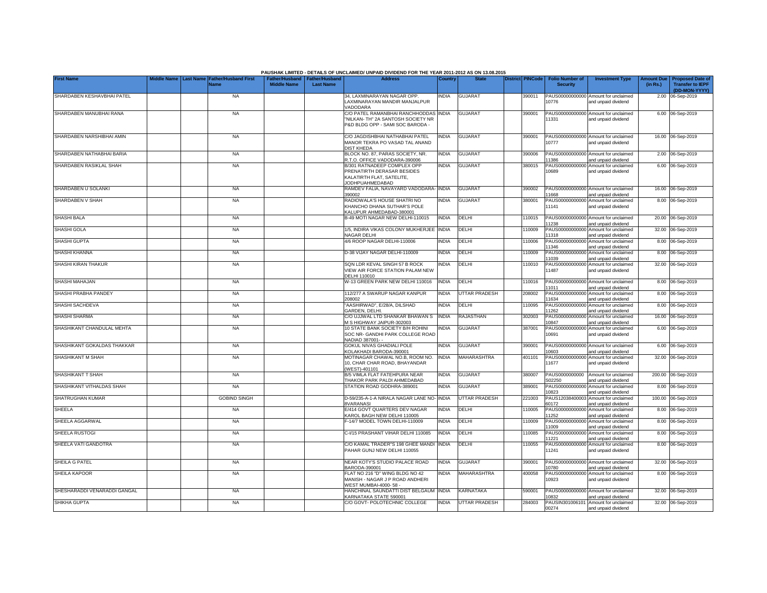PAUSHAK LIMITED - DETAILS OF UNCLAIMED/ UNPAID DIVIDEND FOR THE YEAR 2011-2012 AS ON 13.08.2015

| First Name | Middle Name | Last Name | Father/Husband First Name | Father/Husband Middle Name | Father/Husband Last Name | Address | Country | State | District | PINCode | Folio Number of Security | Investment Type | Amount Due (in Rs.) | Proposed Date of Transfer to IEPF (DD-MON-YYYY) |
|---|---|---|---|---|---|---|---|---|---|---|---|---|---|---|
| SHARDABEN KESHAVBHAI PATEL | | | NA | | | 34, LAXMINARAYAN NAGAR OPP. LAXMINARAYAN MANDIR MANJALPUR VADODARA | INDIA | GUJARAT | | 390011 | PAUS00000000000 10776 | Amount for unclaimed and unpaid dividend | 2.00 | 06-Sep-2019 |
| SHARDABEN MANUBHAI RANA | | | NA | | | C/O PATEL RAMANBHAI RANCHHODDAS "NILKAN- TH" 2A SANTOSH SOCIETY NR P&D BLDG OPP - SAMI SOC BARODA - | INDIA | GUJARAT | | 390001 | PAUS00000000000 11331 | Amount for unclaimed and unpaid dividend | 6.00 | 06-Sep-2019 |
| SHARDABEN NARSHIBHAI AMIN | | | NA | | | C/O JAGDISHBHAI NATHABHAI PATEL MANOR TEKRA PO VASAD TAL ANAND DIST KHEDA | INDIA | GUJARAT | | 390001 | PAUS00000000000 10777 | Amount for unclaimed and unpaid dividend | 16.00 | 06-Sep-2019 |
| SHARDABEN NATHABHAI BARIA | | | NA | | | BLOCK NO. 87, PARAS SOCIETY, NR. R.T.O. OFFICE VADODARA-390006 | INDIA | GUJARAT | | 390006 | PAUS00000000000 11386 | Amount for unclaimed and unpaid dividend | 2.00 | 06-Sep-2019 |
| SHARDABEN RASIKLAL SHAH | | | NA | | | B/301 RATNADEEP COMPLEX OPP PRENATIRTH DERASAR BESIDES KALATIRTH FLAT, SATELITE, JODHPUAHMEDABAD | INDIA | GUJARAT | | 380015 | PAUS00000000000 10689 | Amount for unclaimed and unpaid dividend | 6.00 | 06-Sep-2019 |
| SHARDABEN U SOLANKI | | | NA | | | RAMDEV FALIA, NAVAYARD VADODARA-390002 | INDIA | GUJARAT | | 390002 | PAUS00000000000 11668 | Amount for unclaimed and unpaid dividend | 16.00 | 06-Sep-2019 |
| SHARDABEN V SHAH | | | NA | | | RADIOWALA'S HOUSE SHATRI NO KHANCHO DHANA SUTHAR'S POLE KALUPUR AHMEDABAD-380001 | INDIA | GUJARAT | | 380001 | PAUS00000000000 11141 | Amount for unclaimed and unpaid dividend | 8.00 | 06-Sep-2019 |
| SHASHI BALA | | | NA | | | B-49 MOTI NAGAR NEW DELHI-110015 | INDIA | DELHI | | 110015 | PAUS00000000000 11238 | Amount for unclaimed and unpaid dividend | 20.00 | 06-Sep-2019 |
| SHASHI GOLA | | | NA | | | 1/5, INDIRA VIKAS COLONY MUKHERJEE NAGAR DELHI | INDIA | DELHI | | 110009 | PAUS00000000000 11318 | Amount for unclaimed and unpaid dividend | 32.00 | 06-Sep-2019 |
| SHASHI GUPTA | | | NA | | | 4/6 ROOP NAGAR DELHI-110006 | INDIA | DELHI | | 110006 | PAUS00000000000 11346 | Amount for unclaimed and unpaid dividend | 8.00 | 06-Sep-2019 |
| SHASHI KHANNA | | | NA | | | D-38 VIJAY NAGAR DELHI-110009 | INDIA | DELHI | | 110009 | PAUS00000000000 11039 | Amount for unclaimed and unpaid dividend | 8.00 | 06-Sep-2019 |
| SHASHI KIRAN THAKUR | | | NA | | | SQN LDR KEVAL SINGH 57 B ROCK VIEW AIR FORCE STATION PALAM NEW DELHI 110010 | INDIA | DELHI | | 110010 | PAUS00000000000 11487 | Amount for unclaimed and unpaid dividend | 32.00 | 06-Sep-2019 |
| SHASHI MAHAJAN | | | NA | | | W-13 GREEN PARK NEW DELHI 110016 | INDIA | DELHI | | 110016 | PAUS00000000000 11011 | Amount for unclaimed and unpaid dividend | 8.00 | 06-Sep-2019 |
| SHASHI PRABHA PANDEY | | | NA | | | 112/277 A SWARUP NAGAR KANPUR 208002 | INDIA | UTTAR PRADESH | | 208002 | PAUS00000000000 11634 | Amount for unclaimed and unpaid dividend | 8.00 | 06-Sep-2019 |
| SHASHI SACHDEVA | | | NA | | | "AASHIRWAD", E/28/A, DILSHAD GARDEN, DELHI. | INDIA | DELHI | | 110095 | PAUS00000000000 11262 | Amount for unclaimed and unpaid dividend | 8.00 | 06-Sep-2019 |
| SHASHI SHARMA | | | NA | | | C/O UJJWAL LTD SHANKAR BHAWAN S M S HIGHWAY JAIPUR-302003 | INDIA | RAJASTHAN | | 302003 | PAUS00000000000 10847 | Amount for unclaimed and unpaid dividend | 16.00 | 06-Sep-2019 |
| SHASHIKANT CHANDULAL MEHTA | | | NA | | | 10 STATE BANK SOCIETY B/H ROHINI SOC NR- GANDHI PARK COLLEGE ROAD NADIAD 387001- - | INDIA | GUJARAT | | 387001 | PAUS00000000000 10691 | Amount for unclaimed and unpaid dividend | 6.00 | 06-Sep-2019 |
| SHASHIKANT GOKALDAS THAKKAR | | | NA | | | GOKUL NIVAS GHADIALI POLE KOLAKHADI BARODA-390001 | INDIA | GUJARAT | | 390001 | PAUS00000000000 10603 | Amount for unclaimed and unpaid dividend | 6.00 | 06-Sep-2019 |
| SHASHIKANT M SHAH | | | NA | | | MOTINAGAR CHAWAL NO.B, ROOM NO. 10, CHAR CHAR ROAD, BHAYANDAR (WEST)-401101 | INDIA | MAHARASHTRA | | 401101 | PAUS00000000000 11677 | Amount for unclaimed and unpaid dividend | 32.00 | 06-Sep-2019 |
| SHASHIKANT T SHAH | | | NA | | | B/5 VIMLA FLAT FATEHPURA NEAR THAKOR PARK PALDI AHMEDABAD | INDIA | GUJARAT | | 380007 | PAUS0000000000 S02250 | Amount for unclaimed and unpaid dividend | 200.00 | 06-Sep-2019 |
| SHASHIKANT VITHALDAS SHAH | | | NA | | | STATION ROAD GODHRA-389001 | INDIA | GUJARAT | | 389001 | PAUS00000000000 10823 | Amount for unclaimed and unpaid dividend | 8.00 | 06-Sep-2019 |
| SHATRUGHAN KUMAR | | | GOBIND SINGH | | | D-59/235-A-1-A NIRALA NAGAR LANE NO-8VARANASI | INDIA | UTTAR PRADESH | | 221003 | PAUS12038400003 60172 | Amount for unclaimed and unpaid dividend | 100.00 | 06-Sep-2019 |
| SHEELA | | | NA | | | E/414 GOVT QUARTERS DEV NAGAR KAROL BAGH NEW DELHI 110005 | INDIA | DELHI | | 110005 | PAUS00000000000 11252 | Amount for unclaimed and unpaid dividend | 8.00 | 06-Sep-2019 |
| SHEELA AGGARWAL | | | NA | | | F-14/7 MODEL TOWN DELHI-110009 | INDIA | DELHI | | 110009 | PAUS00000000000 11009 | Amount for unclaimed and unpaid dividend | 8.00 | 06-Sep-2019 |
| SHEELA RUSTOGI | | | NA | | | C-I/15 PRASHANT VIHAR DELHI 110085 | INDIA | DELHI | | 110085 | PAUS00000000000 11221 | Amount for unclaimed and unpaid dividend | 8.00 | 06-Sep-2019 |
| SHEELA VATI GANDOTRA | | | NA | | | C/O KAMAL TRADER"S 198 GHEE MANDI PAHAR GUNJ NEW DELHI 110055 | INDIA | DELHI | | 110055 | PAUS00000000000 11241 | Amount for unclaimed and unpaid dividend | 8.00 | 06-Sep-2019 |
| SHEILA G PATEL | | | NA | | | NEAR KOTY'S STUDIO PALACE ROAD BARODA-390001 | INDIA | GUJARAT | | 390001 | PAUS00000000000 10780 | Amount for unclaimed and unpaid dividend | 32.00 | 06-Sep-2019 |
| SHEILA KAPOOR | | | NA | | | FLAT NO 216 "D" WING BLDG NO 42 MANISH - NAGAR J P ROAD ANDHERI WEST MUMBAI-4000- 58 - | INDIA | MAHARASHTRA | | 400058 | PAUS00000000000 10923 | Amount for unclaimed and unpaid dividend | 8.00 | 06-Sep-2019 |
| SHESHARADDI VENARADDI GANGAL | | | NA | | | HANCHINAL SAUNDATTI DIST BELGAUM KARNATAKA STATE 590001 | INDIA | KARNATAKA | | 590001 | PAUS00000000000 10832 | Amount for unclaimed and unpaid dividend | 32.00 | 06-Sep-2019 |
| SHIKHA GUPTA | | | NA | | | C/O GOVT- POLOTECHNIC COLLEGE | INDIA | UTTAR PRADESH | | 284003 | PAUSIN301006101 00274 | Amount for unclaimed and unpaid dividend | 32.00 | 06-Sep-2019 |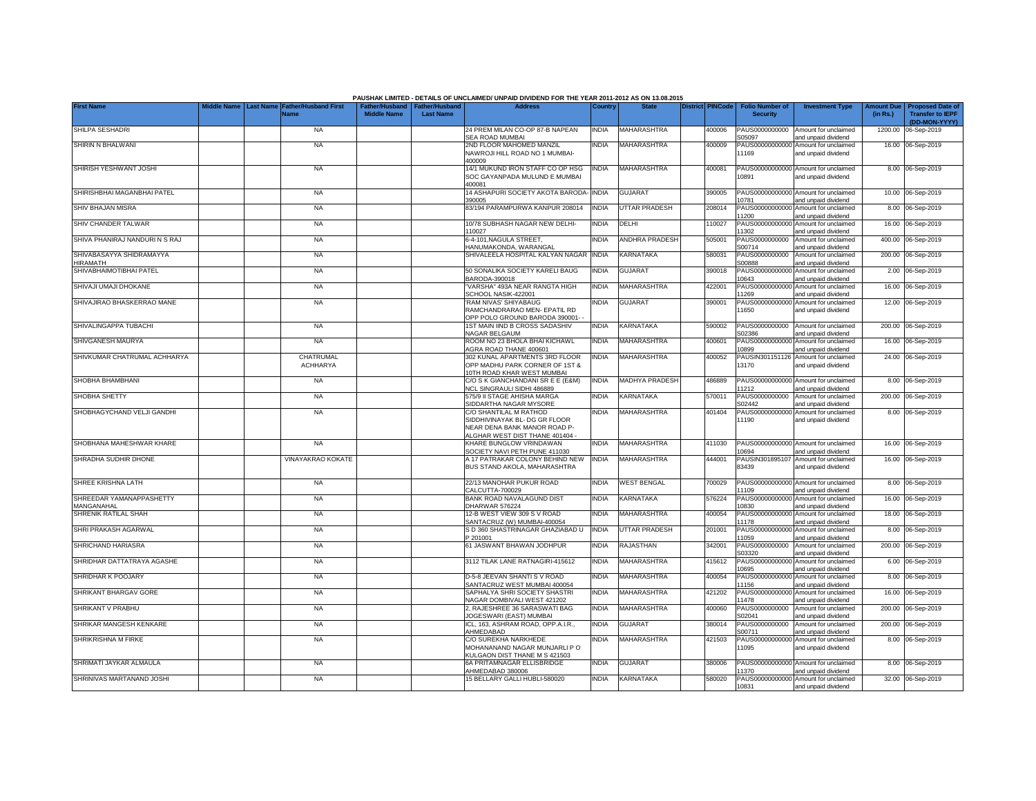PAUSHAK LIMITED - DETAILS OF UNCLAIMED/ UNPAID DIVIDEND FOR THE YEAR 2011-2012 AS ON 13.08.2015

| First Name | Middle Name | Last Name | Father/Husband First Name | Father/Husband Middle Name | Father/Husband Last Name | Address | Country | State | District | PINCode | Folio Number of Security | Investment Type | Amount Due (in Rs.) | Proposed Date of Transfer to IEPF (DD-MON-YYYY) |
|---|---|---|---|---|---|---|---|---|---|---|---|---|---|---|
| SHILPA SESHADRI | | | NA | | | 24 PREM MILAN CO-OP 87-B NAPEAN SEA ROAD MUMBAI | INDIA | MAHARASHTRA | | 400006 | PAUS0000000000S05097 | Amount for unclaimed and unpaid dividend | 1200.00 | 06-Sep-2019 |
| SHIRIN N BHALWANI | | | NA | | | 2ND FLOOR MAHOMED MANZIL NAWROJI HILL ROAD NO 1 MUMBAI-400009 | INDIA | MAHARASHTRA | | 400009 | PAUS00000000000011169 | Amount for unclaimed and unpaid dividend | 16.00 | 06-Sep-2019 |
| SHIRISH YESHWANT JOSHI | | | NA | | | 14/1 MUKUND IRON STAFF CO OP HSG SOC GAYANPADA MULUND E MUMBAI 400081 | INDIA | MAHARASHTRA | | 400081 | PAUS00000000000010891 | Amount for unclaimed and unpaid dividend | 8.00 | 06-Sep-2019 |
| SHIRISHBHAI MAGANBHAI PATEL | | | NA | | | 14 ASHAPURI SOCIETY AKOTA BARODA-390005 | INDIA | GUJARAT | | 390005 | PAUS00000000000010781 | Amount for unclaimed and unpaid dividend | 10.00 | 06-Sep-2019 |
| SHIV BHAJAN MISRA | | | NA | | | 83/194 PARAMPURWA KANPUR 208014 | INDIA | UTTAR PRADESH | | 208014 | PAUS00000000000011200 | Amount for unclaimed and unpaid dividend | 8.00 | 06-Sep-2019 |
| SHIV CHANDER TALWAR | | | NA | | | 10/78 SUBHASH NAGAR NEW DELHI-110027 | INDIA | DELHI | | 110027 | PAUS00000000000011302 | Amount for unclaimed and unpaid dividend | 16.00 | 06-Sep-2019 |
| SHIVA PHANIRAJ NANDURI N S RAJ | | | NA | | | 6-4-101,NAGULA STREET, HANUMAKONDA, WARANGAL | INDIA | ANDHRA PRADESH | | 505001 | PAUS0000000000S00714 | Amount for unclaimed and unpaid dividend | 400.00 | 06-Sep-2019 |
| SHIVABASAYYA SHIDRAMAYYA HIRAMATH | | | NA | | | SHIVALEELA HOSPITAL KALYAN NAGAR | INDIA | KARNATAKA | | 580031 | PAUS0000000000S00888 | Amount for unclaimed and unpaid dividend | 200.00 | 06-Sep-2019 |
| SHIVABHAIMOTIBHAI PATEL | | | NA | | | 50 SONALIKA SOCIETY KARELI BAUG BARODA-390018 | INDIA | GUJARAT | | 390018 | PAUS00000000000010643 | Amount for unclaimed and unpaid dividend | 2.00 | 06-Sep-2019 |
| SHIVAJI UMAJI DHOKANE | | | NA | | | "VARSHA" 493A NEAR RANGTA HIGH SCHOOL NASIK-422001 | INDIA | MAHARASHTRA | | 422001 | PAUS00000000000011269 | Amount for unclaimed and unpaid dividend | 16.00 | 06-Sep-2019 |
| SHIVAJIRAO BHASKERRAO MANE | | | NA | | | 'RAM NIVAS' SHIYABAUG RAMCHANDRARAO MEN- EPATIL RD OPP POLO GROUND BARODA 390001- - | INDIA | GUJARAT | | 390001 | PAUS00000000000011650 | Amount for unclaimed and unpaid dividend | 12.00 | 06-Sep-2019 |
| SHIVALINGAPPA TUBACHI | | | NA | | | 1ST MAIN IIND B CROSS SADASHIV NAGAR BELGAUM | INDIA | KARNATAKA | | 590002 | PAUS0000000000S02386 | Amount for unclaimed and unpaid dividend | 200.00 | 06-Sep-2019 |
| SHIVGANESH MAURYA | | | NA | | | ROOM NO 23 BHOLA BHAI KICHAWL AGRA ROAD THANE 400601 | INDIA | MAHARASHTRA | | 400601 | PAUS00000000000010899 | Amount for unclaimed and unpaid dividend | 16.00 | 06-Sep-2019 |
| SHIVKUMAR CHATRUMAL ACHHARYA | | | CHATRUMAL ACHHARYA | | | 302 KUNAL APARTMENTS 3RD FLOOR OPP MADHU PARK CORNER OF 1ST & 10TH ROAD KHAR WEST MUMBAI | INDIA | MAHARASHTRA | | 400052 | PAUSIN30115112613170 | Amount for unclaimed and unpaid dividend | 24.00 | 06-Sep-2019 |
| SHOBHA BHAMBHANI | | | NA | | | C/O S K GIANCHANDANI SR E E (E&M) NCL SINGRAULI SIDHI 486889 | INDIA | MADHYA PRADESH | | 486889 | PAUS00000000000011212 | Amount for unclaimed and unpaid dividend | 8.00 | 06-Sep-2019 |
| SHOBHA SHETTY | | | NA | | | 575/9 II STAGE AHISHA MARGA SIDDARTHA NAGAR MYSORE | INDIA | KARNATAKA | | 570011 | PAUS0000000000S02442 | Amount for unclaimed and unpaid dividend | 200.00 | 06-Sep-2019 |
| SHOBHAGYCHAND VELJI GANDHI | | | NA | | | C/O SHANTILAL M RATHOD SIDDHIVINAYAK BL- DG GR FLOOR NEAR DENA BANK MANOR ROAD P-ALGHAR WEST DIST THANE 401404 - | INDIA | MAHARASHTRA | | 401404 | PAUS00000000000011190 | Amount for unclaimed and unpaid dividend | 8.00 | 06-Sep-2019 |
| SHOBHANA MAHESHWAR KHARE | | | NA | | | KHARE BUNGLOW VRINDAWAN SOCIETY NAVI PETH PUNE 411030 | INDIA | MAHARASHTRA | | 411030 | PAUS00000000000010694 | Amount for unclaimed and unpaid dividend | 16.00 | 06-Sep-2019 |
| SHRADHA SUDHIR DHONE | | | VINAYAKRAO KOKATE | | | A 17 PATRAKAR COLONY BEHIND NEW BUS STAND AKOLA, MAHARASHTRA | INDIA | MAHARASHTRA | | 444001 | PAUSIN30189510783439 | Amount for unclaimed and unpaid dividend | 16.00 | 06-Sep-2019 |
| SHREE KRISHNA LATH | | | NA | | | 22/13 MANOHAR PUKUR ROAD CALCUTTA-700029 | INDIA | WEST BENGAL | | 700029 | PAUS00000000000011109 | Amount for unclaimed and unpaid dividend | 8.00 | 06-Sep-2019 |
| SHREEDAR YAMANAPPASHETTY MANGANAHAL | | | NA | | | BANK ROAD NAVALAGUND DIST DHARWAR 576224 | INDIA | KARNATAKA | | 576224 | PAUS00000000000010830 | Amount for unclaimed and unpaid dividend | 16.00 | 06-Sep-2019 |
| SHRENIK RATILAL SHAH | | | NA | | | 12-B WEST VIEW 309 S V ROAD SANTACRUZ (W) MUMBAI-400054 | INDIA | MAHARASHTRA | | 400054 | PAUS00000000000011178 | Amount for unclaimed and unpaid dividend | 18.00 | 06-Sep-2019 |
| SHRI PRAKASH AGARWAL | | | NA | | | S D 360 SHASTRINAGAR GHAZIABAD U P 201001 | INDIA | UTTAR PRADESH | | 201001 | PAUS00000000000011059 | Amount for unclaimed and unpaid dividend | 8.00 | 06-Sep-2019 |
| SHRICHAND HARIASRA | | | NA | | | 61 JASWANT BHAWAN JODHPUR | INDIA | RAJASTHAN | | 342001 | PAUS0000000000S03320 | Amount for unclaimed and unpaid dividend | 200.00 | 06-Sep-2019 |
| SHRIDHAR DATTATRAYA AGASHE | | | NA | | | 3112 TILAK LANE RATNAGIRI-415612 | INDIA | MAHARASHTRA | | 415612 | PAUS00000000000010695 | Amount for unclaimed and unpaid dividend | 6.00 | 06-Sep-2019 |
| SHRIDHAR K POOJARY | | | NA | | | D-5-8 JEEVAN SHANTI S V ROAD SANTACRUZ WEST MUMBAI 400054 | INDIA | MAHARASHTRA | | 400054 | PAUS00000000000011156 | Amount for unclaimed and unpaid dividend | 8.00 | 06-Sep-2019 |
| SHRIKANT BHARGAV GORE | | | NA | | | SAPHALYA SHRI SOCIETY SHASTRI NAGAR DOMBIVALI WEST 421202 | INDIA | MAHARASHTRA | | 421202 | PAUS00000000000011478 | Amount for unclaimed and unpaid dividend | 16.00 | 06-Sep-2019 |
| SHRIKANT V PRABHU | | | NA | | | 2, RAJESHREE 36 SARASWATI BAG JOGESWARI (EAST) MUMBAI | INDIA | MAHARASHTRA | | 400060 | PAUS0000000000S02041 | Amount for unclaimed and unpaid dividend | 200.00 | 06-Sep-2019 |
| SHRIKAR MANGESH KENKARE | | | NA | | | ICL, 163, ASHRAM ROAD, OPP.A.I.R., AHMEDABAD | INDIA | GUJARAT | | 380014 | PAUS0000000000S00711 | Amount for unclaimed and unpaid dividend | 200.00 | 06-Sep-2019 |
| SHRIKRISHNA M FIRKE | | | NA | | | C/O SUREKHA NARKHEDE MOHANANAND NAGAR MUNJARLI P O KULGAON DIST THANE M S 421503 | INDIA | MAHARASHTRA | | 421503 | PAUS00000000000011095 | Amount for unclaimed and unpaid dividend | 8.00 | 06-Sep-2019 |
| SHRIMATI JAYKAR ALMAULA | | | NA | | | 6A PRITAMNAGAR ELLISBRIDGE AHMEDABAD 380006 | INDIA | GUJARAT | | 380006 | PAUS00000000000011370 | Amount for unclaimed and unpaid dividend | 8.00 | 06-Sep-2019 |
| SHRINIVAS MARTANAND JOSHI | | | NA | | | 15 BELLARY GALLI HUBLI-580020 | INDIA | KARNATAKA | | 580020 | PAUS00000000000010831 | Amount for unclaimed and unpaid dividend | 32.00 | 06-Sep-2019 |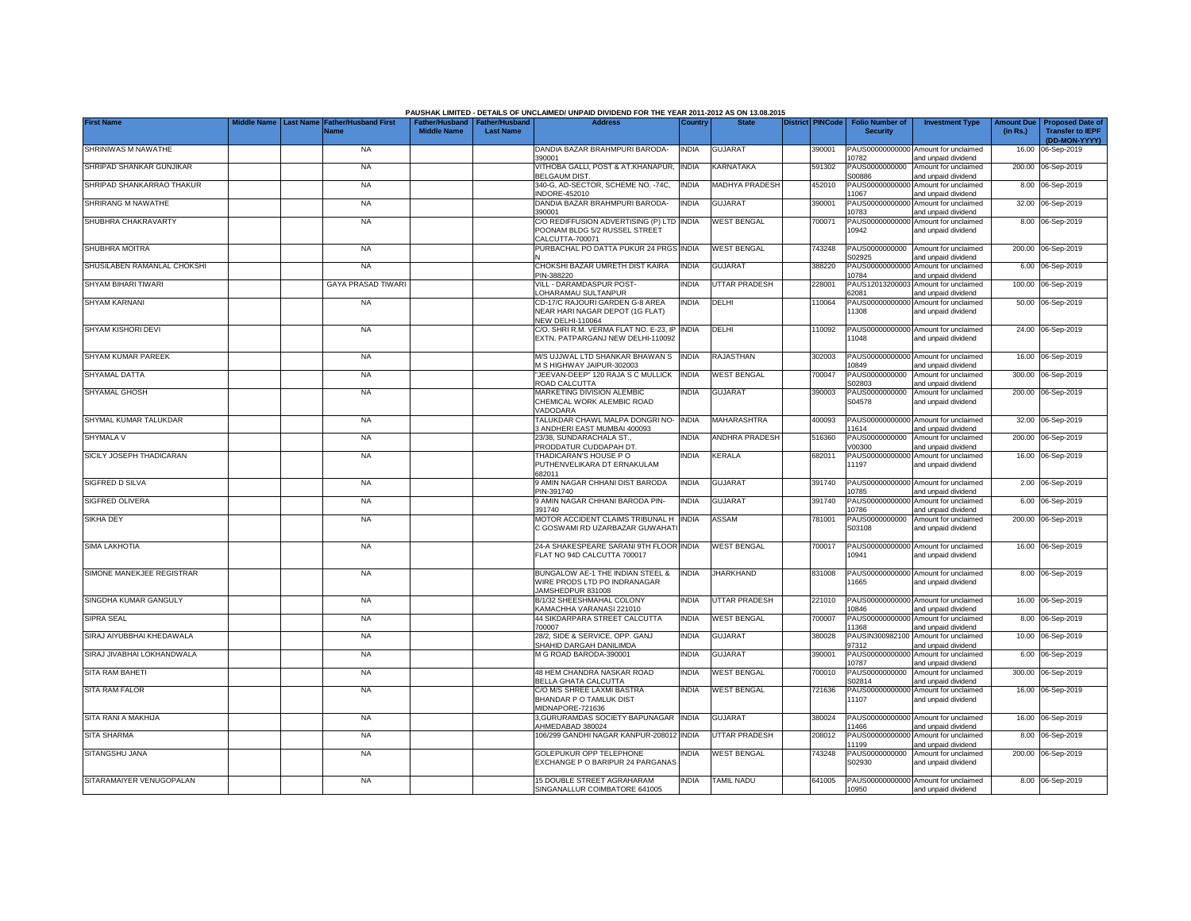PAUSHAK LIMITED - DETAILS OF UNCLAIMED/ UNPAID DIVIDEND FOR THE YEAR 2011-2012 AS ON 13.08.2015

| First Name | Middle Name | Last Name | Father/Husband First Name | Father/Husband Middle Name | Father/Husband Last Name | Address | Country | State | District | PINCode | Folio Number of Security | Investment Type | Amount Due (in Rs.) | Proposed Date of Transfer to IEPF (DD-MON-YYYY) |
|---|---|---|---|---|---|---|---|---|---|---|---|---|---|---|
| SHRINIWAS M NAWATHE | | | NA | | | DANDIA BAZAR BRAHMPURI BARODA-390001 | INDIA | GUJARAT | | 390001 | PAUS00000000000 10782 | Amount for unclaimed and unpaid dividend | 16.00 | 06-Sep-2019 |
| SHRIPAD SHANKAR GUNJIKAR | | | NA | | | VITHOBA GALLI, POST & AT.KHANAPUR, BELGAUM DIST. | INDIA | KARNATAKA | | 591302 | PAUS0000000000 S00886 | Amount for unclaimed and unpaid dividend | 200.00 | 06-Sep-2019 |
| SHRIPAD SHANKARRAO THAKUR | | | NA | | | 340-G, AD-SECTOR, SCHEME NO. -74C, INDORE-452010 | INDIA | MADHYA PRADESH | | 452010 | PAUS00000000000 11067 | Amount for unclaimed and unpaid dividend | 8.00 | 06-Sep-2019 |
| SHRIRANG M NAWATHE | | | NA | | | DANDIA BAZAR BRAHMPURI BARODA-390001 | INDIA | GUJARAT | | 390001 | PAUS00000000000 10783 | Amount for unclaimed and unpaid dividend | 32.00 | 06-Sep-2019 |
| SHUBHRA CHAKRAVARTY | | | NA | | | C/O REDIFFUSION ADVERTISING (P) LTD POONAM BLDG 5/2 RUSSEL STREET CALCUTTA-700071 | INDIA | WEST BENGAL | | 700071 | PAUS00000000000 10942 | Amount for unclaimed and unpaid dividend | 8.00 | 06-Sep-2019 |
| SHUBHRA MOITRA | | | NA | | | PURBACHAL PO DATTA PUKUR 24 PRGS N | INDIA | WEST BENGAL | | 743248 | PAUS0000000000 S02925 | Amount for unclaimed and unpaid dividend | 200.00 | 06-Sep-2019 |
| SHUSILABEN RAMANLAL CHOKSHI | | | NA | | | CHOKSHI BAZAR UMRETH DIST KAIRA PIN-388220 | INDIA | GUJARAT | | 388220 | PAUS00000000000 10784 | Amount for unclaimed and unpaid dividend | 6.00 | 06-Sep-2019 |
| SHYAM BIHARI TIWARI | | | GAYA PRASAD TIWARI | | | VILL - DARAMDASPUR POST-LOHARAMAU SULTANPUR | INDIA | UTTAR PRADESH | | 228001 | PAUS12013200003 62081 | Amount for unclaimed and unpaid dividend | 100.00 | 06-Sep-2019 |
| SHYAM KARNANI | | | NA | | | CD-17/C RAJOURI GARDEN G-8 AREA NEAR HARI NAGAR DEPOT (1G FLAT) NEW DELHI-110064 | INDIA | DELHI | | 110064 | PAUS00000000000 11308 | Amount for unclaimed and unpaid dividend | 50.00 | 06-Sep-2019 |
| SHYAM KISHORI DEVI | | | NA | | | C/O. SHRI R.M. VERMA FLAT NO. E-23, IP EXTN. PATPARGANJ NEW DELHI-110092 | INDIA | DELHI | | 110092 | PAUS00000000000 11048 | Amount for unclaimed and unpaid dividend | 24.00 | 06-Sep-2019 |
| SHYAM KUMAR PAREEK | | | NA | | | M/S UJJWAL LTD SHANKAR BHAWAN S M S HIGHWAY JAIPUR-302003 | INDIA | RAJASTHAN | | 302003 | PAUS00000000000 10849 | Amount for unclaimed and unpaid dividend | 16.00 | 06-Sep-2019 |
| SHYAMAL DATTA | | | NA | | | "JEEVAN-DEEP" 120 RAJA S C MULLICK ROAD CALCUTTA | INDIA | WEST BENGAL | | 700047 | PAUS0000000000 S02803 | Amount for unclaimed and unpaid dividend | 300.00 | 06-Sep-2019 |
| SHYAMAL GHOSH | | | NA | | | MARKETING DIVISION ALEMBIC CHEMICAL WORK ALEMBIC ROAD VADODARA | INDIA | GUJARAT | | 390003 | PAUS0000000000 S04578 | Amount for unclaimed and unpaid dividend | 200.00 | 06-Sep-2019 |
| SHYMAL KUMAR TALUKDAR | | | NA | | | TALUKDAR CHAWL MALPA DONGRI NO-3 ANDHERI EAST MUMBAI 400093 | INDIA | MAHARASHTRA | | 400093 | PAUS00000000000 11614 | Amount for unclaimed and unpaid dividend | 32.00 | 06-Sep-2019 |
| SHYMALA V | | | NA | | | 23/38, SUNDARACHALA ST., PRODDATUR CUDDAPAH DT. | INDIA | ANDHRA PRADESH | | 516360 | PAUS0000000000 V00300 | Amount for unclaimed and unpaid dividend | 200.00 | 06-Sep-2019 |
| SICILY JOSEPH THADICARAN | | | NA | | | THADICARAN'S HOUSE P O PUTHENVELIKARA DT ERNAKULAM 682011 | INDIA | KERALA | | 682011 | PAUS00000000000 11197 | Amount for unclaimed and unpaid dividend | 16.00 | 06-Sep-2019 |
| SIGFRED D SILVA | | | NA | | | 9 AMIN NAGAR CHHANI DIST BARODA PIN-391740 | INDIA | GUJARAT | | 391740 | PAUS00000000000 10785 | Amount for unclaimed and unpaid dividend | 2.00 | 06-Sep-2019 |
| SIGFRED OLIVERA | | | NA | | | 9 AMIN NAGAR CHHANI BARODA PIN-391740 | INDIA | GUJARAT | | 391740 | PAUS00000000000 10786 | Amount for unclaimed and unpaid dividend | 6.00 | 06-Sep-2019 |
| SIKHA DEY | | | NA | | | MOTOR ACCIDENT CLAIMS TRIBUNAL H C GOSWAMI RD UZARBAZAR GUWAHATI | INDIA | ASSAM | | 781001 | PAUS0000000000 S03108 | Amount for unclaimed and unpaid dividend | 200.00 | 06-Sep-2019 |
| SIMA LAKHOTIA | | | NA | | | 24-A SHAKESPEARE SARANI 9TH FLOOR FLAT NO 94D CALCUTTA 700017 | INDIA | WEST BENGAL | | 700017 | PAUS00000000000 10941 | Amount for unclaimed and unpaid dividend | 16.00 | 06-Sep-2019 |
| SIMONE MANEKJEE REGISTRAR | | | NA | | | BUNGALOW AE-1 THE INDIAN STEEL & WIRE PRODS LTD PO INDRANAGAR JAMSHEDPUR 831008 | INDIA | JHARKHAND | | 831008 | PAUS00000000000 11665 | Amount for unclaimed and unpaid dividend | 8.00 | 06-Sep-2019 |
| SINGDHA KUMAR GANGULY | | | NA | | | B/1/32 SHEESHMAHAL COLONY KAMACHHA VARANASI 221010 | INDIA | UTTAR PRADESH | | 221010 | PAUS00000000000 10846 | Amount for unclaimed and unpaid dividend | 16.00 | 06-Sep-2019 |
| SIPRA SEAL | | | NA | | | 44 SIKDARPARA STREET CALCUTTA 700007 | INDIA | WEST BENGAL | | 700007 | PAUS00000000000 11368 | Amount for unclaimed and unpaid dividend | 8.00 | 06-Sep-2019 |
| SIRAJ AIYUBBHAI KHEDAWALA | | | NA | | | 28/2, SIDE & SERVICE, OPP. GANJ SHAHID DARGAH DANILIMDA | INDIA | GUJARAT | | 380028 | PAUSIN300982100 97312 | Amount for unclaimed and unpaid dividend | 10.00 | 06-Sep-2019 |
| SIRAJ JIVABHAI LOKHANDWALA | | | NA | | | M G ROAD BARODA-390001 | INDIA | GUJARAT | | 390001 | PAUS00000000000 10787 | Amount for unclaimed and unpaid dividend | 6.00 | 06-Sep-2019 |
| SITA RAM BAHETI | | | NA | | | 48 HEM CHANDRA NASKAR ROAD BELLA GHATA CALCUTTA | INDIA | WEST BENGAL | | 700010 | PAUS0000000000 S02814 | Amount for unclaimed and unpaid dividend | 300.00 | 06-Sep-2019 |
| SITA RAM FALOR | | | NA | | | C/O M/S SHREE LAXMI BASTRA BHANDAR P O TAMLUK DIST MIDNAPORE-721636 | INDIA | WEST BENGAL | | 721636 | PAUS00000000000 11107 | Amount for unclaimed and unpaid dividend | 16.00 | 06-Sep-2019 |
| SITA RANI A MAKHIJA | | | NA | | | 3,GURURAMDAS SOCIETY BAPUNAGAR AHMEDABAD 380024 | INDIA | GUJARAT | | 380024 | PAUS00000000000 11466 | Amount for unclaimed and unpaid dividend | 16.00 | 06-Sep-2019 |
| SITA SHARMA | | | NA | | | 106/299 GANDHI NAGAR KANPUR-208012 | INDIA | UTTAR PRADESH | | 208012 | PAUS00000000000 11199 | Amount for unclaimed and unpaid dividend | 8.00 | 06-Sep-2019 |
| SITANGSHU JANA | | | NA | | | GOLEPUKUR OPP TELEPHONE EXCHANGE P O BARIPUR 24 PARGANAS | INDIA | WEST BENGAL | | 743248 | PAUS0000000000 S02930 | Amount for unclaimed and unpaid dividend | 200.00 | 06-Sep-2019 |
| SITARAMAIYER VENUGOPALAN | | | NA | | | 15 DOUBLE STREET AGRAHARAM SINGANALLUR COIMBATORE 641005 | INDIA | TAMIL NADU | | 641005 | PAUS00000000000 10950 | Amount for unclaimed and unpaid dividend | 8.00 | 06-Sep-2019 |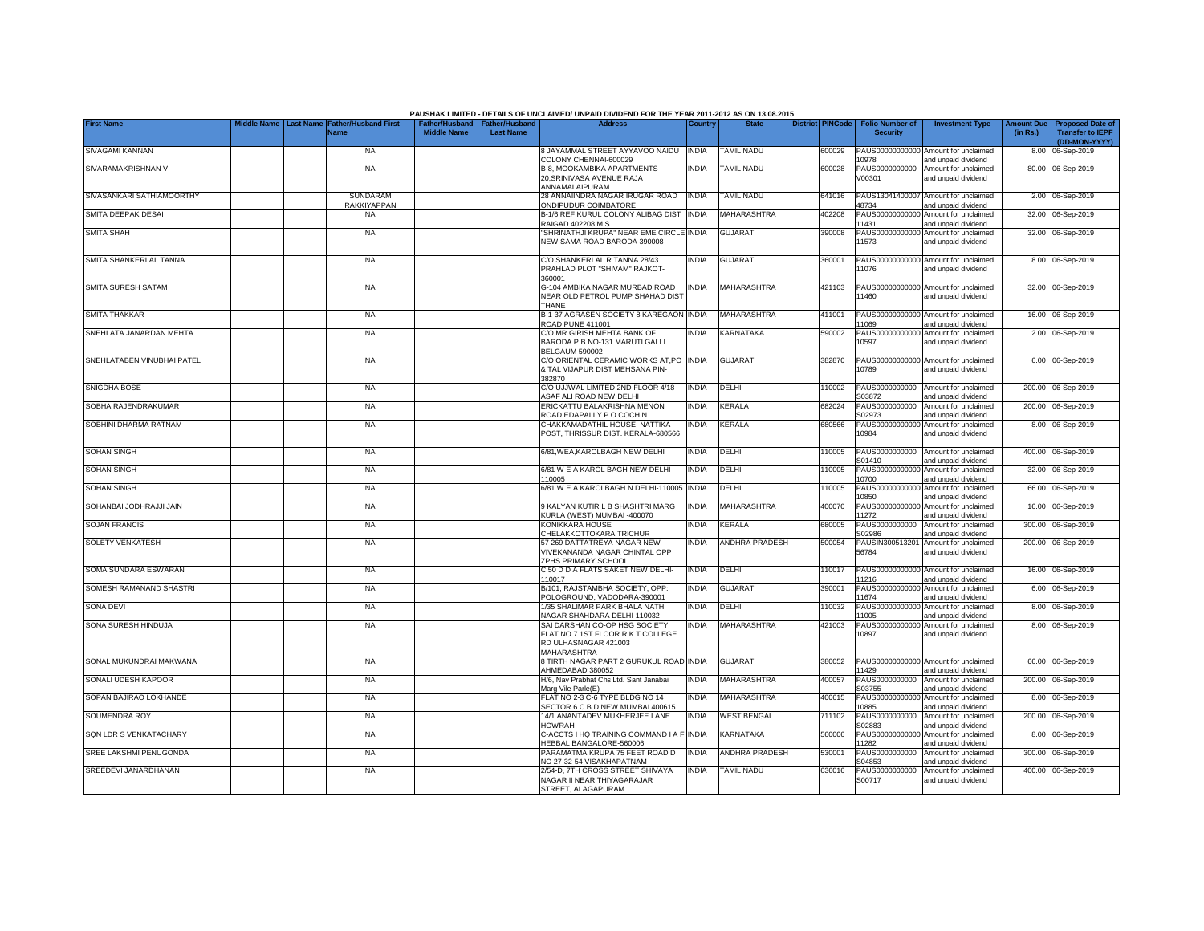PAUSHAK LIMITED - DETAILS OF UNCLAIMED/ UNPAID DIVIDEND FOR THE YEAR 2011-2012 AS ON 13.08.2015

| First Name | Middle Name | Last Name | Father/Husband First Name | Father/Husband Middle Name | Father/Husband Last Name | Address | Country | State | District | PINCode | Folio Number of Security | Investment Type | Amount Due (in Rs.) | Proposed Date of Transfer to IEPF (DD-MON-YYYY) |
|---|---|---|---|---|---|---|---|---|---|---|---|---|---|---|
| SIVAGAMI KANNAN | | | NA | | | 8 JAYAMMAL STREET AYYAVOO NAIDU COLONY CHENNAI-600029 | INDIA | TAMIL NADU | | 600029 | PAUS00000000000 10978 | Amount for unclaimed and unpaid dividend | 8.00 | 06-Sep-2019 |
| SIVARAMAKRISHNAN V | | | NA | | | B-8, MOOKAMBIKA APARTMENTS 20,SRINIVASA AVENUE RAJA ANNAMALAIPURAM | INDIA | TAMIL NADU | | 600028 | PAUS0000000000 V00301 | Amount for unclaimed and unpaid dividend | 80.00 | 06-Sep-2019 |
| SIVASANKARI SATHIAMOORTHY | | | SUNDARAM RAKKIYAPPAN | | | 28 ANNAIINDRA NAGAR IRUGAR ROAD ONDIPUDUR COIMBATORE | INDIA | TAMIL NADU | | 641016 | PAUS13041400007 48734 | Amount for unclaimed and unpaid dividend | 2.00 | 06-Sep-2019 |
| SMITA DEEPAK DESAI | | | NA | | | B-1/6 REF KURUL COLONY ALIBAG DIST RAIGAD 402208 M S | INDIA | MAHARASHTRA | | 402208 | PAUS00000000000 11431 | Amount for unclaimed and unpaid dividend | 32.00 | 06-Sep-2019 |
| SMITA SHAH | | | NA | | | "SHRINATHJI KRUPA" NEAR EME CIRCLE NEW SAMA ROAD BARODA 390008 | INDIA | GUJARAT | | 390008 | PAUS00000000000 11573 | Amount for unclaimed and unpaid dividend | 32.00 | 06-Sep-2019 |
| SMITA SHANKERLAL TANNA | | | NA | | | C/O SHANKERLAL R TANNA 28/43 PRAHLAD PLOT "SHIVAM" RAJKOT-360001 | INDIA | GUJARAT | | 360001 | PAUS00000000000 11076 | Amount for unclaimed and unpaid dividend | 8.00 | 06-Sep-2019 |
| SMITA SURESH SATAM | | | NA | | | G-104 AMBIKA NAGAR MURBAD ROAD NEAR OLD PETROL PUMP SHAHAD DIST THANE | INDIA | MAHARASHTRA | | 421103 | PAUS00000000000 11460 | Amount for unclaimed and unpaid dividend | 32.00 | 06-Sep-2019 |
| SMITA THAKKAR | | | NA | | | B-1-37 AGRASEN SOCIETY 8 KAREGAON ROAD PUNE 411001 | INDIA | MAHARASHTRA | | 411001 | PAUS00000000000 11069 | Amount for unclaimed and unpaid dividend | 16.00 | 06-Sep-2019 |
| SNEHLATA JANARDAN MEHTA | | | NA | | | C/O MR GIRISH MEHTA BANK OF BARODA P B NO-131 MARUTI GALLI BELGAUM 590002 | INDIA | KARNATAKA | | 590002 | PAUS00000000000 10597 | Amount for unclaimed and unpaid dividend | 2.00 | 06-Sep-2019 |
| SNEHLATABEN VINUBHAI PATEL | | | NA | | | C/O ORIENTAL CERAMIC WORKS AT,PO & TAL VIJAPUR DIST MEHSANA PIN-382870 | INDIA | GUJARAT | | 382870 | PAUS00000000000 10789 | Amount for unclaimed and unpaid dividend | 6.00 | 06-Sep-2019 |
| SNIGDHA BOSE | | | NA | | | C/O UJJWAL LIMITED 2ND FLOOR 4/18 ASAF ALI ROAD NEW DELHI | INDIA | DELHI | | 110002 | PAUS0000000000 S03872 | Amount for unclaimed and unpaid dividend | 200.00 | 06-Sep-2019 |
| SOBHA RAJENDRAKUMAR | | | NA | | | ERICKATTU BALAKRISHNA MENON ROAD EDAPALLY P O COCHIN | INDIA | KERALA | | 682024 | PAUS0000000000 S02973 | Amount for unclaimed and unpaid dividend | 200.00 | 06-Sep-2019 |
| SOBHINI DHARMA RATNAM | | | NA | | | CHAKKAMADATHIL HOUSE, NATTIKA POST, THRISSUR DIST. KERALA-680566 | INDIA | KERALA | | 680566 | PAUS00000000000 10984 | Amount for unclaimed and unpaid dividend | 8.00 | 06-Sep-2019 |
| SOHAN SINGH | | | NA | | | 6/81,WEA,KAROLBAGH NEW DELHI | INDIA | DELHI | | 110005 | PAUS0000000000 S01410 | Amount for unclaimed and unpaid dividend | 400.00 | 06-Sep-2019 |
| SOHAN SINGH | | | NA | | | 6/81 W E A KAROL BAGH NEW DELHI-110005 | INDIA | DELHI | | 110005 | PAUS00000000000 10700 | Amount for unclaimed and unpaid dividend | 32.00 | 06-Sep-2019 |
| SOHAN SINGH | | | NA | | | 6/81 W E A KAROLBAGH N DELHI-110005 | INDIA | DELHI | | 110005 | PAUS00000000000 10850 | Amount for unclaimed and unpaid dividend | 66.00 | 06-Sep-2019 |
| SOHANBAI JODHRAJJI JAIN | | | NA | | | 9 KALYAN KUTIR L B SHASHTRI MARG KURLA (WEST) MUMBAI -400070 | INDIA | MAHARASHTRA | | 400070 | PAUS00000000000 11272 | Amount for unclaimed and unpaid dividend | 16.00 | 06-Sep-2019 |
| SOJAN FRANCIS | | | NA | | | KONIKKARA HOUSE CHELAKKOTTOKARA TRICHUR | INDIA | KERALA | | 680005 | PAUS0000000000 S02986 | Amount for unclaimed and unpaid dividend | 300.00 | 06-Sep-2019 |
| SOLETY VENKATESH | | | NA | | | 57 269 DATTATREYA NAGAR NEW VIVEKANANDA NAGAR CHINTAL OPP ZPHS PRIMARY SCHOOL | INDIA | ANDHRA PRADESH | | 500054 | PAUSIN300513201 56784 | Amount for unclaimed and unpaid dividend | 200.00 | 06-Sep-2019 |
| SOMA SUNDARA ESWARAN | | | NA | | | C 50 D D A FLATS SAKET NEW DELHI-110017 | INDIA | DELHI | | 110017 | PAUS00000000000 11216 | Amount for unclaimed and unpaid dividend | 16.00 | 06-Sep-2019 |
| SOMESH RAMANAND SHASTRI | | | NA | | | B/101, RAJSTAMBHA SOCIETY, OPP: POLOGROUND, VADODARA-390001 | INDIA | GUJARAT | | 390001 | PAUS00000000000 11674 | Amount for unclaimed and unpaid dividend | 6.00 | 06-Sep-2019 |
| SONA DEVI | | | NA | | | 1/35 SHALIMAR PARK BHALA NATH NAGAR SHAHDARA DELHI-110032 | INDIA | DELHI | | 110032 | PAUS00000000000 11005 | Amount for unclaimed and unpaid dividend | 8.00 | 06-Sep-2019 |
| SONA SURESH HINDUJA | | | NA | | | SAI DARSHAN CO-OP HSG SOCIETY FLAT NO 7 1ST FLOOR R K T COLLEGE RD ULHASNAGAR 421003 MAHARASHTRA | INDIA | MAHARASHTRA | | 421003 | PAUS00000000000 10897 | Amount for unclaimed and unpaid dividend | 8.00 | 06-Sep-2019 |
| SONAL MUKUNDRAI MAKWANA | | | NA | | | 8 TIRTH NAGAR PART 2 GURUKUL ROAD AHMEDABAD 380052 | INDIA | GUJARAT | | 380052 | PAUS00000000000 11429 | Amount for unclaimed and unpaid dividend | 66.00 | 06-Sep-2019 |
| SONALI UDESH KAPOOR | | | NA | | | H/6, Nav Prabhat Chs Ltd. Sant Janabai Marg Vile Parle(E) | INDIA | MAHARASHTRA | | 400057 | PAUS0000000000 S03755 | Amount for unclaimed and unpaid dividend | 200.00 | 06-Sep-2019 |
| SOPAN BAJIRAO LOKHANDE | | | NA | | | FLAT NO 2-3 C-6 TYPE BLDG NO 14 SECTOR 6 C B D NEW MUMBAI 400615 | INDIA | MAHARASHTRA | | 400615 | PAUS00000000000 10885 | Amount for unclaimed and unpaid dividend | 8.00 | 06-Sep-2019 |
| SOUMENDRA ROY | | | NA | | | 14/1 ANANTADEV MUKHERJEE LANE HOWRAH | INDIA | WEST BENGAL | | 711102 | PAUS0000000000 S02883 | Amount for unclaimed and unpaid dividend | 200.00 | 06-Sep-2019 |
| SQN LDR S VENKATACHARY | | | NA | | | C-ACCTS I HQ TRAINING COMMAND I A F HEBBAL BANGALORE-560006 | INDIA | KARNATAKA | | 560006 | PAUS00000000000 11282 | Amount for unclaimed and unpaid dividend | 8.00 | 06-Sep-2019 |
| SREE LAKSHMI PENUGONDA | | | NA | | | PARAMATMA KRUPA 75 FEET ROAD D NO 27-32-54 VISAKHAPATNAM | INDIA | ANDHRA PRADESH | | 530001 | PAUS0000000000 S04853 | Amount for unclaimed and unpaid dividend | 300.00 | 06-Sep-2019 |
| SREEDEVI JANARDHANAN | | | NA | | | 2/54-D, 7TH CROSS STREET SHIVAYA NAGAR II NEAR THIYAGARAJAR STREET, ALAGAPURAM | INDIA | TAMIL NADU | | 636016 | PAUS0000000000 S00717 | Amount for unclaimed and unpaid dividend | 400.00 | 06-Sep-2019 |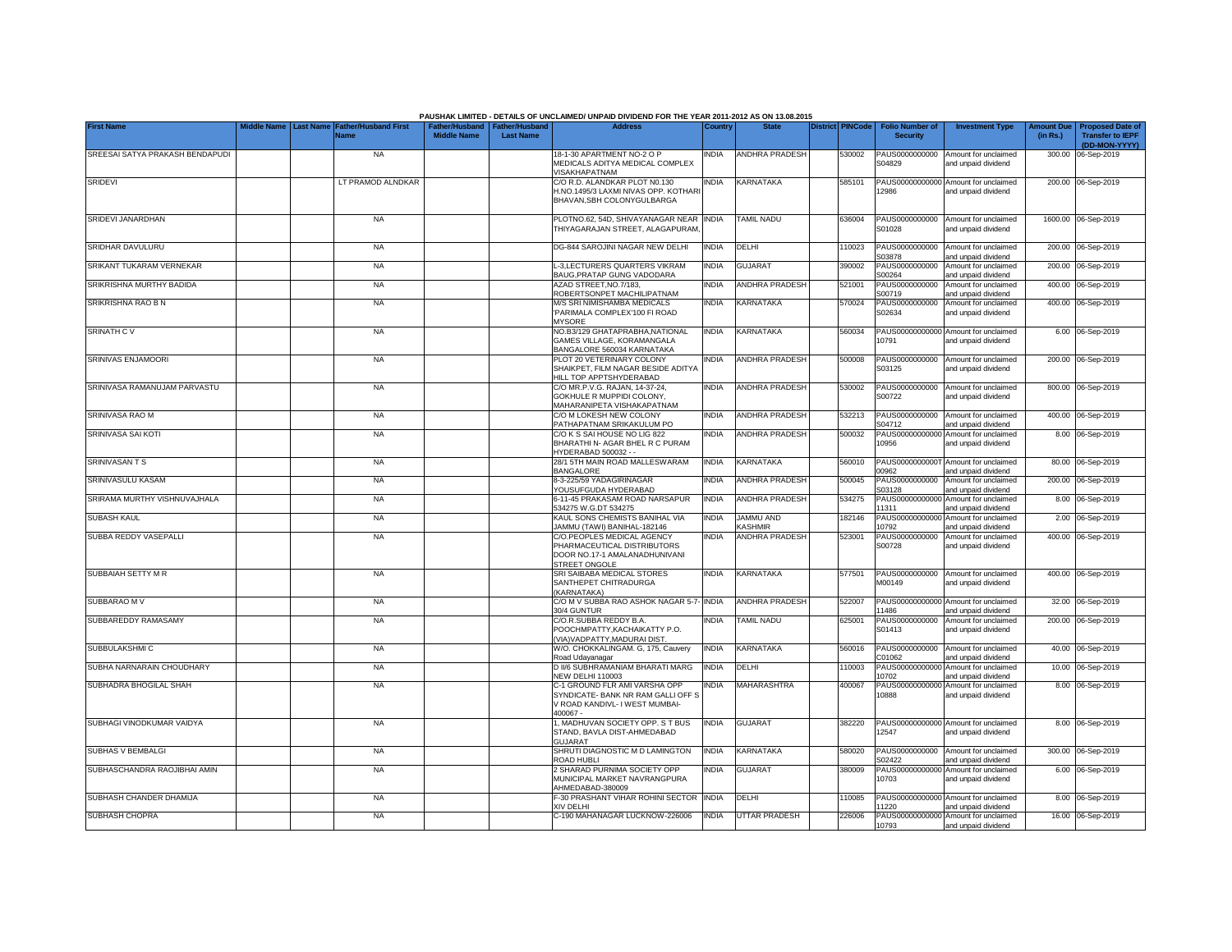PAUSHAK LIMITED - DETAILS OF UNCLAIMED/ UNPAID DIVIDEND FOR THE YEAR 2011-2012 AS ON 13.08.2015

| First Name | Middle Name | Last Name | Father/Husband First Name | Father/Husband Middle Name | Father/Husband Last Name | Address | Country | State | District | PINCode | Folio Number of Security | Investment Type | Amount Due (in Rs.) | Proposed Date of Transfer to IEPF (DD-MON-YYYY) |
|---|---|---|---|---|---|---|---|---|---|---|---|---|---|---|
| SREESAI SATYA PRAKASH BENDAPUDI | | | NA | | | 18-1-30 APARTMENT NO-2 O P MEDICALS ADITYA MEDICAL COMPLEX VISAKHAPATNAM | INDIA | ANDHRA PRADESH | | 530002 | PAUS0000000000 S04829 | Amount for unclaimed and unpaid dividend | 300.00 | 06-Sep-2019 |
| SRIDEVI | | | LT PRAMOD ALNDKAR | | | C/O R.D. ALANDKAR PLOT N0.130 H.NO.1495/3 LAXMI NIVAS OPP. KOTHARI BHAVAN,SBH COLONYGULBARGA | INDIA | KARNATAKA | | 585101 | PAUS00000000000 12986 | Amount for unclaimed and unpaid dividend | 200.00 | 06-Sep-2019 |
| SRIDEVI JANARDHAN | | | NA | | | PLOTNO.62, 54D, SHIVAYANAGAR NEAR THIYAGARAJAN STREET, ALAGAPURAM, | INDIA | TAMIL NADU | | 636004 | PAUS0000000000 S01028 | Amount for unclaimed and unpaid dividend | 1600.00 | 06-Sep-2019 |
| SRIDHAR DAVULURU | | | NA | | | DG-844 SAROJINI NAGAR NEW DELHI | INDIA | DELHI | | 110023 | PAUS0000000000 S03878 | Amount for unclaimed and unpaid dividend | 200.00 | 06-Sep-2019 |
| SRIKANT TUKARAM VERNEKAR | | | NA | | | L-3,LECTURERS QUARTERS VIKRAM BAUG,PRATAP GUNG VADODARA | INDIA | GUJARAT | | 390002 | PAUS0000000000 S00264 | Amount for unclaimed and unpaid dividend | 200.00 | 06-Sep-2019 |
| SRIKRISHNA MURTHY BADIDA | | | NA | | | AZAD STREET,NO.7/183, ROBERTSONPET MACHILIPATNAM | INDIA | ANDHRA PRADESH | | 521001 | PAUS0000000000 S00719 | Amount for unclaimed and unpaid dividend | 400.00 | 06-Sep-2019 |
| SRIKRISHNA RAO B N | | | NA | | | M/S SRI NIMISHAMBA MEDICALS 'PARIMALA COMPLEX'100 FI ROAD MYSORE | INDIA | KARNATAKA | | 570024 | PAUS0000000000 S02634 | Amount for unclaimed and unpaid dividend | 400.00 | 06-Sep-2019 |
| SRINATH C V | | | NA | | | NO.B3/129 GHATAPRABHA,NATIONAL GAMES VILLAGE, KORAMANGALA BANGALORE 560034 KARNATAKA | INDIA | KARNATAKA | | 560034 | PAUS00000000000 10791 | Amount for unclaimed and unpaid dividend | 6.00 | 06-Sep-2019 |
| SRINIVAS ENJAMOORI | | | NA | | | PLOT 20 VETERINARY COLONY SHAIKPET, FILM NAGAR BESIDE ADITYA HILL TOP APPTSHYDERABAD | INDIA | ANDHRA PRADESH | | 500008 | PAUS0000000000 S03125 | Amount for unclaimed and unpaid dividend | 200.00 | 06-Sep-2019 |
| SRINIVASA RAMANUJAM PARVASTU | | | NA | | | C/O MR.P.V.G. RAJAN, 14-37-24, GOKHULE R MUPPIDI COLONY, MAHARANIPETA VISHAKAPATNAM | INDIA | ANDHRA PRADESH | | 530002 | PAUS0000000000 S00722 | Amount for unclaimed and unpaid dividend | 800.00 | 06-Sep-2019 |
| SRINIVASA RAO M | | | NA | | | C/O M LOKESH NEW COLONY PATHAPATNAM SRIKAKULUM PO | INDIA | ANDHRA PRADESH | | 532213 | PAUS0000000000 S04712 | Amount for unclaimed and unpaid dividend | 400.00 | 06-Sep-2019 |
| SRINIVASA SAI KOTI | | | NA | | | C/O K S SAI HOUSE NO LIG 822 BHARATHI N- AGAR BHEL R C PURAM HYDERABAD 500032 - - | INDIA | ANDHRA PRADESH | | 500032 | PAUS00000000000 10956 | Amount for unclaimed and unpaid dividend | 8.00 | 06-Sep-2019 |
| SRINIVASAN T S | | | NA | | | 28/1 5TH MAIN ROAD MALLESWARAM BANGALORE | INDIA | KARNATAKA | | 560010 | PAUS0000000000T 00962 | Amount for unclaimed and unpaid dividend | 80.00 | 06-Sep-2019 |
| SRINIVASULU KASAM | | | NA | | | 8-3-225/59 YADAGIRINAGAR YOUSUFGUDA HYDERABAD | INDIA | ANDHRA PRADESH | | 500045 | PAUS0000000000 S03128 | Amount for unclaimed and unpaid dividend | 200.00 | 06-Sep-2019 |
| SRIRAMA MURTHY VISHNUVAJHALA | | | NA | | | 6-11-45 PRAKASAM ROAD NARSAPUR 534275 W.G.DT 534275 | INDIA | ANDHRA PRADESH | | 534275 | PAUS00000000000 11311 | Amount for unclaimed and unpaid dividend | 8.00 | 06-Sep-2019 |
| SUBASH KAUL | | | NA | | | KAUL SONS CHEMISTS BANIHAL VIA JAMMU (TAWI) BANIHAL-182146 | INDIA | JAMMU AND KASHMIR | | 182146 | PAUS00000000000 10792 | Amount for unclaimed and unpaid dividend | 2.00 | 06-Sep-2019 |
| SUBBA REDDY VASEPALLI | | | NA | | | C/O.PEOPLES MEDICAL AGENCY PHARMACEUTICAL DISTRIBUTORS DOOR NO.17-1 AMALANADHUNIVANI STREET ONGOLE | INDIA | ANDHRA PRADESH | | 523001 | PAUS0000000000 S00728 | Amount for unclaimed and unpaid dividend | 400.00 | 06-Sep-2019 |
| SUBBAIAH SETTY M R | | | NA | | | SRI SAIBABA MEDICAL STORES SANTHEPET CHITRADURGA (KARNATAKA) | INDIA | KARNATAKA | | 577501 | PAUS0000000000 M00149 | Amount for unclaimed and unpaid dividend | 400.00 | 06-Sep-2019 |
| SUBBARAO M V | | | NA | | | C/O M V SUBBA RAO ASHOK NAGAR 5-7-30/4 GUNTUR | INDIA | ANDHRA PRADESH | | 522007 | PAUS00000000000 11486 | Amount for unclaimed and unpaid dividend | 32.00 | 06-Sep-2019 |
| SUBBAREDDY RAMASAMY | | | NA | | | C/O.R.SUBBA REDDY B.A. POOCHMPATTY,KACHAIKATTY P.O. (VIA)VADPATTY,MADURAI DIST. | INDIA | TAMIL NADU | | 625001 | PAUS0000000000 S01413 | Amount for unclaimed and unpaid dividend | 200.00 | 06-Sep-2019 |
| SUBBULAKSHMI C | | | NA | | | W/O. CHOKKALINGAM. G, 175, Cauvery Road Udayanagar | INDIA | KARNATAKA | | 560016 | PAUS0000000000 C01062 | Amount for unclaimed and unpaid dividend | 40.00 | 06-Sep-2019 |
| SUBHA NARNARAIN CHOUDHARY | | | NA | | | D II/6 SUBHRAMANIAM BHARATI MARG NEW DELHI 110003 | INDIA | DELHI | | 110003 | PAUS00000000000 10702 | Amount for unclaimed and unpaid dividend | 10.00 | 06-Sep-2019 |
| SUBHADRA BHOGILAL SHAH | | | NA | | | C-1 GROUND FLR AMI VARSHA OPP SYNDICATE- BANK NR RAM GALLI OFF S V ROAD KANDIVL- I WEST MUMBAI-400067 - | INDIA | MAHARASHTRA | | 400067 | PAUS00000000000 10888 | Amount for unclaimed and unpaid dividend | 8.00 | 06-Sep-2019 |
| SUBHAGI VINODKUMAR VAIDYA | | | NA | | | 1, MADHUVAN SOCIETY OPP. S T BUS STAND, BAVLA DIST-AHMEDABAD GUJARAT | INDIA | GUJARAT | | 382220 | PAUS00000000000 12547 | Amount for unclaimed and unpaid dividend | 8.00 | 06-Sep-2019 |
| SUBHAS V BEMBALGI | | | NA | | | SHRUTI DIAGNOSTIC M D LAMINGTON ROAD HUBLI | INDIA | KARNATAKA | | 580020 | PAUS0000000000 S02422 | Amount for unclaimed and unpaid dividend | 300.00 | 06-Sep-2019 |
| SUBHASCHANDRA RAOJIBHAI AMIN | | | NA | | | 2 SHARAD PURNIMA SOCIETY OPP MUNICIPAL MARKET NAVRANGPURA AHMEDABAD-380009 | INDIA | GUJARAT | | 380009 | PAUS00000000000 10703 | Amount for unclaimed and unpaid dividend | 6.00 | 06-Sep-2019 |
| SUBHASH CHANDER DHAMIJA | | | NA | | | F-30 PRASHANT VIHAR ROHINI SECTOR XIV DELHI | INDIA | DELHI | | 110085 | PAUS00000000000 11220 | Amount for unclaimed and unpaid dividend | 8.00 | 06-Sep-2019 |
| SUBHASH CHOPRA | | | NA | | | C-190 MAHANAGAR LUCKNOW-226006 | INDIA | UTTAR PRADESH | | 226006 | PAUS00000000000 10793 | Amount for unclaimed and unpaid dividend | 16.00 | 06-Sep-2019 |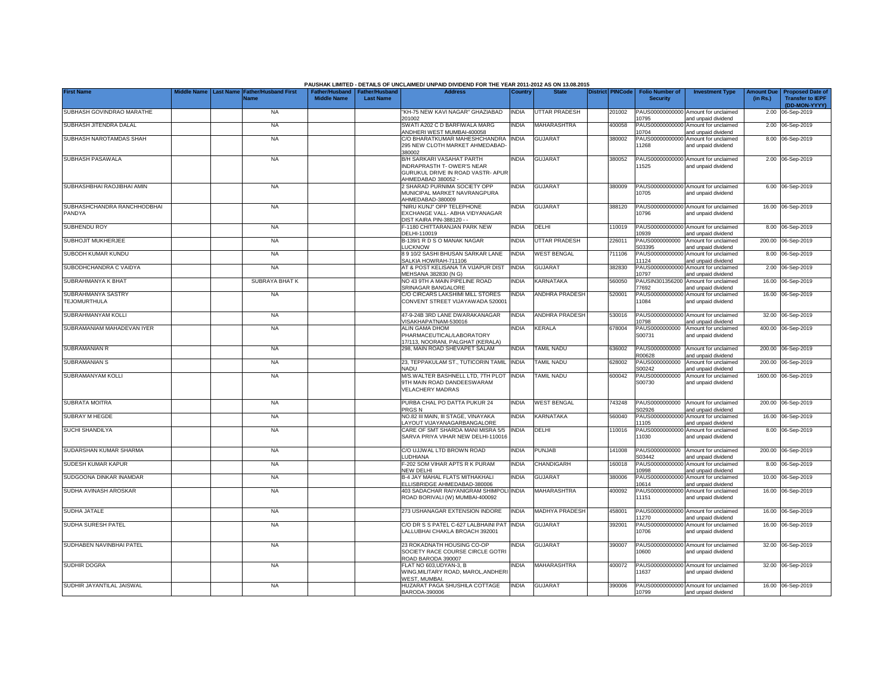PAUSHAK LIMITED - DETAILS OF UNCLAIMED/ UNPAID DIVIDEND FOR THE YEAR 2011-2012 AS ON 13.08.2015

| First Name | Middle Name | Last Name | Father/Husband First Name | Father/Husband Middle Name | Father/Husband Last Name | Address | Country | State | District | PINCode | Folio Number of Security | Investment Type | Amount Due (in Rs.) | Proposed Date of Transfer to IEPF (DD-MON-YYYY) |
|---|---|---|---|---|---|---|---|---|---|---|---|---|---|---|
| SUBHASH GOVINDRAO MARATHE | | | NA | | | "KH-75 NEW KAVI NAGAR" GHAZIABAD 201002 | INDIA | UTTAR PRADESH | | 201002 | PAUS00000000000 10795 | Amount for unclaimed and unpaid dividend | 2.00 | 06-Sep-2019 |
| SUBHASH JITENDRA DALAL | | | NA | | | SWATI A202 C D BARFIWALA MARG ANDHERI WEST MUMBAI-400058 | INDIA | MAHARASHTRA | | 400058 | PAUS00000000000 10704 | Amount for unclaimed and unpaid dividend | 2.00 | 06-Sep-2019 |
| SUBHASH NAROTAMDAS SHAH | | | NA | | | C/O BHARATKUMAR MAHESHCHANDRA 295 NEW CLOTH MARKET AHMEDABAD-380002 | INDIA | GUJARAT | | 380002 | PAUS00000000000 11268 | Amount for unclaimed and unpaid dividend | 8.00 | 06-Sep-2019 |
| SUBHASH PASAWALA | | | NA | | | B/H SARKARI VASAHAT PARTH INDRAPRASTH T- OWER'S NEAR GURUKUL DRIVE IN ROAD VASTR- APUR AHMEDABAD 380052 - | INDIA | GUJARAT | | 380052 | PAUS00000000000 11525 | Amount for unclaimed and unpaid dividend | 2.00 | 06-Sep-2019 |
| SUBHASHBHAI RAOJIBHAI AMIN | | | NA | | | 2 SHARAD PURNIMA SOCIETY OPP MUNICIPAL MARKET NAVRANGPURA AHMEDABAD-380009 | INDIA | GUJARAT | | 380009 | PAUS00000000000 10705 | Amount for unclaimed and unpaid dividend | 6.00 | 06-Sep-2019 |
| SUBHASHCHANDRA RANCHHODBHAI PANDYA | | | NA | | | "NIRU KUNJ" OPP TELEPHONE EXCHANGE VALL- ABHA VIDYANAGAR DIST KAIRA PIN-388120 - - | INDIA | GUJARAT | | 388120 | PAUS00000000000 10796 | Amount for unclaimed and unpaid dividend | 16.00 | 06-Sep-2019 |
| SUBHENDU ROY | | | NA | | | F-1180 CHITTARANJAN PARK NEW DELHI-110019 | INDIA | DELHI | | 110019 | PAUS00000000000 10939 | Amount for unclaimed and unpaid dividend | 8.00 | 06-Sep-2019 |
| SUBHOJIT MUKHERJEE | | | NA | | | B-139/1 R D S O MANAK NAGAR LUCKNOW | INDIA | UTTAR PRADESH | | 226011 | PAUS0000000000 S03395 | Amount for unclaimed and unpaid dividend | 200.00 | 06-Sep-2019 |
| SUBODH KUMAR KUNDU | | | NA | | | 8 9 10/2 SASHI BHUSAN SARKAR LANE SALKIA HOWRAH-711106 | INDIA | WEST BENGAL | | 711106 | PAUS00000000000 11124 | Amount for unclaimed and unpaid dividend | 8.00 | 06-Sep-2019 |
| SUBODHCHANDRA C VAIDYA | | | NA | | | AT & POST KELISANA TA VIJAPUR DIST MEHSANA 382830 (N G) | INDIA | GUJARAT | | 382830 | PAUS00000000000 10797 | Amount for unclaimed and unpaid dividend | 2.00 | 06-Sep-2019 |
| SUBRAHMANYA K BHAT | | | SUBRAYA BHAT K | | | NO 43 9TH A MAIN PIPELINE ROAD SRINAGAR BANGALORE | INDIA | KARNATAKA | | 560050 | PAUSIN301356200 77692 | Amount for unclaimed and unpaid dividend | 16.00 | 06-Sep-2019 |
| SUBRAHMANYA SASTRY TEJOMURTHULA | | | NA | | | C/O CIRCARS LAKSHIMI MILL STORES CONVENT STREET VIJAYAWADA 520001 | INDIA | ANDHRA PRADESH | | 520001 | PAUS00000000000 11084 | Amount for unclaimed and unpaid dividend | 16.00 | 06-Sep-2019 |
| SUBRAHMANYAM KOLLI | | | NA | | | 47-9-24B 3RD LANE DWARAKANAGAR VISAKHAPATNAM-530016 | INDIA | ANDHRA PRADESH | | 530016 | PAUS00000000000 10798 | Amount for unclaimed and unpaid dividend | 32.00 | 06-Sep-2019 |
| SUBRAMANIAM MAHADEVAN IYER | | | NA | | | ALIN GAMA DHOM PHARMACEUTICAL/LABORATORY 17/113, NOORANI, PALGHAT (KERALA) | INDIA | KERALA | | 678004 | PAUS0000000000 S00731 | Amount for unclaimed and unpaid dividend | 400.00 | 06-Sep-2019 |
| SUBRAMANIAN R | | | NA | | | 298, MAIN ROAD SHEVAPET SALAM | INDIA | TAMIL NADU | | 636002 | PAUS0000000000 R00628 | Amount for unclaimed and unpaid dividend | 200.00 | 06-Sep-2019 |
| SUBRAMANIAN S | | | NA | | | 23, TEPPAKULAM ST., TUTICORIN TAMIL NADU | INDIA | TAMIL NADU | | 628002 | PAUS0000000000 S00242 | Amount for unclaimed and unpaid dividend | 200.00 | 06-Sep-2019 |
| SUBRAMANYAM KOLLI | | | NA | | | M/S.WALTER BASHNELL LTD, 7TH PLOT 9TH MAIN ROAD DANDEESWARAM VELACHERY MADRAS | INDIA | TAMIL NADU | | 600042 | PAUS0000000000 S00730 | Amount for unclaimed and unpaid dividend | 1600.00 | 06-Sep-2019 |
| SUBRATA MOITRA | | | NA | | | PURBA CHAL PO DATTA PUKUR 24 PRGS N | INDIA | WEST BENGAL | | 743248 | PAUS0000000000 S02926 | Amount for unclaimed and unpaid dividend | 200.00 | 06-Sep-2019 |
| SUBRAY M HEGDE | | | NA | | | NO.82 III MAIN, III STAGE, VINAYAKA LAYOUT VIJAYANAGARBANGALORE | INDIA | KARNATAKA | | 560040 | PAUS00000000000 11105 | Amount for unclaimed and unpaid dividend | 16.00 | 06-Sep-2019 |
| SUCHI SHANDILYA | | | NA | | | CARE OF SMT SHARDA MANI MISRA 5/5 SARVA PRIYA VIHAR NEW DELHI-110016 | INDIA | DELHI | | 110016 | PAUS00000000000 11030 | Amount for unclaimed and unpaid dividend | 8.00 | 06-Sep-2019 |
| SUDARSHAN KUMAR SHARMA | | | NA | | | C/O UJJWAL LTD BROWN ROAD LUDHIANA | INDIA | PUNJAB | | 141008 | PAUS0000000000 S03442 | Amount for unclaimed and unpaid dividend | 200.00 | 06-Sep-2019 |
| SUDESH KUMAR KAPUR | | | NA | | | F-202 SOM VIHAR APTS R K PURAM NEW DELHI | INDIA | CHANDIGARH | | 160018 | PAUS00000000000 10998 | Amount for unclaimed and unpaid dividend | 8.00 | 06-Sep-2019 |
| SUDGOONA DINKAR INAMDAR | | | NA | | | B-4 JAY MAHAL FLATS MITHAKHALI ELLISBRIDGE AHMEDABAD-380006 | INDIA | GUJARAT | | 380006 | PAUS00000000000 10614 | Amount for unclaimed and unpaid dividend | 10.00 | 06-Sep-2019 |
| SUDHA AVINASH AROSKAR | | | NA | | | 403 SADACHAR RAIYANIGRAM SHIMPOLI ROAD BORIVALI (W) MUMBAI-400092 | INDIA | MAHARASHTRA | | 400092 | PAUS00000000000 11151 | Amount for unclaimed and unpaid dividend | 16.00 | 06-Sep-2019 |
| SUDHA JATALE | | | NA | | | 273 USHANAGAR EXTENSION INDORE | INDIA | MADHYA PRADESH | | 458001 | PAUS00000000000 11270 | Amount for unclaimed and unpaid dividend | 16.00 | 06-Sep-2019 |
| SUDHA SURESH PATEL | | | NA | | | C/O DR S S PATEL C-627 LALBHAINI PAT LALLUBHAI CHAKLA BROACH 392001 | INDIA | GUJARAT | | 392001 | PAUS00000000000 10706 | Amount for unclaimed and unpaid dividend | 16.00 | 06-Sep-2019 |
| SUDHABEN NAVINBHAI PATEL | | | NA | | | 23 ROKADNATH HOUSING CO-OP SOCIETY RACE COURSE CIRCLE GOTRI ROAD BARODA 390007 | INDIA | GUJARAT | | 390007 | PAUS00000000000 10600 | Amount for unclaimed and unpaid dividend | 32.00 | 06-Sep-2019 |
| SUDHIR DOGRA | | | NA | | | FLAT NO 603,UDYAN-3, B WING,MILITARY ROAD, MAROL,ANDHERI WEST, MUMBAI. | INDIA | MAHARASHTRA | | 400072 | PAUS00000000000 11637 | Amount for unclaimed and unpaid dividend | 32.00 | 06-Sep-2019 |
| SUDHIR JAYANTILAL JAISWAL | | | NA | | | HUZARAT PAGA SHUSHILA COTTAGE BARODA-390006 | INDIA | GUJARAT | | 390006 | PAUS00000000000 10799 | Amount for unclaimed and unpaid dividend | 16.00 | 06-Sep-2019 |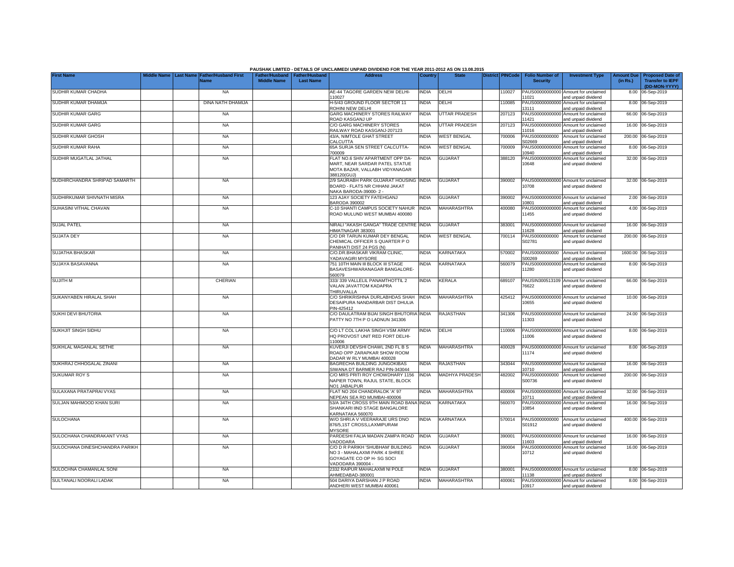PAUSHAK LIMITED - DETAILS OF UNCLAIMED/ UNPAID DIVIDEND FOR THE YEAR 2011-2012 AS ON 13.08.2015

| First Name | Middle Name | Last Name | Father/Husband First Name | Father/Husband Middle Name | Father/Husband Last Name | Address | Country | State | District | PINCode | Folio Number of Security | Investment Type | Amount Due (in Rs.) | Proposed Date of Transfer to IEPF (DD-MON-YYYY) |
|---|---|---|---|---|---|---|---|---|---|---|---|---|---|---|
| SUDHIR KUMAR CHADHA | | | NA | | | AE-44 TAGORE GARDEN NEW DELHI-110027 | INDIA | DELHI | | 110027 | PAUS00000000000 11021 | Amount for unclaimed and unpaid dividend | 8.00 | 06-Sep-2019 |
| SUDHIR KUMAR DHAMIJA | | | DINA NATH DHAMIJA | | | H-5/43 GROUND FLOOR SECTOR 11 ROHINI NEW DELHI | INDIA | DELHI | | 110085 | PAUS00000000000 13111 | Amount for unclaimed and unpaid dividend | 8.00 | 06-Sep-2019 |
| SUDHIR KUMAR GARG | | | NA | | | GARG MACHINERY STORES RAILWAY ROAD KASGANJ UP | INDIA | UTTAR PRADESH | | 207123 | PAUS00000000000 11421 | Amount for unclaimed and unpaid dividend | 66.00 | 06-Sep-2019 |
| SUDHIR KUMAR GARG | | | NA | | | C/O GARG MACHINERY STORES RAILWAY ROAD KASGANJ-207123 | INDIA | UTTAR PRADESH | | 207123 | PAUS00000000000 11016 | Amount for unclaimed and unpaid dividend | 16.00 | 06-Sep-2019 |
| SUDHIR KUMAR GHOSH | | | NA | | | 43/A, NIMTOLE GHAT STREET CALCUTTA | INDIA | WEST BENGAL | | 700006 | PAUS0000000000 S02669 | Amount for unclaimed and unpaid dividend | 200.00 | 06-Sep-2019 |
| SUDHIR KUMAR RAHA | | | NA | | | 65A SURJA SEN STREET CALCUTTA-700009 | INDIA | WEST BENGAL | | 700009 | PAUS00000000000 10940 | Amount for unclaimed and unpaid dividend | 8.00 | 06-Sep-2019 |
| SUDHIR MUGATLAL JATHAL | | | NA | | | FLAT NO.6 SHIV APARTMENT OPP DA-MART, NEAR SARDAR PATEL STATUE MOTA BAZAR, VALLABH VIDYANAGAR 388120(GUJ) | INDIA | GUJARAT | | 388120 | PAUS00000000000 10648 | Amount for unclaimed and unpaid dividend | 32.00 | 06-Sep-2019 |
| SUDHIRCHANDRA SHRIPAD SAMARTH | | | NA | | | 2/9 SAURABH PARK GUJARAT HOUSING BOARD - FLATS NR CHHANI JAKAT NAKA BARODA-39000- 2 - | INDIA | GUJARAT | | 390002 | PAUS00000000000 10708 | Amount for unclaimed and unpaid dividend | 32.00 | 06-Sep-2019 |
| SUDHIRKUMAR SHIVNATH MISRA | | | NA | | | 123 AJAY SOCIETY FATEHGANJ BARODA 390002 | INDIA | GUJARAT | | 390002 | PAUS00000000000 10801 | Amount for unclaimed and unpaid dividend | 2.00 | 06-Sep-2019 |
| SUHASINI VITHAL CHAVAN | | | NA | | | C-10 SHANTI CAMPUS SOCIETY NAHUR ROAD MULUND WEST MUMBAI 400080 | INDIA | MAHARASHTRA | | 400080 | PAUS00000000000 11455 | Amount for unclaimed and unpaid dividend | 4.00 | 06-Sep-2019 |
| SUJAL PATEL | | | NA | | | NIRALI "AKASH GANGA" TRADE CENTRE HIMATNAGAR 383001 | INDIA | GUJARAT | | 383001 | PAUS00000000000 11628 | Amount for unclaimed and unpaid dividend | 16.00 | 06-Sep-2019 |
| SUJATA DEY | | | NA | | | C/O DR TARUN KUMAR DEY BENGAL CHEMICAL OFFICER S QUARTER P O PANIHATI DIST 24 PGS (N) | INDIA | WEST BENGAL | | 700114 | PAUS0000000000 S02781 | Amount for unclaimed and unpaid dividend | 200.00 | 06-Sep-2019 |
| SUJATHA BHASKAR | | | NA | | | C/O.DR.BHASKAR VIKRAM CLINIC, YADAVAGIRI MYSORE | INDIA | KARNATAKA | | 570002 | PAUS0000000000 S00269 | Amount for unclaimed and unpaid dividend | 1600.00 | 06-Sep-2019 |
| SUJAYA BASAVANNA | | | NA | | | 751 10TH MAIN III BLOCK III STAGE BASAVESHWARANAGAR BANGALORE-560079 | INDIA | KARNATAKA | | 560079 | PAUS00000000000 11280 | Amount for unclaimed and unpaid dividend | 8.00 | 06-Sep-2019 |
| SUJITH M | | | CHERIAN | | | 333/ 339 VALLELIL PANAMTHOTTIL 2 VALAN JAVATTOM KADAPRA THIRUVALLA | INDIA | KERALA | | 689107 | PAUSIN300513109 76622 | Amount for unclaimed and unpaid dividend | 66.00 | 06-Sep-2019 |
| SUKANYABEN HIRALAL SHAH | | | NA | | | C/O SHRIKRISHNA DURLABHDAS SHAH DESAIPURA NANDARBAR DIST DHULIA PIN-425412 | INDIA | MAHARASHTRA | | 425412 | PAUS00000000000 10655 | Amount for unclaimed and unpaid dividend | 10.00 | 06-Sep-2019 |
| SUKHI DEVI BHUTORIA | | | NA | | | C/O DAULATRAM BIJAI SINGH BHUTORIA PATTY NO 7TH P O LADNUN 341306 | INDIA | RAJASTHAN | | 341306 | PAUS00000000000 11303 | Amount for unclaimed and unpaid dividend | 24.00 | 06-Sep-2019 |
| SUKHJIT SINGH SIDHU | | | NA | | | C/O LT COL LAKHA SINGH VSM ARMY HQ PROVOST UNIT RED FORT DELHI-110006 | INDIA | DELHI | | 110006 | PAUS00000000000 11006 | Amount for unclaimed and unpaid dividend | 8.00 | 06-Sep-2019 |
| SUKHLAL MAGANLAL SETHE | | | NA | | | KUVERJI DEVSHI CHAWL 2ND FL B S ROAD OPP ZARAPKAR SHOW ROOM DADAR W RLY MUMBAI 400028 | INDIA | MAHARASHTRA | | 400028 | PAUS00000000000 11174 | Amount for unclaimed and unpaid dividend | 8.00 | 06-Sep-2019 |
| SUKHRAJ CHHOGALAL ZINANI | | | NA | | | BAGRECHA BUILDING JUNGOKIBAS SIWANA DT BARMER RAJ PIN-343044 | INDIA | RAJASTHAN | | 343044 | PAUS00000000000 10710 | Amount for unclaimed and unpaid dividend | 16.00 | 06-Sep-2019 |
| SUKUMAR ROY S | | | NA | | | C/O MRS PRITI ROY CHOWDHARY 1156 NAPIER TOWN, RAJUL STATE, BLOCK NO1 JABALPUR | INDIA | MADHYA PRADESH | | 482002 | PAUS0000000000 S00736 | Amount for unclaimed and unpaid dividend | 200.00 | 06-Sep-2019 |
| SULAXANA PRATAPRAI VYAS | | | NA | | | FLAT NO 204 CHANDRALOK 'A' 97 NEPEAN SEA RD MUMBAI-400006 | INDIA | MAHARASHTRA | | 400006 | PAUS00000000000 10711 | Amount for unclaimed and unpaid dividend | 32.00 | 06-Sep-2019 |
| SULJAN MAHMOOD KHAN SURI | | | NA | | | 53/A 34TH CROSS 9TH MAIN ROAD BANA SHANKARI IIND STAGE BANGALORE KARNATAKA 560070 | INDIA | KARNATAKA | | 560070 | PAUS00000000000 10854 | Amount for unclaimed and unpaid dividend | 16.00 | 06-Sep-2019 |
| SULOCHANA | | | NA | | | W/O SHRI.A V VEERARAJE URS DNO 876/5,1ST CROSS,LAXMIPURAM MYSORE | INDIA | KARNATAKA | | 570014 | PAUS0000000000 S01912 | Amount for unclaimed and unpaid dividend | 400.00 | 06-Sep-2019 |
| SULOCHANA CHANDRAKANT VYAS | | | NA | | | PARDESHI FALIA MADAN ZAMPA ROAD VADODARA | INDIA | GUJARAT | | 390001 | PAUS00000000000 11603 | Amount for unclaimed and unpaid dividend | 16.00 | 06-Sep-2019 |
| SULOCHANA DINESHCHANDRA PARIKH | | | NA | | | C/O D R PARIKH 'SHUBHAM' BUILDING NO 3 - MAHALAXMI PARK 4 SHREE GOYAGATE CO OP H- SG SOCI VADODARA 390004 - | INDIA | GUJARAT | | 390004 | PAUS00000000000 10712 | Amount for unclaimed and unpaid dividend | 16.00 | 06-Sep-2019 |
| SULOCHNA CHAMANLAL SONI | | | NA | | | 2332 RAIPUR MAHALAXMI NI POLE AHMEDABAD-380001 | INDIA | GUJARAT | | 380001 | PAUS00000000000 11138 | Amount for unclaimed and unpaid dividend | 8.00 | 06-Sep-2019 |
| SULTANALI NOORALI LADAK | | | NA | | | 504 DARIYA DARSHAN J P ROAD ANDHERI WEST MUMBAI 400061 | INDIA | MAHARASHTRA | | 400061 | PAUS00000000000 10917 | Amount for unclaimed and unpaid dividend | 8.00 | 06-Sep-2019 |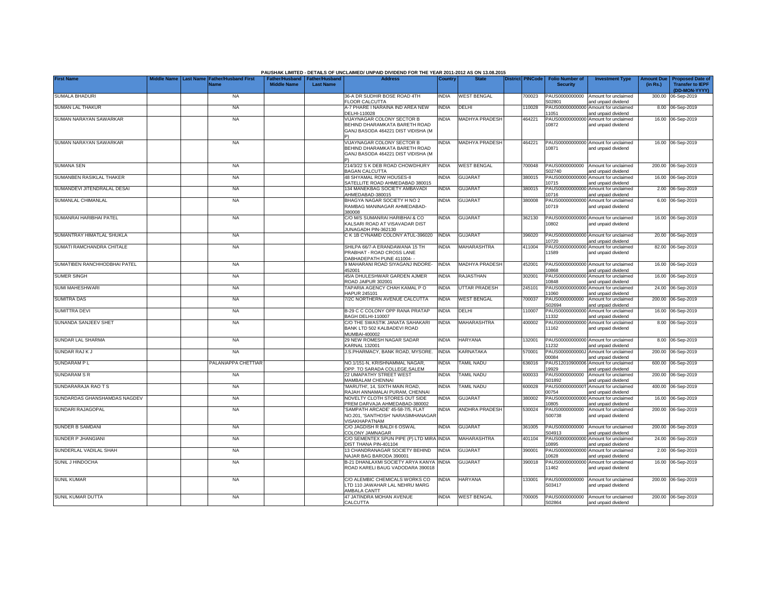PAUSHAK LIMITED - DETAILS OF UNCLAIMED/ UNPAID DIVIDEND FOR THE YEAR 2011-2012 AS ON 13.08.2015

| First Name | Middle Name | Last Name | Father/Husband First Name | Father/Husband Middle Name | Father/Husband Last Name | Address | Country | State | District | PINCode | Folio Number of Security | Investment Type | Amount Due (in Rs.) | Proposed Date of Transfer to IEPF (DD-MON-YYYY) |
|---|---|---|---|---|---|---|---|---|---|---|---|---|---|---|
| SUMALA BHADURI | | | NA | | | 36-A DR SUDHIR BOSE ROAD 4TH FLOOR CALCUTTA | INDIA | WEST BENGAL | | 700023 | PAUS0000000000 S02801 | Amount for unclaimed and unpaid dividend | 300.00 | 06-Sep-2019 |
| SUMAN LAL THAKUR | | | NA | | | A-7 PHARE I NARAINA IND AREA NEW DELHI-110028 | INDIA | DELHI | | 110028 | PAUS00000000000 11051 | Amount for unclaimed and unpaid dividend | 8.00 | 06-Sep-2019 |
| SUMAN NARAYAN SAWARKAR | | | NA | | | VIJAYNAGAR COLONY SECTOR B BEHIND DHARAMKATA BARETH ROAD GANJ BASODA 464221 DIST VIDISHA (M P) | INDIA | MADHYA PRADESH | | 464221 | PAUS00000000000 10872 | Amount for unclaimed and unpaid dividend | 16.00 | 06-Sep-2019 |
| SUMAN NARAYAN SAWARKAR | | | NA | | | VIJAYNAGAR COLONY SECTOR B BEHIND DHARAMKATA BARETH ROAD GANJ BASODA 464221 DIST VIDISHA (M P) | INDIA | MADHYA PRADESH | | 464221 | PAUS00000000000 10871 | Amount for unclaimed and unpaid dividend | 16.00 | 06-Sep-2019 |
| SUMANA SEN | | | NA | | | 214/3/22 S K DEB ROAD CHOWDHURY BAGAN CALCUTTA | INDIA | WEST BENGAL | | 700048 | PAUS0000000000 S02740 | Amount for unclaimed and unpaid dividend | 200.00 | 06-Sep-2019 |
| SUMANBEN RASIKLAL THAKER | | | NA | | | 48 SHYAMAL ROW HOUSES-II SATELLITE ROAD AHMEDABAD 380015 | INDIA | GUJARAT | | 380015 | PAUS00000000000 10715 | Amount for unclaimed and unpaid dividend | 16.00 | 06-Sep-2019 |
| SUMANDEVI JITENDRALAL DESAI | | | NA | | | 134 MANEKBAG SOCIETY AMBAVADI AHMEDABAD-380015 | INDIA | GUJARAT | | 380015 | PAUS00000000000 10716 | Amount for unclaimed and unpaid dividend | 2.00 | 06-Sep-2019 |
| SUMANLAL CHIMANLAL | | | NA | | | BHAGYA NAGAR SOCIETY H NO 2 RAMBAG MANINAGAR AHMEDABAD-380008 | INDIA | GUJARAT | | 380008 | PAUS00000000000 10719 | Amount for unclaimed and unpaid dividend | 6.00 | 06-Sep-2019 |
| SUMANRAI HARIBHAI PATEL | | | NA | | | C/O M/S SUMANRAI HARIBHAI & CO KALSARI ROAD AT VISAVADAR DIST JUNAGADH PIN-362130 | INDIA | GUJARAT | | 362130 | PAUS00000000000 10802 | Amount for unclaimed and unpaid dividend | 16.00 | 06-Sep-2019 |
| SUMANTRAY HIMATLAL SHUKLA | | | NA | | | C K 1B CYNAMID COLONY ATUL-396020 | INDIA | GUJARAT | | 396020 | PAUS00000000000 10720 | Amount for unclaimed and unpaid dividend | 20.00 | 06-Sep-2019 |
| SUMATI RAMCHANDRA CHITALE | | | NA | | | SHILPA 66/7-A ERANDAWANA 15 TH PRABHAT - ROAD CROSS LANE DABHADEPATH PUNE 411004- - | INDIA | MAHARASHTRA | | 411004 | PAUS00000000000 11589 | Amount for unclaimed and unpaid dividend | 82.00 | 06-Sep-2019 |
| SUMATIBEN RANCHHODBHAI PATEL | | | NA | | | 9 MAHARANI ROAD SIYAGANJ INDORE-452001 | INDIA | MADHYA PRADESH | | 452001 | PAUS00000000000 10868 | Amount for unclaimed and unpaid dividend | 16.00 | 06-Sep-2019 |
| SUMER SINGH | | | NA | | | 45/A DHULESHWAR GARDEN AJMER ROAD JAIPUR 302001 | INDIA | RAJASTHAN | | 302001 | PAUS00000000000 10848 | Amount for unclaimed and unpaid dividend | 16.00 | 06-Sep-2019 |
| SUMI MAHESHWARI | | | NA | | | TAPARIA AGENCY CHAH KAMAL P O HAPUR 245101 | INDIA | UTTAR PRADESH | | 245101 | PAUS00000000000 11060 | Amount for unclaimed and unpaid dividend | 24.00 | 06-Sep-2019 |
| SUMITRA DAS | | | NA | | | 7/2C NORTHERN AVENUE CALCUTTA | INDIA | WEST BENGAL | | 700037 | PAUS0000000000 S02694 | Amount for unclaimed and unpaid dividend | 200.00 | 06-Sep-2019 |
| SUMITTRA DEVI | | | NA | | | B-29 C C COLONY OPP RANA PRATAP BAGH DELHI-110007 | INDIA | DELHI | | 110007 | PAUS00000000000 11332 | Amount for unclaimed and unpaid dividend | 16.00 | 06-Sep-2019 |
| SUNANDA SANJEEV SHET | | | NA | | | C/O THE SWASTIK JANATA SAHAKARI BANK LTD 502 KALBADEVI ROAD MUMBAI-400002 | INDIA | MAHARASHTRA | | 400002 | PAUS00000000000 11162 | Amount for unclaimed and unpaid dividend | 8.00 | 06-Sep-2019 |
| SUNDAR LAL SHARMA | | | NA | | | 29 NEW ROMESH NAGAR SADAR KARNAL 132001 | INDIA | HARYANA | | 132001 | PAUS00000000000 11232 | Amount for unclaimed and unpaid dividend | 8.00 | 06-Sep-2019 |
| SUNDAR RAJ K J | | | NA | | | J.S.PHARMACY, BANK ROAD, MYSORE. | INDIA | KARNATAKA | | 570001 | PAUS0000000000J 00084 | Amount for unclaimed and unpaid dividend | 200.00 | 06-Sep-2019 |
| SUNDARAM P L | | | PALANIAPPA CHETTIAR | | | NO.1/151-N, KRISHNAMMAL NAGAR, OPP. TO SARADA COLLEGE,SALEM | INDIA | TAMIL NADU | | 636016 | PAUS12010900006 19929 | Amount for unclaimed and unpaid dividend | 600.00 | 06-Sep-2019 |
| SUNDARAM S R | | | NA | | | 22 UMAPATHY STREET WEST MAMBALAM CHENNAI | INDIA | TAMIL NADU | | 600033 | PAUS0000000000 S01892 | Amount for unclaimed and unpaid dividend | 200.00 | 06-Sep-2019 |
| SUNDARARAJA RAO T S | | | NA | | | 'MARUTHI', 14, SIXTH MAIN ROAD, RAJAH ANNAMALAI PURAM, CHENNAI | INDIA | TAMIL NADU | | 600028 | PAUS0000000000T 00754 | Amount for unclaimed and unpaid dividend | 400.00 | 06-Sep-2019 |
| SUNDARDAS GHANSHAMDAS NAGDEV | | | NA | | | NOVELTY CLOTH STORES OUT SIDE PREM DARVAJA AHMEDABAD-380002 | INDIA | GUJARAT | | 380002 | PAUS00000000000 10805 | Amount for unclaimed and unpaid dividend | 16.00 | 06-Sep-2019 |
| SUNDARI RAJAGOPAL | | | NA | | | 'SAMPATH ARCADE' 45-58-7/5, FLAT NO.201, 'SANTHOSH' NARASIMHANAGAR VISAKHAPATNAM | INDIA | ANDHRA PRADESH | | 530024 | PAUS0000000000 S00738 | Amount for unclaimed and unpaid dividend | 200.00 | 06-Sep-2019 |
| SUNDER B SAMDANI | | | NA | | | C/O JAGDISH R BALDI 6 OSWAL COLONY JAMNAGAR | INDIA | GUJARAT | | 361005 | PAUS0000000000 S04913 | Amount for unclaimed and unpaid dividend | 200.00 | 06-Sep-2019 |
| SUNDER P JHANGIANI | | | NA | | | C/O SEMENTEX SPUN PIPE (P) LTD MIRA DIST THANA PIN-401104 | INDIA | MAHARASHTRA | | 401104 | PAUS00000000000 10895 | Amount for unclaimed and unpaid dividend | 24.00 | 06-Sep-2019 |
| SUNDERLAL VADILAL SHAH | | | NA | | | 13 CHANDRANAGAR SOCIETY BEHIND NAJAR BAG BARODA 390001 | INDIA | GUJARAT | | 390001 | PAUS00000000000 10628 | Amount for unclaimed and unpaid dividend | 2.00 | 06-Sep-2019 |
| SUNIL J HINDOCHA | | | NA | | | B-21 DHANLAXMI SOCIETY ARYA KANYA ROAD KARELI BAUG VADODARA 390018 | INDIA | GUJARAT | | 390018 | PAUS00000000000 11462 | Amount for unclaimed and unpaid dividend | 16.00 | 06-Sep-2019 |
| SUNIL KUMAR | | | NA | | | C/O ALEMBIC CHEMICALS WORKS CO LTD 110 JAWAHAR LAL NEHRU MARG AMBALA CANTT | INDIA | HARYANA | | 133001 | PAUS0000000000 S03417 | Amount for unclaimed and unpaid dividend | 200.00 | 06-Sep-2019 |
| SUNIL KUMAR DUTTA | | | NA | | | 47 JATINDRA MOHAN AVENUE CALCUTTA | INDIA | WEST BENGAL | | 700005 | PAUS0000000000 S02864 | Amount for unclaimed and unpaid dividend | 200.00 | 06-Sep-2019 |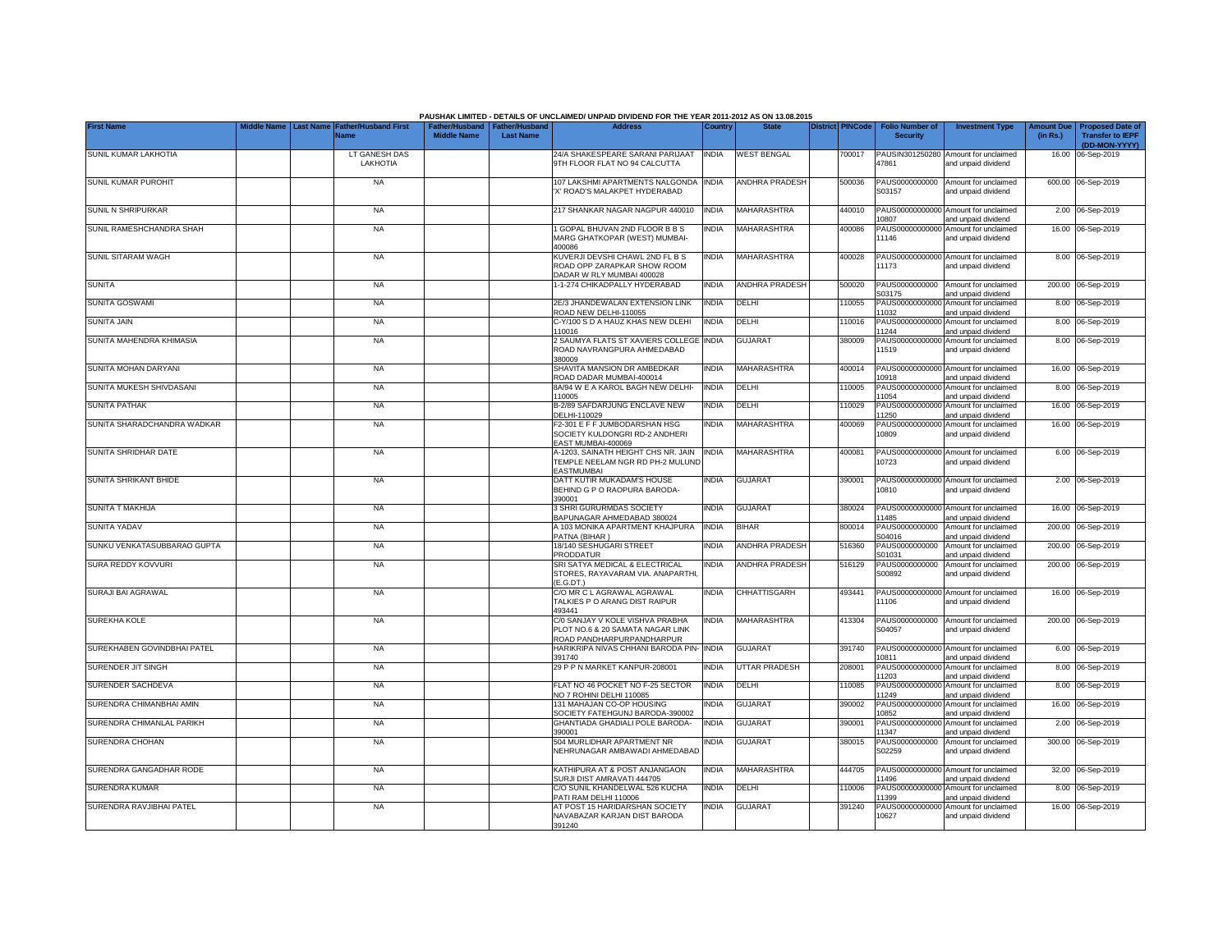PAUSHAK LIMITED - DETAILS OF UNCLAIMED/ UNPAID DIVIDEND FOR THE YEAR 2011-2012 AS ON 13.08.2015

| First Name | Middle Name | Last Name | Father/Husband First Name | Father/Husband Middle Name | Father/Husband Last Name | Address | Country | State | District | PINCode | Folio Number of Security | Investment Type | Amount Due (in Rs.) | Proposed Date of Transfer to IEPF (DD-MON-YYYY) |
|---|---|---|---|---|---|---|---|---|---|---|---|---|---|---|
| SUNIL KUMAR LAKHOTIA | | | LT GANESH DAS LAKHOTIA | | | 24/A SHAKESPEARE SARANI PARIJAAT 9TH FLOOR FLAT NO 94 CALCUTTA | INDIA | WEST BENGAL | | 700017 | PAUSIN301250280 47861 | Amount for unclaimed and unpaid dividend | 16.00 | 06-Sep-2019 |
| SUNIL KUMAR PUROHIT | | | NA | | | 107 LAKSHMI APARTMENTS NALGONDA 'X' ROAD'S MALAKPET HYDERABAD | INDIA | ANDHRA PRADESH | | 500036 | PAUS0000000000 S03157 | Amount for unclaimed and unpaid dividend | 600.00 | 06-Sep-2019 |
| SUNIL N SHRIPURKAR | | | NA | | | 217 SHANKAR NAGAR NAGPUR 440010 | INDIA | MAHARASHTRA | | 440010 | PAUS00000000000 10807 | Amount for unclaimed and unpaid dividend | 2.00 | 06-Sep-2019 |
| SUNIL RAMESHCHANDRA SHAH | | | NA | | | 1 GOPAL BHUVAN 2ND FLOOR B B S MARG GHATKOPAR (WEST) MUMBAI-400086 | INDIA | MAHARASHTRA | | 400086 | PAUS00000000000 11146 | Amount for unclaimed and unpaid dividend | 16.00 | 06-Sep-2019 |
| SUNIL SITARAM WAGH | | | NA | | | KUVERJI DEVSHI CHAWL 2ND FL B S ROAD OPP ZARAPKAR SHOW ROOM DADAR W RLY MUMBAI 400028 | INDIA | MAHARASHTRA | | 400028 | PAUS00000000000 11173 | Amount for unclaimed and unpaid dividend | 8.00 | 06-Sep-2019 |
| SUNITA | | | NA | | | 1-1-274 CHIKADPALLY HYDERABAD | INDIA | ANDHRA PRADESH | | 500020 | PAUS0000000000 S03175 | Amount for unclaimed and unpaid dividend | 200.00 | 06-Sep-2019 |
| SUNITA GOSWAMI | | | NA | | | 2E/3 JHANDEWALAN EXTENSION LINK ROAD NEW DELHI-110055 | INDIA | DELHI | | 110055 | PAUS00000000000 11032 | Amount for unclaimed and unpaid dividend | 8.00 | 06-Sep-2019 |
| SUNITA JAIN | | | NA | | | C-Y/100 S D A HAUZ KHAS NEW DLEHI 110016 | INDIA | DELHI | | 110016 | PAUS00000000000 11244 | Amount for unclaimed and unpaid dividend | 8.00 | 06-Sep-2019 |
| SUNITA MAHENDRA KHIMASIA | | | NA | | | 2 SAUMYA FLATS ST XAVIERS COLLEGE ROAD NAVRANGPURA AHMEDABAD 380009 | INDIA | GUJARAT | | 380009 | PAUS00000000000 11519 | Amount for unclaimed and unpaid dividend | 8.00 | 06-Sep-2019 |
| SUNITA MOHAN DARYANI | | | NA | | | SHAVITA MANSION DR AMBEDKAR ROAD DADAR MUMBAI-400014 | INDIA | MAHARASHTRA | | 400014 | PAUS00000000000 10918 | Amount for unclaimed and unpaid dividend | 16.00 | 06-Sep-2019 |
| SUNITA MUKESH SHIVDASANI | | | NA | | | 8A/94 W E A KAROL BAGH NEW DELHI-110005 | INDIA | DELHI | | 110005 | PAUS00000000000 11054 | Amount for unclaimed and unpaid dividend | 8.00 | 06-Sep-2019 |
| SUNITA PATHAK | | | NA | | | B-2/89 SAFDARJUNG ENCLAVE NEW DELHI-110029 | INDIA | DELHI | | 110029 | PAUS00000000000 11250 | Amount for unclaimed and unpaid dividend | 16.00 | 06-Sep-2019 |
| SUNITA SHARADCHANDRA WADKAR | | | NA | | | F2-301 E F F JUMBODARSHAN HSG SOCIETY KULDONGRI RD-2 ANDHERI EAST MUMBAI-400069 | INDIA | MAHARASHTRA | | 400069 | PAUS00000000000 10809 | Amount for unclaimed and unpaid dividend | 16.00 | 06-Sep-2019 |
| SUNITA SHRIDHAR DATE | | | NA | | | A-1203, SAINATH HEIGHT CHS NR. JAIN TEMPLE NEELAM NGR RD PH-2 MULUND EASTMUMBAI | INDIA | MAHARASHTRA | | 400081 | PAUS00000000000 10723 | Amount for unclaimed and unpaid dividend | 6.00 | 06-Sep-2019 |
| SUNITA SHRIKANT BHIDE | | | NA | | | DATT KUTIR MUKADAM'S HOUSE BEHIND G P O RAOPURA BARODA-390001 | INDIA | GUJARAT | | 390001 | PAUS00000000000 10810 | Amount for unclaimed and unpaid dividend | 2.00 | 06-Sep-2019 |
| SUNITA T MAKHIJA | | | NA | | | 3 SHRI GURURMDAS SOCIETY BAPUNAGAR AHMEDABAD 380024 | INDIA | GUJARAT | | 380024 | PAUS00000000000 11485 | Amount for unclaimed and unpaid dividend | 16.00 | 06-Sep-2019 |
| SUNITA YADAV | | | NA | | | A 103 MONIKA APARTMENT KHAJPURA PATNA (BIHAR ) | INDIA | BIHAR | | 800014 | PAUS0000000000 S04016 | Amount for unclaimed and unpaid dividend | 200.00 | 06-Sep-2019 |
| SUNKU VENKATASUBBARAO GUPTA | | | NA | | | 18/140 SESHUGARI STREET PRODDATUR | INDIA | ANDHRA PRADESH | | 516360 | PAUS0000000000 S01031 | Amount for unclaimed and unpaid dividend | 200.00 | 06-Sep-2019 |
| SURA REDDY KOVVURI | | | NA | | | SRI SATYA MEDICAL & ELECTRICAL STORES, RAYAVARAM VIA. ANAPARTHI, (E.G.DT.) | INDIA | ANDHRA PRADESH | | 516129 | PAUS0000000000 S00892 | Amount for unclaimed and unpaid dividend | 200.00 | 06-Sep-2019 |
| SURAJI BAI AGRAWAL | | | NA | | | C/O MR C L AGRAWAL AGRAWAL TALKIES P O ARANG DIST RAIPUR 493441 | INDIA | CHHATTISGARH | | 493441 | PAUS00000000000 11106 | Amount for unclaimed and unpaid dividend | 16.00 | 06-Sep-2019 |
| SUREKHA KOLE | | | NA | | | C/0 SANJAY V KOLE VISHVA PRABHA PLOT NO.6 & 20 SAMATA NAGAR LINK ROAD PANDHARPURPANDHARPUR | INDIA | MAHARASHTRA | | 413304 | PAUS0000000000 S04057 | Amount for unclaimed and unpaid dividend | 200.00 | 06-Sep-2019 |
| SUREKHABEN GOVINDBHAI PATEL | | | NA | | | HARIKRIPA NIVAS CHHANI BARODA PIN-391740 | INDIA | GUJARAT | | 391740 | PAUS00000000000 10811 | Amount for unclaimed and unpaid dividend | 6.00 | 06-Sep-2019 |
| SURENDER JIT SINGH | | | NA | | | 29 P P N MARKET KANPUR-208001 | INDIA | UTTAR PRADESH | | 208001 | PAUS00000000000 11203 | Amount for unclaimed and unpaid dividend | 8.00 | 06-Sep-2019 |
| SURENDER SACHDEVA | | | NA | | | FLAT NO 46 POCKET NO F-25 SECTOR NO 7 ROHINI DELHI 110085 | INDIA | DELHI | | 110085 | PAUS00000000000 11249 | Amount for unclaimed and unpaid dividend | 8.00 | 06-Sep-2019 |
| SURENDRA CHIMANBHAI AMIN | | | NA | | | 131 MAHAJAN CO-OP HOUSING SOCIETY FATEHGUNJ BARODA-390002 | INDIA | GUJARAT | | 390002 | PAUS00000000000 10852 | Amount for unclaimed and unpaid dividend | 16.00 | 06-Sep-2019 |
| SURENDRA CHIMANLAL PARIKH | | | NA | | | GHANTIADA GHADIALI POLE BARODA-390001 | INDIA | GUJARAT | | 390001 | PAUS00000000000 11347 | Amount for unclaimed and unpaid dividend | 2.00 | 06-Sep-2019 |
| SURENDRA CHOHAN | | | NA | | | 504 MURLIDHAR APARTMENT NR NEHRUNAGAR AMBAWADI AHMEDABAD | INDIA | GUJARAT | | 380015 | PAUS0000000000 S02259 | Amount for unclaimed and unpaid dividend | 300.00 | 06-Sep-2019 |
| SURENDRA GANGADHAR RODE | | | NA | | | KATHIPURA AT & POST ANJANGAON SURJI DIST AMRAVATI 444705 | INDIA | MAHARASHTRA | | 444705 | PAUS00000000000 11496 | Amount for unclaimed and unpaid dividend | 32.00 | 06-Sep-2019 |
| SURENDRA KUMAR | | | NA | | | C/O SUNIL KHANDELWAL 526 KUCHA PATI RAM DELHI 110006 | INDIA | DELHI | | 110006 | PAUS00000000000 11399 | Amount for unclaimed and unpaid dividend | 8.00 | 06-Sep-2019 |
| SURENDRA RAVJIBHAI PATEL | | | NA | | | AT POST 15 HARIDARSHAN SOCIETY NAVABAZAR KARJAN DIST BARODA 391240 | INDIA | GUJARAT | | 391240 | PAUS00000000000 10627 | Amount for unclaimed and unpaid dividend | 16.00 | 06-Sep-2019 |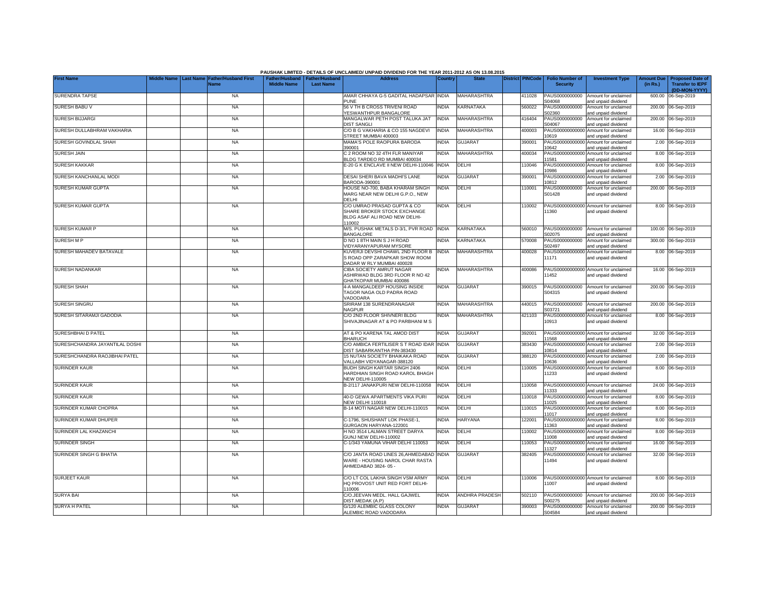**PAUSHAK LIMITED - DETAILS OF UNCLAIMED/ UNPAID DIVIDEND FOR THE YEAR 2011-2012 AS ON 13.08.2015**

| First Name | Middle Name | Last Name | Father/Husband First Name | Father/Husband Middle Name | Father/Husband Last Name | Address | Country | State | District | PINCode | Folio Number of Security | Investment Type | Amount Due (in Rs.) | Proposed Date of Transfer to IEPF (DD-MON-YYYY) |
|---|---|---|---|---|---|---|---|---|---|---|---|---|---|---|
| SURENDRA TAPSE | | | NA | | | AMAR CHHAYA G-5 GADITAL HADAPSAR PUNE | INDIA | MAHARASHTRA | | 411028 | PAUS0000000000S04068 | Amount for unclaimed and unpaid dividend | 600.00 | 06-Sep-2019 |
| SURESH BABU V | | | NA | | | 56 V TH B CROSS TRIVENI ROAD YESWANTHPUR BANGALORE | INDIA | KARNATAKA | | 560022 | PAUS0000000000S02360 | Amount for unclaimed and unpaid dividend | 200.00 | 06-Sep-2019 |
| SURESH BIJJARGI | | | NA | | | MANGALWAR PETH POST TALUKA JAT DIST SANGLI | INDIA | MAHARASHTRA | | 416404 | PAUS0000000000S04067 | Amount for unclaimed and unpaid dividend | 200.00 | 06-Sep-2019 |
| SURESH DULLABHRAM VAKHARIA | | | NA | | | C/O B G VAKHARIA & CO 155 NAGDEVI STREET MUMBAI 400003 | INDIA | MAHARASHTRA | | 400003 | PAUS0000000000010619 | Amount for unclaimed and unpaid dividend | 16.00 | 06-Sep-2019 |
| SURESH GOVINDLAL SHAH | | | NA | | | MAMA'S POLE RAOPURA BARODA 390001 | INDIA | GUJARAT | | 390001 | PAUS0000000000010642 | Amount for unclaimed and unpaid dividend | 2.00 | 06-Sep-2019 |
| SURESH JAIN | | | NA | | | C 2 ROOM NO 32 4TH FLR MANIYAR BLDG TARDEO RD MUMBAI 400034 | INDIA | MAHARASHTRA | | 400034 | PAUS0000000000011581 | Amount for unclaimed and unpaid dividend | 8.00 | 06-Sep-2019 |
| SURESH KAKKAR | | | NA | | | E-20 G K ENCLAVE II NEW DELHI-110046 | INDIA | DELHI | | 110046 | PAUS0000000000010986 | Amount for unclaimed and unpaid dividend | 8.00 | 06-Sep-2019 |
| SURESH KANCHANLAL MODI | | | NA | | | DESAI SHERI BAVA MADHI'S LANE BARODA-390001 | INDIA | GUJARAT | | 390001 | PAUS0000000000010812 | Amount for unclaimed and unpaid dividend | 2.00 | 06-Sep-2019 |
| SURESH KUMAR GUPTA | | | NA | | | HOUSE NO-700, BABA KHARAM SINGH MARG NEAR NEW DELHI G.P.O., NEW DELHI | INDIA | DELHI | | 110001 | PAUS0000000000S01428 | Amount for unclaimed and unpaid dividend | 200.00 | 06-Sep-2019 |
| SURESH KUMAR GUPTA | | | NA | | | C/O UMRAO PRASAD GUPTA & CO SHARE BROKER STOCK EXCHANGE BLDG ASAF ALI ROAD NEW DELHI-110002 | INDIA | DELHI | | 110002 | PAUS0000000000011360 | Amount for unclaimed and unpaid dividend | 8.00 | 06-Sep-2019 |
| SURESH KUMAR P | | | NA | | | M/S. PUSHAK METALS D-3/1, PVR ROAD BANGALORE | INDIA | KARNATAKA | | 560010 | PAUS0000000000S02075 | Amount for unclaimed and unpaid dividend | 100.00 | 06-Sep-2019 |
| SURESH M P | | | NA | | | D NO 1 8TH MAIN S J H ROAD VIDYARANYAPURAM MYSORE | INDIA | KARNATAKA | | 570008 | PAUS0000000000S02497 | Amount for unclaimed and unpaid dividend | 300.00 | 06-Sep-2019 |
| SURESH MAHADEV BATAVALE | | | NA | | | KUVERJI DEVSHI CHAWL 2ND FLOOR B S ROAD OPP ZARAPKAR SHOW ROOM DADAR W RLY MUMBAI 400028 | INDIA | MAHARASHTRA | | 400028 | PAUS0000000000011171 | Amount for unclaimed and unpaid dividend | 8.00 | 06-Sep-2019 |
| SURESH NADANKAR | | | NA | | | CIBA SOCIETY AMRUT NAGAR ASHIRWAD BLDG 3RD FLOOR R NO 42 GHATKOPAR MUMBAI 400086 | INDIA | MAHARASHTRA | | 400086 | PAUS0000000000011452 | Amount for unclaimed and unpaid dividend | 16.00 | 06-Sep-2019 |
| SURESH SHAH | | | NA | | | 4-A MANGALDEEP HOUSING INSIDE TAGOR NAGA OLD PADRA ROAD VADODARA | INDIA | GUJARAT | | 390015 | PAUS0000000000S04315 | Amount for unclaimed and unpaid dividend | 200.00 | 06-Sep-2019 |
| SURESH SINGRU | | | NA | | | SRIRAM 138 SURENDRANAGAR NAGPUR | INDIA | MAHARASHTRA | | 440015 | PAUS0000000000S03721 | Amount for unclaimed and unpaid dividend | 200.00 | 06-Sep-2019 |
| SURESH SITARAMJI GADODIA | | | NA | | | C/O 2ND FLOOR SHIVNERI BLDG SHIVAJINAGAR AT & PO PARBHANI M S | INDIA | MAHARASHTRA | | 421103 | PAUS0000000000010913 | Amount for unclaimed and unpaid dividend | 8.00 | 06-Sep-2019 |
| SURESHBHAI D PATEL | | | NA | | | AT & PO KARENA TAL AMOD DIST BHARUCH | INDIA | GUJARAT | | 392001 | PAUS0000000000011568 | Amount for unclaimed and unpaid dividend | 32.00 | 06-Sep-2019 |
| SURESHCHANDRA JAYANTILAL DOSHI | | | NA | | | C/O AMBICA FERTILISER S T ROAD IDAR DIST SABARKANTHA PIN-383430 | INDIA | GUJARAT | | 383430 | PAUS0000000000010814 | Amount for unclaimed and unpaid dividend | 2.00 | 06-Sep-2019 |
| SURESHCHANDRA RAOJIBHAI PATEL | | | NA | | | 15 NUTAN SOCIETY BHAIKAKA ROAD VALLABH VIDYANAGAR-388120 | INDIA | GUJARAT | | 388120 | PAUS0000000000010636 | Amount for unclaimed and unpaid dividend | 2.00 | 06-Sep-2019 |
| SURINDER KAUR | | | NA | | | BUDH SINGH KARTAR SINGH 2406 HARDHIAN SINGH ROAD KAROL BHAGH NEW DELHI-110005 | INDIA | DELHI | | 110005 | PAUS0000000000011233 | Amount for unclaimed and unpaid dividend | 8.00 | 06-Sep-2019 |
| SURINDER KAUR | | | NA | | | B-2/117 JANAKPURI NEW DELHI-110058 | INDIA | DELHI | | 110058 | PAUS0000000000011333 | Amount for unclaimed and unpaid dividend | 24.00 | 06-Sep-2019 |
| SURINDER KAUR | | | NA | | | 40-D GEWA APARTMENTS VIKA PURI NEW DELHI 110018 | INDIA | DELHI | | 110018 | PAUS0000000000011025 | Amount for unclaimed and unpaid dividend | 8.00 | 06-Sep-2019 |
| SURINDER KUMAR CHOPRA | | | NA | | | B-14 MOTI NAGAR NEW DELHI-110015 | INDIA | DELHI | | 110015 | PAUS0000000000011017 | Amount for unclaimed and unpaid dividend | 8.00 | 06-Sep-2019 |
| SURINDER KUMAR DHUPER | | | NA | | | C-1796, SHUSHANT LOK PHASE-1, GURGAON HARYANA-122001 | INDIA | HARYANA | | 122001 | PAUS0000000000011363 | Amount for unclaimed and unpaid dividend | 8.00 | 06-Sep-2019 |
| SURINDER LAL KHAZANCHI | | | NA | | | H NO 3514 LALMAN STREET DARYA GUNJ NEW DELHI-110002 | INDIA | DELHI | | 110002 | PAUS0000000000011008 | Amount for unclaimed and unpaid dividend | 8.00 | 06-Sep-2019 |
| SURINDER SINGH | | | NA | | | C-1/343 YAMUNA VIHAR DELHI 110053 | INDIA | DELHI | | 110053 | PAUS0000000000011327 | Amount for unclaimed and unpaid dividend | 16.00 | 06-Sep-2019 |
| SURINDER SINGH G BHATIA | | | NA | | | C/O JANTA ROAD LINES 26,AHMEDABAD WARE - HOUSING NAROL CHAR RASTA AHMEDABAD 3824- 05 - | INDIA | GUJARAT | | 382405 | PAUS0000000000011494 | Amount for unclaimed and unpaid dividend | 32.00 | 06-Sep-2019 |
| SURJEET KAUR | | | NA | | | C/O LT COL LAKHA SINGH VSM ARMY HQ PROVOST UNIT RED FORT DELHI-110006 | INDIA | DELHI | | 110006 | PAUS0000000000011007 | Amount for unclaimed and unpaid dividend | 8.00 | 06-Sep-2019 |
| SURYA BAI | | | NA | | | C/O.JEEVAN MEDL. HALL GAJWEL DIST.MEDAK (A.P) | INDIA | ANDHRA PRADESH | | 502110 | PAUS0000000000S00275 | Amount for unclaimed and unpaid dividend | 200.00 | 06-Sep-2019 |
| SURYA H PATEL | | | NA | | | G/120 ALEMBIC GLASS COLONY ALEMBIC ROAD VADODARA | INDIA | GUJARAT | | 390003 | PAUS0000000000S04584 | Amount for unclaimed and unpaid dividend | 200.00 | 06-Sep-2019 |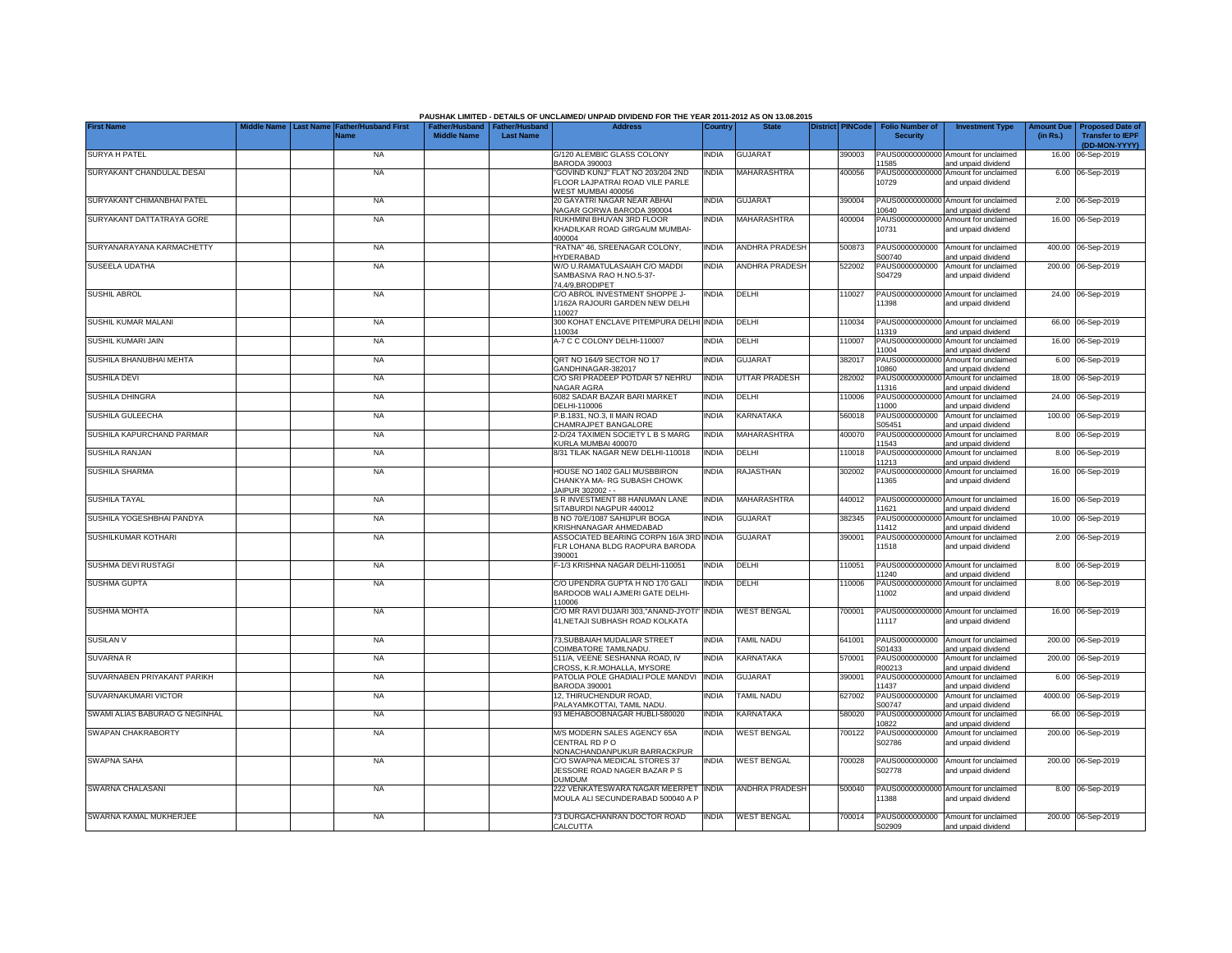PAUSHAK LIMITED - DETAILS OF UNCLAIMED/ UNPAID DIVIDEND FOR THE YEAR 2011-2012 AS ON 13.08.2015

| First Name | Middle Name | Last Name | Father/Husband First Name | Father/Husband Middle Name | Father/Husband Last Name | Address | Country | State | District | PINCode | Folio Number of Security | Investment Type | Amount Due (in Rs.) | Proposed Date of Transfer to IEPF (DD-MON-YYYY) |
|---|---|---|---|---|---|---|---|---|---|---|---|---|---|---|
| SURYA H PATEL | | | NA | | | G/120 ALEMBIC GLASS COLONY BARODA 390003 | INDIA | GUJARAT | | 390003 | PAUS00000000000 11585 | Amount for unclaimed and unpaid dividend | 16.00 | 06-Sep-2019 |
| SURYAKANT CHANDULAL DESAI | | | NA | | | "GOVIND KUNJ" FLAT NO 203/204 2ND FLOOR LAJPATRAI ROAD VILE PARLE WEST MUMBAI 400056 | INDIA | MAHARASHTRA | | 400056 | PAUS00000000000 10729 | Amount for unclaimed and unpaid dividend | 6.00 | 06-Sep-2019 |
| SURYAKANT CHIMANBHAI PATEL | | | NA | | | 20 GAYATRI NAGAR NEAR ABHAI NAGAR GORWA BARODA 390004 | INDIA | GUJARAT | | 390004 | PAUS00000000000 10640 | Amount for unclaimed and unpaid dividend | 2.00 | 06-Sep-2019 |
| SURYAKANT DATTATRAYA GORE | | | NA | | | RUKHMINI BHUVAN 3RD FLOOR KHADILKAR ROAD GIRGAUM MUMBAI-400004 | INDIA | MAHARASHTRA | | 400004 | PAUS00000000000 10731 | Amount for unclaimed and unpaid dividend | 16.00 | 06-Sep-2019 |
| SURYANARAYANA KARMACHETTY | | | NA | | | "RATNA" 46, SREENAGAR COLONY, HYDERABAD | INDIA | ANDHRA PRADESH | | 500873 | PAUS0000000000 S00740 | Amount for unclaimed and unpaid dividend | 400.00 | 06-Sep-2019 |
| SUSEELA UDATHA | | | NA | | | W/O U.RAMATULASAIAH C/O MADDI SAMBASIVA RAO H.NO.5-37-74,4/9,BRODIPET | INDIA | ANDHRA PRADESH | | 522002 | PAUS0000000000 S04729 | Amount for unclaimed and unpaid dividend | 200.00 | 06-Sep-2019 |
| SUSHIL ABROL | | | NA | | | C/O ABROL INVESTMENT SHOPPE J-1/162A RAJOURI GARDEN NEW DELHI 110027 | INDIA | DELHI | | 110027 | PAUS00000000000 11398 | Amount for unclaimed and unpaid dividend | 24.00 | 06-Sep-2019 |
| SUSHIL KUMAR MALANI | | | NA | | | 300 KOHAT ENCLAVE PITEMPURA DELHI 110034 | INDIA | DELHI | | 110034 | PAUS00000000000 11319 | Amount for unclaimed and unpaid dividend | 66.00 | 06-Sep-2019 |
| SUSHIL KUMARI JAIN | | | NA | | | A-7 C C COLONY DELHI-110007 | INDIA | DELHI | | 110007 | PAUS00000000000 11004 | Amount for unclaimed and unpaid dividend | 16.00 | 06-Sep-2019 |
| SUSHILA BHANUBHAI MEHTA | | | NA | | | QRT NO 164/9 SECTOR NO 17 GANDHINAGAR-382017 | INDIA | GUJARAT | | 382017 | PAUS00000000000 10860 | Amount for unclaimed and unpaid dividend | 6.00 | 06-Sep-2019 |
| SUSHILA DEVI | | | NA | | | C/O SRI PRADEEP POTDAR 57 NEHRU NAGAR AGRA | INDIA | UTTAR PRADESH | | 282002 | PAUS00000000000 11316 | Amount for unclaimed and unpaid dividend | 18.00 | 06-Sep-2019 |
| SUSHILA DHINGRA | | | NA | | | 6082 SADAR BAZAR BARI MARKET DELHI-110006 | INDIA | DELHI | | 110006 | PAUS00000000000 11000 | Amount for unclaimed and unpaid dividend | 24.00 | 06-Sep-2019 |
| SUSHILA GULEECHA | | | NA | | | P.B.1831, NO.3, II MAIN ROAD CHAMRAJPET BANGALORE | INDIA | KARNATAKA | | 560018 | PAUS0000000000 S05451 | Amount for unclaimed and unpaid dividend | 100.00 | 06-Sep-2019 |
| SUSHILA KAPURCHAND PARMAR | | | NA | | | 2-D/24 TAXIMEN SOCIETY L B S MARG KURLA MUMBAI 400070 | INDIA | MAHARASHTRA | | 400070 | PAUS00000000000 11543 | Amount for unclaimed and unpaid dividend | 8.00 | 06-Sep-2019 |
| SUSHILA RANJAN | | | NA | | | 8/31 TILAK NAGAR NEW DELHI-110018 | INDIA | DELHI | | 110018 | PAUS00000000000 11213 | Amount for unclaimed and unpaid dividend | 8.00 | 06-Sep-2019 |
| SUSHILA SHARMA | | | NA | | | HOUSE NO 1402 GALI MUSBBIRON CHANKYA MA- RG SUBASH CHOWK JAIPUR 302002 - - | INDIA | RAJASTHAN | | 302002 | PAUS00000000000 11365 | Amount for unclaimed and unpaid dividend | 16.00 | 06-Sep-2019 |
| SUSHILA TAYAL | | | NA | | | S R INVESTMENT 88 HANUMAN LANE SITABURDI NAGPUR 440012 | INDIA | MAHARASHTRA | | 440012 | PAUS00000000000 11621 | Amount for unclaimed and unpaid dividend | 16.00 | 06-Sep-2019 |
| SUSHILA YOGESHBHAI PANDYA | | | NA | | | B NO 70/E/1087 SAHIJPUR BOGA KRISHNANAGAR AHMEDABAD | INDIA | GUJARAT | | 382345 | PAUS00000000000 11412 | Amount for unclaimed and unpaid dividend | 10.00 | 06-Sep-2019 |
| SUSHILKUMAR KOTHARI | | | NA | | | ASSOCIATED BEARING CORPN 16/A 3RD FLR LOHANA BLDG RAOPURA BARODA 390001 | INDIA | GUJARAT | | 390001 | PAUS00000000000 11518 | Amount for unclaimed and unpaid dividend | 2.00 | 06-Sep-2019 |
| SUSHMA DEVI RUSTAGI | | | NA | | | F-1/3 KRISHNA NAGAR DELHI-110051 | INDIA | DELHI | | 110051 | PAUS00000000000 11240 | Amount for unclaimed and unpaid dividend | 8.00 | 06-Sep-2019 |
| SUSHMA GUPTA | | | NA | | | C/O UPENDRA GUPTA H NO 170 GALI BARDOOB WALI AJMERI GATE DELHI-110006 | INDIA | DELHI | | 110006 | PAUS00000000000 11002 | Amount for unclaimed and unpaid dividend | 8.00 | 06-Sep-2019 |
| SUSHMA MOHTA | | | NA | | | C/O MR RAVI DUJARI 303,"ANAND-JYOTI" 41,NETAJI SUBHASH ROAD KOLKATA | INDIA | WEST BENGAL | | 700001 | PAUS00000000000 11117 | Amount for unclaimed and unpaid dividend | 16.00 | 06-Sep-2019 |
| SUSILAN V | | | NA | | | 73,SUBBAIAH MUDALIAR STREET COIMBATORE TAMILNADU. | INDIA | TAMIL NADU | | 641001 | PAUS0000000000 S01433 | Amount for unclaimed and unpaid dividend | 200.00 | 06-Sep-2019 |
| SUVARNA R | | | NA | | | 511/A, VEENE SESHANNA ROAD, IV CROSS, K.R.MOHALLA, MYSORE | INDIA | KARNATAKA | | 570001 | PAUS0000000000 R00213 | Amount for unclaimed and unpaid dividend | 200.00 | 06-Sep-2019 |
| SUVARNABEN PRIYAKANT PARIKH | | | NA | | | PATOLIA POLE GHADIALI POLE MANDVI BARODA 390001 | INDIA | GUJARAT | | 390001 | PAUS00000000000 11437 | Amount for unclaimed and unpaid dividend | 6.00 | 06-Sep-2019 |
| SUVARNAKUMARI VICTOR | | | NA | | | 12, THIRUCHENDUR ROAD, PALAYAMKOTTAI, TAMIL NADU. | INDIA | TAMIL NADU | | 627002 | PAUS0000000000 S00747 | Amount for unclaimed and unpaid dividend | 4000.00 | 06-Sep-2019 |
| SWAMI ALIAS BABURAO G NEGINHAL | | | NA | | | 93 MEHABOOBNAGAR HUBLI-580020 | INDIA | KARNATAKA | | 580020 | PAUS00000000000 10822 | Amount for unclaimed and unpaid dividend | 66.00 | 06-Sep-2019 |
| SWAPAN CHAKRABORTY | | | NA | | | M/S MODERN SALES AGENCY 65A CENTRAL RD P O NONACHANDANPUKUR BARRACKPUR | INDIA | WEST BENGAL | | 700122 | PAUS0000000000 S02786 | Amount for unclaimed and unpaid dividend | 200.00 | 06-Sep-2019 |
| SWAPNA SAHA | | | NA | | | C/O SWAPNA MEDICAL STORES 37 JESSORE ROAD NAGER BAZAR P S DUMDUM | INDIA | WEST BENGAL | | 700028 | PAUS0000000000 S02778 | Amount for unclaimed and unpaid dividend | 200.00 | 06-Sep-2019 |
| SWARNA CHALASANI | | | NA | | | 222 VENKATESWARA NAGAR MEERPET MOULA ALI SECUNDERABAD 500040 A P | INDIA | ANDHRA PRADESH | | 500040 | PAUS00000000000 11388 | Amount for unclaimed and unpaid dividend | 8.00 | 06-Sep-2019 |
| SWARNA KAMAL MUKHERJEE | | | NA | | | 73 DURGACHANRAN DOCTOR ROAD CALCUTTA | INDIA | WEST BENGAL | | 700014 | PAUS0000000000 S02909 | Amount for unclaimed and unpaid dividend | 200.00 | 06-Sep-2019 |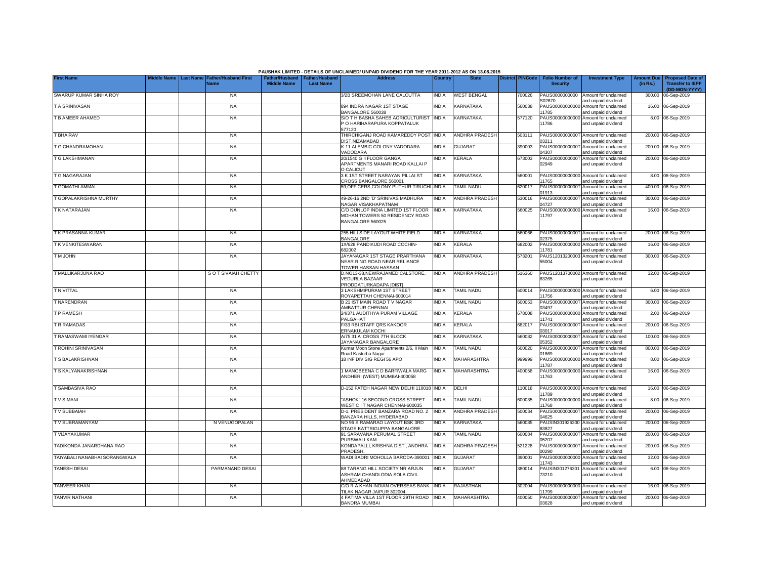PAUSHAK LIMITED - DETAILS OF UNCLAIMED/ UNPAID DIVIDEND FOR THE YEAR 2011-2012 AS ON 13.08.2015

| First Name | Middle Name | Last Name | Father/Husband First Name | Father/Husband Middle Name | Father/Husband Last Name | Address | Country | State | District | PINCode | Folio Number of Security | Investment Type | Amount Due (in Rs.) | Proposed Date of Transfer to IEPF (DD-MON-YYYY) |
|---|---|---|---|---|---|---|---|---|---|---|---|---|---|---|
| SWARUP KUMAR SINHA ROY | | | NA | | | 3/2B SREEMOHAN LANE CALCUTTA | INDIA | WEST BENGAL | | 700026 | PAUS0000000000S02670 | Amount for unclaimed and unpaid dividend | 300.00 | 06-Sep-2019 |
| T A SRINIVASAN | | | NA | | | 894 INDRA NAGAR 1ST STAGE BANGALORE 560038 | INDIA | KARNATAKA | | 560038 | PAUS00000000000 11785 | Amount for unclaimed and unpaid dividend | 16.00 | 06-Sep-2019 |
| T B AMEER AHAMED | | | NA | | | S/O T H BASHA SAHEB AGRICULTURIST P O HARIHARAPURA KOPPATALUK 577120 | INDIA | KARNATAKA | | 577120 | PAUS00000000000 11786 | Amount for unclaimed and unpaid dividend | 8.00 | 06-Sep-2019 |
| T BHAIRAV | | | NA | | | THIRCHIGANJ ROAD KAMAREDDY POST DIST.NIZAMABAD | INDIA | ANDHRA PRADESH | | 503111 | PAUS0000000000T03211 | Amount for unclaimed and unpaid dividend | 200.00 | 06-Sep-2019 |
| T G CHANDRAMOHAN | | | NA | | | K-11 ALEMBIC COLONY VADODARA VADODARA | INDIA | GUJARAT | | 390003 | PAUS0000000000T04307 | Amount for unclaimed and unpaid dividend | 200.00 | 06-Sep-2019 |
| T G LAKSHMANAN | | | NA | | | 20/1540 G II FLOOR GANGA APARTMENTS MANARI ROAD KALLAI P O CALICUT | INDIA | KERALA | | 673003 | PAUS0000000000T02949 | Amount for unclaimed and unpaid dividend | 200.00 | 06-Sep-2019 |
| T G NAGARAJAN | | | NA | | | 3 K 1ST STREET NARAYAN PILLAI ST CROSS BANGALORE 560001 | INDIA | KARNATAKA | | 560001 | PAUS00000000000 11765 | Amount for unclaimed and unpaid dividend | 8.00 | 06-Sep-2019 |
| T GOMATHI AMMAL | | | NA | | | 59,OFFICERS COLONY PUTHUR TIRUCHI | INDIA | TAMIL NADU | | 620017 | PAUS0000000000T01913 | Amount for unclaimed and unpaid dividend | 400.00 | 06-Sep-2019 |
| T GOPALAKRISHNA MURTHY | | | NA | | | 49-26-16 2ND 'D' SRINIVAS MADHURA NAGAR VISAKHAPATNAM | INDIA | ANDHRA PRADESH | | 530016 | PAUS0000000000T04727 | Amount for unclaimed and unpaid dividend | 300.00 | 06-Sep-2019 |
| T K NATARAJAN | | | NA | | | C/O DUNLOP INDIA LIMITED 1ST FLOOR MOHAN TOWERS 50 RESIDENCY ROAD BANGALORE 560025 | INDIA | KARNATAKA | | 560025 | PAUS00000000000 11797 | Amount for unclaimed and unpaid dividend | 16.00 | 06-Sep-2019 |
| T K PRASANNA KUMAR | | | NA | | | 255 HILLSIDE LAYOUT WHITE FIELD BANGALORE | INDIA | KARNATAKA | | 560066 | PAUS0000000000T02375 | Amount for unclaimed and unpaid dividend | 200.00 | 06-Sep-2019 |
| T K VENKITESWARAN | | | NA | | | 1X/628 PANDIKUDI ROAD COCHIN-682002 | INDIA | KERALA | | 682002 | PAUS00000000000 11781 | Amount for unclaimed and unpaid dividend | 16.00 | 06-Sep-2019 |
| T M JOHN | | | NA | | | JAYANAGAR 1ST STAGE PRARTHANA NEAR RING ROAD NEAR RELIANCE TOWER HASSAN HASSAN | INDIA | KARNATAKA | | 573201 | PAUS12013200003 55004 | Amount for unclaimed and unpaid dividend | 300.00 | 06-Sep-2019 |
| T MALLIKARJUNA RAO | | | S O T SIVAIAH CHETTY | | | D.NO13-38,NEWRAJAMEDICALSTORE, VEDURLA BAZAAR PRODDATURKADAPA [DIST] | INDIA | ANDHRA PRADESH | | 516360 | PAUS12013700002 63265 | Amount for unclaimed and unpaid dividend | 32.00 | 06-Sep-2019 |
| T N VITTAL | | | NA | | | 3 LAKSHMIPURAM 1ST STREET ROYAPETTAH CHENNAI-600014 | INDIA | TAMIL NADU | | 600014 | PAUS00000000000 11756 | Amount for unclaimed and unpaid dividend | 6.00 | 06-Sep-2019 |
| T NARENDRAN | | | NA | | | B 21 IST MAIN ROAD T V NAGAR AMBATTUR CHENNAI | INDIA | TAMIL NADU | | 600053 | PAUS0000000000T03497 | Amount for unclaimed and unpaid dividend | 300.00 | 06-Sep-2019 |
| T P RAMESH | | | NA | | | 24/371 AUDITHYA PURAM VILLAGE PALGAHAT | INDIA | KERALA | | 678008 | PAUS00000000000 11741 | Amount for unclaimed and unpaid dividend | 2.00 | 06-Sep-2019 |
| T R RAMADAS | | | NA | | | F/33 RBI STAFF QRS KAKOOR ERNAKULAM KOCHI | INDIA | KERALA | | 682017 | PAUS0000000000T03017 | Amount for unclaimed and unpaid dividend | 200.00 | 06-Sep-2019 |
| T RAMASWAMI IYENGAR | | | NA | | | A/75 31'A' CROSS 7TH BLOCK JAYANAGAR BANGALORE | INDIA | KARNATAKA | | 560082 | PAUS0000000000T05352 | Amount for unclaimed and unpaid dividend | 100.00 | 06-Sep-2019 |
| T ROHINI SRINIVASAN | | | NA | | | Kumar Moon Stone Apartments 2/6, II Main Road Kasturba Nagar | INDIA | TAMIL NADU | | 600020 | PAUS0000000000T01869 | Amount for unclaimed and unpaid dividend | 800.00 | 06-Sep-2019 |
| T S BALAKRISHNAN | | | NA | | | 18 INF DIV SIG REGI 56 APO | INDIA | MAHARASHTRA | | 999999 | PAUS00000000000 11787 | Amount for unclaimed and unpaid dividend | 8.00 | 06-Sep-2019 |
| T S KALYANAKRISHNAN | | | NA | | | 1 MANOBEENA C D BARFIWALA MARG ANDHERI (WEST) MUMBAI-400058 | INDIA | MAHARASHTRA | | 400058 | PAUS00000000000 11763 | Amount for unclaimed and unpaid dividend | 16.00 | 06-Sep-2019 |
| T SAMBASIVA RAO | | | NA | | | D-152 FATEH NAGAR NEW DELHI 110018 | INDIA | DELHI | | 110018 | PAUS00000000000 11789 | Amount for unclaimed and unpaid dividend | 16.00 | 06-Sep-2019 |
| T V S MANI | | | NA | | | "ASHOK" 16 SECOND CROSS STREET WEST C I T NAGAR CHENNAI-600035 | INDIA | TAMIL NADU | | 600035 | PAUS00000000000 11768 | Amount for unclaimed and unpaid dividend | 8.00 | 06-Sep-2019 |
| T V SUBBAIAH | | | NA | | | D-1, PRESIDENT BANZARA ROAD NO. 2 BANZARA HILLS, HYDERABAD | INDIA | ANDHRA PRADESH | | 500034 | PAUS0000000000T04625 | Amount for unclaimed and unpaid dividend | 200.00 | 06-Sep-2019 |
| T V SUBRAMANYAM | | | N VENUGOPALAN | | | NO 96 S RAMARAO LAYOUT BSK 3RD STAGE KATTRIGUPPA BANGALORE | INDIA | KARNATAKA | | 560085 | PAUSIN301926300 63827 | Amount for unclaimed and unpaid dividend | 200.00 | 06-Sep-2019 |
| T VIJAYAKUMAR | | | NA | | | 91 SARAVANA PERUMAL STREET PURSWALLKAM | INDIA | TAMIL NADU | | 600084 | PAUS0000000000T05207 | Amount for unclaimed and unpaid dividend | 200.00 | 06-Sep-2019 |
| TADIKONDA JANARDHANA RAO | | | NA | | | KONDAPALLI, KRISHNA DIST., ANDHRA PRADESH. | INDIA | ANDHRA PRADESH | | 521228 | PAUS0000000000T00290 | Amount for unclaimed and unpaid dividend | 200.00 | 06-Sep-2019 |
| TAIYABALI NANABHAI SORANGWALA | | | NA | | | WADI BADRI MOHOLLA BARODA-390001 | INDIA | GUJARAT | | 390001 | PAUS00000000000 11743 | Amount for unclaimed and unpaid dividend | 32.00 | 06-Sep-2019 |
| TANESH DESAI | | | PARMANAND DESAI | | | 88 TARANG HILL SOCIETY NR ARJUN ASHRAM CHANDLODIA SOLA CIVIL AHMEDABAD | INDIA | GUJARAT | | 380014 | PAUSIN301276301 73210 | Amount for unclaimed and unpaid dividend | 6.00 | 06-Sep-2019 |
| TANVEER KHAN | | | NA | | | C/O R A KHAN INDIAN OVERSEAS BANK TILAK NAGAR JAIPUR 302004 | INDIA | RAJASTHAN | | 302004 | PAUS00000000000 11799 | Amount for unclaimed and unpaid dividend | 16.00 | 06-Sep-2019 |
| TANVIR NATHANI | | | NA | | | 4 FATIMA VILLA 1ST FLOOR 29TH ROAD BANDRA MUMBAI | INDIA | MAHARASHTRA | | 400050 | PAUS0000000000T03628 | Amount for unclaimed and unpaid dividend | 200.00 | 06-Sep-2019 |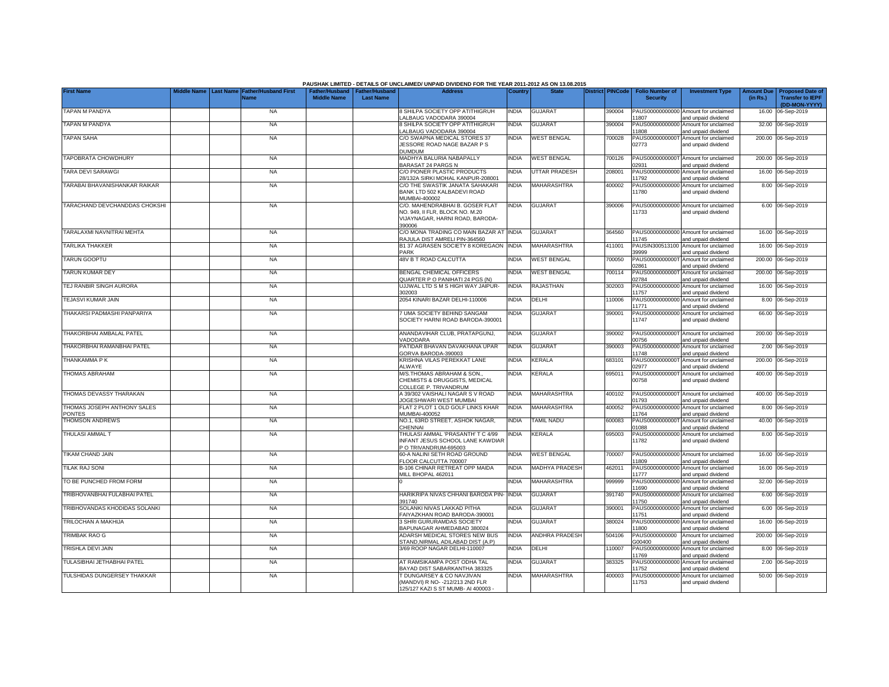**PAUSHAK LIMITED - DETAILS OF UNCLAIMED/ UNPAID DIVIDEND FOR THE YEAR 2011-2012 AS ON 13.08.2015**

| First Name | Middle Name | Last Name | Father/Husband First Name | Father/Husband Middle Name | Father/Husband Last Name | Address | Country | State | District | PINCode | Folio Number of Security | Investment Type | Amount Due (in Rs.) | Proposed Date of Transfer to IEPF (DD-MON-YYYY) |
|---|---|---|---|---|---|---|---|---|---|---|---|---|---|---|
| TAPAN M PANDYA | | | NA | | | 8 SHILPA SOCIETY OPP ATITHIGRUH LALBAUG VADODARA 390004 | INDIA | GUJARAT | | 390004 | PAUS00000000000 11807 | Amount for unclaimed and unpaid dividend | 16.00 | 06-Sep-2019 |
| TAPAN M PANDYA | | | NA | | | 8 SHILPA SOCIETY OPP ATITHIGRUH LALBAUG VADODARA 390004 | INDIA | GUJARAT | | 390004 | PAUS00000000000 11808 | Amount for unclaimed and unpaid dividend | 32.00 | 06-Sep-2019 |
| TAPAN SAHA | | | NA | | | C/O SWAPNA MEDICAL STORES 37 JESSORE ROAD NAGE BAZAR P S DUMDUM | INDIA | WEST BENGAL | | 700028 | PAUS0000000000T 02773 | Amount for unclaimed and unpaid dividend | 200.00 | 06-Sep-2019 |
| TAPOBRATA CHOWDHURY | | | NA | | | MADHYA BALURIA NABAPALLY BARASAT 24 PARGS N | INDIA | WEST BENGAL | | 700126 | PAUS0000000000T 02931 | Amount for unclaimed and unpaid dividend | 200.00 | 06-Sep-2019 |
| TARA DEVI SARAWGI | | | NA | | | C/O PIONER PLASTIC PRODUCTS 28/132A SIRKI MOHAL KANPUR-208001 | INDIA | UTTAR PRADESH | | 208001 | PAUS00000000000 11792 | Amount for unclaimed and unpaid dividend | 16.00 | 06-Sep-2019 |
| TARABAI BHAVANISHANKAR RAIKAR | | | NA | | | C/O THE SWASTIK JANATA SAHAKARI BANK LTD 502 KALBADEVI ROAD MUMBAI-400002 | INDIA | MAHARASHTRA | | 400002 | PAUS00000000000 11780 | Amount for unclaimed and unpaid dividend | 8.00 | 06-Sep-2019 |
| TARACHAND DEVCHANDDAS CHOKSHI | | | NA | | | C/O. MAHENDRABHAI B. GOSER FLAT NO. 949, II FLR, BLOCK NO. M.20 VIJAYNAGAR, HARNI ROAD, BARODA-390006 | INDIA | GUJARAT | | 390006 | PAUS00000000000 11733 | Amount for unclaimed and unpaid dividend | 6.00 | 06-Sep-2019 |
| TARALAXMI NAVNITRAI MEHTA | | | NA | | | C/O MONA TRADING CO MAIN BAZAR AT RAJULA DIST AMRELI PIN-364560 | INDIA | GUJARAT | | 364560 | PAUS00000000000 11745 | Amount for unclaimed and unpaid dividend | 16.00 | 06-Sep-2019 |
| TARLIKA THAKKER | | | NA | | | B1 37 AGRASEN SOCIETY 8 KOREGAON PARK | INDIA | MAHARASHTRA | | 411001 | PAUSIN300513100 39999 | Amount for unclaimed and unpaid dividend | 16.00 | 06-Sep-2019 |
| TARUN GOOPTU | | | NA | | | 48V B T ROAD CALCUTTA | INDIA | WEST BENGAL | | 700050 | PAUS0000000000T 02861 | Amount for unclaimed and unpaid dividend | 200.00 | 06-Sep-2019 |
| TARUN KUMAR DEY | | | NA | | | BENGAL CHEMICAL OFFICERS QUARTER P O PANIHATI 24 PGS (N) | INDIA | WEST BENGAL | | 700114 | PAUS0000000000T 02784 | Amount for unclaimed and unpaid dividend | 200.00 | 06-Sep-2019 |
| TEJ RANBIR SINGH AURORA | | | NA | | | UJJWAL LTD S M S HIGH WAY JAIPUR-302003 | INDIA | RAJASTHAN | | 302003 | PAUS00000000000 11757 | Amount for unclaimed and unpaid dividend | 16.00 | 06-Sep-2019 |
| TEJASVI KUMAR JAIN | | | NA | | | 2054 KINARI BAZAR DELHI-110006 | INDIA | DELHI | | 110006 | PAUS00000000000 11771 | Amount for unclaimed and unpaid dividend | 8.00 | 06-Sep-2019 |
| THAKARSI PADMASHI PANPARIYA | | | NA | | | 7 UMA SOCIETY BEHIND SANGAM SOCIETY HARNI ROAD BARODA-390001 | INDIA | GUJARAT | | 390001 | PAUS00000000000 11747 | Amount for unclaimed and unpaid dividend | 66.00 | 06-Sep-2019 |
| THAKORBHAI AMBALAL PATEL | | | NA | | | ANANDAVIHAR CLUB, PRATAPGUNJ, VADODARA | INDIA | GUJARAT | | 390002 | PAUS0000000000T 00756 | Amount for unclaimed and unpaid dividend | 200.00 | 06-Sep-2019 |
| THAKORBHAI RAMANBHAI PATEL | | | NA | | | PATIDAR BHAVAN DAVAKHANA UPAR GORVA BARODA-390003 | INDIA | GUJARAT | | 390003 | PAUS00000000000 11748 | Amount for unclaimed and unpaid dividend | 2.00 | 06-Sep-2019 |
| THANKAMMA P K | | | NA | | | KRISHNA VILAS PEREKKAT LANE ALWAYE | INDIA | KERALA | | 683101 | PAUS0000000000T 02977 | Amount for unclaimed and unpaid dividend | 200.00 | 06-Sep-2019 |
| THOMAS ABRAHAM | | | NA | | | M/S.THOMAS ABRAHAM & SON., CHEMISTS & DRUGGISTS, MEDICAL COLLEGE P. TRIVANDRUM | INDIA | KERALA | | 695011 | PAUS0000000000T 00758 | Amount for unclaimed and unpaid dividend | 400.00 | 06-Sep-2019 |
| THOMAS DEVASSY THARAKAN | | | NA | | | A 39/302 VAISHALI NAGAR S V ROAD JOGESHWARI WEST MUMBAI | INDIA | MAHARASHTRA | | 400102 | PAUS0000000000T 01793 | Amount for unclaimed and unpaid dividend | 400.00 | 06-Sep-2019 |
| THOMAS JOSEPH ANTHONY SALES PONTES | | | NA | | | FLAT 2 PLOT 1 OLD GOLF LINKS KHAR MUMBAI-400052 | INDIA | MAHARASHTRA | | 400052 | PAUS00000000000 11764 | Amount for unclaimed and unpaid dividend | 8.00 | 06-Sep-2019 |
| THOMSON ANDREWS | | | NA | | | NO.1, 63RD STREET, ASHOK NAGAR, CHENNAI | INDIA | TAMIL NADU | | 600083 | PAUS0000000000T 01088 | Amount for unclaimed and unpaid dividend | 40.00 | 06-Sep-2019 |
| THULASI AMMAL T | | | NA | | | THULASI AMMAL 'PRASANTH' T C 4/99 INFANT JESUS SCHOOL LANE KAWDIAR P O TRIVANDRUM-695003 | INDIA | KERALA | | 695003 | PAUS00000000000 11782 | Amount for unclaimed and unpaid dividend | 8.00 | 06-Sep-2019 |
| TIKAM CHAND JAIN | | | NA | | | 60-A NALINI SETH ROAD GROUND FLOOR CALCUTTA 700007 | INDIA | WEST BENGAL | | 700007 | PAUS00000000000 11809 | Amount for unclaimed and unpaid dividend | 16.00 | 06-Sep-2019 |
| TILAK RAJ SONI | | | NA | | | B-106 CHINAR RETREAT OPP MAIDA MILL BHOPAL 462011 | INDIA | MADHYA PRADESH | | 462011 | PAUS00000000000 11777 | Amount for unclaimed and unpaid dividend | 16.00 | 06-Sep-2019 |
| TO BE PUNCHED FROM FORM | | | NA | | | 0 | INDIA | MAHARASHTRA | | 999999 | PAUS00000000000 11690 | Amount for unclaimed and unpaid dividend | 32.00 | 06-Sep-2019 |
| TRIBHOVANBHAI FULABHAI PATEL | | | NA | | | HARIKRIPA NIVAS CHHANI BARODA PIN-391740 | INDIA | GUJARAT | | 391740 | PAUS00000000000 11750 | Amount for unclaimed and unpaid dividend | 6.00 | 06-Sep-2019 |
| TRIBHOVANDAS KHODIDAS SOLANKI | | | NA | | | SOLANKI NIVAS LAKKAD PITHA FAIYAZKHAN ROAD BARODA-390001 | INDIA | GUJARAT | | 390001 | PAUS00000000000 11751 | Amount for unclaimed and unpaid dividend | 6.00 | 06-Sep-2019 |
| TRILOCHAN A MAKHIJA | | | NA | | | 3 SHRI GURURAMDAS SOCIETY BAPUNAGAR AHMEDABAD 380024 | INDIA | GUJARAT | | 380024 | PAUS00000000000 11800 | Amount for unclaimed and unpaid dividend | 16.00 | 06-Sep-2019 |
| TRIMBAK RAO G | | | NA | | | ADARSH MEDICAL STORES NEW BUS STAND,NIRMAL ADILABAD DIST (A.P) | INDIA | ANDHRA PRADESH | | 504106 | PAUS0000000000 G00400 | Amount for unclaimed and unpaid dividend | 200.00 | 06-Sep-2019 |
| TRISHLA DEVI JAIN | | | NA | | | 3/69 ROOP NAGAR DELHI-110007 | INDIA | DELHI | | 110007 | PAUS00000000000 11769 | Amount for unclaimed and unpaid dividend | 8.00 | 06-Sep-2019 |
| TULASIBHAI JETHABHAI PATEL | | | NA | | | AT RAMSIKAMPA POST ODHA TAL BAYAD DIST SABARKANTHA 383325 | INDIA | GUJARAT | | 383325 | PAUS00000000000 11752 | Amount for unclaimed and unpaid dividend | 2.00 | 06-Sep-2019 |
| TULSHIDAS DUNGERSEY THAKKAR | | | NA | | | T DUNGARSEY & CO NAVJIVAN (MANDVI) R NO- -212/213 2ND FLR 125/127 KAZI S ST MUMB- AI 400003 - | INDIA | MAHARASHTRA | | 400003 | PAUS00000000000 11753 | Amount for unclaimed and unpaid dividend | 50.00 | 06-Sep-2019 |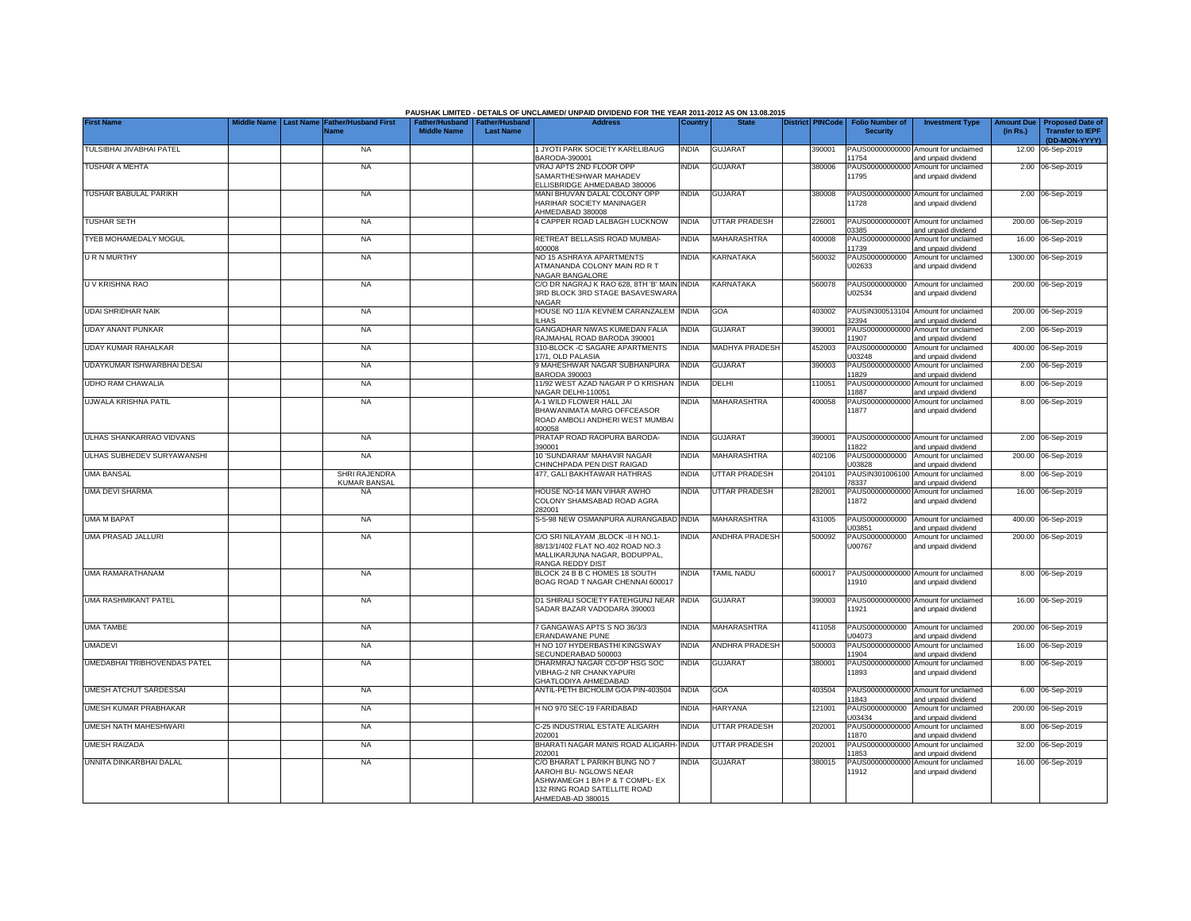PAUSHAK LIMITED - DETAILS OF UNCLAIMED/ UNPAID DIVIDEND FOR THE YEAR 2011-2012 AS ON 13.08.2015

| First Name | Middle Name | Last Name | Father/Husband First Name | Father/Husband Middle Name | Father/Husband Last Name | Address | Country | State | District | PINCode | Folio Number of Security | Investment Type | Amount Due (in Rs.) | Proposed Date of Transfer to IEPF (DD-MON-YYYY) |
|---|---|---|---|---|---|---|---|---|---|---|---|---|---|---|
| TULSIBHAI JIVABHAI PATEL | | | NA | | | 1 JYOTI PARK SOCIETY KARELIBAUG BARODA-390001 | INDIA | GUJARAT | | 390001 | PAUS00000000000 11754 | Amount for unclaimed and unpaid dividend | 12.00 | 06-Sep-2019 |
| TUSHAR A MEHTA | | | NA | | | VRAJ APTS 2ND FLOOR OPP SAMARTHESHWAR MAHADEV ELLISBRIDGE AHMEDABAD 380006 | INDIA | GUJARAT | | 380006 | PAUS00000000000 11795 | Amount for unclaimed and unpaid dividend | 2.00 | 06-Sep-2019 |
| TUSHAR BABULAL PARIKH | | | NA | | | MANI BHUVAN DALAL COLONY OPP HARIHAR SOCIETY MANINAGER AHMEDABAD 380008 | INDIA | GUJARAT | | 380008 | PAUS00000000000 11728 | Amount for unclaimed and unpaid dividend | 2.00 | 06-Sep-2019 |
| TUSHAR SETH | | | NA | | | 4 CAPPER ROAD LALBAGH LUCKNOW | INDIA | UTTAR PRADESH | | 226001 | PAUS0000000000T 03385 | Amount for unclaimed and unpaid dividend | 200.00 | 06-Sep-2019 |
| TYEB MOHAMEDALY MOGUL | | | NA | | | RETREAT BELLASIS ROAD MUMBAI-400008 | INDIA | MAHARASHTRA | | 400008 | PAUS00000000000 11739 | Amount for unclaimed and unpaid dividend | 16.00 | 06-Sep-2019 |
| U R N MURTHY | | | NA | | | NO 15 ASHRAYA APARTMENTS ATMANANDA COLONY MAIN RD R T NAGAR BANGALORE | INDIA | KARNATAKA | | 560032 | PAUS0000000000 U02633 | Amount for unclaimed and unpaid dividend | 1300.00 | 06-Sep-2019 |
| U V KRISHNA RAO | | | NA | | | C/O DR NAGRAJ K RAO 628, 8TH 'B' MAIN 3RD BLOCK 3RD STAGE BASAVESWARA NAGAR | INDIA | KARNATAKA | | 560078 | PAUS0000000000 U02534 | Amount for unclaimed and unpaid dividend | 200.00 | 06-Sep-2019 |
| UDAI SHRIDHAR NAIK | | | NA | | | HOUSE NO 11/A KEVNEM CARANZALEM ILHAS | INDIA | GOA | | 403002 | PAUSIN300513104 32394 | Amount for unclaimed and unpaid dividend | 200.00 | 06-Sep-2019 |
| UDAY ANANT PUNKAR | | | NA | | | GANGADHAR NIWAS KUMEDAN FALIA RAJMAHAL ROAD BARODA 390001 | INDIA | GUJARAT | | 390001 | PAUS00000000000 11907 | Amount for unclaimed and unpaid dividend | 2.00 | 06-Sep-2019 |
| UDAY KUMAR RAHALKAR | | | NA | | | 310-BLOCK -C SAGARE APARTMENTS 17/1, OLD PALASIA | INDIA | MADHYA PRADESH | | 452003 | PAUS0000000000 U03248 | Amount for unclaimed and unpaid dividend | 400.00 | 06-Sep-2019 |
| UDAYKUMAR ISHWARBHAI DESAI | | | NA | | | 9 MAHESHWAR NAGAR SUBHANPURA BARODA 390003 | INDIA | GUJARAT | | 390003 | PAUS00000000000 11829 | Amount for unclaimed and unpaid dividend | 2.00 | 06-Sep-2019 |
| UDHO RAM CHAWALIA | | | NA | | | 11/92 WEST AZAD NAGAR P O KRISHAN NAGAR DELHI-110051 | INDIA | DELHI | | 110051 | PAUS00000000000 11887 | Amount for unclaimed and unpaid dividend | 8.00 | 06-Sep-2019 |
| UJWALA KRISHNA PATIL | | | NA | | | A-1 WILD FLOWER HALL JAI BHAWANIMATA MARG OFFCEASOR ROAD AMBOLI ANDHERI WEST MUMBAI 400058 | INDIA | MAHARASHTRA | | 400058 | PAUS00000000000 11877 | Amount for unclaimed and unpaid dividend | 8.00 | 06-Sep-2019 |
| ULHAS SHANKARRAO VIDVANS | | | NA | | | PRATAP ROAD RAOPURA BARODA-390001 | INDIA | GUJARAT | | 390001 | PAUS00000000000 11822 | Amount for unclaimed and unpaid dividend | 2.00 | 06-Sep-2019 |
| ULHAS SUBHEDEV SURYAWANSHI | | | NA | | | 10 'SUNDARAM' MAHAVIR NAGAR CHINCHPADA PEN DIST RAIGAD | INDIA | MAHARASHTRA | | 402106 | PAUS0000000000 U03828 | Amount for unclaimed and unpaid dividend | 200.00 | 06-Sep-2019 |
| UMA BANSAL | | | SHRI RAJENDRA KUMAR BANSAL | | | 477, GALI BAKHTAWAR HATHRAS | INDIA | UTTAR PRADESH | | 204101 | PAUSIN301006100 78337 | Amount for unclaimed and unpaid dividend | 8.00 | 06-Sep-2019 |
| UMA DEVI SHARMA | | | NA | | | HOUSE NO-14 MAN VIHAR AWHO COLONY SHAMSABAD ROAD AGRA 282001 | INDIA | UTTAR PRADESH | | 282001 | PAUS00000000000 11872 | Amount for unclaimed and unpaid dividend | 16.00 | 06-Sep-2019 |
| UMA M BAPAT | | | NA | | | S-5-98 NEW OSMANPURA AURANGABAD | INDIA | MAHARASHTRA | | 431005 | PAUS0000000000 U03851 | Amount for unclaimed and unpaid dividend | 400.00 | 06-Sep-2019 |
| UMA PRASAD JALLURI | | | NA | | | C/O SRI NILAYAM ,BLOCK -II H NO.1-88/13/1/402 FLAT NO.402 ROAD NO.3 MALLIKARJUNA NAGAR, BODUPPAL, RANGA REDDY DIST | INDIA | ANDHRA PRADESH | | 500092 | PAUS0000000000 U00767 | Amount for unclaimed and unpaid dividend | 200.00 | 06-Sep-2019 |
| UMA RAMARATHANAM | | | NA | | | BLOCK 24 B B C HOMES 18 SOUTH BOAG ROAD T NAGAR CHENNAI 600017 | INDIA | TAMIL NADU | | 600017 | PAUS00000000000 11910 | Amount for unclaimed and unpaid dividend | 8.00 | 06-Sep-2019 |
| UMA RASHMIKANT PATEL | | | NA | | | D1 SHIRALI SOCIETY FATEHGUNJ NEAR SADAR BAZAR VADODARA 390003 | INDIA | GUJARAT | | 390003 | PAUS00000000000 11921 | Amount for unclaimed and unpaid dividend | 16.00 | 06-Sep-2019 |
| UMA TAMBE | | | NA | | | 7 GANGAWAS APTS S NO 36/3/3 ERANDAWANE PUNE | INDIA | MAHARASHTRA | | 411058 | PAUS0000000000 U04073 | Amount for unclaimed and unpaid dividend | 200.00 | 06-Sep-2019 |
| UMADEVI | | | NA | | | H NO 107 HYDERBASTHI KINGSWAY SECUNDERABAD 500003 | INDIA | ANDHRA PRADESH | | 500003 | PAUS00000000000 11904 | Amount for unclaimed and unpaid dividend | 16.00 | 06-Sep-2019 |
| UMEDABHAI TRIBHOVENDAS PATEL | | | NA | | | DHARMRAJ NAGAR CO-OP HSG SOC VIBHAG-2 NR CHANKYAPURI GHATLODIYA AHMEDABAD | INDIA | GUJARAT | | 380001 | PAUS00000000000 11893 | Amount for unclaimed and unpaid dividend | 8.00 | 06-Sep-2019 |
| UMESH ATCHUT SARDESSAI | | | NA | | | ANTIL-PETH BICHOLIM GOA PIN-403504 | INDIA | GOA | | 403504 | PAUS00000000000 11843 | Amount for unclaimed and unpaid dividend | 6.00 | 06-Sep-2019 |
| UMESH KUMAR PRABHAKAR | | | NA | | | H NO 970 SEC-19 FARIDABAD | INDIA | HARYANA | | 121001 | PAUS0000000000 U03434 | Amount for unclaimed and unpaid dividend | 200.00 | 06-Sep-2019 |
| UMESH NATH MAHESHWARI | | | NA | | | C-25 INDUSTRIAL ESTATE ALIGARH 202001 | INDIA | UTTAR PRADESH | | 202001 | PAUS00000000000 11870 | Amount for unclaimed and unpaid dividend | 8.00 | 06-Sep-2019 |
| UMESH RAIZADA | | | NA | | | BHARATI NAGAR MANIS ROAD ALIGARH-202001 | INDIA | UTTAR PRADESH | | 202001 | PAUS00000000000 11853 | Amount for unclaimed and unpaid dividend | 32.00 | 06-Sep-2019 |
| UNNITA DINKARBHAI DALAL | | | NA | | | C/O BHARAT L PARIKH BUNG NO 7 AAROHI BU- NGLOWS NEAR ASHWAMEGH 1 B/H P & T COMPL- EX 132 RING ROAD SATELLITE ROAD AHMEDAB-AD 380015 | INDIA | GUJARAT | | 380015 | PAUS00000000000 11912 | Amount for unclaimed and unpaid dividend | 16.00 | 06-Sep-2019 |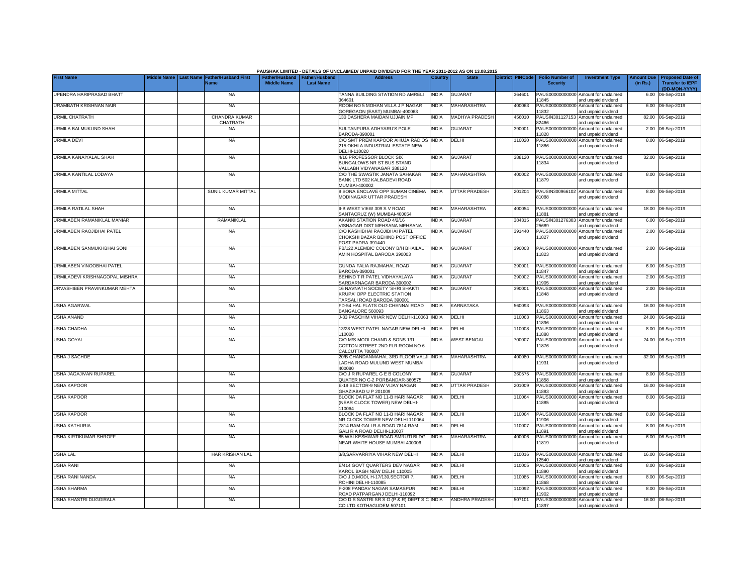**PAUSHAK LIMITED - DETAILS OF UNCLAIMED/ UNPAID DIVIDEND FOR THE YEAR 2011-2012 AS ON 13.08.2015**

| First Name | Middle Name | Last Name | Father/Husband First Name | Father/Husband Middle Name | Father/Husband Last Name | Address | Country | State | District | PINCode | Folio Number of Security | Investment Type | Amount Due (in Rs.) | Proposed Date of Transfer to IEPF (DD-MON-YYYY) |
|---|---|---|---|---|---|---|---|---|---|---|---|---|---|---|
| UPENDRA HARIPRASAD BHATT | | | NA | | | TANNA BUILDING STATION RD AMRELI 364601 | INDIA | GUJARAT | | 364601 | PAUS00000000000 11845 | Amount for unclaimed and unpaid dividend | 6.00 | 06-Sep-2019 |
| URAMBATH KRISHNAN NAIR | | | NA | | | ROOM NO 5 MOHAN VILLA J P NAGAR GOREGAON (EAST) MUMBAI-400063 | INDIA | MAHARASHTRA | | 400063 | PAUS00000000000 11832 | Amount for unclaimed and unpaid dividend | 6.00 | 06-Sep-2019 |
| URMIL CHATRATH | | | CHANDRA KUMAR CHATRATH | | | 130 DASHERA MAIDAN UJJAIN MP | INDIA | MADHYA PRADESH | | 456010 | PAUSIN301127153 82466 | Amount for unclaimed and unpaid dividend | 82.00 | 06-Sep-2019 |
| URMILA BALMUKUND SHAH | | | NA | | | SULTANPURA ADHYARU'S POLE BARODA-390001 | INDIA | GUJARAT | | 390001 | PAUS00000000000 11828 | Amount for unclaimed and unpaid dividend | 2.00 | 06-Sep-2019 |
| URMILA DEVI | | | NA | | | C/O SMT PREM KAPOOR AHUJA RADIOS 215 OKHLA INDUSTRIAL ESTATE NEW DELHI-110020 | INDIA | DELHI | | 110020 | PAUS00000000000 11886 | Amount for unclaimed and unpaid dividend | 8.00 | 06-Sep-2019 |
| URMILA KANAIYALAL SHAH | | | NA | | | 4/16 PROFESSOR BLOCK SIX BUNGALOWS NR ST BUS STAND VALLABH VIDYANAGAR 388120 | INDIA | GUJARAT | | 388120 | PAUS00000000000 11834 | Amount for unclaimed and unpaid dividend | 32.00 | 06-Sep-2019 |
| URMILA KANTILAL LODAYA | | | NA | | | C/O THE SWASTIK JANATA SAHAKARI BANK LTD 502 KALBADEVI ROAD MUMBAI-400002 | INDIA | MAHARASHTRA | | 400002 | PAUS00000000000 11879 | Amount for unclaimed and unpaid dividend | 8.00 | 06-Sep-2019 |
| URMILA MITTAL | | | SUNIL KUMAR MITTAL | | | 9 SONA ENCLAVE OPP SUMAN CINEMA MODINAGAR UTTAR PRADESH | INDIA | UTTAR PRADESH | | 201204 | PAUSIN300966102 81088 | Amount for unclaimed and unpaid dividend | 8.00 | 06-Sep-2019 |
| URMILA RATILAL SHAH | | | NA | | | II-B WEST VIEW 309 S V ROAD SANTACRUZ (W) MUMBAI-400054 | INDIA | MAHARASHTRA | | 400054 | PAUS00000000000 11881 | Amount for unclaimed and unpaid dividend | 18.00 | 06-Sep-2019 |
| URMILABEN RAMANIKLAL MANIAR | | | RAMANIKLAL | | | AKANKI STATION ROAD 4/2/16 VISNAGAR DIST MEHSANA MEHSANA | INDIA | GUJARAT | | 384315 | PAUSIN301276303 25689 | Amount for unclaimed and unpaid dividend | 6.00 | 06-Sep-2019 |
| URMILABEN RAOJIBHAI PATEL | | | NA | | | C/O KASHIBHAI RAOJIBHAI PATEL CHOKSHI BAZAR BEHIND POST OFFICE POST PADRA-391440 | INDIA | GUJARAT | | 391440 | PAUS00000000000 11827 | Amount for unclaimed and unpaid dividend | 2.00 | 06-Sep-2019 |
| URMILABEN SANMUKHBHAI SONI | | | NA | | | FB/122 ALEMBIC COLONY B/H BHAILAL AMIN HOSPITAL BARODA 390003 | INDIA | GUJARAT | | 390003 | PAUS00000000000 11823 | Amount for unclaimed and unpaid dividend | 2.00 | 06-Sep-2019 |
| URMILABEN VINOOBHAI PATEL | | | NA | | | GUNDA FALIA RAJMAHAL ROAD BARODA-390001 | INDIA | GUJARAT | | 390001 | PAUS00000000000 11847 | Amount for unclaimed and unpaid dividend | 6.00 | 06-Sep-2019 |
| URMILADEVI KRISHNAGOPAL MISHRA | | | NA | | | BEHIND T R PATEL VIDHAYALAYA SARDARNAGAR BARODA 390002 | INDIA | GUJARAT | | 390002 | PAUS00000000000 11905 | Amount for unclaimed and unpaid dividend | 2.00 | 06-Sep-2019 |
| URVASHIBEN PRAVINKUMAR MEHTA | | | NA | | | 16 NAVNATH SOCIETY 'SHRI SHAKTI KRUPA' OPP ELECTRIC STATION TARSALI ROAD BARODA 390001 | INDIA | GUJARAT | | 390001 | PAUS00000000000 11848 | Amount for unclaimed and unpaid dividend | 2.00 | 06-Sep-2019 |
| USHA AGARWAL | | | NA | | | FD-54 HAL FLATS OLD CHENNAI ROAD BANGALORE 560093 | INDIA | KARNATAKA | | 560093 | PAUS00000000000 11863 | Amount for unclaimed and unpaid dividend | 16.00 | 06-Sep-2019 |
| USHA ANAND | | | NA | | | J-33 PASCHIM VIHAR NEW DELHI-110063 | INDIA | DELHI | | 110063 | PAUS00000000000 11896 | Amount for unclaimed and unpaid dividend | 24.00 | 06-Sep-2019 |
| USHA CHADHA | | | NA | | | 13/28 WEST PATEL NAGAR NEW DELHI-110008 | INDIA | DELHI | | 110008 | PAUS00000000000 11888 | Amount for unclaimed and unpaid dividend | 8.00 | 06-Sep-2019 |
| USHA GOYAL | | | NA | | | C/O M/S MOOLCHAND & SONS 131 COTTON STREET 2ND FLR ROOM NO 6 CALCUTTA 700007 | INDIA | WEST BENGAL | | 700007 | PAUS00000000000 11876 | Amount for unclaimed and unpaid dividend | 24.00 | 06-Sep-2019 |
| USHA J SACHDE | | | NA | | | 20/B CHANDANMAHAL 3RD FLOOR VALJI LADHA ROAD MULUND WEST MUMBAI 400080 | INDIA | MAHARASHTRA | | 400080 | PAUS00000000000 11931 | Amount for unclaimed and unpaid dividend | 32.00 | 06-Sep-2019 |
| USHA JAGAJIVAN RUPAREL | | | NA | | | C/O J R RUPAREL G E B COLONY QUATER NO C-2 PORBANDAR-360575 | INDIA | GUJARAT | | 360575 | PAUS00000000000 11858 | Amount for unclaimed and unpaid dividend | 8.00 | 06-Sep-2019 |
| USHA KAPOOR | | | NA | | | E-19 SECTOR-9 NEW VIJAY NAGAR GHAZIABAD U P 201009 | INDIA | UTTAR PRADESH | | 201009 | PAUS00000000000 11883 | Amount for unclaimed and unpaid dividend | 16.00 | 06-Sep-2019 |
| USHA KAPOOR | | | NA | | | BLOCK DA FLAT NO 11-B HARI NAGAR (NEAR CLOCK TOWER) NEW DELHI-110064 | INDIA | DELHI | | 110064 | PAUS00000000000 11885 | Amount for unclaimed and unpaid dividend | 8.00 | 06-Sep-2019 |
| USHA KAPOOR | | | NA | | | BLOCK DA FLAT NO 11-B HARI NAGAR NR CLOCK TOWER NEW DELHI 110064 | INDIA | DELHI | | 110064 | PAUS00000000000 11906 | Amount for unclaimed and unpaid dividend | 8.00 | 06-Sep-2019 |
| USHA KATHURIA | | | NA | | | 7814 RAM GALI R A ROAD 7814-RAM GALI R A ROAD DELHI-110007 | INDIA | DELHI | | 110007 | PAUS00000000000 11891 | Amount for unclaimed and unpaid dividend | 8.00 | 06-Sep-2019 |
| USHA KIRTIKUMAR SHROFF | | | NA | | | 85 WALKESHWAR ROAD SMRUTI BLDG NEAR WHITE HOUSE MUMBAI-400006 | INDIA | MAHARASHTRA | | 400006 | PAUS00000000000 11819 | Amount for unclaimed and unpaid dividend | 6.00 | 06-Sep-2019 |
| USHA LAL | | | HAR KRISHAN LAL | | | 3/8,SARVARRIYA VIHAR NEW DELHI | INDIA | DELHI | | 110016 | PAUS00000000000 12540 | Amount for unclaimed and unpaid dividend | 16.00 | 06-Sep-2019 |
| USHA RANI | | | NA | | | E/414 GOVT QUARTERS DEV NAGAR KAROL BAGH NEW DELHI 110005 | INDIA | DELHI | | 110005 | PAUS00000000000 11890 | Amount for unclaimed and unpaid dividend | 8.00 | 06-Sep-2019 |
| USHA RANI NANDA | | | NA | | | C/O J.D.MODI, H-17/139,SECTOR 7, ROHINI DELHI-110085 | INDIA | DELHI | | 110085 | PAUS00000000000 11868 | Amount for unclaimed and unpaid dividend | 8.00 | 06-Sep-2019 |
| USHA SHARMA | | | NA | | | F-208 PANDAV NAGAR SAMASPUR ROAD PATPARGANJ DELHI-110092 | INDIA | DELHI | | 110092 | PAUS00000000000 11902 | Amount for unclaimed and unpaid dividend | 8.00 | 06-Sep-2019 |
| USHA SHASTRI DUGGIRALA | | | NA | | | C/O D S SASTRI SR S O (P & R) DEPT S C CO LTD KOTHAGUDEM 507101 | INDIA | ANDHRA PRADESH | | 507101 | PAUS00000000000 11897 | Amount for unclaimed and unpaid dividend | 16.00 | 06-Sep-2019 |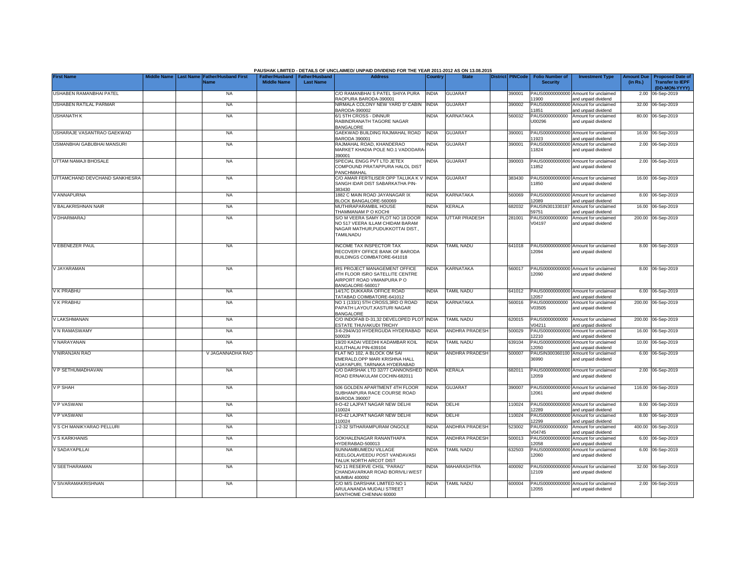PAUSHAK LIMITED - DETAILS OF UNCLAIMED/ UNPAID DIVIDEND FOR THE YEAR 2011-2012 AS ON 13.08.2015

| First Name | Middle Name | Last Name | Father/Husband First Name | Father/Husband Middle Name | Father/Husband Last Name | Address | Country | State | District | PINCode | Folio Number of Security | Investment Type | Amount Due (in Rs.) | Proposed Date of Transfer to IEPF (DD-MON-YYYY) |
|---|---|---|---|---|---|---|---|---|---|---|---|---|---|---|
| USHABEN RAMANBHAI PATEL | | | NA | | | C/O RAMANBHAI S PATEL SHIYA PURA RAOPURA BARODA-390001 | INDIA | GUJARAT | | 390001 | PAUS00000000000 11900 | Amount for unclaimed and unpaid dividend | 2.00 | 06-Sep-2019 |
| USHABEN RATILAL PARMAR | | | NA | | | NIRMALA COLONY NEW YARD D' CABIN BARODA-390002 | INDIA | GUJARAT | | 390002 | PAUS00000000000 11851 | Amount for unclaimed and unpaid dividend | 32.00 | 06-Sep-2019 |
| USHANATH K | | | NA | | | 6/1 5TH CROSS - DINNUR RABINDRANATH TAGORE NAGAR BANGALORE | INDIA | KARNATAKA | | 560032 | PAUS0000000000 U00296 | Amount for unclaimed and unpaid dividend | 80.00 | 06-Sep-2019 |
| USHARAJE VASANTRAO GAEKWAD | | | NA | | | GAEKWAD BUILDING RAJMAHAL ROAD BARODA 390001 | INDIA | GUJARAT | | 390001 | PAUS00000000000 11923 | Amount for unclaimed and unpaid dividend | 16.00 | 06-Sep-2019 |
| USMANBHAI GABUBHAI MANSURI | | | NA | | | RAJMAHAL ROAD, KHANDERAO MARKET KHADIA POLE NO.1 VADODARA-390001 | INDIA | GUJARAT | | 390001 | PAUS00000000000 11824 | Amount for unclaimed and unpaid dividend | 2.00 | 06-Sep-2019 |
| UTTAM NAMAJI BHOSALE | | | NA | | | SPECIAL ENGG PVT LTD JETEX COMPOUND PRATAPPURA HALOL DIST PANCHMAHAL | INDIA | GUJARAT | | 390003 | PAUS00000000000 11852 | Amount for unclaimed and unpaid dividend | 2.00 | 06-Sep-2019 |
| UTTAMCHAND DEVCHAND SANKHESRA | | | NA | | | C/O AMAR FERTILISER OPP TALUKA K V SANGH IDAR DIST SABARKATHA PIN-383430 | INDIA | GUJARAT | | 383430 | PAUS00000000000 11850 | Amount for unclaimed and unpaid dividend | 16.00 | 06-Sep-2019 |
| V ANNAPURNA | | | NA | | | 1882 C MAIN ROAD JAYANAGAR IX BLOCK BANGALORE-560069 | INDIA | KARNATAKA | | 560069 | PAUS00000000000 12089 | Amount for unclaimed and unpaid dividend | 8.00 | 06-Sep-2019 |
| V BALAKRISHNAN NAIR | | | NA | | | MUTHIRAPARAMBIL HOUSE THAMMANAM P O KOCHI | INDIA | KERALA | | 682032 | PAUSIN301330187 59751 | Amount for unclaimed and unpaid dividend | 16.00 | 06-Sep-2019 |
| V DHARMARAJ | | | NA | | | S/O M VEERA SAMY PLOT NO 18 DOOR NO 517 VEERA ILLAM CHIDAM BARAM NAGAR MATHUR,PUDUKKOTTAI DIST., TAMILNADU | INDIA | UTTAR PRADESH | | 281001 | PAUS0000000000 V04197 | Amount for unclaimed and unpaid dividend | 200.00 | 06-Sep-2019 |
| V EBENEZER PAUL | | | NA | | | INCOME TAX INSPECTOR TAX RECOVERY OFFICE BANK OF BARODA BUILDINGS COIMBATORE-641018 | INDIA | TAMIL NADU | | 641018 | PAUS00000000000 12094 | Amount for unclaimed and unpaid dividend | 8.00 | 06-Sep-2019 |
| V JAYARAMAN | | | NA | | | IRS PROJECT MANAGEMENT OFFICE 4TH FLOOR ISRO SATELLITE CENTRE AIRPORT ROAD VIMANPURA P O BANGALORE-560017 | INDIA | KARNATAKA | | 560017 | PAUS00000000000 12090 | Amount for unclaimed and unpaid dividend | 8.00 | 06-Sep-2019 |
| V K PRABHU | | | NA | | | 14/17C DUKKARA OFFICE ROAD TATABAD COIMBATORE-641012 | INDIA | TAMIL NADU | | 641012 | PAUS00000000000 12057 | Amount for unclaimed and unpaid dividend | 6.00 | 06-Sep-2019 |
| V K PRABHU | | | NA | | | NO 1 (133/1) 5TH CROSS,3RD O ROAD PAPATH LAYOUT,KASTURI NAGAR BANGALORE | INDIA | KARNATAKA | | 560016 | PAUS0000000000 V03505 | Amount for unclaimed and unpaid dividend | 200.00 | 06-Sep-2019 |
| V LAKSHMANAN | | | NA | | | C/O INDOFAB D-31,32 DEVELOPED PLOT ESTATE THUVAKUDI TRICHY | INDIA | TAMIL NADU | | 620015 | PAUS0000000000 V04211 | Amount for unclaimed and unpaid dividend | 200.00 | 06-Sep-2019 |
| V N RAMASWAMY | | | NA | | | 3-6-294/A/10 HYDERGUDA HYDERABAD 500029 | INDIA | ANDHRA PRADESH | | 500029 | PAUS00000000000 12210 | Amount for unclaimed and unpaid dividend | 16.00 | 06-Sep-2019 |
| V NARAYANAN | | | NA | | | 19/20 KADAI VEEDHI KADAMBAR KOIL KULITHALAI PIN-639104 | INDIA | TAMIL NADU | | 639104 | PAUS00000000000 12050 | Amount for unclaimed and unpaid dividend | 10.00 | 06-Sep-2019 |
| V NIRANJAN RAO | | | V JAGANNADHA RAO | | | FLAT NO 102, A BLOCK OM SAI EMERALD,OPP MARI KRISHNA HALL VIJAYAPURI, TARNAKA HYDERABAD | INDIA | ANDHRA PRADESH | | 500007 | PAUSIN300360100 36990 | Amount for unclaimed and unpaid dividend | 6.00 | 06-Sep-2019 |
| V P SETHUMADHAVAN | | | NA | | | C/O DARSHAK LTD 32/77 CANNONSHED ROAD ERNAKULAM COCHIN-682011 | INDIA | KERALA | | 682011 | PAUS00000000000 12059 | Amount for unclaimed and unpaid dividend | 2.00 | 06-Sep-2019 |
| V P SHAH | | | NA | | | 506 GOLDEN APARTMENT 4TH FLOOR SUBHANPURA RACE COURSE ROAD BARODA 390007 | INDIA | GUJARAT | | 390007 | PAUS00000000000 12061 | Amount for unclaimed and unpaid dividend | 116.00 | 06-Sep-2019 |
| V P VASWANI | | | NA | | | II-O-42 LAJPAT NAGAR NEW DELHI 110024 | INDIA | DELHI | | 110024 | PAUS00000000000 12289 | Amount for unclaimed and unpaid dividend | 8.00 | 06-Sep-2019 |
| V P VASWANI | | | NA | | | II-O-42 LAJPAT NAGAR NEW DELHI 110024 | INDIA | DELHI | | 110024 | PAUS00000000000 12299 | Amount for unclaimed and unpaid dividend | 8.00 | 06-Sep-2019 |
| V S CH MANIKYARAO PELLURI | | | NA | | | 1-2-32 SITHARAMPURAM ONGOLE | INDIA | ANDHRA PRADESH | | 523002 | PAUS0000000000 V04745 | Amount for unclaimed and unpaid dividend | 400.00 | 06-Sep-2019 |
| V S KARKHANIS | | | NA | | | GOKHALENAGAR RANANTHAPA HYDERABAD-500013 | INDIA | ANDHRA PRADESH | | 500013 | PAUS00000000000 12058 | Amount for unclaimed and unpaid dividend | 6.00 | 06-Sep-2019 |
| V SADAYAPILLAI | | | NA | | | SUNNAMBUMEDU VILLAGE KEELGOLAVEEDU POST VANDAVASI TALUK NORTH ARCOT DIST | INDIA | TAMIL NADU | | 632503 | PAUS00000000000 12060 | Amount for unclaimed and unpaid dividend | 6.00 | 06-Sep-2019 |
| V SEETHARAMAN | | | NA | | | NO 11 RESERVE CHSL "PARAG" CHANDAVARKAR ROAD BORIVILI WEST MUMBAI 400092 | INDIA | MAHARASHTRA | | 400092 | PAUS00000000000 12109 | Amount for unclaimed and unpaid dividend | 32.00 | 06-Sep-2019 |
| V SIVARAMAKRISHNAN | | | NA | | | C/O M/S DARSHAK LIMITED NO 1 ARULANANDA MUDALI STREET SANTHOME CHENNAI 60000 | INDIA | TAMIL NADU | | 600004 | PAUS00000000000 12055 | Amount for unclaimed and unpaid dividend | 2.00 | 06-Sep-2019 |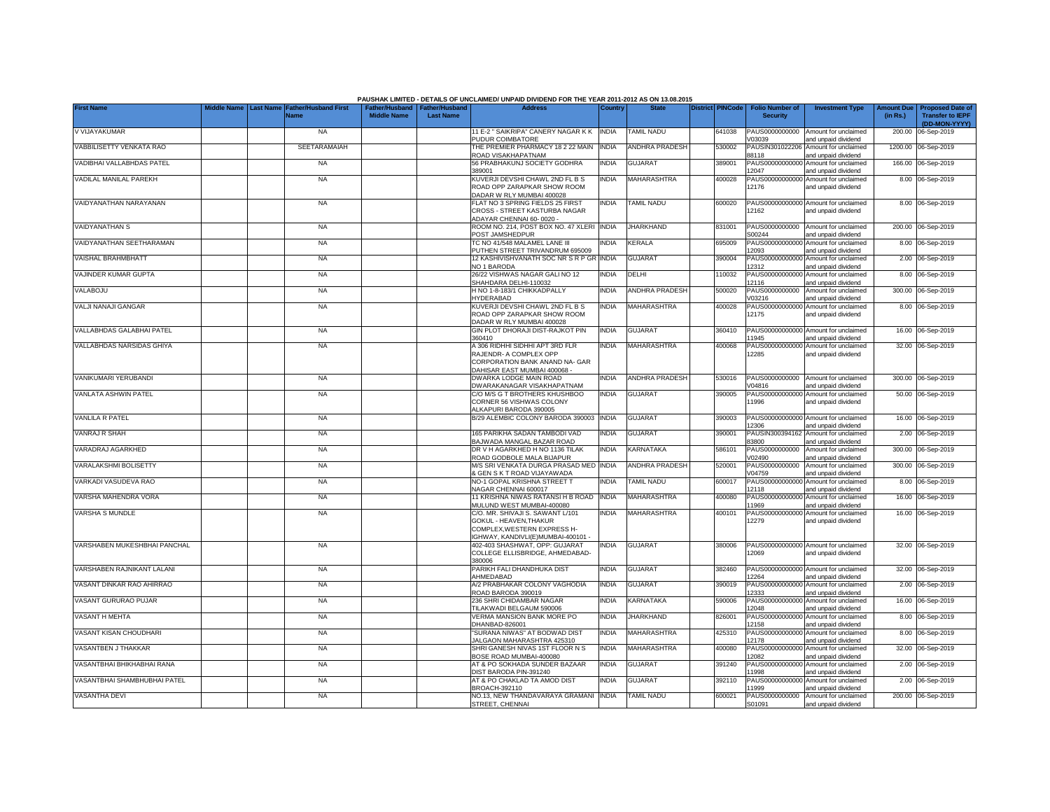PAUSHAK LIMITED - DETAILS OF UNCLAIMED/ UNPAID DIVIDEND FOR THE YEAR 2011-2012 AS ON 13.08.2015

| First Name | Middle Name | Last Name | Father/Husband First Name | Father/Husband Middle Name | Father/Husband Last Name | Address | Country | State | District | PINCode | Folio Number of Security | Investment Type | Amount Due (in Rs.) | Proposed Date of Transfer to IEPF (DD-MON-YYYY) |
|---|---|---|---|---|---|---|---|---|---|---|---|---|---|---|
| V VIJAYAKUMAR | | | NA | | | 11 E-2 " SAIKRIPA" CANERY NAGAR K K PUDUR COIMBATORE | INDIA | TAMIL NADU | | 641038 | PAUS0000000000 V03039 | Amount for unclaimed and unpaid dividend | 200.00 | 06-Sep-2019 |
| VABBILISETTY VENKATA RAO | | | SEETARAMAIAH | | | THE PREMIER PHARMACY 18 2 22 MAIN ROAD VISAKHAPATNAM | INDIA | ANDHRA PRADESH | | 530002 | PAUSIN301022206 88118 | Amount for unclaimed and unpaid dividend | 1200.00 | 06-Sep-2019 |
| VADIBHAI VALLABHDAS PATEL | | | NA | | | 56 PRABHAKUNJ SOCIETY GODHRA 389001 | INDIA | GUJARAT | | 389001 | PAUS00000000000 12047 | Amount for unclaimed and unpaid dividend | 166.00 | 06-Sep-2019 |
| VADILAL MANILAL PAREKH | | | NA | | | KUVERJI DEVSHI CHAWL 2ND FL B S ROAD OPP ZARAPKAR SHOW ROOM DADAR W RLY MUMBAI 400028 | INDIA | MAHARASHTRA | | 400028 | PAUS00000000000 12176 | Amount for unclaimed and unpaid dividend | 8.00 | 06-Sep-2019 |
| VAIDYANATHAN NARAYANAN | | | NA | | | FLAT NO 3 SPRING FIELDS 25 FIRST CROSS - STREET KASTURBA NAGAR ADAYAR CHENNAI 60- 0020 - | INDIA | TAMIL NADU | | 600020 | PAUS00000000000 12162 | Amount for unclaimed and unpaid dividend | 8.00 | 06-Sep-2019 |
| VAIDYANATHAN S | | | NA | | | ROOM NO. 214, POST BOX NO. 47 XLERI POST JAMSHEDPUR | INDIA | JHARKHAND | | 831001 | PAUS0000000000 S00244 | Amount for unclaimed and unpaid dividend | 200.00 | 06-Sep-2019 |
| VAIDYANATHAN SEETHARAMAN | | | NA | | | TC NO 41/548 MALAMEL LANE III PUTHEN STREET TRIVANDRUM 695009 | INDIA | KERALA | | 695009 | PAUS00000000000 12093 | Amount for unclaimed and unpaid dividend | 8.00 | 06-Sep-2019 |
| VAISHAL BRAHMBHATT | | | NA | | | 12 KASHIVISHVANATH SOC NR S R P GR NO 1 BARODA | INDIA | GUJARAT | | 390004 | PAUS00000000000 12312 | Amount for unclaimed and unpaid dividend | 2.00 | 06-Sep-2019 |
| VAJINDER KUMAR GUPTA | | | NA | | | 26/22 VISHWAS NAGAR GALI NO 12 SHAHDARA DELHI-110032 | INDIA | DELHI | | 110032 | PAUS00000000000 12116 | Amount for unclaimed and unpaid dividend | 8.00 | 06-Sep-2019 |
| VALABOJU | | | NA | | | H NO 1-8-183/1 CHIKKADPALLY HYDERABAD | INDIA | ANDHRA PRADESH | | 500020 | PAUS0000000000 V03216 | Amount for unclaimed and unpaid dividend | 300.00 | 06-Sep-2019 |
| VALJI NANAJI GANGAR | | | NA | | | KUVERJI DEVSHI CHAWL 2ND FL B S ROAD OPP ZARAPKAR SHOW ROOM DADAR W RLY MUMBAI 400028 | INDIA | MAHARASHTRA | | 400028 | PAUS00000000000 12175 | Amount for unclaimed and unpaid dividend | 8.00 | 06-Sep-2019 |
| VALLABHDAS GALABHAI PATEL | | | NA | | | GIN PLOT DHORAJI DIST-RAJKOT PIN 360410 | INDIA | GUJARAT | | 360410 | PAUS00000000000 11945 | Amount for unclaimed and unpaid dividend | 16.00 | 06-Sep-2019 |
| VALLABHDAS NARSIDAS GHIYA | | | NA | | | A 306 RIDHHI SIDHHI APT 3RD FLR RAJENDR- A COMPLEX OPP CORPORATION BANK ANAND NA- GAR DAHISAR EAST MUMBAI 400068 - | INDIA | MAHARASHTRA | | 400068 | PAUS00000000000 12285 | Amount for unclaimed and unpaid dividend | 32.00 | 06-Sep-2019 |
| VANIKUMARI YERUBANDI | | | NA | | | DWARKA LODGE MAIN ROAD DWARAKANAGAR VISAKHAPATNAM | INDIA | ANDHRA PRADESH | | 530016 | PAUS0000000000 V04816 | Amount for unclaimed and unpaid dividend | 300.00 | 06-Sep-2019 |
| VANLATA ASHWIN PATEL | | | NA | | | C/O M/S G T BROTHERS KHUSHBOO CORNER 56 VISHWAS COLONY ALKAPURI BARODA 390005 | INDIA | GUJARAT | | 390005 | PAUS00000000000 11996 | Amount for unclaimed and unpaid dividend | 50.00 | 06-Sep-2019 |
| VANLILA R PATEL | | | NA | | | B/29 ALEMBIC COLONY BARODA 390003 | INDIA | GUJARAT | | 390003 | PAUS00000000000 12306 | Amount for unclaimed and unpaid dividend | 16.00 | 06-Sep-2019 |
| VANRAJ R SHAH | | | NA | | | 165 PARIKHA SADAN TAMBODI VAD BAJWADA MANGAL BAZAR ROAD | INDIA | GUJARAT | | 390001 | PAUSIN300394162 83800 | Amount for unclaimed and unpaid dividend | 2.00 | 06-Sep-2019 |
| VARADRAJ AGARKHED | | | NA | | | DR V H AGARKHED H NO 1136 TILAK ROAD GODBOLE MALA BIJAPUR | INDIA | KARNATAKA | | 586101 | PAUS0000000000 V02490 | Amount for unclaimed and unpaid dividend | 300.00 | 06-Sep-2019 |
| VARALAKSHMI BOLISETTY | | | NA | | | M/S SRI VENKATA DURGA PRASAD MED & GEN S K T ROAD VIJAYAWADA | INDIA | ANDHRA PRADESH | | 520001 | PAUS0000000000 V04759 | Amount for unclaimed and unpaid dividend | 300.00 | 06-Sep-2019 |
| VARKADI VASUDEVA RAO | | | NA | | | NO-1 GOPAL KRISHNA STREET T NAGAR CHENNAI 600017 | INDIA | TAMIL NADU | | 600017 | PAUS00000000000 12118 | Amount for unclaimed and unpaid dividend | 8.00 | 06-Sep-2019 |
| VARSHA MAHENDRA VORA | | | NA | | | 11 KRISHNA NIWAS RATANSI H B ROAD MULUND WEST MUMBAI-400080 | INDIA | MAHARASHTRA | | 400080 | PAUS00000000000 11969 | Amount for unclaimed and unpaid dividend | 16.00 | 06-Sep-2019 |
| VARSHA S MUNDLE | | | NA | | | C/O. MR. SHIVAJI S. SAWANT L/101 GOKUL - HEAVEN,THAKUR COMPLEX,WESTERN EXPRESS H- IGHWAY, KANDIVLI(E)MUMBAI-400101 - | INDIA | MAHARASHTRA | | 400101 | PAUS00000000000 12279 | Amount for unclaimed and unpaid dividend | 16.00 | 06-Sep-2019 |
| VARSHABEN MUKESHBHAI PANCHAL | | | NA | | | 402-403 SHASHWAT, OPP: GUJARAT COLLEGE ELLISBRIDGE, AHMEDABAD-380006 | INDIA | GUJARAT | | 380006 | PAUS00000000000 12069 | Amount for unclaimed and unpaid dividend | 32.00 | 06-Sep-2019 |
| VARSHABEN RAJNIKANT LALANI | | | NA | | | PARIKH FALI DHANDHUKA DIST AHMEDABAD | INDIA | GUJARAT | | 382460 | PAUS00000000000 12264 | Amount for unclaimed and unpaid dividend | 32.00 | 06-Sep-2019 |
| VASANT DINKAR RAO AHIRRAO | | | NA | | | A/2 PRABHAKAR COLONY VAGHODIA ROAD BARODA 390019 | INDIA | GUJARAT | | 390019 | PAUS00000000000 12333 | Amount for unclaimed and unpaid dividend | 2.00 | 06-Sep-2019 |
| VASANT GURURAO PUJAR | | | NA | | | 236 SHRI CHIDAMBAR NAGAR TILAKWADI BELGAUM 590006 | INDIA | KARNATAKA | | 590006 | PAUS00000000000 12048 | Amount for unclaimed and unpaid dividend | 16.00 | 06-Sep-2019 |
| VASANT H MEHTA | | | NA | | | VERMA MANSION BANK MORE PO DHANBAD-826001 | INDIA | JHARKHAND | | 826001 | PAUS00000000000 12158 | Amount for unclaimed and unpaid dividend | 8.00 | 06-Sep-2019 |
| VASANT KISAN CHOUDHARI | | | NA | | | "SURANA NIWAS" AT BODWAD DIST JALGAON MAHARASHTRA 425310 | INDIA | MAHARASHTRA | | 425310 | PAUS00000000000 12178 | Amount for unclaimed and unpaid dividend | 8.00 | 06-Sep-2019 |
| VASANTBEN J THAKKAR | | | NA | | | SHRI GANESH NIVAS 1ST FLOOR N S BOSE ROAD MUMBAI-400080 | INDIA | MAHARASHTRA | | 400080 | PAUS00000000000 12082 | Amount for unclaimed and unpaid dividend | 32.00 | 06-Sep-2019 |
| VASANTBHAI BHIKHABHAI RANA | | | NA | | | AT & PO SOKHADA SUNDER BAZAAR DIST BARODA PIN-391240 | INDIA | GUJARAT | | 391240 | PAUS00000000000 11998 | Amount for unclaimed and unpaid dividend | 2.00 | 06-Sep-2019 |
| VASANTBHAI SHAMBHUBHAI PATEL | | | NA | | | AT & PO CHAKLAD TA AMOD DIST BROACH-392110 | INDIA | GUJARAT | | 392110 | PAUS00000000000 11999 | Amount for unclaimed and unpaid dividend | 2.00 | 06-Sep-2019 |
| VASANTHA DEVI | | | NA | | | NO.13, NEW THANDAVARAYA GRAMANI STREET, CHENNAI | INDIA | TAMIL NADU | | 600021 | PAUS0000000000 S01091 | Amount for unclaimed and unpaid dividend | 200.00 | 06-Sep-2019 |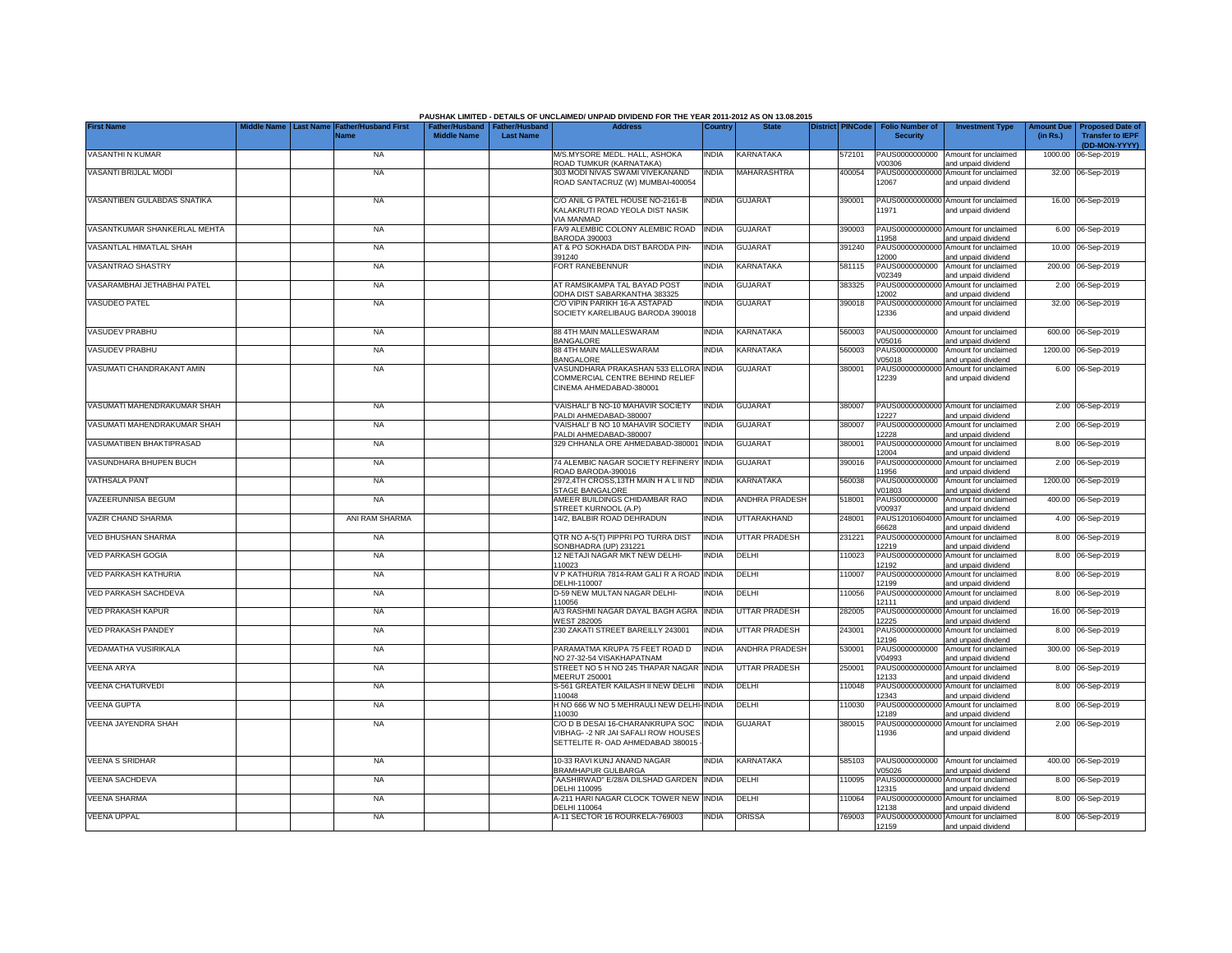PAUSHAK LIMITED - DETAILS OF UNCLAIMED/ UNPAID DIVIDEND FOR THE YEAR 2011-2012 AS ON 13.08.2015

| First Name | Middle Name | Last Name | Father/Husband First Name | Father/Husband Middle Name | Father/Husband Last Name | Address | Country | State | District | PINCode | Folio Number of Security | Investment Type | Amount Due (in Rs.) | Proposed Date of Transfer to IEPF (DD-MON-YYYY) |
|---|---|---|---|---|---|---|---|---|---|---|---|---|---|---|
| VASANTHI N KUMAR | | | NA | | | M/S.MYSORE MEDL. HALL, ASHOKA ROAD TUMKUR (KARNATAKA) | INDIA | KARNATAKA | | 572101 | PAUS0000000000V00306 | Amount for unclaimed and unpaid dividend | 1000.00 | 06-Sep-2019 |
| VASANTI BRIJLAL MODI | | | NA | | | 303 MODI NIVAS SWAMI VIVEKANAND ROAD SANTACRUZ (W) MUMBAI-400054 | INDIA | MAHARASHTRA | | 400054 | PAUS00000000000012067 | Amount for unclaimed and unpaid dividend | 32.00 | 06-Sep-2019 |
| VASANTIBEN GULABDAS SNATIKA | | | NA | | | C/O ANIL G PATEL HOUSE NO-2161-B KALAKRUTI ROAD YEOLA DIST NASIK VIA MANMAD | INDIA | GUJARAT | | 390001 | PAUS00000000000011971 | Amount for unclaimed and unpaid dividend | 16.00 | 06-Sep-2019 |
| VASANTKUMAR SHANKERLAL MEHTA | | | NA | | | FA/9 ALEMBIC COLONY ALEMBIC ROAD BARODA 390003 | INDIA | GUJARAT | | 390003 | PAUS00000000000011958 | Amount for unclaimed and unpaid dividend | 6.00 | 06-Sep-2019 |
| VASANTLAL HIMATLAL SHAH | | | NA | | | AT & PO SOKHADA DIST BARODA PIN-391240 | INDIA | GUJARAT | | 391240 | PAUS00000000000012000 | Amount for unclaimed and unpaid dividend | 10.00 | 06-Sep-2019 |
| VASANTRAO SHASTRY | | | NA | | | FORT RANEBENNUR | INDIA | KARNATAKA | | 581115 | PAUS0000000000V02349 | Amount for unclaimed and unpaid dividend | 200.00 | 06-Sep-2019 |
| VASARAMBHAI JETHABHAI PATEL | | | NA | | | AT RAMSIKAMPA TAL BAYAD POST ODHA DIST SABARKANTHA 383325 | INDIA | GUJARAT | | 383325 | PAUS00000000000012002 | Amount for unclaimed and unpaid dividend | 2.00 | 06-Sep-2019 |
| VASUDEO PATEL | | | NA | | | C/O VIPIN PARIKH 16-A ASTAPAD SOCIETY KARELIBAUG BARODA 390018 | INDIA | GUJARAT | | 390018 | PAUS00000000000012336 | Amount for unclaimed and unpaid dividend | 32.00 | 06-Sep-2019 |
| VASUDEV PRABHU | | | NA | | | 88 4TH MAIN MALLESWARAM BANGALORE | INDIA | KARNATAKA | | 560003 | PAUS0000000000V05016 | Amount for unclaimed and unpaid dividend | 600.00 | 06-Sep-2019 |
| VASUDEV PRABHU | | | NA | | | 88 4TH MAIN MALLESWARAM BANGALORE | INDIA | KARNATAKA | | 560003 | PAUS0000000000V05018 | Amount for unclaimed and unpaid dividend | 1200.00 | 06-Sep-2019 |
| VASUMATI CHANDRAKANT AMIN | | | NA | | | VASUNDHARA PRAKASHAN 533 ELLORA COMMERCIAL CENTRE BEHIND RELIEF CINEMA AHMEDABAD-380001 | INDIA | GUJARAT | | 380001 | PAUS00000000000012239 | Amount for unclaimed and unpaid dividend | 6.00 | 06-Sep-2019 |
| VASUMATI MAHENDRAKUMAR SHAH | | | NA | | | 'VAISHALI' B NO-10 MAHAVIR SOCIETY PALDI AHMEDABAD-380007 | INDIA | GUJARAT | | 380007 | PAUS00000000000012227 | Amount for unclaimed and unpaid dividend | 2.00 | 06-Sep-2019 |
| VASUMATI MAHENDRAKUMAR SHAH | | | NA | | | 'VAISHALI' B NO 10 MAHAVIR SOCIETY PALDI AHMEDABAD-380007 | INDIA | GUJARAT | | 380007 | PAUS00000000000012228 | Amount for unclaimed and unpaid dividend | 2.00 | 06-Sep-2019 |
| VASUMATIBEN BHAKTIPRASAD | | | NA | | | 329 CHHANLA ORE AHMEDABAD-380001 | INDIA | GUJARAT | | 380001 | PAUS00000000000012004 | Amount for unclaimed and unpaid dividend | 8.00 | 06-Sep-2019 |
| VASUNDHARA BHUPEN BUCH | | | NA | | | 74 ALEMBIC NAGAR SOCIETY REFINERY ROAD BARODA-390016 | INDIA | GUJARAT | | 390016 | PAUS00000000000011956 | Amount for unclaimed and unpaid dividend | 2.00 | 06-Sep-2019 |
| VATHSALA PANT | | | NA | | | 2972,4TH CROSS,13TH MAIN H A L II ND STAGE BANGALORE | INDIA | KARNATAKA | | 560038 | PAUS0000000000V01803 | Amount for unclaimed and unpaid dividend | 1200.00 | 06-Sep-2019 |
| VAZEERUNNISA BEGUM | | | NA | | | AMEER BUILDINGS CHIDAMBAR RAO STREET KURNOOL (A.P) | INDIA | ANDHRA PRADESH | | 518001 | PAUS0000000000V00937 | Amount for unclaimed and unpaid dividend | 400.00 | 06-Sep-2019 |
| VAZIR CHAND SHARMA | | | ANI RAM SHARMA | | | 14/2, BALBIR ROAD DEHRADUN | INDIA | UTTARAKHAND | | 248001 | PAUS12010604000066628 | Amount for unclaimed and unpaid dividend | 4.00 | 06-Sep-2019 |
| VED BHUSHAN SHARMA | | | NA | | | QTR NO A-5(T) PIPPRI PO TURRA DIST SONBHADRA (UP) 231221 | INDIA | UTTAR PRADESH | | 231221 | PAUS00000000000012219 | Amount for unclaimed and unpaid dividend | 8.00 | 06-Sep-2019 |
| VED PARKASH GOGIA | | | NA | | | 12 NETAJI NAGAR MKT NEW DELHI-110023 | INDIA | DELHI | | 110023 | PAUS00000000000012192 | Amount for unclaimed and unpaid dividend | 8.00 | 06-Sep-2019 |
| VED PARKASH KATHURIA | | | NA | | | V P KATHURIA 7814-RAM GALI R A ROAD DELHI-110007 | INDIA | DELHI | | 110007 | PAUS00000000000012199 | Amount for unclaimed and unpaid dividend | 8.00 | 06-Sep-2019 |
| VED PARKASH SACHDEVA | | | NA | | | D-59 NEW MULTAN NAGAR DELHI-110056 | INDIA | DELHI | | 110056 | PAUS00000000000012111 | Amount for unclaimed and unpaid dividend | 8.00 | 06-Sep-2019 |
| VED PRAKASH KAPUR | | | NA | | | A/3 RASHMI NAGAR DAYAL BAGH AGRA WEST 282005 | INDIA | UTTAR PRADESH | | 282005 | PAUS00000000000012225 | Amount for unclaimed and unpaid dividend | 16.00 | 06-Sep-2019 |
| VED PRAKASH PANDEY | | | NA | | | 230 ZAKATI STREET BAREILLY 243001 | INDIA | UTTAR PRADESH | | 243001 | PAUS00000000000012196 | Amount for unclaimed and unpaid dividend | 8.00 | 06-Sep-2019 |
| VEDAMATHA VUSIRIKALA | | | NA | | | PARAMATMA KRUPA 75 FEET ROAD D NO 27-32-54 VISAKHAPATNAM | INDIA | ANDHRA PRADESH | | 530001 | PAUS0000000000V04993 | Amount for unclaimed and unpaid dividend | 300.00 | 06-Sep-2019 |
| VEENA ARYA | | | NA | | | STREET NO 5 H NO 245 THAPAR NAGAR MEERUT 250001 | INDIA | UTTAR PRADESH | | 250001 | PAUS00000000000012133 | Amount for unclaimed and unpaid dividend | 8.00 | 06-Sep-2019 |
| VEENA CHATURVEDI | | | NA | | | S-561 GREATER KAILASH II NEW DELHI 110048 | INDIA | DELHI | | 110048 | PAUS00000000000012343 | Amount for unclaimed and unpaid dividend | 8.00 | 06-Sep-2019 |
| VEENA GUPTA | | | NA | | | H NO 666 W NO 5 MEHRAULI NEW DELHI-110030 | INDIA | DELHI | | 110030 | PAUS00000000000012189 | Amount for unclaimed and unpaid dividend | 8.00 | 06-Sep-2019 |
| VEENA JAYENDRA SHAH | | | NA | | | C/O D B DESAI 16-CHARANKRUPA SOC VIBHAG- -2 NR JAI SAFALI ROW HOUSES SETTELITE R- OAD AHMEDABAD 380015 - | INDIA | GUJARAT | | 380015 | PAUS00000000000011936 | Amount for unclaimed and unpaid dividend | 2.00 | 06-Sep-2019 |
| VEENA S SRIDHAR | | | NA | | | 10-33 RAVI KUNJ ANAND NAGAR BRAMHAPUR GULBARGA | INDIA | KARNATAKA | | 585103 | PAUS0000000000V05026 | Amount for unclaimed and unpaid dividend | 400.00 | 06-Sep-2019 |
| VEENA SACHDEVA | | | NA | | | "AASHIRWAD" E/28/A DILSHAD GARDEN DELHI 110095 | INDIA | DELHI | | 110095 | PAUS00000000000012315 | Amount for unclaimed and unpaid dividend | 8.00 | 06-Sep-2019 |
| VEENA SHARMA | | | NA | | | A-211 HARI NAGAR CLOCK TOWER NEW DELHI 110064 | INDIA | DELHI | | 110064 | PAUS00000000000012138 | Amount for unclaimed and unpaid dividend | 8.00 | 06-Sep-2019 |
| VEENA UPPAL | | | NA | | | A-11 SECTOR 16 ROURKELA-769003 | INDIA | ORISSA | | 769003 | PAUS00000000000012159 | Amount for unclaimed and unpaid dividend | 8.00 | 06-Sep-2019 |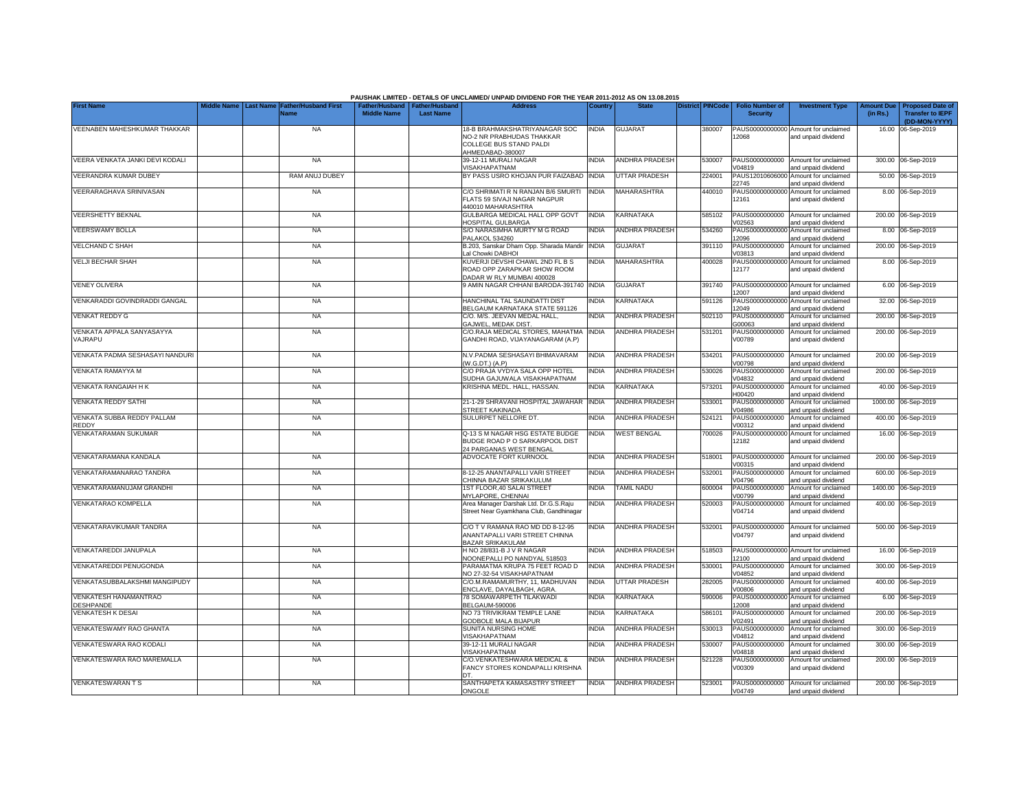PAUSHAK LIMITED - DETAILS OF UNCLAIMED/ UNPAID DIVIDEND FOR THE YEAR 2011-2012 AS ON 13.08.2015

| First Name | Middle Name | Last Name | Father/Husband First Name | Father/Husband Middle Name | Father/Husband Last Name | Address | Country | State | District | PINCode | Folio Number of Security | Investment Type | Amount Due (in Rs.) | Proposed Date of Transfer to IEPF (DD-MON-YYYY) |
|---|---|---|---|---|---|---|---|---|---|---|---|---|---|---|
| VEENABEN MAHESHKUMAR THAKKAR | | | NA | | | 18-B BRAHMAKSHATRIYANAGAR SOC NO-2 NR PRABHUDAS THAKKAR COLLEGE BUS STAND PALDI AHMEDABAD-380007 | INDIA | GUJARAT | | 380007 | PAUS00000000000 12068 | Amount for unclaimed and unpaid dividend | 16.00 | 06-Sep-2019 |
| VEERA VENKATA JANKI DEVI KODALI | | | NA | | | 39-12-11 MURALI NAGAR VISAKHAPATNAM | INDIA | ANDHRA PRADESH | | 530007 | PAUS0000000000 V04819 | Amount for unclaimed and unpaid dividend | 300.00 | 06-Sep-2019 |
| VEERANDRA KUMAR DUBEY | | | RAM ANUJ DUBEY | | | BY PASS USRO KHOJAN PUR FAIZABAD | INDIA | UTTAR PRADESH | | 224001 | PAUS12010606000 22745 | Amount for unclaimed and unpaid dividend | 50.00 | 06-Sep-2019 |
| VEERARAGHAVA SRINIVASAN | | | NA | | | C/O SHRIMATI R N RANJAN B/6 SMURTI FLATS 59 SIVAJI NAGAR NAGPUR 440010 MAHARASHTRA | INDIA | MAHARASHTRA | | 440010 | PAUS00000000000 12161 | Amount for unclaimed and unpaid dividend | 8.00 | 06-Sep-2019 |
| VEERSHETTY BEKNAL | | | NA | | | GULBARGA MEDICAL HALL OPP GOVT HOSPITAL GULBARGA | INDIA | KARNATAKA | | 585102 | PAUS0000000000 V02563 | Amount for unclaimed and unpaid dividend | 200.00 | 06-Sep-2019 |
| VEERSWAMY BOLLA | | | NA | | | S/O NARASIMHA MURTY M G ROAD PALAKOL 534260 | INDIA | ANDHRA PRADESH | | 534260 | PAUS00000000000 12096 | Amount for unclaimed and unpaid dividend | 8.00 | 06-Sep-2019 |
| VELCHAND C SHAH | | | NA | | | B.203, Sanskar Dham Opp. Sharada Mandir Lal Chowki DABHOI | INDIA | GUJARAT | | 391110 | PAUS0000000000 V03813 | Amount for unclaimed and unpaid dividend | 200.00 | 06-Sep-2019 |
| VELJI BECHAR SHAH | | | NA | | | KUVERJI DEVSHI CHAWL 2ND FL B S ROAD OPP ZARAPKAR SHOW ROOM DADAR W RLY MUMBAI 400028 | INDIA | MAHARASHTRA | | 400028 | PAUS00000000000 12177 | Amount for unclaimed and unpaid dividend | 8.00 | 06-Sep-2019 |
| VENEY OLIVERA | | | NA | | | 9 AMIN NAGAR CHHANI BARODA-391740 | INDIA | GUJARAT | | 391740 | PAUS00000000000 12007 | Amount for unclaimed and unpaid dividend | 6.00 | 06-Sep-2019 |
| VENKARADDI GOVINDRADDI GANGAL | | | NA | | | HANCHINAL TAL SAUNDATTI DIST BELGAUM KARNATAKA STATE 591126 | INDIA | KARNATAKA | | 591126 | PAUS00000000000 12049 | Amount for unclaimed and unpaid dividend | 32.00 | 06-Sep-2019 |
| VENKAT REDDY G | | | NA | | | C/O. M/S. JEEVAN MEDAL HALL, GAJWEL, MEDAK DIST. | INDIA | ANDHRA PRADESH | | 502110 | PAUS0000000000 G00063 | Amount for unclaimed and unpaid dividend | 200.00 | 06-Sep-2019 |
| VENKATA APPALA SANYASAYYA VAJRAPU | | | NA | | | C/O.RAJA MEDICAL STORES, MAHATMA GANDHI ROAD, VIJAYANAGARAM (A.P) | INDIA | ANDHRA PRADESH | | 531201 | PAUS0000000000 V00789 | Amount for unclaimed and unpaid dividend | 200.00 | 06-Sep-2019 |
| VENKATA PADMA SESHASAYI NANDURI | | | NA | | | N.V.PADMA SESHASAYI BHIMAVARAM (W.G.DT.) (A.P) | INDIA | ANDHRA PRADESH | | 534201 | PAUS0000000000 V00798 | Amount for unclaimed and unpaid dividend | 200.00 | 06-Sep-2019 |
| VENKATA RAMAYYA M | | | NA | | | C/O PRAJA VYDYA SALA OPP HOTEL SUDHA GAJUWALA VISAKHAPATNAM | INDIA | ANDHRA PRADESH | | 530026 | PAUS0000000000 V04832 | Amount for unclaimed and unpaid dividend | 200.00 | 06-Sep-2019 |
| VENKATA RANGAIAH H K | | | NA | | | KRISHNA MEDL. HALL, HASSAN. | INDIA | KARNATAKA | | 573201 | PAUS0000000000 H00420 | Amount for unclaimed and unpaid dividend | 40.00 | 06-Sep-2019 |
| VENKATA REDDY SATHI | | | NA | | | 21-1-29 SHRAVANI HOSPITAL JAWAHAR STREET KAKINADA | INDIA | ANDHRA PRADESH | | 533001 | PAUS0000000000 V04986 | Amount for unclaimed and unpaid dividend | 1000.00 | 06-Sep-2019 |
| VENKATA SUBBA REDDY PALLAM REDDY | | | NA | | | SULURPET NELLORE DT. | INDIA | ANDHRA PRADESH | | 524121 | PAUS0000000000 V00312 | Amount for unclaimed and unpaid dividend | 400.00 | 06-Sep-2019 |
| VENKATARAMAN SUKUMAR | | | NA | | | Q-13 S M NAGAR HSG ESTATE BUDGE BUDGE ROAD P O SARKARPOOL DIST 24 PARGANAS WEST BENGAL | INDIA | WEST BENGAL | | 700026 | PAUS00000000000 12182 | Amount for unclaimed and unpaid dividend | 16.00 | 06-Sep-2019 |
| VENKATARAMANA KANDALA | | | NA | | | ADVOCATE FORT KURNOOL | INDIA | ANDHRA PRADESH | | 518001 | PAUS0000000000 V00315 | Amount for unclaimed and unpaid dividend | 200.00 | 06-Sep-2019 |
| VENKATARAMANARAO TANDRA | | | NA | | | 8-12-25 ANANTAPALLI VARI STREET CHINNA BAZAR SRIKAKULUM | INDIA | ANDHRA PRADESH | | 532001 | PAUS0000000000 V04796 | Amount for unclaimed and unpaid dividend | 600.00 | 06-Sep-2019 |
| VENKATARAMANUJAM GRANDHI | | | NA | | | 1ST FLOOR,40 SALAI STREET MYLAPORE, CHENNAI | INDIA | TAMIL NADU | | 600004 | PAUS0000000000 V00799 | Amount for unclaimed and unpaid dividend | 1400.00 | 06-Sep-2019 |
| VENKATARAO KOMPELLA | | | NA | | | Area Manager Darshak Ltd. Dr.G.S.Raju Street Near Gyamkhana Club, Gandhinagar | INDIA | ANDHRA PRADESH | | 520003 | PAUS0000000000 V04714 | Amount for unclaimed and unpaid dividend | 400.00 | 06-Sep-2019 |
| VENKATARAVIKUMAR TANDRA | | | NA | | | C/O T V RAMANA RAO MD DD 8-12-95 ANANTAPALLI VARI STREET CHINNA BAZAR SRIKAKULAM | INDIA | ANDHRA PRADESH | | 532001 | PAUS0000000000 V04797 | Amount for unclaimed and unpaid dividend | 500.00 | 06-Sep-2019 |
| VENKATAREDDI JANUPALA | | | NA | | | H NO 28/831-B J V R NAGAR NOONEPALLI PO NANDYAL 518503 | INDIA | ANDHRA PRADESH | | 518503 | PAUS00000000000 12100 | Amount for unclaimed and unpaid dividend | 16.00 | 06-Sep-2019 |
| VENKATAREDDI PENUGONDA | | | NA | | | PARAMATMA KRUPA 75 FEET ROAD D NO 27-32-54 VISAKHAPATNAM | INDIA | ANDHRA PRADESH | | 530001 | PAUS0000000000 V04852 | Amount for unclaimed and unpaid dividend | 300.00 | 06-Sep-2019 |
| VENKATASUBBALAKSHMI MANGIPUDY | | | NA | | | C/O.M.RAMAMURTHY, 11, MADHUVAN ENCLAVE, DAYALBAGH, AGRA. | INDIA | UTTAR PRADESH | | 282005 | PAUS0000000000 V00806 | Amount for unclaimed and unpaid dividend | 400.00 | 06-Sep-2019 |
| VENKATESH HANAMANTRAO DESHPANDE | | | NA | | | 78 SOMAWARPETH TILAKWADI BELGAUM-590006 | INDIA | KARNATAKA | | 590006 | PAUS00000000000 12008 | Amount for unclaimed and unpaid dividend | 6.00 | 06-Sep-2019 |
| VENKATESH K DESAI | | | NA | | | NO 73 TRIVIKRAM TEMPLE LANE GODBOLE MALA BIJAPUR | INDIA | KARNATAKA | | 586101 | PAUS0000000000 V02491 | Amount for unclaimed and unpaid dividend | 200.00 | 06-Sep-2019 |
| VENKATESWAMY RAO GHANTA | | | NA | | | SUNITA NURSING HOME VISAKHAPATNAM | INDIA | ANDHRA PRADESH | | 530013 | PAUS0000000000 V04812 | Amount for unclaimed and unpaid dividend | 300.00 | 06-Sep-2019 |
| VENKATESWARA RAO KODALI | | | NA | | | 39-12-11 MURALI NAGAR VISAKHAPATNAM | INDIA | ANDHRA PRADESH | | 530007 | PAUS0000000000 V04818 | Amount for unclaimed and unpaid dividend | 300.00 | 06-Sep-2019 |
| VENKATESWARA RAO MAREMALLA | | | NA | | | C/O.VENKATESHWARA MEDICAL & FANCY STORES KONDAPALLI KRISHNA DT. | INDIA | ANDHRA PRADESH | | 521228 | PAUS0000000000 V00309 | Amount for unclaimed and unpaid dividend | 200.00 | 06-Sep-2019 |
| VENKATESWARAN T S | | | NA | | | SANTHAPETA KAMASASTRY STREET ONGOLE | INDIA | ANDHRA PRADESH | | 523001 | PAUS0000000000 V04749 | Amount for unclaimed and unpaid dividend | 200.00 | 06-Sep-2019 |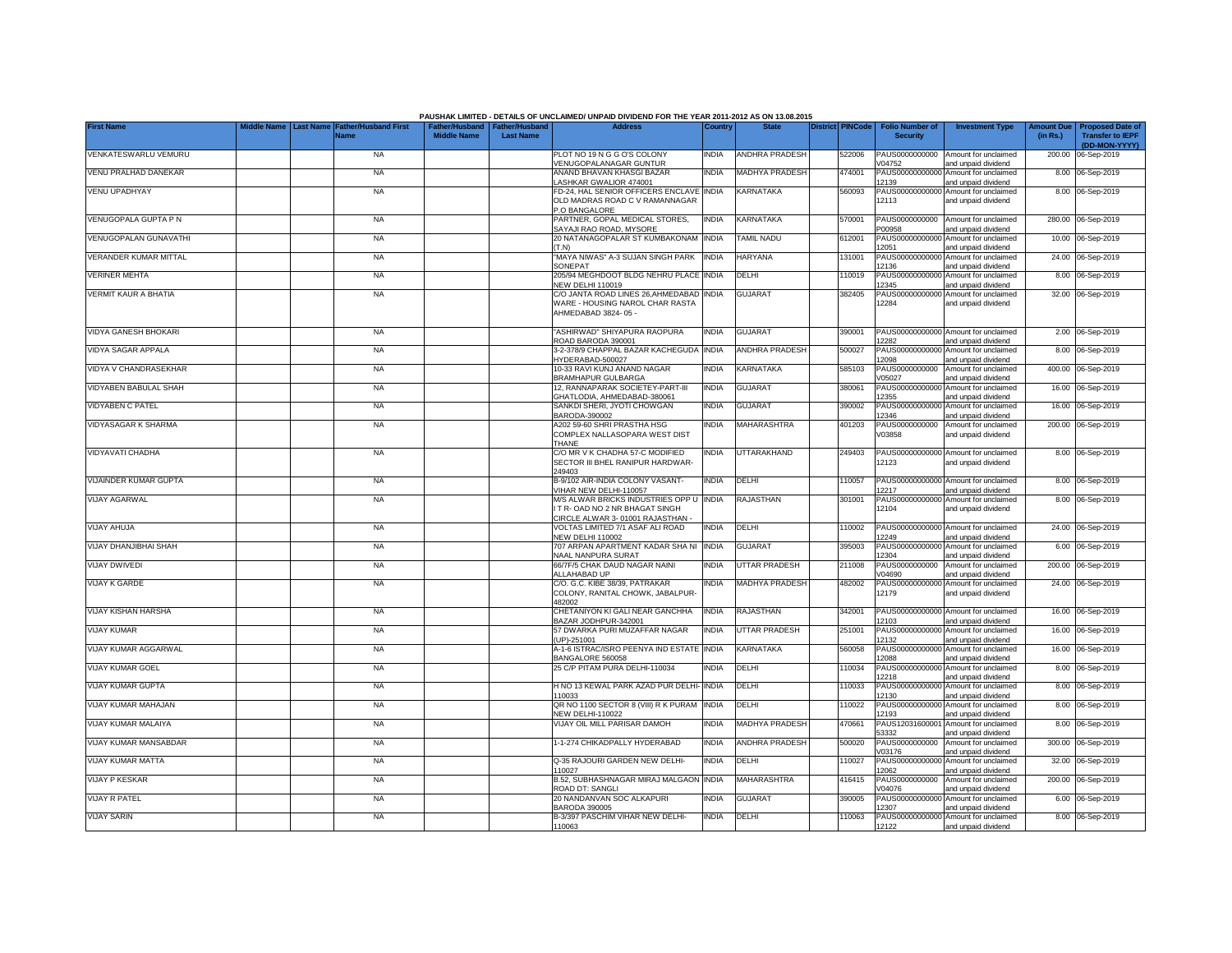PAUSHAK LIMITED - DETAILS OF UNCLAIMED/ UNPAID DIVIDEND FOR THE YEAR 2011-2012 AS ON 13.08.2015

| First Name | Middle Name | Last Name | Father/Husband First Name | Father/Husband Middle Name | Father/Husband Last Name | Address | Country | State | District | PINCode | Folio Number of Security | Investment Type | Amount Due (in Rs.) | Proposed Date of Transfer to IEPF (DD-MON-YYYY) |
|---|---|---|---|---|---|---|---|---|---|---|---|---|---|---|
| VENKATESWARLU VEMURU | | | NA | | | PLOT NO 19 N G G O'S COLONY VENUGOPALANAGAR GUNTUR | INDIA | ANDHRA PRADESH | | 522006 | PAUS0000000000V04752 | Amount for unclaimed and unpaid dividend | 200.00 | 06-Sep-2019 |
| VENU PRALHAD DANEKAR | | | NA | | | ANAND BHAVAN KHASGI BAZAR LASHKAR GWALIOR 474001 | INDIA | MADHYA PRADESH | | 474001 | PAUS00000000000012139 | Amount for unclaimed and unpaid dividend | 8.00 | 06-Sep-2019 |
| VENU UPADHYAY | | | NA | | | FD-24, HAL SENIOR OFFICERS ENCLAVE OLD MADRAS ROAD C V RAMANNAGAR P.O BANGALORE | INDIA | KARNATAKA | | 560093 | PAUS00000000000012113 | Amount for unclaimed and unpaid dividend | 8.00 | 06-Sep-2019 |
| VENUGOPALA GUPTA P N | | | NA | | | PARTNER, GOPAL MEDICAL STORES, SAYAJI RAO ROAD, MYSORE | INDIA | KARNATAKA | | 570001 | PAUS0000000000P00958 | Amount for unclaimed and unpaid dividend | 280.00 | 06-Sep-2019 |
| VENUGOPALAN GUNAVATHI | | | NA | | | 20 NATANAGOPALAR ST KUMBAKONAM (T.N) | INDIA | TAMIL NADU | | 612001 | PAUS00000000000012051 | Amount for unclaimed and unpaid dividend | 10.00 | 06-Sep-2019 |
| VERANDER KUMAR MITTAL | | | NA | | | "MAYA NIWAS" A-3 SUJAN SINGH PARK SONEPAT | INDIA | HARYANA | | 131001 | PAUS00000000000012136 | Amount for unclaimed and unpaid dividend | 24.00 | 06-Sep-2019 |
| VERINER MEHTA | | | NA | | | 205/94 MEGHDOOT BLDG NEHRU PLACE NEW DELHI 110019 | INDIA | DELHI | | 110019 | PAUS00000000000012345 | Amount for unclaimed and unpaid dividend | 8.00 | 06-Sep-2019 |
| VERMIT KAUR A BHATIA | | | NA | | | C/O JANTA ROAD LINES 26,AHMEDABAD WARE - HOUSING NAROL CHAR RASTA AHMEDABAD 3824- 05 - | INDIA | GUJARAT | | 382405 | PAUS00000000000012284 | Amount for unclaimed and unpaid dividend | 32.00 | 06-Sep-2019 |
| VIDYA GANESH BHOKARI | | | NA | | | "ASHIRWAD" SHIYAPURA RAOPURA ROAD BARODA 390001 | INDIA | GUJARAT | | 390001 | PAUS00000000000012282 | Amount for unclaimed and unpaid dividend | 2.00 | 06-Sep-2019 |
| VIDYA SAGAR APPALA | | | NA | | | 3-2-378/9 CHAPPAL BAZAR KACHEGUDA HYDERABAD-500027 | INDIA | ANDHRA PRADESH | | 500027 | PAUS00000000000012098 | Amount for unclaimed and unpaid dividend | 8.00 | 06-Sep-2019 |
| VIDYA V CHANDRASEKHAR | | | NA | | | 10-33 RAVI KUNJ ANAND NAGAR BRAMHAPUR GULBARGA | INDIA | KARNATAKA | | 585103 | PAUS0000000000V05027 | Amount for unclaimed and unpaid dividend | 400.00 | 06-Sep-2019 |
| VIDYABEN BABULAL SHAH | | | NA | | | 12, RANNAPARAK SOCIETEY-PART-III GHATLODIA, AHMEDABAD-380061 | INDIA | GUJARAT | | 380061 | PAUS00000000000012355 | Amount for unclaimed and unpaid dividend | 16.00 | 06-Sep-2019 |
| VIDYABEN C PATEL | | | NA | | | SANKDI SHERI, JYOTI CHOWGAN BARODA-390002 | INDIA | GUJARAT | | 390002 | PAUS00000000000012346 | Amount for unclaimed and unpaid dividend | 16.00 | 06-Sep-2019 |
| VIDYASAGAR K SHARMA | | | NA | | | A202 59-60 SHRI PRASTHA HSG COMPLEX NALLASOPARA WEST DIST THANE | INDIA | MAHARASHTRA | | 401203 | PAUS0000000000V03858 | Amount for unclaimed and unpaid dividend | 200.00 | 06-Sep-2019 |
| VIDYAVATI CHADHA | | | NA | | | C/O MR V K CHADHA 57-C MODIFIED SECTOR III BHEL RANIPUR HARDWAR-249403 | INDIA | UTTARAKHAND | | 249403 | PAUS00000000000012123 | Amount for unclaimed and unpaid dividend | 8.00 | 06-Sep-2019 |
| VIJAINDER KUMAR GUPTA | | | NA | | | B-9/102 AIR-INDIA COLONY VASANT-VIHAR NEW DELHI-110057 | INDIA | DELHI | | 110057 | PAUS00000000000012217 | Amount for unclaimed and unpaid dividend | 8.00 | 06-Sep-2019 |
| VIJAY AGARWAL | | | NA | | | M/S ALWAR BRICKS INDUSTRIES OPP U I T R- OAD NO 2 NR BHAGAT SINGH CIRCLE ALWAR 3- 01001 RAJASTHAN - | INDIA | RAJASTHAN | | 301001 | PAUS00000000000012104 | Amount for unclaimed and unpaid dividend | 8.00 | 06-Sep-2019 |
| VIJAY AHUJA | | | NA | | | VOLTAS LIMITED 7/1 ASAF ALI ROAD NEW DELHI 110002 | INDIA | DELHI | | 110002 | PAUS00000000000012249 | Amount for unclaimed and unpaid dividend | 24.00 | 06-Sep-2019 |
| VIJAY DHANJIBHAI SHAH | | | NA | | | 707 ARPAN APARTMENT KADAR SHA NI NAAL NANPURA SURAT | INDIA | GUJARAT | | 395003 | PAUS00000000000012304 | Amount for unclaimed and unpaid dividend | 6.00 | 06-Sep-2019 |
| VIJAY DWIVEDI | | | NA | | | 66/7F/5 CHAK DAUD NAGAR NAINI ALLAHABAD UP | INDIA | UTTAR PRADESH | | 211008 | PAUS0000000000V04690 | Amount for unclaimed and unpaid dividend | 200.00 | 06-Sep-2019 |
| VIJAY K GARDE | | | NA | | | C/O. G.C. KIBE 38/39, PATRAKAR COLONY, RANITAL CHOWK, JABALPUR-482002 | INDIA | MADHYA PRADESH | | 482002 | PAUS00000000000012179 | Amount for unclaimed and unpaid dividend | 24.00 | 06-Sep-2019 |
| VIJAY KISHAN HARSHA | | | NA | | | CHETANIYON KI GALI NEAR GANCHHA BAZAR JODHPUR-342001 | INDIA | RAJASTHAN | | 342001 | PAUS00000000000012103 | Amount for unclaimed and unpaid dividend | 16.00 | 06-Sep-2019 |
| VIJAY KUMAR | | | NA | | | 57 DWARKA PURI MUZAFFAR NAGAR (UP)-251001 | INDIA | UTTAR PRADESH | | 251001 | PAUS00000000000012132 | Amount for unclaimed and unpaid dividend | 16.00 | 06-Sep-2019 |
| VIJAY KUMAR AGGARWAL | | | NA | | | A-1-6 ISTRAC/ISRO PEENYA IND ESTATE BANGALORE 560058 | INDIA | KARNATAKA | | 560058 | PAUS00000000000012088 | Amount for unclaimed and unpaid dividend | 16.00 | 06-Sep-2019 |
| VIJAY KUMAR GOEL | | | NA | | | 25 C/P PITAM PURA DELHI-110034 | INDIA | DELHI | | 110034 | PAUS00000000000012218 | Amount for unclaimed and unpaid dividend | 8.00 | 06-Sep-2019 |
| VIJAY KUMAR GUPTA | | | NA | | | H NO 13 KEWAL PARK AZAD PUR DELHI-110033 | INDIA | DELHI | | 110033 | PAUS00000000000012130 | Amount for unclaimed and unpaid dividend | 8.00 | 06-Sep-2019 |
| VIJAY KUMAR MAHAJAN | | | NA | | | QR NO 1100 SECTOR 8 (VIII) R K PURAM NEW DELHI-110022 | INDIA | DELHI | | 110022 | PAUS00000000000012193 | Amount for unclaimed and unpaid dividend | 8.00 | 06-Sep-2019 |
| VIJAY KUMAR MALAIYA | | | NA | | | VIJAY OIL MILL PARISAR DAMOH | INDIA | MADHYA PRADESH | | 470661 | PAUS12031600001533332 | Amount for unclaimed and unpaid dividend | 8.00 | 06-Sep-2019 |
| VIJAY KUMAR MANSABDAR | | | NA | | | 1-1-274 CHIKADPALLY HYDERABAD | INDIA | ANDHRA PRADESH | | 500020 | PAUS0000000000V03176 | Amount for unclaimed and unpaid dividend | 300.00 | 06-Sep-2019 |
| VIJAY KUMAR MATTA | | | NA | | | Q-35 RAJOURI GARDEN NEW DELHI-110027 | INDIA | DELHI | | 110027 | PAUS00000000000012062 | Amount for unclaimed and unpaid dividend | 32.00 | 06-Sep-2019 |
| VIJAY P KESKAR | | | NA | | | B.52, SUBHASHNAGAR MIRAJ MALGAON ROAD DT: SANGLI | INDIA | MAHARASHTRA | | 416415 | PAUS0000000000V04076 | Amount for unclaimed and unpaid dividend | 200.00 | 06-Sep-2019 |
| VIJAY R PATEL | | | NA | | | 20 NANDANVAN SOC ALKAPURI BARODA 390005 | INDIA | GUJARAT | | 390005 | PAUS00000000000012307 | Amount for unclaimed and unpaid dividend | 6.00 | 06-Sep-2019 |
| VIJAY SARIN | | | NA | | | B-3/397 PASCHIM VIHAR NEW DELHI-110063 | INDIA | DELHI | | 110063 | PAUS00000000000012122 | Amount for unclaimed and unpaid dividend | 8.00 | 06-Sep-2019 |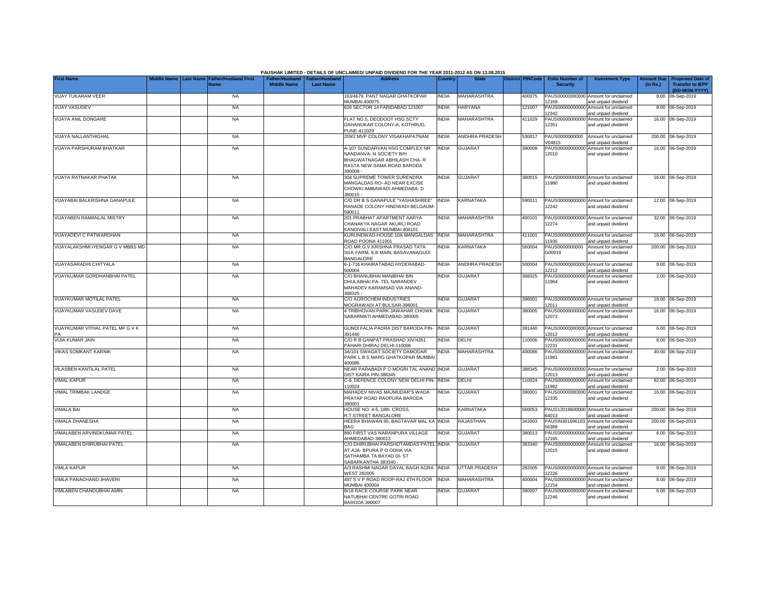PAUSHAK LIMITED - DETAILS OF UNCLAIMED/ UNPAID DIVIDEND FOR THE YEAR 2011-2012 AS ON 13.08.2015

| First Name | Middle Name | Last Name | Father/Husband First Name | Father/Husband Middle Name | Father/Husband Last Name | Address | Country | State | District | PINCode | Folio Number of Security | Investment Type | Amount Due (in Rs.) | Proposed Date of Transfer to IEPF (DD-MON-YYYY) |
|---|---|---|---|---|---|---|---|---|---|---|---|---|---|---|
| VIJAY TUKARAM VEER | | | NA | | | 163/4679, PANT NAGAR GHATKOPAR MUMBAI 400075 | INDIA | MAHARASHTRA | | 400075 | PAUS00000000000 12169 | Amount for unclaimed and unpaid dividend | 8.00 | 06-Sep-2019 |
| VIJAY VASUDEV | | | NA | | | 626 SECTOR 14 FARIDABAD 121007 | INDIA | HARYANA | | 121007 | PAUS00000000000 12342 | Amount for unclaimed and unpaid dividend | 8.00 | 06-Sep-2019 |
| VIJAYA ANIL DONGARE | | | NA | | | FLAT NO.5, DEODOOT HSG.SCTY DAHANUKAR COLONY-A, KOTHRUD, PUNE-411029 | INDIA | MAHARASHTRA | | 411029 | PAUS00000000000 12351 | Amount for unclaimed and unpaid dividend | 16.00 | 06-Sep-2019 |
| VIJAYA NALLANTHIGHAL | | | NA | | | 209/2 MVP COLONY VISAKHAPATNAM | INDIA | ANDHRA PRADESH | | 530017 | PAUS0000000000 V04815 | Amount for unclaimed and unpaid dividend | 200.00 | 06-Sep-2019 |
| VIJAYA PARSHURAM BHATKAR | | | NA | | | A-107 SUNDARVAN HSG COMPLEX NR NANDANVA- N SOCIETY B/H BHAGWATNAGAR ABHILASH CHA- R RASTA NEW SAMA ROAD BARODA 390008 - | INDIA | GUJARAT | | 390008 | PAUS00000000000 12010 | Amount for unclaimed and unpaid dividend | 16.00 | 06-Sep-2019 |
| VIJAYA RATNAKAR PHATAK | | | NA | | | 304 SUPREME TOWER SURENDRA MANGALDAS RO- AD NEAR EXCISE CHOWKI AMBAWADI AHMEDABA- D 380015 - | INDIA | GUJARAT | | 380015 | PAUS00000000000 11980 | Amount for unclaimed and unpaid dividend | 16.00 | 06-Sep-2019 |
| VIJAYABAI BALKRISHNA GANAPULE | | | NA | | | C/O DR B S GANAPULE "YASHASHREE" RANADE COLONY HINDWADI BELGAUM-590011 | INDIA | KARNATAKA | | 590011 | PAUS00000000000 12242 | Amount for unclaimed and unpaid dividend | 12.00 | 06-Sep-2019 |
| VIJAYABEN RAMANLAL MISTRY | | | NA | | | 201 PRABHAT APARTMENT AARYA CHANAKYA NAGAR AKURLI ROAD KANDIVALI EAST MUMBAI 400101 | INDIA | MAHARASHTRA | | 400101 | PAUS00000000000 12274 | Amount for unclaimed and unpaid dividend | 32.00 | 06-Sep-2019 |
| VIJAYADEVI C PATWARDHAN | | | NA | | | KURUNDWAD-HOUSE 10A MANGALDAS ROAD POONA 411001 | INDIA | MAHARASHTRA | | 411001 | PAUS00000000000 11935 | Amount for unclaimed and unpaid dividend | 16.00 | 06-Sep-2019 |
| VIJAYALAKSHMI IYENGAR G V MBBS MD | | | NA | | | C/O MR.G.V.KRISHNA PRASAD TATA SILK FARM, 9,III MAIN, BASAVANAGUDI BANGALORE | INDIA | KARNATAKA | | 560004 | PAUS0000000000 G00919 | Amount for unclaimed and unpaid dividend | 200.00 | 06-Sep-2019 |
| VIJAYASARADHI CHITYALA | | | NA | | | 6-1-716 KHAIRATABAD HYDERABAD-500004 | INDIA | ANDHRA PRADESH | | 500004 | PAUS00000000000 12212 | Amount for unclaimed and unpaid dividend | 8.00 | 06-Sep-2019 |
| VIJAYKUMAR GORDHANBHAI PATEL | | | NA | | | C/O BHANUBHAI MANIBHAI BIN DHULABHAI PA- TEL NARANDEV MAHADEV KARAMSAD VIA ANAND-388325 - | INDIA | GUJARAT | | 388325 | PAUS00000000000 11964 | Amount for unclaimed and unpaid dividend | 2.00 | 06-Sep-2019 |
| VIJAYKUMAR MOTILAL PATEL | | | NA | | | C/O AGROCHEM INDUSTRIES MOGRAWADI AT BULSAR-396001 | INDIA | GUJARAT | | 396001 | PAUS00000000000 12011 | Amount for unclaimed and unpaid dividend | 16.00 | 06-Sep-2019 |
| VIJAYKUMAR VASUDEV DAVE | | | NA | | | 4 TRIBHOVAN PARK JAWAHAR CHOWK SABARMATI AHMEDABAD-380005 | INDIA | GUJARAT | | 380005 | PAUS00000000000 12073 | Amount for unclaimed and unpaid dividend | 16.00 | 06-Sep-2019 |
| VIJAYKUMAR VITHAL PATEL MF G V K PA | | | NA | | | GUNDI FALIA PADRA DIST BARODA PIN-391440 | INDIA | GUJARAT | | 391440 | PAUS00000000000 12012 | Amount for unclaimed and unpaid dividend | 6.00 | 06-Sep-2019 |
| VIJIA KUMAR JAIN | | | NA | | | C/O R B GANPAT PRASHAD XIV/4351 PAHARI DHIRAJ DELHI-110006 | INDIA | DELHI | | 110006 | PAUS00000000000 12231 | Amount for unclaimed and unpaid dividend | 8.00 | 06-Sep-2019 |
| VIKAS SOMKANT KARNIK | | | NA | | | 3A/101 SWAGAT SOCIETY DAMODAR PARK L B S MARG GHATKOPAR MUMBAI 400086 | INDIA | MAHARASHTRA | | 400086 | PAUS00000000000 11981 | Amount for unclaimed and unpaid dividend | 40.00 | 06-Sep-2019 |
| VILASBEN KANTILAL PATEL | | | NA | | | NEAR PARABADI P O MOGRI TAL ANAND DIST KAIRA PIN-388345 | INDIA | GUJARAT | | 388345 | PAUS00000000000 12013 | Amount for unclaimed and unpaid dividend | 2.00 | 06-Sep-2019 |
| VIMAL KAPUR | | | NA | | | C-6, DEFENCE COLONY NEW DELHI PIN-110024 | INDIA | DELHI | | 110024 | PAUS00000000000 11982 | Amount for unclaimed and unpaid dividend | 82.00 | 06-Sep-2019 |
| VIMAL TRIMBAK LANDGE | | | NA | | | MAHADEV NIVAS MAJMUDAR'S WADA PRATAP ROAD RAOPURA BARODA 390001 | INDIA | GUJARAT | | 390001 | PAUS00000000000 12335 | Amount for unclaimed and unpaid dividend | 16.00 | 06-Sep-2019 |
| VIMALA BAI | | | NA | | | HOUSE NO. 4-5, 18th. CROSS, R.T.STREET BANGALORE | INDIA | KARNATAKA | | 560053 | PAUS12018600000 64013 | Amount for unclaimed and unpaid dividend | 200.00 | 06-Sep-2019 |
| VIMALA DHANESHA | | | NA | | | HEERA BHAWAN 95, BAGTAVAR MAL KA BAG | INDIA | RAJASTHAN | | 342003 | PAUSIN301696103 56388 | Amount for unclaimed and unpaid dividend | 200.00 | 06-Sep-2019 |
| VIMALABEN ARVINDKUMAR PATEL | | | NA | | | 880 FIRST VAS NARANPURA VILLAGE AHMEDABAD-380013 | INDIA | GUJARAT | | 380013 | PAUS00000000000 12165 | Amount for unclaimed and unpaid dividend | 8.00 | 06-Sep-2019 |
| VIMALABEN DHIRUBHAI PATEL | | | NA | | | C/O DHIRUBHAI PARSHOTAMDAS PATEL AT AJA- BPURA P O ODHA VIA SATHAMBA TA BAYAD DI- ST SABARKANTHA 383340 - | INDIA | GUJARAT | | 383340 | PAUS00000000000 12015 | Amount for unclaimed and unpaid dividend | 16.00 | 06-Sep-2019 |
| VIMLA KAPUR | | | NA | | | A/3 RASHMI NAGAR DAYAL BAGH AGRA WEST 282005 | INDIA | UTTAR PRADESH | | 282005 | PAUS00000000000 12226 | Amount for unclaimed and unpaid dividend | 8.00 | 06-Sep-2019 |
| VIMLA PANACHAND JHAVERI | | | NA | | | 497 S V P ROAD ROOP-RAJ 4TH FLOOR MUMBAI 400004 | INDIA | MAHARASHTRA | | 400004 | PAUS00000000000 12154 | Amount for unclaimed and unpaid dividend | 8.00 | 06-Sep-2019 |
| VIMLABEN CHANDUBHAI AMIN | | | NA | | | B/18 RACE COURSE PARK NEAR NATUBHAI CENTRE GOTRI ROAD BARODA 390007 | INDIA | GUJARAT | | 390007 | PAUS00000000000 12246 | Amount for unclaimed and unpaid dividend | 6.00 | 06-Sep-2019 |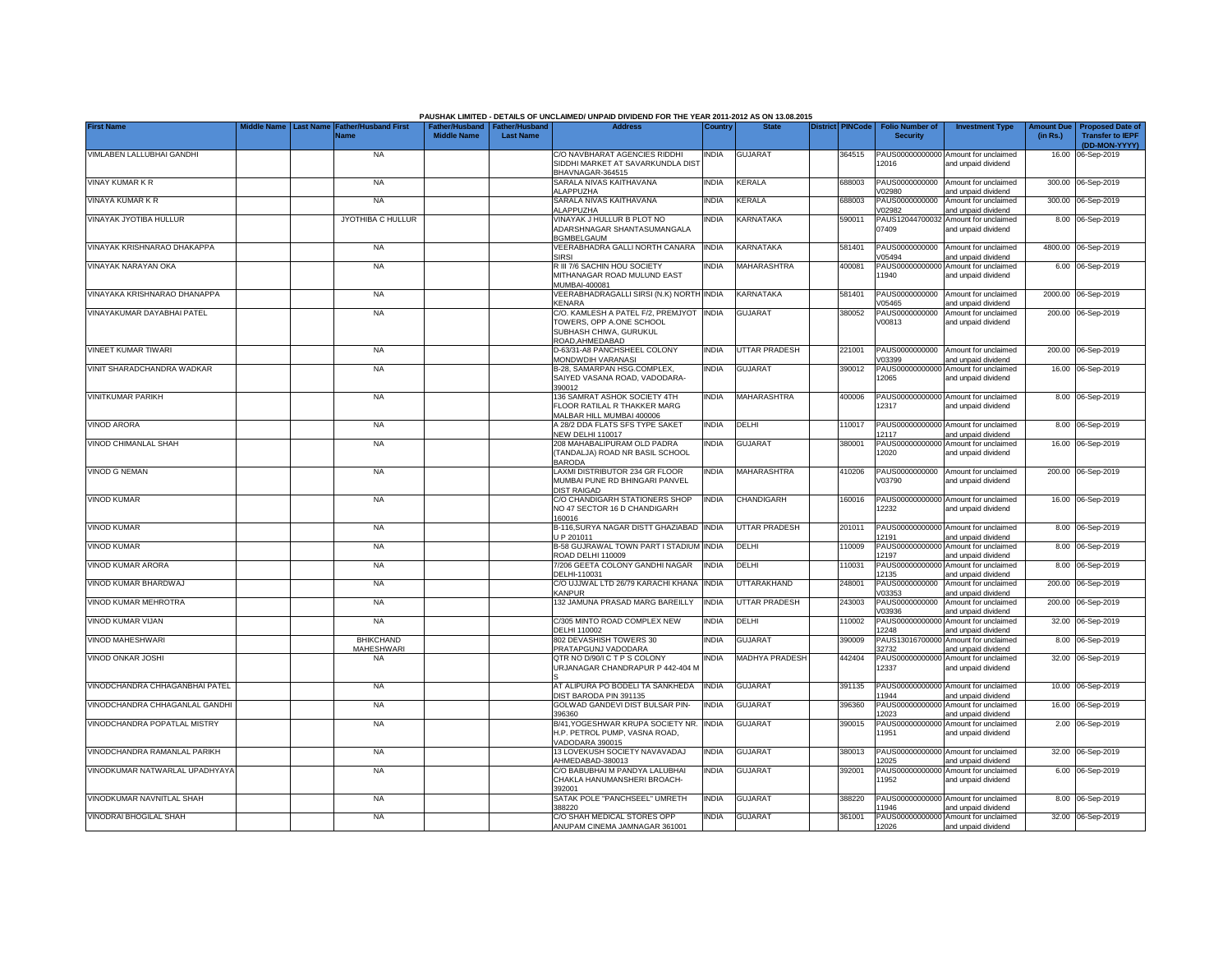PAUSHAK LIMITED - DETAILS OF UNCLAIMED/ UNPAID DIVIDEND FOR THE YEAR 2011-2012 AS ON 13.08.2015

| First Name | Middle Name | Last Name | Father/Husband First Name | Father/Husband Middle Name | Father/Husband Last Name | Address | Country | State | District | PINCode | Folio Number of Security | Investment Type | Amount Due (in Rs.) | Proposed Date of Transfer to IEPF (DD-MON-YYYY) |
|---|---|---|---|---|---|---|---|---|---|---|---|---|---|---|
| VIMLABEN LALLUBHAI GANDHI | | | NA | | | C/O NAVBHARAT AGENCIES RIDDHI SIDDHI MARKET AT SAVARKUNDLA DIST BHAVNAGAR-364515 | INDIA | GUJARAT | | 364515 | PAUS00000000000 12016 | Amount for unclaimed and unpaid dividend | 16.00 | 06-Sep-2019 |
| VINAY KUMAR K R | | | NA | | | SARALA NIVAS KAITHAVANA ALAPPUZHA | INDIA | KERALA | | 688003 | PAUS0000000000 V02980 | Amount for unclaimed and unpaid dividend | 300.00 | 06-Sep-2019 |
| VINAYA KUMAR K R | | | NA | | | SARALA NIVAS KAITHAVANA ALAPPUZHA | INDIA | KERALA | | 688003 | PAUS0000000000 V02982 | Amount for unclaimed and unpaid dividend | 300.00 | 06-Sep-2019 |
| VINAYAK JYOTIBA HULLUR | | | JYOTHIBA C HULLUR | | | VINAYAK J HULLUR B PLOT NO ADARSHNAGAR SHANTASUMANGALA BGMBELGAUM | INDIA | KARNATAKA | | 590011 | PAUS12044700032 07409 | Amount for unclaimed and unpaid dividend | 8.00 | 06-Sep-2019 |
| VINAYAK KRISHNARAO DHAKAPPA | | | NA | | | VEERABHADRA GALLI NORTH CANARA SIRSI | INDIA | KARNATAKA | | 581401 | PAUS0000000000 V05494 | Amount for unclaimed and unpaid dividend | 4800.00 | 06-Sep-2019 |
| VINAYAK NARAYAN OKA | | | NA | | | R III 7/6 SACHIN HOU SOCIETY MITHANAGAR ROAD MULUND EAST MUMBAI-400081 | INDIA | MAHARASHTRA | | 400081 | PAUS00000000000 11940 | Amount for unclaimed and unpaid dividend | 6.00 | 06-Sep-2019 |
| VINAYAKA KRISHNARAO DHANAPPA | | | NA | | | VEERABHADRAGALLI SIRSI (N.K) NORTH KENARA | INDIA | KARNATAKA | | 581401 | PAUS0000000000 V05465 | Amount for unclaimed and unpaid dividend | 2000.00 | 06-Sep-2019 |
| VINAYAKUMAR DAYABHAI PATEL | | | NA | | | C/O. KAMLESH A PATEL F/2, PREMJYOT TOWERS, OPP A.ONE SCHOOL SUBHASH CHWA, GURUKUL ROAD,AHMEDABAD | INDIA | GUJARAT | | 380052 | PAUS0000000000 V00813 | Amount for unclaimed and unpaid dividend | 200.00 | 06-Sep-2019 |
| VINEET KUMAR TIWARI | | | NA | | | D-63/31-A8 PANCHSHEEL COLONY MONDWDIH VARANASI | INDIA | UTTAR PRADESH | | 221001 | PAUS0000000000 V03399 | Amount for unclaimed and unpaid dividend | 200.00 | 06-Sep-2019 |
| VINIT SHARADCHANDRA WADKAR | | | NA | | | B-28, SAMARPAN HSG.COMPLEX, SAIYED VASANA ROAD, VADODARA-390012 | INDIA | GUJARAT | | 390012 | PAUS00000000000 12065 | Amount for unclaimed and unpaid dividend | 16.00 | 06-Sep-2019 |
| VINITKUMAR PARIKH | | | NA | | | 136 SAMRAT ASHOK SOCIETY 4TH FLOOR RATILAL R THAKKER MARG MALBAR HILL MUMBAI 400006 | INDIA | MAHARASHTRA | | 400006 | PAUS00000000000 12317 | Amount for unclaimed and unpaid dividend | 8.00 | 06-Sep-2019 |
| VINOD ARORA | | | NA | | | A 28/2 DDA FLATS SFS TYPE SAKET NEW DELHI 110017 | INDIA | DELHI | | 110017 | PAUS00000000000 12117 | Amount for unclaimed and unpaid dividend | 8.00 | 06-Sep-2019 |
| VINOD CHIMANLAL SHAH | | | NA | | | 208 MAHABALIPURAM OLD PADRA (TANDALJA) ROAD NR BASIL SCHOOL BARODA | INDIA | GUJARAT | | 380001 | PAUS00000000000 12020 | Amount for unclaimed and unpaid dividend | 16.00 | 06-Sep-2019 |
| VINOD G NEMAN | | | NA | | | LAXMI DISTRIBUTOR 234 GR FLOOR MUMBAI PUNE RD BHINGARI PANVEL DIST RAIGAD | INDIA | MAHARASHTRA | | 410206 | PAUS0000000000 V03790 | Amount for unclaimed and unpaid dividend | 200.00 | 06-Sep-2019 |
| VINOD KUMAR | | | NA | | | C/O CHANDIGARH STATIONERS SHOP NO 47 SECTOR 16 D CHANDIGARH 160016 | INDIA | CHANDIGARH | | 160016 | PAUS00000000000 12232 | Amount for unclaimed and unpaid dividend | 16.00 | 06-Sep-2019 |
| VINOD KUMAR | | | NA | | | B-116,SURYA NAGAR DISTT GHAZIABAD U P 201011 | INDIA | UTTAR PRADESH | | 201011 | PAUS00000000000 12191 | Amount for unclaimed and unpaid dividend | 8.00 | 06-Sep-2019 |
| VINOD KUMAR | | | NA | | | B-58 GUJRAWAL TOWN PART I STADIUM ROAD DELHI 110009 | INDIA | DELHI | | 110009 | PAUS00000000000 12197 | Amount for unclaimed and unpaid dividend | 8.00 | 06-Sep-2019 |
| VINOD KUMAR ARORA | | | NA | | | 7/206 GEETA COLONY GANDHI NAGAR DELHI-110031 | INDIA | DELHI | | 110031 | PAUS00000000000 12135 | Amount for unclaimed and unpaid dividend | 8.00 | 06-Sep-2019 |
| VINOD KUMAR BHARDWAJ | | | NA | | | C/O UJJWAL LTD 26/79 KARACHI KHANA KANPUR | INDIA | UTTARAKHAND | | 248001 | PAUS0000000000 V03353 | Amount for unclaimed and unpaid dividend | 200.00 | 06-Sep-2019 |
| VINOD KUMAR MEHROTRA | | | NA | | | 132 JAMUNA PRASAD MARG BAREILLY | INDIA | UTTAR PRADESH | | 243003 | PAUS0000000000 V03936 | Amount for unclaimed and unpaid dividend | 200.00 | 06-Sep-2019 |
| VINOD KUMAR VIJAN | | | NA | | | C/305 MINTO ROAD COMPLEX NEW DELHI 110002 | INDIA | DELHI | | 110002 | PAUS00000000000 12248 | Amount for unclaimed and unpaid dividend | 32.00 | 06-Sep-2019 |
| VINOD MAHESHWARI | | | BHIKCHAND MAHESHWARI | | | 802 DEVASHISH TOWERS 30 PRATAPGUNJ VADODARA | INDIA | GUJARAT | | 390009 | PAUS13016700000 32732 | Amount for unclaimed and unpaid dividend | 8.00 | 06-Sep-2019 |
| VINOD ONKAR JOSHI | | | NA | | | QTR NO D/90/I C T P S COLONY URJANAGAR CHANDRAPUR P 442-404 M S | INDIA | MADHYA PRADESH | | 442404 | PAUS00000000000 12337 | Amount for unclaimed and unpaid dividend | 32.00 | 06-Sep-2019 |
| VINODCHANDRA CHHAGANBHAI PATEL | | | NA | | | AT ALIPURA PO BODELI TA SANKHEDA DIST BARODA PIN 391135 | INDIA | GUJARAT | | 391135 | PAUS00000000000 11944 | Amount for unclaimed and unpaid dividend | 10.00 | 06-Sep-2019 |
| VINODCHANDRA CHHAGANLAL GANDHI | | | NA | | | GOLWAD GANDEVI DIST BULSAR PIN-396360 | INDIA | GUJARAT | | 396360 | PAUS00000000000 12023 | Amount for unclaimed and unpaid dividend | 16.00 | 06-Sep-2019 |
| VINODCHANDRA POPATLAL MISTRY | | | NA | | | B/41,YOGESHWAR KRUPA SOCIETY NR. H.P. PETROL PUMP, VASNA ROAD, VADODARA 390015 | INDIA | GUJARAT | | 390015 | PAUS00000000000 11951 | Amount for unclaimed and unpaid dividend | 2.00 | 06-Sep-2019 |
| VINODCHANDRA RAMANLAL PARIKH | | | NA | | | 13 LOVEKUSH SOCIETY NAVAVADAJ AHMEDABAD-380013 | INDIA | GUJARAT | | 380013 | PAUS00000000000 12025 | Amount for unclaimed and unpaid dividend | 32.00 | 06-Sep-2019 |
| VINODKUMAR NATWARLAL UPADHYAYA | | | NA | | | C/O BABUBHAI M PANDYA LALUBHAI CHAKLA HANUMANSHERI BROACH-392001 | INDIA | GUJARAT | | 392001 | PAUS00000000000 11952 | Amount for unclaimed and unpaid dividend | 6.00 | 06-Sep-2019 |
| VINODKUMAR NAVNITLAL SHAH | | | NA | | | SATAK POLE "PANCHSEEL" UMRETH 388220 | INDIA | GUJARAT | | 388220 | PAUS00000000000 11946 | Amount for unclaimed and unpaid dividend | 8.00 | 06-Sep-2019 |
| VINODRAI BHOGILAL SHAH | | | NA | | | C/O SHAH MEDICAL STORES OPP ANUPAM CINEMA JAMNAGAR 361001 | INDIA | GUJARAT | | 361001 | PAUS00000000000 12026 | Amount for unclaimed and unpaid dividend | 32.00 | 06-Sep-2019 |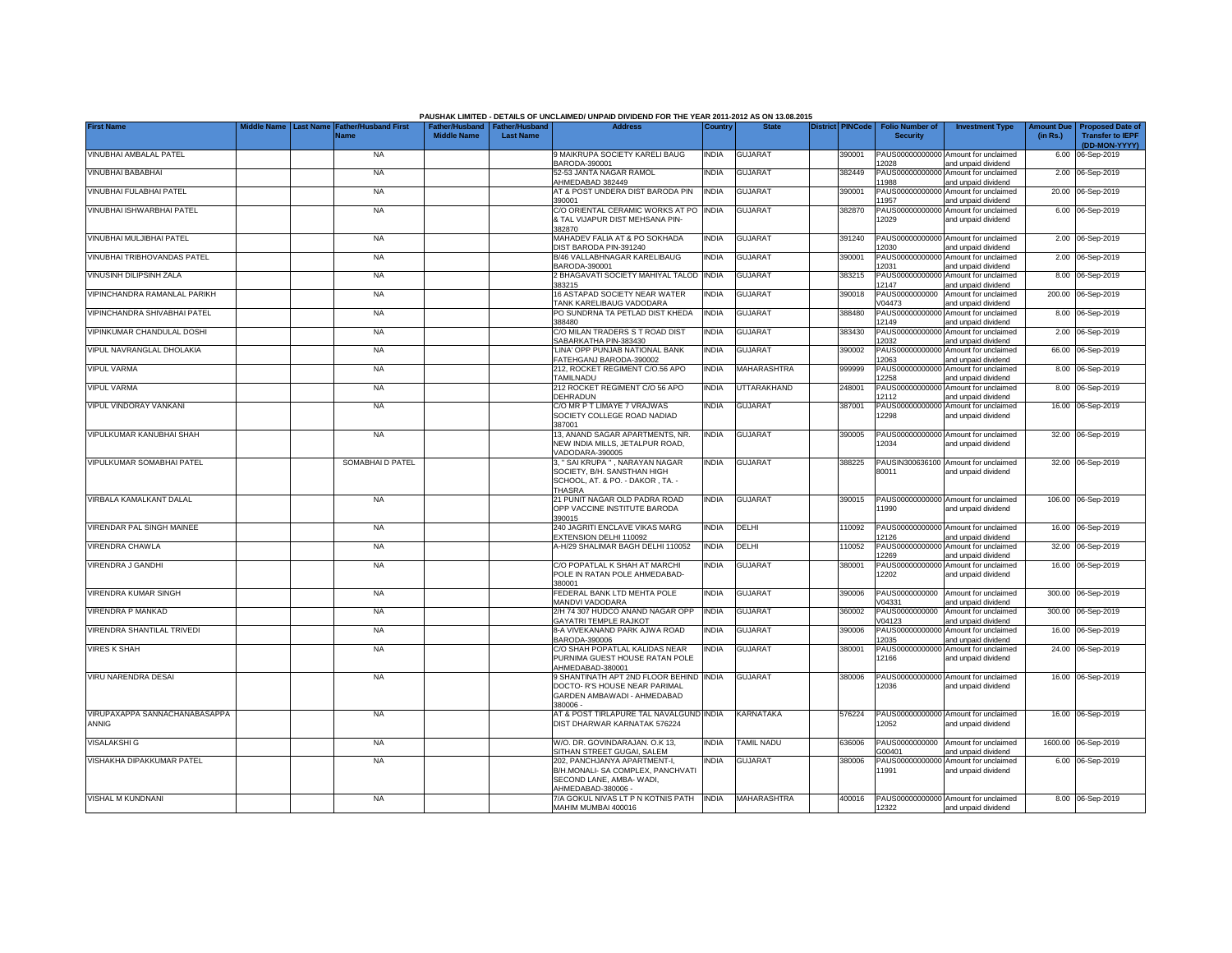PAUSHAK LIMITED - DETAILS OF UNCLAIMED/ UNPAID DIVIDEND FOR THE YEAR 2011-2012 AS ON 13.08.2015

| First Name | Middle Name | Last Name | Father/Husband First Name | Father/Husband Middle Name | Father/Husband Last Name | Address | Country | State | District | PINCode | Folio Number of Security | Investment Type | Amount Due (in Rs.) | Proposed Date of Transfer to IEPF (DD-MON-YYYY) |
|---|---|---|---|---|---|---|---|---|---|---|---|---|---|---|
| VINUBHAI AMBALAL PATEL | | | NA | | | 9 MAIKRUPA SOCIETY KARELI BAUG BARODA-390001 | INDIA | GUJARAT | | 390001 | PAUS00000000000 12028 | Amount for unclaimed and unpaid dividend | 6.00 | 06-Sep-2019 |
| VINUBHAI BABABHAI | | | NA | | | 52-53 JANTA NAGAR RAMOL AHMEDABAD 382449 | INDIA | GUJARAT | | 382449 | PAUS00000000000 11988 | Amount for unclaimed and unpaid dividend | 2.00 | 06-Sep-2019 |
| VINUBHAI FULABHAI PATEL | | | NA | | | AT & POST UNDERA DIST BARODA PIN 390001 | INDIA | GUJARAT | | 390001 | PAUS00000000000 11957 | Amount for unclaimed and unpaid dividend | 20.00 | 06-Sep-2019 |
| VINUBHAI ISHWARBHAI PATEL | | | NA | | | C/O ORIENTAL CERAMIC WORKS AT PO & TAL VIJAPUR DIST MEHSANA PIN-382870 | INDIA | GUJARAT | | 382870 | PAUS00000000000 12029 | Amount for unclaimed and unpaid dividend | 6.00 | 06-Sep-2019 |
| VINUBHAI MULJIBHAI PATEL | | | NA | | | MAHADEV FALIA AT & PO SOKHADA DIST BARODA PIN-391240 | INDIA | GUJARAT | | 391240 | PAUS00000000000 12030 | Amount for unclaimed and unpaid dividend | 2.00 | 06-Sep-2019 |
| VINUBHAI TRIBHOVANDAS PATEL | | | NA | | | B/46 VALLABHNAGAR KARELIBAUG BARODA-390001 | INDIA | GUJARAT | | 390001 | PAUS00000000000 12031 | Amount for unclaimed and unpaid dividend | 2.00 | 06-Sep-2019 |
| VINUSINH DILIPSINH ZALA | | | NA | | | 2 BHAGAVATI SOCIETY MAHIYAL TALOD 383215 | INDIA | GUJARAT | | 383215 | PAUS00000000000 12147 | Amount for unclaimed and unpaid dividend | 8.00 | 06-Sep-2019 |
| VIPINCHANDRA RAMANLAL PARIKH | | | NA | | | 16 ASTAPAD SOCIETY NEAR WATER TANK KARELIBAUG VADODARA | INDIA | GUJARAT | | 390018 | PAUS0000000000 V04473 | Amount for unclaimed and unpaid dividend | 200.00 | 06-Sep-2019 |
| VIPINCHANDRA SHIVABHAI PATEL | | | NA | | | PO SUNDRNA TA PETLAD DIST KHEDA 388480 | INDIA | GUJARAT | | 388480 | PAUS00000000000 12149 | Amount for unclaimed and unpaid dividend | 8.00 | 06-Sep-2019 |
| VIPINKUMAR CHANDULAL DOSHI | | | NA | | | C/O MILAN TRADERS S T ROAD DIST SABARKATHA PIN-383430 | INDIA | GUJARAT | | 383430 | PAUS00000000000 12032 | Amount for unclaimed and unpaid dividend | 2.00 | 06-Sep-2019 |
| VIPUL NAVRANGLAL DHOLAKIA | | | NA | | | 'LINA' OPP PUNJAB NATIONAL BANK FATEHGANJ BARODA-390002 | INDIA | GUJARAT | | 390002 | PAUS00000000000 12063 | Amount for unclaimed and unpaid dividend | 66.00 | 06-Sep-2019 |
| VIPUL VARMA | | | NA | | | 212, ROCKET REGIMENT C/O.56 APO TAMILNADU | INDIA | MAHARASHTRA | | 999999 | PAUS00000000000 12258 | Amount for unclaimed and unpaid dividend | 8.00 | 06-Sep-2019 |
| VIPUL VARMA | | | NA | | | 212 ROCKET REGIMENT C/O 56 APO DEHRADUN | INDIA | UTTARAKHAND | | 248001 | PAUS00000000000 12112 | Amount for unclaimed and unpaid dividend | 8.00 | 06-Sep-2019 |
| VIPUL VINDORAY VANKANI | | | NA | | | C/O MR P T LIMAYE 7 VRAJWAS SOCIETY COLLEGE ROAD NADIAD 387001 | INDIA | GUJARAT | | 387001 | PAUS00000000000 12298 | Amount for unclaimed and unpaid dividend | 16.00 | 06-Sep-2019 |
| VIPULKUMAR KANUBHAI SHAH | | | NA | | | 13, ANAND SAGAR APARTMENTS, NR. NEW INDIA MILLS, JETALPUR ROAD, VADODARA-390005 | INDIA | GUJARAT | | 390005 | PAUS00000000000 12034 | Amount for unclaimed and unpaid dividend | 32.00 | 06-Sep-2019 |
| VIPULKUMAR SOMABHAI PATEL | | | SOMABHAI D PATEL | | | 3, " SAI KRUPA " , NARAYAN NAGAR SOCIETY, B/H. SANSTHAN HIGH SCHOOL, AT. & PO. - DAKOR , TA. - THASRA | INDIA | GUJARAT | | 388225 | PAUSIN300636100 80011 | Amount for unclaimed and unpaid dividend | 32.00 | 06-Sep-2019 |
| VIRBALA KAMALKANT DALAL | | | NA | | | 21 PUNIT NAGAR OLD PADRA ROAD OPP VACCINE INSTITUTE BARODA 390015 | INDIA | GUJARAT | | 390015 | PAUS00000000000 11990 | Amount for unclaimed and unpaid dividend | 106.00 | 06-Sep-2019 |
| VIRENDAR PAL SINGH MAINEE | | | NA | | | 240 JAGRITI ENCLAVE VIKAS MARG EXTENSION DELHI 110092 | INDIA | DELHI | | 110092 | PAUS00000000000 12126 | Amount for unclaimed and unpaid dividend | 16.00 | 06-Sep-2019 |
| VIRENDRA CHAWLA | | | NA | | | A-H/29 SHALIMAR BAGH DELHI 110052 | INDIA | DELHI | | 110052 | PAUS00000000000 12269 | Amount for unclaimed and unpaid dividend | 32.00 | 06-Sep-2019 |
| VIRENDRA J GANDHI | | | NA | | | C/O POPATLAL K SHAH AT MARCHI POLE IN RATAN POLE AHMEDABAD-380001 | INDIA | GUJARAT | | 380001 | PAUS00000000000 12202 | Amount for unclaimed and unpaid dividend | 16.00 | 06-Sep-2019 |
| VIRENDRA KUMAR SINGH | | | NA | | | FEDERAL BANK LTD MEHTA POLE MANDVI VADODARA | INDIA | GUJARAT | | 390006 | PAUS0000000000 V04331 | Amount for unclaimed and unpaid dividend | 300.00 | 06-Sep-2019 |
| VIRENDRA P MANKAD | | | NA | | | 2/H 74 307 HUDCO ANAND NAGAR OPP GAYATRI TEMPLE RAJKOT | INDIA | GUJARAT | | 360002 | PAUS0000000000 V04123 | Amount for unclaimed and unpaid dividend | 300.00 | 06-Sep-2019 |
| VIRENDRA SHANTILAL TRIVEDI | | | NA | | | 8-A VIVEKANAND PARK AJWA ROAD BARODA-390006 | INDIA | GUJARAT | | 390006 | PAUS00000000000 12035 | Amount for unclaimed and unpaid dividend | 16.00 | 06-Sep-2019 |
| VIRES K SHAH | | | NA | | | C/O SHAH POPATLAL KALIDAS NEAR PURNIMA GUEST HOUSE RATAN POLE AHMEDABAD-380001 | INDIA | GUJARAT | | 380001 | PAUS00000000000 12166 | Amount for unclaimed and unpaid dividend | 24.00 | 06-Sep-2019 |
| VIRU NARENDRA DESAI | | | NA | | | 9 SHANTINATH APT 2ND FLOOR BEHIND DOCTO- R'S HOUSE NEAR PARIMAL GARDEN AMBAWADI - AHMEDABAD 380006 - | INDIA | GUJARAT | | 380006 | PAUS00000000000 12036 | Amount for unclaimed and unpaid dividend | 16.00 | 06-Sep-2019 |
| VIRUPAXAPPA SANNACHANABASAPPA ANNIG | | | NA | | | AT & POST TIRLAPURE TAL NAVALGUND DIST DHARWAR KARNATAK 576224 | INDIA | KARNATAKA | | 576224 | PAUS00000000000 12052 | Amount for unclaimed and unpaid dividend | 16.00 | 06-Sep-2019 |
| VISALAKSHI G | | | NA | | | W/O. DR. GOVINDARAJAN. O.K 13, SITHAN STREET GUGAI, SALEM | INDIA | TAMIL NADU | | 636006 | PAUS0000000000 G00401 | Amount for unclaimed and unpaid dividend | 1600.00 | 06-Sep-2019 |
| VISHAKHA DIPAKKUMAR PATEL | | | NA | | | 202, PANCHJANYA APARTMENT-I, B/H.MONALI- SA COMPLEX, PANCHVATI SECOND LANE, AMBA- WADI, AHMEDABAD-380006 - | INDIA | GUJARAT | | 380006 | PAUS00000000000 11991 | Amount for unclaimed and unpaid dividend | 6.00 | 06-Sep-2019 |
| VISHAL M KUNDNANI | | | NA | | | 7/A GOKUL NIVAS LT P N KOTNIS PATH MAHIM MUMBAI 400016 | INDIA | MAHARASHTRA | | 400016 | PAUS00000000000 12322 | Amount for unclaimed and unpaid dividend | 8.00 | 06-Sep-2019 |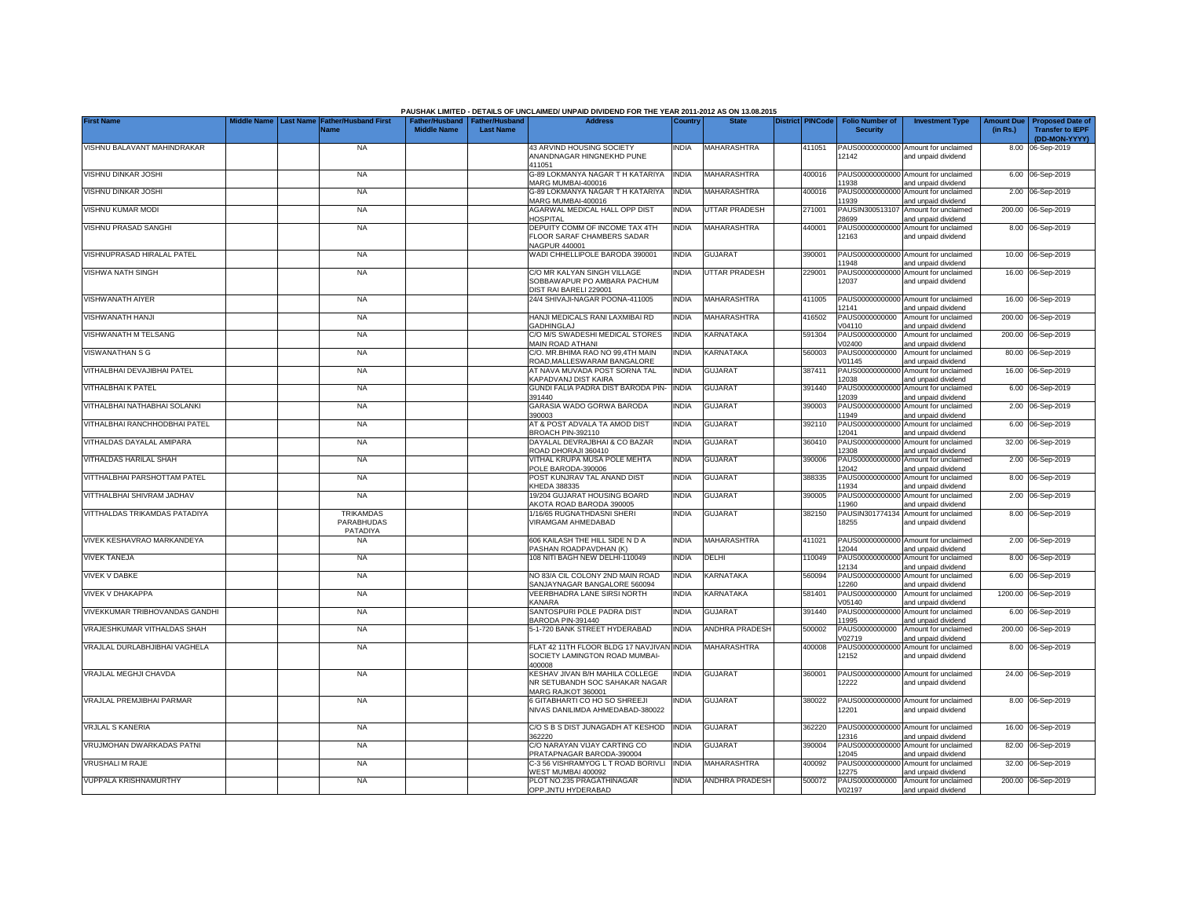PAUSHAK LIMITED - DETAILS OF UNCLAIMED/ UNPAID DIVIDEND FOR THE YEAR 2011-2012 AS ON 13.08.2015

| First Name | Middle Name | Last Name | Father/Husband First Name | Father/Husband Middle Name | Father/Husband Last Name | Address | Country | State | District | PINCode | Folio Number of Security | Investment Type | Amount Due (in Rs.) | Proposed Date of Transfer to IEPF (DD-MON-YYYY) |
|---|---|---|---|---|---|---|---|---|---|---|---|---|---|---|
| VISHNU BALAVANT MAHINDRAKAR | | | NA | | | 43 ARVIND HOUSING SOCIETY ANANDNAGAR HINGNEKHD PUNE 411051 | INDIA | MAHARASHTRA | | 411051 | PAUS00000000000 12142 | Amount for unclaimed and unpaid dividend | 8.00 | 06-Sep-2019 |
| VISHNU DINKAR JOSHI | | | NA | | | G-89 LOKMANYA NAGAR T H KATARIYA MARG MUMBAI-400016 | INDIA | MAHARASHTRA | | 400016 | PAUS00000000000 11938 | Amount for unclaimed and unpaid dividend | 6.00 | 06-Sep-2019 |
| VISHNU DINKAR JOSHI | | | NA | | | G-89 LOKMANYA NAGAR T H KATARIYA MARG MUMBAI-400016 | INDIA | MAHARASHTRA | | 400016 | PAUS00000000000 11939 | Amount for unclaimed and unpaid dividend | 2.00 | 06-Sep-2019 |
| VISHNU KUMAR MODI | | | NA | | | AGARWAL MEDICAL HALL OPP DIST HOSPITAL | INDIA | UTTAR PRADESH | | 271001 | PAUSIN300513107 28699 | Amount for unclaimed and unpaid dividend | 200.00 | 06-Sep-2019 |
| VISHNU PRASAD SANGHI | | | NA | | | DEPUITY COMM OF INCOME TAX 4TH FLOOR SARAF CHAMBERS SADAR NAGPUR 440001 | INDIA | MAHARASHTRA | | 440001 | PAUS00000000000 12163 | Amount for unclaimed and unpaid dividend | 8.00 | 06-Sep-2019 |
| VISHNUPRASAD HIRALAL PATEL | | | NA | | | WADI CHHELLIPOLE BARODA 390001 | INDIA | GUJARAT | | 390001 | PAUS00000000000 11948 | Amount for unclaimed and unpaid dividend | 10.00 | 06-Sep-2019 |
| VISHWA NATH SINGH | | | NA | | | C/O MR KALYAN SINGH VILLAGE SOBBAWAPUR PO AMBARA PACHUM DIST RAI BARELI 229001 | INDIA | UTTAR PRADESH | | 229001 | PAUS00000000000 12037 | Amount for unclaimed and unpaid dividend | 16.00 | 06-Sep-2019 |
| VISHWANATH AIYER | | | NA | | | 24/4 SHIVAJI-NAGAR POONA-411005 | INDIA | MAHARASHTRA | | 411005 | PAUS00000000000 12141 | Amount for unclaimed and unpaid dividend | 16.00 | 06-Sep-2019 |
| VISHWANATH HANJI | | | NA | | | HANJI MEDICALS RANI LAXMIBAI RD GADHINGLAJ | INDIA | MAHARASHTRA | | 416502 | PAUS0000000000 V04110 | Amount for unclaimed and unpaid dividend | 200.00 | 06-Sep-2019 |
| VISHWANATH M TELSANG | | | NA | | | C/O M/S SWADESHI MEDICAL STORES MAIN ROAD ATHANI | INDIA | KARNATAKA | | 591304 | PAUS0000000000 V02400 | Amount for unclaimed and unpaid dividend | 200.00 | 06-Sep-2019 |
| VISWANATHAN S G | | | NA | | | C/O. MR.BHIMA RAO NO 99,4TH MAIN ROAD,MALLESWARAM BANGALORE | INDIA | KARNATAKA | | 560003 | PAUS0000000000 V01145 | Amount for unclaimed and unpaid dividend | 80.00 | 06-Sep-2019 |
| VITHALBHAI DEVAJIBHAI PATEL | | | NA | | | AT NAVA MUVADA POST SORNA TAL KAPADVANJ DIST KAIRA | INDIA | GUJARAT | | 387411 | PAUS00000000000 12038 | Amount for unclaimed and unpaid dividend | 16.00 | 06-Sep-2019 |
| VITHALBHAI K PATEL | | | NA | | | GUNDI FALIA PADRA DIST BARODA PIN-391440 | INDIA | GUJARAT | | 391440 | PAUS00000000000 12039 | Amount for unclaimed and unpaid dividend | 6.00 | 06-Sep-2019 |
| VITHALBHAI NATHABHAI SOLANKI | | | NA | | | GARASIA WADO GORWA BARODA 390003 | INDIA | GUJARAT | | 390003 | PAUS00000000000 11949 | Amount for unclaimed and unpaid dividend | 2.00 | 06-Sep-2019 |
| VITHALBHAI RANCHHODBHAI PATEL | | | NA | | | AT & POST ADVALA TA AMOD DIST BROACH PIN-392110 | INDIA | GUJARAT | | 392110 | PAUS00000000000 12041 | Amount for unclaimed and unpaid dividend | 6.00 | 06-Sep-2019 |
| VITHALDAS DAYALAL AMIPARA | | | NA | | | DAYALAL DEVRAJBHAI & CO BAZAR ROAD DHORAJI 360410 | INDIA | GUJARAT | | 360410 | PAUS00000000000 12308 | Amount for unclaimed and unpaid dividend | 32.00 | 06-Sep-2019 |
| VITHALDAS HARILAL SHAH | | | NA | | | VITHAL KRUPA MUSA POLE MEHTA POLE BARODA-390006 | INDIA | GUJARAT | | 390006 | PAUS00000000000 12042 | Amount for unclaimed and unpaid dividend | 2.00 | 06-Sep-2019 |
| VITTHALBHAI PARSHOTTAM PATEL | | | NA | | | POST KUNJRAV TAL ANAND DIST KHEDA 388335 | INDIA | GUJARAT | | 388335 | PAUS00000000000 11934 | Amount for unclaimed and unpaid dividend | 8.00 | 06-Sep-2019 |
| VITTHALBHAI SHIVRAM JADHAV | | | NA | | | 19/204 GUJARAT HOUSING BOARD AKOTA ROAD BARODA 390005 | INDIA | GUJARAT | | 390005 | PAUS00000000000 11960 | Amount for unclaimed and unpaid dividend | 2.00 | 06-Sep-2019 |
| VITTHALDAS TRIKAMDAS PATADIYA | | | TRIKAMDAS PARABHUDAS PATADIYA | | | 1/16/65 RUGNATHDASNI SHERI VIRAMGAM AHMEDABAD | INDIA | GUJARAT | | 382150 | PAUSIN301774134 18255 | Amount for unclaimed and unpaid dividend | 8.00 | 06-Sep-2019 |
| VIVEK KESHAVRAO MARKANDEYA | | | NA | | | 606 KAILASH THE HILL SIDE N D A PASHAN ROADPAVDHAN (K) | INDIA | MAHARASHTRA | | 411021 | PAUS00000000000 12044 | Amount for unclaimed and unpaid dividend | 2.00 | 06-Sep-2019 |
| VIVEK TANEJA | | | NA | | | 108 NITI BAGH NEW DELHI-110049 | INDIA | DELHI | | 110049 | PAUS00000000000 12134 | Amount for unclaimed and unpaid dividend | 8.00 | 06-Sep-2019 |
| VIVEK V DABKE | | | NA | | | NO 83/A CIL COLONY 2ND MAIN ROAD SANJAYNAGAR BANGALORE 560094 | INDIA | KARNATAKA | | 560094 | PAUS00000000000 12260 | Amount for unclaimed and unpaid dividend | 6.00 | 06-Sep-2019 |
| VIVEK V DHAKAPPA | | | NA | | | VEERBHADRA LANE SIRSI NORTH KANARA | INDIA | KARNATAKA | | 581401 | PAUS0000000000 V05140 | Amount for unclaimed and unpaid dividend | 1200.00 | 06-Sep-2019 |
| VIVEKKUMAR TRIBHOVANDAS GANDHI | | | NA | | | SANTOSPURI POLE PADRA DIST BARODA PIN-391440 | INDIA | GUJARAT | | 391440 | PAUS00000000000 11995 | Amount for unclaimed and unpaid dividend | 6.00 | 06-Sep-2019 |
| VRAJESHKUMAR VITHALDAS SHAH | | | NA | | | 5-1-720 BANK STREET HYDERABAD | INDIA | ANDHRA PRADESH | | 500002 | PAUS0000000000 V02719 | Amount for unclaimed and unpaid dividend | 200.00 | 06-Sep-2019 |
| VRAJLAL DURLABHJIBHAI VAGHELA | | | NA | | | FLAT 42 11TH FLOOR BLDG 17 NAVJIVAN SOCIETY LAMINGTON ROAD MUMBAI-400008 | INDIA | MAHARASHTRA | | 400008 | PAUS00000000000 12152 | Amount for unclaimed and unpaid dividend | 8.00 | 06-Sep-2019 |
| VRAJLAL MEGHJI CHAVDA | | | NA | | | KESHAV JIVAN B/H MAHILA COLLEGE NR SETUBANDH SOC SAHAKAR NAGAR MARG RAJKOT 360001 | INDIA | GUJARAT | | 360001 | PAUS00000000000 12222 | Amount for unclaimed and unpaid dividend | 24.00 | 06-Sep-2019 |
| VRAJLAL PREMJIBHAI PARMAR | | | NA | | | 6 GITABHARTI CO HO SO SHREEJI NIVAS DANILIMDA AHMEDABAD-380022 | INDIA | GUJARAT | | 380022 | PAUS00000000000 12201 | Amount for unclaimed and unpaid dividend | 8.00 | 06-Sep-2019 |
| VRJLAL S KANERIA | | | NA | | | C/O S B S DIST JUNAGADH AT KESHOD 362220 | INDIA | GUJARAT | | 362220 | PAUS00000000000 12316 | Amount for unclaimed and unpaid dividend | 16.00 | 06-Sep-2019 |
| VRUJMOHAN DWARKADAS PATNI | | | NA | | | C/O NARAYAN VIJAY CARTING CO PRATAPNAGAR BARODA-390004 | INDIA | GUJARAT | | 390004 | PAUS00000000000 12045 | Amount for unclaimed and unpaid dividend | 82.00 | 06-Sep-2019 |
| VRUSHALI M RAJE | | | NA | | | C-3 56 VISHRAMYOG L T ROAD BORIVLI WEST MUMBAI 400092 | INDIA | MAHARASHTRA | | 400092 | PAUS00000000000 12275 | Amount for unclaimed and unpaid dividend | 32.00 | 06-Sep-2019 |
| VUPPALA KRISHNAMURTHY | | | NA | | | PLOT NO.235 PRAGATHINAGAR OPP.JNTU HYDERABAD | INDIA | ANDHRA PRADESH | | 500072 | PAUS0000000000 V02197 | Amount for unclaimed and unpaid dividend | 200.00 | 06-Sep-2019 |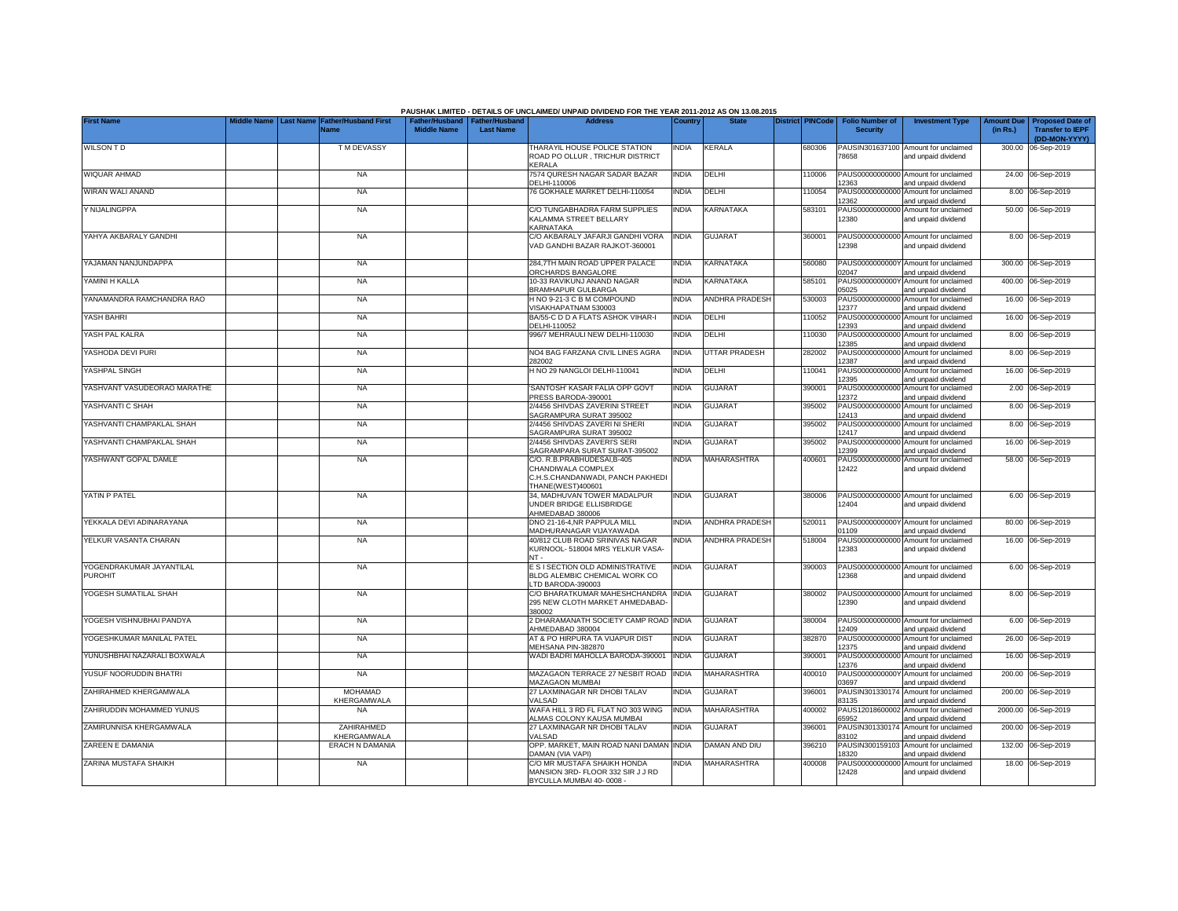PAUSHAK LIMITED - DETAILS OF UNCLAIMED/ UNPAID DIVIDEND FOR THE YEAR 2011-2012 AS ON 13.08.2015

| First Name | Middle Name | Last Name | Father/Husband First Name | Father/Husband Middle Name | Father/Husband Last Name | Address | Country | State | District | PINCode | Folio Number of Security | Investment Type | Amount Due (in Rs.) | Proposed Date of Transfer to IEPF (DD-MON-YYYY) |
|---|---|---|---|---|---|---|---|---|---|---|---|---|---|---|
| WILSON T D | | | T M DEVASSY | | | THARAYIL HOUSE POLICE STATION ROAD PO OLLUR , TRICHUR DISTRICT KERALA | INDIA | KERALA | | 680306 | PAUSIN301637100 78658 | Amount for unclaimed and unpaid dividend | 300.00 | 06-Sep-2019 |
| WIQUAR AHMAD | | | NA | | | 7574 QURESH NAGAR SADAR BAZAR DELHI-110006 | INDIA | DELHI | | 110006 | PAUS00000000000 12363 | Amount for unclaimed and unpaid dividend | 24.00 | 06-Sep-2019 |
| WIRAN WALI ANAND | | | NA | | | 76 GOKHALE MARKET DELHI-110054 | INDIA | DELHI | | 110054 | PAUS00000000000 12362 | Amount for unclaimed and unpaid dividend | 8.00 | 06-Sep-2019 |
| Y NIJALINGPPA | | | NA | | | C/O TUNGABHADRA FARM SUPPLIES KALAMMA STREET BELLARY KARNATAKA | INDIA | KARNATAKA | | 583101 | PAUS00000000000 12380 | Amount for unclaimed and unpaid dividend | 50.00 | 06-Sep-2019 |
| YAHYA AKBARALY GANDHI | | | NA | | | C/O AKBARALY JAFARJI GANDHI VORA VAD GANDHI BAZAR RAJKOT-360001 | INDIA | GUJARAT | | 360001 | PAUS00000000000 12398 | Amount for unclaimed and unpaid dividend | 8.00 | 06-Sep-2019 |
| YAJAMAN NANJUNDAPPA | | | NA | | | 284,7TH MAIN ROAD UPPER PALACE ORCHARDS BANGALORE | INDIA | KARNATAKA | | 560080 | PAUS0000000000Y 02047 | Amount for unclaimed and unpaid dividend | 300.00 | 06-Sep-2019 |
| YAMINI H KALLA | | | NA | | | 10-33 RAVIKUNJ ANAND NAGAR BRAMHAPUR GULBARGA | INDIA | KARNATAKA | | 585101 | PAUS0000000000Y 05025 | Amount for unclaimed and unpaid dividend | 400.00 | 06-Sep-2019 |
| YANAMANDRA RAMCHANDRA RAO | | | NA | | | H NO 9-21-3 C B M COMPOUND VISAKHAPATNAM 530003 | INDIA | ANDHRA PRADESH | | 530003 | PAUS00000000000 12377 | Amount for unclaimed and unpaid dividend | 16.00 | 06-Sep-2019 |
| YASH BAHRI | | | NA | | | BA/55-C D D A FLATS ASHOK VIHAR-I DELHI-110052 | INDIA | DELHI | | 110052 | PAUS00000000000 12393 | Amount for unclaimed and unpaid dividend | 16.00 | 06-Sep-2019 |
| YASH PAL KALRA | | | NA | | | 996/7 MEHRAULI NEW DELHI-110030 | INDIA | DELHI | | 110030 | PAUS00000000000 12385 | Amount for unclaimed and unpaid dividend | 8.00 | 06-Sep-2019 |
| YASHODA DEVI PURI | | | NA | | | NO4 BAG FARZANA CIVIL LINES AGRA 282002 | INDIA | UTTAR PRADESH | | 282002 | PAUS00000000000 12387 | Amount for unclaimed and unpaid dividend | 8.00 | 06-Sep-2019 |
| YASHPAL SINGH | | | NA | | | H NO 29 NANGLOI DELHI-110041 | INDIA | DELHI | | 110041 | PAUS00000000000 12395 | Amount for unclaimed and unpaid dividend | 16.00 | 06-Sep-2019 |
| YASHVANT VASUDEORAO MARATHE | | | NA | | | 'SANTOSH' KASAR FALIA OPP GOVT PRESS BARODA-390001 | INDIA | GUJARAT | | 390001 | PAUS00000000000 12372 | Amount for unclaimed and unpaid dividend | 2.00 | 06-Sep-2019 |
| YASHVANTI C SHAH | | | NA | | | 2/4456 SHIVDAS ZAVERINI STREET SAGRAMPURA SURAT 395002 | INDIA | GUJARAT | | 395002 | PAUS00000000000 12413 | Amount for unclaimed and unpaid dividend | 8.00 | 06-Sep-2019 |
| YASHVANTI CHAMPAKLAL SHAH | | | NA | | | 2/4456 SHIVDAS ZAVERI NI SHERI SAGRAMPURA SURAT 395002 | INDIA | GUJARAT | | 395002 | PAUS00000000000 12417 | Amount for unclaimed and unpaid dividend | 8.00 | 06-Sep-2019 |
| YASHVANTI CHAMPAKLAL SHAH | | | NA | | | 2/4456 SHIVDAS ZAVERI'S SERI SAGRAMPARA SURAT SURAT-395002 | INDIA | GUJARAT | | 395002 | PAUS00000000000 12399 | Amount for unclaimed and unpaid dividend | 16.00 | 06-Sep-2019 |
| YASHWANT GOPAL DAMLE | | | NA | | | C/O. R.B.PRABHUDESAI,B-405 CHANDIWALA COMPLEX C.H.S.CHANDANWADI, PANCH PAKHEDI THANE(WEST)400601 | INDIA | MAHARASHTRA | | 400601 | PAUS00000000000 12422 | Amount for unclaimed and unpaid dividend | 58.00 | 06-Sep-2019 |
| YATIN P PATEL | | | NA | | | 34, MADHUVAN TOWER MADALPUR UNDER BRIDGE ELLISBRIDGE AHMEDABAD 380006 | INDIA | GUJARAT | | 380006 | PAUS00000000000 12404 | Amount for unclaimed and unpaid dividend | 6.00 | 06-Sep-2019 |
| YEKKALA DEVI ADINARAYANA | | | NA | | | DNO 21-16-4,NR PAPPULA MILL MADHURANAGAR VIJAYAWADA | INDIA | ANDHRA PRADESH | | 520011 | PAUS0000000000Y 01109 | Amount for unclaimed and unpaid dividend | 80.00 | 06-Sep-2019 |
| YELKUR VASANTA CHARAN | | | NA | | | 40/812 CLUB ROAD SRINIVAS NAGAR KURNOOL- 518004 MRS YELKUR VASA-NT - | INDIA | ANDHRA PRADESH | | 518004 | PAUS00000000000 12383 | Amount for unclaimed and unpaid dividend | 16.00 | 06-Sep-2019 |
| YOGENDRAKUMAR JAYANTILAL PUROHIT | | | NA | | | E S I SECTION OLD ADMINISTRATIVE BLDG ALEMBIC CHEMICAL WORK CO LTD BARODA-390003 | INDIA | GUJARAT | | 390003 | PAUS00000000000 12368 | Amount for unclaimed and unpaid dividend | 6.00 | 06-Sep-2019 |
| YOGESH SUMATILAL SHAH | | | NA | | | C/O BHARATKUMAR MAHESHCHANDRA 295 NEW CLOTH MARKET AHMEDABAD-380002 | INDIA | GUJARAT | | 380002 | PAUS00000000000 12390 | Amount for unclaimed and unpaid dividend | 8.00 | 06-Sep-2019 |
| YOGESH VISHNUBHAI PANDYA | | | NA | | | 2 DHARAMANATH SOCIETY CAMP ROAD AHMEDABAD 380004 | INDIA | GUJARAT | | 380004 | PAUS00000000000 12409 | Amount for unclaimed and unpaid dividend | 6.00 | 06-Sep-2019 |
| YOGESHKUMAR MANILAL PATEL | | | NA | | | AT & PO HIRPURA TA VIJAPUR DIST MEHSANA PIN-382870 | INDIA | GUJARAT | | 382870 | PAUS00000000000 12375 | Amount for unclaimed and unpaid dividend | 26.00 | 06-Sep-2019 |
| YUNUSHBHAI NAZARALI BOXWALA | | | NA | | | WADI BADRI MAHOLLA BARODA-390001 | INDIA | GUJARAT | | 390001 | PAUS00000000000 12376 | Amount for unclaimed and unpaid dividend | 16.00 | 06-Sep-2019 |
| YUSUF NOORUDDIN BHATRI | | | NA | | | MAZAGAON TERRACE 27 NESBIT ROAD MAZAGAON MUMBAI | INDIA | MAHARASHTRA | | 400010 | PAUS0000000000Y 03697 | Amount for unclaimed and unpaid dividend | 200.00 | 06-Sep-2019 |
| ZAHIRAHMED KHERGAMWALA | | | MOHAMAD KHERGAMWALA | | | 27 LAXMINAGAR NR DHOBI TALAV VALSAD | INDIA | GUJARAT | | 396001 | PAUSIN301330174 83135 | Amount for unclaimed and unpaid dividend | 200.00 | 06-Sep-2019 |
| ZAHIRUDDIN MOHAMMED YUNUS | | | NA | | | WAFA HILL 3 RD FL FLAT NO 303 WING ALMAS COLONY KAUSA MUMBAI | INDIA | MAHARASHTRA | | 400002 | PAUS12018600002 65952 | Amount for unclaimed and unpaid dividend | 2000.00 | 06-Sep-2019 |
| ZAMIRUNNISA KHERGAMWALA | | | ZAHIRAHMED KHERGAMWALA | | | 27 LAXMINAGAR NR DHOBI TALAV VALSAD | INDIA | GUJARAT | | 396001 | PAUSIN301330174 83102 | Amount for unclaimed and unpaid dividend | 200.00 | 06-Sep-2019 |
| ZAREEN E DAMANIA | | | ERACH N DAMANIA | | | OPP. MARKET, MAIN ROAD NANI DAMAN DAMAN (VIA VAPI) | INDIA | DAMAN AND DIU | | 396210 | PAUSIN300159103 18320 | Amount for unclaimed and unpaid dividend | 132.00 | 06-Sep-2019 |
| ZARINA MUSTAFA SHAIKH | | | NA | | | C/O MR MUSTAFA SHAIKH HONDA MANSION 3RD- FLOOR 332 SIR J J RD BYCULLA MUMBAI 40- 0008 - | INDIA | MAHARASHTRA | | 400008 | PAUS00000000000 12428 | Amount for unclaimed and unpaid dividend | 18.00 | 06-Sep-2019 |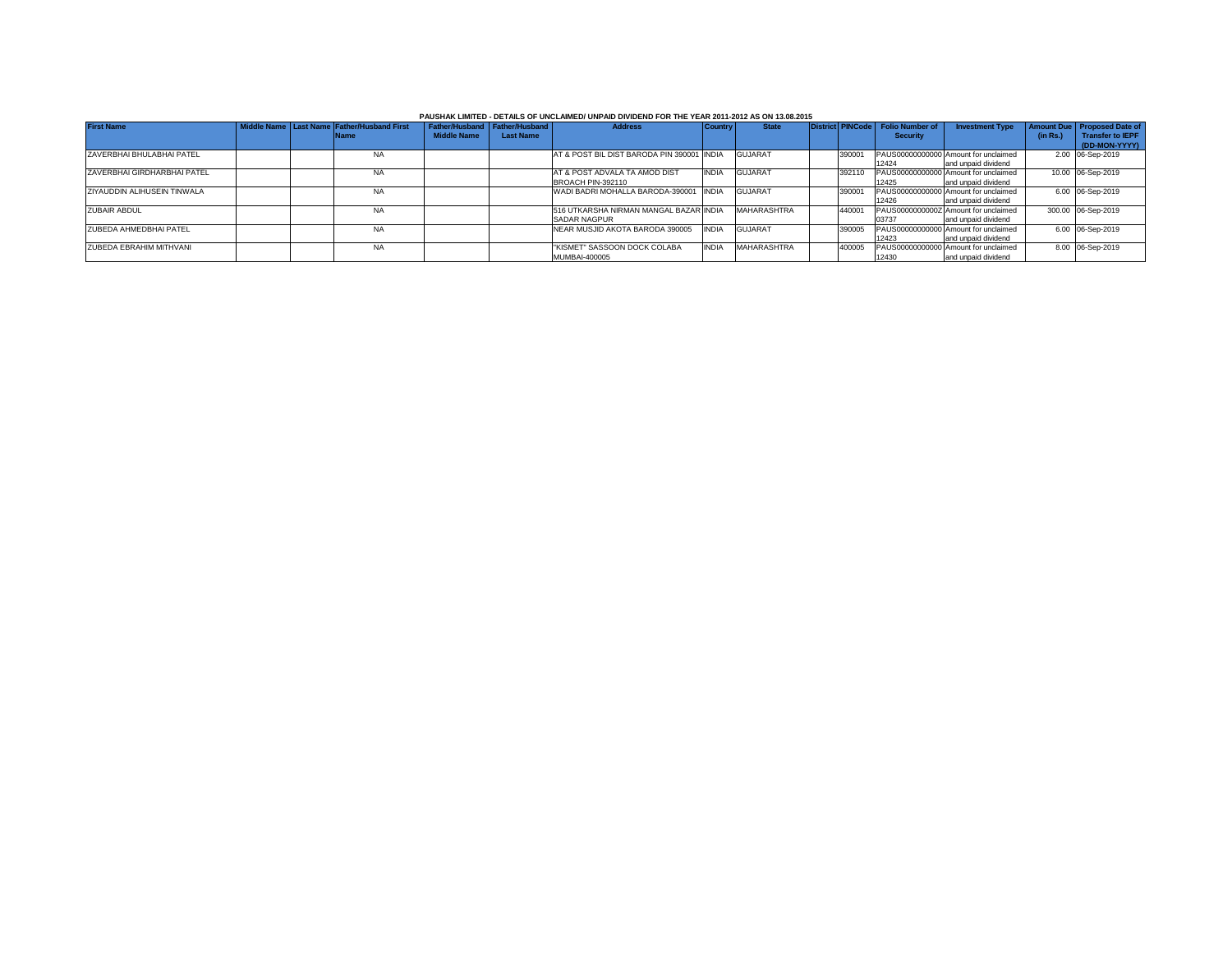**PAUSHAK LIMITED - DETAILS OF UNCLAIMED/ UNPAID DIVIDEND FOR THE YEAR 2011-2012 AS ON 13.08.2015**

| First Name | Middle Name | Last Name | Father/Husband First Name | Father/Husband Middle Name | Father/Husband Last Name | Address | Country | State | District | PINCode | Folio Number of Security | Investment Type | Amount Due (in Rs.) | Proposed Date of Transfer to IEPF (DD-MON-YYYY) |
|---|---|---|---|---|---|---|---|---|---|---|---|---|---|---|
| ZAVERBHAI BHULABHAI PATEL | | | NA | | | AT & POST BIL DIST BARODA PIN 390001 | INDIA | GUJARAT | | 390001 | PAUS00000000000 12424 | Amount for unclaimed and unpaid dividend | 2.00 | 06-Sep-2019 |
| ZAVERBHAI GIRDHARBHAI PATEL | | | NA | | | AT & POST ADVALA TA AMOD DIST BROACH PIN-392110 | INDIA | GUJARAT | | 392110 | PAUS00000000000 12425 | Amount for unclaimed and unpaid dividend | 10.00 | 06-Sep-2019 |
| ZIYAUDDIN ALIHUSEIN TINWALA | | | NA | | | WADI BADRI MOHALLA BARODA-390001 | INDIA | GUJARAT | | 390001 | PAUS00000000000 12426 | Amount for unclaimed and unpaid dividend | 6.00 | 06-Sep-2019 |
| ZUBAIR ABDUL | | | NA | | | 516 UTKARSHA NIRMAN MANGAL BAZAR SADAR NAGPUR | INDIA | MAHARASHTRA | | 440001 | PAUS0000000000Z 03737 | Amount for unclaimed and unpaid dividend | 300.00 | 06-Sep-2019 |
| ZUBEDA AHMEDBHAI PATEL | | | NA | | | NEAR MUSJID AKOTA BARODA 390005 | INDIA | GUJARAT | | 390005 | PAUS00000000000 12423 | Amount for unclaimed and unpaid dividend | 6.00 | 06-Sep-2019 |
| ZUBEDA EBRAHIM MITHVANI | | | NA | | | "KISMET" SASSOON DOCK COLABA MUMBAI-400005 | INDIA | MAHARASHTRA | | 400005 | PAUS00000000000 12430 | Amount for unclaimed and unpaid dividend | 8.00 | 06-Sep-2019 |